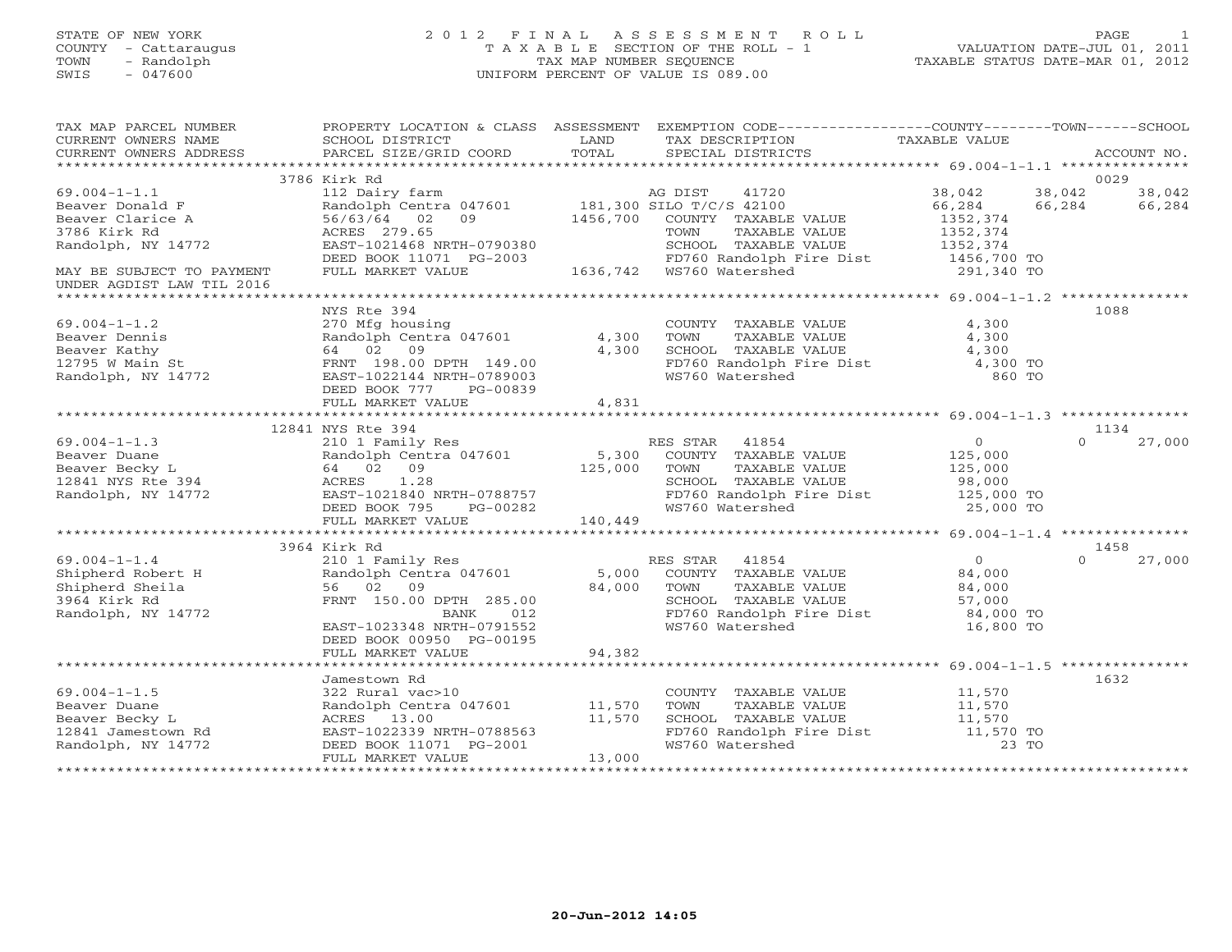STATE OF NEW YORK
COUNTY - Cattaraugus
TOWN - Randolph
SWIS - 047600

# 2012 FINAL ASSESSMENT ROLL

TAXABLE SECTION OF THE ROLL - 1
TAX MAP NUMBER SEQUENCE
UNIFORM PERCENT OF VALUE IS 089.00

VALUATION DATE-JUL 01, 2011
TAXABLE STATUS DATE-MAR 01, 2012

| TAX MAP PARCEL NUMBER / CURRENT OWNERS NAME / CURRENT OWNERS ADDRESS | PROPERTY LOCATION & CLASS / SCHOOL DISTRICT / PARCEL SIZE/GRID COORD | ASSESSMENT LAND / TOTAL | EXEMPTION CODE / TAX DESCRIPTION / SPECIAL DISTRICTS | COUNTY TAXABLE VALUE | TOWN | SCHOOL | ACCOUNT NO. |
|---|---|---|---|---|---|---|---|
| **69.004-1-1.1** | 3786 Kirk Rd | | | | | | 0029 |
| 69.004-1-1.1 | 112 Dairy farm | | AG DIST 41720 | 38,042 | 38,042 | 38,042 | |
| Beaver Donald F | Randolph Centra 047601 | 181,300 | SILO T/C/S 42100 | 66,284 | 66,284 | 66,284 | |
| Beaver Clarice A | 56/63/64 02 09 | 1456,700 | COUNTY TAXABLE VALUE | 1352,374 | | | |
| 3786 Kirk Rd | ACRES 279.65 | | TOWN TAXABLE VALUE | 1352,374 | | | |
| Randolph, NY 14772 | EAST-1021468 NRTH-0790380 | | SCHOOL TAXABLE VALUE | 1352,374 | | | |
| | DEED BOOK 11071 PG-2003 | | FD760 Randolph Fire Dist | 1456,700 TO | | | |
| MAY BE SUBJECT TO PAYMENT | FULL MARKET VALUE | 1636,742 | WS760 Watershed | 291,340 TO | | | |
| UNDER AGDIST LAW TIL 2016 | | | | | | | |
| **69.004-1-1.2** | NYS Rte 394 | | | | | | 1088 |
| 69.004-1-1.2 | 270 Mfg housing | | COUNTY TAXABLE VALUE | 4,300 | | | |
| Beaver Dennis | Randolph Centra 047601 | 4,300 | TOWN TAXABLE VALUE | 4,300 | | | |
| Beaver Kathy | 64 02 09 | 4,300 | SCHOOL TAXABLE VALUE | 4,300 | | | |
| 12795 W Main St | FRNT 198.00 DPTH 149.00 | | FD760 Randolph Fire Dist | 4,300 TO | | | |
| Randolph, NY 14772 | EAST-1022144 NRTH-0789003 | | WS760 Watershed | 860 TO | | | |
| | DEED BOOK 777 PG-00839 | | | | | | |
| | FULL MARKET VALUE | 4,831 | | | | | |
| **69.004-1-1.3** | 12841 NYS Rte 394 | | | | | | 1134 |
| 69.004-1-1.3 | 210 1 Family Res | | RES STAR 41854 | 0 | | 0 | 27,000 |
| Beaver Duane | Randolph Centra 047601 | 5,300 | COUNTY TAXABLE VALUE | 125,000 | | | |
| Beaver Becky L | 64 02 09 | 125,000 | TOWN TAXABLE VALUE | 125,000 | | | |
| 12841 NYS Rte 394 | ACRES 1.28 | | SCHOOL TAXABLE VALUE | 98,000 | | | |
| Randolph, NY 14772 | EAST-1021840 NRTH-0788757 | | FD760 Randolph Fire Dist | 125,000 TO | | | |
| | DEED BOOK 795 PG-00282 | | WS760 Watershed | 25,000 TO | | | |
| | FULL MARKET VALUE | 140,449 | | | | | |
| **69.004-1-1.4** | 3964 Kirk Rd | | | | | | 1458 |
| 69.004-1-1.4 | 210 1 Family Res | | RES STAR 41854 | 0 | | 0 | 27,000 |
| Shipherd Robert H | Randolph Centra 047601 | 5,000 | COUNTY TAXABLE VALUE | 84,000 | | | |
| Shipherd Sheila | 56 02 09 | 84,000 | TOWN TAXABLE VALUE | 84,000 | | | |
| 3964 Kirk Rd | FRNT 150.00 DPTH 285.00 | | SCHOOL TAXABLE VALUE | 57,000 | | | |
| Randolph, NY 14772 | BANK 012 | | FD760 Randolph Fire Dist | 84,000 TO | | | |
| | EAST-1023348 NRTH-0791552 | | WS760 Watershed | 16,800 TO | | | |
| | DEED BOOK 00950 PG-00195 | | | | | | |
| | FULL MARKET VALUE | 94,382 | | | | | |
| **69.004-1-1.5** | Jamestown Rd | | | | | | 1632 |
| 69.004-1-1.5 | 322 Rural vac>10 | | COUNTY TAXABLE VALUE | 11,570 | | | |
| Beaver Duane | Randolph Centra 047601 | 11,570 | TOWN TAXABLE VALUE | 11,570 | | | |
| Beaver Becky L | ACRES 13.00 | 11,570 | SCHOOL TAXABLE VALUE | 11,570 | | | |
| 12841 Jamestown Rd | EAST-1022339 NRTH-0788563 | | FD760 Randolph Fire Dist | 11,570 TO | | | |
| Randolph, NY 14772 | DEED BOOK 11071 PG-2001 | | WS760 Watershed | 23 TO | | | |
| | FULL MARKET VALUE | 13,000 | | | | | |

20-Jun-2012 14:05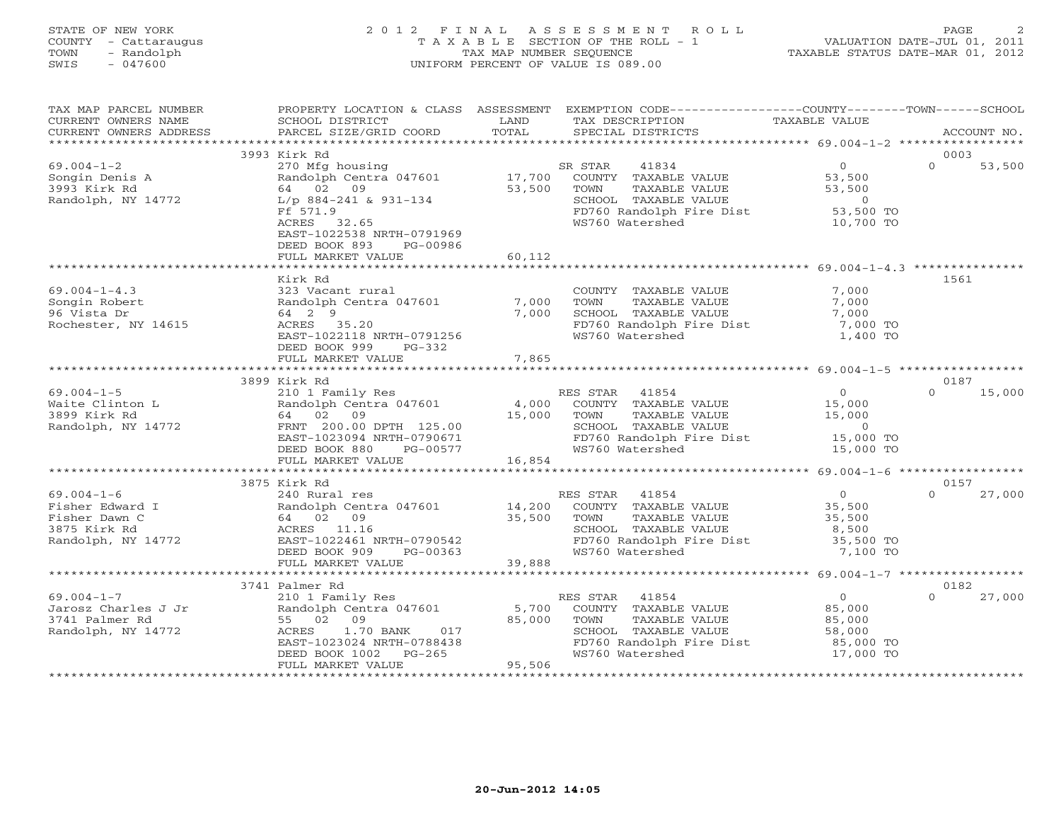STATE OF NEW YORK
COUNTY - Cattaraugus
TOWN - Randolph
SWIS - 047600

# 2012 FINAL ASSESSMENT ROLL
TAXABLE SECTION OF THE ROLL - 1
TAX MAP NUMBER SEQUENCE
UNIFORM PERCENT OF VALUE IS 089.00

VALUATION DATE-JUL 01, 2011
TAXABLE STATUS DATE-MAR 01, 2012

| TAX MAP PARCEL NUMBER / CURRENT OWNERS NAME / CURRENT OWNERS ADDRESS | PROPERTY LOCATION & CLASS / SCHOOL DISTRICT / PARCEL SIZE/GRID COORD | ASSESSMENT LAND / TOTAL | EXEMPTION CODE / TAX DESCRIPTION / SPECIAL DISTRICTS | COUNTY TAXABLE VALUE | TOWN | SCHOOL / ACCOUNT NO. |
|---|---|---|---|---|---|---|
| 69.004-1-2 | 3993 Kirk Rd | | | | | 0003 |
| Songin Denis A | 270 Mfg housing | | SR STAR 41834 | 0 | 0 | 53,500 |
| 3993 Kirk Rd | Randolph Centra 047601 | 17,700 | COUNTY TAXABLE VALUE | 53,500 | | |
| Randolph, NY 14772 | 64 02 09 | 53,500 | TOWN TAXABLE VALUE | 53,500 | | |
| | L/p 884-241 & 931-134 | | SCHOOL TAXABLE VALUE | 0 | | |
| | Ff 571.9 | | FD760 Randolph Fire Dist | 53,500 TO | | |
| | ACRES 32.65 | | WS760 Watershed | 10,700 TO | | |
| | EAST-1022538 NRTH-0791969 | | | | | |
| | DEED BOOK 893 PG-00986 | | | | | |
| | FULL MARKET VALUE | 60,112 | | | | |
| 69.004-1-4.3 | Kirk Rd | | | | | 1561 |
| Songin Robert | 323 Vacant rural | | COUNTY TAXABLE VALUE | 7,000 | | |
| 96 Vista Dr | Randolph Centra 047601 | 7,000 | TOWN TAXABLE VALUE | 7,000 | | |
| Rochester, NY 14615 | 64 2 9 | 7,000 | SCHOOL TAXABLE VALUE | 7,000 | | |
| | ACRES 35.20 | | FD760 Randolph Fire Dist | 7,000 TO | | |
| | EAST-1022118 NRTH-0791256 | | WS760 Watershed | 1,400 TO | | |
| | DEED BOOK 999 PG-332 | | | | | |
| | FULL MARKET VALUE | 7,865 | | | | |
| 69.004-1-5 | 3899 Kirk Rd | | | | | 0187 |
| Waite Clinton L | 210 1 Family Res | | RES STAR 41854 | 0 | 0 | 15,000 |
| 3899 Kirk Rd | Randolph Centra 047601 | 4,000 | COUNTY TAXABLE VALUE | 15,000 | | |
| Randolph, NY 14772 | 64 02 09 | 15,000 | TOWN TAXABLE VALUE | 15,000 | | |
| | FRNT 200.00 DPTH 125.00 | | SCHOOL TAXABLE VALUE | 0 | | |
| | EAST-1023094 NRTH-0790671 | | FD760 Randolph Fire Dist | 15,000 TO | | |
| | DEED BOOK 880 PG-00577 | | WS760 Watershed | 15,000 TO | | |
| | FULL MARKET VALUE | 16,854 | | | | |
| 69.004-1-6 | 3875 Kirk Rd | | | | | 0157 |
| Fisher Edward I | 240 Rural res | | RES STAR 41854 | 0 | 0 | 27,000 |
| Fisher Dawn C | Randolph Centra 047601 | 14,200 | COUNTY TAXABLE VALUE | 35,500 | | |
| 3875 Kirk Rd | 64 02 09 | 35,500 | TOWN TAXABLE VALUE | 35,500 | | |
| Randolph, NY 14772 | ACRES 11.16 | | SCHOOL TAXABLE VALUE | 8,500 | | |
| | EAST-1022461 NRTH-0790542 | | FD760 Randolph Fire Dist | 35,500 TO | | |
| | DEED BOOK 909 PG-00363 | | WS760 Watershed | 7,100 TO | | |
| | FULL MARKET VALUE | 39,888 | | | | |
| 69.004-1-7 | 3741 Palmer Rd | | | | | 0182 |
| Jarosz Charles J Jr | 210 1 Family Res | | RES STAR 41854 | 0 | 0 | 27,000 |
| 3741 Palmer Rd | Randolph Centra 047601 | 5,700 | COUNTY TAXABLE VALUE | 85,000 | | |
| Randolph, NY 14772 | 55 02 09 | 85,000 | TOWN TAXABLE VALUE | 85,000 | | |
| | ACRES 1.70 BANK 017 | | SCHOOL TAXABLE VALUE | 58,000 | | |
| | EAST-1023024 NRTH-0788438 | | FD760 Randolph Fire Dist | 85,000 TO | | |
| | DEED BOOK 1002 PG-265 | | WS760 Watershed | 17,000 TO | | |
| | FULL MARKET VALUE | 95,506 | | | | |

20-Jun-2012 14:05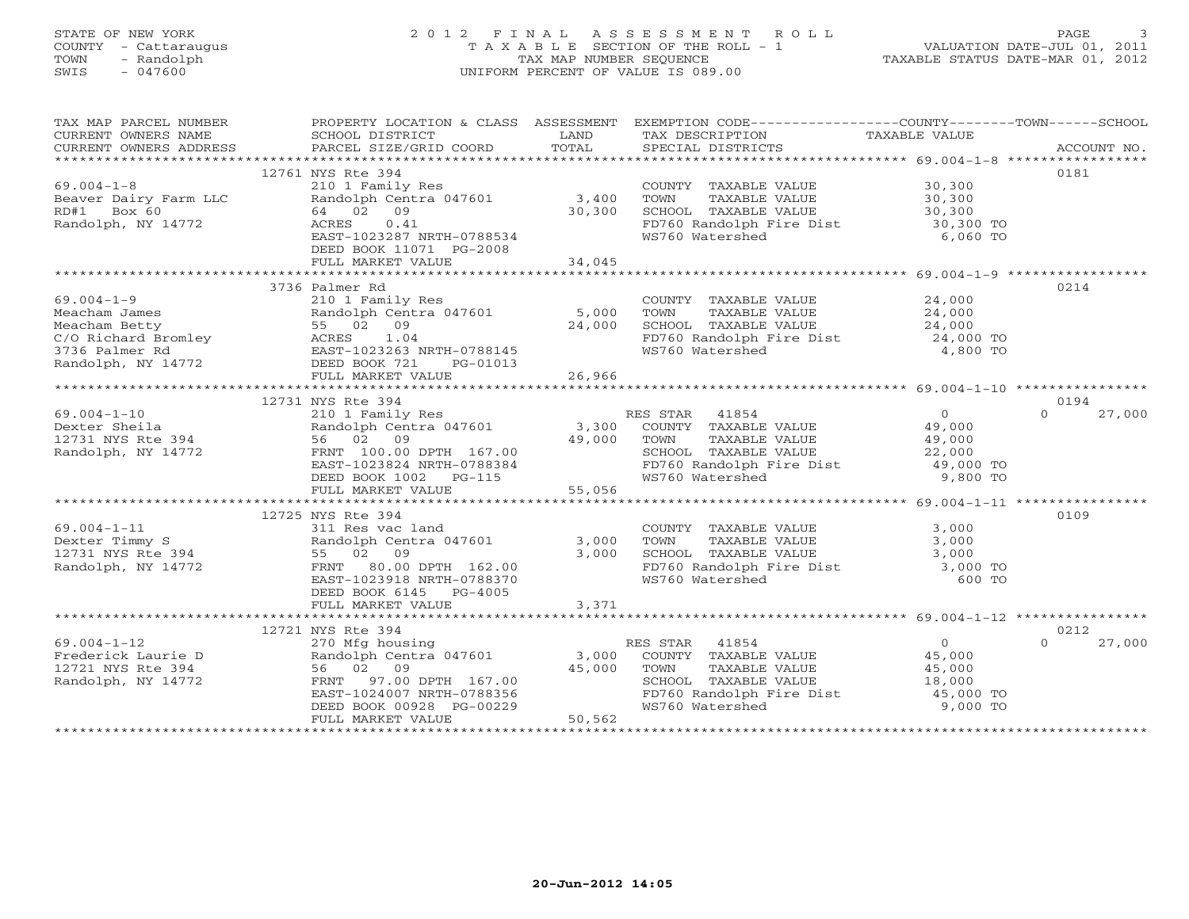STATE OF NEW YORK
COUNTY - Cattaraugus
TOWN - Randolph
SWIS - 047600

# 2012 FINAL ASSESSMENT ROLL

TAXABLE SECTION OF THE ROLL - 1
TAX MAP NUMBER SEQUENCE
UNIFORM PERCENT OF VALUE IS 089.00

VALUATION DATE-JUL 01, 2011
TAXABLE STATUS DATE-MAR 01, 2012

| TAX MAP PARCEL NUMBER / CURRENT OWNERS NAME / CURRENT OWNERS ADDRESS | PROPERTY LOCATION & CLASS / SCHOOL DISTRICT / PARCEL SIZE/GRID COORD | ASSESSMENT LAND / TOTAL | EXEMPTION CODE / TAX DESCRIPTION / SPECIAL DISTRICTS | COUNTY TAXABLE VALUE | TOWN | SCHOOL | ACCOUNT NO. |
|---|---|---|---|---|---|---|---|
| 69.004-1-8 | 12761 NYS Rte 394 | | | | | | 0181 |
| Beaver Dairy Farm LLC | 210 1 Family Res | | COUNTY TAXABLE VALUE | 30,300 | | | |
| RD#1 Box 60 | Randolph Centra 047601 | 3,400 | TOWN TAXABLE VALUE | 30,300 | | | |
| Randolph, NY 14772 | 64 02 09 | 30,300 | SCHOOL TAXABLE VALUE | 30,300 | | | |
| | ACRES 0.41 | | FD760 Randolph Fire Dist | 30,300 TO | | | |
| | EAST-1023287 NRTH-0788534 | | WS760 Watershed | 6,060 TO | | | |
| | DEED BOOK 11071 PG-2008 | | | | | | |
| | FULL MARKET VALUE | 34,045 | | | | | |
| 69.004-1-9 | 3736 Palmer Rd | | | | | | 0214 |
| Meacham James | 210 1 Family Res | | COUNTY TAXABLE VALUE | 24,000 | | | |
| Meacham Betty | Randolph Centra 047601 | 5,000 | TOWN TAXABLE VALUE | 24,000 | | | |
| C/O Richard Bromley | 55 02 09 | 24,000 | SCHOOL TAXABLE VALUE | 24,000 | | | |
| 3736 Palmer Rd | ACRES 1.04 | | FD760 Randolph Fire Dist | 24,000 TO | | | |
| Randolph, NY 14772 | EAST-1023263 NRTH-0788145 | | WS760 Watershed | 4,800 TO | | | |
| | DEED BOOK 721 PG-01013 | | | | | | |
| | FULL MARKET VALUE | 26,966 | | | | | |
| 69.004-1-10 | 12731 NYS Rte 394 | | | | | | 0194 |
| Dexter Sheila | 210 1 Family Res | | RES STAR 41854 | 0 | | 0 | 27,000 |
| 12731 NYS Rte 394 | Randolph Centra 047601 | 3,300 | COUNTY TAXABLE VALUE | 49,000 | | | |
| Randolph, NY 14772 | 56 02 09 | 49,000 | TOWN TAXABLE VALUE | 49,000 | | | |
| | FRNT 100.00 DPTH 167.00 | | SCHOOL TAXABLE VALUE | 22,000 | | | |
| | EAST-1023824 NRTH-0788384 | | FD760 Randolph Fire Dist | 49,000 TO | | | |
| | DEED BOOK 1002 PG-115 | | WS760 Watershed | 9,800 TO | | | |
| | FULL MARKET VALUE | 55,056 | | | | | |
| 69.004-1-11 | 12725 NYS Rte 394 | | | | | | 0109 |
| Dexter Timmy S | 311 Res vac land | | COUNTY TAXABLE VALUE | 3,000 | | | |
| 12731 NYS Rte 394 | Randolph Centra 047601 | 3,000 | TOWN TAXABLE VALUE | 3,000 | | | |
| Randolph, NY 14772 | 55 02 09 | 3,000 | SCHOOL TAXABLE VALUE | 3,000 | | | |
| | FRNT 80.00 DPTH 162.00 | | FD760 Randolph Fire Dist | 3,000 TO | | | |
| | EAST-1023918 NRTH-0788370 | | WS760 Watershed | 600 TO | | | |
| | DEED BOOK 6145 PG-4005 | | | | | | |
| | FULL MARKET VALUE | 3,371 | | | | | |
| 69.004-1-12 | 12721 NYS Rte 394 | | | | | | 0212 |
| Frederick Laurie D | 270 Mfg housing | | RES STAR 41854 | 0 | | 0 | 27,000 |
| 12721 NYS Rte 394 | Randolph Centra 047601 | 3,000 | COUNTY TAXABLE VALUE | 45,000 | | | |
| Randolph, NY 14772 | 56 02 09 | 45,000 | TOWN TAXABLE VALUE | 45,000 | | | |
| | FRNT 97.00 DPTH 167.00 | | SCHOOL TAXABLE VALUE | 18,000 | | | |
| | EAST-1024007 NRTH-0788356 | | FD760 Randolph Fire Dist | 45,000 TO | | | |
| | DEED BOOK 00928 PG-00229 | | WS760 Watershed | 9,000 TO | | | |
| | FULL MARKET VALUE | 50,562 | | | | | |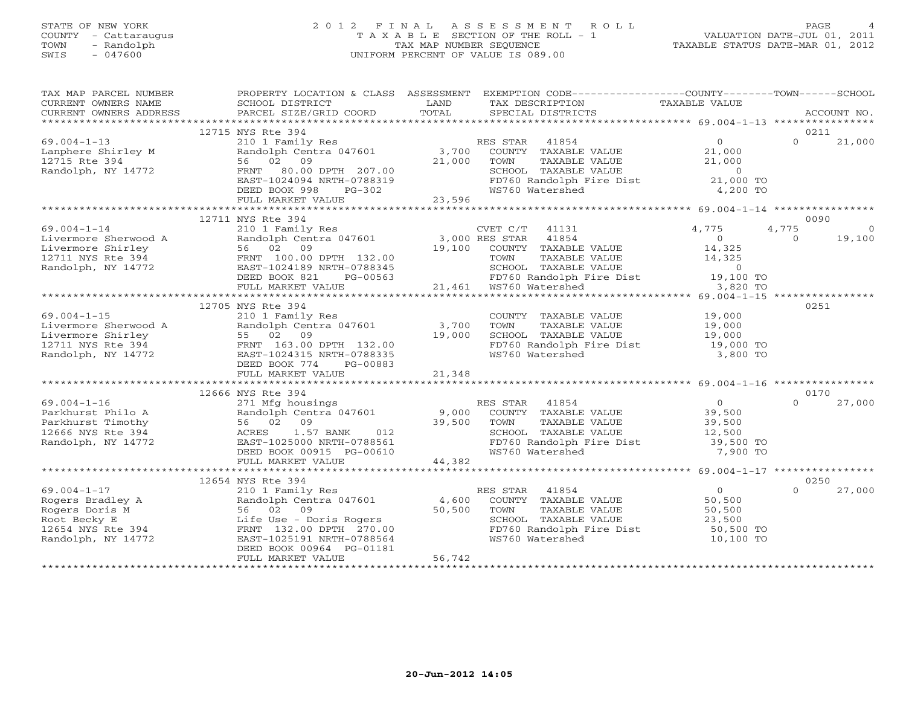STATE OF NEW YORK
COUNTY - Cattaraugus
TOWN - Randolph
SWIS - 047600

2012 FINAL ASSESSMENT ROLL
TAXABLE SECTION OF THE ROLL - 1
TAX MAP NUMBER SEQUENCE
UNIFORM PERCENT OF VALUE IS 089.00

VALUATION DATE-JUL 01, 2011
TAXABLE STATUS DATE-MAR 01, 2012

| TAX MAP PARCEL NUMBER / CURRENT OWNERS NAME / CURRENT OWNERS ADDRESS | PROPERTY LOCATION & CLASS / SCHOOL DISTRICT / PARCEL SIZE/GRID COORD | ASSESSMENT LAND / TOTAL | EXEMPTION CODE / TAX DESCRIPTION / SPECIAL DISTRICTS | COUNTY TAXABLE VALUE | TOWN | SCHOOL / ACCOUNT NO. |
|---|---|---|---|---|---|---|
| | 12715 NYS Rte 394 | | | | | 0211 |
| 69.004-1-13 | 210 1 Family Res | | RES STAR 41854 | 0 | 0 | 21,000 |
| Lanphere Shirley M | Randolph Centra 047601 | 3,700 | COUNTY TAXABLE VALUE | 21,000 | | |
| 12715 Rte 394 | 56 02 09 | 21,000 | TOWN TAXABLE VALUE | 21,000 | | |
| Randolph, NY 14772 | FRNT 80.00 DPTH 207.00 | | SCHOOL TAXABLE VALUE | 0 | | |
| | EAST-1024094 NRTH-0788319 | | FD760 Randolph Fire Dist | 21,000 TO | | |
| | DEED BOOK 998 PG-302 | | WS760 Watershed | 4,200 TO | | |
| | FULL MARKET VALUE | 23,596 | | | | |
| | 12711 NYS Rte 394 | | | | | 0090 |
| 69.004-1-14 | 210 1 Family Res | | CVET C/T 41131 | 4,775 | 4,775 | 0 |
| Livermore Sherwood A | Randolph Centra 047601 | 3,000 | RES STAR 41854 | 0 | 0 | 19,100 |
| Livermore Shirley | 56 02 09 | 19,100 | COUNTY TAXABLE VALUE | 14,325 | | |
| 12711 NYS Rte 394 | FRNT 100.00 DPTH 132.00 | | TOWN TAXABLE VALUE | 14,325 | | |
| Randolph, NY 14772 | EAST-1024189 NRTH-0788345 | | SCHOOL TAXABLE VALUE | 0 | | |
| | DEED BOOK 821 PG-00563 | | FD760 Randolph Fire Dist | 19,100 TO | | |
| | FULL MARKET VALUE | 21,461 | WS760 Watershed | 3,820 TO | | |
| | 12705 NYS Rte 394 | | | | | 0251 |
| 69.004-1-15 | 210 1 Family Res | | COUNTY TAXABLE VALUE | 19,000 | | |
| Livermore Sherwood A | Randolph Centra 047601 | 3,700 | TOWN TAXABLE VALUE | 19,000 | | |
| Livermore Shirley | 55 02 09 | 19,000 | SCHOOL TAXABLE VALUE | 19,000 | | |
| 12711 NYS Rte 394 | FRNT 163.00 DPTH 132.00 | | FD760 Randolph Fire Dist | 19,000 TO | | |
| Randolph, NY 14772 | EAST-1024315 NRTH-0788335 | | WS760 Watershed | 3,800 TO | | |
| | DEED BOOK 774 PG-00883 | | | | | |
| | FULL MARKET VALUE | 21,348 | | | | |
| | 12666 NYS Rte 394 | | | | | 0170 |
| 69.004-1-16 | 271 Mfg housings | | RES STAR 41854 | 0 | 0 | 27,000 |
| Parkhurst Philo A | Randolph Centra 047601 | 9,000 | COUNTY TAXABLE VALUE | 39,500 | | |
| Parkhurst Timothy | 56 02 09 | 39,500 | TOWN TAXABLE VALUE | 39,500 | | |
| 12666 NYS Rte 394 | ACRES 1.57 BANK 012 | | SCHOOL TAXABLE VALUE | 12,500 | | |
| Randolph, NY 14772 | EAST-1025000 NRTH-0788561 | | FD760 Randolph Fire Dist | 39,500 TO | | |
| | DEED BOOK 00915 PG-00610 | | WS760 Watershed | 7,900 TO | | |
| | FULL MARKET VALUE | 44,382 | | | | |
| | 12654 NYS Rte 394 | | | | | 0250 |
| 69.004-1-17 | 210 1 Family Res | | RES STAR 41854 | 0 | 0 | 27,000 |
| Rogers Bradley A | Randolph Centra 047601 | 4,600 | COUNTY TAXABLE VALUE | 50,500 | | |
| Rogers Doris M | 56 02 09 | 50,500 | TOWN TAXABLE VALUE | 50,500 | | |
| Root Becky E | Life Use - Doris Rogers | | SCHOOL TAXABLE VALUE | 23,500 | | |
| 12654 NYS Rte 394 | FRNT 132.00 DPTH 270.00 | | FD760 Randolph Fire Dist | 50,500 TO | | |
| Randolph, NY 14772 | EAST-1025191 NRTH-0788564 | | WS760 Watershed | 10,100 TO | | |
| | DEED BOOK 00964 PG-01181 | | | | | |
| | FULL MARKET VALUE | 56,742 | | | | |

20-Jun-2012 14:05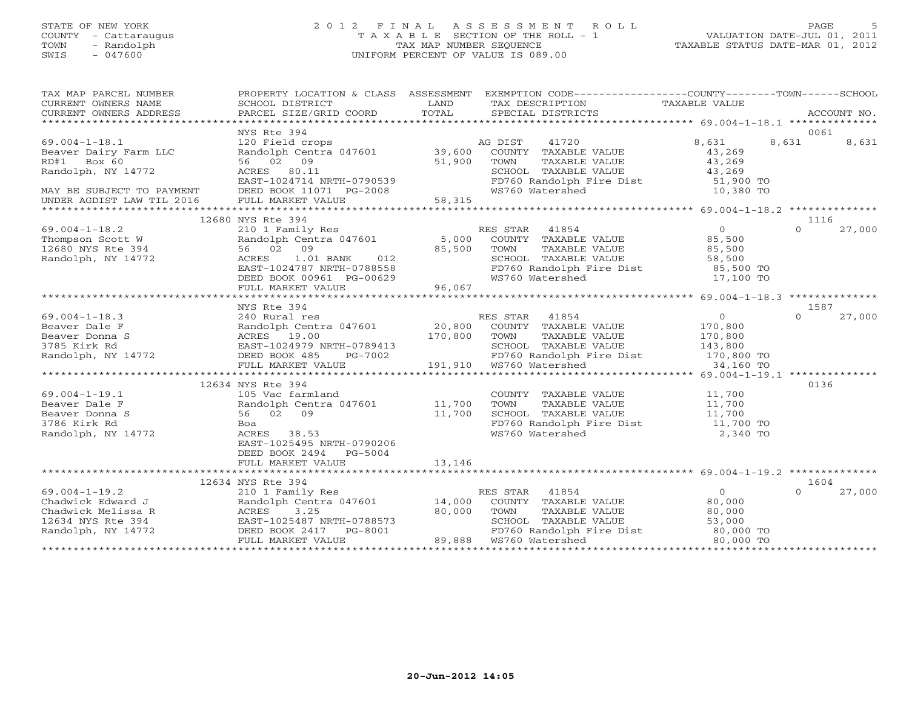STATE OF NEW YORK
COUNTY - Cattaraugus
TOWN - Randolph
SWIS - 047600

2012 FINAL ASSESSMENT ROLL
TAXABLE SECTION OF THE ROLL - 1
TAX MAP NUMBER SEQUENCE
UNIFORM PERCENT OF VALUE IS 089.00

VALUATION DATE-JUL 01, 2011
TAXABLE STATUS DATE-MAR 01, 2012

| TAX MAP PARCEL NUMBER / CURRENT OWNERS NAME / CURRENT OWNERS ADDRESS | PROPERTY LOCATION & CLASS / SCHOOL DISTRICT / PARCEL SIZE/GRID COORD | ASSESSMENT LAND / TOTAL | EXEMPTION CODE / TAX DESCRIPTION / SPECIAL DISTRICTS | COUNTY TAXABLE VALUE | TOWN | SCHOOL | ACCOUNT NO. |
|---|---|---|---|---|---|---|---|
| 69.004-1-18.1 | NYS Rte 394 | | | | | | 0061 |
| | 120 Field crops | | AG DIST 41720 | 8,631 | 8,631 | 8,631 | |
| Beaver Dairy Farm LLC | Randolph Centra 047601 | 39,600 | COUNTY TAXABLE VALUE | 43,269 | | | |
| RD#1 Box 60 | 56 02 09 | 51,900 | TOWN TAXABLE VALUE | 43,269 | | | |
| Randolph, NY 14772 | ACRES 80.11 | | SCHOOL TAXABLE VALUE | 43,269 | | | |
| | EAST-1024714 NRTH-0790539 | | FD760 Randolph Fire Dist | 51,900 TO | | | |
| MAY BE SUBJECT TO PAYMENT | DEED BOOK 11071 PG-2008 | | WS760 Watershed | 10,380 TO | | | |
| UNDER AGDIST LAW TIL 2016 | FULL MARKET VALUE | 58,315 | | | | | |
| 69.004-1-18.2 | 12680 NYS Rte 394 | | | | | | 1116 |
| | 210 1 Family Res | | RES STAR 41854 | 0 | 0 | 27,000 | |
| Thompson Scott W | Randolph Centra 047601 | 5,000 | COUNTY TAXABLE VALUE | 85,500 | | | |
| 12680 NYS Rte 394 | 56 02 09 | 85,500 | TOWN TAXABLE VALUE | 85,500 | | | |
| Randolph, NY 14772 | ACRES 1.01 BANK 012 | | SCHOOL TAXABLE VALUE | 58,500 | | | |
| | EAST-1024787 NRTH-0788558 | | FD760 Randolph Fire Dist | 85,500 TO | | | |
| | DEED BOOK 00961 PG-00629 | | WS760 Watershed | 17,100 TO | | | |
| | FULL MARKET VALUE | 96,067 | | | | | |
| 69.004-1-18.3 | NYS Rte 394 | | | | | | 1587 |
| | 240 Rural res | | RES STAR 41854 | 0 | 0 | 27,000 | |
| Beaver Dale F | Randolph Centra 047601 | 20,800 | COUNTY TAXABLE VALUE | 170,800 | | | |
| Beaver Donna S | ACRES 19.00 | 170,800 | TOWN TAXABLE VALUE | 170,800 | | | |
| 3785 Kirk Rd | EAST-1024979 NRTH-0789413 | | SCHOOL TAXABLE VALUE | 143,800 | | | |
| Randolph, NY 14772 | DEED BOOK 485 PG-7002 | | FD760 Randolph Fire Dist | 170,800 TO | | | |
| | FULL MARKET VALUE | 191,910 | WS760 Watershed | 34,160 TO | | | |
| 69.004-1-19.1 | 12634 NYS Rte 394 | | | | | | 0136 |
| | 105 Vac farmland | | COUNTY TAXABLE VALUE | 11,700 | | | |
| Beaver Dale F | Randolph Centra 047601 | 11,700 | TOWN TAXABLE VALUE | 11,700 | | | |
| Beaver Donna S | 56 02 09 | 11,700 | SCHOOL TAXABLE VALUE | 11,700 | | | |
| 3786 Kirk Rd | Boa | | FD760 Randolph Fire Dist | 11,700 TO | | | |
| Randolph, NY 14772 | ACRES 38.53 | | WS760 Watershed | 2,340 TO | | | |
| | EAST-1025495 NRTH-0790206 | | | | | | |
| | DEED BOOK 2494 PG-5004 | | | | | | |
| | FULL MARKET VALUE | 13,146 | | | | | |
| 69.004-1-19.2 | 12634 NYS Rte 394 | | | | | | 1604 |
| | 210 1 Family Res | | RES STAR 41854 | 0 | 0 | 27,000 | |
| Chadwick Edward J | Randolph Centra 047601 | 14,000 | COUNTY TAXABLE VALUE | 80,000 | | | |
| Chadwick Melissa R | ACRES 3.25 | 80,000 | TOWN TAXABLE VALUE | 80,000 | | | |
| 12634 NYS Rte 394 | EAST-1025487 NRTH-0788573 | | SCHOOL TAXABLE VALUE | 53,000 | | | |
| Randolph, NY 14772 | DEED BOOK 2417 PG-8001 | | FD760 Randolph Fire Dist | 80,000 TO | | | |
| | FULL MARKET VALUE | 89,888 | WS760 Watershed | 80,000 TO | | | |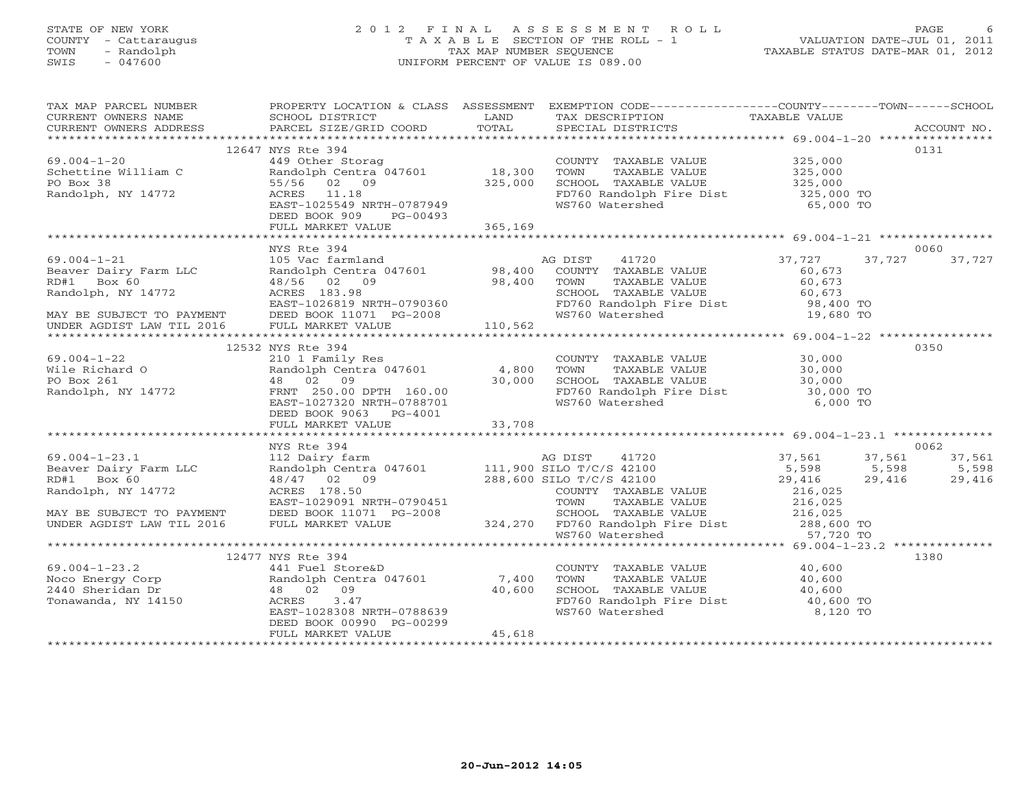STATE OF NEW YORK
COUNTY - Cattaraugus
TOWN - Randolph
SWIS - 047600

2012 FINAL ASSESSMENT ROLL
TAXABLE SECTION OF THE ROLL - 1
TAX MAP NUMBER SEQUENCE
UNIFORM PERCENT OF VALUE IS 089.00

VALUATION DATE-JUL 01, 2011
TAXABLE STATUS DATE-MAR 01, 2012

| TAX MAP PARCEL NUMBER / CURRENT OWNERS NAME / CURRENT OWNERS ADDRESS | PROPERTY LOCATION & CLASS / SCHOOL DISTRICT / PARCEL SIZE/GRID COORD | ASSESSMENT LAND / TOTAL | EXEMPTION CODE / TAX DESCRIPTION / SPECIAL DISTRICTS | COUNTY TAXABLE VALUE | TOWN | SCHOOL | ACCOUNT NO. |
|---|---|---|---|---|---|---|---|
| **69.004-1-20** | 12647 NYS Rte 394 | | | | | | 0131 |
| Schettine William C | 449 Other Storag | | COUNTY TAXABLE VALUE | 325,000 | | | |
| PO Box 38 | Randolph Centra 047601 | 18,300 | TOWN TAXABLE VALUE | 325,000 | | | |
| Randolph, NY 14772 | 55/56 02 09 | 325,000 | SCHOOL TAXABLE VALUE | 325,000 | | | |
| | ACRES 11.18 | | FD760 Randolph Fire Dist | 325,000 TO | | | |
| | EAST-1025549 NRTH-0787949 | | WS760 Watershed | 65,000 TO | | | |
| | DEED BOOK 909 PG-00493 | | | | | | |
| | FULL MARKET VALUE | 365,169 | | | | | |
| **69.004-1-21** | NYS Rte 394 | | | | | | 0060 |
| Beaver Dairy Farm LLC | 105 Vac farmland | | AG DIST 41720 | 37,727 | 37,727 | 37,727 | |
| RD#1 Box 60 | Randolph Centra 047601 | 98,400 | COUNTY TAXABLE VALUE | 60,673 | | | |
| Randolph, NY 14772 | 48/56 02 09 | 98,400 | TOWN TAXABLE VALUE | 60,673 | | | |
| | ACRES 183.98 | | SCHOOL TAXABLE VALUE | 60,673 | | | |
| | EAST-1026819 NRTH-0790360 | | FD760 Randolph Fire Dist | 98,400 TO | | | |
| MAY BE SUBJECT TO PAYMENT | DEED BOOK 11071 PG-2008 | | WS760 Watershed | 19,680 TO | | | |
| UNDER AGDIST LAW TIL 2016 | FULL MARKET VALUE | 110,562 | | | | | |
| **69.004-1-22** | 12532 NYS Rte 394 | | | | | | 0350 |
| Wile Richard O | 210 1 Family Res | | COUNTY TAXABLE VALUE | 30,000 | | | |
| PO Box 261 | Randolph Centra 047601 | 4,800 | TOWN TAXABLE VALUE | 30,000 | | | |
| Randolph, NY 14772 | 48 02 09 | 30,000 | SCHOOL TAXABLE VALUE | 30,000 | | | |
| | FRNT 250.00 DPTH 160.00 | | FD760 Randolph Fire Dist | 30,000 TO | | | |
| | EAST-1027320 NRTH-0788701 | | WS760 Watershed | 6,000 TO | | | |
| | DEED BOOK 9063 PG-4001 | | | | | | |
| | FULL MARKET VALUE | 33,708 | | | | | |
| **69.004-1-23.1** | NYS Rte 394 | | | | | | 0062 |
| Beaver Dairy Farm LLC | 112 Dairy farm | | AG DIST 41720 | 37,561 | 37,561 | 37,561 | |
| RD#1 Box 60 | Randolph Centra 047601 | 111,900 | SILO T/C/S 42100 | 5,598 | 5,598 | 5,598 | |
| Randolph, NY 14772 | 48/47 02 09 | 288,600 | SILO T/C/S 42100 | 29,416 | 29,416 | 29,416 | |
| | ACRES 178.50 | | COUNTY TAXABLE VALUE | 216,025 | | | |
| | EAST-1029091 NRTH-0790451 | | TOWN TAXABLE VALUE | 216,025 | | | |
| MAY BE SUBJECT TO PAYMENT | DEED BOOK 11071 PG-2008 | | SCHOOL TAXABLE VALUE | 216,025 | | | |
| UNDER AGDIST LAW TIL 2016 | FULL MARKET VALUE | 324,270 | FD760 Randolph Fire Dist | 288,600 TO | | | |
| | | | WS760 Watershed | 57,720 TO | | | |
| **69.004-1-23.2** | 12477 NYS Rte 394 | | | | | | 1380 |
| Noco Energy Corp | 441 Fuel Store&D | | COUNTY TAXABLE VALUE | 40,600 | | | |
| 2440 Sheridan Dr | Randolph Centra 047601 | 7,400 | TOWN TAXABLE VALUE | 40,600 | | | |
| Tonawanda, NY 14150 | 48 02 09 | 40,600 | SCHOOL TAXABLE VALUE | 40,600 | | | |
| | ACRES 3.47 | | FD760 Randolph Fire Dist | 40,600 TO | | | |
| | EAST-1028308 NRTH-0788639 | | WS760 Watershed | 8,120 TO | | | |
| | DEED BOOK 00990 PG-00299 | | | | | | |
| | FULL MARKET VALUE | 45,618 | | | | | |

20-Jun-2012 14:05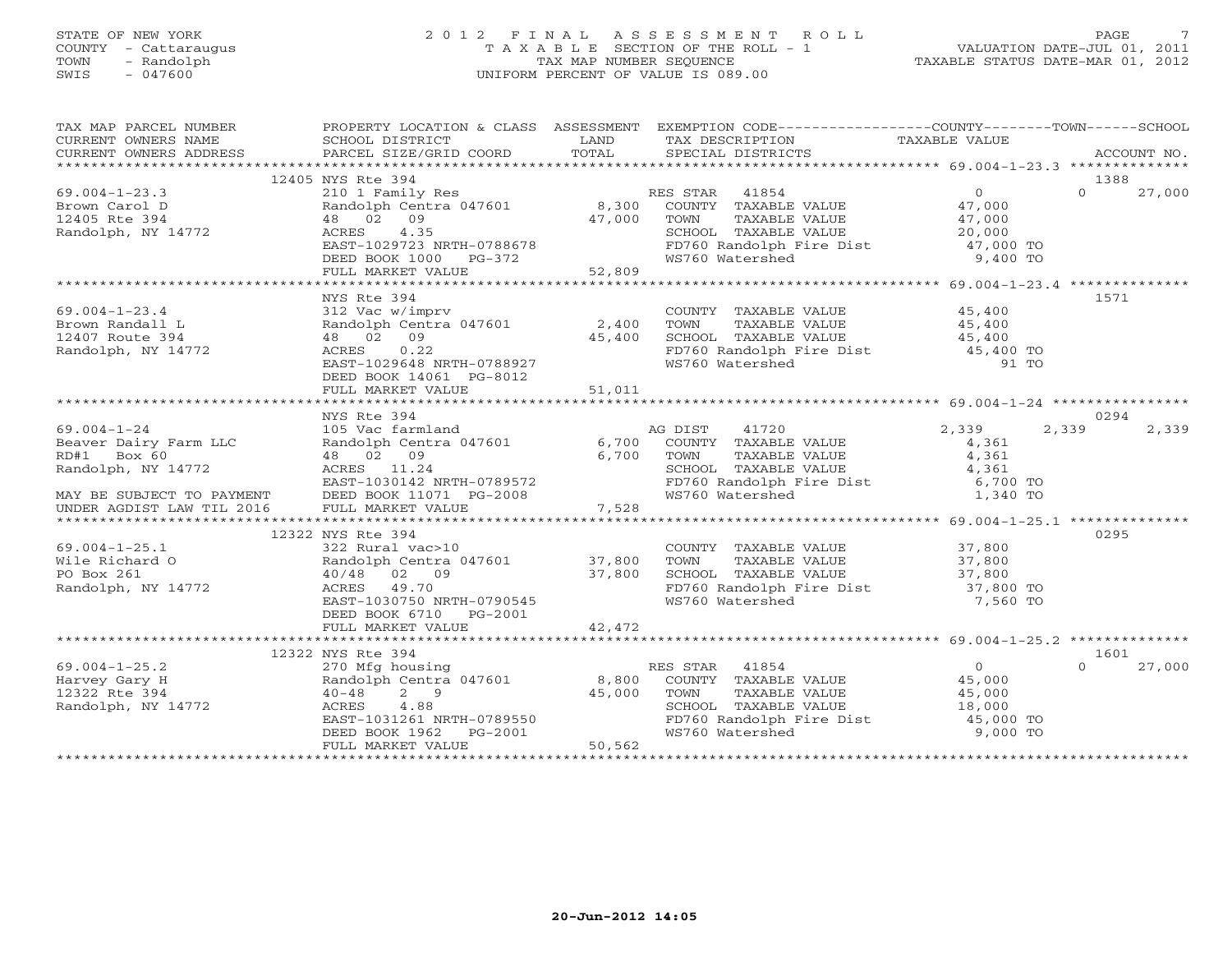STATE OF NEW YORK
COUNTY - Cattaraugus
TOWN - Randolph
SWIS - 047600

# 2012 FINAL ASSESSMENT ROLL
TAXABLE SECTION OF THE ROLL - 1
TAX MAP NUMBER SEQUENCE
UNIFORM PERCENT OF VALUE IS 089.00

VALUATION DATE-JUL 01, 2011
TAXABLE STATUS DATE-MAR 01, 2012

| TAX MAP PARCEL NUMBER / CURRENT OWNERS NAME / CURRENT OWNERS ADDRESS | PROPERTY LOCATION & CLASS / SCHOOL DISTRICT / PARCEL SIZE/GRID COORD | ASSESSMENT LAND / TOTAL | EXEMPTION CODE / TAX DESCRIPTION / SPECIAL DISTRICTS | COUNTY TAXABLE VALUE | TOWN | SCHOOL / ACCOUNT NO. |
|---|---|---|---|---|---|---|
| 69.004-1-23.3 | 12405 NYS Rte 394 | | | | | 1388 |
| Brown Carol D | 210 1 Family Res | | RES STAR 41854 | 0 | 0 | 27,000 |
| 12405 Rte 394 | Randolph Centra 047601 | 8,300 | COUNTY TAXABLE VALUE | 47,000 | | |
| Randolph, NY 14772 | 48 02 09 | 47,000 | TOWN TAXABLE VALUE | 47,000 | | |
| | ACRES 4.35 | | SCHOOL TAXABLE VALUE | 20,000 | | |
| | EAST-1029723 NRTH-0788678 | | FD760 Randolph Fire Dist | 47,000 TO | | |
| | DEED BOOK 1000 PG-372 | | WS760 Watershed | 9,400 TO | | |
| | FULL MARKET VALUE | 52,809 | | | | |
| 69.004-1-23.4 | NYS Rte 394 | | | | | 1571 |
| Brown Randall L | 312 Vac w/imprv | | COUNTY TAXABLE VALUE | 45,400 | | |
| 12407 Route 394 | Randolph Centra 047601 | 2,400 | TOWN TAXABLE VALUE | 45,400 | | |
| Randolph, NY 14772 | 48 02 09 | 45,400 | SCHOOL TAXABLE VALUE | 45,400 | | |
| | ACRES 0.22 | | FD760 Randolph Fire Dist | 45,400 TO | | |
| | EAST-1029648 NRTH-0788927 | | WS760 Watershed | 91 TO | | |
| | DEED BOOK 14061 PG-8012 | | | | | |
| | FULL MARKET VALUE | 51,011 | | | | |
| 69.004-1-24 | NYS Rte 394 | | | | | 0294 |
| Beaver Dairy Farm LLC | 105 Vac farmland | | AG DIST 41720 | 2,339 | 2,339 | 2,339 |
| RD#1 Box 60 | Randolph Centra 047601 | 6,700 | COUNTY TAXABLE VALUE | 4,361 | | |
| Randolph, NY 14772 | 48 02 09 | 6,700 | TOWN TAXABLE VALUE | 4,361 | | |
| | ACRES 11.24 | | SCHOOL TAXABLE VALUE | 4,361 | | |
| | EAST-1030142 NRTH-0789572 | | FD760 Randolph Fire Dist | 6,700 TO | | |
| MAY BE SUBJECT TO PAYMENT | DEED BOOK 11071 PG-2008 | | WS760 Watershed | 1,340 TO | | |
| UNDER AGDIST LAW TIL 2016 | FULL MARKET VALUE | 7,528 | | | | |
| 69.004-1-25.1 | 12322 NYS Rte 394 | | | | | 0295 |
| Wile Richard O | 322 Rural vac>10 | | COUNTY TAXABLE VALUE | 37,800 | | |
| PO Box 261 | Randolph Centra 047601 | 37,800 | TOWN TAXABLE VALUE | 37,800 | | |
| Randolph, NY 14772 | 40/48 02 09 | 37,800 | SCHOOL TAXABLE VALUE | 37,800 | | |
| | ACRES 49.70 | | FD760 Randolph Fire Dist | 37,800 TO | | |
| | EAST-1030750 NRTH-0790545 | | WS760 Watershed | 7,560 TO | | |
| | DEED BOOK 6710 PG-2001 | | | | | |
| | FULL MARKET VALUE | 42,472 | | | | |
| 69.004-1-25.2 | 12322 NYS Rte 394 | | | | | 1601 |
| Harvey Gary H | 270 Mfg housing | | RES STAR 41854 | 0 | 0 | 27,000 |
| 12322 Rte 394 | Randolph Centra 047601 | 8,800 | COUNTY TAXABLE VALUE | 45,000 | | |
| Randolph, NY 14772 | 40-48 2 9 | 45,000 | TOWN TAXABLE VALUE | 45,000 | | |
| | ACRES 4.88 | | SCHOOL TAXABLE VALUE | 18,000 | | |
| | EAST-1031261 NRTH-0789550 | | FD760 Randolph Fire Dist | 45,000 TO | | |
| | DEED BOOK 1962 PG-2001 | | WS760 Watershed | 9,000 TO | | |
| | FULL MARKET VALUE | 50,562 | | | | |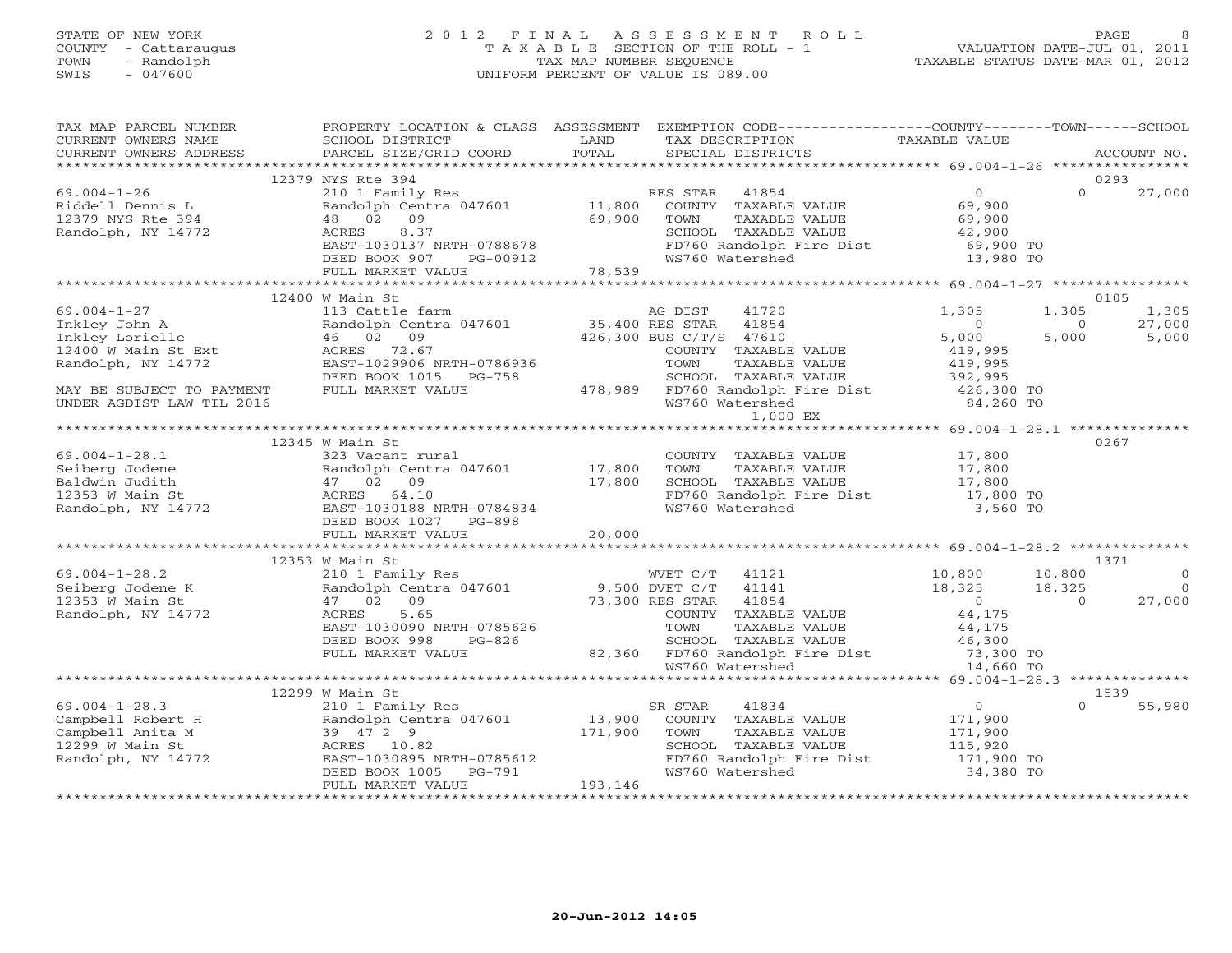STATE OF NEW YORK
COUNTY - Cattaraugus
TOWN - Randolph
SWIS - 047600

2012 FINAL ASSESSMENT ROLL
TAXABLE SECTION OF THE ROLL - 1
TAX MAP NUMBER SEQUENCE
UNIFORM PERCENT OF VALUE IS 089.00

VALUATION DATE-JUL 01, 2011
TAXABLE STATUS DATE-MAR 01, 2012

| TAX MAP PARCEL NUMBER / CURRENT OWNERS NAME / CURRENT OWNERS ADDRESS | PROPERTY LOCATION & CLASS / SCHOOL DISTRICT / PARCEL SIZE/GRID COORD | ASSESSMENT LAND / TOTAL | EXEMPTION CODE / TAX DESCRIPTION / SPECIAL DISTRICTS | COUNTY TAXABLE VALUE | TOWN | SCHOOL / ACCOUNT NO. |
|---|---|---|---|---|---|---|
| | 12379 NYS Rte 394 | | | | | 0293 |
| 69.004-1-26 | 210 1 Family Res | | RES STAR 41854 | 0 | 0 | 27,000 |
| Riddell Dennis L | Randolph Centra 047601 | 11,800 | COUNTY TAXABLE VALUE | 69,900 | | |
| 12379 NYS Rte 394 | 48 02 09 | 69,900 | TOWN TAXABLE VALUE | 69,900 | | |
| Randolph, NY 14772 | ACRES 8.37 | | SCHOOL TAXABLE VALUE | 42,900 | | |
| | EAST-1030137 NRTH-0788678 | | FD760 Randolph Fire Dist | 69,900 TO | | |
| | DEED BOOK 907 PG-00912 | | WS760 Watershed | 13,980 TO | | |
| | FULL MARKET VALUE | 78,539 | | | | |
| | 12400 W Main St | | | | | 0105 |
| 69.004-1-27 | 113 Cattle farm | | AG DIST 41720 | 1,305 | 1,305 | 1,305 |
| Inkley John A | Randolph Centra 047601 | 35,400 | RES STAR 41854 | 0 | 0 | 27,000 |
| Inkley Lorielle | 46 02 09 | 426,300 | BUS C/T/S 47610 | 5,000 | 5,000 | 5,000 |
| 12400 W Main St Ext | ACRES 72.67 | | COUNTY TAXABLE VALUE | 419,995 | | |
| Randolph, NY 14772 | EAST-1029906 NRTH-0786936 | | TOWN TAXABLE VALUE | 419,995 | | |
| | DEED BOOK 1015 PG-758 | | SCHOOL TAXABLE VALUE | 392,995 | | |
| MAY BE SUBJECT TO PAYMENT | FULL MARKET VALUE | 478,989 | FD760 Randolph Fire Dist | 426,300 TO | | |
| UNDER AGDIST LAW TIL 2016 | | | WS760 Watershed | 84,260 TO | | |
| | | | 1,000 EX | | | |
| | 12345 W Main St | | | | | 0267 |
| 69.004-1-28.1 | 323 Vacant rural | | COUNTY TAXABLE VALUE | 17,800 | | |
| Seiberg Jodene | Randolph Centra 047601 | 17,800 | TOWN TAXABLE VALUE | 17,800 | | |
| Baldwin Judith | 47 02 09 | 17,800 | SCHOOL TAXABLE VALUE | 17,800 | | |
| 12353 W Main St | ACRES 64.10 | | FD760 Randolph Fire Dist | 17,800 TO | | |
| Randolph, NY 14772 | EAST-1030188 NRTH-0784834 | | WS760 Watershed | 3,560 TO | | |
| | DEED BOOK 1027 PG-898 | | | | | |
| | FULL MARKET VALUE | 20,000 | | | | |
| | 12353 W Main St | | | | | 1371 |
| 69.004-1-28.2 | 210 1 Family Res | | WVET C/T 41121 | 10,800 | 10,800 | 0 |
| Seiberg Jodene K | Randolph Centra 047601 | 9,500 | DVET C/T 41141 | 18,325 | 18,325 | 0 |
| 12353 W Main St | 47 02 09 | 73,300 | RES STAR 41854 | 0 | 0 | 27,000 |
| Randolph, NY 14772 | ACRES 5.65 | | COUNTY TAXABLE VALUE | 44,175 | | |
| | EAST-1030090 NRTH-0785626 | | TOWN TAXABLE VALUE | 44,175 | | |
| | DEED BOOK 998 PG-826 | | SCHOOL TAXABLE VALUE | 46,300 | | |
| | FULL MARKET VALUE | 82,360 | FD760 Randolph Fire Dist | 73,300 TO | | |
| | | | WS760 Watershed | 14,660 TO | | |
| | 12299 W Main St | | | | | 1539 |
| 69.004-1-28.3 | 210 1 Family Res | | SR STAR 41834 | 0 | 0 | 55,980 |
| Campbell Robert H | Randolph Centra 047601 | 13,900 | COUNTY TAXABLE VALUE | 171,900 | | |
| Campbell Anita M | 39 47 2 9 | 171,900 | TOWN TAXABLE VALUE | 171,900 | | |
| 12299 W Main St | ACRES 10.82 | | SCHOOL TAXABLE VALUE | 115,920 | | |
| Randolph, NY 14772 | EAST-1030895 NRTH-0785612 | | FD760 Randolph Fire Dist | 171,900 TO | | |
| | DEED BOOK 1005 PG-791 | | WS760 Watershed | 34,380 TO | | |
| | FULL MARKET VALUE | 193,146 | | | | |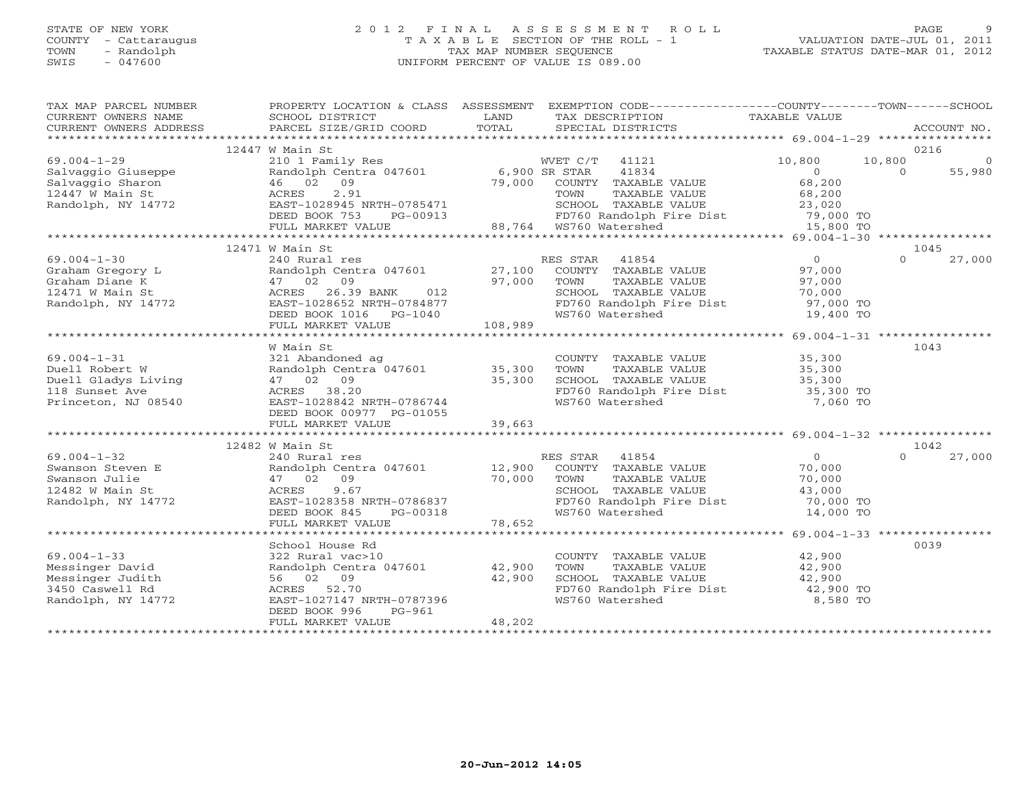STATE OF NEW YORK
COUNTY - Cattaraugus
TOWN - Randolph
SWIS - 047600

# 2012 FINAL ASSESSMENT ROLL

TAXABLE SECTION OF THE ROLL - 1
TAX MAP NUMBER SEQUENCE
UNIFORM PERCENT OF VALUE IS 089.00

VALUATION DATE-JUL 01, 2011
TAXABLE STATUS DATE-MAR 01, 2012

| TAX MAP PARCEL NUMBER / CURRENT OWNERS NAME / CURRENT OWNERS ADDRESS | PROPERTY LOCATION & CLASS / SCHOOL DISTRICT / PARCEL SIZE/GRID COORD | ASSESSMENT LAND / TOTAL | EXEMPTION CODE / TAX DESCRIPTION / SPECIAL DISTRICTS | COUNTY | TOWN | SCHOOL | ACCOUNT NO. |
|---|---|---|---|---|---|---|---|
| **69.004-1-29** | 12447 W Main St | | | | | | 0216 |
| Salvaggio Giuseppe | 210 1 Family Res | | WVET C/T 41121 | 10,800 | 10,800 | 0 | |
| Salvaggio Sharon | Randolph Centra 047601 | 6,900 | SR STAR 41834 | 0 | 0 | 55,980 | |
| 12447 W Main St | 46 02 09 | 79,000 | COUNTY TAXABLE VALUE | 68,200 | | | |
| Randolph, NY 14772 | ACRES 2.91 | | TOWN TAXABLE VALUE | | 68,200 | | |
| | EAST-1028945 NRTH-0785471 | | SCHOOL TAXABLE VALUE | | | 23,020 | |
| | DEED BOOK 753 PG-00913 | | FD760 Randolph Fire Dist | 79,000 TO | | | |
| | FULL MARKET VALUE | 88,764 | WS760 Watershed | 15,800 TO | | | |
| **69.004-1-30** | 12471 W Main St | | | | | | 1045 |
| Graham Gregory L | 240 Rural res | | RES STAR 41854 | 0 | 0 | 27,000 | |
| Graham Diane K | Randolph Centra 047601 | 27,100 | COUNTY TAXABLE VALUE | 97,000 | | | |
| 12471 W Main St | 47 02 09 | 97,000 | TOWN TAXABLE VALUE | | 97,000 | | |
| Randolph, NY 14772 | ACRES 26.39 BANK 012 | | SCHOOL TAXABLE VALUE | | | 70,000 | |
| | EAST-1028652 NRTH-0784877 | | FD760 Randolph Fire Dist | 97,000 TO | | | |
| | DEED BOOK 1016 PG-1040 | | WS760 Watershed | 19,400 TO | | | |
| | FULL MARKET VALUE | 108,989 | | | | | |
| **69.004-1-31** | W Main St | | | | | | 1043 |
| Duell Robert W | 321 Abandoned ag | | COUNTY TAXABLE VALUE | 35,300 | | | |
| Duell Gladys Living | Randolph Centra 047601 | 35,300 | TOWN TAXABLE VALUE | | 35,300 | | |
| 118 Sunset Ave | 47 02 09 | 35,300 | SCHOOL TAXABLE VALUE | | | 35,300 | |
| Princeton, NJ 08540 | ACRES 38.20 | | FD760 Randolph Fire Dist | 35,300 TO | | | |
| | EAST-1028842 NRTH-0786744 | | WS760 Watershed | 7,060 TO | | | |
| | DEED BOOK 00977 PG-01055 | | | | | | |
| | FULL MARKET VALUE | 39,663 | | | | | |
| **69.004-1-32** | 12482 W Main St | | | | | | 1042 |
| Swanson Steven E | 240 Rural res | | RES STAR 41854 | 0 | 0 | 27,000 | |
| Swanson Julie | Randolph Centra 047601 | 12,900 | COUNTY TAXABLE VALUE | 70,000 | | | |
| 12482 W Main St | 47 02 09 | 70,000 | TOWN TAXABLE VALUE | | 70,000 | | |
| Randolph, NY 14772 | ACRES 9.67 | | SCHOOL TAXABLE VALUE | | | 43,000 | |
| | EAST-1028358 NRTH-0786837 | | FD760 Randolph Fire Dist | 70,000 TO | | | |
| | DEED BOOK 845 PG-00318 | | WS760 Watershed | 14,000 TO | | | |
| | FULL MARKET VALUE | 78,652 | | | | | |
| **69.004-1-33** | School House Rd | | | | | | 0039 |
| Messinger David | 322 Rural vac>10 | | COUNTY TAXABLE VALUE | 42,900 | | | |
| Messinger Judith | Randolph Centra 047601 | 42,900 | TOWN TAXABLE VALUE | | 42,900 | | |
| 3450 Caswell Rd | 56 02 09 | 42,900 | SCHOOL TAXABLE VALUE | | | 42,900 | |
| Randolph, NY 14772 | ACRES 52.70 | | FD760 Randolph Fire Dist | 42,900 TO | | | |
| | EAST-1027147 NRTH-0787396 | | WS760 Watershed | 8,580 TO | | | |
| | DEED BOOK 996 PG-961 | | | | | | |
| | FULL MARKET VALUE | 48,202 | | | | | |

20-Jun-2012 14:05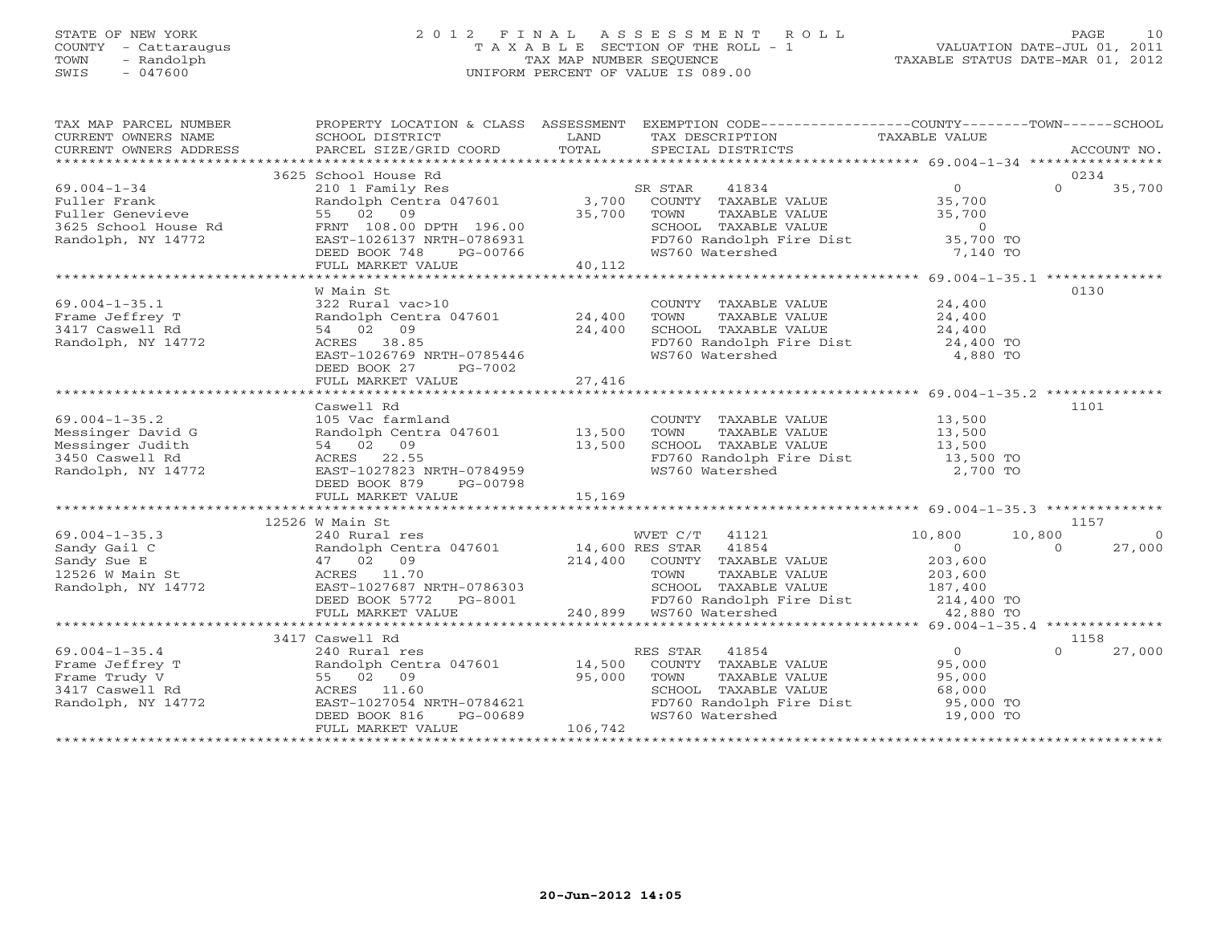STATE OF NEW YORK
COUNTY - Cattaraugus
TOWN - Randolph
SWIS - 047600

# 2012 FINAL ASSESSMENT ROLL
TAXABLE SECTION OF THE ROLL - 1
TAX MAP NUMBER SEQUENCE
UNIFORM PERCENT OF VALUE IS 089.00

VALUATION DATE-JUL 01, 2011
TAXABLE STATUS DATE-MAR 01, 2012

| TAX MAP PARCEL NUMBER / CURRENT OWNERS NAME / CURRENT OWNERS ADDRESS | PROPERTY LOCATION & CLASS / SCHOOL DISTRICT / PARCEL SIZE/GRID COORD | ASSESSMENT LAND / TOTAL | EXEMPTION CODE / TAX DESCRIPTION / SPECIAL DISTRICTS | COUNTY TAXABLE VALUE | TOWN | SCHOOL / ACCOUNT NO. |
|---|---|---|---|---|---|---|
| **69.004-1-34** | 3625 School House Rd | | | | | 0234 |
| Fuller Frank | 210 1 Family Res | | SR STAR 41834 | 0 | 0 | 35,700 |
| Fuller Genevieve | Randolph Centra 047601 | 3,700 | COUNTY TAXABLE VALUE | 35,700 | | |
| 3625 School House Rd | 55 02 09 | 35,700 | TOWN TAXABLE VALUE | 35,700 | | |
| Randolph, NY 14772 | FRNT 108.00 DPTH 196.00 | | SCHOOL TAXABLE VALUE | 0 | | |
| | EAST-1026137 NRTH-0786931 | | FD760 Randolph Fire Dist | 35,700 TO | | |
| | DEED BOOK 748 PG-00766 | | WS760 Watershed | 7,140 TO | | |
| | FULL MARKET VALUE | 40,112 | | | | |
| **69.004-1-35.1** | W Main St | | | | | 0130 |
| Frame Jeffrey T | 322 Rural vac>10 | | COUNTY TAXABLE VALUE | 24,400 | | |
| 3417 Caswell Rd | Randolph Centra 047601 | 24,400 | TOWN TAXABLE VALUE | 24,400 | | |
| Randolph, NY 14772 | 54 02 09 | 24,400 | SCHOOL TAXABLE VALUE | 24,400 | | |
| | ACRES 38.85 | | FD760 Randolph Fire Dist | 24,400 TO | | |
| | EAST-1026769 NRTH-0785446 | | WS760 Watershed | 4,880 TO | | |
| | DEED BOOK 27 PG-7002 | | | | | |
| | FULL MARKET VALUE | 27,416 | | | | |
| **69.004-1-35.2** | Caswell Rd | | | | | 1101 |
| Messinger David G | 105 Vac farmland | | COUNTY TAXABLE VALUE | 13,500 | | |
| Messinger Judith | Randolph Centra 047601 | 13,500 | TOWN TAXABLE VALUE | 13,500 | | |
| 3450 Caswell Rd | 54 02 09 | 13,500 | SCHOOL TAXABLE VALUE | 13,500 | | |
| Randolph, NY 14772 | ACRES 22.55 | | FD760 Randolph Fire Dist | 13,500 TO | | |
| | EAST-1027823 NRTH-0784959 | | WS760 Watershed | 2,700 TO | | |
| | DEED BOOK 879 PG-00798 | | | | | |
| | FULL MARKET VALUE | 15,169 | | | | |
| **69.004-1-35.3** | 12526 W Main St | | | | | 1157 |
| Sandy Gail C | 240 Rural res | | WVET C/T 41121 | 10,800 | 10,800 | 0 |
| Sandy Sue E | Randolph Centra 047601 | 14,600 | RES STAR 41854 | 0 | 0 | 27,000 |
| 12526 W Main St | 47 02 09 | 214,400 | COUNTY TAXABLE VALUE | 203,600 | | |
| Randolph, NY 14772 | ACRES 11.70 | | TOWN TAXABLE VALUE | 203,600 | | |
| | EAST-1027687 NRTH-0786303 | | SCHOOL TAXABLE VALUE | 187,400 | | |
| | DEED BOOK 5772 PG-8001 | | FD760 Randolph Fire Dist | 214,400 TO | | |
| | FULL MARKET VALUE | 240,899 | WS760 Watershed | 42,880 TO | | |
| **69.004-1-35.4** | 3417 Caswell Rd | | | | | 1158 |
| Frame Jeffrey T | 240 Rural res | | RES STAR 41854 | 0 | 0 | 27,000 |
| Frame Trudy V | Randolph Centra 047601 | 14,500 | COUNTY TAXABLE VALUE | 95,000 | | |
| 3417 Caswell Rd | 55 02 09 | 95,000 | TOWN TAXABLE VALUE | 95,000 | | |
| Randolph, NY 14772 | ACRES 11.60 | | SCHOOL TAXABLE VALUE | 68,000 | | |
| | EAST-1027054 NRTH-0784621 | | FD760 Randolph Fire Dist | 95,000 TO | | |
| | DEED BOOK 816 PG-00689 | | WS760 Watershed | 19,000 TO | | |
| | FULL MARKET VALUE | 106,742 | | | | |

20-Jun-2012 14:05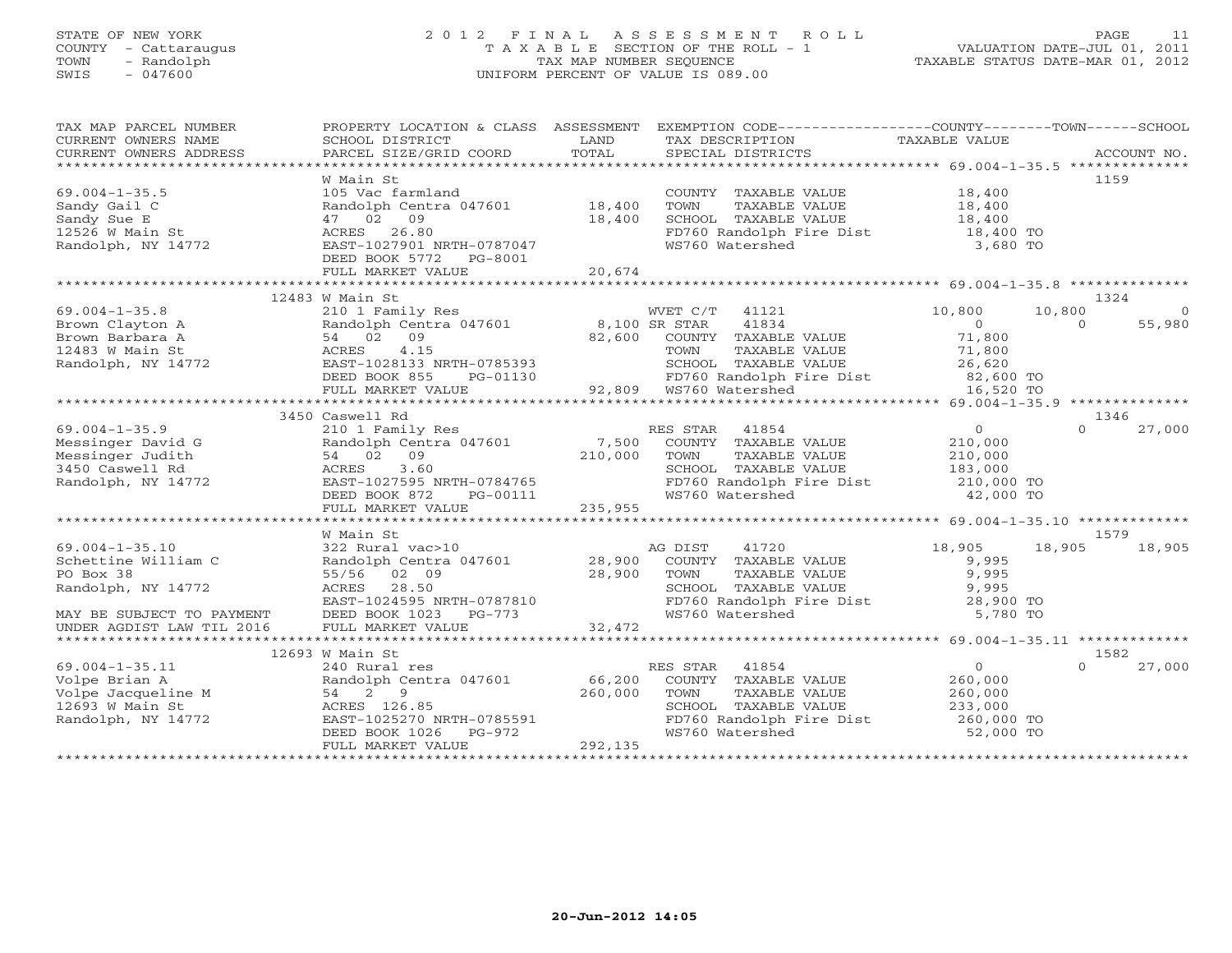STATE OF NEW YORK
COUNTY - Cattaraugus
TOWN - Randolph
SWIS - 047600

2012 FINAL ASSESSMENT ROLL
TAXABLE SECTION OF THE ROLL - 1
TAX MAP NUMBER SEQUENCE
UNIFORM PERCENT OF VALUE IS 089.00

VALUATION DATE-JUL 01, 2011
TAXABLE STATUS DATE-MAR 01, 2012

| TAX MAP PARCEL NUMBER / CURRENT OWNERS NAME / CURRENT OWNERS ADDRESS | PROPERTY LOCATION & CLASS / SCHOOL DISTRICT / PARCEL SIZE/GRID COORD | ASSESSMENT LAND / TOTAL | EXEMPTION CODE / TAX DESCRIPTION / SPECIAL DISTRICTS | COUNTY TAXABLE VALUE | TOWN | SCHOOL | ACCOUNT NO. |
|---|---|---|---|---|---|---|---|
| **69.004-1-35.5** | W Main St | | | | | | 1159 |
| Sandy Gail C | 105 Vac farmland | | COUNTY TAXABLE VALUE | 18,400 | | | |
| Sandy Sue E | Randolph Centra 047601 | 18,400 | TOWN TAXABLE VALUE | 18,400 | | | |
| 12526 W Main St | 47 02 09 | 18,400 | SCHOOL TAXABLE VALUE | 18,400 | | | |
| Randolph, NY 14772 | ACRES 26.80 | | FD760 Randolph Fire Dist | 18,400 TO | | | |
| | EAST-1027901 NRTH-0787047 | | WS760 Watershed | 3,680 TO | | | |
| | DEED BOOK 5772 PG-8001 | | | | | | |
| | FULL MARKET VALUE | 20,674 | | | | | |
| **69.004-1-35.8** | 12483 W Main St | | | | | | 1324 |
| Brown Clayton A | 210 1 Family Res | | WVET C/T 41121 | 10,800 | 10,800 | 0 | |
| Brown Barbara A | Randolph Centra 047601 | 8,100 | SR STAR 41834 | 0 | 0 | 55,980 | |
| 12483 W Main St | 54 02 09 | 82,600 | COUNTY TAXABLE VALUE | 71,800 | | | |
| Randolph, NY 14772 | ACRES 4.15 | | TOWN TAXABLE VALUE | 71,800 | | | |
| | EAST-1028133 NRTH-0785393 | | SCHOOL TAXABLE VALUE | 26,620 | | | |
| | DEED BOOK 855 PG-01130 | | FD760 Randolph Fire Dist | 82,600 TO | | | |
| | FULL MARKET VALUE | 92,809 | WS760 Watershed | 16,520 TO | | | |
| **69.004-1-35.9** | 3450 Caswell Rd | | | | | | 1346 |
| Messinger David G | 210 1 Family Res | | RES STAR 41854 | 0 | 0 | 27,000 | |
| Messinger Judith | Randolph Centra 047601 | 7,500 | COUNTY TAXABLE VALUE | 210,000 | | | |
| 3450 Caswell Rd | 54 02 09 | 210,000 | TOWN TAXABLE VALUE | 210,000 | | | |
| Randolph, NY 14772 | ACRES 3.60 | | SCHOOL TAXABLE VALUE | 183,000 | | | |
| | EAST-1027595 NRTH-0784765 | | FD760 Randolph Fire Dist | 210,000 TO | | | |
| | DEED BOOK 872 PG-00111 | | WS760 Watershed | 42,000 TO | | | |
| | FULL MARKET VALUE | 235,955 | | | | | |
| **69.004-1-35.10** | W Main St | | | | | | 1579 |
| Schettine William C | 322 Rural vac>10 | | AG DIST 41720 | 18,905 | 18,905 | 18,905 | |
| PO Box 38 | Randolph Centra 047601 | 28,900 | COUNTY TAXABLE VALUE | 9,995 | | | |
| Randolph, NY 14772 | 55/56 02 09 | 28,900 | TOWN TAXABLE VALUE | 9,995 | | | |
| | ACRES 28.50 | | SCHOOL TAXABLE VALUE | 9,995 | | | |
| | EAST-1024595 NRTH-0787810 | | FD760 Randolph Fire Dist | 28,900 TO | | | |
| MAY BE SUBJECT TO PAYMENT | DEED BOOK 1023 PG-773 | | WS760 Watershed | 5,780 TO | | | |
| UNDER AGDIST LAW TIL 2016 | FULL MARKET VALUE | 32,472 | | | | | |
| **69.004-1-35.11** | 12693 W Main St | | | | | | 1582 |
| Volpe Brian A | 240 Rural res | | RES STAR 41854 | 0 | 0 | 27,000 | |
| Volpe Jacqueline M | Randolph Centra 047601 | 66,200 | COUNTY TAXABLE VALUE | 260,000 | | | |
| 12693 W Main St | 54 2 9 | 260,000 | TOWN TAXABLE VALUE | 260,000 | | | |
| Randolph, NY 14772 | ACRES 126.85 | | SCHOOL TAXABLE VALUE | 233,000 | | | |
| | EAST-1025270 NRTH-0785591 | | FD760 Randolph Fire Dist | 260,000 TO | | | |
| | DEED BOOK 1026 PG-972 | | WS760 Watershed | 52,000 TO | | | |
| | FULL MARKET VALUE | 292,135 | | | | | |

20-Jun-2012 14:05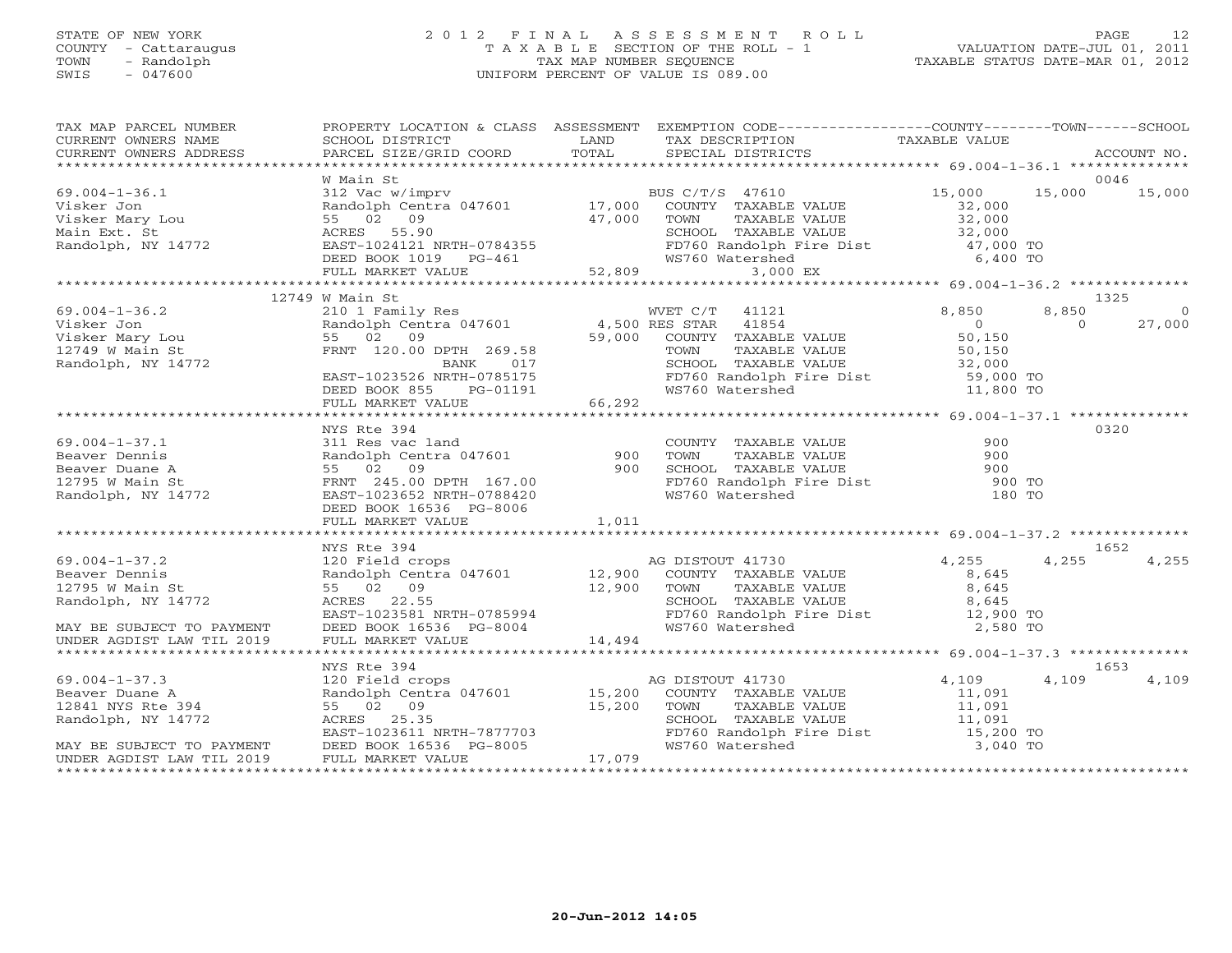STATE OF NEW YORK
COUNTY - Cattaraugus
TOWN - Randolph
SWIS - 047600

2012 FINAL ASSESSMENT ROLL
TAXABLE SECTION OF THE ROLL - 1
TAX MAP NUMBER SEQUENCE
UNIFORM PERCENT OF VALUE IS 089.00

VALUATION DATE-JUL 01, 2011
TAXABLE STATUS DATE-MAR 01, 2012

| TAX MAP PARCEL NUMBER / CURRENT OWNERS NAME / CURRENT OWNERS ADDRESS | PROPERTY LOCATION & CLASS / SCHOOL DISTRICT / PARCEL SIZE/GRID COORD | ASSESSMENT LAND / TOTAL | EXEMPTION CODE / TAX DESCRIPTION / SPECIAL DISTRICTS | COUNTY TAXABLE VALUE | TOWN | SCHOOL | ACCOUNT NO. |
|---|---|---|---|---|---|---|---|
| **69.004-1-36.1** | W Main St | | | | | | 0046 |
| Visker Jon | 312 Vac w/imprv | | BUS C/T/S 47610 | 15,000 | 15,000 | 15,000 | |
| Visker Mary Lou | Randolph Centra 047601 | 17,000 | COUNTY TAXABLE VALUE | 32,000 | | | |
| Main Ext. St | 55 02 09 | 47,000 | TOWN TAXABLE VALUE | 32,000 | | | |
| Randolph, NY 14772 | ACRES 55.90 | | SCHOOL TAXABLE VALUE | 32,000 | | | |
| | EAST-1024121 NRTH-0784355 | | FD760 Randolph Fire Dist | 47,000 TO | | | |
| | DEED BOOK 1019 PG-461 | | WS760 Watershed | 6,400 TO | | | |
| | FULL MARKET VALUE | 52,809 | 3,000 EX | | | | |
| **69.004-1-36.2** | 12749 W Main St | | | | | | 1325 |
| Visker Jon | 210 1 Family Res | | WVET C/T 41121 | 8,850 | 8,850 | 0 | |
| Visker Mary Lou | Randolph Centra 047601 | 4,500 | RES STAR 41854 | 0 | 0 | 27,000 | |
| 12749 W Main St | 55 02 09 | 59,000 | COUNTY TAXABLE VALUE | 50,150 | | | |
| Randolph, NY 14772 | FRNT 120.00 DPTH 269.58 | | TOWN TAXABLE VALUE | 50,150 | | | |
| | BANK 017 | | SCHOOL TAXABLE VALUE | 32,000 | | | |
| | EAST-1023526 NRTH-0785175 | | FD760 Randolph Fire Dist | 59,000 TO | | | |
| | DEED BOOK 855 PG-01191 | | WS760 Watershed | 11,800 TO | | | |
| | FULL MARKET VALUE | 66,292 | | | | | |
| **69.004-1-37.1** | NYS Rte 394 | | | | | | 0320 |
| Beaver Dennis | 311 Res vac land | | COUNTY TAXABLE VALUE | 900 | | | |
| Beaver Duane A | Randolph Centra 047601 | 900 | TOWN TAXABLE VALUE | 900 | | | |
| 12795 W Main St | 55 02 09 | 900 | SCHOOL TAXABLE VALUE | 900 | | | |
| Randolph, NY 14772 | FRNT 245.00 DPTH 167.00 | | FD760 Randolph Fire Dist | 900 TO | | | |
| | EAST-1023652 NRTH-0788420 | | WS760 Watershed | 180 TO | | | |
| | DEED BOOK 16536 PG-8006 | | | | | | |
| | FULL MARKET VALUE | 1,011 | | | | | |
| **69.004-1-37.2** | NYS Rte 394 | | | | | | 1652 |
| Beaver Dennis | 120 Field crops | | AG DISTOUT 41730 | 4,255 | 4,255 | 4,255 | |
| 12795 W Main St | Randolph Centra 047601 | 12,900 | COUNTY TAXABLE VALUE | 8,645 | | | |
| Randolph, NY 14772 | 55 02 09 | 12,900 | TOWN TAXABLE VALUE | 8,645 | | | |
| | ACRES 22.55 | | SCHOOL TAXABLE VALUE | 8,645 | | | |
| | EAST-1023581 NRTH-0785994 | | FD760 Randolph Fire Dist | 12,900 TO | | | |
| MAY BE SUBJECT TO PAYMENT | DEED BOOK 16536 PG-8004 | | WS760 Watershed | 2,580 TO | | | |
| UNDER AGDIST LAW TIL 2019 | FULL MARKET VALUE | 14,494 | | | | | |
| **69.004-1-37.3** | NYS Rte 394 | | | | | | 1653 |
| Beaver Duane A | 120 Field crops | | AG DISTOUT 41730 | 4,109 | 4,109 | 4,109 | |
| 12841 NYS Rte 394 | Randolph Centra 047601 | 15,200 | COUNTY TAXABLE VALUE | 11,091 | | | |
| Randolph, NY 14772 | 55 02 09 | 15,200 | TOWN TAXABLE VALUE | 11,091 | | | |
| | ACRES 25.35 | | SCHOOL TAXABLE VALUE | 11,091 | | | |
| | EAST-1023611 NRTH-7877703 | | FD760 Randolph Fire Dist | 15,200 TO | | | |
| MAY BE SUBJECT TO PAYMENT | DEED BOOK 16536 PG-8005 | | WS760 Watershed | 3,040 TO | | | |
| UNDER AGDIST LAW TIL 2019 | FULL MARKET VALUE | 17,079 | | | | | |

20-Jun-2012 14:05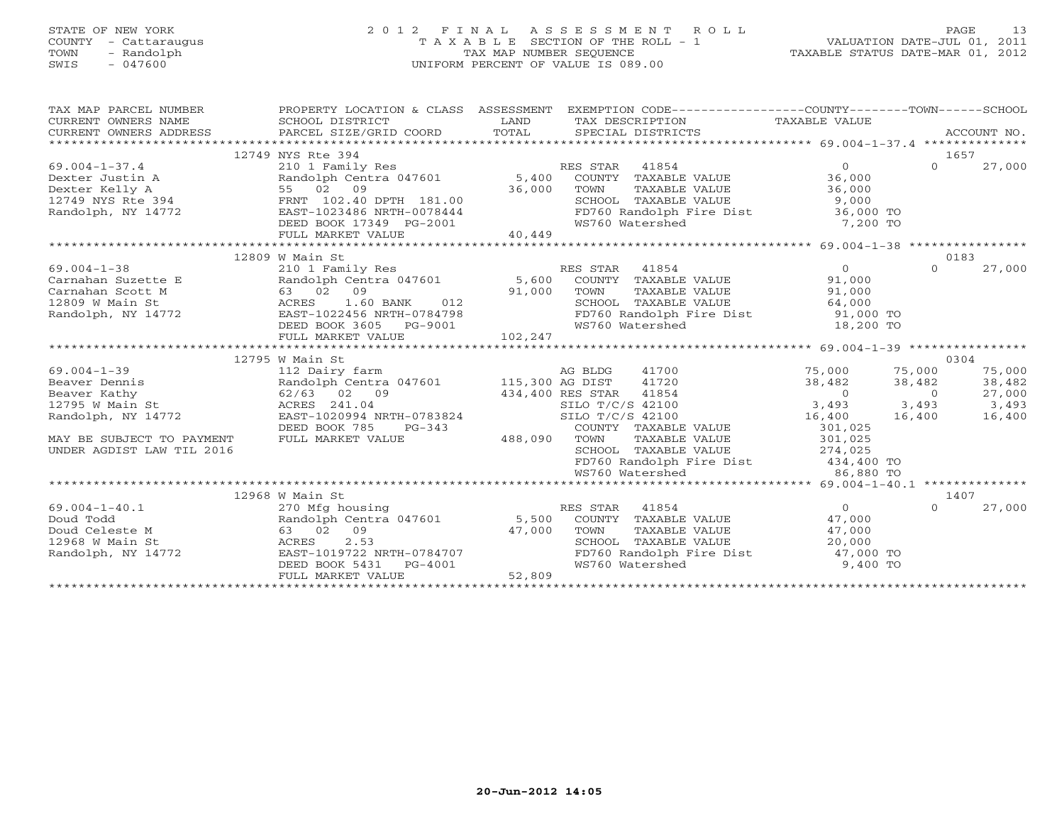STATE OF NEW YORK
COUNTY - Cattaraugus
TOWN - Randolph
SWIS - 047600

2012 FINAL ASSESSMENT ROLL
TAXABLE SECTION OF THE ROLL - 1
TAX MAP NUMBER SEQUENCE
UNIFORM PERCENT OF VALUE IS 089.00

VALUATION DATE-JUL 01, 2011
TAXABLE STATUS DATE-MAR 01, 2012

```
TAX MAP PARCEL NUMBER      PROPERTY LOCATION & CLASS  ASSESSMENT  EXEMPTION CODE------------------COUNTY--------TOWN------SCHOOL
CURRENT OWNERS NAME        SCHOOL DISTRICT              LAND      TAX DESCRIPTION              TAXABLE VALUE
CURRENT OWNERS ADDRESS     PARCEL SIZE/GRID COORD       TOTAL     SPECIAL DISTRICTS                                       ACCOUNT NO.
******************************************************************************************************* 69.004-1-37.4 **************
                  12749 NYS Rte 394                                                                                        1657
69.004-1-37.4              210 1 Family Res                       RES STAR   41854               0             0       27,000
Dexter Justin A            Randolph Centra 047601       5,400     COUNTY  TAXABLE VALUE          36,000
Dexter Kelly A             55  02  09                  36,000     TOWN    TAXABLE VALUE          36,000
12749 NYS Rte 394          FRNT 102.40 DPTH 181.00                SCHOOL  TAXABLE VALUE           9,000
Randolph, NY 14772         EAST-1023486 NRTH-0078444              FD760 Randolph Fire Dist       36,000 TO
                           DEED BOOK 17349  PG-2001               WS760 Watershed                 7,200 TO
                           FULL MARKET VALUE           40,449
******************************************************************************************************* 69.004-1-38 ****************
                  12809 W Main St                                                                                          0183
69.004-1-38                210 1 Family Res                       RES STAR   41854               0             0       27,000
Carnahan Suzette E         Randolph Centra 047601       5,600     COUNTY  TAXABLE VALUE          91,000
Carnahan Scott M           63  02  09                  91,000     TOWN    TAXABLE VALUE          91,000
12809 W Main St            ACRES    1.60 BANK    012              SCHOOL  TAXABLE VALUE          64,000
Randolph, NY 14772         EAST-1022456 NRTH-0784798              FD760 Randolph Fire Dist       91,000 TO
                           DEED BOOK 3605   PG-9001               WS760 Watershed                18,200 TO
                           FULL MARKET VALUE          102,247
******************************************************************************************************* 69.004-1-39 ****************
                  12795 W Main St                                                                                          0304
69.004-1-39                112 Dairy farm                         AG BLDG    41700          75,000        75,000       75,000
Beaver Dennis              Randolph Centra 047601     115,300 AG DIST    41720          38,482        38,482       38,482
Beaver Kathy               62/63  02  09              434,400 RES STAR   41854               0             0       27,000
12795 W Main St            ACRES  241.04                          SILO T/C/S 42100           3,493         3,493        3,493
Randolph, NY 14772         EAST-1020994 NRTH-0783824              SILO T/C/S 42100          16,400        16,400       16,400
                           DEED BOOK 785    PG-343                COUNTY  TAXABLE VALUE         301,025
MAY BE SUBJECT TO PAYMENT  FULL MARKET VALUE          488,090     TOWN    TAXABLE VALUE         301,025
UNDER AGDIST LAW TIL 2016                                         SCHOOL  TAXABLE VALUE         274,025
                                                                  FD760 Randolph Fire Dist      434,400 TO
                                                                  WS760 Watershed                86,880 TO
******************************************************************************************************* 69.004-1-40.1 **************
                  12968 W Main St                                                                                          1407
69.004-1-40.1              270 Mfg housing                        RES STAR   41854               0             0       27,000
Doud Todd                  Randolph Centra 047601       5,500     COUNTY  TAXABLE VALUE          47,000
Doud Celeste M             63  02  09                  47,000     TOWN    TAXABLE VALUE          47,000
12968 W Main St            ACRES    2.53                          SCHOOL  TAXABLE VALUE          20,000
Randolph, NY 14772         EAST-1019722 NRTH-0784707              FD760 Randolph Fire Dist       47,000 TO
                           DEED BOOK 5431   PG-4001               WS760 Watershed                 9,400 TO
                           FULL MARKET VALUE           52,809
************************************************************************************************************************************
```

20-Jun-2012 14:05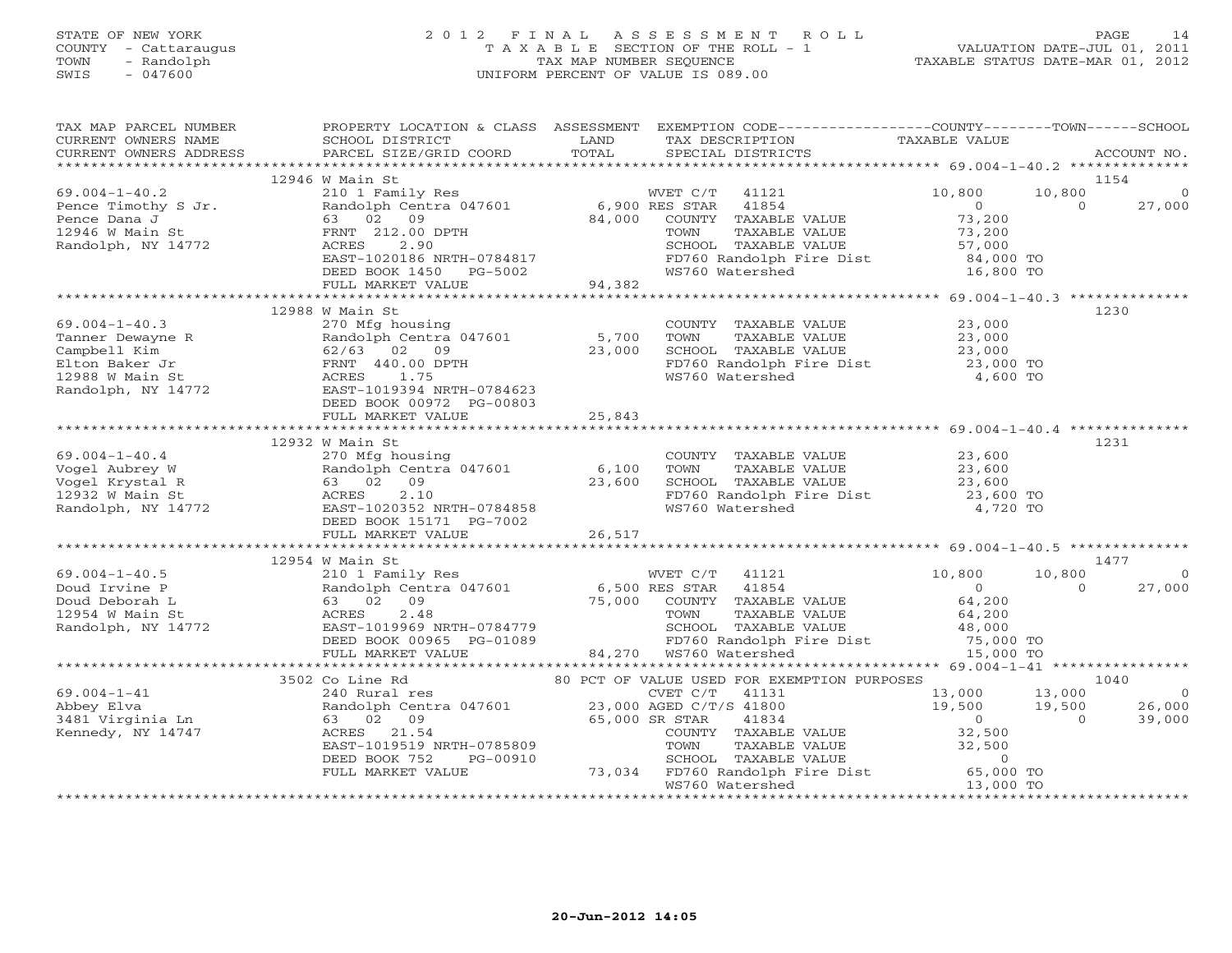STATE OF NEW YORK
COUNTY - Cattaraugus
TOWN - Randolph
SWIS - 047600

2 0 1 2 F I N A L A S S E S S M E N T R O L L
T A X A B L E SECTION OF THE ROLL - 1
TAX MAP NUMBER SEQUENCE
UNIFORM PERCENT OF VALUE IS 089.00

VALUATION DATE-JUL 01, 2011
TAXABLE STATUS DATE-MAR 01, 2012

```
TAX MAP PARCEL NUMBER          PROPERTY LOCATION & CLASS  ASSESSMENT  EXEMPTION CODE-----------------COUNTY--------TOWN------SCHOOL
CURRENT OWNERS NAME            SCHOOL DISTRICT              LAND      TAX DESCRIPTION                TAXABLE VALUE
CURRENT OWNERS ADDRESS         PARCEL SIZE/GRID COORD       TOTAL     SPECIAL DISTRICTS                                    ACCOUNT NO.
******************************************************************************************************* 69.004-1-40.2 **************
                               12946 W Main St                                                                               1154
69.004-1-40.2                  210 1 Family Res                        WVET C/T   41121           10,800       10,800            0
Pence Timothy S Jr.            Randolph Centra 047601       6,900 RES STAR    41854                0            0       27,000
Pence Dana J                   63  02  09                  84,000    COUNTY  TAXABLE VALUE          73,200
12946 W Main St                FRNT 212.00 DPTH                      TOWN    TAXABLE VALUE          73,200
Randolph, NY 14772             ACRES    2.90                         SCHOOL  TAXABLE VALUE          57,000
                               EAST-1020186 NRTH-0784817             FD760 Randolph Fire Dist       84,000 TO
                               DEED BOOK 1450   PG-5002              WS760 Watershed                16,800 TO
                               FULL MARKET VALUE           94,382
******************************************************************************************************* 69.004-1-40.3 **************
                               12988 W Main St                                                                               1230
69.004-1-40.3                  270 Mfg housing                        COUNTY  TAXABLE VALUE          23,000
Tanner Dewayne R               Randolph Centra 047601       5,700    TOWN    TAXABLE VALUE          23,000
Campbell Kim                   62/63  02  09               23,000    SCHOOL  TAXABLE VALUE          23,000
Elton Baker Jr                 FRNT 440.00 DPTH                      FD760 Randolph Fire Dist       23,000 TO
12988 W Main St                ACRES    1.75                         WS760 Watershed                 4,600 TO
Randolph, NY 14772             EAST-1019394 NRTH-0784623
                               DEED BOOK 00972 PG-00803
                               FULL MARKET VALUE           25,843
******************************************************************************************************* 69.004-1-40.4 **************
                               12932 W Main St                                                                               1231
69.004-1-40.4                  270 Mfg housing                        COUNTY  TAXABLE VALUE          23,600
Vogel Aubrey W                 Randolph Centra 047601       6,100    TOWN    TAXABLE VALUE          23,600
Vogel Krystal R                63  02  09                  23,600    SCHOOL  TAXABLE VALUE          23,600
12932 W Main St                ACRES    2.10                         FD760 Randolph Fire Dist       23,600 TO
Randolph, NY 14772             EAST-1020352 NRTH-0784858             WS760 Watershed                 4,720 TO
                               DEED BOOK 15171 PG-7002
                               FULL MARKET VALUE           26,517
******************************************************************************************************* 69.004-1-40.5 **************
                               12954 W Main St                                                                               1477
69.004-1-40.5                  210 1 Family Res                        WVET C/T   41121           10,800       10,800            0
Doud Irvine P                  Randolph Centra 047601       6,500 RES STAR    41854                0            0       27,000
Doud Deborah L                 63  02  09                  75,000    COUNTY  TAXABLE VALUE          64,200
12954 W Main St                ACRES    2.48                         TOWN    TAXABLE VALUE          64,200
Randolph, NY 14772             EAST-1019969 NRTH-0784779             SCHOOL  TAXABLE VALUE          48,000
                               DEED BOOK 00965 PG-01089              FD760 Randolph Fire Dist       75,000 TO
                               FULL MARKET VALUE           84,270    WS760 Watershed                15,000 TO
******************************************************************************************************* 69.004-1-41 ****************
                               3502 Co Line Rd               80 PCT OF VALUE USED FOR EXEMPTION PURPOSES                     1040
69.004-1-41                    240 Rural res                           CVET C/T   41131           13,000       13,000            0
Abbey Elva                     Randolph Centra 047601      23,000 AGED C/T/S 41800               19,500       19,500       26,000
3481 Virginia Ln               63  02  09                  65,000 SR STAR     41834                0            0       39,000
Kennedy, NY 14747              ACRES   21.54                         COUNTY  TAXABLE VALUE          32,500
                               EAST-1019519 NRTH-0785809             TOWN    TAXABLE VALUE          32,500
                               DEED BOOK 752    PG-00910             SCHOOL  TAXABLE VALUE               0
                               FULL MARKET VALUE           73,034    FD760 Randolph Fire Dist       65,000 TO
                                                                     WS760 Watershed                13,000 TO
************************************************************************************************************************************
```

20-Jun-2012 14:05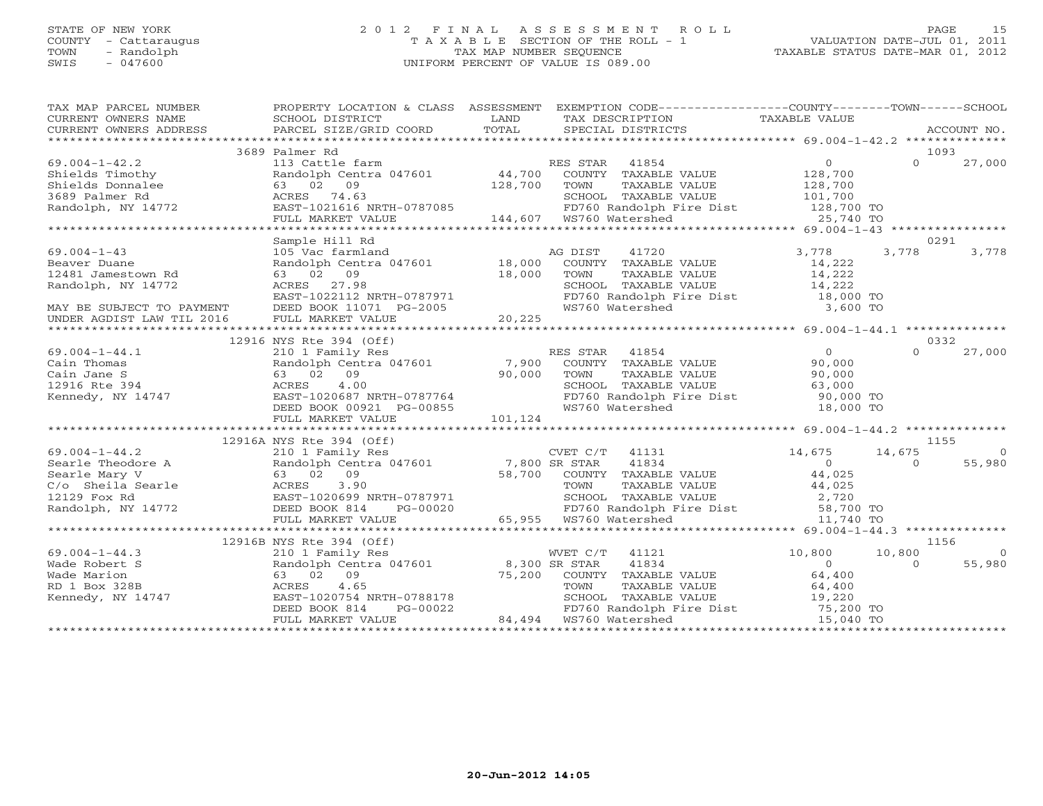STATE OF NEW YORK
COUNTY - Cattaraugus
TOWN - Randolph
SWIS - 047600

2012 FINAL ASSESSMENT ROLL
TAXABLE SECTION OF THE ROLL - 1
TAX MAP NUMBER SEQUENCE
UNIFORM PERCENT OF VALUE IS 089.00

VALUATION DATE-JUL 01, 2011
TAXABLE STATUS DATE-MAR 01, 2012

| TAX MAP PARCEL NUMBER / CURRENT OWNERS NAME / CURRENT OWNERS ADDRESS | PROPERTY LOCATION & CLASS / SCHOOL DISTRICT / PARCEL SIZE/GRID COORD | ASSESSMENT LAND / TOTAL | EXEMPTION CODE / TAX DESCRIPTION / SPECIAL DISTRICTS | COUNTY TAXABLE VALUE | TOWN | SCHOOL / ACCOUNT NO. |
|---|---|---|---|---|---|---|
| **69.004-1-42.2** | 3689 Palmer Rd | | | | | 1093 |
| 69.004-1-42.2 | 113 Cattle farm | | RES STAR 41854 | 0 | 0 | 27,000 |
| Shields Timothy | Randolph Centra 047601 | 44,700 | COUNTY TAXABLE VALUE | 128,700 | | |
| Shields Donnalee | 63 02 09 | 128,700 | TOWN TAXABLE VALUE | 128,700 | | |
| 3689 Palmer Rd | ACRES 74.63 | | SCHOOL TAXABLE VALUE | 101,700 | | |
| Randolph, NY 14772 | EAST-1021616 NRTH-0787085 | | FD760 Randolph Fire Dist | 128,700 TO | | |
| | FULL MARKET VALUE | 144,607 | WS760 Watershed | 25,740 TO | | |
| **69.004-1-43** | Sample Hill Rd | | | | | 0291 |
| 69.004-1-43 | 105 Vac farmland | | AG DIST 41720 | 3,778 | 3,778 | 3,778 |
| Beaver Duane | Randolph Centra 047601 | 18,000 | COUNTY TAXABLE VALUE | 14,222 | | |
| 12481 Jamestown Rd | 63 02 09 | 18,000 | TOWN TAXABLE VALUE | 14,222 | | |
| Randolph, NY 14772 | ACRES 27.98 | | SCHOOL TAXABLE VALUE | 14,222 | | |
| | EAST-1022112 NRTH-0787971 | | FD760 Randolph Fire Dist | 18,000 TO | | |
| MAY BE SUBJECT TO PAYMENT | DEED BOOK 11071 PG-2005 | | WS760 Watershed | 3,600 TO | | |
| UNDER AGDIST LAW TIL 2016 | FULL MARKET VALUE | 20,225 | | | | |
| **69.004-1-44.1** | 12916 NYS Rte 394 (Off) | | | | | 0332 |
| 69.004-1-44.1 | 210 1 Family Res | | RES STAR 41854 | 0 | 0 | 27,000 |
| Cain Thomas | Randolph Centra 047601 | 7,900 | COUNTY TAXABLE VALUE | 90,000 | | |
| Cain Jane S | 63 02 09 | 90,000 | TOWN TAXABLE VALUE | 90,000 | | |
| 12916 Rte 394 | ACRES 4.00 | | SCHOOL TAXABLE VALUE | 63,000 | | |
| Kennedy, NY 14747 | EAST-1020687 NRTH-0787764 | | FD760 Randolph Fire Dist | 90,000 TO | | |
| | DEED BOOK 00921 PG-00855 | | WS760 Watershed | 18,000 TO | | |
| | FULL MARKET VALUE | 101,124 | | | | |
| **69.004-1-44.2** | 12916A NYS Rte 394 (Off) | | | | | 1155 |
| 69.004-1-44.2 | 210 1 Family Res | | CVET C/T 41131 | 14,675 | 14,675 | 0 |
| Searle Theodore A | Randolph Centra 047601 | 7,800 | SR STAR 41834 | 0 | 0 | 55,980 |
| Searle Mary V | 63 02 09 | 58,700 | COUNTY TAXABLE VALUE | 44,025 | | |
| C/o Sheila Searle | ACRES 3.90 | | TOWN TAXABLE VALUE | 44,025 | | |
| 12129 Fox Rd | EAST-1020699 NRTH-0787971 | | SCHOOL TAXABLE VALUE | 2,720 | | |
| Randolph, NY 14772 | DEED BOOK 814 PG-00020 | | FD760 Randolph Fire Dist | 58,700 TO | | |
| | FULL MARKET VALUE | 65,955 | WS760 Watershed | 11,740 TO | | |
| **69.004-1-44.3** | 12916B NYS Rte 394 (Off) | | | | | 1156 |
| 69.004-1-44.3 | 210 1 Family Res | | WVET C/T 41121 | 10,800 | 10,800 | 0 |
| Wade Robert S | Randolph Centra 047601 | 8,300 | SR STAR 41834 | 0 | 0 | 55,980 |
| Wade Marion | 63 02 09 | 75,200 | COUNTY TAXABLE VALUE | 64,400 | | |
| RD 1 Box 328B | ACRES 4.65 | | TOWN TAXABLE VALUE | 64,400 | | |
| Kennedy, NY 14747 | EAST-1020754 NRTH-0788178 | | SCHOOL TAXABLE VALUE | 19,220 | | |
| | DEED BOOK 814 PG-00022 | | FD760 Randolph Fire Dist | 75,200 TO | | |
| | FULL MARKET VALUE | 84,494 | WS760 Watershed | 15,040 TO | | |

20-Jun-2012 14:05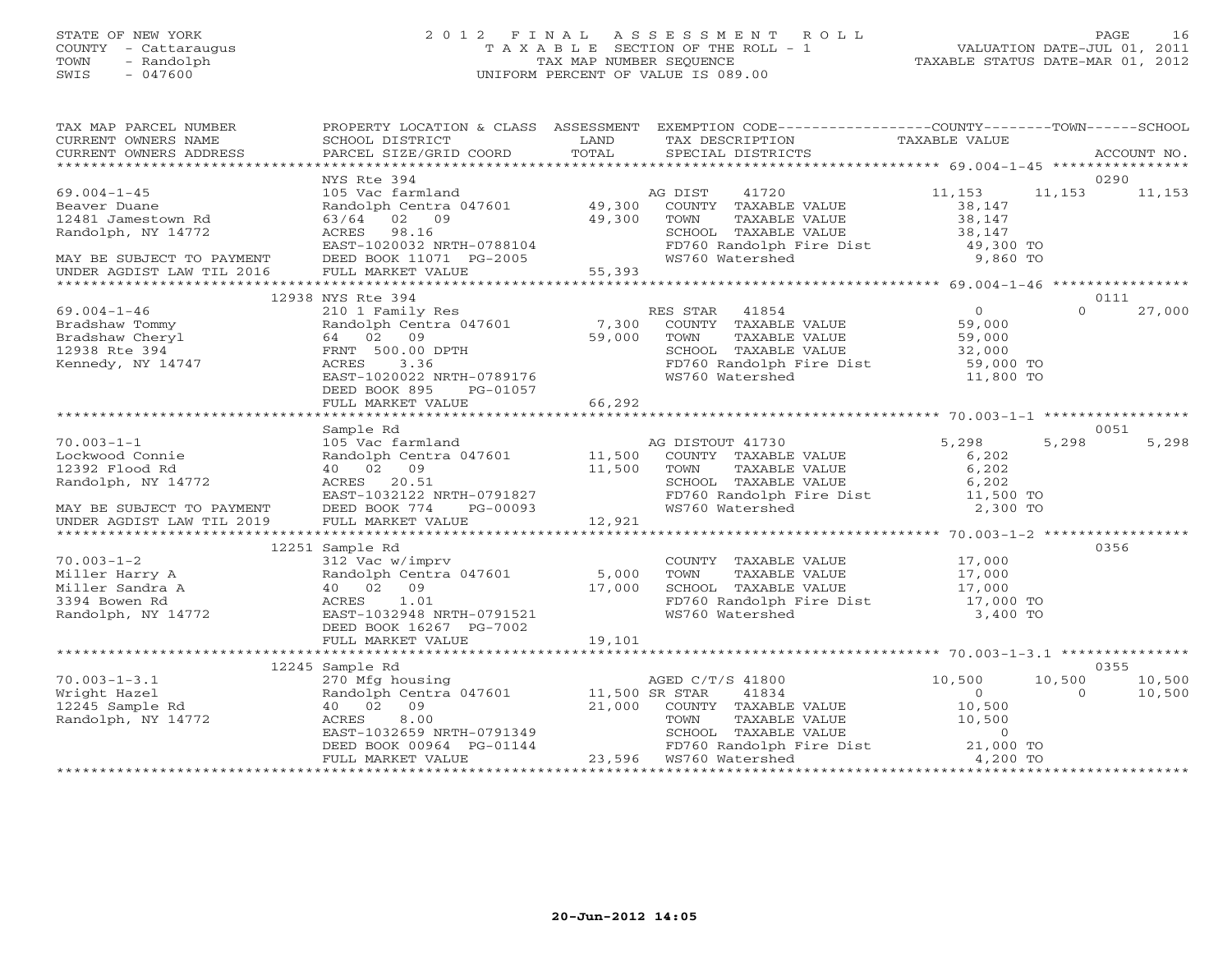STATE OF NEW YORK
COUNTY - Cattaraugus
TOWN - Randolph
SWIS - 047600

2 0 1 2 F I N A L A S S E S S M E N T R O L L
T A X A B L E SECTION OF THE ROLL - 1
TAX MAP NUMBER SEQUENCE
UNIFORM PERCENT OF VALUE IS 089.00

VALUATION DATE-JUL 01, 2011
TAXABLE STATUS DATE-MAR 01, 2012

```
TAX MAP PARCEL NUMBER          PROPERTY LOCATION & CLASS  ASSESSMENT  EXEMPTION CODE-----------------COUNTY--------TOWN------SCHOOL
CURRENT OWNERS NAME            SCHOOL DISTRICT            LAND        TAX DESCRIPTION               TAXABLE VALUE
CURRENT OWNERS ADDRESS         PARCEL SIZE/GRID COORD     TOTAL       SPECIAL DISTRICTS                                      ACCOUNT NO.
******************************************************************************************************* 69.004-1-45 ****************
                               NYS Rte 394                                                                             0290
69.004-1-45                    105 Vac farmland                       AG DIST     41720             11,153     11,153     11,153
Beaver Duane                   Randolph Centra 047601     49,300      COUNTY  TAXABLE VALUE           38,147
12481 Jamestown Rd             63/64  02  09              49,300      TOWN    TAXABLE VALUE           38,147
Randolph, NY 14772             ACRES   98.16                          SCHOOL  TAXABLE VALUE           38,147
                               EAST-1020032 NRTH-0788104              FD760 Randolph Fire Dist        49,300 TO
MAY BE SUBJECT TO PAYMENT      DEED BOOK 11071  PG-2005               WS760 Watershed                  9,860 TO
UNDER AGDIST LAW TIL 2016      FULL MARKET VALUE          55,393
******************************************************************************************************* 69.004-1-46 ****************
                          12938 NYS Rte 394                                                                             0111
69.004-1-46                    210 1 Family Res                       RES STAR    41854                  0          0     27,000
Bradshaw Tommy                 Randolph Centra 047601      7,300      COUNTY  TAXABLE VALUE           59,000
Bradshaw Cheryl                64  02  09                 59,000      TOWN    TAXABLE VALUE           59,000
12938 Rte 394                  FRNT  500.00 DPTH                      SCHOOL  TAXABLE VALUE           32,000
Kennedy, NY 14747              ACRES    3.36                          FD760 Randolph Fire Dist        59,000 TO
                               EAST-1020022 NRTH-0789176              WS760 Watershed                 11,800 TO
                               DEED BOOK 895    PG-01057
                               FULL MARKET VALUE          66,292
******************************************************************************************************* 70.003-1-1 *****************
                               Sample Rd                                                                               0051
70.003-1-1                     105 Vac farmland                       AG DISTOUT  41730              5,298      5,298      5,298
Lockwood Connie                Randolph Centra 047601     11,500      COUNTY  TAXABLE VALUE            6,202
12392 Flood Rd                 40  02  09                 11,500      TOWN    TAXABLE VALUE            6,202
Randolph, NY 14772             ACRES   20.51                          SCHOOL  TAXABLE VALUE            6,202
                               EAST-1032122 NRTH-0791827              FD760 Randolph Fire Dist        11,500 TO
MAY BE SUBJECT TO PAYMENT      DEED BOOK 774    PG-00093              WS760 Watershed                  2,300 TO
UNDER AGDIST LAW TIL 2019      FULL MARKET VALUE          12,921
******************************************************************************************************* 70.003-1-2 *****************
                          12251 Sample Rd                                                                               0356
70.003-1-2                     312 Vac w/imprv                        COUNTY  TAXABLE VALUE           17,000
Miller Harry A                 Randolph Centra 047601      5,000      TOWN    TAXABLE VALUE           17,000
Miller Sandra A                40  02  09                 17,000      SCHOOL  TAXABLE VALUE           17,000
3394 Bowen Rd                  ACRES    1.01                          FD760 Randolph Fire Dist        17,000 TO
Randolph, NY 14772             EAST-1032948 NRTH-0791521              WS760 Watershed                  3,400 TO
                               DEED BOOK 16267  PG-7002
                               FULL MARKET VALUE          19,101
******************************************************************************************************* 70.003-1-3.1 ***************
                          12245 Sample Rd                                                                               0355
70.003-1-3.1                   270 Mfg housing                        AGED C/T/S  41800             10,500     10,500     10,500
Wright Hazel                   Randolph Centra 047601     11,500 SR STAR     41834                  0          0     10,500
12245 Sample Rd                40  02  09                 21,000      COUNTY  TAXABLE VALUE           10,500
Randolph, NY 14772             ACRES    8.00                          TOWN    TAXABLE VALUE           10,500
                               EAST-1032659 NRTH-0791349              SCHOOL  TAXABLE VALUE                0
                               DEED BOOK 00964  PG-01144              FD760 Randolph Fire Dist        21,000 TO
                               FULL MARKET VALUE          23,596      WS760 Watershed                  4,200 TO
************************************************************************************************************************************
```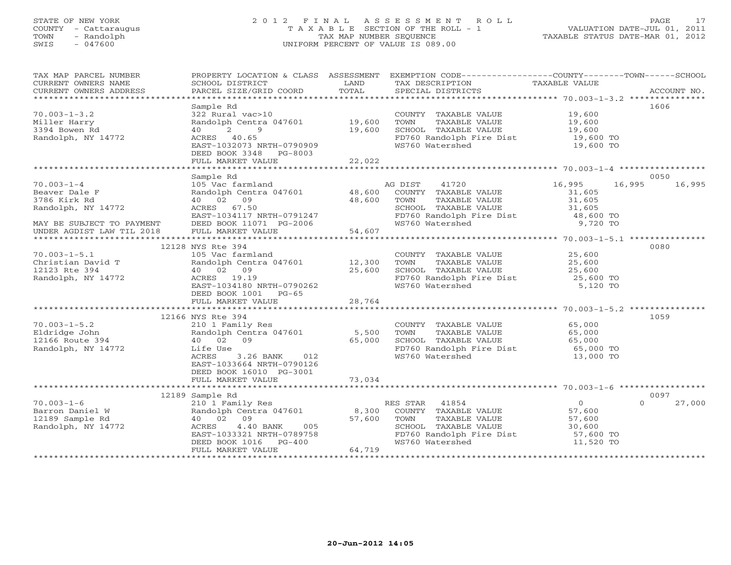STATE OF NEW YORK
COUNTY - Cattaraugus
TOWN - Randolph
SWIS - 047600

# 2012 FINAL ASSESSMENT ROLL
TAXABLE SECTION OF THE ROLL - 1
TAX MAP NUMBER SEQUENCE
UNIFORM PERCENT OF VALUE IS 089.00

VALUATION DATE-JUL 01, 2011
TAXABLE STATUS DATE-MAR 01, 2012

| TAX MAP PARCEL NUMBER / CURRENT OWNERS NAME / CURRENT OWNERS ADDRESS | PROPERTY LOCATION & CLASS / SCHOOL DISTRICT / PARCEL SIZE/GRID COORD | ASSESSMENT LAND / TOTAL | EXEMPTION CODE / TAX DESCRIPTION / SPECIAL DISTRICTS | COUNTY | TOWN | SCHOOL | ACCOUNT NO. |
|---|---|---|---|---|---|---|---|
| 70.003-1-3.2 | Sample Rd | | | | | | 1606 |
| | 322 Rural vac>10 | | COUNTY TAXABLE VALUE | 19,600 | | | |
| Miller Harry | Randolph Centra 047601 | 19,600 | TOWN TAXABLE VALUE | 19,600 | | | |
| 3394 Bowen Rd | 40 2 9 | 19,600 | SCHOOL TAXABLE VALUE | 19,600 | | | |
| Randolph, NY 14772 | ACRES 40.65 | | FD760 Randolph Fire Dist | 19,600 TO | | | |
| | EAST-1032073 NRTH-0790909 | | WS760 Watershed | 19,600 TO | | | |
| | DEED BOOK 3348 PG-8003 | | | | | | |
| | FULL MARKET VALUE | 22,022 | | | | | |
| 70.003-1-4 | Sample Rd | | | | | | 0050 |
| | 105 Vac farmland | | AG DIST 41720 | 16,995 | 16,995 | 16,995 | |
| Beaver Dale F | Randolph Centra 047601 | 48,600 | COUNTY TAXABLE VALUE | 31,605 | | | |
| 3786 Kirk Rd | 40 02 09 | 48,600 | TOWN TAXABLE VALUE | 31,605 | | | |
| Randolph, NY 14772 | ACRES 67.50 | | SCHOOL TAXABLE VALUE | 31,605 | | | |
| | EAST-1034117 NRTH-0791247 | | FD760 Randolph Fire Dist | 48,600 TO | | | |
| MAY BE SUBJECT TO PAYMENT | DEED BOOK 11071 PG-2006 | | WS760 Watershed | 9,720 TO | | | |
| UNDER AGDIST LAW TIL 2018 | FULL MARKET VALUE | 54,607 | | | | | |
| 70.003-1-5.1 | 12128 NYS Rte 394 | | | | | | 0080 |
| | 105 Vac farmland | | COUNTY TAXABLE VALUE | 25,600 | | | |
| Christian David T | Randolph Centra 047601 | 12,300 | TOWN TAXABLE VALUE | 25,600 | | | |
| 12123 Rte 394 | 40 02 09 | 25,600 | SCHOOL TAXABLE VALUE | 25,600 | | | |
| Randolph, NY 14772 | ACRES 19.19 | | FD760 Randolph Fire Dist | 25,600 TO | | | |
| | EAST-1034180 NRTH-0790262 | | WS760 Watershed | 5,120 TO | | | |
| | DEED BOOK 1001 PG-65 | | | | | | |
| | FULL MARKET VALUE | 28,764 | | | | | |
| 70.003-1-5.2 | 12166 NYS Rte 394 | | | | | | 1059 |
| | 210 1 Family Res | | COUNTY TAXABLE VALUE | 65,000 | | | |
| Eldridge John | Randolph Centra 047601 | 5,500 | TOWN TAXABLE VALUE | 65,000 | | | |
| 12166 Route 394 | 40 02 09 | 65,000 | SCHOOL TAXABLE VALUE | 65,000 | | | |
| Randolph, NY 14772 | Life Use | | FD760 Randolph Fire Dist | 65,000 TO | | | |
| | ACRES 3.26 BANK 012 | | WS760 Watershed | 13,000 TO | | | |
| | EAST-1033664 NRTH-0790126 | | | | | | |
| | DEED BOOK 16010 PG-3001 | | | | | | |
| | FULL MARKET VALUE | 73,034 | | | | | |
| 70.003-1-6 | 12189 Sample Rd | | | | | | 0097 |
| | 210 1 Family Res | | RES STAR 41854 | 0 | 0 | 27,000 | |
| Barron Daniel W | Randolph Centra 047601 | 8,300 | COUNTY TAXABLE VALUE | 57,600 | | | |
| 12189 Sample Rd | 40 02 09 | 57,600 | TOWN TAXABLE VALUE | 57,600 | | | |
| Randolph, NY 14772 | ACRES 4.40 BANK 005 | | SCHOOL TAXABLE VALUE | 30,600 | | | |
| | EAST-1033321 NRTH-0789758 | | FD760 Randolph Fire Dist | 57,600 TO | | | |
| | DEED BOOK 1016 PG-400 | | WS760 Watershed | 11,520 TO | | | |
| | FULL MARKET VALUE | 64,719 | | | | | |

20-Jun-2012 14:05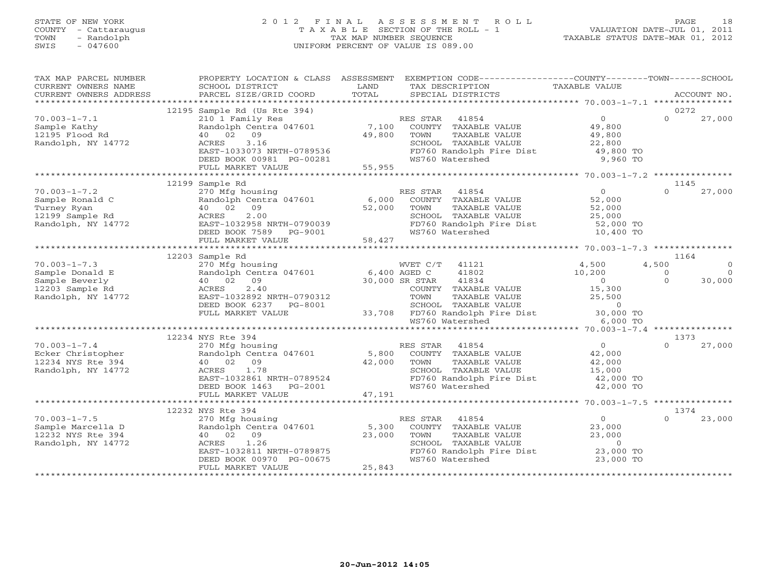STATE OF NEW YORK
COUNTY - Cattaraugus
TOWN - Randolph
SWIS - 047600

2012 FINAL ASSESSMENT ROLL
TAXABLE SECTION OF THE ROLL - 1
TAX MAP NUMBER SEQUENCE
UNIFORM PERCENT OF VALUE IS 089.00

VALUATION DATE-JUL 01, 2011
TAXABLE STATUS DATE-MAR 01, 2012

| TAX MAP PARCEL NUMBER / CURRENT OWNERS NAME / CURRENT OWNERS ADDRESS | PROPERTY LOCATION & CLASS / SCHOOL DISTRICT / PARCEL SIZE/GRID COORD | ASSESSMENT LAND / TOTAL | EXEMPTION CODE / TAX DESCRIPTION / SPECIAL DISTRICTS | COUNTY TAXABLE VALUE | TOWN | SCHOOL | ACCOUNT NO. |
|---|---|---|---|---|---|---|---|
| 70.003-1-7.1 | 12195 Sample Rd (Us Rte 394) | | | | | | 0272 |
| Sample Kathy | 210 1 Family Res | | RES STAR 41854 | 0 | 0 | 27,000 | |
| 12195 Flood Rd | Randolph Centra 047601 | 7,100 | COUNTY TAXABLE VALUE | 49,800 | | | |
| Randolph, NY 14772 | 40 02 09 | 49,800 | TOWN TAXABLE VALUE | 49,800 | | | |
| | ACRES 3.16 | | SCHOOL TAXABLE VALUE | 22,800 | | | |
| | EAST-1033073 NRTH-0789536 | | FD760 Randolph Fire Dist | 49,800 TO | | | |
| | DEED BOOK 00981 PG-00281 | | WS760 Watershed | 9,960 TO | | | |
| | FULL MARKET VALUE | 55,955 | | | | | |
| 70.003-1-7.2 | 12199 Sample Rd | | | | | | 1145 |
| Sample Ronald C | 270 Mfg housing | | RES STAR 41854 | 0 | 0 | 27,000 | |
| Turney Ryan | Randolph Centra 047601 | 6,000 | COUNTY TAXABLE VALUE | 52,000 | | | |
| 12199 Sample Rd | 40 02 09 | 52,000 | TOWN TAXABLE VALUE | 52,000 | | | |
| Randolph, NY 14772 | ACRES 2.00 | | SCHOOL TAXABLE VALUE | 25,000 | | | |
| | EAST-1032958 NRTH-0790039 | | FD760 Randolph Fire Dist | 52,000 TO | | | |
| | DEED BOOK 7589 PG-9001 | | WS760 Watershed | 10,400 TO | | | |
| | FULL MARKET VALUE | 58,427 | | | | | |
| 70.003-1-7.3 | 12203 Sample Rd | | | | | | 1164 |
| Sample Donald E | 270 Mfg housing | | WVET C/T 41121 | 4,500 | 4,500 | 0 | |
| Sample Beverly | Randolph Centra 047601 | 6,400 | AGED C 41802 | 10,200 | 0 | 0 | |
| 12203 Sample Rd | 40 02 09 | 30,000 | SR STAR 41834 | 0 | 0 | 30,000 | |
| Randolph, NY 14772 | ACRES 2.40 | | COUNTY TAXABLE VALUE | 15,300 | | | |
| | EAST-1032892 NRTH-0790312 | | TOWN TAXABLE VALUE | 25,500 | | | |
| | DEED BOOK 6237 PG-8001 | | SCHOOL TAXABLE VALUE | 0 | | | |
| | FULL MARKET VALUE | 33,708 | FD760 Randolph Fire Dist | 30,000 TO | | | |
| | | | WS760 Watershed | 6,000 TO | | | |
| 70.003-1-7.4 | 12234 NYS Rte 394 | | | | | | 1373 |
| Ecker Christopher | 270 Mfg housing | | RES STAR 41854 | 0 | 0 | 27,000 | |
| 12234 NYS Rte 394 | Randolph Centra 047601 | 5,800 | COUNTY TAXABLE VALUE | 42,000 | | | |
| Randolph, NY 14772 | 40 02 09 | 42,000 | TOWN TAXABLE VALUE | 42,000 | | | |
| | ACRES 1.78 | | SCHOOL TAXABLE VALUE | 15,000 | | | |
| | EAST-1032861 NRTH-0789524 | | FD760 Randolph Fire Dist | 42,000 TO | | | |
| | DEED BOOK 1463 PG-2001 | | WS760 Watershed | 42,000 TO | | | |
| | FULL MARKET VALUE | 47,191 | | | | | |
| 70.003-1-7.5 | 12232 NYS Rte 394 | | | | | | 1374 |
| Sample Marcella D | 270 Mfg housing | | RES STAR 41854 | 0 | 0 | 23,000 | |
| 12232 NYS Rte 394 | Randolph Centra 047601 | 5,300 | COUNTY TAXABLE VALUE | 23,000 | | | |
| Randolph, NY 14772 | 40 02 09 | 23,000 | TOWN TAXABLE VALUE | 23,000 | | | |
| | ACRES 1.26 | | SCHOOL TAXABLE VALUE | 0 | | | |
| | EAST-1032811 NRTH-0789875 | | FD760 Randolph Fire Dist | 23,000 TO | | | |
| | DEED BOOK 00970 PG-00675 | | WS760 Watershed | 23,000 TO | | | |
| | FULL MARKET VALUE | 25,843 | | | | | |

20-Jun-2012 14:05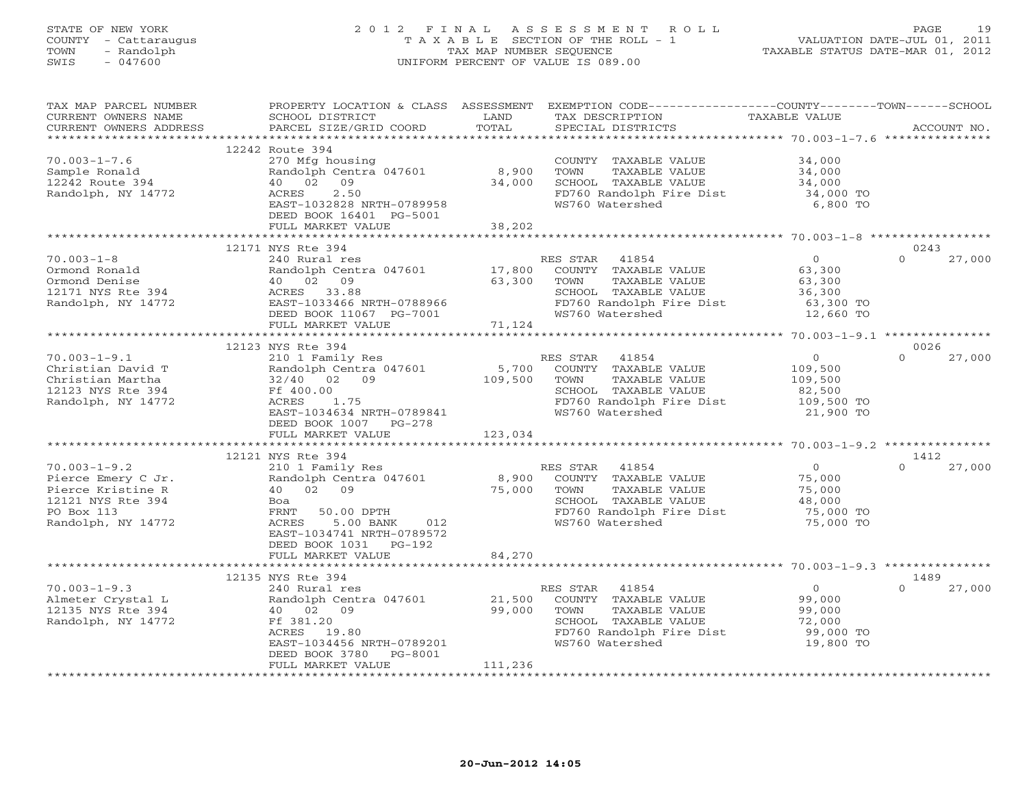STATE OF NEW YORK
COUNTY - Cattaraugus
TOWN - Randolph
SWIS - 047600

# 2012 FINAL ASSESSMENT ROLL
TAXABLE SECTION OF THE ROLL - 1
TAX MAP NUMBER SEQUENCE
UNIFORM PERCENT OF VALUE IS 089.00

VALUATION DATE-JUL 01, 2011
TAXABLE STATUS DATE-MAR 01, 2012

| TAX MAP PARCEL NUMBER / CURRENT OWNERS NAME / CURRENT OWNERS ADDRESS | PROPERTY LOCATION & CLASS / SCHOOL DISTRICT / PARCEL SIZE/GRID COORD | ASSESSMENT LAND / TOTAL | EXEMPTION CODE / TAX DESCRIPTION / SPECIAL DISTRICTS | COUNTY TAXABLE VALUE | TOWN | SCHOOL / ACCOUNT NO. |
|---|---|---|---|---|---|---|
| **70.003-1-7.6** | 12242 Route 394 | | | | | |
| Sample Ronald | 270 Mfg housing | | COUNTY TAXABLE VALUE | 34,000 | | |
| 12242 Route 394 | Randolph Centra 047601 | 8,900 | TOWN TAXABLE VALUE | 34,000 | | |
| Randolph, NY 14772 | 40 02 09 | 34,000 | SCHOOL TAXABLE VALUE | 34,000 | | |
| | ACRES 2.50 | | FD760 Randolph Fire Dist | 34,000 TO | | |
| | EAST-1032828 NRTH-0789958 | | WS760 Watershed | 6,800 TO | | |
| | DEED BOOK 16401 PG-5001 | | | | | |
| | FULL MARKET VALUE | 38,202 | | | | |
| **70.003-1-8** | 12171 NYS Rte 394 | | | | | 0243 |
| Ormond Ronald | 240 Rural res | | RES STAR 41854 | 0 | 0 | 27,000 |
| Ormond Denise | Randolph Centra 047601 | 17,800 | COUNTY TAXABLE VALUE | 63,300 | | |
| 12171 NYS Rte 394 | 40 02 09 | 63,300 | TOWN TAXABLE VALUE | 63,300 | | |
| Randolph, NY 14772 | ACRES 33.88 | | SCHOOL TAXABLE VALUE | 36,300 | | |
| | EAST-1033466 NRTH-0788966 | | FD760 Randolph Fire Dist | 63,300 TO | | |
| | DEED BOOK 11067 PG-7001 | | WS760 Watershed | 12,660 TO | | |
| | FULL MARKET VALUE | 71,124 | | | | |
| **70.003-1-9.1** | 12123 NYS Rte 394 | | | | | 0026 |
| Christian David T | 210 1 Family Res | | RES STAR 41854 | 0 | 0 | 27,000 |
| Christian Martha | Randolph Centra 047601 | 5,700 | COUNTY TAXABLE VALUE | 109,500 | | |
| 12123 NYS Rte 394 | 32/40 02 09 | 109,500 | TOWN TAXABLE VALUE | 109,500 | | |
| Randolph, NY 14772 | Ff 400.00 | | SCHOOL TAXABLE VALUE | 82,500 | | |
| | ACRES 1.75 | | FD760 Randolph Fire Dist | 109,500 TO | | |
| | EAST-1034634 NRTH-0789841 | | WS760 Watershed | 21,900 TO | | |
| | DEED BOOK 1007 PG-278 | | | | | |
| | FULL MARKET VALUE | 123,034 | | | | |
| **70.003-1-9.2** | 12121 NYS Rte 394 | | | | | 1412 |
| Pierce Emery C Jr. | 210 1 Family Res | | RES STAR 41854 | 0 | 0 | 27,000 |
| Pierce Kristine R | Randolph Centra 047601 | 8,900 | COUNTY TAXABLE VALUE | 75,000 | | |
| 12121 NYS Rte 394 | 40 02 09 | 75,000 | TOWN TAXABLE VALUE | 75,000 | | |
| PO Box 113 | Boa | | SCHOOL TAXABLE VALUE | 48,000 | | |
| Randolph, NY 14772 | FRNT 50.00 DPTH | | FD760 Randolph Fire Dist | 75,000 TO | | |
| | ACRES 5.00 BANK 012 | | WS760 Watershed | 75,000 TO | | |
| | EAST-1034741 NRTH-0789572 | | | | | |
| | DEED BOOK 1031 PG-192 | | | | | |
| | FULL MARKET VALUE | 84,270 | | | | |
| **70.003-1-9.3** | 12135 NYS Rte 394 | | | | | 1489 |
| Almeter Crystal L | 240 Rural res | | RES STAR 41854 | 0 | 0 | 27,000 |
| 12135 NYS Rte 394 | Randolph Centra 047601 | 21,500 | COUNTY TAXABLE VALUE | 99,000 | | |
| Randolph, NY 14772 | 40 02 09 | 99,000 | TOWN TAXABLE VALUE | 99,000 | | |
| | Ff 381.20 | | SCHOOL TAXABLE VALUE | 72,000 | | |
| | ACRES 19.80 | | FD760 Randolph Fire Dist | 99,000 TO | | |
| | EAST-1034456 NRTH-0789201 | | WS760 Watershed | 19,800 TO | | |
| | DEED BOOK 3780 PG-8001 | | | | | |
| | FULL MARKET VALUE | 111,236 | | | | |

20-Jun-2012 14:05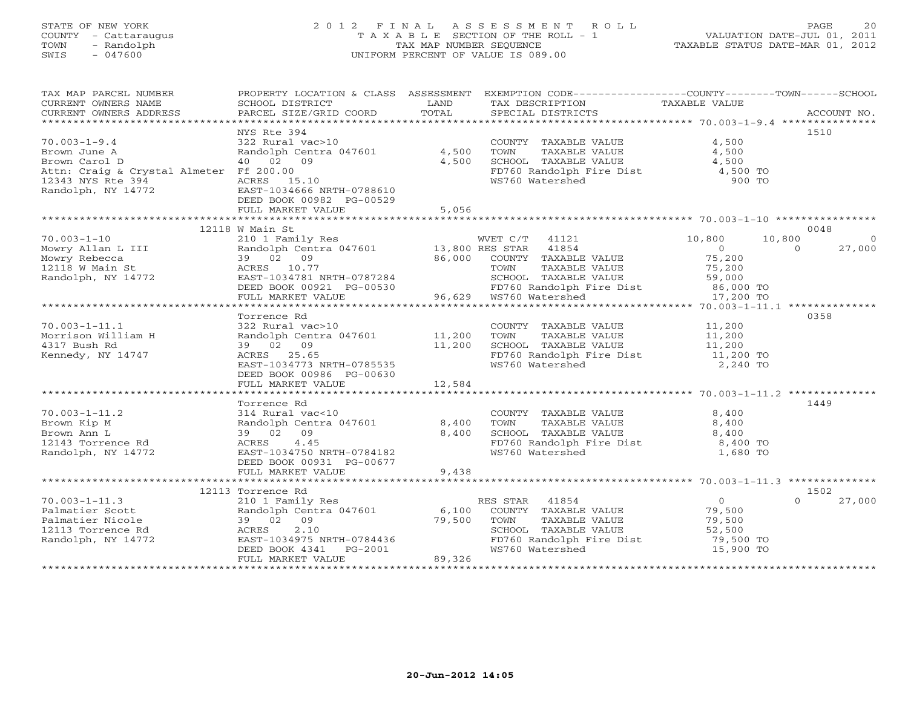STATE OF NEW YORK
COUNTY - Cattaraugus
TOWN - Randolph
SWIS - 047600

2012 FINAL ASSESSMENT ROLL
TAXABLE SECTION OF THE ROLL - 1
TAX MAP NUMBER SEQUENCE
UNIFORM PERCENT OF VALUE IS 089.00

VALUATION DATE-JUL 01, 2011
TAXABLE STATUS DATE-MAR 01, 2012

| TAX MAP PARCEL NUMBER / CURRENT OWNERS NAME / CURRENT OWNERS ADDRESS | PROPERTY LOCATION & CLASS / SCHOOL DISTRICT / PARCEL SIZE/GRID COORD | ASSESSMENT LAND / TOTAL | EXEMPTION CODE / TAX DESCRIPTION / SPECIAL DISTRICTS | COUNTY | TOWN | SCHOOL | ACCOUNT NO. |
|---|---|---|---|---|---|---|---|
| 70.003-1-9.4 | NYS Rte 394 | | | | | | 1510 |
| | 322 Rural vac>10 | | COUNTY TAXABLE VALUE | 4,500 | | | |
| Brown June A | Randolph Centra 047601 | 4,500 | TOWN TAXABLE VALUE | 4,500 | | | |
| Brown Carol D | 40 02 09 | 4,500 | SCHOOL TAXABLE VALUE | 4,500 | | | |
| Attn: Craig & Crystal Almeter | Ff 200.00 | | FD760 Randolph Fire Dist | 4,500 TO | | | |
| 12343 NYS Rte 394 | ACRES 15.10 | | WS760 Watershed | 900 TO | | | |
| Randolph, NY 14772 | EAST-1034666 NRTH-0788610 | | | | | | |
| | DEED BOOK 00982 PG-00529 | | | | | | |
| | FULL MARKET VALUE | 5,056 | | | | | |
| 70.003-1-10 | 12118 W Main St | | | | | | 0048 |
| | 210 1 Family Res | | WVET C/T 41121 | 10,800 | 10,800 | 0 | |
| Mowry Allan L III | Randolph Centra 047601 | 13,800 | RES STAR 41854 | 0 | 0 | 27,000 | |
| Mowry Rebecca | 39 02 09 | 86,000 | COUNTY TAXABLE VALUE | 75,200 | | | |
| 12118 W Main St | ACRES 10.77 | | TOWN TAXABLE VALUE | 75,200 | | | |
| Randolph, NY 14772 | EAST-1034781 NRTH-0787284 | | SCHOOL TAXABLE VALUE | 59,000 | | | |
| | DEED BOOK 00921 PG-00530 | | FD760 Randolph Fire Dist | 86,000 TO | | | |
| | FULL MARKET VALUE | 96,629 | WS760 Watershed | 17,200 TO | | | |
| 70.003-1-11.1 | Torrence Rd | | | | | | 0358 |
| | 322 Rural vac>10 | | COUNTY TAXABLE VALUE | 11,200 | | | |
| Morrison William H | Randolph Centra 047601 | 11,200 | TOWN TAXABLE VALUE | 11,200 | | | |
| 4317 Bush Rd | 39 02 09 | 11,200 | SCHOOL TAXABLE VALUE | 11,200 | | | |
| Kennedy, NY 14747 | ACRES 25.65 | | FD760 Randolph Fire Dist | 11,200 TO | | | |
| | EAST-1034773 NRTH-0785535 | | WS760 Watershed | 2,240 TO | | | |
| | DEED BOOK 00986 PG-00630 | | | | | | |
| | FULL MARKET VALUE | 12,584 | | | | | |
| 70.003-1-11.2 | Torrence Rd | | | | | | 1449 |
| | 314 Rural vac<10 | | COUNTY TAXABLE VALUE | 8,400 | | | |
| Brown Kip M | Randolph Centra 047601 | 8,400 | TOWN TAXABLE VALUE | 8,400 | | | |
| Brown Ann L | 39 02 09 | 8,400 | SCHOOL TAXABLE VALUE | 8,400 | | | |
| 12143 Torrence Rd | ACRES 4.45 | | FD760 Randolph Fire Dist | 8,400 TO | | | |
| Randolph, NY 14772 | EAST-1034750 NRTH-0784182 | | WS760 Watershed | 1,680 TO | | | |
| | DEED BOOK 00931 PG-00677 | | | | | | |
| | FULL MARKET VALUE | 9,438 | | | | | |
| 70.003-1-11.3 | 12113 Torrence Rd | | | | | | 1502 |
| | 210 1 Family Res | | RES STAR 41854 | 0 | 0 | 27,000 | |
| Palmatier Scott | Randolph Centra 047601 | 6,100 | COUNTY TAXABLE VALUE | 79,500 | | | |
| Palmatier Nicole | 39 02 09 | 79,500 | TOWN TAXABLE VALUE | 79,500 | | | |
| 12113 Torrence Rd | ACRES 2.10 | | SCHOOL TAXABLE VALUE | 52,500 | | | |
| Randolph, NY 14772 | EAST-1034975 NRTH-0784436 | | FD760 Randolph Fire Dist | 79,500 TO | | | |
| | DEED BOOK 4341 PG-2001 | | WS760 Watershed | 15,900 TO | | | |
| | FULL MARKET VALUE | 89,326 | | | | | |

20-Jun-2012 14:05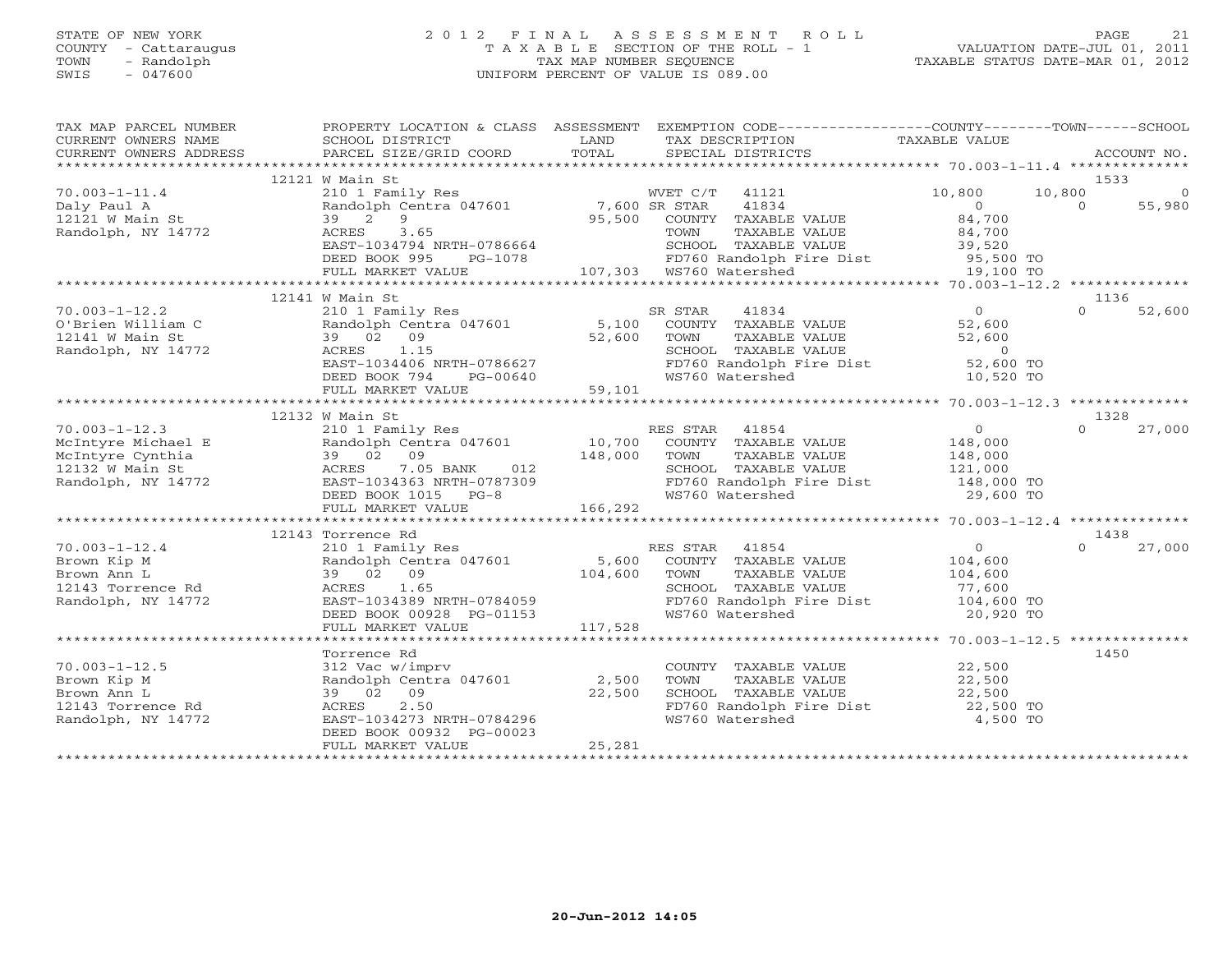STATE OF NEW YORK
COUNTY - Cattaraugus
TOWN - Randolph
SWIS - 047600

2012 FINAL ASSESSMENT ROLL
TAXABLE SECTION OF THE ROLL - 1
TAX MAP NUMBER SEQUENCE
UNIFORM PERCENT OF VALUE IS 089.00

VALUATION DATE-JUL 01, 2011
TAXABLE STATUS DATE-MAR 01, 2012

| TAX MAP PARCEL NUMBER / CURRENT OWNERS NAME / CURRENT OWNERS ADDRESS | PROPERTY LOCATION & CLASS / SCHOOL DISTRICT / PARCEL SIZE/GRID COORD | ASSESSMENT LAND / TOTAL | EXEMPTION CODE / TAX DESCRIPTION / SPECIAL DISTRICTS | COUNTY TAXABLE VALUE | TOWN | SCHOOL | ACCOUNT NO. |
|---|---|---|---|---|---|---|---|
| **70.003-1-11.4** | 12121 W Main St | | | | | | 1533 |
| Daly Paul A | 210 1 Family Res | | WVET C/T 41121 | 10,800 | 10,800 | 0 | |
| 12121 W Main St | Randolph Centra 047601 | 7,600 | SR STAR 41834 | 0 | 0 | 55,980 | |
| Randolph, NY 14772 | 39 2 9 | 95,500 | COUNTY TAXABLE VALUE | 84,700 | | | |
| | ACRES 3.65 | | TOWN TAXABLE VALUE | 84,700 | | | |
| | EAST-1034794 NRTH-0786664 | | SCHOOL TAXABLE VALUE | 39,520 | | | |
| | DEED BOOK 995 PG-1078 | | FD760 Randolph Fire Dist | 95,500 TO | | | |
| | FULL MARKET VALUE | 107,303 | WS760 Watershed | 19,100 TO | | | |
| **70.003-1-12.2** | 12141 W Main St | | | | | | 1136 |
| O'Brien William C | 210 1 Family Res | | SR STAR 41834 | 0 | 0 | 52,600 | |
| 12141 W Main St | Randolph Centra 047601 | 5,100 | COUNTY TAXABLE VALUE | 52,600 | | | |
| Randolph, NY 14772 | 39 02 09 | 52,600 | TOWN TAXABLE VALUE | 52,600 | | | |
| | ACRES 1.15 | | SCHOOL TAXABLE VALUE | 0 | | | |
| | EAST-1034406 NRTH-0786627 | | FD760 Randolph Fire Dist | 52,600 TO | | | |
| | DEED BOOK 794 PG-00640 | | WS760 Watershed | 10,520 TO | | | |
| | FULL MARKET VALUE | 59,101 | | | | | |
| **70.003-1-12.3** | 12132 W Main St | | | | | | 1328 |
| McIntyre Michael E | 210 1 Family Res | | RES STAR 41854 | 0 | 0 | 27,000 | |
| McIntyre Cynthia | Randolph Centra 047601 | 10,700 | COUNTY TAXABLE VALUE | 148,000 | | | |
| 12132 W Main St | 39 02 09 | 148,000 | TOWN TAXABLE VALUE | 148,000 | | | |
| Randolph, NY 14772 | ACRES 7.05 BANK 012 | | SCHOOL TAXABLE VALUE | 121,000 | | | |
| | EAST-1034363 NRTH-0787309 | | FD760 Randolph Fire Dist | 148,000 TO | | | |
| | DEED BOOK 1015 PG-8 | | WS760 Watershed | 29,600 TO | | | |
| | FULL MARKET VALUE | 166,292 | | | | | |
| **70.003-1-12.4** | 12143 Torrence Rd | | | | | | 1438 |
| Brown Kip M | 210 1 Family Res | | RES STAR 41854 | 0 | 0 | 27,000 | |
| Brown Ann L | Randolph Centra 047601 | 5,600 | COUNTY TAXABLE VALUE | 104,600 | | | |
| 12143 Torrence Rd | 39 02 09 | 104,600 | TOWN TAXABLE VALUE | 104,600 | | | |
| Randolph, NY 14772 | ACRES 1.65 | | SCHOOL TAXABLE VALUE | 77,600 | | | |
| | EAST-1034389 NRTH-0784059 | | FD760 Randolph Fire Dist | 104,600 TO | | | |
| | DEED BOOK 00928 PG-01153 | | WS760 Watershed | 20,920 TO | | | |
| | FULL MARKET VALUE | 117,528 | | | | | |
| **70.003-1-12.5** | Torrence Rd | | | | | | 1450 |
| Brown Kip M | 312 Vac w/imprv | | COUNTY TAXABLE VALUE | 22,500 | | | |
| Brown Ann L | Randolph Centra 047601 | 2,500 | TOWN TAXABLE VALUE | 22,500 | | | |
| 12143 Torrence Rd | 39 02 09 | 22,500 | SCHOOL TAXABLE VALUE | 22,500 | | | |
| Randolph, NY 14772 | ACRES 2.50 | | FD760 Randolph Fire Dist | 22,500 TO | | | |
| | EAST-1034273 NRTH-0784296 | | WS760 Watershed | 4,500 TO | | | |
| | DEED BOOK 00932 PG-00023 | | | | | | |
| | FULL MARKET VALUE | 25,281 | | | | | |

20-Jun-2012 14:05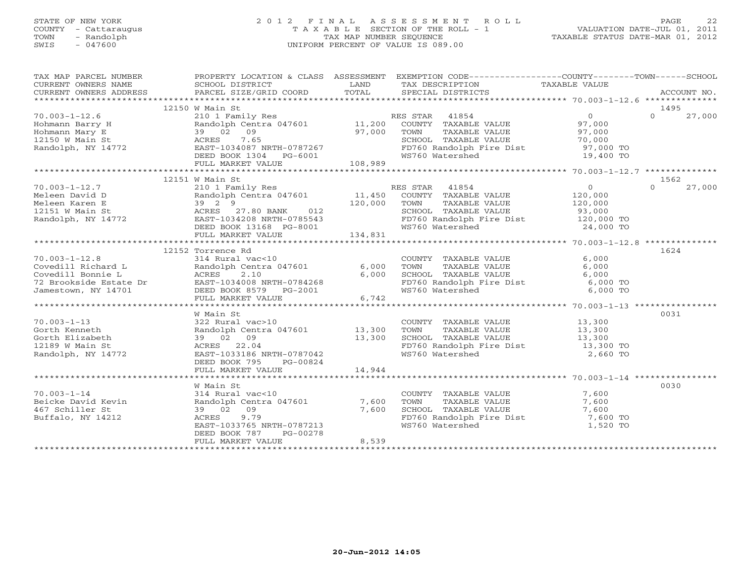STATE OF NEW YORK
COUNTY - Cattaraugus
TOWN - Randolph
SWIS - 047600

# 2012 FINAL ASSESSMENT ROLL

TAXABLE SECTION OF THE ROLL - 1
TAX MAP NUMBER SEQUENCE
UNIFORM PERCENT OF VALUE IS 089.00

VALUATION DATE-JUL 01, 2011
TAXABLE STATUS DATE-MAR 01, 2012

| TAX MAP PARCEL NUMBER / CURRENT OWNERS NAME / CURRENT OWNERS ADDRESS | PROPERTY LOCATION & CLASS / SCHOOL DISTRICT / PARCEL SIZE/GRID COORD | ASSESSMENT LAND / TOTAL | EXEMPTION CODE / TAX DESCRIPTION / SPECIAL DISTRICTS | COUNTY / TOWN / SCHOOL TAXABLE VALUE | ACCOUNT NO. |
|---|---|---|---|---|---|
| | 12150 W Main St | | | | 1495 |
| 70.003-1-12.6 | 210 1 Family Res | | RES STAR 41854 | 0 | 0 27,000 |
| Hohmann Barry H | Randolph Centra 047601 | 11,200 | COUNTY TAXABLE VALUE | 97,000 | |
| Hohmann Mary E | 39 02 09 | 97,000 | TOWN TAXABLE VALUE | 97,000 | |
| 12150 W Main St | ACRES 7.65 | | SCHOOL TAXABLE VALUE | 70,000 | |
| Randolph, NY 14772 | EAST-1034087 NRTH-0787267 | | FD760 Randolph Fire Dist | 97,000 TO | |
| | DEED BOOK 1304 PG-6001 | | WS760 Watershed | 19,400 TO | |
| | FULL MARKET VALUE | 108,989 | | | |
| | 12151 W Main St | | | | 1562 |
| 70.003-1-12.7 | 210 1 Family Res | | RES STAR 41854 | 0 | 0 27,000 |
| Meleen David D | Randolph Centra 047601 | 11,450 | COUNTY TAXABLE VALUE | 120,000 | |
| Meleen Karen E | 39 2 9 | 120,000 | TOWN TAXABLE VALUE | 120,000 | |
| 12151 W Main St | ACRES 27.80 BANK 012 | | SCHOOL TAXABLE VALUE | 93,000 | |
| Randolph, NY 14772 | EAST-1034208 NRTH-0785543 | | FD760 Randolph Fire Dist | 120,000 TO | |
| | DEED BOOK 13168 PG-8001 | | WS760 Watershed | 24,000 TO | |
| | FULL MARKET VALUE | 134,831 | | | |
| | 12152 Torrence Rd | | | | 1624 |
| 70.003-1-12.8 | 314 Rural vac<10 | | COUNTY TAXABLE VALUE | 6,000 | |
| Covedill Richard L | Randolph Centra 047601 | 6,000 | TOWN TAXABLE VALUE | 6,000 | |
| Covedill Bonnie L | ACRES 2.10 | 6,000 | SCHOOL TAXABLE VALUE | 6,000 | |
| 72 Brookside Estate Dr | EAST-1034008 NRTH-0784268 | | FD760 Randolph Fire Dist | 6,000 TO | |
| Jamestown, NY 14701 | DEED BOOK 8579 PG-2001 | | WS760 Watershed | 6,000 TO | |
| | FULL MARKET VALUE | 6,742 | | | |
| | W Main St | | | | 0031 |
| 70.003-1-13 | 322 Rural vac>10 | | COUNTY TAXABLE VALUE | 13,300 | |
| Gorth Kenneth | Randolph Centra 047601 | 13,300 | TOWN TAXABLE VALUE | 13,300 | |
| Gorth Elizabeth | 39 02 09 | 13,300 | SCHOOL TAXABLE VALUE | 13,300 | |
| 12189 W Main St | ACRES 22.04 | | FD760 Randolph Fire Dist | 13,300 TO | |
| Randolph, NY 14772 | EAST-1033186 NRTH-0787042 | | WS760 Watershed | 2,660 TO | |
| | DEED BOOK 795 PG-00824 | | | | |
| | FULL MARKET VALUE | 14,944 | | | |
| | W Main St | | | | 0030 |
| 70.003-1-14 | 314 Rural vac<10 | | COUNTY TAXABLE VALUE | 7,600 | |
| Beicke David Kevin | Randolph Centra 047601 | 7,600 | TOWN TAXABLE VALUE | 7,600 | |
| 467 Schiller St | 39 02 09 | 7,600 | SCHOOL TAXABLE VALUE | 7,600 | |
| Buffalo, NY 14212 | ACRES 9.79 | | FD760 Randolph Fire Dist | 7,600 TO | |
| | EAST-1033765 NRTH-0787213 | | WS760 Watershed | 1,520 TO | |
| | DEED BOOK 787 PG-00278 | | | | |
| | FULL MARKET VALUE | 8,539 | | | |

20-Jun-2012 14:05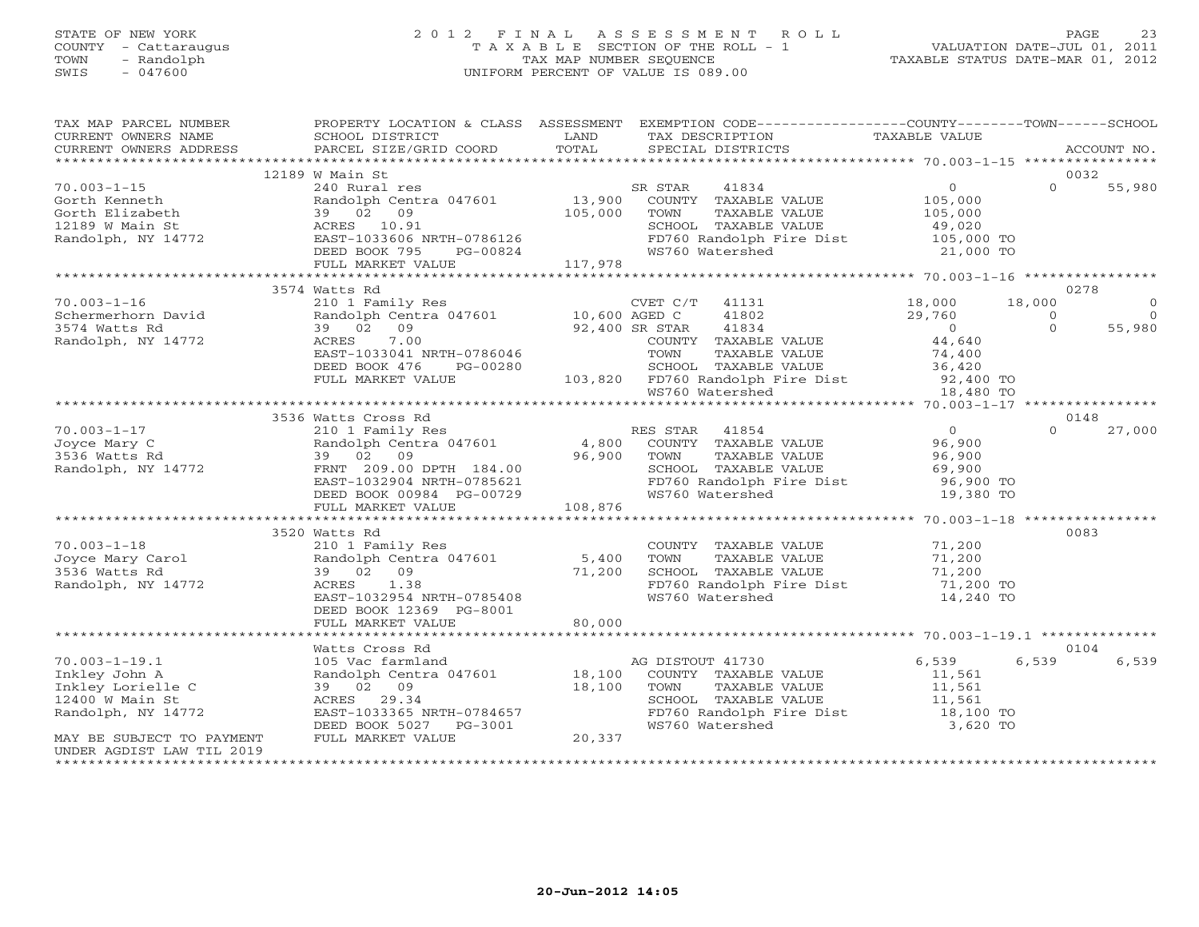STATE OF NEW YORK
COUNTY - Cattaraugus
TOWN - Randolph
SWIS - 047600

2 0 1 2 F I N A L A S S E S S M E N T R O L L
T A X A B L E SECTION OF THE ROLL - 1
TAX MAP NUMBER SEQUENCE
UNIFORM PERCENT OF VALUE IS 089.00

VALUATION DATE-JUL 01, 2011
TAXABLE STATUS DATE-MAR 01, 2012

| TAX MAP PARCEL NUMBER / CURRENT OWNERS NAME / CURRENT OWNERS ADDRESS | PROPERTY LOCATION & CLASS / SCHOOL DISTRICT / PARCEL SIZE/GRID COORD | ASSESSMENT LAND / TOTAL | EXEMPTION CODE / TAX DESCRIPTION / SPECIAL DISTRICTS | COUNTY TAXABLE VALUE | TOWN | SCHOOL / ACCOUNT NO. |
|---|---|---|---|---|---|---|
| | 12189 W Main St | | | | | 0032 |
| 70.003-1-15 | 240 Rural res | | SR STAR 41834 | 0 | 0 | 55,980 |
| Gorth Kenneth | Randolph Centra 047601 | 13,900 | COUNTY TAXABLE VALUE | 105,000 | | |
| Gorth Elizabeth | 39 02 09 | 105,000 | TOWN TAXABLE VALUE | 105,000 | | |
| 12189 W Main St | ACRES 10.91 | | SCHOOL TAXABLE VALUE | 49,020 | | |
| Randolph, NY 14772 | EAST-1033606 NRTH-0786126 | | FD760 Randolph Fire Dist | 105,000 TO | | |
| | DEED BOOK 795 PG-00824 | | WS760 Watershed | 21,000 TO | | |
| | FULL MARKET VALUE | 117,978 | | | | |
| | 3574 Watts Rd | | | | | 0278 |
| 70.003-1-16 | 210 1 Family Res | | CVET C/T 41131 | 18,000 | 18,000 | 0 |
| Schermerhorn David | Randolph Centra 047601 | 10,600 | AGED C 41802 | 29,760 | 0 | 0 |
| 3574 Watts Rd | 39 02 09 | 92,400 | SR STAR 41834 | 0 | 0 | 55,980 |
| Randolph, NY 14772 | ACRES 7.00 | | COUNTY TAXABLE VALUE | 44,640 | | |
| | EAST-1033041 NRTH-0786046 | | TOWN TAXABLE VALUE | 74,400 | | |
| | DEED BOOK 476 PG-00280 | | SCHOOL TAXABLE VALUE | 36,420 | | |
| | FULL MARKET VALUE | 103,820 | FD760 Randolph Fire Dist | 92,400 TO | | |
| | | | WS760 Watershed | 18,480 TO | | |
| | 3536 Watts Cross Rd | | | | | 0148 |
| 70.003-1-17 | 210 1 Family Res | | RES STAR 41854 | 0 | 0 | 27,000 |
| Joyce Mary C | Randolph Centra 047601 | 4,800 | COUNTY TAXABLE VALUE | 96,900 | | |
| 3536 Watts Rd | 39 02 09 | 96,900 | TOWN TAXABLE VALUE | 96,900 | | |
| Randolph, NY 14772 | FRNT 209.00 DPTH 184.00 | | SCHOOL TAXABLE VALUE | 69,900 | | |
| | EAST-1032904 NRTH-0785621 | | FD760 Randolph Fire Dist | 96,900 TO | | |
| | DEED BOOK 00984 PG-00729 | | WS760 Watershed | 19,380 TO | | |
| | FULL MARKET VALUE | 108,876 | | | | |
| | 3520 Watts Rd | | | | | 0083 |
| 70.003-1-18 | 210 1 Family Res | | COUNTY TAXABLE VALUE | 71,200 | | |
| Joyce Mary Carol | Randolph Centra 047601 | 5,400 | TOWN TAXABLE VALUE | 71,200 | | |
| 3536 Watts Rd | 39 02 09 | 71,200 | SCHOOL TAXABLE VALUE | 71,200 | | |
| Randolph, NY 14772 | ACRES 1.38 | | FD760 Randolph Fire Dist | 71,200 TO | | |
| | EAST-1032954 NRTH-0785408 | | WS760 Watershed | 14,240 TO | | |
| | DEED BOOK 12369 PG-8001 | | | | | |
| | FULL MARKET VALUE | 80,000 | | | | |
| | Watts Cross Rd | | | | | 0104 |
| 70.003-1-19.1 | 105 Vac farmland | | AG DISTOUT 41730 | 6,539 | 6,539 | 6,539 |
| Inkley John A | Randolph Centra 047601 | 18,100 | COUNTY TAXABLE VALUE | 11,561 | | |
| Inkley Lorielle C | 39 02 09 | 18,100 | TOWN TAXABLE VALUE | 11,561 | | |
| 12400 W Main St | ACRES 29.34 | | SCHOOL TAXABLE VALUE | 11,561 | | |
| Randolph, NY 14772 | EAST-1033365 NRTH-0784657 | | FD760 Randolph Fire Dist | 18,100 TO | | |
| | DEED BOOK 5027 PG-3001 | | WS760 Watershed | 3,620 TO | | |
| MAY BE SUBJECT TO PAYMENT UNDER AGDIST LAW TIL 2019 | FULL MARKET VALUE | 20,337 | | | | |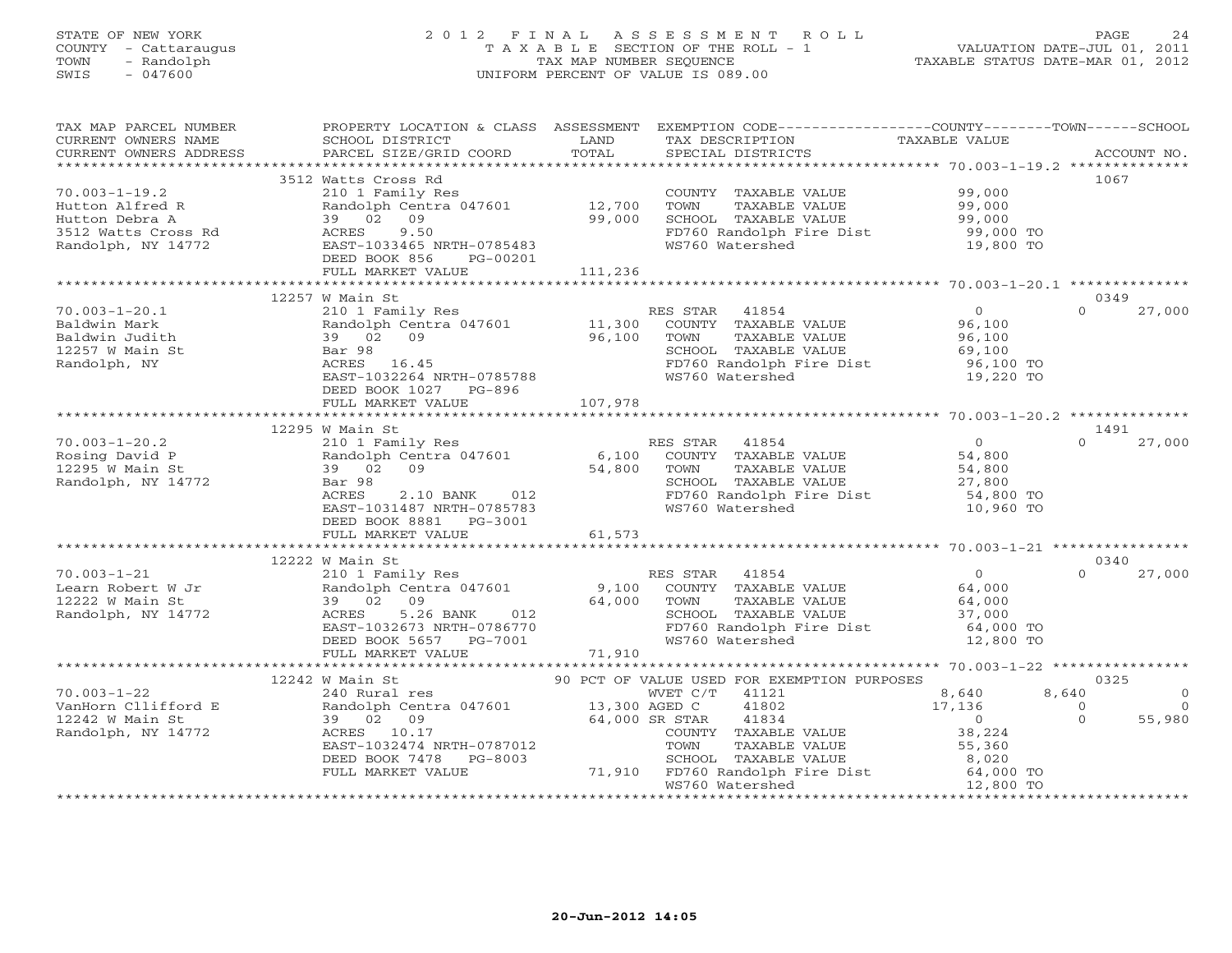STATE OF NEW YORK
COUNTY - Cattaraugus
TOWN - Randolph
SWIS - 047600

2 0 1 2 F I N A L A S S E S S M E N T R O L L
T A X A B L E SECTION OF THE ROLL - 1
TAX MAP NUMBER SEQUENCE
UNIFORM PERCENT OF VALUE IS 089.00

VALUATION DATE-JUL 01, 2011
TAXABLE STATUS DATE-MAR 01, 2012

```
TAX MAP PARCEL NUMBER     PROPERTY LOCATION & CLASS  ASSESSMENT  EXEMPTION CODE------------------COUNTY--------TOWN------SCHOOL
CURRENT OWNERS NAME       SCHOOL DISTRICT               LAND      TAX DESCRIPTION                 TAXABLE VALUE
CURRENT OWNERS ADDRESS    PARCEL SIZE/GRID COORD        TOTAL     SPECIAL DISTRICTS                                    ACCOUNT NO.
******************************************************************************************************* 70.003-1-19.2 **************
                          3512 Watts Cross Rd                                                                                1067
70.003-1-19.2             210 1 Family Res                        COUNTY  TAXABLE VALUE           99,000
Hutton Alfred R           Randolph Centra 047601     12,700       TOWN    TAXABLE VALUE           99,000
Hutton Debra A            39  02  09                 99,000       SCHOOL  TAXABLE VALUE           99,000
3512 Watts Cross Rd       ACRES    9.50                           FD760 Randolph Fire Dist        99,000 TO
Randolph, NY 14772        EAST-1033465 NRTH-0785483               WS760 Watershed                 19,800 TO
                          DEED BOOK 856    PG-00201
                          FULL MARKET VALUE          111,236
******************************************************************************************************* 70.003-1-20.1 **************
                          12257 W Main St                                                                                    0349
70.003-1-20.1             210 1 Family Res                        RES STAR   41854                 0             0        27,000
Baldwin Mark              Randolph Centra 047601     11,300       COUNTY  TAXABLE VALUE           96,100
Baldwin Judith            39  02  09                 96,100       TOWN    TAXABLE VALUE           96,100
12257 W Main St           Bar 98                                  SCHOOL  TAXABLE VALUE           69,100
Randolph, NY              ACRES   16.45                           FD760 Randolph Fire Dist        96,100 TO
                          EAST-1032264 NRTH-0785788               WS760 Watershed                 19,220 TO
                          DEED BOOK 1027   PG-896
                          FULL MARKET VALUE          107,978
******************************************************************************************************* 70.003-1-20.2 **************
                          12295 W Main St                                                                                    1491
70.003-1-20.2             210 1 Family Res                        RES STAR   41854                 0             0        27,000
Rosing David P            Randolph Centra 047601      6,100       COUNTY  TAXABLE VALUE           54,800
12295 W Main St           39  02  09                 54,800       TOWN    TAXABLE VALUE           54,800
Randolph, NY 14772        Bar 98                                  SCHOOL  TAXABLE VALUE           27,800
                          ACRES    2.10 BANK    012               FD760 Randolph Fire Dist        54,800 TO
                          EAST-1031487 NRTH-0785783               WS760 Watershed                 10,960 TO
                          DEED BOOK 8881   PG-3001
                          FULL MARKET VALUE           61,573
******************************************************************************************************* 70.003-1-21 ****************
                          12222 W Main St                                                                                    0340
70.003-1-21               210 1 Family Res                        RES STAR   41854                 0             0        27,000
Learn Robert W Jr         Randolph Centra 047601      9,100       COUNTY  TAXABLE VALUE           64,000
12222 W Main St           39  02  09                 64,000       TOWN    TAXABLE VALUE           64,000
Randolph, NY 14772        ACRES    5.26 BANK    012               SCHOOL  TAXABLE VALUE           37,000
                          EAST-1032673 NRTH-0786770               FD760 Randolph Fire Dist        64,000 TO
                          DEED BOOK 5657   PG-7001                WS760 Watershed                 12,800 TO
                          FULL MARKET VALUE           71,910
******************************************************************************************************* 70.003-1-22 ****************
                          12242 W Main St             90 PCT OF VALUE USED FOR EXEMPTION PURPOSES                            0325
70.003-1-22               240 Rural res                           WVET C/T   41121             8,640         8,640            0
VanHorn Cllifford E       Randolph Centra 047601     13,300 AGED C       41802                17,136             0            0
12242 W Main St           39  02  09                 64,000 SR STAR      41834                     0             0        55,980
Randolph, NY 14772        ACRES   10.17                           COUNTY  TAXABLE VALUE           38,224
                          EAST-1032474 NRTH-0787012               TOWN    TAXABLE VALUE           55,360
                          DEED BOOK 7478   PG-8003                SCHOOL  TAXABLE VALUE            8,020
                          FULL MARKET VALUE           71,910      FD760 Randolph Fire Dist        64,000 TO
                                                                  WS760 Watershed                 12,800 TO
************************************************************************************************************************************
```

20-Jun-2012 14:05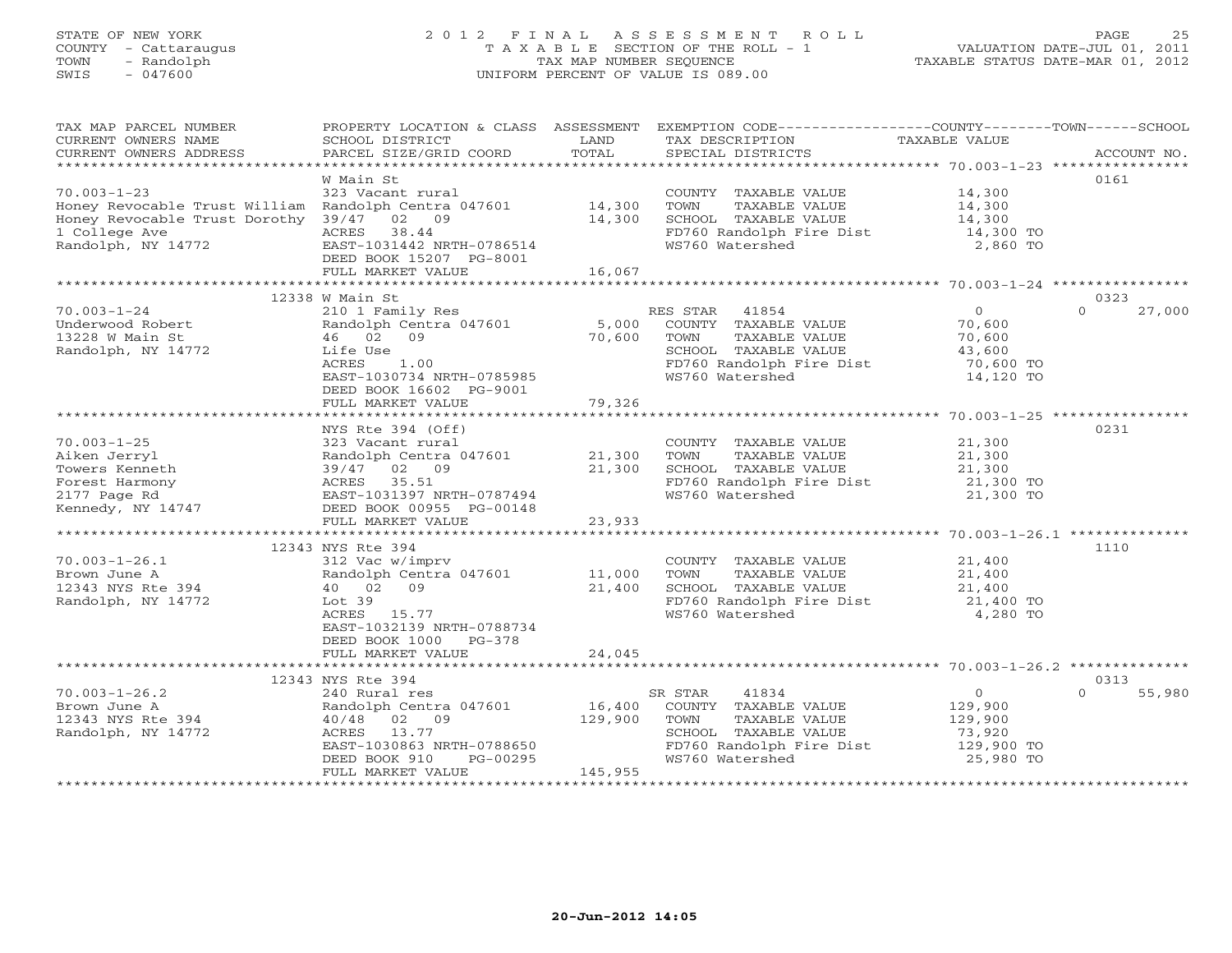STATE OF NEW YORK
COUNTY - Cattaraugus
TOWN - Randolph
SWIS - 047600

# 2012 FINAL ASSESSMENT ROLL

TAXABLE SECTION OF THE ROLL - 1
TAX MAP NUMBER SEQUENCE
UNIFORM PERCENT OF VALUE IS 089.00

VALUATION DATE-JUL 01, 2011
TAXABLE STATUS DATE-MAR 01, 2012

| TAX MAP PARCEL NUMBER / CURRENT OWNERS NAME / CURRENT OWNERS ADDRESS | PROPERTY LOCATION & CLASS / SCHOOL DISTRICT / PARCEL SIZE/GRID COORD | ASSESSMENT LAND / TOTAL | EXEMPTION CODE / TAX DESCRIPTION / SPECIAL DISTRICTS | COUNTY / TOWN / SCHOOL TAXABLE VALUE | ACCOUNT NO. |
|---|---|---|---|---|---|
| 70.003-1-23 | W Main St | | | | 0161 |
| | 323 Vacant rural | | COUNTY TAXABLE VALUE | 14,300 | |
| Honey Revocable Trust William | Randolph Centra 047601 | 14,300 | TOWN TAXABLE VALUE | 14,300 | |
| Honey Revocable Trust Dorothy | 39/47 02 09 | 14,300 | SCHOOL TAXABLE VALUE | 14,300 | |
| 1 College Ave | ACRES 38.44 | | FD760 Randolph Fire Dist | 14,300 TO | |
| Randolph, NY 14772 | EAST-1031442 NRTH-0786514 | | WS760 Watershed | 2,860 TO | |
| | DEED BOOK 15207 PG-8001 | | | | |
| | FULL MARKET VALUE | 16,067 | | | |
| 70.003-1-24 | 12338 W Main St | | | | 0323 |
| | 210 1 Family Res | | RES STAR 41854 | 0 / 0 / 27,000 | |
| Underwood Robert | Randolph Centra 047601 | 5,000 | COUNTY TAXABLE VALUE | 70,600 | |
| 13228 W Main St | 46 02 09 | 70,600 | TOWN TAXABLE VALUE | 70,600 | |
| Randolph, NY 14772 | Life Use | | SCHOOL TAXABLE VALUE | 43,600 | |
| | ACRES 1.00 | | FD760 Randolph Fire Dist | 70,600 TO | |
| | EAST-1030734 NRTH-0785985 | | WS760 Watershed | 14,120 TO | |
| | DEED BOOK 16602 PG-9001 | | | | |
| | FULL MARKET VALUE | 79,326 | | | |
| 70.003-1-25 | NYS Rte 394 (Off) | | | | 0231 |
| | 323 Vacant rural | | COUNTY TAXABLE VALUE | 21,300 | |
| Aiken Jerryl | Randolph Centra 047601 | 21,300 | TOWN TAXABLE VALUE | 21,300 | |
| Towers Kenneth | 39/47 02 09 | 21,300 | SCHOOL TAXABLE VALUE | 21,300 | |
| Forest Harmony | ACRES 35.51 | | FD760 Randolph Fire Dist | 21,300 TO | |
| 2177 Page Rd | EAST-1031397 NRTH-0787494 | | WS760 Watershed | 21,300 TO | |
| Kennedy, NY 14747 | DEED BOOK 00955 PG-00148 | | | | |
| | FULL MARKET VALUE | 23,933 | | | |
| 70.003-1-26.1 | 12343 NYS Rte 394 | | | | 1110 |
| | 312 Vac w/imprv | | COUNTY TAXABLE VALUE | 21,400 | |
| Brown June A | Randolph Centra 047601 | 11,000 | TOWN TAXABLE VALUE | 21,400 | |
| 12343 NYS Rte 394 | 40 02 09 | 21,400 | SCHOOL TAXABLE VALUE | 21,400 | |
| Randolph, NY 14772 | Lot 39 | | FD760 Randolph Fire Dist | 21,400 TO | |
| | ACRES 15.77 | | WS760 Watershed | 4,280 TO | |
| | EAST-1032139 NRTH-0788734 | | | | |
| | DEED BOOK 1000 PG-378 | | | | |
| | FULL MARKET VALUE | 24,045 | | | |
| 70.003-1-26.2 | 12343 NYS Rte 394 | | | | 0313 |
| | 240 Rural res | | SR STAR 41834 | 0 / 0 / 55,980 | |
| Brown June A | Randolph Centra 047601 | 16,400 | COUNTY TAXABLE VALUE | 129,900 | |
| 12343 NYS Rte 394 | 40/48 02 09 | 129,900 | TOWN TAXABLE VALUE | 129,900 | |
| Randolph, NY 14772 | ACRES 13.77 | | SCHOOL TAXABLE VALUE | 73,920 | |
| | EAST-1030863 NRTH-0788650 | | FD760 Randolph Fire Dist | 129,900 TO | |
| | DEED BOOK 910 PG-00295 | | WS760 Watershed | 25,980 TO | |
| | FULL MARKET VALUE | 145,955 | | | |

20-Jun-2012 14:05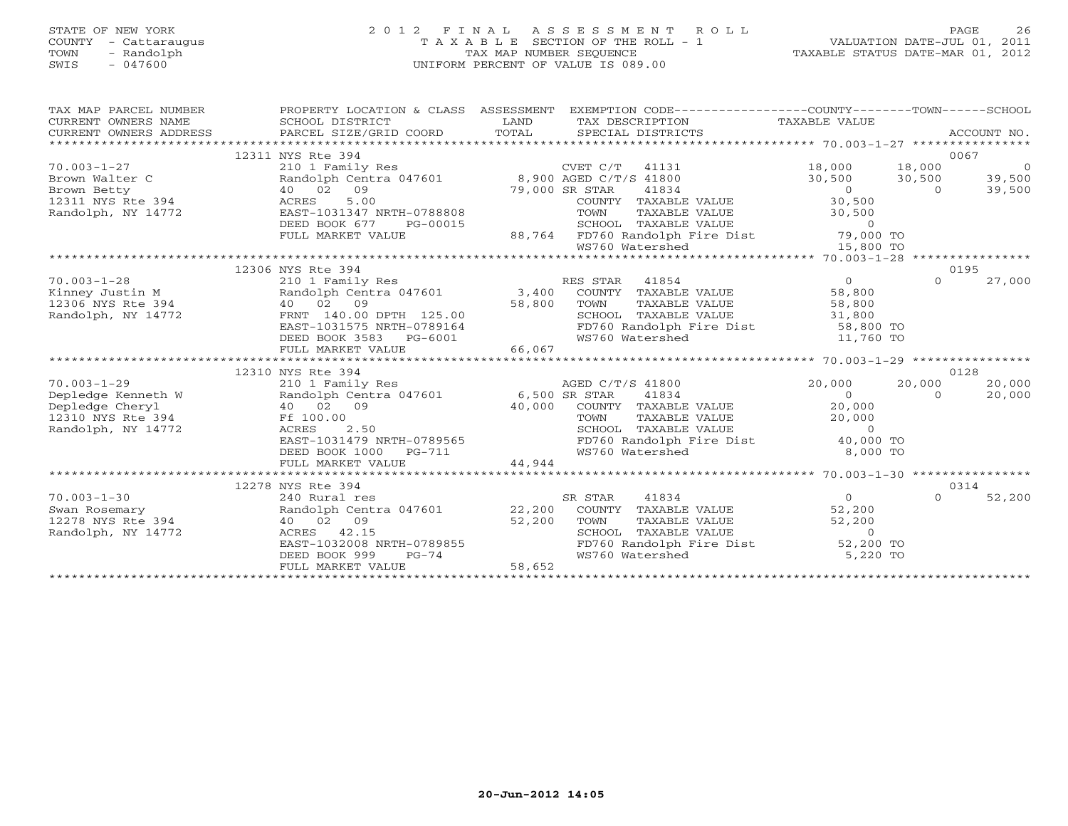STATE OF NEW YORK
COUNTY - Cattaraugus
TOWN - Randolph
SWIS - 047600

# 2012 FINAL ASSESSMENT ROLL

TAXABLE SECTION OF THE ROLL - 1
TAX MAP NUMBER SEQUENCE
UNIFORM PERCENT OF VALUE IS 089.00

VALUATION DATE-JUL 01, 2011
TAXABLE STATUS DATE-MAR 01, 2012

| TAX MAP PARCEL NUMBER / CURRENT OWNERS NAME / CURRENT OWNERS ADDRESS | PROPERTY LOCATION & CLASS / SCHOOL DISTRICT / PARCEL SIZE/GRID COORD | ASSESSMENT LAND / TOTAL | EXEMPTION CODE / TAX DESCRIPTION / SPECIAL DISTRICTS | COUNTY TAXABLE VALUE | TOWN | SCHOOL | ACCOUNT NO. |
|---|---|---|---|---|---|---|---|
| | 12311 NYS Rte 394 | | | | | | 0067 |
| 70.003-1-27 | 210 1 Family Res | | CVET C/T 41131 | 18,000 | 18,000 | 0 | |
| Brown Walter C | Randolph Centra 047601 | 8,900 | AGED C/T/S 41800 | 30,500 | 30,500 | 39,500 | |
| Brown Betty | 40 02 09 | 79,000 | SR STAR 41834 | 0 | 0 | 39,500 | |
| 12311 NYS Rte 394 | ACRES 5.00 | | COUNTY TAXABLE VALUE | 30,500 | | | |
| Randolph, NY 14772 | EAST-1031347 NRTH-0788808 | | TOWN TAXABLE VALUE | 30,500 | | | |
| | DEED BOOK 677 PG-00015 | | SCHOOL TAXABLE VALUE | 0 | | | |
| | FULL MARKET VALUE | 88,764 | FD760 Randolph Fire Dist | 79,000 TO | | | |
| | | | WS760 Watershed | 15,800 TO | | | |
| | 12306 NYS Rte 394 | | | | | | 0195 |
| 70.003-1-28 | 210 1 Family Res | | RES STAR 41854 | 0 | 0 | 27,000 | |
| Kinney Justin M | Randolph Centra 047601 | 3,400 | COUNTY TAXABLE VALUE | 58,800 | | | |
| 12306 NYS Rte 394 | 40 02 09 | 58,800 | TOWN TAXABLE VALUE | 58,800 | | | |
| Randolph, NY 14772 | FRNT 140.00 DPTH 125.00 | | SCHOOL TAXABLE VALUE | 31,800 | | | |
| | EAST-1031575 NRTH-0789164 | | FD760 Randolph Fire Dist | 58,800 TO | | | |
| | DEED BOOK 3583 PG-6001 | | WS760 Watershed | 11,760 TO | | | |
| | FULL MARKET VALUE | 66,067 | | | | | |
| | 12310 NYS Rte 394 | | | | | | 0128 |
| 70.003-1-29 | 210 1 Family Res | | AGED C/T/S 41800 | 20,000 | 20,000 | 20,000 | |
| Depledge Kenneth W | Randolph Centra 047601 | 6,500 | SR STAR 41834 | 0 | 0 | 20,000 | |
| Depledge Cheryl | 40 02 09 | 40,000 | COUNTY TAXABLE VALUE | 20,000 | | | |
| 12310 NYS Rte 394 | Ff 100.00 | | TOWN TAXABLE VALUE | 20,000 | | | |
| Randolph, NY 14772 | ACRES 2.50 | | SCHOOL TAXABLE VALUE | 0 | | | |
| | EAST-1031479 NRTH-0789565 | | FD760 Randolph Fire Dist | 40,000 TO | | | |
| | DEED BOOK 1000 PG-711 | | WS760 Watershed | 8,000 TO | | | |
| | FULL MARKET VALUE | 44,944 | | | | | |
| | 12278 NYS Rte 394 | | | | | | 0314 |
| 70.003-1-30 | 240 Rural res | | SR STAR 41834 | 0 | 0 | 52,200 | |
| Swan Rosemary | Randolph Centra 047601 | 22,200 | COUNTY TAXABLE VALUE | 52,200 | | | |
| 12278 NYS Rte 394 | 40 02 09 | 52,200 | TOWN TAXABLE VALUE | 52,200 | | | |
| Randolph, NY 14772 | ACRES 42.15 | | SCHOOL TAXABLE VALUE | 0 | | | |
| | EAST-1032008 NRTH-0789855 | | FD760 Randolph Fire Dist | 52,200 TO | | | |
| | DEED BOOK 999 PG-74 | | WS760 Watershed | 5,220 TO | | | |
| | FULL MARKET VALUE | 58,652 | | | | | |

20-Jun-2012 14:05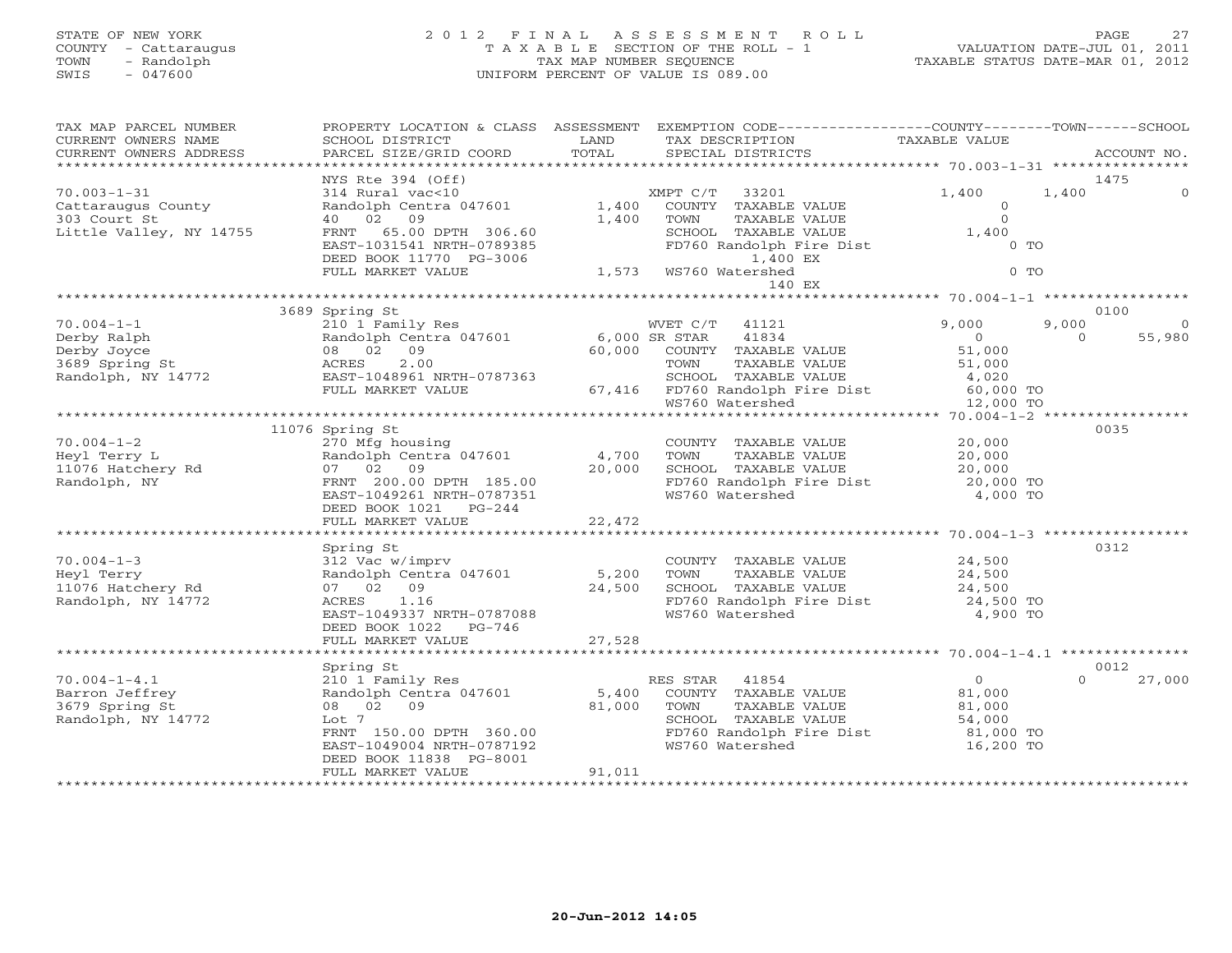STATE OF NEW YORK
COUNTY - Cattaraugus
TOWN - Randolph
SWIS - 047600

2 0 1 2 F I N A L A S S E S S M E N T R O L L
T A X A B L E SECTION OF THE ROLL - 1
TAX MAP NUMBER SEQUENCE
UNIFORM PERCENT OF VALUE IS 089.00

VALUATION DATE-JUL 01, 2011
TAXABLE STATUS DATE-MAR 01, 2012

| TAX MAP PARCEL NUMBER / CURRENT OWNERS NAME / CURRENT OWNERS ADDRESS | PROPERTY LOCATION & CLASS / SCHOOL DISTRICT / PARCEL SIZE/GRID COORD | ASSESSMENT LAND / TOTAL | EXEMPTION CODE / TAX DESCRIPTION / SPECIAL DISTRICTS | COUNTY TAXABLE VALUE | TOWN | SCHOOL | ACCOUNT NO. |
|---|---|---|---|---|---|---|---|
| 70.003-1-31 | NYS Rte 394 (Off) | | | | | | 1475 |
| Cattaraugus County | 314 Rural vac<10 | | XMPT C/T 33201 | 1,400 | 1,400 | 0 | |
| 303 Court St | Randolph Centra 047601 | 1,400 | COUNTY TAXABLE VALUE | 0 | | | |
| Little Valley, NY 14755 | 40 02 09 | 1,400 | TOWN TAXABLE VALUE | 0 | | | |
| | FRNT 65.00 DPTH 306.60 | | SCHOOL TAXABLE VALUE | 1,400 | | | |
| | EAST-1031541 NRTH-0789385 | | FD760 Randolph Fire Dist | 0 TO | | | |
| | DEED BOOK 11770 PG-3006 | | 1,400 EX | | | | |
| | FULL MARKET VALUE | 1,573 | WS760 Watershed | 0 TO | | | |
| | | | 140 EX | | | | |
| 70.004-1-1 | 3689 Spring St | | | | | | 0100 |
| Derby Ralph | 210 1 Family Res | | WVET C/T 41121 | 9,000 | 9,000 | 0 | |
| Derby Joyce | Randolph Centra 047601 | 6,000 | SR STAR 41834 | 0 | 0 | 55,980 | |
| 3689 Spring St | 08 02 09 | 60,000 | COUNTY TAXABLE VALUE | 51,000 | | | |
| Randolph, NY 14772 | ACRES 2.00 | | TOWN TAXABLE VALUE | 51,000 | | | |
| | EAST-1048961 NRTH-0787363 | | SCHOOL TAXABLE VALUE | 4,020 | | | |
| | FULL MARKET VALUE | 67,416 | FD760 Randolph Fire Dist | 60,000 TO | | | |
| | | | WS760 Watershed | 12,000 TO | | | |
| 70.004-1-2 | 11076 Spring St | | | | | | 0035 |
| Heyl Terry L | 270 Mfg housing | | COUNTY TAXABLE VALUE | 20,000 | | | |
| 11076 Hatchery Rd | Randolph Centra 047601 | 4,700 | TOWN TAXABLE VALUE | 20,000 | | | |
| Randolph, NY | 07 02 09 | 20,000 | SCHOOL TAXABLE VALUE | 20,000 | | | |
| | FRNT 200.00 DPTH 185.00 | | FD760 Randolph Fire Dist | 20,000 TO | | | |
| | EAST-1049261 NRTH-0787351 | | WS760 Watershed | 4,000 TO | | | |
| | DEED BOOK 1021 PG-244 | | | | | | |
| | FULL MARKET VALUE | 22,472 | | | | | |
| 70.004-1-3 | Spring St | | | | | | 0312 |
| Heyl Terry | 312 Vac w/imprv | | COUNTY TAXABLE VALUE | 24,500 | | | |
| 11076 Hatchery Rd | Randolph Centra 047601 | 5,200 | TOWN TAXABLE VALUE | 24,500 | | | |
| Randolph, NY 14772 | 07 02 09 | 24,500 | SCHOOL TAXABLE VALUE | 24,500 | | | |
| | ACRES 1.16 | | FD760 Randolph Fire Dist | 24,500 TO | | | |
| | EAST-1049337 NRTH-0787088 | | WS760 Watershed | 4,900 TO | | | |
| | DEED BOOK 1022 PG-746 | | | | | | |
| | FULL MARKET VALUE | 27,528 | | | | | |
| 70.004-1-4.1 | Spring St | | | | | | 0012 |
| Barron Jeffrey | 210 1 Family Res | | RES STAR 41854 | 0 | 0 | 27,000 | |
| 3679 Spring St | Randolph Centra 047601 | 5,400 | COUNTY TAXABLE VALUE | 81,000 | | | |
| Randolph, NY 14772 | 08 02 09 | 81,000 | TOWN TAXABLE VALUE | 81,000 | | | |
| | Lot 7 | | SCHOOL TAXABLE VALUE | 54,000 | | | |
| | FRNT 150.00 DPTH 360.00 | | FD760 Randolph Fire Dist | 81,000 TO | | | |
| | EAST-1049004 NRTH-0787192 | | WS760 Watershed | 16,200 TO | | | |
| | DEED BOOK 11838 PG-8001 | | | | | | |
| | FULL MARKET VALUE | 91,011 | | | | | |

20-Jun-2012 14:05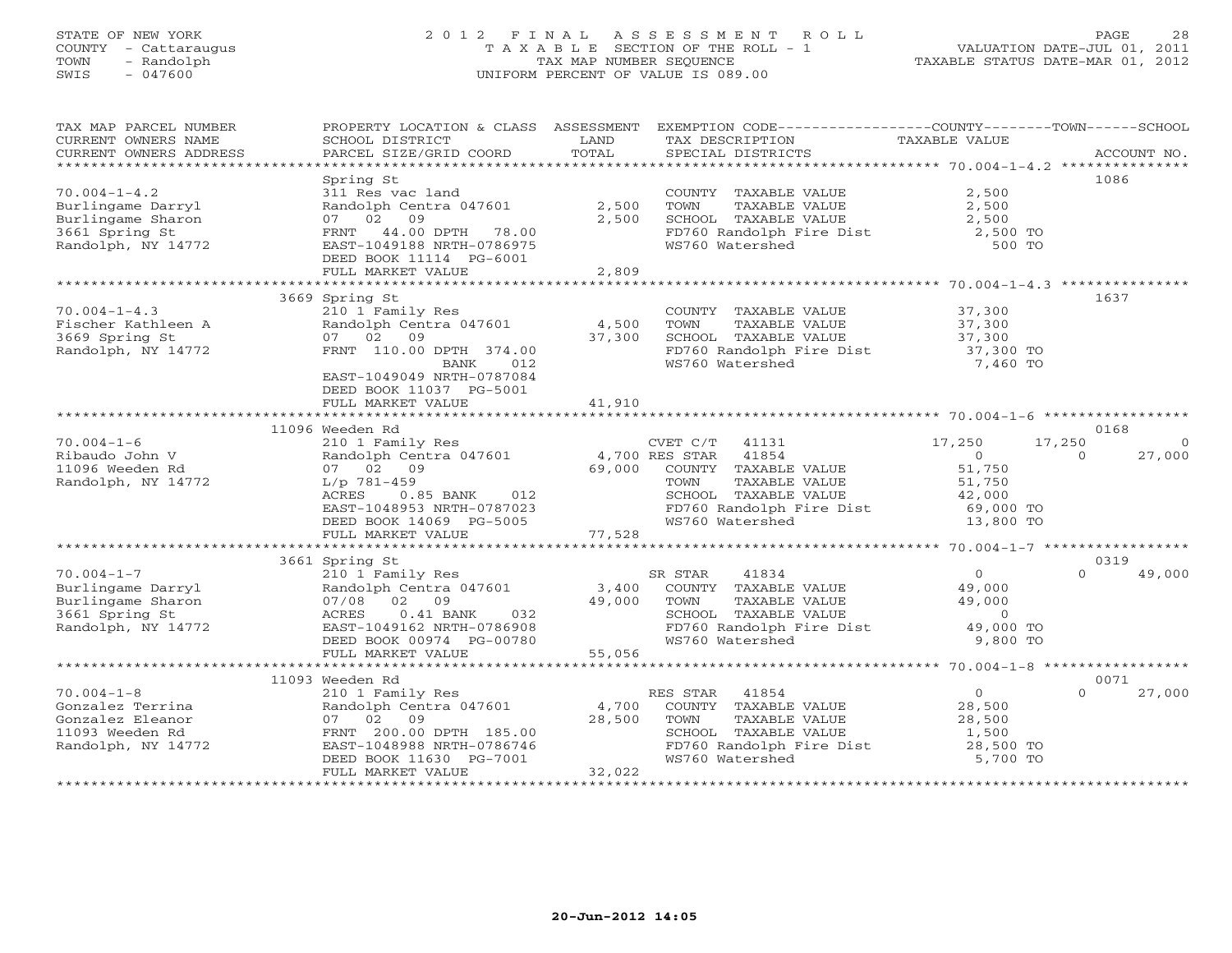STATE OF NEW YORK
COUNTY - Cattaraugus
TOWN - Randolph
SWIS - 047600

2012 FINAL ASSESSMENT ROLL
TAXABLE SECTION OF THE ROLL - 1
TAX MAP NUMBER SEQUENCE
UNIFORM PERCENT OF VALUE IS 089.00

VALUATION DATE-JUL 01, 2011
TAXABLE STATUS DATE-MAR 01, 2012

| TAX MAP PARCEL NUMBER / CURRENT OWNERS NAME / CURRENT OWNERS ADDRESS | PROPERTY LOCATION & CLASS / SCHOOL DISTRICT / PARCEL SIZE/GRID COORD | ASSESSMENT LAND / TOTAL | EXEMPTION CODE / TAX DESCRIPTION / SPECIAL DISTRICTS | COUNTY TAXABLE VALUE | TOWN | SCHOOL | ACCOUNT NO. |
|---|---|---|---|---|---|---|---|
| **70.004-1-4.2** | Spring St | | | | | | 1086 |
| 70.004-1-4.2 | 311 Res vac land | | COUNTY TAXABLE VALUE | 2,500 | | | |
| Burlingame Darryl | Randolph Centra 047601 | 2,500 | TOWN TAXABLE VALUE | 2,500 | | | |
| Burlingame Sharon | 07 02 09 | 2,500 | SCHOOL TAXABLE VALUE | 2,500 | | | |
| 3661 Spring St | FRNT 44.00 DPTH 78.00 | | FD760 Randolph Fire Dist | 2,500 TO | | | |
| Randolph, NY 14772 | EAST-1049188 NRTH-0786975 | | WS760 Watershed | 500 TO | | | |
| | DEED BOOK 11114 PG-6001 | | | | | | |
| | FULL MARKET VALUE | 2,809 | | | | | |
| **70.004-1-4.3** | 3669 Spring St | | | | | | 1637 |
| 70.004-1-4.3 | 210 1 Family Res | | COUNTY TAXABLE VALUE | 37,300 | | | |
| Fischer Kathleen A | Randolph Centra 047601 | 4,500 | TOWN TAXABLE VALUE | 37,300 | | | |
| 3669 Spring St | 07 02 09 | 37,300 | SCHOOL TAXABLE VALUE | 37,300 | | | |
| Randolph, NY 14772 | FRNT 110.00 DPTH 374.00 | | FD760 Randolph Fire Dist | 37,300 TO | | | |
| | BANK 012 | | WS760 Watershed | 7,460 TO | | | |
| | EAST-1049049 NRTH-0787084 | | | | | | |
| | DEED BOOK 11037 PG-5001 | | | | | | |
| | FULL MARKET VALUE | 41,910 | | | | | |
| **70.004-1-6** | 11096 Weeden Rd | | | | | | 0168 |
| 70.004-1-6 | 210 1 Family Res | | CVET C/T 41131 | 17,250 | 17,250 | 0 | |
| Ribaudo John V | Randolph Centra 047601 | 4,700 | RES STAR 41854 | 0 | 0 | 27,000 | |
| 11096 Weeden Rd | 07 02 09 | 69,000 | COUNTY TAXABLE VALUE | 51,750 | | | |
| Randolph, NY 14772 | L/p 781-459 | | TOWN TAXABLE VALUE | 51,750 | | | |
| | ACRES 0.85 BANK 012 | | SCHOOL TAXABLE VALUE | 42,000 | | | |
| | EAST-1048953 NRTH-0787023 | | FD760 Randolph Fire Dist | 69,000 TO | | | |
| | DEED BOOK 14069 PG-5005 | | WS760 Watershed | 13,800 TO | | | |
| | FULL MARKET VALUE | 77,528 | | | | | |
| **70.004-1-7** | 3661 Spring St | | | | | | 0319 |
| 70.004-1-7 | 210 1 Family Res | | SR STAR 41834 | 0 | 0 | 49,000 | |
| Burlingame Darryl | Randolph Centra 047601 | 3,400 | COUNTY TAXABLE VALUE | 49,000 | | | |
| Burlingame Sharon | 07/08 02 09 | 49,000 | TOWN TAXABLE VALUE | 49,000 | | | |
| 3661 Spring St | ACRES 0.41 BANK 032 | | SCHOOL TAXABLE VALUE | 0 | | | |
| Randolph, NY 14772 | EAST-1049162 NRTH-0786908 | | FD760 Randolph Fire Dist | 49,000 TO | | | |
| | DEED BOOK 00974 PG-00780 | | WS760 Watershed | 9,800 TO | | | |
| | FULL MARKET VALUE | 55,056 | | | | | |
| **70.004-1-8** | 11093 Weeden Rd | | | | | | 0071 |
| 70.004-1-8 | 210 1 Family Res | | RES STAR 41854 | 0 | 0 | 27,000 | |
| Gonzalez Terrina | Randolph Centra 047601 | 4,700 | COUNTY TAXABLE VALUE | 28,500 | | | |
| Gonzalez Eleanor | 07 02 09 | 28,500 | TOWN TAXABLE VALUE | 28,500 | | | |
| 11093 Weeden Rd | FRNT 200.00 DPTH 185.00 | | SCHOOL TAXABLE VALUE | 1,500 | | | |
| Randolph, NY 14772 | EAST-1048988 NRTH-0786746 | | FD760 Randolph Fire Dist | 28,500 TO | | | |
| | DEED BOOK 11630 PG-7001 | | WS760 Watershed | 5,700 TO | | | |
| | FULL MARKET VALUE | 32,022 | | | | | |

20-Jun-2012 14:05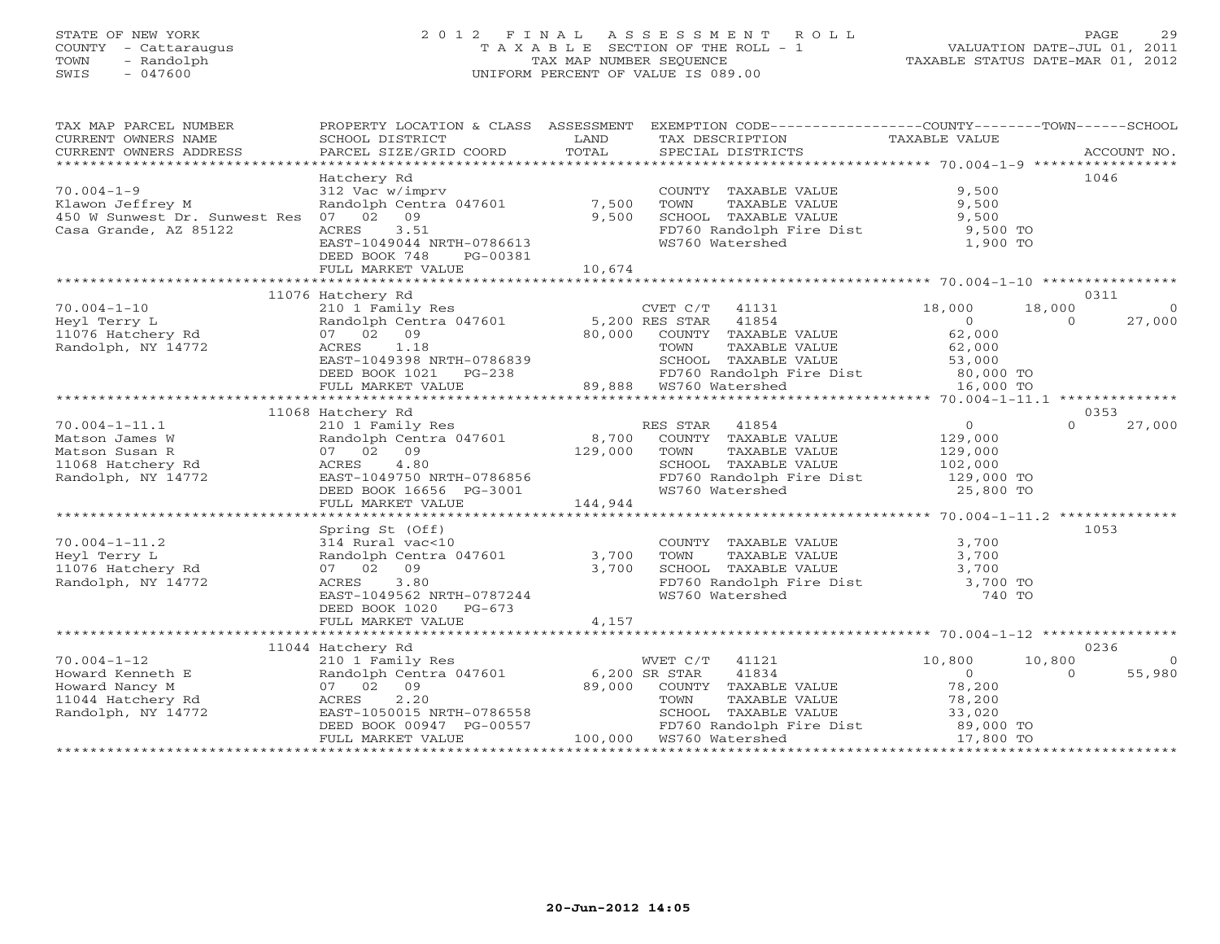STATE OF NEW YORK
COUNTY - Cattaraugus
TOWN - Randolph
SWIS - 047600

2012 FINAL ASSESSMENT ROLL
TAXABLE SECTION OF THE ROLL - 1
TAX MAP NUMBER SEQUENCE
UNIFORM PERCENT OF VALUE IS 089.00

VALUATION DATE-JUL 01, 2011
TAXABLE STATUS DATE-MAR 01, 2012

| TAX MAP PARCEL NUMBER / CURRENT OWNERS NAME / CURRENT OWNERS ADDRESS | PROPERTY LOCATION & CLASS / SCHOOL DISTRICT / PARCEL SIZE/GRID COORD | ASSESSMENT LAND / TOTAL | EXEMPTION CODE / TAX DESCRIPTION / SPECIAL DISTRICTS | COUNTY TAXABLE VALUE | TOWN | SCHOOL | ACCOUNT NO. |
|---|---|---|---|---|---|---|---|
| **70.004-1-9** | Hatchery Rd | | | | | | 1046 |
| 70.004-1-9 | 312 Vac w/imprv | | COUNTY TAXABLE VALUE | 9,500 | | | |
| Klawon Jeffrey M | Randolph Centra 047601 | 7,500 | TOWN TAXABLE VALUE | 9,500 | | | |
| 450 W Sunwest Dr. Sunwest Res | 07 02 09 | 9,500 | SCHOOL TAXABLE VALUE | 9,500 | | | |
| Casa Grande, AZ 85122 | ACRES 3.51 | | FD760 Randolph Fire Dist | 9,500 TO | | | |
| | EAST-1049044 NRTH-0786613 | | WS760 Watershed | 1,900 TO | | | |
| | DEED BOOK 748 PG-00381 | | | | | | |
| | FULL MARKET VALUE | 10,674 | | | | | |
| **70.004-1-10** | 11076 Hatchery Rd | | | | | | 0311 |
| 70.004-1-10 | 210 1 Family Res | | CVET C/T 41131 | 18,000 | 18,000 | 0 | |
| Heyl Terry L | Randolph Centra 047601 | 5,200 | RES STAR 41854 | 0 | 0 | 27,000 | |
| 11076 Hatchery Rd | 07 02 09 | 80,000 | COUNTY TAXABLE VALUE | 62,000 | | | |
| Randolph, NY 14772 | ACRES 1.18 | | TOWN TAXABLE VALUE | 62,000 | | | |
| | EAST-1049398 NRTH-0786839 | | SCHOOL TAXABLE VALUE | 53,000 | | | |
| | DEED BOOK 1021 PG-238 | | FD760 Randolph Fire Dist | 80,000 TO | | | |
| | FULL MARKET VALUE | 89,888 | WS760 Watershed | 16,000 TO | | | |
| **70.004-1-11.1** | 11068 Hatchery Rd | | | | | | 0353 |
| 70.004-1-11.1 | 210 1 Family Res | | RES STAR 41854 | 0 | 0 | 27,000 | |
| Matson James W | Randolph Centra 047601 | 8,700 | COUNTY TAXABLE VALUE | 129,000 | | | |
| Matson Susan R | 07 02 09 | 129,000 | TOWN TAXABLE VALUE | 129,000 | | | |
| 11068 Hatchery Rd | ACRES 4.80 | | SCHOOL TAXABLE VALUE | 102,000 | | | |
| Randolph, NY 14772 | EAST-1049750 NRTH-0786856 | | FD760 Randolph Fire Dist | 129,000 TO | | | |
| | DEED BOOK 16656 PG-3001 | | WS760 Watershed | 25,800 TO | | | |
| | FULL MARKET VALUE | 144,944 | | | | | |
| **70.004-1-11.2** | Spring St (Off) | | | | | | 1053 |
| 70.004-1-11.2 | 314 Rural vac<10 | | COUNTY TAXABLE VALUE | 3,700 | | | |
| Heyl Terry L | Randolph Centra 047601 | 3,700 | TOWN TAXABLE VALUE | 3,700 | | | |
| 11076 Hatchery Rd | 07 02 09 | 3,700 | SCHOOL TAXABLE VALUE | 3,700 | | | |
| Randolph, NY 14772 | ACRES 3.80 | | FD760 Randolph Fire Dist | 3,700 TO | | | |
| | EAST-1049562 NRTH-0787244 | | WS760 Watershed | 740 TO | | | |
| | DEED BOOK 1020 PG-673 | | | | | | |
| | FULL MARKET VALUE | 4,157 | | | | | |
| **70.004-1-12** | 11044 Hatchery Rd | | | | | | 0236 |
| 70.004-1-12 | 210 1 Family Res | | WVET C/T 41121 | 10,800 | 10,800 | 0 | |
| Howard Kenneth E | Randolph Centra 047601 | 6,200 | SR STAR 41834 | 0 | 0 | 55,980 | |
| Howard Nancy M | 07 02 09 | 89,000 | COUNTY TAXABLE VALUE | 78,200 | | | |
| 11044 Hatchery Rd | ACRES 2.20 | | TOWN TAXABLE VALUE | 78,200 | | | |
| Randolph, NY 14772 | EAST-1050015 NRTH-0786558 | | SCHOOL TAXABLE VALUE | 33,020 | | | |
| | DEED BOOK 00947 PG-00557 | | FD760 Randolph Fire Dist | 89,000 TO | | | |
| | FULL MARKET VALUE | 100,000 | WS760 Watershed | 17,800 TO | | | |

20-Jun-2012 14:05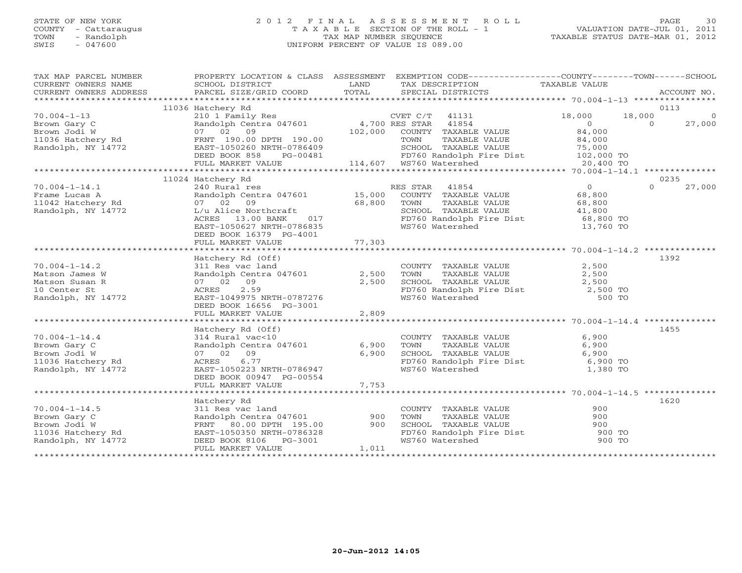STATE OF NEW YORK
COUNTY - Cattaraugus
TOWN - Randolph
SWIS - 047600

2012 FINAL ASSESSMENT ROLL
TAXABLE SECTION OF THE ROLL - 1
TAX MAP NUMBER SEQUENCE
UNIFORM PERCENT OF VALUE IS 089.00

VALUATION DATE-JUL 01, 2011
TAXABLE STATUS DATE-MAR 01, 2012

| TAX MAP PARCEL NUMBER / CURRENT OWNERS NAME / CURRENT OWNERS ADDRESS | PROPERTY LOCATION & CLASS / SCHOOL DISTRICT / PARCEL SIZE/GRID COORD | ASSESSMENT LAND / TOTAL | EXEMPTION CODE / TAX DESCRIPTION / SPECIAL DISTRICTS | COUNTY TAXABLE VALUE | TOWN | SCHOOL | ACCOUNT NO. |
|---|---|---|---|---|---|---|---|
| 70.004-1-13 | 11036 Hatchery Rd | | | | | | 0113 |
| Brown Gary C | 210 1 Family Res | | CVET C/T 41131 | 18,000 | 18,000 | 0 | |
| Brown Jodi W | Randolph Centra 047601 | 4,700 | RES STAR 41854 | 0 | 0 | 27,000 | |
| 11036 Hatchery Rd | 07 02 09 | 102,000 | COUNTY TAXABLE VALUE | 84,000 | | | |
| Randolph, NY 14772 | FRNT 190.00 DPTH 190.00 | | TOWN TAXABLE VALUE | 84,000 | | | |
| | EAST-1050260 NRTH-0786409 | | SCHOOL TAXABLE VALUE | 75,000 | | | |
| | DEED BOOK 858 PG-00481 | | FD760 Randolph Fire Dist | 102,000 TO | | | |
| | FULL MARKET VALUE | 114,607 | WS760 Watershed | 20,400 TO | | | |
| 70.004-1-14.1 | 11024 Hatchery Rd | | | | | | 0235 |
| Frame Lucas A | 240 Rural res | | RES STAR 41854 | 0 | 0 | 27,000 | |
| 11042 Hatchery Rd | Randolph Centra 047601 | 15,000 | COUNTY TAXABLE VALUE | 68,800 | | | |
| Randolph, NY 14772 | 07 02 09 | 68,800 | TOWN TAXABLE VALUE | 68,800 | | | |
| | L/u Alice Northcraft | | SCHOOL TAXABLE VALUE | 41,800 | | | |
| | ACRES 13.00 BANK 017 | | FD760 Randolph Fire Dist | 68,800 TO | | | |
| | EAST-1050627 NRTH-0786835 | | WS760 Watershed | 13,760 TO | | | |
| | DEED BOOK 16379 PG-4001 | | | | | | |
| | FULL MARKET VALUE | 77,303 | | | | | |
| 70.004-1-14.2 | Hatchery Rd (Off) | | | | | | 1392 |
| Matson James W | 311 Res vac land | | COUNTY TAXABLE VALUE | 2,500 | | | |
| Matson Susan R | Randolph Centra 047601 | 2,500 | TOWN TAXABLE VALUE | 2,500 | | | |
| 10 Center St | 07 02 09 | 2,500 | SCHOOL TAXABLE VALUE | 2,500 | | | |
| Randolph, NY 14772 | ACRES 2.59 | | FD760 Randolph Fire Dist | 2,500 TO | | | |
| | EAST-1049975 NRTH-0787276 | | WS760 Watershed | 500 TO | | | |
| | DEED BOOK 16656 PG-3001 | | | | | | |
| | FULL MARKET VALUE | 2,809 | | | | | |
| 70.004-1-14.4 | Hatchery Rd (Off) | | | | | | 1455 |
| Brown Gary C | 314 Rural vac<10 | | COUNTY TAXABLE VALUE | 6,900 | | | |
| Brown Jodi W | Randolph Centra 047601 | 6,900 | TOWN TAXABLE VALUE | 6,900 | | | |
| 11036 Hatchery Rd | 07 02 09 | 6,900 | SCHOOL TAXABLE VALUE | 6,900 | | | |
| Randolph, NY 14772 | ACRES 6.77 | | FD760 Randolph Fire Dist | 6,900 TO | | | |
| | EAST-1050223 NRTH-0786947 | | WS760 Watershed | 1,380 TO | | | |
| | DEED BOOK 00947 PG-00554 | | | | | | |
| | FULL MARKET VALUE | 7,753 | | | | | |
| 70.004-1-14.5 | Hatchery Rd | | | | | | 1620 |
| Brown Gary C | 311 Res vac land | | COUNTY TAXABLE VALUE | 900 | | | |
| Brown Jodi W | Randolph Centra 047601 | 900 | TOWN TAXABLE VALUE | 900 | | | |
| 11036 Hatchery Rd | FRNT 80.00 DPTH 195.00 | 900 | SCHOOL TAXABLE VALUE | 900 | | | |
| Randolph, NY 14772 | EAST-1050350 NRTH-0786328 | | FD760 Randolph Fire Dist | 900 TO | | | |
| | DEED BOOK 8106 PG-3001 | | WS760 Watershed | 900 TO | | | |
| | FULL MARKET VALUE | 1,011 | | | | | |

20-Jun-2012 14:05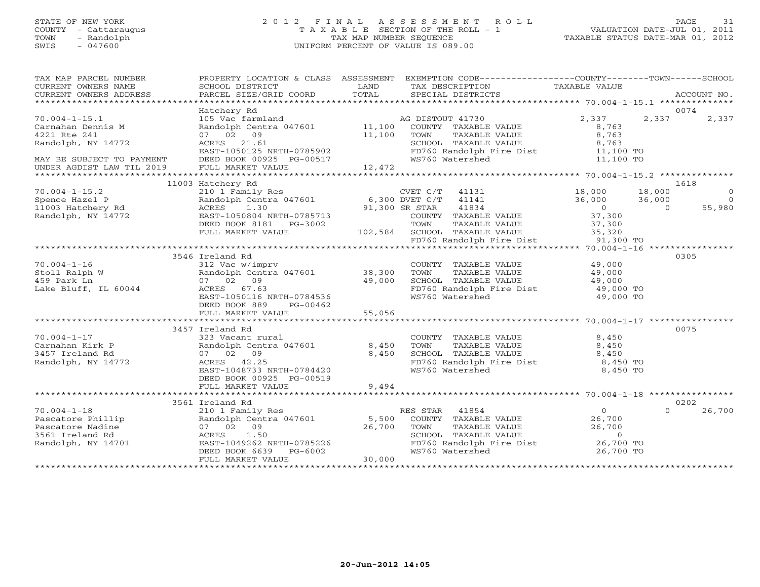STATE OF NEW YORK
COUNTY - Cattaraugus
TOWN - Randolph
SWIS - 047600

2012 FINAL ASSESSMENT ROLL
TAXABLE SECTION OF THE ROLL - 1
TAX MAP NUMBER SEQUENCE
UNIFORM PERCENT OF VALUE IS 089.00

VALUATION DATE-JUL 01, 2011
TAXABLE STATUS DATE-MAR 01, 2012

| TAX MAP PARCEL NUMBER / CURRENT OWNERS NAME / CURRENT OWNERS ADDRESS | PROPERTY LOCATION & CLASS / SCHOOL DISTRICT / PARCEL SIZE/GRID COORD | ASSESSMENT LAND / TOTAL | EXEMPTION CODE / TAX DESCRIPTION / SPECIAL DISTRICTS | COUNTY TAXABLE VALUE | TOWN | SCHOOL / ACCOUNT NO. |
|---|---|---|---|---|---|---|
| | Hatchery Rd | | | | | 0074 |
| 70.004-1-15.1 | 105 Vac farmland | | AG DISTOUT 41730 | 2,337 | 2,337 | 2,337 |
| Carnahan Dennis M | Randolph Centra 047601 | 11,100 | COUNTY TAXABLE VALUE | 8,763 | | |
| 4221 Rte 241 | 07 02 09 | 11,100 | TOWN TAXABLE VALUE | 8,763 | | |
| Randolph, NY 14772 | ACRES 21.61 | | SCHOOL TAXABLE VALUE | 8,763 | | |
| | EAST-1050125 NRTH-0785902 | | FD760 Randolph Fire Dist | 11,100 TO | | |
| MAY BE SUBJECT TO PAYMENT | DEED BOOK 00925 PG-00517 | | WS760 Watershed | 11,100 TO | | |
| UNDER AGDIST LAW TIL 2019 | FULL MARKET VALUE | 12,472 | | | | |
| | 11003 Hatchery Rd | | | | | 1618 |
| 70.004-1-15.2 | 210 1 Family Res | | CVET C/T 41131 | 18,000 | 18,000 | 0 |
| Spence Hazel P | Randolph Centra 047601 | 6,300 | DVET C/T 41141 | 36,000 | 36,000 | 0 |
| 11003 Hatchery Rd | ACRES 1.30 | 91,300 | SR STAR 41834 | 0 | 0 | 55,980 |
| Randolph, NY 14772 | EAST-1050804 NRTH-0785713 | | COUNTY TAXABLE VALUE | 37,300 | | |
| | DEED BOOK 8181 PG-3002 | | TOWN TAXABLE VALUE | 37,300 | | |
| | FULL MARKET VALUE | 102,584 | SCHOOL TAXABLE VALUE | 35,320 | | |
| | | | FD760 Randolph Fire Dist | 91,300 TO | | |
| | 3546 Ireland Rd | | | | | 0305 |
| 70.004-1-16 | 312 Vac w/imprv | | COUNTY TAXABLE VALUE | 49,000 | | |
| Stoll Ralph W | Randolph Centra 047601 | 38,300 | TOWN TAXABLE VALUE | 49,000 | | |
| 459 Park Ln | 07 02 09 | 49,000 | SCHOOL TAXABLE VALUE | 49,000 | | |
| Lake Bluff, IL 60044 | ACRES 67.63 | | FD760 Randolph Fire Dist | 49,000 TO | | |
| | EAST-1050116 NRTH-0784536 | | WS760 Watershed | 49,000 TO | | |
| | DEED BOOK 889 PG-00462 | | | | | |
| | FULL MARKET VALUE | 55,056 | | | | |
| | 3457 Ireland Rd | | | | | 0075 |
| 70.004-1-17 | 323 Vacant rural | | COUNTY TAXABLE VALUE | 8,450 | | |
| Carnahan Kirk P | Randolph Centra 047601 | 8,450 | TOWN TAXABLE VALUE | 8,450 | | |
| 3457 Ireland Rd | 07 02 09 | 8,450 | SCHOOL TAXABLE VALUE | 8,450 | | |
| Randolph, NY 14772 | ACRES 42.25 | | FD760 Randolph Fire Dist | 8,450 TO | | |
| | EAST-1048733 NRTH-0784420 | | WS760 Watershed | 8,450 TO | | |
| | DEED BOOK 00925 PG-00519 | | | | | |
| | FULL MARKET VALUE | 9,494 | | | | |
| | 3561 Ireland Rd | | | | | 0202 |
| 70.004-1-18 | 210 1 Family Res | | RES STAR 41854 | 0 | 0 | 26,700 |
| Pascatore Phillip | Randolph Centra 047601 | 5,500 | COUNTY TAXABLE VALUE | 26,700 | | |
| Pascatore Nadine | 07 02 09 | 26,700 | TOWN TAXABLE VALUE | 26,700 | | |
| 3561 Ireland Rd | ACRES 1.50 | | SCHOOL TAXABLE VALUE | 0 | | |
| Randolph, NY 14701 | EAST-1049262 NRTH-0785226 | | FD760 Randolph Fire Dist | 26,700 TO | | |
| | DEED BOOK 6639 PG-6002 | | WS760 Watershed | 26,700 TO | | |
| | FULL MARKET VALUE | 30,000 | | | | |

20-Jun-2012 14:05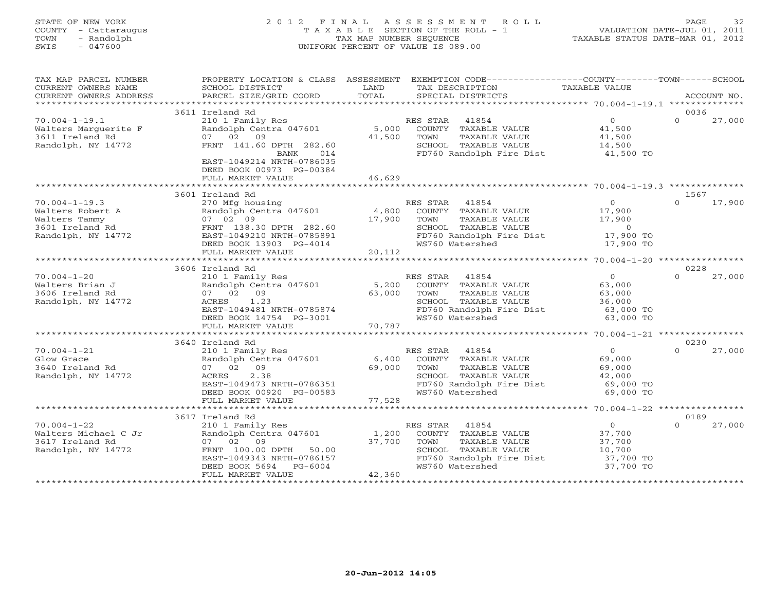STATE OF NEW YORK
COUNTY - Cattaraugus
TOWN - Randolph
SWIS - 047600

2012 FINAL ASSESSMENT ROLL
TAXABLE SECTION OF THE ROLL - 1
TAX MAP NUMBER SEQUENCE
UNIFORM PERCENT OF VALUE IS 089.00

VALUATION DATE-JUL 01, 2011
TAXABLE STATUS DATE-MAR 01, 2012

| TAX MAP PARCEL NUMBER / CURRENT OWNERS NAME / CURRENT OWNERS ADDRESS | PROPERTY LOCATION & CLASS / SCHOOL DISTRICT / PARCEL SIZE/GRID COORD | ASSESSMENT LAND / TOTAL | EXEMPTION CODE / TAX DESCRIPTION / SPECIAL DISTRICTS | COUNTY / TAXABLE VALUE | TOWN | SCHOOL / ACCOUNT NO. |
|---|---|---|---|---|---|---|
| 70.004-1-19.1 | 3611 Ireland Rd | | | | | 0036 |
| Walters Marguerite F | 210 1 Family Res | | RES STAR 41854 | 0 | 0 | 27,000 |
| 3611 Ireland Rd | Randolph Centra 047601 | 5,000 | COUNTY TAXABLE VALUE | 41,500 | | |
| Randolph, NY 14772 | 07 02 09 | 41,500 | TOWN TAXABLE VALUE | 41,500 | | |
| | FRNT 141.60 DPTH 282.60 | | SCHOOL TAXABLE VALUE | 14,500 | | |
| | BANK 014 | | FD760 Randolph Fire Dist | 41,500 TO | | |
| | EAST-1049214 NRTH-0786035 | | | | | |
| | DEED BOOK 00973 PG-00384 | | | | | |
| | FULL MARKET VALUE | 46,629 | | | | |
| 70.004-1-19.3 | 3601 Ireland Rd | | | | | 1567 |
| Walters Robert A | 270 Mfg housing | | RES STAR 41854 | 0 | 0 | 17,900 |
| Walters Tammy | Randolph Centra 047601 | 4,800 | COUNTY TAXABLE VALUE | 17,900 | | |
| 3601 Ireland Rd | 07 02 09 | 17,900 | TOWN TAXABLE VALUE | 17,900 | | |
| Randolph, NY 14772 | FRNT 138.30 DPTH 282.60 | | SCHOOL TAXABLE VALUE | 0 | | |
| | EAST-1049210 NRTH-0785891 | | FD760 Randolph Fire Dist | 17,900 TO | | |
| | DEED BOOK 13903 PG-4014 | | WS760 Watershed | 17,900 TO | | |
| | FULL MARKET VALUE | 20,112 | | | | |
| 70.004-1-20 | 3606 Ireland Rd | | | | | 0228 |
| Walters Brian J | 210 1 Family Res | | RES STAR 41854 | 0 | 0 | 27,000 |
| 3606 Ireland Rd | Randolph Centra 047601 | 5,200 | COUNTY TAXABLE VALUE | 63,000 | | |
| Randolph, NY 14772 | 07 02 09 | 63,000 | TOWN TAXABLE VALUE | 63,000 | | |
| | ACRES 1.23 | | SCHOOL TAXABLE VALUE | 36,000 | | |
| | EAST-1049481 NRTH-0785874 | | FD760 Randolph Fire Dist | 63,000 TO | | |
| | DEED BOOK 14754 PG-3001 | | WS760 Watershed | 63,000 TO | | |
| | FULL MARKET VALUE | 70,787 | | | | |
| 70.004-1-21 | 3640 Ireland Rd | | | | | 0230 |
| Glow Grace | 210 1 Family Res | | RES STAR 41854 | 0 | 0 | 27,000 |
| 3640 Ireland Rd | Randolph Centra 047601 | 6,400 | COUNTY TAXABLE VALUE | 69,000 | | |
| Randolph, NY 14772 | 07 02 09 | 69,000 | TOWN TAXABLE VALUE | 69,000 | | |
| | ACRES 2.38 | | SCHOOL TAXABLE VALUE | 42,000 | | |
| | EAST-1049473 NRTH-0786351 | | FD760 Randolph Fire Dist | 69,000 TO | | |
| | DEED BOOK 00920 PG-00583 | | WS760 Watershed | 69,000 TO | | |
| | FULL MARKET VALUE | 77,528 | | | | |
| 70.004-1-22 | 3617 Ireland Rd | | | | | 0189 |
| Walters Michael C Jr | 210 1 Family Res | | RES STAR 41854 | 0 | 0 | 27,000 |
| 3617 Ireland Rd | Randolph Centra 047601 | 1,200 | COUNTY TAXABLE VALUE | 37,700 | | |
| Randolph, NY 14772 | 07 02 09 | 37,700 | TOWN TAXABLE VALUE | 37,700 | | |
| | FRNT 100.00 DPTH 50.00 | | SCHOOL TAXABLE VALUE | 10,700 | | |
| | EAST-1049343 NRTH-0786157 | | FD760 Randolph Fire Dist | 37,700 TO | | |
| | DEED BOOK 5694 PG-6004 | | WS760 Watershed | 37,700 TO | | |
| | FULL MARKET VALUE | 42,360 | | | | |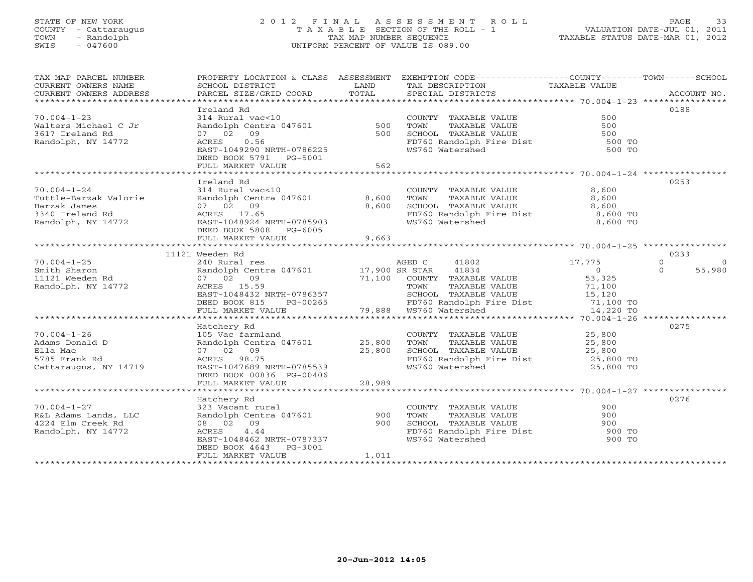STATE OF NEW YORK
COUNTY - Cattaraugus
TOWN - Randolph
SWIS - 047600

# 2012 FINAL ASSESSMENT ROLL
TAXABLE SECTION OF THE ROLL - 1
TAX MAP NUMBER SEQUENCE
UNIFORM PERCENT OF VALUE IS 089.00

VALUATION DATE-JUL 01, 2011
TAXABLE STATUS DATE-MAR 01, 2012

| TAX MAP PARCEL NUMBER / CURRENT OWNERS NAME / CURRENT OWNERS ADDRESS | PROPERTY LOCATION & CLASS / SCHOOL DISTRICT / PARCEL SIZE/GRID COORD | ASSESSMENT LAND / TOTAL | EXEMPTION CODE / TAX DESCRIPTION / SPECIAL DISTRICTS | COUNTY TAXABLE VALUE | TOWN | SCHOOL | ACCOUNT NO. |
|---|---|---|---|---|---|---|---|
| **70.004-1-23** | Ireland Rd | | | | | | 0188 |
| Walters Michael C Jr | 314 Rural vac<10 | | COUNTY TAXABLE VALUE | 500 | | | |
| 3617 Ireland Rd | Randolph Centra 047601 | 500 | TOWN TAXABLE VALUE | 500 | | | |
| Randolph, NY 14772 | 07 02 09 | 500 | SCHOOL TAXABLE VALUE | 500 | | | |
| | ACRES 0.56 | | FD760 Randolph Fire Dist | 500 TO | | | |
| | EAST-1049290 NRTH-0786225 | | WS760 Watershed | 500 TO | | | |
| | DEED BOOK 5791 PG-5001 | | | | | | |
| | FULL MARKET VALUE | 562 | | | | | |
| **70.004-1-24** | Ireland Rd | | | | | | 0253 |
| Tuttle-Barzak Valorie | 314 Rural vac<10 | | COUNTY TAXABLE VALUE | 8,600 | | | |
| Barzak James | Randolph Centra 047601 | 8,600 | TOWN TAXABLE VALUE | 8,600 | | | |
| 3340 Ireland Rd | 07 02 09 | 8,600 | SCHOOL TAXABLE VALUE | 8,600 | | | |
| Randolph, NY 14772 | ACRES 17.65 | | FD760 Randolph Fire Dist | 8,600 TO | | | |
| | EAST-1048924 NRTH-0785903 | | WS760 Watershed | 8,600 TO | | | |
| | DEED BOOK 5808 PG-6005 | | | | | | |
| | FULL MARKET VALUE | 9,663 | | | | | |
| **70.004-1-25** | 11121 Weeden Rd | | | | | | 0233 |
| Smith Sharon | 240 Rural res | | AGED C 41802 | 17,775 | 0 | 0 | |
| 11121 Weeden Rd | Randolph Centra 047601 | 17,900 | SR STAR 41834 | 0 | 0 | 55,980 | |
| Randolph, NY 14772 | 07 02 09 | 71,100 | COUNTY TAXABLE VALUE | 53,325 | | | |
| | ACRES 15.59 | | TOWN TAXABLE VALUE | 71,100 | | | |
| | EAST-1048432 NRTH-0786357 | | SCHOOL TAXABLE VALUE | 15,120 | | | |
| | DEED BOOK 815 PG-00265 | | FD760 Randolph Fire Dist | 71,100 TO | | | |
| | FULL MARKET VALUE | 79,888 | WS760 Watershed | 14,220 TO | | | |
| **70.004-1-26** | Hatchery Rd | | | | | | 0275 |
| Adams Donald D | 105 Vac farmland | | COUNTY TAXABLE VALUE | 25,800 | | | |
| Ella Mae | Randolph Centra 047601 | 25,800 | TOWN TAXABLE VALUE | 25,800 | | | |
| 5785 Frank Rd | 07 02 09 | 25,800 | SCHOOL TAXABLE VALUE | 25,800 | | | |
| Cattaraugus, NY 14719 | ACRES 98.75 | | FD760 Randolph Fire Dist | 25,800 TO | | | |
| | EAST-1047689 NRTH-0785539 | | WS760 Watershed | 25,800 TO | | | |
| | DEED BOOK 00836 PG-00406 | | | | | | |
| | FULL MARKET VALUE | 28,989 | | | | | |
| **70.004-1-27** | Hatchery Rd | | | | | | 0276 |
| R&L Adams Lands, LLC | 323 Vacant rural | | COUNTY TAXABLE VALUE | 900 | | | |
| 4224 Elm Creek Rd | Randolph Centra 047601 | 900 | TOWN TAXABLE VALUE | 900 | | | |
| Randolph, NY 14772 | 08 02 09 | 900 | SCHOOL TAXABLE VALUE | 900 | | | |
| | ACRES 4.44 | | FD760 Randolph Fire Dist | 900 TO | | | |
| | EAST-1048462 NRTH-0787337 | | WS760 Watershed | 900 TO | | | |
| | DEED BOOK 4643 PG-3001 | | | | | | |
| | FULL MARKET VALUE | 1,011 | | | | | |

20-Jun-2012 14:05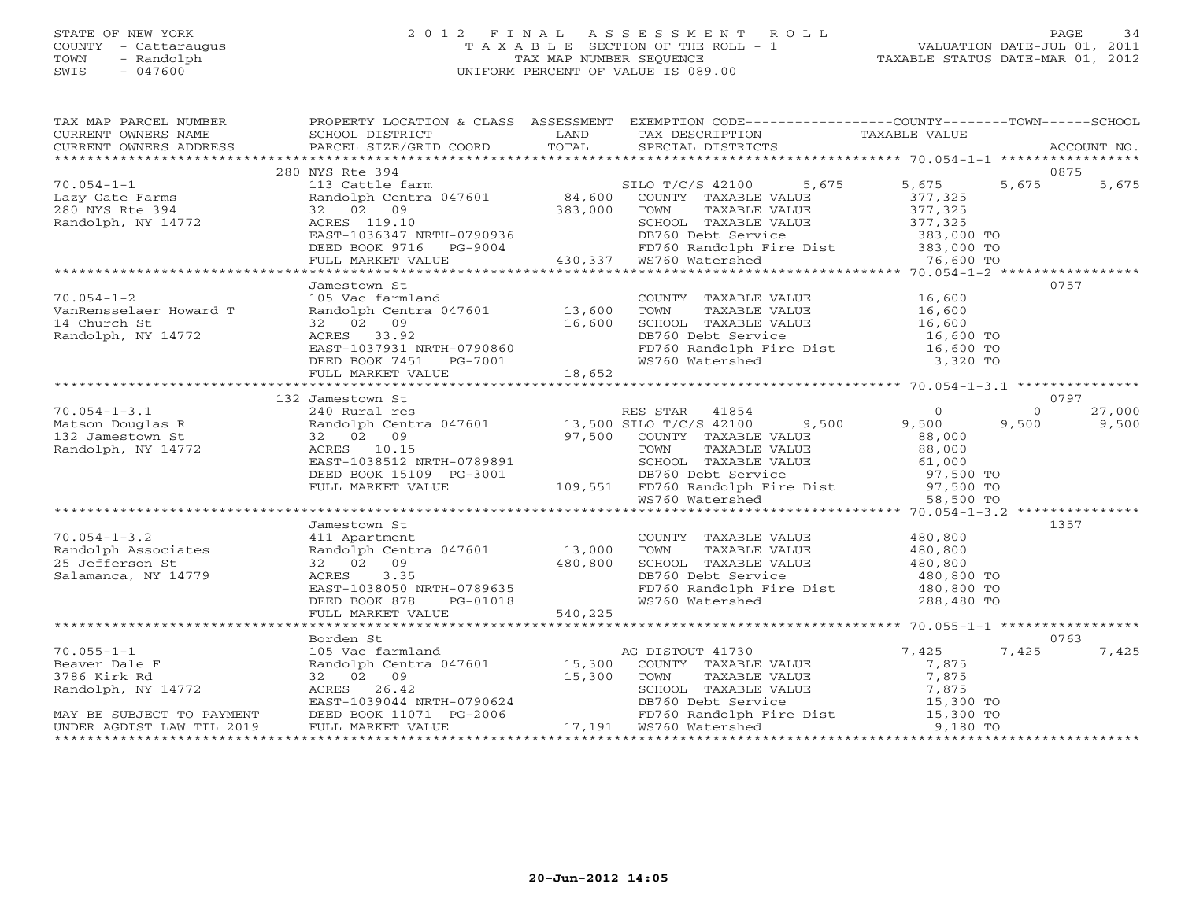STATE OF NEW YORK
COUNTY - Cattaraugus
TOWN - Randolph
SWIS - 047600

# 2012 FINAL ASSESSMENT ROLL
TAXABLE SECTION OF THE ROLL - 1
TAX MAP NUMBER SEQUENCE
UNIFORM PERCENT OF VALUE IS 089.00

VALUATION DATE-JUL 01, 2011
TAXABLE STATUS DATE-MAR 01, 2012

```
TAX MAP PARCEL NUMBER     PROPERTY LOCATION & CLASS  ASSESSMENT  EXEMPTION CODE------------------COUNTY--------TOWN------SCHOOL
CURRENT OWNERS NAME       SCHOOL DISTRICT              LAND      TAX DESCRIPTION             TAXABLE VALUE
CURRENT OWNERS ADDRESS    PARCEL SIZE/GRID COORD       TOTAL     SPECIAL DISTRICTS                                          ACCOUNT NO.
****************************************************************************************************** 70.054-1-1 *****************
                          280 NYS Rte 394                                                                             0875
70.054-1-1                113 Cattle farm                        SILO T/C/S 42100    5,675      5,675      5,675      5,675
Lazy Gate Farms           Randolph Centra 047601      84,600     COUNTY  TAXABLE VALUE            377,325
280 NYS Rte 394           32  02  09                 383,000     TOWN    TAXABLE VALUE            377,325
Randolph, NY 14772        ACRES 119.10                           SCHOOL  TAXABLE VALUE            377,325
                          EAST-1036347 NRTH-0790936              DB760 Debt Service               383,000 TO
                          DEED BOOK 9716   PG-9004               FD760 Randolph Fire Dist         383,000 TO
                          FULL MARKET VALUE          430,337     WS760 Watershed                   76,600 TO
****************************************************************************************************** 70.054-1-2 *****************
                          Jamestown St                                                                                0757
70.054-1-2                105 Vac farmland                       COUNTY  TAXABLE VALUE             16,600
VanRensselaer Howard T    Randolph Centra 047601      13,600     TOWN    TAXABLE VALUE             16,600
14 Church St              32  02  09                  16,600     SCHOOL  TAXABLE VALUE             16,600
Randolph, NY 14772        ACRES  33.92                           DB760 Debt Service                16,600 TO
                          EAST-1037931 NRTH-0790860              FD760 Randolph Fire Dist          16,600 TO
                          DEED BOOK 7451   PG-7001               WS760 Watershed                    3,320 TO
                          FULL MARKET VALUE           18,652
****************************************************************************************************** 70.054-1-3.1 ***************
                          132 Jamestown St                                                                            0797
70.054-1-3.1              240 Rural res                          RES STAR  41854                   0           0     27,000
Matson Douglas R          Randolph Centra 047601      13,500 SILO T/C/S 42100    9,500      9,500      9,500      9,500
132 Jamestown St          32  02  09                  97,500     COUNTY  TAXABLE VALUE             88,000
Randolph, NY 14772        ACRES  10.15                           TOWN    TAXABLE VALUE             88,000
                          EAST-1038512 NRTH-0789891              SCHOOL  TAXABLE VALUE             61,000
                          DEED BOOK 15109  PG-3001               DB760 Debt Service                97,500 TO
                          FULL MARKET VALUE          109,551     FD760 Randolph Fire Dist          97,500 TO
                                                                 WS760 Watershed                   58,500 TO
****************************************************************************************************** 70.054-1-3.2 ***************
                          Jamestown St                                                                                1357
70.054-1-3.2              411 Apartment                          COUNTY  TAXABLE VALUE            480,800
Randolph Associates       Randolph Centra 047601      13,000     TOWN    TAXABLE VALUE            480,800
25 Jefferson St           32  02  09                 480,800     SCHOOL  TAXABLE VALUE            480,800
Salamanca, NY 14779       ACRES   3.35                           DB760 Debt Service               480,800 TO
                          EAST-1038050 NRTH-0789635              FD760 Randolph Fire Dist         480,800 TO
                          DEED BOOK 878    PG-01018              WS760 Watershed                  288,480 TO
                          FULL MARKET VALUE          540,225
****************************************************************************************************** 70.055-1-1 *****************
                          Borden St                                                                                   0763
70.055-1-1                105 Vac farmland                       AG DISTOUT 41730                7,425      7,425      7,425
Beaver Dale F             Randolph Centra 047601      15,300     COUNTY  TAXABLE VALUE              7,875
3786 Kirk Rd              32  02  09                  15,300     TOWN    TAXABLE VALUE              7,875
Randolph, NY 14772        ACRES  26.42                           SCHOOL  TAXABLE VALUE              7,875
                          EAST-1039044 NRTH-0790624              DB760 Debt Service                15,300 TO
MAY BE SUBJECT TO PAYMENT DEED BOOK 11071  PG-2006               FD760 Randolph Fire Dist          15,300 TO
UNDER AGDIST LAW TIL 2019 FULL MARKET VALUE           17,191     WS760 Watershed                    9,180 TO
************************************************************************************************************************************
```

20-Jun-2012 14:05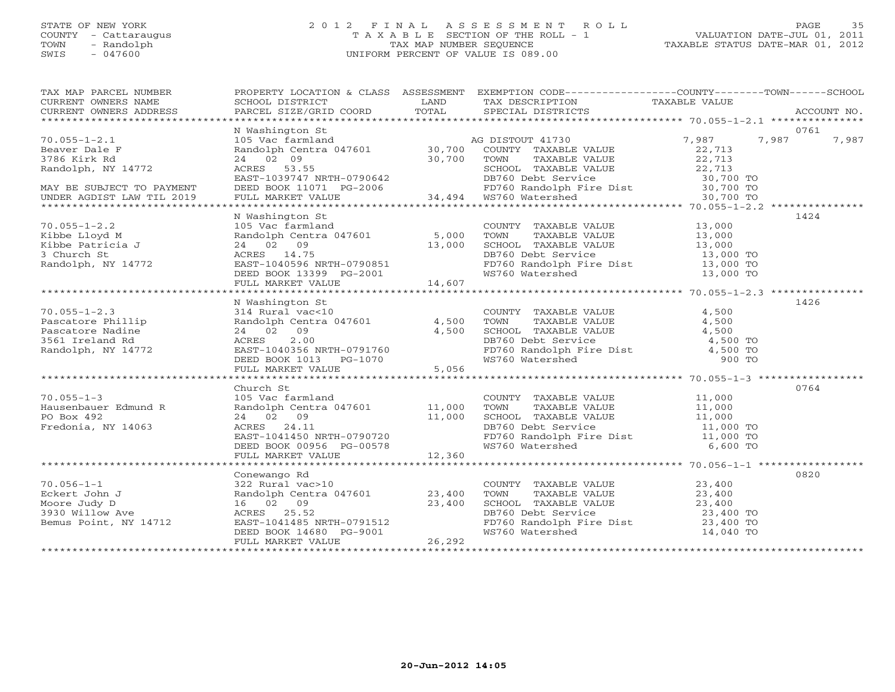STATE OF NEW YORK
COUNTY - Cattaraugus
TOWN - Randolph
SWIS - 047600

2 0 1 2 F I N A L A S S E S S M E N T R O L L
T A X A B L E SECTION OF THE ROLL - 1
TAX MAP NUMBER SEQUENCE
UNIFORM PERCENT OF VALUE IS 089.00

VALUATION DATE-JUL 01, 2011
TAXABLE STATUS DATE-MAR 01, 2012

| TAX MAP PARCEL NUMBER / CURRENT OWNERS NAME / CURRENT OWNERS ADDRESS | PROPERTY LOCATION & CLASS / SCHOOL DISTRICT / PARCEL SIZE/GRID COORD | ASSESSMENT LAND / TOTAL | EXEMPTION CODE / TAX DESCRIPTION / SPECIAL DISTRICTS | COUNTY | TOWN | SCHOOL / TAXABLE VALUE / ACCOUNT NO. |
|---|---|---|---|---|---|---|
| **70.055-1-2.1** | N Washington St | | | | | 0761 |
| 70.055-1-2.1 | 105 Vac farmland | | AG DISTOUT 41730 | 7,987 | 7,987 | 7,987 |
| Beaver Dale F | Randolph Centra 047601 | 30,700 | COUNTY TAXABLE VALUE | 22,713 | | |
| 3786 Kirk Rd | 24 02 09 | 30,700 | TOWN TAXABLE VALUE | 22,713 | | |
| Randolph, NY 14772 | ACRES 53.55 | | SCHOOL TAXABLE VALUE | 22,713 | | |
| | EAST-1039747 NRTH-0790642 | | DB760 Debt Service | 30,700 TO | | |
| MAY BE SUBJECT TO PAYMENT | DEED BOOK 11071 PG-2006 | | FD760 Randolph Fire Dist | 30,700 TO | | |
| UNDER AGDIST LAW TIL 2019 | FULL MARKET VALUE | 34,494 | WS760 Watershed | 30,700 TO | | |
| **70.055-1-2.2** | N Washington St | | | | | 1424 |
| 70.055-1-2.2 | 105 Vac farmland | | COUNTY TAXABLE VALUE | 13,000 | | |
| Kibbe Lloyd M | Randolph Centra 047601 | 5,000 | TOWN TAXABLE VALUE | 13,000 | | |
| Kibbe Patricia J | 24 02 09 | 13,000 | SCHOOL TAXABLE VALUE | 13,000 | | |
| 3 Church St | ACRES 14.75 | | DB760 Debt Service | 13,000 TO | | |
| Randolph, NY 14772 | EAST-1040596 NRTH-0790851 | | FD760 Randolph Fire Dist | 13,000 TO | | |
| | DEED BOOK 13399 PG-2001 | | WS760 Watershed | 13,000 TO | | |
| | FULL MARKET VALUE | 14,607 | | | | |
| **70.055-1-2.3** | N Washington St | | | | | 1426 |
| 70.055-1-2.3 | 314 Rural vac<10 | | COUNTY TAXABLE VALUE | 4,500 | | |
| Pascatore Phillip | Randolph Centra 047601 | 4,500 | TOWN TAXABLE VALUE | 4,500 | | |
| Pascatore Nadine | 24 02 09 | 4,500 | SCHOOL TAXABLE VALUE | 4,500 | | |
| 3561 Ireland Rd | ACRES 2.00 | | DB760 Debt Service | 4,500 TO | | |
| Randolph, NY 14772 | EAST-1040356 NRTH-0791760 | | FD760 Randolph Fire Dist | 4,500 TO | | |
| | DEED BOOK 1013 PG-1070 | | WS760 Watershed | 900 TO | | |
| | FULL MARKET VALUE | 5,056 | | | | |
| **70.055-1-3** | Church St | | | | | 0764 |
| 70.055-1-3 | 105 Vac farmland | | COUNTY TAXABLE VALUE | 11,000 | | |
| Hausenbauer Edmund R | Randolph Centra 047601 | 11,000 | TOWN TAXABLE VALUE | 11,000 | | |
| PO Box 492 | 24 02 09 | 11,000 | SCHOOL TAXABLE VALUE | 11,000 | | |
| Fredonia, NY 14063 | ACRES 24.11 | | DB760 Debt Service | 11,000 TO | | |
| | EAST-1041450 NRTH-0790720 | | FD760 Randolph Fire Dist | 11,000 TO | | |
| | DEED BOOK 00956 PG-00578 | | WS760 Watershed | 6,600 TO | | |
| | FULL MARKET VALUE | 12,360 | | | | |
| **70.056-1-1** | Conewango Rd | | | | | 0820 |
| 70.056-1-1 | 322 Rural vac>10 | | COUNTY TAXABLE VALUE | 23,400 | | |
| Eckert John J | Randolph Centra 047601 | 23,400 | TOWN TAXABLE VALUE | 23,400 | | |
| Moore Judy D | 16 02 09 | 23,400 | SCHOOL TAXABLE VALUE | 23,400 | | |
| 3930 Willow Ave | ACRES 25.52 | | DB760 Debt Service | 23,400 TO | | |
| Bemus Point, NY 14712 | EAST-1041485 NRTH-0791512 | | FD760 Randolph Fire Dist | 23,400 TO | | |
| | DEED BOOK 14680 PG-9001 | | WS760 Watershed | 14,040 TO | | |
| | FULL MARKET VALUE | 26,292 | | | | |

20-Jun-2012 14:05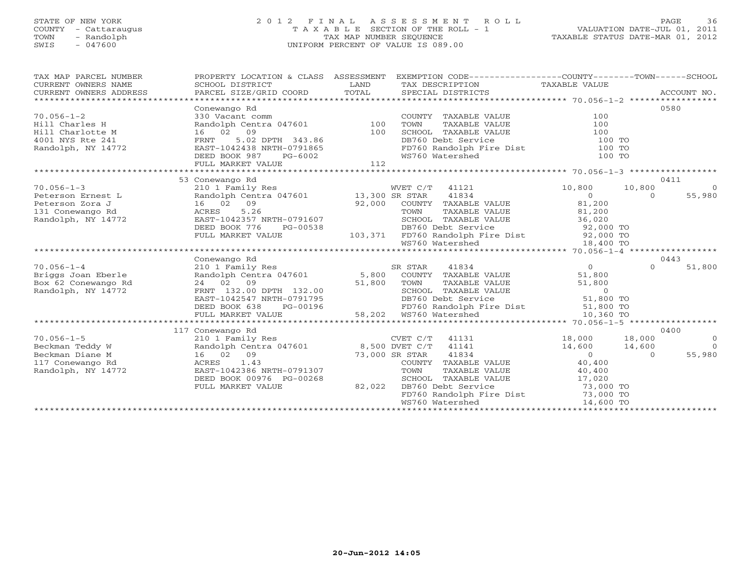STATE OF NEW YORK
COUNTY - Cattaraugus
TOWN - Randolph
SWIS - 047600

2012 FINAL ASSESSMENT ROLL
TAXABLE SECTION OF THE ROLL - 1
TAX MAP NUMBER SEQUENCE
UNIFORM PERCENT OF VALUE IS 089.00

VALUATION DATE-JUL 01, 2011
TAXABLE STATUS DATE-MAR 01, 2012

| TAX MAP PARCEL NUMBER / CURRENT OWNERS NAME / CURRENT OWNERS ADDRESS | PROPERTY LOCATION & CLASS / SCHOOL DISTRICT / PARCEL SIZE/GRID COORD | ASSESSMENT LAND / TOTAL | EXEMPTION CODE / TAX DESCRIPTION / SPECIAL DISTRICTS | COUNTY TAXABLE VALUE | TOWN | SCHOOL | ACCOUNT NO. |
|---|---|---|---|---|---|---|---|
| **70.056-1-2** | Conewango Rd | | | | | | 0580 |
| 70.056-1-2 | 330 Vacant comm | | COUNTY TAXABLE VALUE | 100 | | | |
| Hill Charles H | Randolph Centra 047601 | 100 | TOWN TAXABLE VALUE | 100 | | | |
| Hill Charlotte M | 16 02 09 | 100 | SCHOOL TAXABLE VALUE | 100 | | | |
| 4001 NYS Rte 241 | FRNT 5.02 DPTH 343.86 | | DB760 Debt Service | 100 TO | | | |
| Randolph, NY 14772 | EAST-1042438 NRTH-0791865 | | FD760 Randolph Fire Dist | 100 TO | | | |
| | DEED BOOK 987 PG-6002 | | WS760 Watershed | 100 TO | | | |
| | FULL MARKET VALUE | 112 | | | | | |
| **70.056-1-3** | 53 Conewango Rd | | | | | | 0411 |
| 70.056-1-3 | 210 1 Family Res | | WVET C/T 41121 | 10,800 | 10,800 | 0 | |
| Peterson Ernest L | Randolph Centra 047601 | 13,300 | SR STAR 41834 | 0 | 0 | 55,980 | |
| Peterson Zora J | 16 02 09 | 92,000 | COUNTY TAXABLE VALUE | 81,200 | | | |
| 131 Conewango Rd | ACRES 5.26 | | TOWN TAXABLE VALUE | 81,200 | | | |
| Randolph, NY 14772 | EAST-1042357 NRTH-0791607 | | SCHOOL TAXABLE VALUE | 36,020 | | | |
| | DEED BOOK 776 PG-00538 | | DB760 Debt Service | 92,000 TO | | | |
| | FULL MARKET VALUE | 103,371 | FD760 Randolph Fire Dist | 92,000 TO | | | |
| | | | WS760 Watershed | 18,400 TO | | | |
| **70.056-1-4** | Conewango Rd | | | | | | 0443 |
| 70.056-1-4 | 210 1 Family Res | | SR STAR 41834 | 0 | 0 | 51,800 | |
| Briggs Joan Eberle | Randolph Centra 047601 | 5,800 | COUNTY TAXABLE VALUE | 51,800 | | | |
| Box 62 Conewango Rd | 24 02 09 | 51,800 | TOWN TAXABLE VALUE | 51,800 | | | |
| Randolph, NY 14772 | FRNT 132.00 DPTH 132.00 | | SCHOOL TAXABLE VALUE | 0 | | | |
| | EAST-1042547 NRTH-0791795 | | DB760 Debt Service | 51,800 TO | | | |
| | DEED BOOK 638 PG-00196 | | FD760 Randolph Fire Dist | 51,800 TO | | | |
| | FULL MARKET VALUE | 58,202 | WS760 Watershed | 10,360 TO | | | |
| **70.056-1-5** | 117 Conewango Rd | | | | | | 0400 |
| 70.056-1-5 | 210 1 Family Res | | CVET C/T 41131 | 18,000 | 18,000 | 0 | |
| Beckman Teddy W | Randolph Centra 047601 | 8,500 | DVET C/T 41141 | 14,600 | 14,600 | 0 | |
| Beckman Diane M | 16 02 09 | 73,000 | SR STAR 41834 | 0 | 0 | 55,980 | |
| 117 Conewango Rd | ACRES 1.43 | | COUNTY TAXABLE VALUE | 40,400 | | | |
| Randolph, NY 14772 | EAST-1042386 NRTH-0791307 | | TOWN TAXABLE VALUE | 40,400 | | | |
| | DEED BOOK 00976 PG-00268 | | SCHOOL TAXABLE VALUE | 17,020 | | | |
| | FULL MARKET VALUE | 82,022 | DB760 Debt Service | 73,000 TO | | | |
| | | | FD760 Randolph Fire Dist | 73,000 TO | | | |
| | | | WS760 Watershed | 14,600 TO | | | |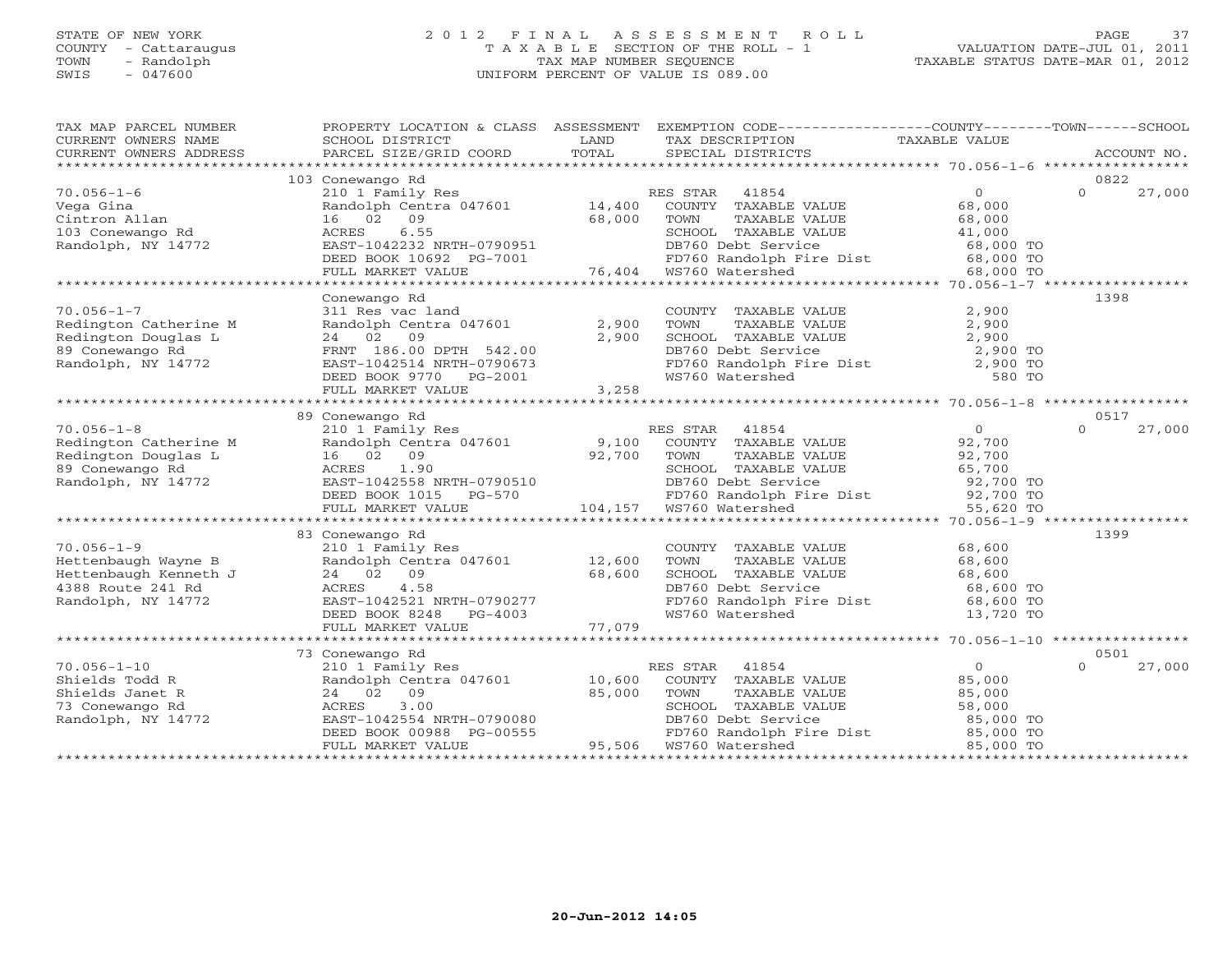STATE OF NEW YORK
COUNTY - Cattaraugus
TOWN - Randolph
SWIS - 047600

# 2012 FINAL ASSESSMENT ROLL
TAXABLE SECTION OF THE ROLL - 1
TAX MAP NUMBER SEQUENCE
UNIFORM PERCENT OF VALUE IS 089.00

VALUATION DATE-JUL 01, 2011
TAXABLE STATUS DATE-MAR 01, 2012

| TAX MAP PARCEL NUMBER / CURRENT OWNERS NAME / CURRENT OWNERS ADDRESS | PROPERTY LOCATION & CLASS / SCHOOL DISTRICT / PARCEL SIZE/GRID COORD | ASSESSMENT LAND / TOTAL | EXEMPTION CODE / TAX DESCRIPTION / SPECIAL DISTRICTS | COUNTY / TOWN TAXABLE VALUE | SCHOOL / ACCOUNT NO. |
|---|---|---|---|---|---|
| 70.056-1-6 | 103 Conewango Rd | | | | 0822 |
| Vega Gina | 210 1 Family Res | | RES STAR 41854 | 0 | 0 27,000 |
| Cintron Allan | Randolph Centra 047601 | 14,400 | COUNTY TAXABLE VALUE | 68,000 | |
| 103 Conewango Rd | 16 02 09 | 68,000 | TOWN TAXABLE VALUE | 68,000 | |
| Randolph, NY 14772 | ACRES 6.55 | | SCHOOL TAXABLE VALUE | 41,000 | |
| | EAST-1042232 NRTH-0790951 | | DB760 Debt Service | 68,000 TO | |
| | DEED BOOK 10692 PG-7001 | | FD760 Randolph Fire Dist | 68,000 TO | |
| | FULL MARKET VALUE | 76,404 | WS760 Watershed | 68,000 TO | |
| 70.056-1-7 | Conewango Rd | | | | 1398 |
| Redington Catherine M | 311 Res vac land | | COUNTY TAXABLE VALUE | 2,900 | |
| Redington Douglas L | Randolph Centra 047601 | 2,900 | TOWN TAXABLE VALUE | 2,900 | |
| 89 Conewango Rd | 24 02 09 | 2,900 | SCHOOL TAXABLE VALUE | 2,900 | |
| Randolph, NY 14772 | FRNT 186.00 DPTH 542.00 | | DB760 Debt Service | 2,900 TO | |
| | EAST-1042514 NRTH-0790673 | | FD760 Randolph Fire Dist | 2,900 TO | |
| | DEED BOOK 9770 PG-2001 | | WS760 Watershed | 580 TO | |
| | FULL MARKET VALUE | 3,258 | | | |
| 70.056-1-8 | 89 Conewango Rd | | | | 0517 |
| Redington Catherine M | 210 1 Family Res | | RES STAR 41854 | 0 | 0 27,000 |
| Redington Douglas L | Randolph Centra 047601 | 9,100 | COUNTY TAXABLE VALUE | 92,700 | |
| 89 Conewango Rd | 16 02 09 | 92,700 | TOWN TAXABLE VALUE | 92,700 | |
| Randolph, NY 14772 | ACRES 1.90 | | SCHOOL TAXABLE VALUE | 65,700 | |
| | EAST-1042558 NRTH-0790510 | | DB760 Debt Service | 92,700 TO | |
| | DEED BOOK 1015 PG-570 | | FD760 Randolph Fire Dist | 92,700 TO | |
| | FULL MARKET VALUE | 104,157 | WS760 Watershed | 55,620 TO | |
| 70.056-1-9 | 83 Conewango Rd | | | | 1399 |
| Hettenbaugh Wayne B | 210 1 Family Res | | COUNTY TAXABLE VALUE | 68,600 | |
| Hettenbaugh Kenneth J | Randolph Centra 047601 | 12,600 | TOWN TAXABLE VALUE | 68,600 | |
| 4388 Route 241 Rd | 24 02 09 | 68,600 | SCHOOL TAXABLE VALUE | 68,600 | |
| Randolph, NY 14772 | ACRES 4.58 | | DB760 Debt Service | 68,600 TO | |
| | EAST-1042521 NRTH-0790277 | | FD760 Randolph Fire Dist | 68,600 TO | |
| | DEED BOOK 8248 PG-4003 | | WS760 Watershed | 13,720 TO | |
| | FULL MARKET VALUE | 77,079 | | | |
| 70.056-1-10 | 73 Conewango Rd | | | | 0501 |
| Shields Todd R | 210 1 Family Res | | RES STAR 41854 | 0 | 0 27,000 |
| Shields Janet R | Randolph Centra 047601 | 10,600 | COUNTY TAXABLE VALUE | 85,000 | |
| 73 Conewango Rd | 24 02 09 | 85,000 | TOWN TAXABLE VALUE | 85,000 | |
| Randolph, NY 14772 | ACRES 3.00 | | SCHOOL TAXABLE VALUE | 58,000 | |
| | EAST-1042554 NRTH-0790080 | | DB760 Debt Service | 85,000 TO | |
| | DEED BOOK 00988 PG-00555 | | FD760 Randolph Fire Dist | 85,000 TO | |
| | FULL MARKET VALUE | 95,506 | WS760 Watershed | 85,000 TO | |

20-Jun-2012 14:05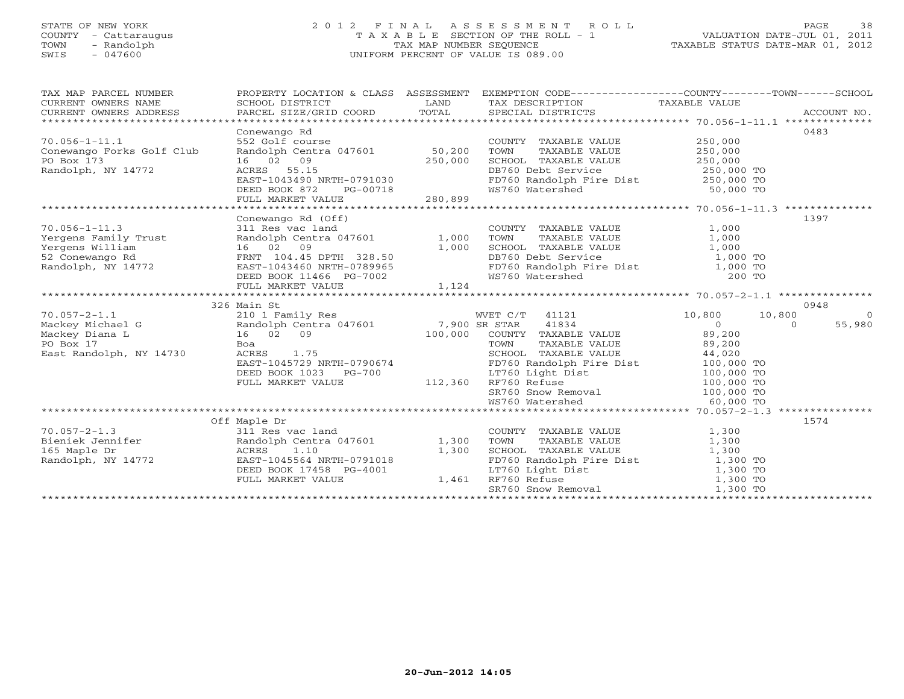STATE OF NEW YORK
COUNTY - Cattaraugus
TOWN - Randolph
SWIS - 047600

# 2012 FINAL ASSESSMENT ROLL
TAXABLE SECTION OF THE ROLL - 1
TAX MAP NUMBER SEQUENCE
UNIFORM PERCENT OF VALUE IS 089.00

VALUATION DATE-JUL 01, 2011
TAXABLE STATUS DATE-MAR 01, 2012

| TAX MAP PARCEL NUMBER / CURRENT OWNERS NAME / CURRENT OWNERS ADDRESS | PROPERTY LOCATION & CLASS / SCHOOL DISTRICT / PARCEL SIZE/GRID COORD | ASSESSMENT LAND / TOTAL | EXEMPTION CODE / TAX DESCRIPTION / SPECIAL DISTRICTS | COUNTY | TOWN | SCHOOL | ACCOUNT NO. |
|---|---|---|---|---|---|---|---|
| **70.056-1-11.1** | Conewango Rd | | | | | | 0483 |
| | 552 Golf course | | COUNTY TAXABLE VALUE | 250,000 | | | |
| Conewango Forks Golf Club | Randolph Centra 047601 | 50,200 | TOWN TAXABLE VALUE | 250,000 | | | |
| PO Box 173 | 16 02 09 | 250,000 | SCHOOL TAXABLE VALUE | 250,000 | | | |
| Randolph, NY 14772 | ACRES 55.15 | | DB760 Debt Service | 250,000 TO | | | |
| | EAST-1043490 NRTH-0791030 | | FD760 Randolph Fire Dist | 250,000 TO | | | |
| | DEED BOOK 872 PG-00718 | | WS760 Watershed | 50,000 TO | | | |
| | FULL MARKET VALUE | 280,899 | | | | | |
| **70.056-1-11.3** | Conewango Rd (Off) | | | | | | 1397 |
| | 311 Res vac land | | COUNTY TAXABLE VALUE | 1,000 | | | |
| Yergens Family Trust | Randolph Centra 047601 | 1,000 | TOWN TAXABLE VALUE | 1,000 | | | |
| Yergens William | 16 02 09 | 1,000 | SCHOOL TAXABLE VALUE | 1,000 | | | |
| 52 Conewango Rd | FRNT 104.45 DPTH 328.50 | | DB760 Debt Service | 1,000 TO | | | |
| Randolph, NY 14772 | EAST-1043460 NRTH-0789965 | | FD760 Randolph Fire Dist | 1,000 TO | | | |
| | DEED BOOK 11466 PG-7002 | | WS760 Watershed | 200 TO | | | |
| | FULL MARKET VALUE | 1,124 | | | | | |
| **70.057-2-1.1** | 326 Main St | | | | | | 0948 |
| | 210 1 Family Res | | WVET C/T 41121 | 10,800 | 10,800 | 0 | |
| Mackey Michael G | Randolph Centra 047601 | 7,900 | SR STAR 41834 | 0 | 0 | 55,980 | |
| Mackey Diana L | 16 02 09 | 100,000 | COUNTY TAXABLE VALUE | 89,200 | | | |
| PO Box 17 | Boa | | TOWN TAXABLE VALUE | 89,200 | | | |
| East Randolph, NY 14730 | ACRES 1.75 | | SCHOOL TAXABLE VALUE | 44,020 | | | |
| | EAST-1045729 NRTH-0790674 | | FD760 Randolph Fire Dist | 100,000 TO | | | |
| | DEED BOOK 1023 PG-700 | | LT760 Light Dist | 100,000 TO | | | |
| | FULL MARKET VALUE | 112,360 | RF760 Refuse | 100,000 TO | | | |
| | | | SR760 Snow Removal | 100,000 TO | | | |
| | | | WS760 Watershed | 60,000 TO | | | |
| **70.057-2-1.3** | Off Maple Dr | | | | | | 1574 |
| | 311 Res vac land | | COUNTY TAXABLE VALUE | 1,300 | | | |
| Bieniek Jennifer | Randolph Centra 047601 | 1,300 | TOWN TAXABLE VALUE | 1,300 | | | |
| 165 Maple Dr | ACRES 1.10 | 1,300 | SCHOOL TAXABLE VALUE | 1,300 | | | |
| Randolph, NY 14772 | EAST-1045564 NRTH-0791018 | | FD760 Randolph Fire Dist | 1,300 TO | | | |
| | DEED BOOK 17458 PG-4001 | | LT760 Light Dist | 1,300 TO | | | |
| | FULL MARKET VALUE | 1,461 | RF760 Refuse | 1,300 TO | | | |
| | | | SR760 Snow Removal | 1,300 TO | | | |

20-Jun-2012 14:05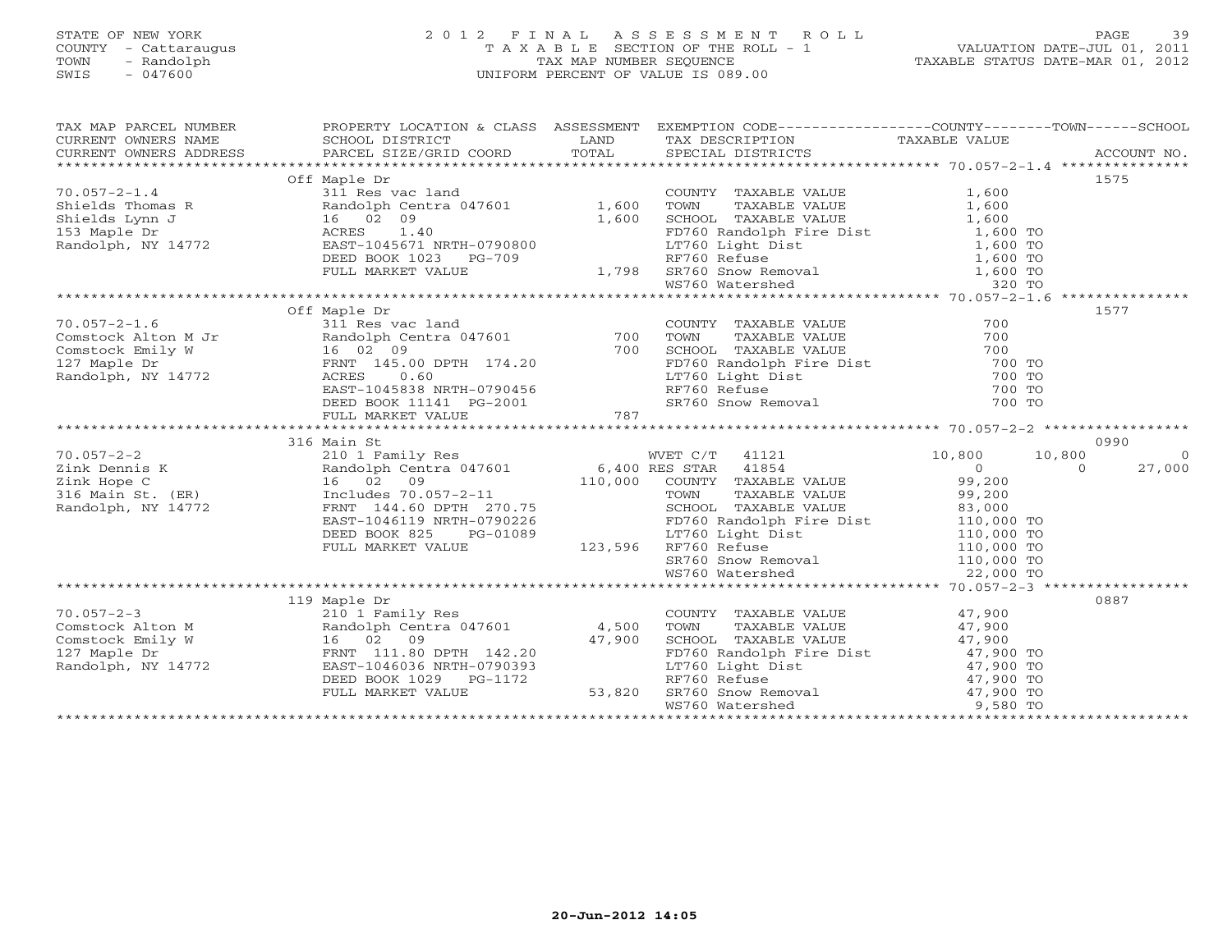STATE OF NEW YORK
COUNTY - Cattaraugus
TOWN - Randolph
SWIS - 047600

2012 FINAL ASSESSMENT ROLL
TAXABLE SECTION OF THE ROLL - 1
TAX MAP NUMBER SEQUENCE
UNIFORM PERCENT OF VALUE IS 089.00

VALUATION DATE-JUL 01, 2011
TAXABLE STATUS DATE-MAR 01, 2012

| TAX MAP PARCEL NUMBER / CURRENT OWNERS NAME / CURRENT OWNERS ADDRESS | PROPERTY LOCATION & CLASS / SCHOOL DISTRICT / PARCEL SIZE/GRID COORD | ASSESSMENT LAND | TOTAL | EXEMPTION CODE / TAX DESCRIPTION / SPECIAL DISTRICTS | COUNTY TAXABLE VALUE | TOWN | SCHOOL | ACCOUNT NO. |
|---|---|---|---|---|---|---|---|---|
| 70.057-2-1.4 | Off Maple Dr | | | | | | | 1575 |
| | 311 Res vac land | | | COUNTY TAXABLE VALUE | 1,600 | | | |
| Shields Thomas R | Randolph Centra 047601 | 1,600 | | TOWN TAXABLE VALUE | 1,600 | | | |
| Shields Lynn J | 16 02 09 | | 1,600 | SCHOOL TAXABLE VALUE | 1,600 | | | |
| 153 Maple Dr | ACRES 1.40 | | | FD760 Randolph Fire Dist | 1,600 TO | | | |
| Randolph, NY 14772 | EAST-1045671 NRTH-0790800 | | | LT760 Light Dist | 1,600 TO | | | |
| | DEED BOOK 1023 PG-709 | | | RF760 Refuse | 1,600 TO | | | |
| | FULL MARKET VALUE | | 1,798 | SR760 Snow Removal | 1,600 TO | | | |
| | | | | WS760 Watershed | 320 TO | | | |
| 70.057-2-1.6 | Off Maple Dr | | | | | | | 1577 |
| | 311 Res vac land | | | COUNTY TAXABLE VALUE | 700 | | | |
| Comstock Alton M Jr | Randolph Centra 047601 | 700 | | TOWN TAXABLE VALUE | 700 | | | |
| Comstock Emily W | 16 02 09 | | 700 | SCHOOL TAXABLE VALUE | 700 | | | |
| 127 Maple Dr | FRNT 145.00 DPTH 174.20 | | | FD760 Randolph Fire Dist | 700 TO | | | |
| Randolph, NY 14772 | ACRES 0.60 | | | LT760 Light Dist | 700 TO | | | |
| | EAST-1045838 NRTH-0790456 | | | RF760 Refuse | 700 TO | | | |
| | DEED BOOK 11141 PG-2001 | | | SR760 Snow Removal | 700 TO | | | |
| | FULL MARKET VALUE | | 787 | | | | | |
| 70.057-2-2 | 316 Main St | | | | | | | 0990 |
| | 210 1 Family Res | | | WVET C/T 41121 | 10,800 | 10,800 | 0 | |
| Zink Dennis K | Randolph Centra 047601 | 6,400 | | RES STAR 41854 | 0 | 0 | 27,000 | |
| Zink Hope C | 16 02 09 | | 110,000 | COUNTY TAXABLE VALUE | 99,200 | | | |
| 316 Main St. (ER) | Includes 70.057-2-11 | | | TOWN TAXABLE VALUE | 99,200 | | | |
| Randolph, NY 14772 | FRNT 144.60 DPTH 270.75 | | | SCHOOL TAXABLE VALUE | 83,000 | | | |
| | EAST-1046119 NRTH-0790226 | | | FD760 Randolph Fire Dist | 110,000 TO | | | |
| | DEED BOOK 825 PG-01089 | | | LT760 Light Dist | 110,000 TO | | | |
| | FULL MARKET VALUE | | 123,596 | RF760 Refuse | 110,000 TO | | | |
| | | | | SR760 Snow Removal | 110,000 TO | | | |
| | | | | WS760 Watershed | 22,000 TO | | | |
| 70.057-2-3 | 119 Maple Dr | | | | | | | 0887 |
| | 210 1 Family Res | | | COUNTY TAXABLE VALUE | 47,900 | | | |
| Comstock Alton M | Randolph Centra 047601 | 4,500 | | TOWN TAXABLE VALUE | 47,900 | | | |
| Comstock Emily W | 16 02 09 | | 47,900 | SCHOOL TAXABLE VALUE | 47,900 | | | |
| 127 Maple Dr | FRNT 111.80 DPTH 142.20 | | | FD760 Randolph Fire Dist | 47,900 TO | | | |
| Randolph, NY 14772 | EAST-1046036 NRTH-0790393 | | | LT760 Light Dist | 47,900 TO | | | |
| | DEED BOOK 1029 PG-1172 | | | RF760 Refuse | 47,900 TO | | | |
| | FULL MARKET VALUE | | 53,820 | SR760 Snow Removal | 47,900 TO | | | |
| | | | | WS760 Watershed | 9,580 TO | | | |

20-Jun-2012 14:05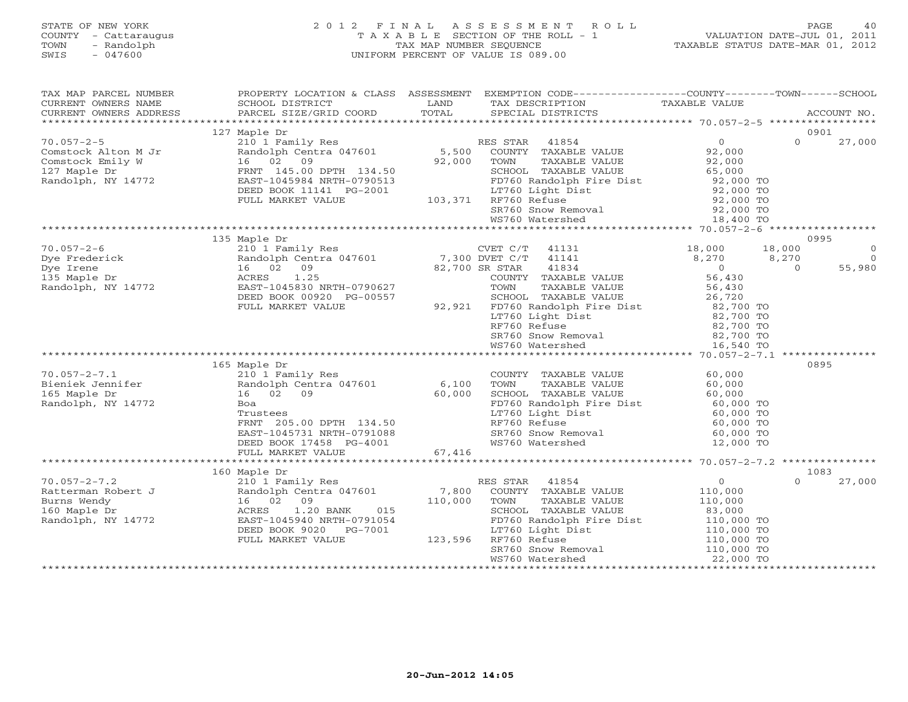STATE OF NEW YORK
COUNTY - Cattaraugus
TOWN - Randolph
SWIS - 047600

# 2012 FINAL ASSESSMENT ROLL

TAXABLE SECTION OF THE ROLL - 1
TAX MAP NUMBER SEQUENCE
UNIFORM PERCENT OF VALUE IS 089.00

VALUATION DATE-JUL 01, 2011
TAXABLE STATUS DATE-MAR 01, 2012

| TAX MAP PARCEL NUMBER / CURRENT OWNERS NAME / CURRENT OWNERS ADDRESS | PROPERTY LOCATION & CLASS / SCHOOL DISTRICT / PARCEL SIZE/GRID COORD | ASSESSMENT LAND / TOTAL | EXEMPTION CODE / TAX DESCRIPTION / SPECIAL DISTRICTS | COUNTY TAXABLE VALUE | TOWN | SCHOOL | ACCOUNT NO. |
|---|---|---|---|---|---|---|---|
| | 127 Maple Dr | | | | | | 0901 |
| 70.057-2-5 | 210 1 Family Res | | RES STAR 41854 | 0 | 0 | 27,000 | |
| Comstock Alton M Jr | Randolph Centra 047601 | 5,500 | COUNTY TAXABLE VALUE | 92,000 | | | |
| Comstock Emily W | 16 02 09 | 92,000 | TOWN TAXABLE VALUE | 92,000 | | | |
| 127 Maple Dr | FRNT 145.00 DPTH 134.50 | | SCHOOL TAXABLE VALUE | 65,000 | | | |
| Randolph, NY 14772 | EAST-1045984 NRTH-0790513 | | FD760 Randolph Fire Dist | 92,000 TO | | | |
| | DEED BOOK 11141 PG-2001 | | LT760 Light Dist | 92,000 TO | | | |
| | FULL MARKET VALUE | 103,371 | RF760 Refuse | 92,000 TO | | | |
| | | | SR760 Snow Removal | 92,000 TO | | | |
| | | | WS760 Watershed | 18,400 TO | | | |
| | 135 Maple Dr | | | | | | 0995 |
| 70.057-2-6 | 210 1 Family Res | | CVET C/T 41131 | 18,000 | 18,000 | 0 | |
| Dye Frederick | Randolph Centra 047601 | 7,300 | DVET C/T 41141 | 8,270 | 8,270 | 0 | |
| Dye Irene | 16 02 09 | 82,700 | SR STAR 41834 | 0 | 0 | 55,980 | |
| 135 Maple Dr | ACRES 1.25 | | COUNTY TAXABLE VALUE | 56,430 | | | |
| Randolph, NY 14772 | EAST-1045830 NRTH-0790627 | | TOWN TAXABLE VALUE | 56,430 | | | |
| | DEED BOOK 00920 PG-00557 | | SCHOOL TAXABLE VALUE | 26,720 | | | |
| | FULL MARKET VALUE | 92,921 | FD760 Randolph Fire Dist | 82,700 TO | | | |
| | | | LT760 Light Dist | 82,700 TO | | | |
| | | | RF760 Refuse | 82,700 TO | | | |
| | | | SR760 Snow Removal | 82,700 TO | | | |
| | | | WS760 Watershed | 16,540 TO | | | |
| | 165 Maple Dr | | | | | | 0895 |
| 70.057-2-7.1 | 210 1 Family Res | | COUNTY TAXABLE VALUE | 60,000 | | | |
| Bieniek Jennifer | Randolph Centra 047601 | 6,100 | TOWN TAXABLE VALUE | 60,000 | | | |
| 165 Maple Dr | 16 02 09 | 60,000 | SCHOOL TAXABLE VALUE | 60,000 | | | |
| Randolph, NY 14772 | Boa | | FD760 Randolph Fire Dist | 60,000 TO | | | |
| | Trustees | | LT760 Light Dist | 60,000 TO | | | |
| | FRNT 205.00 DPTH 134.50 | | RF760 Refuse | 60,000 TO | | | |
| | EAST-1045731 NRTH-0791088 | | SR760 Snow Removal | 60,000 TO | | | |
| | DEED BOOK 17458 PG-4001 | | WS760 Watershed | 12,000 TO | | | |
| | FULL MARKET VALUE | 67,416 | | | | | |
| | 160 Maple Dr | | | | | | 1083 |
| 70.057-2-7.2 | 210 1 Family Res | | RES STAR 41854 | 0 | 0 | 27,000 | |
| Ratterman Robert J | Randolph Centra 047601 | 7,800 | COUNTY TAXABLE VALUE | 110,000 | | | |
| Burns Wendy | 16 02 09 | 110,000 | TOWN TAXABLE VALUE | 110,000 | | | |
| 160 Maple Dr | ACRES 1.20 BANK 015 | | SCHOOL TAXABLE VALUE | 83,000 | | | |
| Randolph, NY 14772 | EAST-1045940 NRTH-0791054 | | FD760 Randolph Fire Dist | 110,000 TO | | | |
| | DEED BOOK 9020 PG-7001 | | LT760 Light Dist | 110,000 TO | | | |
| | FULL MARKET VALUE | 123,596 | RF760 Refuse | 110,000 TO | | | |
| | | | SR760 Snow Removal | 110,000 TO | | | |
| | | | WS760 Watershed | 22,000 TO | | | |

20-Jun-2012 14:05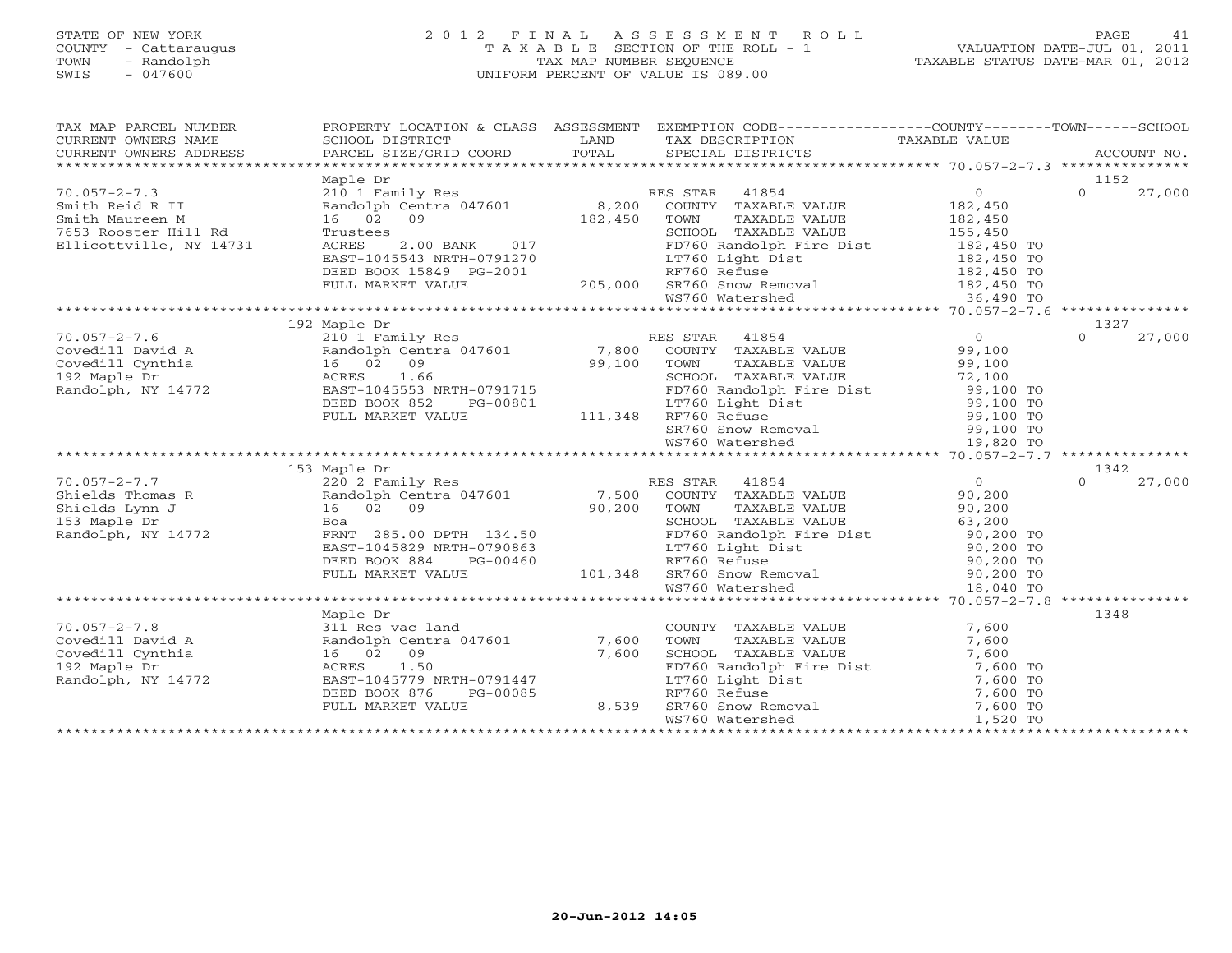STATE OF NEW YORK
COUNTY - Cattaraugus
TOWN - Randolph
SWIS - 047600

# 2012 FINAL ASSESSMENT ROLL
TAXABLE SECTION OF THE ROLL - 1
TAX MAP NUMBER SEQUENCE
UNIFORM PERCENT OF VALUE IS 089.00

VALUATION DATE-JUL 01, 2011
TAXABLE STATUS DATE-MAR 01, 2012

| TAX MAP PARCEL NUMBER / CURRENT OWNERS NAME / CURRENT OWNERS ADDRESS | PROPERTY LOCATION & CLASS / SCHOOL DISTRICT / PARCEL SIZE/GRID COORD | ASSESSMENT LAND / TOTAL | EXEMPTION CODE / TAX DESCRIPTION / SPECIAL DISTRICTS | COUNTY TAXABLE VALUE | TOWN | SCHOOL | ACCOUNT NO. |
|---|---|---|---|---|---|---|---|
| 70.057-2-7.3 | Maple Dr | | | | | | 1152 |
| Smith Reid R II | 210 1 Family Res | | RES STAR 41854 | 0 | 0 | 27,000 | |
| Smith Maureen M | Randolph Centra 047601 | 8,200 | COUNTY TAXABLE VALUE | 182,450 | | | |
| 7653 Rooster Hill Rd | 16 02 09 | 182,450 | TOWN TAXABLE VALUE | 182,450 | | | |
| Ellicottville, NY 14731 | Trustees | | SCHOOL TAXABLE VALUE | 155,450 | | | |
| | ACRES 2.00 BANK 017 | | FD760 Randolph Fire Dist | 182,450 TO | | | |
| | EAST-1045543 NRTH-0791270 | | LT760 Light Dist | 182,450 TO | | | |
| | DEED BOOK 15849 PG-2001 | | RF760 Refuse | 182,450 TO | | | |
| | FULL MARKET VALUE | 205,000 | SR760 Snow Removal | 182,450 TO | | | |
| | | | WS760 Watershed | 36,490 TO | | | |
| 70.057-2-7.6 | 192 Maple Dr | | | | | | 1327 |
| Covedill David A | 210 1 Family Res | | RES STAR 41854 | 0 | 0 | 27,000 | |
| Covedill Cynthia | Randolph Centra 047601 | 7,800 | COUNTY TAXABLE VALUE | 99,100 | | | |
| 192 Maple Dr | 16 02 09 | 99,100 | TOWN TAXABLE VALUE | 99,100 | | | |
| Randolph, NY 14772 | ACRES 1.66 | | SCHOOL TAXABLE VALUE | 72,100 | | | |
| | EAST-1045553 NRTH-0791715 | | FD760 Randolph Fire Dist | 99,100 TO | | | |
| | DEED BOOK 852 PG-00801 | | LT760 Light Dist | 99,100 TO | | | |
| | FULL MARKET VALUE | 111,348 | RF760 Refuse | 99,100 TO | | | |
| | | | SR760 Snow Removal | 99,100 TO | | | |
| | | | WS760 Watershed | 19,820 TO | | | |
| 70.057-2-7.7 | 153 Maple Dr | | | | | | 1342 |
| Shields Thomas R | 220 2 Family Res | | RES STAR 41854 | 0 | 0 | 27,000 | |
| Shields Lynn J | Randolph Centra 047601 | 7,500 | COUNTY TAXABLE VALUE | 90,200 | | | |
| 153 Maple Dr | 16 02 09 | 90,200 | TOWN TAXABLE VALUE | 90,200 | | | |
| Randolph, NY 14772 | Boa | | SCHOOL TAXABLE VALUE | 63,200 | | | |
| | FRNT 285.00 DPTH 134.50 | | FD760 Randolph Fire Dist | 90,200 TO | | | |
| | EAST-1045829 NRTH-0790863 | | LT760 Light Dist | 90,200 TO | | | |
| | DEED BOOK 884 PG-00460 | | RF760 Refuse | 90,200 TO | | | |
| | FULL MARKET VALUE | 101,348 | SR760 Snow Removal | 90,200 TO | | | |
| | | | WS760 Watershed | 18,040 TO | | | |
| 70.057-2-7.8 | Maple Dr | | | | | | 1348 |
| Covedill David A | 311 Res vac land | | COUNTY TAXABLE VALUE | 7,600 | | | |
| Covedill Cynthia | Randolph Centra 047601 | 7,600 | TOWN TAXABLE VALUE | 7,600 | | | |
| 192 Maple Dr | 16 02 09 | 7,600 | SCHOOL TAXABLE VALUE | 7,600 | | | |
| Randolph, NY 14772 | ACRES 1.50 | | FD760 Randolph Fire Dist | 7,600 TO | | | |
| | EAST-1045779 NRTH-0791447 | | LT760 Light Dist | 7,600 TO | | | |
| | DEED BOOK 876 PG-00085 | | RF760 Refuse | 7,600 TO | | | |
| | FULL MARKET VALUE | 8,539 | SR760 Snow Removal | 7,600 TO | | | |
| | | | WS760 Watershed | 1,520 TO | | | |

20-Jun-2012 14:05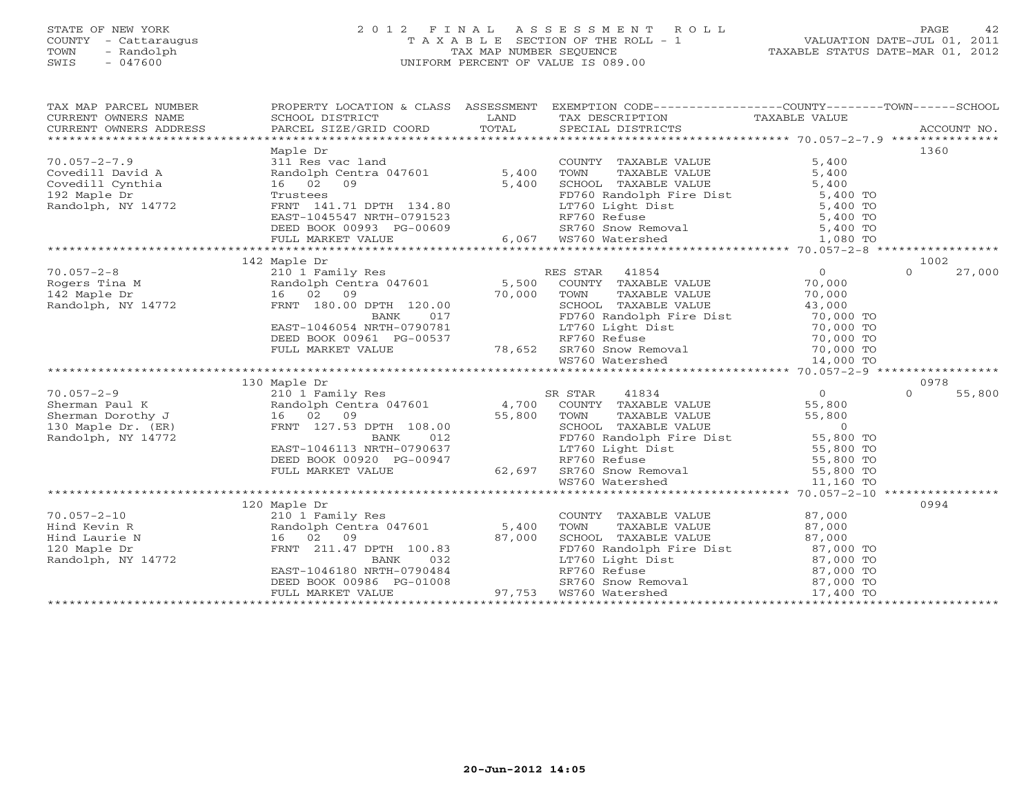STATE OF NEW YORK
COUNTY - Cattaraugus
TOWN - Randolph
SWIS - 047600

# 2012 FINAL ASSESSMENT ROLL
TAXABLE SECTION OF THE ROLL - 1
TAX MAP NUMBER SEQUENCE
UNIFORM PERCENT OF VALUE IS 089.00

VALUATION DATE-JUL 01, 2011
TAXABLE STATUS DATE-MAR 01, 2012

| TAX MAP PARCEL NUMBER / CURRENT OWNERS NAME / CURRENT OWNERS ADDRESS | PROPERTY LOCATION & CLASS / SCHOOL DISTRICT / PARCEL SIZE/GRID COORD | ASSESSMENT LAND / TOTAL | EXEMPTION CODE / TAX DESCRIPTION / SPECIAL DISTRICTS | COUNTY TAXABLE VALUE | TOWN | SCHOOL | ACCOUNT NO. |
|---|---|---|---|---|---|---|---|
| 70.057-2-7.9 | Maple Dr | | | | | | 1360 |
| Covedill David A | 311 Res vac land | | COUNTY TAXABLE VALUE | 5,400 | | | |
| Covedill Cynthia | Randolph Centra 047601 | 5,400 | TOWN TAXABLE VALUE | 5,400 | | | |
| 192 Maple Dr | 16 02 09 | 5,400 | SCHOOL TAXABLE VALUE | 5,400 | | | |
| Randolph, NY 14772 | Trustees | | FD760 Randolph Fire Dist | 5,400 TO | | | |
| | FRNT 141.71 DPTH 134.80 | | LT760 Light Dist | 5,400 TO | | | |
| | EAST-1045547 NRTH-0791523 | | RF760 Refuse | 5,400 TO | | | |
| | DEED BOOK 00993 PG-00609 | | SR760 Snow Removal | 5,400 TO | | | |
| | FULL MARKET VALUE | 6,067 | WS760 Watershed | 1,080 TO | | | |
| 70.057-2-8 | 142 Maple Dr | | | | | | 1002 |
| Rogers Tina M | 210 1 Family Res | | RES STAR 41854 | 0 | | 0 | 27,000 |
| 142 Maple Dr | Randolph Centra 047601 | 5,500 | COUNTY TAXABLE VALUE | 70,000 | | | |
| Randolph, NY 14772 | 16 02 09 | 70,000 | TOWN TAXABLE VALUE | 70,000 | | | |
| | FRNT 180.00 DPTH 120.00 | | SCHOOL TAXABLE VALUE | 43,000 | | | |
| | BANK 017 | | FD760 Randolph Fire Dist | 70,000 TO | | | |
| | EAST-1046054 NRTH-0790781 | | LT760 Light Dist | 70,000 TO | | | |
| | DEED BOOK 00961 PG-00537 | | RF760 Refuse | 70,000 TO | | | |
| | FULL MARKET VALUE | 78,652 | SR760 Snow Removal | 70,000 TO | | | |
| | | | WS760 Watershed | 14,000 TO | | | |
| 70.057-2-9 | 130 Maple Dr | | | | | | 0978 |
| Sherman Paul K | 210 1 Family Res | | SR STAR 41834 | 0 | | 0 | 55,800 |
| Sherman Dorothy J | Randolph Centra 047601 | 4,700 | COUNTY TAXABLE VALUE | 55,800 | | | |
| 130 Maple Dr. (ER) | 16 02 09 | 55,800 | TOWN TAXABLE VALUE | 55,800 | | | |
| Randolph, NY 14772 | FRNT 127.53 DPTH 108.00 | | SCHOOL TAXABLE VALUE | 0 | | | |
| | BANK 012 | | FD760 Randolph Fire Dist | 55,800 TO | | | |
| | EAST-1046113 NRTH-0790637 | | LT760 Light Dist | 55,800 TO | | | |
| | DEED BOOK 00920 PG-00947 | | RF760 Refuse | 55,800 TO | | | |
| | FULL MARKET VALUE | 62,697 | SR760 Snow Removal | 55,800 TO | | | |
| | | | WS760 Watershed | 11,160 TO | | | |
| 70.057-2-10 | 120 Maple Dr | | | | | | 0994 |
| Hind Kevin R | 210 1 Family Res | | COUNTY TAXABLE VALUE | 87,000 | | | |
| Hind Laurie N | Randolph Centra 047601 | 5,400 | TOWN TAXABLE VALUE | 87,000 | | | |
| 120 Maple Dr | 16 02 09 | 87,000 | SCHOOL TAXABLE VALUE | 87,000 | | | |
| Randolph, NY 14772 | FRNT 211.47 DPTH 100.83 | | FD760 Randolph Fire Dist | 87,000 TO | | | |
| | BANK 032 | | LT760 Light Dist | 87,000 TO | | | |
| | EAST-1046180 NRTH-0790484 | | RF760 Refuse | 87,000 TO | | | |
| | DEED BOOK 00986 PG-01008 | | SR760 Snow Removal | 87,000 TO | | | |
| | FULL MARKET VALUE | 97,753 | WS760 Watershed | 17,400 TO | | | |

20-Jun-2012 14:05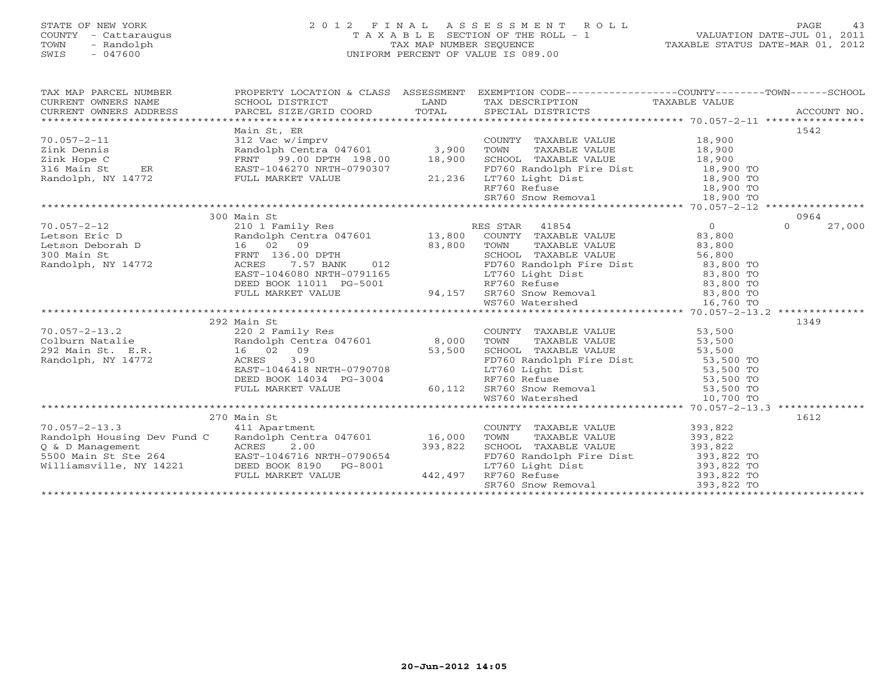STATE OF NEW YORK
COUNTY - Cattaraugus
TOWN - Randolph
SWIS - 047600

2 0 1 2 F I N A L A S S E S S M E N T R O L L
T A X A B L E SECTION OF THE ROLL - 1
TAX MAP NUMBER SEQUENCE
UNIFORM PERCENT OF VALUE IS 089.00

VALUATION DATE-JUL 01, 2011
TAXABLE STATUS DATE-MAR 01, 2012

| TAX MAP PARCEL NUMBER / CURRENT OWNERS NAME / CURRENT OWNERS ADDRESS | PROPERTY LOCATION & CLASS / SCHOOL DISTRICT / PARCEL SIZE/GRID COORD | ASSESSMENT LAND / TOTAL | EXEMPTION CODE / TAX DESCRIPTION / SPECIAL DISTRICTS | COUNTY TAXABLE VALUE | TOWN | SCHOOL / ACCOUNT NO. |
|---|---|---|---|---|---|---|
| 70.057-2-11 | Main St, ER | | | | | 1542 |
| 70.057-2-11 | 312 Vac w/imprv | | COUNTY TAXABLE VALUE | 18,900 | | |
| Zink Dennis | Randolph Centra 047601 | 3,900 | TOWN TAXABLE VALUE | 18,900 | | |
| Zink Hope C | FRNT 99.00 DPTH 198.00 | 18,900 | SCHOOL TAXABLE VALUE | 18,900 | | |
| 316 Main St ER | EAST-1046270 NRTH-0790307 | | FD760 Randolph Fire Dist | 18,900 TO | | |
| Randolph, NY 14772 | FULL MARKET VALUE | 21,236 | LT760 Light Dist | 18,900 TO | | |
| | | | RF760 Refuse | 18,900 TO | | |
| | | | SR760 Snow Removal | 18,900 TO | | |
| 70.057-2-12 | 300 Main St | | | | | 0964 |
| 70.057-2-12 | 210 1 Family Res | | RES STAR 41854 | 0 | 0 | 27,000 |
| Letson Eric D | Randolph Centra 047601 | 13,800 | COUNTY TAXABLE VALUE | 83,800 | | |
| Letson Deborah D | 16 02 09 | 83,800 | TOWN TAXABLE VALUE | 83,800 | | |
| 300 Main St | FRNT 136.00 DPTH | | SCHOOL TAXABLE VALUE | 56,800 | | |
| Randolph, NY 14772 | ACRES 7.57 BANK 012 | | FD760 Randolph Fire Dist | 83,800 TO | | |
| | EAST-1046080 NRTH-0791165 | | LT760 Light Dist | 83,800 TO | | |
| | DEED BOOK 11011 PG-5001 | | RF760 Refuse | 83,800 TO | | |
| | FULL MARKET VALUE | 94,157 | SR760 Snow Removal | 83,800 TO | | |
| | | | WS760 Watershed | 16,760 TO | | |
| 70.057-2-13.2 | 292 Main St | | | | | 1349 |
| 70.057-2-13.2 | 220 2 Family Res | | COUNTY TAXABLE VALUE | 53,500 | | |
| Colburn Natalie | Randolph Centra 047601 | 8,000 | TOWN TAXABLE VALUE | 53,500 | | |
| 292 Main St. E.R. | 16 02 09 | 53,500 | SCHOOL TAXABLE VALUE | 53,500 | | |
| Randolph, NY 14772 | ACRES 3.90 | | FD760 Randolph Fire Dist | 53,500 TO | | |
| | EAST-1046418 NRTH-0790708 | | LT760 Light Dist | 53,500 TO | | |
| | DEED BOOK 14034 PG-3004 | | RF760 Refuse | 53,500 TO | | |
| | FULL MARKET VALUE | 60,112 | SR760 Snow Removal | 53,500 TO | | |
| | | | WS760 Watershed | 10,700 TO | | |
| 70.057-2-13.3 | 270 Main St | | | | | 1612 |
| 70.057-2-13.3 | 411 Apartment | | COUNTY TAXABLE VALUE | 393,822 | | |
| Randolph Housing Dev Fund C | Randolph Centra 047601 | 16,000 | TOWN TAXABLE VALUE | 393,822 | | |
| Q & D Management | ACRES 2.00 | 393,822 | SCHOOL TAXABLE VALUE | 393,822 | | |
| 5500 Main St Ste 264 | EAST-1046716 NRTH-0790654 | | FD760 Randolph Fire Dist | 393,822 TO | | |
| Williamsville, NY 14221 | DEED BOOK 8190 PG-8001 | | LT760 Light Dist | 393,822 TO | | |
| | FULL MARKET VALUE | 442,497 | RF760 Refuse | 393,822 TO | | |
| | | | SR760 Snow Removal | 393,822 TO | | |

20-Jun-2012 14:05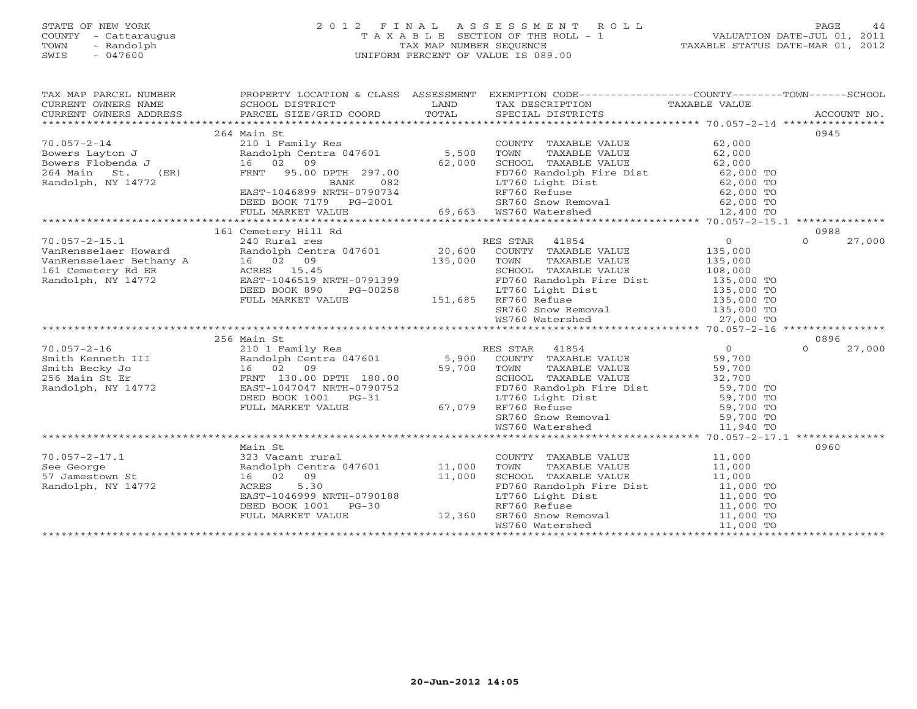STATE OF NEW YORK
COUNTY - Cattaraugus
TOWN - Randolph
SWIS - 047600

2 0 1 2 F I N A L A S S E S S M E N T R O L L
T A X A B L E SECTION OF THE ROLL - 1
TAX MAP NUMBER SEQUENCE
UNIFORM PERCENT OF VALUE IS 089.00

VALUATION DATE-JUL 01, 2011
TAXABLE STATUS DATE-MAR 01, 2012

| TAX MAP PARCEL NUMBER / CURRENT OWNERS NAME / CURRENT OWNERS ADDRESS | PROPERTY LOCATION & CLASS / SCHOOL DISTRICT / PARCEL SIZE/GRID COORD | ASSESSMENT LAND / TOTAL | EXEMPTION CODE / TAX DESCRIPTION / SPECIAL DISTRICTS | COUNTY / TOWN TAXABLE VALUE | SCHOOL | ACCOUNT NO. |
|---|---|---|---|---|---|---|
| 70.057-2-14 | 264 Main St | | | | | 0945 |
| 70.057-2-14 | 210 1 Family Res | | COUNTY TAXABLE VALUE | 62,000 | | |
| Bowers Layton J | Randolph Centra 047601 | 5,500 | TOWN TAXABLE VALUE | 62,000 | | |
| Bowers Flobenda J | 16 02 09 | 62,000 | SCHOOL TAXABLE VALUE | 62,000 | | |
| 264 Main St. (ER) | FRNT 95.00 DPTH 297.00 | | FD760 Randolph Fire Dist | 62,000 TO | | |
| Randolph, NY 14772 | BANK 082 | | LT760 Light Dist | 62,000 TO | | |
| | EAST-1046899 NRTH-0790734 | | RF760 Refuse | 62,000 TO | | |
| | DEED BOOK 7179 PG-2001 | | SR760 Snow Removal | 62,000 TO | | |
| | FULL MARKET VALUE | 69,663 | WS760 Watershed | 12,400 TO | | |
| 70.057-2-15.1 | 161 Cemetery Hill Rd | | | | | 0988 |
| 70.057-2-15.1 | 240 Rural res | | RES STAR 41854 | 0 | 27,000 | |
| VanRensselaer Howard | Randolph Centra 047601 | 20,600 | COUNTY TAXABLE VALUE | 135,000 | | |
| VanRensselaer Bethany A | 16 02 09 | 135,000 | TOWN TAXABLE VALUE | 135,000 | | |
| 161 Cemetery Rd ER | ACRES 15.45 | | SCHOOL TAXABLE VALUE | 108,000 | | |
| Randolph, NY 14772 | EAST-1046519 NRTH-0791399 | | FD760 Randolph Fire Dist | 135,000 TO | | |
| | DEED BOOK 890 PG-00258 | | LT760 Light Dist | 135,000 TO | | |
| | FULL MARKET VALUE | 151,685 | RF760 Refuse | 135,000 TO | | |
| | | | SR760 Snow Removal | 135,000 TO | | |
| | | | WS760 Watershed | 27,000 TO | | |
| 70.057-2-16 | 256 Main St | | | | | 0896 |
| 70.057-2-16 | 210 1 Family Res | | RES STAR 41854 | 0 | 27,000 | |
| Smith Kenneth III | Randolph Centra 047601 | 5,900 | COUNTY TAXABLE VALUE | 59,700 | | |
| Smith Becky Jo | 16 02 09 | 59,700 | TOWN TAXABLE VALUE | 59,700 | | |
| 256 Main St Er | FRNT 130.00 DPTH 180.00 | | SCHOOL TAXABLE VALUE | 32,700 | | |
| Randolph, NY 14772 | EAST-1047047 NRTH-0790752 | | FD760 Randolph Fire Dist | 59,700 TO | | |
| | DEED BOOK 1001 PG-31 | | LT760 Light Dist | 59,700 TO | | |
| | FULL MARKET VALUE | 67,079 | RF760 Refuse | 59,700 TO | | |
| | | | SR760 Snow Removal | 59,700 TO | | |
| | | | WS760 Watershed | 11,940 TO | | |
| 70.057-2-17.1 | Main St | | | | | 0960 |
| 70.057-2-17.1 | 323 Vacant rural | | COUNTY TAXABLE VALUE | 11,000 | | |
| See George | Randolph Centra 047601 | 11,000 | TOWN TAXABLE VALUE | 11,000 | | |
| 57 Jamestown St | 16 02 09 | 11,000 | SCHOOL TAXABLE VALUE | 11,000 | | |
| Randolph, NY 14772 | ACRES 5.30 | | FD760 Randolph Fire Dist | 11,000 TO | | |
| | EAST-1046999 NRTH-0790188 | | LT760 Light Dist | 11,000 TO | | |
| | DEED BOOK 1001 PG-30 | | RF760 Refuse | 11,000 TO | | |
| | FULL MARKET VALUE | 12,360 | SR760 Snow Removal | 11,000 TO | | |
| | | | WS760 Watershed | 11,000 TO | | |

20-Jun-2012 14:05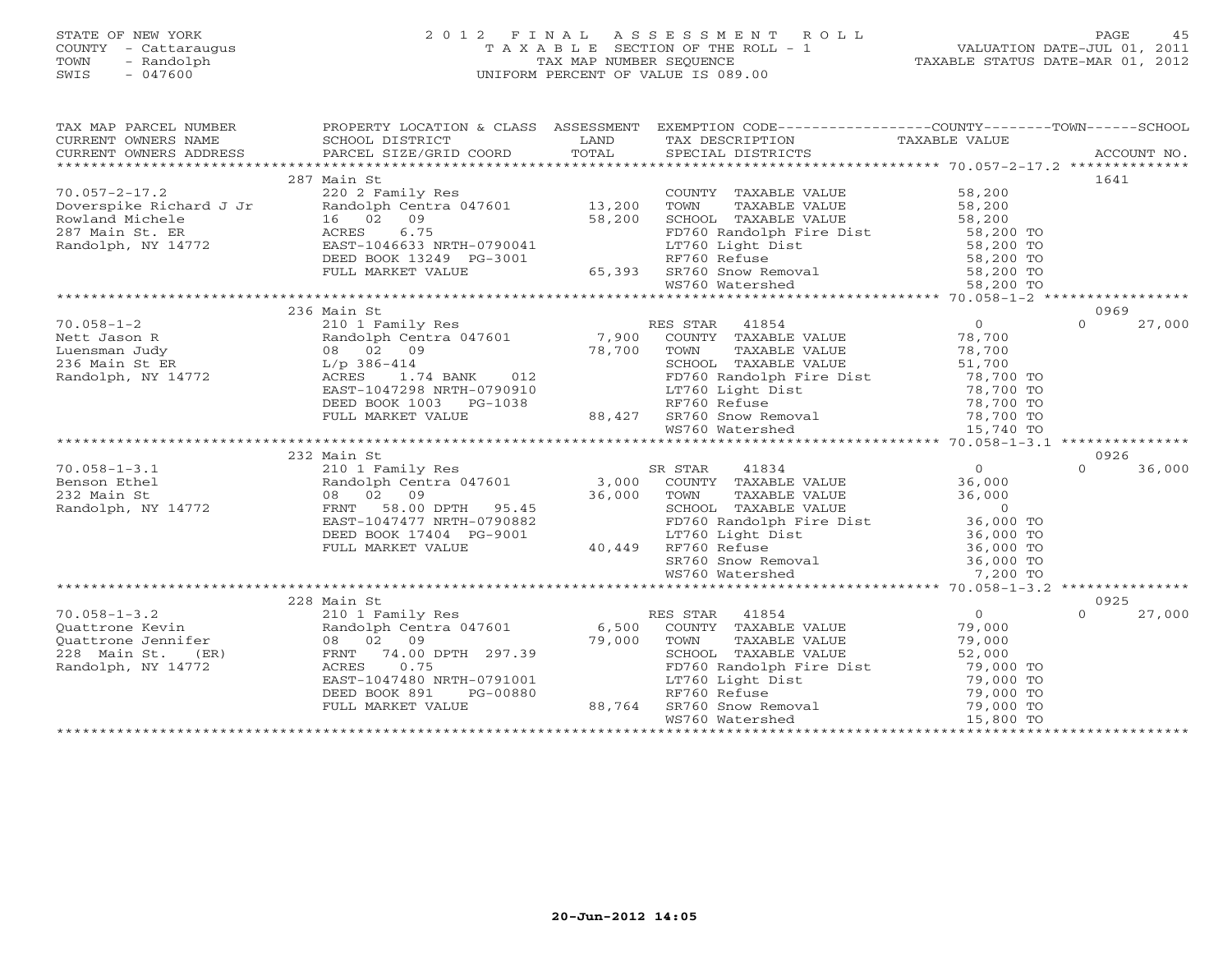STATE OF NEW YORK
COUNTY - Cattaraugus
TOWN - Randolph
SWIS - 047600

2012 FINAL ASSESSMENT ROLL
TAXABLE SECTION OF THE ROLL - 1
TAX MAP NUMBER SEQUENCE
UNIFORM PERCENT OF VALUE IS 089.00

VALUATION DATE-JUL 01, 2011
TAXABLE STATUS DATE-MAR 01, 2012

| TAX MAP PARCEL NUMBER / CURRENT OWNERS NAME / CURRENT OWNERS ADDRESS | PROPERTY LOCATION & CLASS / SCHOOL DISTRICT / PARCEL SIZE/GRID COORD | ASSESSMENT LAND / TOTAL | EXEMPTION CODE / TAX DESCRIPTION / SPECIAL DISTRICTS | COUNTY / TAXABLE VALUE | TOWN | SCHOOL | ACCOUNT NO. |
|---|---|---|---|---|---|---|---|
| | 287 Main St | | | | | | 1641 |
| 70.057-2-17.2 | 220 2 Family Res | | COUNTY TAXABLE VALUE | 58,200 | | | |
| Doverspike Richard J Jr | Randolph Centra 047601 | 13,200 | TOWN TAXABLE VALUE | 58,200 | | | |
| Rowland Michele | 16 02 09 | 58,200 | SCHOOL TAXABLE VALUE | 58,200 | | | |
| 287 Main St. ER | ACRES 6.75 | | FD760 Randolph Fire Dist | 58,200 TO | | | |
| Randolph, NY 14772 | EAST-1046633 NRTH-0790041 | | LT760 Light Dist | 58,200 TO | | | |
| | DEED BOOK 13249 PG-3001 | | RF760 Refuse | 58,200 TO | | | |
| | FULL MARKET VALUE | 65,393 | SR760 Snow Removal | 58,200 TO | | | |
| | | | WS760 Watershed | 58,200 TO | | | |
| | 236 Main St | | | | | | 0969 |
| 70.058-1-2 | 210 1 Family Res | | RES STAR 41854 | 0 | | 0 | 27,000 |
| Nett Jason R | Randolph Centra 047601 | 7,900 | COUNTY TAXABLE VALUE | 78,700 | | | |
| Luensman Judy | 08 02 09 | 78,700 | TOWN TAXABLE VALUE | 78,700 | | | |
| 236 Main St ER | L/p 386-414 | | SCHOOL TAXABLE VALUE | 51,700 | | | |
| Randolph, NY 14772 | ACRES 1.74 BANK 012 | | FD760 Randolph Fire Dist | 78,700 TO | | | |
| | EAST-1047298 NRTH-0790910 | | LT760 Light Dist | 78,700 TO | | | |
| | DEED BOOK 1003 PG-1038 | | RF760 Refuse | 78,700 TO | | | |
| | FULL MARKET VALUE | 88,427 | SR760 Snow Removal | 78,700 TO | | | |
| | | | WS760 Watershed | 15,740 TO | | | |
| | 232 Main St | | | | | | 0926 |
| 70.058-1-3.1 | 210 1 Family Res | | SR STAR 41834 | 0 | | 0 | 36,000 |
| Benson Ethel | Randolph Centra 047601 | 3,000 | COUNTY TAXABLE VALUE | 36,000 | | | |
| 232 Main St | 08 02 09 | 36,000 | TOWN TAXABLE VALUE | 36,000 | | | |
| Randolph, NY 14772 | FRNT 58.00 DPTH 95.45 | | SCHOOL TAXABLE VALUE | 0 | | | |
| | EAST-1047477 NRTH-0790882 | | FD760 Randolph Fire Dist | 36,000 TO | | | |
| | DEED BOOK 17404 PG-9001 | | LT760 Light Dist | 36,000 TO | | | |
| | FULL MARKET VALUE | 40,449 | RF760 Refuse | 36,000 TO | | | |
| | | | SR760 Snow Removal | 36,000 TO | | | |
| | | | WS760 Watershed | 7,200 TO | | | |
| | 228 Main St | | | | | | 0925 |
| 70.058-1-3.2 | 210 1 Family Res | | RES STAR 41854 | 0 | | 0 | 27,000 |
| Quattrone Kevin | Randolph Centra 047601 | 6,500 | COUNTY TAXABLE VALUE | 79,000 | | | |
| Quattrone Jennifer | 08 02 09 | 79,000 | TOWN TAXABLE VALUE | 79,000 | | | |
| 228 Main St. (ER) | FRNT 74.00 DPTH 297.39 | | SCHOOL TAXABLE VALUE | 52,000 | | | |
| Randolph, NY 14772 | ACRES 0.75 | | FD760 Randolph Fire Dist | 79,000 TO | | | |
| | EAST-1047480 NRTH-0791001 | | LT760 Light Dist | 79,000 TO | | | |
| | DEED BOOK 891 PG-00880 | | RF760 Refuse | 79,000 TO | | | |
| | FULL MARKET VALUE | 88,764 | SR760 Snow Removal | 79,000 TO | | | |
| | | | WS760 Watershed | 15,800 TO | | | |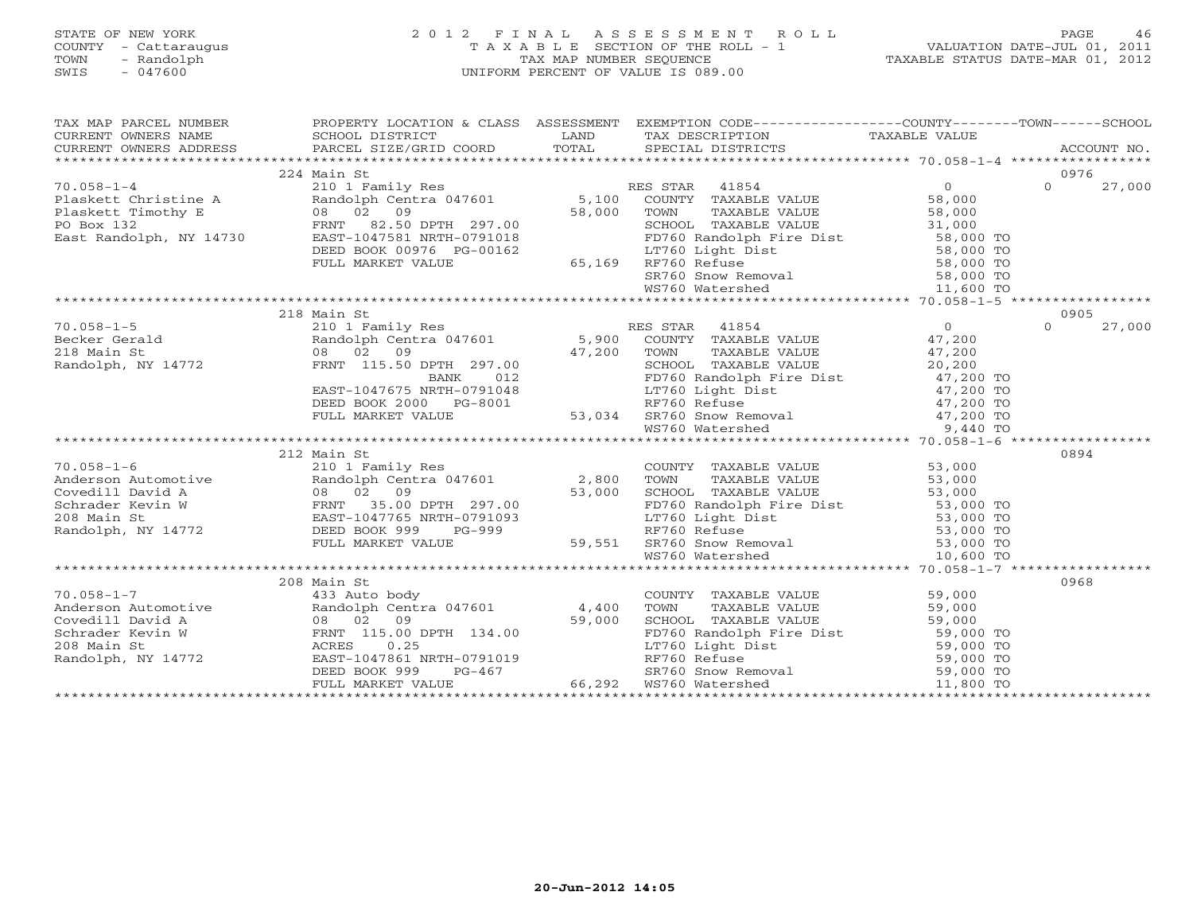STATE OF NEW YORK
COUNTY - Cattaraugus
TOWN - Randolph
SWIS - 047600

2 0 1 2 F I N A L A S S E S S M E N T R O L L
T A X A B L E SECTION OF THE ROLL - 1
TAX MAP NUMBER SEQUENCE
UNIFORM PERCENT OF VALUE IS 089.00

VALUATION DATE-JUL 01, 2011
TAXABLE STATUS DATE-MAR 01, 2012

| TAX MAP PARCEL NUMBER / CURRENT OWNERS NAME / CURRENT OWNERS ADDRESS | PROPERTY LOCATION & CLASS / SCHOOL DISTRICT / PARCEL SIZE/GRID COORD | ASSESSMENT LAND / TOTAL | EXEMPTION CODE / TAX DESCRIPTION / SPECIAL DISTRICTS | COUNTY / TAXABLE VALUE | TOWN | SCHOOL / ACCOUNT NO. |
|---|---|---|---|---|---|---|
| | 224 Main St | | | | | 0976 |
| 70.058-1-4 | 210 1 Family Res | | RES STAR 41854 | 0 | 0 | 27,000 |
| Plaskett Christine A | Randolph Centra 047601 | 5,100 | COUNTY TAXABLE VALUE | 58,000 | | |
| Plaskett Timothy E | 08 02 09 | 58,000 | TOWN TAXABLE VALUE | 58,000 | | |
| PO Box 132 | FRNT 82.50 DPTH 297.00 | | SCHOOL TAXABLE VALUE | 31,000 | | |
| East Randolph, NY 14730 | EAST-1047581 NRTH-0791018 | | FD760 Randolph Fire Dist | 58,000 TO | | |
| | DEED BOOK 00976 PG-00162 | | LT760 Light Dist | 58,000 TO | | |
| | FULL MARKET VALUE | 65,169 | RF760 Refuse | 58,000 TO | | |
| | | | SR760 Snow Removal | 58,000 TO | | |
| | | | WS760 Watershed | 11,600 TO | | |
| | 218 Main St | | | | | 0905 |
| 70.058-1-5 | 210 1 Family Res | | RES STAR 41854 | 0 | 0 | 27,000 |
| Becker Gerald | Randolph Centra 047601 | 5,900 | COUNTY TAXABLE VALUE | 47,200 | | |
| 218 Main St | 08 02 09 | 47,200 | TOWN TAXABLE VALUE | 47,200 | | |
| Randolph, NY 14772 | FRNT 115.50 DPTH 297.00 | | SCHOOL TAXABLE VALUE | 20,200 | | |
| | BANK 012 | | FD760 Randolph Fire Dist | 47,200 TO | | |
| | EAST-1047675 NRTH-0791048 | | LT760 Light Dist | 47,200 TO | | |
| | DEED BOOK 2000 PG-8001 | | RF760 Refuse | 47,200 TO | | |
| | FULL MARKET VALUE | 53,034 | SR760 Snow Removal | 47,200 TO | | |
| | | | WS760 Watershed | 9,440 TO | | |
| | 212 Main St | | | | | 0894 |
| 70.058-1-6 | 210 1 Family Res | | COUNTY TAXABLE VALUE | 53,000 | | |
| Anderson Automotive | Randolph Centra 047601 | 2,800 | TOWN TAXABLE VALUE | 53,000 | | |
| Covedill David A | 08 02 09 | 53,000 | SCHOOL TAXABLE VALUE | 53,000 | | |
| Schrader Kevin W | FRNT 35.00 DPTH 297.00 | | FD760 Randolph Fire Dist | 53,000 TO | | |
| 208 Main St | EAST-1047765 NRTH-0791093 | | LT760 Light Dist | 53,000 TO | | |
| Randolph, NY 14772 | DEED BOOK 999 PG-999 | | RF760 Refuse | 53,000 TO | | |
| | FULL MARKET VALUE | 59,551 | SR760 Snow Removal | 53,000 TO | | |
| | | | WS760 Watershed | 10,600 TO | | |
| | 208 Main St | | | | | 0968 |
| 70.058-1-7 | 433 Auto body | | COUNTY TAXABLE VALUE | 59,000 | | |
| Anderson Automotive | Randolph Centra 047601 | 4,400 | TOWN TAXABLE VALUE | 59,000 | | |
| Covedill David A | 08 02 09 | 59,000 | SCHOOL TAXABLE VALUE | 59,000 | | |
| Schrader Kevin W | FRNT 115.00 DPTH 134.00 | | FD760 Randolph Fire Dist | 59,000 TO | | |
| 208 Main St | ACRES 0.25 | | LT760 Light Dist | 59,000 TO | | |
| Randolph, NY 14772 | EAST-1047861 NRTH-0791019 | | RF760 Refuse | 59,000 TO | | |
| | DEED BOOK 999 PG-467 | | SR760 Snow Removal | 59,000 TO | | |
| | FULL MARKET VALUE | 66,292 | WS760 Watershed | 11,800 TO | | |

20-Jun-2012 14:05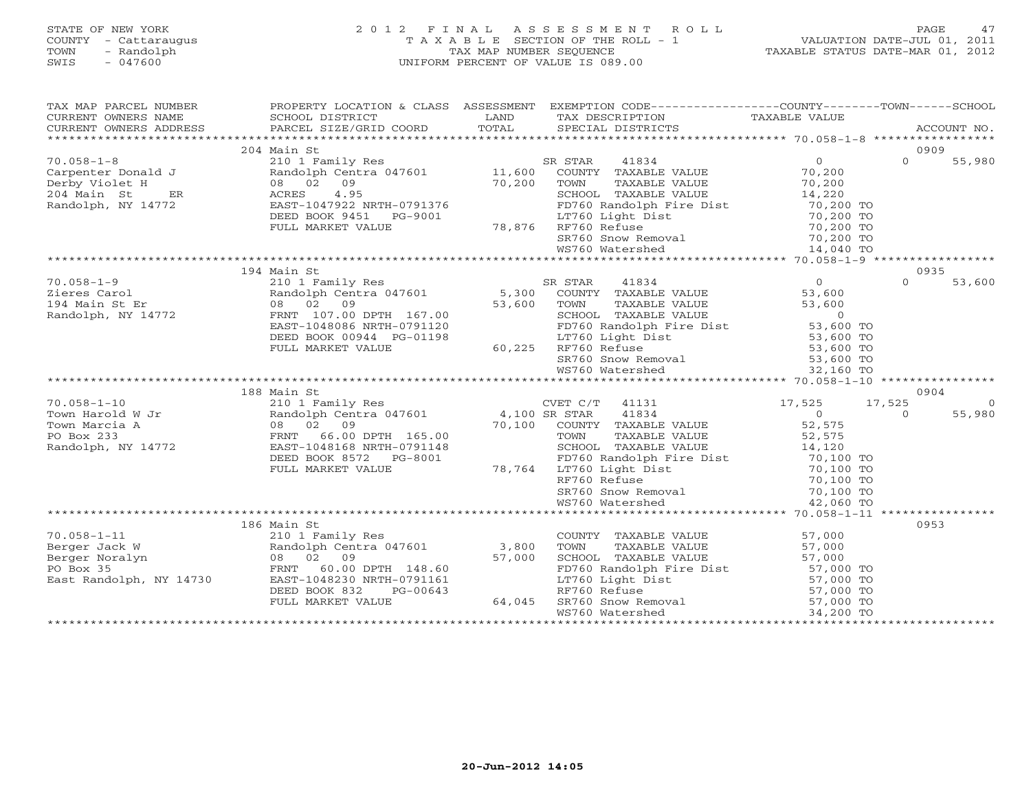STATE OF NEW YORK
COUNTY - Cattaraugus
TOWN - Randolph
SWIS - 047600

2 0 1 2 F I N A L A S S E S S M E N T R O L L
T A X A B L E SECTION OF THE ROLL - 1
TAX MAP NUMBER SEQUENCE
UNIFORM PERCENT OF VALUE IS 089.00

VALUATION DATE-JUL 01, 2011
TAXABLE STATUS DATE-MAR 01, 2012

| TAX MAP PARCEL NUMBER / CURRENT OWNERS NAME / CURRENT OWNERS ADDRESS | PROPERTY LOCATION & CLASS / SCHOOL DISTRICT / PARCEL SIZE/GRID COORD | ASSESSMENT LAND / TOTAL | EXEMPTION CODE / TAX DESCRIPTION / SPECIAL DISTRICTS | COUNTY TAXABLE VALUE | TOWN | SCHOOL / ACCOUNT NO. |
|---|---|---|---|---|---|---|
| | 204 Main St | | | | | 0909 |
| 70.058-1-8 | 210 1 Family Res | | SR STAR 41834 | 0 | 0 | 55,980 |
| Carpenter Donald J | Randolph Centra 047601 | 11,600 | COUNTY TAXABLE VALUE | 70,200 | | |
| Derby Violet H | 08 02 09 | 70,200 | TOWN TAXABLE VALUE | 70,200 | | |
| 204 Main St ER | ACRES 4.95 | | SCHOOL TAXABLE VALUE | 14,220 | | |
| Randolph, NY 14772 | EAST-1047922 NRTH-0791376 | | FD760 Randolph Fire Dist | 70,200 TO | | |
| | DEED BOOK 9451 PG-9001 | | LT760 Light Dist | 70,200 TO | | |
| | FULL MARKET VALUE | 78,876 | RF760 Refuse | 70,200 TO | | |
| | | | SR760 Snow Removal | 70,200 TO | | |
| | | | WS760 Watershed | 14,040 TO | | |
| | 194 Main St | | | | | 0935 |
| 70.058-1-9 | 210 1 Family Res | | SR STAR 41834 | 0 | 0 | 53,600 |
| Zieres Carol | Randolph Centra 047601 | 5,300 | COUNTY TAXABLE VALUE | 53,600 | | |
| 194 Main St Er | 08 02 09 | 53,600 | TOWN TAXABLE VALUE | 53,600 | | |
| Randolph, NY 14772 | FRNT 107.00 DPTH 167.00 | | SCHOOL TAXABLE VALUE | 0 | | |
| | EAST-1048086 NRTH-0791120 | | FD760 Randolph Fire Dist | 53,600 TO | | |
| | DEED BOOK 00944 PG-01198 | | LT760 Light Dist | 53,600 TO | | |
| | FULL MARKET VALUE | 60,225 | RF760 Refuse | 53,600 TO | | |
| | | | SR760 Snow Removal | 53,600 TO | | |
| | | | WS760 Watershed | 32,160 TO | | |
| | 188 Main St | | | | | 0904 |
| 70.058-1-10 | 210 1 Family Res | | CVET C/T 41131 | 17,525 | 17,525 | 0 |
| Town Harold W Jr | Randolph Centra 047601 | 4,100 | SR STAR 41834 | 0 | 0 | 55,980 |
| Town Marcia A | 08 02 09 | 70,100 | COUNTY TAXABLE VALUE | 52,575 | | |
| PO Box 233 | FRNT 66.00 DPTH 165.00 | | TOWN TAXABLE VALUE | 52,575 | | |
| Randolph, NY 14772 | EAST-1048168 NRTH-0791148 | | SCHOOL TAXABLE VALUE | 14,120 | | |
| | DEED BOOK 8572 PG-8001 | | FD760 Randolph Fire Dist | 70,100 TO | | |
| | FULL MARKET VALUE | 78,764 | LT760 Light Dist | 70,100 TO | | |
| | | | RF760 Refuse | 70,100 TO | | |
| | | | SR760 Snow Removal | 70,100 TO | | |
| | | | WS760 Watershed | 42,060 TO | | |
| | 186 Main St | | | | | 0953 |
| 70.058-1-11 | 210 1 Family Res | | COUNTY TAXABLE VALUE | 57,000 | | |
| Berger Jack W | Randolph Centra 047601 | 3,800 | TOWN TAXABLE VALUE | 57,000 | | |
| Berger Noralyn | 08 02 09 | 57,000 | SCHOOL TAXABLE VALUE | 57,000 | | |
| PO Box 35 | FRNT 60.00 DPTH 148.60 | | FD760 Randolph Fire Dist | 57,000 TO | | |
| East Randolph, NY 14730 | EAST-1048230 NRTH-0791161 | | LT760 Light Dist | 57,000 TO | | |
| | DEED BOOK 832 PG-00643 | | RF760 Refuse | 57,000 TO | | |
| | FULL MARKET VALUE | 64,045 | SR760 Snow Removal | 57,000 TO | | |
| | | | WS760 Watershed | 34,200 TO | | |

20-Jun-2012 14:05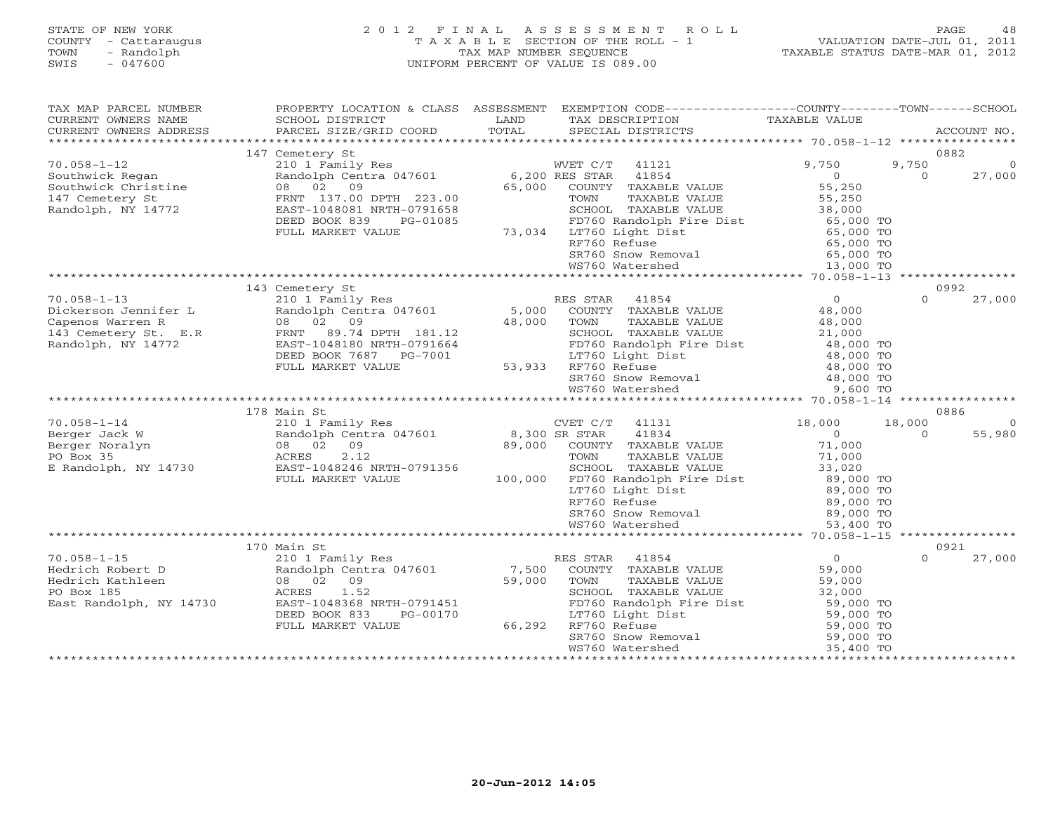STATE OF NEW YORK
COUNTY - Cattaraugus
TOWN - Randolph
SWIS - 047600

2012 FINAL ASSESSMENT ROLL
TAXABLE SECTION OF THE ROLL - 1
TAX MAP NUMBER SEQUENCE
UNIFORM PERCENT OF VALUE IS 089.00

VALUATION DATE-JUL 01, 2011
TAXABLE STATUS DATE-MAR 01, 2012

| TAX MAP PARCEL NUMBER / CURRENT OWNERS NAME / CURRENT OWNERS ADDRESS | PROPERTY LOCATION & CLASS / SCHOOL DISTRICT / PARCEL SIZE/GRID COORD | ASSESSMENT LAND / TOTAL | EXEMPTION CODE / TAX DESCRIPTION / SPECIAL DISTRICTS | COUNTY TAXABLE VALUE | TOWN | SCHOOL | ACCOUNT NO. |
|---|---|---|---|---|---|---|---|
| | 147 Cemetery St | | | | | | 0882 |
| 70.058-1-12 | 210 1 Family Res | | WVET C/T 41121 | 9,750 | 9,750 | 0 | |
| Southwick Regan | Randolph Centra 047601 | 6,200 | RES STAR 41854 | 0 | 0 | 27,000 | |
| Southwick Christine | 08 02 09 | 65,000 | COUNTY TAXABLE VALUE | 55,250 | | | |
| 147 Cemetery St | FRNT 137.00 DPTH 223.00 | | TOWN TAXABLE VALUE | 55,250 | | | |
| Randolph, NY 14772 | EAST-1048081 NRTH-0791658 | | SCHOOL TAXABLE VALUE | 38,000 | | | |
| | DEED BOOK 839 PG-01085 | | FD760 Randolph Fire Dist | 65,000 TO | | | |
| | FULL MARKET VALUE | 73,034 | LT760 Light Dist | 65,000 TO | | | |
| | | | RF760 Refuse | 65,000 TO | | | |
| | | | SR760 Snow Removal | 65,000 TO | | | |
| | | | WS760 Watershed | 13,000 TO | | | |
| | 143 Cemetery St | | | | | | 0992 |
| 70.058-1-13 | 210 1 Family Res | | RES STAR 41854 | 0 | 0 | 27,000 | |
| Dickerson Jennifer L | Randolph Centra 047601 | 5,000 | COUNTY TAXABLE VALUE | 48,000 | | | |
| Capenos Warren R | 08 02 09 | 48,000 | TOWN TAXABLE VALUE | 48,000 | | | |
| 143 Cemetery St. E.R | FRNT 89.74 DPTH 181.12 | | SCHOOL TAXABLE VALUE | 21,000 | | | |
| Randolph, NY 14772 | EAST-1048180 NRTH-0791664 | | FD760 Randolph Fire Dist | 48,000 TO | | | |
| | DEED BOOK 7687 PG-7001 | | LT760 Light Dist | 48,000 TO | | | |
| | FULL MARKET VALUE | 53,933 | RF760 Refuse | 48,000 TO | | | |
| | | | SR760 Snow Removal | 48,000 TO | | | |
| | | | WS760 Watershed | 9,600 TO | | | |
| | 178 Main St | | | | | | 0886 |
| 70.058-1-14 | 210 1 Family Res | | CVET C/T 41131 | 18,000 | 18,000 | 0 | |
| Berger Jack W | Randolph Centra 047601 | 8,300 | SR STAR 41834 | 0 | 0 | 55,980 | |
| Berger Noralyn | 08 02 09 | 89,000 | COUNTY TAXABLE VALUE | 71,000 | | | |
| PO Box 35 | ACRES 2.12 | | TOWN TAXABLE VALUE | 71,000 | | | |
| E Randolph, NY 14730 | EAST-1048246 NRTH-0791356 | | SCHOOL TAXABLE VALUE | 33,020 | | | |
| | FULL MARKET VALUE | 100,000 | FD760 Randolph Fire Dist | 89,000 TO | | | |
| | | | LT760 Light Dist | 89,000 TO | | | |
| | | | RF760 Refuse | 89,000 TO | | | |
| | | | SR760 Snow Removal | 89,000 TO | | | |
| | | | WS760 Watershed | 53,400 TO | | | |
| | 170 Main St | | | | | | 0921 |
| 70.058-1-15 | 210 1 Family Res | | RES STAR 41854 | 0 | 0 | 27,000 | |
| Hedrich Robert D | Randolph Centra 047601 | 7,500 | COUNTY TAXABLE VALUE | 59,000 | | | |
| Hedrich Kathleen | 08 02 09 | 59,000 | TOWN TAXABLE VALUE | 59,000 | | | |
| PO Box 185 | ACRES 1.52 | | SCHOOL TAXABLE VALUE | 32,000 | | | |
| East Randolph, NY 14730 | EAST-1048368 NRTH-0791451 | | FD760 Randolph Fire Dist | 59,000 TO | | | |
| | DEED BOOK 833 PG-00170 | | LT760 Light Dist | 59,000 TO | | | |
| | FULL MARKET VALUE | 66,292 | RF760 Refuse | 59,000 TO | | | |
| | | | SR760 Snow Removal | 59,000 TO | | | |
| | | | WS760 Watershed | 35,400 TO | | | |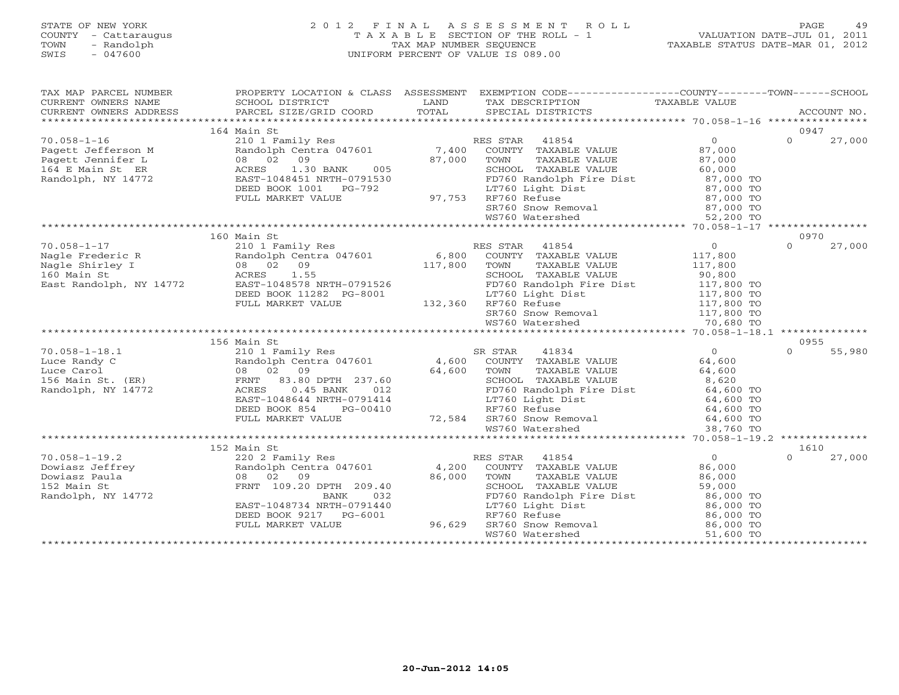STATE OF NEW YORK
COUNTY - Cattaraugus
TOWN - Randolph
SWIS - 047600

2012 FINAL ASSESSMENT ROLL
TAXABLE SECTION OF THE ROLL - 1
TAX MAP NUMBER SEQUENCE
UNIFORM PERCENT OF VALUE IS 089.00

VALUATION DATE-JUL 01, 2011
TAXABLE STATUS DATE-MAR 01, 2012

| TAX MAP PARCEL NUMBER / CURRENT OWNERS NAME / CURRENT OWNERS ADDRESS | PROPERTY LOCATION & CLASS / SCHOOL DISTRICT / PARCEL SIZE/GRID COORD | ASSESSMENT LAND / TOTAL | EXEMPTION CODE / TAX DESCRIPTION / SPECIAL DISTRICTS | COUNTY TAXABLE VALUE | TOWN | SCHOOL / ACCOUNT NO. |
|---|---|---|---|---|---|---|
| | 164 Main St | | | | | 0947 |
| 70.058-1-16 | 210 1 Family Res | | RES STAR 41854 | 0 | 0 | 27,000 |
| Pagett Jefferson M | Randolph Centra 047601 | 7,400 | COUNTY TAXABLE VALUE | 87,000 | | |
| Pagett Jennifer L | 08 02 09 | 87,000 | TOWN TAXABLE VALUE | 87,000 | | |
| 164 E Main St ER | ACRES 1.30 BANK 005 | | SCHOOL TAXABLE VALUE | 60,000 | | |
| Randolph, NY 14772 | EAST-1048451 NRTH-0791530 | | FD760 Randolph Fire Dist | 87,000 TO | | |
| | DEED BOOK 1001 PG-792 | | LT760 Light Dist | 87,000 TO | | |
| | FULL MARKET VALUE | 97,753 | RF760 Refuse | 87,000 TO | | |
| | | | SR760 Snow Removal | 87,000 TO | | |
| | | | WS760 Watershed | 52,200 TO | | |
| | 160 Main St | | | | | 0970 |
| 70.058-1-17 | 210 1 Family Res | | RES STAR 41854 | 0 | 0 | 27,000 |
| Nagle Frederic R | Randolph Centra 047601 | 6,800 | COUNTY TAXABLE VALUE | 117,800 | | |
| Nagle Shirley I | 08 02 09 | 117,800 | TOWN TAXABLE VALUE | 117,800 | | |
| 160 Main St | ACRES 1.55 | | SCHOOL TAXABLE VALUE | 90,800 | | |
| East Randolph, NY 14772 | EAST-1048578 NRTH-0791526 | | FD760 Randolph Fire Dist | 117,800 TO | | |
| | DEED BOOK 11282 PG-8001 | | LT760 Light Dist | 117,800 TO | | |
| | FULL MARKET VALUE | 132,360 | RF760 Refuse | 117,800 TO | | |
| | | | SR760 Snow Removal | 117,800 TO | | |
| | | | WS760 Watershed | 70,680 TO | | |
| | 156 Main St | | | | | 0955 |
| 70.058-1-18.1 | 210 1 Family Res | | SR STAR 41834 | 0 | 0 | 55,980 |
| Luce Randy C | Randolph Centra 047601 | 4,600 | COUNTY TAXABLE VALUE | 64,600 | | |
| Luce Carol | 08 02 09 | 64,600 | TOWN TAXABLE VALUE | 64,600 | | |
| 156 Main St. (ER) | FRNT 83.80 DPTH 237.60 | | SCHOOL TAXABLE VALUE | 8,620 | | |
| Randolph, NY 14772 | ACRES 0.45 BANK 012 | | FD760 Randolph Fire Dist | 64,600 TO | | |
| | EAST-1048644 NRTH-0791414 | | LT760 Light Dist | 64,600 TO | | |
| | DEED BOOK 854 PG-00410 | | RF760 Refuse | 64,600 TO | | |
| | FULL MARKET VALUE | 72,584 | SR760 Snow Removal | 64,600 TO | | |
| | | | WS760 Watershed | 38,760 TO | | |
| | 152 Main St | | | | | 1610 |
| 70.058-1-19.2 | 220 2 Family Res | | RES STAR 41854 | 0 | 0 | 27,000 |
| Dowiasz Jeffrey | Randolph Centra 047601 | 4,200 | COUNTY TAXABLE VALUE | 86,000 | | |
| Dowiasz Paula | 08 02 09 | 86,000 | TOWN TAXABLE VALUE | 86,000 | | |
| 152 Main St | FRNT 109.20 DPTH 209.40 | | SCHOOL TAXABLE VALUE | 59,000 | | |
| Randolph, NY 14772 | BANK 032 | | FD760 Randolph Fire Dist | 86,000 TO | | |
| | EAST-1048734 NRTH-0791440 | | LT760 Light Dist | 86,000 TO | | |
| | DEED BOOK 9217 PG-6001 | | RF760 Refuse | 86,000 TO | | |
| | FULL MARKET VALUE | 96,629 | SR760 Snow Removal | 86,000 TO | | |
| | | | WS760 Watershed | 51,600 TO | | |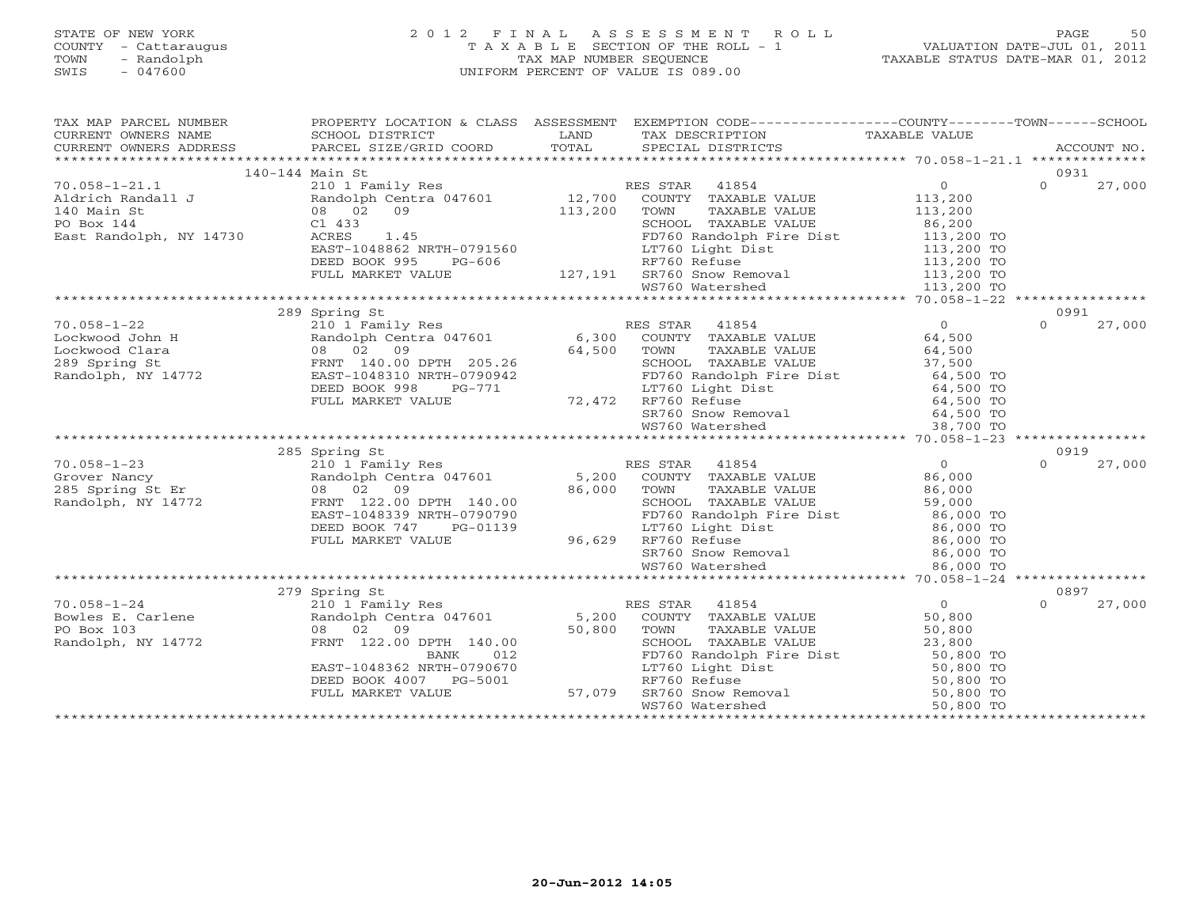STATE OF NEW YORK
COUNTY - Cattaraugus
TOWN - Randolph
SWIS - 047600

2012 FINAL ASSESSMENT ROLL
TAXABLE SECTION OF THE ROLL - 1
TAX MAP NUMBER SEQUENCE
UNIFORM PERCENT OF VALUE IS 089.00

VALUATION DATE-JUL 01, 2011
TAXABLE STATUS DATE-MAR 01, 2012

| TAX MAP PARCEL NUMBER / CURRENT OWNERS NAME / CURRENT OWNERS ADDRESS | PROPERTY LOCATION & CLASS / SCHOOL DISTRICT / PARCEL SIZE/GRID COORD | ASSESSMENT LAND / TOTAL | EXEMPTION CODE / TAX DESCRIPTION / SPECIAL DISTRICTS | COUNTY / TAXABLE VALUE | TOWN | SCHOOL / ACCOUNT NO. |
|---|---|---|---|---|---|---|
| | 140-144 Main St | | | | | 0931 |
| 70.058-1-21.1 | 210 1 Family Res | | RES STAR 41854 | 0 | 0 | 27,000 |
| Aldrich Randall J | Randolph Centra 047601 | 12,700 | COUNTY TAXABLE VALUE | 113,200 | | |
| 140 Main St | 08 02 09 | 113,200 | TOWN TAXABLE VALUE | 113,200 | | |
| PO Box 144 | Cl 433 | | SCHOOL TAXABLE VALUE | 86,200 | | |
| East Randolph, NY 14730 | ACRES 1.45 | | FD760 Randolph Fire Dist | 113,200 TO | | |
| | EAST-1048862 NRTH-0791560 | | LT760 Light Dist | 113,200 TO | | |
| | DEED BOOK 995 PG-606 | | RF760 Refuse | 113,200 TO | | |
| | FULL MARKET VALUE | 127,191 | SR760 Snow Removal | 113,200 TO | | |
| | | | WS760 Watershed | 113,200 TO | | |
| | 289 Spring St | | | | | 0991 |
| 70.058-1-22 | 210 1 Family Res | | RES STAR 41854 | 0 | 0 | 27,000 |
| Lockwood John H | Randolph Centra 047601 | 6,300 | COUNTY TAXABLE VALUE | 64,500 | | |
| Lockwood Clara | 08 02 09 | 64,500 | TOWN TAXABLE VALUE | 64,500 | | |
| 289 Spring St | FRNT 140.00 DPTH 205.26 | | SCHOOL TAXABLE VALUE | 37,500 | | |
| Randolph, NY 14772 | EAST-1048310 NRTH-0790942 | | FD760 Randolph Fire Dist | 64,500 TO | | |
| | DEED BOOK 998 PG-771 | | LT760 Light Dist | 64,500 TO | | |
| | FULL MARKET VALUE | 72,472 | RF760 Refuse | 64,500 TO | | |
| | | | SR760 Snow Removal | 64,500 TO | | |
| | | | WS760 Watershed | 38,700 TO | | |
| | 285 Spring St | | | | | 0919 |
| 70.058-1-23 | 210 1 Family Res | | RES STAR 41854 | 0 | 0 | 27,000 |
| Grover Nancy | Randolph Centra 047601 | 5,200 | COUNTY TAXABLE VALUE | 86,000 | | |
| 285 Spring St Er | 08 02 09 | 86,000 | TOWN TAXABLE VALUE | 86,000 | | |
| Randolph, NY 14772 | FRNT 122.00 DPTH 140.00 | | SCHOOL TAXABLE VALUE | 59,000 | | |
| | EAST-1048339 NRTH-0790790 | | FD760 Randolph Fire Dist | 86,000 TO | | |
| | DEED BOOK 747 PG-01139 | | LT760 Light Dist | 86,000 TO | | |
| | FULL MARKET VALUE | 96,629 | RF760 Refuse | 86,000 TO | | |
| | | | SR760 Snow Removal | 86,000 TO | | |
| | | | WS760 Watershed | 86,000 TO | | |
| | 279 Spring St | | | | | 0897 |
| 70.058-1-24 | 210 1 Family Res | | RES STAR 41854 | 0 | 0 | 27,000 |
| Bowles E. Carlene | Randolph Centra 047601 | 5,200 | COUNTY TAXABLE VALUE | 50,800 | | |
| PO Box 103 | 08 02 09 | 50,800 | TOWN TAXABLE VALUE | 50,800 | | |
| Randolph, NY 14772 | FRNT 122.00 DPTH 140.00 | | SCHOOL TAXABLE VALUE | 23,800 | | |
| | BANK 012 | | FD760 Randolph Fire Dist | 50,800 TO | | |
| | EAST-1048362 NRTH-0790670 | | LT760 Light Dist | 50,800 TO | | |
| | DEED BOOK 4007 PG-5001 | | RF760 Refuse | 50,800 TO | | |
| | FULL MARKET VALUE | 57,079 | SR760 Snow Removal | 50,800 TO | | |
| | | | WS760 Watershed | 50,800 TO | | |

20-Jun-2012 14:05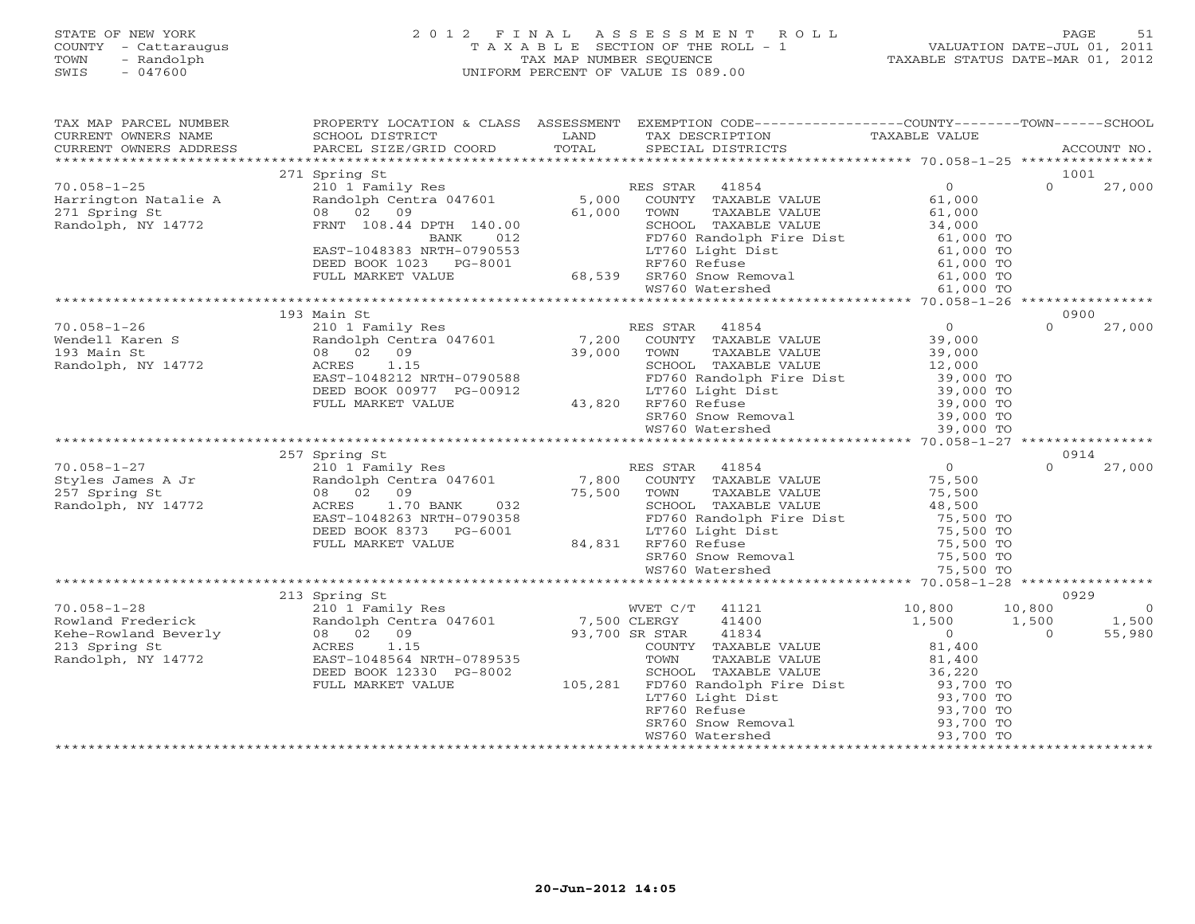STATE OF NEW YORK
COUNTY - Cattaraugus
TOWN - Randolph
SWIS - 047600

2012 FINAL ASSESSMENT ROLL
TAXABLE SECTION OF THE ROLL - 1
TAX MAP NUMBER SEQUENCE
UNIFORM PERCENT OF VALUE IS 089.00

VALUATION DATE-JUL 01, 2011
TAXABLE STATUS DATE-MAR 01, 2012

| TAX MAP PARCEL NUMBER / CURRENT OWNERS NAME / CURRENT OWNERS ADDRESS | PROPERTY LOCATION & CLASS / SCHOOL DISTRICT / PARCEL SIZE/GRID COORD | ASSESSMENT LAND / TOTAL | EXEMPTION CODE / TAX DESCRIPTION / SPECIAL DISTRICTS | COUNTY TAXABLE VALUE | TOWN | SCHOOL | ACCOUNT NO. |
|---|---|---|---|---|---|---|---|
| | 271 Spring St | | | | | | 1001 |
| 70.058-1-25 | 210 1 Family Res | | RES STAR 41854 | 0 | 0 | 27,000 | |
| Harrington Natalie A | Randolph Centra 047601 | 5,000 | COUNTY TAXABLE VALUE | 61,000 | | | |
| 271 Spring St | 08 02 09 | 61,000 | TOWN TAXABLE VALUE | 61,000 | | | |
| Randolph, NY 14772 | FRNT 108.44 DPTH 140.00 | | SCHOOL TAXABLE VALUE | 34,000 | | | |
| | BANK 012 | | FD760 Randolph Fire Dist | 61,000 TO | | | |
| | EAST-1048383 NRTH-0790553 | | LT760 Light Dist | 61,000 TO | | | |
| | DEED BOOK 1023 PG-8001 | | RF760 Refuse | 61,000 TO | | | |
| | FULL MARKET VALUE | 68,539 | SR760 Snow Removal | 61,000 TO | | | |
| | | | WS760 Watershed | 61,000 TO | | | |
| | 193 Main St | | | | | | 0900 |
| 70.058-1-26 | 210 1 Family Res | | RES STAR 41854 | 0 | 0 | 27,000 | |
| Wendell Karen S | Randolph Centra 047601 | 7,200 | COUNTY TAXABLE VALUE | 39,000 | | | |
| 193 Main St | 08 02 09 | 39,000 | TOWN TAXABLE VALUE | 39,000 | | | |
| Randolph, NY 14772 | ACRES 1.15 | | SCHOOL TAXABLE VALUE | 12,000 | | | |
| | EAST-1048212 NRTH-0790588 | | FD760 Randolph Fire Dist | 39,000 TO | | | |
| | DEED BOOK 00977 PG-00912 | | LT760 Light Dist | 39,000 TO | | | |
| | FULL MARKET VALUE | 43,820 | RF760 Refuse | 39,000 TO | | | |
| | | | SR760 Snow Removal | 39,000 TO | | | |
| | | | WS760 Watershed | 39,000 TO | | | |
| | 257 Spring St | | | | | | 0914 |
| 70.058-1-27 | 210 1 Family Res | | RES STAR 41854 | 0 | 0 | 27,000 | |
| Styles James A Jr | Randolph Centra 047601 | 7,800 | COUNTY TAXABLE VALUE | 75,500 | | | |
| 257 Spring St | 08 02 09 | 75,500 | TOWN TAXABLE VALUE | 75,500 | | | |
| Randolph, NY 14772 | ACRES 1.70 BANK 032 | | SCHOOL TAXABLE VALUE | 48,500 | | | |
| | EAST-1048263 NRTH-0790358 | | FD760 Randolph Fire Dist | 75,500 TO | | | |
| | DEED BOOK 8373 PG-6001 | | LT760 Light Dist | 75,500 TO | | | |
| | FULL MARKET VALUE | 84,831 | RF760 Refuse | 75,500 TO | | | |
| | | | SR760 Snow Removal | 75,500 TO | | | |
| | | | WS760 Watershed | 75,500 TO | | | |
| | 213 Spring St | | | | | | 0929 |
| 70.058-1-28 | 210 1 Family Res | | WVET C/T 41121 | 10,800 | 10,800 | 0 | |
| Rowland Frederick | Randolph Centra 047601 | 7,500 | CLERGY 41400 | 1,500 | 1,500 | 1,500 | |
| Kehe-Rowland Beverly | 08 02 09 | 93,700 | SR STAR 41834 | 0 | 0 | 55,980 | |
| 213 Spring St | ACRES 1.15 | | COUNTY TAXABLE VALUE | 81,400 | | | |
| Randolph, NY 14772 | EAST-1048564 NRTH-0789535 | | TOWN TAXABLE VALUE | 81,400 | | | |
| | DEED BOOK 12330 PG-8002 | | SCHOOL TAXABLE VALUE | 36,220 | | | |
| | FULL MARKET VALUE | 105,281 | FD760 Randolph Fire Dist | 93,700 TO | | | |
| | | | LT760 Light Dist | 93,700 TO | | | |
| | | | RF760 Refuse | 93,700 TO | | | |
| | | | SR760 Snow Removal | 93,700 TO | | | |
| | | | WS760 Watershed | 93,700 TO | | | |

20-Jun-2012 14:05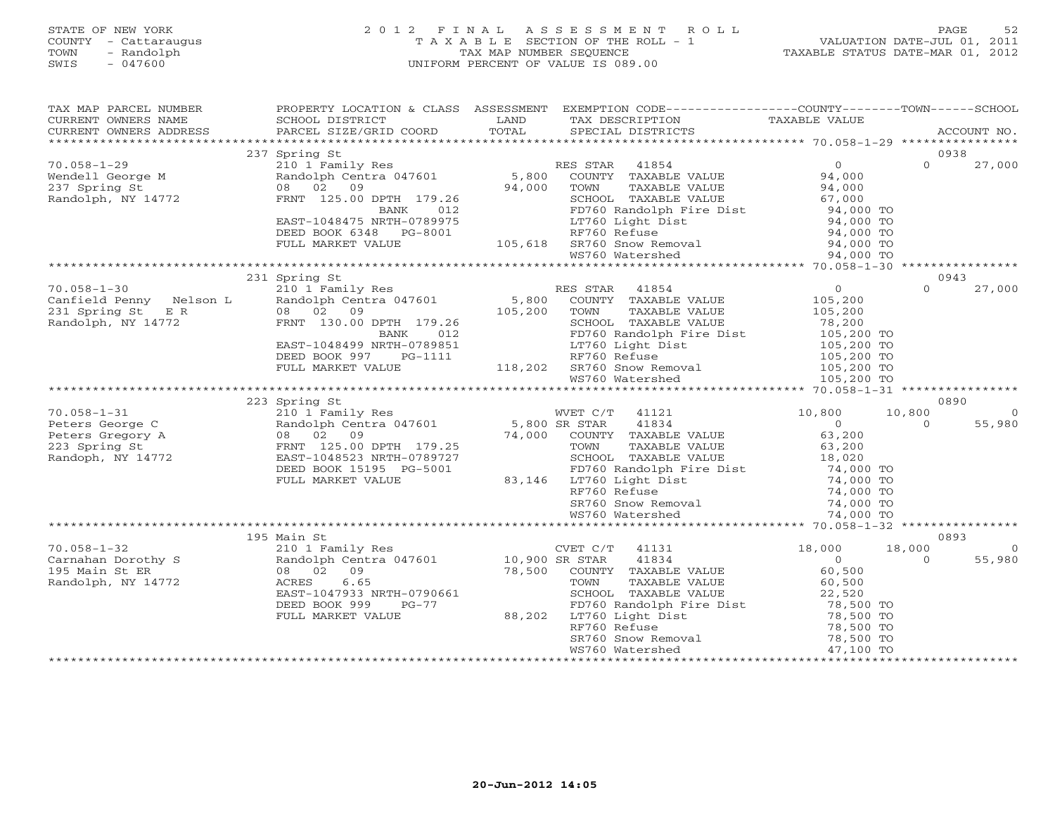STATE OF NEW YORK
COUNTY - Cattaraugus
TOWN - Randolph
SWIS - 047600

2 0 1 2 F I N A L A S S E S S M E N T R O L L
T A X A B L E SECTION OF THE ROLL - 1
TAX MAP NUMBER SEQUENCE
UNIFORM PERCENT OF VALUE IS 089.00

VALUATION DATE-JUL 01, 2011
TAXABLE STATUS DATE-MAR 01, 2012

| TAX MAP PARCEL NUMBER / CURRENT OWNERS NAME / CURRENT OWNERS ADDRESS | PROPERTY LOCATION & CLASS / SCHOOL DISTRICT / PARCEL SIZE/GRID COORD | ASSESSMENT LAND / TOTAL | EXEMPTION CODE / TAX DESCRIPTION / SPECIAL DISTRICTS | COUNTY TAXABLE VALUE | TOWN | SCHOOL / ACCOUNT NO. |
|---|---|---|---|---|---|---|
| | 237 Spring St | | | | | 0938 |
| 70.058-1-29 | 210 1 Family Res | | RES STAR 41854 | 0 | 0 | 27,000 |
| Wendell George M | Randolph Centra 047601 | 5,800 | COUNTY TAXABLE VALUE | 94,000 | | |
| 237 Spring St | 08 02 09 | 94,000 | TOWN TAXABLE VALUE | 94,000 | | |
| Randolph, NY 14772 | FRNT 125.00 DPTH 179.26 | | SCHOOL TAXABLE VALUE | 67,000 | | |
| | BANK 012 | | FD760 Randolph Fire Dist | 94,000 TO | | |
| | EAST-1048475 NRTH-0789975 | | LT760 Light Dist | 94,000 TO | | |
| | DEED BOOK 6348 PG-8001 | | RF760 Refuse | 94,000 TO | | |
| | FULL MARKET VALUE | 105,618 | SR760 Snow Removal | 94,000 TO | | |
| | | | WS760 Watershed | 94,000 TO | | |
| | 231 Spring St | | | | | 0943 |
| 70.058-1-30 | 210 1 Family Res | | RES STAR 41854 | 0 | 0 | 27,000 |
| Canfield Penny Nelson L | Randolph Centra 047601 | 5,800 | COUNTY TAXABLE VALUE | 105,200 | | |
| 231 Spring St E R | 08 02 09 | 105,200 | TOWN TAXABLE VALUE | 105,200 | | |
| Randolph, NY 14772 | FRNT 130.00 DPTH 179.26 | | SCHOOL TAXABLE VALUE | 78,200 | | |
| | BANK 012 | | FD760 Randolph Fire Dist | 105,200 TO | | |
| | EAST-1048499 NRTH-0789851 | | LT760 Light Dist | 105,200 TO | | |
| | DEED BOOK 997 PG-1111 | | RF760 Refuse | 105,200 TO | | |
| | FULL MARKET VALUE | 118,202 | SR760 Snow Removal | 105,200 TO | | |
| | | | WS760 Watershed | 105,200 TO | | |
| | 223 Spring St | | | | | 0890 |
| 70.058-1-31 | 210 1 Family Res | | WVET C/T 41121 | 10,800 | 10,800 | 0 |
| Peters George C | Randolph Centra 047601 | 5,800 | SR STAR 41834 | 0 | 0 | 55,980 |
| Peters Gregory A | 08 02 09 | 74,000 | COUNTY TAXABLE VALUE | 63,200 | | |
| 223 Spring St | FRNT 125.00 DPTH 179.25 | | TOWN TAXABLE VALUE | 63,200 | | |
| Randoph, NY 14772 | EAST-1048523 NRTH-0789727 | | SCHOOL TAXABLE VALUE | 18,020 | | |
| | DEED BOOK 15195 PG-5001 | | FD760 Randolph Fire Dist | 74,000 TO | | |
| | FULL MARKET VALUE | 83,146 | LT760 Light Dist | 74,000 TO | | |
| | | | RF760 Refuse | 74,000 TO | | |
| | | | SR760 Snow Removal | 74,000 TO | | |
| | | | WS760 Watershed | 74,000 TO | | |
| | 195 Main St | | | | | 0893 |
| 70.058-1-32 | 210 1 Family Res | | CVET C/T 41131 | 18,000 | 18,000 | 0 |
| Carnahan Dorothy S | Randolph Centra 047601 | 10,900 | SR STAR 41834 | 0 | 0 | 55,980 |
| 195 Main St ER | 08 02 09 | 78,500 | COUNTY TAXABLE VALUE | 60,500 | | |
| Randolph, NY 14772 | ACRES 6.65 | | TOWN TAXABLE VALUE | 60,500 | | |
| | EAST-1047933 NRTH-0790661 | | SCHOOL TAXABLE VALUE | 22,520 | | |
| | DEED BOOK 999 PG-77 | | FD760 Randolph Fire Dist | 78,500 TO | | |
| | FULL MARKET VALUE | 88,202 | LT760 Light Dist | 78,500 TO | | |
| | | | RF760 Refuse | 78,500 TO | | |
| | | | SR760 Snow Removal | 78,500 TO | | |
| | | | WS760 Watershed | 47,100 TO | | |

20-Jun-2012 14:05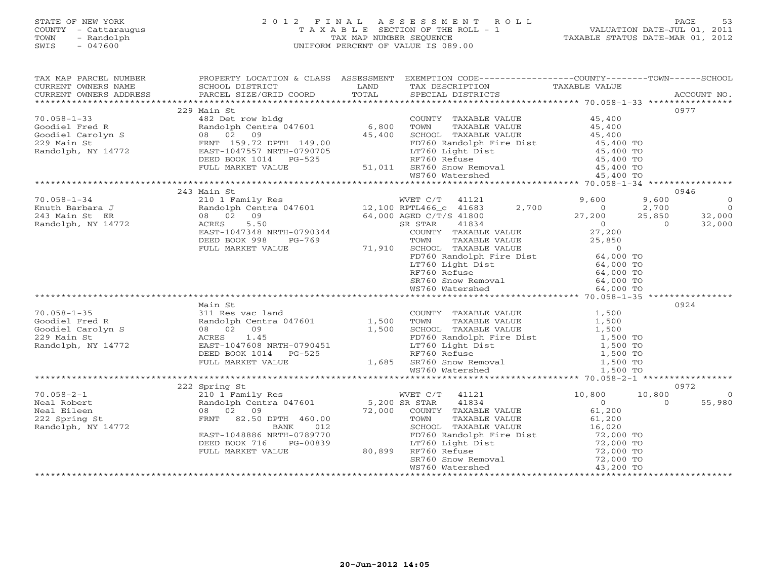STATE OF NEW YORK
COUNTY - Cattaraugus
TOWN - Randolph
SWIS - 047600

# 2012 FINAL ASSESSMENT ROLL
TAXABLE SECTION OF THE ROLL - 1
TAX MAP NUMBER SEQUENCE
UNIFORM PERCENT OF VALUE IS 089.00

VALUATION DATE-JUL 01, 2011
TAXABLE STATUS DATE-MAR 01, 2012

| TAX MAP PARCEL NUMBER / CURRENT OWNERS NAME / CURRENT OWNERS ADDRESS | PROPERTY LOCATION & CLASS / SCHOOL DISTRICT / PARCEL SIZE/GRID COORD | ASSESSMENT LAND / TOTAL | EXEMPTION CODE / TAX DESCRIPTION / SPECIAL DISTRICTS | COUNTY TAXABLE VALUE | TOWN | SCHOOL | ACCOUNT NO. |
|---|---|---|---|---|---|---|---|
| | 229 Main St | | | | | | 0977 |
| 70.058-1-33 | 482 Det row bldg | | COUNTY TAXABLE VALUE | 45,400 | | | |
| Goodiel Fred R | Randolph Centra 047601 | 6,800 | TOWN TAXABLE VALUE | 45,400 | | | |
| Goodiel Carolyn S | 08 02 09 | 45,400 | SCHOOL TAXABLE VALUE | 45,400 | | | |
| 229 Main St | FRNT 159.72 DPTH 149.00 | | FD760 Randolph Fire Dist | 45,400 TO | | | |
| Randolph, NY 14772 | EAST-1047557 NRTH-0790705 | | LT760 Light Dist | 45,400 TO | | | |
| | DEED BOOK 1014 PG-525 | | RF760 Refuse | 45,400 TO | | | |
| | FULL MARKET VALUE | 51,011 | SR760 Snow Removal | 45,400 TO | | | |
| | | | WS760 Watershed | 45,400 TO | | | |
| | 243 Main St | | | | | | 0946 |
| 70.058-1-34 | 210 1 Family Res | | WVET C/T 41121 | 9,600 | 9,600 | 0 | |
| Knuth Barbara J | Randolph Centra 047601 | 12,100 | RPTL466_c 41683 2,700 | 0 | 2,700 | 0 | |
| 243 Main St ER | 08 02 09 | 64,000 | AGED C/T/S 41800 | 27,200 | 25,850 | 32,000 | |
| Randolph, NY 14772 | ACRES 5.50 | | SR STAR 41834 | 0 | 0 | 32,000 | |
| | EAST-1047348 NRTH-0790344 | | COUNTY TAXABLE VALUE | 27,200 | | | |
| | DEED BOOK 998 PG-769 | | TOWN TAXABLE VALUE | 25,850 | | | |
| | FULL MARKET VALUE | 71,910 | SCHOOL TAXABLE VALUE | 0 | | | |
| | | | FD760 Randolph Fire Dist | 64,000 TO | | | |
| | | | LT760 Light Dist | 64,000 TO | | | |
| | | | RF760 Refuse | 64,000 TO | | | |
| | | | SR760 Snow Removal | 64,000 TO | | | |
| | | | WS760 Watershed | 64,000 TO | | | |
| | Main St | | | | | | 0924 |
| 70.058-1-35 | 311 Res vac land | | COUNTY TAXABLE VALUE | 1,500 | | | |
| Goodiel Fred R | Randolph Centra 047601 | 1,500 | TOWN TAXABLE VALUE | 1,500 | | | |
| Goodiel Carolyn S | 08 02 09 | 1,500 | SCHOOL TAXABLE VALUE | 1,500 | | | |
| 229 Main St | ACRES 1.45 | | FD760 Randolph Fire Dist | 1,500 TO | | | |
| Randolph, NY 14772 | EAST-1047608 NRTH-0790451 | | LT760 Light Dist | 1,500 TO | | | |
| | DEED BOOK 1014 PG-525 | | RF760 Refuse | 1,500 TO | | | |
| | FULL MARKET VALUE | 1,685 | SR760 Snow Removal | 1,500 TO | | | |
| | | | WS760 Watershed | 1,500 TO | | | |
| | 222 Spring St | | | | | | 0972 |
| 70.058-2-1 | 210 1 Family Res | | WVET C/T 41121 | 10,800 | 10,800 | 0 | |
| Neal Robert | Randolph Centra 047601 | 5,200 | SR STAR 41834 | 0 | 0 | 55,980 | |
| Neal Eileen | 08 02 09 | 72,000 | COUNTY TAXABLE VALUE | 61,200 | | | |
| 222 Spring St | FRNT 82.50 DPTH 460.00 | | TOWN TAXABLE VALUE | 61,200 | | | |
| Randolph, NY 14772 | BANK 012 | | SCHOOL TAXABLE VALUE | 16,020 | | | |
| | EAST-1048886 NRTH-0789770 | | FD760 Randolph Fire Dist | 72,000 TO | | | |
| | DEED BOOK 716 PG-00839 | | LT760 Light Dist | 72,000 TO | | | |
| | FULL MARKET VALUE | 80,899 | RF760 Refuse | 72,000 TO | | | |
| | | | SR760 Snow Removal | 72,000 TO | | | |
| | | | WS760 Watershed | 43,200 TO | | | |

20-Jun-2012 14:05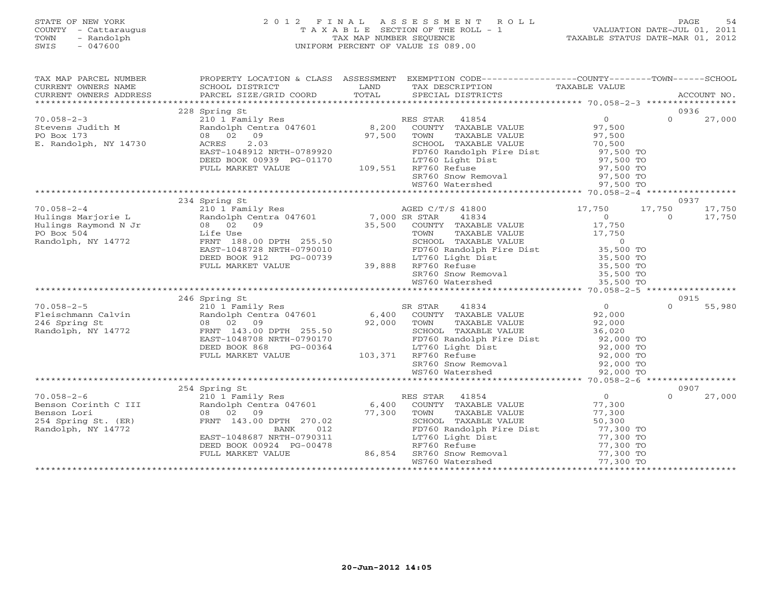STATE OF NEW YORK
COUNTY - Cattaraugus
TOWN - Randolph
SWIS - 047600

2012 FINAL ASSESSMENT ROLL
TAXABLE SECTION OF THE ROLL - 1
TAX MAP NUMBER SEQUENCE
UNIFORM PERCENT OF VALUE IS 089.00

VALUATION DATE-JUL 01, 2011
TAXABLE STATUS DATE-MAR 01, 2012

| TAX MAP PARCEL NUMBER / CURRENT OWNERS NAME / CURRENT OWNERS ADDRESS | PROPERTY LOCATION & CLASS / SCHOOL DISTRICT / PARCEL SIZE/GRID COORD | ASSESSMENT LAND / TOTAL | EXEMPTION CODE / TAX DESCRIPTION / SPECIAL DISTRICTS | COUNTY | TOWN | SCHOOL | ACCOUNT NO. |
|---|---|---|---|---|---|---|---|
| | 228 Spring St | | | | | | 0936 |
| 70.058-2-3 | 210 1 Family Res | | RES STAR 41854 | 0 | 0 | 27,000 | |
| Stevens Judith M | Randolph Centra 047601 | 8,200 | COUNTY TAXABLE VALUE | 97,500 | | | |
| PO Box 173 | 08 02 09 | 97,500 | TOWN TAXABLE VALUE | | 97,500 | | |
| E. Randolph, NY 14730 | ACRES 2.03 | | SCHOOL TAXABLE VALUE | | | 70,500 | |
| | EAST-1048912 NRTH-0789920 | | FD760 Randolph Fire Dist | 97,500 TO | | | |
| | DEED BOOK 00939 PG-01170 | | LT760 Light Dist | 97,500 TO | | | |
| | FULL MARKET VALUE | 109,551 | RF760 Refuse | 97,500 TO | | | |
| | | | SR760 Snow Removal | 97,500 TO | | | |
| | | | WS760 Watershed | 97,500 TO | | | |
| | 234 Spring St | | | | | | 0937 |
| 70.058-2-4 | 210 1 Family Res | | AGED C/T/S 41800 | 17,750 | 17,750 | 17,750 | |
| Hulings Marjorie L | Randolph Centra 047601 | 7,000 | SR STAR 41834 | 0 | 0 | 17,750 | |
| Hulings Raymond N Jr | 08 02 09 | 35,500 | COUNTY TAXABLE VALUE | 17,750 | | | |
| PO Box 504 | Life Use | | TOWN TAXABLE VALUE | | 17,750 | | |
| Randolph, NY 14772 | FRNT 188.00 DPTH 255.50 | | SCHOOL TAXABLE VALUE | | | 0 | |
| | EAST-1048728 NRTH-0790010 | | FD760 Randolph Fire Dist | 35,500 TO | | | |
| | DEED BOOK 912 PG-00739 | | LT760 Light Dist | 35,500 TO | | | |
| | FULL MARKET VALUE | 39,888 | RF760 Refuse | 35,500 TO | | | |
| | | | SR760 Snow Removal | 35,500 TO | | | |
| | | | WS760 Watershed | 35,500 TO | | | |
| | 246 Spring St | | | | | | 0915 |
| 70.058-2-5 | 210 1 Family Res | | SR STAR 41834 | 0 | 0 | 55,980 | |
| Fleischmann Calvin | Randolph Centra 047601 | 6,400 | COUNTY TAXABLE VALUE | 92,000 | | | |
| 246 Spring St | 08 02 09 | 92,000 | TOWN TAXABLE VALUE | | 92,000 | | |
| Randolph, NY 14772 | FRNT 143.00 DPTH 255.50 | | SCHOOL TAXABLE VALUE | | | 36,020 | |
| | EAST-1048708 NRTH-0790170 | | FD760 Randolph Fire Dist | 92,000 TO | | | |
| | DEED BOOK 868 PG-00364 | | LT760 Light Dist | 92,000 TO | | | |
| | FULL MARKET VALUE | 103,371 | RF760 Refuse | 92,000 TO | | | |
| | | | SR760 Snow Removal | 92,000 TO | | | |
| | | | WS760 Watershed | 92,000 TO | | | |
| | 254 Spring St | | | | | | 0907 |
| 70.058-2-6 | 210 1 Family Res | | RES STAR 41854 | 0 | 0 | 27,000 | |
| Benson Corinth C III | Randolph Centra 047601 | 6,400 | COUNTY TAXABLE VALUE | 77,300 | | | |
| Benson Lori | 08 02 09 | 77,300 | TOWN TAXABLE VALUE | | 77,300 | | |
| 254 Spring St. (ER) | FRNT 143.00 DPTH 270.02 | | SCHOOL TAXABLE VALUE | | | 50,300 | |
| Randolph, NY 14772 | BANK 012 | | FD760 Randolph Fire Dist | 77,300 TO | | | |
| | EAST-1048687 NRTH-0790311 | | LT760 Light Dist | 77,300 TO | | | |
| | DEED BOOK 00924 PG-00478 | | RF760 Refuse | 77,300 TO | | | |
| | FULL MARKET VALUE | 86,854 | SR760 Snow Removal | 77,300 TO | | | |
| | | | WS760 Watershed | 77,300 TO | | | |

20-Jun-2012 14:05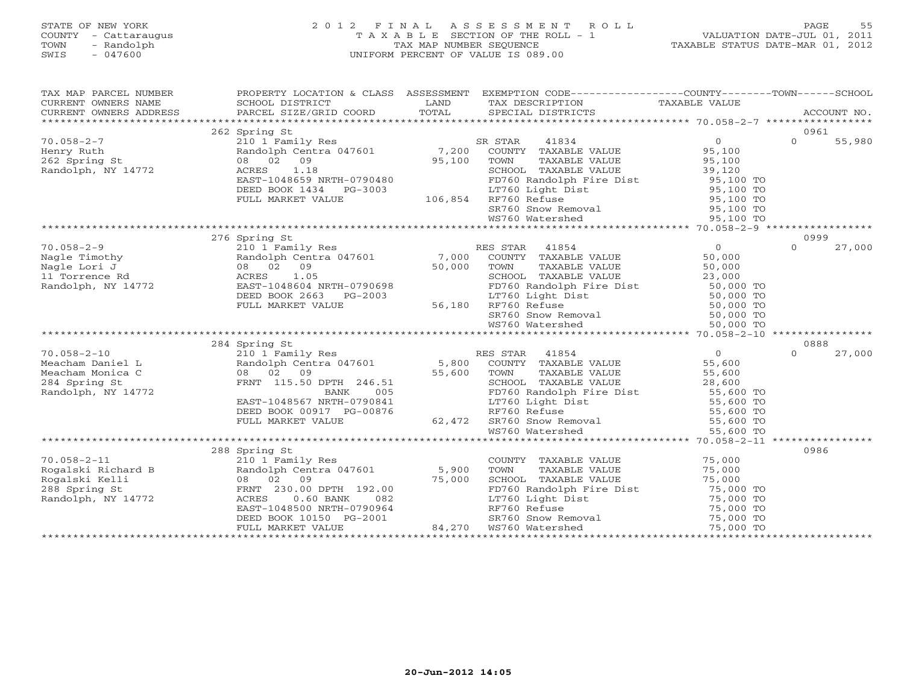STATE OF NEW YORK
COUNTY - Cattaraugus
TOWN - Randolph
SWIS - 047600

2 0 1 2 F I N A L A S S E S S M E N T R O L L
T A X A B L E SECTION OF THE ROLL - 1
TAX MAP NUMBER SEQUENCE
UNIFORM PERCENT OF VALUE IS 089.00

VALUATION DATE-JUL 01, 2011
TAXABLE STATUS DATE-MAR 01, 2012

| TAX MAP PARCEL NUMBER / CURRENT OWNERS NAME / CURRENT OWNERS ADDRESS | PROPERTY LOCATION & CLASS / SCHOOL DISTRICT / PARCEL SIZE/GRID COORD | ASSESSMENT LAND / TOTAL | EXEMPTION CODE / TAX DESCRIPTION / SPECIAL DISTRICTS | COUNTY TAXABLE VALUE | TOWN | SCHOOL / ACCOUNT NO. |
|---|---|---|---|---|---|---|
| 70.058-2-7 | 262 Spring St | | | | | 0961 |
| Henry Ruth | 210 1 Family Res | | SR STAR 41834 | 0 | 0 | 55,980 |
| 262 Spring St | Randolph Centra 047601 | 7,200 | COUNTY TAXABLE VALUE | 95,100 | | |
| Randolph, NY 14772 | 08 02 09 | 95,100 | TOWN TAXABLE VALUE | 95,100 | | |
| | ACRES 1.18 | | SCHOOL TAXABLE VALUE | 39,120 | | |
| | EAST-1048659 NRTH-0790480 | | FD760 Randolph Fire Dist | 95,100 TO | | |
| | DEED BOOK 1434 PG-3003 | | LT760 Light Dist | 95,100 TO | | |
| | FULL MARKET VALUE | 106,854 | RF760 Refuse | 95,100 TO | | |
| | | | SR760 Snow Removal | 95,100 TO | | |
| | | | WS760 Watershed | 95,100 TO | | |
| 70.058-2-9 | 276 Spring St | | | | | 0999 |
| Nagle Timothy | 210 1 Family Res | | RES STAR 41854 | 0 | 0 | 27,000 |
| Nagle Lori J | Randolph Centra 047601 | 7,000 | COUNTY TAXABLE VALUE | 50,000 | | |
| 11 Torrence Rd | 08 02 09 | 50,000 | TOWN TAXABLE VALUE | 50,000 | | |
| Randolph, NY 14772 | ACRES 1.05 | | SCHOOL TAXABLE VALUE | 23,000 | | |
| | EAST-1048604 NRTH-0790698 | | FD760 Randolph Fire Dist | 50,000 TO | | |
| | DEED BOOK 2663 PG-2003 | | LT760 Light Dist | 50,000 TO | | |
| | FULL MARKET VALUE | 56,180 | RF760 Refuse | 50,000 TO | | |
| | | | SR760 Snow Removal | 50,000 TO | | |
| | | | WS760 Watershed | 50,000 TO | | |
| 70.058-2-10 | 284 Spring St | | | | | 0888 |
| Meacham Daniel L | 210 1 Family Res | | RES STAR 41854 | 0 | 0 | 27,000 |
| Meacham Monica C | Randolph Centra 047601 | 5,800 | COUNTY TAXABLE VALUE | 55,600 | | |
| 284 Spring St | 08 02 09 | 55,600 | TOWN TAXABLE VALUE | 55,600 | | |
| Randolph, NY 14772 | FRNT 115.50 DPTH 246.51 | | SCHOOL TAXABLE VALUE | 28,600 | | |
| | BANK 005 | | FD760 Randolph Fire Dist | 55,600 TO | | |
| | EAST-1048567 NRTH-0790841 | | LT760 Light Dist | 55,600 TO | | |
| | DEED BOOK 00917 PG-00876 | | RF760 Refuse | 55,600 TO | | |
| | FULL MARKET VALUE | 62,472 | SR760 Snow Removal | 55,600 TO | | |
| | | | WS760 Watershed | 55,600 TO | | |
| 70.058-2-11 | 288 Spring St | | | | | 0986 |
| Rogalski Richard B | 210 1 Family Res | | COUNTY TAXABLE VALUE | 75,000 | | |
| Rogalski Kelli | Randolph Centra 047601 | 5,900 | TOWN TAXABLE VALUE | 75,000 | | |
| 288 Spring St | 08 02 09 | 75,000 | SCHOOL TAXABLE VALUE | 75,000 | | |
| Randolph, NY 14772 | FRNT 230.00 DPTH 192.00 | | FD760 Randolph Fire Dist | 75,000 TO | | |
| | ACRES 0.60 BANK 082 | | LT760 Light Dist | 75,000 TO | | |
| | EAST-1048500 NRTH-0790964 | | RF760 Refuse | 75,000 TO | | |
| | DEED BOOK 10150 PG-2001 | | SR760 Snow Removal | 75,000 TO | | |
| | FULL MARKET VALUE | 84,270 | WS760 Watershed | 75,000 TO | | |

20-Jun-2012 14:05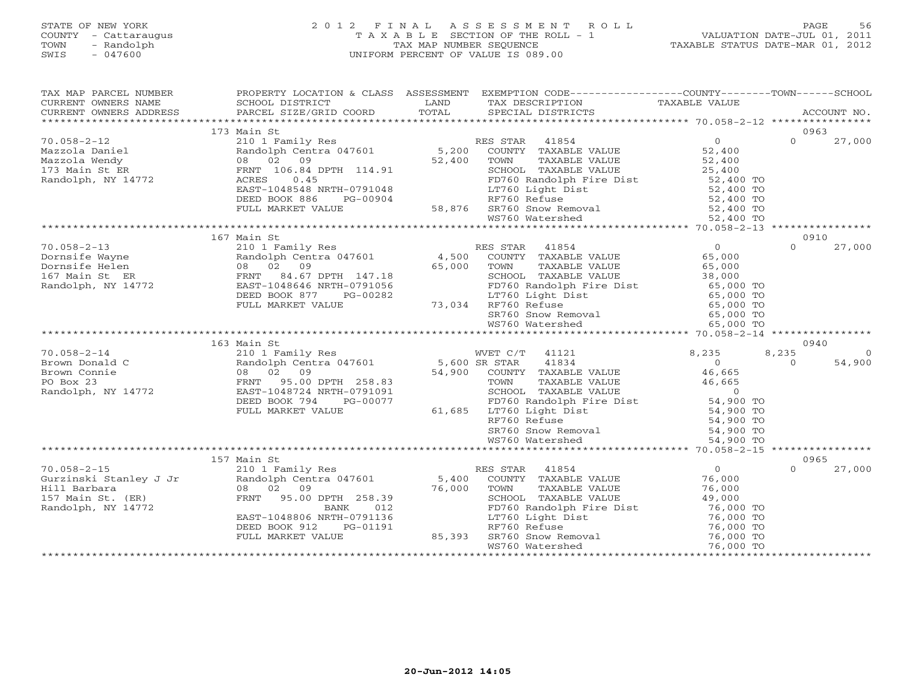STATE OF NEW YORK
COUNTY - Cattaraugus
TOWN - Randolph
SWIS - 047600

# 2012 FINAL ASSESSMENT ROLL
TAXABLE SECTION OF THE ROLL - 1
TAX MAP NUMBER SEQUENCE
UNIFORM PERCENT OF VALUE IS 089.00

VALUATION DATE-JUL 01, 2011
TAXABLE STATUS DATE-MAR 01, 2012

| TAX MAP PARCEL NUMBER / CURRENT OWNERS NAME / CURRENT OWNERS ADDRESS | PROPERTY LOCATION & CLASS / SCHOOL DISTRICT / PARCEL SIZE/GRID COORD | ASSESSMENT LAND / TOTAL | EXEMPTION CODE / TAX DESCRIPTION / SPECIAL DISTRICTS | COUNTY TAXABLE VALUE | TOWN | SCHOOL / ACCOUNT NO. |
|---|---|---|---|---|---|---|
| | 173 Main St | | | | | 0963 |
| 70.058-2-12 | 210 1 Family Res | | RES STAR 41854 | 0 | 0 | 27,000 |
| Mazzola Daniel | Randolph Centra 047601 | 5,200 | COUNTY TAXABLE VALUE | 52,400 | | |
| Mazzola Wendy | 08 02 09 | 52,400 | TOWN TAXABLE VALUE | 52,400 | | |
| 173 Main St ER | FRNT 106.84 DPTH 114.91 | | SCHOOL TAXABLE VALUE | 25,400 | | |
| Randolph, NY 14772 | ACRES 0.45 | | FD760 Randolph Fire Dist | 52,400 TO | | |
| | EAST-1048548 NRTH-0791048 | | LT760 Light Dist | 52,400 TO | | |
| | DEED BOOK 886 PG-00904 | | RF760 Refuse | 52,400 TO | | |
| | FULL MARKET VALUE | 58,876 | SR760 Snow Removal | 52,400 TO | | |
| | | | WS760 Watershed | 52,400 TO | | |
| | 167 Main St | | | | | 0910 |
| 70.058-2-13 | 210 1 Family Res | | RES STAR 41854 | 0 | 0 | 27,000 |
| Dornsife Wayne | Randolph Centra 047601 | 4,500 | COUNTY TAXABLE VALUE | 65,000 | | |
| Dornsife Helen | 08 02 09 | 65,000 | TOWN TAXABLE VALUE | 65,000 | | |
| 167 Main St ER | FRNT 84.67 DPTH 147.18 | | SCHOOL TAXABLE VALUE | 38,000 | | |
| Randolph, NY 14772 | EAST-1048646 NRTH-0791056 | | FD760 Randolph Fire Dist | 65,000 TO | | |
| | DEED BOOK 877 PG-00282 | | LT760 Light Dist | 65,000 TO | | |
| | FULL MARKET VALUE | 73,034 | RF760 Refuse | 65,000 TO | | |
| | | | SR760 Snow Removal | 65,000 TO | | |
| | | | WS760 Watershed | 65,000 TO | | |
| | 163 Main St | | | | | 0940 |
| 70.058-2-14 | 210 1 Family Res | | WVET C/T 41121 | 8,235 | 8,235 | 0 |
| Brown Donald C | Randolph Centra 047601 | 5,600 | SR STAR 41834 | 0 | 0 | 54,900 |
| Brown Connie | 08 02 09 | 54,900 | COUNTY TAXABLE VALUE | 46,665 | | |
| PO Box 23 | FRNT 95.00 DPTH 258.83 | | TOWN TAXABLE VALUE | 46,665 | | |
| Randolph, NY 14772 | EAST-1048724 NRTH-0791091 | | SCHOOL TAXABLE VALUE | 0 | | |
| | DEED BOOK 794 PG-00077 | | FD760 Randolph Fire Dist | 54,900 TO | | |
| | FULL MARKET VALUE | 61,685 | LT760 Light Dist | 54,900 TO | | |
| | | | RF760 Refuse | 54,900 TO | | |
| | | | SR760 Snow Removal | 54,900 TO | | |
| | | | WS760 Watershed | 54,900 TO | | |
| | 157 Main St | | | | | 0965 |
| 70.058-2-15 | 210 1 Family Res | | RES STAR 41854 | 0 | 0 | 27,000 |
| Gurzinski Stanley J Jr | Randolph Centra 047601 | 5,400 | COUNTY TAXABLE VALUE | 76,000 | | |
| Hill Barbara | 08 02 09 | 76,000 | TOWN TAXABLE VALUE | 76,000 | | |
| 157 Main St. (ER) | FRNT 95.00 DPTH 258.39 | | SCHOOL TAXABLE VALUE | 49,000 | | |
| Randolph, NY 14772 | BANK 012 | | FD760 Randolph Fire Dist | 76,000 TO | | |
| | EAST-1048806 NRTH-0791136 | | LT760 Light Dist | 76,000 TO | | |
| | DEED BOOK 912 PG-01191 | | RF760 Refuse | 76,000 TO | | |
| | FULL MARKET VALUE | 85,393 | SR760 Snow Removal | 76,000 TO | | |
| | | | WS760 Watershed | 76,000 TO | | |

20-Jun-2012 14:05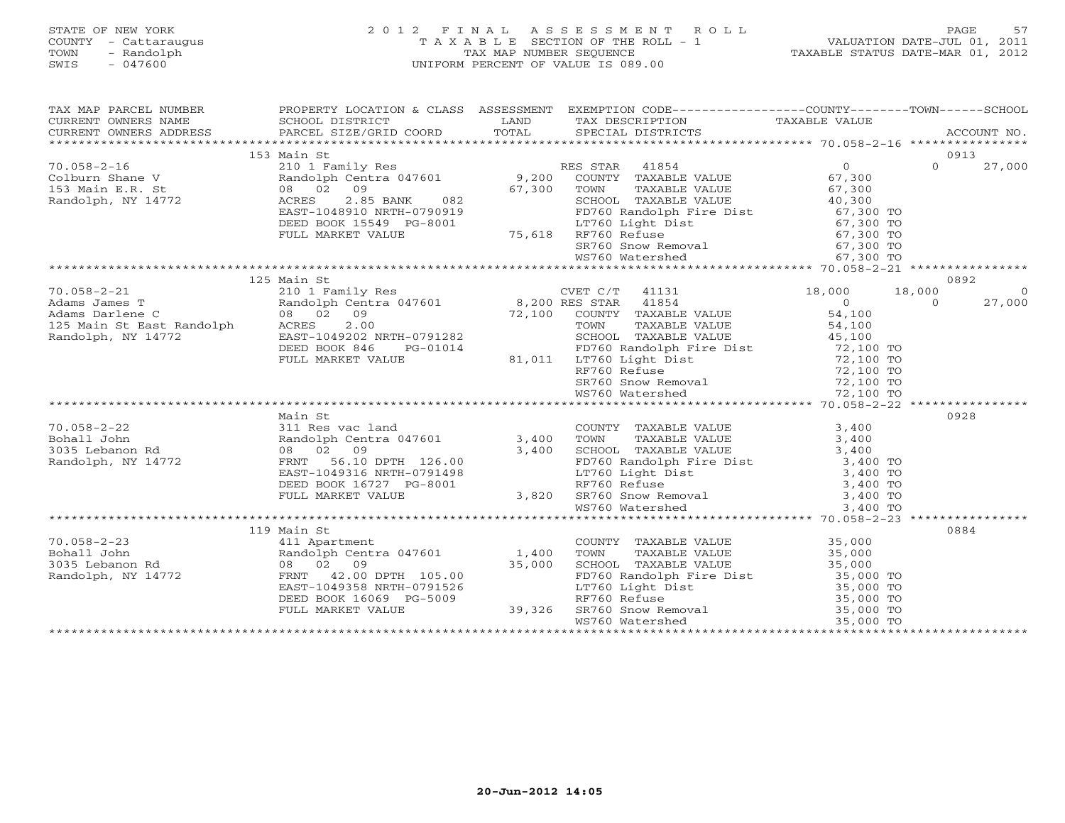STATE OF NEW YORK
COUNTY - Cattaraugus
TOWN - Randolph
SWIS - 047600

2012 FINAL ASSESSMENT ROLL
TAXABLE SECTION OF THE ROLL - 1
TAX MAP NUMBER SEQUENCE
UNIFORM PERCENT OF VALUE IS 089.00

VALUATION DATE-JUL 01, 2011
TAXABLE STATUS DATE-MAR 01, 2012

| TAX MAP PARCEL NUMBER / CURRENT OWNERS NAME / CURRENT OWNERS ADDRESS | PROPERTY LOCATION & CLASS / SCHOOL DISTRICT / PARCEL SIZE/GRID COORD | ASSESSMENT LAND / TOTAL | EXEMPTION CODE / TAX DESCRIPTION / SPECIAL DISTRICTS | COUNTY TAXABLE VALUE | TOWN | SCHOOL | ACCOUNT NO. |
|---|---|---|---|---|---|---|---|
| | 153 Main St | | | | | | 0913 |
| 70.058-2-16 | 210 1 Family Res | | RES STAR 41854 | 0 | 0 | 27,000 | |
| Colburn Shane V | Randolph Centra 047601 | 9,200 | COUNTY TAXABLE VALUE | 67,300 | | | |
| 153 Main E.R. St | 08 02 09 | 67,300 | TOWN TAXABLE VALUE | 67,300 | | | |
| Randolph, NY 14772 | ACRES 2.85 BANK 082 | | SCHOOL TAXABLE VALUE | 40,300 | | | |
| | EAST-1048910 NRTH-0790919 | | FD760 Randolph Fire Dist | 67,300 TO | | | |
| | DEED BOOK 15549 PG-8001 | | LT760 Light Dist | 67,300 TO | | | |
| | FULL MARKET VALUE | 75,618 | RF760 Refuse | 67,300 TO | | | |
| | | | SR760 Snow Removal | 67,300 TO | | | |
| | | | WS760 Watershed | 67,300 TO | | | |
| | 125 Main St | | | | | | 0892 |
| 70.058-2-21 | 210 1 Family Res | | CVET C/T 41131 | 18,000 | 18,000 | 0 | |
| Adams James T | Randolph Centra 047601 | 8,200 | RES STAR 41854 | 0 | 0 | 27,000 | |
| Adams Darlene C | 08 02 09 | 72,100 | COUNTY TAXABLE VALUE | 54,100 | | | |
| 125 Main St East Randolph | ACRES 2.00 | | TOWN TAXABLE VALUE | 54,100 | | | |
| Randolph, NY 14772 | EAST-1049202 NRTH-0791282 | | SCHOOL TAXABLE VALUE | 45,100 | | | |
| | DEED BOOK 846 PG-01014 | | FD760 Randolph Fire Dist | 72,100 TO | | | |
| | FULL MARKET VALUE | 81,011 | LT760 Light Dist | 72,100 TO | | | |
| | | | RF760 Refuse | 72,100 TO | | | |
| | | | SR760 Snow Removal | 72,100 TO | | | |
| | | | WS760 Watershed | 72,100 TO | | | |
| | Main St | | | | | | 0928 |
| 70.058-2-22 | 311 Res vac land | | COUNTY TAXABLE VALUE | 3,400 | | | |
| Bohall John | Randolph Centra 047601 | 3,400 | TOWN TAXABLE VALUE | 3,400 | | | |
| 3035 Lebanon Rd | 08 02 09 | 3,400 | SCHOOL TAXABLE VALUE | 3,400 | | | |
| Randolph, NY 14772 | FRNT 56.10 DPTH 126.00 | | FD760 Randolph Fire Dist | 3,400 TO | | | |
| | EAST-1049316 NRTH-0791498 | | LT760 Light Dist | 3,400 TO | | | |
| | DEED BOOK 16727 PG-8001 | | RF760 Refuse | 3,400 TO | | | |
| | FULL MARKET VALUE | 3,820 | SR760 Snow Removal | 3,400 TO | | | |
| | | | WS760 Watershed | 3,400 TO | | | |
| | 119 Main St | | | | | | 0884 |
| 70.058-2-23 | 411 Apartment | | COUNTY TAXABLE VALUE | 35,000 | | | |
| Bohall John | Randolph Centra 047601 | 1,400 | TOWN TAXABLE VALUE | 35,000 | | | |
| 3035 Lebanon Rd | 08 02 09 | 35,000 | SCHOOL TAXABLE VALUE | 35,000 | | | |
| Randolph, NY 14772 | FRNT 42.00 DPTH 105.00 | | FD760 Randolph Fire Dist | 35,000 TO | | | |
| | EAST-1049358 NRTH-0791526 | | LT760 Light Dist | 35,000 TO | | | |
| | DEED BOOK 16069 PG-5009 | | RF760 Refuse | 35,000 TO | | | |
| | FULL MARKET VALUE | 39,326 | SR760 Snow Removal | 35,000 TO | | | |
| | | | WS760 Watershed | 35,000 TO | | | |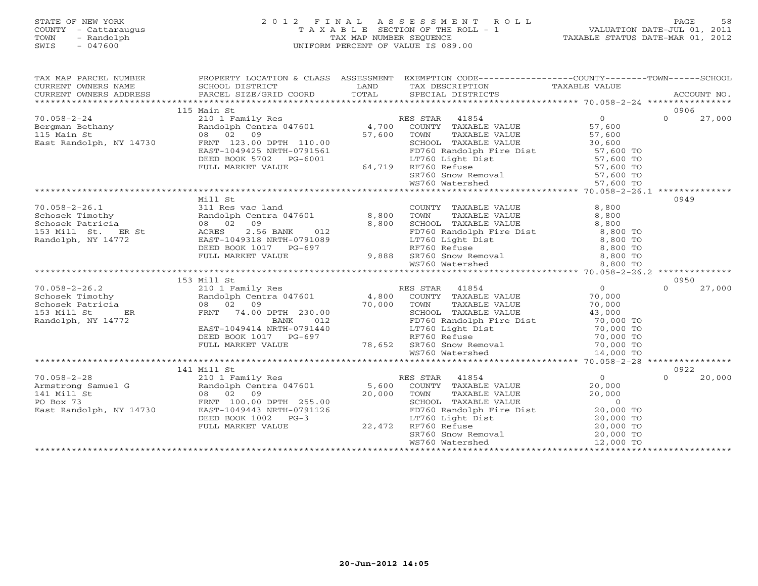STATE OF NEW YORK
COUNTY - Cattaraugus
TOWN - Randolph
SWIS - 047600

# 2012 FINAL ASSESSMENT ROLL
TAXABLE SECTION OF THE ROLL - 1
TAX MAP NUMBER SEQUENCE
UNIFORM PERCENT OF VALUE IS 089.00

VALUATION DATE-JUL 01, 2011
TAXABLE STATUS DATE-MAR 01, 2012

| TAX MAP PARCEL NUMBER / CURRENT OWNERS NAME / CURRENT OWNERS ADDRESS | PROPERTY LOCATION & CLASS / SCHOOL DISTRICT / PARCEL SIZE/GRID COORD | ASSESSMENT LAND / TOTAL | EXEMPTION CODE / TAX DESCRIPTION / SPECIAL DISTRICTS | COUNTY TAXABLE VALUE | TOWN | SCHOOL / ACCOUNT NO. |
|---|---|---|---|---|---|---|
| | 115 Main St | | | | | 0906 |
| 70.058-2-24 | 210 1 Family Res | | RES STAR 41854 | 0 | 0 | 27,000 |
| Bergman Bethany | Randolph Centra 047601 | 4,700 | COUNTY TAXABLE VALUE | 57,600 | | |
| 115 Main St | 08 02 09 | 57,600 | TOWN TAXABLE VALUE | 57,600 | | |
| East Randolph, NY 14730 | FRNT 123.00 DPTH 110.00 | | SCHOOL TAXABLE VALUE | 30,600 | | |
| | EAST-1049425 NRTH-0791561 | | FD760 Randolph Fire Dist | 57,600 TO | | |
| | DEED BOOK 5702 PG-6001 | | LT760 Light Dist | 57,600 TO | | |
| | FULL MARKET VALUE | 64,719 | RF760 Refuse | 57,600 TO | | |
| | | | SR760 Snow Removal | 57,600 TO | | |
| | | | WS760 Watershed | 57,600 TO | | |
| | Mill St | | | | | 0949 |
| 70.058-2-26.1 | 311 Res vac land | | COUNTY TAXABLE VALUE | 8,800 | | |
| Schosek Timothy | Randolph Centra 047601 | 8,800 | TOWN TAXABLE VALUE | 8,800 | | |
| Schosek Patricia | 08 02 09 | 8,800 | SCHOOL TAXABLE VALUE | 8,800 | | |
| 153 Mill St. ER St | ACRES 2.56 BANK 012 | | FD760 Randolph Fire Dist | 8,800 TO | | |
| Randolph, NY 14772 | EAST-1049318 NRTH-0791089 | | LT760 Light Dist | 8,800 TO | | |
| | DEED BOOK 1017 PG-697 | | RF760 Refuse | 8,800 TO | | |
| | FULL MARKET VALUE | 9,888 | SR760 Snow Removal | 8,800 TO | | |
| | | | WS760 Watershed | 8,800 TO | | |
| | 153 Mill St | | | | | 0950 |
| 70.058-2-26.2 | 210 1 Family Res | | RES STAR 41854 | 0 | 0 | 27,000 |
| Schosek Timothy | Randolph Centra 047601 | 4,800 | COUNTY TAXABLE VALUE | 70,000 | | |
| Schosek Patricia | 08 02 09 | 70,000 | TOWN TAXABLE VALUE | 70,000 | | |
| 153 Mill St ER | FRNT 74.00 DPTH 230.00 | | SCHOOL TAXABLE VALUE | 43,000 | | |
| Randolph, NY 14772 | BANK 012 | | FD760 Randolph Fire Dist | 70,000 TO | | |
| | EAST-1049414 NRTH-0791440 | | LT760 Light Dist | 70,000 TO | | |
| | DEED BOOK 1017 PG-697 | | RF760 Refuse | 70,000 TO | | |
| | FULL MARKET VALUE | 78,652 | SR760 Snow Removal | 70,000 TO | | |
| | | | WS760 Watershed | 14,000 TO | | |
| | 141 Mill St | | | | | 0922 |
| 70.058-2-28 | 210 1 Family Res | | RES STAR 41854 | 0 | 0 | 20,000 |
| Armstrong Samuel G | Randolph Centra 047601 | 5,600 | COUNTY TAXABLE VALUE | 20,000 | | |
| 141 Mill St | 08 02 09 | 20,000 | TOWN TAXABLE VALUE | 20,000 | | |
| PO Box 73 | FRNT 100.00 DPTH 255.00 | | SCHOOL TAXABLE VALUE | 0 | | |
| East Randolph, NY 14730 | EAST-1049443 NRTH-0791126 | | FD760 Randolph Fire Dist | 20,000 TO | | |
| | DEED BOOK 1002 PG-3 | | LT760 Light Dist | 20,000 TO | | |
| | FULL MARKET VALUE | 22,472 | RF760 Refuse | 20,000 TO | | |
| | | | SR760 Snow Removal | 20,000 TO | | |
| | | | WS760 Watershed | 12,000 TO | | |

20-Jun-2012 14:05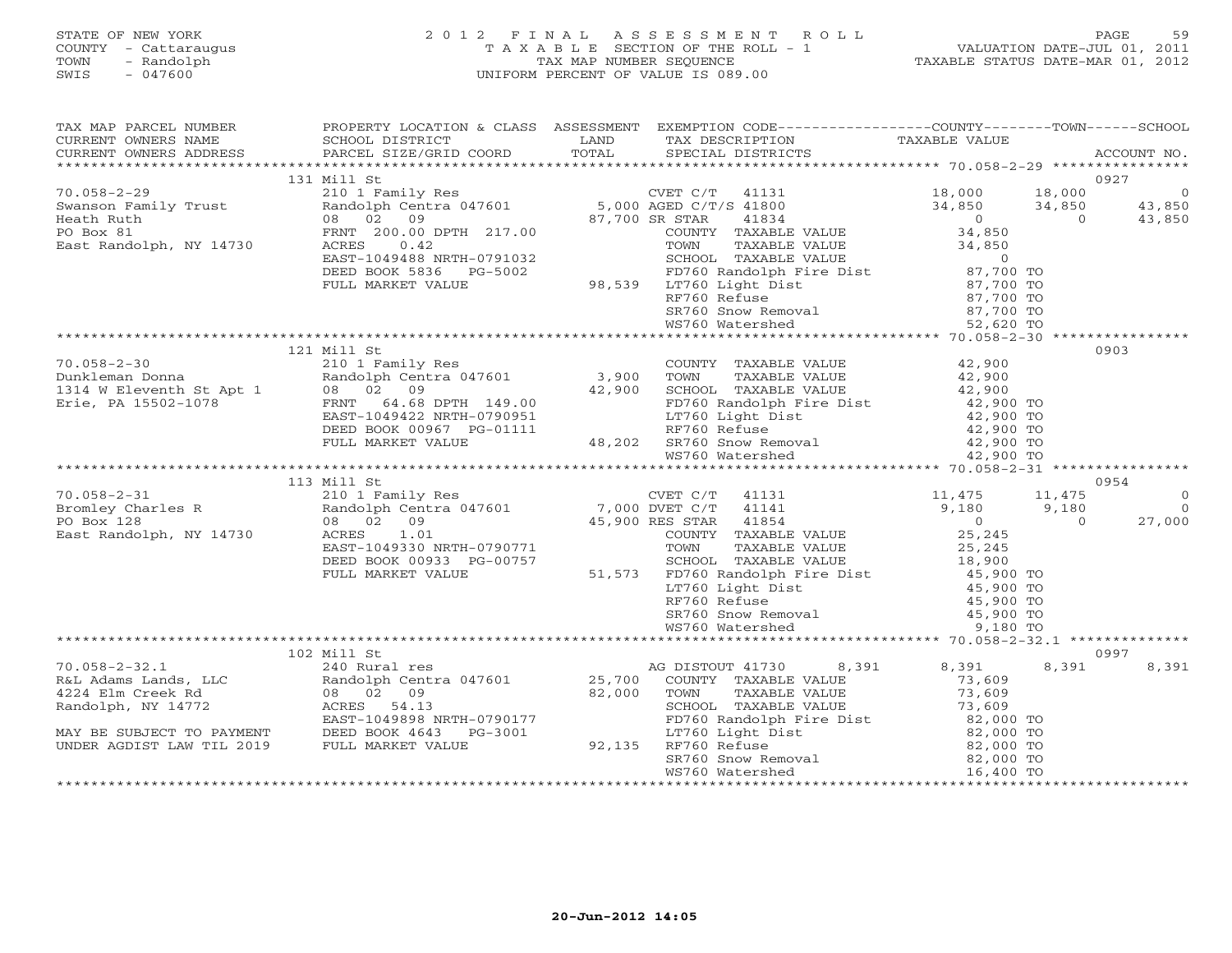STATE OF NEW YORK
COUNTY - Cattaraugus
TOWN - Randolph
SWIS - 047600

2012 FINAL ASSESSMENT ROLL
TAXABLE SECTION OF THE ROLL - 1
TAX MAP NUMBER SEQUENCE
UNIFORM PERCENT OF VALUE IS 089.00

VALUATION DATE-JUL 01, 2011
TAXABLE STATUS DATE-MAR 01, 2012

| TAX MAP PARCEL NUMBER / CURRENT OWNERS NAME / CURRENT OWNERS ADDRESS | PROPERTY LOCATION & CLASS / SCHOOL DISTRICT / PARCEL SIZE/GRID COORD | ASSESSMENT LAND / TOTAL | EXEMPTION CODE / TAX DESCRIPTION / SPECIAL DISTRICTS | COUNTY TAXABLE VALUE | TOWN | SCHOOL / ACCOUNT NO. |
|---|---|---|---|---|---|---|
| | 131 Mill St | | | | | 0927 |
| 70.058-2-29 | 210 1 Family Res | | CVET C/T 41131 | 18,000 | 18,000 | 0 |
| Swanson Family Trust | Randolph Centra 047601 | 5,000 | AGED C/T/S 41800 | 34,850 | 34,850 | 43,850 |
| Heath Ruth | 08 02 09 | 87,700 | SR STAR 41834 | 0 | 0 | 43,850 |
| PO Box 81 | FRNT 200.00 DPTH 217.00 | | COUNTY TAXABLE VALUE | 34,850 | | |
| East Randolph, NY 14730 | ACRES 0.42 | | TOWN TAXABLE VALUE | 34,850 | | |
| | EAST-1049488 NRTH-0791032 | | SCHOOL TAXABLE VALUE | 0 | | |
| | DEED BOOK 5836 PG-5002 | | FD760 Randolph Fire Dist | 87,700 TO | | |
| | FULL MARKET VALUE | 98,539 | LT760 Light Dist | 87,700 TO | | |
| | | | RF760 Refuse | 87,700 TO | | |
| | | | SR760 Snow Removal | 87,700 TO | | |
| | | | WS760 Watershed | 52,620 TO | | |
| | 121 Mill St | | | | | 0903 |
| 70.058-2-30 | 210 1 Family Res | | COUNTY TAXABLE VALUE | 42,900 | | |
| Dunkleman Donna | Randolph Centra 047601 | 3,900 | TOWN TAXABLE VALUE | 42,900 | | |
| 1314 W Eleventh St Apt 1 | 08 02 09 | 42,900 | SCHOOL TAXABLE VALUE | 42,900 | | |
| Erie, PA 15502-1078 | FRNT 64.68 DPTH 149.00 | | FD760 Randolph Fire Dist | 42,900 TO | | |
| | EAST-1049422 NRTH-0790951 | | LT760 Light Dist | 42,900 TO | | |
| | DEED BOOK 00967 PG-01111 | | RF760 Refuse | 42,900 TO | | |
| | FULL MARKET VALUE | 48,202 | SR760 Snow Removal | 42,900 TO | | |
| | | | WS760 Watershed | 42,900 TO | | |
| | 113 Mill St | | | | | 0954 |
| 70.058-2-31 | 210 1 Family Res | | CVET C/T 41131 | 11,475 | 11,475 | 0 |
| Bromley Charles R | Randolph Centra 047601 | 7,000 | DVET C/T 41141 | 9,180 | 9,180 | 0 |
| PO Box 128 | 08 02 09 | 45,900 | RES STAR 41854 | 0 | 0 | 27,000 |
| East Randolph, NY 14730 | ACRES 1.01 | | COUNTY TAXABLE VALUE | 25,245 | | |
| | EAST-1049330 NRTH-0790771 | | TOWN TAXABLE VALUE | 25,245 | | |
| | DEED BOOK 00933 PG-00757 | | SCHOOL TAXABLE VALUE | 18,900 | | |
| | FULL MARKET VALUE | 51,573 | FD760 Randolph Fire Dist | 45,900 TO | | |
| | | | LT760 Light Dist | 45,900 TO | | |
| | | | RF760 Refuse | 45,900 TO | | |
| | | | SR760 Snow Removal | 45,900 TO | | |
| | | | WS760 Watershed | 9,180 TO | | |
| | 102 Mill St | | | | | 0997 |
| 70.058-2-32.1 | 240 Rural res | | AG DISTOUT 41730 8,391 | 8,391 | 8,391 | 8,391 |
| R&L Adams Lands, LLC | Randolph Centra 047601 | 25,700 | COUNTY TAXABLE VALUE | 73,609 | | |
| 4224 Elm Creek Rd | 08 02 09 | 82,000 | TOWN TAXABLE VALUE | 73,609 | | |
| Randolph, NY 14772 | ACRES 54.13 | | SCHOOL TAXABLE VALUE | 73,609 | | |
| | EAST-1049898 NRTH-0790177 | | FD760 Randolph Fire Dist | 82,000 TO | | |
| MAY BE SUBJECT TO PAYMENT | DEED BOOK 4643 PG-3001 | | LT760 Light Dist | 82,000 TO | | |
| UNDER AGDIST LAW TIL 2019 | FULL MARKET VALUE | 92,135 | RF760 Refuse | 82,000 TO | | |
| | | | SR760 Snow Removal | 82,000 TO | | |
| | | | WS760 Watershed | 16,400 TO | | |

20-Jun-2012 14:05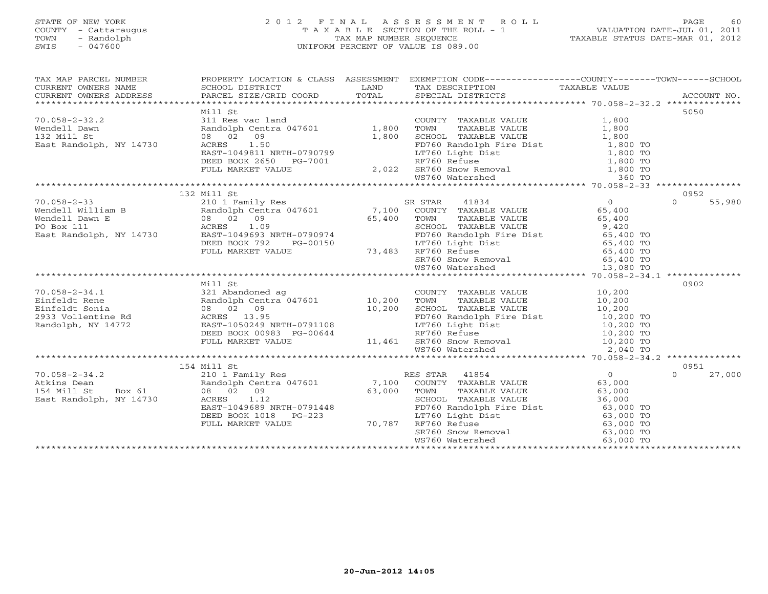STATE OF NEW YORK
COUNTY - Cattaraugus
TOWN - Randolph
SWIS - 047600

2 0 1 2 F I N A L A S S E S S M E N T R O L L
T A X A B L E SECTION OF THE ROLL - 1
TAX MAP NUMBER SEQUENCE
UNIFORM PERCENT OF VALUE IS 089.00

VALUATION DATE-JUL 01, 2011
TAXABLE STATUS DATE-MAR 01, 2012

| TAX MAP PARCEL NUMBER / CURRENT OWNERS NAME / CURRENT OWNERS ADDRESS | PROPERTY LOCATION & CLASS / SCHOOL DISTRICT / PARCEL SIZE/GRID COORD | ASSESSMENT LAND / TOTAL | EXEMPTION CODE / TAX DESCRIPTION / SPECIAL DISTRICTS | COUNTY TAXABLE VALUE | TOWN | SCHOOL / ACCOUNT NO. |
|---|---|---|---|---|---|---|
| **70.058-2-32.2** | Mill St | | | | | 5050 |
| Wendell Dawn | 311 Res vac land | | COUNTY TAXABLE VALUE | 1,800 | | |
| 132 Mill St | Randolph Centra 047601 | 1,800 | TOWN TAXABLE VALUE | 1,800 | | |
| East Randolph, NY 14730 | 08 02 09 | 1,800 | SCHOOL TAXABLE VALUE | 1,800 | | |
| | ACRES 1.50 | | FD760 Randolph Fire Dist | 1,800 TO | | |
| | EAST-1049811 NRTH-0790799 | | LT760 Light Dist | 1,800 TO | | |
| | DEED BOOK 2650 PG-7001 | | RF760 Refuse | 1,800 TO | | |
| | FULL MARKET VALUE | 2,022 | SR760 Snow Removal | 1,800 TO | | |
| | | | WS760 Watershed | 360 TO | | |
| **70.058-2-33** | 132 Mill St | | | | | 0952 |
| Wendell William B | 210 1 Family Res | | SR STAR 41834 | 0 | 0 | 55,980 |
| Wendell Dawn E | Randolph Centra 047601 | 7,100 | COUNTY TAXABLE VALUE | 65,400 | | |
| PO Box 111 | 08 02 09 | 65,400 | TOWN TAXABLE VALUE | 65,400 | | |
| East Randolph, NY 14730 | ACRES 1.09 | | SCHOOL TAXABLE VALUE | 9,420 | | |
| | EAST-1049693 NRTH-0790974 | | FD760 Randolph Fire Dist | 65,400 TO | | |
| | DEED BOOK 792 PG-00150 | | LT760 Light Dist | 65,400 TO | | |
| | FULL MARKET VALUE | 73,483 | RF760 Refuse | 65,400 TO | | |
| | | | SR760 Snow Removal | 65,400 TO | | |
| | | | WS760 Watershed | 13,080 TO | | |
| **70.058-2-34.1** | Mill St | | | | | 0902 |
| Einfeldt Rene | 321 Abandoned ag | | COUNTY TAXABLE VALUE | 10,200 | | |
| Einfeldt Sonia | Randolph Centra 047601 | 10,200 | TOWN TAXABLE VALUE | 10,200 | | |
| 2933 Vollentine Rd | 08 02 09 | 10,200 | SCHOOL TAXABLE VALUE | 10,200 | | |
| Randolph, NY 14772 | ACRES 13.95 | | FD760 Randolph Fire Dist | 10,200 TO | | |
| | EAST-1050249 NRTH-0791108 | | LT760 Light Dist | 10,200 TO | | |
| | DEED BOOK 00983 PG-00644 | | RF760 Refuse | 10,200 TO | | |
| | FULL MARKET VALUE | 11,461 | SR760 Snow Removal | 10,200 TO | | |
| | | | WS760 Watershed | 2,040 TO | | |
| **70.058-2-34.2** | 154 Mill St | | | | | 0951 |
| Atkins Dean | 210 1 Family Res | | RES STAR 41854 | 0 | 0 | 27,000 |
| 154 Mill St Box 61 | Randolph Centra 047601 | 7,100 | COUNTY TAXABLE VALUE | 63,000 | | |
| East Randolph, NY 14730 | 08 02 09 | 63,000 | TOWN TAXABLE VALUE | 63,000 | | |
| | ACRES 1.12 | | SCHOOL TAXABLE VALUE | 36,000 | | |
| | EAST-1049689 NRTH-0791448 | | FD760 Randolph Fire Dist | 63,000 TO | | |
| | DEED BOOK 1018 PG-223 | | LT760 Light Dist | 63,000 TO | | |
| | FULL MARKET VALUE | 70,787 | RF760 Refuse | 63,000 TO | | |
| | | | SR760 Snow Removal | 63,000 TO | | |
| | | | WS760 Watershed | 63,000 TO | | |

20-Jun-2012 14:05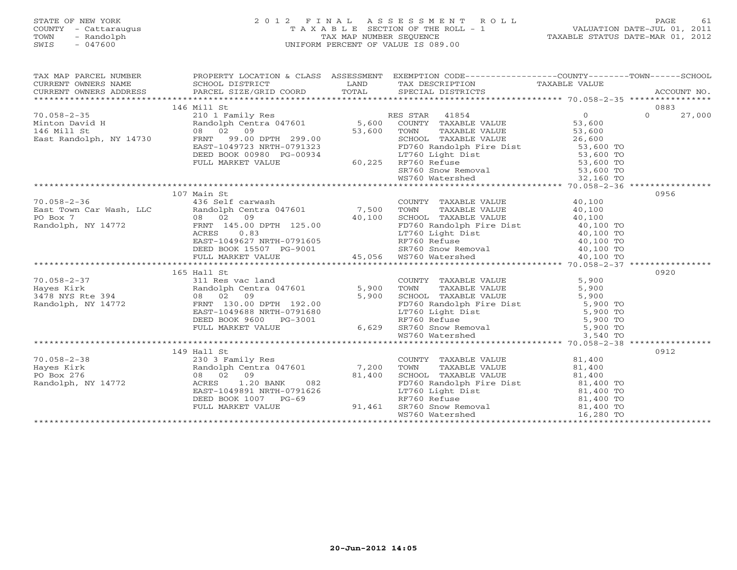STATE OF NEW YORK
COUNTY - Cattaraugus
TOWN - Randolph
SWIS - 047600

2012 FINAL ASSESSMENT ROLL
TAXABLE SECTION OF THE ROLL - 1
TAX MAP NUMBER SEQUENCE
UNIFORM PERCENT OF VALUE IS 089.00

VALUATION DATE-JUL 01, 2011
TAXABLE STATUS DATE-MAR 01, 2012

| TAX MAP PARCEL NUMBER / CURRENT OWNERS NAME / CURRENT OWNERS ADDRESS | PROPERTY LOCATION & CLASS / SCHOOL DISTRICT / PARCEL SIZE/GRID COORD | ASSESSMENT LAND / TOTAL | EXEMPTION CODE / TAX DESCRIPTION / SPECIAL DISTRICTS | COUNTY TAXABLE VALUE | TOWN | SCHOOL | ACCOUNT NO. |
|---|---|---|---|---|---|---|---|
| | 146 Mill St | | | | | | 0883 |
| 70.058-2-35 | 210 1 Family Res | | RES STAR 41854 | 0 | 0 | 27,000 | |
| Minton David H | Randolph Centra 047601 | 5,600 | COUNTY TAXABLE VALUE | 53,600 | | | |
| 146 Mill St | 08 02 09 | 53,600 | TOWN TAXABLE VALUE | 53,600 | | | |
| East Randolph, NY 14730 | FRNT 99.00 DPTH 299.00 | | SCHOOL TAXABLE VALUE | 26,600 | | | |
| | EAST-1049723 NRTH-0791323 | | FD760 Randolph Fire Dist | 53,600 TO | | | |
| | DEED BOOK 00980 PG-00934 | | LT760 Light Dist | 53,600 TO | | | |
| | FULL MARKET VALUE | 60,225 | RF760 Refuse | 53,600 TO | | | |
| | | | SR760 Snow Removal | 53,600 TO | | | |
| | | | WS760 Watershed | 32,160 TO | | | |
| | 107 Main St | | | | | | 0956 |
| 70.058-2-36 | 436 Self carwash | | COUNTY TAXABLE VALUE | 40,100 | | | |
| East Town Car Wash, LLC | Randolph Centra 047601 | 7,500 | TOWN TAXABLE VALUE | 40,100 | | | |
| PO Box 7 | 08 02 09 | 40,100 | SCHOOL TAXABLE VALUE | 40,100 | | | |
| Randolph, NY 14772 | FRNT 145.00 DPTH 125.00 | | FD760 Randolph Fire Dist | 40,100 TO | | | |
| | ACRES 0.83 | | LT760 Light Dist | 40,100 TO | | | |
| | EAST-1049627 NRTH-0791605 | | RF760 Refuse | 40,100 TO | | | |
| | DEED BOOK 15507 PG-9001 | | SR760 Snow Removal | 40,100 TO | | | |
| | FULL MARKET VALUE | 45,056 | WS760 Watershed | 40,100 TO | | | |
| | 165 Hall St | | | | | | 0920 |
| 70.058-2-37 | 311 Res vac land | | COUNTY TAXABLE VALUE | 5,900 | | | |
| Hayes Kirk | Randolph Centra 047601 | 5,900 | TOWN TAXABLE VALUE | 5,900 | | | |
| 3478 NYS Rte 394 | 08 02 09 | 5,900 | SCHOOL TAXABLE VALUE | 5,900 | | | |
| Randolph, NY 14772 | FRNT 130.00 DPTH 192.00 | | FD760 Randolph Fire Dist | 5,900 TO | | | |
| | EAST-1049688 NRTH-0791680 | | LT760 Light Dist | 5,900 TO | | | |
| | DEED BOOK 9600 PG-3001 | | RF760 Refuse | 5,900 TO | | | |
| | FULL MARKET VALUE | 6,629 | SR760 Snow Removal | 5,900 TO | | | |
| | | | WS760 Watershed | 3,540 TO | | | |
| | 149 Hall St | | | | | | 0912 |
| 70.058-2-38 | 230 3 Family Res | | COUNTY TAXABLE VALUE | 81,400 | | | |
| Hayes Kirk | Randolph Centra 047601 | 7,200 | TOWN TAXABLE VALUE | 81,400 | | | |
| PO Box 276 | 08 02 09 | 81,400 | SCHOOL TAXABLE VALUE | 81,400 | | | |
| Randolph, NY 14772 | ACRES 1.20 BANK 082 | | FD760 Randolph Fire Dist | 81,400 TO | | | |
| | EAST-1049891 NRTH-0791626 | | LT760 Light Dist | 81,400 TO | | | |
| | DEED BOOK 1007 PG-69 | | RF760 Refuse | 81,400 TO | | | |
| | FULL MARKET VALUE | 91,461 | SR760 Snow Removal | 81,400 TO | | | |
| | | | WS760 Watershed | 16,280 TO | | | |

20-Jun-2012 14:05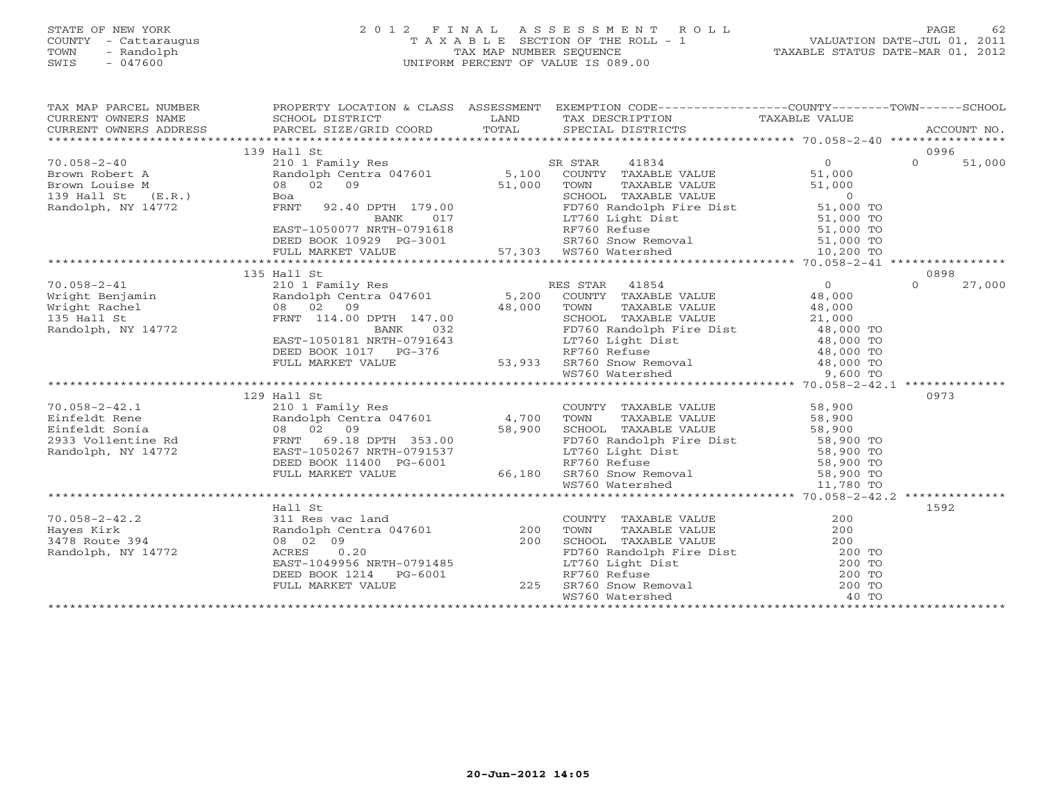STATE OF NEW YORK
COUNTY - Cattaraugus
TOWN - Randolph
SWIS - 047600

# 2012 FINAL ASSESSMENT ROLL
TAXABLE SECTION OF THE ROLL - 1
TAX MAP NUMBER SEQUENCE
UNIFORM PERCENT OF VALUE IS 089.00

VALUATION DATE-JUL 01, 2011
TAXABLE STATUS DATE-MAR 01, 2012

| TAX MAP PARCEL NUMBER / CURRENT OWNERS NAME / CURRENT OWNERS ADDRESS | PROPERTY LOCATION & CLASS / SCHOOL DISTRICT / PARCEL SIZE/GRID COORD | ASSESSMENT LAND / TOTAL | EXEMPTION CODE / TAX DESCRIPTION / SPECIAL DISTRICTS | COUNTY / TAXABLE VALUE | TOWN | SCHOOL / ACCOUNT NO. |
|---|---|---|---|---|---|---|
| | 139 Hall St | | | | | 0996 |
| 70.058-2-40 | 210 1 Family Res | | SR STAR 41834 | 0 | 0 | 51,000 |
| Brown Robert A | Randolph Centra 047601 | 5,100 | COUNTY TAXABLE VALUE | 51,000 | | |
| Brown Louise M | 08 02 09 | 51,000 | TOWN TAXABLE VALUE | 51,000 | | |
| 139 Hall St (E.R.) | Boa | | SCHOOL TAXABLE VALUE | 0 | | |
| Randolph, NY 14772 | FRNT 92.40 DPTH 179.00 | | FD760 Randolph Fire Dist | 51,000 TO | | |
| | BANK 017 | | LT760 Light Dist | 51,000 TO | | |
| | EAST-1050077 NRTH-0791618 | | RF760 Refuse | 51,000 TO | | |
| | DEED BOOK 10929 PG-3001 | | SR760 Snow Removal | 51,000 TO | | |
| | FULL MARKET VALUE | 57,303 | WS760 Watershed | 10,200 TO | | |
| | 135 Hall St | | | | | 0898 |
| 70.058-2-41 | 210 1 Family Res | | RES STAR 41854 | 0 | 0 | 27,000 |
| Wright Benjamin | Randolph Centra 047601 | 5,200 | COUNTY TAXABLE VALUE | 48,000 | | |
| Wright Rachel | 08 02 09 | 48,000 | TOWN TAXABLE VALUE | 48,000 | | |
| 135 Hall St | FRNT 114.00 DPTH 147.00 | | SCHOOL TAXABLE VALUE | 21,000 | | |
| Randolph, NY 14772 | BANK 032 | | FD760 Randolph Fire Dist | 48,000 TO | | |
| | EAST-1050181 NRTH-0791643 | | LT760 Light Dist | 48,000 TO | | |
| | DEED BOOK 1017 PG-376 | | RF760 Refuse | 48,000 TO | | |
| | FULL MARKET VALUE | 53,933 | SR760 Snow Removal | 48,000 TO | | |
| | | | WS760 Watershed | 9,600 TO | | |
| | 129 Hall St | | | | | 0973 |
| 70.058-2-42.1 | 210 1 Family Res | | COUNTY TAXABLE VALUE | 58,900 | | |
| Einfeldt Rene | Randolph Centra 047601 | 4,700 | TOWN TAXABLE VALUE | 58,900 | | |
| Einfeldt Sonia | 08 02 09 | 58,900 | SCHOOL TAXABLE VALUE | 58,900 | | |
| 2933 Vollentine Rd | FRNT 69.18 DPTH 353.00 | | FD760 Randolph Fire Dist | 58,900 TO | | |
| Randolph, NY 14772 | EAST-1050267 NRTH-0791537 | | LT760 Light Dist | 58,900 TO | | |
| | DEED BOOK 11400 PG-6001 | | RF760 Refuse | 58,900 TO | | |
| | FULL MARKET VALUE | 66,180 | SR760 Snow Removal | 58,900 TO | | |
| | | | WS760 Watershed | 11,780 TO | | |
| | Hall St | | | | | 1592 |
| 70.058-2-42.2 | 311 Res vac land | | COUNTY TAXABLE VALUE | 200 | | |
| Hayes Kirk | Randolph Centra 047601 | 200 | TOWN TAXABLE VALUE | 200 | | |
| 3478 Route 394 | 08 02 09 | 200 | SCHOOL TAXABLE VALUE | 200 | | |
| Randolph, NY 14772 | ACRES 0.20 | | FD760 Randolph Fire Dist | 200 TO | | |
| | EAST-1049956 NRTH-0791485 | | LT760 Light Dist | 200 TO | | |
| | DEED BOOK 1214 PG-6001 | | RF760 Refuse | 200 TO | | |
| | FULL MARKET VALUE | 225 | SR760 Snow Removal | 200 TO | | |
| | | | WS760 Watershed | 40 TO | | |

20-Jun-2012 14:05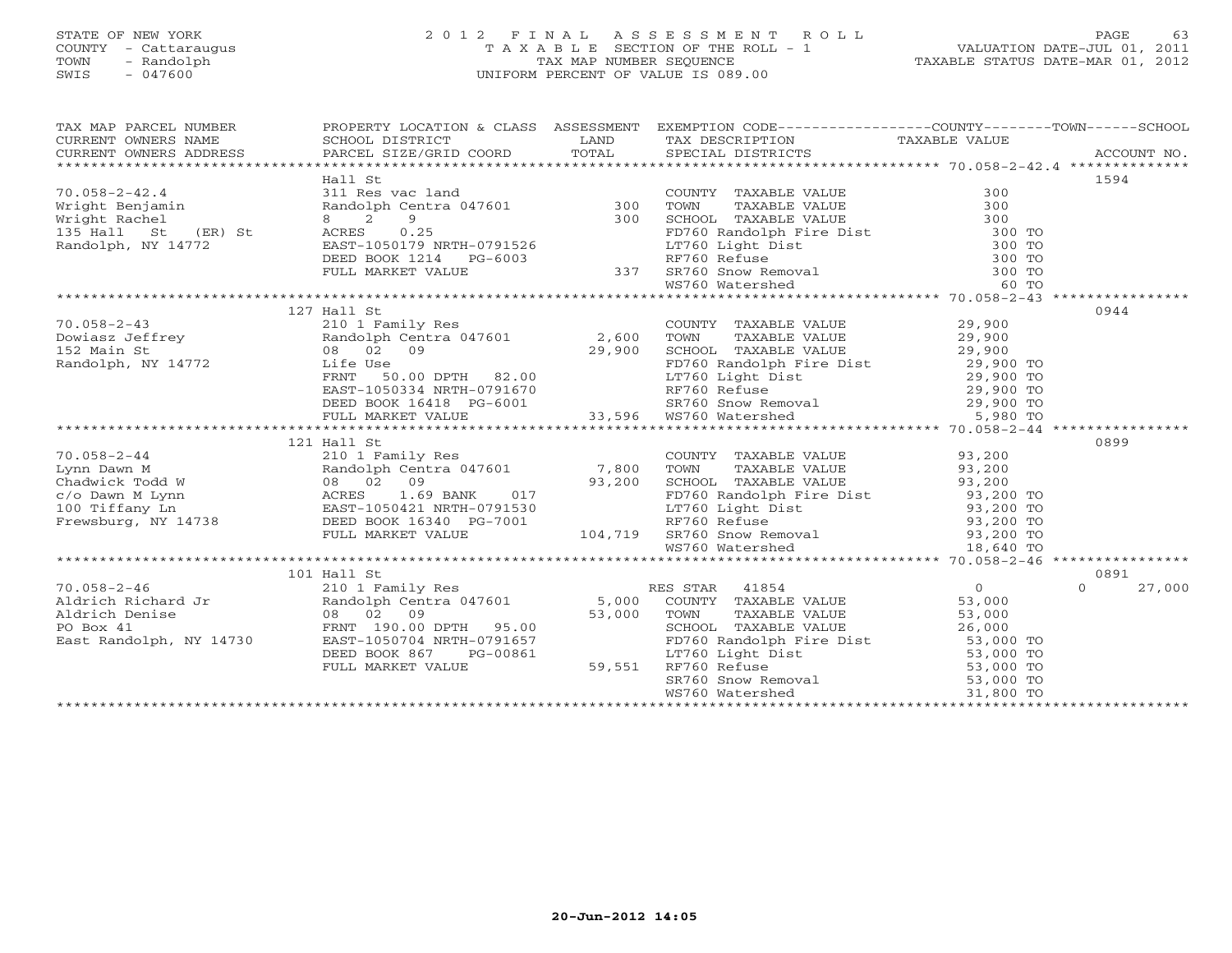STATE OF NEW YORK
COUNTY - Cattaraugus
TOWN - Randolph
SWIS - 047600

# 2012 FINAL ASSESSMENT ROLL
TAXABLE SECTION OF THE ROLL - 1
TAX MAP NUMBER SEQUENCE
UNIFORM PERCENT OF VALUE IS 089.00

VALUATION DATE-JUL 01, 2011
TAXABLE STATUS DATE-MAR 01, 2012

| TAX MAP PARCEL NUMBER / CURRENT OWNERS NAME / CURRENT OWNERS ADDRESS | PROPERTY LOCATION & CLASS / SCHOOL DISTRICT / PARCEL SIZE/GRID COORD | ASSESSMENT LAND / TOTAL | EXEMPTION CODE / TAX DESCRIPTION / SPECIAL DISTRICTS | COUNTY / TOWN / SCHOOL TAXABLE VALUE | ACCOUNT NO. |
|---|---|---|---|---|---|
| 70.058-2-42.4 | Hall St | | | | 1594 |
| 70.058-2-42.4 | 311 Res vac land | | COUNTY TAXABLE VALUE | 300 | |
| Wright Benjamin | Randolph Centra 047601 | 300 | TOWN TAXABLE VALUE | 300 | |
| Wright Rachel | 8 2 9 | 300 | SCHOOL TAXABLE VALUE | 300 | |
| 135 Hall St (ER) St | ACRES 0.25 | | FD760 Randolph Fire Dist | 300 TO | |
| Randolph, NY 14772 | EAST-1050179 NRTH-0791526 | | LT760 Light Dist | 300 TO | |
| | DEED BOOK 1214 PG-6003 | | RF760 Refuse | 300 TO | |
| | FULL MARKET VALUE | 337 | SR760 Snow Removal | 300 TO | |
| | | | WS760 Watershed | 60 TO | |
| 70.058-2-43 | 127 Hall St | | | | 0944 |
| 70.058-2-43 | 210 1 Family Res | | COUNTY TAXABLE VALUE | 29,900 | |
| Dowiasz Jeffrey | Randolph Centra 047601 | 2,600 | TOWN TAXABLE VALUE | 29,900 | |
| 152 Main St | 08 02 09 | 29,900 | SCHOOL TAXABLE VALUE | 29,900 | |
| Randolph, NY 14772 | Life Use | | FD760 Randolph Fire Dist | 29,900 TO | |
| | FRNT 50.00 DPTH 82.00 | | LT760 Light Dist | 29,900 TO | |
| | EAST-1050334 NRTH-0791670 | | RF760 Refuse | 29,900 TO | |
| | DEED BOOK 16418 PG-6001 | | SR760 Snow Removal | 29,900 TO | |
| | FULL MARKET VALUE | 33,596 | WS760 Watershed | 5,980 TO | |
| 70.058-2-44 | 121 Hall St | | | | 0899 |
| 70.058-2-44 | 210 1 Family Res | | COUNTY TAXABLE VALUE | 93,200 | |
| Lynn Dawn M | Randolph Centra 047601 | 7,800 | TOWN TAXABLE VALUE | 93,200 | |
| Chadwick Todd W | 08 02 09 | 93,200 | SCHOOL TAXABLE VALUE | 93,200 | |
| c/o Dawn M Lynn | ACRES 1.69 BANK 017 | | FD760 Randolph Fire Dist | 93,200 TO | |
| 100 Tiffany Ln | EAST-1050421 NRTH-0791530 | | LT760 Light Dist | 93,200 TO | |
| Frewsburg, NY 14738 | DEED BOOK 16340 PG-7001 | | RF760 Refuse | 93,200 TO | |
| | FULL MARKET VALUE | 104,719 | SR760 Snow Removal | 93,200 TO | |
| | | | WS760 Watershed | 18,640 TO | |
| 70.058-2-46 | 101 Hall St | | | | 0891 |
| 70.058-2-46 | 210 1 Family Res | | RES STAR 41854 | 0 / 0 / 27,000 | |
| Aldrich Richard Jr | Randolph Centra 047601 | 5,000 | COUNTY TAXABLE VALUE | 53,000 | |
| Aldrich Denise | 08 02 09 | 53,000 | TOWN TAXABLE VALUE | 53,000 | |
| PO Box 41 | FRNT 190.00 DPTH 95.00 | | SCHOOL TAXABLE VALUE | 26,000 | |
| East Randolph, NY 14730 | EAST-1050704 NRTH-0791657 | | FD760 Randolph Fire Dist | 53,000 TO | |
| | DEED BOOK 867 PG-00861 | | LT760 Light Dist | 53,000 TO | |
| | FULL MARKET VALUE | 59,551 | RF760 Refuse | 53,000 TO | |
| | | | SR760 Snow Removal | 53,000 TO | |
| | | | WS760 Watershed | 31,800 TO | |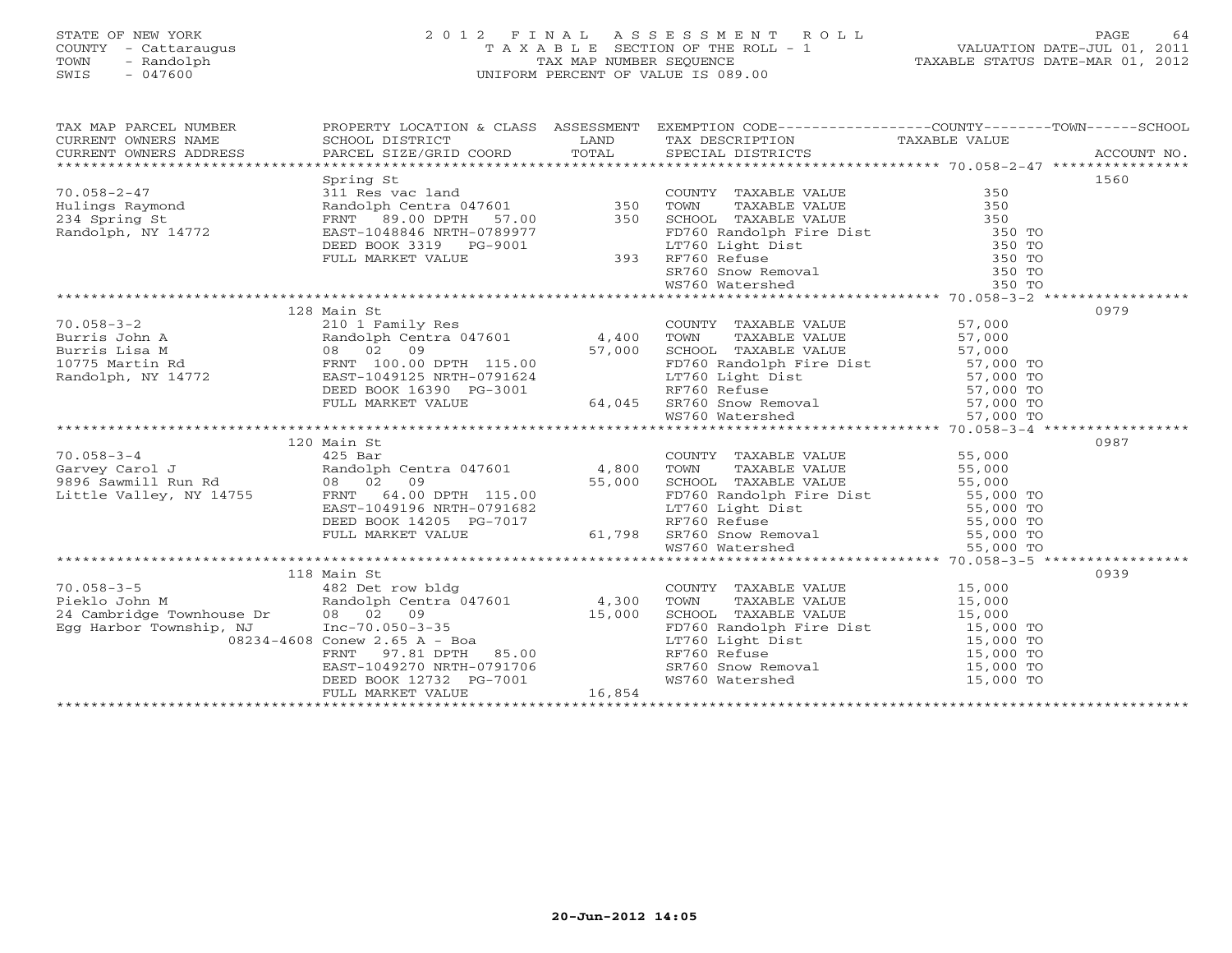STATE OF NEW YORK
COUNTY - Cattaraugus
TOWN - Randolph
SWIS - 047600

2012 FINAL ASSESSMENT ROLL
TAXABLE SECTION OF THE ROLL - 1
TAX MAP NUMBER SEQUENCE
UNIFORM PERCENT OF VALUE IS 089.00

VALUATION DATE-JUL 01, 2011
TAXABLE STATUS DATE-MAR 01, 2012

| TAX MAP PARCEL NUMBER / CURRENT OWNERS NAME / CURRENT OWNERS ADDRESS | PROPERTY LOCATION & CLASS / SCHOOL DISTRICT / PARCEL SIZE/GRID COORD | ASSESSMENT LAND / TOTAL | EXEMPTION CODE / TAX DESCRIPTION / SPECIAL DISTRICTS | COUNTY--------TOWN------SCHOOL TAXABLE VALUE | ACCOUNT NO. |
|---|---|---|---|---|---|
| 70.058-2-47 | Spring St | | | | 1560 |
| 70.058-2-47 | 311 Res vac land | | COUNTY TAXABLE VALUE | 350 | |
| Hulings Raymond | Randolph Centra 047601 | 350 | TOWN TAXABLE VALUE | 350 | |
| 234 Spring St | FRNT 89.00 DPTH 57.00 | 350 | SCHOOL TAXABLE VALUE | 350 | |
| Randolph, NY 14772 | EAST-1048846 NRTH-0789977 | | FD760 Randolph Fire Dist | 350 TO | |
| | DEED BOOK 3319 PG-9001 | | LT760 Light Dist | 350 TO | |
| | FULL MARKET VALUE | 393 | RF760 Refuse | 350 TO | |
| | | | SR760 Snow Removal | 350 TO | |
| | | | WS760 Watershed | 350 TO | |
| 70.058-3-2 | 128 Main St | | | | 0979 |
| 70.058-3-2 | 210 1 Family Res | | COUNTY TAXABLE VALUE | 57,000 | |
| Burris John A | Randolph Centra 047601 | 4,400 | TOWN TAXABLE VALUE | 57,000 | |
| Burris Lisa M | 08 02 09 | 57,000 | SCHOOL TAXABLE VALUE | 57,000 | |
| 10775 Martin Rd | FRNT 100.00 DPTH 115.00 | | FD760 Randolph Fire Dist | 57,000 TO | |
| Randolph, NY 14772 | EAST-1049125 NRTH-0791624 | | LT760 Light Dist | 57,000 TO | |
| | DEED BOOK 16390 PG-3001 | | RF760 Refuse | 57,000 TO | |
| | FULL MARKET VALUE | 64,045 | SR760 Snow Removal | 57,000 TO | |
| | | | WS760 Watershed | 57,000 TO | |
| 70.058-3-4 | 120 Main St | | | | 0987 |
| 70.058-3-4 | 425 Bar | | COUNTY TAXABLE VALUE | 55,000 | |
| Garvey Carol J | Randolph Centra 047601 | 4,800 | TOWN TAXABLE VALUE | 55,000 | |
| 9896 Sawmill Run Rd | 08 02 09 | 55,000 | SCHOOL TAXABLE VALUE | 55,000 | |
| Little Valley, NY 14755 | FRNT 64.00 DPTH 115.00 | | FD760 Randolph Fire Dist | 55,000 TO | |
| | EAST-1049196 NRTH-0791682 | | LT760 Light Dist | 55,000 TO | |
| | DEED BOOK 14205 PG-7017 | | RF760 Refuse | 55,000 TO | |
| | FULL MARKET VALUE | 61,798 | SR760 Snow Removal | 55,000 TO | |
| | | | WS760 Watershed | 55,000 TO | |
| 70.058-3-5 | 118 Main St | | | | 0939 |
| 70.058-3-5 | 482 Det row bldg | | COUNTY TAXABLE VALUE | 15,000 | |
| Pieklo John M | Randolph Centra 047601 | 4,300 | TOWN TAXABLE VALUE | 15,000 | |
| 24 Cambridge Townhouse Dr | 08 02 09 | 15,000 | SCHOOL TAXABLE VALUE | 15,000 | |
| Egg Harbor Township, NJ | Inc-70.050-3-35 | | FD760 Randolph Fire Dist | 15,000 TO | |
| 08234-4608 | Conew 2.65 A - Boa | | LT760 Light Dist | 15,000 TO | |
| | FRNT 97.81 DPTH 85.00 | | RF760 Refuse | 15,000 TO | |
| | EAST-1049270 NRTH-0791706 | | SR760 Snow Removal | 15,000 TO | |
| | DEED BOOK 12732 PG-7001 | | WS760 Watershed | 15,000 TO | |
| | FULL MARKET VALUE | 16,854 | | | |

20-Jun-2012 14:05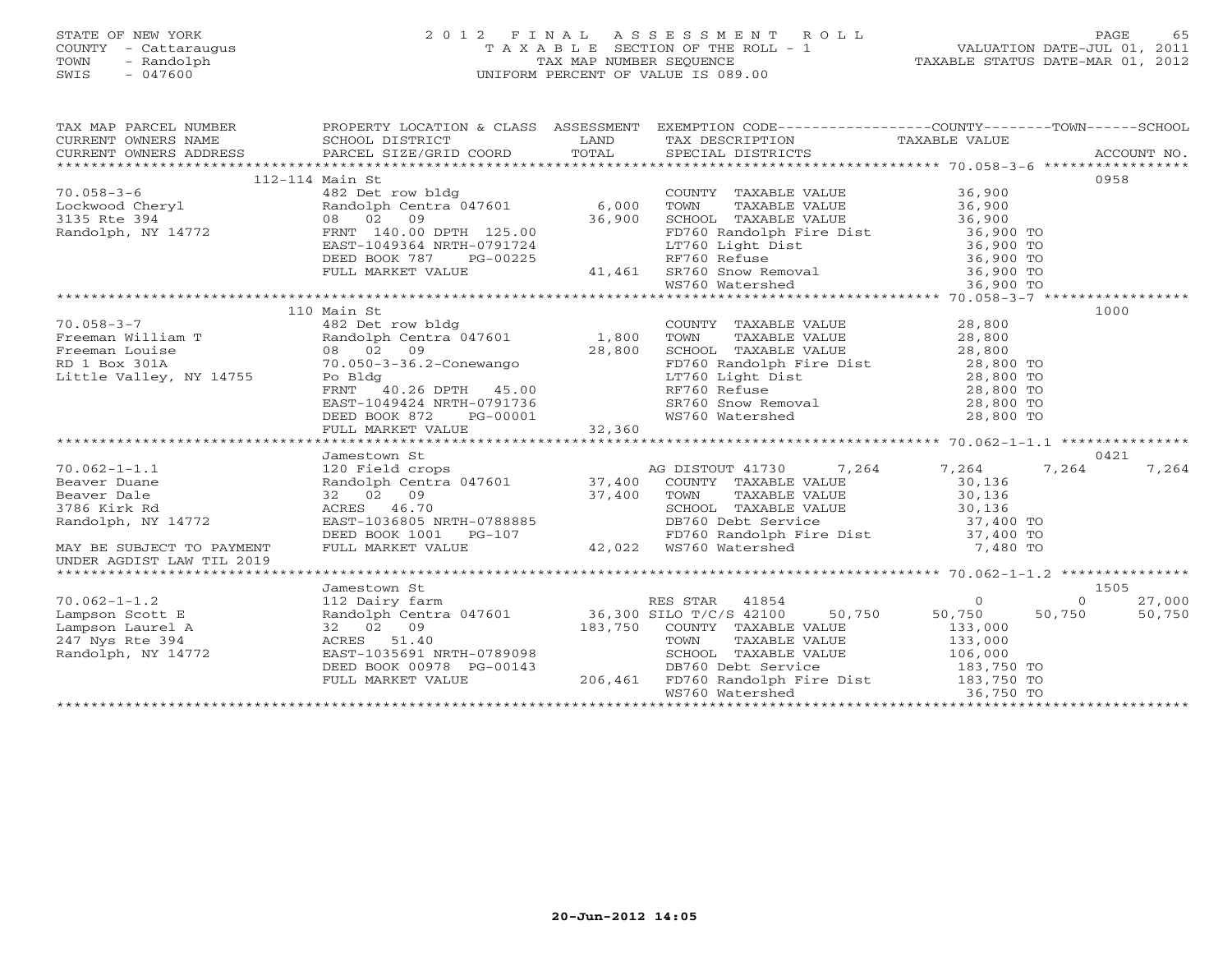STATE OF NEW YORK
COUNTY - Cattaraugus
TOWN - Randolph
SWIS - 047600

# 2012 FINAL ASSESSMENT ROLL
TAXABLE SECTION OF THE ROLL - 1
TAX MAP NUMBER SEQUENCE
UNIFORM PERCENT OF VALUE IS 089.00

VALUATION DATE-JUL 01, 2011
TAXABLE STATUS DATE-MAR 01, 2012

| TAX MAP PARCEL NUMBER / CURRENT OWNERS NAME / CURRENT OWNERS ADDRESS | PROPERTY LOCATION & CLASS / SCHOOL DISTRICT / PARCEL SIZE/GRID COORD | ASSESSMENT LAND / TOTAL | EXEMPTION CODE / TAX DESCRIPTION / SPECIAL DISTRICTS | COUNTY | TOWN | SCHOOL | ACCOUNT NO. |
|---|---|---|---|---|---|---|---|
| | 112-114 Main St | | | | | | 0958 |
| 70.058-3-6 | 482 Det row bldg | | COUNTY TAXABLE VALUE | 36,900 | | | |
| Lockwood Cheryl | Randolph Centra 047601 | 6,000 | TOWN TAXABLE VALUE | 36,900 | | | |
| 3135 Rte 394 | 08 02 09 | 36,900 | SCHOOL TAXABLE VALUE | 36,900 | | | |
| Randolph, NY 14772 | FRNT 140.00 DPTH 125.00 | | FD760 Randolph Fire Dist | 36,900 TO | | | |
| | EAST-1049364 NRTH-0791724 | | LT760 Light Dist | 36,900 TO | | | |
| | DEED BOOK 787 PG-00225 | | RF760 Refuse | 36,900 TO | | | |
| | FULL MARKET VALUE | 41,461 | SR760 Snow Removal | 36,900 TO | | | |
| | | | WS760 Watershed | 36,900 TO | | | |
| | 110 Main St | | | | | | 1000 |
| 70.058-3-7 | 482 Det row bldg | | COUNTY TAXABLE VALUE | 28,800 | | | |
| Freeman William T | Randolph Centra 047601 | 1,800 | TOWN TAXABLE VALUE | 28,800 | | | |
| Freeman Louise | 08 02 09 | 28,800 | SCHOOL TAXABLE VALUE | 28,800 | | | |
| RD 1 Box 301A | 70.050-3-36.2-Conewango | | FD760 Randolph Fire Dist | 28,800 TO | | | |
| Little Valley, NY 14755 | Po Bldg | | LT760 Light Dist | 28,800 TO | | | |
| | FRNT 40.26 DPTH 45.00 | | RF760 Refuse | 28,800 TO | | | |
| | EAST-1049424 NRTH-0791736 | | SR760 Snow Removal | 28,800 TO | | | |
| | DEED BOOK 872 PG-00001 | | WS760 Watershed | 28,800 TO | | | |
| | FULL MARKET VALUE | 32,360 | | | | | |
| | Jamestown St | | | | | | 0421 |
| 70.062-1-1.1 | 120 Field crops | | AG DISTOUT 41730 7,264 | 7,264 | 7,264 | 7,264 | |
| Beaver Duane | Randolph Centra 047601 | 37,400 | COUNTY TAXABLE VALUE | 30,136 | | | |
| Beaver Dale | 32 02 09 | 37,400 | TOWN TAXABLE VALUE | 30,136 | | | |
| 3786 Kirk Rd | ACRES 46.70 | | SCHOOL TAXABLE VALUE | 30,136 | | | |
| Randolph, NY 14772 | EAST-1036805 NRTH-0788885 | | DB760 Debt Service | 37,400 TO | | | |
| | DEED BOOK 1001 PG-107 | | FD760 Randolph Fire Dist | 37,400 TO | | | |
| MAY BE SUBJECT TO PAYMENT UNDER AGDIST LAW TIL 2019 | FULL MARKET VALUE | 42,022 | WS760 Watershed | 7,480 TO | | | |
| | Jamestown St | | | | | | 1505 |
| 70.062-1-1.2 | 112 Dairy farm | | RES STAR 41854 | 0 | 0 | 27,000 | |
| Lampson Scott E | Randolph Centra 047601 | 36,300 | SILO T/C/S 42100 50,750 | 50,750 | 50,750 | 50,750 | |
| Lampson Laurel A | 32 02 09 | 183,750 | COUNTY TAXABLE VALUE | 133,000 | | | |
| 247 Nys Rte 394 | ACRES 51.40 | | TOWN TAXABLE VALUE | 133,000 | | | |
| Randolph, NY 14772 | EAST-1035691 NRTH-0789098 | | SCHOOL TAXABLE VALUE | 106,000 | | | |
| | DEED BOOK 00978 PG-00143 | | DB760 Debt Service | 183,750 TO | | | |
| | FULL MARKET VALUE | 206,461 | FD760 Randolph Fire Dist | 183,750 TO | | | |
| | | | WS760 Watershed | 36,750 TO | | | |

20-Jun-2012 14:05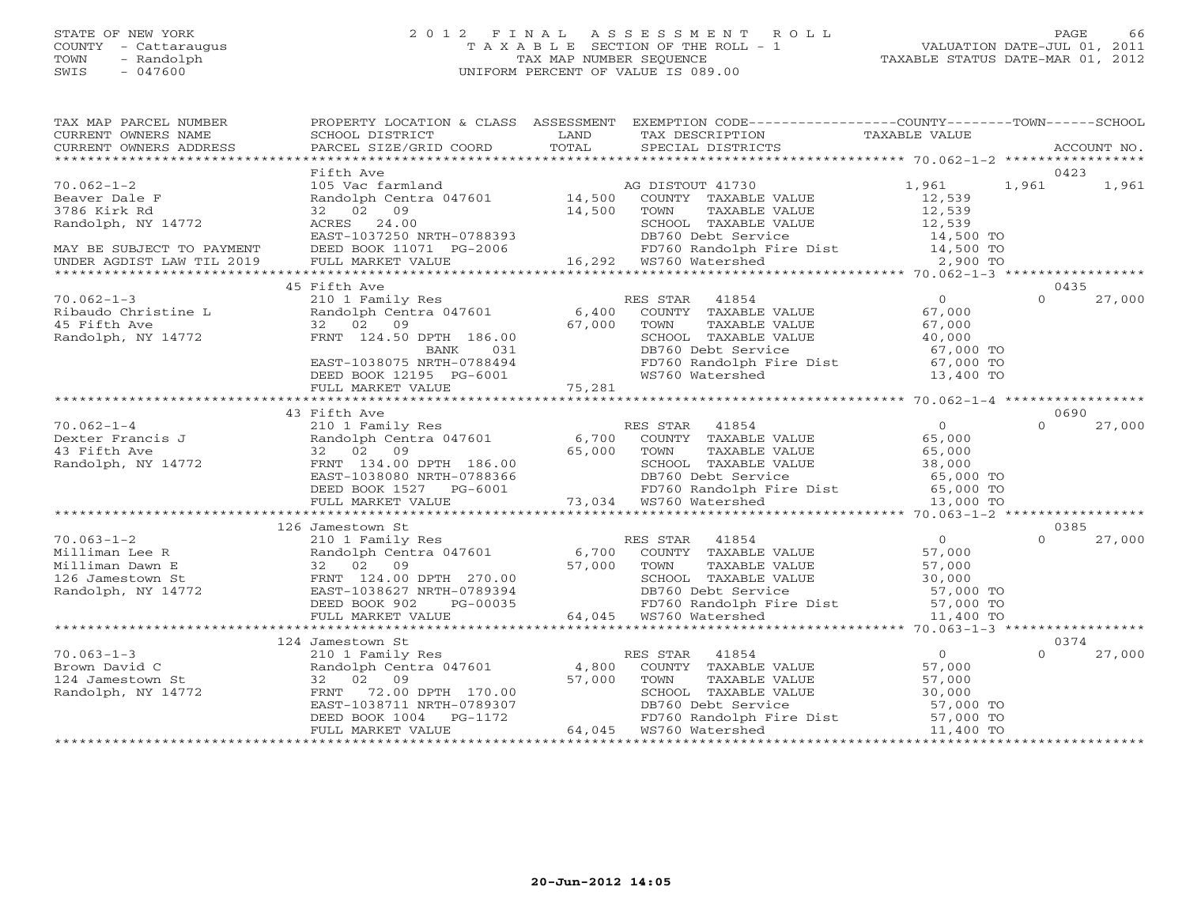STATE OF NEW YORK
COUNTY - Cattaraugus
TOWN - Randolph
SWIS - 047600

2012 FINAL ASSESSMENT ROLL
TAXABLE SECTION OF THE ROLL - 1
TAX MAP NUMBER SEQUENCE
UNIFORM PERCENT OF VALUE IS 089.00

VALUATION DATE-JUL 01, 2011
TAXABLE STATUS DATE-MAR 01, 2012

| TAX MAP PARCEL NUMBER / CURRENT OWNERS NAME / CURRENT OWNERS ADDRESS | PROPERTY LOCATION & CLASS / SCHOOL DISTRICT / PARCEL SIZE/GRID COORD | ASSESSMENT LAND / TOTAL | EXEMPTION CODE / TAX DESCRIPTION / SPECIAL DISTRICTS | COUNTY | TOWN | SCHOOL | ACCOUNT NO. |
|---|---|---|---|---|---|---|---|
| 70.062-1-2 | Fifth Ave | | | | | | 0423 |
| Beaver Dale F | 105 Vac farmland | | AG DISTOUT 41730 | 1,961 | 1,961 | 1,961 | |
| 3786 Kirk Rd | Randolph Centra 047601 | 14,500 | COUNTY TAXABLE VALUE | 12,539 | | | |
| Randolph, NY 14772 | 32 02 09 | 14,500 | TOWN TAXABLE VALUE | | 12,539 | | |
| | ACRES 24.00 | | SCHOOL TAXABLE VALUE | | | 12,539 | |
| MAY BE SUBJECT TO PAYMENT | EAST-1037250 NRTH-0788393 | | DB760 Debt Service | 14,500 TO | | | |
| UNDER AGDIST LAW TIL 2019 | DEED BOOK 11071 PG-2006 | | FD760 Randolph Fire Dist | 14,500 TO | | | |
| | FULL MARKET VALUE | 16,292 | WS760 Watershed | 2,900 TO | | | |
| 70.062-1-3 | 45 Fifth Ave | | | | | | 0435 |
| Ribaudo Christine L | 210 1 Family Res | | RES STAR 41854 | 0 | 0 | 27,000 | |
| 45 Fifth Ave | Randolph Centra 047601 | 6,400 | COUNTY TAXABLE VALUE | 67,000 | | | |
| Randolph, NY 14772 | 32 02 09 | 67,000 | TOWN TAXABLE VALUE | | 67,000 | | |
| | FRNT 124.50 DPTH 186.00 | | SCHOOL TAXABLE VALUE | | | 40,000 | |
| | BANK 031 | | DB760 Debt Service | 67,000 TO | | | |
| | EAST-1038075 NRTH-0788494 | | FD760 Randolph Fire Dist | 67,000 TO | | | |
| | DEED BOOK 12195 PG-6001 | | WS760 Watershed | 13,400 TO | | | |
| | FULL MARKET VALUE | 75,281 | | | | | |
| 70.062-1-4 | 43 Fifth Ave | | | | | | 0690 |
| Dexter Francis J | 210 1 Family Res | | RES STAR 41854 | 0 | 0 | 27,000 | |
| 43 Fifth Ave | Randolph Centra 047601 | 6,700 | COUNTY TAXABLE VALUE | 65,000 | | | |
| Randolph, NY 14772 | 32 02 09 | 65,000 | TOWN TAXABLE VALUE | | 65,000 | | |
| | FRNT 134.00 DPTH 186.00 | | SCHOOL TAXABLE VALUE | | | 38,000 | |
| | EAST-1038080 NRTH-0788366 | | DB760 Debt Service | 65,000 TO | | | |
| | DEED BOOK 1527 PG-6001 | | FD760 Randolph Fire Dist | 65,000 TO | | | |
| | FULL MARKET VALUE | 73,034 | WS760 Watershed | 13,000 TO | | | |
| 70.063-1-2 | 126 Jamestown St | | | | | | 0385 |
| Milliman Lee R | 210 1 Family Res | | RES STAR 41854 | 0 | 0 | 27,000 | |
| Milliman Dawn E | Randolph Centra 047601 | 6,700 | COUNTY TAXABLE VALUE | 57,000 | | | |
| 126 Jamestown St | 32 02 09 | 57,000 | TOWN TAXABLE VALUE | | 57,000 | | |
| Randolph, NY 14772 | FRNT 124.00 DPTH 270.00 | | SCHOOL TAXABLE VALUE | | | 30,000 | |
| | EAST-1038627 NRTH-0789394 | | DB760 Debt Service | 57,000 TO | | | |
| | DEED BOOK 902 PG-00035 | | FD760 Randolph Fire Dist | 57,000 TO | | | |
| | FULL MARKET VALUE | 64,045 | WS760 Watershed | 11,400 TO | | | |
| 70.063-1-3 | 124 Jamestown St | | | | | | 0374 |
| Brown David C | 210 1 Family Res | | RES STAR 41854 | 0 | 0 | 27,000 | |
| 124 Jamestown St | Randolph Centra 047601 | 4,800 | COUNTY TAXABLE VALUE | 57,000 | | | |
| Randolph, NY 14772 | 32 02 09 | 57,000 | TOWN TAXABLE VALUE | | 57,000 | | |
| | FRNT 72.00 DPTH 170.00 | | SCHOOL TAXABLE VALUE | | | 30,000 | |
| | EAST-1038711 NRTH-0789307 | | DB760 Debt Service | 57,000 TO | | | |
| | DEED BOOK 1004 PG-1172 | | FD760 Randolph Fire Dist | 57,000 TO | | | |
| | FULL MARKET VALUE | 64,045 | WS760 Watershed | 11,400 TO | | | |

20-Jun-2012 14:05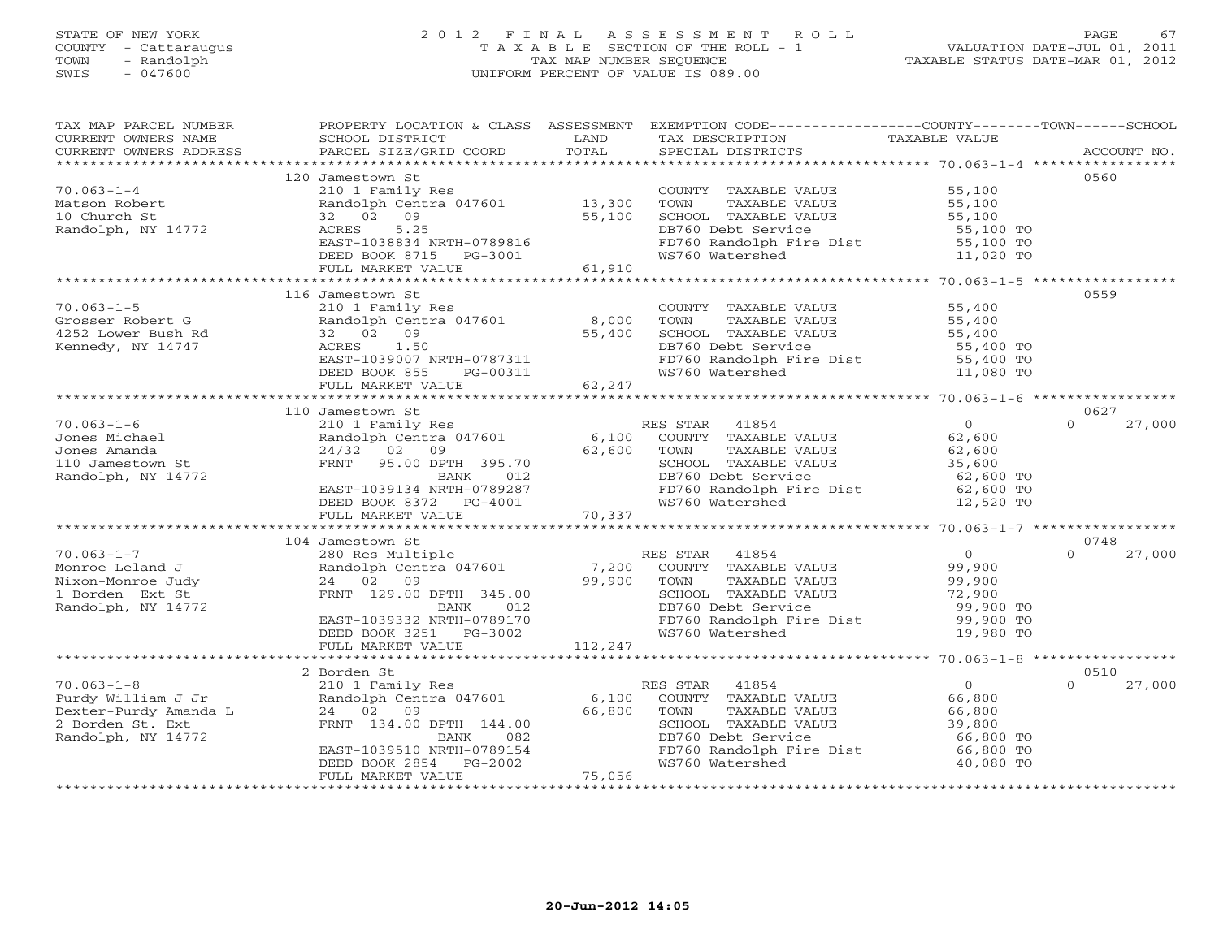STATE OF NEW YORK
COUNTY - Cattaraugus
TOWN - Randolph
SWIS - 047600

# 2012 FINAL ASSESSMENT ROLL
TAXABLE SECTION OF THE ROLL - 1
TAX MAP NUMBER SEQUENCE
UNIFORM PERCENT OF VALUE IS 089.00

VALUATION DATE-JUL 01, 2011
TAXABLE STATUS DATE-MAR 01, 2012

| TAX MAP PARCEL NUMBER / CURRENT OWNERS NAME / CURRENT OWNERS ADDRESS | PROPERTY LOCATION & CLASS / SCHOOL DISTRICT / PARCEL SIZE/GRID COORD | ASSESSMENT LAND / TOTAL | EXEMPTION CODE / TAX DESCRIPTION / SPECIAL DISTRICTS | COUNTY / TOWN / SCHOOL TAXABLE VALUE | ACCOUNT NO. |
|---|---|---|---|---|---|
| | 120 Jamestown St | | | | 0560 |
| 70.063-1-4 | 210 1 Family Res | | COUNTY TAXABLE VALUE | 55,100 | |
| Matson Robert | Randolph Centra 047601 | 13,300 | TOWN TAXABLE VALUE | 55,100 | |
| 10 Church St | 32 02 09 | 55,100 | SCHOOL TAXABLE VALUE | 55,100 | |
| Randolph, NY 14772 | ACRES 5.25 | | DB760 Debt Service | 55,100 TO | |
| | EAST-1038834 NRTH-0789816 | | FD760 Randolph Fire Dist | 55,100 TO | |
| | DEED BOOK 8715 PG-3001 | | WS760 Watershed | 11,020 TO | |
| | FULL MARKET VALUE | 61,910 | | | |
| | 116 Jamestown St | | | | 0559 |
| 70.063-1-5 | 210 1 Family Res | | COUNTY TAXABLE VALUE | 55,400 | |
| Grosser Robert G | Randolph Centra 047601 | 8,000 | TOWN TAXABLE VALUE | 55,400 | |
| 4252 Lower Bush Rd | 32 02 09 | 55,400 | SCHOOL TAXABLE VALUE | 55,400 | |
| Kennedy, NY 14747 | ACRES 1.50 | | DB760 Debt Service | 55,400 TO | |
| | EAST-1039007 NRTH-0787311 | | FD760 Randolph Fire Dist | 55,400 TO | |
| | DEED BOOK 855 PG-00311 | | WS760 Watershed | 11,080 TO | |
| | FULL MARKET VALUE | 62,247 | | | |
| | 110 Jamestown St | | | | 0627 |
| 70.063-1-6 | 210 1 Family Res | | RES STAR 41854 | 0 | 0 27,000 |
| Jones Michael | Randolph Centra 047601 | 6,100 | COUNTY TAXABLE VALUE | 62,600 | |
| Jones Amanda | 24/32 02 09 | 62,600 | TOWN TAXABLE VALUE | 62,600 | |
| 110 Jamestown St | FRNT 95.00 DPTH 395.70 | | SCHOOL TAXABLE VALUE | 35,600 | |
| Randolph, NY 14772 | BANK 012 | | DB760 Debt Service | 62,600 TO | |
| | EAST-1039134 NRTH-0789287 | | FD760 Randolph Fire Dist | 62,600 TO | |
| | DEED BOOK 8372 PG-4001 | | WS760 Watershed | 12,520 TO | |
| | FULL MARKET VALUE | 70,337 | | | |
| | 104 Jamestown St | | | | 0748 |
| 70.063-1-7 | 280 Res Multiple | | RES STAR 41854 | 0 | 0 27,000 |
| Monroe Leland J | Randolph Centra 047601 | 7,200 | COUNTY TAXABLE VALUE | 99,900 | |
| Nixon-Monroe Judy | 24 02 09 | 99,900 | TOWN TAXABLE VALUE | 99,900 | |
| 1 Borden Ext St | FRNT 129.00 DPTH 345.00 | | SCHOOL TAXABLE VALUE | 72,900 | |
| Randolph, NY 14772 | BANK 012 | | DB760 Debt Service | 99,900 TO | |
| | EAST-1039332 NRTH-0789170 | | FD760 Randolph Fire Dist | 99,900 TO | |
| | DEED BOOK 3251 PG-3002 | | WS760 Watershed | 19,980 TO | |
| | FULL MARKET VALUE | 112,247 | | | |
| | 2 Borden St | | | | 0510 |
| 70.063-1-8 | 210 1 Family Res | | RES STAR 41854 | 0 | 0 27,000 |
| Purdy William J Jr | Randolph Centra 047601 | 6,100 | COUNTY TAXABLE VALUE | 66,800 | |
| Dexter-Purdy Amanda L | 24 02 09 | 66,800 | TOWN TAXABLE VALUE | 66,800 | |
| 2 Borden St. Ext | FRNT 134.00 DPTH 144.00 | | SCHOOL TAXABLE VALUE | 39,800 | |
| Randolph, NY 14772 | BANK 082 | | DB760 Debt Service | 66,800 TO | |
| | EAST-1039510 NRTH-0789154 | | FD760 Randolph Fire Dist | 66,800 TO | |
| | DEED BOOK 2854 PG-2002 | | WS760 Watershed | 40,080 TO | |
| | FULL MARKET VALUE | 75,056 | | | |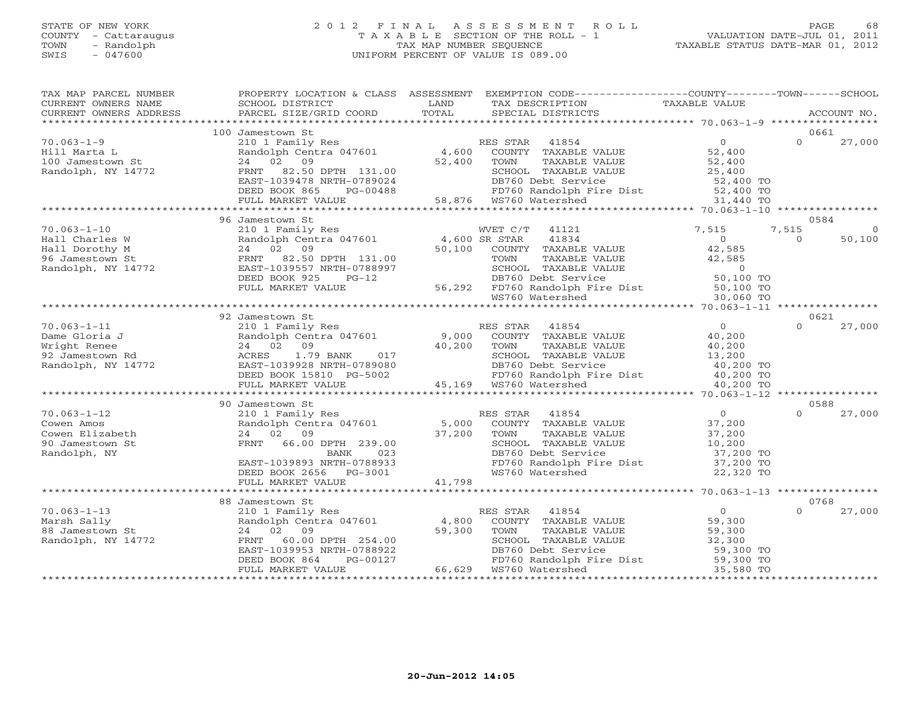STATE OF NEW YORK
COUNTY - Cattaraugus
TOWN - Randolph
SWIS - 047600

2012 FINAL ASSESSMENT ROLL
TAXABLE SECTION OF THE ROLL - 1
TAX MAP NUMBER SEQUENCE
UNIFORM PERCENT OF VALUE IS 089.00

VALUATION DATE-JUL 01, 2011
TAXABLE STATUS DATE-MAR 01, 2012

| TAX MAP PARCEL NUMBER / CURRENT OWNERS NAME / CURRENT OWNERS ADDRESS | PROPERTY LOCATION & CLASS / SCHOOL DISTRICT / PARCEL SIZE/GRID COORD | ASSESSMENT LAND / TOTAL | EXEMPTION CODE / TAX DESCRIPTION / SPECIAL DISTRICTS | COUNTY TAXABLE VALUE | TOWN | SCHOOL | ACCOUNT NO. |
|---|---|---|---|---|---|---|---|
| 70.063-1-9 | 100 Jamestown St | | | | | | 0661 |
| Hill Marta L | 210 1 Family Res | | RES STAR 41854 | 0 | 0 | 27,000 | |
| 100 Jamestown St | Randolph Centra 047601 | 4,600 | COUNTY TAXABLE VALUE | 52,400 | | | |
| Randolph, NY 14772 | 24 02 09 | 52,400 | TOWN TAXABLE VALUE | 52,400 | | | |
| | FRNT 82.50 DPTH 131.00 | | SCHOOL TAXABLE VALUE | 25,400 | | | |
| | EAST-1039478 NRTH-0789024 | | DB760 Debt Service | 52,400 TO | | | |
| | DEED BOOK 865 PG-00488 | | FD760 Randolph Fire Dist | 52,400 TO | | | |
| | FULL MARKET VALUE | 58,876 | WS760 Watershed | 31,440 TO | | | |
| 70.063-1-10 | 96 Jamestown St | | | | | | 0584 |
| Hall Charles W | 210 1 Family Res | | WVET C/T 41121 | 7,515 | 7,515 | 0 | |
| Hall Dorothy M | Randolph Centra 047601 | 4,600 | SR STAR 41834 | 0 | 0 | 50,100 | |
| 96 Jamestown St | 24 02 09 | 50,100 | COUNTY TAXABLE VALUE | 42,585 | | | |
| Randolph, NY 14772 | FRNT 82.50 DPTH 131.00 | | TOWN TAXABLE VALUE | 42,585 | | | |
| | EAST-1039557 NRTH-0788997 | | SCHOOL TAXABLE VALUE | 0 | | | |
| | DEED BOOK 925 PG-12 | | DB760 Debt Service | 50,100 TO | | | |
| | FULL MARKET VALUE | 56,292 | FD760 Randolph Fire Dist | 50,100 TO | | | |
| | | | WS760 Watershed | 30,060 TO | | | |
| 70.063-1-11 | 92 Jamestown St | | | | | | 0621 |
| Dame Gloria J | 210 1 Family Res | | RES STAR 41854 | 0 | 0 | 27,000 | |
| Wright Renee | Randolph Centra 047601 | 9,000 | COUNTY TAXABLE VALUE | 40,200 | | | |
| 92 Jamestown Rd | 24 02 09 | 40,200 | TOWN TAXABLE VALUE | 40,200 | | | |
| Randolph, NY 14772 | ACRES 1.79 BANK 017 | | SCHOOL TAXABLE VALUE | 13,200 | | | |
| | EAST-1039928 NRTH-0789080 | | DB760 Debt Service | 40,200 TO | | | |
| | DEED BOOK 15810 PG-5002 | | FD760 Randolph Fire Dist | 40,200 TO | | | |
| | FULL MARKET VALUE | 45,169 | WS760 Watershed | 40,200 TO | | | |
| 70.063-1-12 | 90 Jamestown St | | | | | | 0588 |
| Cowen Amos | 210 1 Family Res | | RES STAR 41854 | 0 | 0 | 27,000 | |
| Cowen Elizabeth | Randolph Centra 047601 | 5,000 | COUNTY TAXABLE VALUE | 37,200 | | | |
| 90 Jamestown St | 24 02 09 | 37,200 | TOWN TAXABLE VALUE | 37,200 | | | |
| Randolph, NY | FRNT 66.00 DPTH 239.00 | | SCHOOL TAXABLE VALUE | 10,200 | | | |
| | BANK 023 | | DB760 Debt Service | 37,200 TO | | | |
| | EAST-1039893 NRTH-0788933 | | FD760 Randolph Fire Dist | 37,200 TO | | | |
| | DEED BOOK 2656 PG-3001 | | WS760 Watershed | 22,320 TO | | | |
| | FULL MARKET VALUE | 41,798 | | | | | |
| 70.063-1-13 | 88 Jamestown St | | | | | | 0768 |
| Marsh Sally | 210 1 Family Res | | RES STAR 41854 | 0 | 0 | 27,000 | |
| 88 Jamestown St | Randolph Centra 047601 | 4,800 | COUNTY TAXABLE VALUE | 59,300 | | | |
| Randolph, NY 14772 | 24 02 09 | 59,300 | TOWN TAXABLE VALUE | 59,300 | | | |
| | FRNT 60.00 DPTH 254.00 | | SCHOOL TAXABLE VALUE | 32,300 | | | |
| | EAST-1039953 NRTH-0788922 | | DB760 Debt Service | 59,300 TO | | | |
| | DEED BOOK 864 PG-00127 | | FD760 Randolph Fire Dist | 59,300 TO | | | |
| | FULL MARKET VALUE | 66,629 | WS760 Watershed | 35,580 TO | | | |

20-Jun-2012 14:05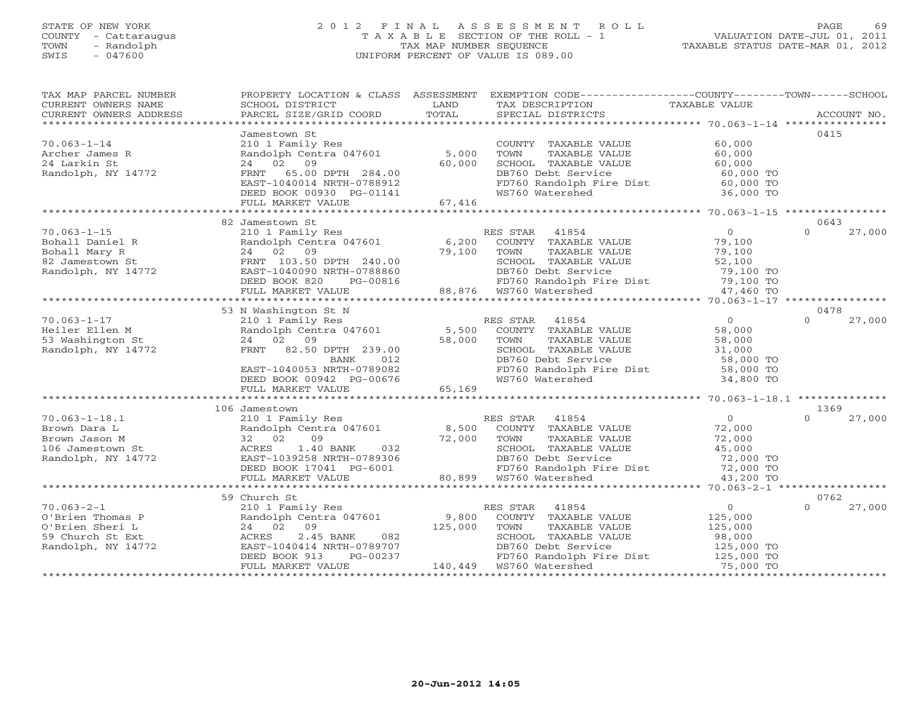STATE OF NEW YORK
COUNTY - Cattaraugus
TOWN - Randolph
SWIS - 047600

2012 FINAL ASSESSMENT ROLL
TAXABLE SECTION OF THE ROLL - 1
TAX MAP NUMBER SEQUENCE
UNIFORM PERCENT OF VALUE IS 089.00

VALUATION DATE-JUL 01, 2011
TAXABLE STATUS DATE-MAR 01, 2012

| TAX MAP PARCEL NUMBER / CURRENT OWNERS NAME / CURRENT OWNERS ADDRESS | PROPERTY LOCATION & CLASS / SCHOOL DISTRICT / PARCEL SIZE/GRID COORD | ASSESSMENT LAND / TOTAL | EXEMPTION CODE / TAX DESCRIPTION / SPECIAL DISTRICTS | COUNTY / TOWN TAXABLE VALUE | SCHOOL | ACCOUNT NO. |
|---|---|---|---|---|---|---|
| 70.063-1-14 | Jamestown St | | | | | 0415 |
| Archer James R | 210 1 Family Res | | COUNTY TAXABLE VALUE | 60,000 | | |
| 24 Larkin St | Randolph Centra 047601 | 5,000 | TOWN TAXABLE VALUE | 60,000 | | |
| Randolph, NY 14772 | 24 02 09 | 60,000 | SCHOOL TAXABLE VALUE | 60,000 | | |
| | FRNT 65.00 DPTH 284.00 | | DB760 Debt Service | 60,000 TO | | |
| | EAST-1040014 NRTH-0788912 | | FD760 Randolph Fire Dist | 60,000 TO | | |
| | DEED BOOK 00930 PG-01141 | | WS760 Watershed | 36,000 TO | | |
| | FULL MARKET VALUE | 67,416 | | | | |
| 70.063-1-15 | 82 Jamestown St | | | | | 0643 |
| Bohall Daniel R | 210 1 Family Res | | RES STAR 41854 | 0 | 0 | 27,000 |
| Bohall Mary R | Randolph Centra 047601 | 6,200 | COUNTY TAXABLE VALUE | 79,100 | | |
| 82 Jamestown St | 24 02 09 | 79,100 | TOWN TAXABLE VALUE | 79,100 | | |
| Randolph, NY 14772 | FRNT 103.50 DPTH 240.00 | | SCHOOL TAXABLE VALUE | 52,100 | | |
| | EAST-1040090 NRTH-0788860 | | DB760 Debt Service | 79,100 TO | | |
| | DEED BOOK 820 PG-00816 | | FD760 Randolph Fire Dist | 79,100 TO | | |
| | FULL MARKET VALUE | 88,876 | WS760 Watershed | 47,460 TO | | |
| 70.063-1-17 | 53 N Washington St N | | | | | 0478 |
| Heiler Ellen M | 210 1 Family Res | | RES STAR 41854 | 0 | 0 | 27,000 |
| 53 Washington St | Randolph Centra 047601 | 5,500 | COUNTY TAXABLE VALUE | 58,000 | | |
| Randolph, NY 14772 | 24 02 09 | 58,000 | TOWN TAXABLE VALUE | 58,000 | | |
| | FRNT 82.50 DPTH 239.00 | | SCHOOL TAXABLE VALUE | 31,000 | | |
| | BANK 012 | | DB760 Debt Service | 58,000 TO | | |
| | EAST-1040053 NRTH-0789082 | | FD760 Randolph Fire Dist | 58,000 TO | | |
| | DEED BOOK 00942 PG-00676 | | WS760 Watershed | 34,800 TO | | |
| | FULL MARKET VALUE | 65,169 | | | | |
| 70.063-1-18.1 | 106 Jamestown | | | | | 1369 |
| Brown Dara L | 210 1 Family Res | | RES STAR 41854 | 0 | 0 | 27,000 |
| Brown Jason M | Randolph Centra 047601 | 8,500 | COUNTY TAXABLE VALUE | 72,000 | | |
| 106 Jamestown St | 32 02 09 | 72,000 | TOWN TAXABLE VALUE | 72,000 | | |
| Randolph, NY 14772 | ACRES 1.40 BANK 032 | | SCHOOL TAXABLE VALUE | 45,000 | | |
| | EAST-1039258 NRTH-0789306 | | DB760 Debt Service | 72,000 TO | | |
| | DEED BOOK 17041 PG-6001 | | FD760 Randolph Fire Dist | 72,000 TO | | |
| | FULL MARKET VALUE | 80,899 | WS760 Watershed | 43,200 TO | | |
| 70.063-2-1 | 59 Church St | | | | | 0762 |
| O'Brien Thomas P | 210 1 Family Res | | RES STAR 41854 | 0 | 0 | 27,000 |
| O'Brien Sheri L | Randolph Centra 047601 | 9,800 | COUNTY TAXABLE VALUE | 125,000 | | |
| 59 Church St Ext | 24 02 09 | 125,000 | TOWN TAXABLE VALUE | 125,000 | | |
| Randolph, NY 14772 | ACRES 2.45 BANK 082 | | SCHOOL TAXABLE VALUE | 98,000 | | |
| | EAST-1040414 NRTH-0789707 | | DB760 Debt Service | 125,000 TO | | |
| | DEED BOOK 913 PG-00237 | | FD760 Randolph Fire Dist | 125,000 TO | | |
| | FULL MARKET VALUE | 140,449 | WS760 Watershed | 75,000 TO | | |

20-Jun-2012 14:05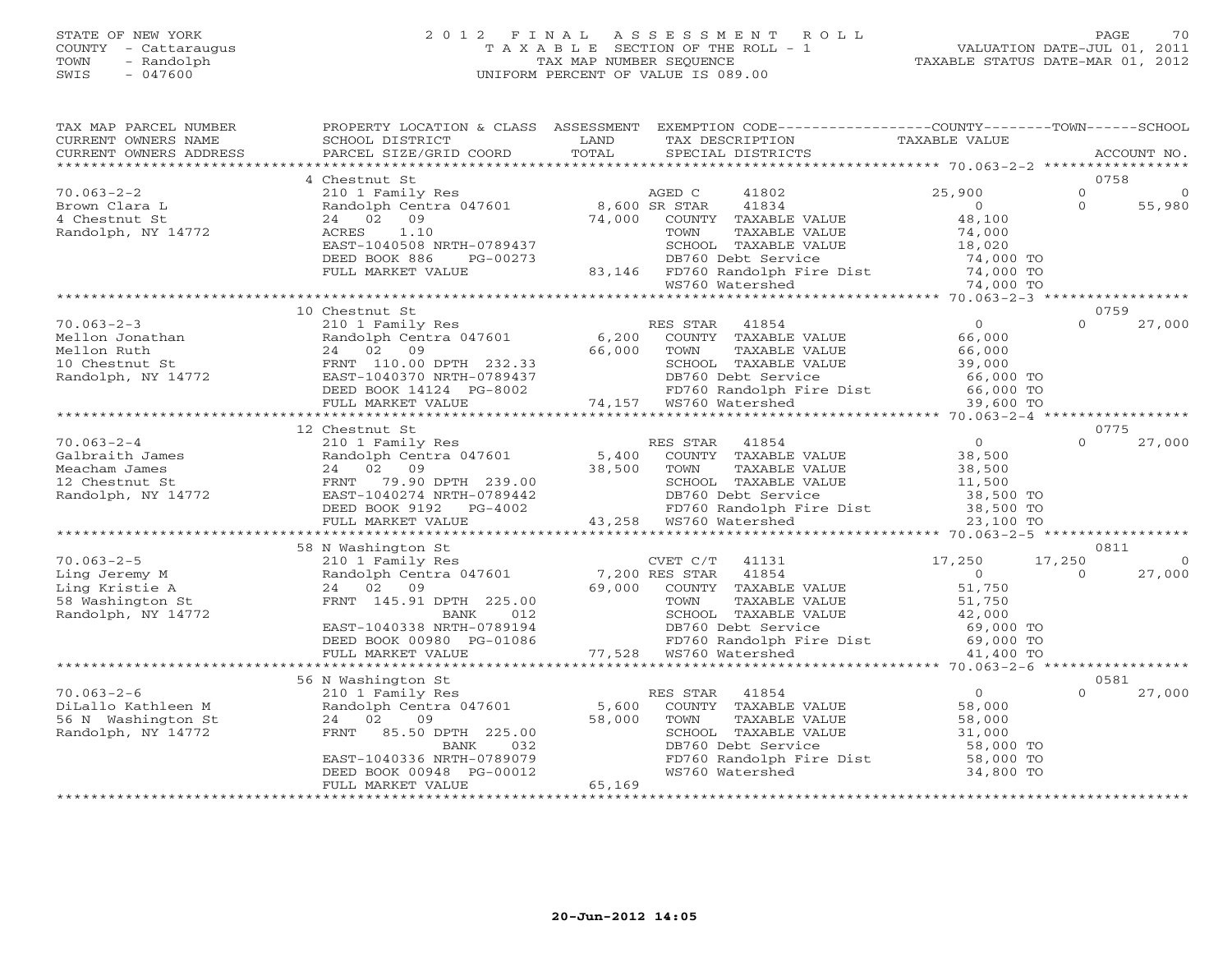STATE OF NEW YORK
COUNTY - Cattaraugus
TOWN - Randolph
SWIS - 047600

# 2012 FINAL ASSESSMENT ROLL
TAXABLE SECTION OF THE ROLL - 1
TAX MAP NUMBER SEQUENCE
UNIFORM PERCENT OF VALUE IS 089.00

VALUATION DATE-JUL 01, 2011
TAXABLE STATUS DATE-MAR 01, 2012

| TAX MAP PARCEL NUMBER / CURRENT OWNERS NAME / CURRENT OWNERS ADDRESS | PROPERTY LOCATION & CLASS / SCHOOL DISTRICT / PARCEL SIZE/GRID COORD | ASSESSMENT LAND / TOTAL | EXEMPTION CODE / TAX DESCRIPTION / SPECIAL DISTRICTS | COUNTY TAXABLE VALUE | TOWN | SCHOOL / ACCOUNT NO. |
|---|---|---|---|---|---|---|
| | 4 Chestnut St | | | | | 0758 |
| 70.063-2-2 | 210 1 Family Res | | AGED C 41802 | 25,900 | 0 | 0 |
| Brown Clara L | Randolph Centra 047601 | 8,600 | SR STAR 41834 | 0 | 0 | 55,980 |
| 4 Chestnut St | 24 02 09 | 74,000 | COUNTY TAXABLE VALUE | 48,100 | | |
| Randolph, NY 14772 | ACRES 1.10 | | TOWN TAXABLE VALUE | 74,000 | | |
| | EAST-1040508 NRTH-0789437 | | SCHOOL TAXABLE VALUE | 18,020 | | |
| | DEED BOOK 886 PG-00273 | | DB760 Debt Service | 74,000 TO | | |
| | FULL MARKET VALUE | 83,146 | FD760 Randolph Fire Dist | 74,000 TO | | |
| | | | WS760 Watershed | 74,000 TO | | |
| | 10 Chestnut St | | | | | 0759 |
| 70.063-2-3 | 210 1 Family Res | | RES STAR 41854 | 0 | 0 | 27,000 |
| Mellon Jonathan | Randolph Centra 047601 | 6,200 | COUNTY TAXABLE VALUE | 66,000 | | |
| Mellon Ruth | 24 02 09 | 66,000 | TOWN TAXABLE VALUE | 66,000 | | |
| 10 Chestnut St | FRNT 110.00 DPTH 232.33 | | SCHOOL TAXABLE VALUE | 39,000 | | |
| Randolph, NY 14772 | EAST-1040370 NRTH-0789437 | | DB760 Debt Service | 66,000 TO | | |
| | DEED BOOK 14124 PG-8002 | | FD760 Randolph Fire Dist | 66,000 TO | | |
| | FULL MARKET VALUE | 74,157 | WS760 Watershed | 39,600 TO | | |
| | 12 Chestnut St | | | | | 0775 |
| 70.063-2-4 | 210 1 Family Res | | RES STAR 41854 | 0 | 0 | 27,000 |
| Galbraith James | Randolph Centra 047601 | 5,400 | COUNTY TAXABLE VALUE | 38,500 | | |
| Meacham James | 24 02 09 | 38,500 | TOWN TAXABLE VALUE | 38,500 | | |
| 12 Chestnut St | FRNT 79.90 DPTH 239.00 | | SCHOOL TAXABLE VALUE | 11,500 | | |
| Randolph, NY 14772 | EAST-1040274 NRTH-0789442 | | DB760 Debt Service | 38,500 TO | | |
| | DEED BOOK 9192 PG-4002 | | FD760 Randolph Fire Dist | 38,500 TO | | |
| | FULL MARKET VALUE | 43,258 | WS760 Watershed | 23,100 TO | | |
| | 58 N Washington St | | | | | 0811 |
| 70.063-2-5 | 210 1 Family Res | | CVET C/T 41131 | 17,250 | 17,250 | 0 |
| Ling Jeremy M | Randolph Centra 047601 | 7,200 | RES STAR 41854 | 0 | 0 | 27,000 |
| Ling Kristie A | 24 02 09 | 69,000 | COUNTY TAXABLE VALUE | 51,750 | | |
| 58 Washington St | FRNT 145.91 DPTH 225.00 | | TOWN TAXABLE VALUE | 51,750 | | |
| Randolph, NY 14772 | BANK 012 | | SCHOOL TAXABLE VALUE | 42,000 | | |
| | EAST-1040338 NRTH-0789194 | | DB760 Debt Service | 69,000 TO | | |
| | DEED BOOK 00980 PG-01086 | | FD760 Randolph Fire Dist | 69,000 TO | | |
| | FULL MARKET VALUE | 77,528 | WS760 Watershed | 41,400 TO | | |
| | 56 N Washington St | | | | | 0581 |
| 70.063-2-6 | 210 1 Family Res | | RES STAR 41854 | 0 | 0 | 27,000 |
| DiLallo Kathleen M | Randolph Centra 047601 | 5,600 | COUNTY TAXABLE VALUE | 58,000 | | |
| 56 N Washington St | 24 02 09 | 58,000 | TOWN TAXABLE VALUE | 58,000 | | |
| Randolph, NY 14772 | FRNT 85.50 DPTH 225.00 | | SCHOOL TAXABLE VALUE | 31,000 | | |
| | BANK 032 | | DB760 Debt Service | 58,000 TO | | |
| | EAST-1040336 NRTH-0789079 | | FD760 Randolph Fire Dist | 58,000 TO | | |
| | DEED BOOK 00948 PG-00012 | | WS760 Watershed | 34,800 TO | | |
| | FULL MARKET VALUE | 65,169 | | | | |

20-Jun-2012 14:05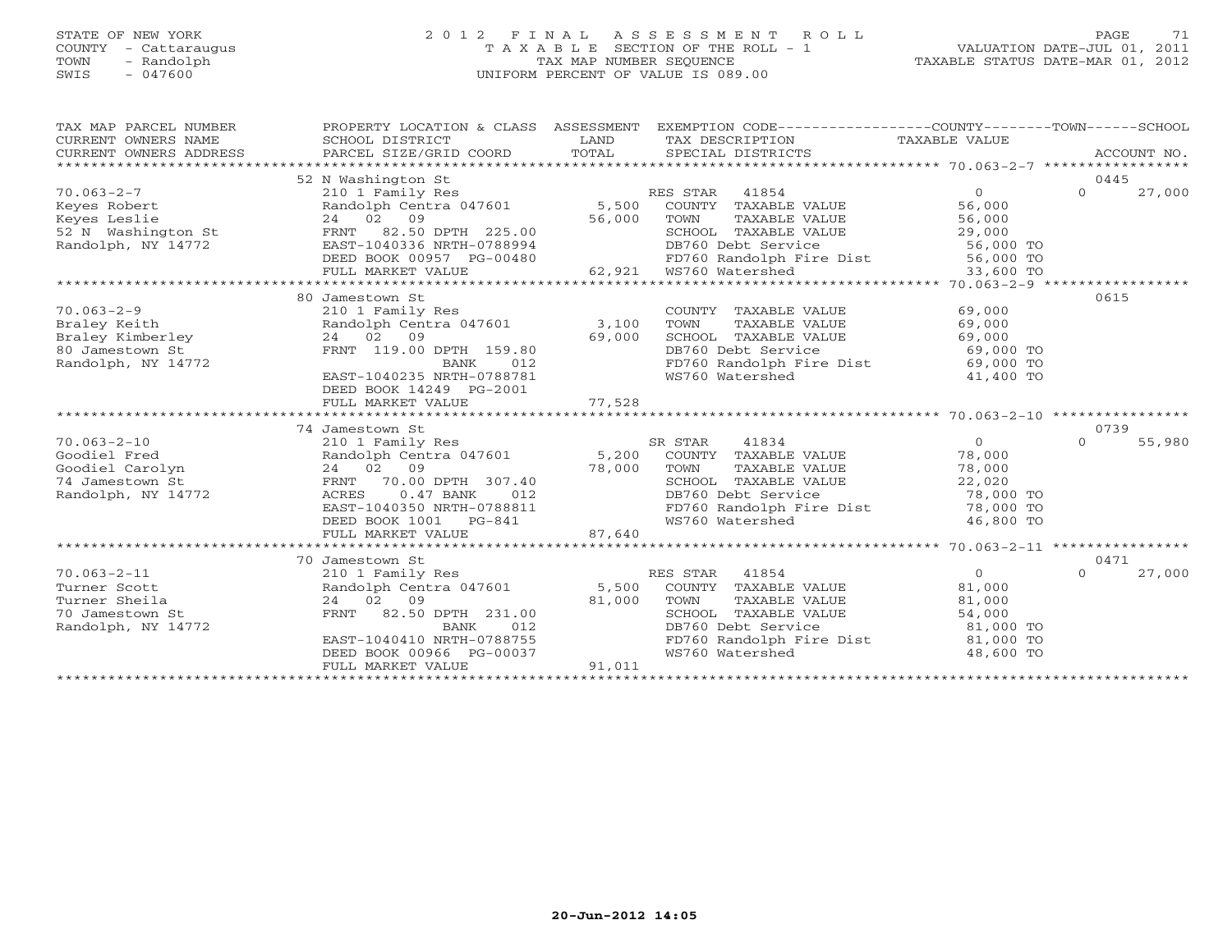STATE OF NEW YORK — 2012 FINAL ASSESSMENT ROLL
COUNTY - Cattaraugus — TAXABLE SECTION OF THE ROLL - 1 — VALUATION DATE-JUL 01, 2011
TOWN - Randolph — TAX MAP NUMBER SEQUENCE — TAXABLE STATUS DATE-MAR 01, 2012
SWIS - 047600 — UNIFORM PERCENT OF VALUE IS 089.00

| TAX MAP PARCEL NUMBER / CURRENT OWNERS NAME / CURRENT OWNERS ADDRESS | PROPERTY LOCATION & CLASS / SCHOOL DISTRICT / PARCEL SIZE/GRID COORD | ASSESSMENT LAND / TOTAL | EXEMPTION CODE / TAX DESCRIPTION / SPECIAL DISTRICTS | TAXABLE VALUE (COUNTY / TOWN / SCHOOL) | ACCOUNT NO. |
|---|---|---|---|---|---|
| 70.063-2-7 | 52 N Washington St | | | | 0445 |
| Keyes Robert | 210 1 Family Res | | RES STAR 41854 | 0 / 0 / 27,000 | |
| Keyes Leslie | Randolph Centra 047601 | 5,500 | COUNTY TAXABLE VALUE | 56,000 | |
| 52 N Washington St | 24 02 09 | 56,000 | TOWN TAXABLE VALUE | 56,000 | |
| Randolph, NY 14772 | FRNT 82.50 DPTH 225.00 | | SCHOOL TAXABLE VALUE | 29,000 | |
| | EAST-1040336 NRTH-0788994 | | DB760 Debt Service | 56,000 TO | |
| | DEED BOOK 00957 PG-00480 | | FD760 Randolph Fire Dist | 56,000 TO | |
| | FULL MARKET VALUE | 62,921 | WS760 Watershed | 33,600 TO | |
| 70.063-2-9 | 80 Jamestown St | | | | 0615 |
| Braley Keith | 210 1 Family Res | | COUNTY TAXABLE VALUE | 69,000 | |
| Braley Kimberley | Randolph Centra 047601 | 3,100 | TOWN TAXABLE VALUE | 69,000 | |
| 80 Jamestown St | 24 02 09 | 69,000 | SCHOOL TAXABLE VALUE | 69,000 | |
| Randolph, NY 14772 | FRNT 119.00 DPTH 159.80 | | DB760 Debt Service | 69,000 TO | |
| | BANK 012 | | FD760 Randolph Fire Dist | 69,000 TO | |
| | EAST-1040235 NRTH-0788781 | | WS760 Watershed | 41,400 TO | |
| | DEED BOOK 14249 PG-2001 | | | | |
| | FULL MARKET VALUE | 77,528 | | | |
| 70.063-2-10 | 74 Jamestown St | | | | 0739 |
| Goodiel Fred | 210 1 Family Res | | SR STAR 41834 | 0 / 0 / 55,980 | |
| Goodiel Carolyn | Randolph Centra 047601 | 5,200 | COUNTY TAXABLE VALUE | 78,000 | |
| 74 Jamestown St | 24 02 09 | 78,000 | TOWN TAXABLE VALUE | 78,000 | |
| Randolph, NY 14772 | FRNT 70.00 DPTH 307.40 | | SCHOOL TAXABLE VALUE | 22,020 | |
| | ACRES 0.47 BANK 012 | | DB760 Debt Service | 78,000 TO | |
| | EAST-1040350 NRTH-0788811 | | FD760 Randolph Fire Dist | 78,000 TO | |
| | DEED BOOK 1001 PG-841 | | WS760 Watershed | 46,800 TO | |
| | FULL MARKET VALUE | 87,640 | | | |
| 70.063-2-11 | 70 Jamestown St | | | | 0471 |
| Turner Scott | 210 1 Family Res | | RES STAR 41854 | 0 / 0 / 27,000 | |
| Turner Sheila | Randolph Centra 047601 | 5,500 | COUNTY TAXABLE VALUE | 81,000 | |
| 70 Jamestown St | 24 02 09 | 81,000 | TOWN TAXABLE VALUE | 81,000 | |
| Randolph, NY 14772 | FRNT 82.50 DPTH 231.00 | | SCHOOL TAXABLE VALUE | 54,000 | |
| | BANK 012 | | DB760 Debt Service | 81,000 TO | |
| | EAST-1040410 NRTH-0788755 | | FD760 Randolph Fire Dist | 81,000 TO | |
| | DEED BOOK 00966 PG-00037 | | WS760 Watershed | 48,600 TO | |
| | FULL MARKET VALUE | 91,011 | | | |

20-Jun-2012 14:05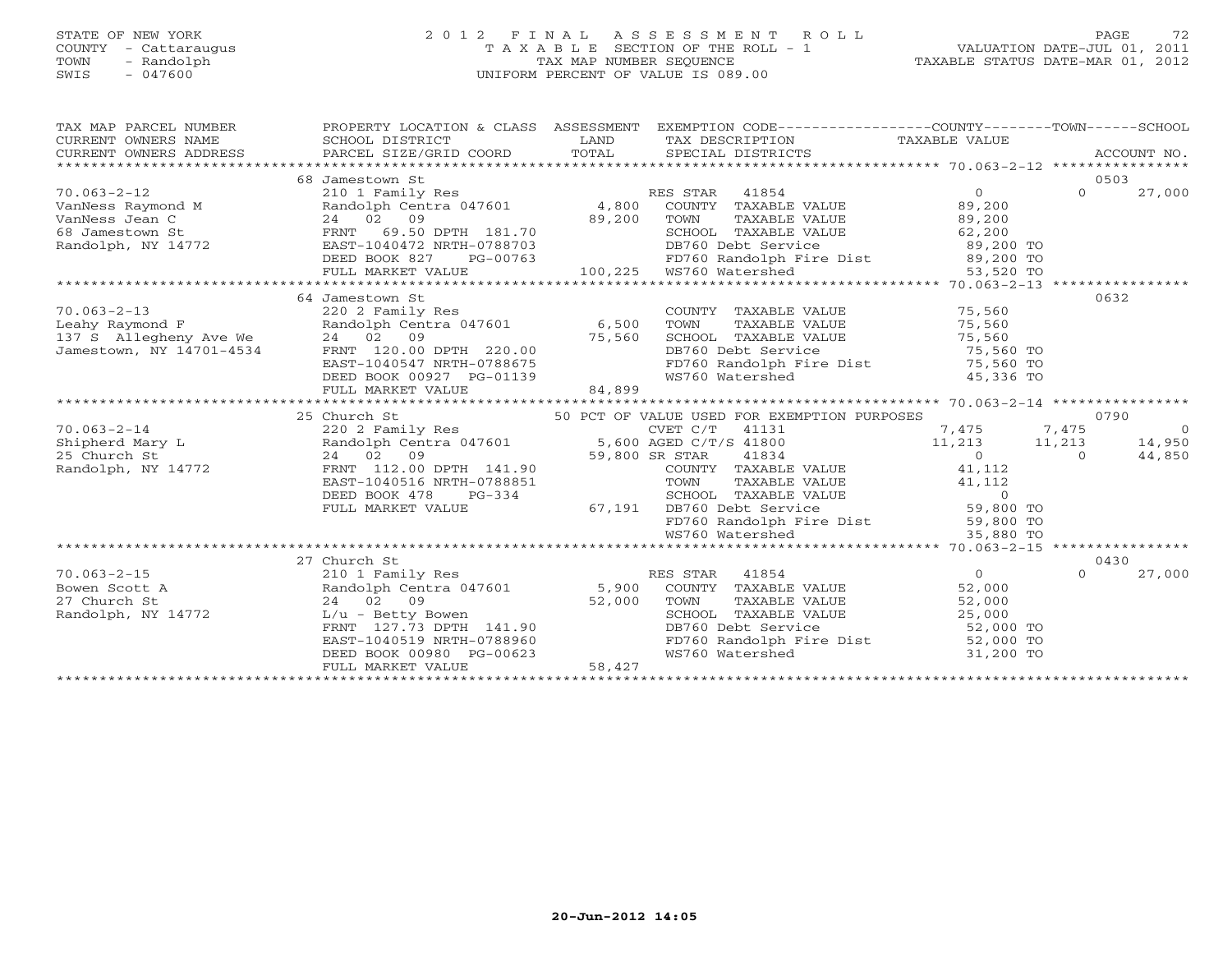STATE OF NEW YORK
COUNTY - Cattaraugus
TOWN - Randolph
SWIS - 047600

2012 FINAL ASSESSMENT ROLL
TAXABLE SECTION OF THE ROLL - 1
TAX MAP NUMBER SEQUENCE
UNIFORM PERCENT OF VALUE IS 089.00

VALUATION DATE-JUL 01, 2011
TAXABLE STATUS DATE-MAR 01, 2012

```
TAX MAP PARCEL NUMBER     PROPERTY LOCATION & CLASS  ASSESSMENT  EXEMPTION CODE------------------COUNTY--------TOWN------SCHOOL
CURRENT OWNERS NAME       SCHOOL DISTRICT              LAND      TAX DESCRIPTION               TAXABLE VALUE
CURRENT OWNERS ADDRESS    PARCEL SIZE/GRID COORD       TOTAL     SPECIAL DISTRICTS                                     ACCOUNT NO.
******************************************************************************************************* 70.063-2-12 ****************
                          68 Jamestown St                                                                               0503
70.063-2-12               210 1 Family Res                        RES STAR   41854              0            0       27,000
VanNess Raymond M         Randolph Centra 047601      4,800      COUNTY  TAXABLE VALUE         89,200
VanNess Jean C            24   02   09               89,200      TOWN    TAXABLE VALUE         89,200
68 Jamestown St           FRNT  69.50 DPTH 181.70                SCHOOL  TAXABLE VALUE         62,200
Randolph, NY 14772        EAST-1040472 NRTH-0788703              DB760 Debt Service            89,200 TO
                          DEED BOOK 827    PG-00763              FD760 Randolph Fire Dist      89,200 TO
                          FULL MARKET VALUE         100,225      WS760 Watershed               53,520 TO
******************************************************************************************************* 70.063-2-13 ****************
                          64 Jamestown St                                                                               0632
70.063-2-13               220 2 Family Res                       COUNTY  TAXABLE VALUE         75,560
Leahy Raymond F           Randolph Centra 047601      6,500      TOWN    TAXABLE VALUE         75,560
137 S  Allegheny Ave We   24   02   09               75,560      SCHOOL  TAXABLE VALUE         75,560
Jamestown, NY 14701-4534  FRNT 120.00 DPTH 220.00                DB760 Debt Service            75,560 TO
                          EAST-1040547 NRTH-0788675              FD760 Randolph Fire Dist      75,560 TO
                          DEED BOOK 00927  PG-01139              WS760 Watershed               45,336 TO
                          FULL MARKET VALUE          84,899
******************************************************************************************************* 70.063-2-14 ****************
                          25 Church St                    50 PCT OF VALUE USED FOR EXEMPTION PURPOSES                   0790
70.063-2-14               220 2 Family Res                       CVET C/T   41131            7,475        7,475           0
Shipherd Mary L           Randolph Centra 047601      5,600 AGED C/T/S 41800                11,213       11,213      14,950
25 Church St              24   02   09               59,800 SR STAR    41834                   0            0       44,850
Randolph, NY 14772        FRNT 112.00 DPTH 141.90                COUNTY  TAXABLE VALUE         41,112
                          EAST-1040516 NRTH-0788851              TOWN    TAXABLE VALUE         41,112
                          DEED BOOK 478    PG-334                SCHOOL  TAXABLE VALUE              0
                          FULL MARKET VALUE          67,191      DB760 Debt Service            59,800 TO
                                                                 FD760 Randolph Fire Dist      59,800 TO
                                                                 WS760 Watershed               35,880 TO
******************************************************************************************************* 70.063-2-15 ****************
                          27 Church St                                                                                  0430
70.063-2-15               210 1 Family Res                       RES STAR   41854              0            0       27,000
Bowen Scott A             Randolph Centra 047601      5,900      COUNTY  TAXABLE VALUE         52,000
27 Church St              24   02   09               52,000      TOWN    TAXABLE VALUE         52,000
Randolph, NY 14772        L/u - Betty Bowen                      SCHOOL  TAXABLE VALUE         25,000
                          FRNT 127.73 DPTH 141.90                DB760 Debt Service            52,000 TO
                          EAST-1040519 NRTH-0788960              FD760 Randolph Fire Dist      52,000 TO
                          DEED BOOK 00980  PG-00623              WS760 Watershed               31,200 TO
                          FULL MARKET VALUE          58,427
************************************************************************************************************************************
```

20-Jun-2012 14:05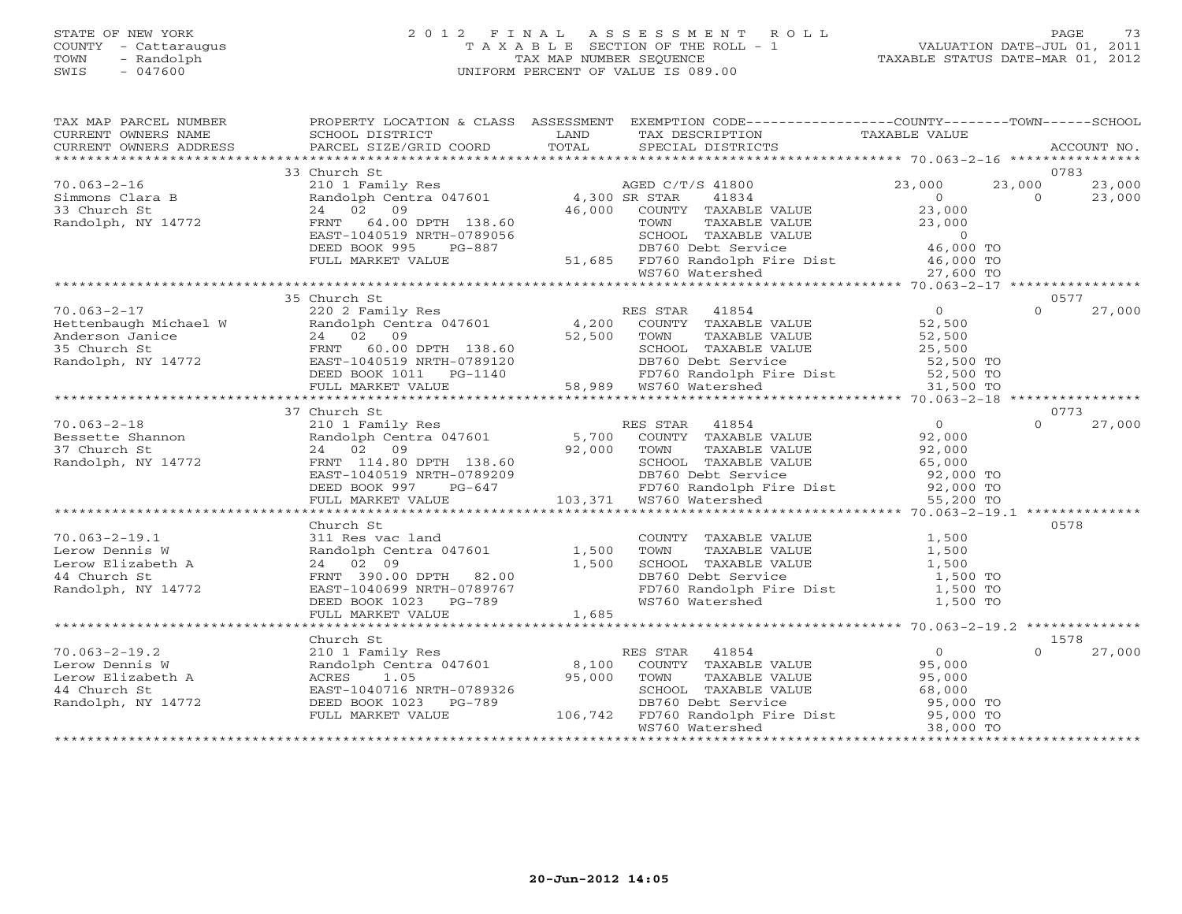STATE OF NEW YORK | 2 0 1 2 F I N A L A S S E S S M E N T R O L L | PAGE 73
COUNTY - Cattaraugus | T A X A B L E SECTION OF THE ROLL - 1 | VALUATION DATE-JUL 01, 2011
TOWN - Randolph | TAX MAP NUMBER SEQUENCE | TAXABLE STATUS DATE-MAR 01, 2012
SWIS - 047600 | UNIFORM PERCENT OF VALUE IS 089.00

| TAX MAP PARCEL NUMBER / CURRENT OWNERS NAME / CURRENT OWNERS ADDRESS | PROPERTY LOCATION & CLASS / SCHOOL DISTRICT / PARCEL SIZE/GRID COORD | ASSESSMENT LAND / TOTAL | EXEMPTION CODE / TAX DESCRIPTION / SPECIAL DISTRICTS | COUNTY TAXABLE VALUE | TOWN | SCHOOL / ACCOUNT NO. |
|---|---|---|---|---|---|---|
| | 33 Church St | | | | | 0783 |
| 70.063-2-16 | 210 1 Family Res | | AGED C/T/S 41800 | 23,000 | 23,000 | 23,000 |
| Simmons Clara B | Randolph Centra 047601 | 4,300 | SR STAR 41834 | 0 | 0 | 23,000 |
| 33 Church St | 24 02 09 | 46,000 | COUNTY TAXABLE VALUE | 23,000 | | |
| Randolph, NY 14772 | FRNT 64.00 DPTH 138.60 | | TOWN TAXABLE VALUE | 23,000 | | |
| | EAST-1040519 NRTH-0789056 | | SCHOOL TAXABLE VALUE | 0 | | |
| | DEED BOOK 995 PG-887 | | DB760 Debt Service | 46,000 TO | | |
| | FULL MARKET VALUE | 51,685 | FD760 Randolph Fire Dist | 46,000 TO | | |
| | | | WS760 Watershed | 27,600 TO | | |
| | 35 Church St | | | | | 0577 |
| 70.063-2-17 | 220 2 Family Res | | RES STAR 41854 | 0 | 0 | 27,000 |
| Hettenbaugh Michael W | Randolph Centra 047601 | 4,200 | COUNTY TAXABLE VALUE | 52,500 | | |
| Anderson Janice | 24 02 09 | 52,500 | TOWN TAXABLE VALUE | 52,500 | | |
| 35 Church St | FRNT 60.00 DPTH 138.60 | | SCHOOL TAXABLE VALUE | 25,500 | | |
| Randolph, NY 14772 | EAST-1040519 NRTH-0789120 | | DB760 Debt Service | 52,500 TO | | |
| | DEED BOOK 1011 PG-1140 | | FD760 Randolph Fire Dist | 52,500 TO | | |
| | FULL MARKET VALUE | 58,989 | WS760 Watershed | 31,500 TO | | |
| | 37 Church St | | | | | 0773 |
| 70.063-2-18 | 210 1 Family Res | | RES STAR 41854 | 0 | 0 | 27,000 |
| Bessette Shannon | Randolph Centra 047601 | 5,700 | COUNTY TAXABLE VALUE | 92,000 | | |
| 37 Church St | 24 02 09 | 92,000 | TOWN TAXABLE VALUE | 92,000 | | |
| Randolph, NY 14772 | FRNT 114.80 DPTH 138.60 | | SCHOOL TAXABLE VALUE | 65,000 | | |
| | EAST-1040519 NRTH-0789209 | | DB760 Debt Service | 92,000 TO | | |
| | DEED BOOK 997 PG-647 | | FD760 Randolph Fire Dist | 92,000 TO | | |
| | FULL MARKET VALUE | 103,371 | WS760 Watershed | 55,200 TO | | |
| | Church St | | | | | 0578 |
| 70.063-2-19.1 | 311 Res vac land | | COUNTY TAXABLE VALUE | 1,500 | | |
| Lerow Dennis W | Randolph Centra 047601 | 1,500 | TOWN TAXABLE VALUE | 1,500 | | |
| Lerow Elizabeth A | 24 02 09 | 1,500 | SCHOOL TAXABLE VALUE | 1,500 | | |
| 44 Church St | FRNT 390.00 DPTH 82.00 | | DB760 Debt Service | 1,500 TO | | |
| Randolph, NY 14772 | EAST-1040699 NRTH-0789767 | | FD760 Randolph Fire Dist | 1,500 TO | | |
| | DEED BOOK 1023 PG-789 | | WS760 Watershed | 1,500 TO | | |
| | FULL MARKET VALUE | 1,685 | | | | |
| | Church St | | | | | 1578 |
| 70.063-2-19.2 | 210 1 Family Res | | RES STAR 41854 | 0 | 0 | 27,000 |
| Lerow Dennis W | Randolph Centra 047601 | 8,100 | COUNTY TAXABLE VALUE | 95,000 | | |
| Lerow Elizabeth A | ACRES 1.05 | 95,000 | TOWN TAXABLE VALUE | 95,000 | | |
| 44 Church St | EAST-1040716 NRTH-0789326 | | SCHOOL TAXABLE VALUE | 68,000 | | |
| Randolph, NY 14772 | DEED BOOK 1023 PG-789 | | DB760 Debt Service | 95,000 TO | | |
| | FULL MARKET VALUE | 106,742 | FD760 Randolph Fire Dist | 95,000 TO | | |
| | | | WS760 Watershed | 38,000 TO | | |

20-Jun-2012 14:05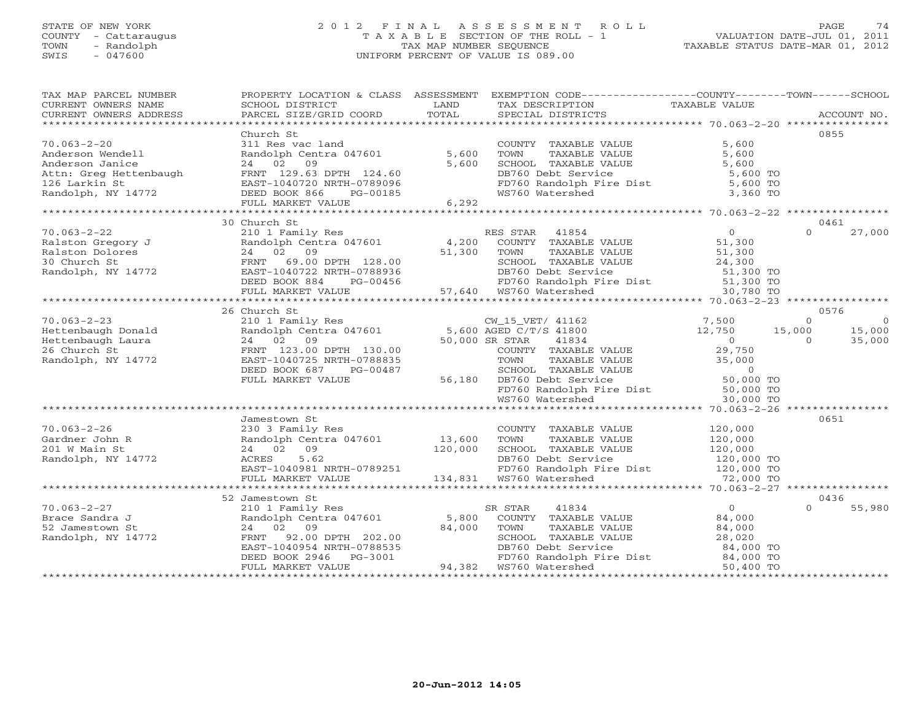STATE OF NEW YORK
COUNTY - Cattaraugus
TOWN - Randolph
SWIS - 047600

2012 FINAL ASSESSMENT ROLL
TAXABLE SECTION OF THE ROLL - 1
TAX MAP NUMBER SEQUENCE
UNIFORM PERCENT OF VALUE IS 089.00

VALUATION DATE-JUL 01, 2011
TAXABLE STATUS DATE-MAR 01, 2012

| TAX MAP PARCEL NUMBER / CURRENT OWNERS NAME / CURRENT OWNERS ADDRESS | PROPERTY LOCATION & CLASS / SCHOOL DISTRICT / PARCEL SIZE/GRID COORD | ASSESSMENT LAND | TOTAL | EXEMPTION CODE / TAX DESCRIPTION / SPECIAL DISTRICTS | COUNTY TAXABLE VALUE | TOWN | SCHOOL | ACCOUNT NO. |
|---|---|---|---|---|---|---|---|---|
| | Church St | | | | | | | 0855 |
| 70.063-2-20 | 311 Res vac land | | | COUNTY TAXABLE VALUE | 5,600 | | | |
| Anderson Wendell | Randolph Centra 047601 | 5,600 | | TOWN TAXABLE VALUE | 5,600 | | | |
| Anderson Janice | 24 02 09 | | 5,600 | SCHOOL TAXABLE VALUE | 5,600 | | | |
| Attn: Greg Hettenbaugh | FRNT 129.63 DPTH 124.60 | | | DB760 Debt Service | 5,600 TO | | | |
| 126 Larkin St | EAST-1040720 NRTH-0789096 | | | FD760 Randolph Fire Dist | 5,600 TO | | | |
| Randolph, NY 14772 | DEED BOOK 866 PG-00185 | | | WS760 Watershed | 3,360 TO | | | |
| | FULL MARKET VALUE | | 6,292 | | | | | |
| | 30 Church St | | | | | | | 0461 |
| 70.063-2-22 | 210 1 Family Res | | | RES STAR 41854 | 0 | 0 | 27,000 | |
| Ralston Gregory J | Randolph Centra 047601 | 4,200 | | COUNTY TAXABLE VALUE | 51,300 | | | |
| Ralston Dolores | 24 02 09 | | 51,300 | TOWN TAXABLE VALUE | 51,300 | | | |
| 30 Church St | FRNT 69.00 DPTH 128.00 | | | SCHOOL TAXABLE VALUE | 24,300 | | | |
| Randolph, NY 14772 | EAST-1040722 NRTH-0788936 | | | DB760 Debt Service | 51,300 TO | | | |
| | DEED BOOK 884 PG-00456 | | | FD760 Randolph Fire Dist | 51,300 TO | | | |
| | FULL MARKET VALUE | | 57,640 | WS760 Watershed | 30,780 TO | | | |
| | 26 Church St | | | | | | | 0576 |
| 70.063-2-23 | 210 1 Family Res | | | CW_15_VET/ 41162 | 7,500 | 0 | 0 | |
| Hettenbaugh Donald | Randolph Centra 047601 | 5,600 | | AGED C/T/S 41800 | 12,750 | 15,000 | 15,000 | |
| Hettenbaugh Laura | 24 02 09 | | 50,000 | SR STAR 41834 | 0 | 0 | 35,000 | |
| 26 Church St | FRNT 123.00 DPTH 130.00 | | | COUNTY TAXABLE VALUE | 29,750 | | | |
| Randolph, NY 14772 | EAST-1040725 NRTH-0788835 | | | TOWN TAXABLE VALUE | 35,000 | | | |
| | DEED BOOK 687 PG-00487 | | | SCHOOL TAXABLE VALUE | 0 | | | |
| | FULL MARKET VALUE | | 56,180 | DB760 Debt Service | 50,000 TO | | | |
| | | | | FD760 Randolph Fire Dist | 50,000 TO | | | |
| | | | | WS760 Watershed | 30,000 TO | | | |
| | Jamestown St | | | | | | | 0651 |
| 70.063-2-26 | 230 3 Family Res | | | COUNTY TAXABLE VALUE | 120,000 | | | |
| Gardner John R | Randolph Centra 047601 | 13,600 | | TOWN TAXABLE VALUE | 120,000 | | | |
| 201 W Main St | 24 02 09 | | 120,000 | SCHOOL TAXABLE VALUE | 120,000 | | | |
| Randolph, NY 14772 | ACRES 5.62 | | | DB760 Debt Service | 120,000 TO | | | |
| | EAST-1040981 NRTH-0789251 | | | FD760 Randolph Fire Dist | 120,000 TO | | | |
| | FULL MARKET VALUE | | 134,831 | WS760 Watershed | 72,000 TO | | | |
| | 52 Jamestown St | | | | | | | 0436 |
| 70.063-2-27 | 210 1 Family Res | | | SR STAR 41834 | 0 | 0 | 55,980 | |
| Brace Sandra J | Randolph Centra 047601 | 5,800 | | COUNTY TAXABLE VALUE | 84,000 | | | |
| 52 Jamestown St | 24 02 09 | | 84,000 | TOWN TAXABLE VALUE | 84,000 | | | |
| Randolph, NY 14772 | FRNT 92.00 DPTH 202.00 | | | SCHOOL TAXABLE VALUE | 28,020 | | | |
| | EAST-1040954 NRTH-0788535 | | | DB760 Debt Service | 84,000 TO | | | |
| | DEED BOOK 2946 PG-3001 | | | FD760 Randolph Fire Dist | 84,000 TO | | | |
| | FULL MARKET VALUE | | 94,382 | WS760 Watershed | 50,400 TO | | | |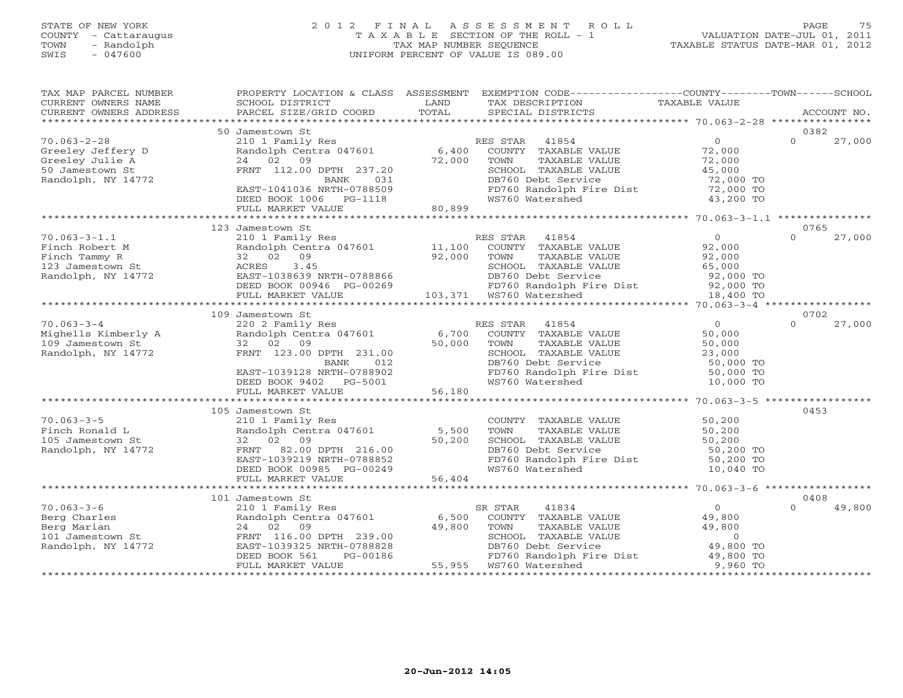STATE OF NEW YORK
COUNTY - Cattaraugus
TOWN - Randolph
SWIS - 047600

# 2012 FINAL ASSESSMENT ROLL

TAXABLE SECTION OF THE ROLL - 1
TAX MAP NUMBER SEQUENCE
UNIFORM PERCENT OF VALUE IS 089.00

VALUATION DATE-JUL 01, 2011
TAXABLE STATUS DATE-MAR 01, 2012

| TAX MAP PARCEL NUMBER / CURRENT OWNERS NAME / CURRENT OWNERS ADDRESS | PROPERTY LOCATION & CLASS / SCHOOL DISTRICT / PARCEL SIZE/GRID COORD | ASSESSMENT LAND / TOTAL | EXEMPTION CODE / TAX DESCRIPTION / SPECIAL DISTRICTS | COUNTY / TOWN / SCHOOL TAXABLE VALUE | ACCOUNT NO. |
|---|---|---|---|---|---|
| **70.063-2-28** | 50 Jamestown St | | | | 0382 |
| Greeley Jeffery D | 210 1 Family Res | | RES STAR 41854 | 0 / 0 / 27,000 | |
| Greeley Julie A | Randolph Centra 047601 | 6,400 | COUNTY TAXABLE VALUE | 72,000 | |
| 50 Jamestown St | 24 02 09 | 72,000 | TOWN TAXABLE VALUE | 72,000 | |
| Randolph, NY 14772 | FRNT 112.00 DPTH 237.20 | | SCHOOL TAXABLE VALUE | 45,000 | |
| | BANK 031 | | DB760 Debt Service | 72,000 TO | |
| | EAST-1041036 NRTH-0788509 | | FD760 Randolph Fire Dist | 72,000 TO | |
| | DEED BOOK 1006 PG-1118 | | WS760 Watershed | 43,200 TO | |
| | FULL MARKET VALUE | 80,899 | | | |
| **70.063-3-1.1** | 123 Jamestown St | | | | 0765 |
| Finch Robert M | 210 1 Family Res | | RES STAR 41854 | 0 / 0 / 27,000 | |
| Finch Tammy R | Randolph Centra 047601 | 11,100 | COUNTY TAXABLE VALUE | 92,000 | |
| 123 Jamestown St | 32 02 09 | 92,000 | TOWN TAXABLE VALUE | 92,000 | |
| Randolph, NY 14772 | ACRES 3.45 | | SCHOOL TAXABLE VALUE | 65,000 | |
| | EAST-1038639 NRTH-0788866 | | DB760 Debt Service | 92,000 TO | |
| | DEED BOOK 00946 PG-00269 | | FD760 Randolph Fire Dist | 92,000 TO | |
| | FULL MARKET VALUE | 103,371 | WS760 Watershed | 18,400 TO | |
| **70.063-3-4** | 109 Jamestown St | | | | 0702 |
| Mighells Kimberly A | 220 2 Family Res | | RES STAR 41854 | 0 / 0 / 27,000 | |
| 109 Jamestown St | Randolph Centra 047601 | 6,700 | COUNTY TAXABLE VALUE | 50,000 | |
| Randolph, NY 14772 | 32 02 09 | 50,000 | TOWN TAXABLE VALUE | 50,000 | |
| | FRNT 123.00 DPTH 231.00 | | SCHOOL TAXABLE VALUE | 23,000 | |
| | BANK 012 | | DB760 Debt Service | 50,000 TO | |
| | EAST-1039128 NRTH-0788902 | | FD760 Randolph Fire Dist | 50,000 TO | |
| | DEED BOOK 9402 PG-5001 | | WS760 Watershed | 10,000 TO | |
| | FULL MARKET VALUE | 56,180 | | | |
| **70.063-3-5** | 105 Jamestown St | | | | 0453 |
| Finch Ronald L | 210 1 Family Res | | COUNTY TAXABLE VALUE | 50,200 | |
| 105 Jamestown St | Randolph Centra 047601 | 5,500 | TOWN TAXABLE VALUE | 50,200 | |
| Randolph, NY 14772 | 32 02 09 | 50,200 | SCHOOL TAXABLE VALUE | 50,200 | |
| | FRNT 82.00 DPTH 216.00 | | DB760 Debt Service | 50,200 TO | |
| | EAST-1039219 NRTH-0788852 | | FD760 Randolph Fire Dist | 50,200 TO | |
| | DEED BOOK 00985 PG-00249 | | WS760 Watershed | 10,040 TO | |
| | FULL MARKET VALUE | 56,404 | | | |
| **70.063-3-6** | 101 Jamestown St | | | | 0408 |
| Berg Charles | 210 1 Family Res | | SR STAR 41834 | 0 / 0 / 49,800 | |
| Berg Marian | Randolph Centra 047601 | 6,500 | COUNTY TAXABLE VALUE | 49,800 | |
| 101 Jamestown St | 24 02 09 | 49,800 | TOWN TAXABLE VALUE | 49,800 | |
| Randolph, NY 14772 | FRNT 116.00 DPTH 239.00 | | SCHOOL TAXABLE VALUE | 0 | |
| | EAST-1039325 NRTH-0788828 | | DB760 Debt Service | 49,800 TO | |
| | DEED BOOK 561 PG-00186 | | FD760 Randolph Fire Dist | 49,800 TO | |
| | FULL MARKET VALUE | 55,955 | WS760 Watershed | 9,960 TO | |

20-Jun-2012 14:05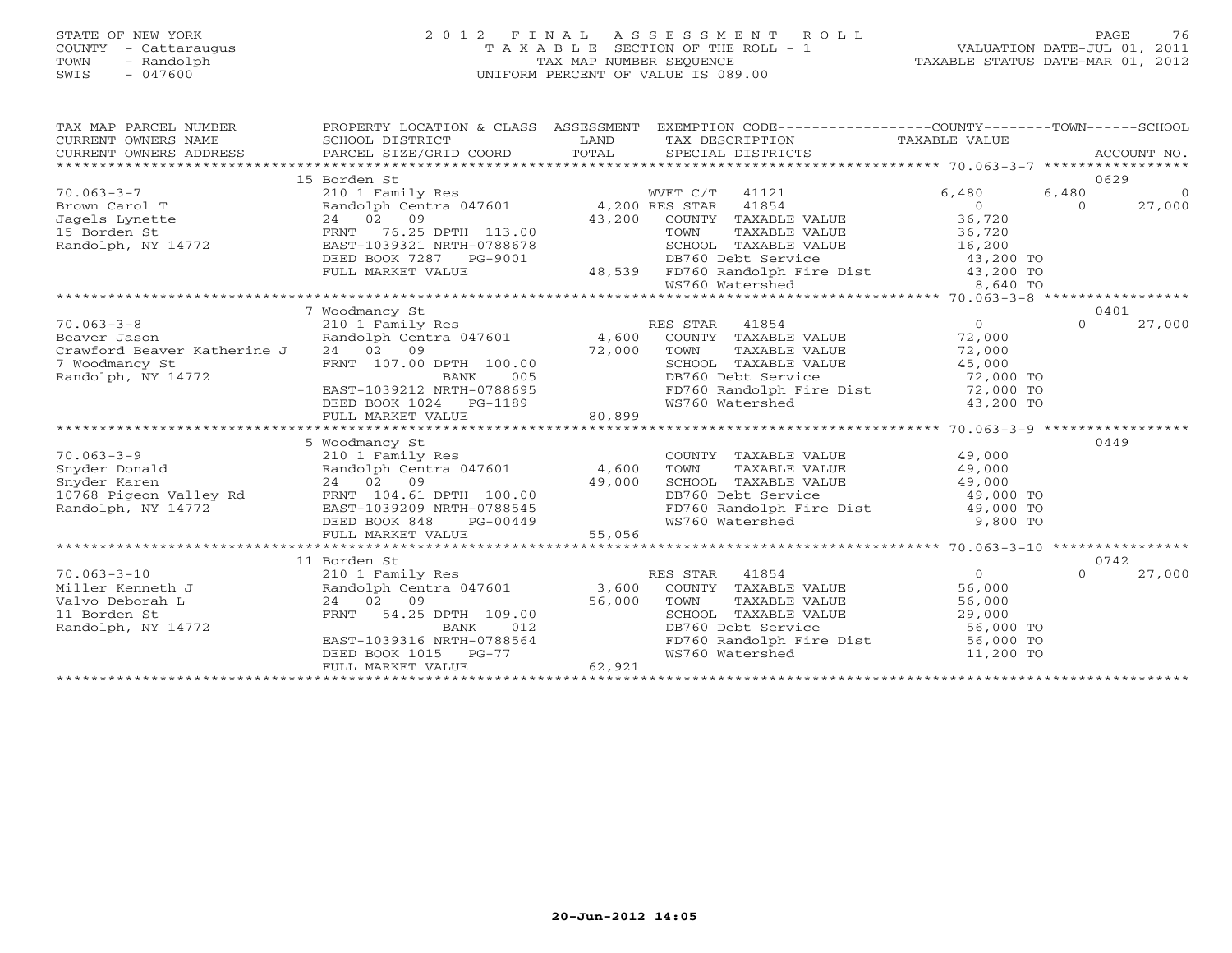STATE OF NEW YORK
COUNTY - Cattaraugus
TOWN - Randolph
SWIS - 047600

# 2012 FINAL ASSESSMENT ROLL

TAXABLE SECTION OF THE ROLL - 1
TAX MAP NUMBER SEQUENCE
UNIFORM PERCENT OF VALUE IS 089.00

VALUATION DATE-JUL 01, 2011
TAXABLE STATUS DATE-MAR 01, 2012

| TAX MAP PARCEL NUMBER / CURRENT OWNERS NAME / CURRENT OWNERS ADDRESS | PROPERTY LOCATION & CLASS / SCHOOL DISTRICT / PARCEL SIZE/GRID COORD | ASSESSMENT LAND / TOTAL | EXEMPTION CODE / TAX DESCRIPTION / SPECIAL DISTRICTS | COUNTY TAXABLE VALUE | TOWN | SCHOOL / ACCOUNT NO. |
|---|---|---|---|---|---|---|
| | 15 Borden St | | | | | 0629 |
| 70.063-3-7 | 210 1 Family Res | | WVET C/T 41121 | 6,480 | 6,480 | 0 |
| Brown Carol T | Randolph Centra 047601 | 4,200 | RES STAR 41854 | 0 | 0 | 27,000 |
| Jagels Lynette | 24 02 09 | 43,200 | COUNTY TAXABLE VALUE | 36,720 | | |
| 15 Borden St | FRNT 76.25 DPTH 113.00 | | TOWN TAXABLE VALUE | 36,720 | | |
| Randolph, NY 14772 | EAST-1039321 NRTH-0788678 | | SCHOOL TAXABLE VALUE | 16,200 | | |
| | DEED BOOK 7287 PG-9001 | | DB760 Debt Service | 43,200 TO | | |
| | FULL MARKET VALUE | 48,539 | FD760 Randolph Fire Dist | 43,200 TO | | |
| | | | WS760 Watershed | 8,640 TO | | |
| | 7 Woodmancy St | | | | | 0401 |
| 70.063-3-8 | 210 1 Family Res | | RES STAR 41854 | 0 | 0 | 27,000 |
| Beaver Jason | Randolph Centra 047601 | 4,600 | COUNTY TAXABLE VALUE | 72,000 | | |
| Crawford Beaver Katherine J | 24 02 09 | 72,000 | TOWN TAXABLE VALUE | 72,000 | | |
| 7 Woodmancy St | FRNT 107.00 DPTH 100.00 | | SCHOOL TAXABLE VALUE | 45,000 | | |
| Randolph, NY 14772 | BANK 005 | | DB760 Debt Service | 72,000 TO | | |
| | EAST-1039212 NRTH-0788695 | | FD760 Randolph Fire Dist | 72,000 TO | | |
| | DEED BOOK 1024 PG-1189 | | WS760 Watershed | 43,200 TO | | |
| | FULL MARKET VALUE | 80,899 | | | | |
| | 5 Woodmancy St | | | | | 0449 |
| 70.063-3-9 | 210 1 Family Res | | COUNTY TAXABLE VALUE | 49,000 | | |
| Snyder Donald | Randolph Centra 047601 | 4,600 | TOWN TAXABLE VALUE | 49,000 | | |
| Snyder Karen | 24 02 09 | 49,000 | SCHOOL TAXABLE VALUE | 49,000 | | |
| 10768 Pigeon Valley Rd | FRNT 104.61 DPTH 100.00 | | DB760 Debt Service | 49,000 TO | | |
| Randolph, NY 14772 | EAST-1039209 NRTH-0788545 | | FD760 Randolph Fire Dist | 49,000 TO | | |
| | DEED BOOK 848 PG-00449 | | WS760 Watershed | 9,800 TO | | |
| | FULL MARKET VALUE | 55,056 | | | | |
| | 11 Borden St | | | | | 0742 |
| 70.063-3-10 | 210 1 Family Res | | RES STAR 41854 | 0 | 0 | 27,000 |
| Miller Kenneth J | Randolph Centra 047601 | 3,600 | COUNTY TAXABLE VALUE | 56,000 | | |
| Valvo Deborah L | 24 02 09 | 56,000 | TOWN TAXABLE VALUE | 56,000 | | |
| 11 Borden St | FRNT 54.25 DPTH 109.00 | | SCHOOL TAXABLE VALUE | 29,000 | | |
| Randolph, NY 14772 | BANK 012 | | DB760 Debt Service | 56,000 TO | | |
| | EAST-1039316 NRTH-0788564 | | FD760 Randolph Fire Dist | 56,000 TO | | |
| | DEED BOOK 1015 PG-77 | | WS760 Watershed | 11,200 TO | | |
| | FULL MARKET VALUE | 62,921 | | | | |

20-Jun-2012 14:05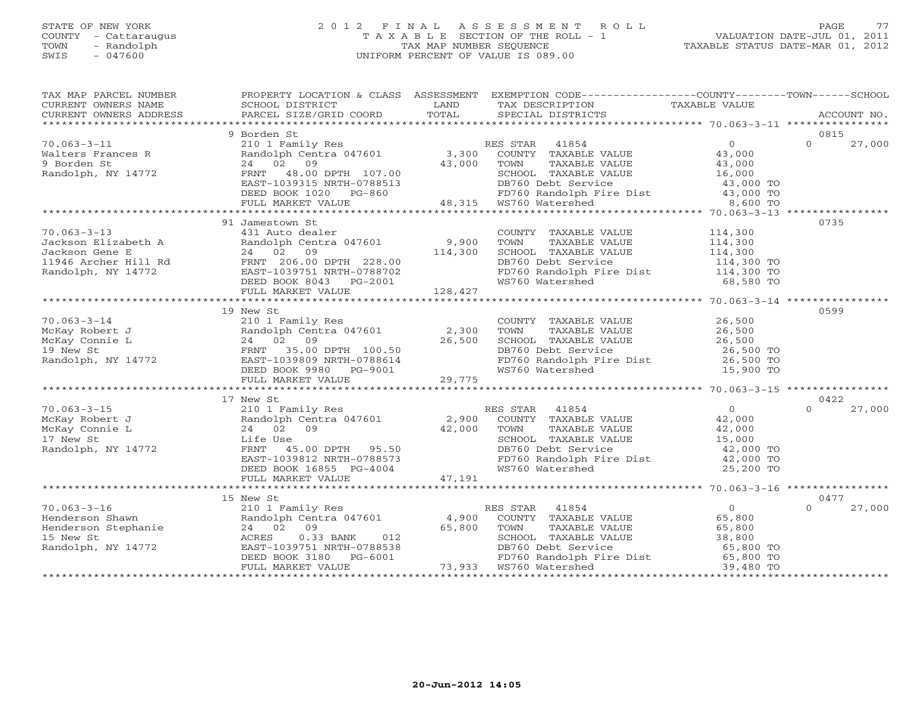STATE OF NEW YORK
COUNTY - Cattaraugus
TOWN - Randolph
SWIS - 047600

2012 FINAL ASSESSMENT ROLL
TAXABLE SECTION OF THE ROLL - 1
TAX MAP NUMBER SEQUENCE
UNIFORM PERCENT OF VALUE IS 089.00

VALUATION DATE-JUL 01, 2011
TAXABLE STATUS DATE-MAR 01, 2012

| TAX MAP PARCEL NUMBER / CURRENT OWNERS NAME / CURRENT OWNERS ADDRESS | PROPERTY LOCATION & CLASS / SCHOOL DISTRICT / PARCEL SIZE/GRID COORD | ASSESSMENT LAND / TOTAL | EXEMPTION CODE / TAX DESCRIPTION / SPECIAL DISTRICTS | COUNTY / TOWN TAXABLE VALUE | SCHOOL / ACCOUNT NO. |
|---|---|---|---|---|---|
| | 9 Borden St | | | | 0815 |
| 70.063-3-11 | 210 1 Family Res | | RES STAR 41854 | 0 | 0 27,000 |
| Walters Frances R | Randolph Centra 047601 | 3,300 | COUNTY TAXABLE VALUE | 43,000 | |
| 9 Borden St | 24 02 09 | 43,000 | TOWN TAXABLE VALUE | 43,000 | |
| Randolph, NY 14772 | FRNT 48.00 DPTH 107.00 | | SCHOOL TAXABLE VALUE | 16,000 | |
| | EAST-1039315 NRTH-0788513 | | DB760 Debt Service | 43,000 TO | |
| | DEED BOOK 1020 PG-860 | | FD760 Randolph Fire Dist | 43,000 TO | |
| | FULL MARKET VALUE | 48,315 | WS760 Watershed | 8,600 TO | |
| | 91 Jamestown St | | | | 0735 |
| 70.063-3-13 | 431 Auto dealer | | COUNTY TAXABLE VALUE | 114,300 | |
| Jackson Elizabeth A | Randolph Centra 047601 | 9,900 | TOWN TAXABLE VALUE | 114,300 | |
| Jackson Gene E | 24 02 09 | 114,300 | SCHOOL TAXABLE VALUE | 114,300 | |
| 11946 Archer Hill Rd | FRNT 206.00 DPTH 228.00 | | DB760 Debt Service | 114,300 TO | |
| Randolph, NY 14772 | EAST-1039751 NRTH-0788702 | | FD760 Randolph Fire Dist | 114,300 TO | |
| | DEED BOOK 8043 PG-2001 | | WS760 Watershed | 68,580 TO | |
| | FULL MARKET VALUE | 128,427 | | | |
| | 19 New St | | | | 0599 |
| 70.063-3-14 | 210 1 Family Res | | COUNTY TAXABLE VALUE | 26,500 | |
| McKay Robert J | Randolph Centra 047601 | 2,300 | TOWN TAXABLE VALUE | 26,500 | |
| McKay Connie L | 24 02 09 | 26,500 | SCHOOL TAXABLE VALUE | 26,500 | |
| 19 New St | FRNT 35.00 DPTH 100.50 | | DB760 Debt Service | 26,500 TO | |
| Randolph, NY 14772 | EAST-1039809 NRTH-0788614 | | FD760 Randolph Fire Dist | 26,500 TO | |
| | DEED BOOK 9980 PG-9001 | | WS760 Watershed | 15,900 TO | |
| | FULL MARKET VALUE | 29,775 | | | |
| | 17 New St | | | | 0422 |
| 70.063-3-15 | 210 1 Family Res | | RES STAR 41854 | 0 | 0 27,000 |
| McKay Robert J | Randolph Centra 047601 | 2,900 | COUNTY TAXABLE VALUE | 42,000 | |
| McKay Connie L | 24 02 09 | 42,000 | TOWN TAXABLE VALUE | 42,000 | |
| 17 New St | Life Use | | SCHOOL TAXABLE VALUE | 15,000 | |
| Randolph, NY 14772 | FRNT 45.00 DPTH 95.50 | | DB760 Debt Service | 42,000 TO | |
| | EAST-1039812 NRTH-0788573 | | FD760 Randolph Fire Dist | 42,000 TO | |
| | DEED BOOK 16855 PG-4004 | | WS760 Watershed | 25,200 TO | |
| | FULL MARKET VALUE | 47,191 | | | |
| | 15 New St | | | | 0477 |
| 70.063-3-16 | 210 1 Family Res | | RES STAR 41854 | 0 | 0 27,000 |
| Henderson Shawn | Randolph Centra 047601 | 4,900 | COUNTY TAXABLE VALUE | 65,800 | |
| Henderson Stephanie | 24 02 09 | 65,800 | TOWN TAXABLE VALUE | 65,800 | |
| 15 New St | ACRES 0.33 BANK 012 | | SCHOOL TAXABLE VALUE | 38,800 | |
| Randolph, NY 14772 | EAST-1039751 NRTH-0788538 | | DB760 Debt Service | 65,800 TO | |
| | DEED BOOK 3180 PG-6001 | | FD760 Randolph Fire Dist | 65,800 TO | |
| | FULL MARKET VALUE | 73,933 | WS760 Watershed | 39,480 TO | |

20-Jun-2012 14:05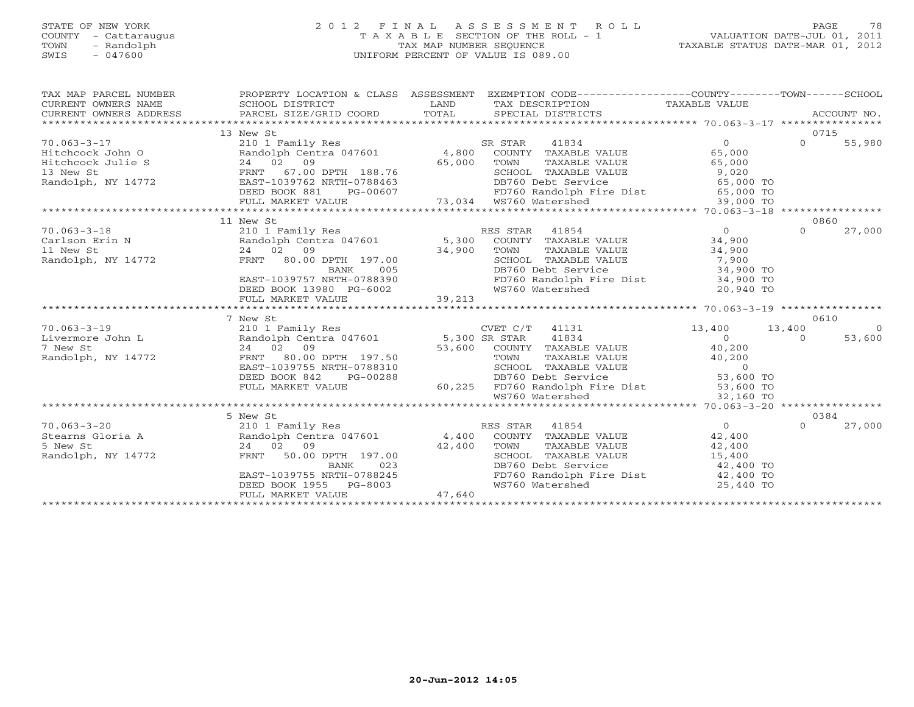STATE OF NEW YORK
COUNTY - Cattaraugus
TOWN - Randolph
SWIS - 047600

# 2012 FINAL ASSESSMENT ROLL

TAXABLE SECTION OF THE ROLL - 1
TAX MAP NUMBER SEQUENCE
UNIFORM PERCENT OF VALUE IS 089.00

VALUATION DATE-JUL 01, 2011
TAXABLE STATUS DATE-MAR 01, 2012

| TAX MAP PARCEL NUMBER / CURRENT OWNERS NAME / CURRENT OWNERS ADDRESS | PROPERTY LOCATION & CLASS / SCHOOL DISTRICT / PARCEL SIZE/GRID COORD | ASSESSMENT LAND / TOTAL | EXEMPTION CODE / TAX DESCRIPTION / SPECIAL DISTRICTS | COUNTY | TOWN | SCHOOL | ACCOUNT NO. |
|---|---|---|---|---|---|---|---|
| | 13 New St | | | | | | 0715 |
| 70.063-3-17 | 210 1 Family Res | | SR STAR 41834 | 0 | 0 | 55,980 | |
| Hitchcock John O | Randolph Centra 047601 | 4,800 | COUNTY TAXABLE VALUE | 65,000 | | | |
| Hitchcock Julie S | 24 02 09 | 65,000 | TOWN TAXABLE VALUE | | 65,000 | | |
| 13 New St | FRNT 67.00 DPTH 188.76 | | SCHOOL TAXABLE VALUE | | | 9,020 | |
| Randolph, NY 14772 | EAST-1039762 NRTH-0788463 | | DB760 Debt Service | 65,000 TO | | | |
| | DEED BOOK 881 PG-00607 | | FD760 Randolph Fire Dist | 65,000 TO | | | |
| | FULL MARKET VALUE | 73,034 | WS760 Watershed | 39,000 TO | | | |
| | 11 New St | | | | | | 0860 |
| 70.063-3-18 | 210 1 Family Res | | RES STAR 41854 | 0 | 0 | 27,000 | |
| Carlson Erin N | Randolph Centra 047601 | 5,300 | COUNTY TAXABLE VALUE | 34,900 | | | |
| 11 New St | 24 02 09 | 34,900 | TOWN TAXABLE VALUE | | 34,900 | | |
| Randolph, NY 14772 | FRNT 80.00 DPTH 197.00 | | SCHOOL TAXABLE VALUE | | | 7,900 | |
| | BANK 005 | | DB760 Debt Service | 34,900 TO | | | |
| | EAST-1039757 NRTH-0788390 | | FD760 Randolph Fire Dist | 34,900 TO | | | |
| | DEED BOOK 13980 PG-6002 | | WS760 Watershed | 20,940 TO | | | |
| | FULL MARKET VALUE | 39,213 | | | | | |
| | 7 New St | | | | | | 0610 |
| 70.063-3-19 | 210 1 Family Res | | CVET C/T 41131 | 13,400 | 13,400 | 0 | |
| Livermore John L | Randolph Centra 047601 | 5,300 | SR STAR 41834 | 0 | 0 | 53,600 | |
| 7 New St | 24 02 09 | 53,600 | COUNTY TAXABLE VALUE | 40,200 | | | |
| Randolph, NY 14772 | FRNT 80.00 DPTH 197.50 | | TOWN TAXABLE VALUE | | 40,200 | | |
| | EAST-1039755 NRTH-0788310 | | SCHOOL TAXABLE VALUE | | | 0 | |
| | DEED BOOK 842 PG-00288 | | DB760 Debt Service | 53,600 TO | | | |
| | FULL MARKET VALUE | 60,225 | FD760 Randolph Fire Dist | 53,600 TO | | | |
| | | | WS760 Watershed | 32,160 TO | | | |
| | 5 New St | | | | | | 0384 |
| 70.063-3-20 | 210 1 Family Res | | RES STAR 41854 | 0 | 0 | 27,000 | |
| Stearns Gloria A | Randolph Centra 047601 | 4,400 | COUNTY TAXABLE VALUE | 42,400 | | | |
| 5 New St | 24 02 09 | 42,400 | TOWN TAXABLE VALUE | | 42,400 | | |
| Randolph, NY 14772 | FRNT 50.00 DPTH 197.00 | | SCHOOL TAXABLE VALUE | | | 15,400 | |
| | BANK 023 | | DB760 Debt Service | 42,400 TO | | | |
| | EAST-1039755 NRTH-0788245 | | FD760 Randolph Fire Dist | 42,400 TO | | | |
| | DEED BOOK 1955 PG-8003 | | WS760 Watershed | 25,440 TO | | | |
| | FULL MARKET VALUE | 47,640 | | | | | |

20-Jun-2012 14:05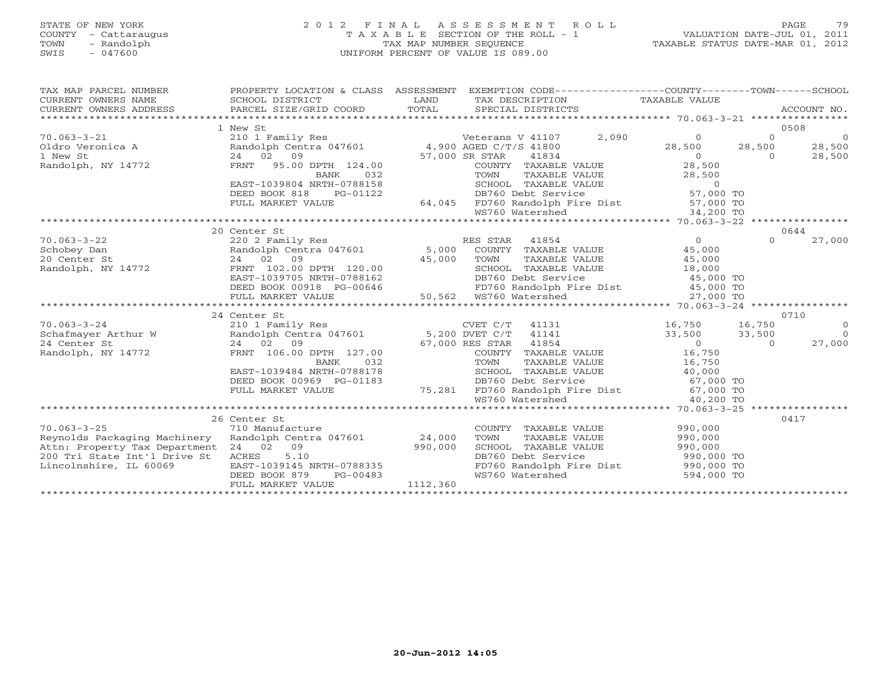STATE OF NEW YORK
COUNTY - Cattaraugus
TOWN - Randolph
SWIS - 047600

# 2012 FINAL ASSESSMENT ROLL
TAXABLE SECTION OF THE ROLL - 1
TAX MAP NUMBER SEQUENCE
UNIFORM PERCENT OF VALUE IS 089.00

VALUATION DATE-JUL 01, 2011
TAXABLE STATUS DATE-MAR 01, 2012

| TAX MAP PARCEL NUMBER / CURRENT OWNERS NAME / CURRENT OWNERS ADDRESS | PROPERTY LOCATION & CLASS / SCHOOL DISTRICT / PARCEL SIZE/GRID COORD | ASSESSMENT LAND / TOTAL | EXEMPTION CODE / TAX DESCRIPTION / SPECIAL DISTRICTS | COUNTY TAXABLE VALUE | TOWN | SCHOOL | ACCOUNT NO. |
|---|---|---|---|---|---|---|---|
| | 1 New St | | | | | | 0508 |
| 70.063-3-21 | 210 1 Family Res | | Veterans V 41107 2,090 | 0 | 0 | 0 | |
| Oldro Veronica A | Randolph Centra 047601 | 4,900 | AGED C/T/S 41800 | 28,500 | 28,500 | 28,500 | |
| 1 New St | 24 02 09 | 57,000 | SR STAR 41834 | 0 | 0 | 28,500 | |
| Randolph, NY 14772 | FRNT 95.00 DPTH 124.00 | | COUNTY TAXABLE VALUE | 28,500 | | | |
| | BANK 032 | | TOWN TAXABLE VALUE | 28,500 | | | |
| | EAST-1039804 NRTH-0788158 | | SCHOOL TAXABLE VALUE | 0 | | | |
| | DEED BOOK 818 PG-01122 | | DB760 Debt Service | 57,000 TO | | | |
| | FULL MARKET VALUE | 64,045 | FD760 Randolph Fire Dist | 57,000 TO | | | |
| | | | WS760 Watershed | 34,200 TO | | | |
| | 20 Center St | | | | | | 0644 |
| 70.063-3-22 | 220 2 Family Res | | RES STAR 41854 | 0 | 0 | 27,000 | |
| Schobey Dan | Randolph Centra 047601 | 5,000 | COUNTY TAXABLE VALUE | 45,000 | | | |
| 20 Center St | 24 02 09 | 45,000 | TOWN TAXABLE VALUE | 45,000 | | | |
| Randolph, NY 14772 | FRNT 102.00 DPTH 120.00 | | SCHOOL TAXABLE VALUE | 18,000 | | | |
| | EAST-1039705 NRTH-0788162 | | DB760 Debt Service | 45,000 TO | | | |
| | DEED BOOK 00918 PG-00646 | | FD760 Randolph Fire Dist | 45,000 TO | | | |
| | FULL MARKET VALUE | 50,562 | WS760 Watershed | 27,000 TO | | | |
| | 24 Center St | | | | | | 0710 |
| 70.063-3-24 | 210 1 Family Res | | CVET C/T 41131 | 16,750 | 16,750 | 0 | |
| Schafmayer Arthur W | Randolph Centra 047601 | 5,200 | DVET C/T 41141 | 33,500 | 33,500 | 0 | |
| 24 Center St | 24 02 09 | 67,000 | RES STAR 41854 | 0 | 0 | 27,000 | |
| Randolph, NY 14772 | FRNT 106.00 DPTH 127.00 | | COUNTY TAXABLE VALUE | 16,750 | | | |
| | BANK 032 | | TOWN TAXABLE VALUE | 16,750 | | | |
| | EAST-1039484 NRTH-0788178 | | SCHOOL TAXABLE VALUE | 40,000 | | | |
| | DEED BOOK 00969 PG-01183 | | DB760 Debt Service | 67,000 TO | | | |
| | FULL MARKET VALUE | 75,281 | FD760 Randolph Fire Dist | 67,000 TO | | | |
| | | | WS760 Watershed | 40,200 TO | | | |
| | 26 Center St | | | | | | 0417 |
| 70.063-3-25 | 710 Manufacture | | COUNTY TAXABLE VALUE | 990,000 | | | |
| Reynolds Packaging Machinery | Randolph Centra 047601 | 24,000 | TOWN TAXABLE VALUE | 990,000 | | | |
| Attn: Property Tax Department | 24 02 09 | 990,000 | SCHOOL TAXABLE VALUE | 990,000 | | | |
| 200 Tri State Int'l Drive St | ACRES 5.10 | | DB760 Debt Service | 990,000 TO | | | |
| Lincolnshire, IL 60069 | EAST-1039145 NRTH-0788335 | | FD760 Randolph Fire Dist | 990,000 TO | | | |
| | DEED BOOK 879 PG-00483 | | WS760 Watershed | 594,000 TO | | | |
| | FULL MARKET VALUE | 1112,360 | | | | | |

20-Jun-2012 14:05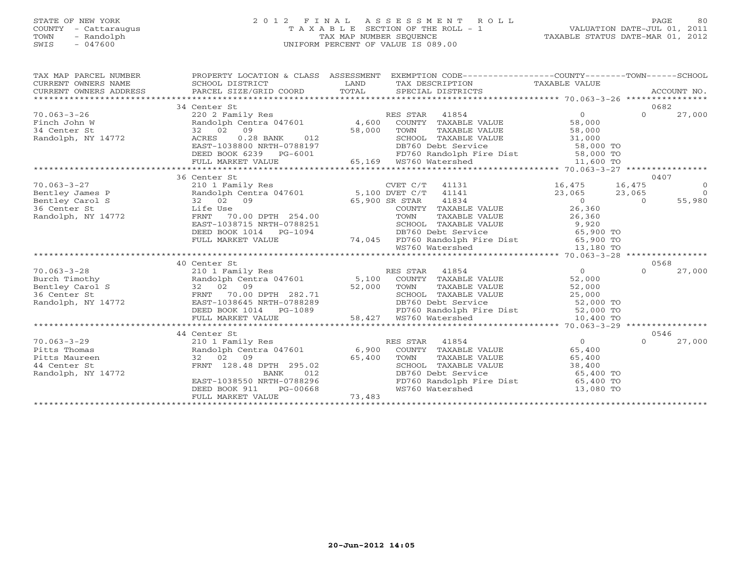STATE OF NEW YORK
COUNTY - Cattaraugus
TOWN - Randolph
SWIS - 047600

2012 FINAL ASSESSMENT ROLL
TAXABLE SECTION OF THE ROLL - 1
TAX MAP NUMBER SEQUENCE
UNIFORM PERCENT OF VALUE IS 089.00

VALUATION DATE-JUL 01, 2011
TAXABLE STATUS DATE-MAR 01, 2012

| TAX MAP PARCEL NUMBER / CURRENT OWNERS NAME / CURRENT OWNERS ADDRESS | PROPERTY LOCATION & CLASS / SCHOOL DISTRICT / PARCEL SIZE/GRID COORD | ASSESSMENT LAND / TOTAL | EXEMPTION CODE / TAX DESCRIPTION / SPECIAL DISTRICTS | COUNTY TAXABLE VALUE | TOWN | SCHOOL / ACCOUNT NO. |
|---|---|---|---|---|---|---|
| **70.063-3-26** | 34 Center St | | | | | 0682 |
| Finch John W | 220 2 Family Res | | RES STAR 41854 | 0 | 0 | 27,000 |
| 34 Center St | Randolph Centra 047601 | 4,600 | COUNTY TAXABLE VALUE | 58,000 | | |
| Randolph, NY 14772 | 32 02 09 | 58,000 | TOWN TAXABLE VALUE | 58,000 | | |
| | ACRES 0.28 BANK 012 | | SCHOOL TAXABLE VALUE | 31,000 | | |
| | EAST-1038800 NRTH-0788197 | | DB760 Debt Service | 58,000 TO | | |
| | DEED BOOK 6239 PG-6001 | | FD760 Randolph Fire Dist | 58,000 TO | | |
| | FULL MARKET VALUE | 65,169 | WS760 Watershed | 11,600 TO | | |
| **70.063-3-27** | 36 Center St | | | | | 0407 |
| Bentley James P | 210 1 Family Res | | CVET C/T 41131 | 16,475 | 16,475 | 0 |
| Bentley Carol S | Randolph Centra 047601 | 5,100 | DVET C/T 41141 | 23,065 | 23,065 | 0 |
| 36 Center St | 32 02 09 | 65,900 | SR STAR 41834 | 0 | 0 | 55,980 |
| Randolph, NY 14772 | Life Use | | COUNTY TAXABLE VALUE | 26,360 | | |
| | FRNT 70.00 DPTH 254.00 | | TOWN TAXABLE VALUE | 26,360 | | |
| | EAST-1038715 NRTH-0788251 | | SCHOOL TAXABLE VALUE | 9,920 | | |
| | DEED BOOK 1014 PG-1094 | | DB760 Debt Service | 65,900 TO | | |
| | FULL MARKET VALUE | 74,045 | FD760 Randolph Fire Dist | 65,900 TO | | |
| | | | WS760 Watershed | 13,180 TO | | |
| **70.063-3-28** | 40 Center St | | | | | 0568 |
| Burch Timothy | 210 1 Family Res | | RES STAR 41854 | 0 | 0 | 27,000 |
| Bentley Carol S | Randolph Centra 047601 | 5,100 | COUNTY TAXABLE VALUE | 52,000 | | |
| 36 Center St | 32 02 09 | 52,000 | TOWN TAXABLE VALUE | 52,000 | | |
| Randolph, NY 14772 | FRNT 70.00 DPTH 282.71 | | SCHOOL TAXABLE VALUE | 25,000 | | |
| | EAST-1038645 NRTH-0788289 | | DB760 Debt Service | 52,000 TO | | |
| | DEED BOOK 1014 PG-1089 | | FD760 Randolph Fire Dist | 52,000 TO | | |
| | FULL MARKET VALUE | 58,427 | WS760 Watershed | 10,400 TO | | |
| **70.063-3-29** | 44 Center St | | | | | 0546 |
| Pitts Thomas | 210 1 Family Res | | RES STAR 41854 | 0 | 0 | 27,000 |
| Pitts Maureen | Randolph Centra 047601 | 6,900 | COUNTY TAXABLE VALUE | 65,400 | | |
| 44 Center St | 32 02 09 | 65,400 | TOWN TAXABLE VALUE | 65,400 | | |
| Randolph, NY 14772 | FRNT 128.48 DPTH 295.02 | | SCHOOL TAXABLE VALUE | 38,400 | | |
| | BANK 012 | | DB760 Debt Service | 65,400 TO | | |
| | EAST-1038550 NRTH-0788296 | | FD760 Randolph Fire Dist | 65,400 TO | | |
| | DEED BOOK 911 PG-00668 | | WS760 Watershed | 13,080 TO | | |
| | FULL MARKET VALUE | 73,483 | | | | |

20-Jun-2012 14:05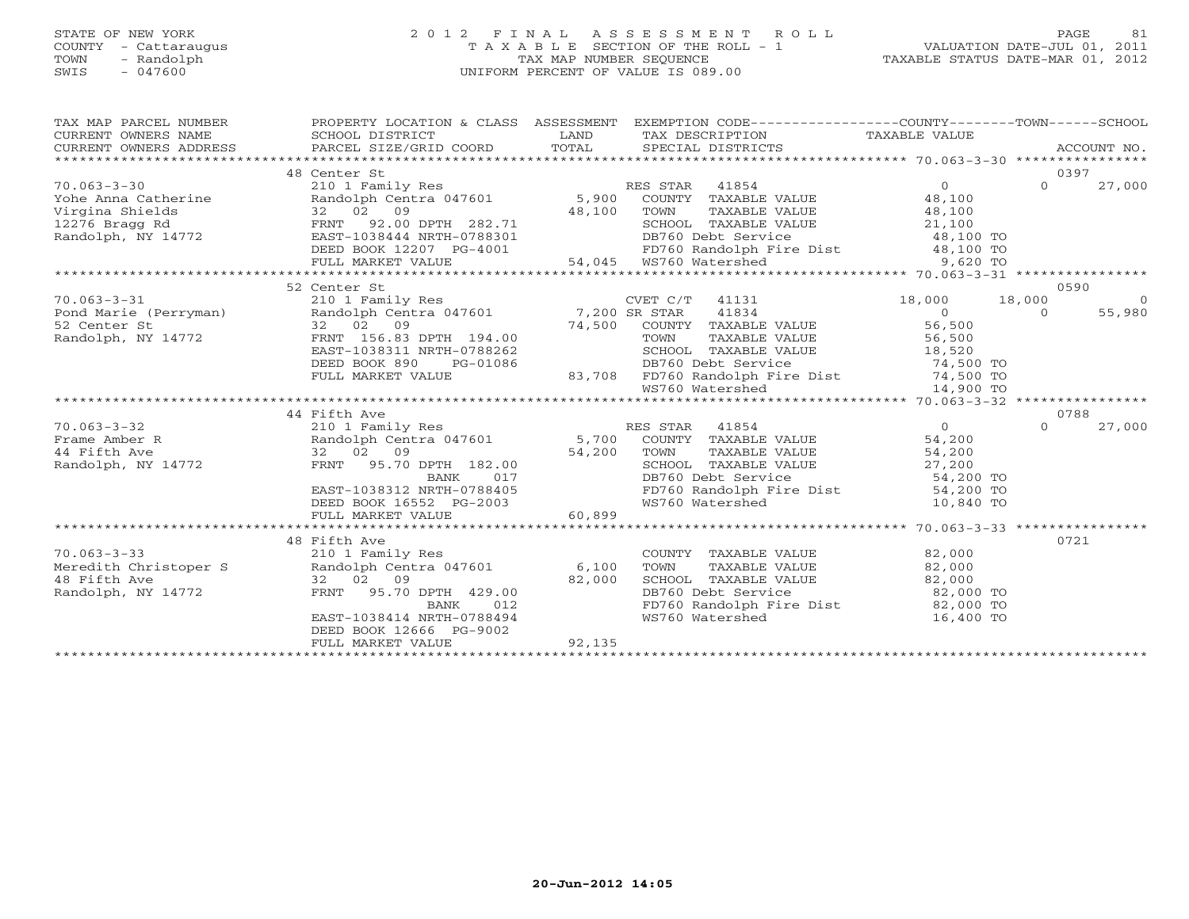STATE OF NEW YORK
COUNTY - Cattaraugus
TOWN - Randolph
SWIS - 047600

2012 FINAL ASSESSMENT ROLL
TAXABLE SECTION OF THE ROLL - 1
TAX MAP NUMBER SEQUENCE
UNIFORM PERCENT OF VALUE IS 089.00

VALUATION DATE-JUL 01, 2011
TAXABLE STATUS DATE-MAR 01, 2012

| TAX MAP PARCEL NUMBER / CURRENT OWNERS NAME / CURRENT OWNERS ADDRESS | PROPERTY LOCATION & CLASS / SCHOOL DISTRICT / PARCEL SIZE/GRID COORD | ASSESSMENT LAND / TOTAL | EXEMPTION CODE / TAX DESCRIPTION / SPECIAL DISTRICTS | COUNTY TAXABLE VALUE | TOWN | SCHOOL / ACCOUNT NO. |
|---|---|---|---|---|---|---|
| | 48 Center St | | | | | 0397 |
| 70.063-3-30 | 210 1 Family Res | | RES STAR 41854 | 0 | 0 | 27,000 |
| Yohe Anna Catherine | Randolph Centra 047601 | 5,900 | COUNTY TAXABLE VALUE | 48,100 | | |
| Virgina Shields | 32 02 09 | 48,100 | TOWN TAXABLE VALUE | 48,100 | | |
| 12276 Bragg Rd | FRNT 92.00 DPTH 282.71 | | SCHOOL TAXABLE VALUE | 21,100 | | |
| Randolph, NY 14772 | EAST-1038444 NRTH-0788301 | | DB760 Debt Service | 48,100 TO | | |
| | DEED BOOK 12207 PG-4001 | | FD760 Randolph Fire Dist | 48,100 TO | | |
| | FULL MARKET VALUE | 54,045 | WS760 Watershed | 9,620 TO | | |
| | 52 Center St | | | | | 0590 |
| 70.063-3-31 | 210 1 Family Res | | CVET C/T 41131 | 18,000 | 18,000 | 0 |
| Pond Marie (Perryman) | Randolph Centra 047601 | 7,200 | SR STAR 41834 | 0 | 0 | 55,980 |
| 52 Center St | 32 02 09 | 74,500 | COUNTY TAXABLE VALUE | 56,500 | | |
| Randolph, NY 14772 | FRNT 156.83 DPTH 194.00 | | TOWN TAXABLE VALUE | 56,500 | | |
| | EAST-1038311 NRTH-0788262 | | SCHOOL TAXABLE VALUE | 18,520 | | |
| | DEED BOOK 890 PG-01086 | | DB760 Debt Service | 74,500 TO | | |
| | FULL MARKET VALUE | 83,708 | FD760 Randolph Fire Dist | 74,500 TO | | |
| | | | WS760 Watershed | 14,900 TO | | |
| | 44 Fifth Ave | | | | | 0788 |
| 70.063-3-32 | 210 1 Family Res | | RES STAR 41854 | 0 | 0 | 27,000 |
| Frame Amber R | Randolph Centra 047601 | 5,700 | COUNTY TAXABLE VALUE | 54,200 | | |
| 44 Fifth Ave | 32 02 09 | 54,200 | TOWN TAXABLE VALUE | 54,200 | | |
| Randolph, NY 14772 | FRNT 95.70 DPTH 182.00 | | SCHOOL TAXABLE VALUE | 27,200 | | |
| | BANK 017 | | DB760 Debt Service | 54,200 TO | | |
| | EAST-1038312 NRTH-0788405 | | FD760 Randolph Fire Dist | 54,200 TO | | |
| | DEED BOOK 16552 PG-2003 | | WS760 Watershed | 10,840 TO | | |
| | FULL MARKET VALUE | 60,899 | | | | |
| | 48 Fifth Ave | | | | | 0721 |
| 70.063-3-33 | 210 1 Family Res | | COUNTY TAXABLE VALUE | 82,000 | | |
| Meredith Christoper S | Randolph Centra 047601 | 6,100 | TOWN TAXABLE VALUE | 82,000 | | |
| 48 Fifth Ave | 32 02 09 | 82,000 | SCHOOL TAXABLE VALUE | 82,000 | | |
| Randolph, NY 14772 | FRNT 95.70 DPTH 429.00 | | DB760 Debt Service | 82,000 TO | | |
| | BANK 012 | | FD760 Randolph Fire Dist | 82,000 TO | | |
| | EAST-1038414 NRTH-0788494 | | WS760 Watershed | 16,400 TO | | |
| | DEED BOOK 12666 PG-9002 | | | | | |
| | FULL MARKET VALUE | 92,135 | | | | |

20-Jun-2012 14:05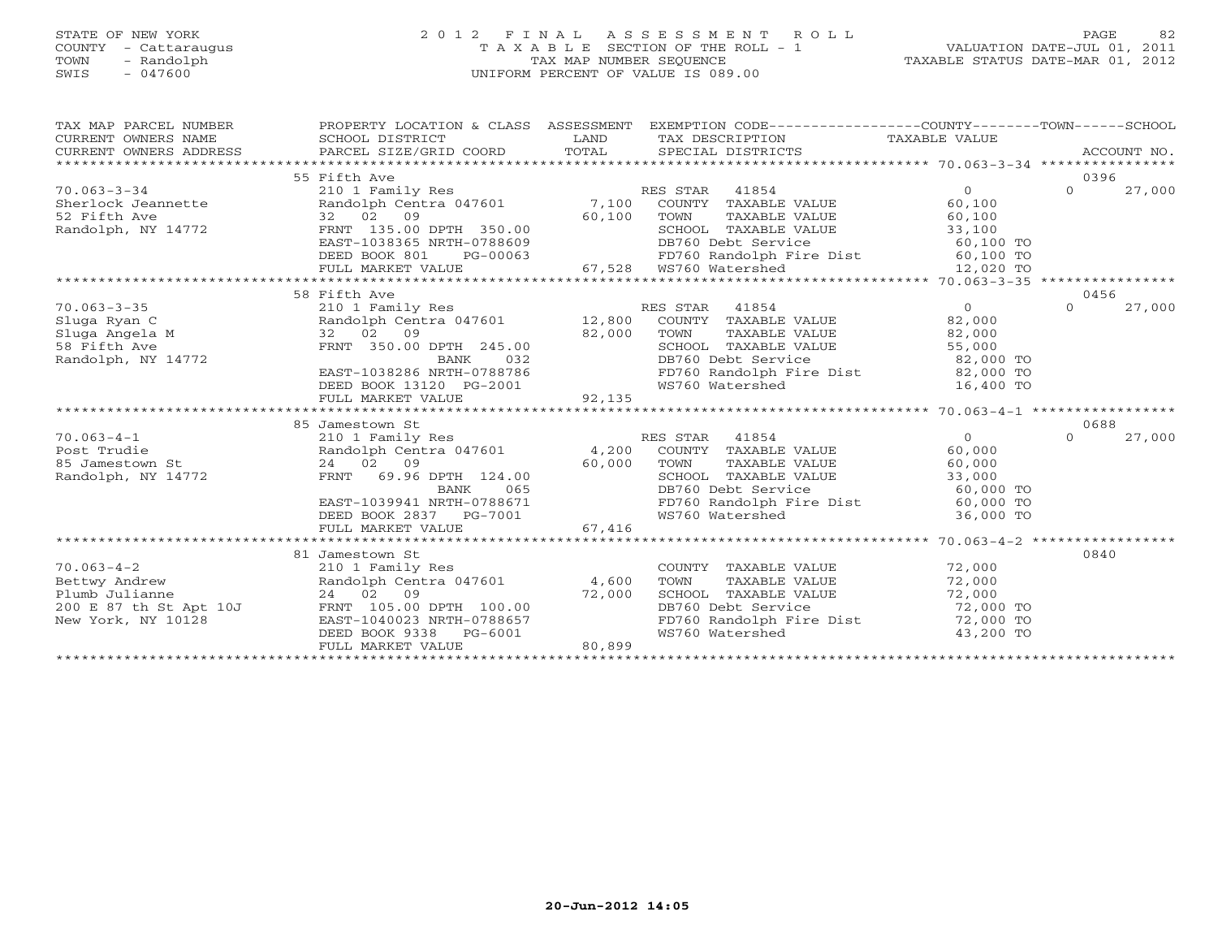STATE OF NEW YORK
COUNTY - Cattaraugus
TOWN - Randolph
SWIS - 047600

2012 FINAL ASSESSMENT ROLL
TAXABLE SECTION OF THE ROLL - 1
TAX MAP NUMBER SEQUENCE
UNIFORM PERCENT OF VALUE IS 089.00

VALUATION DATE-JUL 01, 2011
TAXABLE STATUS DATE-MAR 01, 2012

| TAX MAP PARCEL NUMBER / CURRENT OWNERS NAME / CURRENT OWNERS ADDRESS | PROPERTY LOCATION & CLASS / SCHOOL DISTRICT / PARCEL SIZE/GRID COORD | ASSESSMENT LAND / TOTAL | EXEMPTION CODE / TAX DESCRIPTION / SPECIAL DISTRICTS | COUNTY TAXABLE VALUE | TOWN | SCHOOL / ACCOUNT NO. |
|---|---|---|---|---|---|---|
| | 55 Fifth Ave | | | | | 0396 |
| 70.063-3-34 | 210 1 Family Res | | RES STAR 41854 | 0 | 0 | 27,000 |
| Sherlock Jeannette | Randolph Centra 047601 | 7,100 | COUNTY TAXABLE VALUE | 60,100 | | |
| 52 Fifth Ave | 32 02 09 | 60,100 | TOWN TAXABLE VALUE | 60,100 | | |
| Randolph, NY 14772 | FRNT 135.00 DPTH 350.00 | | SCHOOL TAXABLE VALUE | 33,100 | | |
| | EAST-1038365 NRTH-0788609 | | DB760 Debt Service | 60,100 TO | | |
| | DEED BOOK 801 PG-00063 | | FD760 Randolph Fire Dist | 60,100 TO | | |
| | FULL MARKET VALUE | 67,528 | WS760 Watershed | 12,020 TO | | |
| | 58 Fifth Ave | | | | | 0456 |
| 70.063-3-35 | 210 1 Family Res | | RES STAR 41854 | 0 | 0 | 27,000 |
| Sluga Ryan C | Randolph Centra 047601 | 12,800 | COUNTY TAXABLE VALUE | 82,000 | | |
| Sluga Angela M | 32 02 09 | 82,000 | TOWN TAXABLE VALUE | 82,000 | | |
| 58 Fifth Ave | FRNT 350.00 DPTH 245.00 | | SCHOOL TAXABLE VALUE | 55,000 | | |
| Randolph, NY 14772 | BANK 032 | | DB760 Debt Service | 82,000 TO | | |
| | EAST-1038286 NRTH-0788786 | | FD760 Randolph Fire Dist | 82,000 TO | | |
| | DEED BOOK 13120 PG-2001 | | WS760 Watershed | 16,400 TO | | |
| | FULL MARKET VALUE | 92,135 | | | | |
| | 85 Jamestown St | | | | | 0688 |
| 70.063-4-1 | 210 1 Family Res | | RES STAR 41854 | 0 | 0 | 27,000 |
| Post Trudie | Randolph Centra 047601 | 4,200 | COUNTY TAXABLE VALUE | 60,000 | | |
| 85 Jamestown St | 24 02 09 | 60,000 | TOWN TAXABLE VALUE | 60,000 | | |
| Randolph, NY 14772 | FRNT 69.96 DPTH 124.00 | | SCHOOL TAXABLE VALUE | 33,000 | | |
| | BANK 065 | | DB760 Debt Service | 60,000 TO | | |
| | EAST-1039941 NRTH-0788671 | | FD760 Randolph Fire Dist | 60,000 TO | | |
| | DEED BOOK 2837 PG-7001 | | WS760 Watershed | 36,000 TO | | |
| | FULL MARKET VALUE | 67,416 | | | | |
| | 81 Jamestown St | | | | | 0840 |
| 70.063-4-2 | 210 1 Family Res | | COUNTY TAXABLE VALUE | 72,000 | | |
| Bettwy Andrew | Randolph Centra 047601 | 4,600 | TOWN TAXABLE VALUE | 72,000 | | |
| Plumb Julianne | 24 02 09 | 72,000 | SCHOOL TAXABLE VALUE | 72,000 | | |
| 200 E 87 th St Apt 10J | FRNT 105.00 DPTH 100.00 | | DB760 Debt Service | 72,000 TO | | |
| New York, NY 10128 | EAST-1040023 NRTH-0788657 | | FD760 Randolph Fire Dist | 72,000 TO | | |
| | DEED BOOK 9338 PG-6001 | | WS760 Watershed | 43,200 TO | | |
| | FULL MARKET VALUE | 80,899 | | | | |

20-Jun-2012 14:05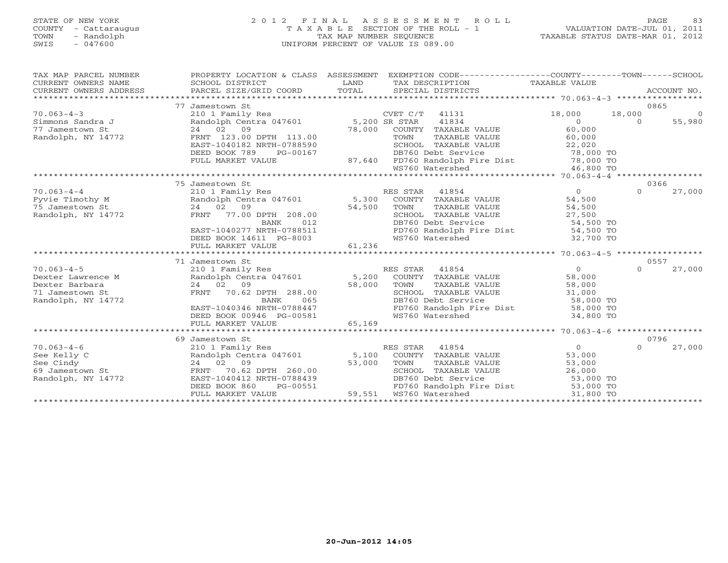STATE OF NEW YORK
COUNTY - Cattaraugus
TOWN - Randolph
SWIS - 047600

2 0 1 2 F I N A L A S S E S S M E N T R O L L
T A X A B L E SECTION OF THE ROLL - 1
TAX MAP NUMBER SEQUENCE
UNIFORM PERCENT OF VALUE IS 089.00

VALUATION DATE-JUL 01, 2011
TAXABLE STATUS DATE-MAR 01, 2012

| TAX MAP PARCEL NUMBER / CURRENT OWNERS NAME / CURRENT OWNERS ADDRESS | PROPERTY LOCATION & CLASS / SCHOOL DISTRICT / PARCEL SIZE/GRID COORD | ASSESSMENT LAND / TOTAL | EXEMPTION CODE / TAX DESCRIPTION / SPECIAL DISTRICTS | COUNTY TAXABLE VALUE | TOWN | SCHOOL / ACCOUNT NO. |
|---|---|---|---|---|---|---|
| | 77 Jamestown St | | | | | 0865 |
| 70.063-4-3 | 210 1 Family Res | | CVET C/T 41131 | 18,000 | 18,000 | 0 |
| Simmons Sandra J | Randolph Centra 047601 | 5,200 | SR STAR 41834 | 0 | 0 | 55,980 |
| 77 Jamestown St | 24 02 09 | 78,000 | COUNTY TAXABLE VALUE | 60,000 | | |
| Randolph, NY 14772 | FRNT 123.00 DPTH 113.00 | | TOWN TAXABLE VALUE | 60,000 | | |
| | EAST-1040182 NRTH-0788590 | | SCHOOL TAXABLE VALUE | 22,020 | | |
| | DEED BOOK 789 PG-00167 | | DB760 Debt Service | 78,000 TO | | |
| | FULL MARKET VALUE | 87,640 | FD760 Randolph Fire Dist | 78,000 TO | | |
| | | | WS760 Watershed | 46,800 TO | | |
| | 75 Jamestown St | | | | | 0366 |
| 70.063-4-4 | 210 1 Family Res | | RES STAR 41854 | 0 | 0 | 27,000 |
| Fyvie Timothy M | Randolph Centra 047601 | 5,300 | COUNTY TAXABLE VALUE | 54,500 | | |
| 75 Jamestown St | 24 02 09 | 54,500 | TOWN TAXABLE VALUE | 54,500 | | |
| Randolph, NY 14772 | FRNT 77.00 DPTH 208.00 | | SCHOOL TAXABLE VALUE | 27,500 | | |
| | BANK 012 | | DB760 Debt Service | 54,500 TO | | |
| | EAST-1040277 NRTH-0788511 | | FD760 Randolph Fire Dist | 54,500 TO | | |
| | DEED BOOK 14611 PG-8003 | | WS760 Watershed | 32,700 TO | | |
| | FULL MARKET VALUE | 61,236 | | | | |
| | 71 Jamestown St | | | | | 0557 |
| 70.063-4-5 | 210 1 Family Res | | RES STAR 41854 | 0 | 0 | 27,000 |
| Dexter Lawrence M | Randolph Centra 047601 | 5,200 | COUNTY TAXABLE VALUE | 58,000 | | |
| Dexter Barbara | 24 02 09 | 58,000 | TOWN TAXABLE VALUE | 58,000 | | |
| 71 Jamestown St | FRNT 70.62 DPTH 288.00 | | SCHOOL TAXABLE VALUE | 31,000 | | |
| Randolph, NY 14772 | BANK 065 | | DB760 Debt Service | 58,000 TO | | |
| | EAST-1040346 NRTH-0788447 | | FD760 Randolph Fire Dist | 58,000 TO | | |
| | DEED BOOK 00946 PG-00581 | | WS760 Watershed | 34,800 TO | | |
| | FULL MARKET VALUE | 65,169 | | | | |
| | 69 Jamestown St | | | | | 0796 |
| 70.063-4-6 | 210 1 Family Res | | RES STAR 41854 | 0 | 0 | 27,000 |
| See Kelly C | Randolph Centra 047601 | 5,100 | COUNTY TAXABLE VALUE | 53,000 | | |
| See Cindy | 24 02 09 | 53,000 | TOWN TAXABLE VALUE | 53,000 | | |
| 69 Jamestown St | FRNT 70.62 DPTH 260.00 | | SCHOOL TAXABLE VALUE | 26,000 | | |
| Randolph, NY 14772 | EAST-1040412 NRTH-0788439 | | DB760 Debt Service | 53,000 TO | | |
| | DEED BOOK 860 PG-00551 | | FD760 Randolph Fire Dist | 53,000 TO | | |
| | FULL MARKET VALUE | 59,551 | WS760 Watershed | 31,800 TO | | |

20-Jun-2012 14:05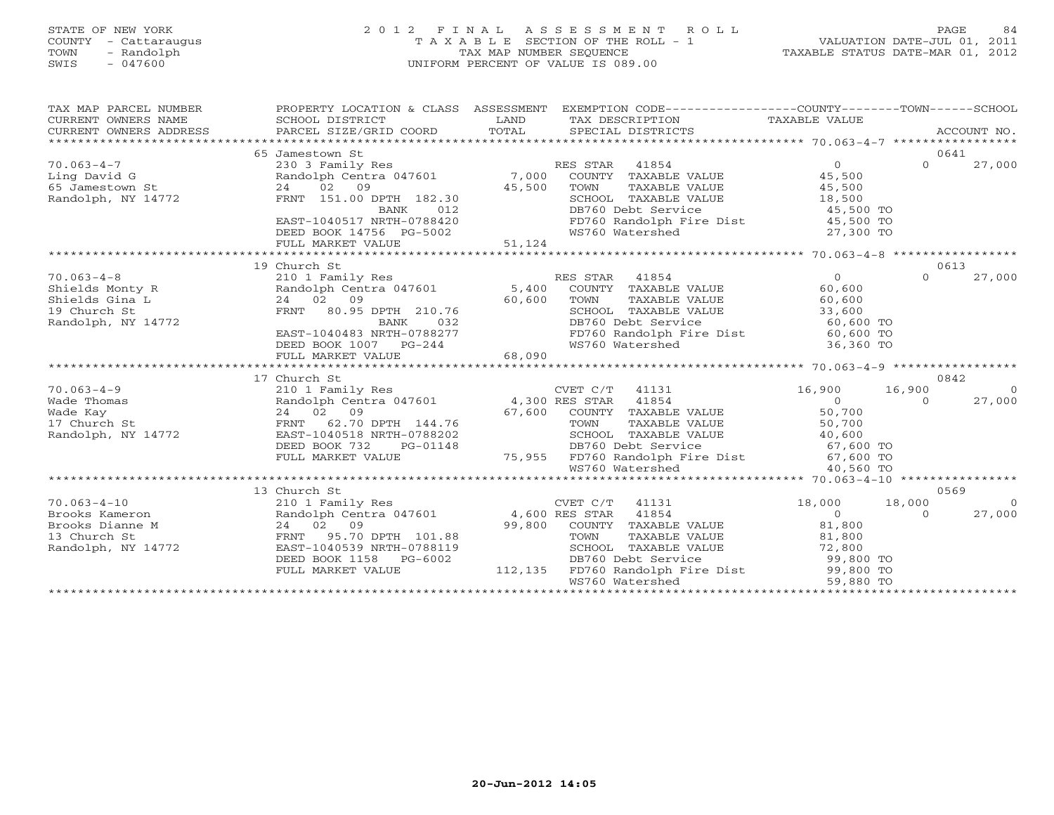STATE OF NEW YORK
COUNTY - Cattaraugus
TOWN - Randolph
SWIS - 047600

2012 FINAL ASSESSMENT ROLL
TAXABLE SECTION OF THE ROLL - 1
TAX MAP NUMBER SEQUENCE
UNIFORM PERCENT OF VALUE IS 089.00

VALUATION DATE-JUL 01, 2011
TAXABLE STATUS DATE-MAR 01, 2012

| TAX MAP PARCEL NUMBER / CURRENT OWNERS NAME / CURRENT OWNERS ADDRESS | PROPERTY LOCATION & CLASS / SCHOOL DISTRICT / PARCEL SIZE/GRID COORD | ASSESSMENT LAND / TOTAL | EXEMPTION CODE / TAX DESCRIPTION / SPECIAL DISTRICTS | COUNTY TAXABLE VALUE | TOWN | SCHOOL / ACCOUNT NO. |
|---|---|---|---|---|---|---|
| | 65 Jamestown St | | | | | 0641 |
| 70.063-4-7 | 230 3 Family Res | | RES STAR 41854 | 0 | 0 | 27,000 |
| Ling David G | Randolph Centra 047601 | 7,000 | COUNTY TAXABLE VALUE | 45,500 | | |
| 65 Jamestown St | 24 02 09 | 45,500 | TOWN TAXABLE VALUE | 45,500 | | |
| Randolph, NY 14772 | FRNT 151.00 DPTH 182.30 | | SCHOOL TAXABLE VALUE | 18,500 | | |
| | BANK 012 | | DB760 Debt Service | 45,500 TO | | |
| | EAST-1040517 NRTH-0788420 | | FD760 Randolph Fire Dist | 45,500 TO | | |
| | DEED BOOK 14756 PG-5002 | | WS760 Watershed | 27,300 TO | | |
| | FULL MARKET VALUE | 51,124 | | | | |
| | 19 Church St | | | | | 0613 |
| 70.063-4-8 | 210 1 Family Res | | RES STAR 41854 | 0 | 0 | 27,000 |
| Shields Monty R | Randolph Centra 047601 | 5,400 | COUNTY TAXABLE VALUE | 60,600 | | |
| Shields Gina L | 24 02 09 | 60,600 | TOWN TAXABLE VALUE | 60,600 | | |
| 19 Church St | FRNT 80.95 DPTH 210.76 | | SCHOOL TAXABLE VALUE | 33,600 | | |
| Randolph, NY 14772 | BANK 032 | | DB760 Debt Service | 60,600 TO | | |
| | EAST-1040483 NRTH-0788277 | | FD760 Randolph Fire Dist | 60,600 TO | | |
| | DEED BOOK 1007 PG-244 | | WS760 Watershed | 36,360 TO | | |
| | FULL MARKET VALUE | 68,090 | | | | |
| | 17 Church St | | | | | 0842 |
| 70.063-4-9 | 210 1 Family Res | | CVET C/T 41131 | 16,900 | 16,900 | 0 |
| Wade Thomas | Randolph Centra 047601 | 4,300 | RES STAR 41854 | 0 | 0 | 27,000 |
| Wade Kay | 24 02 09 | 67,600 | COUNTY TAXABLE VALUE | 50,700 | | |
| 17 Church St | FRNT 62.70 DPTH 144.76 | | TOWN TAXABLE VALUE | 50,700 | | |
| Randolph, NY 14772 | EAST-1040518 NRTH-0788202 | | SCHOOL TAXABLE VALUE | 40,600 | | |
| | DEED BOOK 732 PG-01148 | | DB760 Debt Service | 67,600 TO | | |
| | FULL MARKET VALUE | 75,955 | FD760 Randolph Fire Dist | 67,600 TO | | |
| | | | WS760 Watershed | 40,560 TO | | |
| | 13 Church St | | | | | 0569 |
| 70.063-4-10 | 210 1 Family Res | | CVET C/T 41131 | 18,000 | 18,000 | 0 |
| Brooks Kameron | Randolph Centra 047601 | 4,600 | RES STAR 41854 | 0 | 0 | 27,000 |
| Brooks Dianne M | 24 02 09 | 99,800 | COUNTY TAXABLE VALUE | 81,800 | | |
| 13 Church St | FRNT 95.70 DPTH 101.88 | | TOWN TAXABLE VALUE | 81,800 | | |
| Randolph, NY 14772 | EAST-1040539 NRTH-0788119 | | SCHOOL TAXABLE VALUE | 72,800 | | |
| | DEED BOOK 1158 PG-6002 | | DB760 Debt Service | 99,800 TO | | |
| | FULL MARKET VALUE | 112,135 | FD760 Randolph Fire Dist | 99,800 TO | | |
| | | | WS760 Watershed | 59,880 TO | | |

20-Jun-2012 14:05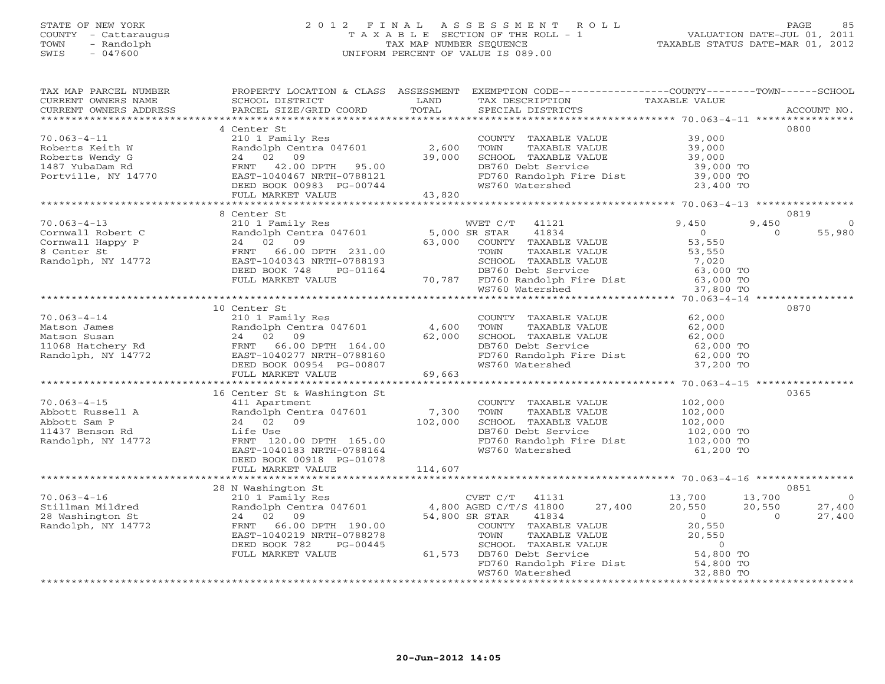STATE OF NEW YORK
COUNTY - Cattaraugus
TOWN - Randolph
SWIS - 047600

# 2012 FINAL ASSESSMENT ROLL
TAXABLE SECTION OF THE ROLL - 1
TAX MAP NUMBER SEQUENCE
UNIFORM PERCENT OF VALUE IS 089.00

VALUATION DATE-JUL 01, 2011
TAXABLE STATUS DATE-MAR 01, 2012

| TAX MAP PARCEL NUMBER / CURRENT OWNERS NAME / CURRENT OWNERS ADDRESS | PROPERTY LOCATION & CLASS / SCHOOL DISTRICT / PARCEL SIZE/GRID COORD | ASSESSMENT LAND / TOTAL | EXEMPTION CODE / TAX DESCRIPTION / SPECIAL DISTRICTS | COUNTY TAXABLE VALUE | TOWN | SCHOOL / ACCOUNT NO. |
|---|---|---|---|---|---|---|
| **70.063-4-11** | 4 Center St | | | | | 0800 |
| Roberts Keith W | 210 1 Family Res | | COUNTY TAXABLE VALUE | 39,000 | | |
| Roberts Wendy G | Randolph Centra 047601 | 2,600 | TOWN TAXABLE VALUE | 39,000 | | |
| 1487 YubaDam Rd | 24 02 09 | 39,000 | SCHOOL TAXABLE VALUE | 39,000 | | |
| Portville, NY 14770 | FRNT 42.00 DPTH 95.00 | | DB760 Debt Service | 39,000 TO | | |
| | EAST-1040467 NRTH-0788121 | | FD760 Randolph Fire Dist | 39,000 TO | | |
| | DEED BOOK 00983 PG-00744 | | WS760 Watershed | 23,400 TO | | |
| | FULL MARKET VALUE | 43,820 | | | | |
| **70.063-4-13** | 8 Center St | | | | | 0819 |
| Cornwall Robert C | 210 1 Family Res | | WVET C/T 41121 | 9,450 | 9,450 | 0 |
| Cornwall Happy P | Randolph Centra 047601 | 5,000 | SR STAR 41834 | 0 | 0 | 55,980 |
| 8 Center St | 24 02 09 | 63,000 | COUNTY TAXABLE VALUE | 53,550 | | |
| Randolph, NY 14772 | FRNT 66.00 DPTH 231.00 | | TOWN TAXABLE VALUE | 53,550 | | |
| | EAST-1040343 NRTH-0788193 | | SCHOOL TAXABLE VALUE | 7,020 | | |
| | DEED BOOK 748 PG-01164 | | DB760 Debt Service | 63,000 TO | | |
| | FULL MARKET VALUE | 70,787 | FD760 Randolph Fire Dist | 63,000 TO | | |
| | | | WS760 Watershed | 37,800 TO | | |
| **70.063-4-14** | 10 Center St | | | | | 0870 |
| Matson James | 210 1 Family Res | | COUNTY TAXABLE VALUE | 62,000 | | |
| Matson Susan | Randolph Centra 047601 | 4,600 | TOWN TAXABLE VALUE | 62,000 | | |
| 11068 Hatchery Rd | 24 02 09 | 62,000 | SCHOOL TAXABLE VALUE | 62,000 | | |
| Randolph, NY 14772 | FRNT 66.00 DPTH 164.00 | | DB760 Debt Service | 62,000 TO | | |
| | EAST-1040277 NRTH-0788160 | | FD760 Randolph Fire Dist | 62,000 TO | | |
| | DEED BOOK 00954 PG-00807 | | WS760 Watershed | 37,200 TO | | |
| | FULL MARKET VALUE | 69,663 | | | | |
| **70.063-4-15** | 16 Center St & Washington St | | | | | 0365 |
| Abbott Russell A | 411 Apartment | | COUNTY TAXABLE VALUE | 102,000 | | |
| Abbott Sam P | Randolph Centra 047601 | 7,300 | TOWN TAXABLE VALUE | 102,000 | | |
| 11437 Benson Rd | 24 02 09 | 102,000 | SCHOOL TAXABLE VALUE | 102,000 | | |
| Randolph, NY 14772 | Life Use | | DB760 Debt Service | 102,000 TO | | |
| | FRNT 120.00 DPTH 165.00 | | FD760 Randolph Fire Dist | 102,000 TO | | |
| | EAST-1040183 NRTH-0788164 | | WS760 Watershed | 61,200 TO | | |
| | DEED BOOK 00918 PG-01078 | | | | | |
| | FULL MARKET VALUE | 114,607 | | | | |
| **70.063-4-16** | 28 N Washington St | | | | | 0851 |
| Stillman Mildred | 210 1 Family Res | | CVET C/T 41131 | 13,700 | 13,700 | 0 |
| 28 Washington St | Randolph Centra 047601 | 4,800 | AGED C/T/S 41800 27,400 | 20,550 | 20,550 | 27,400 |
| Randolph, NY 14772 | 24 02 09 | 54,800 | SR STAR 41834 | 0 | 0 | 27,400 |
| | FRNT 66.00 DPTH 190.00 | | COUNTY TAXABLE VALUE | 20,550 | | |
| | EAST-1040219 NRTH-0788278 | | TOWN TAXABLE VALUE | 20,550 | | |
| | DEED BOOK 782 PG-00445 | | SCHOOL TAXABLE VALUE | 0 | | |
| | FULL MARKET VALUE | 61,573 | DB760 Debt Service | 54,800 TO | | |
| | | | FD760 Randolph Fire Dist | 54,800 TO | | |
| | | | WS760 Watershed | 32,880 TO | | |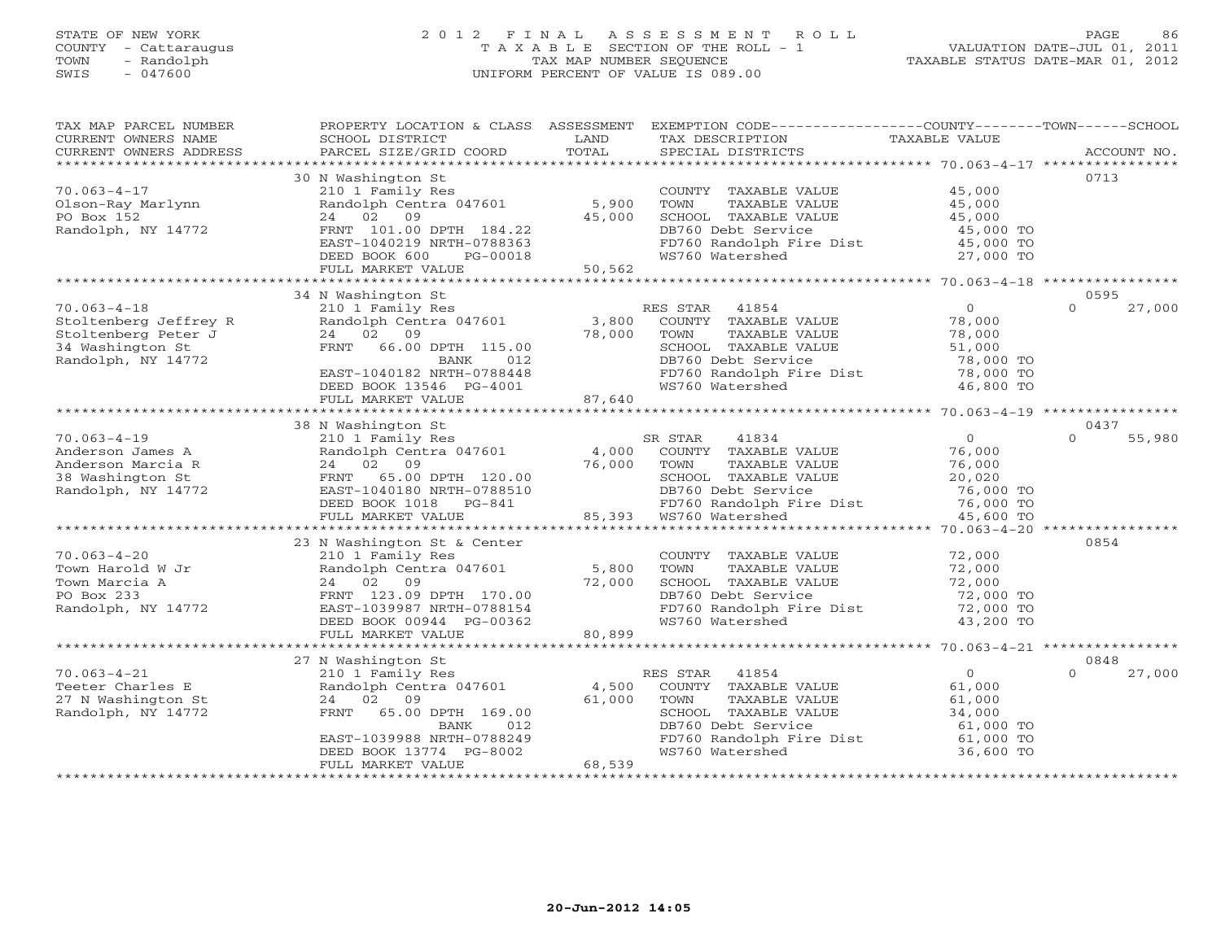STATE OF NEW YORK
COUNTY - Cattaraugus
TOWN - Randolph
SWIS - 047600

2012 FINAL ASSESSMENT ROLL
TAXABLE SECTION OF THE ROLL - 1
TAX MAP NUMBER SEQUENCE
UNIFORM PERCENT OF VALUE IS 089.00

VALUATION DATE-JUL 01, 2011
TAXABLE STATUS DATE-MAR 01, 2012

| TAX MAP PARCEL NUMBER / CURRENT OWNERS NAME / CURRENT OWNERS ADDRESS | PROPERTY LOCATION & CLASS / SCHOOL DISTRICT / PARCEL SIZE/GRID COORD | ASSESSMENT LAND | TOTAL | EXEMPTION CODE / TAX DESCRIPTION / SPECIAL DISTRICTS | COUNTY / TAXABLE VALUE | TOWN | SCHOOL | ACCOUNT NO. |
|---|---|---|---|---|---|---|---|---|
| 70.063-4-17 | 30 N Washington St | | | | | | | 0713 |
| Olson-Ray Marlynn | 210 1 Family Res | | | COUNTY TAXABLE VALUE | 45,000 | | | |
| PO Box 152 | Randolph Centra 047601 | 5,900 | | TOWN TAXABLE VALUE | 45,000 | | | |
| Randolph, NY 14772 | 24 02 09 | | 45,000 | SCHOOL TAXABLE VALUE | 45,000 | | | |
| | FRNT 101.00 DPTH 184.22 | | | DB760 Debt Service | 45,000 TO | | | |
| | EAST-1040219 NRTH-0788363 | | | FD760 Randolph Fire Dist | 45,000 TO | | | |
| | DEED BOOK 600 PG-00018 | | | WS760 Watershed | 27,000 TO | | | |
| | FULL MARKET VALUE | | 50,562 | | | | | |
| 70.063-4-18 | 34 N Washington St | | | | | | | 0595 |
| Stoltenberg Jeffrey R | 210 1 Family Res | | | RES STAR 41854 | 0 | | 0 | 27,000 |
| Stoltenberg Peter J | Randolph Centra 047601 | 3,800 | | COUNTY TAXABLE VALUE | 78,000 | | | |
| 34 Washington St | 24 02 09 | | 78,000 | TOWN TAXABLE VALUE | 78,000 | | | |
| Randolph, NY 14772 | FRNT 66.00 DPTH 115.00 | | | SCHOOL TAXABLE VALUE | 51,000 | | | |
| | BANK 012 | | | DB760 Debt Service | 78,000 TO | | | |
| | EAST-1040182 NRTH-0788448 | | | FD760 Randolph Fire Dist | 78,000 TO | | | |
| | DEED BOOK 13546 PG-4001 | | | WS760 Watershed | 46,800 TO | | | |
| | FULL MARKET VALUE | | 87,640 | | | | | |
| 70.063-4-19 | 38 N Washington St | | | | | | | 0437 |
| Anderson James A | 210 1 Family Res | | | SR STAR 41834 | 0 | | 0 | 55,980 |
| Anderson Marcia R | Randolph Centra 047601 | 4,000 | | COUNTY TAXABLE VALUE | 76,000 | | | |
| 38 Washington St | 24 02 09 | | 76,000 | TOWN TAXABLE VALUE | 76,000 | | | |
| Randolph, NY 14772 | FRNT 65.00 DPTH 120.00 | | | SCHOOL TAXABLE VALUE | 20,020 | | | |
| | EAST-1040180 NRTH-0788510 | | | DB760 Debt Service | 76,000 TO | | | |
| | DEED BOOK 1018 PG-841 | | | FD760 Randolph Fire Dist | 76,000 TO | | | |
| | FULL MARKET VALUE | | 85,393 | WS760 Watershed | 45,600 TO | | | |
| 70.063-4-20 | 23 N Washington St & Center | | | | | | | 0854 |
| Town Harold W Jr | 210 1 Family Res | | | COUNTY TAXABLE VALUE | 72,000 | | | |
| Town Marcia A | Randolph Centra 047601 | 5,800 | | TOWN TAXABLE VALUE | 72,000 | | | |
| PO Box 233 | 24 02 09 | | 72,000 | SCHOOL TAXABLE VALUE | 72,000 | | | |
| Randolph, NY 14772 | FRNT 123.09 DPTH 170.00 | | | DB760 Debt Service | 72,000 TO | | | |
| | EAST-1039987 NRTH-0788154 | | | FD760 Randolph Fire Dist | 72,000 TO | | | |
| | DEED BOOK 00944 PG-00362 | | | WS760 Watershed | 43,200 TO | | | |
| | FULL MARKET VALUE | | 80,899 | | | | | |
| 70.063-4-21 | 27 N Washington St | | | | | | | 0848 |
| Teeter Charles E | 210 1 Family Res | | | RES STAR 41854 | 0 | | 0 | 27,000 |
| 27 N Washington St | Randolph Centra 047601 | 4,500 | | COUNTY TAXABLE VALUE | 61,000 | | | |
| Randolph, NY 14772 | 24 02 09 | | 61,000 | TOWN TAXABLE VALUE | 61,000 | | | |
| | FRNT 65.00 DPTH 169.00 | | | SCHOOL TAXABLE VALUE | 34,000 | | | |
| | BANK 012 | | | DB760 Debt Service | 61,000 TO | | | |
| | EAST-1039988 NRTH-0788249 | | | FD760 Randolph Fire Dist | 61,000 TO | | | |
| | DEED BOOK 13774 PG-8002 | | | WS760 Watershed | 36,600 TO | | | |
| | FULL MARKET VALUE | | 68,539 | | | | | |

20-Jun-2012 14:05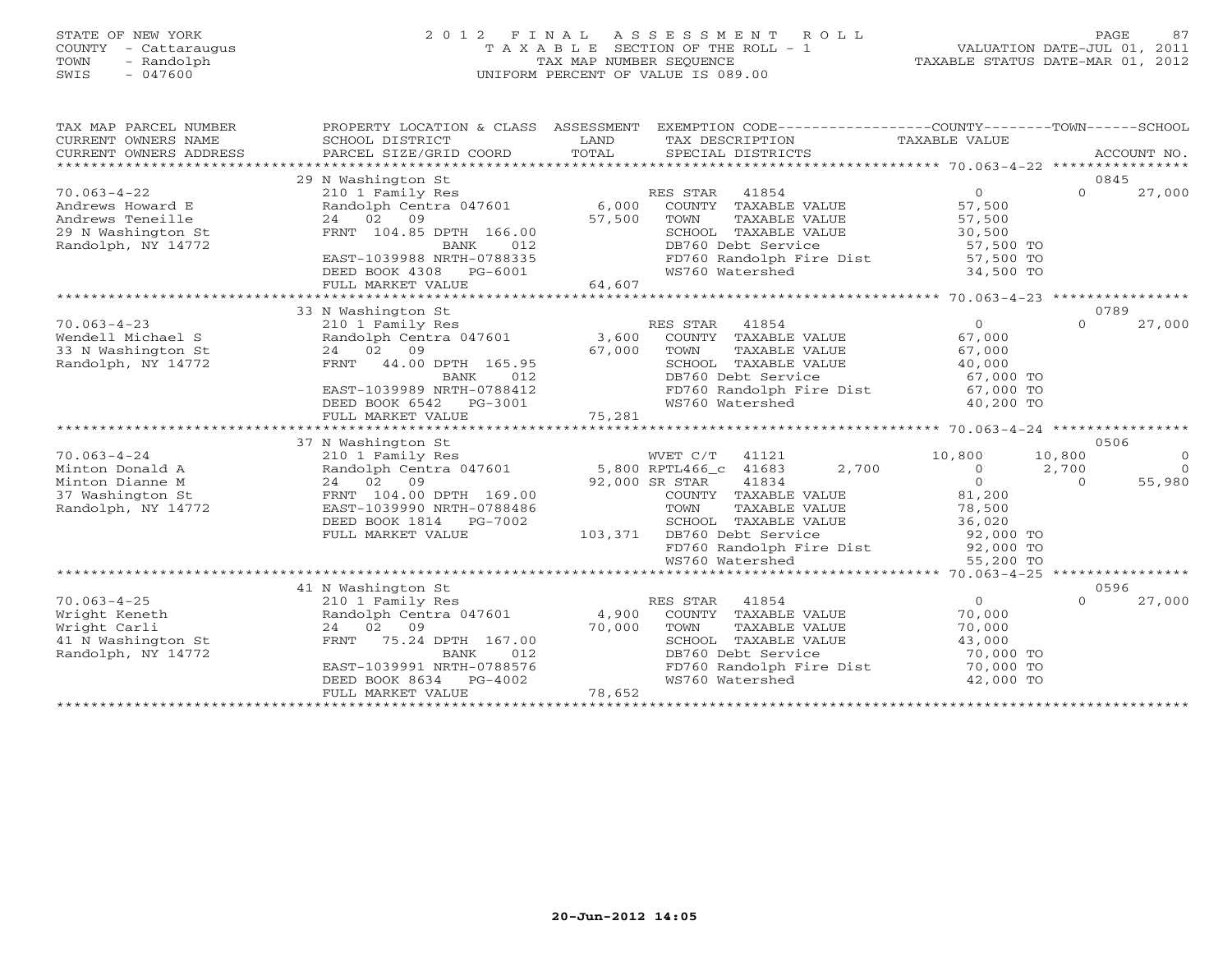STATE OF NEW YORK
COUNTY - Cattaraugus
TOWN - Randolph
SWIS - 047600

# 2012 FINAL ASSESSMENT ROLL
TAXABLE SECTION OF THE ROLL - 1
TAX MAP NUMBER SEQUENCE
UNIFORM PERCENT OF VALUE IS 089.00

VALUATION DATE-JUL 01, 2011
TAXABLE STATUS DATE-MAR 01, 2012

```
TAX MAP PARCEL NUMBER     PROPERTY LOCATION & CLASS  ASSESSMENT  EXEMPTION CODE-----------------COUNTY--------TOWN------SCHOOL
CURRENT OWNERS NAME       SCHOOL DISTRICT               LAND      TAX DESCRIPTION                  TAXABLE VALUE
CURRENT OWNERS ADDRESS    PARCEL SIZE/GRID COORD        TOTAL     SPECIAL DISTRICTS                                    ACCOUNT NO.
******************************************************************************************************* 70.063-4-22 ****************
                          29 N Washington St                                                                          0845
70.063-4-22               210 1 Family Res                        RES STAR   41854               0              0       27,000
Andrews Howard E          Randolph Centra 047601       6,000      COUNTY  TAXABLE VALUE          57,500
Andrews Teneille          24   02   09                57,500      TOWN    TAXABLE VALUE          57,500
29 N Washington St        FRNT 104.85 DPTH 166.00                 SCHOOL  TAXABLE VALUE          30,500
Randolph, NY 14772                   BANK     012                 DB760 Debt Service              57,500 TO
                          EAST-1039988 NRTH-0788335               FD760 Randolph Fire Dist        57,500 TO
                          DEED BOOK 4308   PG-6001                WS760 Watershed                 34,500 TO
                          FULL MARKET VALUE           64,607
******************************************************************************************************* 70.063-4-23 ****************
                          33 N Washington St                                                                          0789
70.063-4-23               210 1 Family Res                        RES STAR   41854               0              0       27,000
Wendell Michael S         Randolph Centra 047601       3,600      COUNTY  TAXABLE VALUE          67,000
33 N Washington St        24   02   09                67,000      TOWN    TAXABLE VALUE          67,000
Randolph, NY 14772        FRNT  44.00 DPTH 165.95                 SCHOOL  TAXABLE VALUE          40,000
                                     BANK     012                 DB760 Debt Service              67,000 TO
                          EAST-1039989 NRTH-0788412               FD760 Randolph Fire Dist        67,000 TO
                          DEED BOOK 6542   PG-3001                WS760 Watershed                 40,200 TO
                          FULL MARKET VALUE           75,281
******************************************************************************************************* 70.063-4-24 ****************
                          37 N Washington St                                                                          0506
70.063-4-24               210 1 Family Res                        WVET C/T   41121               10,800     10,800          0
Minton Donald A           Randolph Centra 047601       5,800 RPTL466_c  41683         2,700       0       2,700          0
Minton Dianne M           24   02   09                92,000 SR STAR    41834               0              0       55,980
37 Washington St          FRNT 104.00 DPTH 169.00                 COUNTY  TAXABLE VALUE          81,200
Randolph, NY 14772        EAST-1039990 NRTH-0788486               TOWN    TAXABLE VALUE          78,500
                          DEED BOOK 1814   PG-7002                SCHOOL  TAXABLE VALUE          36,020
                          FULL MARKET VALUE          103,371      DB760 Debt Service              92,000 TO
                                                                  FD760 Randolph Fire Dist        92,000 TO
                                                                  WS760 Watershed                 55,200 TO
******************************************************************************************************* 70.063-4-25 ****************
                          41 N Washington St                                                                          0596
70.063-4-25               210 1 Family Res                        RES STAR   41854               0              0       27,000
Wright Keneth             Randolph Centra 047601       4,900      COUNTY  TAXABLE VALUE          70,000
Wright Carli              24   02   09                70,000      TOWN    TAXABLE VALUE          70,000
41 N Washington St        FRNT  75.24 DPTH 167.00                 SCHOOL  TAXABLE VALUE          43,000
Randolph, NY 14772                   BANK     012                 DB760 Debt Service              70,000 TO
                          EAST-1039991 NRTH-0788576               FD760 Randolph Fire Dist        70,000 TO
                          DEED BOOK 8634   PG-4002                WS760 Watershed                 42,000 TO
                          FULL MARKET VALUE           78,652
************************************************************************************************************************************
```

20-Jun-2012 14:05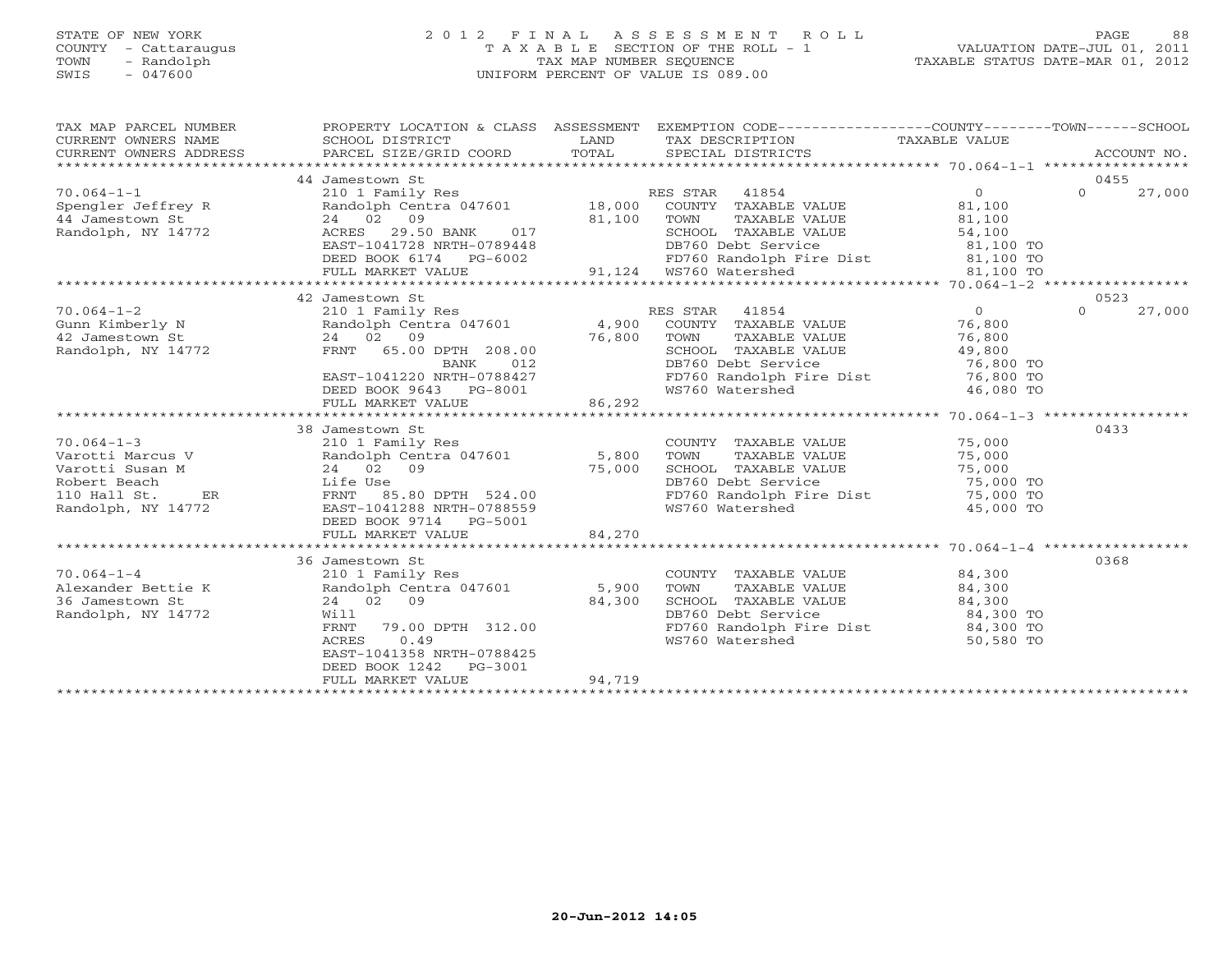STATE OF NEW YORK
COUNTY - Cattaraugus
TOWN - Randolph
SWIS - 047600

2012 FINAL ASSESSMENT ROLL
TAXABLE SECTION OF THE ROLL - 1
TAX MAP NUMBER SEQUENCE
UNIFORM PERCENT OF VALUE IS 089.00

VALUATION DATE-JUL 01, 2011
TAXABLE STATUS DATE-MAR 01, 2012

```
TAX MAP PARCEL NUMBER     PROPERTY LOCATION & CLASS  ASSESSMENT  EXEMPTION CODE------------------COUNTY--------TOWN------SCHOOL
CURRENT OWNERS NAME       SCHOOL DISTRICT               LAND      TAX DESCRIPTION             TAXABLE VALUE
CURRENT OWNERS ADDRESS    PARCEL SIZE/GRID COORD        TOTAL     SPECIAL DISTRICTS                                        ACCOUNT NO.
******************************************************************************************************* 70.064-1-1 *****************
                          44 Jamestown St                                                                                     0455
70.064-1-1                210 1 Family Res                        RES STAR  41854                   0              0     27,000
Spengler Jeffrey R        Randolph Centra 047601       18,000     COUNTY  TAXABLE VALUE         81,100
44 Jamestown St           24  02  09                   81,100     TOWN    TAXABLE VALUE         81,100
Randolph, NY 14772        ACRES  29.50 BANK    017                SCHOOL  TAXABLE VALUE         54,100
                          EAST-1041728 NRTH-0789448               DB760 Debt Service            81,100 TO
                          DEED BOOK 6174   PG-6002                FD760 Randolph Fire Dist      81,100 TO
                          FULL MARKET VALUE            91,124     WS760 Watershed               81,100 TO
******************************************************************************************************* 70.064-1-2 *****************
                          42 Jamestown St                                                                                     0523
70.064-1-2                210 1 Family Res                        RES STAR  41854                   0              0     27,000
Gunn Kimberly N           Randolph Centra 047601        4,900     COUNTY  TAXABLE VALUE         76,800
42 Jamestown St           24  02  09                   76,800     TOWN    TAXABLE VALUE         76,800
Randolph, NY 14772        FRNT   65.00 DPTH 208.00                SCHOOL  TAXABLE VALUE         49,800
                                   BANK     012                   DB760 Debt Service            76,800 TO
                          EAST-1041220 NRTH-0788427               FD760 Randolph Fire Dist      76,800 TO
                          DEED BOOK 9643   PG-8001                WS760 Watershed               46,080 TO
                          FULL MARKET VALUE            86,292
******************************************************************************************************* 70.064-1-3 *****************
                          38 Jamestown St                                                                                     0433
70.064-1-3                210 1 Family Res                        COUNTY  TAXABLE VALUE         75,000
Varotti Marcus V          Randolph Centra 047601        5,800     TOWN    TAXABLE VALUE         75,000
Varotti Susan M           24  02  09                   75,000     SCHOOL  TAXABLE VALUE         75,000
Robert Beach              Life Use                                DB760 Debt Service            75,000 TO
110 Hall St.      ER      FRNT   85.80 DPTH 524.00                FD760 Randolph Fire Dist      75,000 TO
Randolph, NY 14772        EAST-1041288 NRTH-0788559               WS760 Watershed               45,000 TO
                          DEED BOOK 9714   PG-5001
                          FULL MARKET VALUE            84,270
******************************************************************************************************* 70.064-1-4 *****************
                          36 Jamestown St                                                                                     0368
70.064-1-4                210 1 Family Res                        COUNTY  TAXABLE VALUE         84,300
Alexander Bettie K        Randolph Centra 047601        5,900     TOWN    TAXABLE VALUE         84,300
36 Jamestown St           24  02  09                   84,300     SCHOOL  TAXABLE VALUE         84,300
Randolph, NY 14772        Will                                    DB760 Debt Service            84,300 TO
                          FRNT   79.00 DPTH 312.00                FD760 Randolph Fire Dist      84,300 TO
                          ACRES    0.49                           WS760 Watershed               50,580 TO
                          EAST-1041358 NRTH-0788425
                          DEED BOOK 1242   PG-3001
                          FULL MARKET VALUE            94,719
************************************************************************************************************************************
```

20-Jun-2012 14:05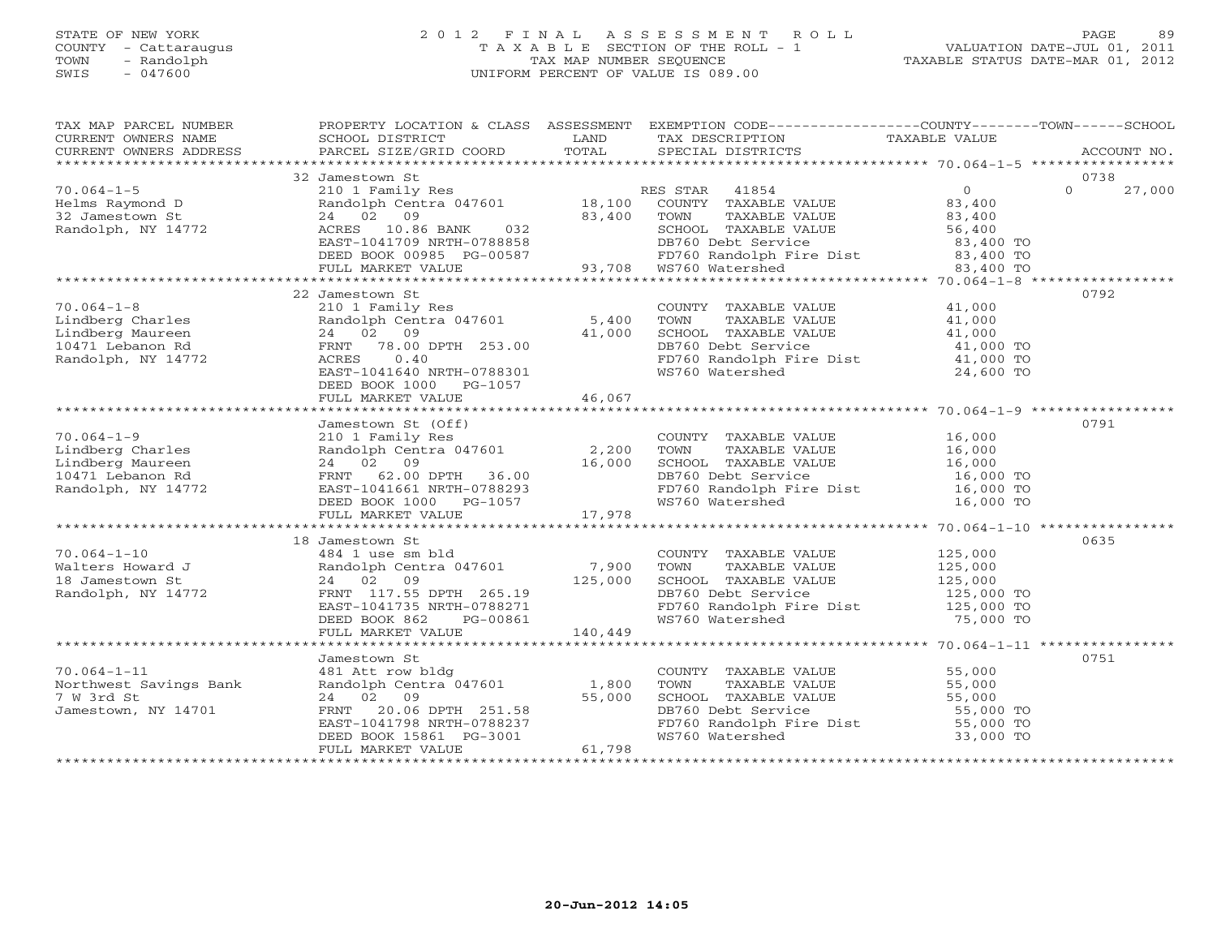STATE OF NEW YORK
COUNTY - Cattaraugus
TOWN - Randolph
SWIS - 047600

2012 FINAL ASSESSMENT ROLL
TAXABLE SECTION OF THE ROLL - 1
TAX MAP NUMBER SEQUENCE
UNIFORM PERCENT OF VALUE IS 089.00

VALUATION DATE-JUL 01, 2011
TAXABLE STATUS DATE-MAR 01, 2012

| TAX MAP PARCEL NUMBER / CURRENT OWNERS NAME / CURRENT OWNERS ADDRESS | PROPERTY LOCATION & CLASS / SCHOOL DISTRICT / PARCEL SIZE/GRID COORD | ASSESSMENT LAND / TOTAL | EXEMPTION CODE / TAX DESCRIPTION / SPECIAL DISTRICTS | COUNTY / TAXABLE VALUE | TOWN | SCHOOL / ACCOUNT NO. |
|---|---|---|---|---|---|---|
| | 32 Jamestown St | | | | | 0738 |
| 70.064-1-5 | 210 1 Family Res | | RES STAR 41854 | 0 | 0 | 27,000 |
| Helms Raymond D | Randolph Centra 047601 | 18,100 | COUNTY TAXABLE VALUE | 83,400 | | |
| 32 Jamestown St | 24 02 09 | 83,400 | TOWN TAXABLE VALUE | 83,400 | | |
| Randolph, NY 14772 | ACRES 10.86 BANK 032 | | SCHOOL TAXABLE VALUE | 56,400 | | |
| | EAST-1041709 NRTH-0788858 | | DB760 Debt Service | 83,400 TO | | |
| | DEED BOOK 00985 PG-00587 | | FD760 Randolph Fire Dist | 83,400 TO | | |
| | FULL MARKET VALUE | 93,708 | WS760 Watershed | 83,400 TO | | |
| | 22 Jamestown St | | | | | 0792 |
| 70.064-1-8 | 210 1 Family Res | | COUNTY TAXABLE VALUE | 41,000 | | |
| Lindberg Charles | Randolph Centra 047601 | 5,400 | TOWN TAXABLE VALUE | 41,000 | | |
| Lindberg Maureen | 24 02 09 | 41,000 | SCHOOL TAXABLE VALUE | 41,000 | | |
| 10471 Lebanon Rd | FRNT 78.00 DPTH 253.00 | | DB760 Debt Service | 41,000 TO | | |
| Randolph, NY 14772 | ACRES 0.40 | | FD760 Randolph Fire Dist | 41,000 TO | | |
| | EAST-1041640 NRTH-0788301 | | WS760 Watershed | 24,600 TO | | |
| | DEED BOOK 1000 PG-1057 | | | | | |
| | FULL MARKET VALUE | 46,067 | | | | |
| | Jamestown St (Off) | | | | | 0791 |
| 70.064-1-9 | 210 1 Family Res | | COUNTY TAXABLE VALUE | 16,000 | | |
| Lindberg Charles | Randolph Centra 047601 | 2,200 | TOWN TAXABLE VALUE | 16,000 | | |
| Lindberg Maureen | 24 02 09 | 16,000 | SCHOOL TAXABLE VALUE | 16,000 | | |
| 10471 Lebanon Rd | FRNT 62.00 DPTH 36.00 | | DB760 Debt Service | 16,000 TO | | |
| Randolph, NY 14772 | EAST-1041661 NRTH-0788293 | | FD760 Randolph Fire Dist | 16,000 TO | | |
| | DEED BOOK 1000 PG-1057 | | WS760 Watershed | 16,000 TO | | |
| | FULL MARKET VALUE | 17,978 | | | | |
| | 18 Jamestown St | | | | | 0635 |
| 70.064-1-10 | 484 1 use sm bld | | COUNTY TAXABLE VALUE | 125,000 | | |
| Walters Howard J | Randolph Centra 047601 | 7,900 | TOWN TAXABLE VALUE | 125,000 | | |
| 18 Jamestown St | 24 02 09 | 125,000 | SCHOOL TAXABLE VALUE | 125,000 | | |
| Randolph, NY 14772 | FRNT 117.55 DPTH 265.19 | | DB760 Debt Service | 125,000 TO | | |
| | EAST-1041735 NRTH-0788271 | | FD760 Randolph Fire Dist | 125,000 TO | | |
| | DEED BOOK 862 PG-00861 | | WS760 Watershed | 75,000 TO | | |
| | FULL MARKET VALUE | 140,449 | | | | |
| | Jamestown St | | | | | 0751 |
| 70.064-1-11 | 481 Att row bldg | | COUNTY TAXABLE VALUE | 55,000 | | |
| Northwest Savings Bank | Randolph Centra 047601 | 1,800 | TOWN TAXABLE VALUE | 55,000 | | |
| 7 W 3rd St | 24 02 09 | 55,000 | SCHOOL TAXABLE VALUE | 55,000 | | |
| Jamestown, NY 14701 | FRNT 20.06 DPTH 251.58 | | DB760 Debt Service | 55,000 TO | | |
| | EAST-1041798 NRTH-0788237 | | FD760 Randolph Fire Dist | 55,000 TO | | |
| | DEED BOOK 15861 PG-3001 | | WS760 Watershed | 33,000 TO | | |
| | FULL MARKET VALUE | 61,798 | | | | |

20-Jun-2012 14:05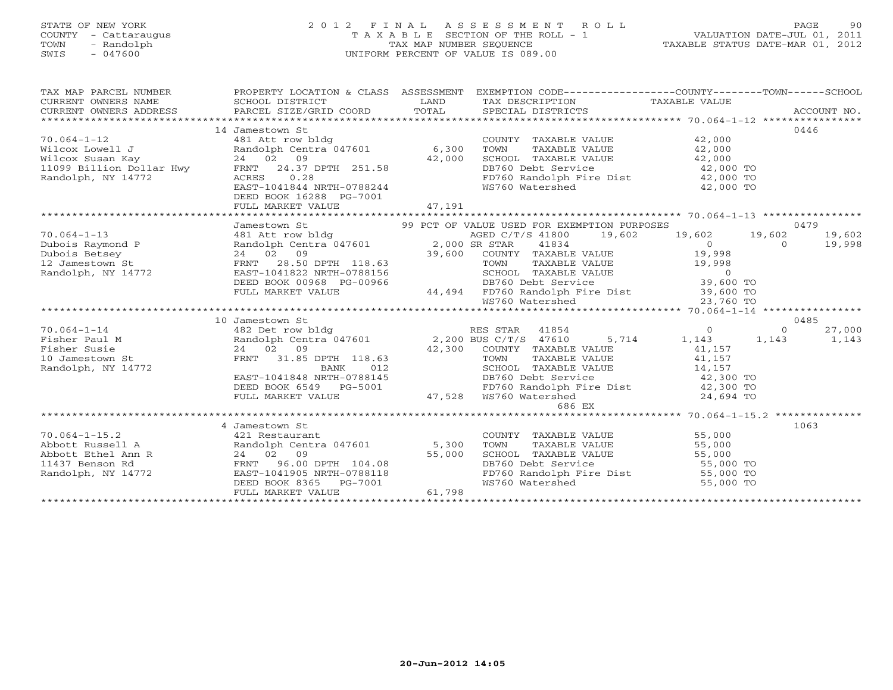STATE OF NEW YORK
COUNTY - Cattaraugus
TOWN - Randolph
SWIS - 047600

2012 FINAL ASSESSMENT ROLL
TAXABLE SECTION OF THE ROLL - 1
TAX MAP NUMBER SEQUENCE
UNIFORM PERCENT OF VALUE IS 089.00

VALUATION DATE-JUL 01, 2011
TAXABLE STATUS DATE-MAR 01, 2012

```
TAX MAP PARCEL NUMBER     PROPERTY LOCATION & CLASS  ASSESSMENT  EXEMPTION CODE------------------COUNTY--------TOWN------SCHOOL
CURRENT OWNERS NAME       SCHOOL DISTRICT               LAND      TAX DESCRIPTION                 TAXABLE VALUE
CURRENT OWNERS ADDRESS    PARCEL SIZE/GRID COORD        TOTAL     SPECIAL DISTRICTS                                      ACCOUNT NO.
******************************************************************************************************* 70.064-1-12 ****************
                          14 Jamestown St                                                                               0446
70.064-1-12               481 Att row bldg                         COUNTY  TAXABLE VALUE            42,000
Wilcox Lowell J           Randolph Centra 047601      6,300       TOWN    TAXABLE VALUE            42,000
Wilcox Susan Kay          24  02  09                 42,000       SCHOOL  TAXABLE VALUE            42,000
11099 Billion Dollar Hwy  FRNT  24.37 DPTH 251.58                 DB760 Debt Service               42,000 TO
Randolph, NY 14772        ACRES    0.28                           FD760 Randolph Fire Dist         42,000 TO
                          EAST-1041844 NRTH-0788244               WS760 Watershed                  42,000 TO
                          DEED BOOK 16288  PG-7001
                          FULL MARKET VALUE          47,191
******************************************************************************************************* 70.064-1-13 ****************
                          Jamestown St                    99 PCT OF VALUE USED FOR EXEMPTION PURPOSES                   0479
70.064-1-13               481 Att row bldg                        AGED C/T/S 41800      19,602     19,602     19,602     19,602
Dubois Raymond P          Randolph Centra 047601      2,000 SR STAR      41834                        0          0     19,998
Dubois Betsey             24  02  09                 39,600       COUNTY  TAXABLE VALUE            19,998
12 Jamestown St           FRNT  28.50 DPTH 118.63                 TOWN    TAXABLE VALUE            19,998
Randolph, NY 14772        EAST-1041822 NRTH-0788156               SCHOOL  TAXABLE VALUE                 0
                          DEED BOOK 00968 PG-00966                DB760 Debt Service               39,600 TO
                          FULL MARKET VALUE          44,494       FD760 Randolph Fire Dist         39,600 TO
                                                                  WS760 Watershed                  23,760 TO
******************************************************************************************************* 70.064-1-14 ****************
                          10 Jamestown St                                                                               0485
70.064-1-14               482 Det row bldg                        RES STAR   41854                    0          0     27,000
Fisher Paul M             Randolph Centra 047601      2,200 BUS C/T/S 47610         5,714      1,143      1,143      1,143
Fisher Susie              24  02  09                 42,300       COUNTY  TAXABLE VALUE            41,157
10 Jamestown St           FRNT  31.85 DPTH 118.63                 TOWN    TAXABLE VALUE            41,157
Randolph, NY 14772                    BANK    012                 SCHOOL  TAXABLE VALUE            14,157
                          EAST-1041848 NRTH-0788145               DB760 Debt Service               42,300 TO
                          DEED BOOK 6549   PG-5001                FD760 Randolph Fire Dist         42,300 TO
                          FULL MARKET VALUE          47,528       WS760 Watershed                  24,694 TO
                                                                          686 EX
******************************************************************************************************* 70.064-1-15.2 **************
                          4 Jamestown St                                                                                1063
70.064-1-15.2             421 Restaurant                          COUNTY  TAXABLE VALUE            55,000
Abbott Russell A          Randolph Centra 047601      5,300       TOWN    TAXABLE VALUE            55,000
Abbott Ethel Ann R        24  02  09                 55,000       SCHOOL  TAXABLE VALUE            55,000
11437 Benson Rd           FRNT  96.00 DPTH 104.08                 DB760 Debt Service               55,000 TO
Randolph, NY 14772        EAST-1041905 NRTH-0788118               FD760 Randolph Fire Dist         55,000 TO
                          DEED BOOK 8365   PG-7001                WS760 Watershed                  55,000 TO
                          FULL MARKET VALUE          61,798
************************************************************************************************************************************
```

20-Jun-2012 14:05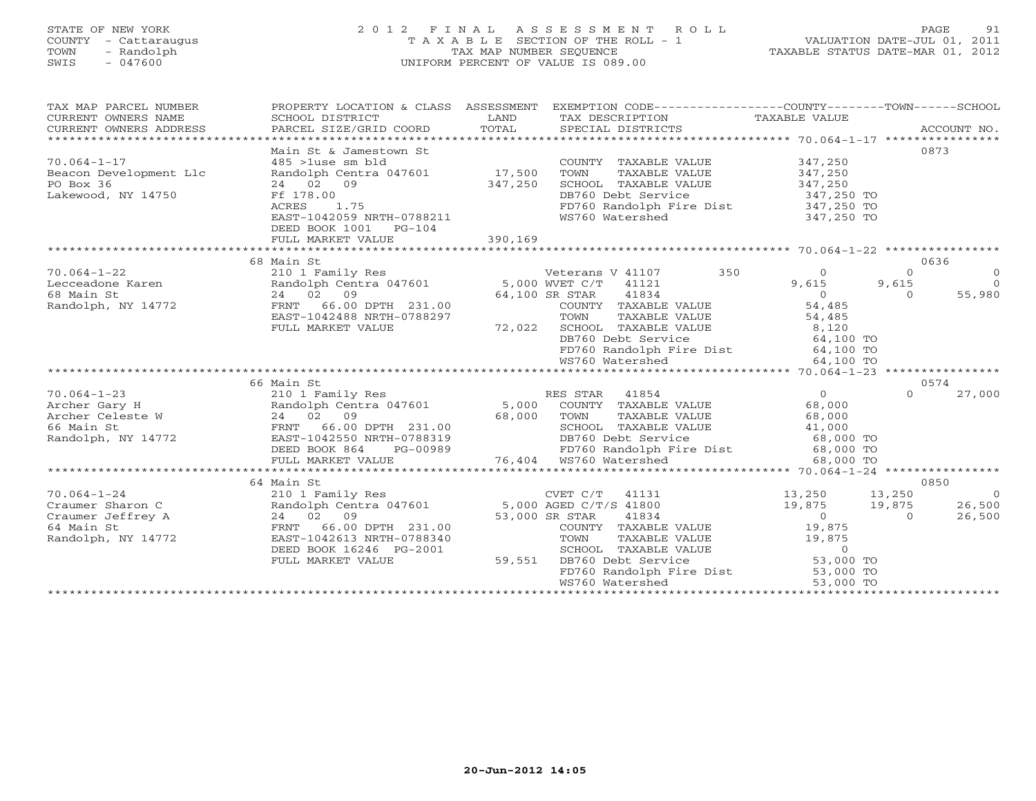STATE OF NEW YORK
COUNTY - Cattaraugus
TOWN - Randolph
SWIS - 047600

# 2012 FINAL ASSESSMENT ROLL

TAXABLE SECTION OF THE ROLL - 1
TAX MAP NUMBER SEQUENCE
UNIFORM PERCENT OF VALUE IS 089.00

VALUATION DATE-JUL 01, 2011
TAXABLE STATUS DATE-MAR 01, 2012

| TAX MAP PARCEL NUMBER / CURRENT OWNERS NAME / CURRENT OWNERS ADDRESS | PROPERTY LOCATION & CLASS / SCHOOL DISTRICT / PARCEL SIZE/GRID COORD | ASSESSMENT LAND / TOTAL | EXEMPTION CODE / TAX DESCRIPTION / SPECIAL DISTRICTS | COUNTY TAXABLE VALUE | TOWN | SCHOOL | ACCOUNT NO. |
|---|---|---|---|---|---|---|---|
| 70.064-1-17 | Main St & Jamestown St | | | | | | 0873 |
| Beacon Development Llc | 485 >1use sm bld | | COUNTY TAXABLE VALUE | 347,250 | | | |
| PO Box 36 | Randolph Centra 047601 | 17,500 | TOWN TAXABLE VALUE | 347,250 | | | |
| Lakewood, NY 14750 | 24 02 09 | 347,250 | SCHOOL TAXABLE VALUE | 347,250 | | | |
| | Ff 178.00 | | DB760 Debt Service | 347,250 TO | | | |
| | ACRES 1.75 | | FD760 Randolph Fire Dist | 347,250 TO | | | |
| | EAST-1042059 NRTH-0788211 | | WS760 Watershed | 347,250 TO | | | |
| | DEED BOOK 1001 PG-104 | | | | | | |
| | FULL MARKET VALUE | 390,169 | | | | | |
| 70.064-1-22 | 68 Main St | | | | | | 0636 |
| Lecceadone Karen | 210 1 Family Res | | Veterans V 41107 350 | 0 | 0 | 0 | |
| 68 Main St | Randolph Centra 047601 | 5,000 | WVET C/T 41121 | 9,615 | 9,615 | 0 | |
| Randolph, NY 14772 | 24 02 09 | 64,100 | SR STAR 41834 | 0 | 0 | 55,980 | |
| | FRNT 66.00 DPTH 231.00 | | COUNTY TAXABLE VALUE | 54,485 | | | |
| | EAST-1042488 NRTH-0788297 | | TOWN TAXABLE VALUE | 54,485 | | | |
| | FULL MARKET VALUE | 72,022 | SCHOOL TAXABLE VALUE | 8,120 | | | |
| | | | DB760 Debt Service | 64,100 TO | | | |
| | | | FD760 Randolph Fire Dist | 64,100 TO | | | |
| | | | WS760 Watershed | 64,100 TO | | | |
| 70.064-1-23 | 66 Main St | | | | | | 0574 |
| Archer Gary H | 210 1 Family Res | | RES STAR 41854 | 0 | 0 | 27,000 | |
| Archer Celeste W | Randolph Centra 047601 | 5,000 | COUNTY TAXABLE VALUE | 68,000 | | | |
| 66 Main St | 24 02 09 | 68,000 | TOWN TAXABLE VALUE | 68,000 | | | |
| Randolph, NY 14772 | FRNT 66.00 DPTH 231.00 | | SCHOOL TAXABLE VALUE | 41,000 | | | |
| | EAST-1042550 NRTH-0788319 | | DB760 Debt Service | 68,000 TO | | | |
| | DEED BOOK 864 PG-00989 | | FD760 Randolph Fire Dist | 68,000 TO | | | |
| | FULL MARKET VALUE | 76,404 | WS760 Watershed | 68,000 TO | | | |
| 70.064-1-24 | 64 Main St | | | | | | 0850 |
| Craumer Sharon C | 210 1 Family Res | | CVET C/T 41131 | 13,250 | 13,250 | 0 | |
| Craumer Jeffrey A | Randolph Centra 047601 | 5,000 | AGED C/T/S 41800 | 19,875 | 19,875 | 26,500 | |
| 64 Main St | 24 02 09 | 53,000 | SR STAR 41834 | 0 | 0 | 26,500 | |
| Randolph, NY 14772 | FRNT 66.00 DPTH 231.00 | | COUNTY TAXABLE VALUE | 19,875 | | | |
| | EAST-1042613 NRTH-0788340 | | TOWN TAXABLE VALUE | 19,875 | | | |
| | DEED BOOK 16246 PG-2001 | | SCHOOL TAXABLE VALUE | 0 | | | |
| | FULL MARKET VALUE | 59,551 | DB760 Debt Service | 53,000 TO | | | |
| | | | FD760 Randolph Fire Dist | 53,000 TO | | | |
| | | | WS760 Watershed | 53,000 TO | | | |

20-Jun-2012 14:05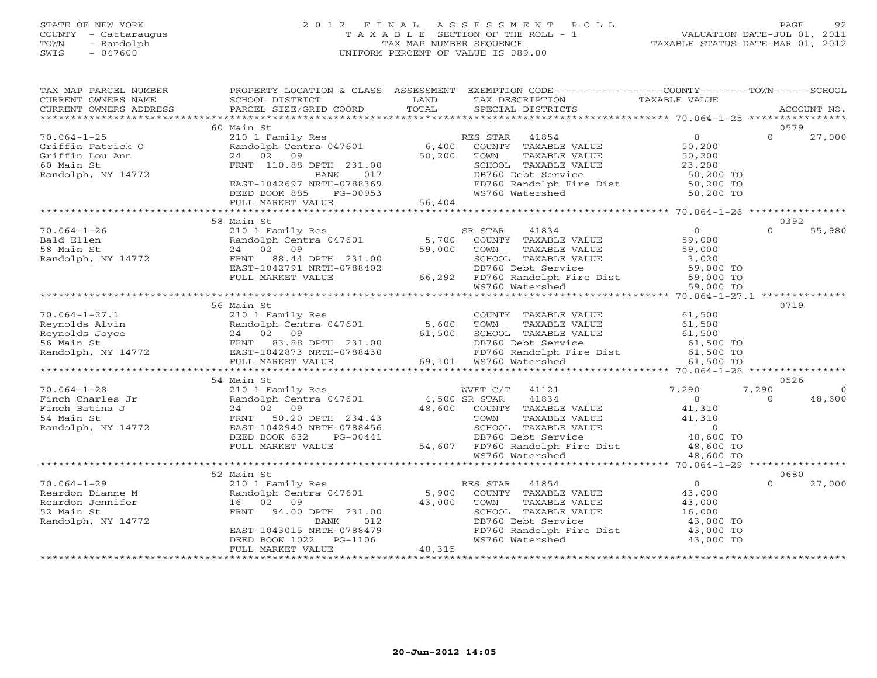STATE OF NEW YORK
COUNTY - Cattaraugus
TOWN - Randolph
SWIS - 047600

2012 FINAL ASSESSMENT ROLL
TAXABLE SECTION OF THE ROLL - 1
TAX MAP NUMBER SEQUENCE
UNIFORM PERCENT OF VALUE IS 089.00

VALUATION DATE-JUL 01, 2011
TAXABLE STATUS DATE-MAR 01, 2012

| TAX MAP PARCEL NUMBER / CURRENT OWNERS NAME / CURRENT OWNERS ADDRESS | PROPERTY LOCATION & CLASS / SCHOOL DISTRICT / PARCEL SIZE/GRID COORD | ASSESSMENT LAND / TOTAL | EXEMPTION CODE / TAX DESCRIPTION / SPECIAL DISTRICTS | COUNTY TAXABLE VALUE | TOWN | SCHOOL / ACCOUNT NO. |
|---|---|---|---|---|---|---|
| | 60 Main St | | | | | 0579 |
| 70.064-1-25 | 210 1 Family Res | | RES STAR 41854 | 0 | 0 | 27,000 |
| Griffin Patrick O | Randolph Centra 047601 | 6,400 | COUNTY TAXABLE VALUE | 50,200 | | |
| Griffin Lou Ann | 24 02 09 | 50,200 | TOWN TAXABLE VALUE | 50,200 | | |
| 60 Main St | FRNT 110.88 DPTH 231.00 | | SCHOOL TAXABLE VALUE | 23,200 | | |
| Randolph, NY 14772 | BANK 017 | | DB760 Debt Service | 50,200 TO | | |
| | EAST-1042697 NRTH-0788369 | | FD760 Randolph Fire Dist | 50,200 TO | | |
| | DEED BOOK 885 PG-00953 | | WS760 Watershed | 50,200 TO | | |
| | FULL MARKET VALUE | 56,404 | | | | |
| | 58 Main St | | | | | 0392 |
| 70.064-1-26 | 210 1 Family Res | | SR STAR 41834 | 0 | 0 | 55,980 |
| Bald Ellen | Randolph Centra 047601 | 5,700 | COUNTY TAXABLE VALUE | 59,000 | | |
| 58 Main St | 24 02 09 | 59,000 | TOWN TAXABLE VALUE | 59,000 | | |
| Randolph, NY 14772 | FRNT 88.44 DPTH 231.00 | | SCHOOL TAXABLE VALUE | 3,020 | | |
| | EAST-1042791 NRTH-0788402 | | DB760 Debt Service | 59,000 TO | | |
| | FULL MARKET VALUE | 66,292 | FD760 Randolph Fire Dist | 59,000 TO | | |
| | | | WS760 Watershed | 59,000 TO | | |
| | 56 Main St | | | | | 0719 |
| 70.064-1-27.1 | 210 1 Family Res | | COUNTY TAXABLE VALUE | 61,500 | | |
| Reynolds Alvin | Randolph Centra 047601 | 5,600 | TOWN TAXABLE VALUE | 61,500 | | |
| Reynolds Joyce | 24 02 09 | 61,500 | SCHOOL TAXABLE VALUE | 61,500 | | |
| 56 Main St | FRNT 83.88 DPTH 231.00 | | DB760 Debt Service | 61,500 TO | | |
| Randolph, NY 14772 | EAST-1042873 NRTH-0788430 | | FD760 Randolph Fire Dist | 61,500 TO | | |
| | FULL MARKET VALUE | 69,101 | WS760 Watershed | 61,500 TO | | |
| | 54 Main St | | | | | 0526 |
| 70.064-1-28 | 210 1 Family Res | | WVET C/T 41121 | 7,290 | 7,290 | 0 |
| Finch Charles Jr | Randolph Centra 047601 | 4,500 | SR STAR 41834 | 0 | 0 | 48,600 |
| Finch Batina J | 24 02 09 | 48,600 | COUNTY TAXABLE VALUE | 41,310 | | |
| 54 Main St | FRNT 50.20 DPTH 234.43 | | TOWN TAXABLE VALUE | 41,310 | | |
| Randolph, NY 14772 | EAST-1042940 NRTH-0788456 | | SCHOOL TAXABLE VALUE | 0 | | |
| | DEED BOOK 632 PG-00441 | | DB760 Debt Service | 48,600 TO | | |
| | FULL MARKET VALUE | 54,607 | FD760 Randolph Fire Dist | 48,600 TO | | |
| | | | WS760 Watershed | 48,600 TO | | |
| | 52 Main St | | | | | 0680 |
| 70.064-1-29 | 210 1 Family Res | | RES STAR 41854 | 0 | 0 | 27,000 |
| Reardon Dianne M | Randolph Centra 047601 | 5,900 | COUNTY TAXABLE VALUE | 43,000 | | |
| Reardon Jennifer | 16 02 09 | 43,000 | TOWN TAXABLE VALUE | 43,000 | | |
| 52 Main St | FRNT 94.00 DPTH 231.00 | | SCHOOL TAXABLE VALUE | 16,000 | | |
| Randolph, NY 14772 | BANK 012 | | DB760 Debt Service | 43,000 TO | | |
| | EAST-1043015 NRTH-0788479 | | FD760 Randolph Fire Dist | 43,000 TO | | |
| | DEED BOOK 1022 PG-1106 | | WS760 Watershed | 43,000 TO | | |
| | FULL MARKET VALUE | 48,315 | | | | |

20-Jun-2012 14:05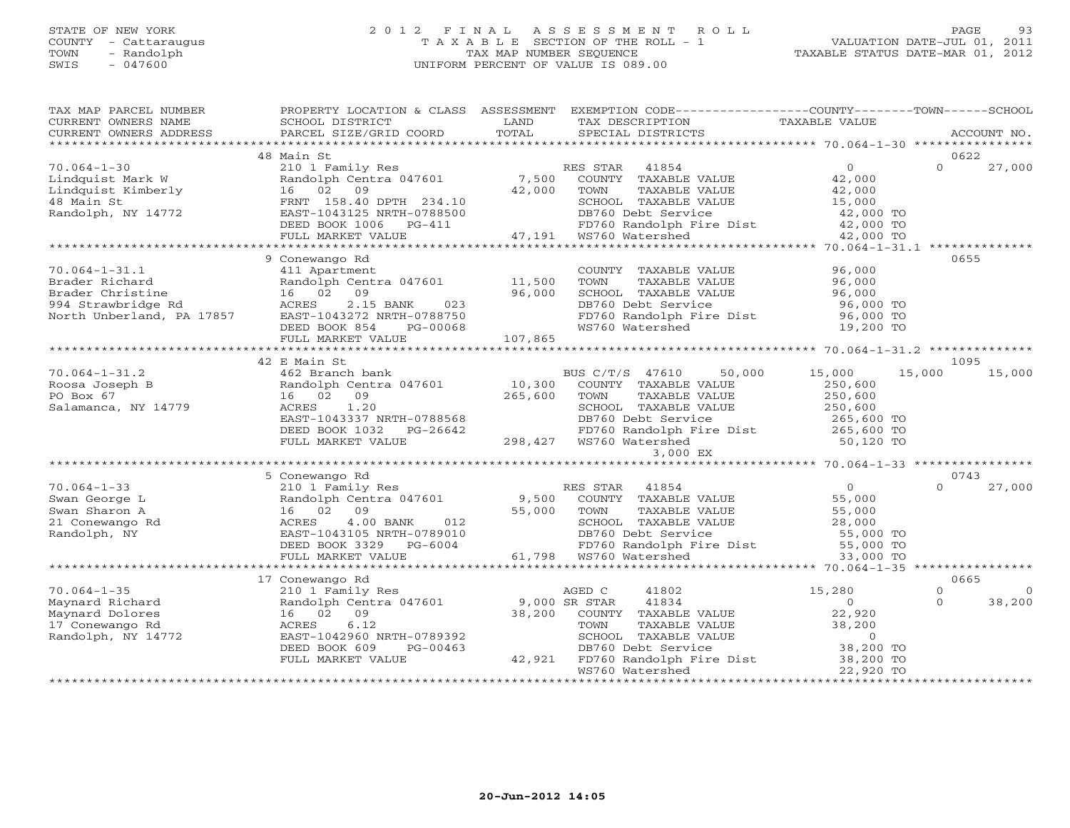STATE OF NEW YORK
COUNTY - Cattaraugus
TOWN - Randolph
SWIS - 047600

# 2012 FINAL ASSESSMENT ROLL

TAXABLE SECTION OF THE ROLL - 1
TAX MAP NUMBER SEQUENCE
UNIFORM PERCENT OF VALUE IS 089.00

VALUATION DATE-JUL 01, 2011
TAXABLE STATUS DATE-MAR 01, 2012

| TAX MAP PARCEL NUMBER / CURRENT OWNERS NAME / CURRENT OWNERS ADDRESS | PROPERTY LOCATION & CLASS / SCHOOL DISTRICT / PARCEL SIZE/GRID COORD | ASSESSMENT LAND / TOTAL | EXEMPTION CODE / TAX DESCRIPTION / SPECIAL DISTRICTS | COUNTY TAXABLE VALUE | TOWN | SCHOOL | ACCOUNT NO. |
|---|---|---|---|---|---|---|---|
| 48 Main St | | | | | | | 0622 |
| 70.064-1-30 | 210 1 Family Res | | RES STAR 41854 | 0 | 0 | 27,000 | |
| Lindquist Mark W | Randolph Centra 047601 | 7,500 | COUNTY TAXABLE VALUE | 42,000 | | | |
| Lindquist Kimberly | 16 02 09 | 42,000 | TOWN TAXABLE VALUE | 42,000 | | | |
| 48 Main St | FRNT 158.40 DPTH 234.10 | | SCHOOL TAXABLE VALUE | 15,000 | | | |
| Randolph, NY 14772 | EAST-1043125 NRTH-0788500 | | DB760 Debt Service | 42,000 TO | | | |
| | DEED BOOK 1006 PG-411 | | FD760 Randolph Fire Dist | 42,000 TO | | | |
| | FULL MARKET VALUE | 47,191 | WS760 Watershed | 42,000 TO | | | |
| 9 Conewango Rd | | | | | | | 0655 |
| 70.064-1-31.1 | 411 Apartment | | COUNTY TAXABLE VALUE | 96,000 | | | |
| Brader Richard | Randolph Centra 047601 | 11,500 | TOWN TAXABLE VALUE | 96,000 | | | |
| Brader Christine | 16 02 09 | 96,000 | SCHOOL TAXABLE VALUE | 96,000 | | | |
| 994 Strawbridge Rd | ACRES 2.15 BANK 023 | | DB760 Debt Service | 96,000 TO | | | |
| North Unberland, PA 17857 | EAST-1043272 NRTH-0788750 | | FD760 Randolph Fire Dist | 96,000 TO | | | |
| | DEED BOOK 854 PG-00068 | | WS760 Watershed | 19,200 TO | | | |
| | FULL MARKET VALUE | 107,865 | | | | | |
| 42 E Main St | | | | | | | 1095 |
| 70.064-1-31.2 | 462 Branch bank | | BUS C/T/S 47610 50,000 | 15,000 | 15,000 | 15,000 | |
| Roosa Joseph B | Randolph Centra 047601 | 10,300 | COUNTY TAXABLE VALUE | 250,600 | | | |
| PO Box 67 | 16 02 09 | 265,600 | TOWN TAXABLE VALUE | 250,600 | | | |
| Salamanca, NY 14779 | ACRES 1.20 | | SCHOOL TAXABLE VALUE | 250,600 | | | |
| | EAST-1043337 NRTH-0788568 | | DB760 Debt Service | 265,600 TO | | | |
| | DEED BOOK 1032 PG-26642 | | FD760 Randolph Fire Dist | 265,600 TO | | | |
| | FULL MARKET VALUE | 298,427 | WS760 Watershed | 50,120 TO | | | |
| | | | 3,000 EX | | | | |
| 5 Conewango Rd | | | | | | | 0743 |
| 70.064-1-33 | 210 1 Family Res | | RES STAR 41854 | 0 | 0 | 27,000 | |
| Swan George L | Randolph Centra 047601 | 9,500 | COUNTY TAXABLE VALUE | 55,000 | | | |
| Swan Sharon A | 16 02 09 | 55,000 | TOWN TAXABLE VALUE | 55,000 | | | |
| 21 Conewango Rd | ACRES 4.00 BANK 012 | | SCHOOL TAXABLE VALUE | 28,000 | | | |
| Randolph, NY | EAST-1043105 NRTH-0789010 | | DB760 Debt Service | 55,000 TO | | | |
| | DEED BOOK 3329 PG-6004 | | FD760 Randolph Fire Dist | 55,000 TO | | | |
| | FULL MARKET VALUE | 61,798 | WS760 Watershed | 33,000 TO | | | |
| 17 Conewango Rd | | | | | | | 0665 |
| 70.064-1-35 | 210 1 Family Res | | AGED C 41802 | 15,280 | 0 | 0 | |
| Maynard Richard | Randolph Centra 047601 | 9,000 | SR STAR 41834 | 0 | 0 | 38,200 | |
| Maynard Dolores | 16 02 09 | 38,200 | COUNTY TAXABLE VALUE | 22,920 | | | |
| 17 Conewango Rd | ACRES 6.12 | | TOWN TAXABLE VALUE | 38,200 | | | |
| Randolph, NY 14772 | EAST-1042960 NRTH-0789392 | | SCHOOL TAXABLE VALUE | 0 | | | |
| | DEED BOOK 609 PG-00463 | | DB760 Debt Service | 38,200 TO | | | |
| | FULL MARKET VALUE | 42,921 | FD760 Randolph Fire Dist | 38,200 TO | | | |
| | | | WS760 Watershed | 22,920 TO | | | |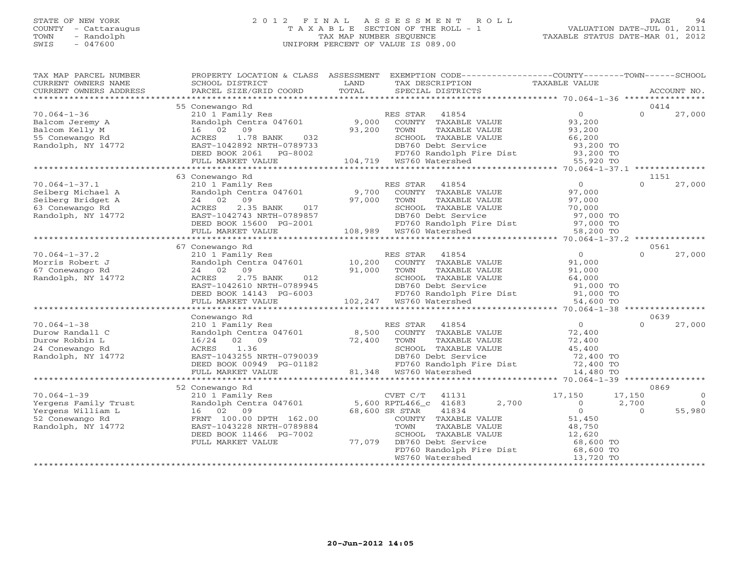STATE OF NEW YORK
COUNTY - Cattaraugus
TOWN - Randolph
SWIS - 047600

# 2012 FINAL ASSESSMENT ROLL
TAXABLE SECTION OF THE ROLL - 1
TAX MAP NUMBER SEQUENCE
UNIFORM PERCENT OF VALUE IS 089.00

VALUATION DATE-JUL 01, 2011
TAXABLE STATUS DATE-MAR 01, 2012

| TAX MAP PARCEL NUMBER / CURRENT OWNERS NAME / CURRENT OWNERS ADDRESS | PROPERTY LOCATION & CLASS / SCHOOL DISTRICT / PARCEL SIZE/GRID COORD | ASSESSMENT LAND / TOTAL | EXEMPTION CODE / TAX DESCRIPTION / SPECIAL DISTRICTS | COUNTY TAXABLE VALUE | TOWN | SCHOOL | ACCOUNT NO. |
|---|---|---|---|---|---|---|---|
| 70.064-1-36 | 55 Conewango Rd | | | | | | 0414 |
| | 210 1 Family Res | | RES STAR 41854 | 0 | 0 | 27,000 | |
| Balcom Jeremy A | Randolph Centra 047601 | 9,000 | COUNTY TAXABLE VALUE | 93,200 | | | |
| Balcom Kelly M | 16 02 09 | 93,200 | TOWN TAXABLE VALUE | 93,200 | | | |
| 55 Conewango Rd | ACRES 1.78 BANK 032 | | SCHOOL TAXABLE VALUE | 66,200 | | | |
| Randolph, NY 14772 | EAST-1042892 NRTH-0789733 | | DB760 Debt Service | 93,200 TO | | | |
| | DEED BOOK 2061 PG-8002 | | FD760 Randolph Fire Dist | 93,200 TO | | | |
| | FULL MARKET VALUE | 104,719 | WS760 Watershed | 55,920 TO | | | |
| 70.064-1-37.1 | 63 Conewango Rd | | | | | | 1151 |
| | 210 1 Family Res | | RES STAR 41854 | 0 | 0 | 27,000 | |
| Seiberg Michael A | Randolph Centra 047601 | 9,700 | COUNTY TAXABLE VALUE | 97,000 | | | |
| Seiberg Bridget A | 24 02 09 | 97,000 | TOWN TAXABLE VALUE | 97,000 | | | |
| 63 Conewango Rd | ACRES 2.35 BANK 017 | | SCHOOL TAXABLE VALUE | 70,000 | | | |
| Randolph, NY 14772 | EAST-1042743 NRTH-0789857 | | DB760 Debt Service | 97,000 TO | | | |
| | DEED BOOK 15600 PG-2001 | | FD760 Randolph Fire Dist | 97,000 TO | | | |
| | FULL MARKET VALUE | 108,989 | WS760 Watershed | 58,200 TO | | | |
| 70.064-1-37.2 | 67 Conewango Rd | | | | | | 0561 |
| | 210 1 Family Res | | RES STAR 41854 | 0 | 0 | 27,000 | |
| Morris Robert J | Randolph Centra 047601 | 10,200 | COUNTY TAXABLE VALUE | 91,000 | | | |
| 67 Conewango Rd | 24 02 09 | 91,000 | TOWN TAXABLE VALUE | 91,000 | | | |
| Randolph, NY 14772 | ACRES 2.75 BANK 012 | | SCHOOL TAXABLE VALUE | 64,000 | | | |
| | EAST-1042610 NRTH-0789945 | | DB760 Debt Service | 91,000 TO | | | |
| | DEED BOOK 14143 PG-6003 | | FD760 Randolph Fire Dist | 91,000 TO | | | |
| | FULL MARKET VALUE | 102,247 | WS760 Watershed | 54,600 TO | | | |
| 70.064-1-38 | Conewango Rd | | | | | | 0639 |
| | 210 1 Family Res | | RES STAR 41854 | 0 | 0 | 27,000 | |
| Durow Randall C | Randolph Centra 047601 | 8,500 | COUNTY TAXABLE VALUE | 72,400 | | | |
| Durow Robbin L | 16/24 02 09 | 72,400 | TOWN TAXABLE VALUE | 72,400 | | | |
| 24 Conewango Rd | ACRES 1.36 | | SCHOOL TAXABLE VALUE | 45,400 | | | |
| Randolph, NY 14772 | EAST-1043255 NRTH-0790039 | | DB760 Debt Service | 72,400 TO | | | |
| | DEED BOOK 00949 PG-01182 | | FD760 Randolph Fire Dist | 72,400 TO | | | |
| | FULL MARKET VALUE | 81,348 | WS760 Watershed | 14,480 TO | | | |
| 70.064-1-39 | 52 Conewango Rd | | | | | | 0869 |
| | 210 1 Family Res | | CVET C/T 41131 | 17,150 | 17,150 | 0 | |
| Yergens Family Trust | Randolph Centra 047601 | 5,600 | RPTL466_c 41683 2,700 | 0 | 2,700 | 0 | |
| Yergens William L | 16 02 09 | 68,600 | SR STAR 41834 | 0 | 0 | 55,980 | |
| 52 Conewango Rd | FRNT 100.00 DPTH 162.00 | | COUNTY TAXABLE VALUE | 51,450 | | | |
| Randolph, NY 14772 | EAST-1043228 NRTH-0789884 | | TOWN TAXABLE VALUE | 48,750 | | | |
| | DEED BOOK 11466 PG-7002 | | SCHOOL TAXABLE VALUE | 12,620 | | | |
| | FULL MARKET VALUE | 77,079 | DB760 Debt Service | 68,600 TO | | | |
| | | | FD760 Randolph Fire Dist | 68,600 TO | | | |
| | | | WS760 Watershed | 13,720 TO | | | |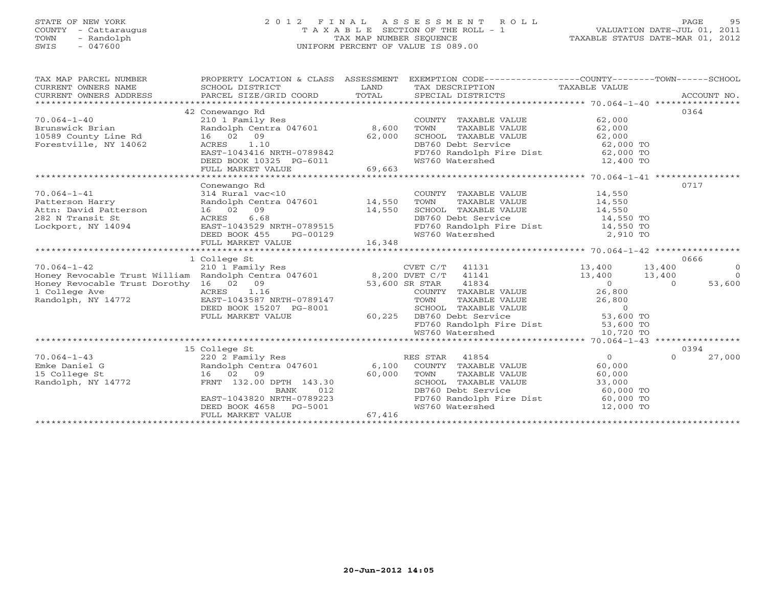STATE OF NEW YORK
COUNTY - Cattaraugus
TOWN - Randolph
SWIS - 047600

2012 FINAL ASSESSMENT ROLL
TAXABLE SECTION OF THE ROLL - 1
TAX MAP NUMBER SEQUENCE
UNIFORM PERCENT OF VALUE IS 089.00

VALUATION DATE-JUL 01, 2011
TAXABLE STATUS DATE-MAR 01, 2012

| TAX MAP PARCEL NUMBER / CURRENT OWNERS NAME / CURRENT OWNERS ADDRESS | PROPERTY LOCATION & CLASS / SCHOOL DISTRICT / PARCEL SIZE/GRID COORD | ASSESSMENT LAND / TOTAL | EXEMPTION CODE / TAX DESCRIPTION / SPECIAL DISTRICTS | COUNTY TAXABLE VALUE | TOWN | SCHOOL | ACCOUNT NO. |
|---|---|---|---|---|---|---|---|
| 70.064-1-40 | 42 Conewango Rd | | | | | | 0364 |
| | 210 1 Family Res | | COUNTY TAXABLE VALUE | 62,000 | | | |
| Brunswick Brian | Randolph Centra 047601 | 8,600 | TOWN TAXABLE VALUE | 62,000 | | | |
| 10589 County Line Rd | 16 02 09 | 62,000 | SCHOOL TAXABLE VALUE | 62,000 | | | |
| Forestville, NY 14062 | ACRES 1.10 | | DB760 Debt Service | 62,000 TO | | | |
| | EAST-1043416 NRTH-0789842 | | FD760 Randolph Fire Dist | 62,000 TO | | | |
| | DEED BOOK 10325 PG-6011 | | WS760 Watershed | 12,400 TO | | | |
| | FULL MARKET VALUE | 69,663 | | | | | |
| 70.064-1-41 | Conewango Rd | | | | | | 0717 |
| | 314 Rural vac<10 | | COUNTY TAXABLE VALUE | 14,550 | | | |
| Patterson Harry | Randolph Centra 047601 | 14,550 | TOWN TAXABLE VALUE | 14,550 | | | |
| Attn: David Patterson | 16 02 09 | 14,550 | SCHOOL TAXABLE VALUE | 14,550 | | | |
| 282 N Transit St | ACRES 6.68 | | DB760 Debt Service | 14,550 TO | | | |
| Lockport, NY 14094 | EAST-1043529 NRTH-0789515 | | FD760 Randolph Fire Dist | 14,550 TO | | | |
| | DEED BOOK 455 PG-00129 | | WS760 Watershed | 2,910 TO | | | |
| | FULL MARKET VALUE | 16,348 | | | | | |
| 70.064-1-42 | 1 College St | | | | | | 0666 |
| | 210 1 Family Res | | CVET C/T 41131 | 13,400 | 13,400 | 0 | |
| Honey Revocable Trust William | Randolph Centra 047601 | 8,200 | DVET C/T 41141 | 13,400 | 13,400 | 0 | |
| Honey Revocable Trust Dorothy | 16 02 09 | 53,600 | SR STAR 41834 | 0 | 0 | 53,600 | |
| 1 College Ave | ACRES 1.16 | | COUNTY TAXABLE VALUE | 26,800 | | | |
| Randolph, NY 14772 | EAST-1043587 NRTH-0789147 | | TOWN TAXABLE VALUE | 26,800 | | | |
| | DEED BOOK 15207 PG-8001 | | SCHOOL TAXABLE VALUE | 0 | | | |
| | FULL MARKET VALUE | 60,225 | DB760 Debt Service | 53,600 TO | | | |
| | | | FD760 Randolph Fire Dist | 53,600 TO | | | |
| | | | WS760 Watershed | 10,720 TO | | | |
| 70.064-1-43 | 15 College St | | | | | | 0394 |
| | 220 2 Family Res | | RES STAR 41854 | 0 | 0 | 27,000 | |
| Emke Daniel G | Randolph Centra 047601 | 6,100 | COUNTY TAXABLE VALUE | 60,000 | | | |
| 15 College St | 16 02 09 | 60,000 | TOWN TAXABLE VALUE | 60,000 | | | |
| Randolph, NY 14772 | FRNT 132.00 DPTH 143.30 | | SCHOOL TAXABLE VALUE | 33,000 | | | |
| | BANK 012 | | DB760 Debt Service | 60,000 TO | | | |
| | EAST-1043820 NRTH-0789223 | | FD760 Randolph Fire Dist | 60,000 TO | | | |
| | DEED BOOK 4658 PG-5001 | | WS760 Watershed | 12,000 TO | | | |
| | FULL MARKET VALUE | 67,416 | | | | | |

20-Jun-2012 14:05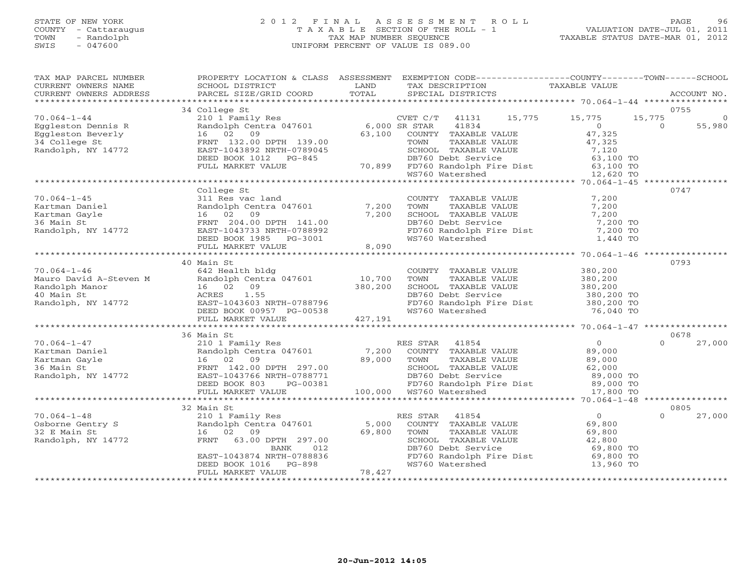STATE OF NEW YORK
COUNTY - Cattaraugus
TOWN - Randolph
SWIS - 047600

2012 FINAL ASSESSMENT ROLL
TAXABLE SECTION OF THE ROLL - 1
TAX MAP NUMBER SEQUENCE
UNIFORM PERCENT OF VALUE IS 089.00

VALUATION DATE-JUL 01, 2011
TAXABLE STATUS DATE-MAR 01, 2012

| TAX MAP PARCEL NUMBER / CURRENT OWNERS NAME / CURRENT OWNERS ADDRESS | PROPERTY LOCATION & CLASS / SCHOOL DISTRICT / PARCEL SIZE/GRID COORD | ASSESSMENT LAND / TOTAL | EXEMPTION CODE / TAX DESCRIPTION / SPECIAL DISTRICTS | COUNTY TAXABLE VALUE | TOWN | SCHOOL / ACCOUNT NO. |
|---|---|---|---|---|---|---|
| | 34 College St | | | | | 0755 |
| 70.064-1-44 | 210 1 Family Res | | CVET C/T 41131 15,775 | 15,775 | 15,775 | 0 |
| Eggleston Dennis R | Randolph Centra 047601 | 6,000 | SR STAR 41834 | 0 | 0 | 55,980 |
| Eggleston Beverly | 16 02 09 | 63,100 | COUNTY TAXABLE VALUE | 47,325 | | |
| 34 College St | FRNT 132.00 DPTH 139.00 | | TOWN TAXABLE VALUE | 47,325 | | |
| Randolph, NY 14772 | EAST-1043892 NRTH-0789045 | | SCHOOL TAXABLE VALUE | 7,120 | | |
| | DEED BOOK 1012 PG-845 | | DB760 Debt Service | 63,100 TO | | |
| | FULL MARKET VALUE | 70,899 | FD760 Randolph Fire Dist | 63,100 TO | | |
| | | | WS760 Watershed | 12,620 TO | | |
| | College St | | | | | 0747 |
| 70.064-1-45 | 311 Res vac land | | COUNTY TAXABLE VALUE | 7,200 | | |
| Kartman Daniel | Randolph Centra 047601 | 7,200 | TOWN TAXABLE VALUE | 7,200 | | |
| Kartman Gayle | 16 02 09 | 7,200 | SCHOOL TAXABLE VALUE | 7,200 | | |
| 36 Main St | FRNT 204.00 DPTH 141.00 | | DB760 Debt Service | 7,200 TO | | |
| Randolph, NY 14772 | EAST-1043733 NRTH-0788992 | | FD760 Randolph Fire Dist | 7,200 TO | | |
| | DEED BOOK 1985 PG-3001 | | WS760 Watershed | 1,440 TO | | |
| | FULL MARKET VALUE | 8,090 | | | | |
| | 40 Main St | | | | | 0793 |
| 70.064-1-46 | 642 Health bldg | | COUNTY TAXABLE VALUE | 380,200 | | |
| Mauro David A-Steven M | Randolph Centra 047601 | 10,700 | TOWN TAXABLE VALUE | 380,200 | | |
| Randolph Manor | 16 02 09 | 380,200 | SCHOOL TAXABLE VALUE | 380,200 | | |
| 40 Main St | ACRES 1.55 | | DB760 Debt Service | 380,200 TO | | |
| Randolph, NY 14772 | EAST-1043603 NRTH-0788796 | | FD760 Randolph Fire Dist | 380,200 TO | | |
| | DEED BOOK 00957 PG-00538 | | WS760 Watershed | 76,040 TO | | |
| | FULL MARKET VALUE | 427,191 | | | | |
| | 36 Main St | | | | | 0678 |
| 70.064-1-47 | 210 1 Family Res | | RES STAR 41854 | 0 | 0 | 27,000 |
| Kartman Daniel | Randolph Centra 047601 | 7,200 | COUNTY TAXABLE VALUE | 89,000 | | |
| Kartman Gayle | 16 02 09 | 89,000 | TOWN TAXABLE VALUE | 89,000 | | |
| 36 Main St | FRNT 142.00 DPTH 297.00 | | SCHOOL TAXABLE VALUE | 62,000 | | |
| Randolph, NY 14772 | EAST-1043766 NRTH-0788771 | | DB760 Debt Service | 89,000 TO | | |
| | DEED BOOK 803 PG-00381 | | FD760 Randolph Fire Dist | 89,000 TO | | |
| | FULL MARKET VALUE | 100,000 | WS760 Watershed | 17,800 TO | | |
| | 32 Main St | | | | | 0805 |
| 70.064-1-48 | 210 1 Family Res | | RES STAR 41854 | 0 | 0 | 27,000 |
| Osborne Gentry S | Randolph Centra 047601 | 5,000 | COUNTY TAXABLE VALUE | 69,800 | | |
| 32 E Main St | 16 02 09 | 69,800 | TOWN TAXABLE VALUE | 69,800 | | |
| Randolph, NY 14772 | FRNT 63.00 DPTH 297.00 | | SCHOOL TAXABLE VALUE | 42,800 | | |
| | BANK 012 | | DB760 Debt Service | 69,800 TO | | |
| | EAST-1043874 NRTH-0788836 | | FD760 Randolph Fire Dist | 69,800 TO | | |
| | DEED BOOK 1016 PG-898 | | WS760 Watershed | 13,960 TO | | |
| | FULL MARKET VALUE | 78,427 | | | | |

20-Jun-2012 14:05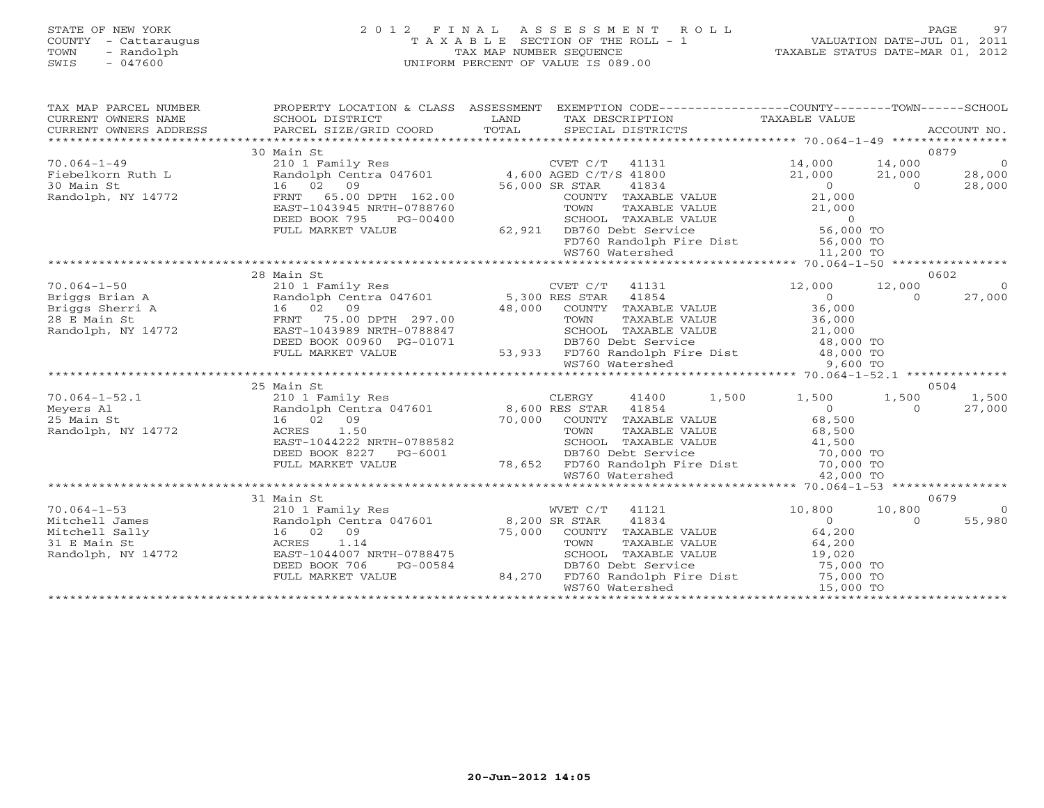STATE OF NEW YORK
COUNTY - Cattaraugus
TOWN - Randolph
SWIS - 047600

2 0 1 2 F I N A L A S S E S S M E N T R O L L
T A X A B L E SECTION OF THE ROLL - 1
TAX MAP NUMBER SEQUENCE
UNIFORM PERCENT OF VALUE IS 089.00

VALUATION DATE-JUL 01, 2011
TAXABLE STATUS DATE-MAR 01, 2012

| TAX MAP PARCEL NUMBER / CURRENT OWNERS NAME / CURRENT OWNERS ADDRESS | PROPERTY LOCATION & CLASS / SCHOOL DISTRICT / PARCEL SIZE/GRID COORD | ASSESSMENT LAND / TOTAL | EXEMPTION CODE / TAX DESCRIPTION / SPECIAL DISTRICTS | COUNTY TAXABLE VALUE | TOWN | SCHOOL / ACCOUNT NO. |
|---|---|---|---|---|---|---|
| | 30 Main St | | | | | 0879 |
| 70.064-1-49 | 210 1 Family Res | | CVET C/T 41131 | 14,000 | 14,000 | 0 |
| Fiebelkorn Ruth L | Randolph Centra 047601 | 4,600 | AGED C/T/S 41800 | 21,000 | 21,000 | 28,000 |
| 30 Main St | 16 02 09 | 56,000 | SR STAR 41834 | 0 | 0 | 28,000 |
| Randolph, NY 14772 | FRNT 65.00 DPTH 162.00 | | COUNTY TAXABLE VALUE | 21,000 | | |
| | EAST-1043945 NRTH-0788760 | | TOWN TAXABLE VALUE | 21,000 | | |
| | DEED BOOK 795 PG-00400 | | SCHOOL TAXABLE VALUE | 0 | | |
| | FULL MARKET VALUE | 62,921 | DB760 Debt Service | 56,000 TO | | |
| | | | FD760 Randolph Fire Dist | 56,000 TO | | |
| | | | WS760 Watershed | 11,200 TO | | |
| | 28 Main St | | | | | 0602 |
| 70.064-1-50 | 210 1 Family Res | | CVET C/T 41131 | 12,000 | 12,000 | 0 |
| Briggs Brian A | Randolph Centra 047601 | 5,300 | RES STAR 41854 | 0 | 0 | 27,000 |
| Briggs Sherri A | 16 02 09 | 48,000 | COUNTY TAXABLE VALUE | 36,000 | | |
| 28 E Main St | FRNT 75.00 DPTH 297.00 | | TOWN TAXABLE VALUE | 36,000 | | |
| Randolph, NY 14772 | EAST-1043989 NRTH-0788847 | | SCHOOL TAXABLE VALUE | 21,000 | | |
| | DEED BOOK 00960 PG-01071 | | DB760 Debt Service | 48,000 TO | | |
| | FULL MARKET VALUE | 53,933 | FD760 Randolph Fire Dist | 48,000 TO | | |
| | | | WS760 Watershed | 9,600 TO | | |
| | 25 Main St | | | | | 0504 |
| 70.064-1-52.1 | 210 1 Family Res | | CLERGY 41400 1,500 | 1,500 | 1,500 | 1,500 |
| Meyers Al | Randolph Centra 047601 | 8,600 | RES STAR 41854 | 0 | 0 | 27,000 |
| 25 Main St | 16 02 09 | 70,000 | COUNTY TAXABLE VALUE | 68,500 | | |
| Randolph, NY 14772 | ACRES 1.50 | | TOWN TAXABLE VALUE | 68,500 | | |
| | EAST-1044222 NRTH-0788582 | | SCHOOL TAXABLE VALUE | 41,500 | | |
| | DEED BOOK 8227 PG-6001 | | DB760 Debt Service | 70,000 TO | | |
| | FULL MARKET VALUE | 78,652 | FD760 Randolph Fire Dist | 70,000 TO | | |
| | | | WS760 Watershed | 42,000 TO | | |
| | 31 Main St | | | | | 0679 |
| 70.064-1-53 | 210 1 Family Res | | WVET C/T 41121 | 10,800 | 10,800 | 0 |
| Mitchell James | Randolph Centra 047601 | 8,200 | SR STAR 41834 | 0 | 0 | 55,980 |
| Mitchell Sally | 16 02 09 | 75,000 | COUNTY TAXABLE VALUE | 64,200 | | |
| 31 E Main St | ACRES 1.14 | | TOWN TAXABLE VALUE | 64,200 | | |
| Randolph, NY 14772 | EAST-1044007 NRTH-0788475 | | SCHOOL TAXABLE VALUE | 19,020 | | |
| | DEED BOOK 706 PG-00584 | | DB760 Debt Service | 75,000 TO | | |
| | FULL MARKET VALUE | 84,270 | FD760 Randolph Fire Dist | 75,000 TO | | |
| | | | WS760 Watershed | 15,000 TO | | |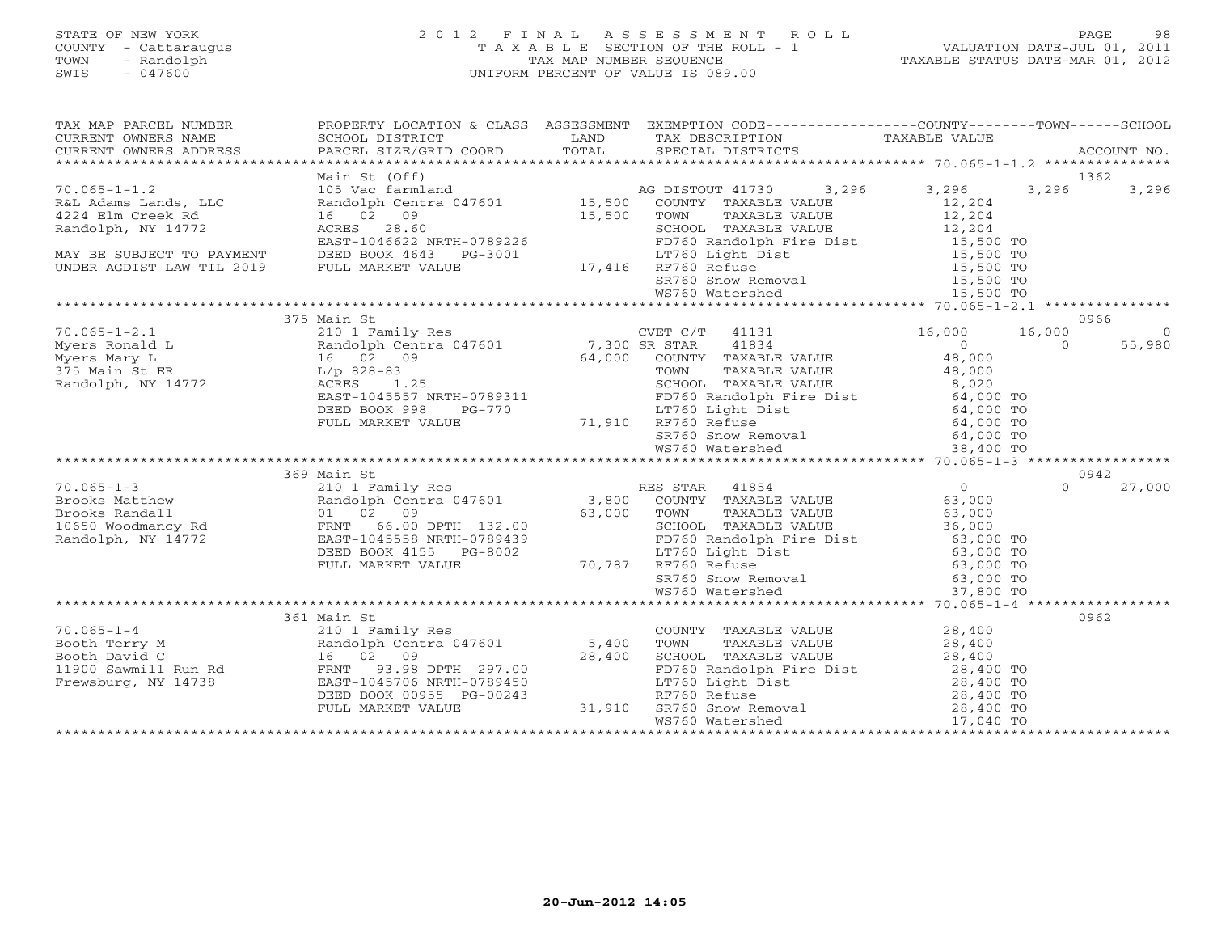STATE OF NEW YORK
COUNTY - Cattaraugus
TOWN - Randolph
SWIS - 047600

2 0 1 2 F I N A L A S S E S S M E N T R O L L
T A X A B L E SECTION OF THE ROLL - 1
TAX MAP NUMBER SEQUENCE
UNIFORM PERCENT OF VALUE IS 089.00

VALUATION DATE-JUL 01, 2011
TAXABLE STATUS DATE-MAR 01, 2012

```
TAX MAP PARCEL NUMBER          PROPERTY LOCATION & CLASS  ASSESSMENT  EXEMPTION CODE------------------COUNTY--------TOWN------SCHOOL
CURRENT OWNERS NAME            SCHOOL DISTRICT               LAND      TAX DESCRIPTION                  TAXABLE VALUE
CURRENT OWNERS ADDRESS         PARCEL SIZE/GRID COORD        TOTAL     SPECIAL DISTRICTS                                          ACCOUNT NO.
******************************************************************************************************* 70.065-1-1.2 ***************
                               Main St (Off)                                                                                  1362
70.065-1-1.2                   105 Vac farmland                        AG DISTOUT 41730       3,296       3,296       3,296       3,296
R&L Adams Lands, LLC           Randolph Centra 047601        15,500    COUNTY  TAXABLE VALUE               12,204
4224 Elm Creek Rd              16   02   09                  15,500    TOWN    TAXABLE VALUE               12,204
Randolph, NY 14772             ACRES   28.60                           SCHOOL  TAXABLE VALUE               12,204
                               EAST-1046622 NRTH-0789226               FD760 Randolph Fire Dist            15,500 TO
MAY BE SUBJECT TO PAYMENT      DEED BOOK 4643    PG-3001               LT760 Light Dist                    15,500 TO
UNDER AGDIST LAW TIL 2019      FULL MARKET VALUE             17,416    RF760 Refuse                        15,500 TO
                                                                       SR760 Snow Removal                  15,500 TO
                                                                       WS760 Watershed                     15,500 TO
******************************************************************************************************* 70.065-1-2.1 ***************
                               375 Main St                                                                                    0966
70.065-1-2.1                   210 1 Family Res                        CVET C/T   41131           16,000      16,000           0
Myers Ronald L                 Randolph Centra 047601         7,300 SR STAR    41834                 0           0      55,980
Myers Mary L                   16   02   09                  64,000    COUNTY  TAXABLE VALUE               48,000
375 Main St ER                 L/p 828-83                              TOWN    TAXABLE VALUE               48,000
Randolph, NY 14772             ACRES    1.25                           SCHOOL  TAXABLE VALUE                8,020
                               EAST-1045557 NRTH-0789311               FD760 Randolph Fire Dist            64,000 TO
                               DEED BOOK 998     PG-770                LT760 Light Dist                    64,000 TO
                               FULL MARKET VALUE             71,910    RF760 Refuse                        64,000 TO
                                                                       SR760 Snow Removal                  64,000 TO
                                                                       WS760 Watershed                     38,400 TO
******************************************************************************************************* 70.065-1-3 *****************
                               369 Main St                                                                                    0942
70.065-1-3                     210 1 Family Res                        RES STAR   41854                  0           0      27,000
Brooks Matthew                 Randolph Centra 047601         3,800    COUNTY  TAXABLE VALUE               63,000
Brooks Randall                 01   02   09                  63,000    TOWN    TAXABLE VALUE               63,000
10650 Woodmancy Rd             FRNT   66.00 DPTH 132.00                SCHOOL  TAXABLE VALUE               36,000
Randolph, NY 14772             EAST-1045558 NRTH-0789439               FD760 Randolph Fire Dist            63,000 TO
                               DEED BOOK 4155    PG-8002               LT760 Light Dist                    63,000 TO
                               FULL MARKET VALUE             70,787    RF760 Refuse                        63,000 TO
                                                                       SR760 Snow Removal                  63,000 TO
                                                                       WS760 Watershed                     37,800 TO
******************************************************************************************************* 70.065-1-4 *****************
                               361 Main St                                                                                    0962
70.065-1-4                     210 1 Family Res                        COUNTY  TAXABLE VALUE               28,400
Booth Terry M                  Randolph Centra 047601         5,400    TOWN    TAXABLE VALUE               28,400
Booth David C                  16   02   09                  28,400    SCHOOL  TAXABLE VALUE               28,400
11900 Sawmill Run Rd           FRNT   93.98 DPTH 297.00                FD760 Randolph Fire Dist            28,400 TO
Frewsburg, NY 14738            EAST-1045706 NRTH-0789450               LT760 Light Dist                    28,400 TO
                               DEED BOOK 00955 PG-00243                RF760 Refuse                        28,400 TO
                               FULL MARKET VALUE             31,910    SR760 Snow Removal                  28,400 TO
                                                                       WS760 Watershed                     17,040 TO
************************************************************************************************************************************
```

20-Jun-2012 14:05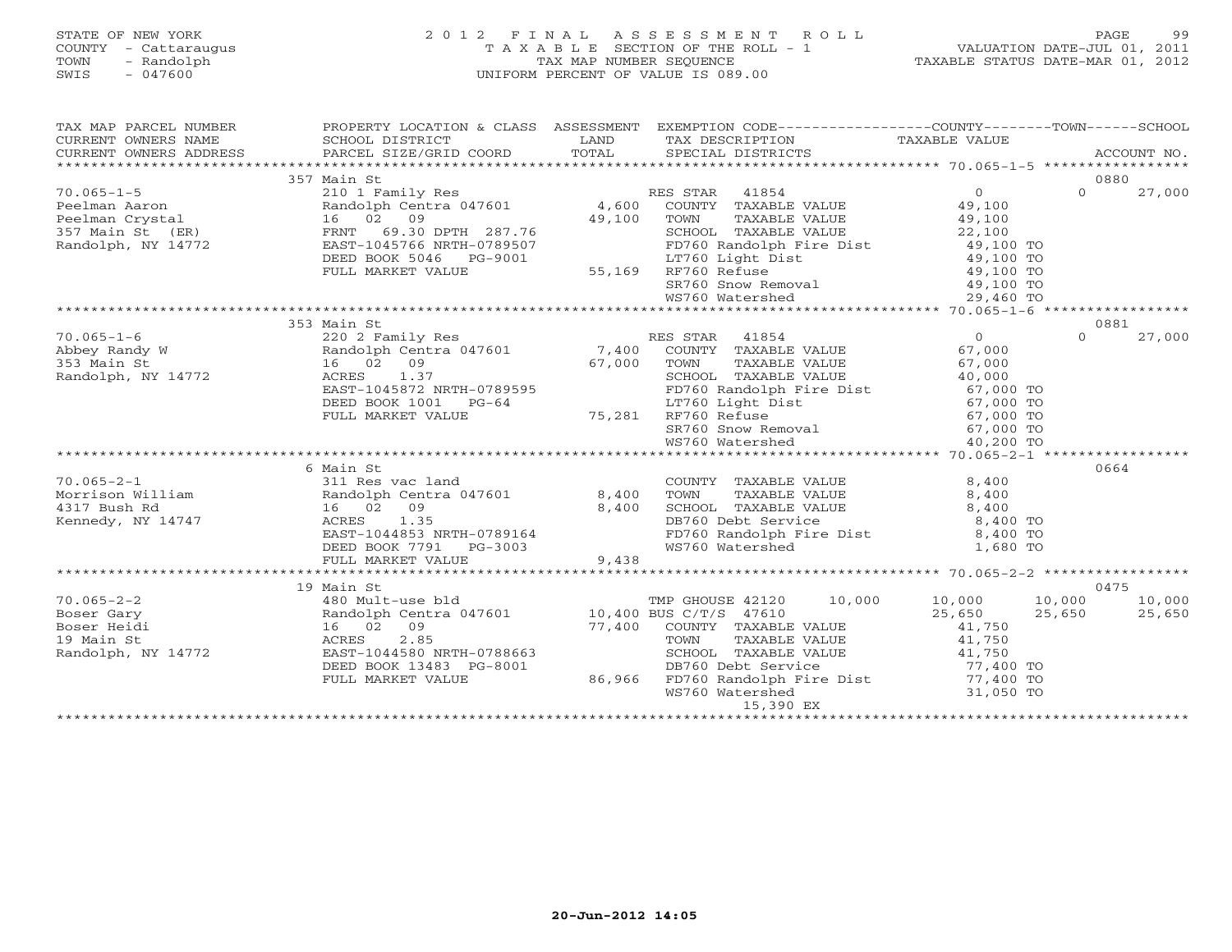STATE OF NEW YORK
COUNTY - Cattaraugus
TOWN - Randolph
SWIS - 047600

2 0 1 2 F I N A L A S S E S S M E N T R O L L
T A X A B L E SECTION OF THE ROLL - 1
TAX MAP NUMBER SEQUENCE
UNIFORM PERCENT OF VALUE IS 089.00

VALUATION DATE-JUL 01, 2011
TAXABLE STATUS DATE-MAR 01, 2012

| TAX MAP PARCEL NUMBER / CURRENT OWNERS NAME / CURRENT OWNERS ADDRESS | PROPERTY LOCATION & CLASS / SCHOOL DISTRICT / PARCEL SIZE/GRID COORD | ASSESSMENT LAND / TOTAL | EXEMPTION CODE / TAX DESCRIPTION / SPECIAL DISTRICTS | COUNTY | TOWN | SCHOOL / ACCOUNT NO. |
|---|---|---|---|---|---|---|
| | 357 Main St | | | | | 0880 |
| 70.065-1-5 | 210 1 Family Res | | RES STAR 41854 | 0 | 0 | 27,000 |
| Peelman Aaron | Randolph Centra 047601 | 4,600 | COUNTY TAXABLE VALUE | 49,100 | | |
| Peelman Crystal | 16 02 09 | 49,100 | TOWN TAXABLE VALUE | 49,100 | | |
| 357 Main St (ER) | FRNT 69.30 DPTH 287.76 | | SCHOOL TAXABLE VALUE | 22,100 | | |
| Randolph, NY 14772 | EAST-1045766 NRTH-0789507 | | FD760 Randolph Fire Dist | 49,100 TO | | |
| | DEED BOOK 5046 PG-9001 | | LT760 Light Dist | 49,100 TO | | |
| | FULL MARKET VALUE | 55,169 | RF760 Refuse | 49,100 TO | | |
| | | | SR760 Snow Removal | 49,100 TO | | |
| | | | WS760 Watershed | 29,460 TO | | |
| | 353 Main St | | | | | 0881 |
| 70.065-1-6 | 220 2 Family Res | | RES STAR 41854 | 0 | 0 | 27,000 |
| Abbey Randy W | Randolph Centra 047601 | 7,400 | COUNTY TAXABLE VALUE | 67,000 | | |
| 353 Main St | 16 02 09 | 67,000 | TOWN TAXABLE VALUE | 67,000 | | |
| Randolph, NY 14772 | ACRES 1.37 | | SCHOOL TAXABLE VALUE | 40,000 | | |
| | EAST-1045872 NRTH-0789595 | | FD760 Randolph Fire Dist | 67,000 TO | | |
| | DEED BOOK 1001 PG-64 | | LT760 Light Dist | 67,000 TO | | |
| | FULL MARKET VALUE | 75,281 | RF760 Refuse | 67,000 TO | | |
| | | | SR760 Snow Removal | 67,000 TO | | |
| | | | WS760 Watershed | 40,200 TO | | |
| | 6 Main St | | | | | 0664 |
| 70.065-2-1 | 311 Res vac land | | COUNTY TAXABLE VALUE | 8,400 | | |
| Morrison William | Randolph Centra 047601 | 8,400 | TOWN TAXABLE VALUE | 8,400 | | |
| 4317 Bush Rd | 16 02 09 | 8,400 | SCHOOL TAXABLE VALUE | 8,400 | | |
| Kennedy, NY 14747 | ACRES 1.35 | | DB760 Debt Service | 8,400 TO | | |
| | EAST-1044853 NRTH-0789164 | | FD760 Randolph Fire Dist | 8,400 TO | | |
| | DEED BOOK 7791 PG-3003 | | WS760 Watershed | 1,680 TO | | |
| | FULL MARKET VALUE | 9,438 | | | | |
| | 19 Main St | | | | | 0475 |
| 70.065-2-2 | 480 Mult-use bld | | TMP GHOUSE 42120 10,000 | 10,000 | 10,000 | 10,000 |
| Boser Gary | Randolph Centra 047601 | 10,400 | BUS C/T/S 47610 | 25,650 | 25,650 | 25,650 |
| Boser Heidi | 16 02 09 | 77,400 | COUNTY TAXABLE VALUE | 41,750 | | |
| 19 Main St | ACRES 2.85 | | TOWN TAXABLE VALUE | 41,750 | | |
| Randolph, NY 14772 | EAST-1044580 NRTH-0788663 | | SCHOOL TAXABLE VALUE | 41,750 | | |
| | DEED BOOK 13483 PG-8001 | | DB760 Debt Service | 77,400 TO | | |
| | FULL MARKET VALUE | 86,966 | FD760 Randolph Fire Dist | 77,400 TO | | |
| | | | WS760 Watershed | 31,050 TO | | |
| | | | 15,390 EX | | | |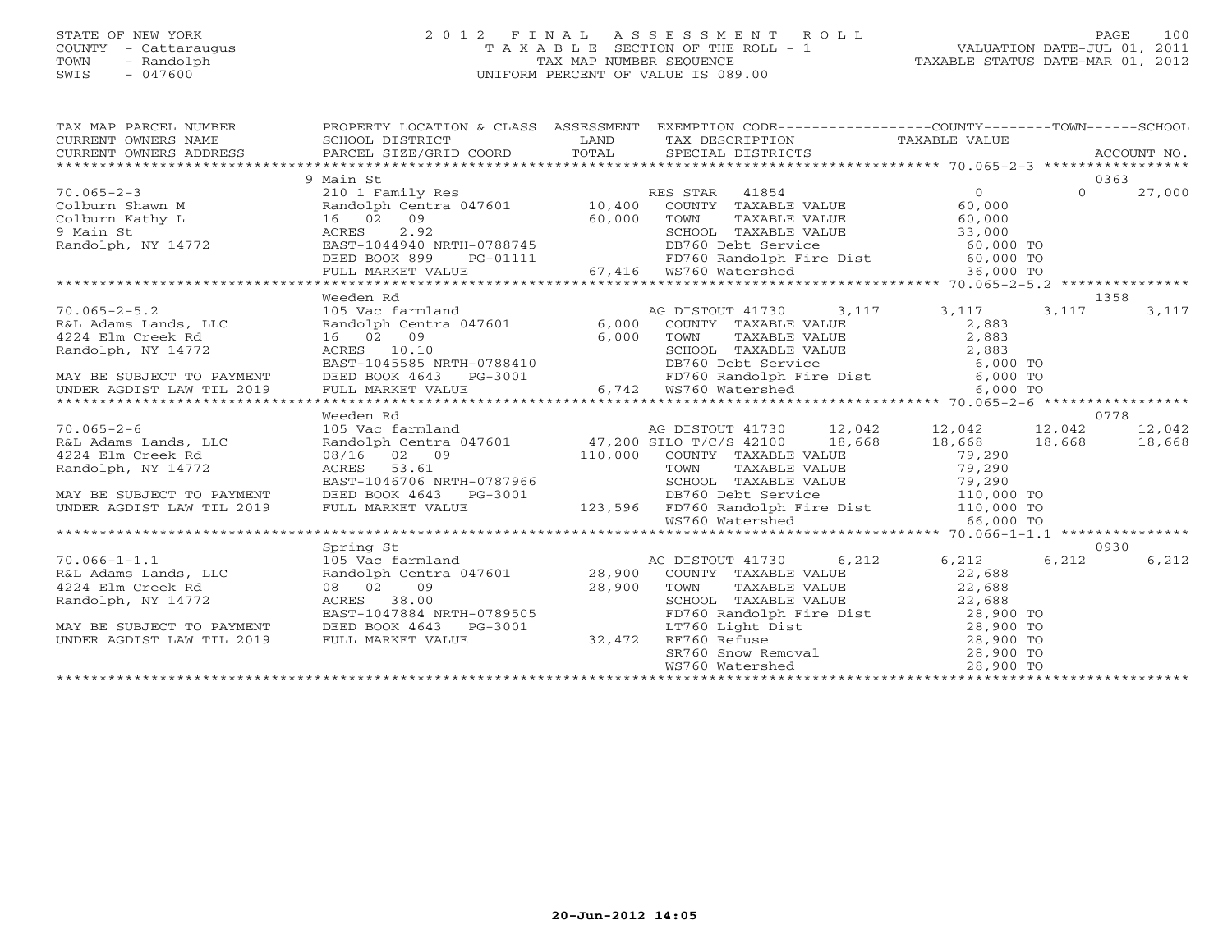STATE OF NEW YORK
COUNTY - Cattaraugus
TOWN - Randolph
SWIS - 047600

2012 FINAL ASSESSMENT ROLL
TAXABLE SECTION OF THE ROLL - 1
TAX MAP NUMBER SEQUENCE
UNIFORM PERCENT OF VALUE IS 089.00

VALUATION DATE-JUL 01, 2011
TAXABLE STATUS DATE-MAR 01, 2012

| TAX MAP PARCEL NUMBER / CURRENT OWNERS NAME / CURRENT OWNERS ADDRESS | PROPERTY LOCATION & CLASS / SCHOOL DISTRICT / PARCEL SIZE/GRID COORD | ASSESSMENT LAND / TOTAL | EXEMPTION CODE / TAX DESCRIPTION / SPECIAL DISTRICTS | COUNTY TAXABLE VALUE | TOWN | SCHOOL / ACCOUNT NO. |
|---|---|---|---|---|---|---|
| **70.065-2-3** | 9 Main St | | | | | 0363 |
| 70.065-2-3 | 210 1 Family Res | | RES STAR 41854 | 0 | 0 | 27,000 |
| Colburn Shawn M | Randolph Centra 047601 | 10,400 | COUNTY TAXABLE VALUE | 60,000 | | |
| Colburn Kathy L | 16 02 09 | 60,000 | TOWN TAXABLE VALUE | 60,000 | | |
| 9 Main St | ACRES 2.92 | | SCHOOL TAXABLE VALUE | 33,000 | | |
| Randolph, NY 14772 | EAST-1044940 NRTH-0788745 | | DB760 Debt Service | 60,000 TO | | |
| | DEED BOOK 899 PG-01111 | | FD760 Randolph Fire Dist | 60,000 TO | | |
| | FULL MARKET VALUE | 67,416 | WS760 Watershed | 36,000 TO | | |
| **70.065-2-5.2** | Weeden Rd | | | | | 1358 |
| 70.065-2-5.2 | 105 Vac farmland | | AG DISTOUT 41730 3,117 | 3,117 | 3,117 | 3,117 |
| R&L Adams Lands, LLC | Randolph Centra 047601 | 6,000 | COUNTY TAXABLE VALUE | 2,883 | | |
| 4224 Elm Creek Rd | 16 02 09 | 6,000 | TOWN TAXABLE VALUE | 2,883 | | |
| Randolph, NY 14772 | ACRES 10.10 | | SCHOOL TAXABLE VALUE | 2,883 | | |
| | EAST-1045585 NRTH-0788410 | | DB760 Debt Service | 6,000 TO | | |
| MAY BE SUBJECT TO PAYMENT | DEED BOOK 4643 PG-3001 | | FD760 Randolph Fire Dist | 6,000 TO | | |
| UNDER AGDIST LAW TIL 2019 | FULL MARKET VALUE | 6,742 | WS760 Watershed | 6,000 TO | | |
| **70.065-2-6** | Weeden Rd | | | | | 0778 |
| 70.065-2-6 | 105 Vac farmland | | AG DISTOUT 41730 12,042 | 12,042 | 12,042 | 12,042 |
| R&L Adams Lands, LLC | Randolph Centra 047601 | 47,200 | SILO T/C/S 42100 18,668 | 18,668 | 18,668 | 18,668 |
| 4224 Elm Creek Rd | 08/16 02 09 | 110,000 | COUNTY TAXABLE VALUE | 79,290 | | |
| Randolph, NY 14772 | ACRES 53.61 | | TOWN TAXABLE VALUE | 79,290 | | |
| | EAST-1046706 NRTH-0787966 | | SCHOOL TAXABLE VALUE | 79,290 | | |
| MAY BE SUBJECT TO PAYMENT | DEED BOOK 4643 PG-3001 | | DB760 Debt Service | 110,000 TO | | |
| UNDER AGDIST LAW TIL 2019 | FULL MARKET VALUE | 123,596 | FD760 Randolph Fire Dist | 110,000 TO | | |
| | | | WS760 Watershed | 66,000 TO | | |
| **70.066-1-1.1** | Spring St | | | | | 0930 |
| 70.066-1-1.1 | 105 Vac farmland | | AG DISTOUT 41730 6,212 | 6,212 | 6,212 | 6,212 |
| R&L Adams Lands, LLC | Randolph Centra 047601 | 28,900 | COUNTY TAXABLE VALUE | 22,688 | | |
| 4224 Elm Creek Rd | 08 02 09 | 28,900 | TOWN TAXABLE VALUE | 22,688 | | |
| Randolph, NY 14772 | ACRES 38.00 | | SCHOOL TAXABLE VALUE | 22,688 | | |
| | EAST-1047884 NRTH-0789505 | | FD760 Randolph Fire Dist | 28,900 TO | | |
| MAY BE SUBJECT TO PAYMENT | DEED BOOK 4643 PG-3001 | | LT760 Light Dist | 28,900 TO | | |
| UNDER AGDIST LAW TIL 2019 | FULL MARKET VALUE | 32,472 | RF760 Refuse | 28,900 TO | | |
| | | | SR760 Snow Removal | 28,900 TO | | |
| | | | WS760 Watershed | 28,900 TO | | |

20-Jun-2012 14:05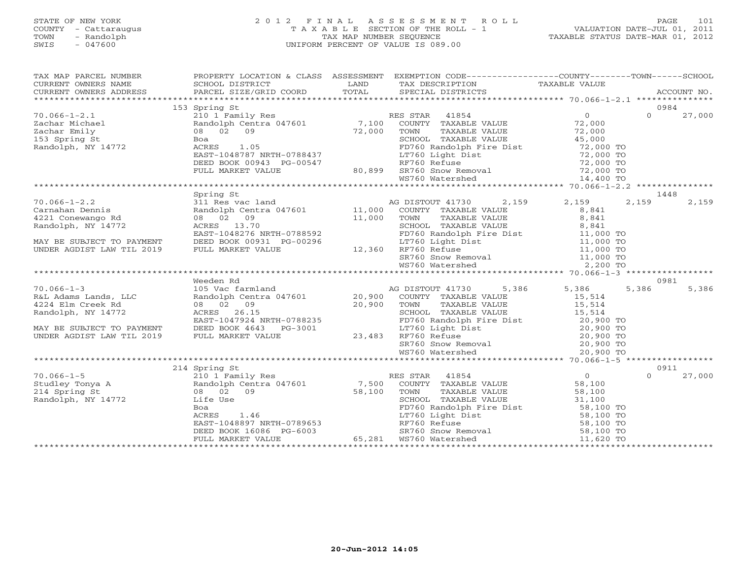STATE OF NEW YORK
COUNTY - Cattaraugus
TOWN - Randolph
SWIS - 047600

2 0 1 2 F I N A L A S S E S S M E N T R O L L
T A X A B L E SECTION OF THE ROLL - 1
TAX MAP NUMBER SEQUENCE
UNIFORM PERCENT OF VALUE IS 089.00

VALUATION DATE-JUL 01, 2011
TAXABLE STATUS DATE-MAR 01, 2012

| TAX MAP PARCEL NUMBER / CURRENT OWNERS NAME / CURRENT OWNERS ADDRESS | PROPERTY LOCATION & CLASS / SCHOOL DISTRICT / PARCEL SIZE/GRID COORD | ASSESSMENT LAND / TOTAL | EXEMPTION CODE / TAX DESCRIPTION / SPECIAL DISTRICTS | COUNTY TAXABLE VALUE | TOWN | SCHOOL / ACCOUNT NO. |
|---|---|---|---|---|---|---|
| 70.066-1-2.1 | 153 Spring St | | | | | 0984 |
| Zachar Michael | 210 1 Family Res | | RES STAR 41854 | 0 | 0 | 27,000 |
| Zachar Emily | Randolph Centra 047601 | 7,100 | COUNTY TAXABLE VALUE | 72,000 | | |
| 153 Spring St | 08 02 09 | 72,000 | TOWN TAXABLE VALUE | 72,000 | | |
| Randolph, NY 14772 | Boa | | SCHOOL TAXABLE VALUE | 45,000 | | |
| | ACRES 1.05 | | FD760 Randolph Fire Dist | 72,000 TO | | |
| | EAST-1048787 NRTH-0788437 | | LT760 Light Dist | 72,000 TO | | |
| | DEED BOOK 00943 PG-00547 | | RF760 Refuse | 72,000 TO | | |
| | FULL MARKET VALUE | 80,899 | SR760 Snow Removal | 72,000 TO | | |
| | | | WS760 Watershed | 14,400 TO | | |
| 70.066-1-2.2 | Spring St | | | | | 1448 |
| Carnahan Dennis | 311 Res vac land | | AG DISTOUT 41730 2,159 | 2,159 | 2,159 | 2,159 |
| 4221 Conewango Rd | Randolph Centra 047601 | 11,000 | COUNTY TAXABLE VALUE | 8,841 | | |
| Randolph, NY 14772 | 08 02 09 | 11,000 | TOWN TAXABLE VALUE | 8,841 | | |
| | ACRES 13.70 | | SCHOOL TAXABLE VALUE | 8,841 | | |
| | EAST-1048276 NRTH-0788592 | | FD760 Randolph Fire Dist | 11,000 TO | | |
| MAY BE SUBJECT TO PAYMENT | DEED BOOK 00931 PG-00296 | | LT760 Light Dist | 11,000 TO | | |
| UNDER AGDIST LAW TIL 2019 | FULL MARKET VALUE | 12,360 | RF760 Refuse | 11,000 TO | | |
| | | | SR760 Snow Removal | 11,000 TO | | |
| | | | WS760 Watershed | 2,200 TO | | |
| 70.066-1-3 | Weeden Rd | | | | | 0981 |
| R&L Adams Lands, LLC | 105 Vac farmland | | AG DISTOUT 41730 5,386 | 5,386 | 5,386 | 5,386 |
| 4224 Elm Creek Rd | Randolph Centra 047601 | 20,900 | COUNTY TAXABLE VALUE | 15,514 | | |
| Randolph, NY 14772 | 08 02 09 | 20,900 | TOWN TAXABLE VALUE | 15,514 | | |
| | ACRES 26.15 | | SCHOOL TAXABLE VALUE | 15,514 | | |
| | EAST-1047924 NRTH-0788235 | | FD760 Randolph Fire Dist | 20,900 TO | | |
| MAY BE SUBJECT TO PAYMENT | DEED BOOK 4643 PG-3001 | | LT760 Light Dist | 20,900 TO | | |
| UNDER AGDIST LAW TIL 2019 | FULL MARKET VALUE | 23,483 | RF760 Refuse | 20,900 TO | | |
| | | | SR760 Snow Removal | 20,900 TO | | |
| | | | WS760 Watershed | 20,900 TO | | |
| 70.066-1-5 | 214 Spring St | | | | | 0911 |
| Studley Tonya A | 210 1 Family Res | | RES STAR 41854 | 0 | 0 | 27,000 |
| 214 Spring St | Randolph Centra 047601 | 7,500 | COUNTY TAXABLE VALUE | 58,100 | | |
| Randolph, NY 14772 | 08 02 09 | 58,100 | TOWN TAXABLE VALUE | 58,100 | | |
| | Life Use | | SCHOOL TAXABLE VALUE | 31,100 | | |
| | Boa | | FD760 Randolph Fire Dist | 58,100 TO | | |
| | ACRES 1.46 | | LT760 Light Dist | 58,100 TO | | |
| | EAST-1048897 NRTH-0789653 | | RF760 Refuse | 58,100 TO | | |
| | DEED BOOK 16086 PG-6003 | | SR760 Snow Removal | 58,100 TO | | |
| | FULL MARKET VALUE | 65,281 | WS760 Watershed | 11,620 TO | | |

20-Jun-2012 14:05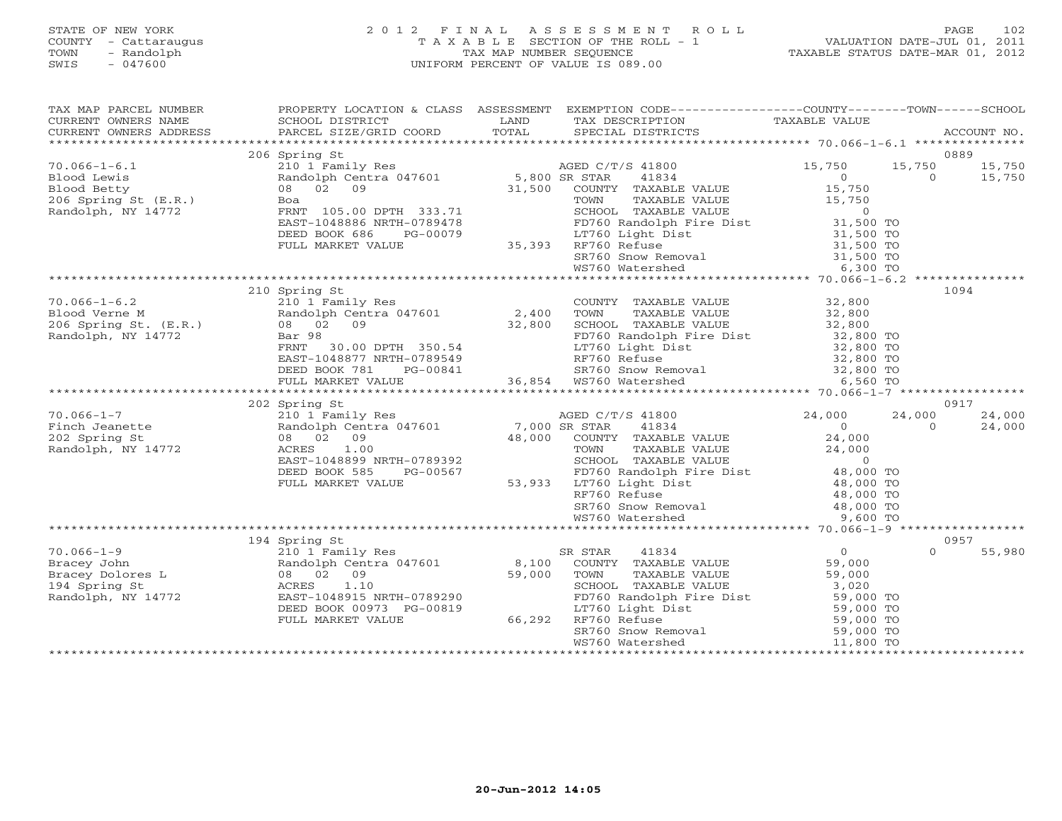STATE OF NEW YORK
COUNTY - Cattaraugus
TOWN - Randolph
SWIS - 047600

# 2012 FINAL ASSESSMENT ROLL

TAXABLE SECTION OF THE ROLL - 1
TAX MAP NUMBER SEQUENCE
UNIFORM PERCENT OF VALUE IS 089.00

VALUATION DATE-JUL 01, 2011
TAXABLE STATUS DATE-MAR 01, 2012

| TAX MAP PARCEL NUMBER / CURRENT OWNERS NAME / CURRENT OWNERS ADDRESS | PROPERTY LOCATION & CLASS / SCHOOL DISTRICT / PARCEL SIZE/GRID COORD | ASSESSMENT LAND / TOTAL | EXEMPTION CODE / TAX DESCRIPTION / SPECIAL DISTRICTS | COUNTY | TOWN | SCHOOL | ACCOUNT NO. |
|---|---|---|---|---|---|---|---|
| **70.066-1-6.1** | 206 Spring St | | | | | | 0889 |
| Blood Lewis | 210 1 Family Res | | AGED C/T/S 41800 | 15,750 | 15,750 | 15,750 | |
| Blood Betty | Randolph Centra 047601 | 5,800 | SR STAR 41834 | 0 | 0 | 15,750 | |
| 206 Spring St (E.R.) | 08 02 09 | 31,500 | COUNTY TAXABLE VALUE | 15,750 | | | |
| Randolph, NY 14772 | Boa | | TOWN TAXABLE VALUE | 15,750 | | | |
| | FRNT 105.00 DPTH 333.71 | | SCHOOL TAXABLE VALUE | 0 | | | |
| | EAST-1048886 NRTH-0789478 | | FD760 Randolph Fire Dist | 31,500 TO | | | |
| | DEED BOOK 686 PG-00079 | | LT760 Light Dist | 31,500 TO | | | |
| | FULL MARKET VALUE | 35,393 | RF760 Refuse | 31,500 TO | | | |
| | | | SR760 Snow Removal | 31,500 TO | | | |
| | | | WS760 Watershed | 6,300 TO | | | |
| **70.066-1-6.2** | 210 Spring St | | | | | | 1094 |
| Blood Verne M | 210 1 Family Res | | COUNTY TAXABLE VALUE | 32,800 | | | |
| 206 Spring St. (E.R.) | Randolph Centra 047601 | 2,400 | TOWN TAXABLE VALUE | 32,800 | | | |
| Randolph, NY 14772 | 08 02 09 | 32,800 | SCHOOL TAXABLE VALUE | 32,800 | | | |
| | Bar 98 | | FD760 Randolph Fire Dist | 32,800 TO | | | |
| | FRNT 30.00 DPTH 350.54 | | LT760 Light Dist | 32,800 TO | | | |
| | EAST-1048877 NRTH-0789549 | | RF760 Refuse | 32,800 TO | | | |
| | DEED BOOK 781 PG-00841 | | SR760 Snow Removal | 32,800 TO | | | |
| | FULL MARKET VALUE | 36,854 | WS760 Watershed | 6,560 TO | | | |
| **70.066-1-7** | 202 Spring St | | | | | | 0917 |
| Finch Jeanette | 210 1 Family Res | | AGED C/T/S 41800 | 24,000 | 24,000 | 24,000 | |
| 202 Spring St | Randolph Centra 047601 | 7,000 | SR STAR 41834 | 0 | 0 | 24,000 | |
| Randolph, NY 14772 | 08 02 09 | 48,000 | COUNTY TAXABLE VALUE | 24,000 | | | |
| | ACRES 1.00 | | TOWN TAXABLE VALUE | 24,000 | | | |
| | EAST-1048899 NRTH-0789392 | | SCHOOL TAXABLE VALUE | 0 | | | |
| | DEED BOOK 585 PG-00567 | | FD760 Randolph Fire Dist | 48,000 TO | | | |
| | FULL MARKET VALUE | 53,933 | LT760 Light Dist | 48,000 TO | | | |
| | | | RF760 Refuse | 48,000 TO | | | |
| | | | SR760 Snow Removal | 48,000 TO | | | |
| | | | WS760 Watershed | 9,600 TO | | | |
| **70.066-1-9** | 194 Spring St | | | | | | 0957 |
| Bracey John | 210 1 Family Res | | SR STAR 41834 | 0 | 0 | 55,980 | |
| Bracey Dolores L | Randolph Centra 047601 | 8,100 | COUNTY TAXABLE VALUE | 59,000 | | | |
| 194 Spring St | 08 02 09 | 59,000 | TOWN TAXABLE VALUE | 59,000 | | | |
| Randolph, NY 14772 | ACRES 1.10 | | SCHOOL TAXABLE VALUE | 3,020 | | | |
| | EAST-1048915 NRTH-0789290 | | FD760 Randolph Fire Dist | 59,000 TO | | | |
| | DEED BOOK 00973 PG-00819 | | LT760 Light Dist | 59,000 TO | | | |
| | FULL MARKET VALUE | 66,292 | RF760 Refuse | 59,000 TO | | | |
| | | | SR760 Snow Removal | 59,000 TO | | | |
| | | | WS760 Watershed | 11,800 TO | | | |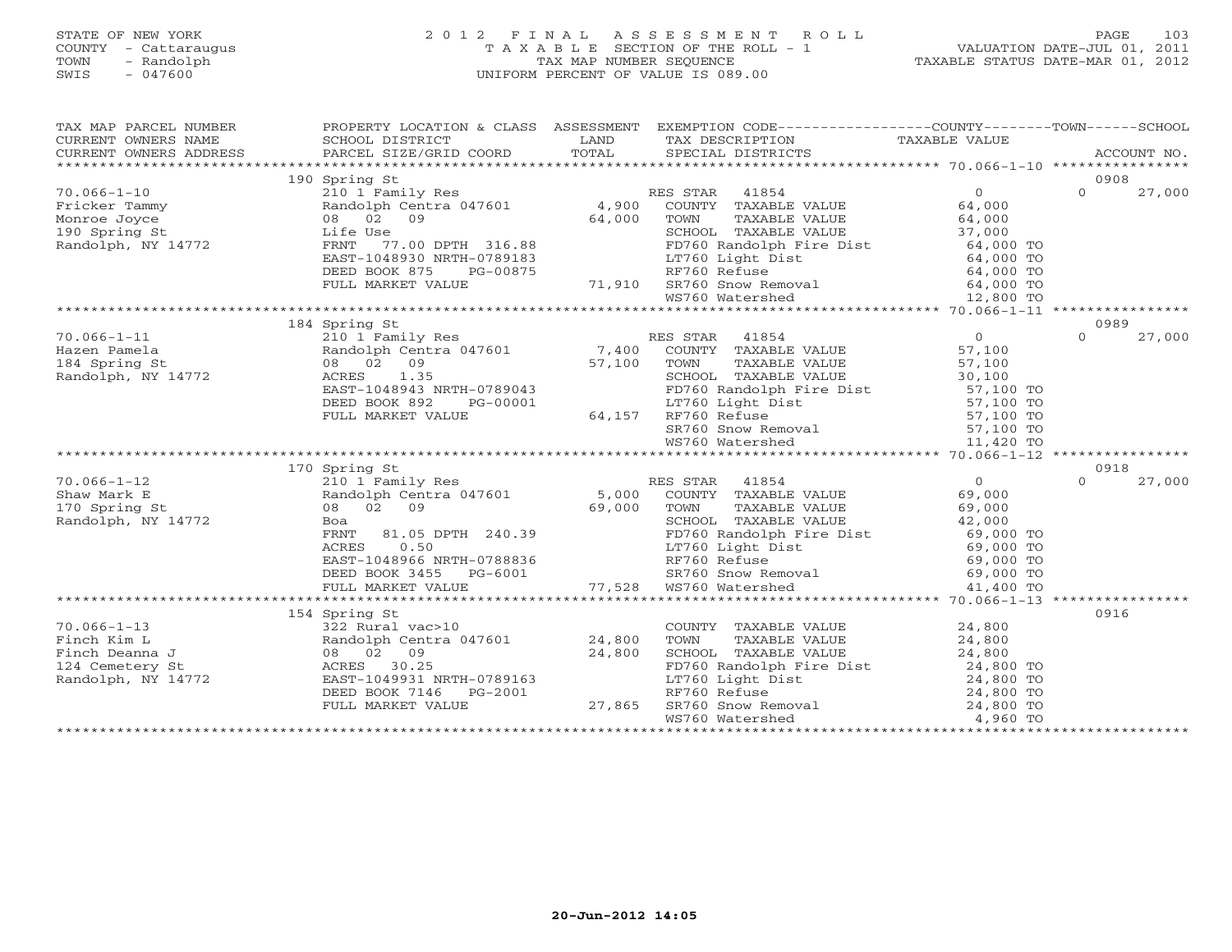STATE OF NEW YORK
COUNTY - Cattaraugus
TOWN - Randolph
SWIS - 047600

2 0 1 2 F I N A L A S S E S S M E N T R O L L
T A X A B L E SECTION OF THE ROLL - 1
TAX MAP NUMBER SEQUENCE
UNIFORM PERCENT OF VALUE IS 089.00

VALUATION DATE-JUL 01, 2011
TAXABLE STATUS DATE-MAR 01, 2012

| TAX MAP PARCEL NUMBER / CURRENT OWNERS NAME / CURRENT OWNERS ADDRESS | PROPERTY LOCATION & CLASS / SCHOOL DISTRICT / PARCEL SIZE/GRID COORD | ASSESSMENT LAND / TOTAL | EXEMPTION CODE / TAX DESCRIPTION / SPECIAL DISTRICTS | COUNTY TAXABLE VALUE | TOWN | SCHOOL / ACCOUNT NO. |
|---|---|---|---|---|---|---|
| 70.066-1-10 | 190 Spring St | | | | | 0908 |
| Fricker Tammy | 210 1 Family Res | | RES STAR 41854 | 0 | 0 | 27,000 |
| Monroe Joyce | Randolph Centra 047601 | 4,900 | COUNTY TAXABLE VALUE | 64,000 | | |
| 190 Spring St | 08 02 09 | 64,000 | TOWN TAXABLE VALUE | 64,000 | | |
| Randolph, NY 14772 | Life Use | | SCHOOL TAXABLE VALUE | 37,000 | | |
| | FRNT 77.00 DPTH 316.88 | | FD760 Randolph Fire Dist | 64,000 TO | | |
| | EAST-1048930 NRTH-0789183 | | LT760 Light Dist | 64,000 TO | | |
| | DEED BOOK 875 PG-00875 | | RF760 Refuse | 64,000 TO | | |
| | FULL MARKET VALUE | 71,910 | SR760 Snow Removal | 64,000 TO | | |
| | | | WS760 Watershed | 12,800 TO | | |
| 70.066-1-11 | 184 Spring St | | | | | 0989 |
| Hazen Pamela | 210 1 Family Res | | RES STAR 41854 | 0 | 0 | 27,000 |
| 184 Spring St | Randolph Centra 047601 | 7,400 | COUNTY TAXABLE VALUE | 57,100 | | |
| Randolph, NY 14772 | 08 02 09 | 57,100 | TOWN TAXABLE VALUE | 57,100 | | |
| | ACRES 1.35 | | SCHOOL TAXABLE VALUE | 30,100 | | |
| | EAST-1048943 NRTH-0789043 | | FD760 Randolph Fire Dist | 57,100 TO | | |
| | DEED BOOK 892 PG-00001 | | LT760 Light Dist | 57,100 TO | | |
| | FULL MARKET VALUE | 64,157 | RF760 Refuse | 57,100 TO | | |
| | | | SR760 Snow Removal | 57,100 TO | | |
| | | | WS760 Watershed | 11,420 TO | | |
| 70.066-1-12 | 170 Spring St | | | | | 0918 |
| Shaw Mark E | 210 1 Family Res | | RES STAR 41854 | 0 | 0 | 27,000 |
| 170 Spring St | Randolph Centra 047601 | 5,000 | COUNTY TAXABLE VALUE | 69,000 | | |
| Randolph, NY 14772 | 08 02 09 | 69,000 | TOWN TAXABLE VALUE | 69,000 | | |
| | Boa | | SCHOOL TAXABLE VALUE | 42,000 | | |
| | FRNT 81.05 DPTH 240.39 | | FD760 Randolph Fire Dist | 69,000 TO | | |
| | ACRES 0.50 | | LT760 Light Dist | 69,000 TO | | |
| | EAST-1048966 NRTH-0788836 | | RF760 Refuse | 69,000 TO | | |
| | DEED BOOK 3455 PG-6001 | | SR760 Snow Removal | 69,000 TO | | |
| | FULL MARKET VALUE | 77,528 | WS760 Watershed | 41,400 TO | | |
| 70.066-1-13 | 154 Spring St | | | | | 0916 |
| Finch Kim L | 322 Rural vac>10 | | COUNTY TAXABLE VALUE | 24,800 | | |
| Finch Deanna J | Randolph Centra 047601 | 24,800 | TOWN TAXABLE VALUE | 24,800 | | |
| 124 Cemetery St | 08 02 09 | 24,800 | SCHOOL TAXABLE VALUE | 24,800 | | |
| Randolph, NY 14772 | ACRES 30.25 | | FD760 Randolph Fire Dist | 24,800 TO | | |
| | EAST-1049931 NRTH-0789163 | | LT760 Light Dist | 24,800 TO | | |
| | DEED BOOK 7146 PG-2001 | | RF760 Refuse | 24,800 TO | | |
| | FULL MARKET VALUE | 27,865 | SR760 Snow Removal | 24,800 TO | | |
| | | | WS760 Watershed | 4,960 TO | | |

20-Jun-2012 14:05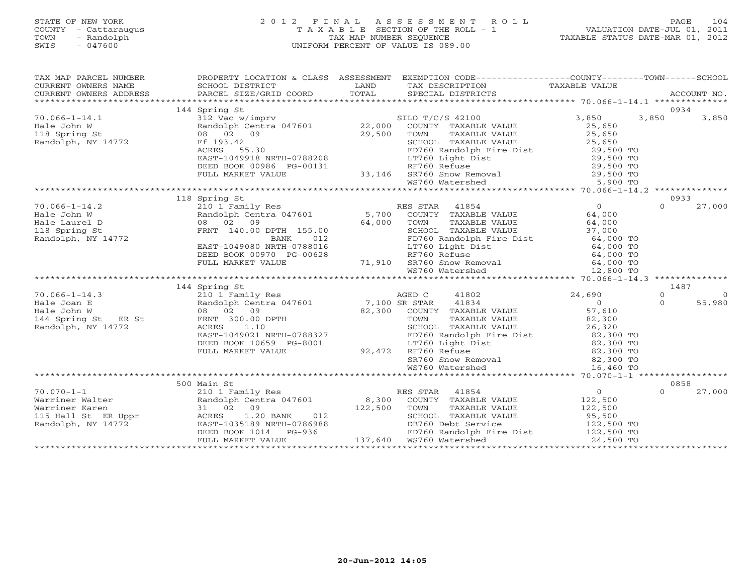STATE OF NEW YORK
COUNTY - Cattaraugus
TOWN - Randolph
SWIS - 047600

2012 FINAL ASSESSMENT ROLL
TAXABLE SECTION OF THE ROLL - 1
TAX MAP NUMBER SEQUENCE
UNIFORM PERCENT OF VALUE IS 089.00

VALUATION DATE-JUL 01, 2011
TAXABLE STATUS DATE-MAR 01, 2012

| TAX MAP PARCEL NUMBER / CURRENT OWNERS NAME / CURRENT OWNERS ADDRESS | PROPERTY LOCATION & CLASS / SCHOOL DISTRICT / PARCEL SIZE/GRID COORD | ASSESSMENT LAND / TOTAL | EXEMPTION CODE / TAX DESCRIPTION / SPECIAL DISTRICTS | COUNTY TAXABLE VALUE | TOWN | SCHOOL / ACCOUNT NO. |
|---|---|---|---|---|---|---|
| | 144 Spring St | | | | | 0934 |
| 70.066-1-14.1 | 312 Vac w/imprv | | SILO T/C/S 42100 | 3,850 | 3,850 | 3,850 |
| Hale John W | Randolph Centra 047601 | 22,000 | COUNTY TAXABLE VALUE | 25,650 | | |
| 118 Spring St | 08 02 09 | 29,500 | TOWN TAXABLE VALUE | 25,650 | | |
| Randolph, NY 14772 | Ff 193.42 | | SCHOOL TAXABLE VALUE | 25,650 | | |
| | ACRES 55.30 | | FD760 Randolph Fire Dist | 29,500 TO | | |
| | EAST-1049918 NRTH-0788208 | | LT760 Light Dist | 29,500 TO | | |
| | DEED BOOK 00986 PG-00131 | | RF760 Refuse | 29,500 TO | | |
| | FULL MARKET VALUE | 33,146 | SR760 Snow Removal | 29,500 TO | | |
| | | | WS760 Watershed | 5,900 TO | | |
| | 118 Spring St | | | | | 0933 |
| 70.066-1-14.2 | 210 1 Family Res | | RES STAR 41854 | 0 | 0 | 27,000 |
| Hale John W | Randolph Centra 047601 | 5,700 | COUNTY TAXABLE VALUE | 64,000 | | |
| Hale Laurel D | 08 02 09 | 64,000 | TOWN TAXABLE VALUE | 64,000 | | |
| 118 Spring St | FRNT 140.00 DPTH 155.00 | | SCHOOL TAXABLE VALUE | 37,000 | | |
| Randolph, NY 14772 | BANK 012 | | FD760 Randolph Fire Dist | 64,000 TO | | |
| | EAST-1049080 NRTH-0788016 | | LT760 Light Dist | 64,000 TO | | |
| | DEED BOOK 00970 PG-00628 | | RF760 Refuse | 64,000 TO | | |
| | FULL MARKET VALUE | 71,910 | SR760 Snow Removal | 64,000 TO | | |
| | | | WS760 Watershed | 12,800 TO | | |
| | 144 Spring St | | | | | 1487 |
| 70.066-1-14.3 | 210 1 Family Res | | AGED C 41802 | 24,690 | 0 | 0 |
| Hale Joan E | Randolph Centra 047601 | 7,100 | SR STAR 41834 | 0 | 0 | 55,980 |
| Hale John W | 08 02 09 | 82,300 | COUNTY TAXABLE VALUE | 57,610 | | |
| 144 Spring St ER St | FRNT 300.00 DPTH | | TOWN TAXABLE VALUE | 82,300 | | |
| Randolph, NY 14772 | ACRES 1.10 | | SCHOOL TAXABLE VALUE | 26,320 | | |
| | EAST-1049021 NRTH-0788327 | | FD760 Randolph Fire Dist | 82,300 TO | | |
| | DEED BOOK 10659 PG-8001 | | LT760 Light Dist | 82,300 TO | | |
| | FULL MARKET VALUE | 92,472 | RF760 Refuse | 82,300 TO | | |
| | | | SR760 Snow Removal | 82,300 TO | | |
| | | | WS760 Watershed | 16,460 TO | | |
| | 500 Main St | | | | | 0858 |
| 70.070-1-1 | 210 1 Family Res | | RES STAR 41854 | 0 | 0 | 27,000 |
| Warriner Walter | Randolph Centra 047601 | 8,300 | COUNTY TAXABLE VALUE | 122,500 | | |
| Warriner Karen | 31 02 09 | 122,500 | TOWN TAXABLE VALUE | 122,500 | | |
| 115 Hall St ER Uppr | ACRES 1.20 BANK 012 | | SCHOOL TAXABLE VALUE | 95,500 | | |
| Randolph, NY 14772 | EAST-1035189 NRTH-0786988 | | DB760 Debt Service | 122,500 TO | | |
| | DEED BOOK 1014 PG-936 | | FD760 Randolph Fire Dist | 122,500 TO | | |
| | FULL MARKET VALUE | 137,640 | WS760 Watershed | 24,500 TO | | |

20-Jun-2012 14:05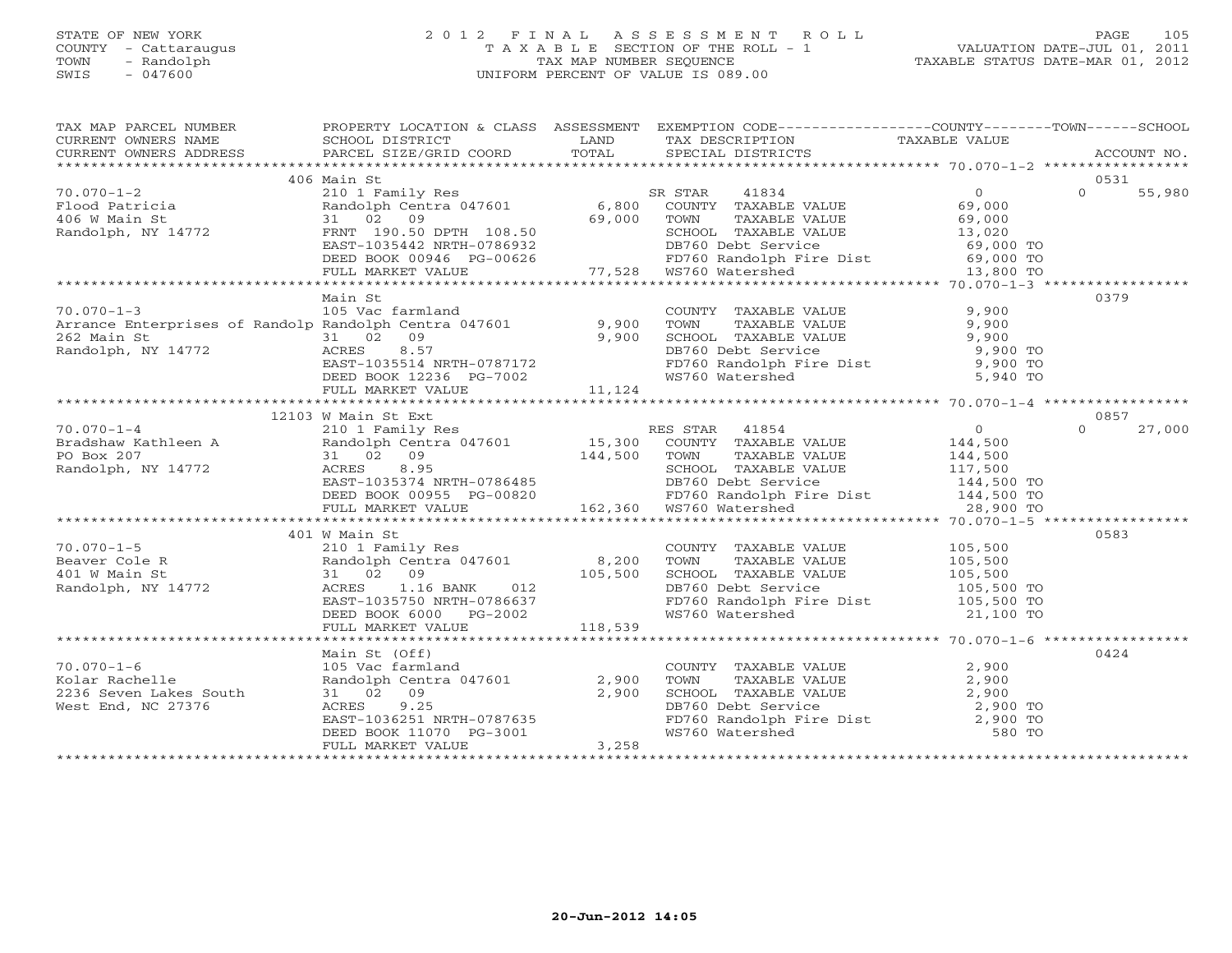STATE OF NEW YORK
COUNTY - Cattaraugus
TOWN - Randolph
SWIS - 047600

# 2012 FINAL ASSESSMENT ROLL
TAXABLE SECTION OF THE ROLL - 1
TAX MAP NUMBER SEQUENCE
UNIFORM PERCENT OF VALUE IS 089.00

VALUATION DATE-JUL 01, 2011
TAXABLE STATUS DATE-MAR 01, 2012

| TAX MAP PARCEL NUMBER / CURRENT OWNERS NAME / CURRENT OWNERS ADDRESS | PROPERTY LOCATION & CLASS / SCHOOL DISTRICT / PARCEL SIZE/GRID COORD | ASSESSMENT LAND / TOTAL | EXEMPTION CODE / TAX DESCRIPTION / SPECIAL DISTRICTS | COUNTY / TOWN / SCHOOL TAXABLE VALUE | ACCOUNT NO. |
|---|---|---|---|---|---|
| | 406 Main St | | | | 0531 |
| 70.070-1-2 | 210 1 Family Res | | SR STAR 41834 | 0 | 0 55,980 |
| Flood Patricia | Randolph Centra 047601 | 6,800 | COUNTY TAXABLE VALUE | 69,000 | |
| 406 W Main St | 31 02 09 | 69,000 | TOWN TAXABLE VALUE | 69,000 | |
| Randolph, NY 14772 | FRNT 190.50 DPTH 108.50 | | SCHOOL TAXABLE VALUE | 13,020 | |
| | EAST-1035442 NRTH-0786932 | | DB760 Debt Service | 69,000 TO | |
| | DEED BOOK 00946 PG-00626 | | FD760 Randolph Fire Dist | 69,000 TO | |
| | FULL MARKET VALUE | 77,528 | WS760 Watershed | 13,800 TO | |
| | Main St | | | | 0379 |
| 70.070-1-3 | 105 Vac farmland | | COUNTY TAXABLE VALUE | 9,900 | |
| Arrance Enterprises of Randolp | Randolph Centra 047601 | 9,900 | TOWN TAXABLE VALUE | 9,900 | |
| 262 Main St | 31 02 09 | 9,900 | SCHOOL TAXABLE VALUE | 9,900 | |
| Randolph, NY 14772 | ACRES 8.57 | | DB760 Debt Service | 9,900 TO | |
| | EAST-1035514 NRTH-0787172 | | FD760 Randolph Fire Dist | 9,900 TO | |
| | DEED BOOK 12236 PG-7002 | | WS760 Watershed | 5,940 TO | |
| | FULL MARKET VALUE | 11,124 | | | |
| | 12103 W Main St Ext | | | | 0857 |
| 70.070-1-4 | 210 1 Family Res | | RES STAR 41854 | 0 | 0 27,000 |
| Bradshaw Kathleen A | Randolph Centra 047601 | 15,300 | COUNTY TAXABLE VALUE | 144,500 | |
| PO Box 207 | 31 02 09 | 144,500 | TOWN TAXABLE VALUE | 144,500 | |
| Randolph, NY 14772 | ACRES 8.95 | | SCHOOL TAXABLE VALUE | 117,500 | |
| | EAST-1035374 NRTH-0786485 | | DB760 Debt Service | 144,500 TO | |
| | DEED BOOK 00955 PG-00820 | | FD760 Randolph Fire Dist | 144,500 TO | |
| | FULL MARKET VALUE | 162,360 | WS760 Watershed | 28,900 TO | |
| | 401 W Main St | | | | 0583 |
| 70.070-1-5 | 210 1 Family Res | | COUNTY TAXABLE VALUE | 105,500 | |
| Beaver Cole R | Randolph Centra 047601 | 8,200 | TOWN TAXABLE VALUE | 105,500 | |
| 401 W Main St | 31 02 09 | 105,500 | SCHOOL TAXABLE VALUE | 105,500 | |
| Randolph, NY 14772 | ACRES 1.16 BANK 012 | | DB760 Debt Service | 105,500 TO | |
| | EAST-1035750 NRTH-0786637 | | FD760 Randolph Fire Dist | 105,500 TO | |
| | DEED BOOK 6000 PG-2002 | | WS760 Watershed | 21,100 TO | |
| | FULL MARKET VALUE | 118,539 | | | |
| | Main St (Off) | | | | 0424 |
| 70.070-1-6 | 105 Vac farmland | | COUNTY TAXABLE VALUE | 2,900 | |
| Kolar Rachelle | Randolph Centra 047601 | 2,900 | TOWN TAXABLE VALUE | 2,900 | |
| 2236 Seven Lakes South | 31 02 09 | 2,900 | SCHOOL TAXABLE VALUE | 2,900 | |
| West End, NC 27376 | ACRES 9.25 | | DB760 Debt Service | 2,900 TO | |
| | EAST-1036251 NRTH-0787635 | | FD760 Randolph Fire Dist | 2,900 TO | |
| | DEED BOOK 11070 PG-3001 | | WS760 Watershed | 580 TO | |
| | FULL MARKET VALUE | 3,258 | | | |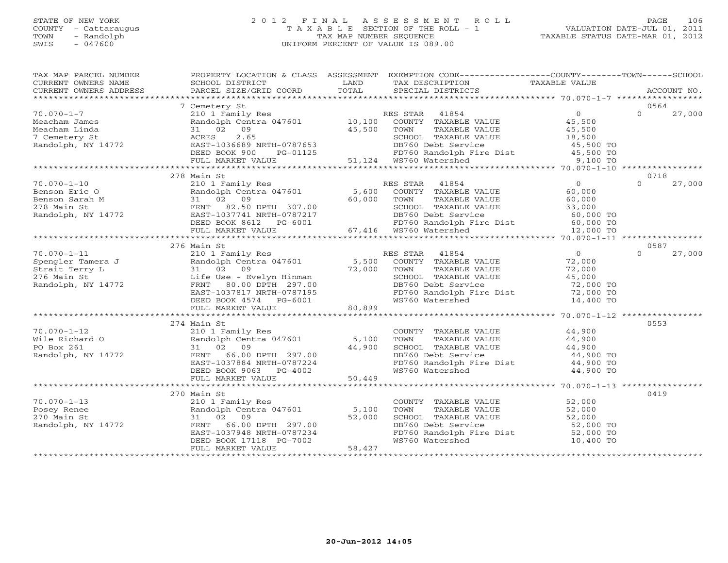STATE OF NEW YORK
COUNTY - Cattaraugus
TOWN - Randolph
SWIS - 047600

2012 FINAL ASSESSMENT ROLL
TAXABLE SECTION OF THE ROLL - 1
TAX MAP NUMBER SEQUENCE
UNIFORM PERCENT OF VALUE IS 089.00

VALUATION DATE-JUL 01, 2011
TAXABLE STATUS DATE-MAR 01, 2012

| TAX MAP PARCEL NUMBER / CURRENT OWNERS NAME / CURRENT OWNERS ADDRESS | PROPERTY LOCATION & CLASS / SCHOOL DISTRICT / PARCEL SIZE/GRID COORD | ASSESSMENT LAND / TOTAL | EXEMPTION CODE / TAX DESCRIPTION / SPECIAL DISTRICTS | COUNTY TAXABLE VALUE | TOWN | SCHOOL / ACCOUNT NO. |
|---|---|---|---|---|---|---|
| **70.070-1-7** | 7 Cemetery St | | | | | 0564 |
| Meacham James | 210 1 Family Res | | RES STAR 41854 | 0 | 0 | 27,000 |
| Meacham Linda | Randolph Centra 047601 | 10,100 | COUNTY TAXABLE VALUE | 45,500 | | |
| 7 Cemetery St | 31 02 09 | 45,500 | TOWN TAXABLE VALUE | 45,500 | | |
| Randolph, NY 14772 | ACRES 2.65 | | SCHOOL TAXABLE VALUE | 18,500 | | |
| | EAST-1036689 NRTH-0787653 | | DB760 Debt Service | 45,500 TO | | |
| | DEED BOOK 900 PG-01125 | | FD760 Randolph Fire Dist | 45,500 TO | | |
| | FULL MARKET VALUE | 51,124 | WS760 Watershed | 9,100 TO | | |
| **70.070-1-10** | 278 Main St | | | | | 0718 |
| Benson Eric O | 210 1 Family Res | | RES STAR 41854 | 0 | 0 | 27,000 |
| Benson Sarah M | Randolph Centra 047601 | 5,600 | COUNTY TAXABLE VALUE | 60,000 | | |
| 278 Main St | 31 02 09 | 60,000 | TOWN TAXABLE VALUE | 60,000 | | |
| Randolph, NY 14772 | FRNT 82.50 DPTH 307.00 | | SCHOOL TAXABLE VALUE | 33,000 | | |
| | EAST-1037741 NRTH-0787217 | | DB760 Debt Service | 60,000 TO | | |
| | DEED BOOK 8612 PG-6001 | | FD760 Randolph Fire Dist | 60,000 TO | | |
| | FULL MARKET VALUE | 67,416 | WS760 Watershed | 12,000 TO | | |
| **70.070-1-11** | 276 Main St | | | | | 0587 |
| Spengler Tamera J | 210 1 Family Res | | RES STAR 41854 | 0 | 0 | 27,000 |
| Strait Terry L | Randolph Centra 047601 | 5,500 | COUNTY TAXABLE VALUE | 72,000 | | |
| 276 Main St | 31 02 09 | 72,000 | TOWN TAXABLE VALUE | 72,000 | | |
| Randolph, NY 14772 | Life Use - Evelyn Hinman | | SCHOOL TAXABLE VALUE | 45,000 | | |
| | FRNT 80.00 DPTH 297.00 | | DB760 Debt Service | 72,000 TO | | |
| | EAST-1037817 NRTH-0787195 | | FD760 Randolph Fire Dist | 72,000 TO | | |
| | DEED BOOK 4574 PG-6001 | | WS760 Watershed | 14,400 TO | | |
| | FULL MARKET VALUE | 80,899 | | | | |
| **70.070-1-12** | 274 Main St | | | | | 0553 |
| Wile Richard O | 210 1 Family Res | | COUNTY TAXABLE VALUE | 44,900 | | |
| PO Box 261 | Randolph Centra 047601 | 5,100 | TOWN TAXABLE VALUE | 44,900 | | |
| Randolph, NY 14772 | 31 02 09 | 44,900 | SCHOOL TAXABLE VALUE | 44,900 | | |
| | FRNT 66.00 DPTH 297.00 | | DB760 Debt Service | 44,900 TO | | |
| | EAST-1037884 NRTH-0787224 | | FD760 Randolph Fire Dist | 44,900 TO | | |
| | DEED BOOK 9063 PG-4002 | | WS760 Watershed | 44,900 TO | | |
| | FULL MARKET VALUE | 50,449 | | | | |
| **70.070-1-13** | 270 Main St | | | | | 0419 |
| Posey Renee | 210 1 Family Res | | COUNTY TAXABLE VALUE | 52,000 | | |
| 270 Main St | Randolph Centra 047601 | 5,100 | TOWN TAXABLE VALUE | 52,000 | | |
| Randolph, NY 14772 | 31 02 09 | 52,000 | SCHOOL TAXABLE VALUE | 52,000 | | |
| | FRNT 66.00 DPTH 297.00 | | DB760 Debt Service | 52,000 TO | | |
| | EAST-1037948 NRTH-0787234 | | FD760 Randolph Fire Dist | 52,000 TO | | |
| | DEED BOOK 17118 PG-7002 | | WS760 Watershed | 10,400 TO | | |
| | FULL MARKET VALUE | 58,427 | | | | |

20-Jun-2012 14:05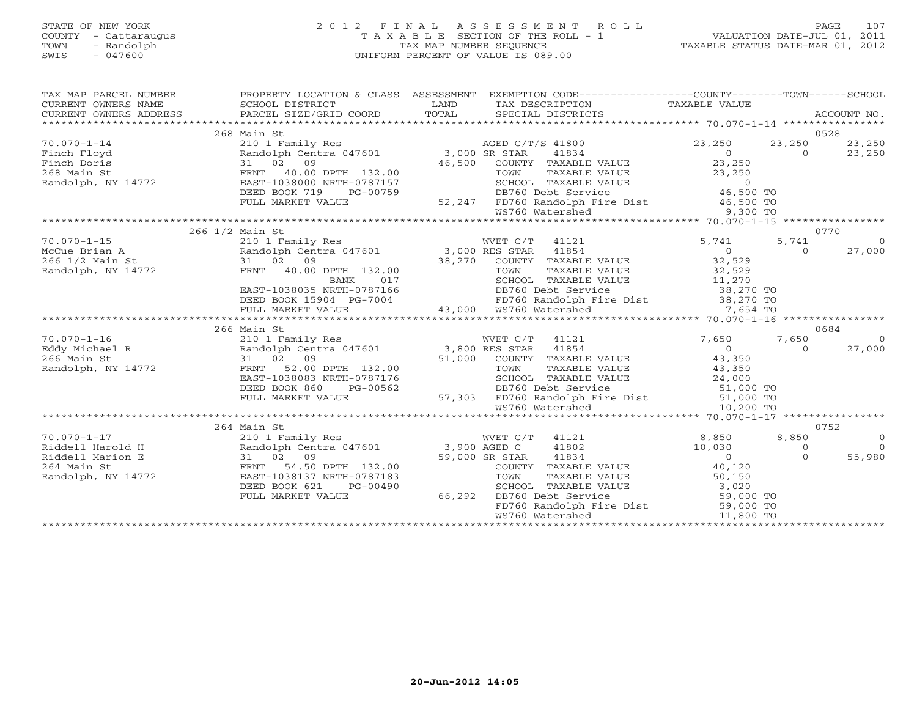STATE OF NEW YORK
COUNTY - Cattaraugus
TOWN - Randolph
SWIS - 047600

# 2012 FINAL ASSESSMENT ROLL

TAXABLE SECTION OF THE ROLL - 1
TAX MAP NUMBER SEQUENCE
UNIFORM PERCENT OF VALUE IS 089.00

VALUATION DATE-JUL 01, 2011
TAXABLE STATUS DATE-MAR 01, 2012

| TAX MAP PARCEL NUMBER / CURRENT OWNERS NAME / CURRENT OWNERS ADDRESS | PROPERTY LOCATION & CLASS / SCHOOL DISTRICT / PARCEL SIZE/GRID COORD | ASSESSMENT LAND / TOTAL | EXEMPTION CODE / TAX DESCRIPTION / SPECIAL DISTRICTS | COUNTY TAXABLE VALUE | TOWN | SCHOOL | ACCOUNT NO. |
|---|---|---|---|---|---|---|---|
| | 268 Main St | | | | | | 0528 |
| 70.070-1-14 | 210 1 Family Res | | AGED C/T/S 41800 | 23,250 | 23,250 | 23,250 | |
| Finch Floyd | Randolph Centra 047601 | 3,000 | SR STAR 41834 | 0 | 0 | 23,250 | |
| Finch Doris | 31 02 09 | 46,500 | COUNTY TAXABLE VALUE | 23,250 | | | |
| 268 Main St | FRNT 40.00 DPTH 132.00 | | TOWN TAXABLE VALUE | 23,250 | | | |
| Randolph, NY 14772 | EAST-1038000 NRTH-0787157 | | SCHOOL TAXABLE VALUE | 0 | | | |
| | DEED BOOK 719 PG-00759 | | DB760 Debt Service | 46,500 TO | | | |
| | FULL MARKET VALUE | 52,247 | FD760 Randolph Fire Dist | 46,500 TO | | | |
| | | | WS760 Watershed | 9,300 TO | | | |
| | 266 1/2 Main St | | | | | | 0770 |
| 70.070-1-15 | 210 1 Family Res | | WVET C/T 41121 | 5,741 | 5,741 | 0 | |
| McCue Brian A | Randolph Centra 047601 | 3,000 | RES STAR 41854 | 0 | 0 | 27,000 | |
| 266 1/2 Main St | 31 02 09 | 38,270 | COUNTY TAXABLE VALUE | 32,529 | | | |
| Randolph, NY 14772 | FRNT 40.00 DPTH 132.00 | | TOWN TAXABLE VALUE | 32,529 | | | |
| | BANK 017 | | SCHOOL TAXABLE VALUE | 11,270 | | | |
| | EAST-1038035 NRTH-0787166 | | DB760 Debt Service | 38,270 TO | | | |
| | DEED BOOK 15904 PG-7004 | | FD760 Randolph Fire Dist | 38,270 TO | | | |
| | FULL MARKET VALUE | 43,000 | WS760 Watershed | 7,654 TO | | | |
| | 266 Main St | | | | | | 0684 |
| 70.070-1-16 | 210 1 Family Res | | WVET C/T 41121 | 7,650 | 7,650 | 0 | |
| Eddy Michael R | Randolph Centra 047601 | 3,800 | RES STAR 41854 | 0 | 0 | 27,000 | |
| 266 Main St | 31 02 09 | 51,000 | COUNTY TAXABLE VALUE | 43,350 | | | |
| Randolph, NY 14772 | FRNT 52.00 DPTH 132.00 | | TOWN TAXABLE VALUE | 43,350 | | | |
| | EAST-1038083 NRTH-0787176 | | SCHOOL TAXABLE VALUE | 24,000 | | | |
| | DEED BOOK 860 PG-00562 | | DB760 Debt Service | 51,000 TO | | | |
| | FULL MARKET VALUE | 57,303 | FD760 Randolph Fire Dist | 51,000 TO | | | |
| | | | WS760 Watershed | 10,200 TO | | | |
| | 264 Main St | | | | | | 0752 |
| 70.070-1-17 | 210 1 Family Res | | WVET C/T 41121 | 8,850 | 8,850 | 0 | |
| Riddell Harold H | Randolph Centra 047601 | 3,900 | AGED C 41802 | 10,030 | 0 | 0 | |
| Riddell Marion E | 31 02 09 | 59,000 | SR STAR 41834 | 0 | 0 | 55,980 | |
| 264 Main St | FRNT 54.50 DPTH 132.00 | | COUNTY TAXABLE VALUE | 40,120 | | | |
| Randolph, NY 14772 | EAST-1038137 NRTH-0787183 | | TOWN TAXABLE VALUE | 50,150 | | | |
| | DEED BOOK 621 PG-00490 | | SCHOOL TAXABLE VALUE | 3,020 | | | |
| | FULL MARKET VALUE | 66,292 | DB760 Debt Service | 59,000 TO | | | |
| | | | FD760 Randolph Fire Dist | 59,000 TO | | | |
| | | | WS760 Watershed | 11,800 TO | | | |

20-Jun-2012 14:05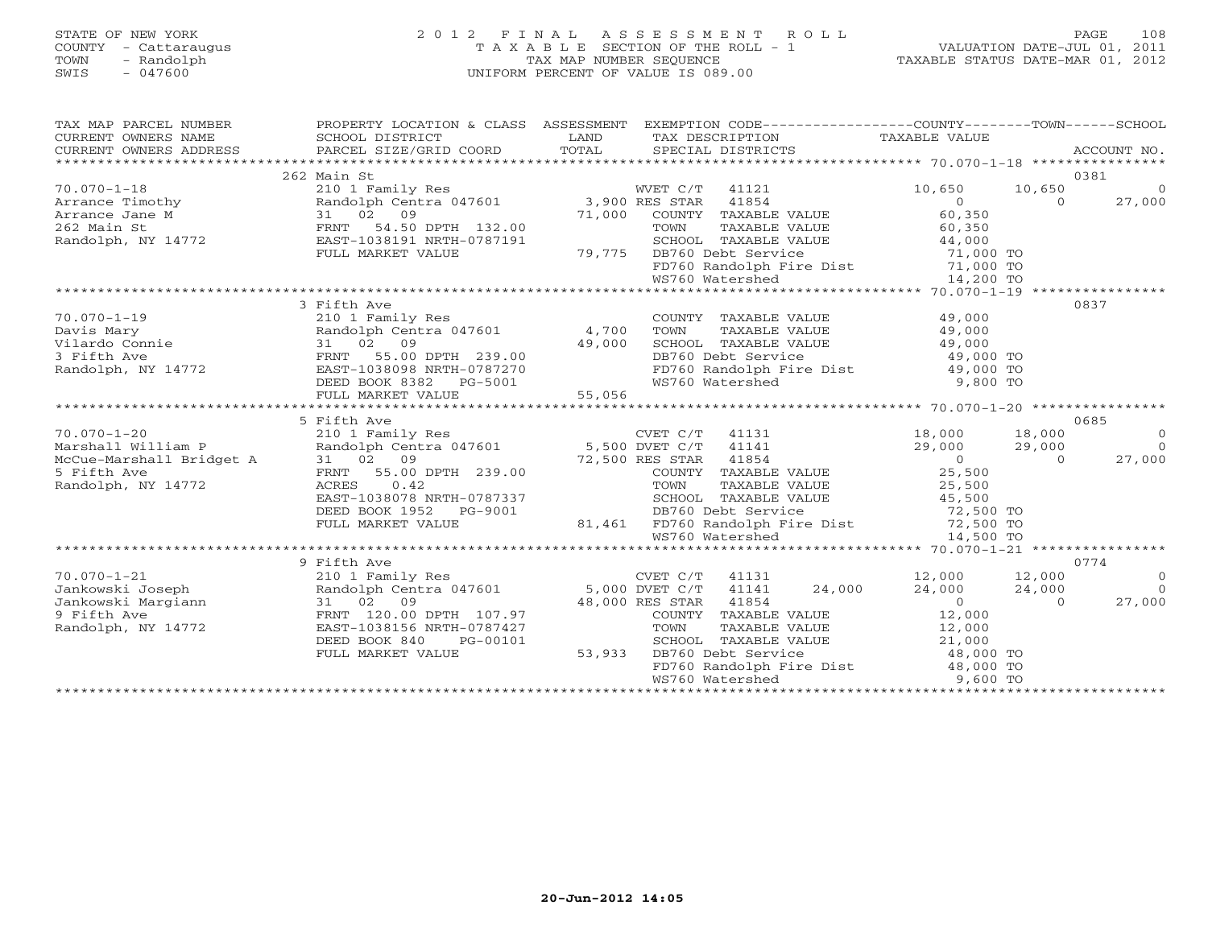STATE OF NEW YORK
COUNTY - Cattaraugus
TOWN - Randolph
SWIS - 047600

2012 FINAL ASSESSMENT ROLL
TAXABLE SECTION OF THE ROLL - 1
TAX MAP NUMBER SEQUENCE
UNIFORM PERCENT OF VALUE IS 089.00

VALUATION DATE-JUL 01, 2011
TAXABLE STATUS DATE-MAR 01, 2012

```
TAX MAP PARCEL NUMBER     PROPERTY LOCATION & CLASS  ASSESSMENT  EXEMPTION CODE------------------COUNTY--------TOWN------SCHOOL
CURRENT OWNERS NAME       SCHOOL DISTRICT              LAND      TAX DESCRIPTION              TAXABLE VALUE
CURRENT OWNERS ADDRESS    PARCEL SIZE/GRID COORD       TOTAL     SPECIAL DISTRICTS                                     ACCOUNT NO.
******************************************************************************************* 70.070-1-18 ****************
                          262 Main St                                                                                  0381
70.070-1-18               210 1 Family Res                   WVET C/T   41121                  10,650     10,650          0
Arrance Timothy           Randolph Centra 047601      3,900 RES STAR   41854                       0          0      27,000
Arrance Jane M            31   02   09                71,000    COUNTY  TAXABLE VALUE            60,350
262 Main St               FRNT   54.50 DPTH 132.00              TOWN    TAXABLE VALUE            60,350
Randolph, NY 14772        EAST-1038191 NRTH-0787191             SCHOOL  TAXABLE VALUE            44,000
                          FULL MARKET VALUE           79,775    DB760 Debt Service               71,000 TO
                                                                FD760 Randolph Fire Dist         71,000 TO
                                                                WS760 Watershed                  14,200 TO
******************************************************************************************* 70.070-1-19 ****************
                          3 Fifth Ave                                                                                  0837
70.070-1-19               210 1 Family Res                      COUNTY  TAXABLE VALUE            49,000
Davis Mary                Randolph Centra 047601      4,700     TOWN    TAXABLE VALUE            49,000
Vilardo Connie            31   02   09                49,000    SCHOOL  TAXABLE VALUE            49,000
3 Fifth Ave               FRNT   55.00 DPTH 239.00              DB760 Debt Service               49,000 TO
Randolph, NY 14772        EAST-1038098 NRTH-0787270             FD760 Randolph Fire Dist         49,000 TO
                          DEED BOOK 8382   PG-5001              WS760 Watershed                   9,800 TO
                          FULL MARKET VALUE           55,056
******************************************************************************************* 70.070-1-20 ****************
                          5 Fifth Ave                                                                                  0685
70.070-1-20               210 1 Family Res                   CVET C/T   41131                  18,000     18,000          0
Marshall William P        Randolph Centra 047601      5,500 DVET C/T   41141                  29,000     29,000          0
McCue-Marshall Bridget A  31   02   09                72,500 RES STAR   41854                       0          0      27,000
5 Fifth Ave               FRNT   55.00 DPTH 239.00              COUNTY  TAXABLE VALUE            25,500
Randolph, NY 14772        ACRES     0.42                        TOWN    TAXABLE VALUE            25,500
                          EAST-1038078 NRTH-0787337             SCHOOL  TAXABLE VALUE            45,500
                          DEED BOOK 1952   PG-9001              DB760 Debt Service               72,500 TO
                          FULL MARKET VALUE           81,461    FD760 Randolph Fire Dist         72,500 TO
                                                                WS760 Watershed                  14,500 TO
******************************************************************************************* 70.070-1-21 ****************
                          9 Fifth Ave                                                                                  0774
70.070-1-21               210 1 Family Res                   CVET C/T   41131                  12,000     12,000          0
Jankowski Joseph          Randolph Centra 047601      5,000 DVET C/T   41141       24,000     24,000     24,000          0
Jankowski Margiann        31   02   09                48,000 RES STAR   41854                       0          0      27,000
9 Fifth Ave               FRNT  120.00 DPTH 107.97              COUNTY  TAXABLE VALUE            12,000
Randolph, NY 14772        EAST-1038156 NRTH-0787427             TOWN    TAXABLE VALUE            12,000
                          DEED BOOK 840    PG-00101             SCHOOL  TAXABLE VALUE            21,000
                          FULL MARKET VALUE           53,933    DB760 Debt Service               48,000 TO
                                                                FD760 Randolph Fire Dist         48,000 TO
                                                                WS760 Watershed                   9,600 TO
***************************************************************************************************************************
```

20-Jun-2012 14:05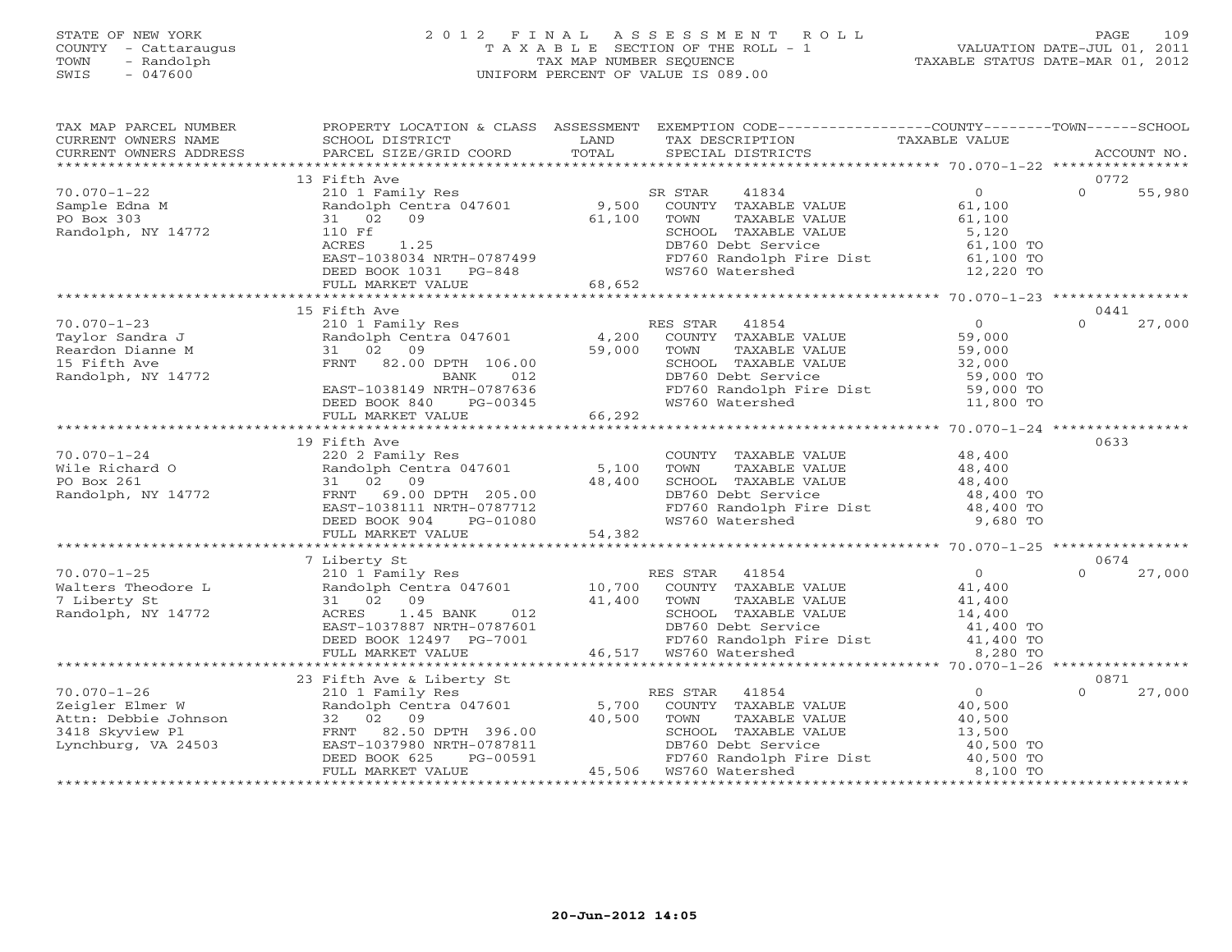STATE OF NEW YORK
COUNTY - Cattaraugus
TOWN - Randolph
SWIS - 047600

2012 FINAL ASSESSMENT ROLL
TAXABLE SECTION OF THE ROLL - 1
TAX MAP NUMBER SEQUENCE
UNIFORM PERCENT OF VALUE IS 089.00

VALUATION DATE-JUL 01, 2011
TAXABLE STATUS DATE-MAR 01, 2012

| TAX MAP PARCEL NUMBER / CURRENT OWNERS NAME / CURRENT OWNERS ADDRESS | PROPERTY LOCATION & CLASS / SCHOOL DISTRICT / PARCEL SIZE/GRID COORD | ASSESSMENT LAND / TOTAL | EXEMPTION CODE / TAX DESCRIPTION / SPECIAL DISTRICTS | COUNTY / TOWN / SCHOOL TAXABLE VALUE | ACCOUNT NO. |
|---|---|---|---|---|---|
| | 13 Fifth Ave | | | | 0772 |
| 70.070-1-22 | 210 1 Family Res | | SR STAR 41834 | 0 | 0 55,980 |
| Sample Edna M | Randolph Centra 047601 | 9,500 | COUNTY TAXABLE VALUE | 61,100 | |
| PO Box 303 | 31 02 09 | 61,100 | TOWN TAXABLE VALUE | 61,100 | |
| Randolph, NY 14772 | 110 Ff | | SCHOOL TAXABLE VALUE | 5,120 | |
| | ACRES 1.25 | | DB760 Debt Service | 61,100 TO | |
| | EAST-1038034 NRTH-0787499 | | FD760 Randolph Fire Dist | 61,100 TO | |
| | DEED BOOK 1031 PG-848 | | WS760 Watershed | 12,220 TO | |
| | FULL MARKET VALUE | 68,652 | | | |
| | 15 Fifth Ave | | | | 0441 |
| 70.070-1-23 | 210 1 Family Res | | RES STAR 41854 | 0 | 0 27,000 |
| Taylor Sandra J | Randolph Centra 047601 | 4,200 | COUNTY TAXABLE VALUE | 59,000 | |
| Reardon Dianne M | 31 02 09 | 59,000 | TOWN TAXABLE VALUE | 59,000 | |
| 15 Fifth Ave | FRNT 82.00 DPTH 106.00 | | SCHOOL TAXABLE VALUE | 32,000 | |
| Randolph, NY 14772 | BANK 012 | | DB760 Debt Service | 59,000 TO | |
| | EAST-1038149 NRTH-0787636 | | FD760 Randolph Fire Dist | 59,000 TO | |
| | DEED BOOK 840 PG-00345 | | WS760 Watershed | 11,800 TO | |
| | FULL MARKET VALUE | 66,292 | | | |
| | 19 Fifth Ave | | | | 0633 |
| 70.070-1-24 | 220 2 Family Res | | COUNTY TAXABLE VALUE | 48,400 | |
| Wile Richard O | Randolph Centra 047601 | 5,100 | TOWN TAXABLE VALUE | 48,400 | |
| PO Box 261 | 31 02 09 | 48,400 | SCHOOL TAXABLE VALUE | 48,400 | |
| Randolph, NY 14772 | FRNT 69.00 DPTH 205.00 | | DB760 Debt Service | 48,400 TO | |
| | EAST-1038111 NRTH-0787712 | | FD760 Randolph Fire Dist | 48,400 TO | |
| | DEED BOOK 904 PG-01080 | | WS760 Watershed | 9,680 TO | |
| | FULL MARKET VALUE | 54,382 | | | |
| | 7 Liberty St | | | | 0674 |
| 70.070-1-25 | 210 1 Family Res | | RES STAR 41854 | 0 | 0 27,000 |
| Walters Theodore L | Randolph Centra 047601 | 10,700 | COUNTY TAXABLE VALUE | 41,400 | |
| 7 Liberty St | 31 02 09 | 41,400 | TOWN TAXABLE VALUE | 41,400 | |
| Randolph, NY 14772 | ACRES 1.45 BANK 012 | | SCHOOL TAXABLE VALUE | 14,400 | |
| | EAST-1037887 NRTH-0787601 | | DB760 Debt Service | 41,400 TO | |
| | DEED BOOK 12497 PG-7001 | | FD760 Randolph Fire Dist | 41,400 TO | |
| | FULL MARKET VALUE | 46,517 | WS760 Watershed | 8,280 TO | |
| | 23 Fifth Ave & Liberty St | | | | 0871 |
| 70.070-1-26 | 210 1 Family Res | | RES STAR 41854 | 0 | 0 27,000 |
| Zeigler Elmer W | Randolph Centra 047601 | 5,700 | COUNTY TAXABLE VALUE | 40,500 | |
| Attn: Debbie Johnson | 32 02 09 | 40,500 | TOWN TAXABLE VALUE | 40,500 | |
| 3418 Skyview Pl | FRNT 82.50 DPTH 396.00 | | SCHOOL TAXABLE VALUE | 13,500 | |
| Lynchburg, VA 24503 | EAST-1037980 NRTH-0787811 | | DB760 Debt Service | 40,500 TO | |
| | DEED BOOK 625 PG-00591 | | FD760 Randolph Fire Dist | 40,500 TO | |
| | FULL MARKET VALUE | 45,506 | WS760 Watershed | 8,100 TO | |

20-Jun-2012 14:05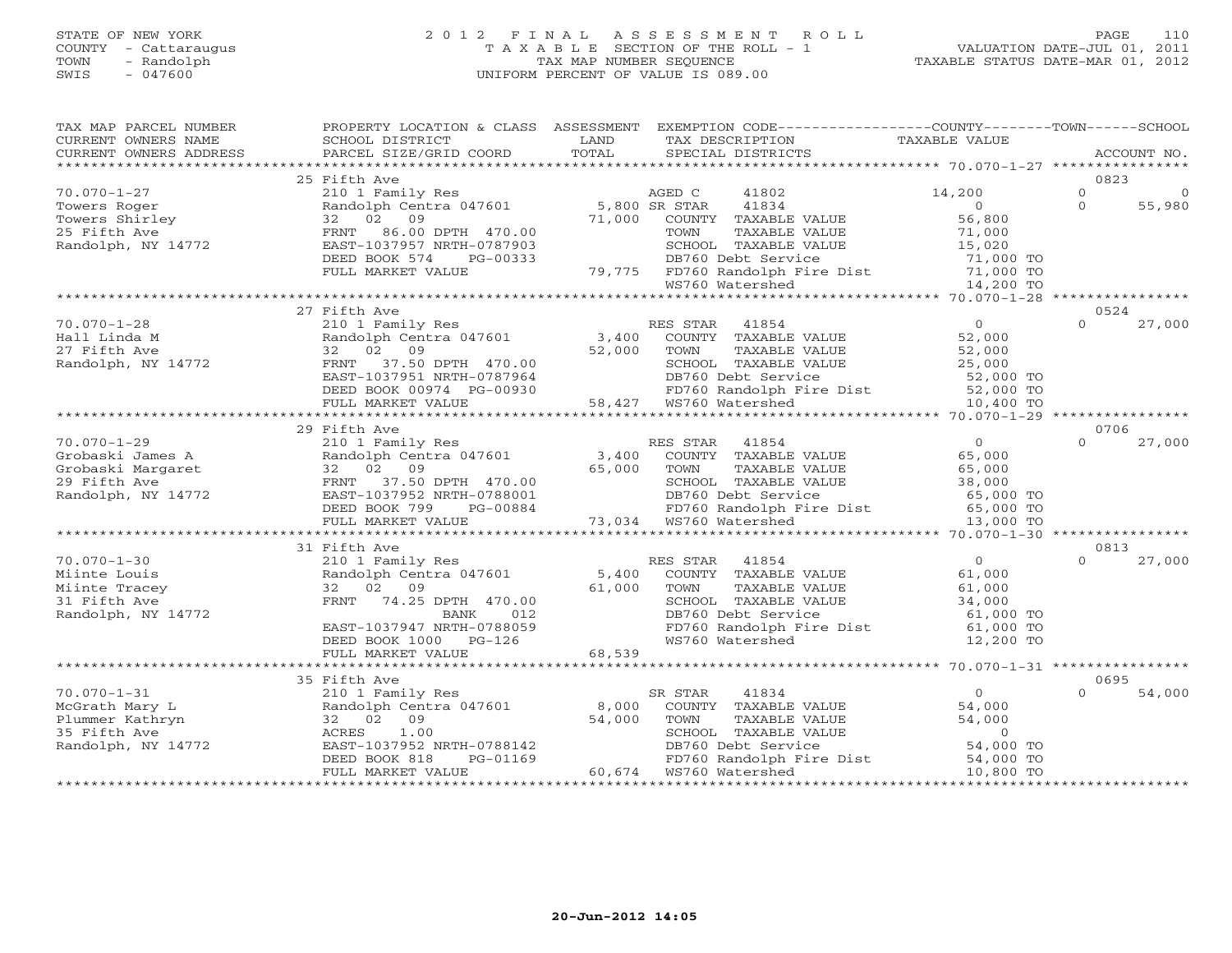STATE OF NEW YORK
COUNTY - Cattaraugus
TOWN - Randolph
SWIS - 047600

2012 FINAL ASSESSMENT ROLL
TAXABLE SECTION OF THE ROLL - 1
TAX MAP NUMBER SEQUENCE
UNIFORM PERCENT OF VALUE IS 089.00

VALUATION DATE-JUL 01, 2011
TAXABLE STATUS DATE-MAR 01, 2012

| TAX MAP PARCEL NUMBER / CURRENT OWNERS NAME / CURRENT OWNERS ADDRESS | PROPERTY LOCATION & CLASS / SCHOOL DISTRICT / PARCEL SIZE/GRID COORD | ASSESSMENT LAND / TOTAL | EXEMPTION CODE / TAX DESCRIPTION / SPECIAL DISTRICTS | COUNTY TAXABLE VALUE | TOWN | SCHOOL / ACCOUNT NO. |
|---|---|---|---|---|---|---|
| | 25 Fifth Ave | | | | | 0823 |
| 70.070-1-27 | 210 1 Family Res | | AGED C 41802 | 14,200 | 0 | 0 |
| Towers Roger | Randolph Centra 047601 | 5,800 | SR STAR 41834 | 0 | 0 | 55,980 |
| Towers Shirley | 32 02 09 | 71,000 | COUNTY TAXABLE VALUE | 56,800 | | |
| 25 Fifth Ave | FRNT 86.00 DPTH 470.00 | | TOWN TAXABLE VALUE | 71,000 | | |
| Randolph, NY 14772 | EAST-1037957 NRTH-0787903 | | SCHOOL TAXABLE VALUE | 15,020 | | |
| | DEED BOOK 574 PG-00333 | | DB760 Debt Service | 71,000 TO | | |
| | FULL MARKET VALUE | 79,775 | FD760 Randolph Fire Dist | 71,000 TO | | |
| | | | WS760 Watershed | 14,200 TO | | |
| | 27 Fifth Ave | | | | | 0524 |
| 70.070-1-28 | 210 1 Family Res | | RES STAR 41854 | 0 | 0 | 27,000 |
| Hall Linda M | Randolph Centra 047601 | 3,400 | COUNTY TAXABLE VALUE | 52,000 | | |
| 27 Fifth Ave | 32 02 09 | 52,000 | TOWN TAXABLE VALUE | 52,000 | | |
| Randolph, NY 14772 | FRNT 37.50 DPTH 470.00 | | SCHOOL TAXABLE VALUE | 25,000 | | |
| | EAST-1037951 NRTH-0787964 | | DB760 Debt Service | 52,000 TO | | |
| | DEED BOOK 00974 PG-00930 | | FD760 Randolph Fire Dist | 52,000 TO | | |
| | FULL MARKET VALUE | 58,427 | WS760 Watershed | 10,400 TO | | |
| | 29 Fifth Ave | | | | | 0706 |
| 70.070-1-29 | 210 1 Family Res | | RES STAR 41854 | 0 | 0 | 27,000 |
| Grobaski James A | Randolph Centra 047601 | 3,400 | COUNTY TAXABLE VALUE | 65,000 | | |
| Grobaski Margaret | 32 02 09 | 65,000 | TOWN TAXABLE VALUE | 65,000 | | |
| 29 Fifth Ave | FRNT 37.50 DPTH 470.00 | | SCHOOL TAXABLE VALUE | 38,000 | | |
| Randolph, NY 14772 | EAST-1037952 NRTH-0788001 | | DB760 Debt Service | 65,000 TO | | |
| | DEED BOOK 799 PG-00884 | | FD760 Randolph Fire Dist | 65,000 TO | | |
| | FULL MARKET VALUE | 73,034 | WS760 Watershed | 13,000 TO | | |
| | 31 Fifth Ave | | | | | 0813 |
| 70.070-1-30 | 210 1 Family Res | | RES STAR 41854 | 0 | 0 | 27,000 |
| Miinte Louis | Randolph Centra 047601 | 5,400 | COUNTY TAXABLE VALUE | 61,000 | | |
| Miinte Tracey | 32 02 09 | 61,000 | TOWN TAXABLE VALUE | 61,000 | | |
| 31 Fifth Ave | FRNT 74.25 DPTH 470.00 | | SCHOOL TAXABLE VALUE | 34,000 | | |
| Randolph, NY 14772 | BANK 012 | | DB760 Debt Service | 61,000 TO | | |
| | EAST-1037947 NRTH-0788059 | | FD760 Randolph Fire Dist | 61,000 TO | | |
| | DEED BOOK 1000 PG-126 | | WS760 Watershed | 12,200 TO | | |
| | FULL MARKET VALUE | 68,539 | | | | |
| | 35 Fifth Ave | | | | | 0695 |
| 70.070-1-31 | 210 1 Family Res | | SR STAR 41834 | 0 | 0 | 54,000 |
| McGrath Mary L | Randolph Centra 047601 | 8,000 | COUNTY TAXABLE VALUE | 54,000 | | |
| Plummer Kathryn | 32 02 09 | 54,000 | TOWN TAXABLE VALUE | 54,000 | | |
| 35 Fifth Ave | ACRES 1.00 | | SCHOOL TAXABLE VALUE | 0 | | |
| Randolph, NY 14772 | EAST-1037952 NRTH-0788142 | | DB760 Debt Service | 54,000 TO | | |
| | DEED BOOK 818 PG-01169 | | FD760 Randolph Fire Dist | 54,000 TO | | |
| | FULL MARKET VALUE | 60,674 | WS760 Watershed | 10,800 TO | | |

20-Jun-2012 14:05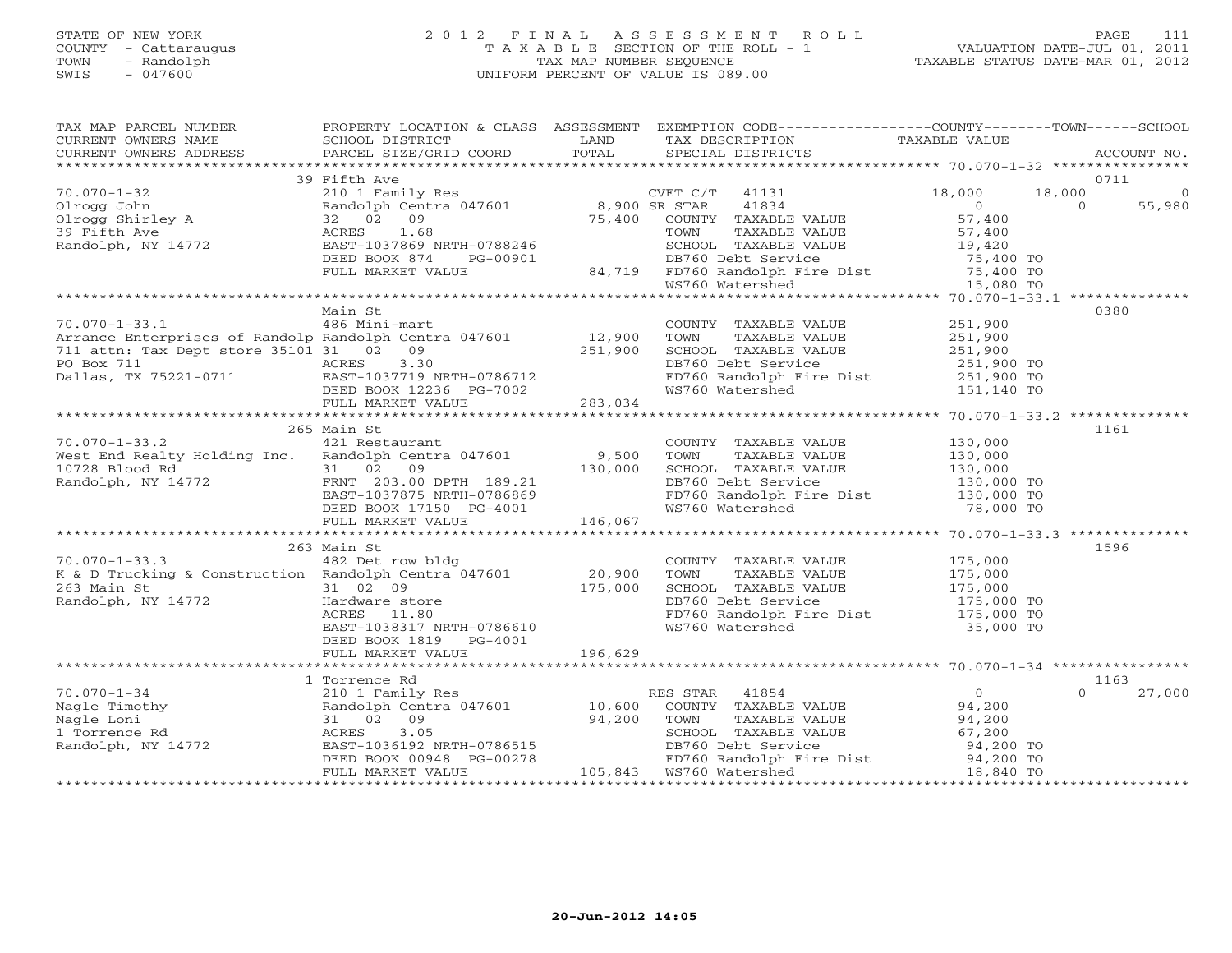STATE OF NEW YORK
COUNTY - Cattaraugus
TOWN - Randolph
SWIS - 047600

2 0 1 2 F I N A L A S S E S S M E N T R O L L
T A X A B L E SECTION OF THE ROLL - 1
TAX MAP NUMBER SEQUENCE
UNIFORM PERCENT OF VALUE IS 089.00

VALUATION DATE-JUL 01, 2011
TAXABLE STATUS DATE-MAR 01, 2012

| TAX MAP PARCEL NUMBER / CURRENT OWNERS NAME / CURRENT OWNERS ADDRESS | PROPERTY LOCATION & CLASS / SCHOOL DISTRICT / PARCEL SIZE/GRID COORD | ASSESSMENT LAND / TOTAL | EXEMPTION CODE / TAX DESCRIPTION / SPECIAL DISTRICTS | COUNTY TAXABLE VALUE | TOWN | SCHOOL / ACCOUNT NO. |
|---|---|---|---|---|---|---|
| **70.070-1-32** | 39 Fifth Ave | | | | | 0711 |
| 70.070-1-32 | 210 1 Family Res | | CVET C/T 41131 | 18,000 | 18,000 | 0 |
| Olrogg John | Randolph Centra 047601 | 8,900 | SR STAR 41834 | 0 | 0 | 55,980 |
| Olrogg Shirley A | 32 02 09 | 75,400 | COUNTY TAXABLE VALUE | 57,400 | | |
| 39 Fifth Ave | ACRES 1.68 | | TOWN TAXABLE VALUE | 57,400 | | |
| Randolph, NY 14772 | EAST-1037869 NRTH-0788246 | | SCHOOL TAXABLE VALUE | 19,420 | | |
| | DEED BOOK 874 PG-00901 | | DB760 Debt Service | 75,400 TO | | |
| | FULL MARKET VALUE | 84,719 | FD760 Randolph Fire Dist | 75,400 TO | | |
| | | | WS760 Watershed | 15,080 TO | | |
| **70.070-1-33.1** | Main St | | | | | 0380 |
| 70.070-1-33.1 | 486 Mini-mart | | COUNTY TAXABLE VALUE | 251,900 | | |
| Arrance Enterprises of Randolp | Randolph Centra 047601 | 12,900 | TOWN TAXABLE VALUE | 251,900 | | |
| 711 attn: Tax Dept store 35101 | 31 02 09 | 251,900 | SCHOOL TAXABLE VALUE | 251,900 | | |
| PO Box 711 | ACRES 3.30 | | DB760 Debt Service | 251,900 TO | | |
| Dallas, TX 75221-0711 | EAST-1037719 NRTH-0786712 | | FD760 Randolph Fire Dist | 251,900 TO | | |
| | DEED BOOK 12236 PG-7002 | | WS760 Watershed | 151,140 TO | | |
| | FULL MARKET VALUE | 283,034 | | | | |
| **70.070-1-33.2** | 265 Main St | | | | | 1161 |
| 70.070-1-33.2 | 421 Restaurant | | COUNTY TAXABLE VALUE | 130,000 | | |
| West End Realty Holding Inc. | Randolph Centra 047601 | 9,500 | TOWN TAXABLE VALUE | 130,000 | | |
| 10728 Blood Rd | 31 02 09 | 130,000 | SCHOOL TAXABLE VALUE | 130,000 | | |
| Randolph, NY 14772 | FRNT 203.00 DPTH 189.21 | | DB760 Debt Service | 130,000 TO | | |
| | EAST-1037875 NRTH-0786869 | | FD760 Randolph Fire Dist | 130,000 TO | | |
| | DEED BOOK 17150 PG-4001 | | WS760 Watershed | 78,000 TO | | |
| | FULL MARKET VALUE | 146,067 | | | | |
| **70.070-1-33.3** | 263 Main St | | | | | 1596 |
| 70.070-1-33.3 | 482 Det row bldg | | COUNTY TAXABLE VALUE | 175,000 | | |
| K & D Trucking & Construction | Randolph Centra 047601 | 20,900 | TOWN TAXABLE VALUE | 175,000 | | |
| 263 Main St | 31 02 09 | 175,000 | SCHOOL TAXABLE VALUE | 175,000 | | |
| Randolph, NY 14772 | Hardware store | | DB760 Debt Service | 175,000 TO | | |
| | ACRES 11.80 | | FD760 Randolph Fire Dist | 175,000 TO | | |
| | EAST-1038317 NRTH-0786610 | | WS760 Watershed | 35,000 TO | | |
| | DEED BOOK 1819 PG-4001 | | | | | |
| | FULL MARKET VALUE | 196,629 | | | | |
| **70.070-1-34** | 1 Torrence Rd | | | | | 1163 |
| 70.070-1-34 | 210 1 Family Res | | RES STAR 41854 | 0 | 0 | 27,000 |
| Nagle Timothy | Randolph Centra 047601 | 10,600 | COUNTY TAXABLE VALUE | 94,200 | | |
| Nagle Loni | 31 02 09 | 94,200 | TOWN TAXABLE VALUE | 94,200 | | |
| 1 Torrence Rd | ACRES 3.05 | | SCHOOL TAXABLE VALUE | 67,200 | | |
| Randolph, NY 14772 | EAST-1036192 NRTH-0786515 | | DB760 Debt Service | 94,200 TO | | |
| | DEED BOOK 00948 PG-00278 | | FD760 Randolph Fire Dist | 94,200 TO | | |
| | FULL MARKET VALUE | 105,843 | WS760 Watershed | 18,840 TO | | |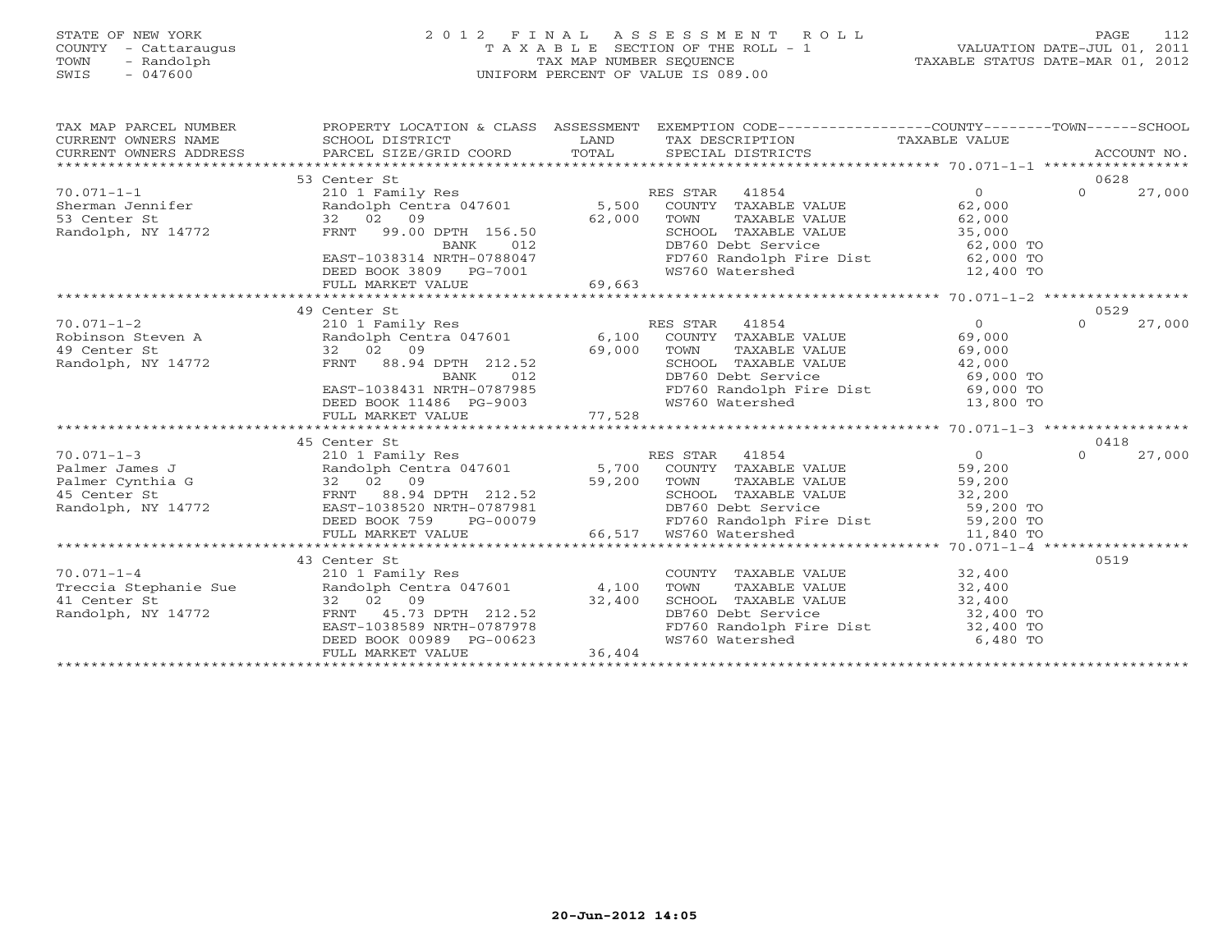STATE OF NEW YORK
COUNTY - Cattaraugus
TOWN - Randolph
SWIS - 047600

# 2012 FINAL ASSESSMENT ROLL
TAXABLE SECTION OF THE ROLL - 1
TAX MAP NUMBER SEQUENCE
UNIFORM PERCENT OF VALUE IS 089.00

VALUATION DATE-JUL 01, 2011
TAXABLE STATUS DATE-MAR 01, 2012

| TAX MAP PARCEL NUMBER / CURRENT OWNERS NAME / CURRENT OWNERS ADDRESS | PROPERTY LOCATION & CLASS / SCHOOL DISTRICT / PARCEL SIZE/GRID COORD | ASSESSMENT LAND / TOTAL | EXEMPTION CODE / TAX DESCRIPTION / SPECIAL DISTRICTS | COUNTY TAXABLE VALUE | TOWN | SCHOOL / ACCOUNT NO. |
|---|---|---|---|---|---|---|
| 70.071-1-1 | 53 Center St | | | | | 0628 |
| Sherman Jennifer | 210 1 Family Res | | RES STAR 41854 | 0 | 0 | 27,000 |
| 53 Center St | Randolph Centra 047601 | 5,500 | COUNTY TAXABLE VALUE | 62,000 | | |
| Randolph, NY 14772 | 32 02 09 | 62,000 | TOWN TAXABLE VALUE | 62,000 | | |
| | FRNT 99.00 DPTH 156.50 | | SCHOOL TAXABLE VALUE | 35,000 | | |
| | BANK 012 | | DB760 Debt Service | 62,000 TO | | |
| | EAST-1038314 NRTH-0788047 | | FD760 Randolph Fire Dist | 62,000 TO | | |
| | DEED BOOK 3809 PG-7001 | | WS760 Watershed | 12,400 TO | | |
| | FULL MARKET VALUE | 69,663 | | | | |
| 70.071-1-2 | 49 Center St | | | | | 0529 |
| Robinson Steven A | 210 1 Family Res | | RES STAR 41854 | 0 | 0 | 27,000 |
| 49 Center St | Randolph Centra 047601 | 6,100 | COUNTY TAXABLE VALUE | 69,000 | | |
| Randolph, NY 14772 | 32 02 09 | 69,000 | TOWN TAXABLE VALUE | 69,000 | | |
| | FRNT 88.94 DPTH 212.52 | | SCHOOL TAXABLE VALUE | 42,000 | | |
| | BANK 012 | | DB760 Debt Service | 69,000 TO | | |
| | EAST-1038431 NRTH-0787985 | | FD760 Randolph Fire Dist | 69,000 TO | | |
| | DEED BOOK 11486 PG-9003 | | WS760 Watershed | 13,800 TO | | |
| | FULL MARKET VALUE | 77,528 | | | | |
| 70.071-1-3 | 45 Center St | | | | | 0418 |
| Palmer James J | 210 1 Family Res | | RES STAR 41854 | 0 | 0 | 27,000 |
| Palmer Cynthia G | Randolph Centra 047601 | 5,700 | COUNTY TAXABLE VALUE | 59,200 | | |
| 45 Center St | 32 02 09 | 59,200 | TOWN TAXABLE VALUE | 59,200 | | |
| Randolph, NY 14772 | FRNT 88.94 DPTH 212.52 | | SCHOOL TAXABLE VALUE | 32,200 | | |
| | EAST-1038520 NRTH-0787981 | | DB760 Debt Service | 59,200 TO | | |
| | DEED BOOK 759 PG-00079 | | FD760 Randolph Fire Dist | 59,200 TO | | |
| | FULL MARKET VALUE | 66,517 | WS760 Watershed | 11,840 TO | | |
| 70.071-1-4 | 43 Center St | | | | | 0519 |
| Treccia Stephanie Sue | 210 1 Family Res | | COUNTY TAXABLE VALUE | 32,400 | | |
| 41 Center St | Randolph Centra 047601 | 4,100 | TOWN TAXABLE VALUE | 32,400 | | |
| Randolph, NY 14772 | 32 02 09 | 32,400 | SCHOOL TAXABLE VALUE | 32,400 | | |
| | FRNT 45.73 DPTH 212.52 | | DB760 Debt Service | 32,400 TO | | |
| | EAST-1038589 NRTH-0787978 | | FD760 Randolph Fire Dist | 32,400 TO | | |
| | DEED BOOK 00989 PG-00623 | | WS760 Watershed | 6,480 TO | | |
| | FULL MARKET VALUE | 36,404 | | | | |

20-Jun-2012 14:05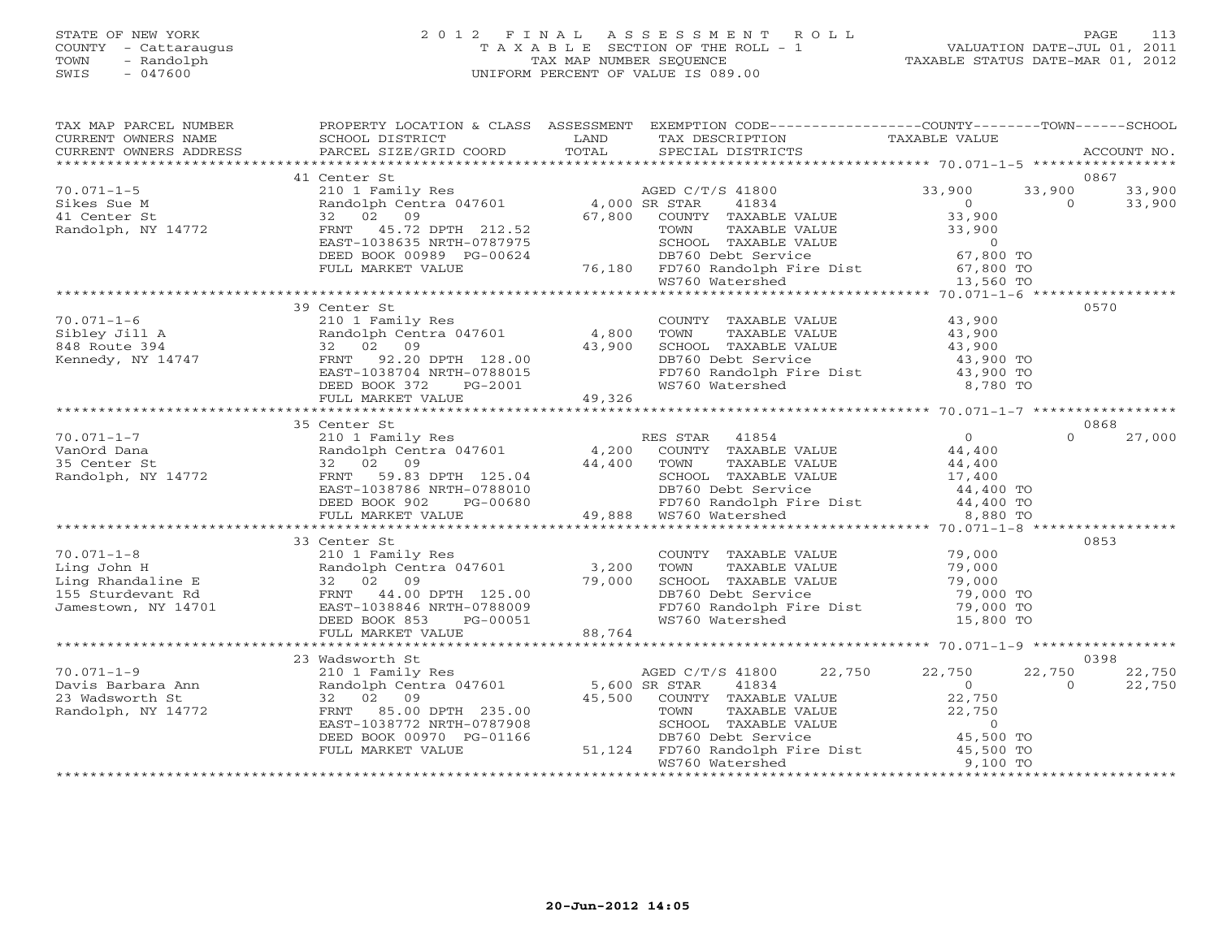STATE OF NEW YORK
COUNTY - Cattaraugus
TOWN - Randolph
SWIS - 047600

# 2012 FINAL ASSESSMENT ROLL
TAXABLE SECTION OF THE ROLL - 1
TAX MAP NUMBER SEQUENCE
UNIFORM PERCENT OF VALUE IS 089.00

VALUATION DATE-JUL 01, 2011
TAXABLE STATUS DATE-MAR 01, 2012

| TAX MAP PARCEL NUMBER / CURRENT OWNERS NAME / CURRENT OWNERS ADDRESS | PROPERTY LOCATION & CLASS / SCHOOL DISTRICT / PARCEL SIZE/GRID COORD | ASSESSMENT LAND / TOTAL | EXEMPTION CODE / TAX DESCRIPTION / SPECIAL DISTRICTS | COUNTY TAXABLE VALUE | TOWN | SCHOOL | ACCOUNT NO. |
|---|---|---|---|---|---|---|---|
| 70.071-1-5 | 41 Center St | | | | | | 0867 |
| Sikes Sue M | 210 1 Family Res | | AGED C/T/S 41800 | 33,900 | 33,900 | 33,900 | |
| 41 Center St | Randolph Centra 047601 | 4,000 | SR STAR 41834 | 0 | 0 | 33,900 | |
| Randolph, NY 14772 | 32 02 09 | 67,800 | COUNTY TAXABLE VALUE | 33,900 | | | |
| | FRNT 45.72 DPTH 212.52 | | TOWN TAXABLE VALUE | 33,900 | | | |
| | EAST-1038635 NRTH-0787975 | | SCHOOL TAXABLE VALUE | 0 | | | |
| | DEED BOOK 00989 PG-00624 | | DB760 Debt Service | 67,800 TO | | | |
| | FULL MARKET VALUE | 76,180 | FD760 Randolph Fire Dist | 67,800 TO | | | |
| | | | WS760 Watershed | 13,560 TO | | | |
| 70.071-1-6 | 39 Center St | | | | | | 0570 |
| Sibley Jill A | 210 1 Family Res | | COUNTY TAXABLE VALUE | 43,900 | | | |
| 848 Route 394 | Randolph Centra 047601 | 4,800 | TOWN TAXABLE VALUE | 43,900 | | | |
| Kennedy, NY 14747 | 32 02 09 | 43,900 | SCHOOL TAXABLE VALUE | 43,900 | | | |
| | FRNT 92.20 DPTH 128.00 | | DB760 Debt Service | 43,900 TO | | | |
| | EAST-1038704 NRTH-0788015 | | FD760 Randolph Fire Dist | 43,900 TO | | | |
| | DEED BOOK 372 PG-2001 | | WS760 Watershed | 8,780 TO | | | |
| | FULL MARKET VALUE | 49,326 | | | | | |
| 70.071-1-7 | 35 Center St | | | | | | 0868 |
| VanOrd Dana | 210 1 Family Res | | RES STAR 41854 | 0 | | 0 | 27,000 |
| 35 Center St | Randolph Centra 047601 | 4,200 | COUNTY TAXABLE VALUE | 44,400 | | | |
| Randolph, NY 14772 | 32 02 09 | 44,400 | TOWN TAXABLE VALUE | 44,400 | | | |
| | FRNT 59.83 DPTH 125.04 | | SCHOOL TAXABLE VALUE | 17,400 | | | |
| | EAST-1038786 NRTH-0788010 | | DB760 Debt Service | 44,400 TO | | | |
| | DEED BOOK 902 PG-00680 | | FD760 Randolph Fire Dist | 44,400 TO | | | |
| | FULL MARKET VALUE | 49,888 | WS760 Watershed | 8,880 TO | | | |
| 70.071-1-8 | 33 Center St | | | | | | 0853 |
| Ling John H | 210 1 Family Res | | COUNTY TAXABLE VALUE | 79,000 | | | |
| Ling Rhandaline E | Randolph Centra 047601 | 3,200 | TOWN TAXABLE VALUE | 79,000 | | | |
| 155 Sturdevant Rd | 32 02 09 | 79,000 | SCHOOL TAXABLE VALUE | 79,000 | | | |
| Jamestown, NY 14701 | FRNT 44.00 DPTH 125.00 | | DB760 Debt Service | 79,000 TO | | | |
| | EAST-1038846 NRTH-0788009 | | FD760 Randolph Fire Dist | 79,000 TO | | | |
| | DEED BOOK 853 PG-00051 | | WS760 Watershed | 15,800 TO | | | |
| | FULL MARKET VALUE | 88,764 | | | | | |
| 70.071-1-9 | 23 Wadsworth St | | | | | | 0398 |
| Davis Barbara Ann | 210 1 Family Res | | AGED C/T/S 41800 22,750 | 22,750 | 22,750 | 22,750 | |
| 23 Wadsworth St | Randolph Centra 047601 | 5,600 | SR STAR 41834 | 0 | 0 | 22,750 | |
| Randolph, NY 14772 | 32 02 09 | 45,500 | COUNTY TAXABLE VALUE | 22,750 | | | |
| | FRNT 85.00 DPTH 235.00 | | TOWN TAXABLE VALUE | 22,750 | | | |
| | EAST-1038772 NRTH-0787908 | | SCHOOL TAXABLE VALUE | 0 | | | |
| | DEED BOOK 00970 PG-01166 | | DB760 Debt Service | 45,500 TO | | | |
| | FULL MARKET VALUE | 51,124 | FD760 Randolph Fire Dist | 45,500 TO | | | |
| | | | WS760 Watershed | 9,100 TO | | | |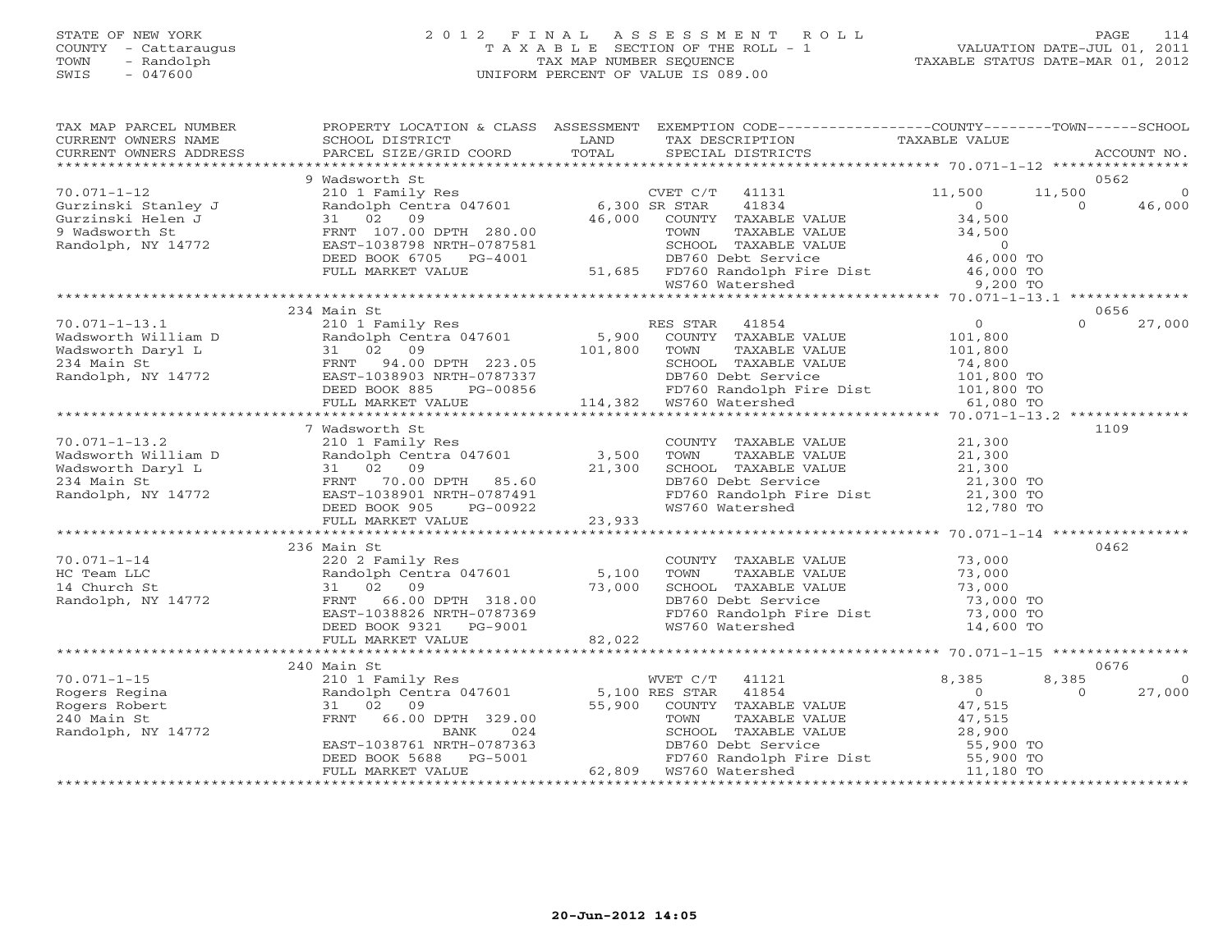STATE OF NEW YORK
COUNTY - Cattaraugus
TOWN - Randolph
SWIS - 047600

2012 FINAL ASSESSMENT ROLL
TAXABLE SECTION OF THE ROLL - 1
TAX MAP NUMBER SEQUENCE
UNIFORM PERCENT OF VALUE IS 089.00

VALUATION DATE-JUL 01, 2011
TAXABLE STATUS DATE-MAR 01, 2012

| TAX MAP PARCEL NUMBER / CURRENT OWNERS NAME / CURRENT OWNERS ADDRESS | PROPERTY LOCATION & CLASS / SCHOOL DISTRICT / PARCEL SIZE/GRID COORD | ASSESSMENT LAND / TOTAL | EXEMPTION CODE / TAX DESCRIPTION / SPECIAL DISTRICTS | COUNTY TAXABLE VALUE | TOWN | SCHOOL | ACCOUNT NO. |
|---|---|---|---|---|---|---|---|
| 70.071-1-12 | 9 Wadsworth St | | | | | | 0562 |
| Gurzinski Stanley J | 210 1 Family Res | | CVET C/T 41131 | 11,500 | 11,500 | 0 | |
| Gurzinski Helen J | Randolph Centra 047601 | 6,300 | SR STAR 41834 | 0 | 0 | 46,000 | |
| 9 Wadsworth St | 31 02 09 | 46,000 | COUNTY TAXABLE VALUE | 34,500 | | | |
| Randolph, NY 14772 | FRNT 107.00 DPTH 280.00 | | TOWN TAXABLE VALUE | 34,500 | | | |
| | EAST-1038798 NRTH-0787581 | | SCHOOL TAXABLE VALUE | 0 | | | |
| | DEED BOOK 6705 PG-4001 | | DB760 Debt Service | 46,000 TO | | | |
| | FULL MARKET VALUE | 51,685 | FD760 Randolph Fire Dist | 46,000 TO | | | |
| | | | WS760 Watershed | 9,200 TO | | | |
| 70.071-1-13.1 | 234 Main St | | | | | | 0656 |
| Wadsworth William D | 210 1 Family Res | | RES STAR 41854 | 0 | 0 | 27,000 | |
| Wadsworth Daryl L | Randolph Centra 047601 | 5,900 | COUNTY TAXABLE VALUE | 101,800 | | | |
| 234 Main St | 31 02 09 | 101,800 | TOWN TAXABLE VALUE | 101,800 | | | |
| Randolph, NY 14772 | FRNT 94.00 DPTH 223.05 | | SCHOOL TAXABLE VALUE | 74,800 | | | |
| | EAST-1038903 NRTH-0787337 | | DB760 Debt Service | 101,800 TO | | | |
| | DEED BOOK 885 PG-00856 | | FD760 Randolph Fire Dist | 101,800 TO | | | |
| | FULL MARKET VALUE | 114,382 | WS760 Watershed | 61,080 TO | | | |
| 70.071-1-13.2 | 7 Wadsworth St | | | | | | 1109 |
| Wadsworth William D | 210 1 Family Res | | COUNTY TAXABLE VALUE | 21,300 | | | |
| Wadsworth Daryl L | Randolph Centra 047601 | 3,500 | TOWN TAXABLE VALUE | 21,300 | | | |
| 234 Main St | 31 02 09 | 21,300 | SCHOOL TAXABLE VALUE | 21,300 | | | |
| Randolph, NY 14772 | FRNT 70.00 DPTH 85.60 | | DB760 Debt Service | 21,300 TO | | | |
| | EAST-1038901 NRTH-0787491 | | FD760 Randolph Fire Dist | 21,300 TO | | | |
| | DEED BOOK 905 PG-00922 | | WS760 Watershed | 12,780 TO | | | |
| | FULL MARKET VALUE | 23,933 | | | | | |
| 70.071-1-14 | 236 Main St | | | | | | 0462 |
| HC Team LLC | 220 2 Family Res | | COUNTY TAXABLE VALUE | 73,000 | | | |
| 14 Church St | Randolph Centra 047601 | 5,100 | TOWN TAXABLE VALUE | 73,000 | | | |
| Randolph, NY 14772 | 31 02 09 | 73,000 | SCHOOL TAXABLE VALUE | 73,000 | | | |
| | FRNT 66.00 DPTH 318.00 | | DB760 Debt Service | 73,000 TO | | | |
| | EAST-1038826 NRTH-0787369 | | FD760 Randolph Fire Dist | 73,000 TO | | | |
| | DEED BOOK 9321 PG-9001 | | WS760 Watershed | 14,600 TO | | | |
| | FULL MARKET VALUE | 82,022 | | | | | |
| 70.071-1-15 | 240 Main St | | | | | | 0676 |
| Rogers Regina | 210 1 Family Res | | WVET C/T 41121 | 8,385 | 8,385 | 0 | |
| Rogers Robert | Randolph Centra 047601 | 5,100 | RES STAR 41854 | 0 | 0 | 27,000 | |
| 240 Main St | 31 02 09 | 55,900 | COUNTY TAXABLE VALUE | 47,515 | | | |
| Randolph, NY 14772 | FRNT 66.00 DPTH 329.00 | | TOWN TAXABLE VALUE | 47,515 | | | |
| | BANK 024 | | SCHOOL TAXABLE VALUE | 28,900 | | | |
| | EAST-1038761 NRTH-0787363 | | DB760 Debt Service | 55,900 TO | | | |
| | DEED BOOK 5688 PG-5001 | | FD760 Randolph Fire Dist | 55,900 TO | | | |
| | FULL MARKET VALUE | 62,809 | WS760 Watershed | 11,180 TO | | | |

20-Jun-2012 14:05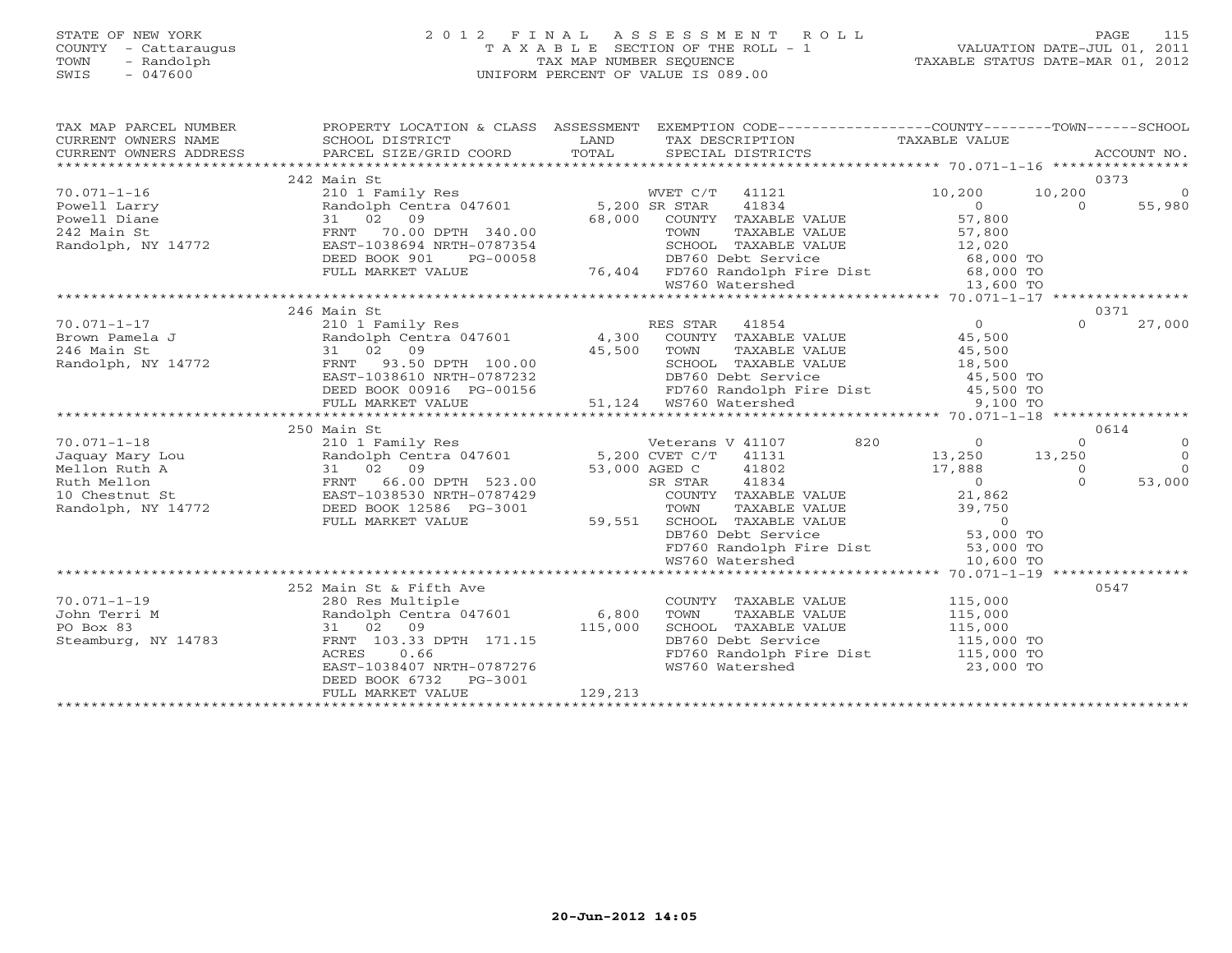STATE OF NEW YORK
COUNTY - Cattaraugus
TOWN - Randolph
SWIS - 047600

2 0 1 2 F I N A L A S S E S S M E N T R O L L
T A X A B L E SECTION OF THE ROLL - 1
TAX MAP NUMBER SEQUENCE
UNIFORM PERCENT OF VALUE IS 089.00

VALUATION DATE-JUL 01, 2011
TAXABLE STATUS DATE-MAR 01, 2012

| TAX MAP PARCEL NUMBER / CURRENT OWNERS NAME / CURRENT OWNERS ADDRESS | PROPERTY LOCATION & CLASS / SCHOOL DISTRICT / PARCEL SIZE/GRID COORD | ASSESSMENT LAND / TOTAL | EXEMPTION CODE / TAX DESCRIPTION / SPECIAL DISTRICTS | COUNTY TAXABLE VALUE | TOWN | SCHOOL / ACCOUNT NO. |
|---|---|---|---|---|---|---|
| | 242 Main St | | | | | 0373 |
| 70.071-1-16 | 210 1 Family Res | | WVET C/T 41121 | 10,200 | 10,200 | 0 |
| Powell Larry | Randolph Centra 047601 | 5,200 | SR STAR 41834 | 0 | 0 | 55,980 |
| Powell Diane | 31 02 09 | 68,000 | COUNTY TAXABLE VALUE | 57,800 | | |
| 242 Main St | FRNT 70.00 DPTH 340.00 | | TOWN TAXABLE VALUE | 57,800 | | |
| Randolph, NY 14772 | EAST-1038694 NRTH-0787354 | | SCHOOL TAXABLE VALUE | 12,020 | | |
| | DEED BOOK 901 PG-00058 | | DB760 Debt Service | 68,000 TO | | |
| | FULL MARKET VALUE | 76,404 | FD760 Randolph Fire Dist | 68,000 TO | | |
| | | | WS760 Watershed | 13,600 TO | | |
| | 246 Main St | | | | | 0371 |
| 70.071-1-17 | 210 1 Family Res | | RES STAR 41854 | 0 | 0 | 27,000 |
| Brown Pamela J | Randolph Centra 047601 | 4,300 | COUNTY TAXABLE VALUE | 45,500 | | |
| 246 Main St | 31 02 09 | 45,500 | TOWN TAXABLE VALUE | 45,500 | | |
| Randolph, NY 14772 | FRNT 93.50 DPTH 100.00 | | SCHOOL TAXABLE VALUE | 18,500 | | |
| | EAST-1038610 NRTH-0787232 | | DB760 Debt Service | 45,500 TO | | |
| | DEED BOOK 00916 PG-00156 | | FD760 Randolph Fire Dist | 45,500 TO | | |
| | FULL MARKET VALUE | 51,124 | WS760 Watershed | 9,100 TO | | |
| | 250 Main St | | | | | 0614 |
| 70.071-1-18 | 210 1 Family Res | | Veterans V 41107 820 | 0 | 0 | 0 |
| Jaquay Mary Lou | Randolph Centra 047601 | 5,200 | CVET C/T 41131 | 13,250 | 13,250 | 0 |
| Mellon Ruth A | 31 02 09 | 53,000 | AGED C 41802 | 17,888 | 0 | 0 |
| Ruth Mellon | FRNT 66.00 DPTH 523.00 | | SR STAR 41834 | 0 | 0 | 53,000 |
| 10 Chestnut St | EAST-1038530 NRTH-0787429 | | COUNTY TAXABLE VALUE | 21,862 | | |
| Randolph, NY 14772 | DEED BOOK 12586 PG-3001 | | TOWN TAXABLE VALUE | 39,750 | | |
| | FULL MARKET VALUE | 59,551 | SCHOOL TAXABLE VALUE | 0 | | |
| | | | DB760 Debt Service | 53,000 TO | | |
| | | | FD760 Randolph Fire Dist | 53,000 TO | | |
| | | | WS760 Watershed | 10,600 TO | | |
| | 252 Main St & Fifth Ave | | | | | 0547 |
| 70.071-1-19 | 280 Res Multiple | | COUNTY TAXABLE VALUE | 115,000 | | |
| John Terri M | Randolph Centra 047601 | 6,800 | TOWN TAXABLE VALUE | 115,000 | | |
| PO Box 83 | 31 02 09 | 115,000 | SCHOOL TAXABLE VALUE | 115,000 | | |
| Steamburg, NY 14783 | FRNT 103.33 DPTH 171.15 | | DB760 Debt Service | 115,000 TO | | |
| | ACRES 0.66 | | FD760 Randolph Fire Dist | 115,000 TO | | |
| | EAST-1038407 NRTH-0787276 | | WS760 Watershed | 23,000 TO | | |
| | DEED BOOK 6732 PG-3001 | | | | | |
| | FULL MARKET VALUE | 129,213 | | | | |

20-Jun-2012 14:05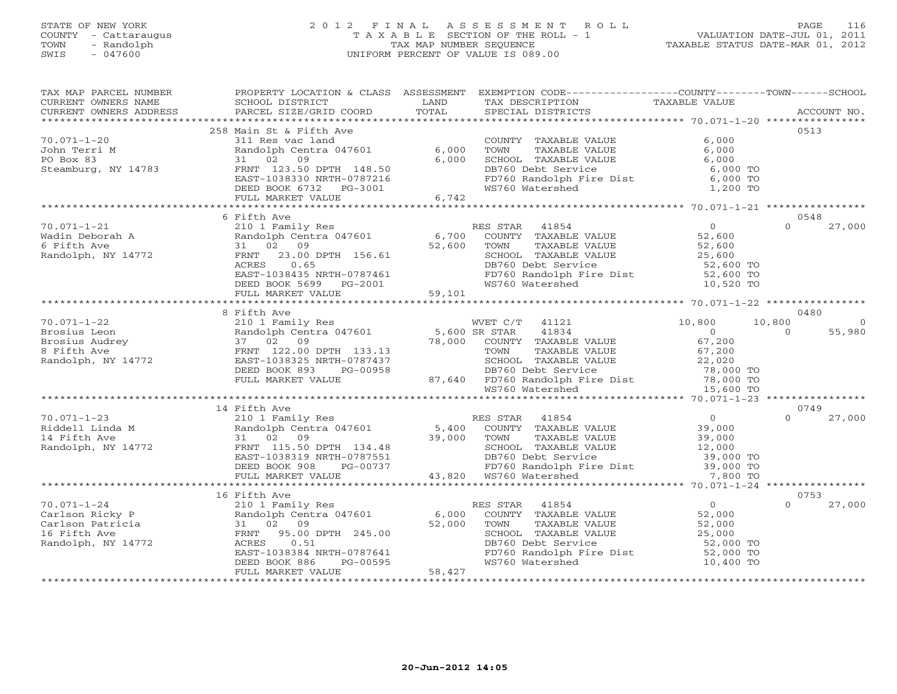STATE OF NEW YORK
COUNTY - Cattaraugus
TOWN - Randolph
SWIS - 047600

2012 FINAL ASSESSMENT ROLL
TAXABLE SECTION OF THE ROLL - 1
TAX MAP NUMBER SEQUENCE
UNIFORM PERCENT OF VALUE IS 089.00

VALUATION DATE-JUL 01, 2011
TAXABLE STATUS DATE-MAR 01, 2012

| TAX MAP PARCEL NUMBER / CURRENT OWNERS NAME / CURRENT OWNERS ADDRESS | PROPERTY LOCATION & CLASS / SCHOOL DISTRICT / PARCEL SIZE/GRID COORD | ASSESSMENT LAND / TOTAL | EXEMPTION CODE / TAX DESCRIPTION / SPECIAL DISTRICTS | COUNTY TAXABLE VALUE | TOWN | SCHOOL | ACCOUNT NO. |
|---|---|---|---|---|---|---|---|
| | 258 Main St & Fifth Ave | | | | | | 0513 |
| 70.071-1-20 | 311 Res vac land | | COUNTY TAXABLE VALUE | 6,000 | | | |
| John Terri M | Randolph Centra 047601 | 6,000 | TOWN TAXABLE VALUE | 6,000 | | | |
| PO Box 83 | 31 02 09 | 6,000 | SCHOOL TAXABLE VALUE | 6,000 | | | |
| Steamburg, NY 14783 | FRNT 123.50 DPTH 148.50 | | DB760 Debt Service | 6,000 TO | | | |
| | EAST-1038330 NRTH-0787216 | | FD760 Randolph Fire Dist | 6,000 TO | | | |
| | DEED BOOK 6732 PG-3001 | | WS760 Watershed | 1,200 TO | | | |
| | FULL MARKET VALUE | 6,742 | | | | | |
| | 6 Fifth Ave | | | | | | 0548 |
| 70.071-1-21 | 210 1 Family Res | | RES STAR 41854 | 0 | | 0 | 27,000 |
| Wadin Deborah A | Randolph Centra 047601 | 6,700 | COUNTY TAXABLE VALUE | 52,600 | | | |
| 6 Fifth Ave | 31 02 09 | 52,600 | TOWN TAXABLE VALUE | 52,600 | | | |
| Randolph, NY 14772 | FRNT 23.00 DPTH 156.61 | | SCHOOL TAXABLE VALUE | 25,600 | | | |
| | ACRES 0.65 | | DB760 Debt Service | 52,600 TO | | | |
| | EAST-1038435 NRTH-0787461 | | FD760 Randolph Fire Dist | 52,600 TO | | | |
| | DEED BOOK 5699 PG-2001 | | WS760 Watershed | 10,520 TO | | | |
| | FULL MARKET VALUE | 59,101 | | | | | |
| | 8 Fifth Ave | | | | | | 0480 |
| 70.071-1-22 | 210 1 Family Res | | WVET C/T 41121 | 10,800 | 10,800 | | 0 |
| Brosius Leon | Randolph Centra 047601 | 5,600 | SR STAR 41834 | 0 | | 0 | 55,980 |
| Brosius Audrey | 37 02 09 | 78,000 | COUNTY TAXABLE VALUE | 67,200 | | | |
| 8 Fifth Ave | FRNT 122.00 DPTH 133.13 | | TOWN TAXABLE VALUE | 67,200 | | | |
| Randolph, NY 14772 | EAST-1038325 NRTH-0787437 | | SCHOOL TAXABLE VALUE | 22,020 | | | |
| | DEED BOOK 893 PG-00958 | | DB760 Debt Service | 78,000 TO | | | |
| | FULL MARKET VALUE | 87,640 | FD760 Randolph Fire Dist | 78,000 TO | | | |
| | | | WS760 Watershed | 15,600 TO | | | |
| | 14 Fifth Ave | | | | | | 0749 |
| 70.071-1-23 | 210 1 Family Res | | RES STAR 41854 | 0 | | 0 | 27,000 |
| Riddell Linda M | Randolph Centra 047601 | 5,400 | COUNTY TAXABLE VALUE | 39,000 | | | |
| 14 Fifth Ave | 31 02 09 | 39,000 | TOWN TAXABLE VALUE | 39,000 | | | |
| Randolph, NY 14772 | FRNT 115.50 DPTH 134.48 | | SCHOOL TAXABLE VALUE | 12,000 | | | |
| | EAST-1038319 NRTH-0787551 | | DB760 Debt Service | 39,000 TO | | | |
| | DEED BOOK 908 PG-00737 | | FD760 Randolph Fire Dist | 39,000 TO | | | |
| | FULL MARKET VALUE | 43,820 | WS760 Watershed | 7,800 TO | | | |
| | 16 Fifth Ave | | | | | | 0753 |
| 70.071-1-24 | 210 1 Family Res | | RES STAR 41854 | 0 | | 0 | 27,000 |
| Carlson Ricky P | Randolph Centra 047601 | 6,000 | COUNTY TAXABLE VALUE | 52,000 | | | |
| Carlson Patricia | 31 02 09 | 52,000 | TOWN TAXABLE VALUE | 52,000 | | | |
| 16 Fifth Ave | FRNT 95.00 DPTH 245.00 | | SCHOOL TAXABLE VALUE | 25,000 | | | |
| Randolph, NY 14772 | ACRES 0.51 | | DB760 Debt Service | 52,000 TO | | | |
| | EAST-1038384 NRTH-0787641 | | FD760 Randolph Fire Dist | 52,000 TO | | | |
| | DEED BOOK 886 PG-00595 | | WS760 Watershed | 10,400 TO | | | |
| | FULL MARKET VALUE | 58,427 | | | | | |

20-Jun-2012 14:05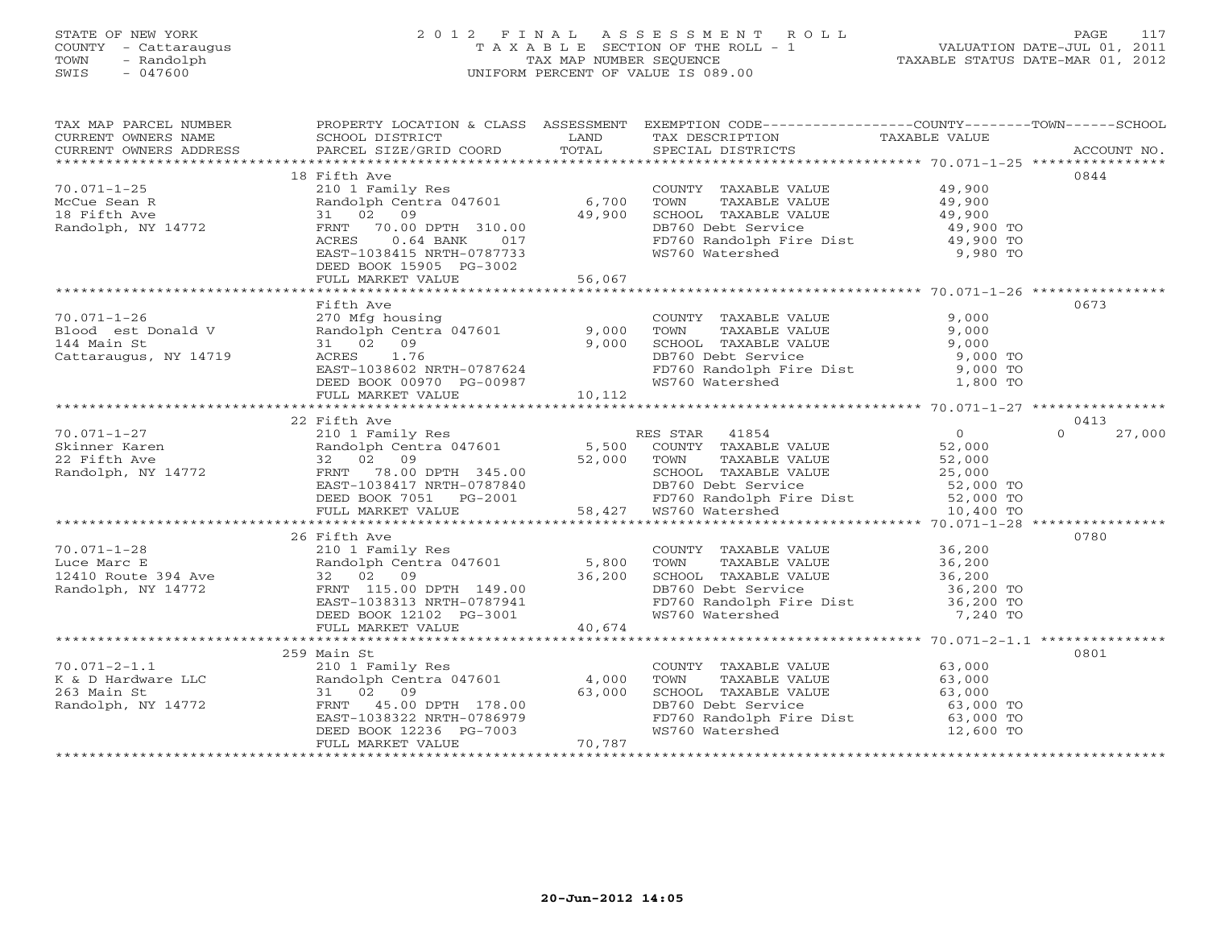STATE OF NEW YORK
COUNTY - Cattaraugus
TOWN - Randolph
SWIS - 047600

# 2012 FINAL ASSESSMENT ROLL
TAXABLE SECTION OF THE ROLL - 1
TAX MAP NUMBER SEQUENCE
UNIFORM PERCENT OF VALUE IS 089.00

VALUATION DATE-JUL 01, 2011
TAXABLE STATUS DATE-MAR 01, 2012

| TAX MAP PARCEL NUMBER / CURRENT OWNERS NAME / CURRENT OWNERS ADDRESS | PROPERTY LOCATION & CLASS / SCHOOL DISTRICT / PARCEL SIZE/GRID COORD | ASSESSMENT LAND / TOTAL | EXEMPTION CODE / TAX DESCRIPTION / SPECIAL DISTRICTS | COUNTY / TOWN / SCHOOL TAXABLE VALUE | ACCOUNT NO. |
|---|---|---|---|---|---|
| | 18 Fifth Ave | | | | 0844 |
| 70.071-1-25 | 210 1 Family Res | | COUNTY TAXABLE VALUE | 49,900 | |
| McCue Sean R | Randolph Centra 047601 | 6,700 | TOWN TAXABLE VALUE | 49,900 | |
| 18 Fifth Ave | 31 02 09 | 49,900 | SCHOOL TAXABLE VALUE | 49,900 | |
| Randolph, NY 14772 | FRNT 70.00 DPTH 310.00 | | DB760 Debt Service | 49,900 TO | |
| | ACRES 0.64 BANK 017 | | FD760 Randolph Fire Dist | 49,900 TO | |
| | EAST-1038415 NRTH-0787733 | | WS760 Watershed | 9,980 TO | |
| | DEED BOOK 15905 PG-3002 | | | | |
| | FULL MARKET VALUE | 56,067 | | | |
| | Fifth Ave | | | | 0673 |
| 70.071-1-26 | 270 Mfg housing | | COUNTY TAXABLE VALUE | 9,000 | |
| Blood est Donald V | Randolph Centra 047601 | 9,000 | TOWN TAXABLE VALUE | 9,000 | |
| 144 Main St | 31 02 09 | 9,000 | SCHOOL TAXABLE VALUE | 9,000 | |
| Cattaraugus, NY 14719 | ACRES 1.76 | | DB760 Debt Service | 9,000 TO | |
| | EAST-1038602 NRTH-0787624 | | FD760 Randolph Fire Dist | 9,000 TO | |
| | DEED BOOK 00970 PG-00987 | | WS760 Watershed | 1,800 TO | |
| | FULL MARKET VALUE | 10,112 | | | |
| | 22 Fifth Ave | | | | 0413 |
| 70.071-1-27 | 210 1 Family Res | | RES STAR 41854 | 0 0 27,000 | |
| Skinner Karen | Randolph Centra 047601 | 5,500 | COUNTY TAXABLE VALUE | 52,000 | |
| 22 Fifth Ave | 32 02 09 | 52,000 | TOWN TAXABLE VALUE | 52,000 | |
| Randolph, NY 14772 | FRNT 78.00 DPTH 345.00 | | SCHOOL TAXABLE VALUE | 25,000 | |
| | EAST-1038417 NRTH-0787840 | | DB760 Debt Service | 52,000 TO | |
| | DEED BOOK 7051 PG-2001 | | FD760 Randolph Fire Dist | 52,000 TO | |
| | FULL MARKET VALUE | 58,427 | WS760 Watershed | 10,400 TO | |
| | 26 Fifth Ave | | | | 0780 |
| 70.071-1-28 | 210 1 Family Res | | COUNTY TAXABLE VALUE | 36,200 | |
| Luce Marc E | Randolph Centra 047601 | 5,800 | TOWN TAXABLE VALUE | 36,200 | |
| 12410 Route 394 Ave | 32 02 09 | 36,200 | SCHOOL TAXABLE VALUE | 36,200 | |
| Randolph, NY 14772 | FRNT 115.00 DPTH 149.00 | | DB760 Debt Service | 36,200 TO | |
| | EAST-1038313 NRTH-0787941 | | FD760 Randolph Fire Dist | 36,200 TO | |
| | DEED BOOK 12102 PG-3001 | | WS760 Watershed | 7,240 TO | |
| | FULL MARKET VALUE | 40,674 | | | |
| | 259 Main St | | | | 0801 |
| 70.071-2-1.1 | 210 1 Family Res | | COUNTY TAXABLE VALUE | 63,000 | |
| K & D Hardware LLC | Randolph Centra 047601 | 4,000 | TOWN TAXABLE VALUE | 63,000 | |
| 263 Main St | 31 02 09 | 63,000 | SCHOOL TAXABLE VALUE | 63,000 | |
| Randolph, NY 14772 | FRNT 45.00 DPTH 178.00 | | DB760 Debt Service | 63,000 TO | |
| | EAST-1038322 NRTH-0786979 | | FD760 Randolph Fire Dist | 63,000 TO | |
| | DEED BOOK 12236 PG-7003 | | WS760 Watershed | 12,600 TO | |
| | FULL MARKET VALUE | 70,787 | | | |

20-Jun-2012 14:05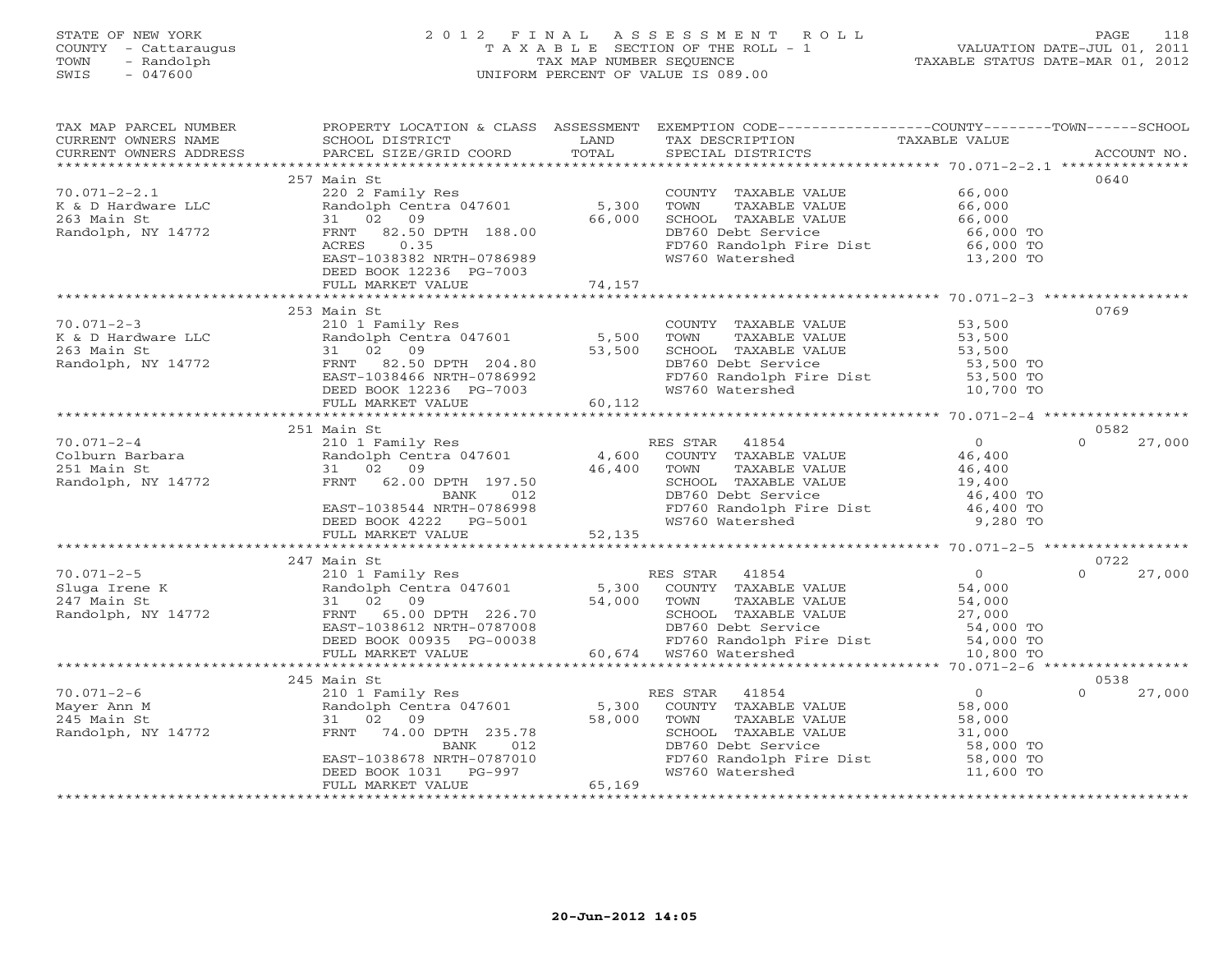STATE OF NEW YORK
COUNTY - Cattaraugus
TOWN - Randolph
SWIS - 047600

# 2012 FINAL ASSESSMENT ROLL

TAXABLE SECTION OF THE ROLL - 1
TAX MAP NUMBER SEQUENCE
UNIFORM PERCENT OF VALUE IS 089.00

VALUATION DATE-JUL 01, 2011
TAXABLE STATUS DATE-MAR 01, 2012

| TAX MAP PARCEL NUMBER / CURRENT OWNERS NAME / CURRENT OWNERS ADDRESS | PROPERTY LOCATION & CLASS / SCHOOL DISTRICT / PARCEL SIZE/GRID COORD | ASSESSMENT LAND / TOTAL | EXEMPTION CODE / TAX DESCRIPTION / SPECIAL DISTRICTS | COUNTY / TOWN / SCHOOL TAXABLE VALUE | ACCOUNT NO. |
|---|---|---|---|---|---|
| 70.071-2-2.1 | 257 Main St | | | | 0640 |
| K & D Hardware LLC | 220 2 Family Res | | COUNTY TAXABLE VALUE | 66,000 | |
| 263 Main St | Randolph Centra 047601 | 5,300 | TOWN TAXABLE VALUE | 66,000 | |
| Randolph, NY 14772 | 31 02 09 | 66,000 | SCHOOL TAXABLE VALUE | 66,000 | |
| | FRNT 82.50 DPTH 188.00 | | DB760 Debt Service | 66,000 TO | |
| | ACRES 0.35 | | FD760 Randolph Fire Dist | 66,000 TO | |
| | EAST-1038382 NRTH-0786989 | | WS760 Watershed | 13,200 TO | |
| | DEED BOOK 12236 PG-7003 | | | | |
| | FULL MARKET VALUE | 74,157 | | | |
| 70.071-2-3 | 253 Main St | | | | 0769 |
| K & D Hardware LLC | 210 1 Family Res | | COUNTY TAXABLE VALUE | 53,500 | |
| 263 Main St | Randolph Centra 047601 | 5,500 | TOWN TAXABLE VALUE | 53,500 | |
| Randolph, NY 14772 | 31 02 09 | 53,500 | SCHOOL TAXABLE VALUE | 53,500 | |
| | FRNT 82.50 DPTH 204.80 | | DB760 Debt Service | 53,500 TO | |
| | EAST-1038466 NRTH-0786992 | | FD760 Randolph Fire Dist | 53,500 TO | |
| | DEED BOOK 12236 PG-7003 | | WS760 Watershed | 10,700 TO | |
| | FULL MARKET VALUE | 60,112 | | | |
| 70.071-2-4 | 251 Main St | | | | 0582 |
| Colburn Barbara | 210 1 Family Res | | RES STAR 41854 | 0 / 0 / 27,000 | |
| 251 Main St | Randolph Centra 047601 | 4,600 | COUNTY TAXABLE VALUE | 46,400 | |
| Randolph, NY 14772 | 31 02 09 | 46,400 | TOWN TAXABLE VALUE | 46,400 | |
| | FRNT 62.00 DPTH 197.50 | | SCHOOL TAXABLE VALUE | 19,400 | |
| | BANK 012 | | DB760 Debt Service | 46,400 TO | |
| | EAST-1038544 NRTH-0786998 | | FD760 Randolph Fire Dist | 46,400 TO | |
| | DEED BOOK 4222 PG-5001 | | WS760 Watershed | 9,280 TO | |
| | FULL MARKET VALUE | 52,135 | | | |
| 70.071-2-5 | 247 Main St | | | | 0722 |
| Sluga Irene K | 210 1 Family Res | | RES STAR 41854 | 0 / 0 / 27,000 | |
| 247 Main St | Randolph Centra 047601 | 5,300 | COUNTY TAXABLE VALUE | 54,000 | |
| Randolph, NY 14772 | 31 02 09 | 54,000 | TOWN TAXABLE VALUE | 54,000 | |
| | FRNT 65.00 DPTH 226.70 | | SCHOOL TAXABLE VALUE | 27,000 | |
| | EAST-1038612 NRTH-0787008 | | DB760 Debt Service | 54,000 TO | |
| | DEED BOOK 00935 PG-00038 | | FD760 Randolph Fire Dist | 54,000 TO | |
| | FULL MARKET VALUE | 60,674 | WS760 Watershed | 10,800 TO | |
| 70.071-2-6 | 245 Main St | | | | 0538 |
| Mayer Ann M | 210 1 Family Res | | RES STAR 41854 | 0 / 0 / 27,000 | |
| 245 Main St | Randolph Centra 047601 | 5,300 | COUNTY TAXABLE VALUE | 58,000 | |
| Randolph, NY 14772 | 31 02 09 | 58,000 | TOWN TAXABLE VALUE | 58,000 | |
| | FRNT 74.00 DPTH 235.78 | | SCHOOL TAXABLE VALUE | 31,000 | |
| | BANK 012 | | DB760 Debt Service | 58,000 TO | |
| | EAST-1038678 NRTH-0787010 | | FD760 Randolph Fire Dist | 58,000 TO | |
| | DEED BOOK 1031 PG-997 | | WS760 Watershed | 11,600 TO | |
| | FULL MARKET VALUE | 65,169 | | | |

20-Jun-2012 14:05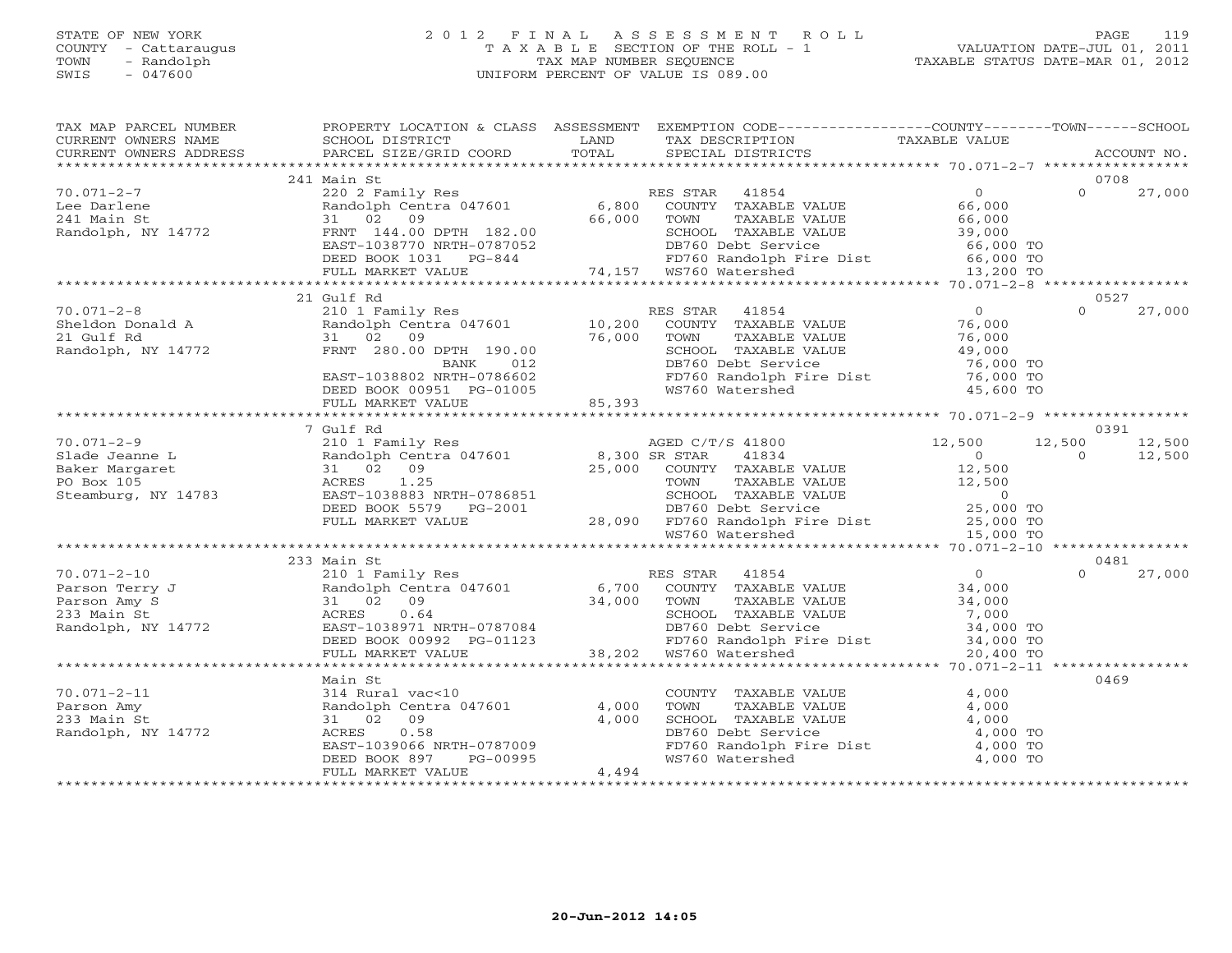STATE OF NEW YORK
COUNTY - Cattaraugus
TOWN - Randolph
SWIS - 047600

# 2012 FINAL ASSESSMENT ROLL
TAXABLE SECTION OF THE ROLL - 1
TAX MAP NUMBER SEQUENCE
UNIFORM PERCENT OF VALUE IS 089.00

VALUATION DATE-JUL 01, 2011
TAXABLE STATUS DATE-MAR 01, 2012

| TAX MAP PARCEL NUMBER / CURRENT OWNERS NAME / CURRENT OWNERS ADDRESS | PROPERTY LOCATION & CLASS / SCHOOL DISTRICT / PARCEL SIZE/GRID COORD | ASSESSMENT LAND / TOTAL | EXEMPTION CODE / TAX DESCRIPTION / SPECIAL DISTRICTS | COUNTY | TOWN | SCHOOL / ACCOUNT NO. |
|---|---|---|---|---|---|---|
| | 241 Main St | | | | | 0708 |
| 70.071-2-7 | 220 2 Family Res | | RES STAR 41854 | 0 | 0 | 27,000 |
| Lee Darlene | Randolph Centra 047601 | 6,800 | COUNTY TAXABLE VALUE | 66,000 | | |
| 241 Main St | 31 02 09 | 66,000 | TOWN TAXABLE VALUE | | 66,000 | |
| Randolph, NY 14772 | FRNT 144.00 DPTH 182.00 | | SCHOOL TAXABLE VALUE | | | 39,000 |
| | EAST-1038770 NRTH-0787052 | | DB760 Debt Service | 66,000 TO | | |
| | DEED BOOK 1031 PG-844 | | FD760 Randolph Fire Dist | 66,000 TO | | |
| | FULL MARKET VALUE | 74,157 | WS760 Watershed | 13,200 TO | | |
| | 21 Gulf Rd | | | | | 0527 |
| 70.071-2-8 | 210 1 Family Res | | RES STAR 41854 | 0 | 0 | 27,000 |
| Sheldon Donald A | Randolph Centra 047601 | 10,200 | COUNTY TAXABLE VALUE | 76,000 | | |
| 21 Gulf Rd | 31 02 09 | 76,000 | TOWN TAXABLE VALUE | | 76,000 | |
| Randolph, NY 14772 | FRNT 280.00 DPTH 190.00 | | SCHOOL TAXABLE VALUE | | | 49,000 |
| | BANK 012 | | DB760 Debt Service | 76,000 TO | | |
| | EAST-1038802 NRTH-0786602 | | FD760 Randolph Fire Dist | 76,000 TO | | |
| | DEED BOOK 00951 PG-01005 | | WS760 Watershed | 45,600 TO | | |
| | FULL MARKET VALUE | 85,393 | | | | |
| | 7 Gulf Rd | | | | | 0391 |
| 70.071-2-9 | 210 1 Family Res | | AGED C/T/S 41800 | 12,500 | 12,500 | 12,500 |
| Slade Jeanne L | Randolph Centra 047601 | 8,300 | SR STAR 41834 | 0 | 0 | 12,500 |
| Baker Margaret | 31 02 09 | 25,000 | COUNTY TAXABLE VALUE | 12,500 | | |
| PO Box 105 | ACRES 1.25 | | TOWN TAXABLE VALUE | | 12,500 | |
| Steamburg, NY 14783 | EAST-1038883 NRTH-0786851 | | SCHOOL TAXABLE VALUE | | | 0 |
| | DEED BOOK 5579 PG-2001 | | DB760 Debt Service | 25,000 TO | | |
| | FULL MARKET VALUE | 28,090 | FD760 Randolph Fire Dist | 25,000 TO | | |
| | | | WS760 Watershed | 15,000 TO | | |
| | 233 Main St | | | | | 0481 |
| 70.071-2-10 | 210 1 Family Res | | RES STAR 41854 | 0 | 0 | 27,000 |
| Parson Terry J | Randolph Centra 047601 | 6,700 | COUNTY TAXABLE VALUE | 34,000 | | |
| Parson Amy S | 31 02 09 | 34,000 | TOWN TAXABLE VALUE | | 34,000 | |
| 233 Main St | ACRES 0.64 | | SCHOOL TAXABLE VALUE | | | 7,000 |
| Randolph, NY 14772 | EAST-1038971 NRTH-0787084 | | DB760 Debt Service | 34,000 TO | | |
| | DEED BOOK 00992 PG-01123 | | FD760 Randolph Fire Dist | 34,000 TO | | |
| | FULL MARKET VALUE | 38,202 | WS760 Watershed | 20,400 TO | | |
| | Main St | | | | | 0469 |
| 70.071-2-11 | 314 Rural vac<10 | | COUNTY TAXABLE VALUE | 4,000 | | |
| Parson Amy | Randolph Centra 047601 | 4,000 | TOWN TAXABLE VALUE | | 4,000 | |
| 233 Main St | 31 02 09 | 4,000 | SCHOOL TAXABLE VALUE | | | 4,000 |
| Randolph, NY 14772 | ACRES 0.58 | | DB760 Debt Service | 4,000 TO | | |
| | EAST-1039066 NRTH-0787009 | | FD760 Randolph Fire Dist | 4,000 TO | | |
| | DEED BOOK 897 PG-00995 | | WS760 Watershed | 4,000 TO | | |
| | FULL MARKET VALUE | 4,494 | | | | |

20-Jun-2012 14:05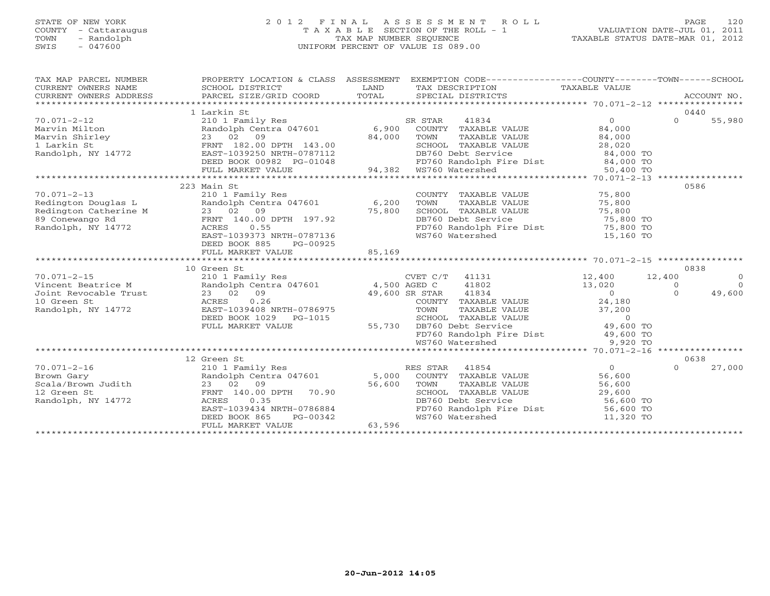STATE OF NEW YORK | 2012 FINAL ASSESSMENT ROLL | VALUATION DATE-JUL 01, 2011
COUNTY - Cattaraugus | TAXABLE SECTION OF THE ROLL - 1 | TAXABLE STATUS DATE-MAR 01, 2012
TOWN - Randolph | TAX MAP NUMBER SEQUENCE
SWIS - 047600 | UNIFORM PERCENT OF VALUE IS 089.00

```
TAX MAP PARCEL NUMBER     PROPERTY LOCATION & CLASS  ASSESSMENT  EXEMPTION CODE------------------COUNTY--------TOWN------SCHOOL
CURRENT OWNERS NAME       SCHOOL DISTRICT               LAND      TAX DESCRIPTION                  TAXABLE VALUE
CURRENT OWNERS ADDRESS    PARCEL SIZE/GRID COORD        TOTAL     SPECIAL DISTRICTS                                      ACCOUNT NO.
******************************************************************************************************* 70.071-2-12 ****************
                          1 Larkin St                                                                                    0440
70.071-2-12               210 1 Family Res                        SR STAR    41834                   0           0        55,980
Marvin Milton             Randolph Centra 047601         6,900    COUNTY  TAXABLE VALUE         84,000
Marvin Shirley            23  02  09                    84,000    TOWN    TAXABLE VALUE         84,000
1 Larkin St               FRNT 182.00 DPTH 143.00                 SCHOOL  TAXABLE VALUE         28,020
Randolph, NY 14772        EAST-1039250 NRTH-0787112               DB760 Debt Service            84,000 TO
                          DEED BOOK 00982  PG-01048               FD760 Randolph Fire Dist      84,000 TO
                          FULL MARKET VALUE             94,382    WS760 Watershed               50,400 TO
******************************************************************************************************* 70.071-2-13 ****************
                          223 Main St                                                                                    0586
70.071-2-13               210 1 Family Res                        COUNTY  TAXABLE VALUE         75,800
Redington Douglas L       Randolph Centra 047601         6,200    TOWN    TAXABLE VALUE         75,800
Redington Catherine M     23  02  09                    75,800    SCHOOL  TAXABLE VALUE         75,800
89 Conewango Rd           FRNT 140.00 DPTH 197.92                 DB760 Debt Service            75,800 TO
Randolph, NY 14772        ACRES    0.55                           FD760 Randolph Fire Dist      75,800 TO
                          EAST-1039373 NRTH-0787136               WS760 Watershed               15,160 TO
                          DEED BOOK 885    PG-00925
                          FULL MARKET VALUE             85,169
******************************************************************************************************* 70.071-2-15 ****************
                          10 Green St                                                                                    0838
70.071-2-15               210 1 Family Res                        CVET C/T   41131              12,400      12,400             0
Vincent Beatrice M        Randolph Centra 047601   4,500 AGED C     41802              13,020           0             0
Joint Revocable Trust     23  02  09              49,600 SR STAR    41834                   0           0        49,600
10 Green St               ACRES    0.26                           COUNTY  TAXABLE VALUE         24,180
Randolph, NY 14772        EAST-1039408 NRTH-0786975               TOWN    TAXABLE VALUE         37,200
                          DEED BOOK 1029   PG-1015                SCHOOL  TAXABLE VALUE              0
                          FULL MARKET VALUE             55,730    DB760 Debt Service            49,600 TO
                                                                  FD760 Randolph Fire Dist      49,600 TO
                                                                  WS760 Watershed                9,920 TO
******************************************************************************************************* 70.071-2-16 ****************
                          12 Green St                                                                                    0638
70.071-2-16               210 1 Family Res                        RES STAR   41854                   0           0        27,000
Brown Gary                Randolph Centra 047601         5,000    COUNTY  TAXABLE VALUE         56,600
Scala/Brown Judith        23  02  09                    56,600    TOWN    TAXABLE VALUE         56,600
12 Green St               FRNT 140.00 DPTH  70.90                 SCHOOL  TAXABLE VALUE         29,600
Randolph, NY 14772        ACRES    0.35                           DB760 Debt Service            56,600 TO
                          EAST-1039434 NRTH-0786884               FD760 Randolph Fire Dist      56,600 TO
                          DEED BOOK 865    PG-00342               WS760 Watershed               11,320 TO
                          FULL MARKET VALUE             63,596
************************************************************************************************************************************
```

20-Jun-2012 14:05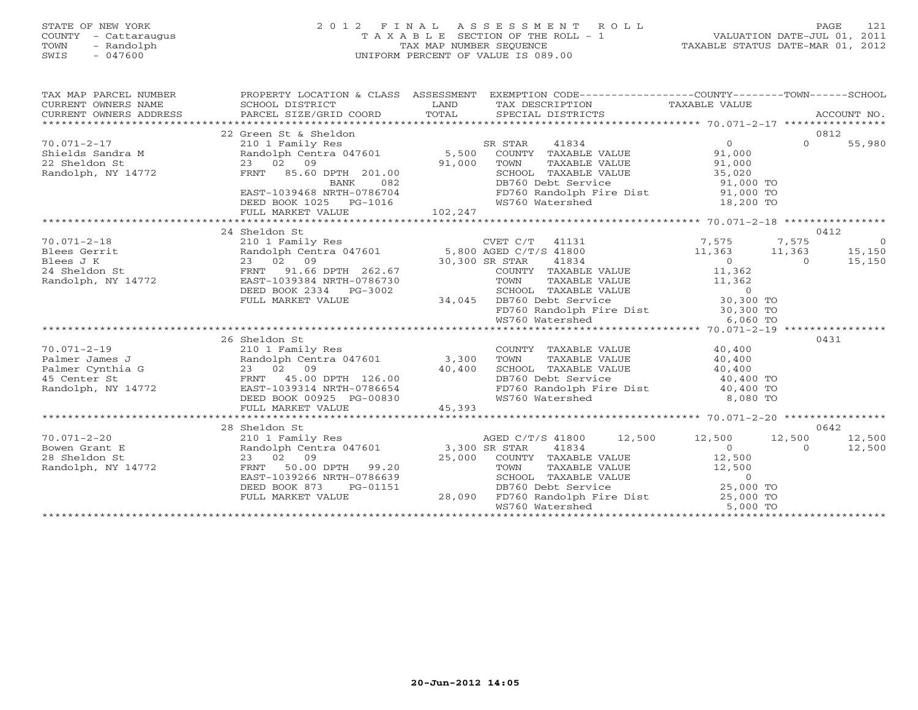STATE OF NEW YORK
COUNTY - Cattaraugus
TOWN - Randolph
SWIS - 047600

2 0 1 2 F I N A L A S S E S S M E N T R O L L
T A X A B L E SECTION OF THE ROLL - 1
TAX MAP NUMBER SEQUENCE
UNIFORM PERCENT OF VALUE IS 089.00

VALUATION DATE-JUL 01, 2011
TAXABLE STATUS DATE-MAR 01, 2012

| TAX MAP PARCEL NUMBER / CURRENT OWNERS NAME / CURRENT OWNERS ADDRESS | PROPERTY LOCATION & CLASS / SCHOOL DISTRICT / PARCEL SIZE/GRID COORD | ASSESSMENT LAND / TOTAL | EXEMPTION CODE / TAX DESCRIPTION / SPECIAL DISTRICTS | COUNTY TAXABLE VALUE | TOWN | SCHOOL / ACCOUNT NO. |
|---|---|---|---|---|---|---|
| | 22 Green St & Sheldon | | | | | 0812 |
| 70.071-2-17 | 210 1 Family Res | | SR STAR 41834 | 0 | 0 | 55,980 |
| Shields Sandra M | Randolph Centra 047601 | 5,500 | COUNTY TAXABLE VALUE | 91,000 | | |
| 22 Sheldon St | 23 02 09 | 91,000 | TOWN TAXABLE VALUE | 91,000 | | |
| Randolph, NY 14772 | FRNT 85.60 DPTH 201.00 | | SCHOOL TAXABLE VALUE | 35,020 | | |
| | BANK 082 | | DB760 Debt Service | 91,000 TO | | |
| | EAST-1039468 NRTH-0786704 | | FD760 Randolph Fire Dist | 91,000 TO | | |
| | DEED BOOK 1025 PG-1016 | | WS760 Watershed | 18,200 TO | | |
| | FULL MARKET VALUE | 102,247 | | | | |
| | 24 Sheldon St | | | | | 0412 |
| 70.071-2-18 | 210 1 Family Res | | CVET C/T 41131 | 7,575 | 7,575 | 0 |
| Blees Gerrit | Randolph Centra 047601 | 5,800 | AGED C/T/S 41800 | 11,363 | 11,363 | 15,150 |
| Blees J K | 23 02 09 | 30,300 | SR STAR 41834 | 0 | 0 | 15,150 |
| 24 Sheldon St | FRNT 91.66 DPTH 262.67 | | COUNTY TAXABLE VALUE | 11,362 | | |
| Randolph, NY 14772 | EAST-1039384 NRTH-0786730 | | TOWN TAXABLE VALUE | 11,362 | | |
| | DEED BOOK 2334 PG-3002 | | SCHOOL TAXABLE VALUE | 0 | | |
| | FULL MARKET VALUE | 34,045 | DB760 Debt Service | 30,300 TO | | |
| | | | FD760 Randolph Fire Dist | 30,300 TO | | |
| | | | WS760 Watershed | 6,060 TO | | |
| | 26 Sheldon St | | | | | 0431 |
| 70.071-2-19 | 210 1 Family Res | | COUNTY TAXABLE VALUE | 40,400 | | |
| Palmer James J | Randolph Centra 047601 | 3,300 | TOWN TAXABLE VALUE | 40,400 | | |
| Palmer Cynthia G | 23 02 09 | 40,400 | SCHOOL TAXABLE VALUE | 40,400 | | |
| 45 Center St | FRNT 45.00 DPTH 126.00 | | DB760 Debt Service | 40,400 TO | | |
| Randolph, NY 14772 | EAST-1039314 NRTH-0786654 | | FD760 Randolph Fire Dist | 40,400 TO | | |
| | DEED BOOK 00925 PG-00830 | | WS760 Watershed | 8,080 TO | | |
| | FULL MARKET VALUE | 45,393 | | | | |
| | 28 Sheldon St | | | | | 0642 |
| 70.071-2-20 | 210 1 Family Res | | AGED C/T/S 41800 12,500 | 12,500 | 12,500 | 12,500 |
| Bowen Grant E | Randolph Centra 047601 | 3,300 | SR STAR 41834 | 0 | 0 | 12,500 |
| 28 Sheldon St | 23 02 09 | 25,000 | COUNTY TAXABLE VALUE | 12,500 | | |
| Randolph, NY 14772 | FRNT 50.00 DPTH 99.20 | | TOWN TAXABLE VALUE | 12,500 | | |
| | EAST-1039266 NRTH-0786639 | | SCHOOL TAXABLE VALUE | 0 | | |
| | DEED BOOK 873 PG-01151 | | DB760 Debt Service | 25,000 TO | | |
| | FULL MARKET VALUE | 28,090 | FD760 Randolph Fire Dist | 25,000 TO | | |
| | | | WS760 Watershed | 5,000 TO | | |

20-Jun-2012 14:05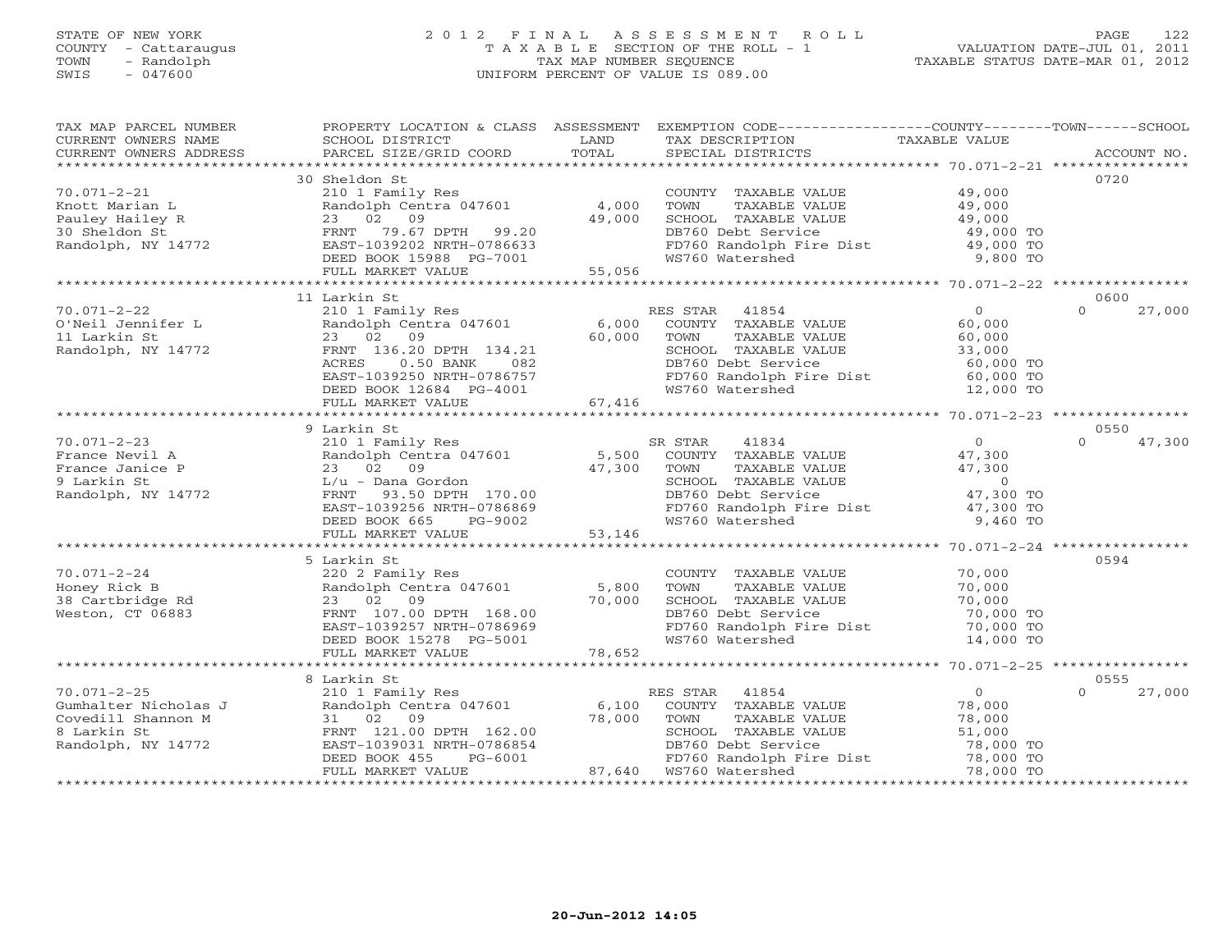STATE OF NEW YORK
COUNTY - Cattaraugus
TOWN - Randolph
SWIS - 047600

# 2012 FINAL ASSESSMENT ROLL

TAXABLE SECTION OF THE ROLL - 1
TAX MAP NUMBER SEQUENCE
UNIFORM PERCENT OF VALUE IS 089.00

VALUATION DATE-JUL 01, 2011
TAXABLE STATUS DATE-MAR 01, 2012

| TAX MAP PARCEL NUMBER / CURRENT OWNERS NAME / CURRENT OWNERS ADDRESS | PROPERTY LOCATION & CLASS / SCHOOL DISTRICT / PARCEL SIZE/GRID COORD | ASSESSMENT LAND / TOTAL | EXEMPTION CODE / TAX DESCRIPTION / SPECIAL DISTRICTS | COUNTY / TOWN / SCHOOL TAXABLE VALUE | ACCOUNT NO. |
|---|---|---|---|---|---|
| **70.071-2-21** | 30 Sheldon St | | | | 0720 |
| 70.071-2-21 | 210 1 Family Res | | COUNTY TAXABLE VALUE | 49,000 | |
| Knott Marian L | Randolph Centra 047601 | 4,000 | TOWN TAXABLE VALUE | 49,000 | |
| Pauley Hailey R | 23 02 09 | 49,000 | SCHOOL TAXABLE VALUE | 49,000 | |
| 30 Sheldon St | FRNT 79.67 DPTH 99.20 | | DB760 Debt Service | 49,000 TO | |
| Randolph, NY 14772 | EAST-1039202 NRTH-0786633 | | FD760 Randolph Fire Dist | 49,000 TO | |
| | DEED BOOK 15988 PG-7001 | | WS760 Watershed | 9,800 TO | |
| | FULL MARKET VALUE | 55,056 | | | |
| **70.071-2-22** | 11 Larkin St | | | | 0600 |
| 70.071-2-22 | 210 1 Family Res | | RES STAR 41854 | 0 / 0 / 27,000 | |
| O'Neil Jennifer L | Randolph Centra 047601 | 6,000 | COUNTY TAXABLE VALUE | 60,000 | |
| 11 Larkin St | 23 02 09 | 60,000 | TOWN TAXABLE VALUE | 60,000 | |
| Randolph, NY 14772 | FRNT 136.20 DPTH 134.21 | | SCHOOL TAXABLE VALUE | 33,000 | |
| | ACRES 0.50 BANK 082 | | DB760 Debt Service | 60,000 TO | |
| | EAST-1039250 NRTH-0786757 | | FD760 Randolph Fire Dist | 60,000 TO | |
| | DEED BOOK 12684 PG-4001 | | WS760 Watershed | 12,000 TO | |
| | FULL MARKET VALUE | 67,416 | | | |
| **70.071-2-23** | 9 Larkin St | | | | 0550 |
| 70.071-2-23 | 210 1 Family Res | | SR STAR 41834 | 0 / 0 / 47,300 | |
| France Nevil A | Randolph Centra 047601 | 5,500 | COUNTY TAXABLE VALUE | 47,300 | |
| France Janice P | 23 02 09 | 47,300 | TOWN TAXABLE VALUE | 47,300 | |
| 9 Larkin St | L/u - Dana Gordon | | SCHOOL TAXABLE VALUE | 0 | |
| Randolph, NY 14772 | FRNT 93.50 DPTH 170.00 | | DB760 Debt Service | 47,300 TO | |
| | EAST-1039256 NRTH-0786869 | | FD760 Randolph Fire Dist | 47,300 TO | |
| | DEED BOOK 665 PG-9002 | | WS760 Watershed | 9,460 TO | |
| | FULL MARKET VALUE | 53,146 | | | |
| **70.071-2-24** | 5 Larkin St | | | | 0594 |
| 70.071-2-24 | 220 2 Family Res | | COUNTY TAXABLE VALUE | 70,000 | |
| Honey Rick B | Randolph Centra 047601 | 5,800 | TOWN TAXABLE VALUE | 70,000 | |
| 38 Cartbridge Rd | 23 02 09 | 70,000 | SCHOOL TAXABLE VALUE | 70,000 | |
| Weston, CT 06883 | FRNT 107.00 DPTH 168.00 | | DB760 Debt Service | 70,000 TO | |
| | EAST-1039257 NRTH-0786969 | | FD760 Randolph Fire Dist | 70,000 TO | |
| | DEED BOOK 15278 PG-5001 | | WS760 Watershed | 14,000 TO | |
| | FULL MARKET VALUE | 78,652 | | | |
| **70.071-2-25** | 8 Larkin St | | | | 0555 |
| 70.071-2-25 | 210 1 Family Res | | RES STAR 41854 | 0 / 0 / 27,000 | |
| Gumhalter Nicholas J | Randolph Centra 047601 | 6,100 | COUNTY TAXABLE VALUE | 78,000 | |
| Covedill Shannon M | 31 02 09 | 78,000 | TOWN TAXABLE VALUE | 78,000 | |
| 8 Larkin St | FRNT 121.00 DPTH 162.00 | | SCHOOL TAXABLE VALUE | 51,000 | |
| Randolph, NY 14772 | EAST-1039031 NRTH-0786854 | | DB760 Debt Service | 78,000 TO | |
| | DEED BOOK 455 PG-6001 | | FD760 Randolph Fire Dist | 78,000 TO | |
| | FULL MARKET VALUE | 87,640 | WS760 Watershed | 78,000 TO | |

20-Jun-2012 14:05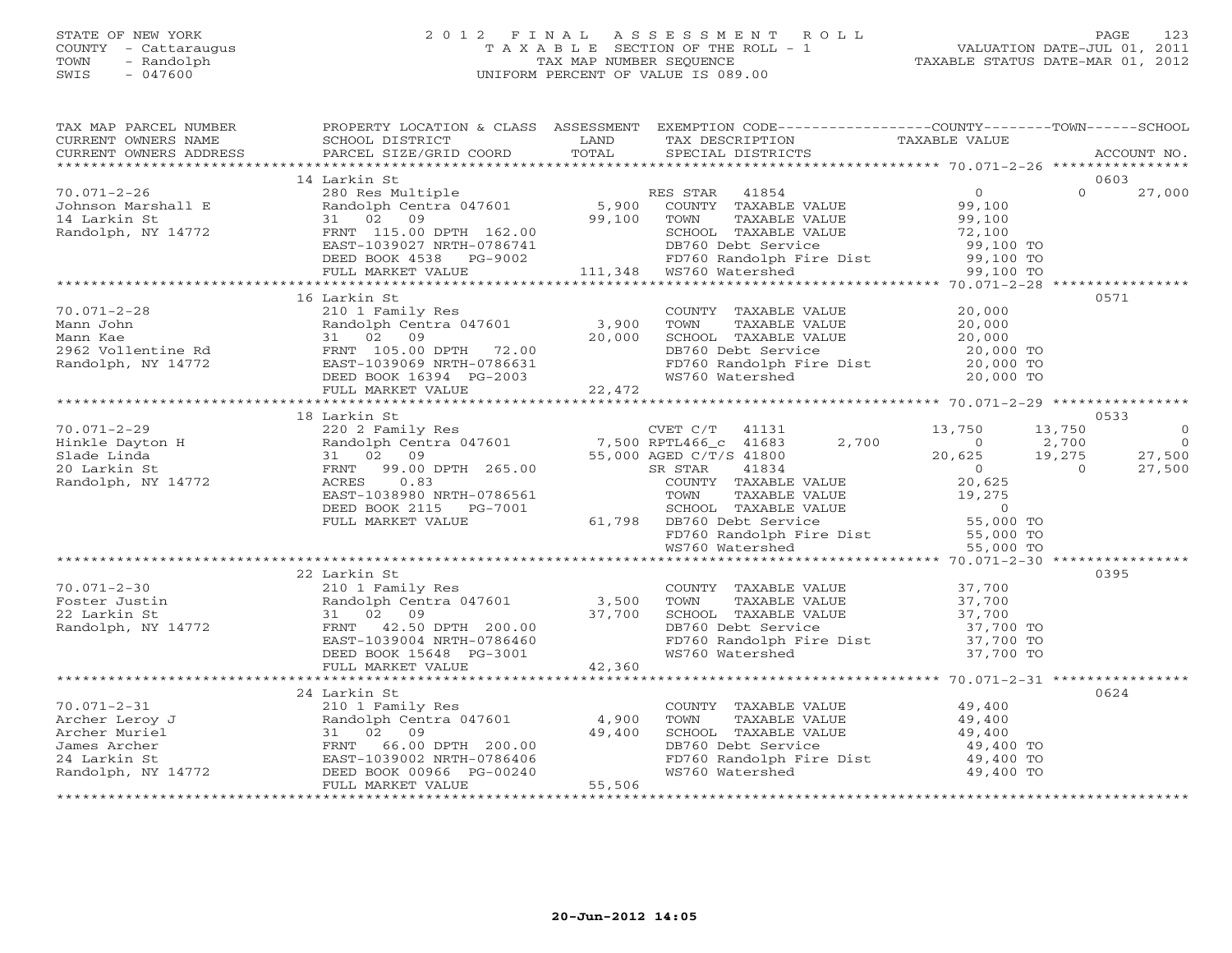STATE OF NEW YORK
COUNTY - Cattaraugus
TOWN - Randolph
SWIS - 047600

# 2012 FINAL ASSESSMENT ROLL

TAXABLE SECTION OF THE ROLL - 1
TAX MAP NUMBER SEQUENCE
UNIFORM PERCENT OF VALUE IS 089.00

VALUATION DATE-JUL 01, 2011
TAXABLE STATUS DATE-MAR 01, 2012

| TAX MAP PARCEL NUMBER / CURRENT OWNERS NAME / CURRENT OWNERS ADDRESS | PROPERTY LOCATION & CLASS / SCHOOL DISTRICT / PARCEL SIZE/GRID COORD | ASSESSMENT LAND / TOTAL | EXEMPTION CODE / TAX DESCRIPTION / SPECIAL DISTRICTS | COUNTY TAXABLE VALUE | TOWN | SCHOOL | ACCOUNT NO. |
|---|---|---|---|---|---|---|---|
| | 14 Larkin St | | | | | | 0603 |
| 70.071-2-26 | 280 Res Multiple | | RES STAR 41854 | 0 | 0 | 27,000 | |
| Johnson Marshall E | Randolph Centra 047601 | 5,900 | COUNTY TAXABLE VALUE | 99,100 | | | |
| 14 Larkin St | 31 02 09 | 99,100 | TOWN TAXABLE VALUE | 99,100 | | | |
| Randolph, NY 14772 | FRNT 115.00 DPTH 162.00 | | SCHOOL TAXABLE VALUE | 72,100 | | | |
| | EAST-1039027 NRTH-0786741 | | DB760 Debt Service | 99,100 TO | | | |
| | DEED BOOK 4538 PG-9002 | | FD760 Randolph Fire Dist | 99,100 TO | | | |
| | FULL MARKET VALUE | 111,348 | WS760 Watershed | 99,100 TO | | | |
| | 16 Larkin St | | | | | | 0571 |
| 70.071-2-28 | 210 1 Family Res | | COUNTY TAXABLE VALUE | 20,000 | | | |
| Mann John | Randolph Centra 047601 | 3,900 | TOWN TAXABLE VALUE | 20,000 | | | |
| Mann Kae | 31 02 09 | 20,000 | SCHOOL TAXABLE VALUE | 20,000 | | | |
| 2962 Vollentine Rd | FRNT 105.00 DPTH 72.00 | | DB760 Debt Service | 20,000 TO | | | |
| Randolph, NY 14772 | EAST-1039069 NRTH-0786631 | | FD760 Randolph Fire Dist | 20,000 TO | | | |
| | DEED BOOK 16394 PG-2003 | | WS760 Watershed | 20,000 TO | | | |
| | FULL MARKET VALUE | 22,472 | | | | | |
| | 18 Larkin St | | | | | | 0533 |
| 70.071-2-29 | 220 2 Family Res | | CVET C/T 41131 | 13,750 | 13,750 | 0 | |
| Hinkle Dayton H | Randolph Centra 047601 | 7,500 | RPTL466_c 41683 2,700 | 0 | 2,700 | 0 | |
| Slade Linda | 31 02 09 | 55,000 | AGED C/T/S 41800 | 20,625 | 19,275 | 27,500 | |
| 20 Larkin St | FRNT 99.00 DPTH 265.00 | | SR STAR 41834 | 0 | 0 | 27,500 | |
| Randolph, NY 14772 | ACRES 0.83 | | COUNTY TAXABLE VALUE | 20,625 | | | |
| | EAST-1038980 NRTH-0786561 | | TOWN TAXABLE VALUE | 19,275 | | | |
| | DEED BOOK 2115 PG-7001 | | SCHOOL TAXABLE VALUE | 0 | | | |
| | FULL MARKET VALUE | 61,798 | DB760 Debt Service | 55,000 TO | | | |
| | | | FD760 Randolph Fire Dist | 55,000 TO | | | |
| | | | WS760 Watershed | 55,000 TO | | | |
| | 22 Larkin St | | | | | | 0395 |
| 70.071-2-30 | 210 1 Family Res | | COUNTY TAXABLE VALUE | 37,700 | | | |
| Foster Justin | Randolph Centra 047601 | 3,500 | TOWN TAXABLE VALUE | 37,700 | | | |
| 22 Larkin St | 31 02 09 | 37,700 | SCHOOL TAXABLE VALUE | 37,700 | | | |
| Randolph, NY 14772 | FRNT 42.50 DPTH 200.00 | | DB760 Debt Service | 37,700 TO | | | |
| | EAST-1039004 NRTH-0786460 | | FD760 Randolph Fire Dist | 37,700 TO | | | |
| | DEED BOOK 15648 PG-3001 | | WS760 Watershed | 37,700 TO | | | |
| | FULL MARKET VALUE | 42,360 | | | | | |
| | 24 Larkin St | | | | | | 0624 |
| 70.071-2-31 | 210 1 Family Res | | COUNTY TAXABLE VALUE | 49,400 | | | |
| Archer Leroy J | Randolph Centra 047601 | 4,900 | TOWN TAXABLE VALUE | 49,400 | | | |
| Archer Muriel | 31 02 09 | 49,400 | SCHOOL TAXABLE VALUE | 49,400 | | | |
| James Archer | FRNT 66.00 DPTH 200.00 | | DB760 Debt Service | 49,400 TO | | | |
| 24 Larkin St | EAST-1039002 NRTH-0786406 | | FD760 Randolph Fire Dist | 49,400 TO | | | |
| Randolph, NY 14772 | DEED BOOK 00966 PG-00240 | | WS760 Watershed | 49,400 TO | | | |
| | FULL MARKET VALUE | 55,506 | | | | | |

20-Jun-2012 14:05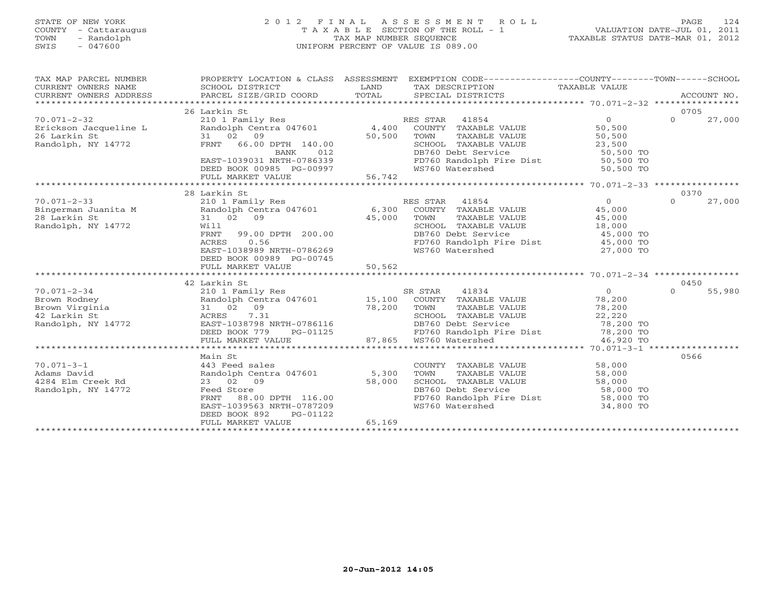STATE OF NEW YORK
COUNTY - Cattaraugus
TOWN - Randolph
SWIS - 047600

# 2012 FINAL ASSESSMENT ROLL

TAXABLE SECTION OF THE ROLL - 1
TAX MAP NUMBER SEQUENCE
UNIFORM PERCENT OF VALUE IS 089.00

VALUATION DATE-JUL 01, 2011
TAXABLE STATUS DATE-MAR 01, 2012

| TAX MAP PARCEL NUMBER / CURRENT OWNERS NAME / CURRENT OWNERS ADDRESS | PROPERTY LOCATION & CLASS / SCHOOL DISTRICT / PARCEL SIZE/GRID COORD | ASSESSMENT LAND / TOTAL | EXEMPTION CODE / TAX DESCRIPTION / SPECIAL DISTRICTS | COUNTY TAXABLE VALUE | TOWN | SCHOOL / ACCOUNT NO. |
|---|---|---|---|---|---|---|
| | 26 Larkin St | | | | | 0705 |
| 70.071-2-32 | 210 1 Family Res | | RES STAR 41854 | 0 | 0 | 27,000 |
| Erickson Jacqueline L | Randolph Centra 047601 | 4,400 | COUNTY TAXABLE VALUE | 50,500 | | |
| 26 Larkin St | 31 02 09 | 50,500 | TOWN TAXABLE VALUE | 50,500 | | |
| Randolph, NY 14772 | FRNT 66.00 DPTH 140.00 | | SCHOOL TAXABLE VALUE | 23,500 | | |
| | BANK 012 | | DB760 Debt Service | 50,500 TO | | |
| | EAST-1039031 NRTH-0786339 | | FD760 Randolph Fire Dist | 50,500 TO | | |
| | DEED BOOK 00985 PG-00997 | | WS760 Watershed | 50,500 TO | | |
| | FULL MARKET VALUE | 56,742 | | | | |
| | 28 Larkin St | | | | | 0370 |
| 70.071-2-33 | 210 1 Family Res | | RES STAR 41854 | 0 | 0 | 27,000 |
| Bingerman Juanita M | Randolph Centra 047601 | 6,300 | COUNTY TAXABLE VALUE | 45,000 | | |
| 28 Larkin St | 31 02 09 | 45,000 | TOWN TAXABLE VALUE | 45,000 | | |
| Randolph, NY 14772 | Will | | SCHOOL TAXABLE VALUE | 18,000 | | |
| | FRNT 99.00 DPTH 200.00 | | DB760 Debt Service | 45,000 TO | | |
| | ACRES 0.56 | | FD760 Randolph Fire Dist | 45,000 TO | | |
| | EAST-1038989 NRTH-0786269 | | WS760 Watershed | 27,000 TO | | |
| | DEED BOOK 00989 PG-00745 | | | | | |
| | FULL MARKET VALUE | 50,562 | | | | |
| | 42 Larkin St | | | | | 0450 |
| 70.071-2-34 | 210 1 Family Res | | SR STAR 41834 | 0 | 0 | 55,980 |
| Brown Rodney | Randolph Centra 047601 | 15,100 | COUNTY TAXABLE VALUE | 78,200 | | |
| Brown Virginia | 31 02 09 | 78,200 | TOWN TAXABLE VALUE | 78,200 | | |
| 42 Larkin St | ACRES 7.31 | | SCHOOL TAXABLE VALUE | 22,220 | | |
| Randolph, NY 14772 | EAST-1038798 NRTH-0786116 | | DB760 Debt Service | 78,200 TO | | |
| | DEED BOOK 779 PG-01125 | | FD760 Randolph Fire Dist | 78,200 TO | | |
| | FULL MARKET VALUE | 87,865 | WS760 Watershed | 46,920 TO | | |
| | Main St | | | | | 0566 |
| 70.071-3-1 | 443 Feed sales | | COUNTY TAXABLE VALUE | 58,000 | | |
| Adams David | Randolph Centra 047601 | 5,300 | TOWN TAXABLE VALUE | 58,000 | | |
| 4284 Elm Creek Rd | 23 02 09 | 58,000 | SCHOOL TAXABLE VALUE | 58,000 | | |
| Randolph, NY 14772 | Feed Store | | DB760 Debt Service | 58,000 TO | | |
| | FRNT 88.00 DPTH 116.00 | | FD760 Randolph Fire Dist | 58,000 TO | | |
| | EAST-1039563 NRTH-0787209 | | WS760 Watershed | 34,800 TO | | |
| | DEED BOOK 892 PG-01122 | | | | | |
| | FULL MARKET VALUE | 65,169 | | | | |

20-Jun-2012 14:05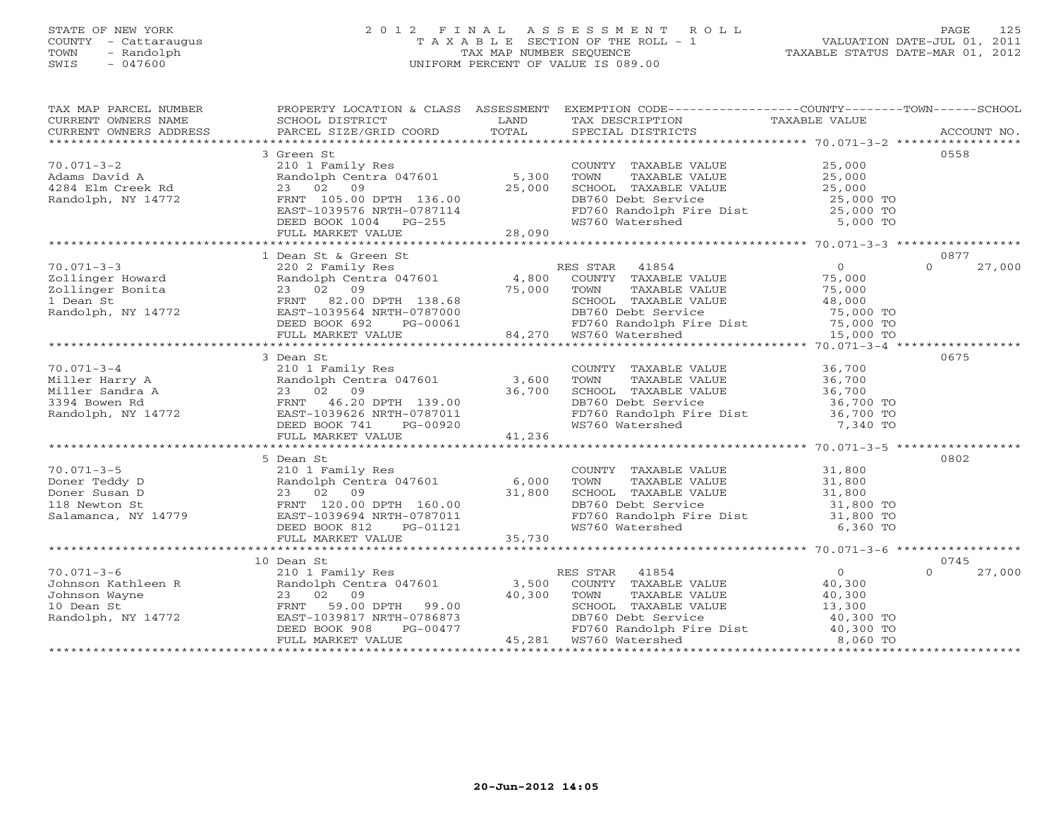STATE OF NEW YORK
COUNTY - Cattaraugus
TOWN - Randolph
SWIS - 047600

# 2012 FINAL ASSESSMENT ROLL
TAXABLE SECTION OF THE ROLL - 1
TAX MAP NUMBER SEQUENCE
UNIFORM PERCENT OF VALUE IS 089.00

VALUATION DATE-JUL 01, 2011
TAXABLE STATUS DATE-MAR 01, 2012

| TAX MAP PARCEL NUMBER / CURRENT OWNERS NAME / CURRENT OWNERS ADDRESS | PROPERTY LOCATION & CLASS / SCHOOL DISTRICT / PARCEL SIZE/GRID COORD | ASSESSMENT LAND / TOTAL | EXEMPTION CODE / TAX DESCRIPTION / SPECIAL DISTRICTS | COUNTY / TOWN TAXABLE VALUE | SCHOOL | ACCOUNT NO. |
|---|---|---|---|---|---|---|
| 70.071-3-2 | 3 Green St | | | | | 0558 |
| | 210 1 Family Res | | COUNTY TAXABLE VALUE | 25,000 | | |
| Adams David A | Randolph Centra 047601 | 5,300 | TOWN TAXABLE VALUE | 25,000 | | |
| 4284 Elm Creek Rd | 23 02 09 | 25,000 | SCHOOL TAXABLE VALUE | 25,000 | | |
| Randolph, NY 14772 | FRNT 105.00 DPTH 136.00 | | DB760 Debt Service | 25,000 TO | | |
| | EAST-1039576 NRTH-0787114 | | FD760 Randolph Fire Dist | 25,000 TO | | |
| | DEED BOOK 1004 PG-255 | | WS760 Watershed | 5,000 TO | | |
| | FULL MARKET VALUE | 28,090 | | | | |
| 70.071-3-3 | 1 Dean St & Green St | | | | | 0877 |
| | 220 2 Family Res | | RES STAR 41854 | 0 | 0 | 27,000 |
| Zollinger Howard | Randolph Centra 047601 | 4,800 | COUNTY TAXABLE VALUE | 75,000 | | |
| Zollinger Bonita | 23 02 09 | 75,000 | TOWN TAXABLE VALUE | 75,000 | | |
| 1 Dean St | FRNT 82.00 DPTH 138.68 | | SCHOOL TAXABLE VALUE | 48,000 | | |
| Randolph, NY 14772 | EAST-1039564 NRTH-0787000 | | DB760 Debt Service | 75,000 TO | | |
| | DEED BOOK 692 PG-00061 | | FD760 Randolph Fire Dist | 75,000 TO | | |
| | FULL MARKET VALUE | 84,270 | WS760 Watershed | 15,000 TO | | |
| 70.071-3-4 | 3 Dean St | | | | | 0675 |
| | 210 1 Family Res | | COUNTY TAXABLE VALUE | 36,700 | | |
| Miller Harry A | Randolph Centra 047601 | 3,600 | TOWN TAXABLE VALUE | 36,700 | | |
| Miller Sandra A | 23 02 09 | 36,700 | SCHOOL TAXABLE VALUE | 36,700 | | |
| 3394 Bowen Rd | FRNT 46.20 DPTH 139.00 | | DB760 Debt Service | 36,700 TO | | |
| Randolph, NY 14772 | EAST-1039626 NRTH-0787011 | | FD760 Randolph Fire Dist | 36,700 TO | | |
| | DEED BOOK 741 PG-00920 | | WS760 Watershed | 7,340 TO | | |
| | FULL MARKET VALUE | 41,236 | | | | |
| 70.071-3-5 | 5 Dean St | | | | | 0802 |
| | 210 1 Family Res | | COUNTY TAXABLE VALUE | 31,800 | | |
| Doner Teddy D | Randolph Centra 047601 | 6,000 | TOWN TAXABLE VALUE | 31,800 | | |
| Doner Susan D | 23 02 09 | 31,800 | SCHOOL TAXABLE VALUE | 31,800 | | |
| 118 Newton St | FRNT 120.00 DPTH 160.00 | | DB760 Debt Service | 31,800 TO | | |
| Salamanca, NY 14779 | EAST-1039694 NRTH-0787011 | | FD760 Randolph Fire Dist | 31,800 TO | | |
| | DEED BOOK 812 PG-01121 | | WS760 Watershed | 6,360 TO | | |
| | FULL MARKET VALUE | 35,730 | | | | |
| 70.071-3-6 | 10 Dean St | | | | | 0745 |
| | 210 1 Family Res | | RES STAR 41854 | 0 | 0 | 27,000 |
| Johnson Kathleen R | Randolph Centra 047601 | 3,500 | COUNTY TAXABLE VALUE | 40,300 | | |
| Johnson Wayne | 23 02 09 | 40,300 | TOWN TAXABLE VALUE | 40,300 | | |
| 10 Dean St | FRNT 59.00 DPTH 99.00 | | SCHOOL TAXABLE VALUE | 13,300 | | |
| Randolph, NY 14772 | EAST-1039817 NRTH-0786873 | | DB760 Debt Service | 40,300 TO | | |
| | DEED BOOK 908 PG-00477 | | FD760 Randolph Fire Dist | 40,300 TO | | |
| | FULL MARKET VALUE | 45,281 | WS760 Watershed | 8,060 TO | | |

20-Jun-2012 14:05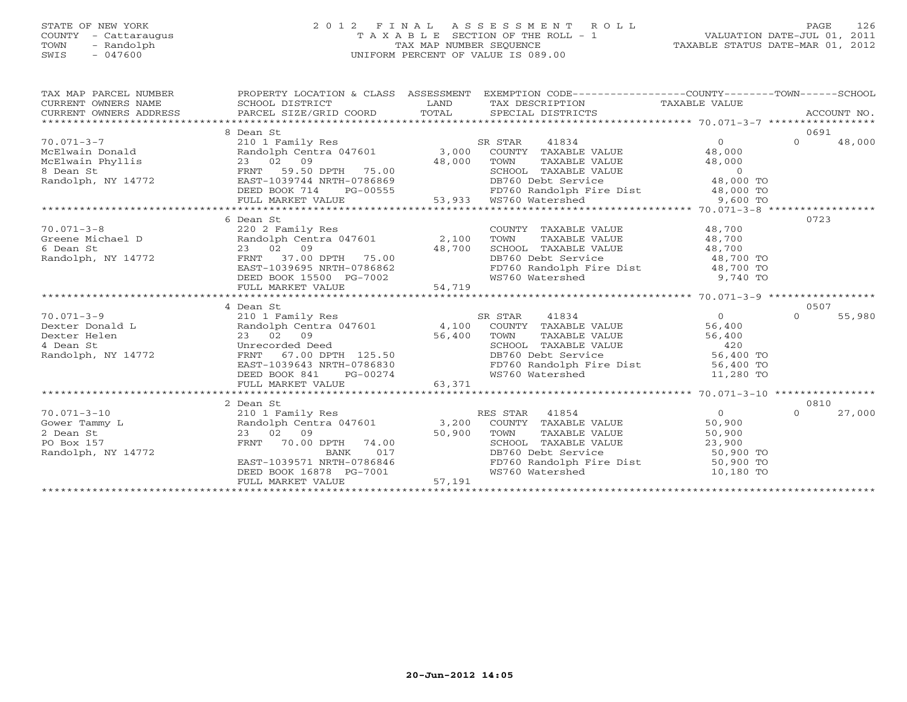STATE OF NEW YORK
COUNTY - Cattaraugus
TOWN - Randolph
SWIS - 047600

2012 FINAL ASSESSMENT ROLL
TAXABLE SECTION OF THE ROLL - 1
TAX MAP NUMBER SEQUENCE
UNIFORM PERCENT OF VALUE IS 089.00

VALUATION DATE-JUL 01, 2011
TAXABLE STATUS DATE-MAR 01, 2012

| TAX MAP PARCEL NUMBER / CURRENT OWNERS NAME / CURRENT OWNERS ADDRESS | PROPERTY LOCATION & CLASS / SCHOOL DISTRICT / PARCEL SIZE/GRID COORD | ASSESSMENT LAND / TOTAL | EXEMPTION CODE / TAX DESCRIPTION / SPECIAL DISTRICTS | COUNTY TAXABLE VALUE | TOWN | SCHOOL / ACCOUNT NO. |
|---|---|---|---|---|---|---|
| | 8 Dean St | | | | | 0691 |
| 70.071-3-7 | 210 1 Family Res | | SR STAR 41834 | 0 | 0 | 48,000 |
| McElwain Donald | Randolph Centra 047601 | 3,000 | COUNTY TAXABLE VALUE | 48,000 | | |
| McElwain Phyllis | 23 02 09 | 48,000 | TOWN TAXABLE VALUE | 48,000 | | |
| 8 Dean St | FRNT 59.50 DPTH 75.00 | | SCHOOL TAXABLE VALUE | 0 | | |
| Randolph, NY 14772 | EAST-1039744 NRTH-0786869 | | DB760 Debt Service | 48,000 TO | | |
| | DEED BOOK 714 PG-00555 | | FD760 Randolph Fire Dist | 48,000 TO | | |
| | FULL MARKET VALUE | 53,933 | WS760 Watershed | 9,600 TO | | |
| | 6 Dean St | | | | | 0723 |
| 70.071-3-8 | 220 2 Family Res | | COUNTY TAXABLE VALUE | 48,700 | | |
| Greene Michael D | Randolph Centra 047601 | 2,100 | TOWN TAXABLE VALUE | 48,700 | | |
| 6 Dean St | 23 02 09 | 48,700 | SCHOOL TAXABLE VALUE | 48,700 | | |
| Randolph, NY 14772 | FRNT 37.00 DPTH 75.00 | | DB760 Debt Service | 48,700 TO | | |
| | EAST-1039695 NRTH-0786862 | | FD760 Randolph Fire Dist | 48,700 TO | | |
| | DEED BOOK 15500 PG-7002 | | WS760 Watershed | 9,740 TO | | |
| | FULL MARKET VALUE | 54,719 | | | | |
| | 4 Dean St | | | | | 0507 |
| 70.071-3-9 | 210 1 Family Res | | SR STAR 41834 | 0 | 0 | 55,980 |
| Dexter Donald L | Randolph Centra 047601 | 4,100 | COUNTY TAXABLE VALUE | 56,400 | | |
| Dexter Helen | 23 02 09 | 56,400 | TOWN TAXABLE VALUE | 56,400 | | |
| 4 Dean St | Unrecorded Deed | | SCHOOL TAXABLE VALUE | 420 | | |
| Randolph, NY 14772 | FRNT 67.00 DPTH 125.50 | | DB760 Debt Service | 56,400 TO | | |
| | EAST-1039643 NRTH-0786830 | | FD760 Randolph Fire Dist | 56,400 TO | | |
| | DEED BOOK 841 PG-00274 | | WS760 Watershed | 11,280 TO | | |
| | FULL MARKET VALUE | 63,371 | | | | |
| | 2 Dean St | | | | | 0810 |
| 70.071-3-10 | 210 1 Family Res | | RES STAR 41854 | 0 | 0 | 27,000 |
| Gower Tammy L | Randolph Centra 047601 | 3,200 | COUNTY TAXABLE VALUE | 50,900 | | |
| 2 Dean St | 23 02 09 | 50,900 | TOWN TAXABLE VALUE | 50,900 | | |
| PO Box 157 | FRNT 70.00 DPTH 74.00 | | SCHOOL TAXABLE VALUE | 23,900 | | |
| Randolph, NY 14772 | BANK 017 | | DB760 Debt Service | 50,900 TO | | |
| | EAST-1039571 NRTH-0786846 | | FD760 Randolph Fire Dist | 50,900 TO | | |
| | DEED BOOK 16878 PG-7001 | | WS760 Watershed | 10,180 TO | | |
| | FULL MARKET VALUE | 57,191 | | | | |

20-Jun-2012 14:05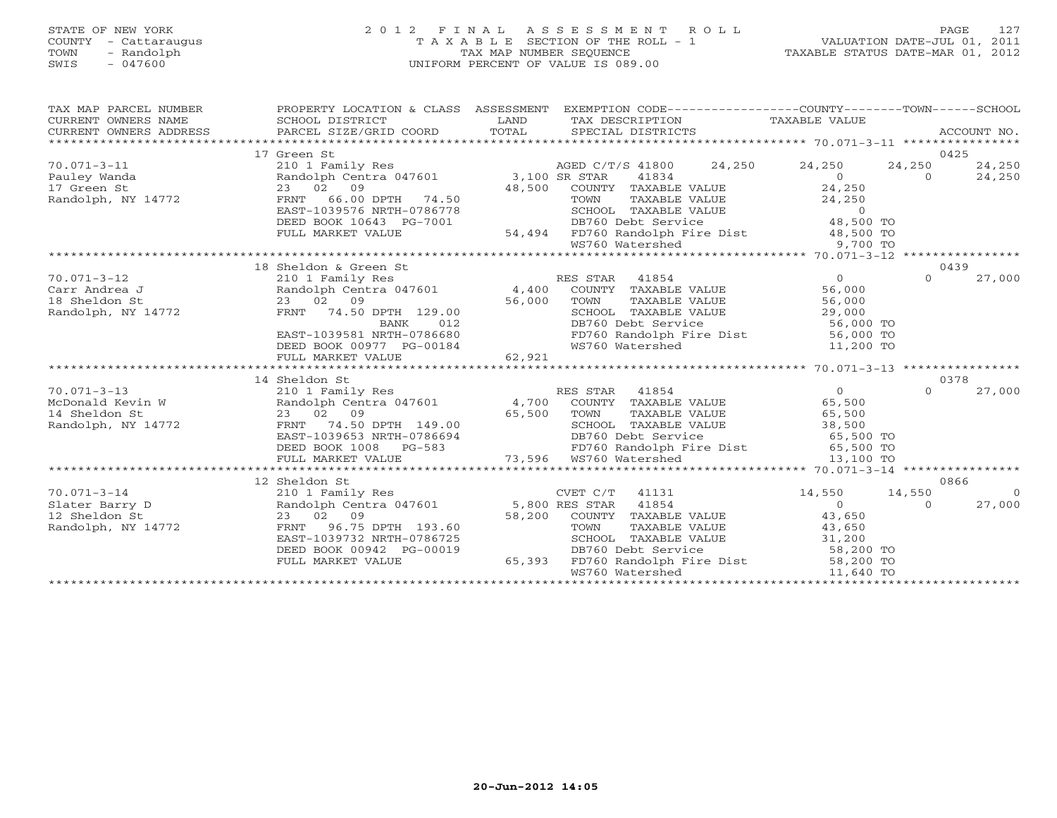STATE OF NEW YORK
COUNTY - Cattaraugus
TOWN - Randolph
SWIS - 047600

# 2012 FINAL ASSESSMENT ROLL
TAXABLE SECTION OF THE ROLL - 1
TAX MAP NUMBER SEQUENCE
UNIFORM PERCENT OF VALUE IS 089.00

VALUATION DATE-JUL 01, 2011
TAXABLE STATUS DATE-MAR 01, 2012

| TAX MAP PARCEL NUMBER / CURRENT OWNERS NAME / CURRENT OWNERS ADDRESS | PROPERTY LOCATION & CLASS / SCHOOL DISTRICT / PARCEL SIZE/GRID COORD | ASSESSMENT LAND / TOTAL | EXEMPTION CODE / TAX DESCRIPTION / SPECIAL DISTRICTS | COUNTY TAXABLE VALUE | TOWN | SCHOOL / ACCOUNT NO. |
|---|---|---|---|---|---|---|
| | 17 Green St | | | | | 0425 |
| 70.071-3-11 | 210 1 Family Res | | AGED C/T/S 41800 24,250 | 24,250 | 24,250 | 24,250 |
| Pauley Wanda | Randolph Centra 047601 | 3,100 | SR STAR 41834 | 0 | 0 | 24,250 |
| 17 Green St | 23 02 09 | 48,500 | COUNTY TAXABLE VALUE | 24,250 | | |
| Randolph, NY 14772 | FRNT 66.00 DPTH 74.50 | | TOWN TAXABLE VALUE | 24,250 | | |
| | EAST-1039576 NRTH-0786778 | | SCHOOL TAXABLE VALUE | 0 | | |
| | DEED BOOK 10643 PG-7001 | | DB760 Debt Service | 48,500 TO | | |
| | FULL MARKET VALUE | 54,494 | FD760 Randolph Fire Dist | 48,500 TO | | |
| | | | WS760 Watershed | 9,700 TO | | |
| | 18 Sheldon & Green St | | | | | 0439 |
| 70.071-3-12 | 210 1 Family Res | | RES STAR 41854 | 0 | 0 | 27,000 |
| Carr Andrea J | Randolph Centra 047601 | 4,400 | COUNTY TAXABLE VALUE | 56,000 | | |
| 18 Sheldon St | 23 02 09 | 56,000 | TOWN TAXABLE VALUE | 56,000 | | |
| Randolph, NY 14772 | FRNT 74.50 DPTH 129.00 | | SCHOOL TAXABLE VALUE | 29,000 | | |
| | BANK 012 | | DB760 Debt Service | 56,000 TO | | |
| | EAST-1039581 NRTH-0786680 | | FD760 Randolph Fire Dist | 56,000 TO | | |
| | DEED BOOK 00977 PG-00184 | | WS760 Watershed | 11,200 TO | | |
| | FULL MARKET VALUE | 62,921 | | | | |
| | 14 Sheldon St | | | | | 0378 |
| 70.071-3-13 | 210 1 Family Res | | RES STAR 41854 | 0 | 0 | 27,000 |
| McDonald Kevin W | Randolph Centra 047601 | 4,700 | COUNTY TAXABLE VALUE | 65,500 | | |
| 14 Sheldon St | 23 02 09 | 65,500 | TOWN TAXABLE VALUE | 65,500 | | |
| Randolph, NY 14772 | FRNT 74.50 DPTH 149.00 | | SCHOOL TAXABLE VALUE | 38,500 | | |
| | EAST-1039653 NRTH-0786694 | | DB760 Debt Service | 65,500 TO | | |
| | DEED BOOK 1008 PG-583 | | FD760 Randolph Fire Dist | 65,500 TO | | |
| | FULL MARKET VALUE | 73,596 | WS760 Watershed | 13,100 TO | | |
| | 12 Sheldon St | | | | | 0866 |
| 70.071-3-14 | 210 1 Family Res | | CVET C/T 41131 | 14,550 | 14,550 | 0 |
| Slater Barry D | Randolph Centra 047601 | 5,800 | RES STAR 41854 | 0 | 0 | 27,000 |
| 12 Sheldon St | 23 02 09 | 58,200 | COUNTY TAXABLE VALUE | 43,650 | | |
| Randolph, NY 14772 | FRNT 96.75 DPTH 193.60 | | TOWN TAXABLE VALUE | 43,650 | | |
| | EAST-1039732 NRTH-0786725 | | SCHOOL TAXABLE VALUE | 31,200 | | |
| | DEED BOOK 00942 PG-00019 | | DB760 Debt Service | 58,200 TO | | |
| | FULL MARKET VALUE | 65,393 | FD760 Randolph Fire Dist | 58,200 TO | | |
| | | | WS760 Watershed | 11,640 TO | | |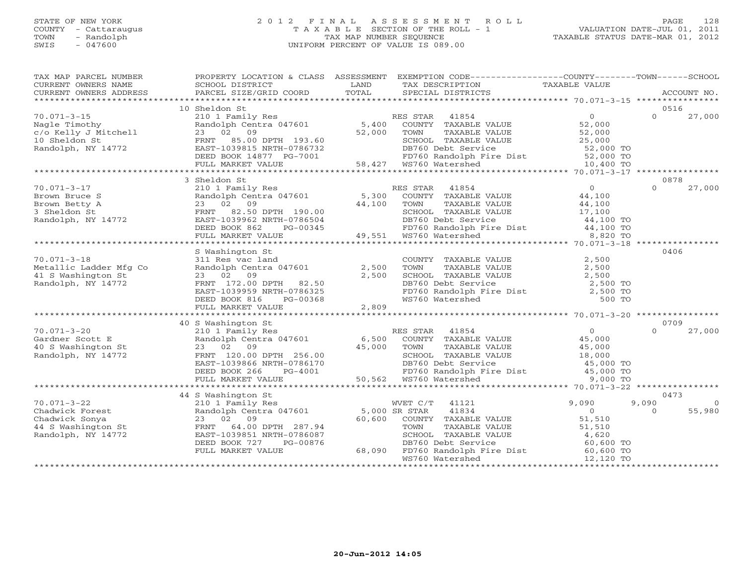STATE OF NEW YORK
COUNTY - Cattaraugus
TOWN - Randolph
SWIS - 047600

# 2012 FINAL ASSESSMENT ROLL
TAXABLE SECTION OF THE ROLL - 1
TAX MAP NUMBER SEQUENCE
UNIFORM PERCENT OF VALUE IS 089.00

VALUATION DATE-JUL 01, 2011
TAXABLE STATUS DATE-MAR 01, 2012

| TAX MAP PARCEL NUMBER / CURRENT OWNERS NAME / CURRENT OWNERS ADDRESS | PROPERTY LOCATION & CLASS / SCHOOL DISTRICT / PARCEL SIZE/GRID COORD | ASSESSMENT LAND / TOTAL | EXEMPTION CODE / TAX DESCRIPTION / SPECIAL DISTRICTS | COUNTY TAXABLE VALUE | TOWN | SCHOOL / ACCOUNT NO. |
|---|---|---|---|---|---|---|
| 70.071-3-15 | 10 Sheldon St | | | | | 0516 |
| | 210 1 Family Res | | RES STAR 41854 | 0 | 0 | 27,000 |
| Nagle Timothy | Randolph Centra 047601 | 5,400 | COUNTY TAXABLE VALUE | 52,000 | | |
| c/o Kelly J Mitchell | 23 02 09 | 52,000 | TOWN TAXABLE VALUE | 52,000 | | |
| 10 Sheldon St | FRNT 85.00 DPTH 193.60 | | SCHOOL TAXABLE VALUE | 25,000 | | |
| Randolph, NY 14772 | EAST-1039815 NRTH-0786732 | | DB760 Debt Service | 52,000 TO | | |
| | DEED BOOK 14877 PG-7001 | | FD760 Randolph Fire Dist | 52,000 TO | | |
| | FULL MARKET VALUE | 58,427 | WS760 Watershed | 10,400 TO | | |
| 70.071-3-17 | 3 Sheldon St | | | | | 0878 |
| | 210 1 Family Res | | RES STAR 41854 | 0 | 0 | 27,000 |
| Brown Bruce S | Randolph Centra 047601 | 5,300 | COUNTY TAXABLE VALUE | 44,100 | | |
| Brown Betty A | 23 02 09 | 44,100 | TOWN TAXABLE VALUE | 44,100 | | |
| 3 Sheldon St | FRNT 82.50 DPTH 190.00 | | SCHOOL TAXABLE VALUE | 17,100 | | |
| Randolph, NY 14772 | EAST-1039962 NRTH-0786504 | | DB760 Debt Service | 44,100 TO | | |
| | DEED BOOK 862 PG-00345 | | FD760 Randolph Fire Dist | 44,100 TO | | |
| | FULL MARKET VALUE | 49,551 | WS760 Watershed | 8,820 TO | | |
| 70.071-3-18 | S Washington St | | | | | 0406 |
| | 311 Res vac land | | COUNTY TAXABLE VALUE | 2,500 | | |
| Metallic Ladder Mfg Co | Randolph Centra 047601 | 2,500 | TOWN TAXABLE VALUE | 2,500 | | |
| 41 S Washington St | 23 02 09 | 2,500 | SCHOOL TAXABLE VALUE | 2,500 | | |
| Randolph, NY 14772 | FRNT 172.00 DPTH 82.50 | | DB760 Debt Service | 2,500 TO | | |
| | EAST-1039959 NRTH-0786325 | | FD760 Randolph Fire Dist | 2,500 TO | | |
| | DEED BOOK 816 PG-00368 | | WS760 Watershed | 500 TO | | |
| | FULL MARKET VALUE | 2,809 | | | | |
| 70.071-3-20 | 40 S Washington St | | | | | 0709 |
| | 210 1 Family Res | | RES STAR 41854 | 0 | 0 | 27,000 |
| Gardner Scott E | Randolph Centra 047601 | 6,500 | COUNTY TAXABLE VALUE | 45,000 | | |
| 40 S Washington St | 23 02 09 | 45,000 | TOWN TAXABLE VALUE | 45,000 | | |
| Randolph, NY 14772 | FRNT 120.00 DPTH 256.00 | | SCHOOL TAXABLE VALUE | 18,000 | | |
| | EAST-1039866 NRTH-0786170 | | DB760 Debt Service | 45,000 TO | | |
| | DEED BOOK 266 PG-4001 | | FD760 Randolph Fire Dist | 45,000 TO | | |
| | FULL MARKET VALUE | 50,562 | WS760 Watershed | 9,000 TO | | |
| 70.071-3-22 | 44 S Washington St | | | | | 0473 |
| | 210 1 Family Res | | WVET C/T 41121 | 9,090 | 9,090 | 0 |
| Chadwick Forest | Randolph Centra 047601 | 5,000 | SR STAR 41834 | 0 | 0 | 55,980 |
| Chadwick Sonya | 23 02 09 | 60,600 | COUNTY TAXABLE VALUE | 51,510 | | |
| 44 S Washington St | FRNT 64.00 DPTH 287.94 | | TOWN TAXABLE VALUE | 51,510 | | |
| Randolph, NY 14772 | EAST-1039851 NRTH-0786087 | | SCHOOL TAXABLE VALUE | 4,620 | | |
| | DEED BOOK 727 PG-00876 | | DB760 Debt Service | 60,600 TO | | |
| | FULL MARKET VALUE | 68,090 | FD760 Randolph Fire Dist | 60,600 TO | | |
| | | | WS760 Watershed | 12,120 TO | | |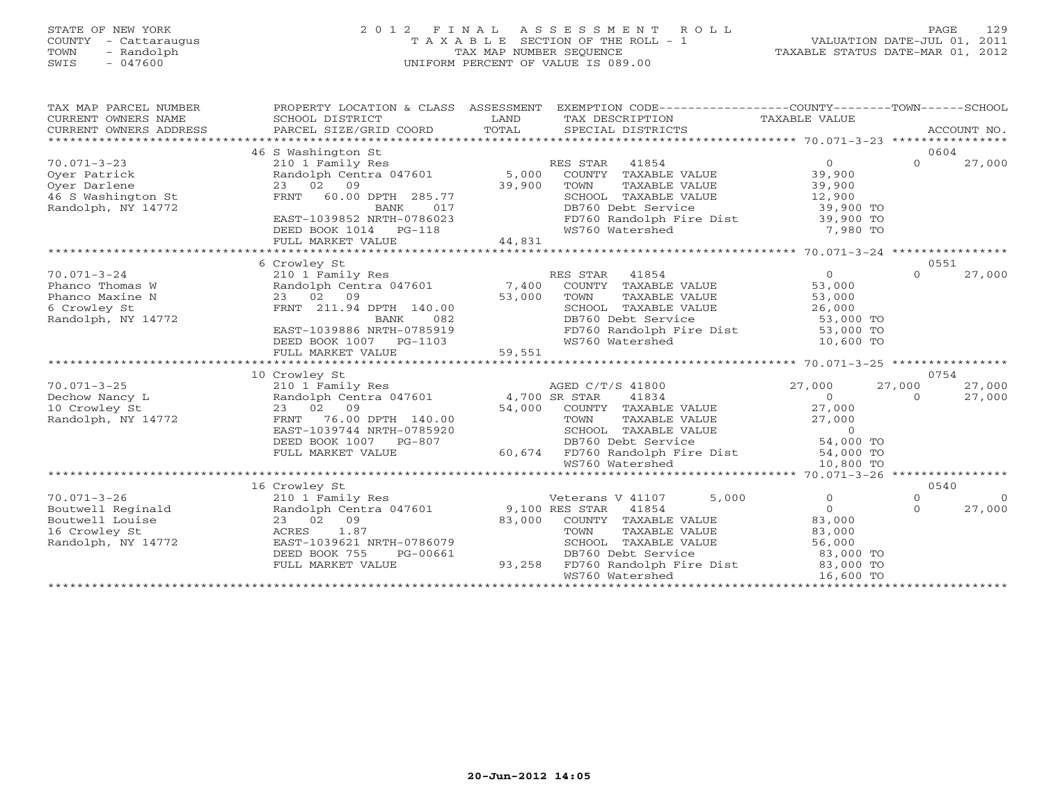STATE OF NEW YORK
COUNTY - Cattaraugus
TOWN - Randolph
SWIS - 047600

# 2012 FINAL ASSESSMENT ROLL
TAXABLE SECTION OF THE ROLL - 1
TAX MAP NUMBER SEQUENCE
UNIFORM PERCENT OF VALUE IS 089.00

VALUATION DATE-JUL 01, 2011
TAXABLE STATUS DATE-MAR 01, 2012

| TAX MAP PARCEL NUMBER / CURRENT OWNERS NAME / CURRENT OWNERS ADDRESS | PROPERTY LOCATION & CLASS / SCHOOL DISTRICT / PARCEL SIZE/GRID COORD | ASSESSMENT LAND / TOTAL | EXEMPTION CODE / TAX DESCRIPTION / SPECIAL DISTRICTS | COUNTY TAXABLE VALUE | TOWN | SCHOOL / ACCOUNT NO. |
|---|---|---|---|---|---|---|
| 70.071-3-23 | 46 S Washington St | | | | | 0604 |
| Oyer Patrick | 210 1 Family Res | | RES STAR 41854 | 0 | 0 | 27,000 |
| Oyer Darlene | Randolph Centra 047601 | 5,000 | COUNTY TAXABLE VALUE | 39,900 | | |
| 46 S Washington St | 23 02 09 | 39,900 | TOWN TAXABLE VALUE | 39,900 | | |
| Randolph, NY 14772 | FRNT 60.00 DPTH 285.77 | | SCHOOL TAXABLE VALUE | 12,900 | | |
| | BANK 017 | | DB760 Debt Service | 39,900 TO | | |
| | EAST-1039852 NRTH-0786023 | | FD760 Randolph Fire Dist | 39,900 TO | | |
| | DEED BOOK 1014 PG-118 | | WS760 Watershed | 7,980 TO | | |
| | FULL MARKET VALUE | 44,831 | | | | |
| 70.071-3-24 | 6 Crowley St | | | | | 0551 |
| Phanco Thomas W | 210 1 Family Res | | RES STAR 41854 | 0 | 0 | 27,000 |
| Phanco Maxine N | Randolph Centra 047601 | 7,400 | COUNTY TAXABLE VALUE | 53,000 | | |
| 6 Crowley St | 23 02 09 | 53,000 | TOWN TAXABLE VALUE | 53,000 | | |
| Randolph, NY 14772 | FRNT 211.94 DPTH 140.00 | | SCHOOL TAXABLE VALUE | 26,000 | | |
| | BANK 082 | | DB760 Debt Service | 53,000 TO | | |
| | EAST-1039886 NRTH-0785919 | | FD760 Randolph Fire Dist | 53,000 TO | | |
| | DEED BOOK 1007 PG-1103 | | WS760 Watershed | 10,600 TO | | |
| | FULL MARKET VALUE | 59,551 | | | | |
| 70.071-3-25 | 10 Crowley St | | | | | 0754 |
| Dechow Nancy L | 210 1 Family Res | | AGED C/T/S 41800 | 27,000 | 27,000 | 27,000 |
| 10 Crowley St | Randolph Centra 047601 | 4,700 | SR STAR 41834 | 0 | 0 | 27,000 |
| Randolph, NY 14772 | 23 02 09 | 54,000 | COUNTY TAXABLE VALUE | 27,000 | | |
| | FRNT 76.00 DPTH 140.00 | | TOWN TAXABLE VALUE | 27,000 | | |
| | EAST-1039744 NRTH-0785920 | | SCHOOL TAXABLE VALUE | 0 | | |
| | DEED BOOK 1007 PG-807 | | DB760 Debt Service | 54,000 TO | | |
| | FULL MARKET VALUE | 60,674 | FD760 Randolph Fire Dist | 54,000 TO | | |
| | | | WS760 Watershed | 10,800 TO | | |
| 70.071-3-26 | 16 Crowley St | | | | | 0540 |
| Boutwell Reginald | 210 1 Family Res | | Veterans V 41107 5,000 | 0 | 0 | 0 |
| Boutwell Louise | Randolph Centra 047601 | 9,100 | RES STAR 41854 | 0 | 0 | 27,000 |
| 16 Crowley St | 23 02 09 | 83,000 | COUNTY TAXABLE VALUE | 83,000 | | |
| Randolph, NY 14772 | ACRES 1.87 | | TOWN TAXABLE VALUE | 83,000 | | |
| | EAST-1039621 NRTH-0786079 | | SCHOOL TAXABLE VALUE | 56,000 | | |
| | DEED BOOK 755 PG-00661 | | DB760 Debt Service | 83,000 TO | | |
| | FULL MARKET VALUE | 93,258 | FD760 Randolph Fire Dist | 83,000 TO | | |
| | | | WS760 Watershed | 16,600 TO | | |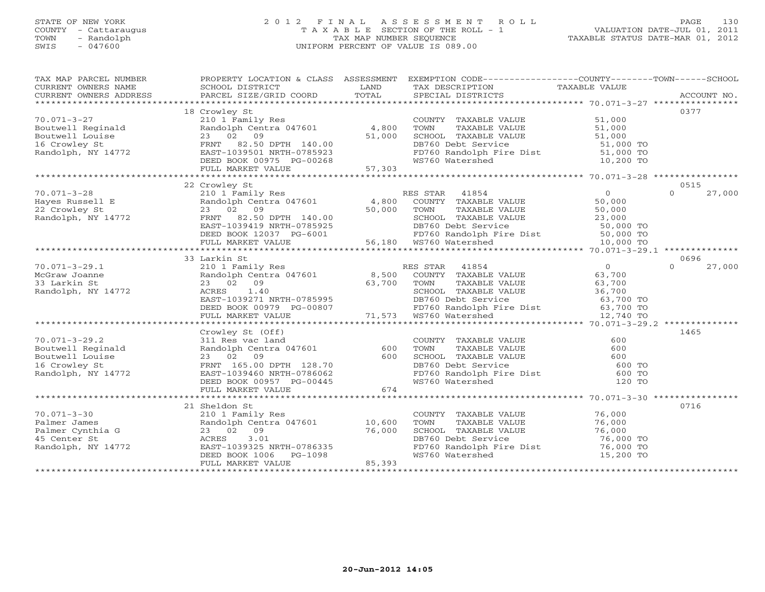STATE OF NEW YORK
COUNTY - Cattaraugus
TOWN - Randolph
SWIS - 047600

2012 FINAL ASSESSMENT ROLL
TAXABLE SECTION OF THE ROLL - 1
TAX MAP NUMBER SEQUENCE
UNIFORM PERCENT OF VALUE IS 089.00

VALUATION DATE-JUL 01, 2011
TAXABLE STATUS DATE-MAR 01, 2012

| TAX MAP PARCEL NUMBER / CURRENT OWNERS NAME / CURRENT OWNERS ADDRESS | PROPERTY LOCATION & CLASS / SCHOOL DISTRICT / PARCEL SIZE/GRID COORD | ASSESSMENT LAND / TOTAL | EXEMPTION CODE / TAX DESCRIPTION / SPECIAL DISTRICTS | COUNTY / TOWN / SCHOOL TAXABLE VALUE | ACCOUNT NO. |
|---|---|---|---|---|---|
| **70.071-3-27** | 18 Crowley St | | | | 0377 |
| Boutwell Reginald | 210 1 Family Res | | COUNTY TAXABLE VALUE | 51,000 | |
| Boutwell Louise | Randolph Centra 047601 | 4,800 | TOWN TAXABLE VALUE | 51,000 | |
| 16 Crowley St | 23 02 09 | 51,000 | SCHOOL TAXABLE VALUE | 51,000 | |
| Randolph, NY 14772 | FRNT 82.50 DPTH 140.00 | | DB760 Debt Service | 51,000 TO | |
| | EAST-1039501 NRTH-0785923 | | FD760 Randolph Fire Dist | 51,000 TO | |
| | DEED BOOK 00975 PG-00268 | | WS760 Watershed | 10,200 TO | |
| | FULL MARKET VALUE | 57,303 | | | |
| **70.071-3-28** | 22 Crowley St | | | | 0515 |
| Hayes Russell E | 210 1 Family Res | | RES STAR 41854 | 0 / 0 / 27,000 | |
| 22 Crowley St | Randolph Centra 047601 | 4,800 | COUNTY TAXABLE VALUE | 50,000 | |
| Randolph, NY 14772 | 23 02 09 | 50,000 | TOWN TAXABLE VALUE | 50,000 | |
| | FRNT 82.50 DPTH 140.00 | | SCHOOL TAXABLE VALUE | 23,000 | |
| | EAST-1039419 NRTH-0785925 | | DB760 Debt Service | 50,000 TO | |
| | DEED BOOK 12037 PG-6001 | | FD760 Randolph Fire Dist | 50,000 TO | |
| | FULL MARKET VALUE | 56,180 | WS760 Watershed | 10,000 TO | |
| **70.071-3-29.1** | 33 Larkin St | | | | 0696 |
| McGraw Joanne | 210 1 Family Res | | RES STAR 41854 | 0 / 0 / 27,000 | |
| 33 Larkin St | Randolph Centra 047601 | 8,500 | COUNTY TAXABLE VALUE | 63,700 | |
| Randolph, NY 14772 | 23 02 09 | 63,700 | TOWN TAXABLE VALUE | 63,700 | |
| | ACRES 1.40 | | SCHOOL TAXABLE VALUE | 36,700 | |
| | EAST-1039271 NRTH-0785995 | | DB760 Debt Service | 63,700 TO | |
| | DEED BOOK 00979 PG-00807 | | FD760 Randolph Fire Dist | 63,700 TO | |
| | FULL MARKET VALUE | 71,573 | WS760 Watershed | 12,740 TO | |
| **70.071-3-29.2** | Crowley St (Off) | | | | 1465 |
| Boutwell Reginald | 311 Res vac land | | COUNTY TAXABLE VALUE | 600 | |
| Boutwell Louise | Randolph Centra 047601 | 600 | TOWN TAXABLE VALUE | 600 | |
| 16 Crowley St | 23 02 09 | 600 | SCHOOL TAXABLE VALUE | 600 | |
| Randolph, NY 14772 | FRNT 165.00 DPTH 128.70 | | DB760 Debt Service | 600 TO | |
| | EAST-1039460 NRTH-0786062 | | FD760 Randolph Fire Dist | 600 TO | |
| | DEED BOOK 00957 PG-00445 | | WS760 Watershed | 120 TO | |
| | FULL MARKET VALUE | 674 | | | |
| **70.071-3-30** | 21 Sheldon St | | | | 0716 |
| Palmer James | 210 1 Family Res | | COUNTY TAXABLE VALUE | 76,000 | |
| Palmer Cynthia G | Randolph Centra 047601 | 10,600 | TOWN TAXABLE VALUE | 76,000 | |
| 45 Center St | 23 02 09 | 76,000 | SCHOOL TAXABLE VALUE | 76,000 | |
| Randolph, NY 14772 | ACRES 3.01 | | DB760 Debt Service | 76,000 TO | |
| | EAST-1039325 NRTH-0786335 | | FD760 Randolph Fire Dist | 76,000 TO | |
| | DEED BOOK 1006 PG-1098 | | WS760 Watershed | 15,200 TO | |
| | FULL MARKET VALUE | 85,393 | | | |

20-Jun-2012 14:05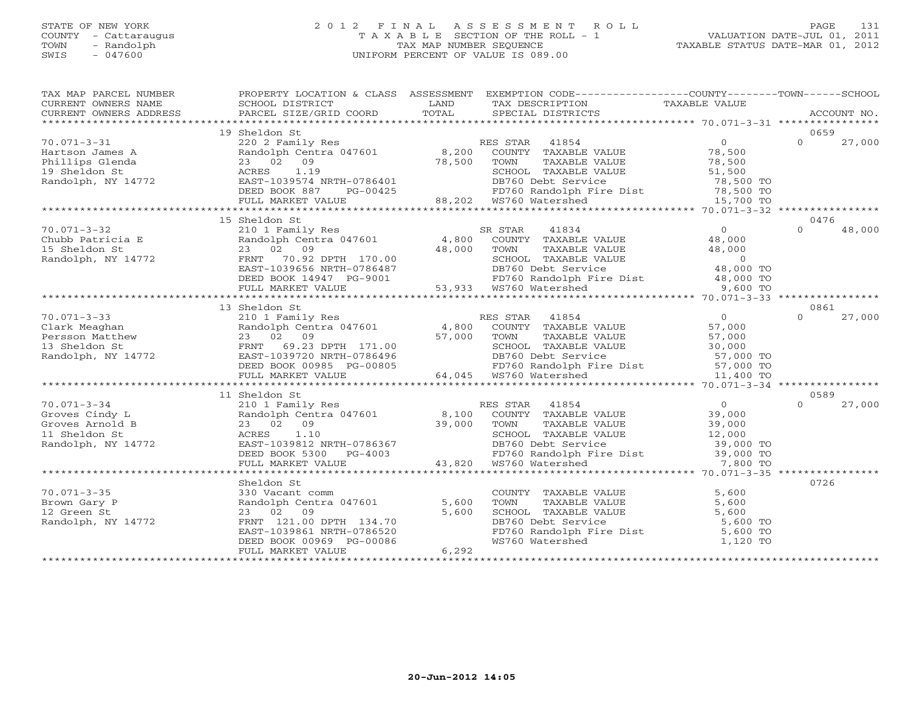STATE OF NEW YORK
COUNTY - Cattaraugus
TOWN - Randolph
SWIS - 047600

2012 FINAL ASSESSMENT ROLL
TAXABLE SECTION OF THE ROLL - 1
TAX MAP NUMBER SEQUENCE
UNIFORM PERCENT OF VALUE IS 089.00

VALUATION DATE-JUL 01, 2011
TAXABLE STATUS DATE-MAR 01, 2012

| TAX MAP PARCEL NUMBER / CURRENT OWNERS NAME / CURRENT OWNERS ADDRESS | PROPERTY LOCATION & CLASS / SCHOOL DISTRICT / PARCEL SIZE/GRID COORD | ASSESSMENT LAND / TOTAL | EXEMPTION CODE / TAX DESCRIPTION / SPECIAL DISTRICTS | COUNTY / TOWN / SCHOOL TAXABLE VALUE | ACCOUNT NO. |
|---|---|---|---|---|---|
| | 19 Sheldon St | | | | 0659 |
| 70.071-3-31 | 220 2 Family Res | | RES STAR 41854 | 0 | 0 27,000 |
| Hartson James A | Randolph Centra 047601 | 8,200 | COUNTY TAXABLE VALUE | 78,500 | |
| Phillips Glenda | 23 02 09 | 78,500 | TOWN TAXABLE VALUE | 78,500 | |
| 19 Sheldon St | ACRES 1.19 | | SCHOOL TAXABLE VALUE | 51,500 | |
| Randolph, NY 14772 | EAST-1039574 NRTH-0786401 | | DB760 Debt Service | 78,500 TO | |
| | DEED BOOK 887 PG-00425 | | FD760 Randolph Fire Dist | 78,500 TO | |
| | FULL MARKET VALUE | 88,202 | WS760 Watershed | 15,700 TO | |
| | 15 Sheldon St | | | | 0476 |
| 70.071-3-32 | 210 1 Family Res | | SR STAR 41834 | 0 | 0 48,000 |
| Chubb Patricia E | Randolph Centra 047601 | 4,800 | COUNTY TAXABLE VALUE | 48,000 | |
| 15 Sheldon St | 23 02 09 | 48,000 | TOWN TAXABLE VALUE | 48,000 | |
| Randolph, NY 14772 | FRNT 70.92 DPTH 170.00 | | SCHOOL TAXABLE VALUE | 0 | |
| | EAST-1039656 NRTH-0786487 | | DB760 Debt Service | 48,000 TO | |
| | DEED BOOK 14947 PG-9001 | | FD760 Randolph Fire Dist | 48,000 TO | |
| | FULL MARKET VALUE | 53,933 | WS760 Watershed | 9,600 TO | |
| | 13 Sheldon St | | | | 0861 |
| 70.071-3-33 | 210 1 Family Res | | RES STAR 41854 | 0 | 0 27,000 |
| Clark Meaghan | Randolph Centra 047601 | 4,800 | COUNTY TAXABLE VALUE | 57,000 | |
| Persson Matthew | 23 02 09 | 57,000 | TOWN TAXABLE VALUE | 57,000 | |
| 13 Sheldon St | FRNT 69.23 DPTH 171.00 | | SCHOOL TAXABLE VALUE | 30,000 | |
| Randolph, NY 14772 | EAST-1039720 NRTH-0786496 | | DB760 Debt Service | 57,000 TO | |
| | DEED BOOK 00985 PG-00805 | | FD760 Randolph Fire Dist | 57,000 TO | |
| | FULL MARKET VALUE | 64,045 | WS760 Watershed | 11,400 TO | |
| | 11 Sheldon St | | | | 0589 |
| 70.071-3-34 | 210 1 Family Res | | RES STAR 41854 | 0 | 0 27,000 |
| Groves Cindy L | Randolph Centra 047601 | 8,100 | COUNTY TAXABLE VALUE | 39,000 | |
| Groves Arnold B | 23 02 09 | 39,000 | TOWN TAXABLE VALUE | 39,000 | |
| 11 Sheldon St | ACRES 1.10 | | SCHOOL TAXABLE VALUE | 12,000 | |
| Randolph, NY 14772 | EAST-1039812 NRTH-0786367 | | DB760 Debt Service | 39,000 TO | |
| | DEED BOOK 5300 PG-4003 | | FD760 Randolph Fire Dist | 39,000 TO | |
| | FULL MARKET VALUE | 43,820 | WS760 Watershed | 7,800 TO | |
| | Sheldon St | | | | 0726 |
| 70.071-3-35 | 330 Vacant comm | | COUNTY TAXABLE VALUE | 5,600 | |
| Brown Gary P | Randolph Centra 047601 | 5,600 | TOWN TAXABLE VALUE | 5,600 | |
| 12 Green St | 23 02 09 | 5,600 | SCHOOL TAXABLE VALUE | 5,600 | |
| Randolph, NY 14772 | FRNT 121.00 DPTH 134.70 | | DB760 Debt Service | 5,600 TO | |
| | EAST-1039861 NRTH-0786520 | | FD760 Randolph Fire Dist | 5,600 TO | |
| | DEED BOOK 00969 PG-00086 | | WS760 Watershed | 1,120 TO | |
| | FULL MARKET VALUE | 6,292 | | | |

20-Jun-2012 14:05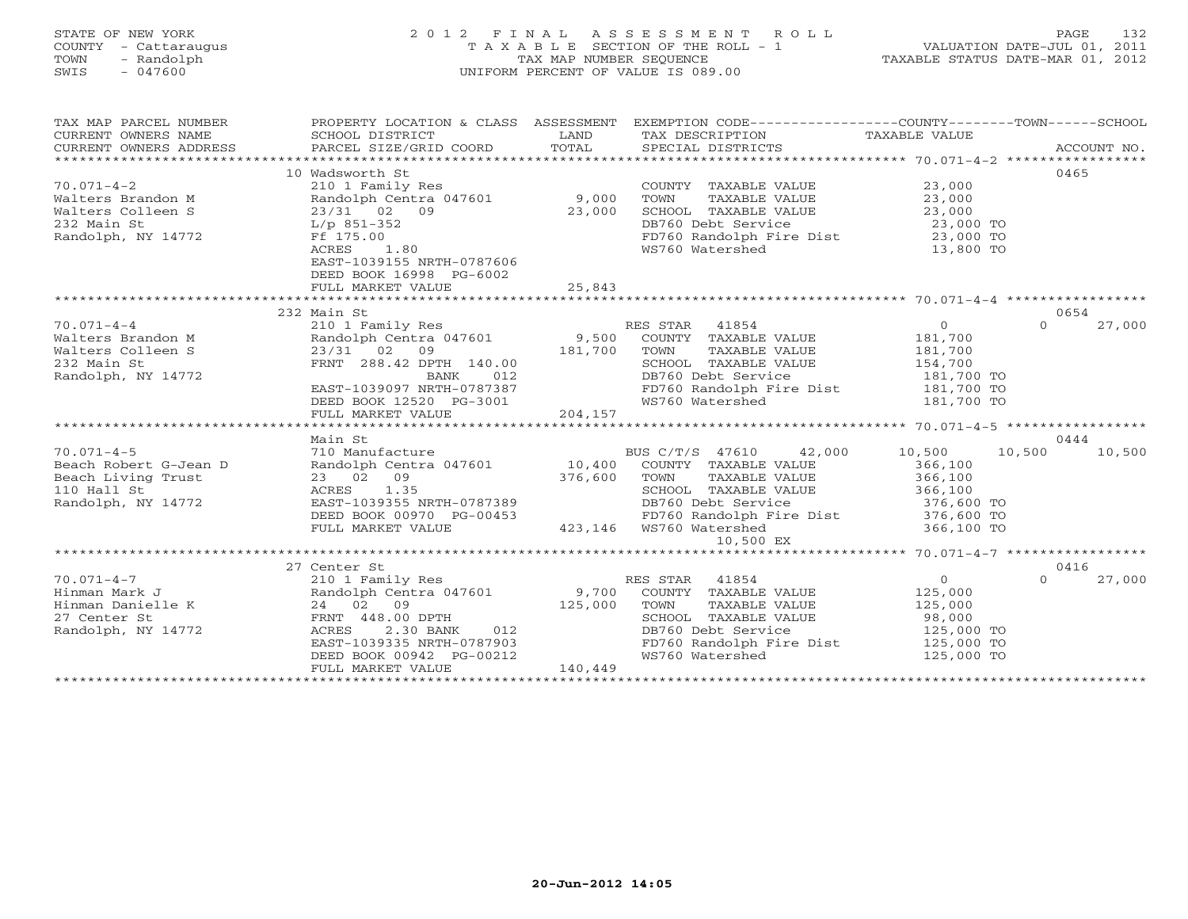STATE OF NEW YORK
COUNTY - Cattaraugus
TOWN - Randolph
SWIS - 047600

2012 FINAL ASSESSMENT ROLL
TAXABLE SECTION OF THE ROLL - 1
TAX MAP NUMBER SEQUENCE
UNIFORM PERCENT OF VALUE IS 089.00

VALUATION DATE-JUL 01, 2011
TAXABLE STATUS DATE-MAR 01, 2012

| TAX MAP PARCEL NUMBER / CURRENT OWNERS NAME / CURRENT OWNERS ADDRESS | PROPERTY LOCATION & CLASS / SCHOOL DISTRICT / PARCEL SIZE/GRID COORD | ASSESSMENT LAND / TOTAL | EXEMPTION CODE / TAX DESCRIPTION / SPECIAL DISTRICTS | COUNTY TAXABLE VALUE | TOWN | SCHOOL | ACCOUNT NO. |
|---|---|---|---|---|---|---|---|
| **70.071-4-2** | 10 Wadsworth St | | | | | | 0465 |
| Walters Brandon M | 210 1 Family Res | | COUNTY TAXABLE VALUE | 23,000 | | | |
| Walters Colleen S | Randolph Centra 047601 | 9,000 | TOWN TAXABLE VALUE | 23,000 | | | |
| 232 Main St | 23/31 02 09 | 23,000 | SCHOOL TAXABLE VALUE | 23,000 | | | |
| Randolph, NY 14772 | L/p 851-352 | | DB760 Debt Service | 23,000 TO | | | |
| | Ff 175.00 | | FD760 Randolph Fire Dist | 23,000 TO | | | |
| | ACRES 1.80 | | WS760 Watershed | 13,800 TO | | | |
| | EAST-1039155 NRTH-0787606 | | | | | | |
| | DEED BOOK 16998 PG-6002 | | | | | | |
| | FULL MARKET VALUE | 25,843 | | | | | |
| **70.071-4-4** | 232 Main St | | | | | | 0654 |
| Walters Brandon M | 210 1 Family Res | | RES STAR 41854 | 0 | 0 | 27,000 | |
| Walters Colleen S | Randolph Centra 047601 | 9,500 | COUNTY TAXABLE VALUE | 181,700 | | | |
| 232 Main St | 23/31 02 09 | 181,700 | TOWN TAXABLE VALUE | 181,700 | | | |
| Randolph, NY 14772 | FRNT 288.42 DPTH 140.00 | | SCHOOL TAXABLE VALUE | 154,700 | | | |
| | BANK 012 | | DB760 Debt Service | 181,700 TO | | | |
| | EAST-1039097 NRTH-0787387 | | FD760 Randolph Fire Dist | 181,700 TO | | | |
| | DEED BOOK 12520 PG-3001 | | WS760 Watershed | 181,700 TO | | | |
| | FULL MARKET VALUE | 204,157 | | | | | |
| **70.071-4-5** | Main St | | | | | | 0444 |
| Beach Robert G-Jean D | 710 Manufacture | | BUS C/T/S 47610 42,000 | 10,500 | 10,500 | 10,500 | |
| Beach Living Trust | Randolph Centra 047601 | 10,400 | COUNTY TAXABLE VALUE | 366,100 | | | |
| 110 Hall St | 23 02 09 | 376,600 | TOWN TAXABLE VALUE | 366,100 | | | |
| Randolph, NY 14772 | ACRES 1.35 | | SCHOOL TAXABLE VALUE | 366,100 | | | |
| | EAST-1039355 NRTH-0787389 | | DB760 Debt Service | 376,600 TO | | | |
| | DEED BOOK 00970 PG-00453 | | FD760 Randolph Fire Dist | 376,600 TO | | | |
| | FULL MARKET VALUE | 423,146 | WS760 Watershed | 366,100 TO | | | |
| | | | 10,500 EX | | | | |
| **70.071-4-7** | 27 Center St | | | | | | 0416 |
| Hinman Mark J | 210 1 Family Res | | RES STAR 41854 | 0 | 0 | 27,000 | |
| Hinman Danielle K | Randolph Centra 047601 | 9,700 | COUNTY TAXABLE VALUE | 125,000 | | | |
| 27 Center St | 24 02 09 | 125,000 | TOWN TAXABLE VALUE | 125,000 | | | |
| Randolph, NY 14772 | FRNT 448.00 DPTH | | SCHOOL TAXABLE VALUE | 98,000 | | | |
| | ACRES 2.30 BANK 012 | | DB760 Debt Service | 125,000 TO | | | |
| | EAST-1039335 NRTH-0787903 | | FD760 Randolph Fire Dist | 125,000 TO | | | |
| | DEED BOOK 00942 PG-00212 | | WS760 Watershed | 125,000 TO | | | |
| | FULL MARKET VALUE | 140,449 | | | | | |

20-Jun-2012 14:05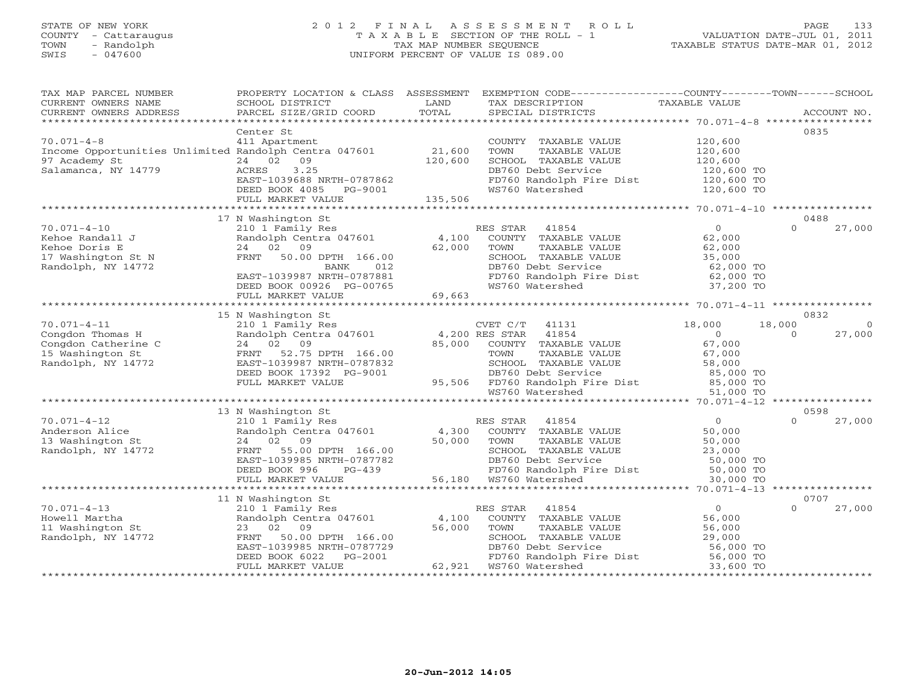STATE OF NEW YORK
COUNTY - Cattaraugus
TOWN - Randolph
SWIS - 047600

# 2012 FINAL ASSESSMENT ROLL
TAXABLE SECTION OF THE ROLL - 1
TAX MAP NUMBER SEQUENCE
UNIFORM PERCENT OF VALUE IS 089.00

VALUATION DATE-JUL 01, 2011
TAXABLE STATUS DATE-MAR 01, 2012

| TAX MAP PARCEL NUMBER / CURRENT OWNERS NAME / CURRENT OWNERS ADDRESS | PROPERTY LOCATION & CLASS / SCHOOL DISTRICT / PARCEL SIZE/GRID COORD | ASSESSMENT LAND / TOTAL | EXEMPTION CODE / TAX DESCRIPTION / SPECIAL DISTRICTS | COUNTY TAXABLE VALUE | TOWN | SCHOOL | ACCOUNT NO. |
|---|---|---|---|---|---|---|---|
| 70.071-4-8 | Center St | | | | | | 0835 |
| | 411 Apartment | | COUNTY TAXABLE VALUE | 120,600 | | | |
| Income Opportunities Unlimited | Randolph Centra 047601 | 21,600 | TOWN TAXABLE VALUE | 120,600 | | | |
| 97 Academy St | 24 02 09 | 120,600 | SCHOOL TAXABLE VALUE | 120,600 | | | |
| Salamanca, NY 14779 | ACRES 3.25 | | DB760 Debt Service | 120,600 TO | | | |
| | EAST-1039688 NRTH-0787862 | | FD760 Randolph Fire Dist | 120,600 TO | | | |
| | DEED BOOK 4085 PG-9001 | | WS760 Watershed | 120,600 TO | | | |
| | FULL MARKET VALUE | 135,506 | | | | | |
| 70.071-4-10 | 17 N Washington St | | | | | | 0488 |
| | 210 1 Family Res | | RES STAR 41854 | 0 | 0 | 27,000 | |
| Kehoe Randall J | Randolph Centra 047601 | 4,100 | COUNTY TAXABLE VALUE | 62,000 | | | |
| Kehoe Doris E | 24 02 09 | 62,000 | TOWN TAXABLE VALUE | 62,000 | | | |
| 17 Washington St N | FRNT 50.00 DPTH 166.00 | | SCHOOL TAXABLE VALUE | 35,000 | | | |
| Randolph, NY 14772 | BANK 012 | | DB760 Debt Service | 62,000 TO | | | |
| | EAST-1039987 NRTH-0787881 | | FD760 Randolph Fire Dist | 62,000 TO | | | |
| | DEED BOOK 00926 PG-00765 | | WS760 Watershed | 37,200 TO | | | |
| | FULL MARKET VALUE | 69,663 | | | | | |
| 70.071-4-11 | 15 N Washington St | | | | | | 0832 |
| | 210 1 Family Res | | CVET C/T 41131 | 18,000 | 18,000 | 0 | |
| Congdon Thomas H | Randolph Centra 047601 | 4,200 | RES STAR 41854 | 0 | 0 | 27,000 | |
| Congdon Catherine C | 24 02 09 | 85,000 | COUNTY TAXABLE VALUE | 67,000 | | | |
| 15 Washington St | FRNT 52.75 DPTH 166.00 | | TOWN TAXABLE VALUE | 67,000 | | | |
| Randolph, NY 14772 | EAST-1039987 NRTH-0787832 | | SCHOOL TAXABLE VALUE | 58,000 | | | |
| | DEED BOOK 17392 PG-9001 | | DB760 Debt Service | 85,000 TO | | | |
| | FULL MARKET VALUE | 95,506 | FD760 Randolph Fire Dist | 85,000 TO | | | |
| | | | WS760 Watershed | 51,000 TO | | | |
| 70.071-4-12 | 13 N Washington St | | | | | | 0598 |
| | 210 1 Family Res | | RES STAR 41854 | 0 | 0 | 27,000 | |
| Anderson Alice | Randolph Centra 047601 | 4,300 | COUNTY TAXABLE VALUE | 50,000 | | | |
| 13 Washington St | 24 02 09 | 50,000 | TOWN TAXABLE VALUE | 50,000 | | | |
| Randolph, NY 14772 | FRNT 55.00 DPTH 166.00 | | SCHOOL TAXABLE VALUE | 23,000 | | | |
| | EAST-1039985 NRTH-0787782 | | DB760 Debt Service | 50,000 TO | | | |
| | DEED BOOK 996 PG-439 | | FD760 Randolph Fire Dist | 50,000 TO | | | |
| | FULL MARKET VALUE | 56,180 | WS760 Watershed | 30,000 TO | | | |
| 70.071-4-13 | 11 N Washington St | | | | | | 0707 |
| | 210 1 Family Res | | RES STAR 41854 | 0 | 0 | 27,000 | |
| Howell Martha | Randolph Centra 047601 | 4,100 | COUNTY TAXABLE VALUE | 56,000 | | | |
| 11 Washington St | 23 02 09 | 56,000 | TOWN TAXABLE VALUE | 56,000 | | | |
| Randolph, NY 14772 | FRNT 50.00 DPTH 166.00 | | SCHOOL TAXABLE VALUE | 29,000 | | | |
| | EAST-1039985 NRTH-0787729 | | DB760 Debt Service | 56,000 TO | | | |
| | DEED BOOK 6022 PG-2001 | | FD760 Randolph Fire Dist | 56,000 TO | | | |
| | FULL MARKET VALUE | 62,921 | WS760 Watershed | 33,600 TO | | | |

20-Jun-2012 14:05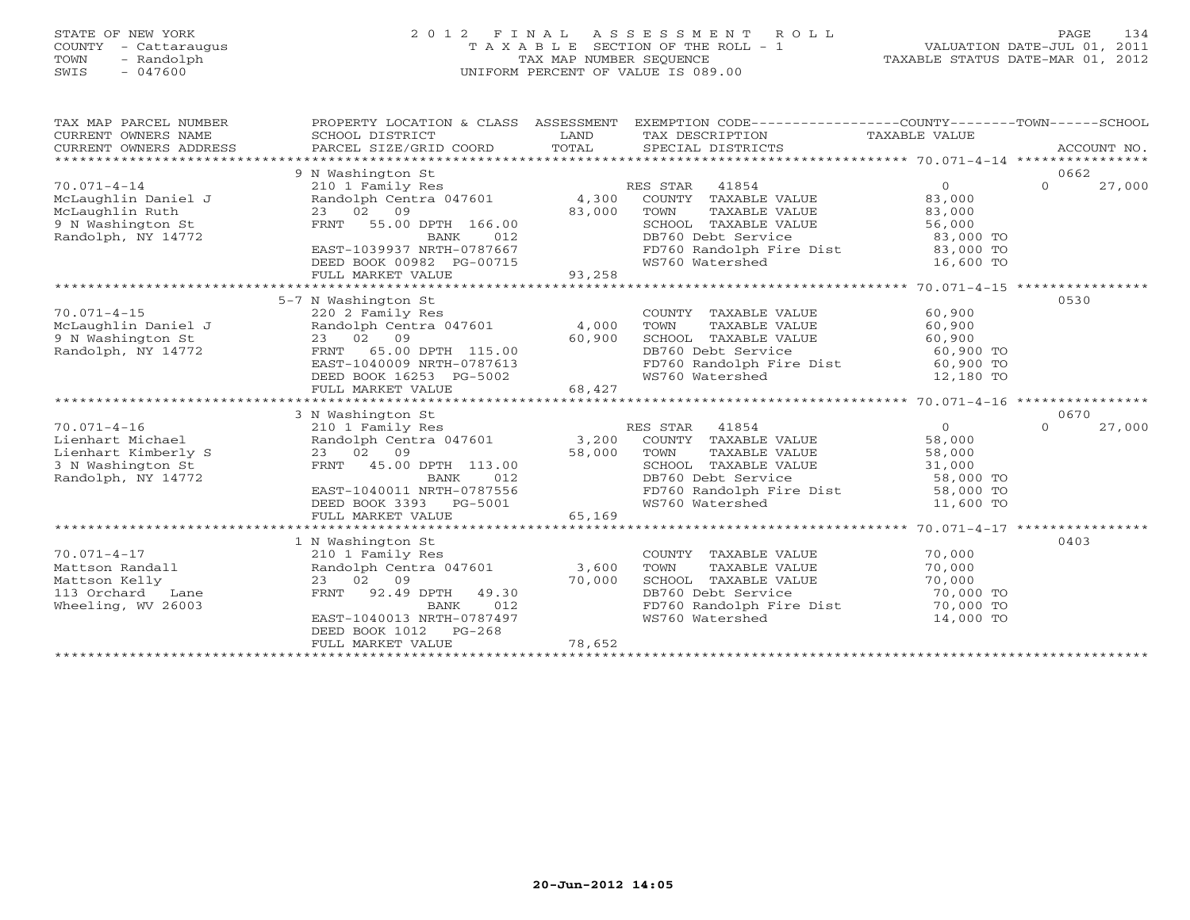STATE OF NEW YORK
COUNTY - Cattaraugus
TOWN - Randolph
SWIS - 047600

2012 FINAL ASSESSMENT ROLL
TAXABLE SECTION OF THE ROLL - 1
TAX MAP NUMBER SEQUENCE
UNIFORM PERCENT OF VALUE IS 089.00

VALUATION DATE-JUL 01, 2011
TAXABLE STATUS DATE-MAR 01, 2012

| TAX MAP PARCEL NUMBER / CURRENT OWNERS NAME / CURRENT OWNERS ADDRESS | PROPERTY LOCATION & CLASS / SCHOOL DISTRICT / PARCEL SIZE/GRID COORD | ASSESSMENT LAND / TOTAL | EXEMPTION CODE / TAX DESCRIPTION / SPECIAL DISTRICTS | COUNTY / TAXABLE VALUE | TOWN | SCHOOL / ACCOUNT NO. |
|---|---|---|---|---|---|---|
| | 9 N Washington St | | | | | 0662 |
| 70.071-4-14 | 210 1 Family Res | | RES STAR 41854 | 0 | 0 | 27,000 |
| McLaughlin Daniel J | Randolph Centra 047601 | 4,300 | COUNTY TAXABLE VALUE | 83,000 | | |
| McLaughlin Ruth | 23 02 09 | 83,000 | TOWN TAXABLE VALUE | 83,000 | | |
| 9 N Washington St | FRNT 55.00 DPTH 166.00 | | SCHOOL TAXABLE VALUE | 56,000 | | |
| Randolph, NY 14772 | BANK 012 | | DB760 Debt Service | 83,000 TO | | |
| | EAST-1039937 NRTH-0787667 | | FD760 Randolph Fire Dist | 83,000 TO | | |
| | DEED BOOK 00982 PG-00715 | | WS760 Watershed | 16,600 TO | | |
| | FULL MARKET VALUE | 93,258 | | | | |
| | 5-7 N Washington St | | | | | 0530 |
| 70.071-4-15 | 220 2 Family Res | | COUNTY TAXABLE VALUE | 60,900 | | |
| McLaughlin Daniel J | Randolph Centra 047601 | 4,000 | TOWN TAXABLE VALUE | 60,900 | | |
| 9 N Washington St | 23 02 09 | 60,900 | SCHOOL TAXABLE VALUE | 60,900 | | |
| Randolph, NY 14772 | FRNT 65.00 DPTH 115.00 | | DB760 Debt Service | 60,900 TO | | |
| | EAST-1040009 NRTH-0787613 | | FD760 Randolph Fire Dist | 60,900 TO | | |
| | DEED BOOK 16253 PG-5002 | | WS760 Watershed | 12,180 TO | | |
| | FULL MARKET VALUE | 68,427 | | | | |
| | 3 N Washington St | | | | | 0670 |
| 70.071-4-16 | 210 1 Family Res | | RES STAR 41854 | 0 | 0 | 27,000 |
| Lienhart Michael | Randolph Centra 047601 | 3,200 | COUNTY TAXABLE VALUE | 58,000 | | |
| Lienhart Kimberly S | 23 02 09 | 58,000 | TOWN TAXABLE VALUE | 58,000 | | |
| 3 N Washington St | FRNT 45.00 DPTH 113.00 | | SCHOOL TAXABLE VALUE | 31,000 | | |
| Randolph, NY 14772 | BANK 012 | | DB760 Debt Service | 58,000 TO | | |
| | EAST-1040011 NRTH-0787556 | | FD760 Randolph Fire Dist | 58,000 TO | | |
| | DEED BOOK 3393 PG-5001 | | WS760 Watershed | 11,600 TO | | |
| | FULL MARKET VALUE | 65,169 | | | | |
| | 1 N Washington St | | | | | 0403 |
| 70.071-4-17 | 210 1 Family Res | | COUNTY TAXABLE VALUE | 70,000 | | |
| Mattson Randall | Randolph Centra 047601 | 3,600 | TOWN TAXABLE VALUE | 70,000 | | |
| Mattson Kelly | 23 02 09 | 70,000 | SCHOOL TAXABLE VALUE | 70,000 | | |
| 113 Orchard Lane | FRNT 92.49 DPTH 49.30 | | DB760 Debt Service | 70,000 TO | | |
| Wheeling, WV 26003 | BANK 012 | | FD760 Randolph Fire Dist | 70,000 TO | | |
| | EAST-1040013 NRTH-0787497 | | WS760 Watershed | 14,000 TO | | |
| | DEED BOOK 1012 PG-268 | | | | | |
| | FULL MARKET VALUE | 78,652 | | | | |

20-Jun-2012 14:05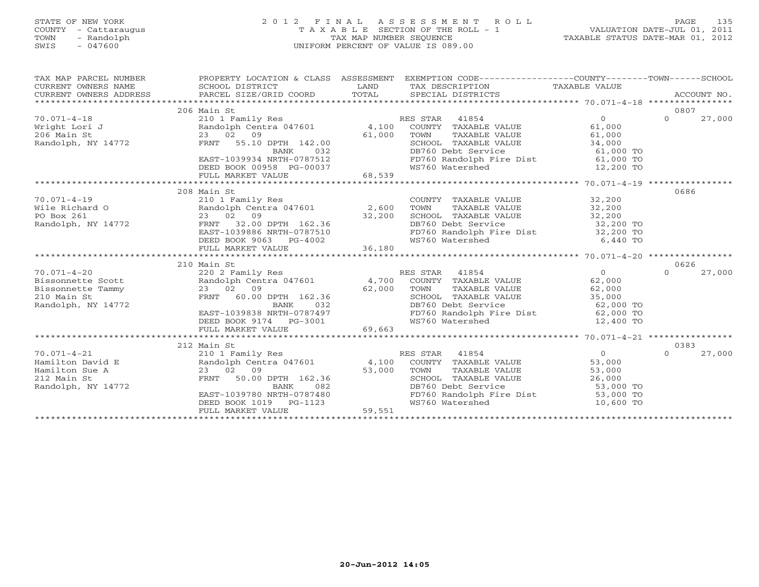STATE OF NEW YORK
COUNTY - Cattaraugus
TOWN - Randolph
SWIS - 047600

2012 FINAL ASSESSMENT ROLL
TAXABLE SECTION OF THE ROLL - 1
TAX MAP NUMBER SEQUENCE
UNIFORM PERCENT OF VALUE IS 089.00

VALUATION DATE-JUL 01, 2011
TAXABLE STATUS DATE-MAR 01, 2012

| TAX MAP PARCEL NUMBER / CURRENT OWNERS NAME / CURRENT OWNERS ADDRESS | PROPERTY LOCATION & CLASS / SCHOOL DISTRICT / PARCEL SIZE/GRID COORD | ASSESSMENT LAND / TOTAL | EXEMPTION CODE / TAX DESCRIPTION / SPECIAL DISTRICTS | COUNTY TAXABLE VALUE | TOWN | SCHOOL / ACCOUNT NO. |
|---|---|---|---|---|---|---|
| | 206 Main St | | | | | 0807 |
| 70.071-4-18 | 210 1 Family Res | | RES STAR 41854 | 0 | 0 | 27,000 |
| Wright Lori J | Randolph Centra 047601 | 4,100 | COUNTY TAXABLE VALUE | 61,000 | | |
| 206 Main St | 23 02 09 | 61,000 | TOWN TAXABLE VALUE | 61,000 | | |
| Randolph, NY 14772 | FRNT 55.10 DPTH 142.00 | | SCHOOL TAXABLE VALUE | 34,000 | | |
| | BANK 032 | | DB760 Debt Service | 61,000 TO | | |
| | EAST-1039934 NRTH-0787512 | | FD760 Randolph Fire Dist | 61,000 TO | | |
| | DEED BOOK 00958 PG-00037 | | WS760 Watershed | 12,200 TO | | |
| | FULL MARKET VALUE | 68,539 | | | | |
| | 208 Main St | | | | | 0686 |
| 70.071-4-19 | 210 1 Family Res | | COUNTY TAXABLE VALUE | 32,200 | | |
| Wile Richard O | Randolph Centra 047601 | 2,600 | TOWN TAXABLE VALUE | 32,200 | | |
| PO Box 261 | 23 02 09 | 32,200 | SCHOOL TAXABLE VALUE | 32,200 | | |
| Randolph, NY 14772 | FRNT 32.00 DPTH 162.36 | | DB760 Debt Service | 32,200 TO | | |
| | EAST-1039886 NRTH-0787510 | | FD760 Randolph Fire Dist | 32,200 TO | | |
| | DEED BOOK 9063 PG-4002 | | WS760 Watershed | 6,440 TO | | |
| | FULL MARKET VALUE | 36,180 | | | | |
| | 210 Main St | | | | | 0626 |
| 70.071-4-20 | 220 2 Family Res | | RES STAR 41854 | 0 | 0 | 27,000 |
| Bissonnette Scott | Randolph Centra 047601 | 4,700 | COUNTY TAXABLE VALUE | 62,000 | | |
| Bissonnette Tammy | 23 02 09 | 62,000 | TOWN TAXABLE VALUE | 62,000 | | |
| 210 Main St | FRNT 60.00 DPTH 162.36 | | SCHOOL TAXABLE VALUE | 35,000 | | |
| Randolph, NY 14772 | BANK 032 | | DB760 Debt Service | 62,000 TO | | |
| | EAST-1039838 NRTH-0787497 | | FD760 Randolph Fire Dist | 62,000 TO | | |
| | DEED BOOK 9174 PG-3001 | | WS760 Watershed | 12,400 TO | | |
| | FULL MARKET VALUE | 69,663 | | | | |
| | 212 Main St | | | | | 0383 |
| 70.071-4-21 | 210 1 Family Res | | RES STAR 41854 | 0 | 0 | 27,000 |
| Hamilton David E | Randolph Centra 047601 | 4,100 | COUNTY TAXABLE VALUE | 53,000 | | |
| Hamilton Sue A | 23 02 09 | 53,000 | TOWN TAXABLE VALUE | 53,000 | | |
| 212 Main St | FRNT 50.00 DPTH 162.36 | | SCHOOL TAXABLE VALUE | 26,000 | | |
| Randolph, NY 14772 | BANK 082 | | DB760 Debt Service | 53,000 TO | | |
| | EAST-1039780 NRTH-0787480 | | FD760 Randolph Fire Dist | 53,000 TO | | |
| | DEED BOOK 1019 PG-1123 | | WS760 Watershed | 10,600 TO | | |
| | FULL MARKET VALUE | 59,551 | | | | |

20-Jun-2012 14:05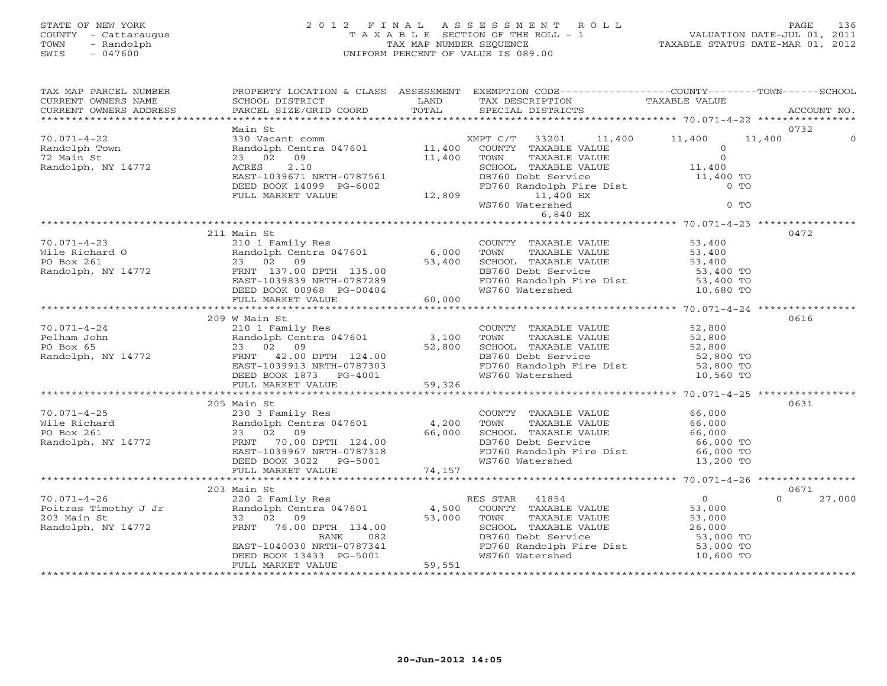STATE OF NEW YORK
COUNTY - Cattaraugus
TOWN - Randolph
SWIS - 047600

2012 FINAL ASSESSMENT ROLL
TAXABLE SECTION OF THE ROLL - 1
TAX MAP NUMBER SEQUENCE
UNIFORM PERCENT OF VALUE IS 089.00

VALUATION DATE-JUL 01, 2011
TAXABLE STATUS DATE-MAR 01, 2012

| TAX MAP PARCEL NUMBER / CURRENT OWNERS NAME / CURRENT OWNERS ADDRESS | PROPERTY LOCATION & CLASS / SCHOOL DISTRICT / PARCEL SIZE/GRID COORD | ASSESSMENT LAND / TOTAL | EXEMPTION CODE / TAX DESCRIPTION / SPECIAL DISTRICTS | COUNTY | TOWN | SCHOOL | TAXABLE VALUE | ACCOUNT NO. |
|---|---|---|---|---|---|---|---|---|
| 70.071-4-22 | Main St | | | | | | | 0732 |
| | 330 Vacant comm | | XMPT C/T 33201 11,400 | 11,400 | 11,400 | 0 | | |
| Randolph Town | Randolph Centra 047601 | 11,400 | COUNTY TAXABLE VALUE | | | | 0 | |
| 72 Main St | 23 02 09 | 11,400 | TOWN TAXABLE VALUE | | | | 0 | |
| Randolph, NY 14772 | ACRES 2.10 | | SCHOOL TAXABLE VALUE | | | | 11,400 | |
| | EAST-1039671 NRTH-0787561 | | DB760 Debt Service | | | | 11,400 TO | |
| | DEED BOOK 14099 PG-6002 | | FD760 Randolph Fire Dist | | | | 0 TO | |
| | FULL MARKET VALUE | 12,809 | 11,400 EX | | | | | |
| | | | WS760 Watershed | | | | 0 TO | |
| | | | 6,840 EX | | | | | |
| 70.071-4-23 | 211 Main St | | | | | | | 0472 |
| | 210 1 Family Res | | COUNTY TAXABLE VALUE | | | | 53,400 | |
| Wile Richard O | Randolph Centra 047601 | 6,000 | TOWN TAXABLE VALUE | | | | 53,400 | |
| PO Box 261 | 23 02 09 | 53,400 | SCHOOL TAXABLE VALUE | | | | 53,400 | |
| Randolph, NY 14772 | FRNT 137.00 DPTH 135.00 | | DB760 Debt Service | | | | 53,400 TO | |
| | EAST-1039839 NRTH-0787289 | | FD760 Randolph Fire Dist | | | | 53,400 TO | |
| | DEED BOOK 00968 PG-00404 | | WS760 Watershed | | | | 10,680 TO | |
| | FULL MARKET VALUE | 60,000 | | | | | | |
| 70.071-4-24 | 209 W Main St | | | | | | | 0616 |
| | 210 1 Family Res | | COUNTY TAXABLE VALUE | | | | 52,800 | |
| Pelham John | Randolph Centra 047601 | 3,100 | TOWN TAXABLE VALUE | | | | 52,800 | |
| PO Box 65 | 23 02 09 | 52,800 | SCHOOL TAXABLE VALUE | | | | 52,800 | |
| Randolph, NY 14772 | FRNT 42.00 DPTH 124.00 | | DB760 Debt Service | | | | 52,800 TO | |
| | EAST-1039913 NRTH-0787303 | | FD760 Randolph Fire Dist | | | | 52,800 TO | |
| | DEED BOOK 1873 PG-4001 | | WS760 Watershed | | | | 10,560 TO | |
| | FULL MARKET VALUE | 59,326 | | | | | | |
| 70.071-4-25 | 205 Main St | | | | | | | 0631 |
| | 230 3 Family Res | | COUNTY TAXABLE VALUE | | | | 66,000 | |
| Wile Richard | Randolph Centra 047601 | 4,200 | TOWN TAXABLE VALUE | | | | 66,000 | |
| PO Box 261 | 23 02 09 | 66,000 | SCHOOL TAXABLE VALUE | | | | 66,000 | |
| Randolph, NY 14772 | FRNT 70.00 DPTH 124.00 | | DB760 Debt Service | | | | 66,000 TO | |
| | EAST-1039967 NRTH-0787318 | | FD760 Randolph Fire Dist | | | | 66,000 TO | |
| | DEED BOOK 3022 PG-5001 | | WS760 Watershed | | | | 13,200 TO | |
| | FULL MARKET VALUE | 74,157 | | | | | | |
| 70.071-4-26 | 203 Main St | | | | | | | 0671 |
| | 220 2 Family Res | | RES STAR 41854 | 0 | 0 | 27,000 | | |
| Poitras Timothy J Jr | Randolph Centra 047601 | 4,500 | COUNTY TAXABLE VALUE | | | | 53,000 | |
| 203 Main St | 32 02 09 | 53,000 | TOWN TAXABLE VALUE | | | | 53,000 | |
| Randolph, NY 14772 | FRNT 76.00 DPTH 134.00 | | SCHOOL TAXABLE VALUE | | | | 26,000 | |
| | BANK 082 | | DB760 Debt Service | | | | 53,000 TO | |
| | EAST-1040030 NRTH-0787341 | | FD760 Randolph Fire Dist | | | | 53,000 TO | |
| | DEED BOOK 13433 PG-5001 | | WS760 Watershed | | | | 10,600 TO | |
| | FULL MARKET VALUE | 59,551 | | | | | | |

20-Jun-2012 14:05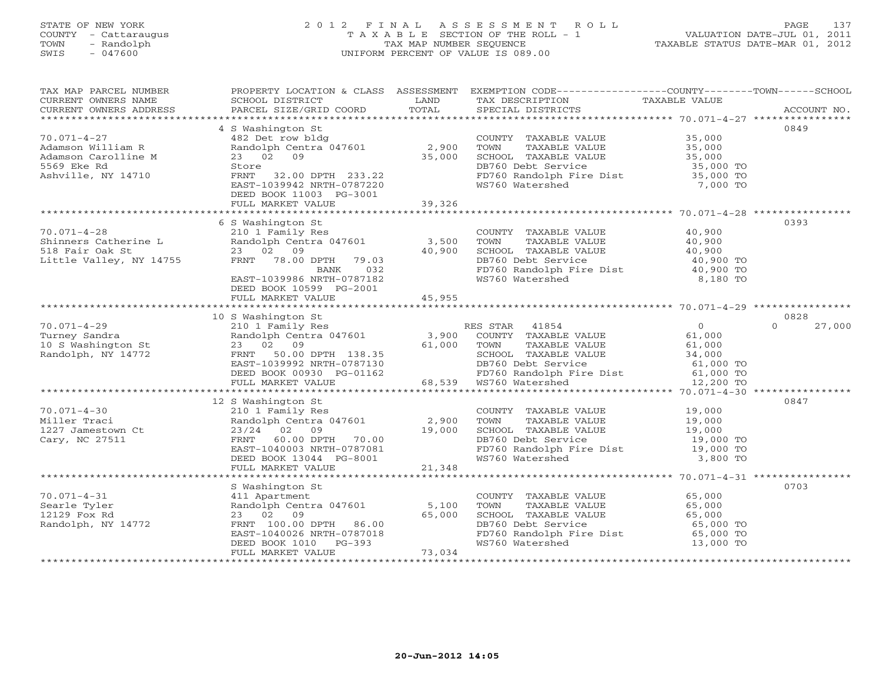STATE OF NEW YORK
COUNTY - Cattaraugus
TOWN - Randolph
SWIS - 047600

2012 FINAL ASSESSMENT ROLL
TAXABLE SECTION OF THE ROLL - 1
TAX MAP NUMBER SEQUENCE
UNIFORM PERCENT OF VALUE IS 089.00

VALUATION DATE-JUL 01, 2011
TAXABLE STATUS DATE-MAR 01, 2012

| TAX MAP PARCEL NUMBER / CURRENT OWNERS NAME / CURRENT OWNERS ADDRESS | PROPERTY LOCATION & CLASS / SCHOOL DISTRICT / PARCEL SIZE/GRID COORD | ASSESSMENT LAND / TOTAL | EXEMPTION CODE / TAX DESCRIPTION / SPECIAL DISTRICTS | COUNTY / TOWN / SCHOOL TAXABLE VALUE | ACCOUNT NO. |
|---|---|---|---|---|---|
| 70.071-4-27 | 4 S Washington St | | | | 0849 |
| Adamson William R | 482 Det row bldg | | COUNTY TAXABLE VALUE | 35,000 | |
| Adamson Carolline M | Randolph Centra 047601 | 2,900 | TOWN TAXABLE VALUE | 35,000 | |
| 5569 Eke Rd | 23 02 09 | 35,000 | SCHOOL TAXABLE VALUE | 35,000 | |
| Ashville, NY 14710 | Store | | DB760 Debt Service | 35,000 TO | |
| | FRNT 32.00 DPTH 233.22 | | FD760 Randolph Fire Dist | 35,000 TO | |
| | EAST-1039942 NRTH-0787220 | | WS760 Watershed | 7,000 TO | |
| | DEED BOOK 11003 PG-3001 | | | | |
| | FULL MARKET VALUE | 39,326 | | | |
| 70.071-4-28 | 6 S Washington St | | | | 0393 |
| Shinners Catherine L | 210 1 Family Res | | COUNTY TAXABLE VALUE | 40,900 | |
| 518 Fair Oak St | Randolph Centra 047601 | 3,500 | TOWN TAXABLE VALUE | 40,900 | |
| Little Valley, NY 14755 | 23 02 09 | 40,900 | SCHOOL TAXABLE VALUE | 40,900 | |
| | FRNT 78.00 DPTH 79.03 | | DB760 Debt Service | 40,900 TO | |
| | BANK 032 | | FD760 Randolph Fire Dist | 40,900 TO | |
| | EAST-1039986 NRTH-0787182 | | WS760 Watershed | 8,180 TO | |
| | DEED BOOK 10599 PG-2001 | | | | |
| | FULL MARKET VALUE | 45,955 | | | |
| 70.071-4-29 | 10 S Washington St | | | | 0828 |
| Turney Sandra | 210 1 Family Res | | RES STAR 41854 | 0 / 0 / 27,000 | |
| 10 S Washington St | Randolph Centra 047601 | 3,900 | COUNTY TAXABLE VALUE | 61,000 | |
| Randolph, NY 14772 | 23 02 09 | 61,000 | TOWN TAXABLE VALUE | 61,000 | |
| | FRNT 50.00 DPTH 138.35 | | SCHOOL TAXABLE VALUE | 34,000 | |
| | EAST-1039992 NRTH-0787130 | | DB760 Debt Service | 61,000 TO | |
| | DEED BOOK 00930 PG-01162 | | FD760 Randolph Fire Dist | 61,000 TO | |
| | FULL MARKET VALUE | 68,539 | WS760 Watershed | 12,200 TO | |
| 70.071-4-30 | 12 S Washington St | | | | 0847 |
| Miller Traci | 210 1 Family Res | | COUNTY TAXABLE VALUE | 19,000 | |
| 1227 Jamestown Ct | Randolph Centra 047601 | 2,900 | TOWN TAXABLE VALUE | 19,000 | |
| Cary, NC 27511 | 23/24 02 09 | 19,000 | SCHOOL TAXABLE VALUE | 19,000 | |
| | FRNT 60.00 DPTH 70.00 | | DB760 Debt Service | 19,000 TO | |
| | EAST-1040003 NRTH-0787081 | | FD760 Randolph Fire Dist | 19,000 TO | |
| | DEED BOOK 13044 PG-8001 | | WS760 Watershed | 3,800 TO | |
| | FULL MARKET VALUE | 21,348 | | | |
| 70.071-4-31 | S Washington St | | | | 0703 |
| Searle Tyler | 411 Apartment | | COUNTY TAXABLE VALUE | 65,000 | |
| 12129 Fox Rd | Randolph Centra 047601 | 5,100 | TOWN TAXABLE VALUE | 65,000 | |
| Randolph, NY 14772 | 23 02 09 | 65,000 | SCHOOL TAXABLE VALUE | 65,000 | |
| | FRNT 100.00 DPTH 86.00 | | DB760 Debt Service | 65,000 TO | |
| | EAST-1040026 NRTH-0787018 | | FD760 Randolph Fire Dist | 65,000 TO | |
| | DEED BOOK 1010 PG-393 | | WS760 Watershed | 13,000 TO | |
| | FULL MARKET VALUE | 73,034 | | | |

20-Jun-2012 14:05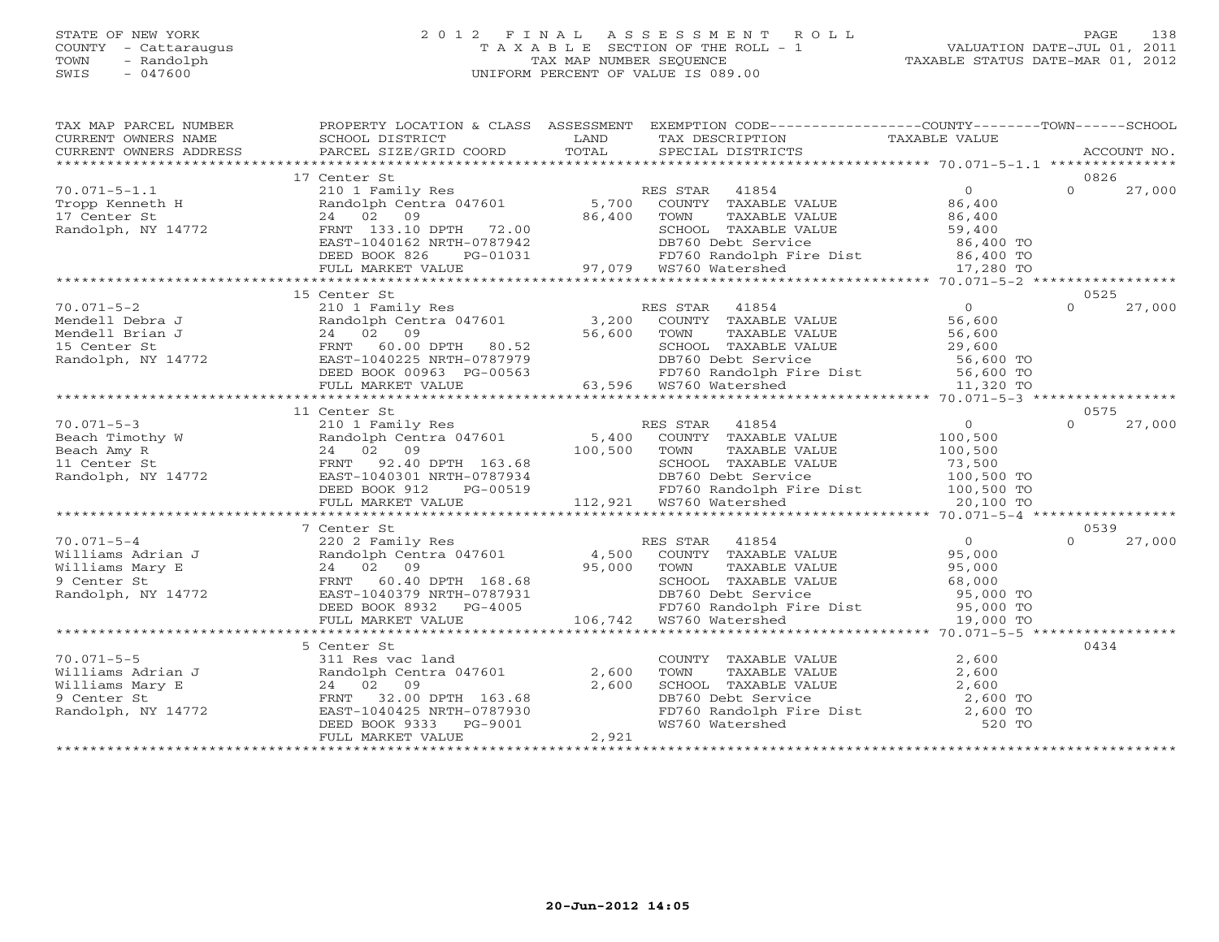STATE OF NEW YORK
COUNTY - Cattaraugus
TOWN - Randolph
SWIS - 047600

# 2012 FINAL ASSESSMENT ROLL
TAXABLE SECTION OF THE ROLL - 1
TAX MAP NUMBER SEQUENCE
UNIFORM PERCENT OF VALUE IS 089.00

VALUATION DATE-JUL 01, 2011
TAXABLE STATUS DATE-MAR 01, 2012

| TAX MAP PARCEL NUMBER / CURRENT OWNERS NAME / CURRENT OWNERS ADDRESS | PROPERTY LOCATION & CLASS / SCHOOL DISTRICT / PARCEL SIZE/GRID COORD | ASSESSMENT LAND / TOTAL | EXEMPTION CODE / TAX DESCRIPTION / SPECIAL DISTRICTS | COUNTY / TOWN / TAXABLE VALUE | SCHOOL / ACCOUNT NO. |
|---|---|---|---|---|---|
| | 17 Center St | | | | 0826 |
| 70.071-5-1.1 | 210 1 Family Res | | RES STAR 41854 | 0 | 0 27,000 |
| Tropp Kenneth H | Randolph Centra 047601 | 5,700 | COUNTY TAXABLE VALUE | 86,400 | |
| 17 Center St | 24 02 09 | 86,400 | TOWN TAXABLE VALUE | 86,400 | |
| Randolph, NY 14772 | FRNT 133.10 DPTH 72.00 | | SCHOOL TAXABLE VALUE | 59,400 | |
| | EAST-1040162 NRTH-0787942 | | DB760 Debt Service | 86,400 TO | |
| | DEED BOOK 826 PG-01031 | | FD760 Randolph Fire Dist | 86,400 TO | |
| | FULL MARKET VALUE | 97,079 | WS760 Watershed | 17,280 TO | |
| | 15 Center St | | | | 0525 |
| 70.071-5-2 | 210 1 Family Res | | RES STAR 41854 | 0 | 0 27,000 |
| Mendell Debra J | Randolph Centra 047601 | 3,200 | COUNTY TAXABLE VALUE | 56,600 | |
| Mendell Brian J | 24 02 09 | 56,600 | TOWN TAXABLE VALUE | 56,600 | |
| 15 Center St | FRNT 60.00 DPTH 80.52 | | SCHOOL TAXABLE VALUE | 29,600 | |
| Randolph, NY 14772 | EAST-1040225 NRTH-0787979 | | DB760 Debt Service | 56,600 TO | |
| | DEED BOOK 00963 PG-00563 | | FD760 Randolph Fire Dist | 56,600 TO | |
| | FULL MARKET VALUE | 63,596 | WS760 Watershed | 11,320 TO | |
| | 11 Center St | | | | 0575 |
| 70.071-5-3 | 210 1 Family Res | | RES STAR 41854 | 0 | 0 27,000 |
| Beach Timothy W | Randolph Centra 047601 | 5,400 | COUNTY TAXABLE VALUE | 100,500 | |
| Beach Amy R | 24 02 09 | 100,500 | TOWN TAXABLE VALUE | 100,500 | |
| 11 Center St | FRNT 92.40 DPTH 163.68 | | SCHOOL TAXABLE VALUE | 73,500 | |
| Randolph, NY 14772 | EAST-1040301 NRTH-0787934 | | DB760 Debt Service | 100,500 TO | |
| | DEED BOOK 912 PG-00519 | | FD760 Randolph Fire Dist | 100,500 TO | |
| | FULL MARKET VALUE | 112,921 | WS760 Watershed | 20,100 TO | |
| | 7 Center St | | | | 0539 |
| 70.071-5-4 | 220 2 Family Res | | RES STAR 41854 | 0 | 0 27,000 |
| Williams Adrian J | Randolph Centra 047601 | 4,500 | COUNTY TAXABLE VALUE | 95,000 | |
| Williams Mary E | 24 02 09 | 95,000 | TOWN TAXABLE VALUE | 95,000 | |
| 9 Center St | FRNT 60.40 DPTH 168.68 | | SCHOOL TAXABLE VALUE | 68,000 | |
| Randolph, NY 14772 | EAST-1040379 NRTH-0787931 | | DB760 Debt Service | 95,000 TO | |
| | DEED BOOK 8932 PG-4005 | | FD760 Randolph Fire Dist | 95,000 TO | |
| | FULL MARKET VALUE | 106,742 | WS760 Watershed | 19,000 TO | |
| | 5 Center St | | | | 0434 |
| 70.071-5-5 | 311 Res vac land | | COUNTY TAXABLE VALUE | 2,600 | |
| Williams Adrian J | Randolph Centra 047601 | 2,600 | TOWN TAXABLE VALUE | 2,600 | |
| Williams Mary E | 24 02 09 | 2,600 | SCHOOL TAXABLE VALUE | 2,600 | |
| 9 Center St | FRNT 32.00 DPTH 163.68 | | DB760 Debt Service | 2,600 TO | |
| Randolph, NY 14772 | EAST-1040425 NRTH-0787930 | | FD760 Randolph Fire Dist | 2,600 TO | |
| | DEED BOOK 9333 PG-9001 | | WS760 Watershed | 520 TO | |
| | FULL MARKET VALUE | 2,921 | | | |

20-Jun-2012 14:05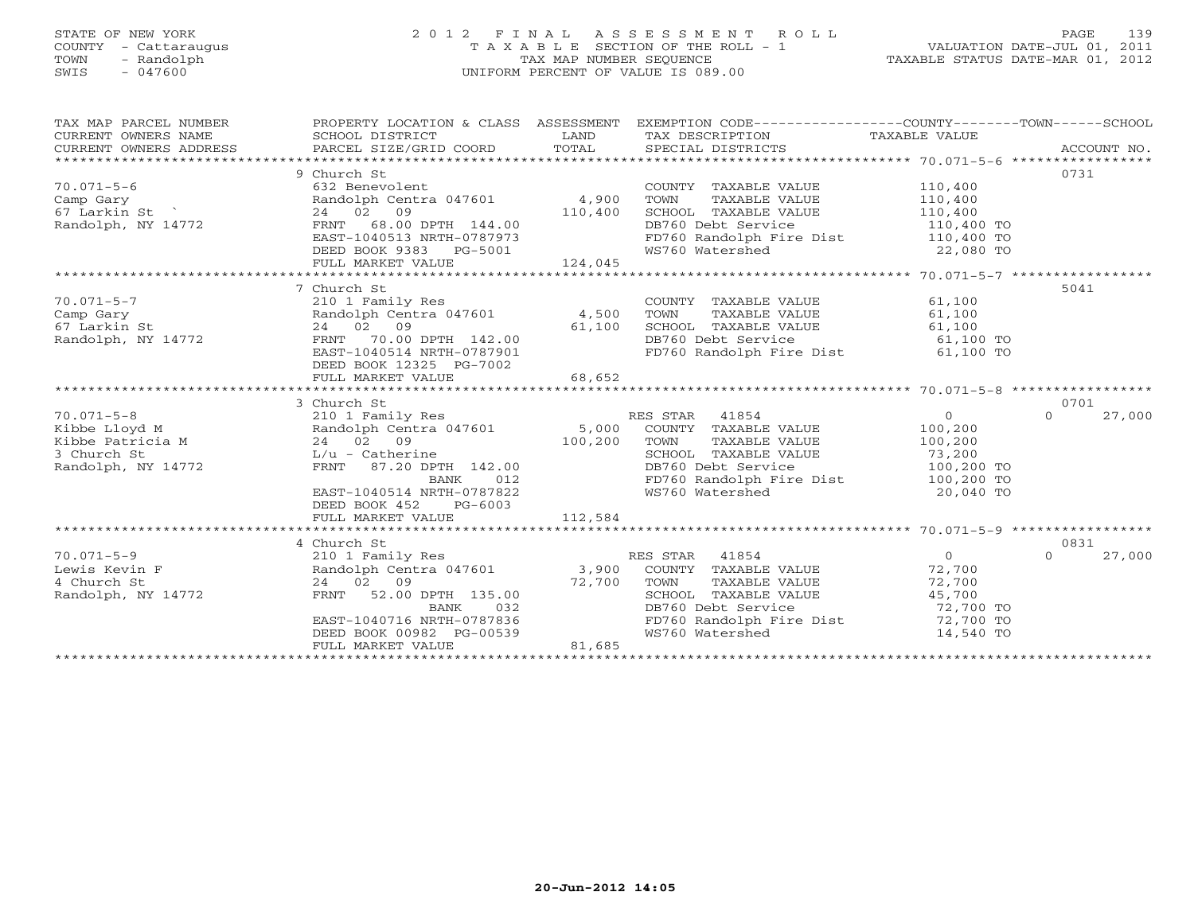STATE OF NEW YORK
COUNTY - Cattaraugus
TOWN - Randolph
SWIS - 047600

# 2012 FINAL ASSESSMENT ROLL
TAXABLE SECTION OF THE ROLL - 1
TAX MAP NUMBER SEQUENCE
UNIFORM PERCENT OF VALUE IS 089.00

VALUATION DATE-JUL 01, 2011
TAXABLE STATUS DATE-MAR 01, 2012

| TAX MAP PARCEL NUMBER / CURRENT OWNERS NAME / CURRENT OWNERS ADDRESS | PROPERTY LOCATION & CLASS / SCHOOL DISTRICT / PARCEL SIZE/GRID COORD | ASSESSMENT LAND / TOTAL | EXEMPTION CODE / TAX DESCRIPTION / SPECIAL DISTRICTS | COUNTY / TAXABLE VALUE | TOWN | SCHOOL / ACCOUNT NO. |
|---|---|---|---|---|---|---|
| | 9 Church St | | | | | 0731 |
| 70.071-5-6 | 632 Benevolent | | COUNTY TAXABLE VALUE | 110,400 | | |
| Camp Gary | Randolph Centra 047601 | 4,900 | TOWN TAXABLE VALUE | 110,400 | | |
| 67 Larkin St ` | 24 02 09 | 110,400 | SCHOOL TAXABLE VALUE | 110,400 | | |
| Randolph, NY 14772 | FRNT 68.00 DPTH 144.00 | | DB760 Debt Service | 110,400 TO | | |
| | EAST-1040513 NRTH-0787973 | | FD760 Randolph Fire Dist | 110,400 TO | | |
| | DEED BOOK 9383 PG-5001 | | WS760 Watershed | 22,080 TO | | |
| | FULL MARKET VALUE | 124,045 | | | | |
| | 7 Church St | | | | | 5041 |
| 70.071-5-7 | 210 1 Family Res | | COUNTY TAXABLE VALUE | 61,100 | | |
| Camp Gary | Randolph Centra 047601 | 4,500 | TOWN TAXABLE VALUE | 61,100 | | |
| 67 Larkin St | 24 02 09 | 61,100 | SCHOOL TAXABLE VALUE | 61,100 | | |
| Randolph, NY 14772 | FRNT 70.00 DPTH 142.00 | | DB760 Debt Service | 61,100 TO | | |
| | EAST-1040514 NRTH-0787901 | | FD760 Randolph Fire Dist | 61,100 TO | | |
| | DEED BOOK 12325 PG-7002 | | | | | |
| | FULL MARKET VALUE | 68,652 | | | | |
| | 3 Church St | | | | | 0701 |
| 70.071-5-8 | 210 1 Family Res | | RES STAR 41854 | 0 | 0 | 27,000 |
| Kibbe Lloyd M | Randolph Centra 047601 | 5,000 | COUNTY TAXABLE VALUE | 100,200 | | |
| Kibbe Patricia M | 24 02 09 | 100,200 | TOWN TAXABLE VALUE | 100,200 | | |
| 3 Church St | L/u - Catherine | | SCHOOL TAXABLE VALUE | 73,200 | | |
| Randolph, NY 14772 | FRNT 87.20 DPTH 142.00 | | DB760 Debt Service | 100,200 TO | | |
| | BANK 012 | | FD760 Randolph Fire Dist | 100,200 TO | | |
| | EAST-1040514 NRTH-0787822 | | WS760 Watershed | 20,040 TO | | |
| | DEED BOOK 452 PG-6003 | | | | | |
| | FULL MARKET VALUE | 112,584 | | | | |
| | 4 Church St | | | | | 0831 |
| 70.071-5-9 | 210 1 Family Res | | RES STAR 41854 | 0 | 0 | 27,000 |
| Lewis Kevin F | Randolph Centra 047601 | 3,900 | COUNTY TAXABLE VALUE | 72,700 | | |
| 4 Church St | 24 02 09 | 72,700 | TOWN TAXABLE VALUE | 72,700 | | |
| Randolph, NY 14772 | FRNT 52.00 DPTH 135.00 | | SCHOOL TAXABLE VALUE | 45,700 | | |
| | BANK 032 | | DB760 Debt Service | 72,700 TO | | |
| | EAST-1040716 NRTH-0787836 | | FD760 Randolph Fire Dist | 72,700 TO | | |
| | DEED BOOK 00982 PG-00539 | | WS760 Watershed | 14,540 TO | | |
| | FULL MARKET VALUE | 81,685 | | | | |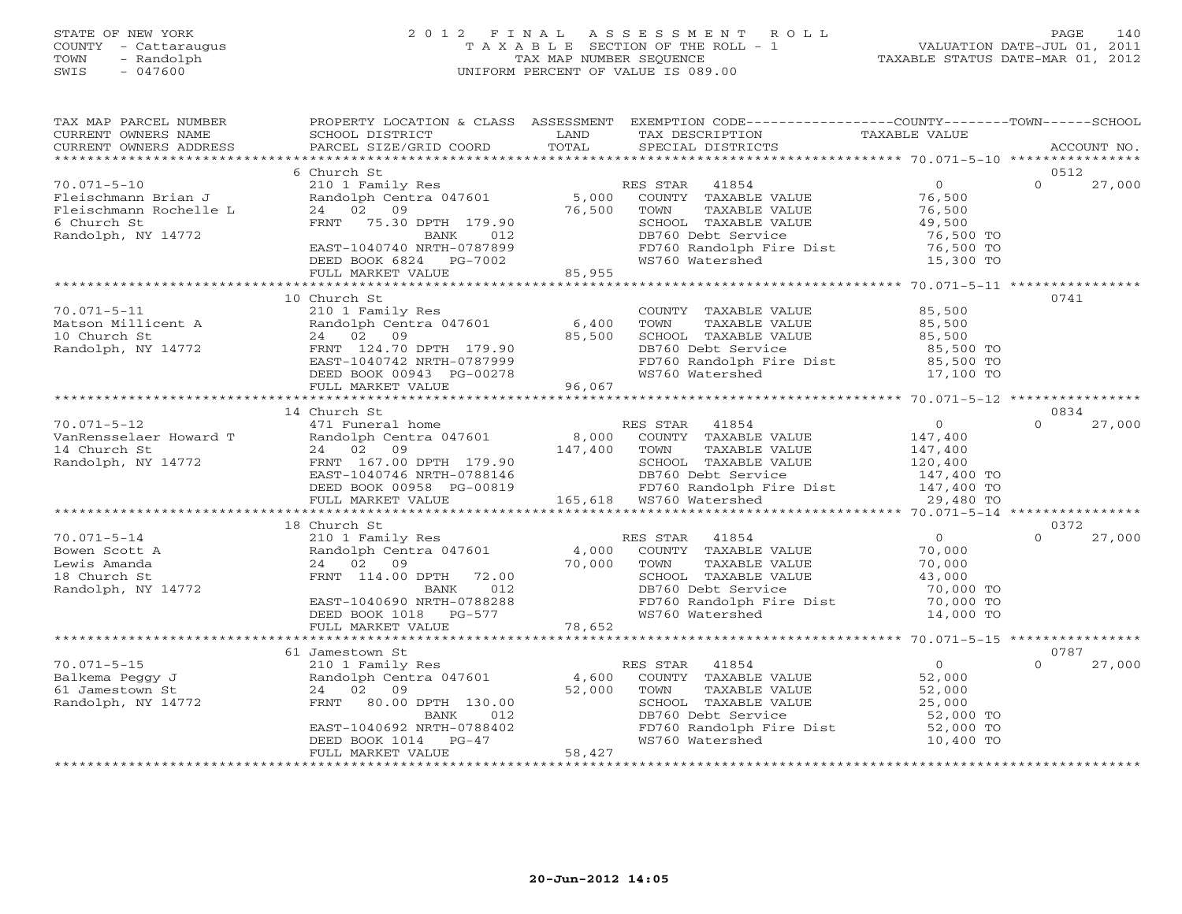STATE OF NEW YORK
COUNTY - Cattaraugus
TOWN - Randolph
SWIS - 047600

# 2012 FINAL ASSESSMENT ROLL
TAXABLE SECTION OF THE ROLL - 1
TAX MAP NUMBER SEQUENCE
UNIFORM PERCENT OF VALUE IS 089.00

VALUATION DATE-JUL 01, 2011
TAXABLE STATUS DATE-MAR 01, 2012

| TAX MAP PARCEL NUMBER / CURRENT OWNERS NAME / CURRENT OWNERS ADDRESS | PROPERTY LOCATION & CLASS / SCHOOL DISTRICT / PARCEL SIZE/GRID COORD | ASSESSMENT LAND / TOTAL | EXEMPTION CODE / TAX DESCRIPTION / SPECIAL DISTRICTS | COUNTY TAXABLE VALUE | TOWN | SCHOOL / ACCOUNT NO. |
|---|---|---|---|---|---|---|
| | 6 Church St | | | | | 0512 |
| 70.071-5-10 | 210 1 Family Res | | RES STAR 41854 | 0 | 0 | 27,000 |
| Fleischmann Brian J | Randolph Centra 047601 | 5,000 | COUNTY TAXABLE VALUE | 76,500 | | |
| Fleischmann Rochelle L | 24 02 09 | 76,500 | TOWN TAXABLE VALUE | 76,500 | | |
| 6 Church St | FRNT 75.30 DPTH 179.90 | | SCHOOL TAXABLE VALUE | 49,500 | | |
| Randolph, NY 14772 | BANK 012 | | DB760 Debt Service | 76,500 TO | | |
| | EAST-1040740 NRTH-0787899 | | FD760 Randolph Fire Dist | 76,500 TO | | |
| | DEED BOOK 6824 PG-7002 | | WS760 Watershed | 15,300 TO | | |
| | FULL MARKET VALUE | 85,955 | | | | |
| | 10 Church St | | | | | 0741 |
| 70.071-5-11 | 210 1 Family Res | | COUNTY TAXABLE VALUE | 85,500 | | |
| Matson Millicent A | Randolph Centra 047601 | 6,400 | TOWN TAXABLE VALUE | 85,500 | | |
| 10 Church St | 24 02 09 | 85,500 | SCHOOL TAXABLE VALUE | 85,500 | | |
| Randolph, NY 14772 | FRNT 124.70 DPTH 179.90 | | DB760 Debt Service | 85,500 TO | | |
| | EAST-1040742 NRTH-0787999 | | FD760 Randolph Fire Dist | 85,500 TO | | |
| | DEED BOOK 00943 PG-00278 | | WS760 Watershed | 17,100 TO | | |
| | FULL MARKET VALUE | 96,067 | | | | |
| | 14 Church St | | | | | 0834 |
| 70.071-5-12 | 471 Funeral home | | RES STAR 41854 | 0 | 0 | 27,000 |
| VanRensselaer Howard T | Randolph Centra 047601 | 8,000 | COUNTY TAXABLE VALUE | 147,400 | | |
| 14 Church St | 24 02 09 | 147,400 | TOWN TAXABLE VALUE | 147,400 | | |
| Randolph, NY 14772 | FRNT 167.00 DPTH 179.90 | | SCHOOL TAXABLE VALUE | 120,400 | | |
| | EAST-1040746 NRTH-0788146 | | DB760 Debt Service | 147,400 TO | | |
| | DEED BOOK 00958 PG-00819 | | FD760 Randolph Fire Dist | 147,400 TO | | |
| | FULL MARKET VALUE | 165,618 | WS760 Watershed | 29,480 TO | | |
| | 18 Church St | | | | | 0372 |
| 70.071-5-14 | 210 1 Family Res | | RES STAR 41854 | 0 | 0 | 27,000 |
| Bowen Scott A | Randolph Centra 047601 | 4,000 | COUNTY TAXABLE VALUE | 70,000 | | |
| Lewis Amanda | 24 02 09 | 70,000 | TOWN TAXABLE VALUE | 70,000 | | |
| 18 Church St | FRNT 114.00 DPTH 72.00 | | SCHOOL TAXABLE VALUE | 43,000 | | |
| Randolph, NY 14772 | BANK 012 | | DB760 Debt Service | 70,000 TO | | |
| | EAST-1040690 NRTH-0788288 | | FD760 Randolph Fire Dist | 70,000 TO | | |
| | DEED BOOK 1018 PG-577 | | WS760 Watershed | 14,000 TO | | |
| | FULL MARKET VALUE | 78,652 | | | | |
| | 61 Jamestown St | | | | | 0787 |
| 70.071-5-15 | 210 1 Family Res | | RES STAR 41854 | 0 | 0 | 27,000 |
| Balkema Peggy J | Randolph Centra 047601 | 4,600 | COUNTY TAXABLE VALUE | 52,000 | | |
| 61 Jamestown St | 24 02 09 | 52,000 | TOWN TAXABLE VALUE | 52,000 | | |
| Randolph, NY 14772 | FRNT 80.00 DPTH 130.00 | | SCHOOL TAXABLE VALUE | 25,000 | | |
| | BANK 012 | | DB760 Debt Service | 52,000 TO | | |
| | EAST-1040692 NRTH-0788402 | | FD760 Randolph Fire Dist | 52,000 TO | | |
| | DEED BOOK 1014 PG-47 | | WS760 Watershed | 10,400 TO | | |
| | FULL MARKET VALUE | 58,427 | | | | |

20-Jun-2012 14:05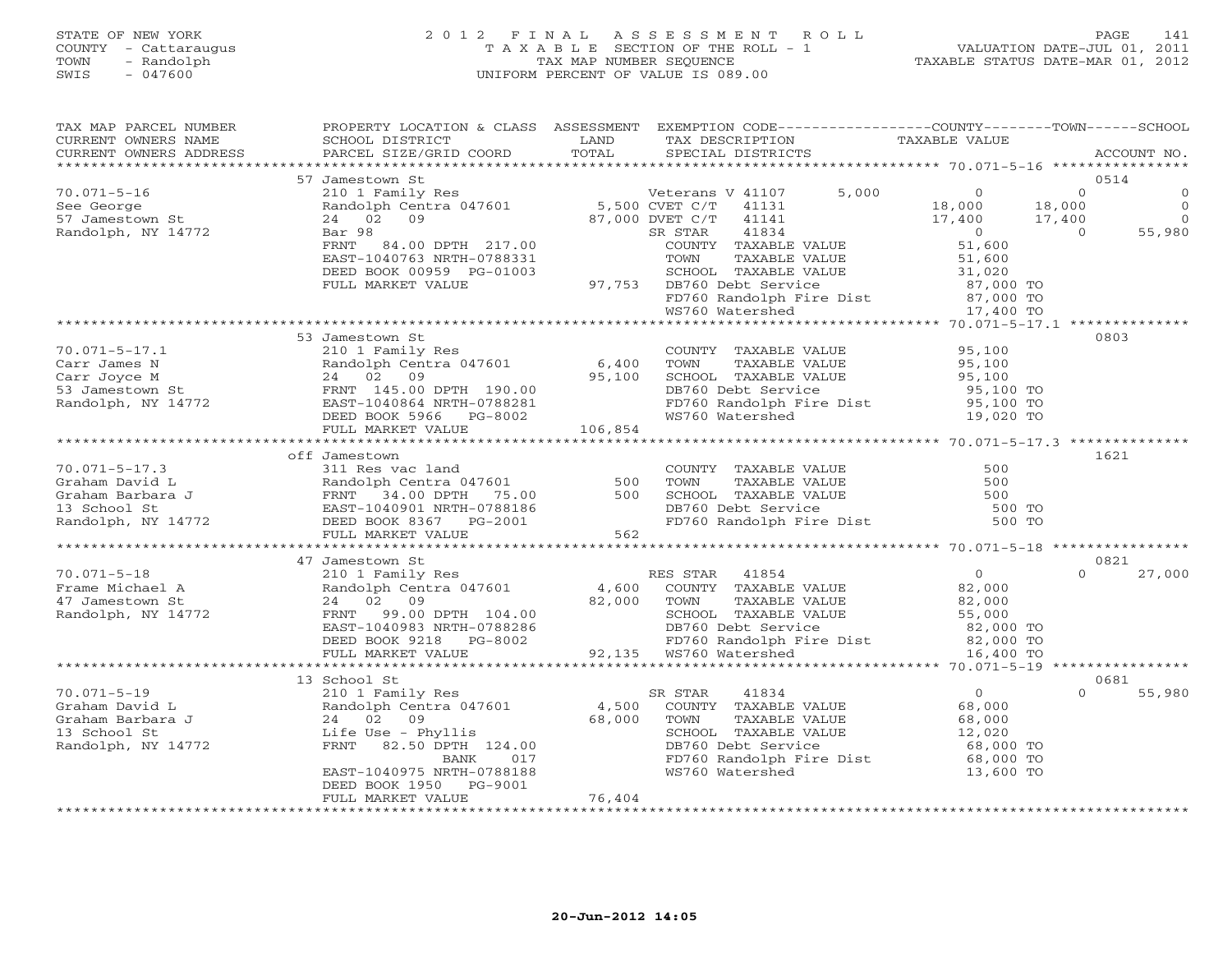STATE OF NEW YORK
COUNTY - Cattaraugus
TOWN - Randolph
SWIS - 047600

2 0 1 2 F I N A L A S S E S S M E N T R O L L
T A X A B L E SECTION OF THE ROLL - 1
TAX MAP NUMBER SEQUENCE
UNIFORM PERCENT OF VALUE IS 089.00

VALUATION DATE-JUL 01, 2011
TAXABLE STATUS DATE-MAR 01, 2012

```
TAX MAP PARCEL NUMBER     PROPERTY LOCATION & CLASS  ASSESSMENT  EXEMPTION CODE-----------------COUNTY--------TOWN------SCHOOL
CURRENT OWNERS NAME       SCHOOL DISTRICT               LAND      TAX DESCRIPTION                  TAXABLE VALUE
CURRENT OWNERS ADDRESS    PARCEL SIZE/GRID COORD       TOTAL      SPECIAL DISTRICTS                                    ACCOUNT NO.
******************************************************************************************************* 70.071-5-16 ****************
                          57 Jamestown St                                                                              0514
70.071-5-16               210 1 Family Res                        Veterans V 41107       5,000          0           0            0
See George                Randolph Centra 047601      5,500 CVET C/T   41131                    18,000      18,000            0
57 Jamestown St           24   02   09               87,000 DVET C/T   41141                    17,400      17,400            0
Randolph, NY 14772        Bar 98                                  SR STAR    41834                        0           0       55,980
                          FRNT   84.00 DPTH 217.00                COUNTY  TAXABLE VALUE            51,600
                          EAST-1040763 NRTH-0788331               TOWN    TAXABLE VALUE            51,600
                          DEED BOOK 00959 PG-01003                SCHOOL  TAXABLE VALUE            31,020
                          FULL MARKET VALUE            97,753     DB760 Debt Service               87,000 TO
                                                                  FD760 Randolph Fire Dist         87,000 TO
                                                                  WS760 Watershed                  17,400 TO
******************************************************************************************************* 70.071-5-17.1 **************
                          53 Jamestown St                                                                              0803
70.071-5-17.1             210 1 Family Res                        COUNTY  TAXABLE VALUE            95,100
Carr James N              Randolph Centra 047601      6,400       TOWN    TAXABLE VALUE            95,100
Carr Joyce M              24   02   09               95,100       SCHOOL  TAXABLE VALUE            95,100
53 Jamestown St           FRNT  145.00 DPTH 190.00                DB760 Debt Service               95,100 TO
Randolph, NY 14772        EAST-1040864 NRTH-0788281               FD760 Randolph Fire Dist         95,100 TO
                          DEED BOOK 5966    PG-8002               WS760 Watershed                  19,020 TO
                          FULL MARKET VALUE           106,854
******************************************************************************************************* 70.071-5-17.3 **************
                          off Jamestown                                                                                1621
70.071-5-17.3             311 Res vac land                        COUNTY  TAXABLE VALUE               500
Graham David L            Randolph Centra 047601        500       TOWN    TAXABLE VALUE               500
Graham Barbara J          FRNT   34.00 DPTH  75.00      500       SCHOOL  TAXABLE VALUE               500
13 School St              EAST-1040901 NRTH-0788186               DB760 Debt Service                  500 TO
Randolph, NY 14772        DEED BOOK 8367    PG-2001               FD760 Randolph Fire Dist            500 TO
                          FULL MARKET VALUE               562
******************************************************************************************************* 70.071-5-18 ****************
                          47 Jamestown St                                                                              0821
70.071-5-18               210 1 Family Res                        RES STAR   41854                        0           0       27,000
Frame Michael A           Randolph Centra 047601      4,600       COUNTY  TAXABLE VALUE            82,000
47 Jamestown St           24   02   09               82,000       TOWN    TAXABLE VALUE            82,000
Randolph, NY 14772        FRNT   99.00 DPTH 104.00                SCHOOL  TAXABLE VALUE            55,000
                          EAST-1040983 NRTH-0788286               DB760 Debt Service               82,000 TO
                          DEED BOOK 9218    PG-8002               FD760 Randolph Fire Dist         82,000 TO
                          FULL MARKET VALUE            92,135     WS760 Watershed                  16,400 TO
******************************************************************************************************* 70.071-5-19 ****************
                          13 School St                                                                                 0681
70.071-5-19               210 1 Family Res                        SR STAR    41834                        0           0       55,980
Graham David L            Randolph Centra 047601      4,500       COUNTY  TAXABLE VALUE            68,000
Graham Barbara J          24   02   09               68,000       TOWN    TAXABLE VALUE            68,000
13 School St              Life Use - Phyllis                      SCHOOL  TAXABLE VALUE            12,020
Randolph, NY 14772        FRNT   82.50 DPTH 124.00                DB760 Debt Service               68,000 TO
                                    BANK     017                  FD760 Randolph Fire Dist         68,000 TO
                          EAST-1040975 NRTH-0788188               WS760 Watershed                  13,600 TO
                          DEED BOOK 1950    PG-9001
                          FULL MARKET VALUE            76,404
************************************************************************************************************************************
```

20-Jun-2012 14:05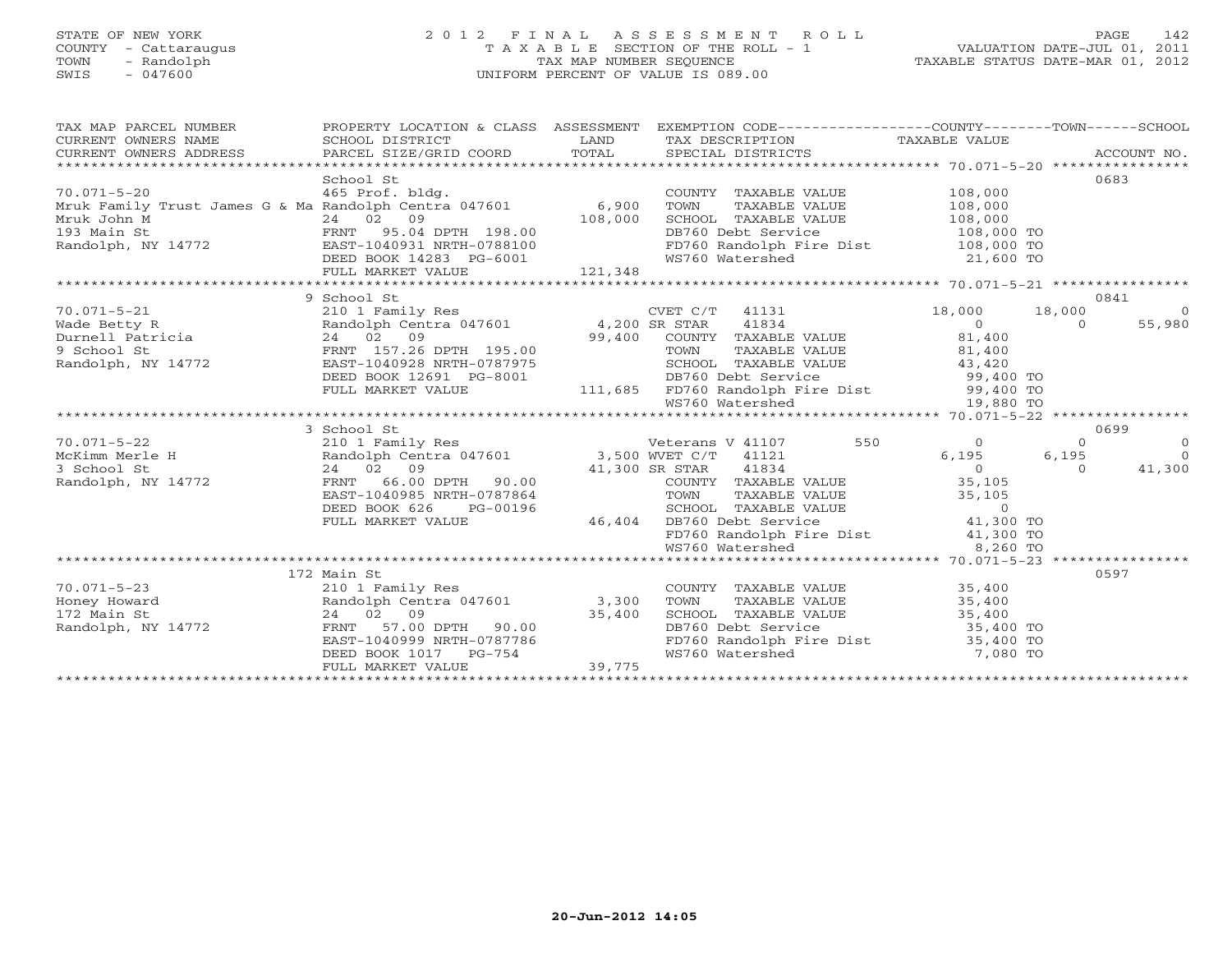STATE OF NEW YORK
COUNTY - Cattaraugus
TOWN - Randolph
SWIS - 047600

# 2012 FINAL ASSESSMENT ROLL

TAXABLE SECTION OF THE ROLL - 1
TAX MAP NUMBER SEQUENCE
UNIFORM PERCENT OF VALUE IS 089.00

VALUATION DATE-JUL 01, 2011
TAXABLE STATUS DATE-MAR 01, 2012

| TAX MAP PARCEL NUMBER / CURRENT OWNERS NAME / CURRENT OWNERS ADDRESS | PROPERTY LOCATION & CLASS / SCHOOL DISTRICT / PARCEL SIZE/GRID COORD | ASSESSMENT LAND / TOTAL | EXEMPTION CODE / TAX DESCRIPTION / SPECIAL DISTRICTS | COUNTY TAXABLE VALUE | TOWN | SCHOOL | ACCOUNT NO. |
|---|---|---|---|---|---|---|---|
| 70.071-5-20 | School St | | | | | | 0683 |
| | 465 Prof. bldg. | | COUNTY TAXABLE VALUE | 108,000 | | | |
| Mruk Family Trust James G & Ma | Randolph Centra 047601 | 6,900 | TOWN TAXABLE VALUE | 108,000 | | | |
| Mruk John M | 24 02 09 | 108,000 | SCHOOL TAXABLE VALUE | 108,000 | | | |
| 193 Main St | FRNT 95.04 DPTH 198.00 | | DB760 Debt Service | 108,000 TO | | | |
| Randolph, NY 14772 | EAST-1040931 NRTH-0788100 | | FD760 Randolph Fire Dist | 108,000 TO | | | |
| | DEED BOOK 14283 PG-6001 | | WS760 Watershed | 21,600 TO | | | |
| | FULL MARKET VALUE | 121,348 | | | | | |
| 70.071-5-21 | 9 School St | | | | | | 0841 |
| | 210 1 Family Res | | CVET C/T 41131 | 18,000 | 18,000 | 0 | |
| Wade Betty R | Randolph Centra 047601 | 4,200 | SR STAR 41834 | 0 | 0 | 55,980 | |
| Durnell Patricia | 24 02 09 | 99,400 | COUNTY TAXABLE VALUE | 81,400 | | | |
| 9 School St | FRNT 157.26 DPTH 195.00 | | TOWN TAXABLE VALUE | 81,400 | | | |
| Randolph, NY 14772 | EAST-1040928 NRTH-0787975 | | SCHOOL TAXABLE VALUE | 43,420 | | | |
| | DEED BOOK 12691 PG-8001 | | DB760 Debt Service | 99,400 TO | | | |
| | FULL MARKET VALUE | 111,685 | FD760 Randolph Fire Dist | 99,400 TO | | | |
| | | | WS760 Watershed | 19,880 TO | | | |
| 70.071-5-22 | 3 School St | | | | | | 0699 |
| | 210 1 Family Res | | Veterans V 41107 550 | 0 | 0 | 0 | |
| McKimm Merle H | Randolph Centra 047601 | 3,500 | WVET C/T 41121 | 6,195 | 6,195 | 0 | |
| 3 School St | 24 02 09 | 41,300 | SR STAR 41834 | 0 | 0 | 41,300 | |
| Randolph, NY 14772 | FRNT 66.00 DPTH 90.00 | | COUNTY TAXABLE VALUE | 35,105 | | | |
| | EAST-1040985 NRTH-0787864 | | TOWN TAXABLE VALUE | 35,105 | | | |
| | DEED BOOK 626 PG-00196 | | SCHOOL TAXABLE VALUE | 0 | | | |
| | FULL MARKET VALUE | 46,404 | DB760 Debt Service | 41,300 TO | | | |
| | | | FD760 Randolph Fire Dist | 41,300 TO | | | |
| | | | WS760 Watershed | 8,260 TO | | | |
| 70.071-5-23 | 172 Main St | | | | | | 0597 |
| | 210 1 Family Res | | COUNTY TAXABLE VALUE | 35,400 | | | |
| Honey Howard | Randolph Centra 047601 | 3,300 | TOWN TAXABLE VALUE | 35,400 | | | |
| 172 Main St | 24 02 09 | 35,400 | SCHOOL TAXABLE VALUE | 35,400 | | | |
| Randolph, NY 14772 | FRNT 57.00 DPTH 90.00 | | DB760 Debt Service | 35,400 TO | | | |
| | EAST-1040999 NRTH-0787786 | | FD760 Randolph Fire Dist | 35,400 TO | | | |
| | DEED BOOK 1017 PG-754 | | WS760 Watershed | 7,080 TO | | | |
| | FULL MARKET VALUE | 39,775 | | | | | |

20-Jun-2012 14:05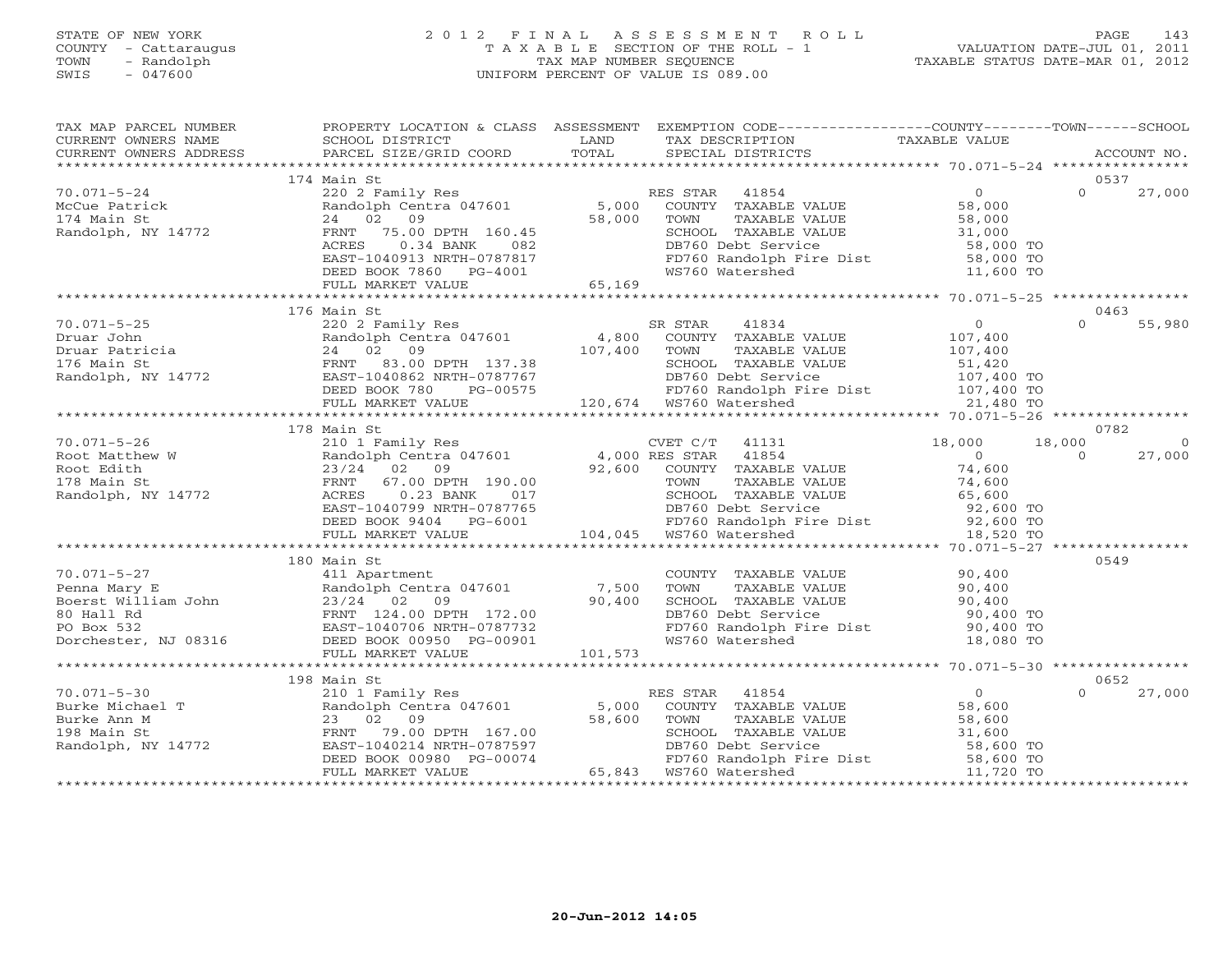STATE OF NEW YORK
COUNTY - Cattaraugus
TOWN - Randolph
SWIS - 047600

2 0 1 2 F I N A L A S S E S S M E N T R O L L
T A X A B L E SECTION OF THE ROLL - 1
TAX MAP NUMBER SEQUENCE
UNIFORM PERCENT OF VALUE IS 089.00

VALUATION DATE-JUL 01, 2011
TAXABLE STATUS DATE-MAR 01, 2012

| TAX MAP PARCEL NUMBER / CURRENT OWNERS NAME / CURRENT OWNERS ADDRESS | PROPERTY LOCATION & CLASS / SCHOOL DISTRICT / PARCEL SIZE/GRID COORD | ASSESSMENT LAND / TOTAL | EXEMPTION CODE / TAX DESCRIPTION / SPECIAL DISTRICTS | COUNTY TAXABLE VALUE | TOWN | SCHOOL / ACCOUNT NO. |
|---|---|---|---|---|---|---|
| | 174 Main St | | | | | 0537 |
| 70.071-5-24 | 220 2 Family Res | | RES STAR 41854 | 0 | 0 | 27,000 |
| McCue Patrick | Randolph Centra 047601 | 5,000 | COUNTY TAXABLE VALUE | 58,000 | | |
| 174 Main St | 24 02 09 | 58,000 | TOWN TAXABLE VALUE | 58,000 | | |
| Randolph, NY 14772 | FRNT 75.00 DPTH 160.45 | | SCHOOL TAXABLE VALUE | 31,000 | | |
| | ACRES 0.34 BANK 082 | | DB760 Debt Service | 58,000 TO | | |
| | EAST-1040913 NRTH-0787817 | | FD760 Randolph Fire Dist | 58,000 TO | | |
| | DEED BOOK 7860 PG-4001 | | WS760 Watershed | 11,600 TO | | |
| | FULL MARKET VALUE | 65,169 | | | | |
| | 176 Main St | | | | | 0463 |
| 70.071-5-25 | 220 2 Family Res | | SR STAR 41834 | 0 | 0 | 55,980 |
| Druar John | Randolph Centra 047601 | 4,800 | COUNTY TAXABLE VALUE | 107,400 | | |
| Druar Patricia | 24 02 09 | 107,400 | TOWN TAXABLE VALUE | 107,400 | | |
| 176 Main St | FRNT 83.00 DPTH 137.38 | | SCHOOL TAXABLE VALUE | 51,420 | | |
| Randolph, NY 14772 | EAST-1040862 NRTH-0787767 | | DB760 Debt Service | 107,400 TO | | |
| | DEED BOOK 780 PG-00575 | | FD760 Randolph Fire Dist | 107,400 TO | | |
| | FULL MARKET VALUE | 120,674 | WS760 Watershed | 21,480 TO | | |
| | 178 Main St | | | | | 0782 |
| 70.071-5-26 | 210 1 Family Res | | CVET C/T 41131 | 18,000 | 18,000 | 0 |
| Root Matthew W | Randolph Centra 047601 | 4,000 | RES STAR 41854 | 0 | 0 | 27,000 |
| Root Edith | 23/24 02 09 | 92,600 | COUNTY TAXABLE VALUE | 74,600 | | |
| 178 Main St | FRNT 67.00 DPTH 190.00 | | TOWN TAXABLE VALUE | 74,600 | | |
| Randolph, NY 14772 | ACRES 0.23 BANK 017 | | SCHOOL TAXABLE VALUE | 65,600 | | |
| | EAST-1040799 NRTH-0787765 | | DB760 Debt Service | 92,600 TO | | |
| | DEED BOOK 9404 PG-6001 | | FD760 Randolph Fire Dist | 92,600 TO | | |
| | FULL MARKET VALUE | 104,045 | WS760 Watershed | 18,520 TO | | |
| | 180 Main St | | | | | 0549 |
| 70.071-5-27 | 411 Apartment | | COUNTY TAXABLE VALUE | 90,400 | | |
| Penna Mary E | Randolph Centra 047601 | 7,500 | TOWN TAXABLE VALUE | 90,400 | | |
| Boerst William John | 23/24 02 09 | 90,400 | SCHOOL TAXABLE VALUE | 90,400 | | |
| 80 Hall Rd | FRNT 124.00 DPTH 172.00 | | DB760 Debt Service | 90,400 TO | | |
| PO Box 532 | EAST-1040706 NRTH-0787732 | | FD760 Randolph Fire Dist | 90,400 TO | | |
| Dorchester, NJ 08316 | DEED BOOK 00950 PG-00901 | | WS760 Watershed | 18,080 TO | | |
| | FULL MARKET VALUE | 101,573 | | | | |
| | 198 Main St | | | | | 0652 |
| 70.071-5-30 | 210 1 Family Res | | RES STAR 41854 | 0 | 0 | 27,000 |
| Burke Michael T | Randolph Centra 047601 | 5,000 | COUNTY TAXABLE VALUE | 58,600 | | |
| Burke Ann M | 23 02 09 | 58,600 | TOWN TAXABLE VALUE | 58,600 | | |
| 198 Main St | FRNT 79.00 DPTH 167.00 | | SCHOOL TAXABLE VALUE | 31,600 | | |
| Randolph, NY 14772 | EAST-1040214 NRTH-0787597 | | DB760 Debt Service | 58,600 TO | | |
| | DEED BOOK 00980 PG-00074 | | FD760 Randolph Fire Dist | 58,600 TO | | |
| | FULL MARKET VALUE | 65,843 | WS760 Watershed | 11,720 TO | | |

20-Jun-2012 14:05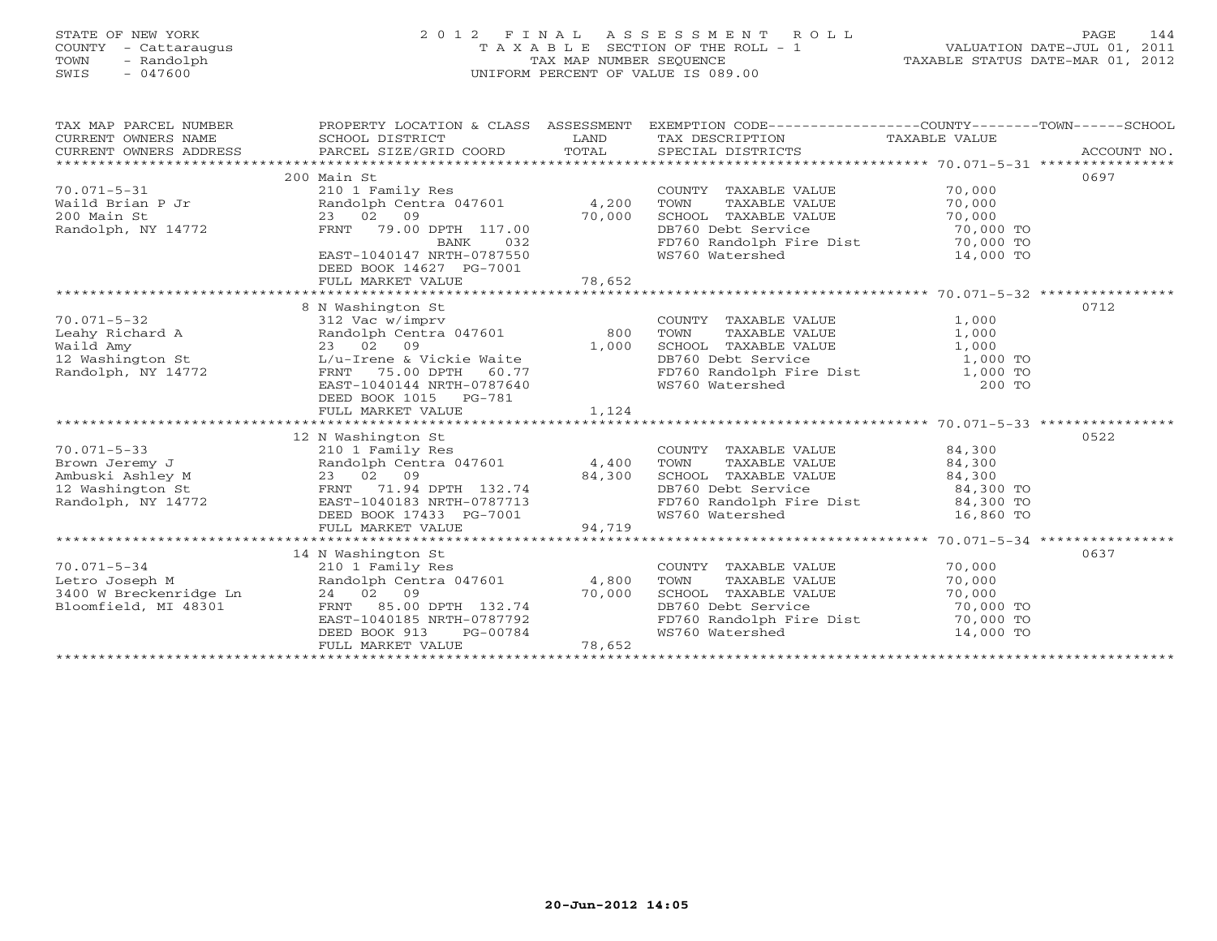STATE OF NEW YORK
COUNTY - Cattaraugus
TOWN - Randolph
SWIS - 047600

2012 FINAL ASSESSMENT ROLL
TAXABLE SECTION OF THE ROLL - 1
TAX MAP NUMBER SEQUENCE
UNIFORM PERCENT OF VALUE IS 089.00

VALUATION DATE-JUL 01, 2011
TAXABLE STATUS DATE-MAR 01, 2012

| TAX MAP PARCEL NUMBER / CURRENT OWNERS NAME / CURRENT OWNERS ADDRESS | PROPERTY LOCATION & CLASS / SCHOOL DISTRICT / PARCEL SIZE/GRID COORD | ASSESSMENT LAND / TOTAL | EXEMPTION CODE / TAX DESCRIPTION / SPECIAL DISTRICTS | TAXABLE VALUE | ACCOUNT NO. |
|---|---|---|---|---|---|
| 70.071-5-31 | 200 Main St | | | | 0697 |
| | 210 1 Family Res | | COUNTY TAXABLE VALUE | 70,000 | |
| Waild Brian P Jr | Randolph Centra 047601 | 4,200 | TOWN TAXABLE VALUE | 70,000 | |
| 200 Main St | 23 02 09 | 70,000 | SCHOOL TAXABLE VALUE | 70,000 | |
| Randolph, NY 14772 | FRNT 79.00 DPTH 117.00 | | DB760 Debt Service | 70,000 TO | |
| | BANK 032 | | FD760 Randolph Fire Dist | 70,000 TO | |
| | EAST-1040147 NRTH-0787550 | | WS760 Watershed | 14,000 TO | |
| | DEED BOOK 14627 PG-7001 | | | | |
| | FULL MARKET VALUE | 78,652 | | | |
| 70.071-5-32 | 8 N Washington St | | | | 0712 |
| | 312 Vac w/imprv | | COUNTY TAXABLE VALUE | 1,000 | |
| Leahy Richard A | Randolph Centra 047601 | 800 | TOWN TAXABLE VALUE | 1,000 | |
| Waild Amy | 23 02 09 | 1,000 | SCHOOL TAXABLE VALUE | 1,000 | |
| 12 Washington St | L/u-Irene & Vickie Waite | | DB760 Debt Service | 1,000 TO | |
| Randolph, NY 14772 | FRNT 75.00 DPTH 60.77 | | FD760 Randolph Fire Dist | 1,000 TO | |
| | EAST-1040144 NRTH-0787640 | | WS760 Watershed | 200 TO | |
| | DEED BOOK 1015 PG-781 | | | | |
| | FULL MARKET VALUE | 1,124 | | | |
| 70.071-5-33 | 12 N Washington St | | | | 0522 |
| | 210 1 Family Res | | COUNTY TAXABLE VALUE | 84,300 | |
| Brown Jeremy J | Randolph Centra 047601 | 4,400 | TOWN TAXABLE VALUE | 84,300 | |
| Ambuski Ashley M | 23 02 09 | 84,300 | SCHOOL TAXABLE VALUE | 84,300 | |
| 12 Washington St | FRNT 71.94 DPTH 132.74 | | DB760 Debt Service | 84,300 TO | |
| Randolph, NY 14772 | EAST-1040183 NRTH-0787713 | | FD760 Randolph Fire Dist | 84,300 TO | |
| | DEED BOOK 17433 PG-7001 | | WS760 Watershed | 16,860 TO | |
| | FULL MARKET VALUE | 94,719 | | | |
| 70.071-5-34 | 14 N Washington St | | | | 0637 |
| | 210 1 Family Res | | COUNTY TAXABLE VALUE | 70,000 | |
| Letro Joseph M | Randolph Centra 047601 | 4,800 | TOWN TAXABLE VALUE | 70,000 | |
| 3400 W Breckenridge Ln | 24 02 09 | 70,000 | SCHOOL TAXABLE VALUE | 70,000 | |
| Bloomfield, MI 48301 | FRNT 85.00 DPTH 132.74 | | DB760 Debt Service | 70,000 TO | |
| | EAST-1040185 NRTH-0787792 | | FD760 Randolph Fire Dist | 70,000 TO | |
| | DEED BOOK 913 PG-00784 | | WS760 Watershed | 14,000 TO | |
| | FULL MARKET VALUE | 78,652 | | | |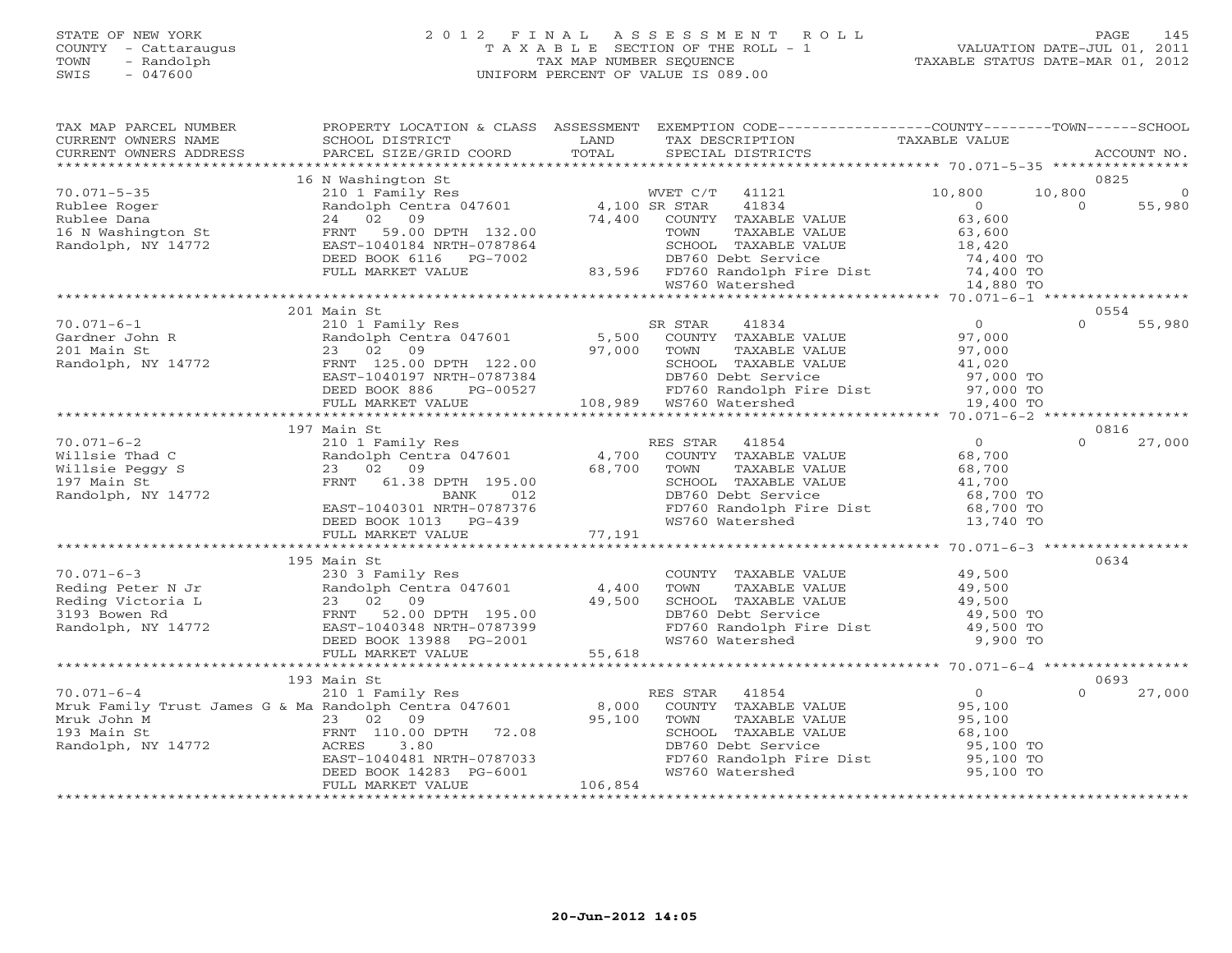STATE OF NEW YORK
COUNTY - Cattaraugus
TOWN - Randolph
SWIS - 047600

# 2012 FINAL ASSESSMENT ROLL
TAXABLE SECTION OF THE ROLL - 1
TAX MAP NUMBER SEQUENCE
UNIFORM PERCENT OF VALUE IS 089.00

VALUATION DATE-JUL 01, 2011
TAXABLE STATUS DATE-MAR 01, 2012

| TAX MAP PARCEL NUMBER / CURRENT OWNERS NAME / CURRENT OWNERS ADDRESS | PROPERTY LOCATION & CLASS / SCHOOL DISTRICT / PARCEL SIZE/GRID COORD | ASSESSMENT LAND / TOTAL | EXEMPTION CODE / TAX DESCRIPTION / SPECIAL DISTRICTS | COUNTY TAXABLE VALUE | TOWN | SCHOOL | ACCOUNT NO. |
|---|---|---|---|---|---|---|---|
| **70.071-5-35** | 16 N Washington St | | | | | | 0825 |
| Rublee Roger | 210 1 Family Res | | WVET C/T 41121 | 10,800 | 10,800 | 0 | |
| Rublee Dana | Randolph Centra 047601 | 4,100 | SR STAR 41834 | 0 | 0 | 55,980 | |
| 16 N Washington St | 24 02 09 | 74,400 | COUNTY TAXABLE VALUE | 63,600 | | | |
| Randolph, NY 14772 | FRNT 59.00 DPTH 132.00 | | TOWN TAXABLE VALUE | 63,600 | | | |
| | EAST-1040184 NRTH-0787864 | | SCHOOL TAXABLE VALUE | 18,420 | | | |
| | DEED BOOK 6116 PG-7002 | | DB760 Debt Service | 74,400 TO | | | |
| | FULL MARKET VALUE | 83,596 | FD760 Randolph Fire Dist | 74,400 TO | | | |
| | | | WS760 Watershed | 14,880 TO | | | |
| **70.071-6-1** | 201 Main St | | | | | | 0554 |
| Gardner John R | 210 1 Family Res | | SR STAR 41834 | 0 | 0 | 55,980 | |
| 201 Main St | Randolph Centra 047601 | 5,500 | COUNTY TAXABLE VALUE | 97,000 | | | |
| Randolph, NY 14772 | 23 02 09 | 97,000 | TOWN TAXABLE VALUE | 97,000 | | | |
| | FRNT 125.00 DPTH 122.00 | | SCHOOL TAXABLE VALUE | 41,020 | | | |
| | EAST-1040197 NRTH-0787384 | | DB760 Debt Service | 97,000 TO | | | |
| | DEED BOOK 886 PG-00527 | | FD760 Randolph Fire Dist | 97,000 TO | | | |
| | FULL MARKET VALUE | 108,989 | WS760 Watershed | 19,400 TO | | | |
| **70.071-6-2** | 197 Main St | | | | | | 0816 |
| Willsie Thad C | 210 1 Family Res | | RES STAR 41854 | 0 | 0 | 27,000 | |
| Willsie Peggy S | Randolph Centra 047601 | 4,700 | COUNTY TAXABLE VALUE | 68,700 | | | |
| 197 Main St | 23 02 09 | 68,700 | TOWN TAXABLE VALUE | 68,700 | | | |
| Randolph, NY 14772 | FRNT 61.38 DPTH 195.00 | | SCHOOL TAXABLE VALUE | 41,700 | | | |
| | BANK 012 | | DB760 Debt Service | 68,700 TO | | | |
| | EAST-1040301 NRTH-0787376 | | FD760 Randolph Fire Dist | 68,700 TO | | | |
| | DEED BOOK 1013 PG-439 | | WS760 Watershed | 13,740 TO | | | |
| | FULL MARKET VALUE | 77,191 | | | | | |
| **70.071-6-3** | 195 Main St | | | | | | 0634 |
| Reding Peter N Jr | 230 3 Family Res | | COUNTY TAXABLE VALUE | 49,500 | | | |
| Reding Victoria L | Randolph Centra 047601 | 4,400 | TOWN TAXABLE VALUE | 49,500 | | | |
| 3193 Bowen Rd | 23 02 09 | 49,500 | SCHOOL TAXABLE VALUE | 49,500 | | | |
| Randolph, NY 14772 | FRNT 52.00 DPTH 195.00 | | DB760 Debt Service | 49,500 TO | | | |
| | EAST-1040348 NRTH-0787399 | | FD760 Randolph Fire Dist | 49,500 TO | | | |
| | DEED BOOK 13988 PG-2001 | | WS760 Watershed | 9,900 TO | | | |
| | FULL MARKET VALUE | 55,618 | | | | | |
| **70.071-6-4** | 193 Main St | | | | | | 0693 |
| Mruk Family Trust James G & Ma | 210 1 Family Res | | RES STAR 41854 | 0 | 0 | 27,000 | |
| Mruk John M | Randolph Centra 047601 | 8,000 | COUNTY TAXABLE VALUE | 95,100 | | | |
| 193 Main St | 23 02 09 | 95,100 | TOWN TAXABLE VALUE | 95,100 | | | |
| Randolph, NY 14772 | FRNT 110.00 DPTH 72.08 | | SCHOOL TAXABLE VALUE | 68,100 | | | |
| | ACRES 3.80 | | DB760 Debt Service | 95,100 TO | | | |
| | EAST-1040481 NRTH-0787033 | | FD760 Randolph Fire Dist | 95,100 TO | | | |
| | DEED BOOK 14283 PG-6001 | | WS760 Watershed | 95,100 TO | | | |
| | FULL MARKET VALUE | 106,854 | | | | | |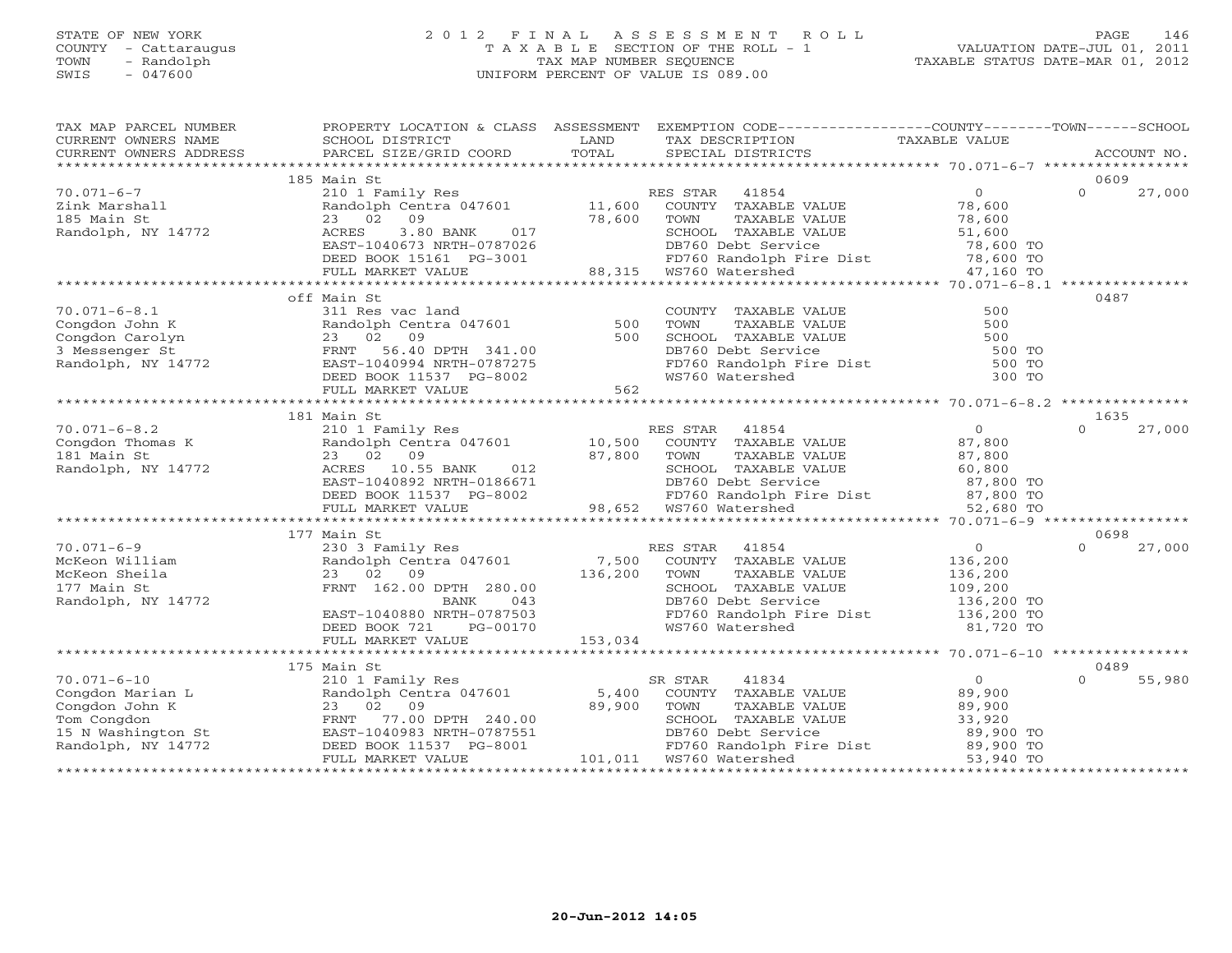STATE OF NEW YORK
COUNTY - Cattaraugus
TOWN - Randolph
SWIS - 047600

# 2012 FINAL ASSESSMENT ROLL
TAXABLE SECTION OF THE ROLL - 1
TAX MAP NUMBER SEQUENCE
UNIFORM PERCENT OF VALUE IS 089.00

VALUATION DATE-JUL 01, 2011
TAXABLE STATUS DATE-MAR 01, 2012

| TAX MAP PARCEL NUMBER / CURRENT OWNERS NAME / CURRENT OWNERS ADDRESS | PROPERTY LOCATION & CLASS / SCHOOL DISTRICT / PARCEL SIZE/GRID COORD | ASSESSMENT LAND / TOTAL | EXEMPTION CODE / TAX DESCRIPTION / SPECIAL DISTRICTS | COUNTY/TOWN TAXABLE VALUE | SCHOOL / ACCOUNT NO. |
|---|---|---|---|---|---|
| | 185 Main St | | | | 0609 |
| 70.071-6-7 | 210 1 Family Res | | RES STAR 41854 | 0 | 0 27,000 |
| Zink Marshall | Randolph Centra 047601 | 11,600 | COUNTY TAXABLE VALUE | 78,600 | |
| 185 Main St | 23 02 09 | 78,600 | TOWN TAXABLE VALUE | 78,600 | |
| Randolph, NY 14772 | ACRES 3.80 BANK 017 | | SCHOOL TAXABLE VALUE | 51,600 | |
| | EAST-1040673 NRTH-0787026 | | DB760 Debt Service | 78,600 TO | |
| | DEED BOOK 15161 PG-3001 | | FD760 Randolph Fire Dist | 78,600 TO | |
| | FULL MARKET VALUE | 88,315 | WS760 Watershed | 47,160 TO | |
| | off Main St | | | | 0487 |
| 70.071-6-8.1 | 311 Res vac land | | COUNTY TAXABLE VALUE | 500 | |
| Congdon John K | Randolph Centra 047601 | 500 | TOWN TAXABLE VALUE | 500 | |
| Congdon Carolyn | 23 02 09 | 500 | SCHOOL TAXABLE VALUE | 500 | |
| 3 Messenger St | FRNT 56.40 DPTH 341.00 | | DB760 Debt Service | 500 TO | |
| Randolph, NY 14772 | EAST-1040994 NRTH-0787275 | | FD760 Randolph Fire Dist | 500 TO | |
| | DEED BOOK 11537 PG-8002 | | WS760 Watershed | 300 TO | |
| | FULL MARKET VALUE | 562 | | | |
| | 181 Main St | | | | 1635 |
| 70.071-6-8.2 | 210 1 Family Res | | RES STAR 41854 | 0 | 0 27,000 |
| Congdon Thomas K | Randolph Centra 047601 | 10,500 | COUNTY TAXABLE VALUE | 87,800 | |
| 181 Main St | 23 02 09 | 87,800 | TOWN TAXABLE VALUE | 87,800 | |
| Randolph, NY 14772 | ACRES 10.55 BANK 012 | | SCHOOL TAXABLE VALUE | 60,800 | |
| | EAST-1040892 NRTH-0186671 | | DB760 Debt Service | 87,800 TO | |
| | DEED BOOK 11537 PG-8002 | | FD760 Randolph Fire Dist | 87,800 TO | |
| | FULL MARKET VALUE | 98,652 | WS760 Watershed | 52,680 TO | |
| | 177 Main St | | | | 0698 |
| 70.071-6-9 | 230 3 Family Res | | RES STAR 41854 | 0 | 0 27,000 |
| McKeon William | Randolph Centra 047601 | 7,500 | COUNTY TAXABLE VALUE | 136,200 | |
| McKeon Sheila | 23 02 09 | 136,200 | TOWN TAXABLE VALUE | 136,200 | |
| 177 Main St | FRNT 162.00 DPTH 280.00 | | SCHOOL TAXABLE VALUE | 109,200 | |
| Randolph, NY 14772 | BANK 043 | | DB760 Debt Service | 136,200 TO | |
| | EAST-1040880 NRTH-0787503 | | FD760 Randolph Fire Dist | 136,200 TO | |
| | DEED BOOK 721 PG-00170 | | WS760 Watershed | 81,720 TO | |
| | FULL MARKET VALUE | 153,034 | | | |
| | 175 Main St | | | | 0489 |
| 70.071-6-10 | 210 1 Family Res | | SR STAR 41834 | 0 | 0 55,980 |
| Congdon Marian L | Randolph Centra 047601 | 5,400 | COUNTY TAXABLE VALUE | 89,900 | |
| Congdon John K | 23 02 09 | 89,900 | TOWN TAXABLE VALUE | 89,900 | |
| Tom Congdon | FRNT 77.00 DPTH 240.00 | | SCHOOL TAXABLE VALUE | 33,920 | |
| 15 N Washington St | EAST-1040983 NRTH-0787551 | | DB760 Debt Service | 89,900 TO | |
| Randolph, NY 14772 | DEED BOOK 11537 PG-8001 | | FD760 Randolph Fire Dist | 89,900 TO | |
| | FULL MARKET VALUE | 101,011 | WS760 Watershed | 53,940 TO | |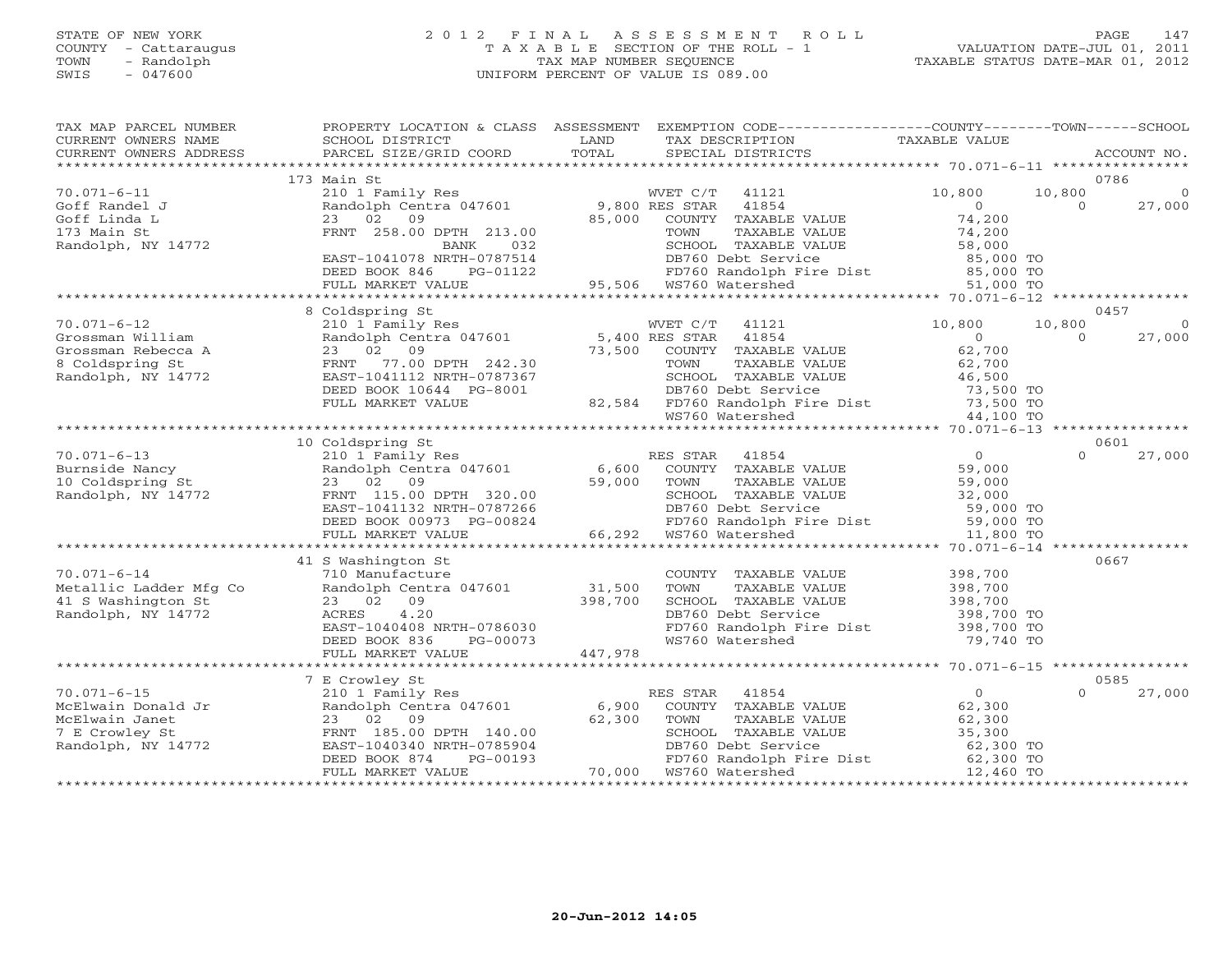STATE OF NEW YORK
COUNTY - Cattaraugus
TOWN - Randolph
SWIS - 047600

# 2012 FINAL ASSESSMENT ROLL
TAXABLE SECTION OF THE ROLL - 1
TAX MAP NUMBER SEQUENCE
UNIFORM PERCENT OF VALUE IS 089.00

VALUATION DATE-JUL 01, 2011
TAXABLE STATUS DATE-MAR 01, 2012

| TAX MAP PARCEL NUMBER / CURRENT OWNERS NAME / CURRENT OWNERS ADDRESS | PROPERTY LOCATION & CLASS / SCHOOL DISTRICT / PARCEL SIZE/GRID COORD | ASSESSMENT LAND / TOTAL | EXEMPTION CODE / TAX DESCRIPTION / SPECIAL DISTRICTS | COUNTY TAXABLE VALUE | TOWN | SCHOOL | ACCOUNT NO. |
|---|---|---|---|---|---|---|---|
| | 173 Main St | | | | | | 0786 |
| 70.071-6-11 | 210 1 Family Res | | WVET C/T 41121 | 10,800 | 10,800 | 0 | |
| Goff Randel J | Randolph Centra 047601 | 9,800 | RES STAR 41854 | 0 | 0 | 27,000 | |
| Goff Linda L | 23 02 09 | 85,000 | COUNTY TAXABLE VALUE | 74,200 | | | |
| 173 Main St | FRNT 258.00 DPTH 213.00 | | TOWN TAXABLE VALUE | 74,200 | | | |
| Randolph, NY 14772 | BANK 032 | | SCHOOL TAXABLE VALUE | 58,000 | | | |
| | EAST-1041078 NRTH-0787514 | | DB760 Debt Service | 85,000 TO | | | |
| | DEED BOOK 846 PG-01122 | | FD760 Randolph Fire Dist | 85,000 TO | | | |
| | FULL MARKET VALUE | 95,506 | WS760 Watershed | 51,000 TO | | | |
| | 8 Coldspring St | | | | | | 0457 |
| 70.071-6-12 | 210 1 Family Res | | WVET C/T 41121 | 10,800 | 10,800 | 0 | |
| Grossman William | Randolph Centra 047601 | 5,400 | RES STAR 41854 | 0 | 0 | 27,000 | |
| Grossman Rebecca A | 23 02 09 | 73,500 | COUNTY TAXABLE VALUE | 62,700 | | | |
| 8 Coldspring St | FRNT 77.00 DPTH 242.30 | | TOWN TAXABLE VALUE | 62,700 | | | |
| Randolph, NY 14772 | EAST-1041112 NRTH-0787367 | | SCHOOL TAXABLE VALUE | 46,500 | | | |
| | DEED BOOK 10644 PG-8001 | | DB760 Debt Service | 73,500 TO | | | |
| | FULL MARKET VALUE | 82,584 | FD760 Randolph Fire Dist | 73,500 TO | | | |
| | | | WS760 Watershed | 44,100 TO | | | |
| | 10 Coldspring St | | | | | | 0601 |
| 70.071-6-13 | 210 1 Family Res | | RES STAR 41854 | 0 | 0 | 27,000 | |
| Burnside Nancy | Randolph Centra 047601 | 6,600 | COUNTY TAXABLE VALUE | 59,000 | | | |
| 10 Coldspring St | 23 02 09 | 59,000 | TOWN TAXABLE VALUE | 59,000 | | | |
| Randolph, NY 14772 | FRNT 115.00 DPTH 320.00 | | SCHOOL TAXABLE VALUE | 32,000 | | | |
| | EAST-1041132 NRTH-0787266 | | DB760 Debt Service | 59,000 TO | | | |
| | DEED BOOK 00973 PG-00824 | | FD760 Randolph Fire Dist | 59,000 TO | | | |
| | FULL MARKET VALUE | 66,292 | WS760 Watershed | 11,800 TO | | | |
| | 41 S Washington St | | | | | | 0667 |
| 70.071-6-14 | 710 Manufacture | | COUNTY TAXABLE VALUE | 398,700 | | | |
| Metallic Ladder Mfg Co | Randolph Centra 047601 | 31,500 | TOWN TAXABLE VALUE | 398,700 | | | |
| 41 S Washington St | 23 02 09 | 398,700 | SCHOOL TAXABLE VALUE | 398,700 | | | |
| Randolph, NY 14772 | ACRES 4.20 | | DB760 Debt Service | 398,700 TO | | | |
| | EAST-1040408 NRTH-0786030 | | FD760 Randolph Fire Dist | 398,700 TO | | | |
| | DEED BOOK 836 PG-00073 | | WS760 Watershed | 79,740 TO | | | |
| | FULL MARKET VALUE | 447,978 | | | | | |
| | 7 E Crowley St | | | | | | 0585 |
| 70.071-6-15 | 210 1 Family Res | | RES STAR 41854 | 0 | 0 | 27,000 | |
| McElwain Donald Jr | Randolph Centra 047601 | 6,900 | COUNTY TAXABLE VALUE | 62,300 | | | |
| McElwain Janet | 23 02 09 | 62,300 | TOWN TAXABLE VALUE | 62,300 | | | |
| 7 E Crowley St | FRNT 185.00 DPTH 140.00 | | SCHOOL TAXABLE VALUE | 35,300 | | | |
| Randolph, NY 14772 | EAST-1040340 NRTH-0785904 | | DB760 Debt Service | 62,300 TO | | | |
| | DEED BOOK 874 PG-00193 | | FD760 Randolph Fire Dist | 62,300 TO | | | |
| | FULL MARKET VALUE | 70,000 | WS760 Watershed | 12,460 TO | | | |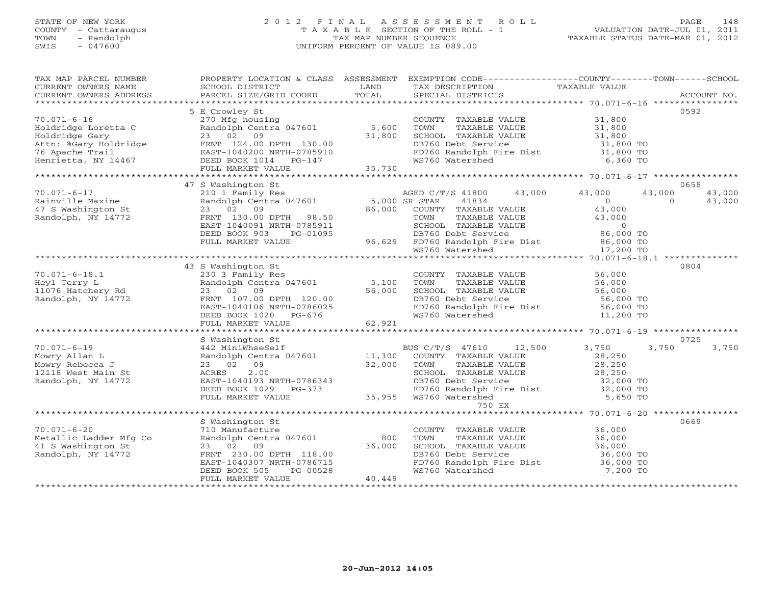STATE OF NEW YORK
COUNTY - Cattaraugus
TOWN - Randolph
SWIS - 047600

# 2012 FINAL ASSESSMENT ROLL

TAXABLE SECTION OF THE ROLL - 1
TAX MAP NUMBER SEQUENCE
UNIFORM PERCENT OF VALUE IS 089.00

VALUATION DATE-JUL 01, 2011
TAXABLE STATUS DATE-MAR 01, 2012

| TAX MAP PARCEL NUMBER / CURRENT OWNERS NAME / CURRENT OWNERS ADDRESS | PROPERTY LOCATION & CLASS / SCHOOL DISTRICT / PARCEL SIZE/GRID COORD | ASSESSMENT LAND / TOTAL | EXEMPTION CODE / TAX DESCRIPTION / SPECIAL DISTRICTS | COUNTY TAXABLE VALUE | TOWN | SCHOOL | ACCOUNT NO. |
|---|---|---|---|---|---|---|---|
| **70.071-6-16** | 5 E Crowley St | | | | | | 0592 |
| Holdridge Loretta C | 270 Mfg housing | | COUNTY TAXABLE VALUE | 31,800 | | | |
| Holdridge Gary | Randolph Centra 047601 | 5,600 | TOWN TAXABLE VALUE | 31,800 | | | |
| Attn: %Gary Holdridge | 23 02 09 | 31,800 | SCHOOL TAXABLE VALUE | 31,800 | | | |
| 76 Apache Trail | FRNT 124.00 DPTH 130.00 | | DB760 Debt Service | 31,800 TO | | | |
| Henrietta, NY 14467 | EAST-1040200 NRTH-0785910 | | FD760 Randolph Fire Dist | 31,800 TO | | | |
| | DEED BOOK 1014 PG-147 | | WS760 Watershed | 6,360 TO | | | |
| | FULL MARKET VALUE | 35,730 | | | | | |
| **70.071-6-17** | 47 S Washington St | | | | | | 0658 |
| Rainville Maxine | 210 1 Family Res | | AGED C/T/S 41800 43,000 | 43,000 | 43,000 | 43,000 | |
| 47 S Washington St | Randolph Centra 047601 | 5,000 | SR STAR 41834 | 0 | 0 | 43,000 | |
| Randolph, NY 14772 | 23 02 09 | 86,000 | COUNTY TAXABLE VALUE | 43,000 | | | |
| | FRNT 130.00 DPTH 98.50 | | TOWN TAXABLE VALUE | 43,000 | | | |
| | EAST-1040091 NRTH-0785911 | | SCHOOL TAXABLE VALUE | 0 | | | |
| | DEED BOOK 903 PG-01095 | | DB760 Debt Service | 86,000 TO | | | |
| | FULL MARKET VALUE | 96,629 | FD760 Randolph Fire Dist | 86,000 TO | | | |
| | | | WS760 Watershed | 17,200 TO | | | |
| **70.071-6-18.1** | 43 S Washington St | | | | | | 0804 |
| Heyl Terry L | 230 3 Family Res | | COUNTY TAXABLE VALUE | 56,000 | | | |
| 11076 Hatchery Rd | Randolph Centra 047601 | 5,100 | TOWN TAXABLE VALUE | 56,000 | | | |
| Randolph, NY 14772 | 23 02 09 | 56,000 | SCHOOL TAXABLE VALUE | 56,000 | | | |
| | FRNT 107.00 DPTH 120.00 | | DB760 Debt Service | 56,000 TO | | | |
| | EAST-1040106 NRTH-0786025 | | FD760 Randolph Fire Dist | 56,000 TO | | | |
| | DEED BOOK 1020 PG-676 | | WS760 Watershed | 11,200 TO | | | |
| | FULL MARKET VALUE | 62,921 | | | | | |
| **70.071-6-19** | S Washington St | | | | | | 0725 |
| Mowry Allan L | 442 MiniWhseSelf | | BUS C/T/S 47610 12,500 | 3,750 | 3,750 | 3,750 | |
| Mowry Rebecca J | Randolph Centra 047601 | 11,300 | COUNTY TAXABLE VALUE | 28,250 | | | |
| 12118 West Main St | 23 02 09 | 32,000 | TOWN TAXABLE VALUE | 28,250 | | | |
| Randolph, NY 14772 | ACRES 2.00 | | SCHOOL TAXABLE VALUE | 28,250 | | | |
| | EAST-1040193 NRTH-0786343 | | DB760 Debt Service | 32,000 TO | | | |
| | DEED BOOK 1029 PG-373 | | FD760 Randolph Fire Dist | 32,000 TO | | | |
| | FULL MARKET VALUE | 35,955 | WS760 Watershed | 5,650 TO | | | |
| | | | 750 EX | | | | |
| **70.071-6-20** | S Washington St | | | | | | 0669 |
| Metallic Ladder Mfg Co | 710 Manufacture | | COUNTY TAXABLE VALUE | 36,000 | | | |
| 41 S Washington St | Randolph Centra 047601 | 800 | TOWN TAXABLE VALUE | 36,000 | | | |
| Randolph, NY 14772 | 23 02 09 | 36,000 | SCHOOL TAXABLE VALUE | 36,000 | | | |
| | FRNT 230.00 DPTH 118.00 | | DB760 Debt Service | 36,000 TO | | | |
| | EAST-1040307 NRTH-0786715 | | FD760 Randolph Fire Dist | 36,000 TO | | | |
| | DEED BOOK 505 PG-00528 | | WS760 Watershed | 7,200 TO | | | |
| | FULL MARKET VALUE | 40,449 | | | | | |

20-Jun-2012 14:05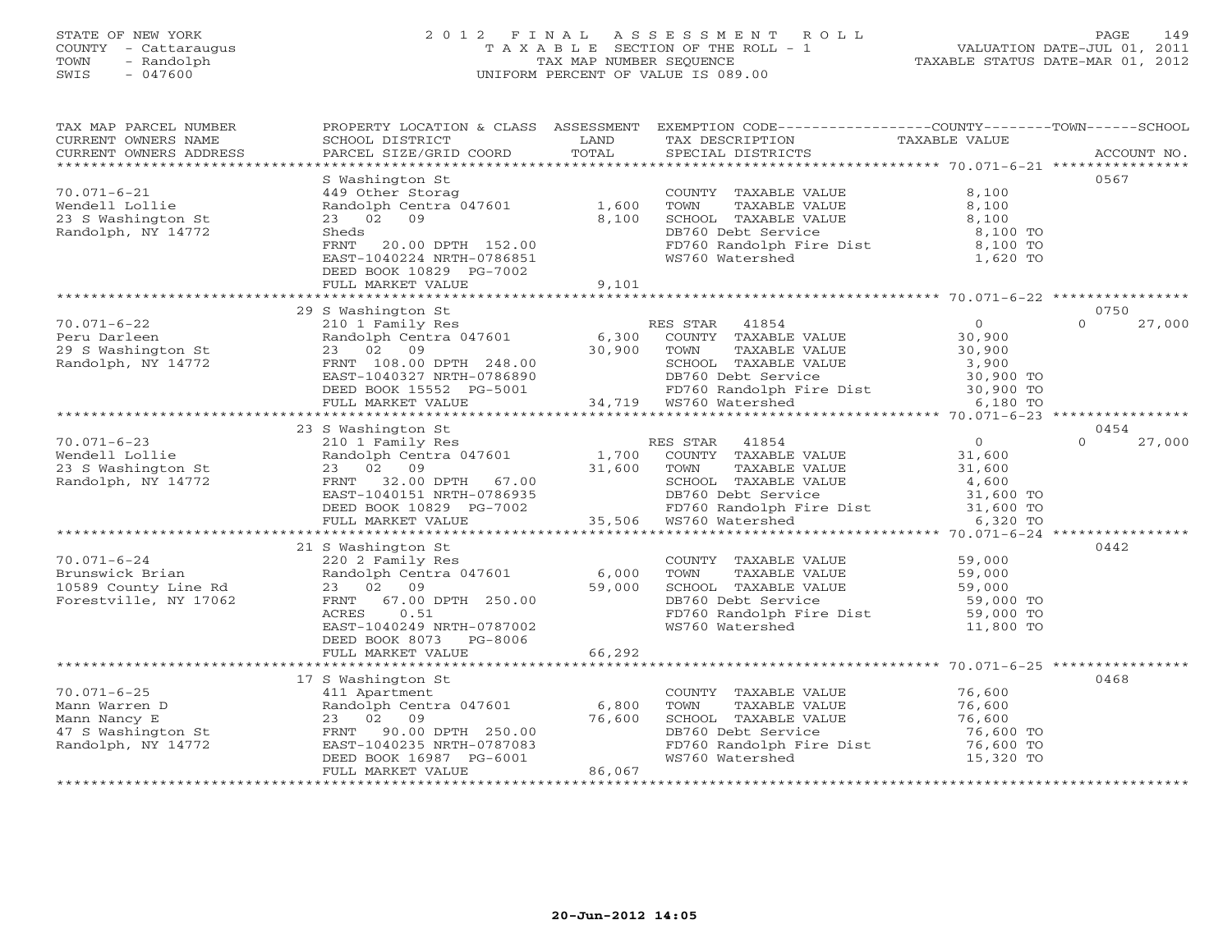STATE OF NEW YORK
COUNTY - Cattaraugus
TOWN - Randolph
SWIS - 047600

2012 FINAL ASSESSMENT ROLL
TAXABLE SECTION OF THE ROLL - 1
TAX MAP NUMBER SEQUENCE
UNIFORM PERCENT OF VALUE IS 089.00

VALUATION DATE-JUL 01, 2011
TAXABLE STATUS DATE-MAR 01, 2012

| TAX MAP PARCEL NUMBER / CURRENT OWNERS NAME / CURRENT OWNERS ADDRESS | PROPERTY LOCATION & CLASS / SCHOOL DISTRICT / PARCEL SIZE/GRID COORD | ASSESSMENT LAND / TOTAL | EXEMPTION CODE / TAX DESCRIPTION / SPECIAL DISTRICTS | COUNTY / TOWN / SCHOOL TAXABLE VALUE | ACCOUNT NO. |
|---|---|---|---|---|---|
| **70.071-6-21** | S Washington St | | | | 0567 |
| Wendell Lollie | 449 Other Storag | | COUNTY TAXABLE VALUE | 8,100 | |
| 23 S Washington St | Randolph Centra 047601 | 1,600 | TOWN TAXABLE VALUE | 8,100 | |
| Randolph, NY 14772 | 23 02 09 | 8,100 | SCHOOL TAXABLE VALUE | 8,100 | |
| | Sheds | | DB760 Debt Service | 8,100 TO | |
| | FRNT 20.00 DPTH 152.00 | | FD760 Randolph Fire Dist | 8,100 TO | |
| | EAST-1040224 NRTH-0786851 | | WS760 Watershed | 1,620 TO | |
| | DEED BOOK 10829 PG-7002 | | | | |
| | FULL MARKET VALUE | 9,101 | | | |
| **70.071-6-22** | 29 S Washington St | | | | 0750 |
| Peru Darleen | 210 1 Family Res | | RES STAR 41854 | 0 0 27,000 | |
| 29 S Washington St | Randolph Centra 047601 | 6,300 | COUNTY TAXABLE VALUE | 30,900 | |
| Randolph, NY 14772 | 23 02 09 | 30,900 | TOWN TAXABLE VALUE | 30,900 | |
| | FRNT 108.00 DPTH 248.00 | | SCHOOL TAXABLE VALUE | 3,900 | |
| | EAST-1040327 NRTH-0786890 | | DB760 Debt Service | 30,900 TO | |
| | DEED BOOK 15552 PG-5001 | | FD760 Randolph Fire Dist | 30,900 TO | |
| | FULL MARKET VALUE | 34,719 | WS760 Watershed | 6,180 TO | |
| **70.071-6-23** | 23 S Washington St | | | | 0454 |
| Wendell Lollie | 210 1 Family Res | | RES STAR 41854 | 0 0 27,000 | |
| 23 S Washington St | Randolph Centra 047601 | 1,700 | COUNTY TAXABLE VALUE | 31,600 | |
| Randolph, NY 14772 | 23 02 09 | 31,600 | TOWN TAXABLE VALUE | 31,600 | |
| | FRNT 32.00 DPTH 67.00 | | SCHOOL TAXABLE VALUE | 4,600 | |
| | EAST-1040151 NRTH-0786935 | | DB760 Debt Service | 31,600 TO | |
| | DEED BOOK 10829 PG-7002 | | FD760 Randolph Fire Dist | 31,600 TO | |
| | FULL MARKET VALUE | 35,506 | WS760 Watershed | 6,320 TO | |
| **70.071-6-24** | 21 S Washington St | | | | 0442 |
| Brunswick Brian | 220 2 Family Res | | COUNTY TAXABLE VALUE | 59,000 | |
| 10589 County Line Rd | Randolph Centra 047601 | 6,000 | TOWN TAXABLE VALUE | 59,000 | |
| Forestville, NY 17062 | 23 02 09 | 59,000 | SCHOOL TAXABLE VALUE | 59,000 | |
| | FRNT 67.00 DPTH 250.00 | | DB760 Debt Service | 59,000 TO | |
| | ACRES 0.51 | | FD760 Randolph Fire Dist | 59,000 TO | |
| | EAST-1040249 NRTH-0787002 | | WS760 Watershed | 11,800 TO | |
| | DEED BOOK 8073 PG-8006 | | | | |
| | FULL MARKET VALUE | 66,292 | | | |
| **70.071-6-25** | 17 S Washington St | | | | 0468 |
| Mann Warren D | 411 Apartment | | COUNTY TAXABLE VALUE | 76,600 | |
| Mann Nancy E | Randolph Centra 047601 | 6,800 | TOWN TAXABLE VALUE | 76,600 | |
| 47 S Washington St | 23 02 09 | 76,600 | SCHOOL TAXABLE VALUE | 76,600 | |
| Randolph, NY 14772 | FRNT 90.00 DPTH 250.00 | | DB760 Debt Service | 76,600 TO | |
| | EAST-1040235 NRTH-0787083 | | FD760 Randolph Fire Dist | 76,600 TO | |
| | DEED BOOK 16987 PG-6001 | | WS760 Watershed | 15,320 TO | |
| | FULL MARKET VALUE | 86,067 | | | |

20-Jun-2012 14:05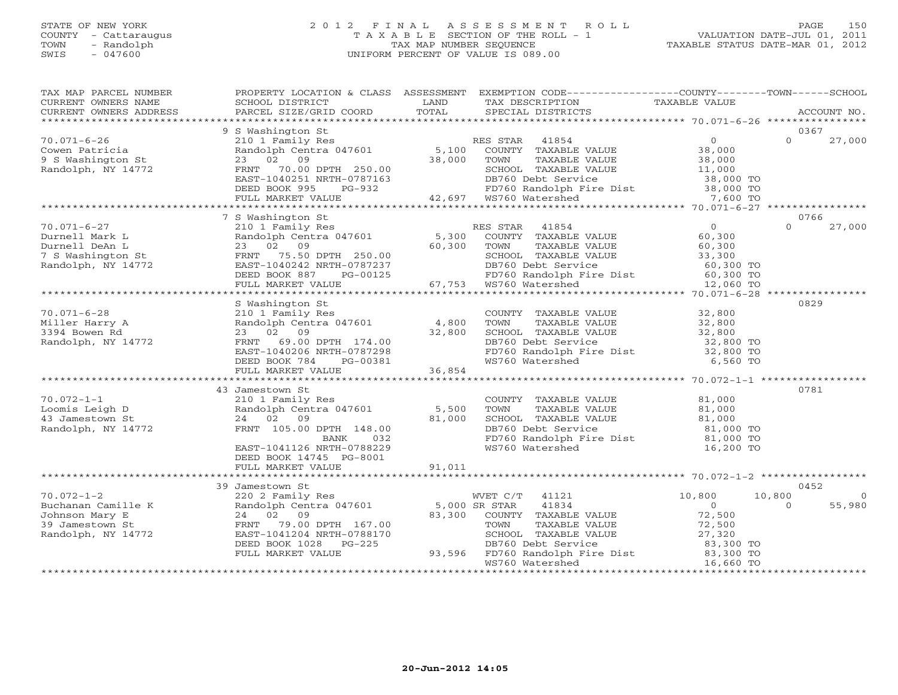STATE OF NEW YORK
COUNTY - Cattaraugus
TOWN - Randolph
SWIS - 047600

2012 FINAL ASSESSMENT ROLL
TAXABLE SECTION OF THE ROLL - 1
TAX MAP NUMBER SEQUENCE
UNIFORM PERCENT OF VALUE IS 089.00

VALUATION DATE-JUL 01, 2011
TAXABLE STATUS DATE-MAR 01, 2012

| TAX MAP PARCEL NUMBER / CURRENT OWNERS NAME / CURRENT OWNERS ADDRESS | PROPERTY LOCATION & CLASS / SCHOOL DISTRICT / PARCEL SIZE/GRID COORD | ASSESSMENT LAND / TOTAL | EXEMPTION CODE / TAX DESCRIPTION / SPECIAL DISTRICTS | COUNTY TAXABLE VALUE | TOWN | SCHOOL / ACCOUNT NO. |
|---|---|---|---|---|---|---|
| 70.071-6-26 | 9 S Washington St | | | | | 0367 |
| | 210 1 Family Res | | RES STAR 41854 | 0 | 0 | 27,000 |
| Cowen Patricia | Randolph Centra 047601 | 5,100 | COUNTY TAXABLE VALUE | 38,000 | | |
| 9 S Washington St | 23 02 09 | 38,000 | TOWN TAXABLE VALUE | 38,000 | | |
| Randolph, NY 14772 | FRNT 70.00 DPTH 250.00 | | SCHOOL TAXABLE VALUE | 11,000 | | |
| | EAST-1040251 NRTH-0787163 | | DB760 Debt Service | 38,000 TO | | |
| | DEED BOOK 995 PG-932 | | FD760 Randolph Fire Dist | 38,000 TO | | |
| | FULL MARKET VALUE | 42,697 | WS760 Watershed | 7,600 TO | | |
| 70.071-6-27 | 7 S Washington St | | | | | 0766 |
| | 210 1 Family Res | | RES STAR 41854 | 0 | 0 | 27,000 |
| Durnell Mark L | Randolph Centra 047601 | 5,300 | COUNTY TAXABLE VALUE | 60,300 | | |
| Durnell DeAn L | 23 02 09 | 60,300 | TOWN TAXABLE VALUE | 60,300 | | |
| 7 S Washington St | FRNT 75.50 DPTH 250.00 | | SCHOOL TAXABLE VALUE | 33,300 | | |
| Randolph, NY 14772 | EAST-1040242 NRTH-0787237 | | DB760 Debt Service | 60,300 TO | | |
| | DEED BOOK 887 PG-00125 | | FD760 Randolph Fire Dist | 60,300 TO | | |
| | FULL MARKET VALUE | 67,753 | WS760 Watershed | 12,060 TO | | |
| 70.071-6-28 | S Washington St | | | | | 0829 |
| | 210 1 Family Res | | COUNTY TAXABLE VALUE | 32,800 | | |
| Miller Harry A | Randolph Centra 047601 | 4,800 | TOWN TAXABLE VALUE | 32,800 | | |
| 3394 Bowen Rd | 23 02 09 | 32,800 | SCHOOL TAXABLE VALUE | 32,800 | | |
| Randolph, NY 14772 | FRNT 69.00 DPTH 174.00 | | DB760 Debt Service | 32,800 TO | | |
| | EAST-1040206 NRTH-0787298 | | FD760 Randolph Fire Dist | 32,800 TO | | |
| | DEED BOOK 784 PG-00381 | | WS760 Watershed | 6,560 TO | | |
| | FULL MARKET VALUE | 36,854 | | | | |
| 70.072-1-1 | 43 Jamestown St | | | | | 0781 |
| | 210 1 Family Res | | COUNTY TAXABLE VALUE | 81,000 | | |
| Loomis Leigh D | Randolph Centra 047601 | 5,500 | TOWN TAXABLE VALUE | 81,000 | | |
| 43 Jamestown St | 24 02 09 | 81,000 | SCHOOL TAXABLE VALUE | 81,000 | | |
| Randolph, NY 14772 | FRNT 105.00 DPTH 148.00 | | DB760 Debt Service | 81,000 TO | | |
| | BANK 032 | | FD760 Randolph Fire Dist | 81,000 TO | | |
| | EAST-1041126 NRTH-0788229 | | WS760 Watershed | 16,200 TO | | |
| | DEED BOOK 14745 PG-8001 | | | | | |
| | FULL MARKET VALUE | 91,011 | | | | |
| 70.072-1-2 | 39 Jamestown St | | | | | 0452 |
| | 220 2 Family Res | | WVET C/T 41121 | 10,800 | 10,800 | 0 |
| Buchanan Camille K | Randolph Centra 047601 | 5,000 | SR STAR 41834 | 0 | 0 | 55,980 |
| Johnson Mary E | 24 02 09 | 83,300 | COUNTY TAXABLE VALUE | 72,500 | | |
| 39 Jamestown St | FRNT 79.00 DPTH 167.00 | | TOWN TAXABLE VALUE | 72,500 | | |
| Randolph, NY 14772 | EAST-1041204 NRTH-0788170 | | SCHOOL TAXABLE VALUE | 27,320 | | |
| | DEED BOOK 1028 PG-225 | | DB760 Debt Service | 83,300 TO | | |
| | FULL MARKET VALUE | 93,596 | FD760 Randolph Fire Dist | 83,300 TO | | |
| | | | WS760 Watershed | 16,660 TO | | |

20-Jun-2012 14:05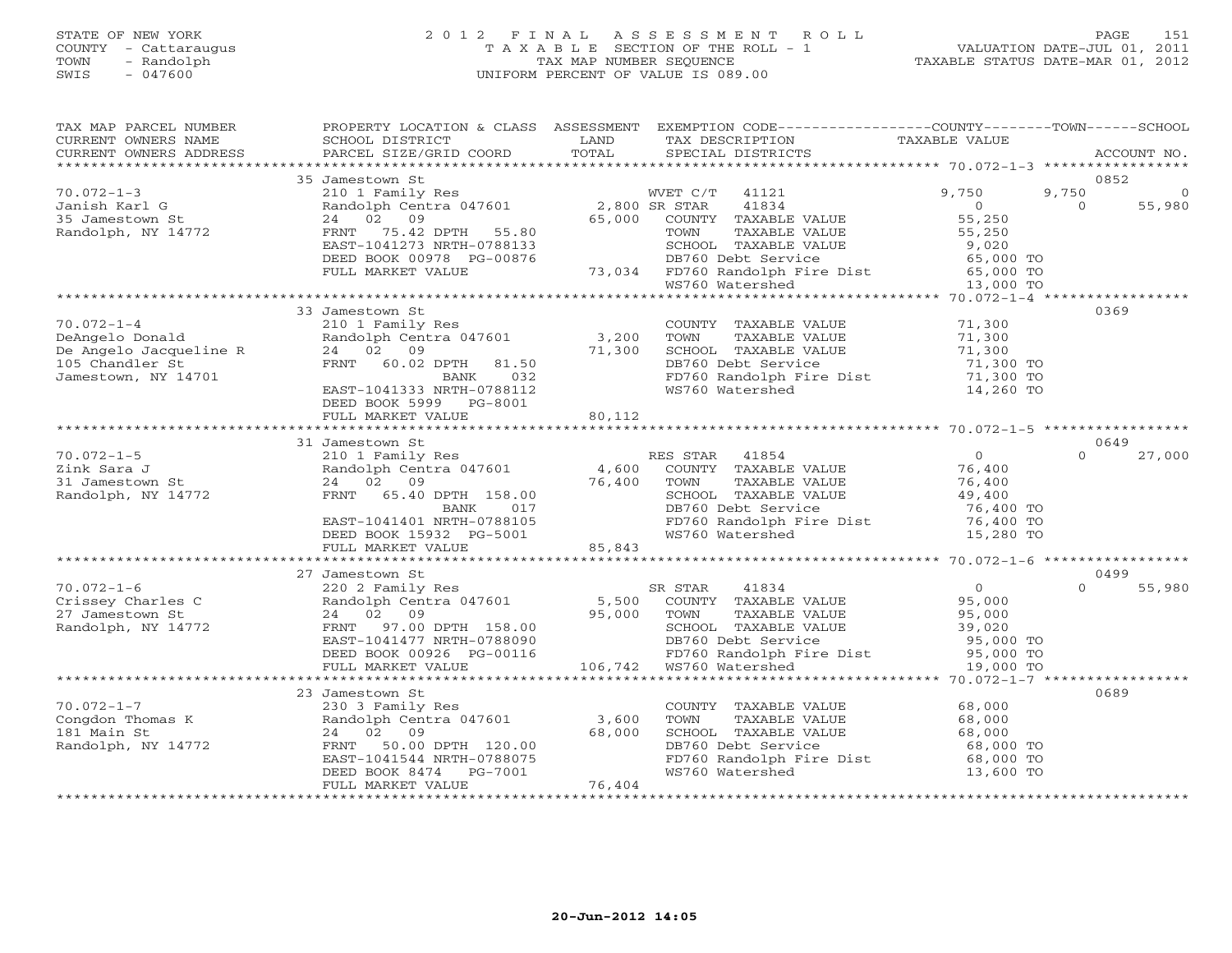STATE OF NEW YORK
COUNTY - Cattaraugus
TOWN - Randolph
SWIS - 047600

2012 FINAL ASSESSMENT ROLL
TAXABLE SECTION OF THE ROLL - 1
TAX MAP NUMBER SEQUENCE
UNIFORM PERCENT OF VALUE IS 089.00

VALUATION DATE-JUL 01, 2011
TAXABLE STATUS DATE-MAR 01, 2012

| TAX MAP PARCEL NUMBER / CURRENT OWNERS NAME / CURRENT OWNERS ADDRESS | PROPERTY LOCATION & CLASS / SCHOOL DISTRICT / PARCEL SIZE/GRID COORD | ASSESSMENT LAND / TOTAL | EXEMPTION CODE / TAX DESCRIPTION / SPECIAL DISTRICTS | COUNTY TAXABLE VALUE | TOWN | SCHOOL | ACCOUNT NO. |
|---|---|---|---|---|---|---|---|
| **70.072-1-3** | 35 Jamestown St | | | | | | 0852 |
| Janish Karl G | 210 1 Family Res | | WVET C/T 41121 | 9,750 | 9,750 | 0 | |
| 35 Jamestown St | Randolph Centra 047601 | 2,800 | SR STAR 41834 | 0 | 0 | 55,980 | |
| Randolph, NY 14772 | 24 02 09 | 65,000 | COUNTY TAXABLE VALUE | 55,250 | | | |
| | FRNT 75.42 DPTH 55.80 | | TOWN TAXABLE VALUE | 55,250 | | | |
| | EAST-1041273 NRTH-0788133 | | SCHOOL TAXABLE VALUE | 9,020 | | | |
| | DEED BOOK 00978 PG-00876 | | DB760 Debt Service | 65,000 TO | | | |
| | FULL MARKET VALUE | 73,034 | FD760 Randolph Fire Dist | 65,000 TO | | | |
| | | | WS760 Watershed | 13,000 TO | | | |
| **70.072-1-4** | 33 Jamestown St | | | | | | 0369 |
| DeAngelo Donald | 210 1 Family Res | | COUNTY TAXABLE VALUE | 71,300 | | | |
| De Angelo Jacqueline R | Randolph Centra 047601 | 3,200 | TOWN TAXABLE VALUE | 71,300 | | | |
| 105 Chandler St | 24 02 09 | 71,300 | SCHOOL TAXABLE VALUE | 71,300 | | | |
| Jamestown, NY 14701 | FRNT 60.02 DPTH 81.50 | | DB760 Debt Service | 71,300 TO | | | |
| | BANK 032 | | FD760 Randolph Fire Dist | 71,300 TO | | | |
| | EAST-1041333 NRTH-0788112 | | WS760 Watershed | 14,260 TO | | | |
| | DEED BOOK 5999 PG-8001 | | | | | | |
| | FULL MARKET VALUE | 80,112 | | | | | |
| **70.072-1-5** | 31 Jamestown St | | | | | | 0649 |
| Zink Sara J | 210 1 Family Res | | RES STAR 41854 | 0 | 0 | 27,000 | |
| 31 Jamestown St | Randolph Centra 047601 | 4,600 | COUNTY TAXABLE VALUE | 76,400 | | | |
| Randolph, NY 14772 | 24 02 09 | 76,400 | TOWN TAXABLE VALUE | 76,400 | | | |
| | FRNT 65.40 DPTH 158.00 | | SCHOOL TAXABLE VALUE | 49,400 | | | |
| | BANK 017 | | DB760 Debt Service | 76,400 TO | | | |
| | EAST-1041401 NRTH-0788105 | | FD760 Randolph Fire Dist | 76,400 TO | | | |
| | DEED BOOK 15932 PG-5001 | | WS760 Watershed | 15,280 TO | | | |
| | FULL MARKET VALUE | 85,843 | | | | | |
| **70.072-1-6** | 27 Jamestown St | | | | | | 0499 |
| Crissey Charles C | 220 2 Family Res | | SR STAR 41834 | 0 | 0 | 55,980 | |
| 27 Jamestown St | Randolph Centra 047601 | 5,500 | COUNTY TAXABLE VALUE | 95,000 | | | |
| Randolph, NY 14772 | 24 02 09 | 95,000 | TOWN TAXABLE VALUE | 95,000 | | | |
| | FRNT 97.00 DPTH 158.00 | | SCHOOL TAXABLE VALUE | 39,020 | | | |
| | EAST-1041477 NRTH-0788090 | | DB760 Debt Service | 95,000 TO | | | |
| | DEED BOOK 00926 PG-00116 | | FD760 Randolph Fire Dist | 95,000 TO | | | |
| | FULL MARKET VALUE | 106,742 | WS760 Watershed | 19,000 TO | | | |
| **70.072-1-7** | 23 Jamestown St | | | | | | 0689 |
| Congdon Thomas K | 230 3 Family Res | | COUNTY TAXABLE VALUE | 68,000 | | | |
| 181 Main St | Randolph Centra 047601 | 3,600 | TOWN TAXABLE VALUE | 68,000 | | | |
| Randolph, NY 14772 | 24 02 09 | 68,000 | SCHOOL TAXABLE VALUE | 68,000 | | | |
| | FRNT 50.00 DPTH 120.00 | | DB760 Debt Service | 68,000 TO | | | |
| | EAST-1041544 NRTH-0788075 | | FD760 Randolph Fire Dist | 68,000 TO | | | |
| | DEED BOOK 8474 PG-7001 | | WS760 Watershed | 13,600 TO | | | |
| | FULL MARKET VALUE | 76,404 | | | | | |

20-Jun-2012 14:05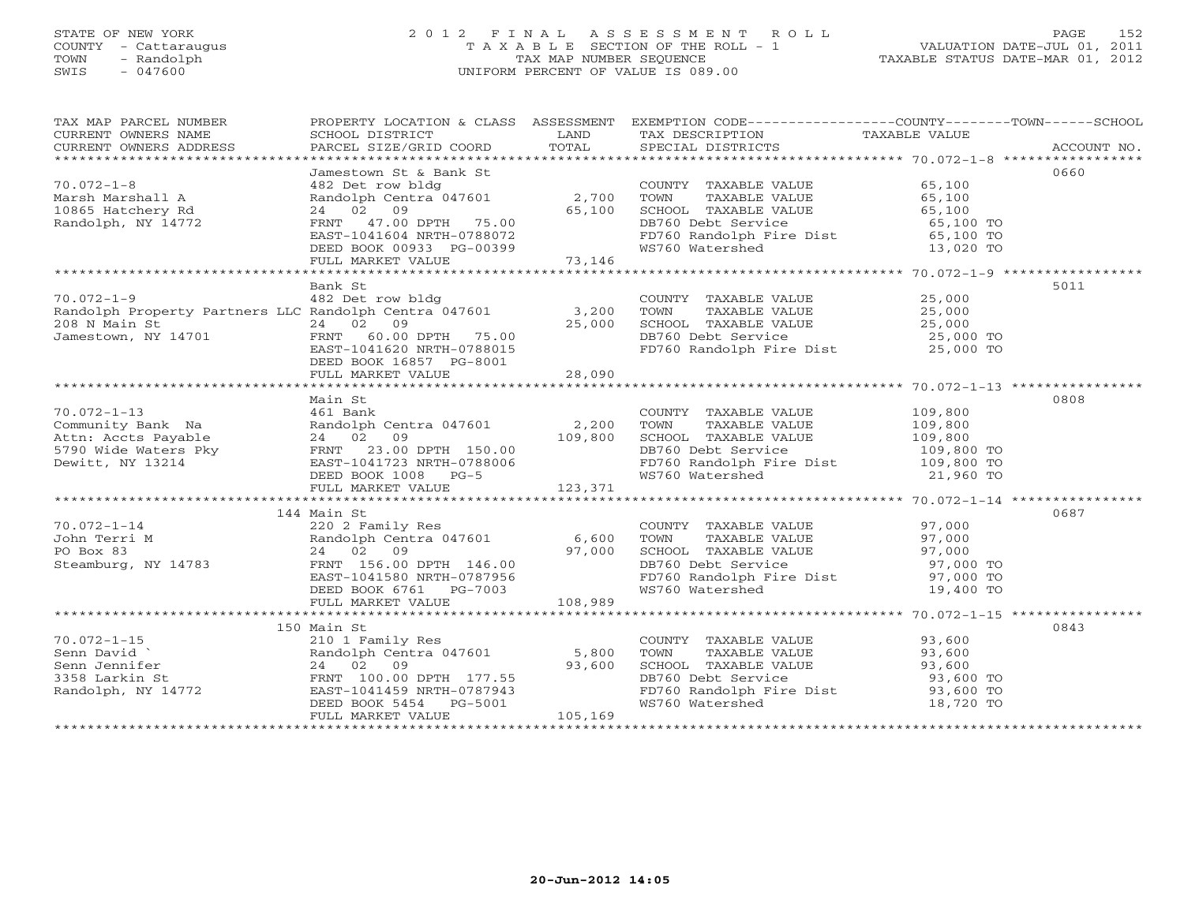STATE OF NEW YORK
COUNTY - Cattaraugus
TOWN - Randolph
SWIS - 047600

# 2012 FINAL ASSESSMENT ROLL
TAXABLE SECTION OF THE ROLL - 1
TAX MAP NUMBER SEQUENCE
UNIFORM PERCENT OF VALUE IS 089.00

VALUATION DATE-JUL 01, 2011
TAXABLE STATUS DATE-MAR 01, 2012

| TAX MAP PARCEL NUMBER / CURRENT OWNERS NAME / CURRENT OWNERS ADDRESS | PROPERTY LOCATION & CLASS / SCHOOL DISTRICT / PARCEL SIZE/GRID COORD | ASSESSMENT LAND / TOTAL | EXEMPTION CODE / TAX DESCRIPTION / SPECIAL DISTRICTS | TAXABLE VALUE | ACCOUNT NO. |
|---|---|---|---|---|---|
| 70.072-1-8 | Jamestown St & Bank St | | | | 0660 |
| | 482 Det row bldg | | COUNTY TAXABLE VALUE | 65,100 | |
| Marsh Marshall A | Randolph Centra 047601 | 2,700 | TOWN TAXABLE VALUE | 65,100 | |
| 10865 Hatchery Rd | 24 02 09 | 65,100 | SCHOOL TAXABLE VALUE | 65,100 | |
| Randolph, NY 14772 | FRNT 47.00 DPTH 75.00 | | DB760 Debt Service | 65,100 TO | |
| | EAST-1041604 NRTH-0788072 | | FD760 Randolph Fire Dist | 65,100 TO | |
| | DEED BOOK 00933 PG-00399 | | WS760 Watershed | 13,020 TO | |
| | FULL MARKET VALUE | 73,146 | | | |
| 70.072-1-9 | Bank St | | | | 5011 |
| | 482 Det row bldg | | COUNTY TAXABLE VALUE | 25,000 | |
| Randolph Property Partners LLC | Randolph Centra 047601 | 3,200 | TOWN TAXABLE VALUE | 25,000 | |
| 208 N Main St | 24 02 09 | 25,000 | SCHOOL TAXABLE VALUE | 25,000 | |
| Jamestown, NY 14701 | FRNT 60.00 DPTH 75.00 | | DB760 Debt Service | 25,000 TO | |
| | EAST-1041620 NRTH-0788015 | | FD760 Randolph Fire Dist | 25,000 TO | |
| | DEED BOOK 16857 PG-8001 | | | | |
| | FULL MARKET VALUE | 28,090 | | | |
| 70.072-1-13 | Main St | | | | 0808 |
| | 461 Bank | | COUNTY TAXABLE VALUE | 109,800 | |
| Community Bank Na | Randolph Centra 047601 | 2,200 | TOWN TAXABLE VALUE | 109,800 | |
| Attn: Accts Payable | 24 02 09 | 109,800 | SCHOOL TAXABLE VALUE | 109,800 | |
| 5790 Wide Waters Pky | FRNT 23.00 DPTH 150.00 | | DB760 Debt Service | 109,800 TO | |
| Dewitt, NY 13214 | EAST-1041723 NRTH-0788006 | | FD760 Randolph Fire Dist | 109,800 TO | |
| | DEED BOOK 1008 PG-5 | | WS760 Watershed | 21,960 TO | |
| | FULL MARKET VALUE | 123,371 | | | |
| 70.072-1-14 | 144 Main St | | | | 0687 |
| | 220 2 Family Res | | COUNTY TAXABLE VALUE | 97,000 | |
| John Terri M | Randolph Centra 047601 | 6,600 | TOWN TAXABLE VALUE | 97,000 | |
| PO Box 83 | 24 02 09 | 97,000 | SCHOOL TAXABLE VALUE | 97,000 | |
| Steamburg, NY 14783 | FRNT 156.00 DPTH 146.00 | | DB760 Debt Service | 97,000 TO | |
| | EAST-1041580 NRTH-0787956 | | FD760 Randolph Fire Dist | 97,000 TO | |
| | DEED BOOK 6761 PG-7003 | | WS760 Watershed | 19,400 TO | |
| | FULL MARKET VALUE | 108,989 | | | |
| 70.072-1-15 | 150 Main St | | | | 0843 |
| | 210 1 Family Res | | COUNTY TAXABLE VALUE | 93,600 | |
| Senn David ` | Randolph Centra 047601 | 5,800 | TOWN TAXABLE VALUE | 93,600 | |
| Senn Jennifer | 24 02 09 | 93,600 | SCHOOL TAXABLE VALUE | 93,600 | |
| 3358 Larkin St | FRNT 100.00 DPTH 177.55 | | DB760 Debt Service | 93,600 TO | |
| Randolph, NY 14772 | EAST-1041459 NRTH-0787943 | | FD760 Randolph Fire Dist | 93,600 TO | |
| | DEED BOOK 5454 PG-5001 | | WS760 Watershed | 18,720 TO | |
| | FULL MARKET VALUE | 105,169 | | | |

20-Jun-2012 14:05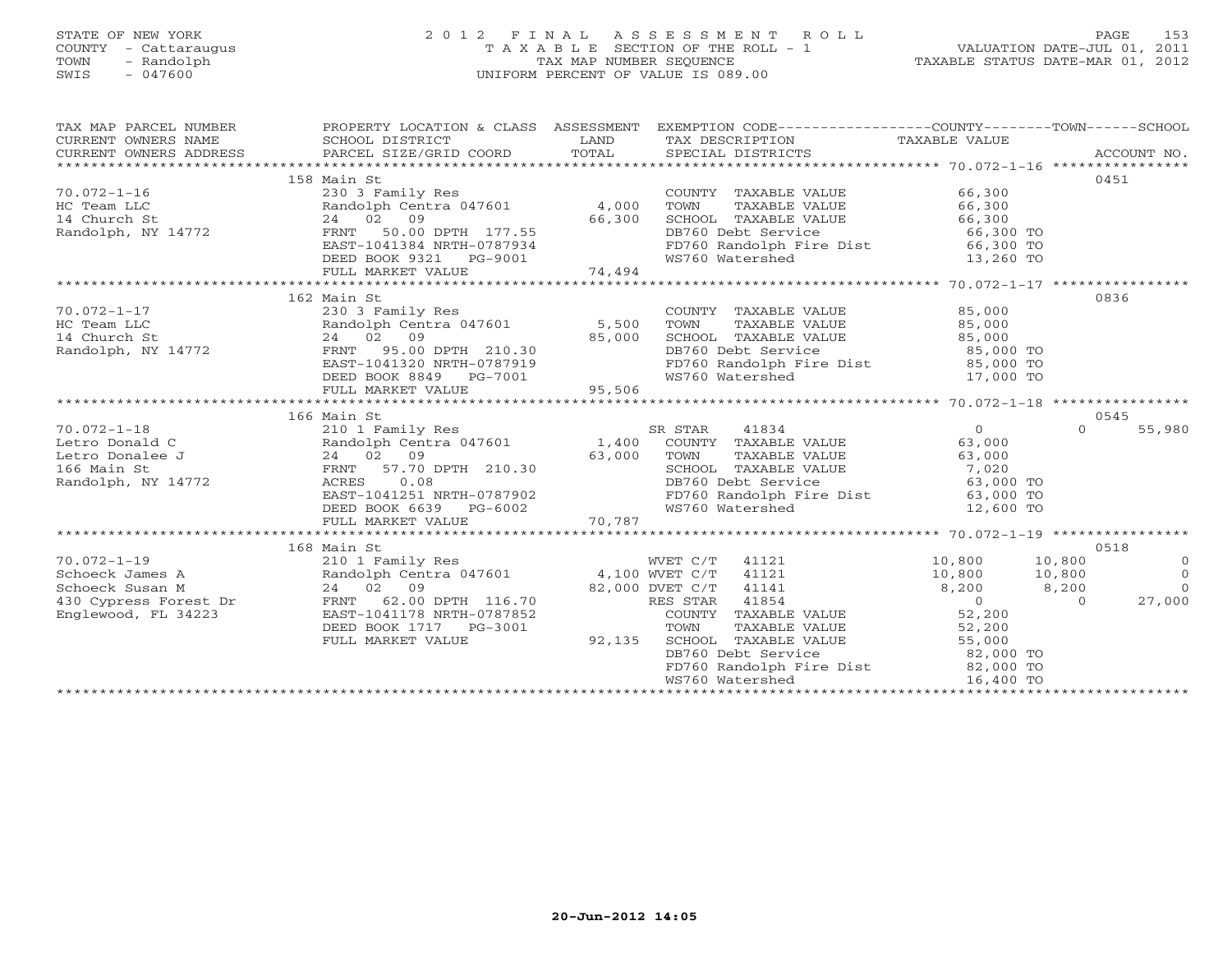STATE OF NEW YORK
COUNTY - Cattaraugus
TOWN - Randolph
SWIS - 047600

2012 FINAL ASSESSMENT ROLL
TAXABLE SECTION OF THE ROLL - 1
TAX MAP NUMBER SEQUENCE
UNIFORM PERCENT OF VALUE IS 089.00

VALUATION DATE-JUL 01, 2011
TAXABLE STATUS DATE-MAR 01, 2012

| TAX MAP PARCEL NUMBER / CURRENT OWNERS NAME / CURRENT OWNERS ADDRESS | PROPERTY LOCATION & CLASS / SCHOOL DISTRICT / PARCEL SIZE/GRID COORD | ASSESSMENT LAND / TOTAL | EXEMPTION CODE / TAX DESCRIPTION / SPECIAL DISTRICTS | COUNTY TAXABLE VALUE | TOWN | SCHOOL | ACCOUNT NO. |
|---|---|---|---|---|---|---|---|
| | 158 Main St | | | | | | 0451 |
| 70.072-1-16 | 230 3 Family Res | | COUNTY TAXABLE VALUE | 66,300 | | | |
| HC Team LLC | Randolph Centra 047601 | 4,000 | TOWN TAXABLE VALUE | 66,300 | | | |
| 14 Church St | 24 02 09 | 66,300 | SCHOOL TAXABLE VALUE | 66,300 | | | |
| Randolph, NY 14772 | FRNT 50.00 DPTH 177.55 | | DB760 Debt Service | 66,300 TO | | | |
| | EAST-1041384 NRTH-0787934 | | FD760 Randolph Fire Dist | 66,300 TO | | | |
| | DEED BOOK 9321 PG-9001 | | WS760 Watershed | 13,260 TO | | | |
| | FULL MARKET VALUE | 74,494 | | | | | |
| | 162 Main St | | | | | | 0836 |
| 70.072-1-17 | 230 3 Family Res | | COUNTY TAXABLE VALUE | 85,000 | | | |
| HC Team LLC | Randolph Centra 047601 | 5,500 | TOWN TAXABLE VALUE | 85,000 | | | |
| 14 Church St | 24 02 09 | 85,000 | SCHOOL TAXABLE VALUE | 85,000 | | | |
| Randolph, NY 14772 | FRNT 95.00 DPTH 210.30 | | DB760 Debt Service | 85,000 TO | | | |
| | EAST-1041320 NRTH-0787919 | | FD760 Randolph Fire Dist | 85,000 TO | | | |
| | DEED BOOK 8849 PG-7001 | | WS760 Watershed | 17,000 TO | | | |
| | FULL MARKET VALUE | 95,506 | | | | | |
| | 166 Main St | | | | | | 0545 |
| 70.072-1-18 | 210 1 Family Res | | SR STAR 41834 | 0 | 0 | 55,980 | |
| Letro Donald C | Randolph Centra 047601 | 1,400 | COUNTY TAXABLE VALUE | 63,000 | | | |
| Letro Donalee J | 24 02 09 | 63,000 | TOWN TAXABLE VALUE | 63,000 | | | |
| 166 Main St | FRNT 57.70 DPTH 210.30 | | SCHOOL TAXABLE VALUE | 7,020 | | | |
| Randolph, NY 14772 | ACRES 0.08 | | DB760 Debt Service | 63,000 TO | | | |
| | EAST-1041251 NRTH-0787902 | | FD760 Randolph Fire Dist | 63,000 TO | | | |
| | DEED BOOK 6639 PG-6002 | | WS760 Watershed | 12,600 TO | | | |
| | FULL MARKET VALUE | 70,787 | | | | | |
| | 168 Main St | | | | | | 0518 |
| 70.072-1-19 | 210 1 Family Res | | WVET C/T 41121 | 10,800 | 10,800 | 0 | |
| Schoeck James A | Randolph Centra 047601 | 4,100 | WVET C/T 41121 | 10,800 | 10,800 | 0 | |
| Schoeck Susan M | 24 02 09 | 82,000 | DVET C/T 41141 | 8,200 | 8,200 | 0 | |
| 430 Cypress Forest Dr | FRNT 62.00 DPTH 116.70 | | RES STAR 41854 | 0 | 0 | 27,000 | |
| Englewood, FL 34223 | EAST-1041178 NRTH-0787852 | | COUNTY TAXABLE VALUE | 52,200 | | | |
| | DEED BOOK 1717 PG-3001 | | TOWN TAXABLE VALUE | 52,200 | | | |
| | FULL MARKET VALUE | 92,135 | SCHOOL TAXABLE VALUE | 55,000 | | | |
| | | | DB760 Debt Service | 82,000 TO | | | |
| | | | FD760 Randolph Fire Dist | 82,000 TO | | | |
| | | | WS760 Watershed | 16,400 TO | | | |

20-Jun-2012 14:05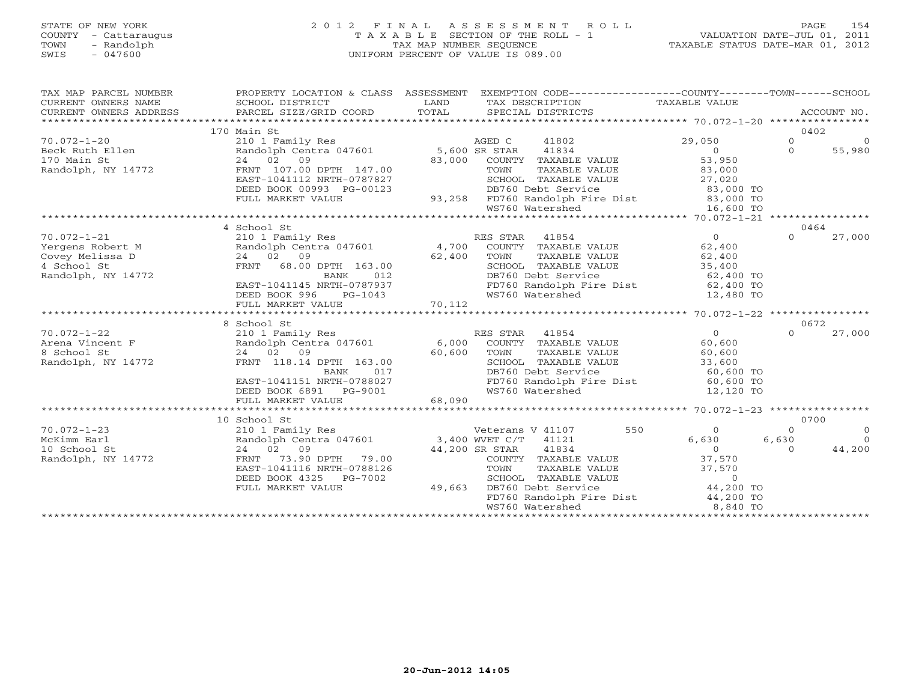STATE OF NEW YORK
COUNTY - Cattaraugus
TOWN - Randolph
SWIS - 047600

2012 FINAL ASSESSMENT ROLL
TAXABLE SECTION OF THE ROLL - 1
TAX MAP NUMBER SEQUENCE
UNIFORM PERCENT OF VALUE IS 089.00

VALUATION DATE-JUL 01, 2011
TAXABLE STATUS DATE-MAR 01, 2012

| TAX MAP PARCEL NUMBER / CURRENT OWNERS NAME / CURRENT OWNERS ADDRESS | PROPERTY LOCATION & CLASS / SCHOOL DISTRICT / PARCEL SIZE/GRID COORD | ASSESSMENT LAND / TOTAL | EXEMPTION CODE / TAX DESCRIPTION / SPECIAL DISTRICTS | COUNTY TAXABLE VALUE | TOWN | SCHOOL | ACCOUNT NO. |
|---|---|---|---|---|---|---|---|
| | 170 Main St | | | | | | 0402 |
| 70.072-1-20 | 210 1 Family Res | | AGED C 41802 | 29,050 | 0 | 0 | |
| Beck Ruth Ellen | Randolph Centra 047601 | 5,600 | SR STAR 41834 | 0 | 0 | 55,980 | |
| 170 Main St | 24 02 09 | 83,000 | COUNTY TAXABLE VALUE | 53,950 | | | |
| Randolph, NY 14772 | FRNT 107.00 DPTH 147.00 | | TOWN TAXABLE VALUE | 83,000 | | | |
| | EAST-1041112 NRTH-0787827 | | SCHOOL TAXABLE VALUE | 27,020 | | | |
| | DEED BOOK 00993 PG-00123 | | DB760 Debt Service | 83,000 TO | | | |
| | FULL MARKET VALUE | 93,258 | FD760 Randolph Fire Dist | 83,000 TO | | | |
| | | | WS760 Watershed | 16,600 TO | | | |
| | 4 School St | | | | | | 0464 |
| 70.072-1-21 | 210 1 Family Res | | RES STAR 41854 | 0 | 0 | 27,000 | |
| Yergens Robert M | Randolph Centra 047601 | 4,700 | COUNTY TAXABLE VALUE | 62,400 | | | |
| Covey Melissa D | 24 02 09 | 62,400 | TOWN TAXABLE VALUE | 62,400 | | | |
| 4 School St | FRNT 68.00 DPTH 163.00 | | SCHOOL TAXABLE VALUE | 35,400 | | | |
| Randolph, NY 14772 | BANK 012 | | DB760 Debt Service | 62,400 TO | | | |
| | EAST-1041145 NRTH-0787937 | | FD760 Randolph Fire Dist | 62,400 TO | | | |
| | DEED BOOK 996 PG-1043 | | WS760 Watershed | 12,480 TO | | | |
| | FULL MARKET VALUE | 70,112 | | | | | |
| | 8 School St | | | | | | 0672 |
| 70.072-1-22 | 210 1 Family Res | | RES STAR 41854 | 0 | 0 | 27,000 | |
| Arena Vincent F | Randolph Centra 047601 | 6,000 | COUNTY TAXABLE VALUE | 60,600 | | | |
| 8 School St | 24 02 09 | 60,600 | TOWN TAXABLE VALUE | 60,600 | | | |
| Randolph, NY 14772 | FRNT 118.14 DPTH 163.00 | | SCHOOL TAXABLE VALUE | 33,600 | | | |
| | BANK 017 | | DB760 Debt Service | 60,600 TO | | | |
| | EAST-1041151 NRTH-0788027 | | FD760 Randolph Fire Dist | 60,600 TO | | | |
| | DEED BOOK 6891 PG-9001 | | WS760 Watershed | 12,120 TO | | | |
| | FULL MARKET VALUE | 68,090 | | | | | |
| | 10 School St | | | | | | 0700 |
| 70.072-1-23 | 210 1 Family Res | | Veterans V 41107 550 | 0 | 0 | 0 | |
| McKimm Earl | Randolph Centra 047601 | 3,400 | WVET C/T 41121 | 6,630 | 6,630 | 0 | |
| 10 School St | 24 02 09 | 44,200 | SR STAR 41834 | 0 | 0 | 44,200 | |
| Randolph, NY 14772 | FRNT 73.90 DPTH 79.00 | | COUNTY TAXABLE VALUE | 37,570 | | | |
| | EAST-1041116 NRTH-0788126 | | TOWN TAXABLE VALUE | 37,570 | | | |
| | DEED BOOK 4325 PG-7002 | | SCHOOL TAXABLE VALUE | 0 | | | |
| | FULL MARKET VALUE | 49,663 | DB760 Debt Service | 44,200 TO | | | |
| | | | FD760 Randolph Fire Dist | 44,200 TO | | | |
| | | | WS760 Watershed | 8,840 TO | | | |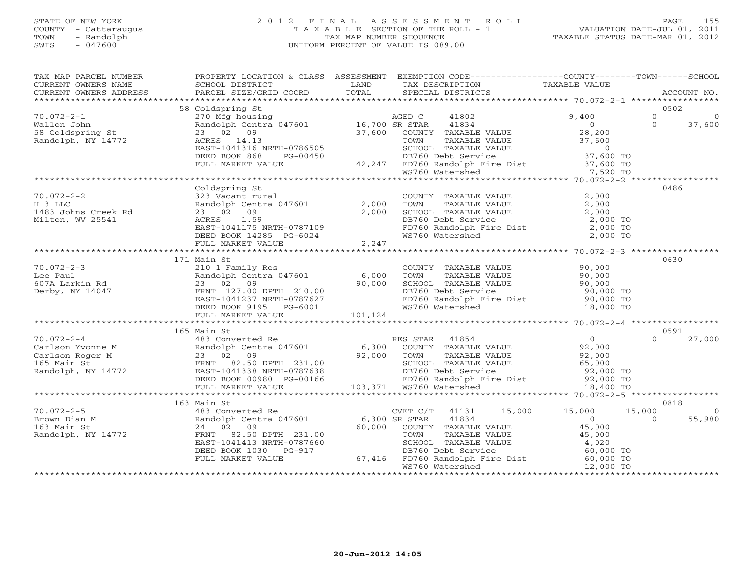STATE OF NEW YORK
COUNTY - Cattaraugus
TOWN - Randolph
SWIS - 047600

2012 FINAL ASSESSMENT ROLL
TAXABLE SECTION OF THE ROLL - 1
TAX MAP NUMBER SEQUENCE
UNIFORM PERCENT OF VALUE IS 089.00

VALUATION DATE-JUL 01, 2011
TAXABLE STATUS DATE-MAR 01, 2012

| TAX MAP PARCEL NUMBER / CURRENT OWNERS NAME / CURRENT OWNERS ADDRESS | PROPERTY LOCATION & CLASS / SCHOOL DISTRICT / PARCEL SIZE/GRID COORD | ASSESSMENT LAND / TOTAL | EXEMPTION CODE / TAX DESCRIPTION / SPECIAL DISTRICTS | COUNTY TAXABLE VALUE | TOWN | SCHOOL | ACCOUNT NO. |
|---|---|---|---|---|---|---|---|
| 70.072-2-1 | 58 Coldspring St | | | | | | 0502 |
| Wallon John | 270 Mfg housing | | AGED C 41802 | 9,400 | 0 | 0 | |
| 58 Coldspring St | Randolph Centra 047601 | 16,700 | SR STAR 41834 | 0 | 0 | 37,600 | |
| Randolph, NY 14772 | 23 02 09 | 37,600 | COUNTY TAXABLE VALUE | 28,200 | | | |
| | ACRES 14.13 | | TOWN TAXABLE VALUE | 37,600 | | | |
| | EAST-1041316 NRTH-0786505 | | SCHOOL TAXABLE VALUE | 0 | | | |
| | DEED BOOK 868 PG-00450 | | DB760 Debt Service | 37,600 TO | | | |
| | FULL MARKET VALUE | 42,247 | FD760 Randolph Fire Dist | 37,600 TO | | | |
| | | | WS760 Watershed | 7,520 TO | | | |
| 70.072-2-2 | Coldspring St | | | | | | 0486 |
| H 3 LLC | 323 Vacant rural | | COUNTY TAXABLE VALUE | 2,000 | | | |
| 1483 Johns Creek Rd | Randolph Centra 047601 | 2,000 | TOWN TAXABLE VALUE | 2,000 | | | |
| Milton, WV 25541 | 23 02 09 | 2,000 | SCHOOL TAXABLE VALUE | 2,000 | | | |
| | ACRES 1.59 | | DB760 Debt Service | 2,000 TO | | | |
| | EAST-1041175 NRTH-0787109 | | FD760 Randolph Fire Dist | 2,000 TO | | | |
| | DEED BOOK 14285 PG-6024 | | WS760 Watershed | 2,000 TO | | | |
| | FULL MARKET VALUE | 2,247 | | | | | |
| 70.072-2-3 | 171 Main St | | | | | | 0630 |
| Lee Paul | 210 1 Family Res | | COUNTY TAXABLE VALUE | 90,000 | | | |
| 607A Larkin Rd | Randolph Centra 047601 | 6,000 | TOWN TAXABLE VALUE | 90,000 | | | |
| Derby, NY 14047 | 23 02 09 | 90,000 | SCHOOL TAXABLE VALUE | 90,000 | | | |
| | FRNT 127.00 DPTH 210.00 | | DB760 Debt Service | 90,000 TO | | | |
| | EAST-1041237 NRTH-0787627 | | FD760 Randolph Fire Dist | 90,000 TO | | | |
| | DEED BOOK 9195 PG-6001 | | WS760 Watershed | 18,000 TO | | | |
| | FULL MARKET VALUE | 101,124 | | | | | |
| 70.072-2-4 | 165 Main St | | | | | | 0591 |
| Carlson Yvonne M | 483 Converted Re | | RES STAR 41854 | 0 | 0 | 27,000 | |
| Carlson Roger M | Randolph Centra 047601 | 6,300 | COUNTY TAXABLE VALUE | 92,000 | | | |
| 165 Main St | 23 02 09 | 92,000 | TOWN TAXABLE VALUE | 92,000 | | | |
| Randolph, NY 14772 | FRNT 82.50 DPTH 231.00 | | SCHOOL TAXABLE VALUE | 65,000 | | | |
| | EAST-1041338 NRTH-0787638 | | DB760 Debt Service | 92,000 TO | | | |
| | DEED BOOK 00980 PG-00166 | | FD760 Randolph Fire Dist | 92,000 TO | | | |
| | FULL MARKET VALUE | 103,371 | WS760 Watershed | 18,400 TO | | | |
| 70.072-2-5 | 163 Main St | | | | | | 0818 |
| Brown Dian M | 483 Converted Re | | CVET C/T 41131 15,000 | 15,000 | 15,000 | 0 | |
| 163 Main St | Randolph Centra 047601 | 6,300 | SR STAR 41834 | 0 | 0 | 55,980 | |
| Randolph, NY 14772 | 24 02 09 | 60,000 | COUNTY TAXABLE VALUE | 45,000 | | | |
| | FRNT 82.50 DPTH 231.00 | | TOWN TAXABLE VALUE | 45,000 | | | |
| | EAST-1041413 NRTH-0787660 | | SCHOOL TAXABLE VALUE | 4,020 | | | |
| | DEED BOOK 1030 PG-917 | | DB760 Debt Service | 60,000 TO | | | |
| | FULL MARKET VALUE | 67,416 | FD760 Randolph Fire Dist | 60,000 TO | | | |
| | | | WS760 Watershed | 12,000 TO | | | |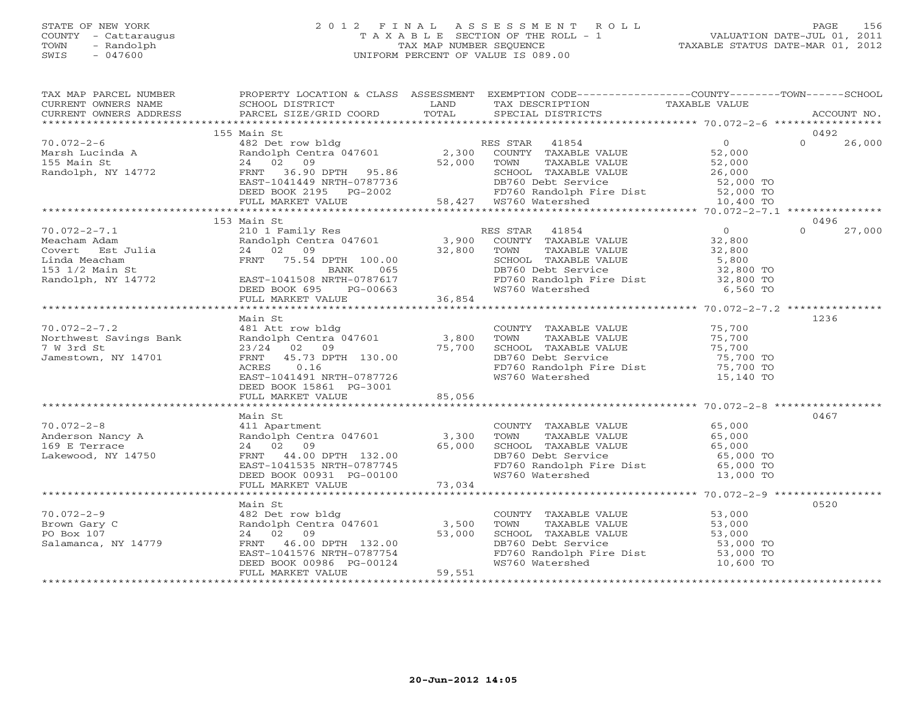STATE OF NEW YORK
COUNTY - Cattaraugus
TOWN - Randolph
SWIS - 047600

2012 FINAL ASSESSMENT ROLL
TAXABLE SECTION OF THE ROLL - 1
TAX MAP NUMBER SEQUENCE
UNIFORM PERCENT OF VALUE IS 089.00

VALUATION DATE-JUL 01, 2011
TAXABLE STATUS DATE-MAR 01, 2012

| TAX MAP PARCEL NUMBER / CURRENT OWNERS NAME / CURRENT OWNERS ADDRESS | PROPERTY LOCATION & CLASS / SCHOOL DISTRICT / PARCEL SIZE/GRID COORD | ASSESSMENT LAND / TOTAL | EXEMPTION CODE / TAX DESCRIPTION / SPECIAL DISTRICTS | COUNTY TAXABLE VALUE | TOWN | SCHOOL / ACCOUNT NO. |
|---|---|---|---|---|---|---|
| | 155 Main St | | | | | 0492 |
| 70.072-2-6 | 482 Det row bldg | | RES STAR 41854 | 0 | 0 | 26,000 |
| Marsh Lucinda A | Randolph Centra 047601 | 2,300 | COUNTY TAXABLE VALUE | 52,000 | | |
| 155 Main St | 24 02 09 | 52,000 | TOWN TAXABLE VALUE | 52,000 | | |
| Randolph, NY 14772 | FRNT 36.90 DPTH 95.86 | | SCHOOL TAXABLE VALUE | 26,000 | | |
| | EAST-1041449 NRTH-0787736 | | DB760 Debt Service | 52,000 TO | | |
| | DEED BOOK 2195 PG-2002 | | FD760 Randolph Fire Dist | 52,000 TO | | |
| | FULL MARKET VALUE | 58,427 | WS760 Watershed | 10,400 TO | | |
| | 153 Main St | | | | | 0496 |
| 70.072-2-7.1 | 210 1 Family Res | | RES STAR 41854 | 0 | 0 | 27,000 |
| Meacham Adam | Randolph Centra 047601 | 3,900 | COUNTY TAXABLE VALUE | 32,800 | | |
| Covert Est Julia | 24 02 09 | 32,800 | TOWN TAXABLE VALUE | 32,800 | | |
| Linda Meacham | FRNT 75.54 DPTH 100.00 | | SCHOOL TAXABLE VALUE | 5,800 | | |
| 153 1/2 Main St | BANK 065 | | DB760 Debt Service | 32,800 TO | | |
| Randolph, NY 14772 | EAST-1041508 NRTH-0787617 | | FD760 Randolph Fire Dist | 32,800 TO | | |
| | DEED BOOK 695 PG-00663 | | WS760 Watershed | 6,560 TO | | |
| | FULL MARKET VALUE | 36,854 | | | | |
| | Main St | | | | | 1236 |
| 70.072-2-7.2 | 481 Att row bldg | | COUNTY TAXABLE VALUE | 75,700 | | |
| Northwest Savings Bank | Randolph Centra 047601 | 3,800 | TOWN TAXABLE VALUE | 75,700 | | |
| 7 W 3rd St | 23/24 02 09 | 75,700 | SCHOOL TAXABLE VALUE | 75,700 | | |
| Jamestown, NY 14701 | FRNT 45.73 DPTH 130.00 | | DB760 Debt Service | 75,700 TO | | |
| | ACRES 0.16 | | FD760 Randolph Fire Dist | 75,700 TO | | |
| | EAST-1041491 NRTH-0787726 | | WS760 Watershed | 15,140 TO | | |
| | DEED BOOK 15861 PG-3001 | | | | | |
| | FULL MARKET VALUE | 85,056 | | | | |
| | Main St | | | | | 0467 |
| 70.072-2-8 | 411 Apartment | | COUNTY TAXABLE VALUE | 65,000 | | |
| Anderson Nancy A | Randolph Centra 047601 | 3,300 | TOWN TAXABLE VALUE | 65,000 | | |
| 169 E Terrace | 24 02 09 | 65,000 | SCHOOL TAXABLE VALUE | 65,000 | | |
| Lakewood, NY 14750 | FRNT 44.00 DPTH 132.00 | | DB760 Debt Service | 65,000 TO | | |
| | EAST-1041535 NRTH-0787745 | | FD760 Randolph Fire Dist | 65,000 TO | | |
| | DEED BOOK 00931 PG-00100 | | WS760 Watershed | 13,000 TO | | |
| | FULL MARKET VALUE | 73,034 | | | | |
| | Main St | | | | | 0520 |
| 70.072-2-9 | 482 Det row bldg | | COUNTY TAXABLE VALUE | 53,000 | | |
| Brown Gary C | Randolph Centra 047601 | 3,500 | TOWN TAXABLE VALUE | 53,000 | | |
| PO Box 107 | 24 02 09 | 53,000 | SCHOOL TAXABLE VALUE | 53,000 | | |
| Salamanca, NY 14779 | FRNT 46.00 DPTH 132.00 | | DB760 Debt Service | 53,000 TO | | |
| | EAST-1041576 NRTH-0787754 | | FD760 Randolph Fire Dist | 53,000 TO | | |
| | DEED BOOK 00986 PG-00124 | | WS760 Watershed | 10,600 TO | | |
| | FULL MARKET VALUE | 59,551 | | | | |

20-Jun-2012 14:05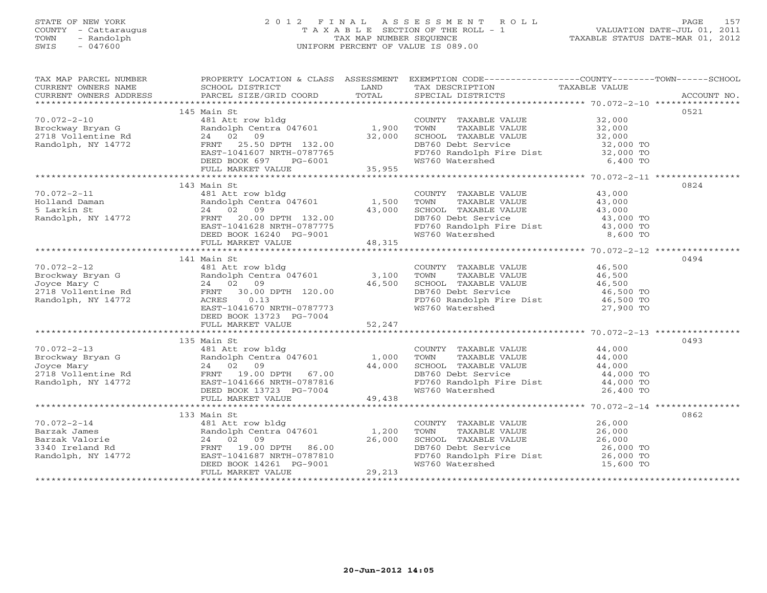STATE OF NEW YORK
COUNTY - Cattaraugus
TOWN - Randolph
SWIS - 047600

# 2012 FINAL ASSESSMENT ROLL
TAXABLE SECTION OF THE ROLL - 1
TAX MAP NUMBER SEQUENCE
UNIFORM PERCENT OF VALUE IS 089.00

VALUATION DATE-JUL 01, 2011
TAXABLE STATUS DATE-MAR 01, 2012

| TAX MAP PARCEL NUMBER / CURRENT OWNERS NAME / CURRENT OWNERS ADDRESS | PROPERTY LOCATION & CLASS / SCHOOL DISTRICT / PARCEL SIZE/GRID COORD | ASSESSMENT LAND / TOTAL | EXEMPTION CODE / TAX DESCRIPTION / SPECIAL DISTRICTS | TAXABLE VALUE (COUNTY / TOWN / SCHOOL) | ACCOUNT NO. |
|---|---|---|---|---|---|
| 70.072-2-10 | 145 Main St | | | | 0521 |
| | 481 Att row bldg | | COUNTY TAXABLE VALUE | 32,000 | |
| Brockway Bryan G | Randolph Centra 047601 | 1,900 | TOWN TAXABLE VALUE | 32,000 | |
| 2718 Vollentine Rd | 24 02 09 | 32,000 | SCHOOL TAXABLE VALUE | 32,000 | |
| Randolph, NY 14772 | FRNT 25.50 DPTH 132.00 | | DB760 Debt Service | 32,000 TO | |
| | EAST-1041607 NRTH-0787765 | | FD760 Randolph Fire Dist | 32,000 TO | |
| | DEED BOOK 697 PG-6001 | | WS760 Watershed | 6,400 TO | |
| | FULL MARKET VALUE | 35,955 | | | |
| 70.072-2-11 | 143 Main St | | | | 0824 |
| | 481 Att row bldg | | COUNTY TAXABLE VALUE | 43,000 | |
| Holland Daman | Randolph Centra 047601 | 1,500 | TOWN TAXABLE VALUE | 43,000 | |
| 5 Larkin St | 24 02 09 | 43,000 | SCHOOL TAXABLE VALUE | 43,000 | |
| Randolph, NY 14772 | FRNT 20.00 DPTH 132.00 | | DB760 Debt Service | 43,000 TO | |
| | EAST-1041628 NRTH-0787775 | | FD760 Randolph Fire Dist | 43,000 TO | |
| | DEED BOOK 16240 PG-9001 | | WS760 Watershed | 8,600 TO | |
| | FULL MARKET VALUE | 48,315 | | | |
| 70.072-2-12 | 141 Main St | | | | 0494 |
| | 481 Att row bldg | | COUNTY TAXABLE VALUE | 46,500 | |
| Brockway Bryan G | Randolph Centra 047601 | 3,100 | TOWN TAXABLE VALUE | 46,500 | |
| Joyce Mary C | 24 02 09 | 46,500 | SCHOOL TAXABLE VALUE | 46,500 | |
| 2718 Vollentine Rd | FRNT 30.00 DPTH 120.00 | | DB760 Debt Service | 46,500 TO | |
| Randolph, NY 14772 | ACRES 0.13 | | FD760 Randolph Fire Dist | 46,500 TO | |
| | EAST-1041670 NRTH-0787773 | | WS760 Watershed | 27,900 TO | |
| | DEED BOOK 13723 PG-7004 | | | | |
| | FULL MARKET VALUE | 52,247 | | | |
| 70.072-2-13 | 135 Main St | | | | 0493 |
| | 481 Att row bldg | | COUNTY TAXABLE VALUE | 44,000 | |
| Brockway Bryan G | Randolph Centra 047601 | 1,000 | TOWN TAXABLE VALUE | 44,000 | |
| Joyce Mary | 24 02 09 | 44,000 | SCHOOL TAXABLE VALUE | 44,000 | |
| 2718 Vollentine Rd | FRNT 19.00 DPTH 67.00 | | DB760 Debt Service | 44,000 TO | |
| Randolph, NY 14772 | EAST-1041666 NRTH-0787816 | | FD760 Randolph Fire Dist | 44,000 TO | |
| | DEED BOOK 13723 PG-7004 | | WS760 Watershed | 26,400 TO | |
| | FULL MARKET VALUE | 49,438 | | | |
| 70.072-2-14 | 133 Main St | | | | 0862 |
| | 481 Att row bldg | | COUNTY TAXABLE VALUE | 26,000 | |
| Barzak James | Randolph Centra 047601 | 1,200 | TOWN TAXABLE VALUE | 26,000 | |
| Barzak Valorie | 24 02 09 | 26,000 | SCHOOL TAXABLE VALUE | 26,000 | |
| 3340 Ireland Rd | FRNT 19.00 DPTH 86.00 | | DB760 Debt Service | 26,000 TO | |
| Randolph, NY 14772 | EAST-1041687 NRTH-0787810 | | FD760 Randolph Fire Dist | 26,000 TO | |
| | DEED BOOK 14261 PG-9001 | | WS760 Watershed | 15,600 TO | |
| | FULL MARKET VALUE | 29,213 | | | |

20-Jun-2012 14:05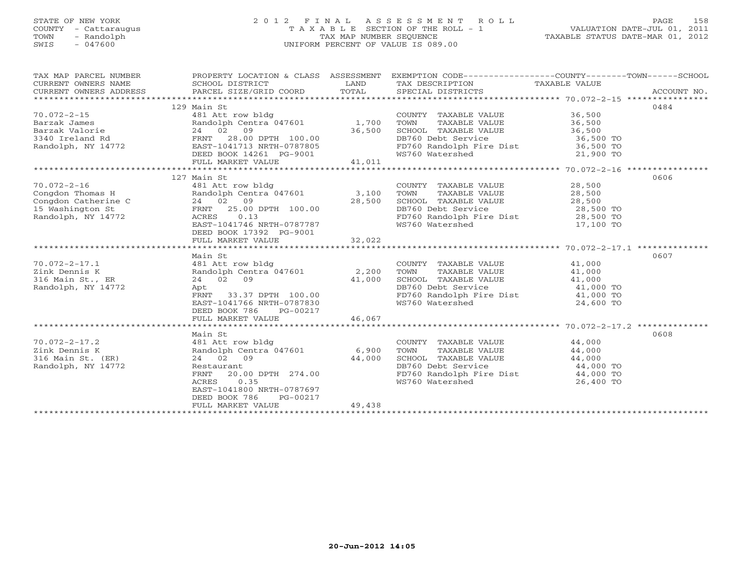STATE OF NEW YORK
COUNTY - Cattaraugus
TOWN - Randolph
SWIS - 047600

# 2012 FINAL ASSESSMENT ROLL
TAXABLE SECTION OF THE ROLL - 1
TAX MAP NUMBER SEQUENCE
UNIFORM PERCENT OF VALUE IS 089.00

VALUATION DATE-JUL 01, 2011
TAXABLE STATUS DATE-MAR 01, 2012

| TAX MAP PARCEL NUMBER / CURRENT OWNERS NAME / CURRENT OWNERS ADDRESS | PROPERTY LOCATION & CLASS / SCHOOL DISTRICT / PARCEL SIZE/GRID COORD | ASSESSMENT LAND / TOTAL | EXEMPTION CODE / TAX DESCRIPTION / SPECIAL DISTRICTS | TAXABLE VALUE (COUNTY / TOWN / SCHOOL) | ACCOUNT NO. |
|---|---|---|---|---|---|
| | 129 Main St | | | | 0484 |
| 70.072-2-15 | 481 Att row bldg | | COUNTY TAXABLE VALUE | 36,500 | |
| Barzak James | Randolph Centra 047601 | 1,700 | TOWN TAXABLE VALUE | 36,500 | |
| Barzak Valorie | 24 02 09 | 36,500 | SCHOOL TAXABLE VALUE | 36,500 | |
| 3340 Ireland Rd | FRNT 28.00 DPTH 100.00 | | DB760 Debt Service | 36,500 TO | |
| Randolph, NY 14772 | EAST-1041713 NRTH-0787805 | | FD760 Randolph Fire Dist | 36,500 TO | |
| | DEED BOOK 14261 PG-9001 | | WS760 Watershed | 21,900 TO | |
| | FULL MARKET VALUE | 41,011 | | | |
| | 127 Main St | | | | 0606 |
| 70.072-2-16 | 481 Att row bldg | | COUNTY TAXABLE VALUE | 28,500 | |
| Congdon Thomas H | Randolph Centra 047601 | 3,100 | TOWN TAXABLE VALUE | 28,500 | |
| Congdon Catherine C | 24 02 09 | 28,500 | SCHOOL TAXABLE VALUE | 28,500 | |
| 15 Washington St | FRNT 25.00 DPTH 100.00 | | DB760 Debt Service | 28,500 TO | |
| Randolph, NY 14772 | ACRES 0.13 | | FD760 Randolph Fire Dist | 28,500 TO | |
| | EAST-1041746 NRTH-0787787 | | WS760 Watershed | 17,100 TO | |
| | DEED BOOK 17392 PG-9001 | | | | |
| | FULL MARKET VALUE | 32,022 | | | |
| | Main St | | | | 0607 |
| 70.072-2-17.1 | 481 Att row bldg | | COUNTY TAXABLE VALUE | 41,000 | |
| Zink Dennis K | Randolph Centra 047601 | 2,200 | TOWN TAXABLE VALUE | 41,000 | |
| 316 Main St., ER | 24 02 09 | 41,000 | SCHOOL TAXABLE VALUE | 41,000 | |
| Randolph, NY 14772 | Apt | | DB760 Debt Service | 41,000 TO | |
| | FRNT 33.37 DPTH 100.00 | | FD760 Randolph Fire Dist | 41,000 TO | |
| | EAST-1041766 NRTH-0787830 | | WS760 Watershed | 24,600 TO | |
| | DEED BOOK 786 PG-00217 | | | | |
| | FULL MARKET VALUE | 46,067 | | | |
| | Main St | | | | 0608 |
| 70.072-2-17.2 | 481 Att row bldg | | COUNTY TAXABLE VALUE | 44,000 | |
| Zink Dennis K | Randolph Centra 047601 | 6,900 | TOWN TAXABLE VALUE | 44,000 | |
| 316 Main St. (ER) | 24 02 09 | 44,000 | SCHOOL TAXABLE VALUE | 44,000 | |
| Randolph, NY 14772 | Restaurant | | DB760 Debt Service | 44,000 TO | |
| | FRNT 20.00 DPTH 274.00 | | FD760 Randolph Fire Dist | 44,000 TO | |
| | ACRES 0.35 | | WS760 Watershed | 26,400 TO | |
| | EAST-1041800 NRTH-0787697 | | | | |
| | DEED BOOK 786 PG-00217 | | | | |
| | FULL MARKET VALUE | 49,438 | | | |

20-Jun-2012 14:05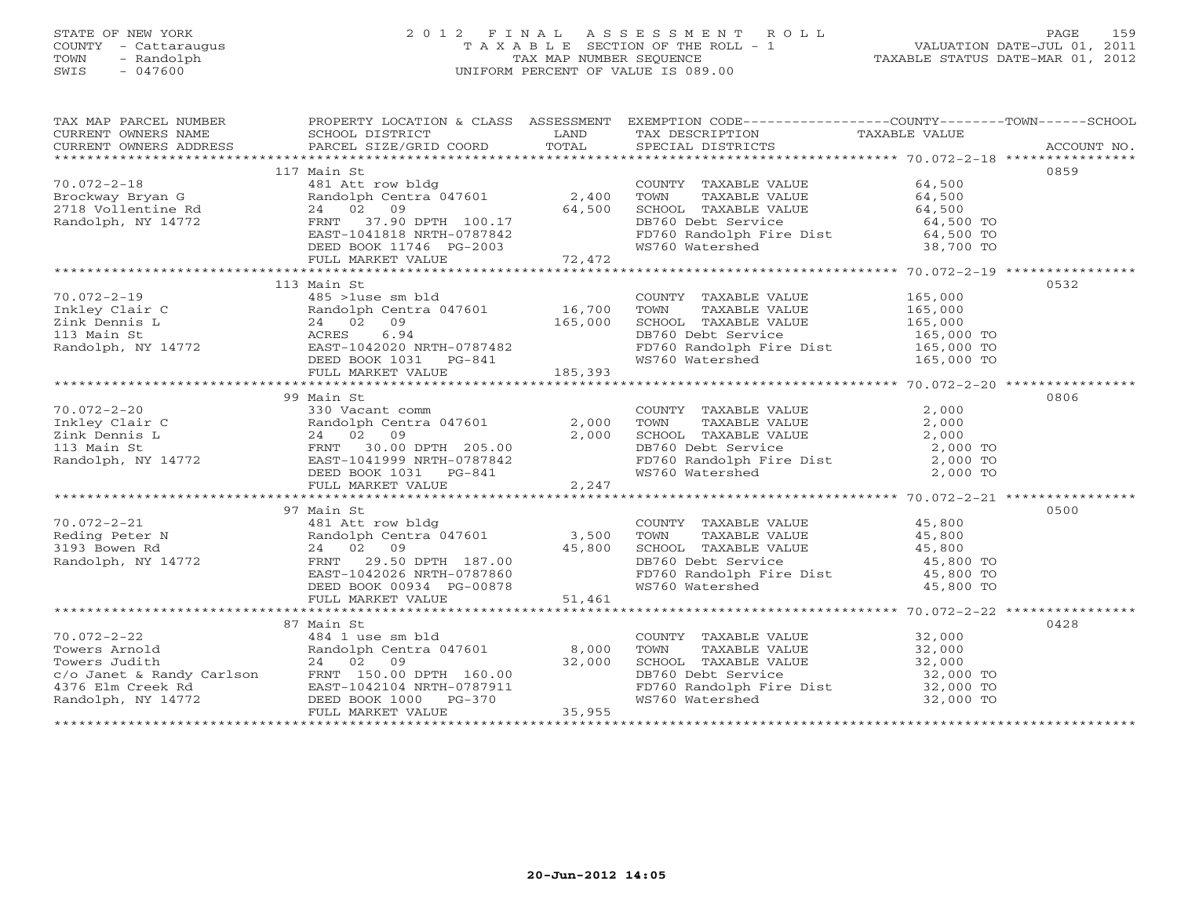STATE OF NEW YORK
COUNTY - Cattaraugus
TOWN - Randolph
SWIS - 047600

2 0 1 2 F I N A L A S S E S S M E N T R O L L
T A X A B L E SECTION OF THE ROLL - 1
TAX MAP NUMBER SEQUENCE
UNIFORM PERCENT OF VALUE IS 089.00

VALUATION DATE-JUL 01, 2011
TAXABLE STATUS DATE-MAR 01, 2012

| TAX MAP PARCEL NUMBER / CURRENT OWNERS NAME / CURRENT OWNERS ADDRESS | PROPERTY LOCATION & CLASS / SCHOOL DISTRICT / PARCEL SIZE/GRID COORD | ASSESSMENT LAND / TOTAL | EXEMPTION CODE / TAX DESCRIPTION / SPECIAL DISTRICTS | TAXABLE VALUE | ACCOUNT NO. |
|---|---|---|---|---|---|
| | 117 Main St | | | | 0859 |
| 70.072-2-18 | 481 Att row bldg | | COUNTY TAXABLE VALUE | 64,500 | |
| Brockway Bryan G | Randolph Centra 047601 | 2,400 | TOWN TAXABLE VALUE | 64,500 | |
| 2718 Vollentine Rd | 24 02 09 | 64,500 | SCHOOL TAXABLE VALUE | 64,500 | |
| Randolph, NY 14772 | FRNT 37.90 DPTH 100.17 | | DB760 Debt Service | 64,500 TO | |
| | EAST-1041818 NRTH-0787842 | | FD760 Randolph Fire Dist | 64,500 TO | |
| | DEED BOOK 11746 PG-2003 | | WS760 Watershed | 38,700 TO | |
| | FULL MARKET VALUE | 72,472 | | | |
| | 113 Main St | | | | 0532 |
| 70.072-2-19 | 485 >1use sm bld | | COUNTY TAXABLE VALUE | 165,000 | |
| Inkley Clair C | Randolph Centra 047601 | 16,700 | TOWN TAXABLE VALUE | 165,000 | |
| Zink Dennis L | 24 02 09 | 165,000 | SCHOOL TAXABLE VALUE | 165,000 | |
| 113 Main St | ACRES 6.94 | | DB760 Debt Service | 165,000 TO | |
| Randolph, NY 14772 | EAST-1042020 NRTH-0787482 | | FD760 Randolph Fire Dist | 165,000 TO | |
| | DEED BOOK 1031 PG-841 | | WS760 Watershed | 165,000 TO | |
| | FULL MARKET VALUE | 185,393 | | | |
| | 99 Main St | | | | 0806 |
| 70.072-2-20 | 330 Vacant comm | | COUNTY TAXABLE VALUE | 2,000 | |
| Inkley Clair C | Randolph Centra 047601 | 2,000 | TOWN TAXABLE VALUE | 2,000 | |
| Zink Dennis L | 24 02 09 | 2,000 | SCHOOL TAXABLE VALUE | 2,000 | |
| 113 Main St | FRNT 30.00 DPTH 205.00 | | DB760 Debt Service | 2,000 TO | |
| Randolph, NY 14772 | EAST-1041999 NRTH-0787842 | | FD760 Randolph Fire Dist | 2,000 TO | |
| | DEED BOOK 1031 PG-841 | | WS760 Watershed | 2,000 TO | |
| | FULL MARKET VALUE | 2,247 | | | |
| | 97 Main St | | | | 0500 |
| 70.072-2-21 | 481 Att row bldg | | COUNTY TAXABLE VALUE | 45,800 | |
| Reding Peter N | Randolph Centra 047601 | 3,500 | TOWN TAXABLE VALUE | 45,800 | |
| 3193 Bowen Rd | 24 02 09 | 45,800 | SCHOOL TAXABLE VALUE | 45,800 | |
| Randolph, NY 14772 | FRNT 29.50 DPTH 187.00 | | DB760 Debt Service | 45,800 TO | |
| | EAST-1042026 NRTH-0787860 | | FD760 Randolph Fire Dist | 45,800 TO | |
| | DEED BOOK 00934 PG-00878 | | WS760 Watershed | 45,800 TO | |
| | FULL MARKET VALUE | 51,461 | | | |
| | 87 Main St | | | | 0428 |
| 70.072-2-22 | 484 1 use sm bld | | COUNTY TAXABLE VALUE | 32,000 | |
| Towers Arnold | Randolph Centra 047601 | 8,000 | TOWN TAXABLE VALUE | 32,000 | |
| Towers Judith | 24 02 09 | 32,000 | SCHOOL TAXABLE VALUE | 32,000 | |
| c/o Janet & Randy Carlson | FRNT 150.00 DPTH 160.00 | | DB760 Debt Service | 32,000 TO | |
| 4376 Elm Creek Rd | EAST-1042104 NRTH-0787911 | | FD760 Randolph Fire Dist | 32,000 TO | |
| Randolph, NY 14772 | DEED BOOK 1000 PG-370 | | WS760 Watershed | 32,000 TO | |
| | FULL MARKET VALUE | 35,955 | | | |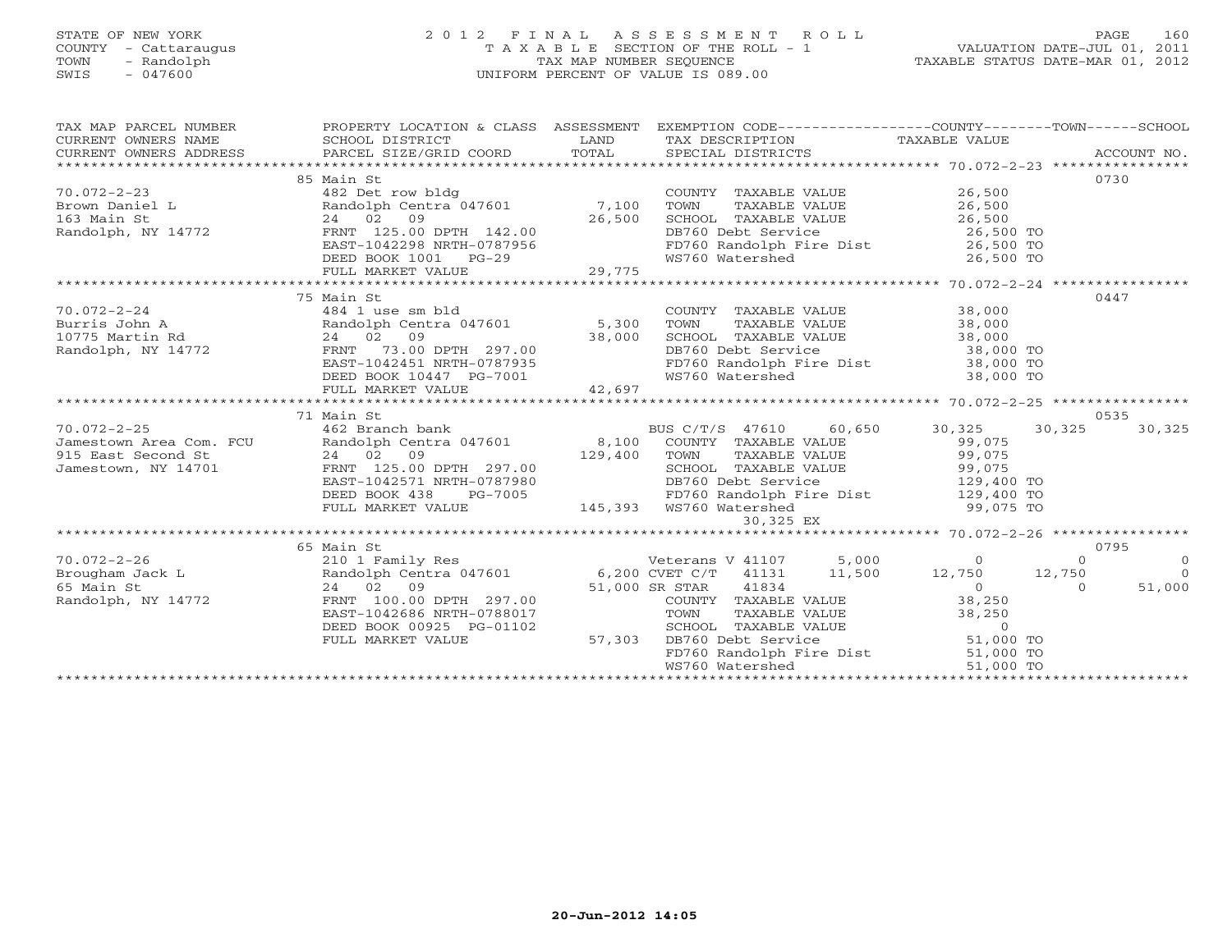STATE OF NEW YORK
COUNTY - Cattaraugus
TOWN - Randolph
SWIS - 047600

2012 FINAL ASSESSMENT ROLL
TAXABLE SECTION OF THE ROLL - 1
TAX MAP NUMBER SEQUENCE
UNIFORM PERCENT OF VALUE IS 089.00

VALUATION DATE-JUL 01, 2011
TAXABLE STATUS DATE-MAR 01, 2012

| TAX MAP PARCEL NUMBER / CURRENT OWNERS NAME / CURRENT OWNERS ADDRESS | PROPERTY LOCATION & CLASS / SCHOOL DISTRICT / PARCEL SIZE/GRID COORD | ASSESSMENT LAND / TOTAL | EXEMPTION CODE / TAX DESCRIPTION / SPECIAL DISTRICTS | COUNTY TAXABLE VALUE | TOWN | SCHOOL | ACCOUNT NO. |
|---|---|---|---|---|---|---|---|
| | 85 Main St | | | | | | 0730 |
| 70.072-2-23 | 482 Det row bldg | | COUNTY TAXABLE VALUE | 26,500 | | | |
| Brown Daniel L | Randolph Centra 047601 | 7,100 | TOWN TAXABLE VALUE | 26,500 | | | |
| 163 Main St | 24 02 09 | 26,500 | SCHOOL TAXABLE VALUE | 26,500 | | | |
| Randolph, NY 14772 | FRNT 125.00 DPTH 142.00 | | DB760 Debt Service | 26,500 TO | | | |
| | EAST-1042298 NRTH-0787956 | | FD760 Randolph Fire Dist | 26,500 TO | | | |
| | DEED BOOK 1001 PG-29 | | WS760 Watershed | 26,500 TO | | | |
| | FULL MARKET VALUE | 29,775 | | | | | |
| | 75 Main St | | | | | | 0447 |
| 70.072-2-24 | 484 1 use sm bld | | COUNTY TAXABLE VALUE | 38,000 | | | |
| Burris John A | Randolph Centra 047601 | 5,300 | TOWN TAXABLE VALUE | 38,000 | | | |
| 10775 Martin Rd | 24 02 09 | 38,000 | SCHOOL TAXABLE VALUE | 38,000 | | | |
| Randolph, NY 14772 | FRNT 73.00 DPTH 297.00 | | DB760 Debt Service | 38,000 TO | | | |
| | EAST-1042451 NRTH-0787935 | | FD760 Randolph Fire Dist | 38,000 TO | | | |
| | DEED BOOK 10447 PG-7001 | | WS760 Watershed | 38,000 TO | | | |
| | FULL MARKET VALUE | 42,697 | | | | | |
| | 71 Main St | | | | | | 0535 |
| 70.072-2-25 | 462 Branch bank | | BUS C/T/S 47610 60,650 | 30,325 | 30,325 | 30,325 | |
| Jamestown Area Com. FCU | Randolph Centra 047601 | 8,100 | COUNTY TAXABLE VALUE | 99,075 | | | |
| 915 East Second St | 24 02 09 | 129,400 | TOWN TAXABLE VALUE | 99,075 | | | |
| Jamestown, NY 14701 | FRNT 125.00 DPTH 297.00 | | SCHOOL TAXABLE VALUE | 99,075 | | | |
| | EAST-1042571 NRTH-0787980 | | DB760 Debt Service | 129,400 TO | | | |
| | DEED BOOK 438 PG-7005 | | FD760 Randolph Fire Dist | 129,400 TO | | | |
| | FULL MARKET VALUE | 145,393 | WS760 Watershed | 99,075 TO | | | |
| | | | 30,325 EX | | | | |
| | 65 Main St | | | | | | 0795 |
| 70.072-2-26 | 210 1 Family Res | | Veterans V 41107 5,000 | 0 | 0 | 0 | |
| Brougham Jack L | Randolph Centra 047601 | 6,200 | CVET C/T 41131 11,500 | 12,750 | 12,750 | 0 | |
| 65 Main St | 24 02 09 | 51,000 | SR STAR 41834 | 0 | 0 | 51,000 | |
| Randolph, NY 14772 | FRNT 100.00 DPTH 297.00 | | COUNTY TAXABLE VALUE | 38,250 | | | |
| | EAST-1042686 NRTH-0788017 | | TOWN TAXABLE VALUE | 38,250 | | | |
| | DEED BOOK 00925 PG-01102 | | SCHOOL TAXABLE VALUE | 0 | | | |
| | FULL MARKET VALUE | 57,303 | DB760 Debt Service | 51,000 TO | | | |
| | | | FD760 Randolph Fire Dist | 51,000 TO | | | |
| | | | WS760 Watershed | 51,000 TO | | | |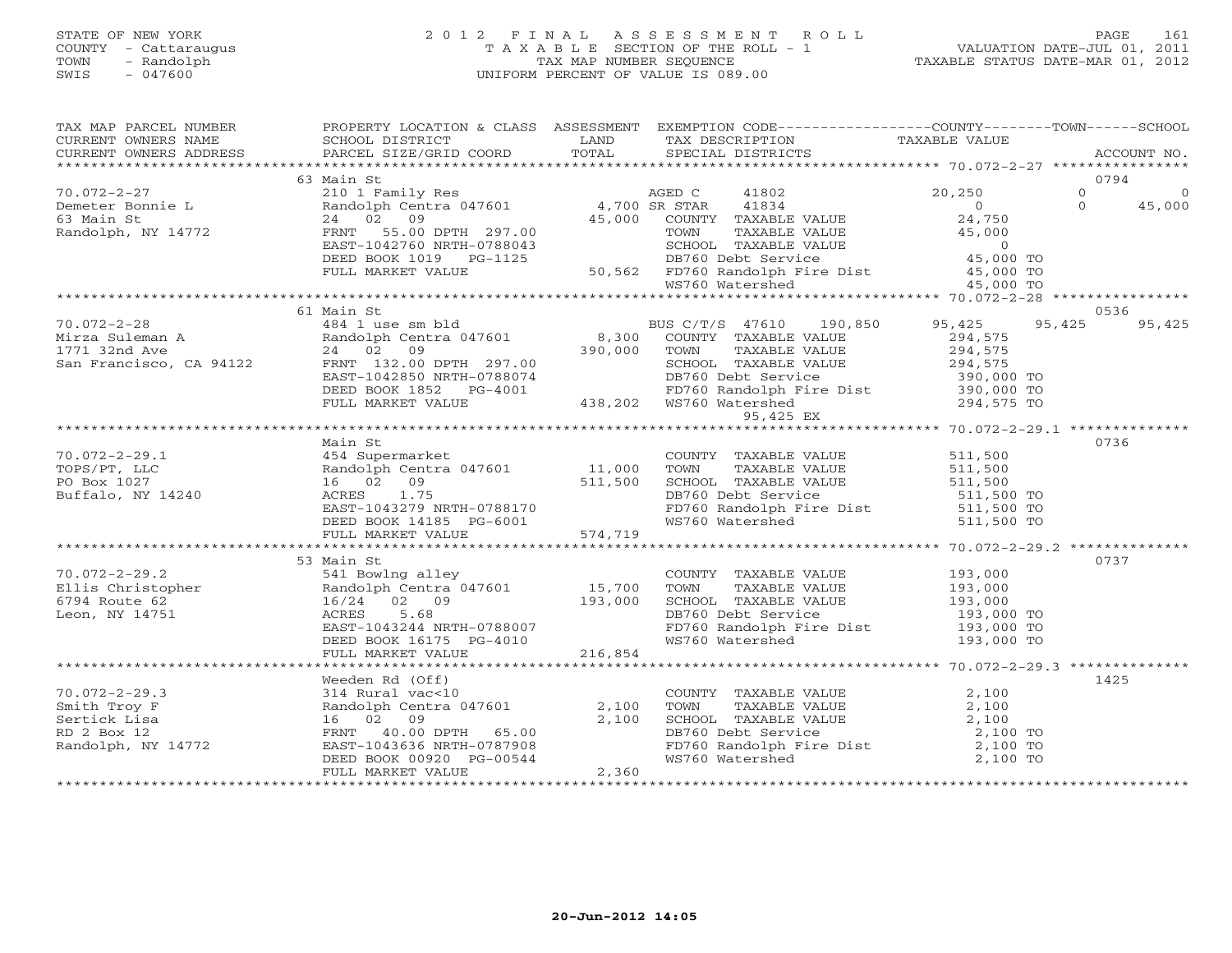STATE OF NEW YORK
COUNTY - Cattaraugus
TOWN - Randolph
SWIS - 047600

2012 FINAL ASSESSMENT ROLL
TAXABLE SECTION OF THE ROLL - 1
TAX MAP NUMBER SEQUENCE
UNIFORM PERCENT OF VALUE IS 089.00

VALUATION DATE-JUL 01, 2011
TAXABLE STATUS DATE-MAR 01, 2012

| TAX MAP PARCEL NUMBER / CURRENT OWNERS NAME / CURRENT OWNERS ADDRESS | PROPERTY LOCATION & CLASS / SCHOOL DISTRICT / PARCEL SIZE/GRID COORD | ASSESSMENT LAND / TOTAL | EXEMPTION CODE / TAX DESCRIPTION / SPECIAL DISTRICTS | COUNTY TAXABLE VALUE | TOWN | SCHOOL | ACCOUNT NO. |
|---|---|---|---|---|---|---|---|
| | 63 Main St | | | | | | 0794 |
| 70.072-2-27 | 210 1 Family Res | | AGED C 41802 | 20,250 | 0 | 0 | |
| Demeter Bonnie L | Randolph Centra 047601 | 4,700 | SR STAR 41834 | 0 | 0 | 45,000 | |
| 63 Main St | 24 02 09 | 45,000 | COUNTY TAXABLE VALUE | 24,750 | | | |
| Randolph, NY 14772 | FRNT 55.00 DPTH 297.00 | | TOWN TAXABLE VALUE | 45,000 | | | |
| | EAST-1042760 NRTH-0788043 | | SCHOOL TAXABLE VALUE | 0 | | | |
| | DEED BOOK 1019 PG-1125 | | DB760 Debt Service | 45,000 TO | | | |
| | FULL MARKET VALUE | 50,562 | FD760 Randolph Fire Dist | 45,000 TO | | | |
| | | | WS760 Watershed | 45,000 TO | | | |
| | 61 Main St | | | | | | 0536 |
| 70.072-2-28 | 484 1 use sm bld | | BUS C/T/S 47610 190,850 | 95,425 | 95,425 | 95,425 | |
| Mirza Suleman A | Randolph Centra 047601 | 8,300 | COUNTY TAXABLE VALUE | 294,575 | | | |
| 1771 32nd Ave | 24 02 09 | 390,000 | TOWN TAXABLE VALUE | 294,575 | | | |
| San Francisco, CA 94122 | FRNT 132.00 DPTH 297.00 | | SCHOOL TAXABLE VALUE | 294,575 | | | |
| | EAST-1042850 NRTH-0788074 | | DB760 Debt Service | 390,000 TO | | | |
| | DEED BOOK 1852 PG-4001 | | FD760 Randolph Fire Dist | 390,000 TO | | | |
| | FULL MARKET VALUE | 438,202 | WS760 Watershed | 294,575 TO | | | |
| | | | 95,425 EX | | | | |
| | Main St | | | | | | 0736 |
| 70.072-2-29.1 | 454 Supermarket | | COUNTY TAXABLE VALUE | 511,500 | | | |
| TOPS/PT, LLC | Randolph Centra 047601 | 11,000 | TOWN TAXABLE VALUE | 511,500 | | | |
| PO Box 1027 | 16 02 09 | 511,500 | SCHOOL TAXABLE VALUE | 511,500 | | | |
| Buffalo, NY 14240 | ACRES 1.75 | | DB760 Debt Service | 511,500 TO | | | |
| | EAST-1043279 NRTH-0788170 | | FD760 Randolph Fire Dist | 511,500 TO | | | |
| | DEED BOOK 14185 PG-6001 | | WS760 Watershed | 511,500 TO | | | |
| | FULL MARKET VALUE | 574,719 | | | | | |
| | 53 Main St | | | | | | 0737 |
| 70.072-2-29.2 | 541 Bowlng alley | | COUNTY TAXABLE VALUE | 193,000 | | | |
| Ellis Christopher | Randolph Centra 047601 | 15,700 | TOWN TAXABLE VALUE | 193,000 | | | |
| 6794 Route 62 | 16/24 02 09 | 193,000 | SCHOOL TAXABLE VALUE | 193,000 | | | |
| Leon, NY 14751 | ACRES 5.68 | | DB760 Debt Service | 193,000 TO | | | |
| | EAST-1043244 NRTH-0788007 | | FD760 Randolph Fire Dist | 193,000 TO | | | |
| | DEED BOOK 16175 PG-4010 | | WS760 Watershed | 193,000 TO | | | |
| | FULL MARKET VALUE | 216,854 | | | | | |
| | Weeden Rd (Off) | | | | | | 1425 |
| 70.072-2-29.3 | 314 Rural vac<10 | | COUNTY TAXABLE VALUE | 2,100 | | | |
| Smith Troy F | Randolph Centra 047601 | 2,100 | TOWN TAXABLE VALUE | 2,100 | | | |
| Sertick Lisa | 16 02 09 | 2,100 | SCHOOL TAXABLE VALUE | 2,100 | | | |
| RD 2 Box 12 | FRNT 40.00 DPTH 65.00 | | DB760 Debt Service | 2,100 TO | | | |
| Randolph, NY 14772 | EAST-1043636 NRTH-0787908 | | FD760 Randolph Fire Dist | 2,100 TO | | | |
| | DEED BOOK 00920 PG-00544 | | WS760 Watershed | 2,100 TO | | | |
| | FULL MARKET VALUE | 2,360 | | | | | |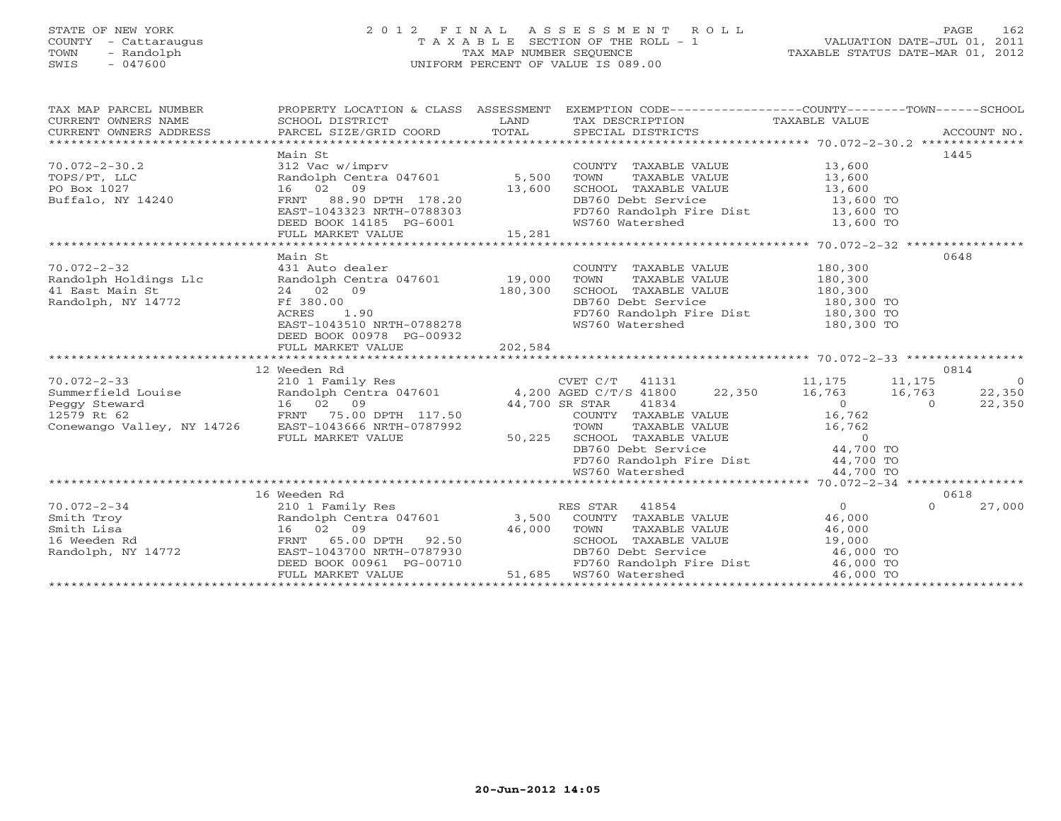STATE OF NEW YORK
COUNTY - Cattaraugus
TOWN - Randolph
SWIS - 047600

2012 FINAL ASSESSMENT ROLL
TAXABLE SECTION OF THE ROLL - 1
TAX MAP NUMBER SEQUENCE
UNIFORM PERCENT OF VALUE IS 089.00

VALUATION DATE-JUL 01, 2011
TAXABLE STATUS DATE-MAR 01, 2012

| TAX MAP PARCEL NUMBER / CURRENT OWNERS NAME / CURRENT OWNERS ADDRESS | PROPERTY LOCATION & CLASS / SCHOOL DISTRICT / PARCEL SIZE/GRID COORD | ASSESSMENT LAND / TOTAL | EXEMPTION CODE / TAX DESCRIPTION / SPECIAL DISTRICTS | COUNTY TAXABLE VALUE | TOWN | SCHOOL | ACCOUNT NO. |
|---|---|---|---|---|---|---|---|
| 70.072-2-30.2 | Main St | | | | | | 1445 |
| 70.072-2-30.2 | 312 Vac w/imprv | | COUNTY TAXABLE VALUE | 13,600 | | | |
| TOPS/PT, LLC | Randolph Centra 047601 | 5,500 | TOWN TAXABLE VALUE | 13,600 | | | |
| PO Box 1027 | 16 02 09 | 13,600 | SCHOOL TAXABLE VALUE | 13,600 | | | |
| Buffalo, NY 14240 | FRNT 88.90 DPTH 178.20 | | DB760 Debt Service | 13,600 TO | | | |
| | EAST-1043323 NRTH-0788303 | | FD760 Randolph Fire Dist | 13,600 TO | | | |
| | DEED BOOK 14185 PG-6001 | | WS760 Watershed | 13,600 TO | | | |
| | FULL MARKET VALUE | 15,281 | | | | | |
| 70.072-2-32 | Main St | | | | | | 0648 |
| 70.072-2-32 | 431 Auto dealer | | COUNTY TAXABLE VALUE | 180,300 | | | |
| Randolph Holdings Llc | Randolph Centra 047601 | 19,000 | TOWN TAXABLE VALUE | 180,300 | | | |
| 41 East Main St | 24 02 09 | 180,300 | SCHOOL TAXABLE VALUE | 180,300 | | | |
| Randolph, NY 14772 | Ff 380.00 | | DB760 Debt Service | 180,300 TO | | | |
| | ACRES 1.90 | | FD760 Randolph Fire Dist | 180,300 TO | | | |
| | EAST-1043510 NRTH-0788278 | | WS760 Watershed | 180,300 TO | | | |
| | DEED BOOK 00978 PG-00932 | | | | | | |
| | FULL MARKET VALUE | 202,584 | | | | | |
| 70.072-2-33 | 12 Weeden Rd | | | | | | 0814 |
| 70.072-2-33 | 210 1 Family Res | | CVET C/T 41131 | 11,175 | 11,175 | 0 | |
| Summerfield Louise | Randolph Centra 047601 | 4,200 | AGED C/T/S 41800 22,350 | 16,763 | 16,763 | 22,350 | |
| Peggy Steward | 16 02 09 | 44,700 | SR STAR 41834 | 0 | 0 | 22,350 | |
| 12579 Rt 62 | FRNT 75.00 DPTH 117.50 | | COUNTY TAXABLE VALUE | 16,762 | | | |
| Conewango Valley, NY 14726 | EAST-1043666 NRTH-0787992 | | TOWN TAXABLE VALUE | 16,762 | | | |
| | FULL MARKET VALUE | 50,225 | SCHOOL TAXABLE VALUE | 0 | | | |
| | | | DB760 Debt Service | 44,700 TO | | | |
| | | | FD760 Randolph Fire Dist | 44,700 TO | | | |
| | | | WS760 Watershed | 44,700 TO | | | |
| 70.072-2-34 | 16 Weeden Rd | | | | | | 0618 |
| 70.072-2-34 | 210 1 Family Res | | RES STAR 41854 | 0 | 0 | 27,000 | |
| Smith Troy | Randolph Centra 047601 | 3,500 | COUNTY TAXABLE VALUE | 46,000 | | | |
| Smith Lisa | 16 02 09 | 46,000 | TOWN TAXABLE VALUE | 46,000 | | | |
| 16 Weeden Rd | FRNT 65.00 DPTH 92.50 | | SCHOOL TAXABLE VALUE | 19,000 | | | |
| Randolph, NY 14772 | EAST-1043700 NRTH-0787930 | | DB760 Debt Service | 46,000 TO | | | |
| | DEED BOOK 00961 PG-00710 | | FD760 Randolph Fire Dist | 46,000 TO | | | |
| | FULL MARKET VALUE | 51,685 | WS760 Watershed | 46,000 TO | | | |

20-Jun-2012 14:05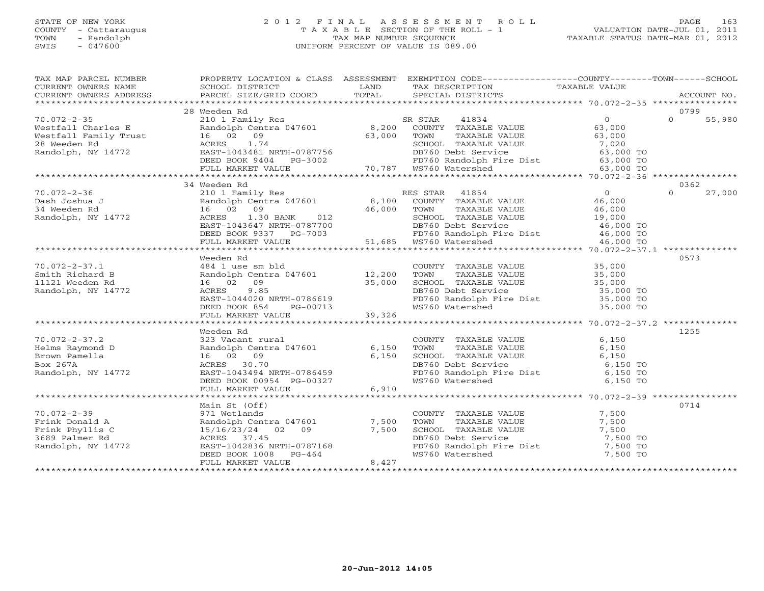STATE OF NEW YORK
COUNTY - Cattaraugus
TOWN - Randolph
SWIS - 047600

# 2012 FINAL ASSESSMENT ROLL
TAXABLE SECTION OF THE ROLL - 1
TAX MAP NUMBER SEQUENCE
UNIFORM PERCENT OF VALUE IS 089.00

VALUATION DATE-JUL 01, 2011
TAXABLE STATUS DATE-MAR 01, 2012

| TAX MAP PARCEL NUMBER / CURRENT OWNERS NAME / CURRENT OWNERS ADDRESS | PROPERTY LOCATION & CLASS / SCHOOL DISTRICT / PARCEL SIZE/GRID COORD | ASSESSMENT LAND / TOTAL | EXEMPTION CODE / TAX DESCRIPTION / SPECIAL DISTRICTS | COUNTY TAXABLE VALUE | TOWN | SCHOOL / ACCOUNT NO. |
|---|---|---|---|---|---|---|
| | 28 Weeden Rd | | | | | 0799 |
| 70.072-2-35 | 210 1 Family Res | | SR STAR 41834 | 0 | 0 | 55,980 |
| Westfall Charles E | Randolph Centra 047601 | 8,200 | COUNTY TAXABLE VALUE | 63,000 | | |
| Westfall Family Trust | 16 02 09 | 63,000 | TOWN TAXABLE VALUE | 63,000 | | |
| 28 Weeden Rd | ACRES 1.74 | | SCHOOL TAXABLE VALUE | 7,020 | | |
| Randolph, NY 14772 | EAST-1043481 NRTH-0787756 | | DB760 Debt Service | 63,000 TO | | |
| | DEED BOOK 9404 PG-3002 | | FD760 Randolph Fire Dist | 63,000 TO | | |
| | FULL MARKET VALUE | 70,787 | WS760 Watershed | 63,000 TO | | |
| | 34 Weeden Rd | | | | | 0362 |
| 70.072-2-36 | 210 1 Family Res | | RES STAR 41854 | 0 | 0 | 27,000 |
| Dash Joshua J | Randolph Centra 047601 | 8,100 | COUNTY TAXABLE VALUE | 46,000 | | |
| 34 Weeden Rd | 16 02 09 | 46,000 | TOWN TAXABLE VALUE | 46,000 | | |
| Randolph, NY 14772 | ACRES 1.30 BANK 012 | | SCHOOL TAXABLE VALUE | 19,000 | | |
| | EAST-1043647 NRTH-0787700 | | DB760 Debt Service | 46,000 TO | | |
| | DEED BOOK 9337 PG-7003 | | FD760 Randolph Fire Dist | 46,000 TO | | |
| | FULL MARKET VALUE | 51,685 | WS760 Watershed | 46,000 TO | | |
| | Weeden Rd | | | | | 0573 |
| 70.072-2-37.1 | 484 1 use sm bld | | COUNTY TAXABLE VALUE | 35,000 | | |
| Smith Richard B | Randolph Centra 047601 | 12,200 | TOWN TAXABLE VALUE | 35,000 | | |
| 11121 Weeden Rd | 16 02 09 | 35,000 | SCHOOL TAXABLE VALUE | 35,000 | | |
| Randolph, NY 14772 | ACRES 9.85 | | DB760 Debt Service | 35,000 TO | | |
| | EAST-1044020 NRTH-0786619 | | FD760 Randolph Fire Dist | 35,000 TO | | |
| | DEED BOOK 854 PG-00713 | | WS760 Watershed | 35,000 TO | | |
| | FULL MARKET VALUE | 39,326 | | | | |
| | Weeden Rd | | | | | 1255 |
| 70.072-2-37.2 | 323 Vacant rural | | COUNTY TAXABLE VALUE | 6,150 | | |
| Helms Raymond D | Randolph Centra 047601 | 6,150 | TOWN TAXABLE VALUE | 6,150 | | |
| Brown Pamella | 16 02 09 | 6,150 | SCHOOL TAXABLE VALUE | 6,150 | | |
| Box 267A | ACRES 30.70 | | DB760 Debt Service | 6,150 TO | | |
| Randolph, NY 14772 | EAST-1043494 NRTH-0786459 | | FD760 Randolph Fire Dist | 6,150 TO | | |
| | DEED BOOK 00954 PG-00327 | | WS760 Watershed | 6,150 TO | | |
| | FULL MARKET VALUE | 6,910 | | | | |
| | Main St (Off) | | | | | 0714 |
| 70.072-2-39 | 971 Wetlands | | COUNTY TAXABLE VALUE | 7,500 | | |
| Frink Donald A | Randolph Centra 047601 | 7,500 | TOWN TAXABLE VALUE | 7,500 | | |
| Frink Phyllis C | 15/16/23/24 02 09 | 7,500 | SCHOOL TAXABLE VALUE | 7,500 | | |
| 3689 Palmer Rd | ACRES 37.45 | | DB760 Debt Service | 7,500 TO | | |
| Randolph, NY 14772 | EAST-1042836 NRTH-0787168 | | FD760 Randolph Fire Dist | 7,500 TO | | |
| | DEED BOOK 1008 PG-464 | | WS760 Watershed | 7,500 TO | | |
| | FULL MARKET VALUE | 8,427 | | | | |

20-Jun-2012 14:05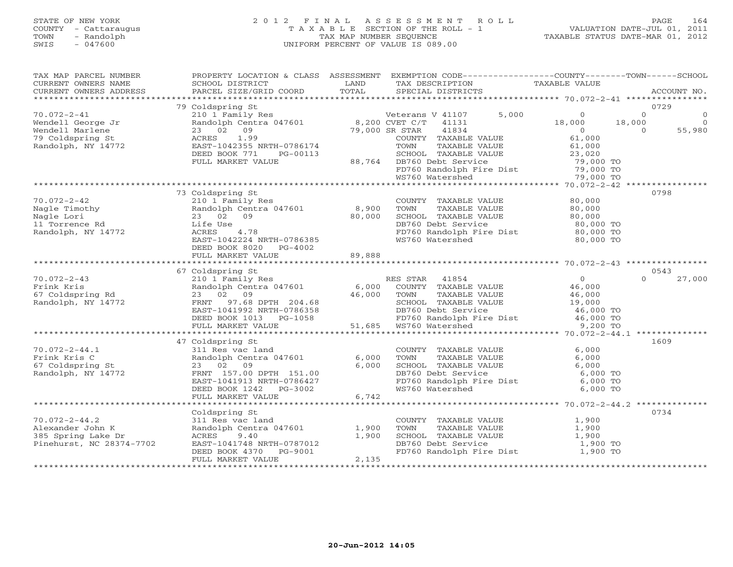STATE OF NEW YORK
COUNTY - Cattaraugus
TOWN - Randolph
SWIS - 047600

2012 FINAL ASSESSMENT ROLL
TAXABLE SECTION OF THE ROLL - 1
TAX MAP NUMBER SEQUENCE
UNIFORM PERCENT OF VALUE IS 089.00

VALUATION DATE-JUL 01, 2011
TAXABLE STATUS DATE-MAR 01, 2012

```
TAX MAP PARCEL NUMBER     PROPERTY LOCATION & CLASS  ASSESSMENT  EXEMPTION CODE------------------COUNTY--------TOWN------SCHOOL
CURRENT OWNERS NAME       SCHOOL DISTRICT               LAND      TAX DESCRIPTION              TAXABLE VALUE
CURRENT OWNERS ADDRESS    PARCEL SIZE/GRID COORD        TOTAL     SPECIAL DISTRICTS                                        ACCOUNT NO.
******************************************************************************************************* 70.072-2-41 ****************
                          79 Coldspring St                                                                                  0729
70.072-2-41               210 1 Family Res                       Veterans V 41107        5,000          0           0           0
Wendell George Jr         Randolph Centra 047601          8,200 CVET C/T   41131                    18,000      18,000           0
Wendell Marlene           23   02   09                   79,000 SR STAR    41834                         0           0      55,980
79 Coldspring St          ACRES     1.99                         COUNTY  TAXABLE VALUE               61,000
Randolph, NY 14772        EAST-1042355 NRTH-0786174              TOWN    TAXABLE VALUE               61,000
                          DEED BOOK 771     PG-00113             SCHOOL  TAXABLE VALUE               23,020
                          FULL MARKET VALUE             88,764  DB760 Debt Service                   79,000 TO
                                                                 FD760 Randolph Fire Dist             79,000 TO
                                                                 WS760 Watershed                      79,000 TO
******************************************************************************************************* 70.072-2-42 ****************
                          73 Coldspring St                                                                                  0798
70.072-2-42               210 1 Family Res                       COUNTY  TAXABLE VALUE               80,000
Nagle Timothy             Randolph Centra 047601          8,900  TOWN    TAXABLE VALUE               80,000
Nagle Lori                23   02   09                   80,000  SCHOOL  TAXABLE VALUE               80,000
11 Torrence Rd            Life Use                               DB760 Debt Service                   80,000 TO
Randolph, NY 14772        ACRES     4.78                         FD760 Randolph Fire Dist             80,000 TO
                          EAST-1042224 NRTH-0786385              WS760 Watershed                      80,000 TO
                          DEED BOOK 8020    PG-4002
                          FULL MARKET VALUE             89,888
******************************************************************************************************* 70.072-2-43 ****************
                          67 Coldspring St                                                                                  0543
70.072-2-43               210 1 Family Res                       RES STAR   41854                         0           0      27,000
Frink Kris                Randolph Centra 047601          6,000  COUNTY  TAXABLE VALUE               46,000
67 Coldspring Rd          23   02   09                   46,000  TOWN    TAXABLE VALUE               46,000
Randolph, NY 14772        FRNT   97.68 DPTH 204.68               SCHOOL  TAXABLE VALUE               19,000
                          EAST-1041992 NRTH-0786358              DB760 Debt Service                   46,000 TO
                          DEED BOOK 1013    PG-1058              FD760 Randolph Fire Dist             46,000 TO
                          FULL MARKET VALUE             51,685  WS760 Watershed                       9,200 TO
******************************************************************************************************* 70.072-2-44.1 **************
                          47 Coldspring St                                                                                  1609
70.072-2-44.1             311 Res vac land                       COUNTY  TAXABLE VALUE                6,000
Frink Kris C              Randolph Centra 047601          6,000  TOWN    TAXABLE VALUE                6,000
67 Coldspring St          23   02   09                    6,000  SCHOOL  TAXABLE VALUE                6,000
Randolph, NY 14772        FRNT  157.00 DPTH 151.00               DB760 Debt Service                    6,000 TO
                          EAST-1041913 NRTH-0786427              FD760 Randolph Fire Dist              6,000 TO
                          DEED BOOK 1242    PG-3002              WS760 Watershed                       6,000 TO
                          FULL MARKET VALUE              6,742
******************************************************************************************************* 70.072-2-44.2 **************
                          Coldspring St                                                                                     0734
70.072-2-44.2             311 Res vac land                       COUNTY  TAXABLE VALUE                1,900
Alexander John K          Randolph Centra 047601          1,900  TOWN    TAXABLE VALUE                1,900
385 Spring Lake Dr        ACRES     9.40                  1,900  SCHOOL  TAXABLE VALUE                1,900
Pinehurst, NC 28374-7702  EAST-1041748 NRTH-0787012              DB760 Debt Service                    1,900 TO
                          DEED BOOK 4370    PG-9001              FD760 Randolph Fire Dist              1,900 TO
                          FULL MARKET VALUE              2,135
************************************************************************************************************************************
```

20-Jun-2012 14:05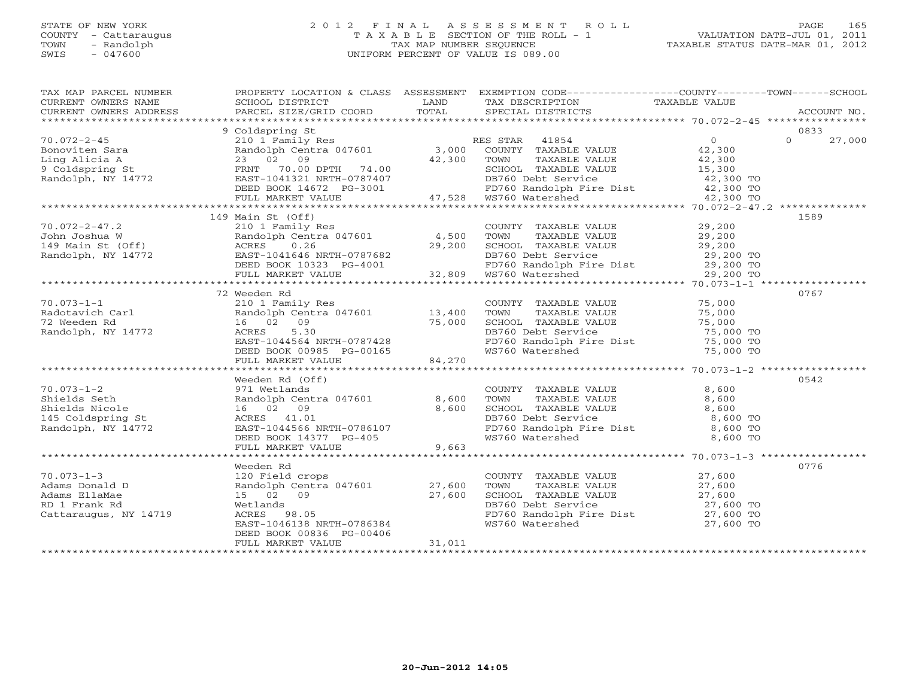STATE OF NEW YORK
COUNTY - Cattaraugus
TOWN - Randolph
SWIS - 047600

# 2012 FINAL ASSESSMENT ROLL
TAXABLE SECTION OF THE ROLL - 1
TAX MAP NUMBER SEQUENCE
UNIFORM PERCENT OF VALUE IS 089.00

VALUATION DATE-JUL 01, 2011
TAXABLE STATUS DATE-MAR 01, 2012

| TAX MAP PARCEL NUMBER / CURRENT OWNERS NAME / CURRENT OWNERS ADDRESS | PROPERTY LOCATION & CLASS / SCHOOL DISTRICT / PARCEL SIZE/GRID COORD | ASSESSMENT LAND / TOTAL | EXEMPTION CODE / TAX DESCRIPTION / SPECIAL DISTRICTS | COUNTY / TOWN / SCHOOL TAXABLE VALUE | ACCOUNT NO. |
|---|---|---|---|---|---|
| 70.072-2-45 | 9 Coldspring St | | | | 0833 |
| Bonoviten Sara | 210 1 Family Res | | RES STAR 41854 | 0 / 0 / 27,000 | |
| Ling Alicia A | Randolph Centra 047601 | 3,000 | COUNTY TAXABLE VALUE | 42,300 | |
| 9 Coldspring St | 23 02 09 | 42,300 | TOWN TAXABLE VALUE | 42,300 | |
| Randolph, NY 14772 | FRNT 70.00 DPTH 74.00 | | SCHOOL TAXABLE VALUE | 15,300 | |
| | EAST-1041321 NRTH-0787407 | | DB760 Debt Service | 42,300 TO | |
| | DEED BOOK 14672 PG-3001 | | FD760 Randolph Fire Dist | 42,300 TO | |
| | FULL MARKET VALUE | 47,528 | WS760 Watershed | 42,300 TO | |
| 70.072-2-47.2 | 149 Main St (Off) | | | | 1589 |
| John Joshua W | 210 1 Family Res | | COUNTY TAXABLE VALUE | 29,200 | |
| 149 Main St (Off) | Randolph Centra 047601 | 4,500 | TOWN TAXABLE VALUE | 29,200 | |
| Randolph, NY 14772 | ACRES 0.26 | 29,200 | SCHOOL TAXABLE VALUE | 29,200 | |
| | EAST-1041646 NRTH-0787682 | | DB760 Debt Service | 29,200 TO | |
| | DEED BOOK 10323 PG-4001 | | FD760 Randolph Fire Dist | 29,200 TO | |
| | FULL MARKET VALUE | 32,809 | WS760 Watershed | 29,200 TO | |
| 70.073-1-1 | 72 Weeden Rd | | | | 0767 |
| Radotavich Carl | 210 1 Family Res | | COUNTY TAXABLE VALUE | 75,000 | |
| 72 Weeden Rd | Randolph Centra 047601 | 13,400 | TOWN TAXABLE VALUE | 75,000 | |
| Randolph, NY 14772 | 16 02 09 | 75,000 | SCHOOL TAXABLE VALUE | 75,000 | |
| | ACRES 5.30 | | DB760 Debt Service | 75,000 TO | |
| | EAST-1044564 NRTH-0787428 | | FD760 Randolph Fire Dist | 75,000 TO | |
| | DEED BOOK 00985 PG-00165 | | WS760 Watershed | 75,000 TO | |
| | FULL MARKET VALUE | 84,270 | | | |
| 70.073-1-2 | Weeden Rd (Off) | | | | 0542 |
| Shields Seth | 971 Wetlands | | COUNTY TAXABLE VALUE | 8,600 | |
| Shields Nicole | Randolph Centra 047601 | 8,600 | TOWN TAXABLE VALUE | 8,600 | |
| 145 Coldspring St | 16 02 09 | 8,600 | SCHOOL TAXABLE VALUE | 8,600 | |
| Randolph, NY 14772 | ACRES 41.01 | | DB760 Debt Service | 8,600 TO | |
| | EAST-1044566 NRTH-0786107 | | FD760 Randolph Fire Dist | 8,600 TO | |
| | DEED BOOK 14377 PG-405 | | WS760 Watershed | 8,600 TO | |
| | FULL MARKET VALUE | 9,663 | | | |
| 70.073-1-3 | Weeden Rd | | | | 0776 |
| Adams Donald D | 120 Field crops | | COUNTY TAXABLE VALUE | 27,600 | |
| Adams EllaMae | Randolph Centra 047601 | 27,600 | TOWN TAXABLE VALUE | 27,600 | |
| RD 1 Frank Rd | 15 02 09 | 27,600 | SCHOOL TAXABLE VALUE | 27,600 | |
| Cattaraugus, NY 14719 | Wetlands | | DB760 Debt Service | 27,600 TO | |
| | ACRES 98.05 | | FD760 Randolph Fire Dist | 27,600 TO | |
| | EAST-1046138 NRTH-0786384 | | WS760 Watershed | 27,600 TO | |
| | DEED BOOK 00836 PG-00406 | | | | |
| | FULL MARKET VALUE | 31,011 | | | |

20-Jun-2012 14:05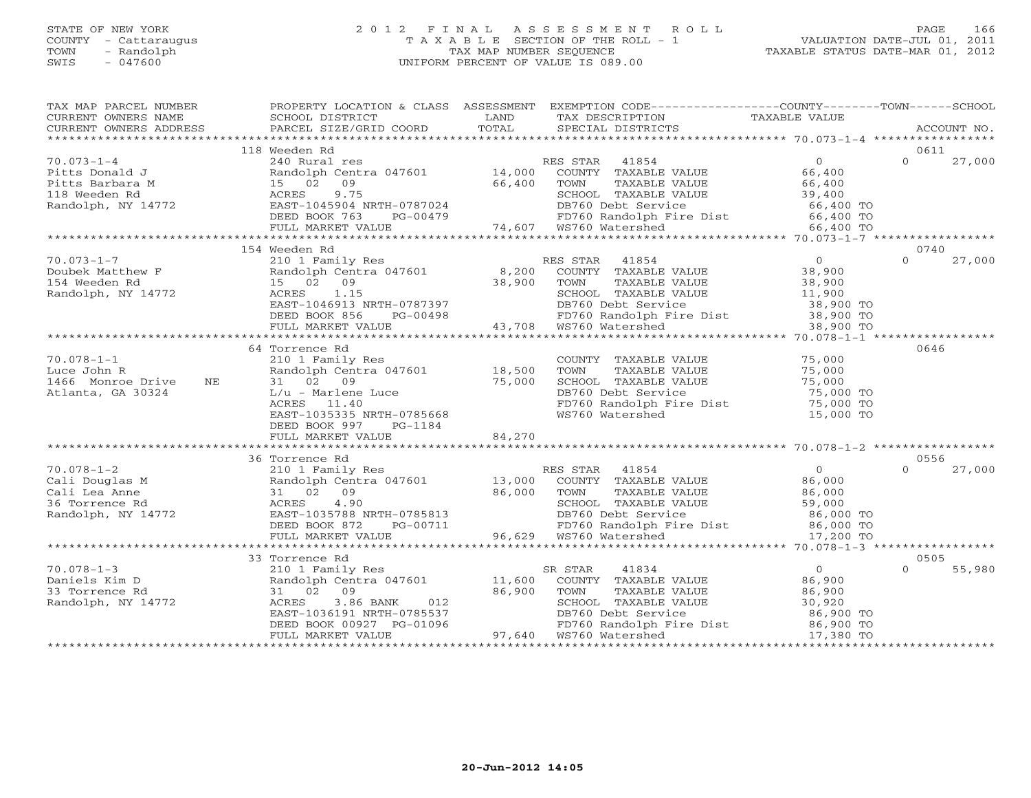STATE OF NEW YORK
COUNTY - Cattaraugus
TOWN - Randolph
SWIS - 047600

# 2012 FINAL ASSESSMENT ROLL
TAXABLE SECTION OF THE ROLL - 1
TAX MAP NUMBER SEQUENCE
UNIFORM PERCENT OF VALUE IS 089.00

VALUATION DATE-JUL 01, 2011
TAXABLE STATUS DATE-MAR 01, 2012

| TAX MAP PARCEL NUMBER / CURRENT OWNERS NAME / CURRENT OWNERS ADDRESS | PROPERTY LOCATION & CLASS / SCHOOL DISTRICT / PARCEL SIZE/GRID COORD | ASSESSMENT LAND / TOTAL | EXEMPTION CODE / TAX DESCRIPTION / SPECIAL DISTRICTS | COUNTY / TOWN / SCHOOL TAXABLE VALUE | ACCOUNT NO. |
|---|---|---|---|---|---|
| | 118 Weeden Rd | | | | 0611 |
| 70.073-1-4 | 240 Rural res | | RES STAR 41854 | 0 | 0 27,000 |
| Pitts Donald J | Randolph Centra 047601 | 14,000 | COUNTY TAXABLE VALUE | 66,400 | |
| Pitts Barbara M | 15 02 09 | 66,400 | TOWN TAXABLE VALUE | 66,400 | |
| 118 Weeden Rd | ACRES 9.75 | | SCHOOL TAXABLE VALUE | 39,400 | |
| Randolph, NY 14772 | EAST-1045904 NRTH-0787024 | | DB760 Debt Service | 66,400 TO | |
| | DEED BOOK 763 PG-00479 | | FD760 Randolph Fire Dist | 66,400 TO | |
| | FULL MARKET VALUE | 74,607 | WS760 Watershed | 66,400 TO | |
| | 154 Weeden Rd | | | | 0740 |
| 70.073-1-7 | 210 1 Family Res | | RES STAR 41854 | 0 | 0 27,000 |
| Doubek Matthew F | Randolph Centra 047601 | 8,200 | COUNTY TAXABLE VALUE | 38,900 | |
| 154 Weeden Rd | 15 02 09 | 38,900 | TOWN TAXABLE VALUE | 38,900 | |
| Randolph, NY 14772 | ACRES 1.15 | | SCHOOL TAXABLE VALUE | 11,900 | |
| | EAST-1046913 NRTH-0787397 | | DB760 Debt Service | 38,900 TO | |
| | DEED BOOK 856 PG-00498 | | FD760 Randolph Fire Dist | 38,900 TO | |
| | FULL MARKET VALUE | 43,708 | WS760 Watershed | 38,900 TO | |
| | 64 Torrence Rd | | | | 0646 |
| 70.078-1-1 | 210 1 Family Res | | COUNTY TAXABLE VALUE | 75,000 | |
| Luce John R | Randolph Centra 047601 | 18,500 | TOWN TAXABLE VALUE | 75,000 | |
| 1466 Monroe Drive NE | 31 02 09 | 75,000 | SCHOOL TAXABLE VALUE | 75,000 | |
| Atlanta, GA 30324 | L/u - Marlene Luce | | DB760 Debt Service | 75,000 TO | |
| | ACRES 11.40 | | FD760 Randolph Fire Dist | 75,000 TO | |
| | EAST-1035335 NRTH-0785668 | | WS760 Watershed | 15,000 TO | |
| | DEED BOOK 997 PG-1184 | | | | |
| | FULL MARKET VALUE | 84,270 | | | |
| | 36 Torrence Rd | | | | 0556 |
| 70.078-1-2 | 210 1 Family Res | | RES STAR 41854 | 0 | 0 27,000 |
| Cali Douglas M | Randolph Centra 047601 | 13,000 | COUNTY TAXABLE VALUE | 86,000 | |
| Cali Lea Anne | 31 02 09 | 86,000 | TOWN TAXABLE VALUE | 86,000 | |
| 36 Torrence Rd | ACRES 4.90 | | SCHOOL TAXABLE VALUE | 59,000 | |
| Randolph, NY 14772 | EAST-1035788 NRTH-0785813 | | DB760 Debt Service | 86,000 TO | |
| | DEED BOOK 872 PG-00711 | | FD760 Randolph Fire Dist | 86,000 TO | |
| | FULL MARKET VALUE | 96,629 | WS760 Watershed | 17,200 TO | |
| | 33 Torrence Rd | | | | 0505 |
| 70.078-1-3 | 210 1 Family Res | | SR STAR 41834 | 0 | 0 55,980 |
| Daniels Kim D | Randolph Centra 047601 | 11,600 | COUNTY TAXABLE VALUE | 86,900 | |
| 33 Torrence Rd | 31 02 09 | 86,900 | TOWN TAXABLE VALUE | 86,900 | |
| Randolph, NY 14772 | ACRES 3.86 BANK 012 | | SCHOOL TAXABLE VALUE | 30,920 | |
| | EAST-1036191 NRTH-0785537 | | DB760 Debt Service | 86,900 TO | |
| | DEED BOOK 00927 PG-01096 | | FD760 Randolph Fire Dist | 86,900 TO | |
| | FULL MARKET VALUE | 97,640 | WS760 Watershed | 17,380 TO | |

20-Jun-2012 14:05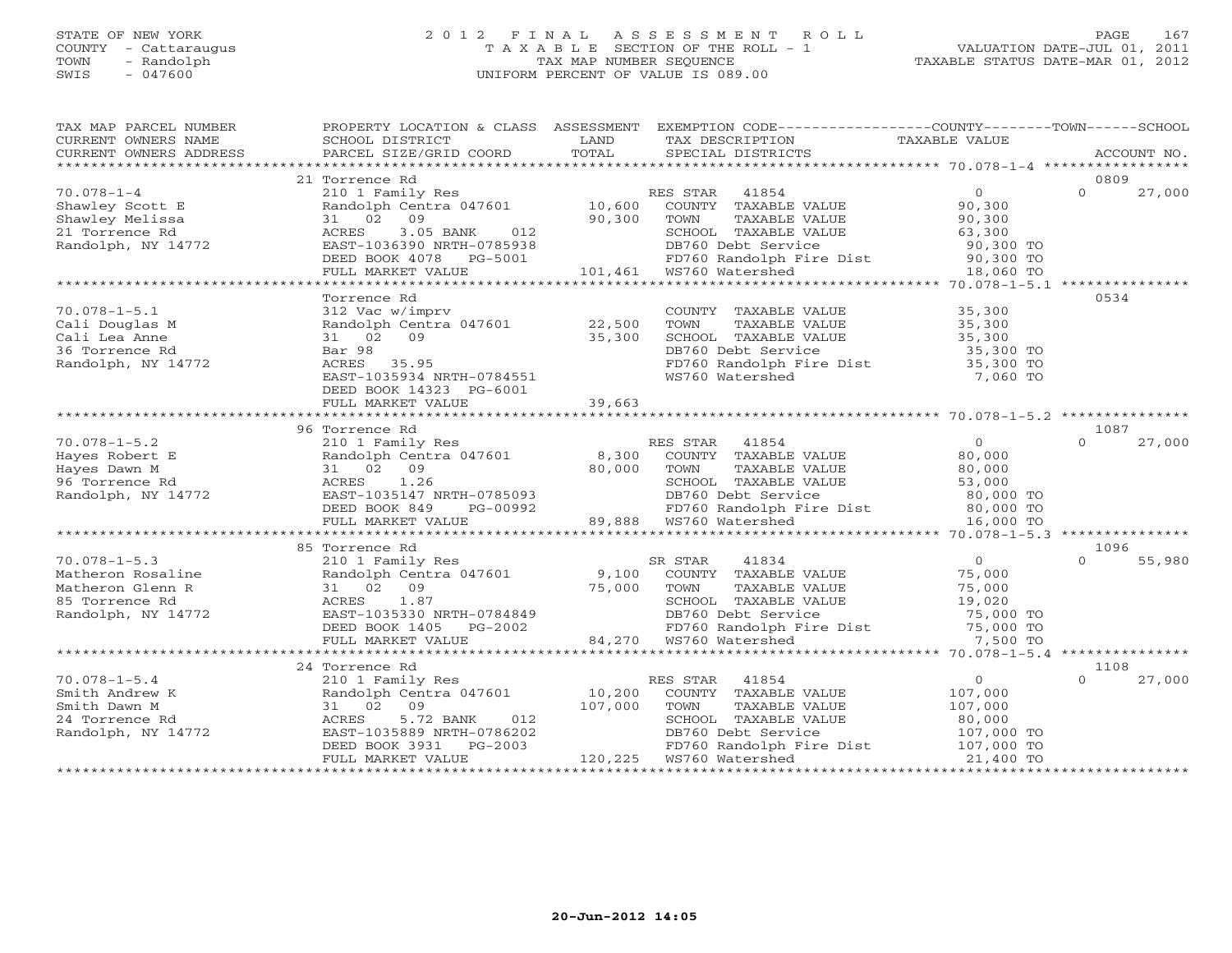STATE OF NEW YORK
COUNTY - Cattaraugus
TOWN - Randolph
SWIS - 047600

# 2012 FINAL ASSESSMENT ROLL
TAXABLE SECTION OF THE ROLL - 1
TAX MAP NUMBER SEQUENCE
UNIFORM PERCENT OF VALUE IS 089.00

VALUATION DATE-JUL 01, 2011
TAXABLE STATUS DATE-MAR 01, 2012

| TAX MAP PARCEL NUMBER / CURRENT OWNERS NAME / CURRENT OWNERS ADDRESS | PROPERTY LOCATION & CLASS / SCHOOL DISTRICT / PARCEL SIZE/GRID COORD | ASSESSMENT LAND / TOTAL | EXEMPTION CODE / TAX DESCRIPTION / SPECIAL DISTRICTS | COUNTY TAXABLE VALUE | TOWN | SCHOOL / ACCOUNT NO. |
|---|---|---|---|---|---|---|
| | 21 Torrence Rd | | | | | 0809 |
| 70.078-1-4 | 210 1 Family Res | | RES STAR 41854 | 0 | 0 | 27,000 |
| Shawley Scott E | Randolph Centra 047601 | 10,600 | COUNTY TAXABLE VALUE | 90,300 | | |
| Shawley Melissa | 31 02 09 | 90,300 | TOWN TAXABLE VALUE | 90,300 | | |
| 21 Torrence Rd | ACRES 3.05 BANK 012 | | SCHOOL TAXABLE VALUE | 63,300 | | |
| Randolph, NY 14772 | EAST-1036390 NRTH-0785938 | | DB760 Debt Service | 90,300 TO | | |
| | DEED BOOK 4078 PG-5001 | | FD760 Randolph Fire Dist | 90,300 TO | | |
| | FULL MARKET VALUE | 101,461 | WS760 Watershed | 18,060 TO | | |
| | Torrence Rd | | | | | 0534 |
| 70.078-1-5.1 | 312 Vac w/imprv | | COUNTY TAXABLE VALUE | 35,300 | | |
| Cali Douglas M | Randolph Centra 047601 | 22,500 | TOWN TAXABLE VALUE | 35,300 | | |
| Cali Lea Anne | 31 02 09 | 35,300 | SCHOOL TAXABLE VALUE | 35,300 | | |
| 36 Torrence Rd | Bar 98 | | DB760 Debt Service | 35,300 TO | | |
| Randolph, NY 14772 | ACRES 35.95 | | FD760 Randolph Fire Dist | 35,300 TO | | |
| | EAST-1035934 NRTH-0784551 | | WS760 Watershed | 7,060 TO | | |
| | DEED BOOK 14323 PG-6001 | | | | | |
| | FULL MARKET VALUE | 39,663 | | | | |
| | 96 Torrence Rd | | | | | 1087 |
| 70.078-1-5.2 | 210 1 Family Res | | RES STAR 41854 | 0 | 0 | 27,000 |
| Hayes Robert E | Randolph Centra 047601 | 8,300 | COUNTY TAXABLE VALUE | 80,000 | | |
| Hayes Dawn M | 31 02 09 | 80,000 | TOWN TAXABLE VALUE | 80,000 | | |
| 96 Torrence Rd | ACRES 1.26 | | SCHOOL TAXABLE VALUE | 53,000 | | |
| Randolph, NY 14772 | EAST-1035147 NRTH-0785093 | | DB760 Debt Service | 80,000 TO | | |
| | DEED BOOK 849 PG-00992 | | FD760 Randolph Fire Dist | 80,000 TO | | |
| | FULL MARKET VALUE | 89,888 | WS760 Watershed | 16,000 TO | | |
| | 85 Torrence Rd | | | | | 1096 |
| 70.078-1-5.3 | 210 1 Family Res | | SR STAR 41834 | 0 | 0 | 55,980 |
| Matheron Rosaline | Randolph Centra 047601 | 9,100 | COUNTY TAXABLE VALUE | 75,000 | | |
| Matheron Glenn R | 31 02 09 | 75,000 | TOWN TAXABLE VALUE | 75,000 | | |
| 85 Torrence Rd | ACRES 1.87 | | SCHOOL TAXABLE VALUE | 19,020 | | |
| Randolph, NY 14772 | EAST-1035330 NRTH-0784849 | | DB760 Debt Service | 75,000 TO | | |
| | DEED BOOK 1405 PG-2002 | | FD760 Randolph Fire Dist | 75,000 TO | | |
| | FULL MARKET VALUE | 84,270 | WS760 Watershed | 7,500 TO | | |
| | 24 Torrence Rd | | | | | 1108 |
| 70.078-1-5.4 | 210 1 Family Res | | RES STAR 41854 | 0 | 0 | 27,000 |
| Smith Andrew K | Randolph Centra 047601 | 10,200 | COUNTY TAXABLE VALUE | 107,000 | | |
| Smith Dawn M | 31 02 09 | 107,000 | TOWN TAXABLE VALUE | 107,000 | | |
| 24 Torrence Rd | ACRES 5.72 BANK 012 | | SCHOOL TAXABLE VALUE | 80,000 | | |
| Randolph, NY 14772 | EAST-1035889 NRTH-0786202 | | DB760 Debt Service | 107,000 TO | | |
| | DEED BOOK 3931 PG-2003 | | FD760 Randolph Fire Dist | 107,000 TO | | |
| | FULL MARKET VALUE | 120,225 | WS760 Watershed | 21,400 TO | | |

20-Jun-2012 14:05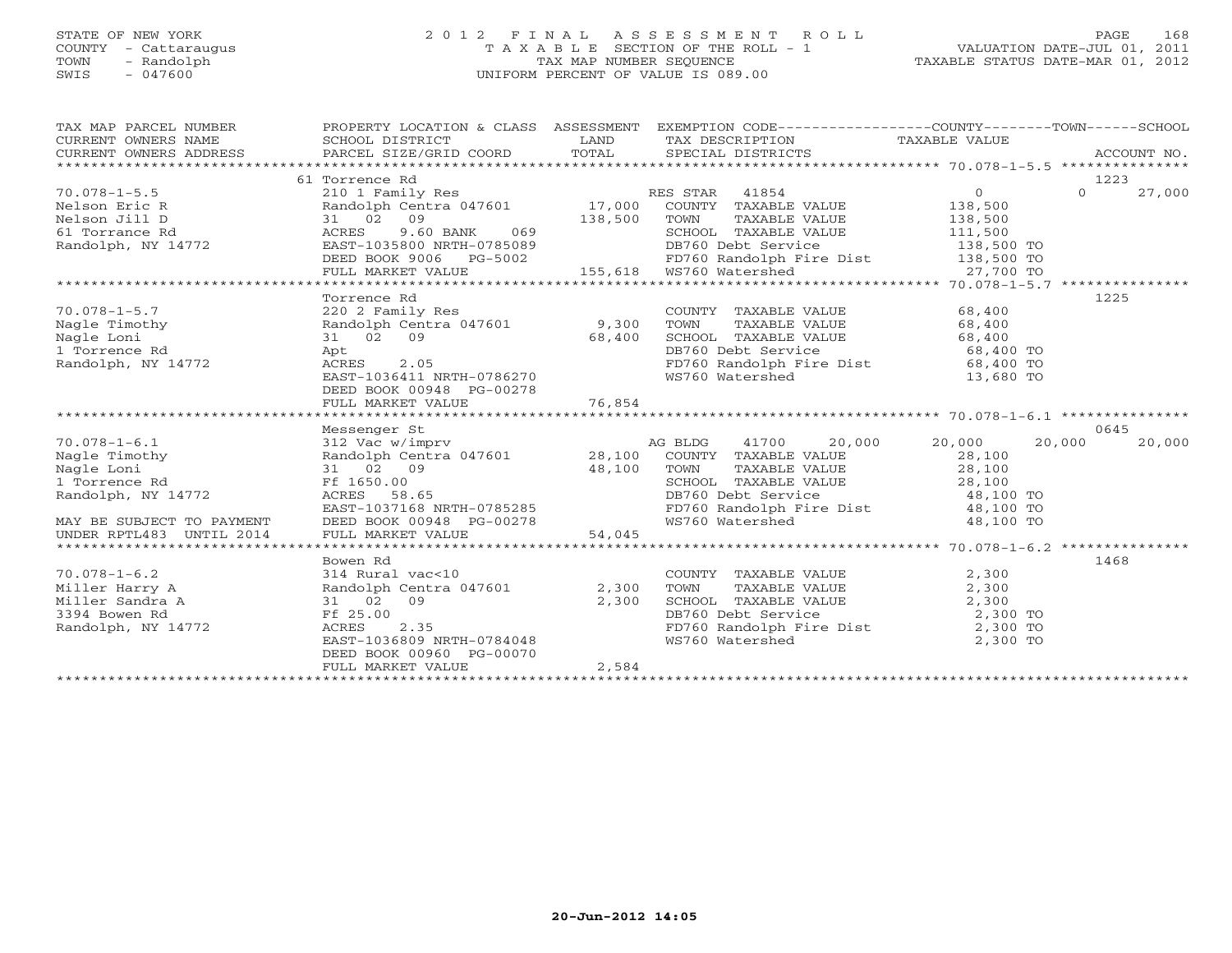STATE OF NEW YORK
COUNTY - Cattaraugus
TOWN - Randolph
SWIS - 047600

2 0 1 2 F I N A L A S S E S S M E N T R O L L
T A X A B L E SECTION OF THE ROLL - 1
TAX MAP NUMBER SEQUENCE
UNIFORM PERCENT OF VALUE IS 089.00

VALUATION DATE-JUL 01, 2011
TAXABLE STATUS DATE-MAR 01, 2012

```
TAX MAP PARCEL NUMBER          PROPERTY LOCATION & CLASS  ASSESSMENT  EXEMPTION CODE------------------COUNTY--------TOWN------SCHOOL
CURRENT OWNERS NAME            SCHOOL DISTRICT               LAND      TAX DESCRIPTION                TAXABLE VALUE
CURRENT OWNERS ADDRESS         PARCEL SIZE/GRID COORD        TOTAL     SPECIAL DISTRICTS                                        ACCOUNT NO.
******************************************************************************************************* 70.078-1-5.5 ***************
                             61 Torrence Rd                                                                                1223
70.078-1-5.5                 210 1 Family Res                      RES STAR   41854                 0             0      27,000
Nelson Eric R                Randolph Centra 047601       17,000    COUNTY  TAXABLE VALUE          138,500
Nelson Jill D                31   02   09                138,500    TOWN    TAXABLE VALUE          138,500
61 Torrance Rd               ACRES     9.60 BANK    069             SCHOOL  TAXABLE VALUE          111,500
Randolph, NY 14772           EAST-1035800 NRTH-0785089              DB760 Debt Service             138,500 TO
                             DEED BOOK 9006    PG-5002              FD760 Randolph Fire Dist       138,500 TO
                             FULL MARKET VALUE           155,618    WS760 Watershed                 27,700 TO
******************************************************************************************************* 70.078-1-5.7 ***************
                             Torrence Rd                                                                                   1225
70.078-1-5.7                 220 2 Family Res                       COUNTY  TAXABLE VALUE           68,400
Nagle Timothy                Randolph Centra 047601        9,300    TOWN    TAXABLE VALUE           68,400
Nagle Loni                   31   02   09                 68,400    SCHOOL  TAXABLE VALUE           68,400
1 Torrence Rd                Apt                                    DB760 Debt Service              68,400 TO
Randolph, NY 14772           ACRES     2.05                         FD760 Randolph Fire Dist        68,400 TO
                             EAST-1036411 NRTH-0786270              WS760 Watershed                 13,680 TO
                             DEED BOOK 00948 PG-00278
                             FULL MARKET VALUE            76,854
******************************************************************************************************* 70.078-1-6.1 ***************
                             Messenger St                                                                                  0645
70.078-1-6.1                 312 Vac w/imprv                        AG BLDG    41700       20,000     20,000      20,000      20,000
Nagle Timothy                Randolph Centra 047601       28,100    COUNTY  TAXABLE VALUE           28,100
Nagle Loni                   31   02   09                 48,100    TOWN    TAXABLE VALUE           28,100
1 Torrence Rd                Ff 1650.00                             SCHOOL  TAXABLE VALUE           28,100
Randolph, NY 14772           ACRES    58.65                         DB760 Debt Service              48,100 TO
                             EAST-1037168 NRTH-0785285              FD760 Randolph Fire Dist        48,100 TO
MAY BE SUBJECT TO PAYMENT    DEED BOOK 00948 PG-00278               WS760 Watershed                 48,100 TO
UNDER RPTL483 UNTIL 2014     FULL MARKET VALUE            54,045
******************************************************************************************************* 70.078-1-6.2 ***************
                             Bowen Rd                                                                                      1468
70.078-1-6.2                 314 Rural vac<10                       COUNTY  TAXABLE VALUE            2,300
Miller Harry A               Randolph Centra 047601        2,300    TOWN    TAXABLE VALUE            2,300
Miller Sandra A              31   02   09                  2,300    SCHOOL  TAXABLE VALUE            2,300
3394 Bowen Rd                Ff 25.00                               DB760 Debt Service               2,300 TO
Randolph, NY 14772           ACRES     2.35                         FD760 Randolph Fire Dist         2,300 TO
                             EAST-1036809 NRTH-0784048              WS760 Watershed                  2,300 TO
                             DEED BOOK 00960 PG-00070
                             FULL MARKET VALUE             2,584
************************************************************************************************************************************
```

20-Jun-2012 14:05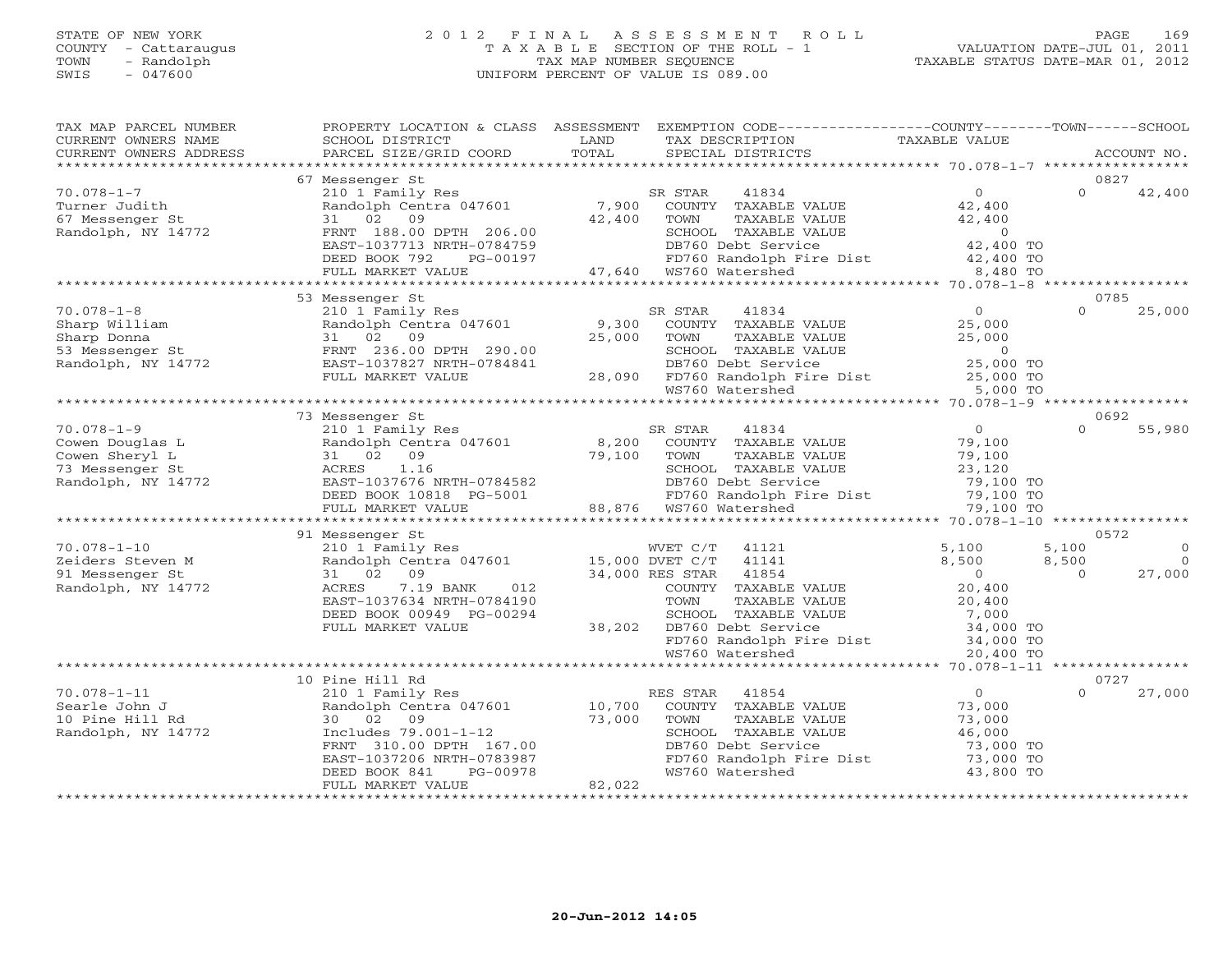STATE OF NEW YORK
COUNTY - Cattaraugus
TOWN - Randolph
SWIS - 047600

2 0 1 2 F I N A L A S S E S S M E N T R O L L
T A X A B L E SECTION OF THE ROLL - 1
TAX MAP NUMBER SEQUENCE
UNIFORM PERCENT OF VALUE IS 089.00

VALUATION DATE-JUL 01, 2011
TAXABLE STATUS DATE-MAR 01, 2012

| TAX MAP PARCEL NUMBER / CURRENT OWNERS NAME / CURRENT OWNERS ADDRESS | PROPERTY LOCATION & CLASS / SCHOOL DISTRICT / PARCEL SIZE/GRID COORD | ASSESSMENT LAND / TOTAL | EXEMPTION CODE / TAX DESCRIPTION / SPECIAL DISTRICTS | COUNTY TAXABLE VALUE | TOWN | SCHOOL / ACCOUNT NO. |
|---|---|---|---|---|---|---|
| | 67 Messenger St | | | | | 0827 |
| 70.078-1-7 | 210 1 Family Res | | SR STAR 41834 | 0 | 0 | 42,400 |
| Turner Judith | Randolph Centra 047601 | 7,900 | COUNTY TAXABLE VALUE | 42,400 | | |
| 67 Messenger St | 31 02 09 | 42,400 | TOWN TAXABLE VALUE | 42,400 | | |
| Randolph, NY 14772 | FRNT 188.00 DPTH 206.00 | | SCHOOL TAXABLE VALUE | 0 | | |
| | EAST-1037713 NRTH-0784759 | | DB760 Debt Service | 42,400 TO | | |
| | DEED BOOK 792 PG-00197 | | FD760 Randolph Fire Dist | 42,400 TO | | |
| | FULL MARKET VALUE | 47,640 | WS760 Watershed | 8,480 TO | | |
| | 53 Messenger St | | | | | 0785 |
| 70.078-1-8 | 210 1 Family Res | | SR STAR 41834 | 0 | 0 | 25,000 |
| Sharp William | Randolph Centra 047601 | 9,300 | COUNTY TAXABLE VALUE | 25,000 | | |
| Sharp Donna | 31 02 09 | 25,000 | TOWN TAXABLE VALUE | 25,000 | | |
| 53 Messenger St | FRNT 236.00 DPTH 290.00 | | SCHOOL TAXABLE VALUE | 0 | | |
| Randolph, NY 14772 | EAST-1037827 NRTH-0784841 | | DB760 Debt Service | 25,000 TO | | |
| | FULL MARKET VALUE | 28,090 | FD760 Randolph Fire Dist | 25,000 TO | | |
| | | | WS760 Watershed | 5,000 TO | | |
| | 73 Messenger St | | | | | 0692 |
| 70.078-1-9 | 210 1 Family Res | | SR STAR 41834 | 0 | 0 | 55,980 |
| Cowen Douglas L | Randolph Centra 047601 | 8,200 | COUNTY TAXABLE VALUE | 79,100 | | |
| Cowen Sheryl L | 31 02 09 | 79,100 | TOWN TAXABLE VALUE | 79,100 | | |
| 73 Messenger St | ACRES 1.16 | | SCHOOL TAXABLE VALUE | 23,120 | | |
| Randolph, NY 14772 | EAST-1037676 NRTH-0784582 | | DB760 Debt Service | 79,100 TO | | |
| | DEED BOOK 10818 PG-5001 | | FD760 Randolph Fire Dist | 79,100 TO | | |
| | FULL MARKET VALUE | 88,876 | WS760 Watershed | 79,100 TO | | |
| | 91 Messenger St | | | | | 0572 |
| 70.078-1-10 | 210 1 Family Res | | WVET C/T 41121 | 5,100 | 5,100 | 0 |
| Zeiders Steven M | Randolph Centra 047601 | 15,000 | DVET C/T 41141 | 8,500 | 8,500 | 0 |
| 91 Messenger St | 31 02 09 | 34,000 | RES STAR 41854 | 0 | 0 | 27,000 |
| Randolph, NY 14772 | ACRES 7.19 BANK 012 | | COUNTY TAXABLE VALUE | 20,400 | | |
| | EAST-1037634 NRTH-0784190 | | TOWN TAXABLE VALUE | 20,400 | | |
| | DEED BOOK 00949 PG-00294 | | SCHOOL TAXABLE VALUE | 7,000 | | |
| | FULL MARKET VALUE | 38,202 | DB760 Debt Service | 34,000 TO | | |
| | | | FD760 Randolph Fire Dist | 34,000 TO | | |
| | | | WS760 Watershed | 20,400 TO | | |
| | 10 Pine Hill Rd | | | | | 0727 |
| 70.078-1-11 | 210 1 Family Res | | RES STAR 41854 | 0 | 0 | 27,000 |
| Searle John J | Randolph Centra 047601 | 10,700 | COUNTY TAXABLE VALUE | 73,000 | | |
| 10 Pine Hill Rd | 30 02 09 | 73,000 | TOWN TAXABLE VALUE | 73,000 | | |
| Randolph, NY 14772 | Includes 79.001-1-12 | | SCHOOL TAXABLE VALUE | 46,000 | | |
| | FRNT 310.00 DPTH 167.00 | | DB760 Debt Service | 73,000 TO | | |
| | EAST-1037206 NRTH-0783987 | | FD760 Randolph Fire Dist | 73,000 TO | | |
| | DEED BOOK 841 PG-00978 | | WS760 Watershed | 43,800 TO | | |
| | FULL MARKET VALUE | 82,022 | | | | |

20-Jun-2012 14:05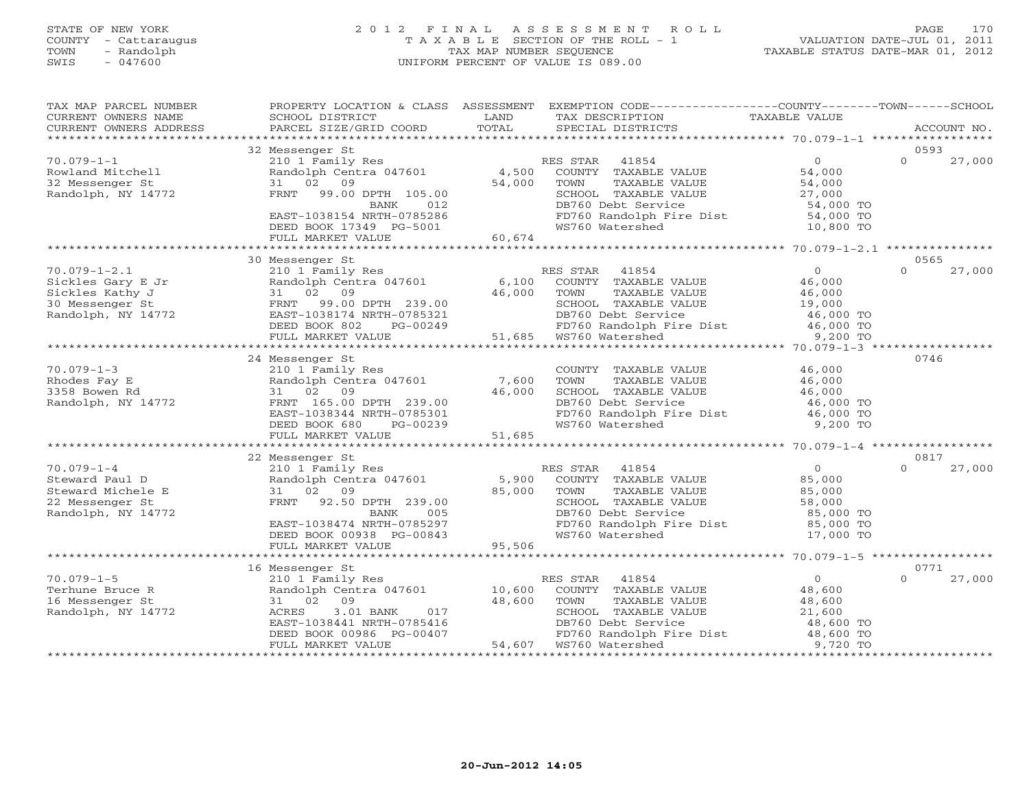STATE OF NEW YORK
COUNTY - Cattaraugus
TOWN - Randolph
SWIS - 047600

# 2012 FINAL ASSESSMENT ROLL
TAXABLE SECTION OF THE ROLL - 1
TAX MAP NUMBER SEQUENCE
UNIFORM PERCENT OF VALUE IS 089.00

VALUATION DATE-JUL 01, 2011
TAXABLE STATUS DATE-MAR 01, 2012

| TAX MAP PARCEL NUMBER / CURRENT OWNERS NAME / CURRENT OWNERS ADDRESS | PROPERTY LOCATION & CLASS / SCHOOL DISTRICT / PARCEL SIZE/GRID COORD | ASSESSMENT LAND / TOTAL | EXEMPTION CODE / TAX DESCRIPTION / SPECIAL DISTRICTS | COUNTY TAXABLE VALUE | TOWN | SCHOOL / ACCOUNT NO. |
|---|---|---|---|---|---|---|
| | 32 Messenger St | | | | | 0593 |
| 70.079-1-1 | 210 1 Family Res | | RES STAR 41854 | 0 | 0 | 27,000 |
| Rowland Mitchell | Randolph Centra 047601 | 4,500 | COUNTY TAXABLE VALUE | 54,000 | | |
| 32 Messenger St | 31 02 09 | 54,000 | TOWN TAXABLE VALUE | 54,000 | | |
| Randolph, NY 14772 | FRNT 99.00 DPTH 105.00 | | SCHOOL TAXABLE VALUE | 27,000 | | |
| | BANK 012 | | DB760 Debt Service | 54,000 TO | | |
| | EAST-1038154 NRTH-0785286 | | FD760 Randolph Fire Dist | 54,000 TO | | |
| | DEED BOOK 17349 PG-5001 | | WS760 Watershed | 10,800 TO | | |
| | FULL MARKET VALUE | 60,674 | | | | |
| | 30 Messenger St | | | | | 0565 |
| 70.079-1-2.1 | 210 1 Family Res | | RES STAR 41854 | 0 | 0 | 27,000 |
| Sickles Gary E Jr | Randolph Centra 047601 | 6,100 | COUNTY TAXABLE VALUE | 46,000 | | |
| Sickles Kathy J | 31 02 09 | 46,000 | TOWN TAXABLE VALUE | 46,000 | | |
| 30 Messenger St | FRNT 99.00 DPTH 239.00 | | SCHOOL TAXABLE VALUE | 19,000 | | |
| Randolph, NY 14772 | EAST-1038174 NRTH-0785321 | | DB760 Debt Service | 46,000 TO | | |
| | DEED BOOK 802 PG-00249 | | FD760 Randolph Fire Dist | 46,000 TO | | |
| | FULL MARKET VALUE | 51,685 | WS760 Watershed | 9,200 TO | | |
| | 24 Messenger St | | | | | 0746 |
| 70.079-1-3 | 210 1 Family Res | | COUNTY TAXABLE VALUE | 46,000 | | |
| Rhodes Fay E | Randolph Centra 047601 | 7,600 | TOWN TAXABLE VALUE | 46,000 | | |
| 3358 Bowen Rd | 31 02 09 | 46,000 | SCHOOL TAXABLE VALUE | 46,000 | | |
| Randolph, NY 14772 | FRNT 165.00 DPTH 239.00 | | DB760 Debt Service | 46,000 TO | | |
| | EAST-1038344 NRTH-0785301 | | FD760 Randolph Fire Dist | 46,000 TO | | |
| | DEED BOOK 680 PG-00239 | | WS760 Watershed | 9,200 TO | | |
| | FULL MARKET VALUE | 51,685 | | | | |
| | 22 Messenger St | | | | | 0817 |
| 70.079-1-4 | 210 1 Family Res | | RES STAR 41854 | 0 | 0 | 27,000 |
| Steward Paul D | Randolph Centra 047601 | 5,900 | COUNTY TAXABLE VALUE | 85,000 | | |
| Steward Michele E | 31 02 09 | 85,000 | TOWN TAXABLE VALUE | 85,000 | | |
| 22 Messenger St | FRNT 92.50 DPTH 239.00 | | SCHOOL TAXABLE VALUE | 58,000 | | |
| Randolph, NY 14772 | BANK 005 | | DB760 Debt Service | 85,000 TO | | |
| | EAST-1038474 NRTH-0785297 | | FD760 Randolph Fire Dist | 85,000 TO | | |
| | DEED BOOK 00938 PG-00843 | | WS760 Watershed | 17,000 TO | | |
| | FULL MARKET VALUE | 95,506 | | | | |
| | 16 Messenger St | | | | | 0771 |
| 70.079-1-5 | 210 1 Family Res | | RES STAR 41854 | 0 | 0 | 27,000 |
| Terhune Bruce R | Randolph Centra 047601 | 10,600 | COUNTY TAXABLE VALUE | 48,600 | | |
| 16 Messenger St | 31 02 09 | 48,600 | TOWN TAXABLE VALUE | 48,600 | | |
| Randolph, NY 14772 | ACRES 3.01 BANK 017 | | SCHOOL TAXABLE VALUE | 21,600 | | |
| | EAST-1038441 NRTH-0785416 | | DB760 Debt Service | 48,600 TO | | |
| | DEED BOOK 00986 PG-00407 | | FD760 Randolph Fire Dist | 48,600 TO | | |
| | FULL MARKET VALUE | 54,607 | WS760 Watershed | 9,720 TO | | |

20-Jun-2012 14:05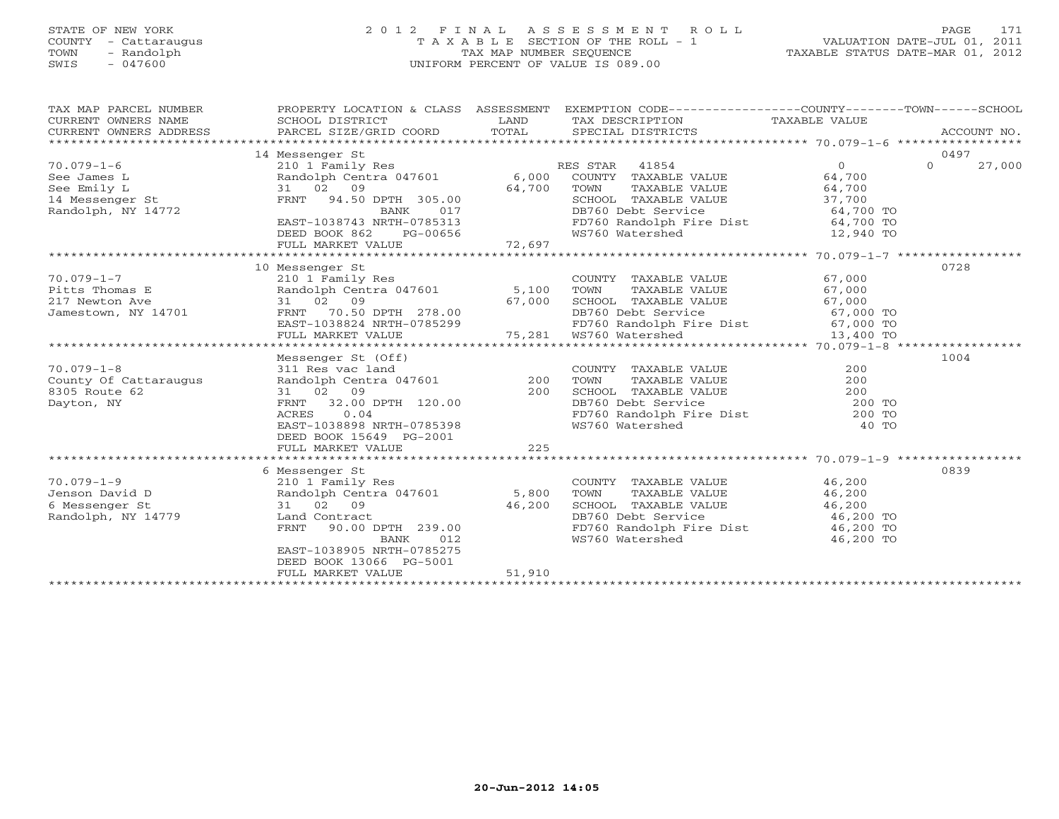STATE OF NEW YORK
COUNTY - Cattaraugus
TOWN - Randolph
SWIS - 047600

# 2012 FINAL ASSESSMENT ROLL

TAXABLE SECTION OF THE ROLL - 1
TAX MAP NUMBER SEQUENCE
UNIFORM PERCENT OF VALUE IS 089.00

VALUATION DATE-JUL 01, 2011
TAXABLE STATUS DATE-MAR 01, 2012

| TAX MAP PARCEL NUMBER / CURRENT OWNERS NAME / CURRENT OWNERS ADDRESS | PROPERTY LOCATION & CLASS / SCHOOL DISTRICT / PARCEL SIZE/GRID COORD | ASSESSMENT LAND / TOTAL | EXEMPTION CODE / TAX DESCRIPTION / SPECIAL DISTRICTS | COUNTY TAXABLE VALUE | TOWN | SCHOOL / ACCOUNT NO. |
|---|---|---|---|---|---|---|
| | 14 Messenger St | | | | | 0497 |
| 70.079-1-6 | 210 1 Family Res | | RES STAR 41854 | 0 | 0 | 27,000 |
| See James L | Randolph Centra 047601 | 6,000 | COUNTY TAXABLE VALUE | 64,700 | | |
| See Emily L | 31 02 09 | 64,700 | TOWN TAXABLE VALUE | 64,700 | | |
| 14 Messenger St | FRNT 94.50 DPTH 305.00 | | SCHOOL TAXABLE VALUE | 37,700 | | |
| Randolph, NY 14772 | BANK 017 | | DB760 Debt Service | 64,700 TO | | |
| | EAST-1038743 NRTH-0785313 | | FD760 Randolph Fire Dist | 64,700 TO | | |
| | DEED BOOK 862 PG-00656 | | WS760 Watershed | 12,940 TO | | |
| | FULL MARKET VALUE | 72,697 | | | | |
| | 10 Messenger St | | | | | 0728 |
| 70.079-1-7 | 210 1 Family Res | | COUNTY TAXABLE VALUE | 67,000 | | |
| Pitts Thomas E | Randolph Centra 047601 | 5,100 | TOWN TAXABLE VALUE | 67,000 | | |
| 217 Newton Ave | 31 02 09 | 67,000 | SCHOOL TAXABLE VALUE | 67,000 | | |
| Jamestown, NY 14701 | FRNT 70.50 DPTH 278.00 | | DB760 Debt Service | 67,000 TO | | |
| | EAST-1038824 NRTH-0785299 | | FD760 Randolph Fire Dist | 67,000 TO | | |
| | FULL MARKET VALUE | 75,281 | WS760 Watershed | 13,400 TO | | |
| | Messenger St (Off) | | | | | 1004 |
| 70.079-1-8 | 311 Res vac land | | COUNTY TAXABLE VALUE | 200 | | |
| County Of Cattaraugus | Randolph Centra 047601 | 200 | TOWN TAXABLE VALUE | 200 | | |
| 8305 Route 62 | 31 02 09 | 200 | SCHOOL TAXABLE VALUE | 200 | | |
| Dayton, NY | FRNT 32.00 DPTH 120.00 | | DB760 Debt Service | 200 TO | | |
| | ACRES 0.04 | | FD760 Randolph Fire Dist | 200 TO | | |
| | EAST-1038898 NRTH-0785398 | | WS760 Watershed | 40 TO | | |
| | DEED BOOK 15649 PG-2001 | | | | | |
| | FULL MARKET VALUE | 225 | | | | |
| | 6 Messenger St | | | | | 0839 |
| 70.079-1-9 | 210 1 Family Res | | COUNTY TAXABLE VALUE | 46,200 | | |
| Jenson David D | Randolph Centra 047601 | 5,800 | TOWN TAXABLE VALUE | 46,200 | | |
| 6 Messenger St | 31 02 09 | 46,200 | SCHOOL TAXABLE VALUE | 46,200 | | |
| Randolph, NY 14779 | Land Contract | | DB760 Debt Service | 46,200 TO | | |
| | FRNT 90.00 DPTH 239.00 | | FD760 Randolph Fire Dist | 46,200 TO | | |
| | BANK 012 | | WS760 Watershed | 46,200 TO | | |
| | EAST-1038905 NRTH-0785275 | | | | | |
| | DEED BOOK 13066 PG-5001 | | | | | |
| | FULL MARKET VALUE | 51,910 | | | | |

20-Jun-2012 14:05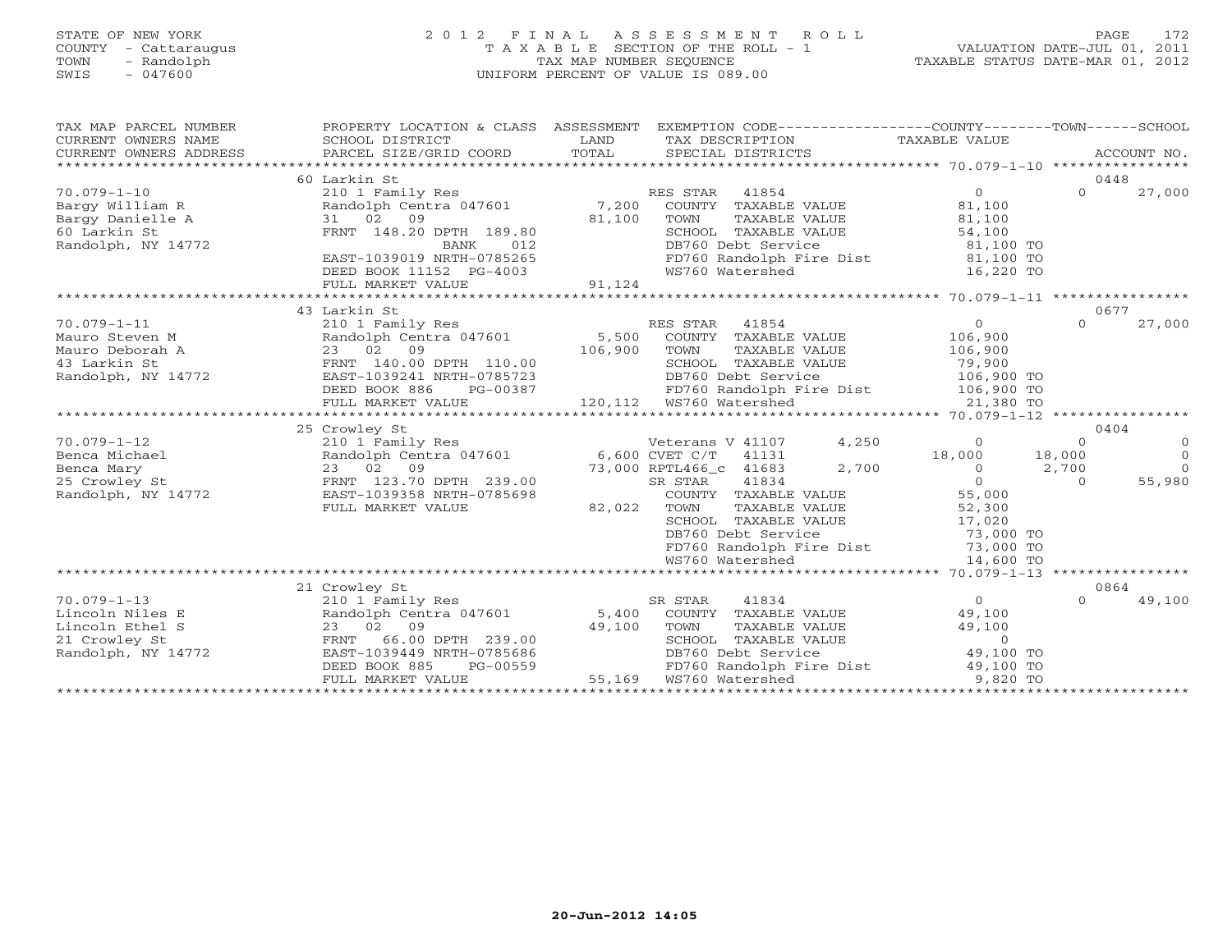STATE OF NEW YORK
COUNTY - Cattaraugus
TOWN - Randolph
SWIS - 047600

2012 FINAL ASSESSMENT ROLL
TAXABLE SECTION OF THE ROLL - 1
TAX MAP NUMBER SEQUENCE
UNIFORM PERCENT OF VALUE IS 089.00

VALUATION DATE-JUL 01, 2011
TAXABLE STATUS DATE-MAR 01, 2012

| TAX MAP PARCEL NUMBER / CURRENT OWNERS NAME / CURRENT OWNERS ADDRESS | PROPERTY LOCATION & CLASS / SCHOOL DISTRICT / PARCEL SIZE/GRID COORD | ASSESSMENT LAND / TOTAL | EXEMPTION CODE / TAX DESCRIPTION / SPECIAL DISTRICTS | COUNTY TAXABLE VALUE | TOWN | SCHOOL / ACCOUNT NO. |
|---|---|---|---|---|---|---|
| | 60 Larkin St | | | | | 0448 |
| 70.079-1-10 | 210 1 Family Res | | RES STAR 41854 | 0 | 0 | 27,000 |
| Bargy William R | Randolph Centra 047601 | 7,200 | COUNTY TAXABLE VALUE | 81,100 | | |
| Bargy Danielle A | 31 02 09 | 81,100 | TOWN TAXABLE VALUE | 81,100 | | |
| 60 Larkin St | FRNT 148.20 DPTH 189.80 | | SCHOOL TAXABLE VALUE | 54,100 | | |
| Randolph, NY 14772 | BANK 012 | | DB760 Debt Service | 81,100 TO | | |
| | EAST-1039019 NRTH-0785265 | | FD760 Randolph Fire Dist | 81,100 TO | | |
| | DEED BOOK 11152 PG-4003 | | WS760 Watershed | 16,220 TO | | |
| | FULL MARKET VALUE | 91,124 | | | | |
| | 43 Larkin St | | | | | 0677 |
| 70.079-1-11 | 210 1 Family Res | | RES STAR 41854 | 0 | 0 | 27,000 |
| Mauro Steven M | Randolph Centra 047601 | 5,500 | COUNTY TAXABLE VALUE | 106,900 | | |
| Mauro Deborah A | 23 02 09 | 106,900 | TOWN TAXABLE VALUE | 106,900 | | |
| 43 Larkin St | FRNT 140.00 DPTH 110.00 | | SCHOOL TAXABLE VALUE | 79,900 | | |
| Randolph, NY 14772 | EAST-1039241 NRTH-0785723 | | DB760 Debt Service | 106,900 TO | | |
| | DEED BOOK 886 PG-00387 | | FD760 Randolph Fire Dist | 106,900 TO | | |
| | FULL MARKET VALUE | 120,112 | WS760 Watershed | 21,380 TO | | |
| | 25 Crowley St | | | | | 0404 |
| 70.079-1-12 | 210 1 Family Res | | Veterans V 41107 4,250 | 0 | 0 | 0 |
| Benca Michael | Randolph Centra 047601 | 6,600 | CVET C/T 41131 | 18,000 | 18,000 | 0 |
| Benca Mary | 23 02 09 | 73,000 | RPTL466_c 41683 2,700 | 0 | 2,700 | 0 |
| 25 Crowley St | FRNT 123.70 DPTH 239.00 | | SR STAR 41834 | 0 | 0 | 55,980 |
| Randolph, NY 14772 | EAST-1039358 NRTH-0785698 | | COUNTY TAXABLE VALUE | 55,000 | | |
| | FULL MARKET VALUE | 82,022 | TOWN TAXABLE VALUE | 52,300 | | |
| | | | SCHOOL TAXABLE VALUE | 17,020 | | |
| | | | DB760 Debt Service | 73,000 TO | | |
| | | | FD760 Randolph Fire Dist | 73,000 TO | | |
| | | | WS760 Watershed | 14,600 TO | | |
| | 21 Crowley St | | | | | 0864 |
| 70.079-1-13 | 210 1 Family Res | | SR STAR 41834 | 0 | 0 | 49,100 |
| Lincoln Niles E | Randolph Centra 047601 | 5,400 | COUNTY TAXABLE VALUE | 49,100 | | |
| Lincoln Ethel S | 23 02 09 | 49,100 | TOWN TAXABLE VALUE | 49,100 | | |
| 21 Crowley St | FRNT 66.00 DPTH 239.00 | | SCHOOL TAXABLE VALUE | 0 | | |
| Randolph, NY 14772 | EAST-1039449 NRTH-0785686 | | DB760 Debt Service | 49,100 TO | | |
| | DEED BOOK 885 PG-00559 | | FD760 Randolph Fire Dist | 49,100 TO | | |
| | FULL MARKET VALUE | 55,169 | WS760 Watershed | 9,820 TO | | |

20-Jun-2012 14:05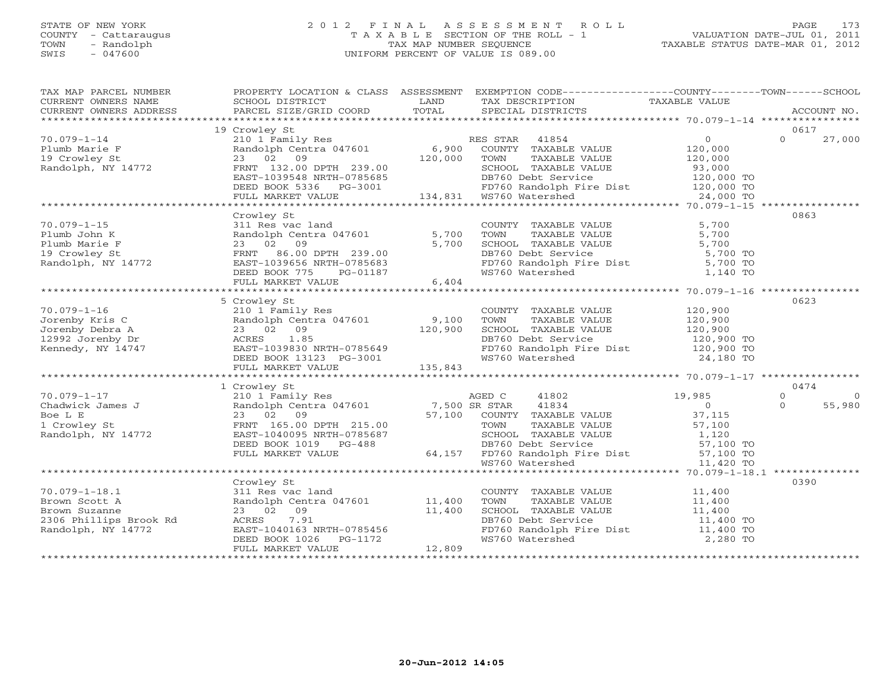STATE OF NEW YORK
COUNTY - Cattaraugus
TOWN - Randolph
SWIS - 047600

# 2012 FINAL ASSESSMENT ROLL
TAXABLE SECTION OF THE ROLL - 1
TAX MAP NUMBER SEQUENCE
UNIFORM PERCENT OF VALUE IS 089.00

VALUATION DATE-JUL 01, 2011
TAXABLE STATUS DATE-MAR 01, 2012

| TAX MAP PARCEL NUMBER / CURRENT OWNERS NAME / CURRENT OWNERS ADDRESS | PROPERTY LOCATION & CLASS / SCHOOL DISTRICT / PARCEL SIZE/GRID COORD | ASSESSMENT LAND / TOTAL | EXEMPTION CODE / TAX DESCRIPTION / SPECIAL DISTRICTS | COUNTY TAXABLE VALUE | TOWN | SCHOOL | ACCOUNT NO. |
|---|---|---|---|---|---|---|---|
| 70.079-1-14 | 19 Crowley St | | | | | | 0617 |
| Plumb Marie F | 210 1 Family Res | | RES STAR 41854 | 0 | 0 | 27,000 | |
| 19 Crowley St | Randolph Centra 047601 | 6,900 | COUNTY TAXABLE VALUE | 120,000 | | | |
| Randolph, NY 14772 | 23 02 09 | 120,000 | TOWN TAXABLE VALUE | 120,000 | | | |
| | FRNT 132.00 DPTH 239.00 | | SCHOOL TAXABLE VALUE | 93,000 | | | |
| | EAST-1039548 NRTH-0785685 | | DB760 Debt Service | 120,000 TO | | | |
| | DEED BOOK 5336 PG-3001 | | FD760 Randolph Fire Dist | 120,000 TO | | | |
| | FULL MARKET VALUE | 134,831 | WS760 Watershed | 24,000 TO | | | |
| 70.079-1-15 | Crowley St | | | | | | 0863 |
| Plumb John K | 311 Res vac land | | COUNTY TAXABLE VALUE | 5,700 | | | |
| Plumb Marie F | Randolph Centra 047601 | 5,700 | TOWN TAXABLE VALUE | 5,700 | | | |
| 19 Crowley St | 23 02 09 | 5,700 | SCHOOL TAXABLE VALUE | 5,700 | | | |
| Randolph, NY 14772 | FRNT 86.00 DPTH 239.00 | | DB760 Debt Service | 5,700 TO | | | |
| | EAST-1039656 NRTH-0785683 | | FD760 Randolph Fire Dist | 5,700 TO | | | |
| | DEED BOOK 775 PG-01187 | | WS760 Watershed | 1,140 TO | | | |
| | FULL MARKET VALUE | 6,404 | | | | | |
| 70.079-1-16 | 5 Crowley St | | | | | | 0623 |
| Jorenby Kris C | 210 1 Family Res | | COUNTY TAXABLE VALUE | 120,900 | | | |
| Jorenby Debra A | Randolph Centra 047601 | 9,100 | TOWN TAXABLE VALUE | 120,900 | | | |
| 12992 Jorenby Dr | 23 02 09 | 120,900 | SCHOOL TAXABLE VALUE | 120,900 | | | |
| Kennedy, NY 14747 | ACRES 1.85 | | DB760 Debt Service | 120,900 TO | | | |
| | EAST-1039830 NRTH-0785649 | | FD760 Randolph Fire Dist | 120,900 TO | | | |
| | DEED BOOK 13123 PG-3001 | | WS760 Watershed | 24,180 TO | | | |
| | FULL MARKET VALUE | 135,843 | | | | | |
| 70.079-1-17 | 1 Crowley St | | | | | | 0474 |
| Chadwick James J | 210 1 Family Res | | AGED C 41802 | 19,985 | 0 | 0 | |
| Boe L E | Randolph Centra 047601 | 7,500 | SR STAR 41834 | 0 | 0 | 55,980 | |
| 1 Crowley St | 23 02 09 | 57,100 | COUNTY TAXABLE VALUE | 37,115 | | | |
| Randolph, NY 14772 | FRNT 165.00 DPTH 215.00 | | TOWN TAXABLE VALUE | 57,100 | | | |
| | EAST-1040095 NRTH-0785687 | | SCHOOL TAXABLE VALUE | 1,120 | | | |
| | DEED BOOK 1019 PG-488 | | DB760 Debt Service | 57,100 TO | | | |
| | FULL MARKET VALUE | 64,157 | FD760 Randolph Fire Dist | 57,100 TO | | | |
| | | | WS760 Watershed | 11,420 TO | | | |
| 70.079-1-18.1 | Crowley St | | | | | | 0390 |
| Brown Scott A | 311 Res vac land | | COUNTY TAXABLE VALUE | 11,400 | | | |
| Brown Suzanne | Randolph Centra 047601 | 11,400 | TOWN TAXABLE VALUE | 11,400 | | | |
| 2306 Phillips Brook Rd | 23 02 09 | 11,400 | SCHOOL TAXABLE VALUE | 11,400 | | | |
| Randolph, NY 14772 | ACRES 7.91 | | DB760 Debt Service | 11,400 TO | | | |
| | EAST-1040163 NRTH-0785456 | | FD760 Randolph Fire Dist | 11,400 TO | | | |
| | DEED BOOK 1026 PG-1172 | | WS760 Watershed | 2,280 TO | | | |
| | FULL MARKET VALUE | 12,809 | | | | | |

20-Jun-2012 14:05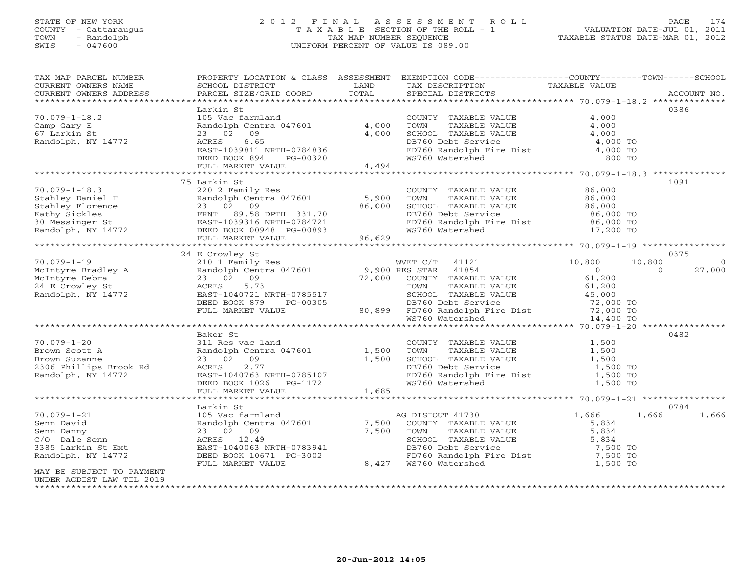STATE OF NEW YORK
COUNTY - Cattaraugus
TOWN - Randolph
SWIS - 047600

2012 FINAL ASSESSMENT ROLL
TAXABLE SECTION OF THE ROLL - 1
TAX MAP NUMBER SEQUENCE
UNIFORM PERCENT OF VALUE IS 089.00

VALUATION DATE-JUL 01, 2011
TAXABLE STATUS DATE-MAR 01, 2012

| TAX MAP PARCEL NUMBER / CURRENT OWNERS NAME / CURRENT OWNERS ADDRESS | PROPERTY LOCATION & CLASS / SCHOOL DISTRICT / PARCEL SIZE/GRID COORD | ASSESSMENT LAND / TOTAL | EXEMPTION CODE / TAX DESCRIPTION / SPECIAL DISTRICTS | COUNTY TAXABLE VALUE | TOWN | SCHOOL | ACCOUNT NO. |
|---|---|---|---|---|---|---|---|
| 70.079-1-18.2 | Larkin St | | | | | | 0386 |
| | 105 Vac farmland | | COUNTY TAXABLE VALUE | 4,000 | | | |
| Camp Gary E | Randolph Centra 047601 | 4,000 | TOWN TAXABLE VALUE | 4,000 | | | |
| 67 Larkin St | 23 02 09 | 4,000 | SCHOOL TAXABLE VALUE | 4,000 | | | |
| Randolph, NY 14772 | ACRES 6.65 | | DB760 Debt Service | 4,000 TO | | | |
| | EAST-1039811 NRTH-0784836 | | FD760 Randolph Fire Dist | 4,000 TO | | | |
| | DEED BOOK 894 PG-00320 | | WS760 Watershed | 800 TO | | | |
| | FULL MARKET VALUE | 4,494 | | | | | |
| 70.079-1-18.3 | 75 Larkin St | | | | | | 1091 |
| | 220 2 Family Res | | COUNTY TAXABLE VALUE | 86,000 | | | |
| Stahley Daniel F | Randolph Centra 047601 | 5,900 | TOWN TAXABLE VALUE | 86,000 | | | |
| Stahley Florence | 23 02 09 | 86,000 | SCHOOL TAXABLE VALUE | 86,000 | | | |
| Kathy Sickles | FRNT 89.58 DPTH 331.70 | | DB760 Debt Service | 86,000 TO | | | |
| 30 Messinger St | EAST-1039316 NRTH-0784721 | | FD760 Randolph Fire Dist | 86,000 TO | | | |
| Randolph, NY 14772 | DEED BOOK 00948 PG-00893 | | WS760 Watershed | 17,200 TO | | | |
| | FULL MARKET VALUE | 96,629 | | | | | |
| 70.079-1-19 | 24 E Crowley St | | | | | | 0375 |
| | 210 1 Family Res | | WVET C/T 41121 | 10,800 | 10,800 | 0 | |
| McIntyre Bradley A | Randolph Centra 047601 | 9,900 | RES STAR 41854 | 0 | 0 | 27,000 | |
| McIntyre Debra | 23 02 09 | 72,000 | COUNTY TAXABLE VALUE | 61,200 | | | |
| 24 E Crowley St | ACRES 5.73 | | TOWN TAXABLE VALUE | 61,200 | | | |
| Randolph, NY 14772 | EAST-1040721 NRTH-0785517 | | SCHOOL TAXABLE VALUE | 45,000 | | | |
| | DEED BOOK 879 PG-00305 | | DB760 Debt Service | 72,000 TO | | | |
| | FULL MARKET VALUE | 80,899 | FD760 Randolph Fire Dist | 72,000 TO | | | |
| | | | WS760 Watershed | 14,400 TO | | | |
| 70.079-1-20 | Baker St | | | | | | 0482 |
| | 311 Res vac land | | COUNTY TAXABLE VALUE | 1,500 | | | |
| Brown Scott A | Randolph Centra 047601 | 1,500 | TOWN TAXABLE VALUE | 1,500 | | | |
| Brown Suzanne | 23 02 09 | 1,500 | SCHOOL TAXABLE VALUE | 1,500 | | | |
| 2306 Phillips Brook Rd | ACRES 2.77 | | DB760 Debt Service | 1,500 TO | | | |
| Randolph, NY 14772 | EAST-1040763 NRTH-0785107 | | FD760 Randolph Fire Dist | 1,500 TO | | | |
| | DEED BOOK 1026 PG-1172 | | WS760 Watershed | 1,500 TO | | | |
| | FULL MARKET VALUE | 1,685 | | | | | |
| 70.079-1-21 | Larkin St | | | | | | 0784 |
| | 105 Vac farmland | | AG DISTOUT 41730 | 1,666 | 1,666 | 1,666 | |
| Senn David | Randolph Centra 047601 | 7,500 | COUNTY TAXABLE VALUE | 5,834 | | | |
| Senn Danny | 23 02 09 | 7,500 | TOWN TAXABLE VALUE | 5,834 | | | |
| C/O Dale Senn | ACRES 12.49 | | SCHOOL TAXABLE VALUE | 5,834 | | | |
| 3385 Larkin St Ext | EAST-1040063 NRTH-0783941 | | DB760 Debt Service | 7,500 TO | | | |
| Randolph, NY 14772 | DEED BOOK 10671 PG-3002 | | FD760 Randolph Fire Dist | 7,500 TO | | | |
| | FULL MARKET VALUE | 8,427 | WS760 Watershed | 1,500 TO | | | |
| MAY BE SUBJECT TO PAYMENT UNDER AGDIST LAW TIL 2019 | | | | | | | |

20-Jun-2012 14:05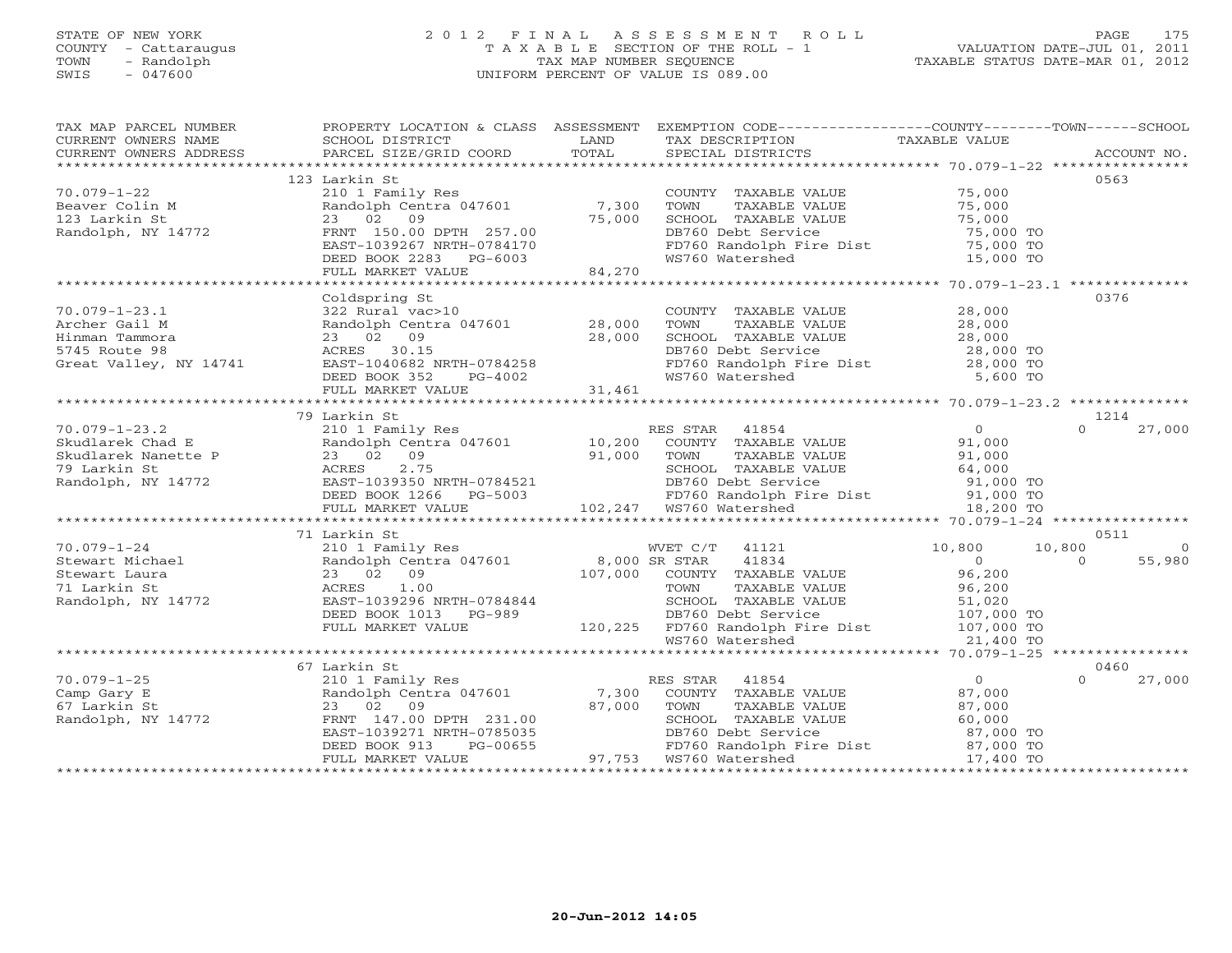STATE OF NEW YORK
COUNTY - Cattaraugus
TOWN - Randolph
SWIS - 047600

2012 FINAL ASSESSMENT ROLL
TAXABLE SECTION OF THE ROLL - 1
TAX MAP NUMBER SEQUENCE
UNIFORM PERCENT OF VALUE IS 089.00

VALUATION DATE-JUL 01, 2011
TAXABLE STATUS DATE-MAR 01, 2012

| TAX MAP PARCEL NUMBER / CURRENT OWNERS NAME / CURRENT OWNERS ADDRESS | PROPERTY LOCATION & CLASS / SCHOOL DISTRICT / PARCEL SIZE/GRID COORD | ASSESSMENT LAND / TOTAL | EXEMPTION CODE / TAX DESCRIPTION / SPECIAL DISTRICTS | COUNTY TAXABLE VALUE | TOWN | SCHOOL | ACCOUNT NO. |
|---|---|---|---|---|---|---|---|
| **70.079-1-22** | 123 Larkin St | | | | | | 0563 |
| Beaver Colin M | 210 1 Family Res | | COUNTY TAXABLE VALUE | 75,000 | | | |
| 123 Larkin St | Randolph Centra 047601 | 7,300 | TOWN TAXABLE VALUE | 75,000 | | | |
| Randolph, NY 14772 | 23 02 09 | 75,000 | SCHOOL TAXABLE VALUE | 75,000 | | | |
| | FRNT 150.00 DPTH 257.00 | | DB760 Debt Service | 75,000 TO | | | |
| | EAST-1039267 NRTH-0784170 | | FD760 Randolph Fire Dist | 75,000 TO | | | |
| | DEED BOOK 2283 PG-6003 | | WS760 Watershed | 15,000 TO | | | |
| | FULL MARKET VALUE | 84,270 | | | | | |
| **70.079-1-23.1** | Coldspring St | | | | | | 0376 |
| Archer Gail M | 322 Rural vac>10 | | COUNTY TAXABLE VALUE | 28,000 | | | |
| Hinman Tammora | Randolph Centra 047601 | 28,000 | TOWN TAXABLE VALUE | 28,000 | | | |
| 5745 Route 98 | 23 02 09 | 28,000 | SCHOOL TAXABLE VALUE | 28,000 | | | |
| Great Valley, NY 14741 | ACRES 30.15 | | DB760 Debt Service | 28,000 TO | | | |
| | EAST-1040682 NRTH-0784258 | | FD760 Randolph Fire Dist | 28,000 TO | | | |
| | DEED BOOK 352 PG-4002 | | WS760 Watershed | 5,600 TO | | | |
| | FULL MARKET VALUE | 31,461 | | | | | |
| **70.079-1-23.2** | 79 Larkin St | | | | | | 1214 |
| Skudlarek Chad E | 210 1 Family Res | | RES STAR 41854 | 0 | 0 | 27,000 | |
| Skudlarek Nanette P | Randolph Centra 047601 | 10,200 | COUNTY TAXABLE VALUE | 91,000 | | | |
| 79 Larkin St | 23 02 09 | 91,000 | TOWN TAXABLE VALUE | 91,000 | | | |
| Randolph, NY 14772 | ACRES 2.75 | | SCHOOL TAXABLE VALUE | 64,000 | | | |
| | EAST-1039350 NRTH-0784521 | | DB760 Debt Service | 91,000 TO | | | |
| | DEED BOOK 1266 PG-5003 | | FD760 Randolph Fire Dist | 91,000 TO | | | |
| | FULL MARKET VALUE | 102,247 | WS760 Watershed | 18,200 TO | | | |
| **70.079-1-24** | 71 Larkin St | | | | | | 0511 |
| Stewart Michael | 210 1 Family Res | | WVET C/T 41121 | 10,800 | 10,800 | 0 | |
| Stewart Laura | Randolph Centra 047601 | 8,000 | SR STAR 41834 | 0 | 0 | 55,980 | |
| 71 Larkin St | 23 02 09 | 107,000 | COUNTY TAXABLE VALUE | 96,200 | | | |
| Randolph, NY 14772 | ACRES 1.00 | | TOWN TAXABLE VALUE | 96,200 | | | |
| | EAST-1039296 NRTH-0784844 | | SCHOOL TAXABLE VALUE | 51,020 | | | |
| | DEED BOOK 1013 PG-989 | | DB760 Debt Service | 107,000 TO | | | |
| | FULL MARKET VALUE | 120,225 | FD760 Randolph Fire Dist | 107,000 TO | | | |
| | | | WS760 Watershed | 21,400 TO | | | |
| **70.079-1-25** | 67 Larkin St | | | | | | 0460 |
| Camp Gary E | 210 1 Family Res | | RES STAR 41854 | 0 | 0 | 27,000 | |
| 67 Larkin St | Randolph Centra 047601 | 7,300 | COUNTY TAXABLE VALUE | 87,000 | | | |
| Randolph, NY 14772 | 23 02 09 | 87,000 | TOWN TAXABLE VALUE | 87,000 | | | |
| | FRNT 147.00 DPTH 231.00 | | SCHOOL TAXABLE VALUE | 60,000 | | | |
| | EAST-1039271 NRTH-0785035 | | DB760 Debt Service | 87,000 TO | | | |
| | DEED BOOK 913 PG-00655 | | FD760 Randolph Fire Dist | 87,000 TO | | | |
| | FULL MARKET VALUE | 97,753 | WS760 Watershed | 17,400 TO | | | |

20-Jun-2012 14:05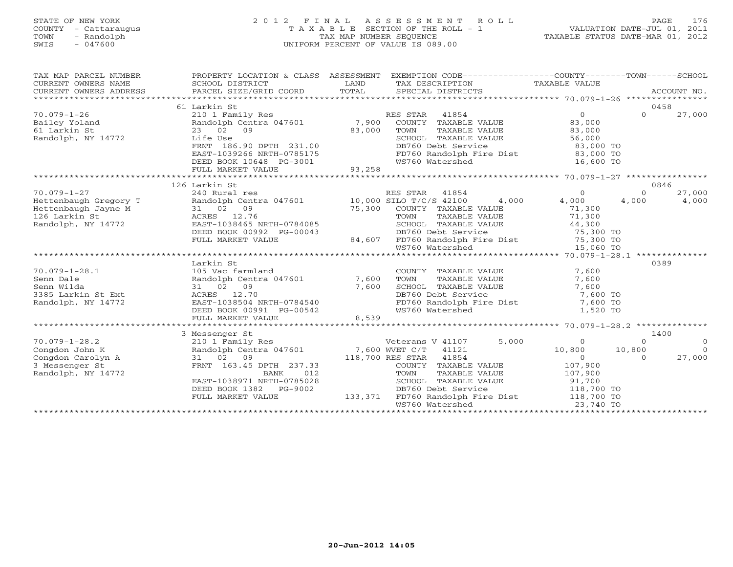STATE OF NEW YORK
COUNTY - Cattaraugus
TOWN - Randolph
SWIS - 047600

# 2012 FINAL ASSESSMENT ROLL
TAXABLE SECTION OF THE ROLL - 1
TAX MAP NUMBER SEQUENCE
UNIFORM PERCENT OF VALUE IS 089.00

VALUATION DATE-JUL 01, 2011
TAXABLE STATUS DATE-MAR 01, 2012

| TAX MAP PARCEL NUMBER / CURRENT OWNERS NAME / CURRENT OWNERS ADDRESS | PROPERTY LOCATION & CLASS / SCHOOL DISTRICT / PARCEL SIZE/GRID COORD | ASSESSMENT LAND / TOTAL | EXEMPTION CODE / TAX DESCRIPTION / SPECIAL DISTRICTS | COUNTY TAXABLE VALUE | TOWN | SCHOOL / ACCOUNT NO. |
|---|---|---|---|---|---|---|
| 70.079-1-26 | 61 Larkin St | | | | | 0458 |
| Bailey Yoland | 210 1 Family Res | | RES STAR 41854 | 0 | 0 | 27,000 |
| 61 Larkin St | Randolph Centra 047601 | 7,900 | COUNTY TAXABLE VALUE | 83,000 | | |
| Randolph, NY 14772 | 23 02 09 | 83,000 | TOWN TAXABLE VALUE | 83,000 | | |
| | Life Use | | SCHOOL TAXABLE VALUE | 56,000 | | |
| | FRNT 186.90 DPTH 231.00 | | DB760 Debt Service | 83,000 TO | | |
| | EAST-1039266 NRTH-0785175 | | FD760 Randolph Fire Dist | 83,000 TO | | |
| | DEED BOOK 10648 PG-3001 | | WS760 Watershed | 16,600 TO | | |
| | FULL MARKET VALUE | 93,258 | | | | |
| 70.079-1-27 | 126 Larkin St | | | | | 0846 |
| Hettenbaugh Gregory T | 240 Rural res | | RES STAR 41854 | 0 | 0 | 27,000 |
| Hettenbaugh Jayne M | Randolph Centra 047601 | 10,000 | SILO T/C/S 42100 4,000 | 4,000 | 4,000 | 4,000 |
| 126 Larkin St | 31 02 09 | 75,300 | COUNTY TAXABLE VALUE | 71,300 | | |
| Randolph, NY 14772 | ACRES 12.76 | | TOWN TAXABLE VALUE | 71,300 | | |
| | EAST-1038465 NRTH-0784085 | | SCHOOL TAXABLE VALUE | 44,300 | | |
| | DEED BOOK 00992 PG-00043 | | DB760 Debt Service | 75,300 TO | | |
| | FULL MARKET VALUE | 84,607 | FD760 Randolph Fire Dist | 75,300 TO | | |
| | | | WS760 Watershed | 15,060 TO | | |
| 70.079-1-28.1 | Larkin St | | | | | 0389 |
| Senn Dale | 105 Vac farmland | | COUNTY TAXABLE VALUE | 7,600 | | |
| Senn Wilda | Randolph Centra 047601 | 7,600 | TOWN TAXABLE VALUE | 7,600 | | |
| 3385 Larkin St Ext | 31 02 09 | 7,600 | SCHOOL TAXABLE VALUE | 7,600 | | |
| Randolph, NY 14772 | ACRES 12.70 | | DB760 Debt Service | 7,600 TO | | |
| | EAST-1038504 NRTH-0784540 | | FD760 Randolph Fire Dist | 7,600 TO | | |
| | DEED BOOK 00991 PG-00542 | | WS760 Watershed | 1,520 TO | | |
| | FULL MARKET VALUE | 8,539 | | | | |
| 70.079-1-28.2 | 3 Messenger St | | | | | 1400 |
| Congdon John K | 210 1 Family Res | | Veterans V 41107 5,000 | 0 | 0 | 0 |
| Congdon Carolyn A | Randolph Centra 047601 | 7,600 | WVET C/T 41121 | 10,800 | 10,800 | 0 |
| 3 Messenger St | 31 02 09 | 118,700 | RES STAR 41854 | 0 | 0 | 27,000 |
| Randolph, NY 14772 | FRNT 163.45 DPTH 237.33 | | COUNTY TAXABLE VALUE | 107,900 | | |
| | BANK 012 | | TOWN TAXABLE VALUE | 107,900 | | |
| | EAST-1038971 NRTH-0785028 | | SCHOOL TAXABLE VALUE | 91,700 | | |
| | DEED BOOK 1382 PG-9002 | | DB760 Debt Service | 118,700 TO | | |
| | FULL MARKET VALUE | 133,371 | FD760 Randolph Fire Dist | 118,700 TO | | |
| | | | WS760 Watershed | 23,740 TO | | |

20-Jun-2012 14:05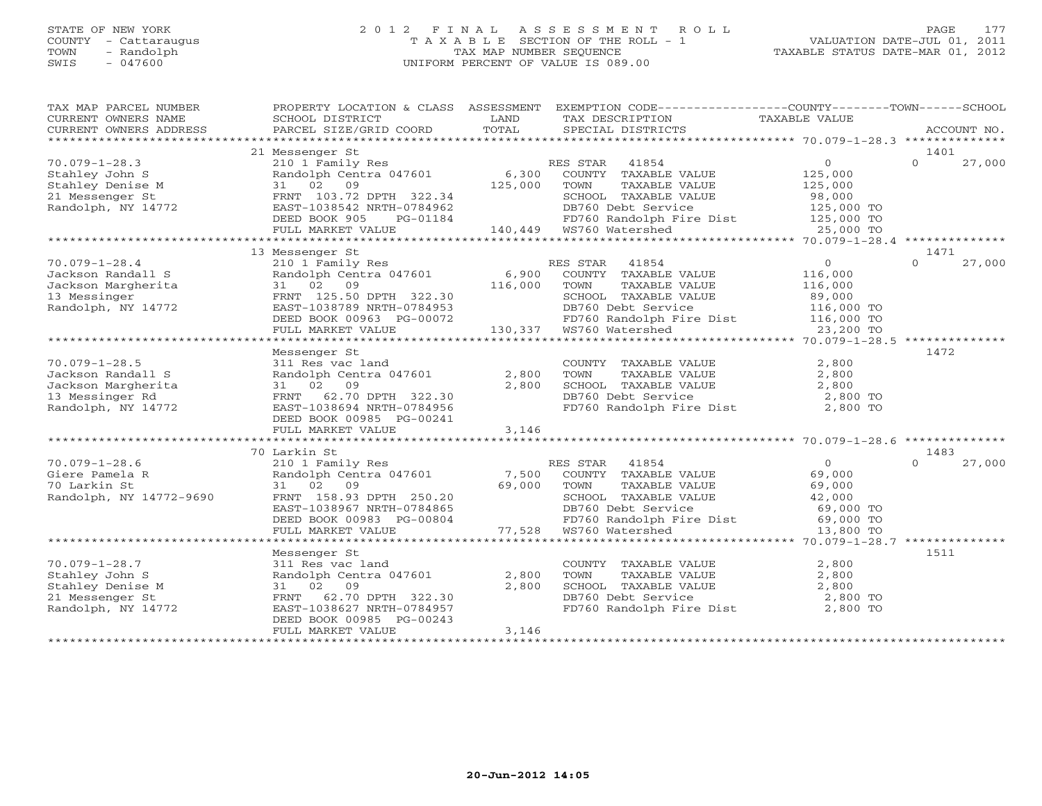STATE OF NEW YORK
COUNTY - Cattaraugus
TOWN - Randolph
SWIS - 047600

2 0 1 2 F I N A L A S S E S S M E N T R O L L
T A X A B L E SECTION OF THE ROLL - 1
TAX MAP NUMBER SEQUENCE
UNIFORM PERCENT OF VALUE IS 089.00

VALUATION DATE-JUL 01, 2011
TAXABLE STATUS DATE-MAR 01, 2012

| TAX MAP PARCEL NUMBER / CURRENT OWNERS NAME / CURRENT OWNERS ADDRESS | PROPERTY LOCATION & CLASS / SCHOOL DISTRICT / PARCEL SIZE/GRID COORD | ASSESSMENT LAND / TOTAL | EXEMPTION CODE / TAX DESCRIPTION / SPECIAL DISTRICTS | COUNTY TAXABLE VALUE | TOWN | SCHOOL / ACCOUNT NO. |
|---|---|---|---|---|---|---|
| | 21 Messenger St | | | | | 1401 |
| 70.079-1-28.3 | 210 1 Family Res | | RES STAR 41854 | 0 | 0 | 27,000 |
| Stahley John S | Randolph Centra 047601 | 6,300 | COUNTY TAXABLE VALUE | 125,000 | | |
| Stahley Denise M | 31 02 09 | 125,000 | TOWN TAXABLE VALUE | 125,000 | | |
| 21 Messenger St | FRNT 103.72 DPTH 322.34 | | SCHOOL TAXABLE VALUE | 98,000 | | |
| Randolph, NY 14772 | EAST-1038542 NRTH-0784962 | | DB760 Debt Service | 125,000 TO | | |
| | DEED BOOK 905 PG-01184 | | FD760 Randolph Fire Dist | 125,000 TO | | |
| | FULL MARKET VALUE | 140,449 | WS760 Watershed | 25,000 TO | | |
| | 13 Messenger St | | | | | 1471 |
| 70.079-1-28.4 | 210 1 Family Res | | RES STAR 41854 | 0 | 0 | 27,000 |
| Jackson Randall S | Randolph Centra 047601 | 6,900 | COUNTY TAXABLE VALUE | 116,000 | | |
| Jackson Margherita | 31 02 09 | 116,000 | TOWN TAXABLE VALUE | 116,000 | | |
| 13 Messinger | FRNT 125.50 DPTH 322.30 | | SCHOOL TAXABLE VALUE | 89,000 | | |
| Randolph, NY 14772 | EAST-1038789 NRTH-0784953 | | DB760 Debt Service | 116,000 TO | | |
| | DEED BOOK 00963 PG-00072 | | FD760 Randolph Fire Dist | 116,000 TO | | |
| | FULL MARKET VALUE | 130,337 | WS760 Watershed | 23,200 TO | | |
| | Messenger St | | | | | 1472 |
| 70.079-1-28.5 | 311 Res vac land | | COUNTY TAXABLE VALUE | 2,800 | | |
| Jackson Randall S | Randolph Centra 047601 | 2,800 | TOWN TAXABLE VALUE | 2,800 | | |
| Jackson Margherita | 31 02 09 | 2,800 | SCHOOL TAXABLE VALUE | 2,800 | | |
| 13 Messinger Rd | FRNT 62.70 DPTH 322.30 | | DB760 Debt Service | 2,800 TO | | |
| Randolph, NY 14772 | EAST-1038694 NRTH-0784956 | | FD760 Randolph Fire Dist | 2,800 TO | | |
| | DEED BOOK 00985 PG-00241 | | | | | |
| | FULL MARKET VALUE | 3,146 | | | | |
| | 70 Larkin St | | | | | 1483 |
| 70.079-1-28.6 | 210 1 Family Res | | RES STAR 41854 | 0 | 0 | 27,000 |
| Giere Pamela R | Randolph Centra 047601 | 7,500 | COUNTY TAXABLE VALUE | 69,000 | | |
| 70 Larkin St | 31 02 09 | 69,000 | TOWN TAXABLE VALUE | 69,000 | | |
| Randolph, NY 14772-9690 | FRNT 158.93 DPTH 250.20 | | SCHOOL TAXABLE VALUE | 42,000 | | |
| | EAST-1038967 NRTH-0784865 | | DB760 Debt Service | 69,000 TO | | |
| | DEED BOOK 00983 PG-00804 | | FD760 Randolph Fire Dist | 69,000 TO | | |
| | FULL MARKET VALUE | 77,528 | WS760 Watershed | 13,800 TO | | |
| | Messenger St | | | | | 1511 |
| 70.079-1-28.7 | 311 Res vac land | | COUNTY TAXABLE VALUE | 2,800 | | |
| Stahley John S | Randolph Centra 047601 | 2,800 | TOWN TAXABLE VALUE | 2,800 | | |
| Stahley Denise M | 31 02 09 | 2,800 | SCHOOL TAXABLE VALUE | 2,800 | | |
| 21 Messenger St | FRNT 62.70 DPTH 322.30 | | DB760 Debt Service | 2,800 TO | | |
| Randolph, NY 14772 | EAST-1038627 NRTH-0784957 | | FD760 Randolph Fire Dist | 2,800 TO | | |
| | DEED BOOK 00985 PG-00243 | | | | | |
| | FULL MARKET VALUE | 3,146 | | | | |

20-Jun-2012 14:05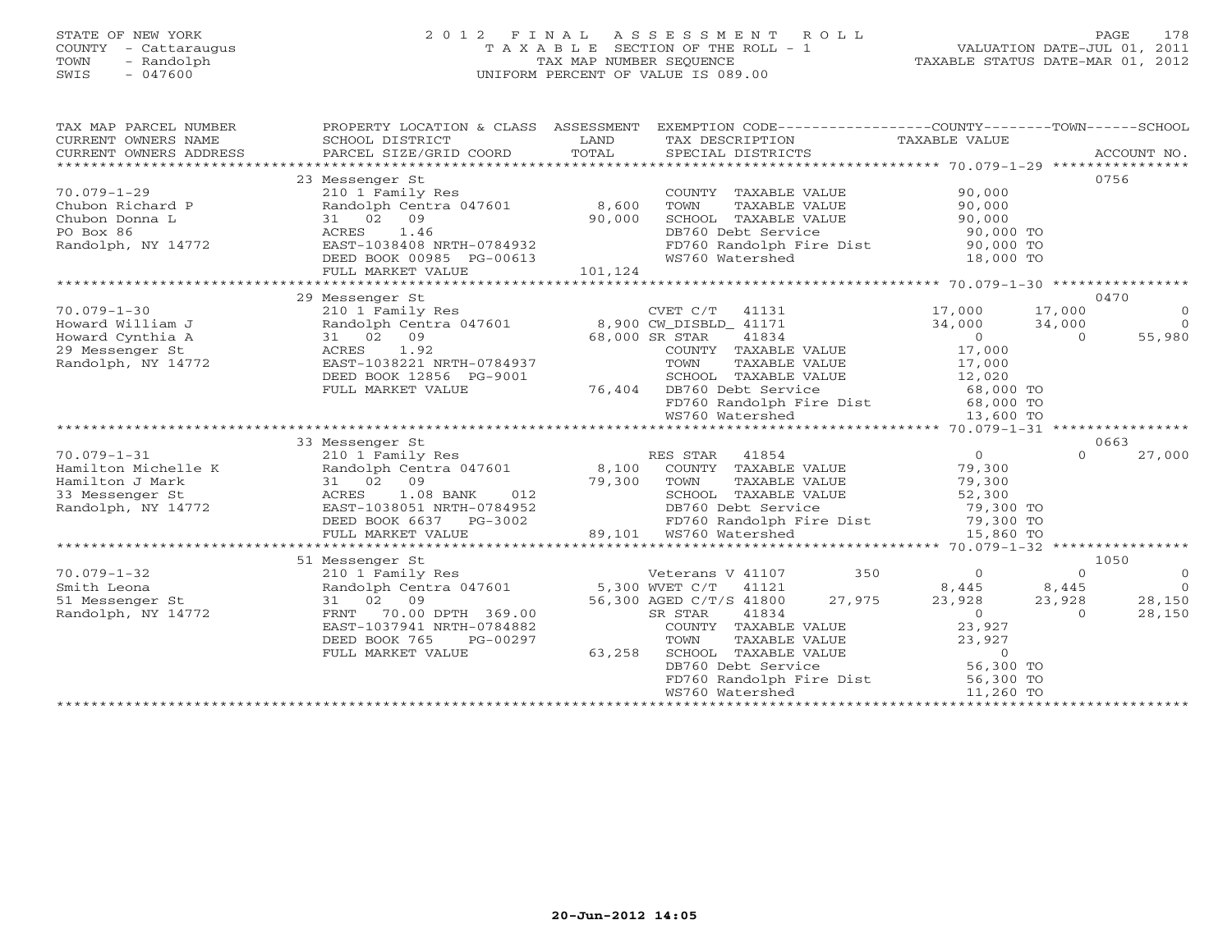STATE OF NEW YORK
COUNTY - Cattaraugus
TOWN - Randolph
SWIS - 047600

2 0 1 2 F I N A L A S S E S S M E N T R O L L
T A X A B L E SECTION OF THE ROLL - 1
TAX MAP NUMBER SEQUENCE
UNIFORM PERCENT OF VALUE IS 089.00

VALUATION DATE-JUL 01, 2011
TAXABLE STATUS DATE-MAR 01, 2012

| TAX MAP PARCEL NUMBER / CURRENT OWNERS NAME / CURRENT OWNERS ADDRESS | PROPERTY LOCATION & CLASS / SCHOOL DISTRICT / PARCEL SIZE/GRID COORD | ASSESSMENT LAND / TOTAL | EXEMPTION CODE / TAX DESCRIPTION / SPECIAL DISTRICTS | COUNTY TAXABLE VALUE | TOWN | SCHOOL | ACCOUNT NO. |
|---|---|---|---|---|---|---|---|
| **70.079-1-29** | 23 Messenger St | | | | | | 0756 |
| Chubon Richard P | 210 1 Family Res | | COUNTY TAXABLE VALUE | 90,000 | | | |
| Chubon Donna L | Randolph Centra 047601 | 8,600 | TOWN TAXABLE VALUE | 90,000 | | | |
| PO Box 86 | 31 02 09 | 90,000 | SCHOOL TAXABLE VALUE | 90,000 | | | |
| Randolph, NY 14772 | ACRES 1.46 | | DB760 Debt Service | 90,000 TO | | | |
| | EAST-1038408 NRTH-0784932 | | FD760 Randolph Fire Dist | 90,000 TO | | | |
| | DEED BOOK 00985 PG-00613 | | WS760 Watershed | 18,000 TO | | | |
| | FULL MARKET VALUE | 101,124 | | | | | |
| **70.079-1-30** | 29 Messenger St | | | | | | 0470 |
| Howard William J | 210 1 Family Res | | CVET C/T 41131 | 17,000 | 17,000 | 0 | |
| Howard Cynthia A | Randolph Centra 047601 | 8,900 | CW_DISBLD_ 41171 | 34,000 | 34,000 | 0 | |
| 29 Messenger St | 31 02 09 | 68,000 | SR STAR 41834 | 0 | 0 | 55,980 | |
| Randolph, NY 14772 | ACRES 1.92 | | COUNTY TAXABLE VALUE | 17,000 | | | |
| | EAST-1038221 NRTH-0784937 | | TOWN TAXABLE VALUE | 17,000 | | | |
| | DEED BOOK 12856 PG-9001 | | SCHOOL TAXABLE VALUE | 12,020 | | | |
| | FULL MARKET VALUE | 76,404 | DB760 Debt Service | 68,000 TO | | | |
| | | | FD760 Randolph Fire Dist | 68,000 TO | | | |
| | | | WS760 Watershed | 13,600 TO | | | |
| **70.079-1-31** | 33 Messenger St | | | | | | 0663 |
| Hamilton Michelle K | 210 1 Family Res | | RES STAR 41854 | 0 | 0 | 27,000 | |
| Hamilton J Mark | Randolph Centra 047601 | 8,100 | COUNTY TAXABLE VALUE | 79,300 | | | |
| 33 Messenger St | 31 02 09 | 79,300 | TOWN TAXABLE VALUE | 79,300 | | | |
| Randolph, NY 14772 | ACRES 1.08 BANK 012 | | SCHOOL TAXABLE VALUE | 52,300 | | | |
| | EAST-1038051 NRTH-0784952 | | DB760 Debt Service | 79,300 TO | | | |
| | DEED BOOK 6637 PG-3002 | | FD760 Randolph Fire Dist | 79,300 TO | | | |
| | FULL MARKET VALUE | 89,101 | WS760 Watershed | 15,860 TO | | | |
| **70.079-1-32** | 51 Messenger St | | | | | | 1050 |
| Smith Leona | 210 1 Family Res | | Veterans V 41107 350 | 0 | 0 | 0 | |
| 51 Messenger St | Randolph Centra 047601 | 5,300 | WVET C/T 41121 | 8,445 | 8,445 | 0 | |
| Randolph, NY 14772 | 31 02 09 | 56,300 | AGED C/T/S 41800 27,975 | 23,928 | 23,928 | 28,150 | |
| | FRNT 70.00 DPTH 369.00 | | SR STAR 41834 | 0 | 0 | 28,150 | |
| | EAST-1037941 NRTH-0784882 | | COUNTY TAXABLE VALUE | 23,927 | | | |
| | DEED BOOK 765 PG-00297 | | TOWN TAXABLE VALUE | 23,927 | | | |
| | FULL MARKET VALUE | 63,258 | SCHOOL TAXABLE VALUE | 0 | | | |
| | | | DB760 Debt Service | 56,300 TO | | | |
| | | | FD760 Randolph Fire Dist | 56,300 TO | | | |
| | | | WS760 Watershed | 11,260 TO | | | |

20-Jun-2012 14:05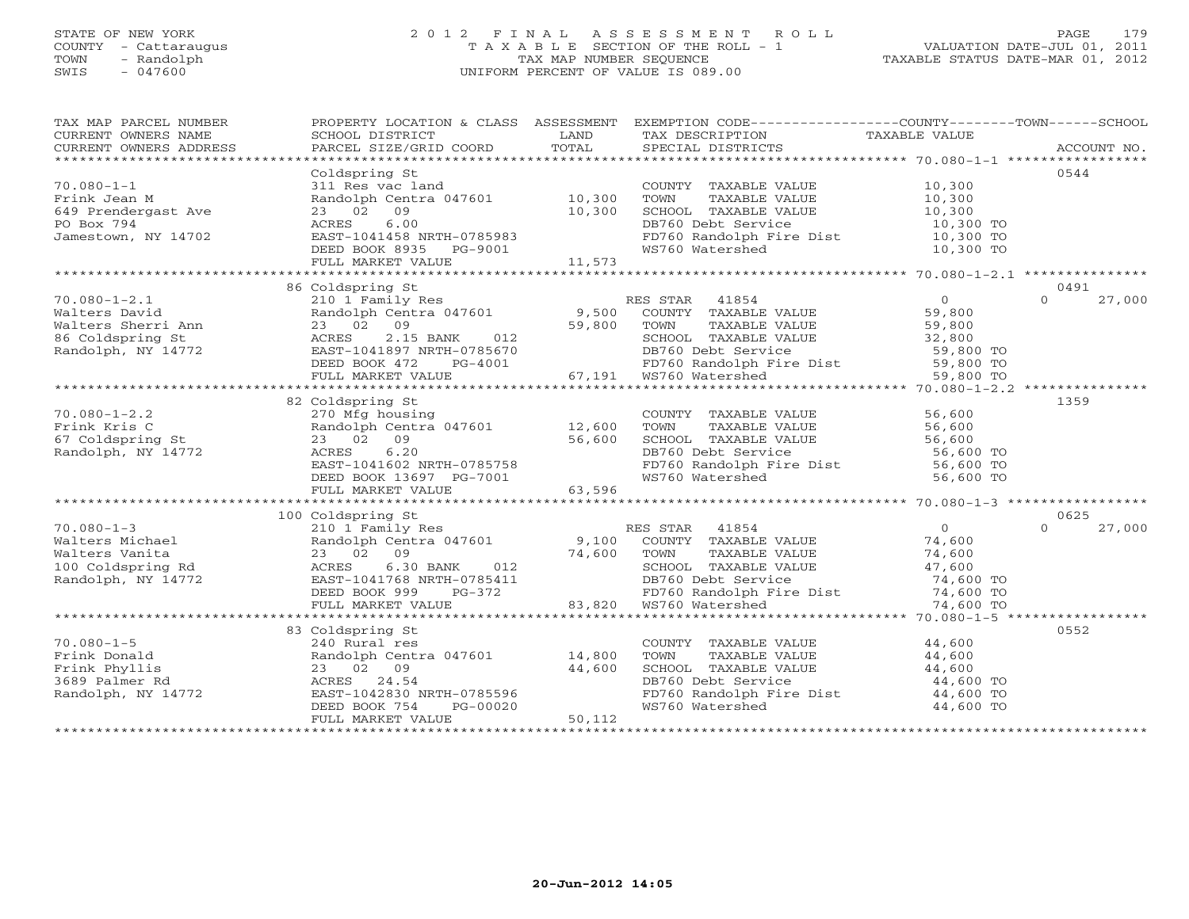STATE OF NEW YORK
COUNTY - Cattaraugus
TOWN - Randolph
SWIS - 047600

2012 FINAL ASSESSMENT ROLL
TAXABLE SECTION OF THE ROLL - 1
TAX MAP NUMBER SEQUENCE
UNIFORM PERCENT OF VALUE IS 089.00

VALUATION DATE-JUL 01, 2011
TAXABLE STATUS DATE-MAR 01, 2012

| TAX MAP PARCEL NUMBER / CURRENT OWNERS NAME / CURRENT OWNERS ADDRESS | PROPERTY LOCATION & CLASS / SCHOOL DISTRICT / PARCEL SIZE/GRID COORD | ASSESSMENT LAND | TOTAL | EXEMPTION CODE / TAX DESCRIPTION / SPECIAL DISTRICTS | COUNTY TAXABLE VALUE | TOWN | SCHOOL | ACCOUNT NO. |
|---|---|---|---|---|---|---|---|---|
| 70.080-1-1 | Coldspring St | | | | | | | 0544 |
| 70.080-1-1 | 311 Res vac land | | | COUNTY TAXABLE VALUE | 10,300 | | | |
| Frink Jean M | Randolph Centra 047601 | 10,300 | | TOWN TAXABLE VALUE | 10,300 | | | |
| 649 Prendergast Ave | 23 02 09 | | 10,300 | SCHOOL TAXABLE VALUE | 10,300 | | | |
| PO Box 794 | ACRES 6.00 | | | DB760 Debt Service | 10,300 TO | | | |
| Jamestown, NY 14702 | EAST-1041458 NRTH-0785983 | | | FD760 Randolph Fire Dist | 10,300 TO | | | |
| | DEED BOOK 8935 PG-9001 | | | WS760 Watershed | 10,300 TO | | | |
| | FULL MARKET VALUE | | 11,573 | | | | | |
| 70.080-1-2.1 | 86 Coldspring St | | | | | | | 0491 |
| 70.080-1-2.1 | 210 1 Family Res | | | RES STAR 41854 | 0 | 0 | 27,000 | |
| Walters David | Randolph Centra 047601 | 9,500 | | COUNTY TAXABLE VALUE | 59,800 | | | |
| Walters Sherri Ann | 23 02 09 | | 59,800 | TOWN TAXABLE VALUE | 59,800 | | | |
| 86 Coldspring St | ACRES 2.15 BANK 012 | | | SCHOOL TAXABLE VALUE | 32,800 | | | |
| Randolph, NY 14772 | EAST-1041897 NRTH-0785670 | | | DB760 Debt Service | 59,800 TO | | | |
| | DEED BOOK 472 PG-4001 | | | FD760 Randolph Fire Dist | 59,800 TO | | | |
| | FULL MARKET VALUE | | 67,191 | WS760 Watershed | 59,800 TO | | | |
| 70.080-1-2.2 | 82 Coldspring St | | | | | | | 1359 |
| 70.080-1-2.2 | 270 Mfg housing | | | COUNTY TAXABLE VALUE | 56,600 | | | |
| Frink Kris C | Randolph Centra 047601 | 12,600 | | TOWN TAXABLE VALUE | 56,600 | | | |
| 67 Coldspring St | 23 02 09 | | 56,600 | SCHOOL TAXABLE VALUE | 56,600 | | | |
| Randolph, NY 14772 | ACRES 6.20 | | | DB760 Debt Service | 56,600 TO | | | |
| | EAST-1041602 NRTH-0785758 | | | FD760 Randolph Fire Dist | 56,600 TO | | | |
| | DEED BOOK 13697 PG-7001 | | | WS760 Watershed | 56,600 TO | | | |
| | FULL MARKET VALUE | | 63,596 | | | | | |
| 70.080-1-3 | 100 Coldspring St | | | | | | | 0625 |
| 70.080-1-3 | 210 1 Family Res | | | RES STAR 41854 | 0 | 0 | 27,000 | |
| Walters Michael | Randolph Centra 047601 | 9,100 | | COUNTY TAXABLE VALUE | 74,600 | | | |
| Walters Vanita | 23 02 09 | | 74,600 | TOWN TAXABLE VALUE | 74,600 | | | |
| 100 Coldspring Rd | ACRES 6.30 BANK 012 | | | SCHOOL TAXABLE VALUE | 47,600 | | | |
| Randolph, NY 14772 | EAST-1041768 NRTH-0785411 | | | DB760 Debt Service | 74,600 TO | | | |
| | DEED BOOK 999 PG-372 | | | FD760 Randolph Fire Dist | 74,600 TO | | | |
| | FULL MARKET VALUE | | 83,820 | WS760 Watershed | 74,600 TO | | | |
| 70.080-1-5 | 83 Coldspring St | | | | | | | 0552 |
| 70.080-1-5 | 240 Rural res | | | COUNTY TAXABLE VALUE | 44,600 | | | |
| Frink Donald | Randolph Centra 047601 | 14,800 | | TOWN TAXABLE VALUE | 44,600 | | | |
| Frink Phyllis | 23 02 09 | | 44,600 | SCHOOL TAXABLE VALUE | 44,600 | | | |
| 3689 Palmer Rd | ACRES 24.54 | | | DB760 Debt Service | 44,600 TO | | | |
| Randolph, NY 14772 | EAST-1042830 NRTH-0785596 | | | FD760 Randolph Fire Dist | 44,600 TO | | | |
| | DEED BOOK 754 PG-00020 | | | WS760 Watershed | 44,600 TO | | | |
| | FULL MARKET VALUE | | 50,112 | | | | | |

20-Jun-2012 14:05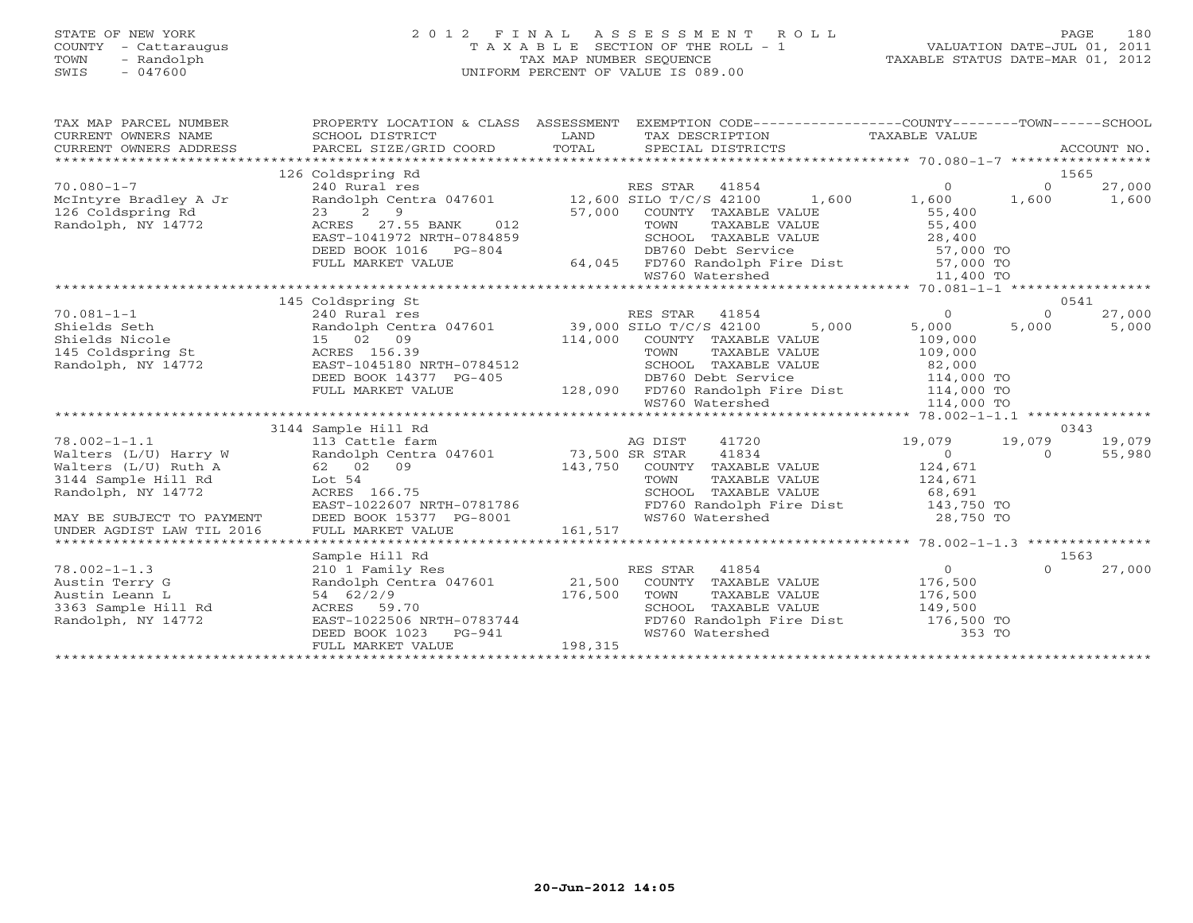STATE OF NEW YORK
COUNTY - Cattaraugus
TOWN - Randolph
SWIS - 047600

# 2012 FINAL ASSESSMENT ROLL
TAXABLE SECTION OF THE ROLL - 1
TAX MAP NUMBER SEQUENCE
UNIFORM PERCENT OF VALUE IS 089.00

VALUATION DATE-JUL 01, 2011
TAXABLE STATUS DATE-MAR 01, 2012

| TAX MAP PARCEL NUMBER / CURRENT OWNERS NAME / CURRENT OWNERS ADDRESS | PROPERTY LOCATION & CLASS / SCHOOL DISTRICT / PARCEL SIZE/GRID COORD | ASSESSMENT LAND / TOTAL | EXEMPTION CODE / TAX DESCRIPTION / SPECIAL DISTRICTS | COUNTY TAXABLE VALUE | TOWN | SCHOOL / ACCOUNT NO. |
|---|---|---|---|---|---|---|
| | 126 Coldspring Rd | | | | | 1565 |
| 70.080-1-7 | 240 Rural res | | RES STAR 41854 | 0 | 0 | 27,000 |
| McIntyre Bradley A Jr | Randolph Centra 047601 | 12,600 | SILO T/C/S 42100 1,600 | 1,600 | 1,600 | 1,600 |
| 126 Coldspring Rd | 23 2 9 | 57,000 | COUNTY TAXABLE VALUE | 55,400 | | |
| Randolph, NY 14772 | ACRES 27.55 BANK 012 | | TOWN TAXABLE VALUE | 55,400 | | |
| | EAST-1041972 NRTH-0784859 | | SCHOOL TAXABLE VALUE | 28,400 | | |
| | DEED BOOK 1016 PG-804 | | DB760 Debt Service | 57,000 TO | | |
| | FULL MARKET VALUE | 64,045 | FD760 Randolph Fire Dist | 57,000 TO | | |
| | | | WS760 Watershed | 11,400 TO | | |
| | 145 Coldspring St | | | | | 0541 |
| 70.081-1-1 | 240 Rural res | | RES STAR 41854 | 0 | 0 | 27,000 |
| Shields Seth | Randolph Centra 047601 | 39,000 | SILO T/C/S 42100 5,000 | 5,000 | 5,000 | 5,000 |
| Shields Nicole | 15 02 09 | 114,000 | COUNTY TAXABLE VALUE | 109,000 | | |
| 145 Coldspring St | ACRES 156.39 | | TOWN TAXABLE VALUE | 109,000 | | |
| Randolph, NY 14772 | EAST-1045180 NRTH-0784512 | | SCHOOL TAXABLE VALUE | 82,000 | | |
| | DEED BOOK 14377 PG-405 | | DB760 Debt Service | 114,000 TO | | |
| | FULL MARKET VALUE | 128,090 | FD760 Randolph Fire Dist | 114,000 TO | | |
| | | | WS760 Watershed | 114,000 TO | | |
| | 3144 Sample Hill Rd | | | | | 0343 |
| 78.002-1-1.1 | 113 Cattle farm | | AG DIST 41720 | 19,079 | 19,079 | 19,079 |
| Walters (L/U) Harry W | Randolph Centra 047601 | 73,500 | SR STAR 41834 | 0 | 0 | 55,980 |
| Walters (L/U) Ruth A | 62 02 09 | 143,750 | COUNTY TAXABLE VALUE | 124,671 | | |
| 3144 Sample Hill Rd | Lot 54 | | TOWN TAXABLE VALUE | 124,671 | | |
| Randolph, NY 14772 | ACRES 166.75 | | SCHOOL TAXABLE VALUE | 68,691 | | |
| | EAST-1022607 NRTH-0781786 | | FD760 Randolph Fire Dist | 143,750 TO | | |
| MAY BE SUBJECT TO PAYMENT | DEED BOOK 15377 PG-8001 | | WS760 Watershed | 28,750 TO | | |
| UNDER AGDIST LAW TIL 2016 | FULL MARKET VALUE | 161,517 | | | | |
| | Sample Hill Rd | | | | | 1563 |
| 78.002-1-1.3 | 210 1 Family Res | | RES STAR 41854 | 0 | 0 | 27,000 |
| Austin Terry G | Randolph Centra 047601 | 21,500 | COUNTY TAXABLE VALUE | 176,500 | | |
| Austin Leann L | 54 62/2/9 | 176,500 | TOWN TAXABLE VALUE | 176,500 | | |
| 3363 Sample Hill Rd | ACRES 59.70 | | SCHOOL TAXABLE VALUE | 149,500 | | |
| Randolph, NY 14772 | EAST-1022506 NRTH-0783744 | | FD760 Randolph Fire Dist | 176,500 TO | | |
| | DEED BOOK 1023 PG-941 | | WS760 Watershed | 353 TO | | |
| | FULL MARKET VALUE | 198,315 | | | | |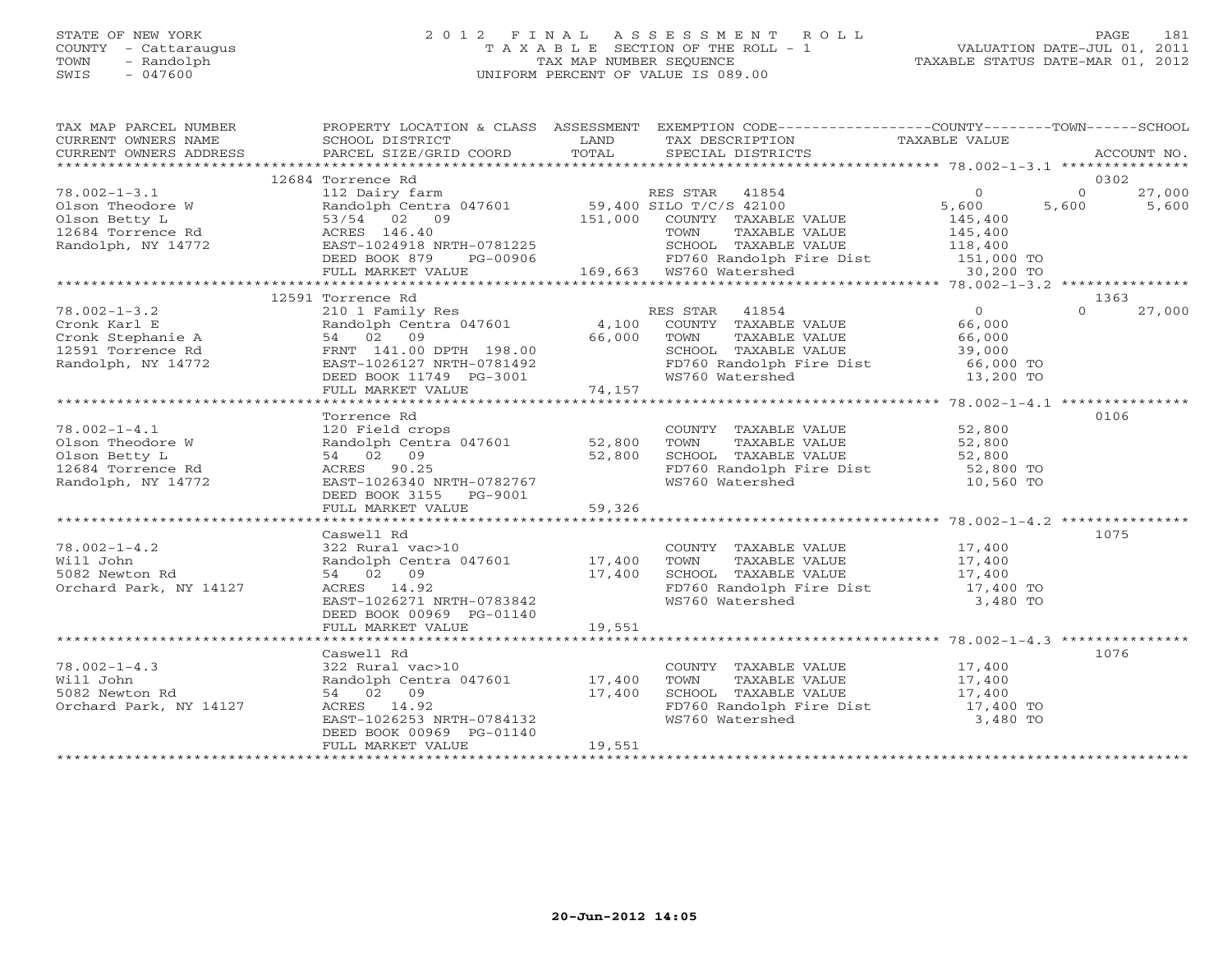STATE OF NEW YORK
COUNTY - Cattaraugus
TOWN - Randolph
SWIS - 047600

2012 FINAL ASSESSMENT ROLL
TAXABLE SECTION OF THE ROLL - 1
TAX MAP NUMBER SEQUENCE
UNIFORM PERCENT OF VALUE IS 089.00

VALUATION DATE-JUL 01, 2011
TAXABLE STATUS DATE-MAR 01, 2012

| TAX MAP PARCEL NUMBER / CURRENT OWNERS NAME / CURRENT OWNERS ADDRESS | PROPERTY LOCATION & CLASS / SCHOOL DISTRICT / PARCEL SIZE/GRID COORD | ASSESSMENT LAND / TOTAL | EXEMPTION CODE / TAX DESCRIPTION / SPECIAL DISTRICTS | COUNTY TAXABLE VALUE | TOWN | SCHOOL | ACCOUNT NO. |
|---|---|---|---|---|---|---|---|
| **78.002-1-3.1** | 12684 Torrence Rd | | | | | | 0302 |
| Olson Theodore W | 112 Dairy farm | | RES STAR 41854 | 0 | 0 | 27,000 | |
| Olson Betty L | Randolph Centra 047601 | 59,400 | SILO T/C/S 42100 | 5,600 | 5,600 | 5,600 | |
| 12684 Torrence Rd | 53/54 02 09 | 151,000 | COUNTY TAXABLE VALUE | 145,400 | | | |
| Randolph, NY 14772 | ACRES 146.40 | | TOWN TAXABLE VALUE | 145,400 | | | |
| | EAST-1024918 NRTH-0781225 | | SCHOOL TAXABLE VALUE | 118,400 | | | |
| | DEED BOOK 879 PG-00906 | | FD760 Randolph Fire Dist | 151,000 TO | | | |
| | FULL MARKET VALUE | 169,663 | WS760 Watershed | 30,200 TO | | | |
| **78.002-1-3.2** | 12591 Torrence Rd | | | | | | 1363 |
| Cronk Karl E | 210 1 Family Res | | RES STAR 41854 | 0 | 0 | 27,000 | |
| Cronk Stephanie A | Randolph Centra 047601 | 4,100 | COUNTY TAXABLE VALUE | 66,000 | | | |
| 12591 Torrence Rd | 54 02 09 | 66,000 | TOWN TAXABLE VALUE | 66,000 | | | |
| Randolph, NY 14772 | FRNT 141.00 DPTH 198.00 | | SCHOOL TAXABLE VALUE | 39,000 | | | |
| | EAST-1026127 NRTH-0781492 | | FD760 Randolph Fire Dist | 66,000 TO | | | |
| | DEED BOOK 11749 PG-3001 | | WS760 Watershed | 13,200 TO | | | |
| | FULL MARKET VALUE | 74,157 | | | | | |
| **78.002-1-4.1** | Torrence Rd | | | | | | 0106 |
| Olson Theodore W | 120 Field crops | | COUNTY TAXABLE VALUE | 52,800 | | | |
| Olson Betty L | Randolph Centra 047601 | 52,800 | TOWN TAXABLE VALUE | 52,800 | | | |
| 12684 Torrence Rd | 54 02 09 | 52,800 | SCHOOL TAXABLE VALUE | 52,800 | | | |
| Randolph, NY 14772 | ACRES 90.25 | | FD760 Randolph Fire Dist | 52,800 TO | | | |
| | EAST-1026340 NRTH-0782767 | | WS760 Watershed | 10,560 TO | | | |
| | DEED BOOK 3155 PG-9001 | | | | | | |
| | FULL MARKET VALUE | 59,326 | | | | | |
| **78.002-1-4.2** | Caswell Rd | | | | | | 1075 |
| Will John | 322 Rural vac>10 | | COUNTY TAXABLE VALUE | 17,400 | | | |
| 5082 Newton Rd | Randolph Centra 047601 | 17,400 | TOWN TAXABLE VALUE | 17,400 | | | |
| Orchard Park, NY 14127 | 54 02 09 | 17,400 | SCHOOL TAXABLE VALUE | 17,400 | | | |
| | ACRES 14.92 | | FD760 Randolph Fire Dist | 17,400 TO | | | |
| | EAST-1026271 NRTH-0783842 | | WS760 Watershed | 3,480 TO | | | |
| | DEED BOOK 00969 PG-01140 | | | | | | |
| | FULL MARKET VALUE | 19,551 | | | | | |
| **78.002-1-4.3** | Caswell Rd | | | | | | 1076 |
| Will John | 322 Rural vac>10 | | COUNTY TAXABLE VALUE | 17,400 | | | |
| 5082 Newton Rd | Randolph Centra 047601 | 17,400 | TOWN TAXABLE VALUE | 17,400 | | | |
| Orchard Park, NY 14127 | 54 02 09 | 17,400 | SCHOOL TAXABLE VALUE | 17,400 | | | |
| | ACRES 14.92 | | FD760 Randolph Fire Dist | 17,400 TO | | | |
| | EAST-1026253 NRTH-0784132 | | WS760 Watershed | 3,480 TO | | | |
| | DEED BOOK 00969 PG-01140 | | | | | | |
| | FULL MARKET VALUE | 19,551 | | | | | |

20-Jun-2012 14:05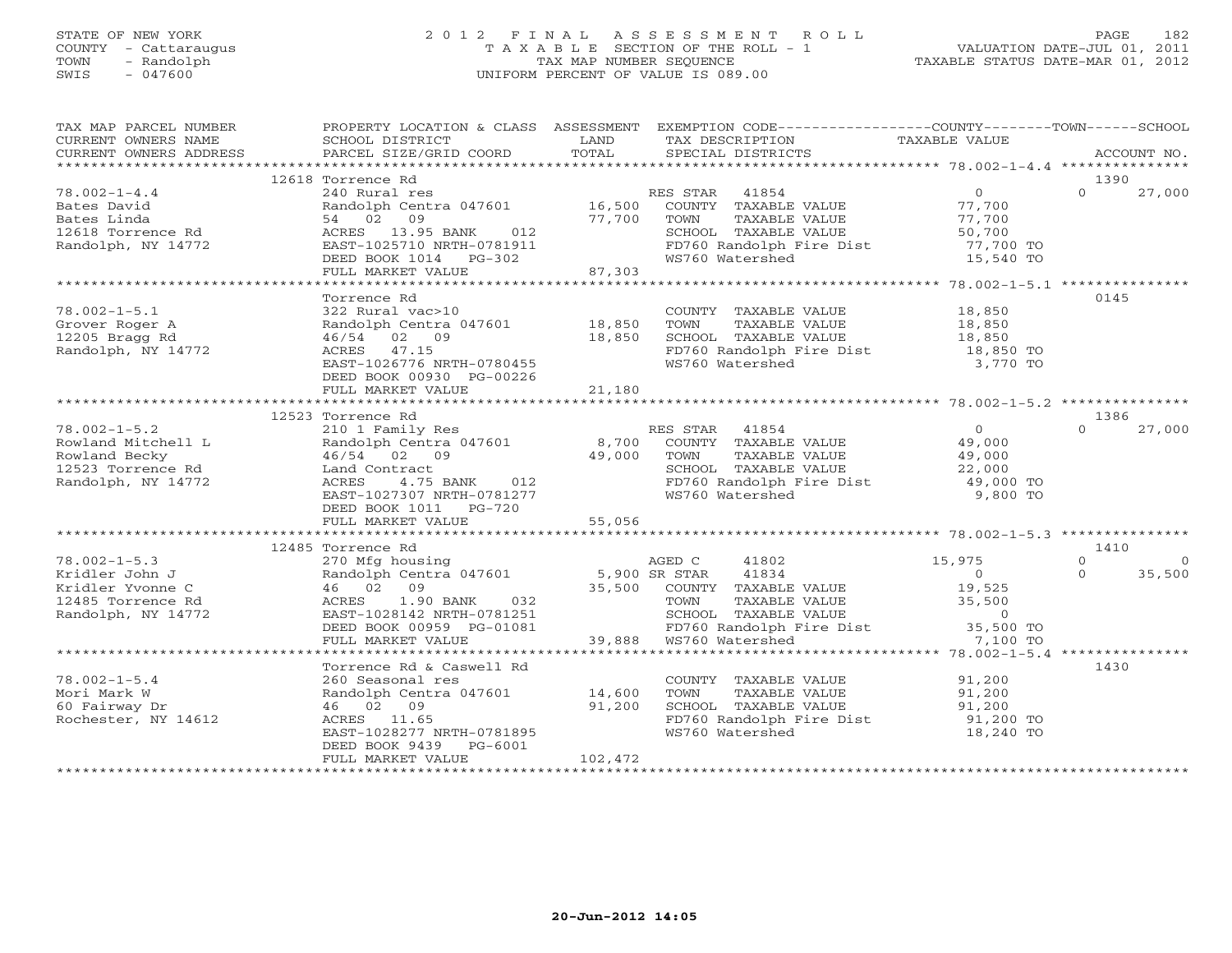STATE OF NEW YORK
COUNTY - Cattaraugus
TOWN - Randolph
SWIS - 047600

# 2012 FINAL ASSESSMENT ROLL

TAXABLE SECTION OF THE ROLL - 1
TAX MAP NUMBER SEQUENCE
UNIFORM PERCENT OF VALUE IS 089.00

VALUATION DATE-JUL 01, 2011
TAXABLE STATUS DATE-MAR 01, 2012

| TAX MAP PARCEL NUMBER / CURRENT OWNERS NAME / CURRENT OWNERS ADDRESS | PROPERTY LOCATION & CLASS / SCHOOL DISTRICT / PARCEL SIZE/GRID COORD | ASSESSMENT LAND | TOTAL | EXEMPTION CODE / TAX DESCRIPTION / SPECIAL DISTRICTS | COUNTY TAXABLE VALUE | TOWN | SCHOOL | ACCOUNT NO. |
|---|---|---|---|---|---|---|---|---|
| 78.002-1-4.4 | 12618 Torrence Rd | | | | | | | 1390 |
| Bates David | 240 Rural res | | | RES STAR 41854 | 0 | 0 | 27,000 | |
| Bates Linda | Randolph Centra 047601 | 16,500 | | COUNTY TAXABLE VALUE | 77,700 | | | |
| 12618 Torrence Rd | 54 02 09 | | 77,700 | TOWN TAXABLE VALUE | 77,700 | | | |
| Randolph, NY 14772 | ACRES 13.95 BANK 012 | | | SCHOOL TAXABLE VALUE | 50,700 | | | |
| | EAST-1025710 NRTH-0781911 | | | FD760 Randolph Fire Dist | 77,700 TO | | | |
| | DEED BOOK 1014 PG-302 | | | WS760 Watershed | 15,540 TO | | | |
| | FULL MARKET VALUE | | 87,303 | | | | | |
| 78.002-1-5.1 | Torrence Rd | | | | | | | 0145 |
| Grover Roger A | 322 Rural vac>10 | | | COUNTY TAXABLE VALUE | 18,850 | | | |
| 12205 Bragg Rd | Randolph Centra 047601 | 18,850 | | TOWN TAXABLE VALUE | 18,850 | | | |
| Randolph, NY 14772 | 46/54 02 09 | | 18,850 | SCHOOL TAXABLE VALUE | 18,850 | | | |
| | ACRES 47.15 | | | FD760 Randolph Fire Dist | 18,850 TO | | | |
| | EAST-1026776 NRTH-0780455 | | | WS760 Watershed | 3,770 TO | | | |
| | DEED BOOK 00930 PG-00226 | | | | | | | |
| | FULL MARKET VALUE | | 21,180 | | | | | |
| 78.002-1-5.2 | 12523 Torrence Rd | | | | | | | 1386 |
| Rowland Mitchell L | 210 1 Family Res | | | RES STAR 41854 | 0 | 0 | 27,000 | |
| Rowland Becky | Randolph Centra 047601 | 8,700 | | COUNTY TAXABLE VALUE | 49,000 | | | |
| 12523 Torrence Rd | 46/54 02 09 | | 49,000 | TOWN TAXABLE VALUE | 49,000 | | | |
| Randolph, NY 14772 | Land Contract | | | SCHOOL TAXABLE VALUE | 22,000 | | | |
| | ACRES 4.75 BANK 012 | | | FD760 Randolph Fire Dist | 49,000 TO | | | |
| | EAST-1027307 NRTH-0781277 | | | WS760 Watershed | 9,800 TO | | | |
| | DEED BOOK 1011 PG-720 | | | | | | | |
| | FULL MARKET VALUE | | 55,056 | | | | | |
| 78.002-1-5.3 | 12485 Torrence Rd | | | | | | | 1410 |
| Kridler John J | 270 Mfg housing | | | AGED C 41802 | 15,975 | 0 | 0 | |
| Kridler Yvonne C | Randolph Centra 047601 | 5,900 | | SR STAR 41834 | 0 | 0 | 35,500 | |
| 12485 Torrence Rd | 46 02 09 | | 35,500 | COUNTY TAXABLE VALUE | 19,525 | | | |
| Randolph, NY 14772 | ACRES 1.90 BANK 032 | | | TOWN TAXABLE VALUE | 35,500 | | | |
| | EAST-1028142 NRTH-0781251 | | | SCHOOL TAXABLE VALUE | 0 | | | |
| | DEED BOOK 00959 PG-01081 | | | FD760 Randolph Fire Dist | 35,500 TO | | | |
| | FULL MARKET VALUE | | 39,888 | WS760 Watershed | 7,100 TO | | | |
| 78.002-1-5.4 | Torrence Rd & Caswell Rd | | | | | | | 1430 |
| Mori Mark W | 260 Seasonal res | | | COUNTY TAXABLE VALUE | 91,200 | | | |
| 60 Fairway Dr | Randolph Centra 047601 | 14,600 | | TOWN TAXABLE VALUE | 91,200 | | | |
| Rochester, NY 14612 | 46 02 09 | | 91,200 | SCHOOL TAXABLE VALUE | 91,200 | | | |
| | ACRES 11.65 | | | FD760 Randolph Fire Dist | 91,200 TO | | | |
| | EAST-1028277 NRTH-0781895 | | | WS760 Watershed | 18,240 TO | | | |
| | DEED BOOK 9439 PG-6001 | | | | | | | |
| | FULL MARKET VALUE | | 102,472 | | | | | |

20-Jun-2012 14:05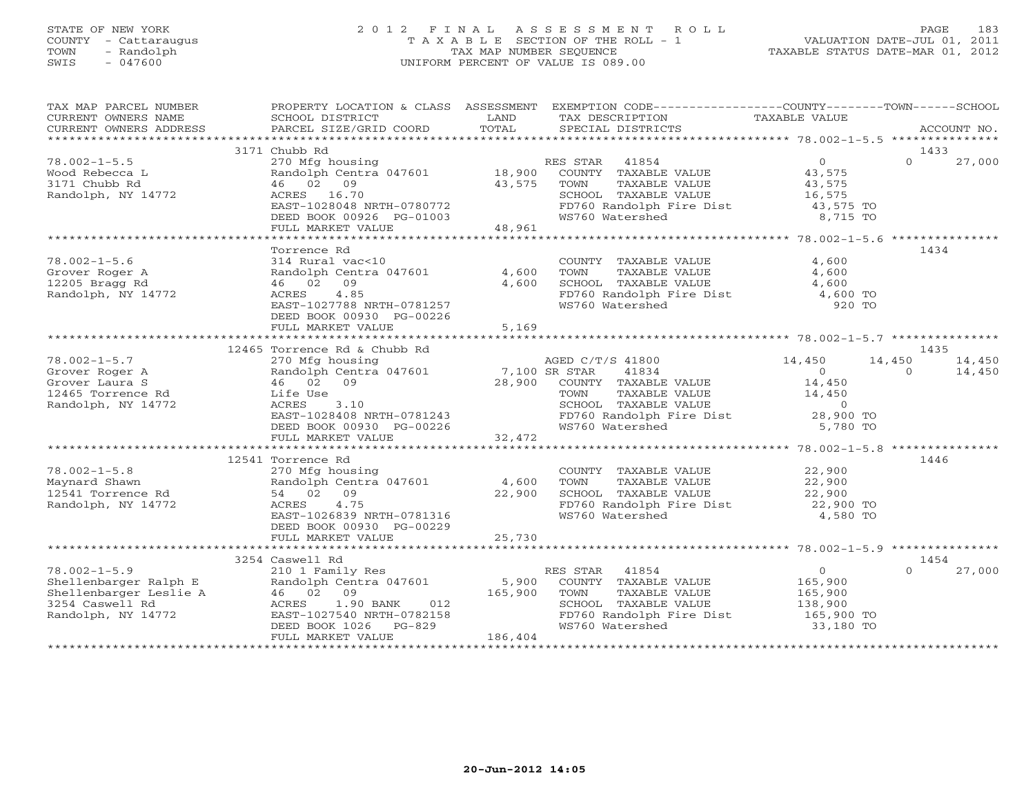STATE OF NEW YORK
COUNTY - Cattaraugus
TOWN - Randolph
SWIS - 047600

# 2012 FINAL ASSESSMENT ROLL
TAXABLE SECTION OF THE ROLL - 1
TAX MAP NUMBER SEQUENCE
UNIFORM PERCENT OF VALUE IS 089.00

VALUATION DATE-JUL 01, 2011
TAXABLE STATUS DATE-MAR 01, 2012

| TAX MAP PARCEL NUMBER / CURRENT OWNERS NAME / CURRENT OWNERS ADDRESS | PROPERTY LOCATION & CLASS / SCHOOL DISTRICT / PARCEL SIZE/GRID COORD | ASSESSMENT LAND / TOTAL | EXEMPTION CODE / TAX DESCRIPTION / SPECIAL DISTRICTS | COUNTY TAXABLE VALUE | TOWN | SCHOOL | ACCOUNT NO. |
|---|---|---|---|---|---|---|---|
| 78.002-1-5.5 | 3171 Chubb Rd | | | | | | 1433 |
| Wood Rebecca L | 270 Mfg housing | | RES STAR 41854 | 0 | 0 | 27,000 | |
| 3171 Chubb Rd | Randolph Centra 047601 | 18,900 | COUNTY TAXABLE VALUE | 43,575 | | | |
| Randolph, NY 14772 | 46 02 09 | 43,575 | TOWN TAXABLE VALUE | 43,575 | | | |
| | ACRES 16.70 | | SCHOOL TAXABLE VALUE | 16,575 | | | |
| | EAST-1028048 NRTH-0780772 | | FD760 Randolph Fire Dist | 43,575 TO | | | |
| | DEED BOOK 00926 PG-01003 | | WS760 Watershed | 8,715 TO | | | |
| | FULL MARKET VALUE | 48,961 | | | | | |
| 78.002-1-5.6 | Torrence Rd | | | | | | 1434 |
| Grover Roger A | 314 Rural vac<10 | | COUNTY TAXABLE VALUE | 4,600 | | | |
| 12205 Bragg Rd | Randolph Centra 047601 | 4,600 | TOWN TAXABLE VALUE | 4,600 | | | |
| Randolph, NY 14772 | 46 02 09 | 4,600 | SCHOOL TAXABLE VALUE | 4,600 | | | |
| | ACRES 4.85 | | FD760 Randolph Fire Dist | 4,600 TO | | | |
| | EAST-1027788 NRTH-0781257 | | WS760 Watershed | 920 TO | | | |
| | DEED BOOK 00930 PG-00226 | | | | | | |
| | FULL MARKET VALUE | 5,169 | | | | | |
| 78.002-1-5.7 | 12465 Torrence Rd & Chubb Rd | | | | | | 1435 |
| Grover Roger A | 270 Mfg housing | | AGED C/T/S 41800 | 14,450 | 14,450 | 14,450 | |
| Grover Laura S | Randolph Centra 047601 | 7,100 | SR STAR 41834 | 0 | 0 | 14,450 | |
| 12465 Torrence Rd | 46 02 09 | 28,900 | COUNTY TAXABLE VALUE | 14,450 | | | |
| Randolph, NY 14772 | Life Use | | TOWN TAXABLE VALUE | 14,450 | | | |
| | ACRES 3.10 | | SCHOOL TAXABLE VALUE | 0 | | | |
| | EAST-1028408 NRTH-0781243 | | FD760 Randolph Fire Dist | 28,900 TO | | | |
| | DEED BOOK 00930 PG-00226 | | WS760 Watershed | 5,780 TO | | | |
| | FULL MARKET VALUE | 32,472 | | | | | |
| 78.002-1-5.8 | 12541 Torrence Rd | | | | | | 1446 |
| Maynard Shawn | 270 Mfg housing | | COUNTY TAXABLE VALUE | 22,900 | | | |
| 12541 Torrence Rd | Randolph Centra 047601 | 4,600 | TOWN TAXABLE VALUE | 22,900 | | | |
| Randolph, NY 14772 | 54 02 09 | 22,900 | SCHOOL TAXABLE VALUE | 22,900 | | | |
| | ACRES 4.75 | | FD760 Randolph Fire Dist | 22,900 TO | | | |
| | EAST-1026839 NRTH-0781316 | | WS760 Watershed | 4,580 TO | | | |
| | DEED BOOK 00930 PG-00229 | | | | | | |
| | FULL MARKET VALUE | 25,730 | | | | | |
| 78.002-1-5.9 | 3254 Caswell Rd | | | | | | 1454 |
| Shellenbarger Ralph E | 210 1 Family Res | | RES STAR 41854 | 0 | 0 | 27,000 | |
| Shellenbarger Leslie A | Randolph Centra 047601 | 5,900 | COUNTY TAXABLE VALUE | 165,900 | | | |
| 3254 Caswell Rd | 46 02 09 | 165,900 | TOWN TAXABLE VALUE | 165,900 | | | |
| Randolph, NY 14772 | ACRES 1.90 BANK 012 | | SCHOOL TAXABLE VALUE | 138,900 | | | |
| | EAST-1027540 NRTH-0782158 | | FD760 Randolph Fire Dist | 165,900 TO | | | |
| | DEED BOOK 1026 PG-829 | | WS760 Watershed | 33,180 TO | | | |
| | FULL MARKET VALUE | 186,404 | | | | | |

20-Jun-2012 14:05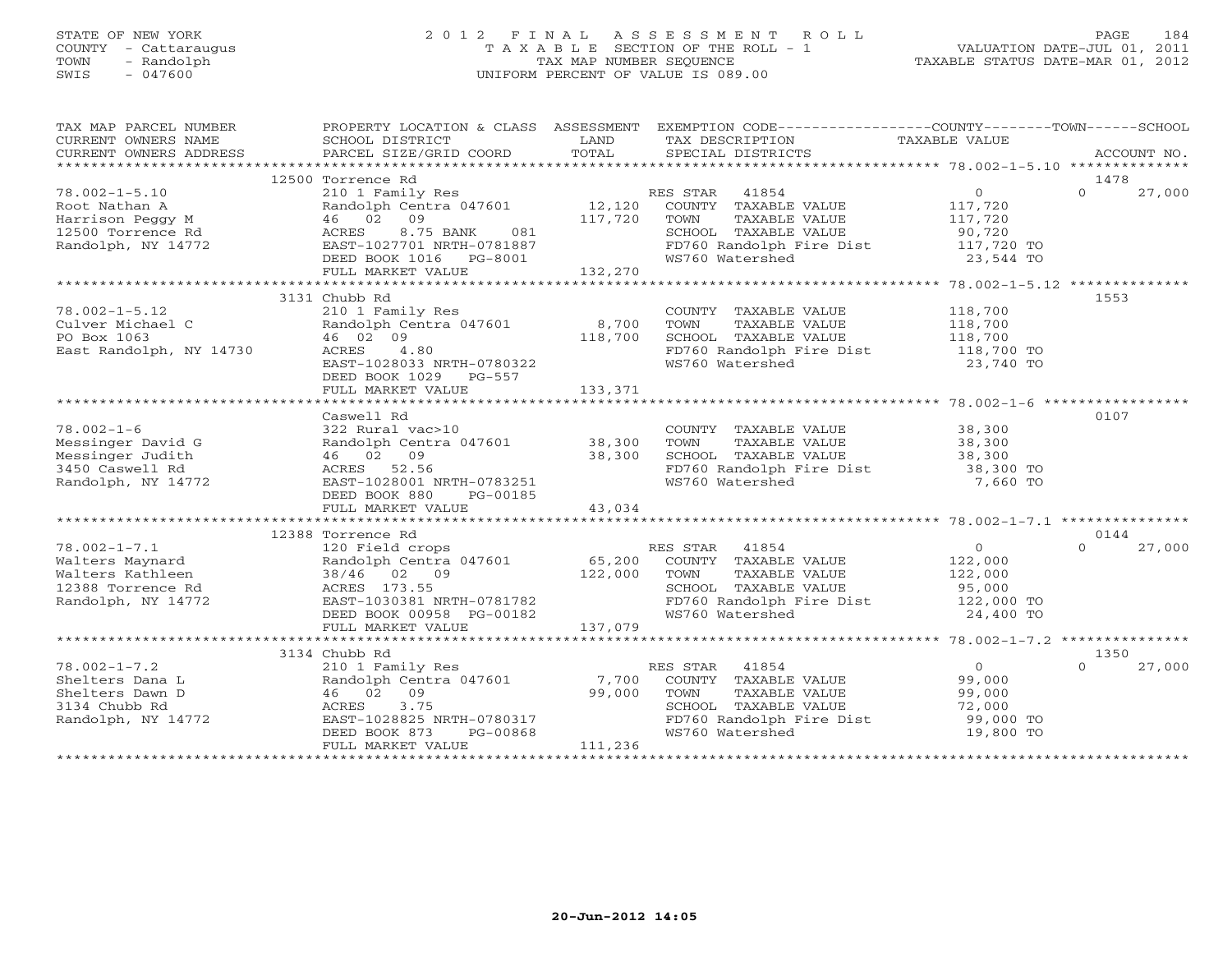STATE OF NEW YORK
COUNTY - Cattaraugus
TOWN - Randolph
SWIS - 047600

# 2012 FINAL ASSESSMENT ROLL
TAXABLE SECTION OF THE ROLL - 1
TAX MAP NUMBER SEQUENCE
UNIFORM PERCENT OF VALUE IS 089.00

VALUATION DATE-JUL 01, 2011
TAXABLE STATUS DATE-MAR 01, 2012

| TAX MAP PARCEL NUMBER / CURRENT OWNERS NAME / CURRENT OWNERS ADDRESS | PROPERTY LOCATION & CLASS / SCHOOL DISTRICT / PARCEL SIZE/GRID COORD | ASSESSMENT LAND / TOTAL | EXEMPTION CODE / TAX DESCRIPTION / SPECIAL DISTRICTS | COUNTY / TAXABLE VALUE | TOWN | SCHOOL / ACCOUNT NO. |
|---|---|---|---|---|---|---|
| **78.002-1-5.10** | 12500 Torrence Rd | | | | | 1478 |
| 78.002-1-5.10 | 210 1 Family Res | | RES STAR 41854 | 0 | 0 | 27,000 |
| Root Nathan A | Randolph Centra 047601 | 12,120 | COUNTY TAXABLE VALUE | 117,720 | | |
| Harrison Peggy M | 46 02 09 | 117,720 | TOWN TAXABLE VALUE | 117,720 | | |
| 12500 Torrence Rd | ACRES 8.75 BANK 081 | | SCHOOL TAXABLE VALUE | 90,720 | | |
| Randolph, NY 14772 | EAST-1027701 NRTH-0781887 | | FD760 Randolph Fire Dist | 117,720 TO | | |
| | DEED BOOK 1016 PG-8001 | | WS760 Watershed | 23,544 TO | | |
| | FULL MARKET VALUE | 132,270 | | | | |
| **78.002-1-5.12** | 3131 Chubb Rd | | | | | 1553 |
| 78.002-1-5.12 | 210 1 Family Res | | COUNTY TAXABLE VALUE | 118,700 | | |
| Culver Michael C | Randolph Centra 047601 | 8,700 | TOWN TAXABLE VALUE | 118,700 | | |
| PO Box 1063 | 46 02 09 | 118,700 | SCHOOL TAXABLE VALUE | 118,700 | | |
| East Randolph, NY 14730 | ACRES 4.80 | | FD760 Randolph Fire Dist | 118,700 TO | | |
| | EAST-1028033 NRTH-0780322 | | WS760 Watershed | 23,740 TO | | |
| | DEED BOOK 1029 PG-557 | | | | | |
| | FULL MARKET VALUE | 133,371 | | | | |
| **78.002-1-6** | Caswell Rd | | | | | 0107 |
| 78.002-1-6 | 322 Rural vac>10 | | COUNTY TAXABLE VALUE | 38,300 | | |
| Messinger David G | Randolph Centra 047601 | 38,300 | TOWN TAXABLE VALUE | 38,300 | | |
| Messinger Judith | 46 02 09 | 38,300 | SCHOOL TAXABLE VALUE | 38,300 | | |
| 3450 Caswell Rd | ACRES 52.56 | | FD760 Randolph Fire Dist | 38,300 TO | | |
| Randolph, NY 14772 | EAST-1028001 NRTH-0783251 | | WS760 Watershed | 7,660 TO | | |
| | DEED BOOK 880 PG-00185 | | | | | |
| | FULL MARKET VALUE | 43,034 | | | | |
| **78.002-1-7.1** | 12388 Torrence Rd | | | | | 0144 |
| 78.002-1-7.1 | 120 Field crops | | RES STAR 41854 | 0 | 0 | 27,000 |
| Walters Maynard | Randolph Centra 047601 | 65,200 | COUNTY TAXABLE VALUE | 122,000 | | |
| Walters Kathleen | 38/46 02 09 | 122,000 | TOWN TAXABLE VALUE | 122,000 | | |
| 12388 Torrence Rd | ACRES 173.55 | | SCHOOL TAXABLE VALUE | 95,000 | | |
| Randolph, NY 14772 | EAST-1030381 NRTH-0781782 | | FD760 Randolph Fire Dist | 122,000 TO | | |
| | DEED BOOK 00958 PG-00182 | | WS760 Watershed | 24,400 TO | | |
| | FULL MARKET VALUE | 137,079 | | | | |
| **78.002-1-7.2** | 3134 Chubb Rd | | | | | 1350 |
| 78.002-1-7.2 | 210 1 Family Res | | RES STAR 41854 | 0 | 0 | 27,000 |
| Shelters Dana L | Randolph Centra 047601 | 7,700 | COUNTY TAXABLE VALUE | 99,000 | | |
| Shelters Dawn D | 46 02 09 | 99,000 | TOWN TAXABLE VALUE | 99,000 | | |
| 3134 Chubb Rd | ACRES 3.75 | | SCHOOL TAXABLE VALUE | 72,000 | | |
| Randolph, NY 14772 | EAST-1028825 NRTH-0780317 | | FD760 Randolph Fire Dist | 99,000 TO | | |
| | DEED BOOK 873 PG-00868 | | WS760 Watershed | 19,800 TO | | |
| | FULL MARKET VALUE | 111,236 | | | | |

20-Jun-2012 14:05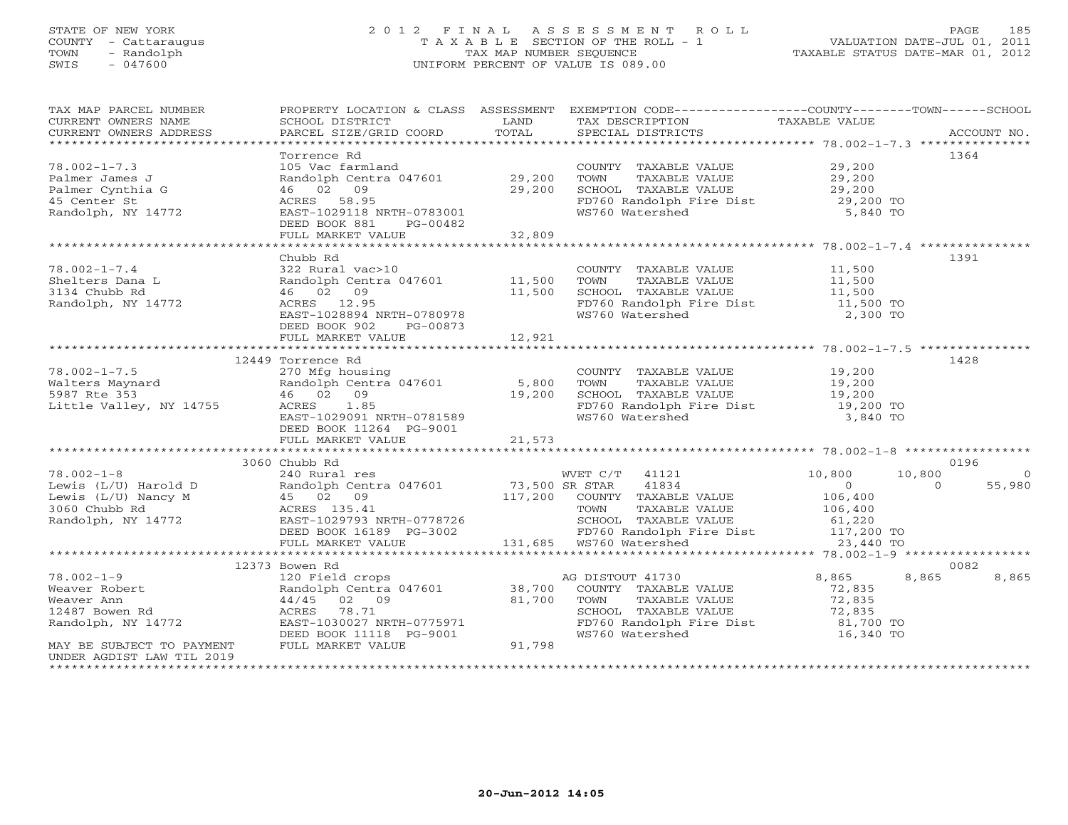STATE OF NEW YORK
COUNTY - Cattaraugus
TOWN - Randolph
SWIS - 047600

2012 FINAL ASSESSMENT ROLL
TAXABLE SECTION OF THE ROLL - 1
TAX MAP NUMBER SEQUENCE
UNIFORM PERCENT OF VALUE IS 089.00

VALUATION DATE-JUL 01, 2011
TAXABLE STATUS DATE-MAR 01, 2012

| TAX MAP PARCEL NUMBER / CURRENT OWNERS NAME / CURRENT OWNERS ADDRESS | PROPERTY LOCATION & CLASS / SCHOOL DISTRICT / PARCEL SIZE/GRID COORD | ASSESSMENT LAND / TOTAL | EXEMPTION CODE / TAX DESCRIPTION / SPECIAL DISTRICTS | COUNTY | TOWN | SCHOOL | ACCOUNT NO. |
|---|---|---|---|---|---|---|---|
| **78.002-1-7.3** | Torrence Rd | | | | | | 1364 |
| 78.002-1-7.3 | 105 Vac farmland | | COUNTY TAXABLE VALUE | 29,200 | | | |
| Palmer James J | Randolph Centra 047601 | 29,200 | TOWN TAXABLE VALUE | 29,200 | | | |
| Palmer Cynthia G | 46 02 09 | 29,200 | SCHOOL TAXABLE VALUE | 29,200 | | | |
| 45 Center St | ACRES 58.95 | | FD760 Randolph Fire Dist | 29,200 TO | | | |
| Randolph, NY 14772 | EAST-1029118 NRTH-0783001 | | WS760 Watershed | 5,840 TO | | | |
| | DEED BOOK 881 PG-00482 | | | | | | |
| | FULL MARKET VALUE | 32,809 | | | | | |
| **78.002-1-7.4** | Chubb Rd | | | | | | 1391 |
| 78.002-1-7.4 | 322 Rural vac>10 | | COUNTY TAXABLE VALUE | 11,500 | | | |
| Shelters Dana L | Randolph Centra 047601 | 11,500 | TOWN TAXABLE VALUE | 11,500 | | | |
| 3134 Chubb Rd | 46 02 09 | 11,500 | SCHOOL TAXABLE VALUE | 11,500 | | | |
| Randolph, NY 14772 | ACRES 12.95 | | FD760 Randolph Fire Dist | 11,500 TO | | | |
| | EAST-1028894 NRTH-0780978 | | WS760 Watershed | 2,300 TO | | | |
| | DEED BOOK 902 PG-00873 | | | | | | |
| | FULL MARKET VALUE | 12,921 | | | | | |
| **78.002-1-7.5** | 12449 Torrence Rd | | | | | | 1428 |
| 78.002-1-7.5 | 270 Mfg housing | | COUNTY TAXABLE VALUE | 19,200 | | | |
| Walters Maynard | Randolph Centra 047601 | 5,800 | TOWN TAXABLE VALUE | 19,200 | | | |
| 5987 Rte 353 | 46 02 09 | 19,200 | SCHOOL TAXABLE VALUE | 19,200 | | | |
| Little Valley, NY 14755 | ACRES 1.85 | | FD760 Randolph Fire Dist | 19,200 TO | | | |
| | EAST-1029091 NRTH-0781589 | | WS760 Watershed | 3,840 TO | | | |
| | DEED BOOK 11264 PG-9001 | | | | | | |
| | FULL MARKET VALUE | 21,573 | | | | | |
| **78.002-1-8** | 3060 Chubb Rd | | | | | | 0196 |
| 78.002-1-8 | 240 Rural res | | WVET C/T 41121 | 10,800 | 10,800 | 0 | |
| Lewis (L/U) Harold D | Randolph Centra 047601 | 73,500 | SR STAR 41834 | 0 | 0 | 55,980 | |
| Lewis (L/U) Nancy M | 45 02 09 | 117,200 | COUNTY TAXABLE VALUE | 106,400 | | | |
| 3060 Chubb Rd | ACRES 135.41 | | TOWN TAXABLE VALUE | 106,400 | | | |
| Randolph, NY 14772 | EAST-1029793 NRTH-0778726 | | SCHOOL TAXABLE VALUE | 61,220 | | | |
| | DEED BOOK 16189 PG-3002 | | FD760 Randolph Fire Dist | 117,200 TO | | | |
| | FULL MARKET VALUE | 131,685 | WS760 Watershed | 23,440 TO | | | |
| **78.002-1-9** | 12373 Bowen Rd | | | | | | 0082 |
| 78.002-1-9 | 120 Field crops | | AG DISTOUT 41730 | 8,865 | 8,865 | 8,865 | |
| Weaver Robert | Randolph Centra 047601 | 38,700 | COUNTY TAXABLE VALUE | 72,835 | | | |
| Weaver Ann | 44/45 02 09 | 81,700 | TOWN TAXABLE VALUE | 72,835 | | | |
| 12487 Bowen Rd | ACRES 78.71 | | SCHOOL TAXABLE VALUE | 72,835 | | | |
| Randolph, NY 14772 | EAST-1030027 NRTH-0775971 | | FD760 Randolph Fire Dist | 81,700 TO | | | |
| | DEED BOOK 11118 PG-9001 | | WS760 Watershed | 16,340 TO | | | |
| MAY BE SUBJECT TO PAYMENT | FULL MARKET VALUE | 91,798 | | | | | |
| UNDER AGDIST LAW TIL 2019 | | | | | | | |

20-Jun-2012 14:05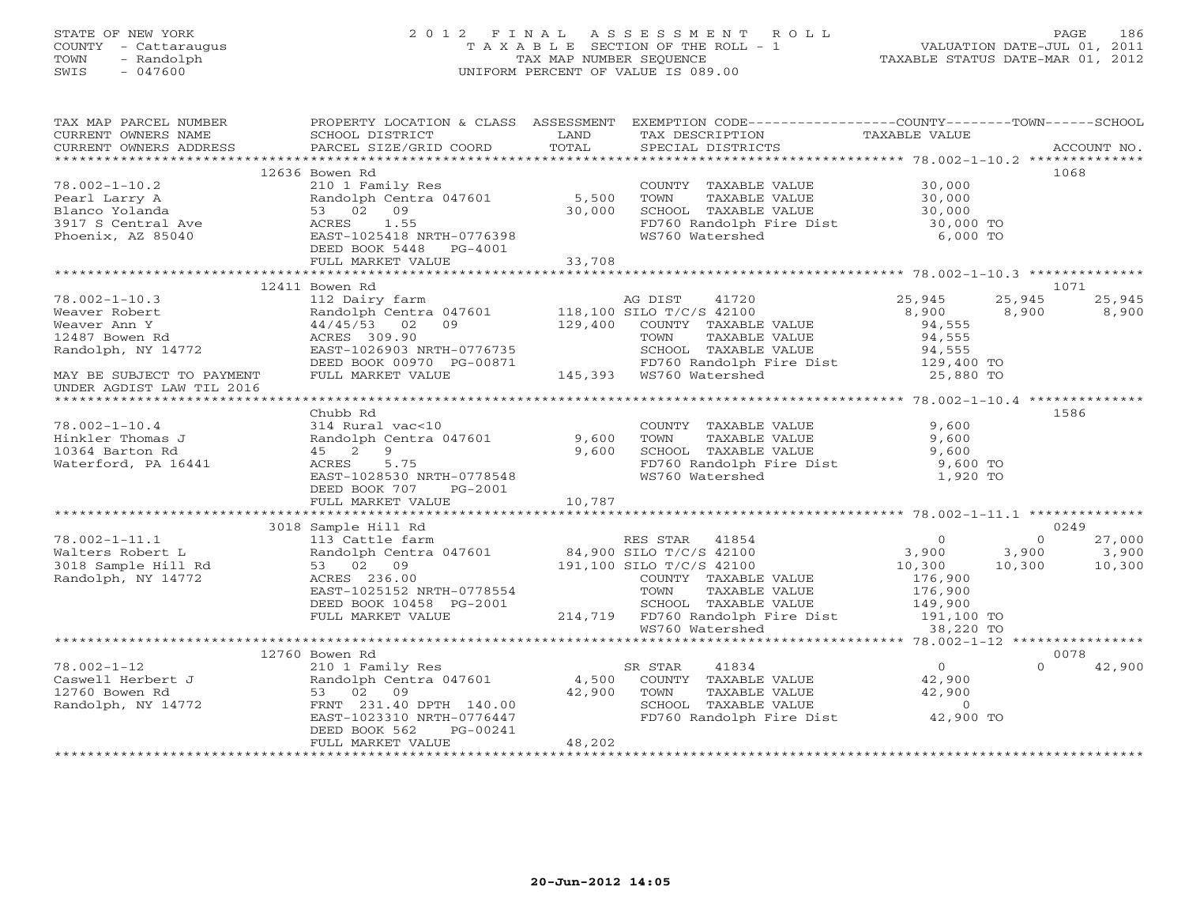STATE OF NEW YORK
COUNTY - Cattaraugus
TOWN - Randolph
SWIS - 047600

# 2012 FINAL ASSESSMENT ROLL
TAXABLE SECTION OF THE ROLL - 1
TAX MAP NUMBER SEQUENCE
UNIFORM PERCENT OF VALUE IS 089.00

VALUATION DATE-JUL 01, 2011
TAXABLE STATUS DATE-MAR 01, 2012

| TAX MAP PARCEL NUMBER / CURRENT OWNERS NAME / CURRENT OWNERS ADDRESS | PROPERTY LOCATION & CLASS / SCHOOL DISTRICT / PARCEL SIZE/GRID COORD | ASSESSMENT LAND / TOTAL | EXEMPTION CODE / TAX DESCRIPTION / SPECIAL DISTRICTS | COUNTY TAXABLE VALUE | TOWN | SCHOOL | ACCOUNT NO. |
|---|---|---|---|---|---|---|---|
| **78.002-1-10.2** | 12636 Bowen Rd | | | | | | 1068 |
| Pearl Larry A | 210 1 Family Res | | COUNTY TAXABLE VALUE | 30,000 | | | |
| Blanco Yolanda | Randolph Centra 047601 | 5,500 | TOWN TAXABLE VALUE | 30,000 | | | |
| 3917 S Central Ave | 53 02 09 | 30,000 | SCHOOL TAXABLE VALUE | 30,000 | | | |
| Phoenix, AZ 85040 | ACRES 1.55 | | FD760 Randolph Fire Dist | 30,000 TO | | | |
| | EAST-1025418 NRTH-0776398 | | WS760 Watershed | 6,000 TO | | | |
| | DEED BOOK 5448 PG-4001 | | | | | | |
| | FULL MARKET VALUE | 33,708 | | | | | |
| **78.002-1-10.3** | 12411 Bowen Rd | | | | | | 1071 |
| Weaver Robert | 112 Dairy farm | | AG DIST 41720 | 25,945 | 25,945 | 25,945 | |
| Weaver Ann Y | Randolph Centra 047601 | 118,100 | SILO T/C/S 42100 | 8,900 | 8,900 | 8,900 | |
| 12487 Bowen Rd | 44/45/53 02 09 | 129,400 | COUNTY TAXABLE VALUE | 94,555 | | | |
| Randolph, NY 14772 | ACRES 309.90 | | TOWN TAXABLE VALUE | 94,555 | | | |
| | EAST-1026903 NRTH-0776735 | | SCHOOL TAXABLE VALUE | 94,555 | | | |
| | DEED BOOK 00970 PG-00871 | | FD760 Randolph Fire Dist | 129,400 TO | | | |
| MAY BE SUBJECT TO PAYMENT UNDER AGDIST LAW TIL 2016 | FULL MARKET VALUE | 145,393 | WS760 Watershed | 25,880 TO | | | |
| **78.002-1-10.4** | Chubb Rd | | | | | | 1586 |
| Hinkler Thomas J | 314 Rural vac<10 | | COUNTY TAXABLE VALUE | 9,600 | | | |
| 10364 Barton Rd | Randolph Centra 047601 | 9,600 | TOWN TAXABLE VALUE | 9,600 | | | |
| Waterford, PA 16441 | 45 2 9 | 9,600 | SCHOOL TAXABLE VALUE | 9,600 | | | |
| | ACRES 5.75 | | FD760 Randolph Fire Dist | 9,600 TO | | | |
| | EAST-1028530 NRTH-0778548 | | WS760 Watershed | 1,920 TO | | | |
| | DEED BOOK 707 PG-2001 | | | | | | |
| | FULL MARKET VALUE | 10,787 | | | | | |
| **78.002-1-11.1** | 3018 Sample Hill Rd | | | | | | 0249 |
| Walters Robert L | 113 Cattle farm | | RES STAR 41854 | 0 | 0 | 27,000 | |
| 3018 Sample Hill Rd | Randolph Centra 047601 | 84,900 | SILO T/C/S 42100 | 3,900 | 3,900 | 3,900 | |
| Randolph, NY 14772 | 53 02 09 | 191,100 | SILO T/C/S 42100 | 10,300 | 10,300 | 10,300 | |
| | ACRES 236.00 | | COUNTY TAXABLE VALUE | 176,900 | | | |
| | EAST-1025152 NRTH-0778554 | | TOWN TAXABLE VALUE | 176,900 | | | |
| | DEED BOOK 10458 PG-2001 | | SCHOOL TAXABLE VALUE | 149,900 | | | |
| | FULL MARKET VALUE | 214,719 | FD760 Randolph Fire Dist | 191,100 TO | | | |
| | | | WS760 Watershed | 38,220 TO | | | |
| **78.002-1-12** | 12760 Bowen Rd | | | | | | 0078 |
| Caswell Herbert J | 210 1 Family Res | | SR STAR 41834 | 0 | 0 | 42,900 | |
| 12760 Bowen Rd | Randolph Centra 047601 | 4,500 | COUNTY TAXABLE VALUE | 42,900 | | | |
| Randolph, NY 14772 | 53 02 09 | 42,900 | TOWN TAXABLE VALUE | 42,900 | | | |
| | FRNT 231.40 DPTH 140.00 | | SCHOOL TAXABLE VALUE | 0 | | | |
| | EAST-1023310 NRTH-0776447 | | FD760 Randolph Fire Dist | 42,900 TO | | | |
| | DEED BOOK 562 PG-00241 | | | | | | |
| | FULL MARKET VALUE | 48,202 | | | | | |

20-Jun-2012 14:05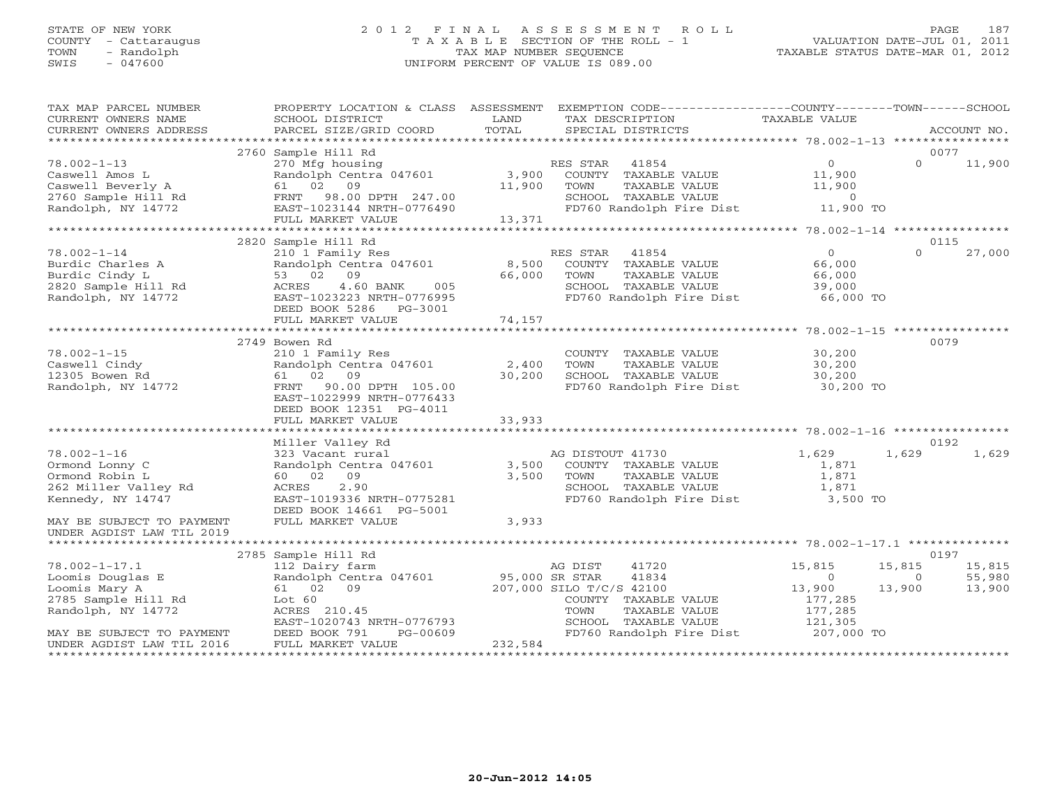STATE OF NEW YORK
COUNTY - Cattaraugus
TOWN - Randolph
SWIS - 047600

2012 FINAL ASSESSMENT ROLL
TAXABLE SECTION OF THE ROLL - 1
TAX MAP NUMBER SEQUENCE
UNIFORM PERCENT OF VALUE IS 089.00

VALUATION DATE-JUL 01, 2011
TAXABLE STATUS DATE-MAR 01, 2012

```
TAX MAP PARCEL NUMBER          PROPERTY LOCATION & CLASS  ASSESSMENT  EXEMPTION CODE------------------COUNTY--------TOWN------SCHOOL
CURRENT OWNERS NAME            SCHOOL DISTRICT              LAND      TAX DESCRIPTION              TAXABLE VALUE
CURRENT OWNERS ADDRESS         PARCEL SIZE/GRID COORD       TOTAL     SPECIAL DISTRICTS                                  ACCOUNT NO.
*********************************************************************************************** 78.002-1-13 ****************
                               2760 Sample Hill Rd                                                                         0077
78.002-1-13                    270 Mfg housing                        RES STAR   41854              0             0      11,900
Caswell Amos L                 Randolph Centra 047601      3,900      COUNTY  TAXABLE VALUE        11,900
Caswell Beverly A              61   02   09               11,900      TOWN    TAXABLE VALUE        11,900
2760 Sample Hill Rd            FRNT   98.00 DPTH 247.00               SCHOOL  TAXABLE VALUE             0
Randolph, NY 14772             EAST-1023144 NRTH-0776490              FD760 Randolph Fire Dist     11,900 TO
                               FULL MARKET VALUE          13,371
*********************************************************************************************** 78.002-1-14 ****************
                               2820 Sample Hill Rd                                                                         0115
78.002-1-14                    210 1 Family Res                       RES STAR   41854              0             0      27,000
Burdic Charles A               Randolph Centra 047601      8,500      COUNTY  TAXABLE VALUE        66,000
Burdic Cindy L                 53   02   09               66,000      TOWN    TAXABLE VALUE        66,000
2820 Sample Hill Rd            ACRES    4.60 BANK    005              SCHOOL  TAXABLE VALUE        39,000
Randolph, NY 14772             EAST-1023223 NRTH-0776995              FD760 Randolph Fire Dist     66,000 TO
                               DEED BOOK 5286   PG-3001
                               FULL MARKET VALUE          74,157
*********************************************************************************************** 78.002-1-15 ****************
                               2749 Bowen Rd                                                                               0079
78.002-1-15                    210 1 Family Res                       COUNTY  TAXABLE VALUE        30,200
Caswell Cindy                  Randolph Centra 047601      2,400      TOWN    TAXABLE VALUE        30,200
12305 Bowen Rd                 61   02   09               30,200      SCHOOL  TAXABLE VALUE        30,200
Randolph, NY 14772             FRNT   90.00 DPTH 105.00               FD760 Randolph Fire Dist     30,200 TO
                               EAST-1022999 NRTH-0776433
                               DEED BOOK 12351  PG-4011
                               FULL MARKET VALUE          33,933
*********************************************************************************************** 78.002-1-16 ****************
                               Miller Valley Rd                                                                            0192
78.002-1-16                    323 Vacant rural                       AG DISTOUT 41730          1,629         1,629       1,629
Ormond Lonny C                 Randolph Centra 047601      3,500      COUNTY  TAXABLE VALUE         1,871
Ormond Robin L                 60   02   09                3,500      TOWN    TAXABLE VALUE         1,871
262 Miller Valley Rd           ACRES    2.90                          SCHOOL  TAXABLE VALUE         1,871
Kennedy, NY 14747              EAST-1019336 NRTH-0775281              FD760 Randolph Fire Dist      3,500 TO
                               DEED BOOK 14661  PG-5001
MAY BE SUBJECT TO PAYMENT      FULL MARKET VALUE           3,933
UNDER AGDIST LAW TIL 2019
*********************************************************************************************** 78.002-1-17.1 **************
                               2785 Sample Hill Rd                                                                         0197
78.002-1-17.1                  112 Dairy farm                         AG DIST    41720         15,815        15,815      15,815
Loomis Douglas E               Randolph Centra 047601     95,000 SR STAR     41834              0             0      55,980
Loomis Mary A                  61   02   09              207,000 SILO T/C/S 42100          13,900        13,900      13,900
2785 Sample Hill Rd            Lot 60                                 COUNTY  TAXABLE VALUE       177,285
Randolph, NY 14772             ACRES  210.45                          TOWN    TAXABLE VALUE       177,285
                               EAST-1020743 NRTH-0776793              SCHOOL  TAXABLE VALUE       121,305
MAY BE SUBJECT TO PAYMENT      DEED BOOK 791    PG-00609              FD760 Randolph Fire Dist    207,000 TO
UNDER AGDIST LAW TIL 2016      FULL MARKET VALUE         232,584
****************************************************************************************************************************
```

20-Jun-2012 14:05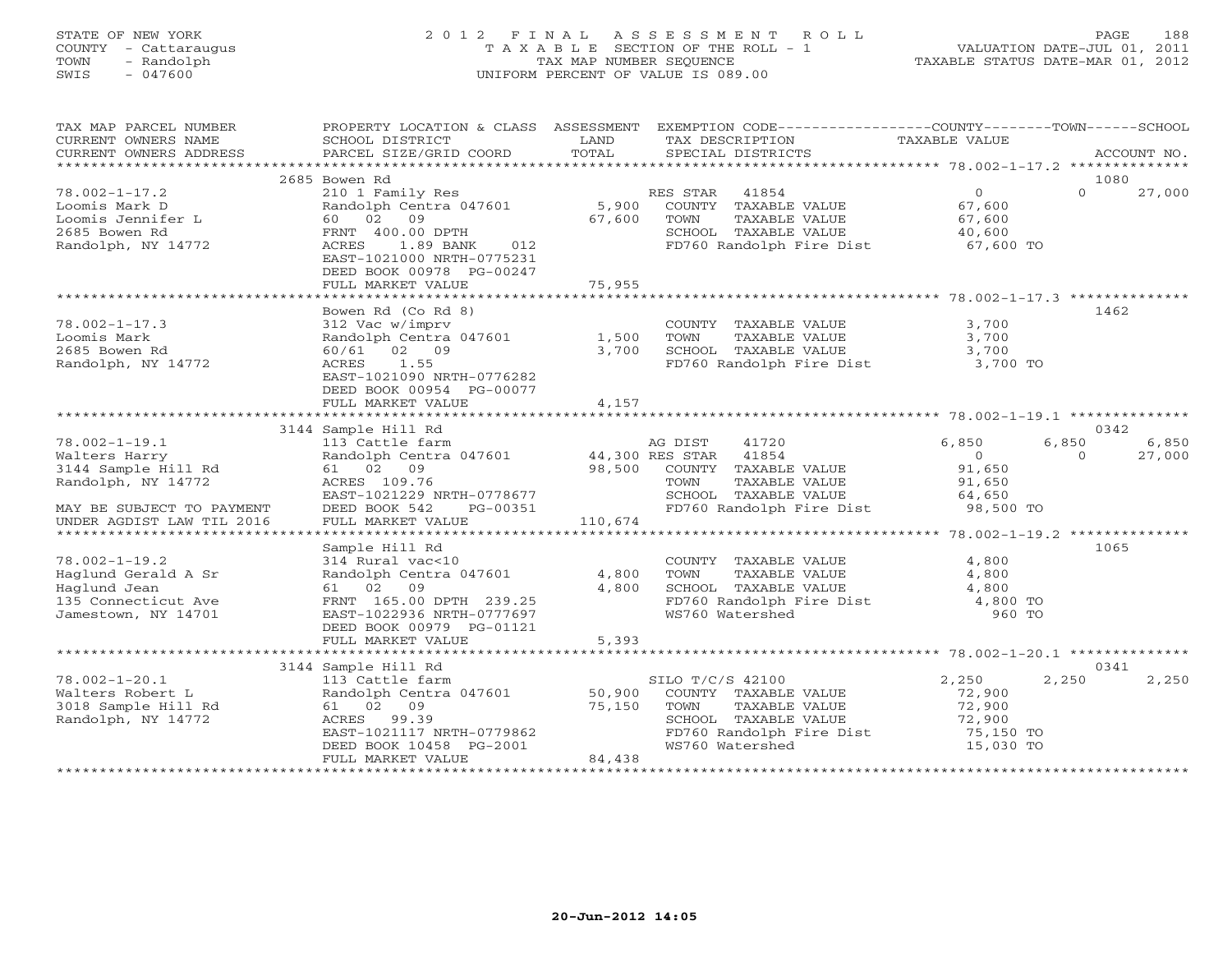STATE OF NEW YORK
COUNTY - Cattaraugus
TOWN - Randolph
SWIS - 047600

2012 FINAL ASSESSMENT ROLL
TAXABLE SECTION OF THE ROLL - 1
TAX MAP NUMBER SEQUENCE
UNIFORM PERCENT OF VALUE IS 089.00

VALUATION DATE-JUL 01, 2011
TAXABLE STATUS DATE-MAR 01, 2012

| TAX MAP PARCEL NUMBER / CURRENT OWNERS NAME / CURRENT OWNERS ADDRESS | PROPERTY LOCATION & CLASS / SCHOOL DISTRICT / PARCEL SIZE/GRID COORD | ASSESSMENT LAND / TOTAL | EXEMPTION CODE / TAX DESCRIPTION / SPECIAL DISTRICTS | COUNTY TAXABLE VALUE | TOWN | SCHOOL | ACCOUNT NO. |
|---|---|---|---|---|---|---|---|
| **78.002-1-17.2** | 2685 Bowen Rd | | | | | | 1080 |
| Loomis Mark D | 210 1 Family Res | | RES STAR 41854 | 0 | 0 | 27,000 | |
| Loomis Jennifer L | Randolph Centra 047601 | 5,900 | COUNTY TAXABLE VALUE | 67,600 | | | |
| 2685 Bowen Rd | 60 02 09 | 67,600 | TOWN TAXABLE VALUE | 67,600 | | | |
| Randolph, NY 14772 | FRNT 400.00 DPTH | | SCHOOL TAXABLE VALUE | 40,600 | | | |
| | ACRES 1.89 BANK 012 | | FD760 Randolph Fire Dist | 67,600 TO | | | |
| | EAST-1021000 NRTH-0775231 | | | | | | |
| | DEED BOOK 00978 PG-00247 | | | | | | |
| | FULL MARKET VALUE | 75,955 | | | | | |
| **78.002-1-17.3** | Bowen Rd (Co Rd 8) | | | | | | 1462 |
| Loomis Mark | 312 Vac w/imprv | | COUNTY TAXABLE VALUE | 3,700 | | | |
| 2685 Bowen Rd | Randolph Centra 047601 | 1,500 | TOWN TAXABLE VALUE | 3,700 | | | |
| Randolph, NY 14772 | 60/61 02 09 | 3,700 | SCHOOL TAXABLE VALUE | 3,700 | | | |
| | ACRES 1.55 | | FD760 Randolph Fire Dist | 3,700 TO | | | |
| | EAST-1021090 NRTH-0776282 | | | | | | |
| | DEED BOOK 00954 PG-00077 | | | | | | |
| | FULL MARKET VALUE | 4,157 | | | | | |
| **78.002-1-19.1** | 3144 Sample Hill Rd | | | | | | 0342 |
| Walters Harry | 113 Cattle farm | | AG DIST 41720 | 6,850 | 6,850 | 6,850 | |
| 3144 Sample Hill Rd | Randolph Centra 047601 | 44,300 | RES STAR 41854 | 0 | 0 | 27,000 | |
| Randolph, NY 14772 | 61 02 09 | 98,500 | COUNTY TAXABLE VALUE | 91,650 | | | |
| | ACRES 109.76 | | TOWN TAXABLE VALUE | 91,650 | | | |
| | EAST-1021229 NRTH-0778677 | | SCHOOL TAXABLE VALUE | 64,650 | | | |
| MAY BE SUBJECT TO PAYMENT | DEED BOOK 542 PG-00351 | | FD760 Randolph Fire Dist | 98,500 TO | | | |
| UNDER AGDIST LAW TIL 2016 | FULL MARKET VALUE | 110,674 | | | | | |
| **78.002-1-19.2** | Sample Hill Rd | | | | | | 1065 |
| Haglund Gerald A Sr | 314 Rural vac<10 | | COUNTY TAXABLE VALUE | 4,800 | | | |
| Haglund Jean | Randolph Centra 047601 | 4,800 | TOWN TAXABLE VALUE | 4,800 | | | |
| 135 Connecticut Ave | 61 02 09 | 4,800 | SCHOOL TAXABLE VALUE | 4,800 | | | |
| Jamestown, NY 14701 | FRNT 165.00 DPTH 239.25 | | FD760 Randolph Fire Dist | 4,800 TO | | | |
| | EAST-1022936 NRTH-0777697 | | WS760 Watershed | 960 TO | | | |
| | DEED BOOK 00979 PG-01121 | | | | | | |
| | FULL MARKET VALUE | 5,393 | | | | | |
| **78.002-1-20.1** | 3144 Sample Hill Rd | | | | | | 0341 |
| Walters Robert L | 113 Cattle farm | | SILO T/C/S 42100 | 2,250 | 2,250 | 2,250 | |
| 3018 Sample Hill Rd | Randolph Centra 047601 | 50,900 | COUNTY TAXABLE VALUE | 72,900 | | | |
| Randolph, NY 14772 | 61 02 09 | 75,150 | TOWN TAXABLE VALUE | 72,900 | | | |
| | ACRES 99.39 | | SCHOOL TAXABLE VALUE | 72,900 | | | |
| | EAST-1021117 NRTH-0779862 | | FD760 Randolph Fire Dist | 75,150 TO | | | |
| | DEED BOOK 10458 PG-2001 | | WS760 Watershed | 15,030 TO | | | |
| | FULL MARKET VALUE | 84,438 | | | | | |

20-Jun-2012 14:05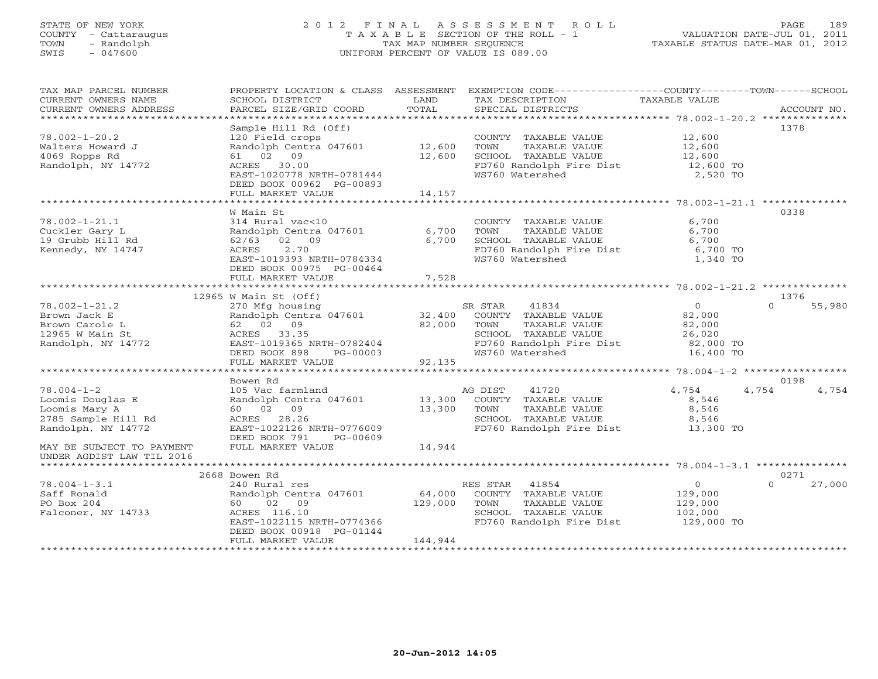STATE OF NEW YORK
COUNTY - Cattaraugus
TOWN - Randolph
SWIS - 047600

2012 FINAL ASSESSMENT ROLL
TAXABLE SECTION OF THE ROLL - 1
TAX MAP NUMBER SEQUENCE
UNIFORM PERCENT OF VALUE IS 089.00

VALUATION DATE-JUL 01, 2011
TAXABLE STATUS DATE-MAR 01, 2012

| TAX MAP PARCEL NUMBER / CURRENT OWNERS NAME / CURRENT OWNERS ADDRESS | PROPERTY LOCATION & CLASS / SCHOOL DISTRICT / PARCEL SIZE/GRID COORD | ASSESSMENT LAND / TOTAL | EXEMPTION CODE / TAX DESCRIPTION / SPECIAL DISTRICTS | COUNTY TAXABLE VALUE | TOWN | SCHOOL | ACCOUNT NO. |
|---|---|---|---|---|---|---|---|
| 78.002-1-20.2 | Sample Hill Rd (Off) | | | | | | 1378 |
| Walters Howard J | 120 Field crops | | COUNTY TAXABLE VALUE | 12,600 | | | |
| 4069 Ropps Rd | Randolph Centra 047601 | 12,600 | TOWN TAXABLE VALUE | 12,600 | | | |
| Randolph, NY 14772 | 61 02 09 | 12,600 | SCHOOL TAXABLE VALUE | 12,600 | | | |
| | ACRES 30.00 | | FD760 Randolph Fire Dist | 12,600 TO | | | |
| | EAST-1020778 NRTH-0781444 | | WS760 Watershed | 2,520 TO | | | |
| | DEED BOOK 00962 PG-00893 | | | | | | |
| | FULL MARKET VALUE | 14,157 | | | | | |
| 78.002-1-21.1 | W Main St | | | | | | 0338 |
| Cuckler Gary L | 314 Rural vac<10 | | COUNTY TAXABLE VALUE | 6,700 | | | |
| 19 Grubb Hill Rd | Randolph Centra 047601 | 6,700 | TOWN TAXABLE VALUE | 6,700 | | | |
| Kennedy, NY 14747 | 62/63 02 09 | 6,700 | SCHOOL TAXABLE VALUE | 6,700 | | | |
| | ACRES 2.70 | | FD760 Randolph Fire Dist | 6,700 TO | | | |
| | EAST-1019393 NRTH-0784334 | | WS760 Watershed | 1,340 TO | | | |
| | DEED BOOK 00975 PG-00464 | | | | | | |
| | FULL MARKET VALUE | 7,528 | | | | | |
| 78.002-1-21.2 | 12965 W Main St (Off) | | | | | | 1376 |
| Brown Jack E | 270 Mfg housing | | SR STAR 41834 | 0 | 0 | 55,980 | |
| Brown Carole L | Randolph Centra 047601 | 32,400 | COUNTY TAXABLE VALUE | 82,000 | | | |
| 12965 W Main St | 62 02 09 | 82,000 | TOWN TAXABLE VALUE | 82,000 | | | |
| Randolph, NY 14772 | ACRES 33.35 | | SCHOOL TAXABLE VALUE | 26,020 | | | |
| | EAST-1019365 NRTH-0782404 | | FD760 Randolph Fire Dist | 82,000 TO | | | |
| | DEED BOOK 898 PG-00003 | | WS760 Watershed | 16,400 TO | | | |
| | FULL MARKET VALUE | 92,135 | | | | | |
| 78.004-1-2 | Bowen Rd | | | | | | 0198 |
| Loomis Douglas E | 105 Vac farmland | | AG DIST 41720 | 4,754 | 4,754 | 4,754 | |
| Loomis Mary A | Randolph Centra 047601 | 13,300 | COUNTY TAXABLE VALUE | 8,546 | | | |
| 2785 Sample Hill Rd | 60 02 09 | 13,300 | TOWN TAXABLE VALUE | 8,546 | | | |
| Randolph, NY 14772 | ACRES 28.26 | | SCHOOL TAXABLE VALUE | 8,546 | | | |
| | EAST-1022126 NRTH-0776009 | | FD760 Randolph Fire Dist | 13,300 TO | | | |
| | DEED BOOK 791 PG-00609 | | | | | | |
| MAY BE SUBJECT TO PAYMENT UNDER AGDIST LAW TIL 2016 | FULL MARKET VALUE | 14,944 | | | | | |
| 78.004-1-3.1 | 2668 Bowen Rd | | | | | | 0271 |
| Saff Ronald | 240 Rural res | | RES STAR 41854 | 0 | 0 | 27,000 | |
| PO Box 204 | Randolph Centra 047601 | 64,000 | COUNTY TAXABLE VALUE | 129,000 | | | |
| Falconer, NY 14733 | 60 02 09 | 129,000 | TOWN TAXABLE VALUE | 129,000 | | | |
| | ACRES 116.10 | | SCHOOL TAXABLE VALUE | 102,000 | | | |
| | EAST-1022115 NRTH-0774366 | | FD760 Randolph Fire Dist | 129,000 TO | | | |
| | DEED BOOK 00918 PG-01144 | | | | | | |
| | FULL MARKET VALUE | 144,944 | | | | | |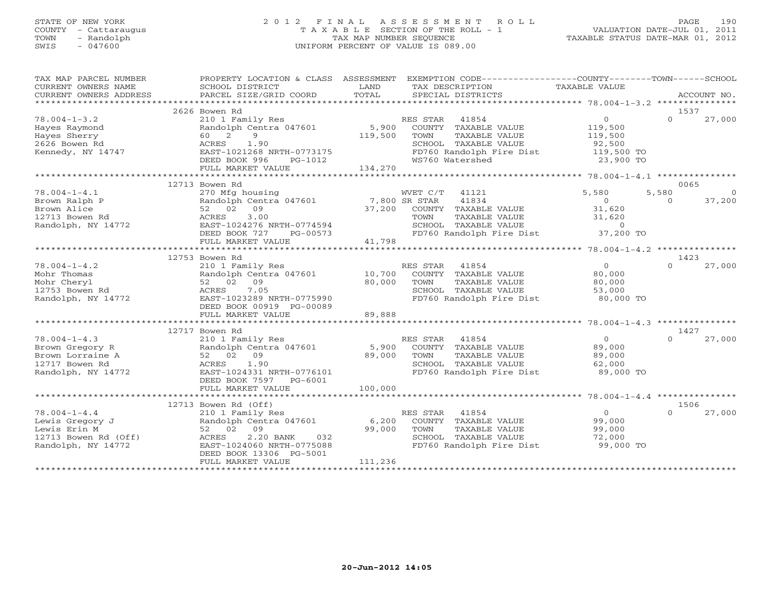STATE OF NEW YORK
COUNTY - Cattaraugus
TOWN - Randolph
SWIS - 047600

# 2012 FINAL ASSESSMENT ROLL

TAXABLE SECTION OF THE ROLL - 1
TAX MAP NUMBER SEQUENCE
UNIFORM PERCENT OF VALUE IS 089.00

VALUATION DATE-JUL 01, 2011
TAXABLE STATUS DATE-MAR 01, 2012

| TAX MAP PARCEL NUMBER / CURRENT OWNERS NAME / CURRENT OWNERS ADDRESS | PROPERTY LOCATION & CLASS / SCHOOL DISTRICT / PARCEL SIZE/GRID COORD | ASSESSMENT LAND / TOTAL | EXEMPTION CODE / TAX DESCRIPTION / SPECIAL DISTRICTS | COUNTY TAXABLE VALUE | TOWN | SCHOOL / ACCOUNT NO. |
|---|---|---|---|---|---|---|
| **78.004-1-3.2** | 2626 Bowen Rd | | | | | 1537 |
| 78.004-1-3.2 | 210 1 Family Res | | RES STAR 41854 | 0 | 0 | 27,000 |
| Hayes Raymond | Randolph Centra 047601 | 5,900 | COUNTY TAXABLE VALUE | 119,500 | | |
| Hayes Sherry | 60 2 9 | 119,500 | TOWN TAXABLE VALUE | 119,500 | | |
| 2626 Bowen Rd | ACRES 1.90 | | SCHOOL TAXABLE VALUE | 92,500 | | |
| Kennedy, NY 14747 | EAST-1021268 NRTH-0773175 | | FD760 Randolph Fire Dist | 119,500 TO | | |
| | DEED BOOK 996 PG-1012 | | WS760 Watershed | 23,900 TO | | |
| | FULL MARKET VALUE | 134,270 | | | | |
| **78.004-1-4.1** | 12713 Bowen Rd | | | | | 0065 |
| 78.004-1-4.1 | 270 Mfg housing | | WVET C/T 41121 | 5,580 | 5,580 | 0 |
| Brown Ralph P | Randolph Centra 047601 | 7,800 | SR STAR 41834 | 0 | 0 | 37,200 |
| Brown Alice | 52 02 09 | 37,200 | COUNTY TAXABLE VALUE | 31,620 | | |
| 12713 Bowen Rd | ACRES 3.00 | | TOWN TAXABLE VALUE | 31,620 | | |
| Randolph, NY 14772 | EAST-1024276 NRTH-0774594 | | SCHOOL TAXABLE VALUE | 0 | | |
| | DEED BOOK 727 PG-00573 | | FD760 Randolph Fire Dist | 37,200 TO | | |
| | FULL MARKET VALUE | 41,798 | | | | |
| **78.004-1-4.2** | 12753 Bowen Rd | | | | | 1423 |
| 78.004-1-4.2 | 210 1 Family Res | | RES STAR 41854 | 0 | 0 | 27,000 |
| Mohr Thomas | Randolph Centra 047601 | 10,700 | COUNTY TAXABLE VALUE | 80,000 | | |
| Mohr Cheryl | 52 02 09 | 80,000 | TOWN TAXABLE VALUE | 80,000 | | |
| 12753 Bowen Rd | ACRES 7.05 | | SCHOOL TAXABLE VALUE | 53,000 | | |
| Randolph, NY 14772 | EAST-1023289 NRTH-0775990 | | FD760 Randolph Fire Dist | 80,000 TO | | |
| | DEED BOOK 00919 PG-00089 | | | | | |
| | FULL MARKET VALUE | 89,888 | | | | |
| **78.004-1-4.3** | 12717 Bowen Rd | | | | | 1427 |
| 78.004-1-4.3 | 210 1 Family Res | | RES STAR 41854 | 0 | 0 | 27,000 |
| Brown Gregory R | Randolph Centra 047601 | 5,900 | COUNTY TAXABLE VALUE | 89,000 | | |
| Brown Lorraine A | 52 02 09 | 89,000 | TOWN TAXABLE VALUE | 89,000 | | |
| 12717 Bowen Rd | ACRES 1.90 | | SCHOOL TAXABLE VALUE | 62,000 | | |
| Randolph, NY 14772 | EAST-1024331 NRTH-0776101 | | FD760 Randolph Fire Dist | 89,000 TO | | |
| | DEED BOOK 7597 PG-6001 | | | | | |
| | FULL MARKET VALUE | 100,000 | | | | |
| **78.004-1-4.4** | 12713 Bowen Rd (Off) | | | | | 1506 |
| 78.004-1-4.4 | 210 1 Family Res | | RES STAR 41854 | 0 | 0 | 27,000 |
| Lewis Gregory J | Randolph Centra 047601 | 6,200 | COUNTY TAXABLE VALUE | 99,000 | | |
| Lewis Erin M | 52 02 09 | 99,000 | TOWN TAXABLE VALUE | 99,000 | | |
| 12713 Bowen Rd (Off) | ACRES 2.20 BANK 032 | | SCHOOL TAXABLE VALUE | 72,000 | | |
| Randolph, NY 14772 | EAST-1024060 NRTH-0775088 | | FD760 Randolph Fire Dist | 99,000 TO | | |
| | DEED BOOK 13306 PG-5001 | | | | | |
| | FULL MARKET VALUE | 111,236 | | | | |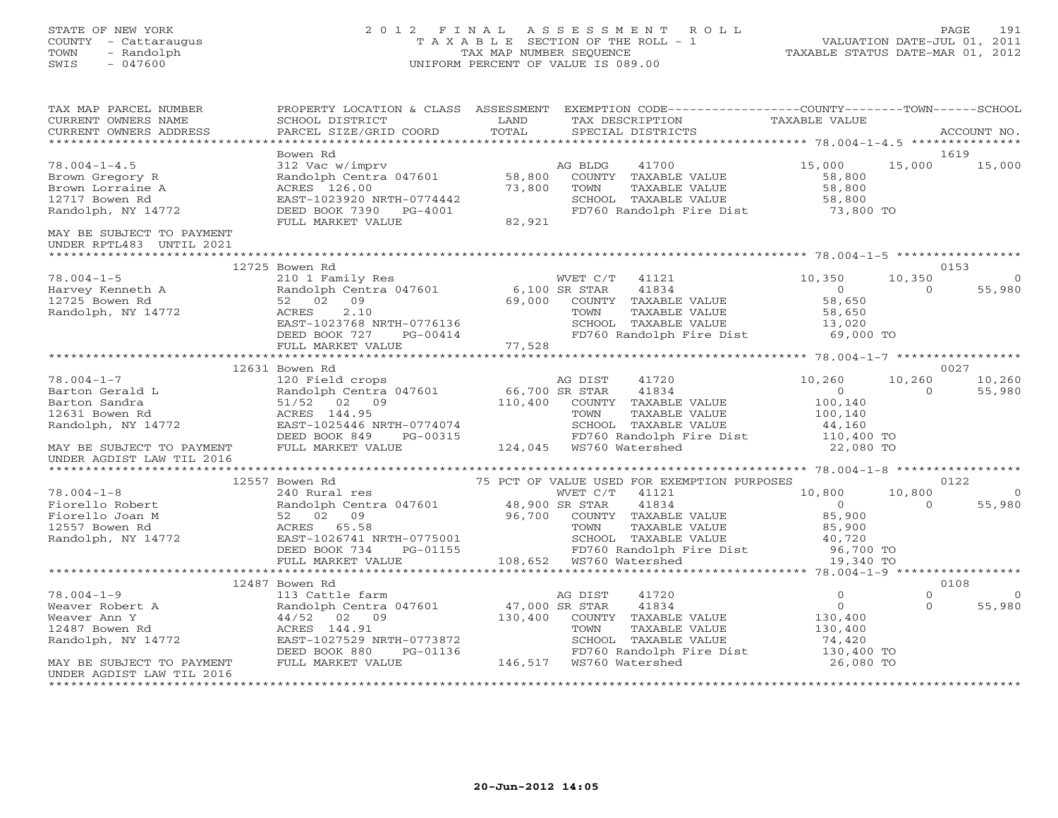STATE OF NEW YORK
COUNTY - Cattaraugus
TOWN - Randolph
SWIS - 047600

# 2012 FINAL ASSESSMENT ROLL
TAXABLE SECTION OF THE ROLL - 1
TAX MAP NUMBER SEQUENCE
UNIFORM PERCENT OF VALUE IS 089.00

VALUATION DATE-JUL 01, 2011
TAXABLE STATUS DATE-MAR 01, 2012

| TAX MAP PARCEL NUMBER / CURRENT OWNERS NAME / CURRENT OWNERS ADDRESS | PROPERTY LOCATION & CLASS / SCHOOL DISTRICT / PARCEL SIZE/GRID COORD | ASSESSMENT LAND / TOTAL | EXEMPTION CODE / TAX DESCRIPTION / SPECIAL DISTRICTS | COUNTY | TOWN | SCHOOL |
|---|---|---|---|---|---|---|
| **78.004-1-4.5** (ACCOUNT NO. 1619) | Bowen Rd | | | | | |
| Brown Gregory R | 312 Vac w/imprv | | AG BLDG 41700 | 15,000 | 15,000 | 15,000 |
| Brown Lorraine A | Randolph Centra 047601 | 58,800 | COUNTY TAXABLE VALUE | 58,800 | | |
| 12717 Bowen Rd | ACRES 126.00 | 73,800 | TOWN TAXABLE VALUE | | 58,800 | |
| Randolph, NY 14772 | EAST-1023920 NRTH-0774442 | | SCHOOL TAXABLE VALUE | | | 58,800 |
| | DEED BOOK 7390 PG-4001 | | FD760 Randolph Fire Dist | 73,800 TO | | |
| MAY BE SUBJECT TO PAYMENT UNDER RPTL483 UNTIL 2021 | FULL MARKET VALUE | 82,921 | | | | |
| **78.004-1-5** (ACCOUNT NO. 0153) | 12725 Bowen Rd | | | | | |
| Harvey Kenneth A | 210 1 Family Res | | WVET C/T 41121 | 10,350 | 10,350 | 0 |
| 12725 Bowen Rd | Randolph Centra 047601 | 6,100 | SR STAR 41834 | 0 | 0 | 55,980 |
| Randolph, NY 14772 | 52 02 09 | 69,000 | COUNTY TAXABLE VALUE | 58,650 | | |
| | ACRES 2.10 | | TOWN TAXABLE VALUE | | 58,650 | |
| | EAST-1023768 NRTH-0776136 | | SCHOOL TAXABLE VALUE | | | 13,020 |
| | DEED BOOK 727 PG-00414 | | FD760 Randolph Fire Dist | 69,000 TO | | |
| | FULL MARKET VALUE | 77,528 | | | | |
| **78.004-1-7** (ACCOUNT NO. 0027) | 12631 Bowen Rd | | | | | |
| Barton Gerald L | 120 Field crops | | AG DIST 41720 | 10,260 | 10,260 | 10,260 |
| Barton Sandra | Randolph Centra 047601 | 66,700 | SR STAR 41834 | 0 | 0 | 55,980 |
| 12631 Bowen Rd | 51/52 02 09 | 110,400 | COUNTY TAXABLE VALUE | 100,140 | | |
| Randolph, NY 14772 | ACRES 144.95 | | TOWN TAXABLE VALUE | | 100,140 | |
| | EAST-1025446 NRTH-0774074 | | SCHOOL TAXABLE VALUE | | | 44,160 |
| | DEED BOOK 849 PG-00315 | | FD760 Randolph Fire Dist | 110,400 TO | | |
| MAY BE SUBJECT TO PAYMENT UNDER AGDIST LAW TIL 2016 | FULL MARKET VALUE | 124,045 | WS760 Watershed | 22,080 TO | | |
| **78.004-1-8** (ACCOUNT NO. 0122) | 12557 Bowen Rd | | 75 PCT OF VALUE USED FOR EXEMPTION PURPOSES | | | |
| Fiorello Robert | 240 Rural res | | WVET C/T 41121 | 10,800 | 10,800 | 0 |
| Fiorello Joan M | Randolph Centra 047601 | 48,900 | SR STAR 41834 | 0 | 0 | 55,980 |
| 12557 Bowen Rd | 52 02 09 | 96,700 | COUNTY TAXABLE VALUE | 85,900 | | |
| Randolph, NY 14772 | ACRES 65.58 | | TOWN TAXABLE VALUE | | 85,900 | |
| | EAST-1026741 NRTH-0775001 | | SCHOOL TAXABLE VALUE | | | 40,720 |
| | DEED BOOK 734 PG-01155 | | FD760 Randolph Fire Dist | 96,700 TO | | |
| | FULL MARKET VALUE | 108,652 | WS760 Watershed | 19,340 TO | | |
| **78.004-1-9** (ACCOUNT NO. 0108) | 12487 Bowen Rd | | | | | |
| Weaver Robert A | 113 Cattle farm | | AG DIST 41720 | 0 | 0 | 0 |
| Weaver Ann Y | Randolph Centra 047601 | 47,000 | SR STAR 41834 | 0 | 0 | 55,980 |
| 12487 Bowen Rd | 44/52 02 09 | 130,400 | COUNTY TAXABLE VALUE | 130,400 | | |
| Randolph, NY 14772 | ACRES 144.91 | | TOWN TAXABLE VALUE | | 130,400 | |
| | EAST-1027529 NRTH-0773872 | | SCHOOL TAXABLE VALUE | | | 74,420 |
| | DEED BOOK 880 PG-01136 | | FD760 Randolph Fire Dist | 130,400 TO | | |
| MAY BE SUBJECT TO PAYMENT UNDER AGDIST LAW TIL 2016 | FULL MARKET VALUE | 146,517 | WS760 Watershed | 26,080 TO | | |

20-Jun-2012 14:05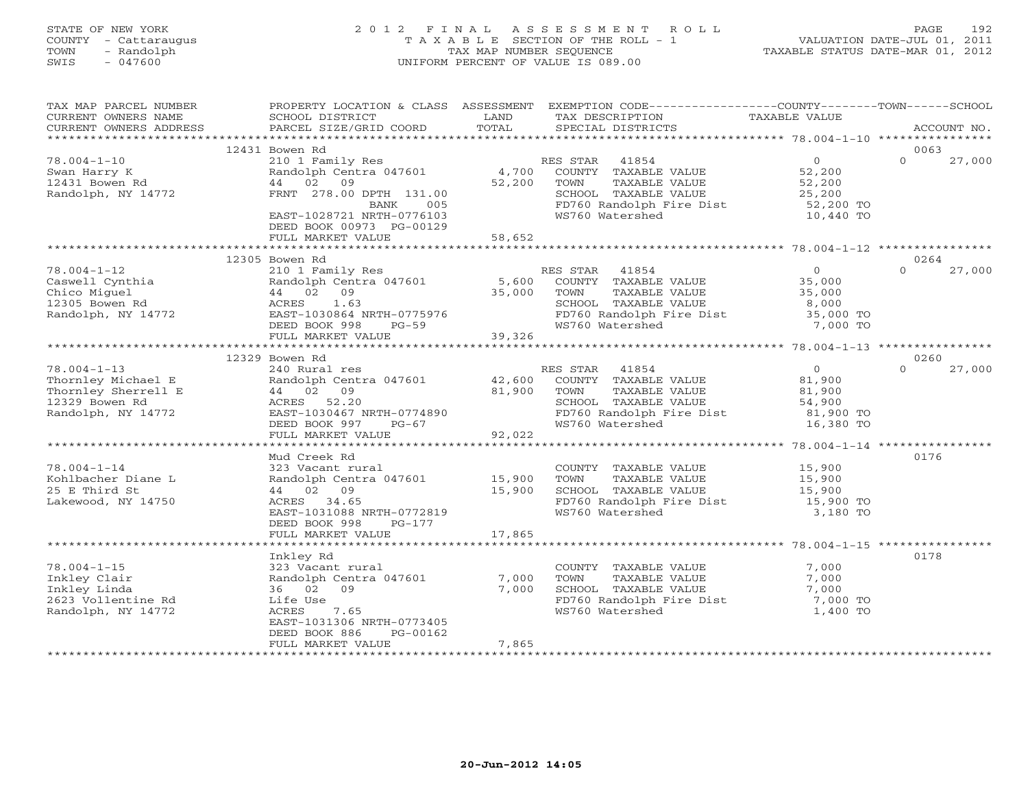STATE OF NEW YORK
COUNTY - Cattaraugus
TOWN - Randolph
SWIS - 047600

# 2012 FINAL ASSESSMENT ROLL

TAXABLE SECTION OF THE ROLL - 1
TAX MAP NUMBER SEQUENCE
UNIFORM PERCENT OF VALUE IS 089.00

VALUATION DATE-JUL 01, 2011
TAXABLE STATUS DATE-MAR 01, 2012

| TAX MAP PARCEL NUMBER / CURRENT OWNERS NAME / CURRENT OWNERS ADDRESS | PROPERTY LOCATION & CLASS / SCHOOL DISTRICT / PARCEL SIZE/GRID COORD | ASSESSMENT LAND | TOTAL | EXEMPTION CODE / TAX DESCRIPTION / SPECIAL DISTRICTS | COUNTY TAXABLE VALUE | TOWN | SCHOOL / ACCOUNT NO. |
|---|---|---|---|---|---|---|---|
| | 12431 Bowen Rd | | | | | | 0063 |
| 78.004-1-10 | 210 1 Family Res | | | RES STAR 41854 | 0 | 0 | 27,000 |
| Swan Harry K | Randolph Centra 047601 | 4,700 | | COUNTY TAXABLE VALUE | 52,200 | | |
| 12431 Bowen Rd | 44 02 09 | | 52,200 | TOWN TAXABLE VALUE | 52,200 | | |
| Randolph, NY 14772 | FRNT 278.00 DPTH 131.00 | | | SCHOOL TAXABLE VALUE | 25,200 | | |
| | BANK 005 | | | FD760 Randolph Fire Dist | 52,200 TO | | |
| | EAST-1028721 NRTH-0776103 | | | WS760 Watershed | 10,440 TO | | |
| | DEED BOOK 00973 PG-00129 | | | | | | |
| | FULL MARKET VALUE | | 58,652 | | | | |
| | 12305 Bowen Rd | | | | | | 0264 |
| 78.004-1-12 | 210 1 Family Res | | | RES STAR 41854 | 0 | 0 | 27,000 |
| Caswell Cynthia | Randolph Centra 047601 | 5,600 | | COUNTY TAXABLE VALUE | 35,000 | | |
| Chico Miguel | 44 02 09 | | 35,000 | TOWN TAXABLE VALUE | 35,000 | | |
| 12305 Bowen Rd | ACRES 1.63 | | | SCHOOL TAXABLE VALUE | 8,000 | | |
| Randolph, NY 14772 | EAST-1030864 NRTH-0775976 | | | FD760 Randolph Fire Dist | 35,000 TO | | |
| | DEED BOOK 998 PG-59 | | | WS760 Watershed | 7,000 TO | | |
| | FULL MARKET VALUE | | 39,326 | | | | |
| | 12329 Bowen Rd | | | | | | 0260 |
| 78.004-1-13 | 240 Rural res | | | RES STAR 41854 | 0 | 0 | 27,000 |
| Thornley Michael E | Randolph Centra 047601 | 42,600 | | COUNTY TAXABLE VALUE | 81,900 | | |
| Thornley Sherrell E | 44 02 09 | | 81,900 | TOWN TAXABLE VALUE | 81,900 | | |
| 12329 Bowen Rd | ACRES 52.20 | | | SCHOOL TAXABLE VALUE | 54,900 | | |
| Randolph, NY 14772 | EAST-1030467 NRTH-0774890 | | | FD760 Randolph Fire Dist | 81,900 TO | | |
| | DEED BOOK 997 PG-67 | | | WS760 Watershed | 16,380 TO | | |
| | FULL MARKET VALUE | | 92,022 | | | | |
| | Mud Creek Rd | | | | | | 0176 |
| 78.004-1-14 | 323 Vacant rural | | | COUNTY TAXABLE VALUE | 15,900 | | |
| Kohlbacher Diane L | Randolph Centra 047601 | 15,900 | | TOWN TAXABLE VALUE | 15,900 | | |
| 25 E Third St | 44 02 09 | | 15,900 | SCHOOL TAXABLE VALUE | 15,900 | | |
| Lakewood, NY 14750 | ACRES 34.65 | | | FD760 Randolph Fire Dist | 15,900 TO | | |
| | EAST-1031088 NRTH-0772819 | | | WS760 Watershed | 3,180 TO | | |
| | DEED BOOK 998 PG-177 | | | | | | |
| | FULL MARKET VALUE | | 17,865 | | | | |
| | Inkley Rd | | | | | | 0178 |
| 78.004-1-15 | 323 Vacant rural | | | COUNTY TAXABLE VALUE | 7,000 | | |
| Inkley Clair | Randolph Centra 047601 | 7,000 | | TOWN TAXABLE VALUE | 7,000 | | |
| Inkley Linda | 36 02 09 | | 7,000 | SCHOOL TAXABLE VALUE | 7,000 | | |
| 2623 Vollentine Rd | Life Use | | | FD760 Randolph Fire Dist | 7,000 TO | | |
| Randolph, NY 14772 | ACRES 7.65 | | | WS760 Watershed | 1,400 TO | | |
| | EAST-1031306 NRTH-0773405 | | | | | | |
| | DEED BOOK 886 PG-00162 | | | | | | |
| | FULL MARKET VALUE | | 7,865 | | | | |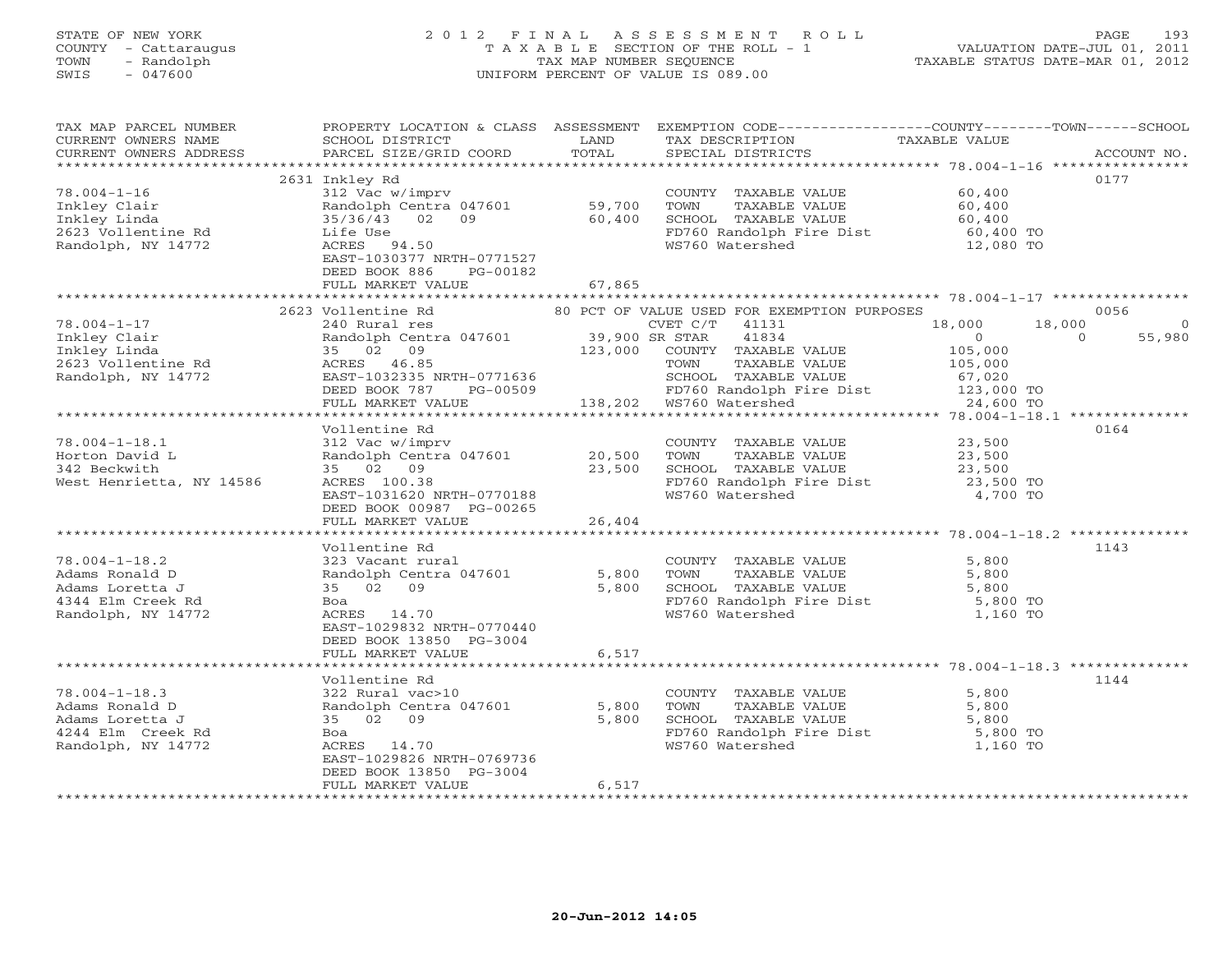STATE OF NEW YORK
COUNTY - Cattaraugus
TOWN - Randolph
SWIS - 047600

2 0 1 2 F I N A L A S S E S S M E N T R O L L
T A X A B L E SECTION OF THE ROLL - 1
TAX MAP NUMBER SEQUENCE
UNIFORM PERCENT OF VALUE IS 089.00

VALUATION DATE-JUL 01, 2011
TAXABLE STATUS DATE-MAR 01, 2012

| TAX MAP PARCEL NUMBER / CURRENT OWNERS NAME / CURRENT OWNERS ADDRESS | PROPERTY LOCATION & CLASS / SCHOOL DISTRICT / PARCEL SIZE/GRID COORD | ASSESSMENT LAND / TOTAL | EXEMPTION CODE / TAX DESCRIPTION / SPECIAL DISTRICTS | COUNTY TAXABLE VALUE | TOWN | SCHOOL | ACCOUNT NO. |
|---|---|---|---|---|---|---|---|
| | 2631 Inkley Rd | | | | | | 0177 |
| 78.004-1-16 | 312 Vac w/imprv | | COUNTY TAXABLE VALUE | 60,400 | | | |
| Inkley Clair | Randolph Centra 047601 | 59,700 | TOWN TAXABLE VALUE | 60,400 | | | |
| Inkley Linda | 35/36/43 02 09 | 60,400 | SCHOOL TAXABLE VALUE | 60,400 | | | |
| 2623 Vollentine Rd | Life Use | | FD760 Randolph Fire Dist | 60,400 TO | | | |
| Randolph, NY 14772 | ACRES 94.50 | | WS760 Watershed | 12,080 TO | | | |
| | EAST-1030377 NRTH-0771527 | | | | | | |
| | DEED BOOK 886 PG-00182 | | | | | | |
| | FULL MARKET VALUE | 67,865 | | | | | |
| | 2623 Vollentine Rd | | 80 PCT OF VALUE USED FOR EXEMPTION PURPOSES | | | | 0056 |
| 78.004-1-17 | 240 Rural res | | CVET C/T 41131 | 18,000 | 18,000 | 0 | |
| Inkley Clair | Randolph Centra 047601 | 39,900 | SR STAR 41834 | 0 | 0 | 55,980 | |
| Inkley Linda | 35 02 09 | 123,000 | COUNTY TAXABLE VALUE | 105,000 | | | |
| 2623 Vollentine Rd | ACRES 46.85 | | TOWN TAXABLE VALUE | 105,000 | | | |
| Randolph, NY 14772 | EAST-1032335 NRTH-0771636 | | SCHOOL TAXABLE VALUE | 67,020 | | | |
| | DEED BOOK 787 PG-00509 | | FD760 Randolph Fire Dist | 123,000 TO | | | |
| | FULL MARKET VALUE | 138,202 | WS760 Watershed | 24,600 TO | | | |
| | Vollentine Rd | | | | | | 0164 |
| 78.004-1-18.1 | 312 Vac w/imprv | | COUNTY TAXABLE VALUE | 23,500 | | | |
| Horton David L | Randolph Centra 047601 | 20,500 | TOWN TAXABLE VALUE | 23,500 | | | |
| 342 Beckwith | 35 02 09 | 23,500 | SCHOOL TAXABLE VALUE | 23,500 | | | |
| West Henrietta, NY 14586 | ACRES 100.38 | | FD760 Randolph Fire Dist | 23,500 TO | | | |
| | EAST-1031620 NRTH-0770188 | | WS760 Watershed | 4,700 TO | | | |
| | DEED BOOK 00987 PG-00265 | | | | | | |
| | FULL MARKET VALUE | 26,404 | | | | | |
| | Vollentine Rd | | | | | | 1143 |
| 78.004-1-18.2 | 323 Vacant rural | | COUNTY TAXABLE VALUE | 5,800 | | | |
| Adams Ronald D | Randolph Centra 047601 | 5,800 | TOWN TAXABLE VALUE | 5,800 | | | |
| Adams Loretta J | 35 02 09 | 5,800 | SCHOOL TAXABLE VALUE | 5,800 | | | |
| 4344 Elm Creek Rd | Boa | | FD760 Randolph Fire Dist | 5,800 TO | | | |
| Randolph, NY 14772 | ACRES 14.70 | | WS760 Watershed | 1,160 TO | | | |
| | EAST-1029832 NRTH-0770440 | | | | | | |
| | DEED BOOK 13850 PG-3004 | | | | | | |
| | FULL MARKET VALUE | 6,517 | | | | | |
| | Vollentine Rd | | | | | | 1144 |
| 78.004-1-18.3 | 322 Rural vac>10 | | COUNTY TAXABLE VALUE | 5,800 | | | |
| Adams Ronald D | Randolph Centra 047601 | 5,800 | TOWN TAXABLE VALUE | 5,800 | | | |
| Adams Loretta J | 35 02 09 | 5,800 | SCHOOL TAXABLE VALUE | 5,800 | | | |
| 4244 Elm Creek Rd | Boa | | FD760 Randolph Fire Dist | 5,800 TO | | | |
| Randolph, NY 14772 | ACRES 14.70 | | WS760 Watershed | 1,160 TO | | | |
| | EAST-1029826 NRTH-0769736 | | | | | | |
| | DEED BOOK 13850 PG-3004 | | | | | | |
| | FULL MARKET VALUE | 6,517 | | | | | |

20-Jun-2012 14:05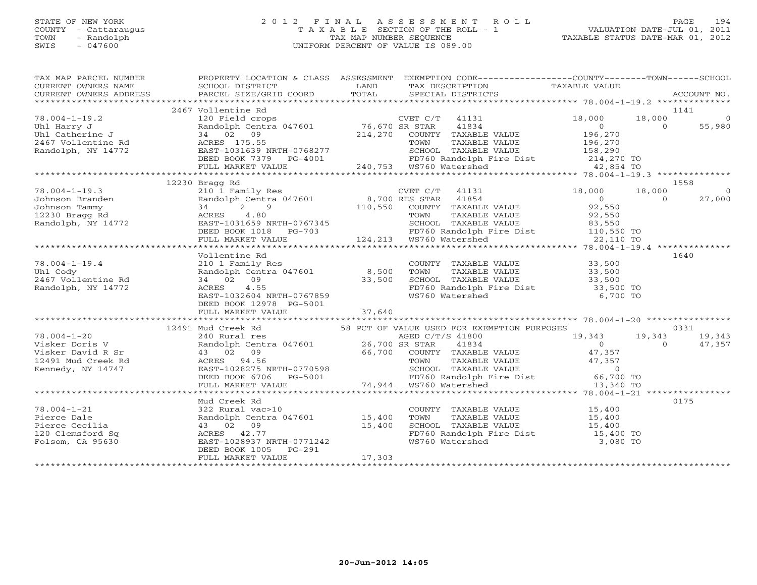STATE OF NEW YORK
COUNTY - Cattaraugus
TOWN - Randolph
SWIS - 047600

2 0 1 2 F I N A L A S S E S S M E N T R O L L
T A X A B L E SECTION OF THE ROLL - 1
TAX MAP NUMBER SEQUENCE
UNIFORM PERCENT OF VALUE IS 089.00

VALUATION DATE-JUL 01, 2011
TAXABLE STATUS DATE-MAR 01, 2012

| TAX MAP PARCEL NUMBER / CURRENT OWNERS NAME / CURRENT OWNERS ADDRESS | PROPERTY LOCATION & CLASS / SCHOOL DISTRICT / PARCEL SIZE/GRID COORD | ASSESSMENT LAND / TOTAL | EXEMPTION CODE / TAX DESCRIPTION / SPECIAL DISTRICTS | COUNTY TAXABLE VALUE | TOWN | SCHOOL / ACCOUNT NO. |
|---|---|---|---|---|---|---|
| 78.004-1-19.2 | 2467 Vollentine Rd | | | | | 1141 |
| Uhl Harry J | 120 Field crops | | CVET C/T 41131 | 18,000 | 18,000 | 0 |
| Uhl Catherine J | Randolph Centra 047601 | 76,670 | SR STAR 41834 | 0 | 0 | 55,980 |
| 2467 Vollentine Rd | 34 02 09 | 214,270 | COUNTY TAXABLE VALUE | 196,270 | | |
| Randolph, NY 14772 | ACRES 175.55 | | TOWN TAXABLE VALUE | 196,270 | | |
| | EAST-1031639 NRTH-0768277 | | SCHOOL TAXABLE VALUE | 158,290 | | |
| | DEED BOOK 7379 PG-4001 | | FD760 Randolph Fire Dist | 214,270 TO | | |
| | FULL MARKET VALUE | 240,753 | WS760 Watershed | 42,854 TO | | |
| 78.004-1-19.3 | 12230 Bragg Rd | | | | | 1558 |
| Johnson Branden | 210 1 Family Res | | CVET C/T 41131 | 18,000 | 18,000 | 0 |
| Johnson Tammy | Randolph Centra 047601 | 8,700 | RES STAR 41854 | 0 | 0 | 27,000 |
| 12230 Bragg Rd | 34 2 9 | 110,550 | COUNTY TAXABLE VALUE | 92,550 | | |
| Randolph, NY 14772 | ACRES 4.80 | | TOWN TAXABLE VALUE | 92,550 | | |
| | EAST-1031659 NRTH-0767345 | | SCHOOL TAXABLE VALUE | 83,550 | | |
| | DEED BOOK 1018 PG-703 | | FD760 Randolph Fire Dist | 110,550 TO | | |
| | FULL MARKET VALUE | 124,213 | WS760 Watershed | 22,110 TO | | |
| 78.004-1-19.4 | Vollentine Rd | | | | | 1640 |
| Uhl Cody | 210 1 Family Res | | COUNTY TAXABLE VALUE | 33,500 | | |
| 2467 Vollentine Rd | Randolph Centra 047601 | 8,500 | TOWN TAXABLE VALUE | 33,500 | | |
| Randolph, NY 14772 | 34 02 09 | 33,500 | SCHOOL TAXABLE VALUE | 33,500 | | |
| | ACRES 4.55 | | FD760 Randolph Fire Dist | 33,500 TO | | |
| | EAST-1032604 NRTH-0767859 | | WS760 Watershed | 6,700 TO | | |
| | DEED BOOK 12978 PG-5001 | | | | | |
| | FULL MARKET VALUE | 37,640 | | | | |
| 78.004-1-20 | 12491 Mud Creek Rd | | 58 PCT OF VALUE USED FOR EXEMPTION PURPOSES | | | 0331 |
| Visker Doris V | 240 Rural res | | AGED C/T/S 41800 | 19,343 | 19,343 | 19,343 |
| Visker David R Sr | Randolph Centra 047601 | 26,700 | SR STAR 41834 | 0 | 0 | 47,357 |
| 12491 Mud Creek Rd | 43 02 09 | 66,700 | COUNTY TAXABLE VALUE | 47,357 | | |
| Kennedy, NY 14747 | ACRES 94.56 | | TOWN TAXABLE VALUE | 47,357 | | |
| | EAST-1028275 NRTH-0770598 | | SCHOOL TAXABLE VALUE | 0 | | |
| | DEED BOOK 6706 PG-5001 | | FD760 Randolph Fire Dist | 66,700 TO | | |
| | FULL MARKET VALUE | 74,944 | WS760 Watershed | 13,340 TO | | |
| 78.004-1-21 | Mud Creek Rd | | | | | 0175 |
| Pierce Dale | 322 Rural vac>10 | | COUNTY TAXABLE VALUE | 15,400 | | |
| Pierce Cecilia | Randolph Centra 047601 | 15,400 | TOWN TAXABLE VALUE | 15,400 | | |
| 120 Clemsford Sq | 43 02 09 | 15,400 | SCHOOL TAXABLE VALUE | 15,400 | | |
| Folsom, CA 95630 | ACRES 42.77 | | FD760 Randolph Fire Dist | 15,400 TO | | |
| | EAST-1028937 NRTH-0771242 | | WS760 Watershed | 3,080 TO | | |
| | DEED BOOK 1005 PG-291 | | | | | |
| | FULL MARKET VALUE | 17,303 | | | | |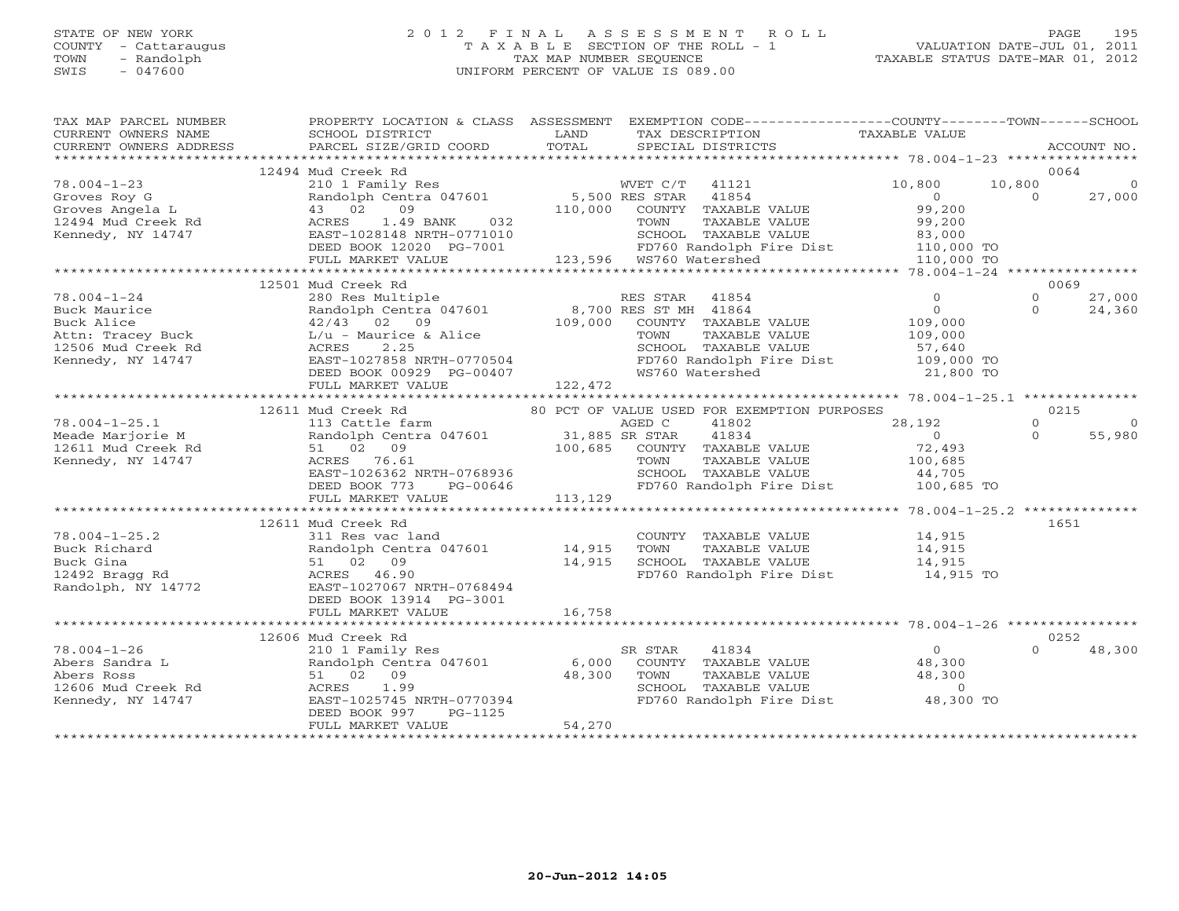STATE OF NEW YORK
COUNTY - Cattaraugus
TOWN - Randolph
SWIS - 047600

2 0 1 2 F I N A L A S S E S S M E N T R O L L
T A X A B L E SECTION OF THE ROLL - 1
TAX MAP NUMBER SEQUENCE
UNIFORM PERCENT OF VALUE IS 089.00

VALUATION DATE-JUL 01, 2011
TAXABLE STATUS DATE-MAR 01, 2012

| TAX MAP PARCEL NUMBER / CURRENT OWNERS NAME / CURRENT OWNERS ADDRESS | PROPERTY LOCATION & CLASS / SCHOOL DISTRICT / PARCEL SIZE/GRID COORD | ASSESSMENT LAND / TOTAL | EXEMPTION CODE / TAX DESCRIPTION / SPECIAL DISTRICTS | COUNTY TAXABLE VALUE | TOWN | SCHOOL / ACCOUNT NO. |
|---|---|---|---|---|---|---|
| | 12494 Mud Creek Rd | | | | | 0064 |
| 78.004-1-23 | 210 1 Family Res | | WVET C/T 41121 | 10,800 | 10,800 | 0 |
| Groves Roy G | Randolph Centra 047601 | 5,500 | RES STAR 41854 | 0 | 0 | 27,000 |
| Groves Angela L | 43 02 09 | 110,000 | COUNTY TAXABLE VALUE | 99,200 | | |
| 12494 Mud Creek Rd | ACRES 1.49 BANK 032 | | TOWN TAXABLE VALUE | 99,200 | | |
| Kennedy, NY 14747 | EAST-1028148 NRTH-0771010 | | SCHOOL TAXABLE VALUE | 83,000 | | |
| | DEED BOOK 12020 PG-7001 | | FD760 Randolph Fire Dist | 110,000 TO | | |
| | FULL MARKET VALUE | 123,596 | WS760 Watershed | 110,000 TO | | |
| | 12501 Mud Creek Rd | | | | | 0069 |
| 78.004-1-24 | 280 Res Multiple | | RES STAR 41854 | 0 | 0 | 27,000 |
| Buck Maurice | Randolph Centra 047601 | 8,700 | RES ST MH 41864 | 0 | 0 | 24,360 |
| Buck Alice | 42/43 02 09 | 109,000 | COUNTY TAXABLE VALUE | 109,000 | | |
| Attn: Tracey Buck | L/u - Maurice & Alice | | TOWN TAXABLE VALUE | 109,000 | | |
| 12506 Mud Creek Rd | ACRES 2.25 | | SCHOOL TAXABLE VALUE | 57,640 | | |
| Kennedy, NY 14747 | EAST-1027858 NRTH-0770504 | | FD760 Randolph Fire Dist | 109,000 TO | | |
| | DEED BOOK 00929 PG-00407 | | WS760 Watershed | 21,800 TO | | |
| | FULL MARKET VALUE | 122,472 | | | | |
| | 12611 Mud Creek Rd | | 80 PCT OF VALUE USED FOR EXEMPTION PURPOSES | | | 0215 |
| 78.004-1-25.1 | 113 Cattle farm | | AGED C 41802 | 28,192 | 0 | 0 |
| Meade Marjorie M | Randolph Centra 047601 | 31,885 | SR STAR 41834 | 0 | 0 | 55,980 |
| 12611 Mud Creek Rd | 51 02 09 | 100,685 | COUNTY TAXABLE VALUE | 72,493 | | |
| Kennedy, NY 14747 | ACRES 76.61 | | TOWN TAXABLE VALUE | 100,685 | | |
| | EAST-1026362 NRTH-0768936 | | SCHOOL TAXABLE VALUE | 44,705 | | |
| | DEED BOOK 773 PG-00646 | | FD760 Randolph Fire Dist | 100,685 TO | | |
| | FULL MARKET VALUE | 113,129 | | | | |
| | 12611 Mud Creek Rd | | | | | 1651 |
| 78.004-1-25.2 | 311 Res vac land | | COUNTY TAXABLE VALUE | 14,915 | | |
| Buck Richard | Randolph Centra 047601 | 14,915 | TOWN TAXABLE VALUE | 14,915 | | |
| Buck Gina | 51 02 09 | 14,915 | SCHOOL TAXABLE VALUE | 14,915 | | |
| 12492 Bragg Rd | ACRES 46.90 | | FD760 Randolph Fire Dist | 14,915 TO | | |
| Randolph, NY 14772 | EAST-1027067 NRTH-0768494 | | | | | |
| | DEED BOOK 13914 PG-3001 | | | | | |
| | FULL MARKET VALUE | 16,758 | | | | |
| | 12606 Mud Creek Rd | | | | | 0252 |
| 78.004-1-26 | 210 1 Family Res | | SR STAR 41834 | 0 | 0 | 48,300 |
| Abers Sandra L | Randolph Centra 047601 | 6,000 | COUNTY TAXABLE VALUE | 48,300 | | |
| Abers Ross | 51 02 09 | 48,300 | TOWN TAXABLE VALUE | 48,300 | | |
| 12606 Mud Creek Rd | ACRES 1.99 | | SCHOOL TAXABLE VALUE | 0 | | |
| Kennedy, NY 14747 | EAST-1025745 NRTH-0770394 | | FD760 Randolph Fire Dist | 48,300 TO | | |
| | DEED BOOK 997 PG-1125 | | | | | |
| | FULL MARKET VALUE | 54,270 | | | | |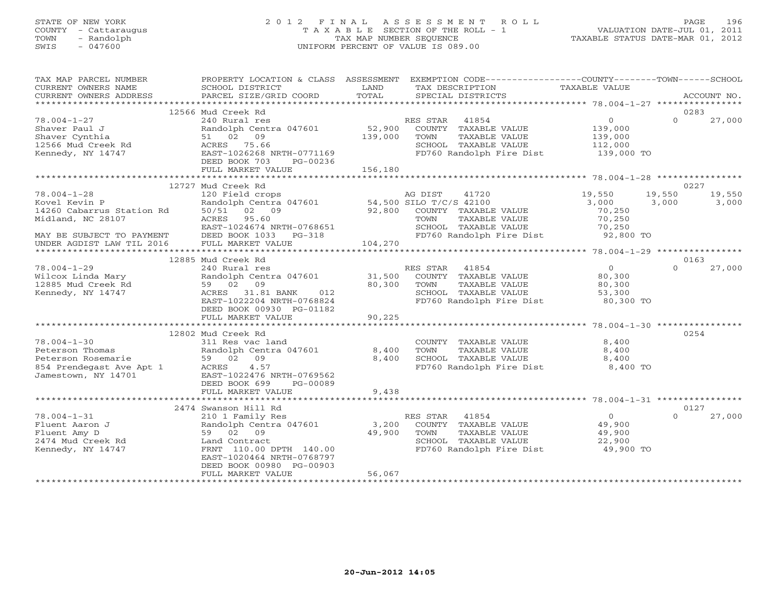STATE OF NEW YORK
COUNTY - Cattaraugus
TOWN - Randolph
SWIS - 047600

2 0 1 2 F I N A L A S S E S S M E N T R O L L
T A X A B L E SECTION OF THE ROLL - 1
TAX MAP NUMBER SEQUENCE
UNIFORM PERCENT OF VALUE IS 089.00

VALUATION DATE-JUL 01, 2011
TAXABLE STATUS DATE-MAR 01, 2012

| TAX MAP PARCEL NUMBER / CURRENT OWNERS NAME / CURRENT OWNERS ADDRESS | PROPERTY LOCATION & CLASS / SCHOOL DISTRICT / PARCEL SIZE/GRID COORD | ASSESSMENT LAND / TOTAL | EXEMPTION CODE / TAX DESCRIPTION / SPECIAL DISTRICTS | COUNTY TAXABLE VALUE | TOWN | SCHOOL / ACCOUNT NO. |
|---|---|---|---|---|---|---|
| | 12566 Mud Creek Rd | | | | | 0283 |
| 78.004-1-27 | 240 Rural res | | RES STAR 41854 | 0 | 0 | 27,000 |
| Shaver Paul J | Randolph Centra 047601 | 52,900 | COUNTY TAXABLE VALUE | 139,000 | | |
| Shaver Cynthia | 51 02 09 | 139,000 | TOWN TAXABLE VALUE | 139,000 | | |
| 12566 Mud Creek Rd | ACRES 75.66 | | SCHOOL TAXABLE VALUE | 112,000 | | |
| Kennedy, NY 14747 | EAST-1026268 NRTH-0771169 | | FD760 Randolph Fire Dist | 139,000 TO | | |
| | DEED BOOK 703 PG-00236 | | | | | |
| | FULL MARKET VALUE | 156,180 | | | | |
| | 12727 Mud Creek Rd | | | | | 0227 |
| 78.004-1-28 | 120 Field crops | | AG DIST 41720 | 19,550 | 19,550 | 19,550 |
| Kovel Kevin P | Randolph Centra 047601 | 54,500 | SILO T/C/S 42100 | 3,000 | 3,000 | 3,000 |
| 14260 Cabarrus Station Rd | 50/51 02 09 | 92,800 | COUNTY TAXABLE VALUE | 70,250 | | |
| Midland, NC 28107 | ACRES 95.60 | | TOWN TAXABLE VALUE | 70,250 | | |
| | EAST-1024674 NRTH-0768651 | | SCHOOL TAXABLE VALUE | 70,250 | | |
| MAY BE SUBJECT TO PAYMENT | DEED BOOK 1033 PG-318 | | FD760 Randolph Fire Dist | 92,800 TO | | |
| UNDER AGDIST LAW TIL 2016 | FULL MARKET VALUE | 104,270 | | | | |
| | 12885 Mud Creek Rd | | | | | 0163 |
| 78.004-1-29 | 240 Rural res | | RES STAR 41854 | 0 | 0 | 27,000 |
| Wilcox Linda Mary | Randolph Centra 047601 | 31,500 | COUNTY TAXABLE VALUE | 80,300 | | |
| 12885 Mud Creek Rd | 59 02 09 | 80,300 | TOWN TAXABLE VALUE | 80,300 | | |
| Kennedy, NY 14747 | ACRES 31.81 BANK 012 | | SCHOOL TAXABLE VALUE | 53,300 | | |
| | EAST-1022204 NRTH-0768824 | | FD760 Randolph Fire Dist | 80,300 TO | | |
| | DEED BOOK 00930 PG-01182 | | | | | |
| | FULL MARKET VALUE | 90,225 | | | | |
| | 12802 Mud Creek Rd | | | | | 0254 |
| 78.004-1-30 | 311 Res vac land | | COUNTY TAXABLE VALUE | 8,400 | | |
| Peterson Thomas | Randolph Centra 047601 | 8,400 | TOWN TAXABLE VALUE | 8,400 | | |
| Peterson Rosemarie | 59 02 09 | 8,400 | SCHOOL TAXABLE VALUE | 8,400 | | |
| 854 Prendegast Ave Apt 1 | ACRES 4.57 | | FD760 Randolph Fire Dist | 8,400 TO | | |
| Jamestown, NY 14701 | EAST-1022476 NRTH-0769562 | | | | | |
| | DEED BOOK 699 PG-00089 | | | | | |
| | FULL MARKET VALUE | 9,438 | | | | |
| | 2474 Swanson Hill Rd | | | | | 0127 |
| 78.004-1-31 | 210 1 Family Res | | RES STAR 41854 | 0 | 0 | 27,000 |
| Fluent Aaron J | Randolph Centra 047601 | 3,200 | COUNTY TAXABLE VALUE | 49,900 | | |
| Fluent Amy D | 59 02 09 | 49,900 | TOWN TAXABLE VALUE | 49,900 | | |
| 2474 Mud Creek Rd | Land Contract | | SCHOOL TAXABLE VALUE | 22,900 | | |
| Kennedy, NY 14747 | FRNT 110.00 DPTH 140.00 | | FD760 Randolph Fire Dist | 49,900 TO | | |
| | EAST-1020464 NRTH-0768797 | | | | | |
| | DEED BOOK 00980 PG-00903 | | | | | |
| | FULL MARKET VALUE | 56,067 | | | | |

20-Jun-2012 14:05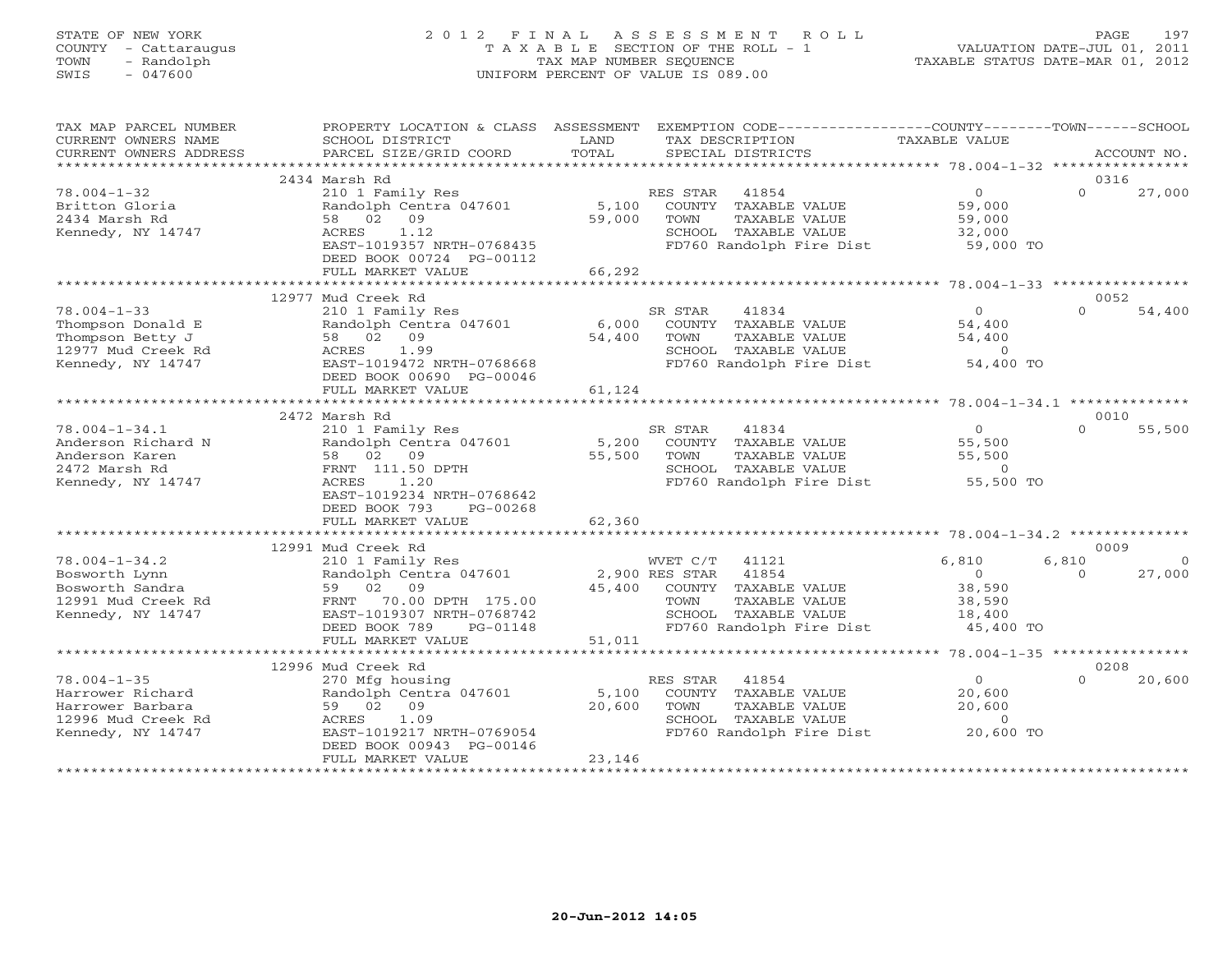STATE OF NEW YORK
COUNTY - Cattaraugus
TOWN - Randolph
SWIS - 047600

2 0 1 2 F I N A L A S S E S S M E N T R O L L
T A X A B L E SECTION OF THE ROLL - 1
TAX MAP NUMBER SEQUENCE
UNIFORM PERCENT OF VALUE IS 089.00

VALUATION DATE-JUL 01, 2011
TAXABLE STATUS DATE-MAR 01, 2012

| TAX MAP PARCEL NUMBER / CURRENT OWNERS NAME / CURRENT OWNERS ADDRESS | PROPERTY LOCATION & CLASS / SCHOOL DISTRICT / PARCEL SIZE/GRID COORD | ASSESSMENT LAND / TOTAL | EXEMPTION CODE / TAX DESCRIPTION / SPECIAL DISTRICTS | COUNTY TAXABLE VALUE | TOWN | SCHOOL / ACCOUNT NO. |
|---|---|---|---|---|---|---|
| | 2434 Marsh Rd | | | | | 0316 |
| 78.004-1-32 | 210 1 Family Res | | RES STAR 41854 | 0 | 0 | 27,000 |
| Britton Gloria | Randolph Centra 047601 | 5,100 | COUNTY TAXABLE VALUE | 59,000 | | |
| 2434 Marsh Rd | 58 02 09 | 59,000 | TOWN TAXABLE VALUE | 59,000 | | |
| Kennedy, NY 14747 | ACRES 1.12 | | SCHOOL TAXABLE VALUE | 32,000 | | |
| | EAST-1019357 NRTH-0768435 | | FD760 Randolph Fire Dist | 59,000 TO | | |
| | DEED BOOK 00724 PG-00112 | | | | | |
| | FULL MARKET VALUE | 66,292 | | | | |
| | 12977 Mud Creek Rd | | | | | 0052 |
| 78.004-1-33 | 210 1 Family Res | | SR STAR 41834 | 0 | 0 | 54,400 |
| Thompson Donald E | Randolph Centra 047601 | 6,000 | COUNTY TAXABLE VALUE | 54,400 | | |
| Thompson Betty J | 58 02 09 | 54,400 | TOWN TAXABLE VALUE | 54,400 | | |
| 12977 Mud Creek Rd | ACRES 1.99 | | SCHOOL TAXABLE VALUE | 0 | | |
| Kennedy, NY 14747 | EAST-1019472 NRTH-0768668 | | FD760 Randolph Fire Dist | 54,400 TO | | |
| | DEED BOOK 00690 PG-00046 | | | | | |
| | FULL MARKET VALUE | 61,124 | | | | |
| | 2472 Marsh Rd | | | | | 0010 |
| 78.004-1-34.1 | 210 1 Family Res | | SR STAR 41834 | 0 | 0 | 55,500 |
| Anderson Richard N | Randolph Centra 047601 | 5,200 | COUNTY TAXABLE VALUE | 55,500 | | |
| Anderson Karen | 58 02 09 | 55,500 | TOWN TAXABLE VALUE | 55,500 | | |
| 2472 Marsh Rd | FRNT 111.50 DPTH | | SCHOOL TAXABLE VALUE | 0 | | |
| Kennedy, NY 14747 | ACRES 1.20 | | FD760 Randolph Fire Dist | 55,500 TO | | |
| | EAST-1019234 NRTH-0768642 | | | | | |
| | DEED BOOK 793 PG-00268 | | | | | |
| | FULL MARKET VALUE | 62,360 | | | | |
| | 12991 Mud Creek Rd | | | | | 0009 |
| 78.004-1-34.2 | 210 1 Family Res | | WVET C/T 41121 | 6,810 | 6,810 | 0 |
| Bosworth Lynn | Randolph Centra 047601 | 2,900 | RES STAR 41854 | 0 | 0 | 27,000 |
| Bosworth Sandra | 59 02 09 | 45,400 | COUNTY TAXABLE VALUE | 38,590 | | |
| 12991 Mud Creek Rd | FRNT 70.00 DPTH 175.00 | | TOWN TAXABLE VALUE | 38,590 | | |
| Kennedy, NY 14747 | EAST-1019307 NRTH-0768742 | | SCHOOL TAXABLE VALUE | 18,400 | | |
| | DEED BOOK 789 PG-01148 | | FD760 Randolph Fire Dist | 45,400 TO | | |
| | FULL MARKET VALUE | 51,011 | | | | |
| | 12996 Mud Creek Rd | | | | | 0208 |
| 78.004-1-35 | 270 Mfg housing | | RES STAR 41854 | 0 | 0 | 20,600 |
| Harrower Richard | Randolph Centra 047601 | 5,100 | COUNTY TAXABLE VALUE | 20,600 | | |
| Harrower Barbara | 59 02 09 | 20,600 | TOWN TAXABLE VALUE | 20,600 | | |
| 12996 Mud Creek Rd | ACRES 1.09 | | SCHOOL TAXABLE VALUE | 0 | | |
| Kennedy, NY 14747 | EAST-1019217 NRTH-0769054 | | FD760 Randolph Fire Dist | 20,600 TO | | |
| | DEED BOOK 00943 PG-00146 | | | | | |
| | FULL MARKET VALUE | 23,146 | | | | |

20-Jun-2012 14:05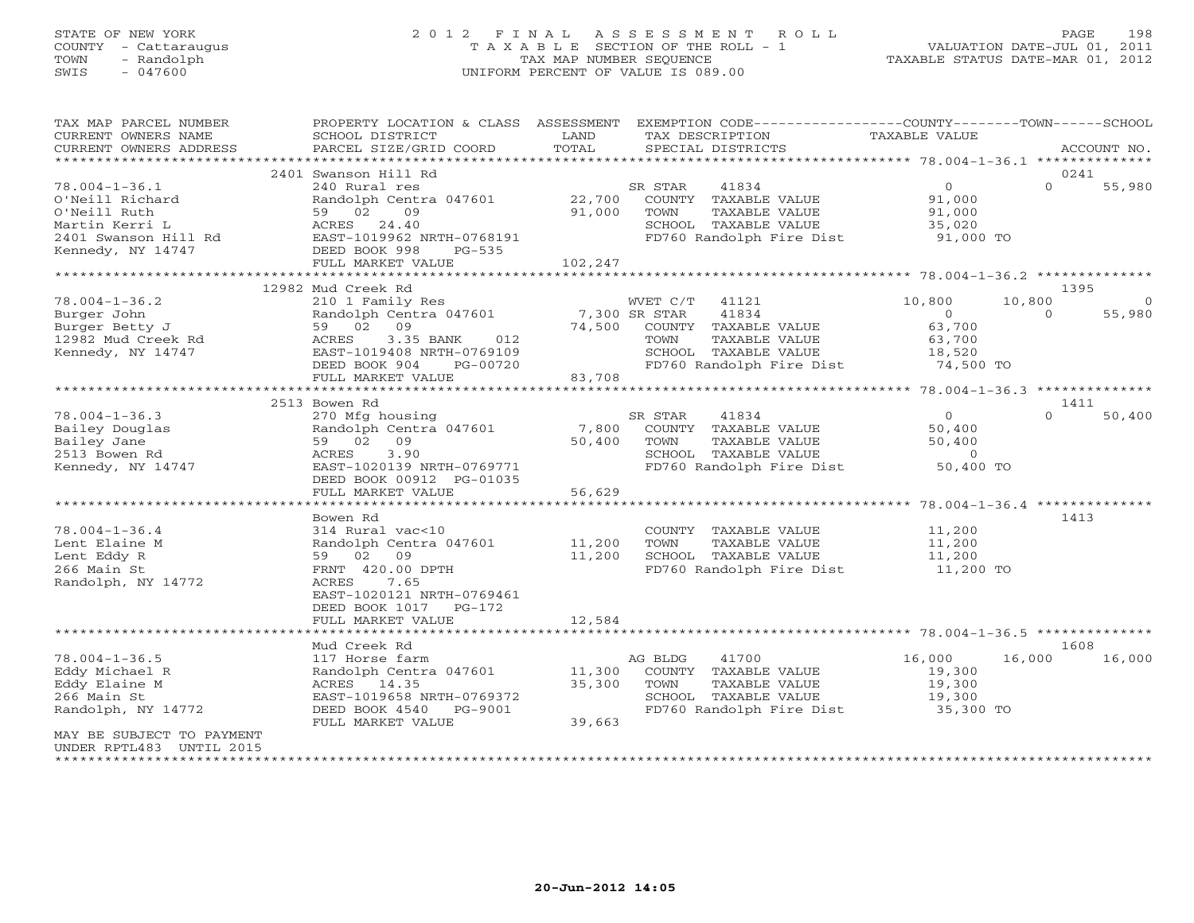STATE OF NEW YORK
COUNTY - Cattaraugus
TOWN - Randolph
SWIS - 047600

2 0 1 2 F I N A L A S S E S S M E N T R O L L
T A X A B L E SECTION OF THE ROLL - 1
TAX MAP NUMBER SEQUENCE
UNIFORM PERCENT OF VALUE IS 089.00

VALUATION DATE-JUL 01, 2011
TAXABLE STATUS DATE-MAR 01, 2012

| TAX MAP PARCEL NUMBER / CURRENT OWNERS NAME / CURRENT OWNERS ADDRESS | PROPERTY LOCATION & CLASS / SCHOOL DISTRICT / PARCEL SIZE/GRID COORD | ASSESSMENT LAND / TOTAL | EXEMPTION CODE / TAX DESCRIPTION / SPECIAL DISTRICTS | COUNTY TAXABLE VALUE | TOWN | SCHOOL | ACCOUNT NO. |
|---|---|---|---|---|---|---|---|
| | 2401 Swanson Hill Rd | | | | | | 0241 |
| 78.004-1-36.1 | 240 Rural res | | SR STAR 41834 | 0 | 0 | 55,980 | |
| O'Neill Richard | Randolph Centra 047601 | 22,700 | COUNTY TAXABLE VALUE | 91,000 | | | |
| O'Neill Ruth | 59 02 09 | 91,000 | TOWN TAXABLE VALUE | 91,000 | | | |
| Martin Kerri L | ACRES 24.40 | | SCHOOL TAXABLE VALUE | 35,020 | | | |
| 2401 Swanson Hill Rd | EAST-1019962 NRTH-0768191 | | FD760 Randolph Fire Dist | 91,000 TO | | | |
| Kennedy, NY 14747 | DEED BOOK 998 PG-535 | | | | | | |
| | FULL MARKET VALUE | 102,247 | | | | | |
| | 12982 Mud Creek Rd | | | | | | 1395 |
| 78.004-1-36.2 | 210 1 Family Res | | WVET C/T 41121 | 10,800 | 10,800 | 0 | |
| Burger John | Randolph Centra 047601 | 7,300 | SR STAR 41834 | 0 | 0 | 55,980 | |
| Burger Betty J | 59 02 09 | 74,500 | COUNTY TAXABLE VALUE | 63,700 | | | |
| 12982 Mud Creek Rd | ACRES 3.35 BANK 012 | | TOWN TAXABLE VALUE | 63,700 | | | |
| Kennedy, NY 14747 | EAST-1019408 NRTH-0769109 | | SCHOOL TAXABLE VALUE | 18,520 | | | |
| | DEED BOOK 904 PG-00720 | | FD760 Randolph Fire Dist | 74,500 TO | | | |
| | FULL MARKET VALUE | 83,708 | | | | | |
| | 2513 Bowen Rd | | | | | | 1411 |
| 78.004-1-36.3 | 270 Mfg housing | | SR STAR 41834 | 0 | 0 | 50,400 | |
| Bailey Douglas | Randolph Centra 047601 | 7,800 | COUNTY TAXABLE VALUE | 50,400 | | | |
| Bailey Jane | 59 02 09 | 50,400 | TOWN TAXABLE VALUE | 50,400 | | | |
| 2513 Bowen Rd | ACRES 3.90 | | SCHOOL TAXABLE VALUE | 0 | | | |
| Kennedy, NY 14747 | EAST-1020139 NRTH-0769771 | | FD760 Randolph Fire Dist | 50,400 TO | | | |
| | DEED BOOK 00912 PG-01035 | | | | | | |
| | FULL MARKET VALUE | 56,629 | | | | | |
| | Bowen Rd | | | | | | 1413 |
| 78.004-1-36.4 | 314 Rural vac<10 | | COUNTY TAXABLE VALUE | 11,200 | | | |
| Lent Elaine M | Randolph Centra 047601 | 11,200 | TOWN TAXABLE VALUE | 11,200 | | | |
| Lent Eddy R | 59 02 09 | 11,200 | SCHOOL TAXABLE VALUE | 11,200 | | | |
| 266 Main St | FRNT 420.00 DPTH | | FD760 Randolph Fire Dist | 11,200 TO | | | |
| Randolph, NY 14772 | ACRES 7.65 | | | | | | |
| | EAST-1020121 NRTH-0769461 | | | | | | |
| | DEED BOOK 1017 PG-172 | | | | | | |
| | FULL MARKET VALUE | 12,584 | | | | | |
| | Mud Creek Rd | | | | | | 1608 |
| 78.004-1-36.5 | 117 Horse farm | | AG BLDG 41700 | 16,000 | 16,000 | 16,000 | |
| Eddy Michael R | Randolph Centra 047601 | 11,300 | COUNTY TAXABLE VALUE | 19,300 | | | |
| Eddy Elaine M | ACRES 14.35 | 35,300 | TOWN TAXABLE VALUE | 19,300 | | | |
| 266 Main St | EAST-1019658 NRTH-0769372 | | SCHOOL TAXABLE VALUE | 19,300 | | | |
| Randolph, NY 14772 | DEED BOOK 4540 PG-9001 | | FD760 Randolph Fire Dist | 35,300 TO | | | |
| | FULL MARKET VALUE | 39,663 | | | | | |
| MAY BE SUBJECT TO PAYMENT UNDER RPTL483 UNTIL 2015 | | | | | | | |

20-Jun-2012 14:05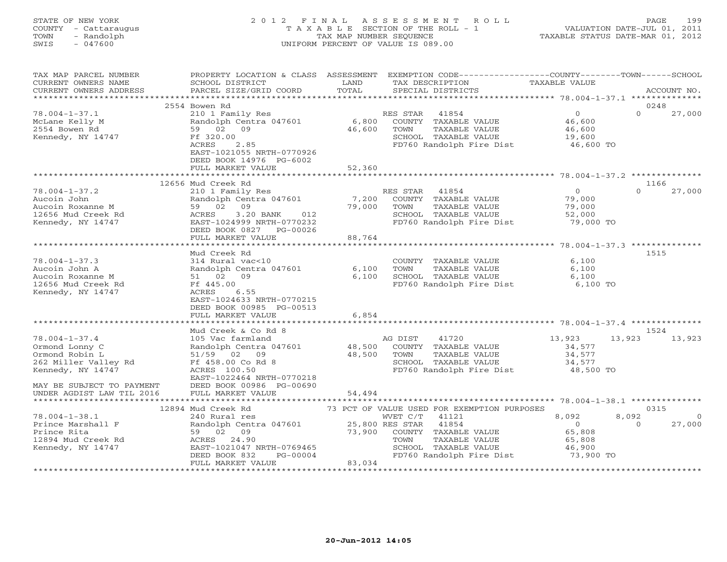STATE OF NEW YORK
COUNTY - Cattaraugus
TOWN - Randolph
SWIS - 047600

# 2012 FINAL ASSESSMENT ROLL
TAXABLE SECTION OF THE ROLL - 1
TAX MAP NUMBER SEQUENCE
UNIFORM PERCENT OF VALUE IS 089.00

VALUATION DATE-JUL 01, 2011
TAXABLE STATUS DATE-MAR 01, 2012

| TAX MAP PARCEL NUMBER / CURRENT OWNERS NAME / CURRENT OWNERS ADDRESS | PROPERTY LOCATION & CLASS / SCHOOL DISTRICT / PARCEL SIZE/GRID COORD | ASSESSMENT LAND / TOTAL | EXEMPTION CODE / TAX DESCRIPTION / SPECIAL DISTRICTS | COUNTY TAXABLE VALUE | TOWN | SCHOOL / ACCOUNT NO. |
|---|---|---|---|---|---|---|
| | 2554 Bowen Rd | | | | | 0248 |
| 78.004-1-37.1 | 210 1 Family Res | | RES STAR 41854 | 0 | 0 | 27,000 |
| McLane Kelly M | Randolph Centra 047601 | 6,800 | COUNTY TAXABLE VALUE | 46,600 | | |
| 2554 Bowen Rd | 59 02 09 | 46,600 | TOWN TAXABLE VALUE | 46,600 | | |
| Kennedy, NY 14747 | Ff 320.00 | | SCHOOL TAXABLE VALUE | 19,600 | | |
| | ACRES 2.85 | | FD760 Randolph Fire Dist | 46,600 TO | | |
| | EAST-1021055 NRTH-0770926 | | | | | |
| | DEED BOOK 14976 PG-6002 | | | | | |
| | FULL MARKET VALUE | 52,360 | | | | |
| | 12656 Mud Creek Rd | | | | | 1166 |
| 78.004-1-37.2 | 210 1 Family Res | | RES STAR 41854 | 0 | 0 | 27,000 |
| Aucoin John | Randolph Centra 047601 | 7,200 | COUNTY TAXABLE VALUE | 79,000 | | |
| Aucoin Roxanne M | 59 02 09 | 79,000 | TOWN TAXABLE VALUE | 79,000 | | |
| 12656 Mud Creek Rd | ACRES 3.20 BANK 012 | | SCHOOL TAXABLE VALUE | 52,000 | | |
| Kennedy, NY 14747 | EAST-1024999 NRTH-0770232 | | FD760 Randolph Fire Dist | 79,000 TO | | |
| | DEED BOOK 0827 PG-00026 | | | | | |
| | FULL MARKET VALUE | 88,764 | | | | |
| | Mud Creek Rd | | | | | 1515 |
| 78.004-1-37.3 | 314 Rural vac<10 | | COUNTY TAXABLE VALUE | 6,100 | | |
| Aucoin John A | Randolph Centra 047601 | 6,100 | TOWN TAXABLE VALUE | 6,100 | | |
| Aucoin Roxanne M | 51 02 09 | 6,100 | SCHOOL TAXABLE VALUE | 6,100 | | |
| 12656 Mud Creek Rd | Ff 445.00 | | FD760 Randolph Fire Dist | 6,100 TO | | |
| Kennedy, NY 14747 | ACRES 6.55 | | | | | |
| | EAST-1024633 NRTH-0770215 | | | | | |
| | DEED BOOK 00985 PG-00513 | | | | | |
| | FULL MARKET VALUE | 6,854 | | | | |
| | Mud Creek & Co Rd 8 | | | | | 1524 |
| 78.004-1-37.4 | 105 Vac farmland | | AG DIST 41720 | 13,923 | 13,923 | 13,923 |
| Ormond Lonny C | Randolph Centra 047601 | 48,500 | COUNTY TAXABLE VALUE | 34,577 | | |
| Ormond Robin L | 51/59 02 09 | 48,500 | TOWN TAXABLE VALUE | 34,577 | | |
| 262 Miller Valley Rd | Ff 458.00 Co Rd 8 | | SCHOOL TAXABLE VALUE | 34,577 | | |
| Kennedy, NY 14747 | ACRES 100.50 | | FD760 Randolph Fire Dist | 48,500 TO | | |
| | EAST-1022464 NRTH-0770218 | | | | | |
| MAY BE SUBJECT TO PAYMENT | DEED BOOK 00986 PG-00690 | | | | | |
| UNDER AGDIST LAW TIL 2016 | FULL MARKET VALUE | 54,494 | | | | |
| | 12894 Mud Creek Rd | | 73 PCT OF VALUE USED FOR EXEMPTION PURPOSES | | | 0315 |
| 78.004-1-38.1 | 240 Rural res | | WVET C/T 41121 | 8,092 | 8,092 | 0 |
| Prince Marshall F | Randolph Centra 047601 | 25,800 | RES STAR 41854 | 0 | 0 | 27,000 |
| Prince Rita | 59 02 09 | 73,900 | COUNTY TAXABLE VALUE | 65,808 | | |
| 12894 Mud Creek Rd | ACRES 24.90 | | TOWN TAXABLE VALUE | 65,808 | | |
| Kennedy, NY 14747 | EAST-1021047 NRTH-0769465 | | SCHOOL TAXABLE VALUE | 46,900 | | |
| | DEED BOOK 832 PG-00004 | | FD760 Randolph Fire Dist | 73,900 TO | | |
| | FULL MARKET VALUE | 83,034 | | | | |

20-Jun-2012 14:05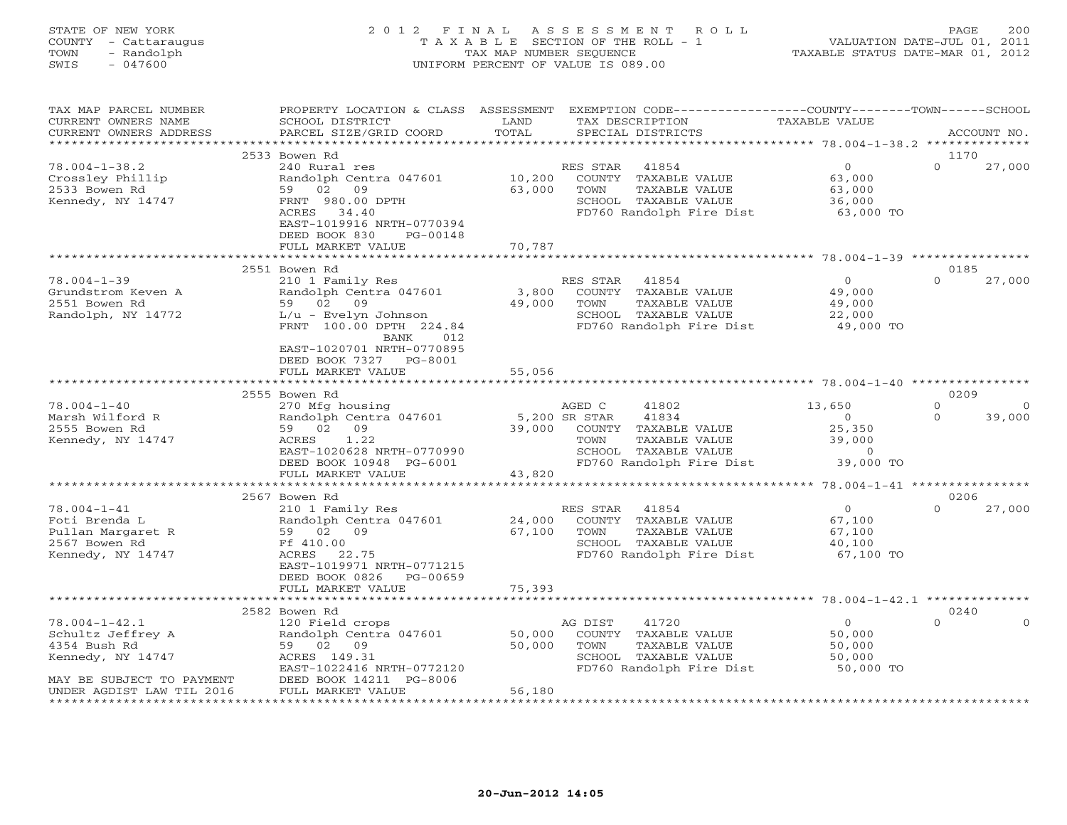STATE OF NEW YORK
COUNTY - Cattaraugus
TOWN - Randolph
SWIS - 047600

2012 FINAL ASSESSMENT ROLL
TAXABLE SECTION OF THE ROLL - 1
TAX MAP NUMBER SEQUENCE
UNIFORM PERCENT OF VALUE IS 089.00

VALUATION DATE-JUL 01, 2011
TAXABLE STATUS DATE-MAR 01, 2012

| TAX MAP PARCEL NUMBER / CURRENT OWNERS NAME / CURRENT OWNERS ADDRESS | PROPERTY LOCATION & CLASS / SCHOOL DISTRICT / PARCEL SIZE/GRID COORD | ASSESSMENT LAND / TOTAL | EXEMPTION CODE / TAX DESCRIPTION / SPECIAL DISTRICTS | COUNTY TAXABLE VALUE | TOWN | SCHOOL | ACCOUNT NO. |
|---|---|---|---|---|---|---|---|
| **78.004-1-38.2** | 2533 Bowen Rd | | | | | | 1170 |
| 78.004-1-38.2 | 240 Rural res | | RES STAR 41854 | 0 | 0 | 27,000 | |
| Crossley Phillip | Randolph Centra 047601 | 10,200 | COUNTY TAXABLE VALUE | 63,000 | | | |
| 2533 Bowen Rd | 59 02 09 | 63,000 | TOWN TAXABLE VALUE | 63,000 | | | |
| Kennedy, NY 14747 | FRNT 980.00 DPTH | | SCHOOL TAXABLE VALUE | 36,000 | | | |
| | ACRES 34.40 | | FD760 Randolph Fire Dist | 63,000 TO | | | |
| | EAST-1019916 NRTH-0770394 | | | | | | |
| | DEED BOOK 830 PG-00148 | | | | | | |
| | FULL MARKET VALUE | 70,787 | | | | | |
| **78.004-1-39** | 2551 Bowen Rd | | | | | | 0185 |
| 78.004-1-39 | 210 1 Family Res | | RES STAR 41854 | 0 | 0 | 27,000 | |
| Grundstrom Keven A | Randolph Centra 047601 | 3,800 | COUNTY TAXABLE VALUE | 49,000 | | | |
| 2551 Bowen Rd | 59 02 09 | 49,000 | TOWN TAXABLE VALUE | 49,000 | | | |
| Randolph, NY 14772 | L/u - Evelyn Johnson | | SCHOOL TAXABLE VALUE | 22,000 | | | |
| | FRNT 100.00 DPTH 224.84 | | FD760 Randolph Fire Dist | 49,000 TO | | | |
| | BANK 012 | | | | | | |
| | EAST-1020701 NRTH-0770895 | | | | | | |
| | DEED BOOK 7327 PG-8001 | | | | | | |
| | FULL MARKET VALUE | 55,056 | | | | | |
| **78.004-1-40** | 2555 Bowen Rd | | | | | | 0209 |
| 78.004-1-40 | 270 Mfg housing | | AGED C 41802 | 13,650 | 0 | 0 | |
| Marsh Wilford R | Randolph Centra 047601 | 5,200 | SR STAR 41834 | 0 | 0 | 39,000 | |
| 2555 Bowen Rd | 59 02 09 | 39,000 | COUNTY TAXABLE VALUE | 25,350 | | | |
| Kennedy, NY 14747 | ACRES 1.22 | | TOWN TAXABLE VALUE | 39,000 | | | |
| | EAST-1020628 NRTH-0770990 | | SCHOOL TAXABLE VALUE | 0 | | | |
| | DEED BOOK 10948 PG-6001 | | FD760 Randolph Fire Dist | 39,000 TO | | | |
| | FULL MARKET VALUE | 43,820 | | | | | |
| **78.004-1-41** | 2567 Bowen Rd | | | | | | 0206 |
| 78.004-1-41 | 210 1 Family Res | | RES STAR 41854 | 0 | 0 | 27,000 | |
| Foti Brenda L | Randolph Centra 047601 | 24,000 | COUNTY TAXABLE VALUE | 67,100 | | | |
| Pullan Margaret R | 59 02 09 | 67,100 | TOWN TAXABLE VALUE | 67,100 | | | |
| 2567 Bowen Rd | Ff 410.00 | | SCHOOL TAXABLE VALUE | 40,100 | | | |
| Kennedy, NY 14747 | ACRES 22.75 | | FD760 Randolph Fire Dist | 67,100 TO | | | |
| | EAST-1019971 NRTH-0771215 | | | | | | |
| | DEED BOOK 0826 PG-00659 | | | | | | |
| | FULL MARKET VALUE | 75,393 | | | | | |
| **78.004-1-42.1** | 2582 Bowen Rd | | | | | | 0240 |
| 78.004-1-42.1 | 120 Field crops | | AG DIST 41720 | 0 | 0 | 0 | |
| Schultz Jeffrey A | Randolph Centra 047601 | 50,000 | COUNTY TAXABLE VALUE | 50,000 | | | |
| 4354 Bush Rd | 59 02 09 | 50,000 | TOWN TAXABLE VALUE | 50,000 | | | |
| Kennedy, NY 14747 | ACRES 149.31 | | SCHOOL TAXABLE VALUE | 50,000 | | | |
| | EAST-1022416 NRTH-0772120 | | FD760 Randolph Fire Dist | 50,000 TO | | | |
| MAY BE SUBJECT TO PAYMENT | DEED BOOK 14211 PG-8006 | | | | | | |
| UNDER AGDIST LAW TIL 2016 | FULL MARKET VALUE | 56,180 | | | | | |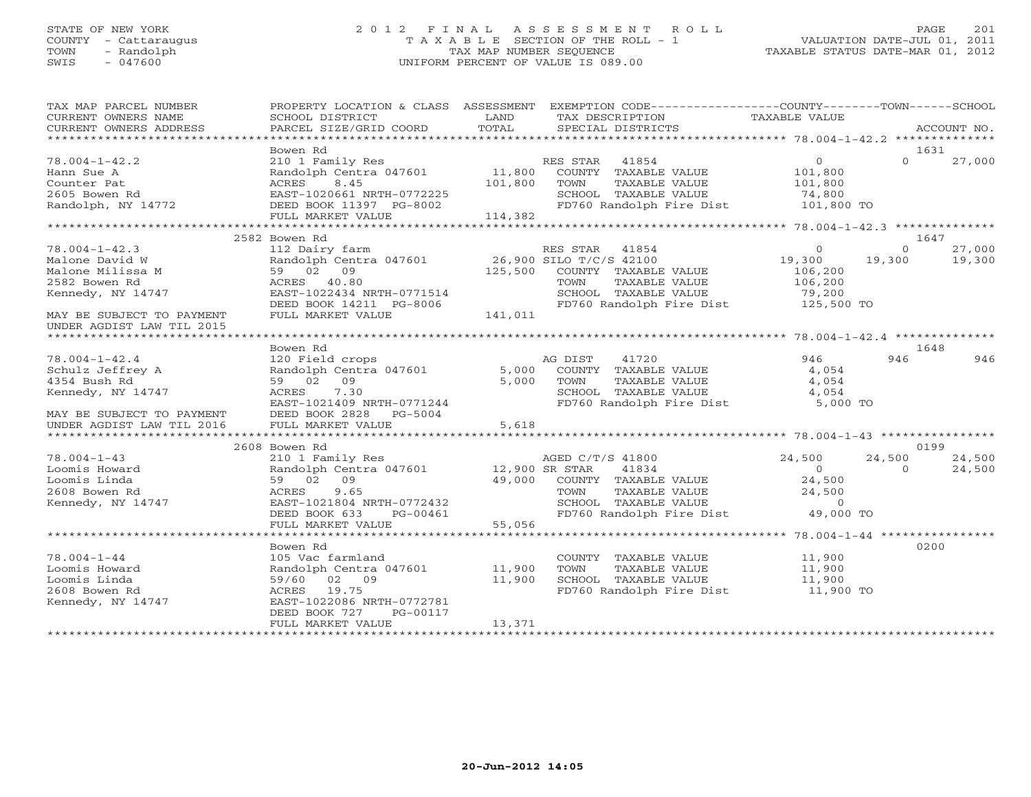STATE OF NEW YORK
COUNTY - Cattaraugus
TOWN - Randolph
SWIS - 047600

# 2012 FINAL ASSESSMENT ROLL
TAXABLE SECTION OF THE ROLL - 1
TAX MAP NUMBER SEQUENCE
UNIFORM PERCENT OF VALUE IS 089.00

VALUATION DATE-JUL 01, 2011
TAXABLE STATUS DATE-MAR 01, 2012

| TAX MAP PARCEL NUMBER / CURRENT OWNERS NAME / CURRENT OWNERS ADDRESS | PROPERTY LOCATION & CLASS / SCHOOL DISTRICT / PARCEL SIZE/GRID COORD | ASSESSMENT LAND / TOTAL | EXEMPTION CODE / TAX DESCRIPTION / SPECIAL DISTRICTS | COUNTY TAXABLE VALUE | TOWN | SCHOOL | ACCOUNT NO. |
|---|---|---|---|---|---|---|---|
| **78.004-1-42.2** | Bowen Rd | | | | | | 1631 |
| 78.004-1-42.2 | 210 1 Family Res | | RES STAR 41854 | 0 | 0 | 27,000 | |
| Hann Sue A | Randolph Centra 047601 | 11,800 | COUNTY TAXABLE VALUE | 101,800 | | | |
| Counter Pat | ACRES 8.45 | 101,800 | TOWN TAXABLE VALUE | 101,800 | | | |
| 2605 Bowen Rd | EAST-1020661 NRTH-0772225 | | SCHOOL TAXABLE VALUE | 74,800 | | | |
| Randolph, NY 14772 | DEED BOOK 11397 PG-8002 | | FD760 Randolph Fire Dist | 101,800 TO | | | |
| | FULL MARKET VALUE | 114,382 | | | | | |
| **78.004-1-42.3** | 2582 Bowen Rd | | | | | | 1647 |
| 78.004-1-42.3 | 112 Dairy farm | | RES STAR 41854 | 0 | 0 | 27,000 | |
| Malone David W | Randolph Centra 047601 | 26,900 | SILO T/C/S 42100 | 19,300 | 19,300 | 19,300 | |
| Malone Milissa M | 59 02 09 | 125,500 | COUNTY TAXABLE VALUE | 106,200 | | | |
| 2582 Bowen Rd | ACRES 40.80 | | TOWN TAXABLE VALUE | 106,200 | | | |
| Kennedy, NY 14747 | EAST-1022434 NRTH-0771514 | | SCHOOL TAXABLE VALUE | 79,200 | | | |
| | DEED BOOK 14211 PG-8006 | | FD760 Randolph Fire Dist | 125,500 TO | | | |
| MAY BE SUBJECT TO PAYMENT UNDER AGDIST LAW TIL 2015 | FULL MARKET VALUE | 141,011 | | | | | |
| **78.004-1-42.4** | Bowen Rd | | | | | | 1648 |
| 78.004-1-42.4 | 120 Field crops | | AG DIST 41720 | 946 | 946 | 946 | |
| Schulz Jeffrey A | Randolph Centra 047601 | 5,000 | COUNTY TAXABLE VALUE | 4,054 | | | |
| 4354 Bush Rd | 59 02 09 | 5,000 | TOWN TAXABLE VALUE | 4,054 | | | |
| Kennedy, NY 14747 | ACRES 7.30 | | SCHOOL TAXABLE VALUE | 4,054 | | | |
| | EAST-1021409 NRTH-0771244 | | FD760 Randolph Fire Dist | 5,000 TO | | | |
| MAY BE SUBJECT TO PAYMENT | DEED BOOK 2828 PG-5004 | | | | | | |
| UNDER AGDIST LAW TIL 2016 | FULL MARKET VALUE | 5,618 | | | | | |
| **78.004-1-43** | 2608 Bowen Rd | | | | | | 0199 |
| 78.004-1-43 | 210 1 Family Res | | AGED C/T/S 41800 | 24,500 | 24,500 | 24,500 | |
| Loomis Howard | Randolph Centra 047601 | 12,900 | SR STAR 41834 | 0 | 0 | 24,500 | |
| Loomis Linda | 59 02 09 | 49,000 | COUNTY TAXABLE VALUE | 24,500 | | | |
| 2608 Bowen Rd | ACRES 9.65 | | TOWN TAXABLE VALUE | 24,500 | | | |
| Kennedy, NY 14747 | EAST-1021804 NRTH-0772432 | | SCHOOL TAXABLE VALUE | 0 | | | |
| | DEED BOOK 633 PG-00461 | | FD760 Randolph Fire Dist | 49,000 TO | | | |
| | FULL MARKET VALUE | 55,056 | | | | | |
| **78.004-1-44** | Bowen Rd | | | | | | 0200 |
| 78.004-1-44 | 105 Vac farmland | | COUNTY TAXABLE VALUE | 11,900 | | | |
| Loomis Howard | Randolph Centra 047601 | 11,900 | TOWN TAXABLE VALUE | 11,900 | | | |
| Loomis Linda | 59/60 02 09 | 11,900 | SCHOOL TAXABLE VALUE | 11,900 | | | |
| 2608 Bowen Rd | ACRES 19.75 | | FD760 Randolph Fire Dist | 11,900 TO | | | |
| Kennedy, NY 14747 | EAST-1022086 NRTH-0772781 | | | | | | |
| | DEED BOOK 727 PG-00117 | | | | | | |
| | FULL MARKET VALUE | 13,371 | | | | | |

20-Jun-2012 14:05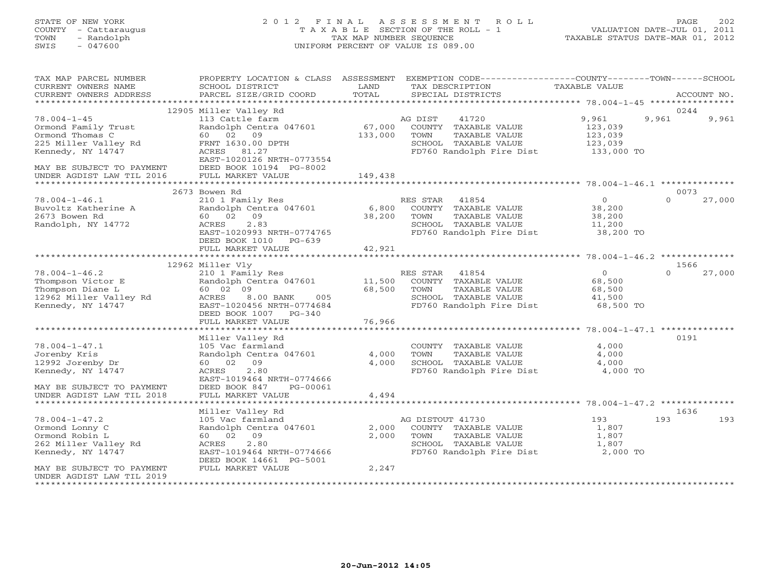STATE OF NEW YORK
COUNTY - Cattaraugus
TOWN - Randolph
SWIS - 047600

2 0 1 2 F I N A L A S S E S S M E N T R O L L
T A X A B L E SECTION OF THE ROLL - 1
TAX MAP NUMBER SEQUENCE
UNIFORM PERCENT OF VALUE IS 089.00

VALUATION DATE-JUL 01, 2011
TAXABLE STATUS DATE-MAR 01, 2012

| TAX MAP PARCEL NUMBER / CURRENT OWNERS NAME / CURRENT OWNERS ADDRESS | PROPERTY LOCATION & CLASS / SCHOOL DISTRICT / PARCEL SIZE/GRID COORD | ASSESSMENT LAND / TOTAL | EXEMPTION CODE / TAX DESCRIPTION / SPECIAL DISTRICTS | COUNTY TAXABLE VALUE | TOWN | SCHOOL / ACCOUNT NO. |
|---|---|---|---|---|---|---|
| | 12905 Miller Valley Rd | | | | | 0244 |
| 78.004-1-45 | 113 Cattle farm | | AG DIST 41720 | 9,961 | 9,961 | 9,961 |
| Ormond Family Trust | Randolph Centra 047601 | 67,000 | COUNTY TAXABLE VALUE | 123,039 | | |
| Ormond Thomas C | 60 02 09 | 133,000 | TOWN TAXABLE VALUE | 123,039 | | |
| 225 Miller Valley Rd | FRNT 1630.00 DPTH | | SCHOOL TAXABLE VALUE | 123,039 | | |
| Kennedy, NY 14747 | ACRES 81.27 | | FD760 Randolph Fire Dist | 133,000 TO | | |
| | EAST-1020126 NRTH-0773554 | | | | | |
| MAY BE SUBJECT TO PAYMENT | DEED BOOK 10194 PG-8002 | | | | | |
| UNDER AGDIST LAW TIL 2016 | FULL MARKET VALUE | 149,438 | | | | |
| | 2673 Bowen Rd | | | | | 0073 |
| 78.004-1-46.1 | 210 1 Family Res | | RES STAR 41854 | 0 | 0 | 27,000 |
| Buvoltz Katherine A | Randolph Centra 047601 | 6,800 | COUNTY TAXABLE VALUE | 38,200 | | |
| 2673 Bowen Rd | 60 02 09 | 38,200 | TOWN TAXABLE VALUE | 38,200 | | |
| Randolph, NY 14772 | ACRES 2.83 | | SCHOOL TAXABLE VALUE | 11,200 | | |
| | EAST-1020993 NRTH-0774765 | | FD760 Randolph Fire Dist | 38,200 TO | | |
| | DEED BOOK 1010 PG-639 | | | | | |
| | FULL MARKET VALUE | 42,921 | | | | |
| | 12962 Miller Vly | | | | | 1566 |
| 78.004-1-46.2 | 210 1 Family Res | | RES STAR 41854 | 0 | 0 | 27,000 |
| Thompson Victor E | Randolph Centra 047601 | 11,500 | COUNTY TAXABLE VALUE | 68,500 | | |
| Thompson Diane L | 60 02 09 | 68,500 | TOWN TAXABLE VALUE | 68,500 | | |
| 12962 Miller Valley Rd | ACRES 8.00 BANK 005 | | SCHOOL TAXABLE VALUE | 41,500 | | |
| Kennedy, NY 14747 | EAST-1020456 NRTH-0774684 | | FD760 Randolph Fire Dist | 68,500 TO | | |
| | DEED BOOK 1007 PG-340 | | | | | |
| | FULL MARKET VALUE | 76,966 | | | | |
| | Miller Valley Rd | | | | | 0191 |
| 78.004-1-47.1 | 105 Vac farmland | | COUNTY TAXABLE VALUE | 4,000 | | |
| Jorenby Kris | Randolph Centra 047601 | 4,000 | TOWN TAXABLE VALUE | 4,000 | | |
| 12992 Jorenby Dr | 60 02 09 | 4,000 | SCHOOL TAXABLE VALUE | 4,000 | | |
| Kennedy, NY 14747 | ACRES 2.80 | | FD760 Randolph Fire Dist | 4,000 TO | | |
| | EAST-1019464 NRTH-0774666 | | | | | |
| MAY BE SUBJECT TO PAYMENT | DEED BOOK 847 PG-00061 | | | | | |
| UNDER AGDIST LAW TIL 2018 | FULL MARKET VALUE | 4,494 | | | | |
| | Miller Valley Rd | | | | | 1636 |
| 78.004-1-47.2 | 105 Vac farmland | | AG DISTOUT 41730 | 193 | 193 | 193 |
| Ormond Lonny C | Randolph Centra 047601 | 2,000 | COUNTY TAXABLE VALUE | 1,807 | | |
| Ormond Robin L | 60 02 09 | 2,000 | TOWN TAXABLE VALUE | 1,807 | | |
| 262 Miller Valley Rd | ACRES 2.80 | | SCHOOL TAXABLE VALUE | 1,807 | | |
| Kennedy, NY 14747 | EAST-1019464 NRTH-0774666 | | FD760 Randolph Fire Dist | 2,000 TO | | |
| | DEED BOOK 14661 PG-5001 | | | | | |
| MAY BE SUBJECT TO PAYMENT | FULL MARKET VALUE | 2,247 | | | | |
| UNDER AGDIST LAW TIL 2019 | | | | | | |

20-Jun-2012 14:05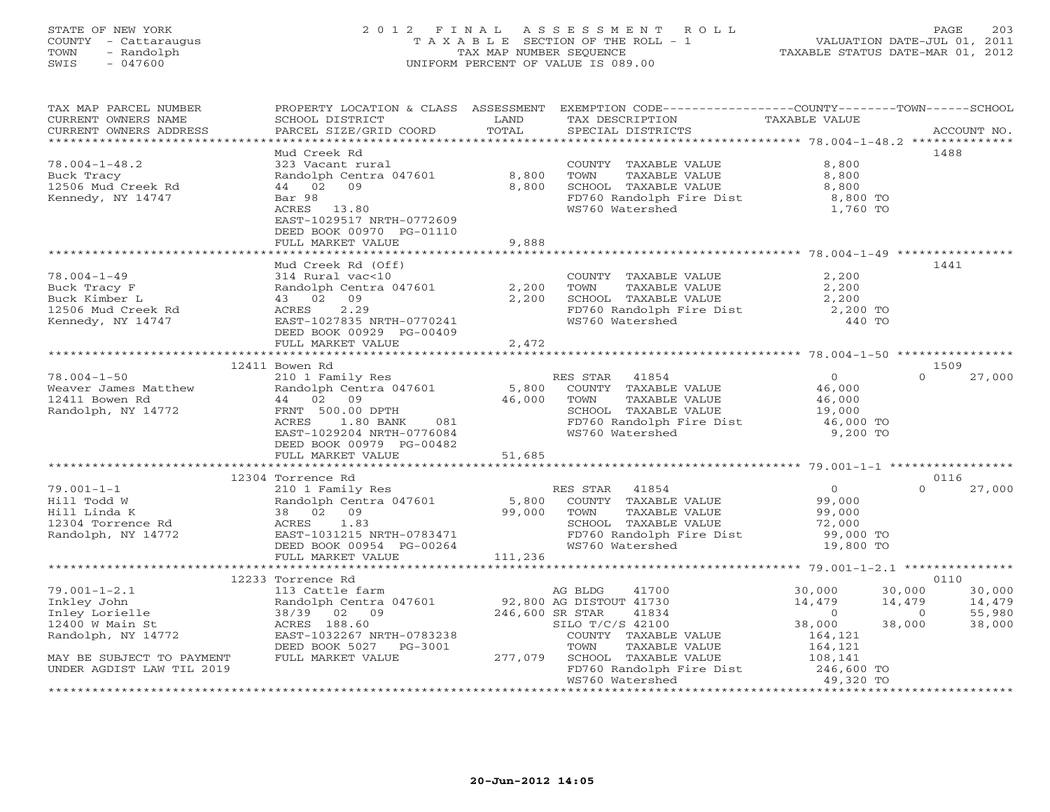STATE OF NEW YORK
COUNTY - Cattaraugus
TOWN - Randolph
SWIS - 047600

2012 FINAL ASSESSMENT ROLL
TAXABLE SECTION OF THE ROLL - 1
TAX MAP NUMBER SEQUENCE
UNIFORM PERCENT OF VALUE IS 089.00

VALUATION DATE-JUL 01, 2011
TAXABLE STATUS DATE-MAR 01, 2012

| TAX MAP PARCEL NUMBER / CURRENT OWNERS NAME / CURRENT OWNERS ADDRESS | PROPERTY LOCATION & CLASS / SCHOOL DISTRICT / PARCEL SIZE/GRID COORD | ASSESSMENT LAND / TOTAL | EXEMPTION CODE / TAX DESCRIPTION / SPECIAL DISTRICTS | COUNTY TAXABLE VALUE | TOWN | SCHOOL | ACCOUNT NO. |
|---|---|---|---|---|---|---|---|
| **78.004-1-48.2** | Mud Creek Rd | | | | | | 1488 |
| 78.004-1-48.2 | 323 Vacant rural | | COUNTY TAXABLE VALUE | 8,800 | | | |
| Buck Tracy | Randolph Centra 047601 | 8,800 | TOWN TAXABLE VALUE | 8,800 | | | |
| 12506 Mud Creek Rd | 44 02 09 | 8,800 | SCHOOL TAXABLE VALUE | 8,800 | | | |
| Kennedy, NY 14747 | Bar 98 | | FD760 Randolph Fire Dist | 8,800 TO | | | |
| | ACRES 13.80 | | WS760 Watershed | 1,760 TO | | | |
| | EAST-1029517 NRTH-0772609 | | | | | | |
| | DEED BOOK 00970 PG-01110 | | | | | | |
| | FULL MARKET VALUE | 9,888 | | | | | |
| **78.004-1-49** | Mud Creek Rd (Off) | | | | | | 1441 |
| 78.004-1-49 | 314 Rural vac<10 | | COUNTY TAXABLE VALUE | 2,200 | | | |
| Buck Tracy F | Randolph Centra 047601 | 2,200 | TOWN TAXABLE VALUE | 2,200 | | | |
| Buck Kimber L | 43 02 09 | 2,200 | SCHOOL TAXABLE VALUE | 2,200 | | | |
| 12506 Mud Creek Rd | ACRES 2.29 | | FD760 Randolph Fire Dist | 2,200 TO | | | |
| Kennedy, NY 14747 | EAST-1027835 NRTH-0770241 | | WS760 Watershed | 440 TO | | | |
| | DEED BOOK 00929 PG-00409 | | | | | | |
| | FULL MARKET VALUE | 2,472 | | | | | |
| **78.004-1-50** | 12411 Bowen Rd | | | | | | 1509 |
| 78.004-1-50 | 210 1 Family Res | | RES STAR 41854 | 0 | 0 | 27,000 | |
| Weaver James Matthew | Randolph Centra 047601 | 5,800 | COUNTY TAXABLE VALUE | 46,000 | | | |
| 12411 Bowen Rd | 44 02 09 | 46,000 | TOWN TAXABLE VALUE | 46,000 | | | |
| Randolph, NY 14772 | FRNT 500.00 DPTH | | SCHOOL TAXABLE VALUE | 19,000 | | | |
| | ACRES 1.80 BANK 081 | | FD760 Randolph Fire Dist | 46,000 TO | | | |
| | EAST-1029204 NRTH-0776084 | | WS760 Watershed | 9,200 TO | | | |
| | DEED BOOK 00979 PG-00482 | | | | | | |
| | FULL MARKET VALUE | 51,685 | | | | | |
| **79.001-1-1** | 12304 Torrence Rd | | | | | | 0116 |
| 79.001-1-1 | 210 1 Family Res | | RES STAR 41854 | 0 | 0 | 27,000 | |
| Hill Todd W | Randolph Centra 047601 | 5,800 | COUNTY TAXABLE VALUE | 99,000 | | | |
| Hill Linda K | 38 02 09 | 99,000 | TOWN TAXABLE VALUE | 99,000 | | | |
| 12304 Torrence Rd | ACRES 1.83 | | SCHOOL TAXABLE VALUE | 72,000 | | | |
| Randolph, NY 14772 | EAST-1031215 NRTH-0783471 | | FD760 Randolph Fire Dist | 99,000 TO | | | |
| | DEED BOOK 00954 PG-00264 | | WS760 Watershed | 19,800 TO | | | |
| | FULL MARKET VALUE | 111,236 | | | | | |
| **79.001-1-2.1** | 12233 Torrence Rd | | | | | | 0110 |
| 79.001-1-2.1 | 113 Cattle farm | | AG BLDG 41700 | 30,000 | 30,000 | 30,000 | |
| Inkley John | Randolph Centra 047601 | 92,800 | AG DISTOUT 41730 | 14,479 | 14,479 | 14,479 | |
| Inley Lorielle | 38/39 02 09 | 246,600 | SR STAR 41834 | 0 | 0 | 55,980 | |
| 12400 W Main St | ACRES 188.60 | | SILO T/C/S 42100 | 38,000 | 38,000 | 38,000 | |
| Randolph, NY 14772 | EAST-1032267 NRTH-0783238 | | COUNTY TAXABLE VALUE | 164,121 | | | |
| | DEED BOOK 5027 PG-3001 | | TOWN TAXABLE VALUE | 164,121 | | | |
| MAY BE SUBJECT TO PAYMENT | FULL MARKET VALUE | 277,079 | SCHOOL TAXABLE VALUE | 108,141 | | | |
| UNDER AGDIST LAW TIL 2019 | | | FD760 Randolph Fire Dist | 246,600 TO | | | |
| | | | WS760 Watershed | 49,320 TO | | | |

20-Jun-2012 14:05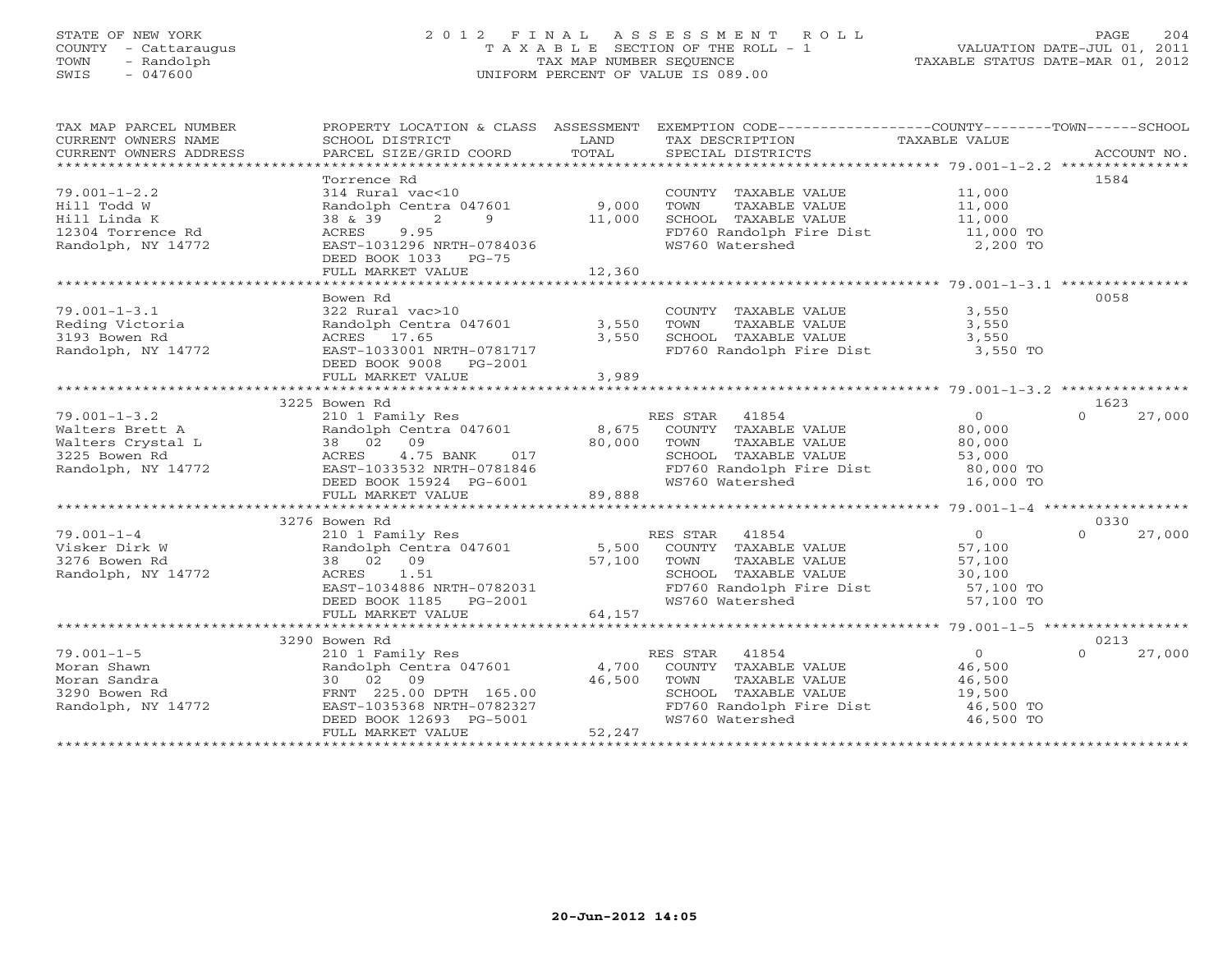STATE OF NEW YORK
COUNTY - Cattaraugus
TOWN - Randolph
SWIS - 047600

# 2012 FINAL ASSESSMENT ROLL
TAXABLE SECTION OF THE ROLL - 1
TAX MAP NUMBER SEQUENCE
UNIFORM PERCENT OF VALUE IS 089.00

VALUATION DATE-JUL 01, 2011
TAXABLE STATUS DATE-MAR 01, 2012

| TAX MAP PARCEL NUMBER / CURRENT OWNERS NAME / CURRENT OWNERS ADDRESS | PROPERTY LOCATION & CLASS / SCHOOL DISTRICT / PARCEL SIZE/GRID COORD | ASSESSMENT LAND / TOTAL | EXEMPTION CODE / TAX DESCRIPTION / SPECIAL DISTRICTS | COUNTY / TOWN / SCHOOL TAXABLE VALUE | ACCOUNT NO. |
|---|---|---|---|---|---|
| 79.001-1-2.2 | Torrence Rd | | | | 1584 |
| Hill Todd W | 314 Rural vac<10 | | COUNTY TAXABLE VALUE | 11,000 | |
| Hill Linda K | Randolph Centra 047601 | 9,000 | TOWN TAXABLE VALUE | 11,000 | |
| 12304 Torrence Rd | 38 & 39 2 9 | 11,000 | SCHOOL TAXABLE VALUE | 11,000 | |
| Randolph, NY 14772 | ACRES 9.95 | | FD760 Randolph Fire Dist | 11,000 TO | |
| | EAST-1031296 NRTH-0784036 | | WS760 Watershed | 2,200 TO | |
| | DEED BOOK 1033 PG-75 | | | | |
| | FULL MARKET VALUE | 12,360 | | | |
| 79.001-1-3.1 | Bowen Rd | | | | 0058 |
| Reding Victoria | 322 Rural vac>10 | | COUNTY TAXABLE VALUE | 3,550 | |
| 3193 Bowen Rd | Randolph Centra 047601 | 3,550 | TOWN TAXABLE VALUE | 3,550 | |
| Randolph, NY 14772 | ACRES 17.65 | 3,550 | SCHOOL TAXABLE VALUE | 3,550 | |
| | EAST-1033001 NRTH-0781717 | | FD760 Randolph Fire Dist | 3,550 TO | |
| | DEED BOOK 9008 PG-2001 | | | | |
| | FULL MARKET VALUE | 3,989 | | | |
| 79.001-1-3.2 | 3225 Bowen Rd | | | | 1623 |
| Walters Brett A | 210 1 Family Res | | RES STAR 41854 | 0 / 0 / 27,000 | |
| Walters Crystal L | Randolph Centra 047601 | 8,675 | COUNTY TAXABLE VALUE | 80,000 | |
| 3225 Bowen Rd | 38 02 09 | 80,000 | TOWN TAXABLE VALUE | 80,000 | |
| Randolph, NY 14772 | ACRES 4.75 BANK 017 | | SCHOOL TAXABLE VALUE | 53,000 | |
| | EAST-1033532 NRTH-0781846 | | FD760 Randolph Fire Dist | 80,000 TO | |
| | DEED BOOK 15924 PG-6001 | | WS760 Watershed | 16,000 TO | |
| | FULL MARKET VALUE | 89,888 | | | |
| 79.001-1-4 | 3276 Bowen Rd | | | | 0330 |
| Visker Dirk W | 210 1 Family Res | | RES STAR 41854 | 0 / 0 / 27,000 | |
| 3276 Bowen Rd | Randolph Centra 047601 | 5,500 | COUNTY TAXABLE VALUE | 57,100 | |
| Randolph, NY 14772 | 38 02 09 | 57,100 | TOWN TAXABLE VALUE | 57,100 | |
| | ACRES 1.51 | | SCHOOL TAXABLE VALUE | 30,100 | |
| | EAST-1034886 NRTH-0782031 | | FD760 Randolph Fire Dist | 57,100 TO | |
| | DEED BOOK 1185 PG-2001 | | WS760 Watershed | 57,100 TO | |
| | FULL MARKET VALUE | 64,157 | | | |
| 79.001-1-5 | 3290 Bowen Rd | | | | 0213 |
| Moran Shawn | 210 1 Family Res | | RES STAR 41854 | 0 / 0 / 27,000 | |
| Moran Sandra | Randolph Centra 047601 | 4,700 | COUNTY TAXABLE VALUE | 46,500 | |
| 3290 Bowen Rd | 30 02 09 | 46,500 | TOWN TAXABLE VALUE | 46,500 | |
| Randolph, NY 14772 | FRNT 225.00 DPTH 165.00 | | SCHOOL TAXABLE VALUE | 19,500 | |
| | EAST-1035368 NRTH-0782327 | | FD760 Randolph Fire Dist | 46,500 TO | |
| | DEED BOOK 12693 PG-5001 | | WS760 Watershed | 46,500 TO | |
| | FULL MARKET VALUE | 52,247 | | | |

20-Jun-2012 14:05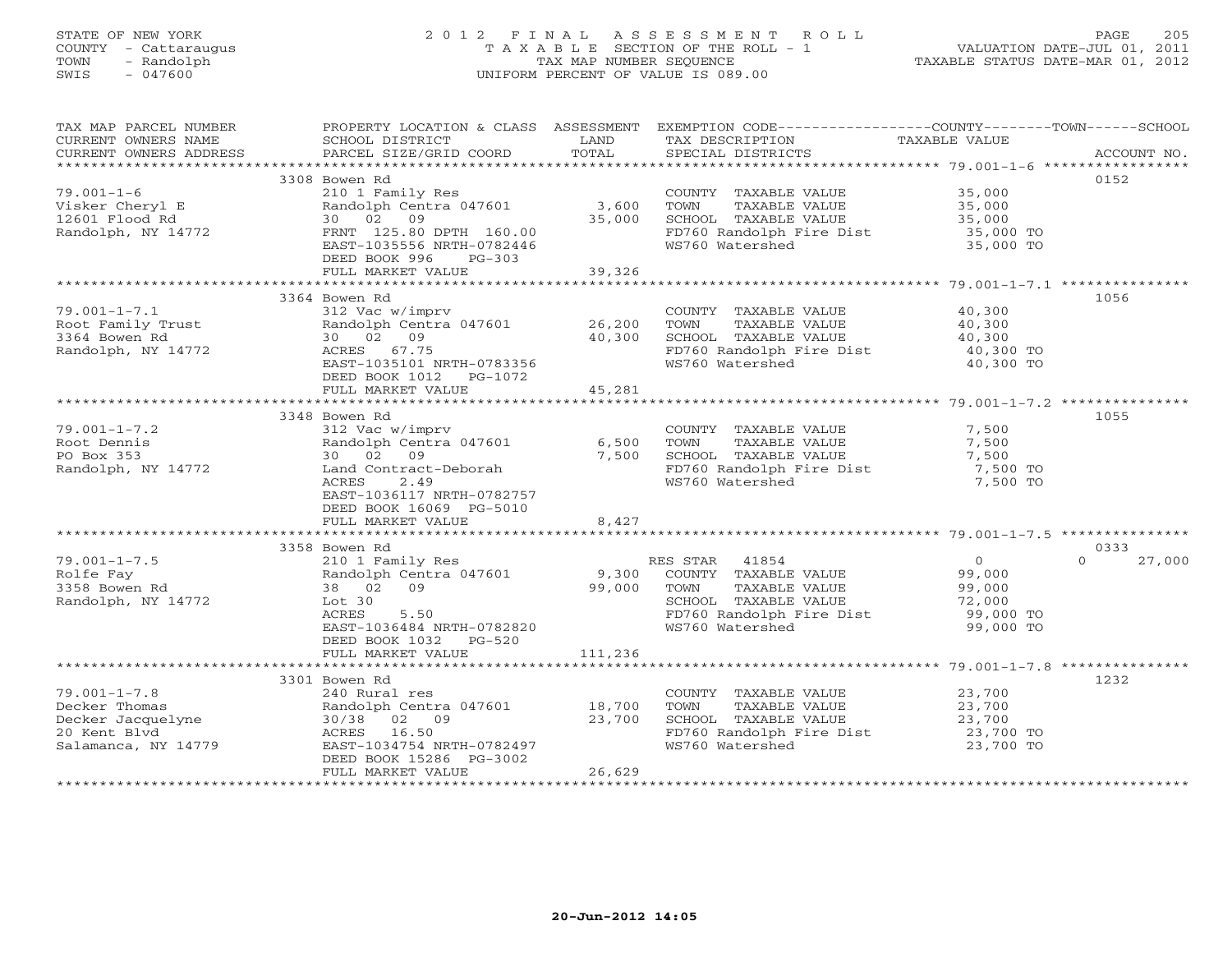STATE OF NEW YORK
COUNTY - Cattaraugus
TOWN - Randolph
SWIS - 047600

# 2012 FINAL ASSESSMENT ROLL

TAXABLE SECTION OF THE ROLL - 1
TAX MAP NUMBER SEQUENCE
UNIFORM PERCENT OF VALUE IS 089.00

VALUATION DATE-JUL 01, 2011
TAXABLE STATUS DATE-MAR 01, 2012

| TAX MAP PARCEL NUMBER / CURRENT OWNERS NAME / CURRENT OWNERS ADDRESS | PROPERTY LOCATION & CLASS / SCHOOL DISTRICT / PARCEL SIZE/GRID COORD | ASSESSMENT LAND / TOTAL | EXEMPTION CODE / TAX DESCRIPTION / SPECIAL DISTRICTS | COUNTY / TOWN / SCHOOL TAXABLE VALUE | ACCOUNT NO. |
|---|---|---|---|---|---|
| **79.001-1-6** | 3308 Bowen Rd | | | | 0152 |
| Visker Cheryl E | 210 1 Family Res | | COUNTY TAXABLE VALUE | 35,000 | |
| 12601 Flood Rd | Randolph Centra 047601 | 3,600 | TOWN TAXABLE VALUE | 35,000 | |
| Randolph, NY 14772 | 30 02 09 | 35,000 | SCHOOL TAXABLE VALUE | 35,000 | |
| | FRNT 125.80 DPTH 160.00 | | FD760 Randolph Fire Dist | 35,000 TO | |
| | EAST-1035556 NRTH-0782446 | | WS760 Watershed | 35,000 TO | |
| | DEED BOOK 996 PG-303 | | | | |
| | FULL MARKET VALUE | 39,326 | | | |
| **79.001-1-7.1** | 3364 Bowen Rd | | | | 1056 |
| Root Family Trust | 312 Vac w/imprv | | COUNTY TAXABLE VALUE | 40,300 | |
| 3364 Bowen Rd | Randolph Centra 047601 | 26,200 | TOWN TAXABLE VALUE | 40,300 | |
| Randolph, NY 14772 | 30 02 09 | 40,300 | SCHOOL TAXABLE VALUE | 40,300 | |
| | ACRES 67.75 | | FD760 Randolph Fire Dist | 40,300 TO | |
| | EAST-1035101 NRTH-0783356 | | WS760 Watershed | 40,300 TO | |
| | DEED BOOK 1012 PG-1072 | | | | |
| | FULL MARKET VALUE | 45,281 | | | |
| **79.001-1-7.2** | 3348 Bowen Rd | | | | 1055 |
| Root Dennis | 312 Vac w/imprv | | COUNTY TAXABLE VALUE | 7,500 | |
| PO Box 353 | Randolph Centra 047601 | 6,500 | TOWN TAXABLE VALUE | 7,500 | |
| Randolph, NY 14772 | 30 02 09 | 7,500 | SCHOOL TAXABLE VALUE | 7,500 | |
| | Land Contract-Deborah | | FD760 Randolph Fire Dist | 7,500 TO | |
| | ACRES 2.49 | | WS760 Watershed | 7,500 TO | |
| | EAST-1036117 NRTH-0782757 | | | | |
| | DEED BOOK 16069 PG-5010 | | | | |
| | FULL MARKET VALUE | 8,427 | | | |
| **79.001-1-7.5** | 3358 Bowen Rd | | | | 0333 |
| Rolfe Fay | 210 1 Family Res | | RES STAR 41854 | 0 / 0 / 27,000 | |
| 3358 Bowen Rd | Randolph Centra 047601 | 9,300 | COUNTY TAXABLE VALUE | 99,000 | |
| Randolph, NY 14772 | 38 02 09 | 99,000 | TOWN TAXABLE VALUE | 99,000 | |
| | Lot 30 | | SCHOOL TAXABLE VALUE | 72,000 | |
| | ACRES 5.50 | | FD760 Randolph Fire Dist | 99,000 TO | |
| | EAST-1036484 NRTH-0782820 | | WS760 Watershed | 99,000 TO | |
| | DEED BOOK 1032 PG-520 | | | | |
| | FULL MARKET VALUE | 111,236 | | | |
| **79.001-1-7.8** | 3301 Bowen Rd | | | | 1232 |
| Decker Thomas | 240 Rural res | | COUNTY TAXABLE VALUE | 23,700 | |
| Decker Jacquelyne | Randolph Centra 047601 | 18,700 | TOWN TAXABLE VALUE | 23,700 | |
| 20 Kent Blvd | 30/38 02 09 | 23,700 | SCHOOL TAXABLE VALUE | 23,700 | |
| Salamanca, NY 14779 | ACRES 16.50 | | FD760 Randolph Fire Dist | 23,700 TO | |
| | EAST-1034754 NRTH-0782497 | | WS760 Watershed | 23,700 TO | |
| | DEED BOOK 15286 PG-3002 | | | | |
| | FULL MARKET VALUE | 26,629 | | | |

20-Jun-2012 14:05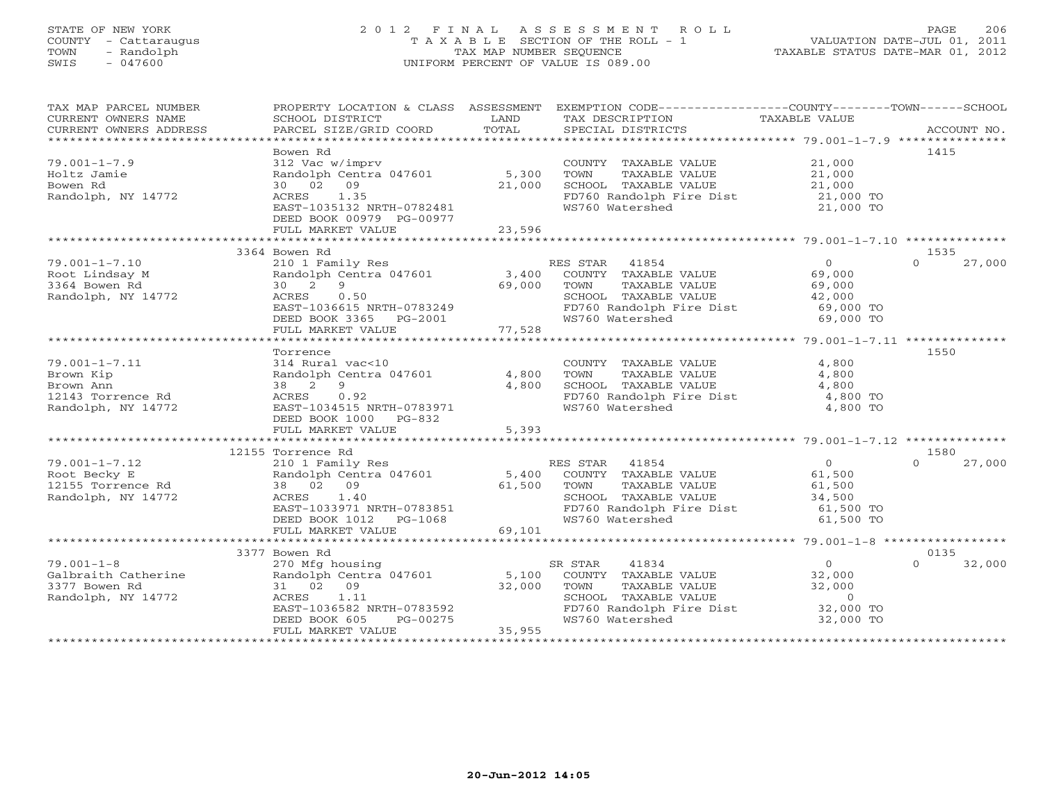STATE OF NEW YORK
COUNTY - Cattaraugus
TOWN - Randolph
SWIS - 047600

2 0 1 2 F I N A L A S S E S S M E N T R O L L
T A X A B L E SECTION OF THE ROLL - 1
TAX MAP NUMBER SEQUENCE
UNIFORM PERCENT OF VALUE IS 089.00

VALUATION DATE-JUL 01, 2011
TAXABLE STATUS DATE-MAR 01, 2012

| TAX MAP PARCEL NUMBER / CURRENT OWNERS NAME / CURRENT OWNERS ADDRESS | PROPERTY LOCATION & CLASS / SCHOOL DISTRICT / PARCEL SIZE/GRID COORD | ASSESSMENT LAND / TOTAL | EXEMPTION CODE / TAX DESCRIPTION / SPECIAL DISTRICTS | COUNTY / TOWN / SCHOOL TAXABLE VALUE | ACCOUNT NO. |
|---|---|---|---|---|---|
| 79.001-1-7.9 | Bowen Rd | | | | 1415 |
| 79.001-1-7.9 | 312 Vac w/imprv | | COUNTY TAXABLE VALUE | 21,000 | |
| Holtz Jamie | Randolph Centra 047601 | 5,300 | TOWN TAXABLE VALUE | 21,000 | |
| Bowen Rd | 30 02 09 | 21,000 | SCHOOL TAXABLE VALUE | 21,000 | |
| Randolph, NY 14772 | ACRES 1.35 | | FD760 Randolph Fire Dist | 21,000 TO | |
| | EAST-1035132 NRTH-0782481 | | WS760 Watershed | 21,000 TO | |
| | DEED BOOK 00979 PG-00977 | | | | |
| | FULL MARKET VALUE | 23,596 | | | |
| 79.001-1-7.10 | 3364 Bowen Rd | | | | 1535 |
| 79.001-1-7.10 | 210 1 Family Res | | RES STAR 41854 | 0 / 0 / 27,000 | |
| Root Lindsay M | Randolph Centra 047601 | 3,400 | COUNTY TAXABLE VALUE | 69,000 | |
| 3364 Bowen Rd | 30 2 9 | 69,000 | TOWN TAXABLE VALUE | 69,000 | |
| Randolph, NY 14772 | ACRES 0.50 | | SCHOOL TAXABLE VALUE | 42,000 | |
| | EAST-1036615 NRTH-0783249 | | FD760 Randolph Fire Dist | 69,000 TO | |
| | DEED BOOK 3365 PG-2001 | | WS760 Watershed | 69,000 TO | |
| | FULL MARKET VALUE | 77,528 | | | |
| 79.001-1-7.11 | Torrence | | | | 1550 |
| 79.001-1-7.11 | 314 Rural vac<10 | | COUNTY TAXABLE VALUE | 4,800 | |
| Brown Kip | Randolph Centra 047601 | 4,800 | TOWN TAXABLE VALUE | 4,800 | |
| Brown Ann | 38 2 9 | 4,800 | SCHOOL TAXABLE VALUE | 4,800 | |
| 12143 Torrence Rd | ACRES 0.92 | | FD760 Randolph Fire Dist | 4,800 TO | |
| Randolph, NY 14772 | EAST-1034515 NRTH-0783971 | | WS760 Watershed | 4,800 TO | |
| | DEED BOOK 1000 PG-832 | | | | |
| | FULL MARKET VALUE | 5,393 | | | |
| 79.001-1-7.12 | 12155 Torrence Rd | | | | 1580 |
| 79.001-1-7.12 | 210 1 Family Res | | RES STAR 41854 | 0 / 0 / 27,000 | |
| Root Becky E | Randolph Centra 047601 | 5,400 | COUNTY TAXABLE VALUE | 61,500 | |
| 12155 Torrence Rd | 38 02 09 | 61,500 | TOWN TAXABLE VALUE | 61,500 | |
| Randolph, NY 14772 | ACRES 1.40 | | SCHOOL TAXABLE VALUE | 34,500 | |
| | EAST-1033971 NRTH-0783851 | | FD760 Randolph Fire Dist | 61,500 TO | |
| | DEED BOOK 1012 PG-1068 | | WS760 Watershed | 61,500 TO | |
| | FULL MARKET VALUE | 69,101 | | | |
| 79.001-1-8 | 3377 Bowen Rd | | | | 0135 |
| 79.001-1-8 | 270 Mfg housing | | SR STAR 41834 | 0 / 0 / 32,000 | |
| Galbraith Catherine | Randolph Centra 047601 | 5,100 | COUNTY TAXABLE VALUE | 32,000 | |
| 3377 Bowen Rd | 31 02 09 | 32,000 | TOWN TAXABLE VALUE | 32,000 | |
| Randolph, NY 14772 | ACRES 1.11 | | SCHOOL TAXABLE VALUE | 0 | |
| | EAST-1036582 NRTH-0783592 | | FD760 Randolph Fire Dist | 32,000 TO | |
| | DEED BOOK 605 PG-00275 | | WS760 Watershed | 32,000 TO | |
| | FULL MARKET VALUE | 35,955 | | | |

20-Jun-2012 14:05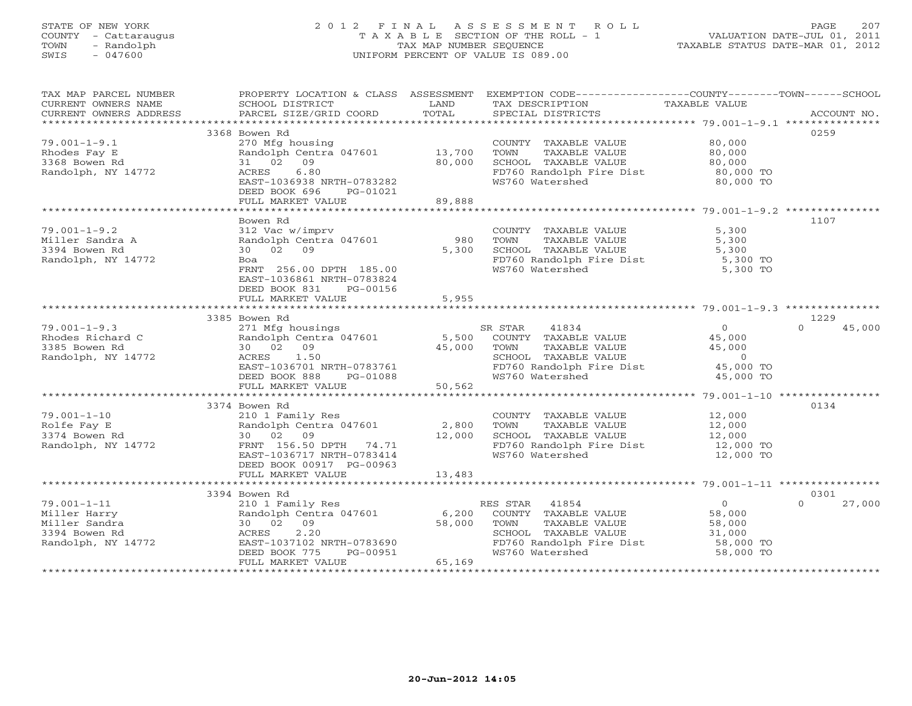STATE OF NEW YORK
COUNTY - Cattaraugus
TOWN - Randolph
SWIS - 047600

2 0 1 2 F I N A L A S S E S S M E N T R O L L
T A X A B L E SECTION OF THE ROLL - 1
TAX MAP NUMBER SEQUENCE
UNIFORM PERCENT OF VALUE IS 089.00

VALUATION DATE-JUL 01, 2011
TAXABLE STATUS DATE-MAR 01, 2012

| TAX MAP PARCEL NUMBER / CURRENT OWNERS NAME / CURRENT OWNERS ADDRESS | PROPERTY LOCATION & CLASS / SCHOOL DISTRICT / PARCEL SIZE/GRID COORD | ASSESSMENT LAND / TOTAL | EXEMPTION CODE / TAX DESCRIPTION / SPECIAL DISTRICTS | COUNTY / TOWN / SCHOOL TAXABLE VALUE | ACCOUNT NO. |
|---|---|---|---|---|---|
| **79.001-1-9.1** | 3368 Bowen Rd | | | | 0259 |
| 79.001-1-9.1 | 270 Mfg housing | | COUNTY TAXABLE VALUE | 80,000 | |
| Rhodes Fay E | Randolph Centra 047601 | 13,700 | TOWN TAXABLE VALUE | 80,000 | |
| 3368 Bowen Rd | 31 02 09 | 80,000 | SCHOOL TAXABLE VALUE | 80,000 | |
| Randolph, NY 14772 | ACRES 6.80 | | FD760 Randolph Fire Dist | 80,000 TO | |
| | EAST-1036938 NRTH-0783282 | | WS760 Watershed | 80,000 TO | |
| | DEED BOOK 696 PG-01021 | | | | |
| | FULL MARKET VALUE | 89,888 | | | |
| **79.001-1-9.2** | Bowen Rd | | | | 1107 |
| 79.001-1-9.2 | 312 Vac w/imprv | | COUNTY TAXABLE VALUE | 5,300 | |
| Miller Sandra A | Randolph Centra 047601 | 980 | TOWN TAXABLE VALUE | 5,300 | |
| 3394 Bowen Rd | 30 02 09 | 5,300 | SCHOOL TAXABLE VALUE | 5,300 | |
| Randolph, NY 14772 | Boa | | FD760 Randolph Fire Dist | 5,300 TO | |
| | FRNT 256.00 DPTH 185.00 | | WS760 Watershed | 5,300 TO | |
| | EAST-1036861 NRTH-0783824 | | | | |
| | DEED BOOK 831 PG-00156 | | | | |
| | FULL MARKET VALUE | 5,955 | | | |
| **79.001-1-9.3** | 3385 Bowen Rd | | | | 1229 |
| 79.001-1-9.3 | 271 Mfg housings | | SR STAR 41834 | 0 / 0 / 45,000 | |
| Rhodes Richard C | Randolph Centra 047601 | 5,500 | COUNTY TAXABLE VALUE | 45,000 | |
| 3385 Bowen Rd | 30 02 09 | 45,000 | TOWN TAXABLE VALUE | 45,000 | |
| Randolph, NY 14772 | ACRES 1.50 | | SCHOOL TAXABLE VALUE | 0 | |
| | EAST-1036701 NRTH-0783761 | | FD760 Randolph Fire Dist | 45,000 TO | |
| | DEED BOOK 888 PG-01088 | | WS760 Watershed | 45,000 TO | |
| | FULL MARKET VALUE | 50,562 | | | |
| **79.001-1-10** | 3374 Bowen Rd | | | | 0134 |
| 79.001-1-10 | 210 1 Family Res | | COUNTY TAXABLE VALUE | 12,000 | |
| Rolfe Fay E | Randolph Centra 047601 | 2,800 | TOWN TAXABLE VALUE | 12,000 | |
| 3374 Bowen Rd | 30 02 09 | 12,000 | SCHOOL TAXABLE VALUE | 12,000 | |
| Randolph, NY 14772 | FRNT 156.50 DPTH 74.71 | | FD760 Randolph Fire Dist | 12,000 TO | |
| | EAST-1036717 NRTH-0783414 | | WS760 Watershed | 12,000 TO | |
| | DEED BOOK 00917 PG-00963 | | | | |
| | FULL MARKET VALUE | 13,483 | | | |
| **79.001-1-11** | 3394 Bowen Rd | | | | 0301 |
| 79.001-1-11 | 210 1 Family Res | | RES STAR 41854 | 0 / 0 / 27,000 | |
| Miller Harry | Randolph Centra 047601 | 6,200 | COUNTY TAXABLE VALUE | 58,000 | |
| Miller Sandra | 30 02 09 | 58,000 | TOWN TAXABLE VALUE | 58,000 | |
| 3394 Bowen Rd | ACRES 2.20 | | SCHOOL TAXABLE VALUE | 31,000 | |
| Randolph, NY 14772 | EAST-1037102 NRTH-0783690 | | FD760 Randolph Fire Dist | 58,000 TO | |
| | DEED BOOK 775 PG-00951 | | WS760 Watershed | 58,000 TO | |
| | FULL MARKET VALUE | 65,169 | | | |

20-Jun-2012 14:05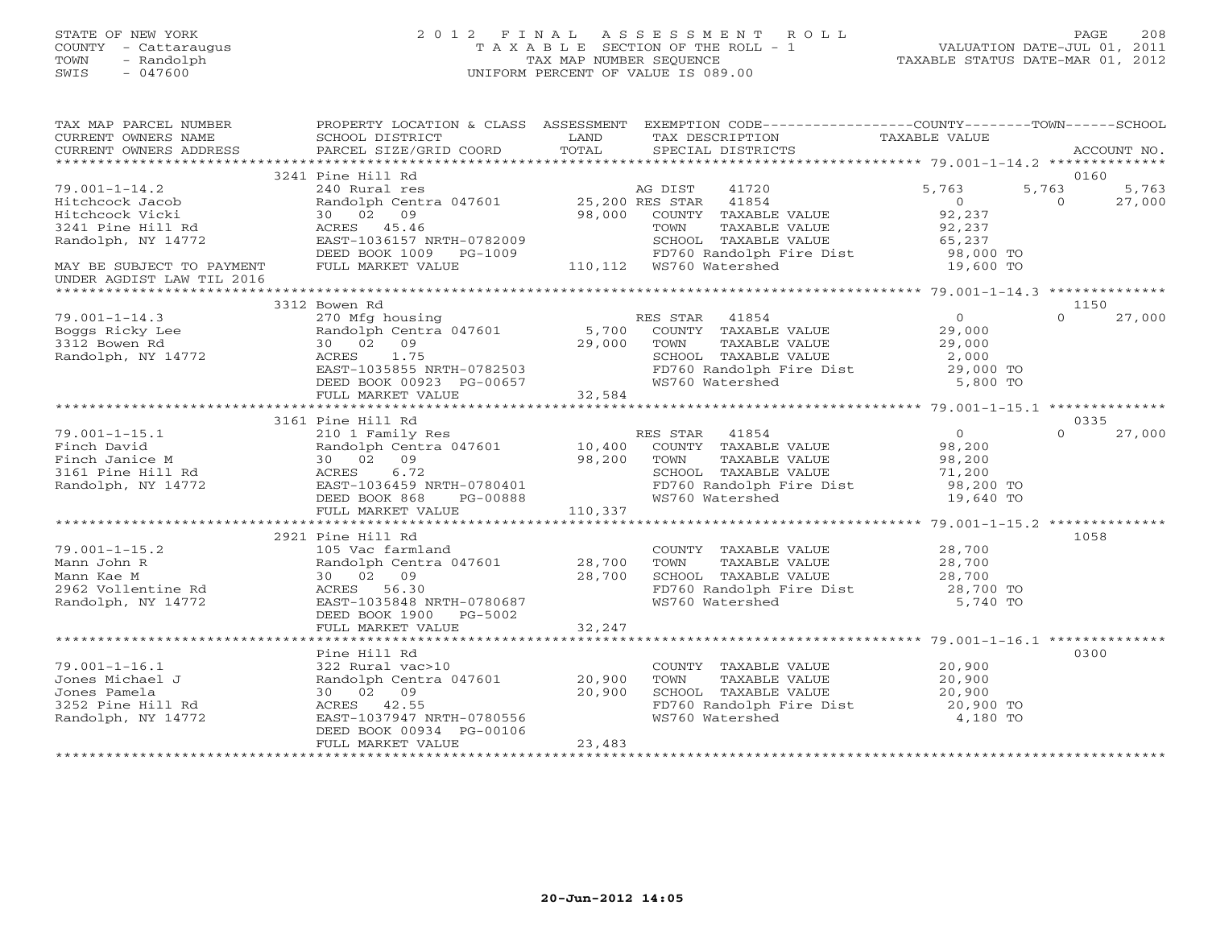STATE OF NEW YORK
COUNTY - Cattaraugus
TOWN - Randolph
SWIS - 047600

2012 FINAL ASSESSMENT ROLL
TAXABLE SECTION OF THE ROLL - 1
TAX MAP NUMBER SEQUENCE
UNIFORM PERCENT OF VALUE IS 089.00

VALUATION DATE-JUL 01, 2011
TAXABLE STATUS DATE-MAR 01, 2012

| TAX MAP PARCEL NUMBER / CURRENT OWNERS NAME / CURRENT OWNERS ADDRESS | PROPERTY LOCATION & CLASS / SCHOOL DISTRICT / PARCEL SIZE/GRID COORD | ASSESSMENT LAND / TOTAL | EXEMPTION CODE / TAX DESCRIPTION / SPECIAL DISTRICTS | COUNTY | TOWN | SCHOOL / ACCOUNT NO. |
|---|---|---|---|---|---|---|
| **79.001-1-14.2** | 3241 Pine Hill Rd | | | | | 0160 |
| | 240 Rural res | | AG DIST 41720 | 5,763 | 5,763 | 5,763 |
| Hitchcock Jacob | Randolph Centra 047601 | 25,200 | RES STAR 41854 | 0 | 0 | 27,000 |
| Hitchcock Vicki | 30 02 09 | 98,000 | COUNTY TAXABLE VALUE | 92,237 | | |
| 3241 Pine Hill Rd | ACRES 45.46 | | TOWN TAXABLE VALUE | | 92,237 | |
| Randolph, NY 14772 | EAST-1036157 NRTH-0782009 | | SCHOOL TAXABLE VALUE | | | 65,237 |
| | DEED BOOK 1009 PG-1009 | | FD760 Randolph Fire Dist | 98,000 TO | | |
| MAY BE SUBJECT TO PAYMENT UNDER AGDIST LAW TIL 2016 | FULL MARKET VALUE | 110,112 | WS760 Watershed | 19,600 TO | | |
| **79.001-1-14.3** | 3312 Bowen Rd | | | | | 1150 |
| | 270 Mfg housing | | RES STAR 41854 | 0 | 0 | 27,000 |
| Boggs Ricky Lee | Randolph Centra 047601 | 5,700 | COUNTY TAXABLE VALUE | 29,000 | | |
| 3312 Bowen Rd | 30 02 09 | 29,000 | TOWN TAXABLE VALUE | | 29,000 | |
| Randolph, NY 14772 | ACRES 1.75 | | SCHOOL TAXABLE VALUE | | | 2,000 |
| | EAST-1035855 NRTH-0782503 | | FD760 Randolph Fire Dist | 29,000 TO | | |
| | DEED BOOK 00923 PG-00657 | | WS760 Watershed | 5,800 TO | | |
| | FULL MARKET VALUE | 32,584 | | | | |
| **79.001-1-15.1** | 3161 Pine Hill Rd | | | | | 0335 |
| | 210 1 Family Res | | RES STAR 41854 | 0 | 0 | 27,000 |
| Finch David | Randolph Centra 047601 | 10,400 | COUNTY TAXABLE VALUE | 98,200 | | |
| Finch Janice M | 30 02 09 | 98,200 | TOWN TAXABLE VALUE | | 98,200 | |
| 3161 Pine Hill Rd | ACRES 6.72 | | SCHOOL TAXABLE VALUE | | | 71,200 |
| Randolph, NY 14772 | EAST-1036459 NRTH-0780401 | | FD760 Randolph Fire Dist | 98,200 TO | | |
| | DEED BOOK 868 PG-00888 | | WS760 Watershed | 19,640 TO | | |
| | FULL MARKET VALUE | 110,337 | | | | |
| **79.001-1-15.2** | 2921 Pine Hill Rd | | | | | 1058 |
| | 105 Vac farmland | | COUNTY TAXABLE VALUE | 28,700 | | |
| Mann John R | Randolph Centra 047601 | 28,700 | TOWN TAXABLE VALUE | | 28,700 | |
| Mann Kae M | 30 02 09 | 28,700 | SCHOOL TAXABLE VALUE | | | 28,700 |
| 2962 Vollentine Rd | ACRES 56.30 | | FD760 Randolph Fire Dist | 28,700 TO | | |
| Randolph, NY 14772 | EAST-1035848 NRTH-0780687 | | WS760 Watershed | 5,740 TO | | |
| | DEED BOOK 1900 PG-5002 | | | | | |
| | FULL MARKET VALUE | 32,247 | | | | |
| **79.001-1-16.1** | Pine Hill Rd | | | | | 0300 |
| | 322 Rural vac>10 | | COUNTY TAXABLE VALUE | 20,900 | | |
| Jones Michael J | Randolph Centra 047601 | 20,900 | TOWN TAXABLE VALUE | | 20,900 | |
| Jones Pamela | 30 02 09 | 20,900 | SCHOOL TAXABLE VALUE | | | 20,900 |
| 3252 Pine Hill Rd | ACRES 42.55 | | FD760 Randolph Fire Dist | 20,900 TO | | |
| Randolph, NY 14772 | EAST-1037947 NRTH-0780556 | | WS760 Watershed | 4,180 TO | | |
| | DEED BOOK 00934 PG-00106 | | | | | |
| | FULL MARKET VALUE | 23,483 | | | | |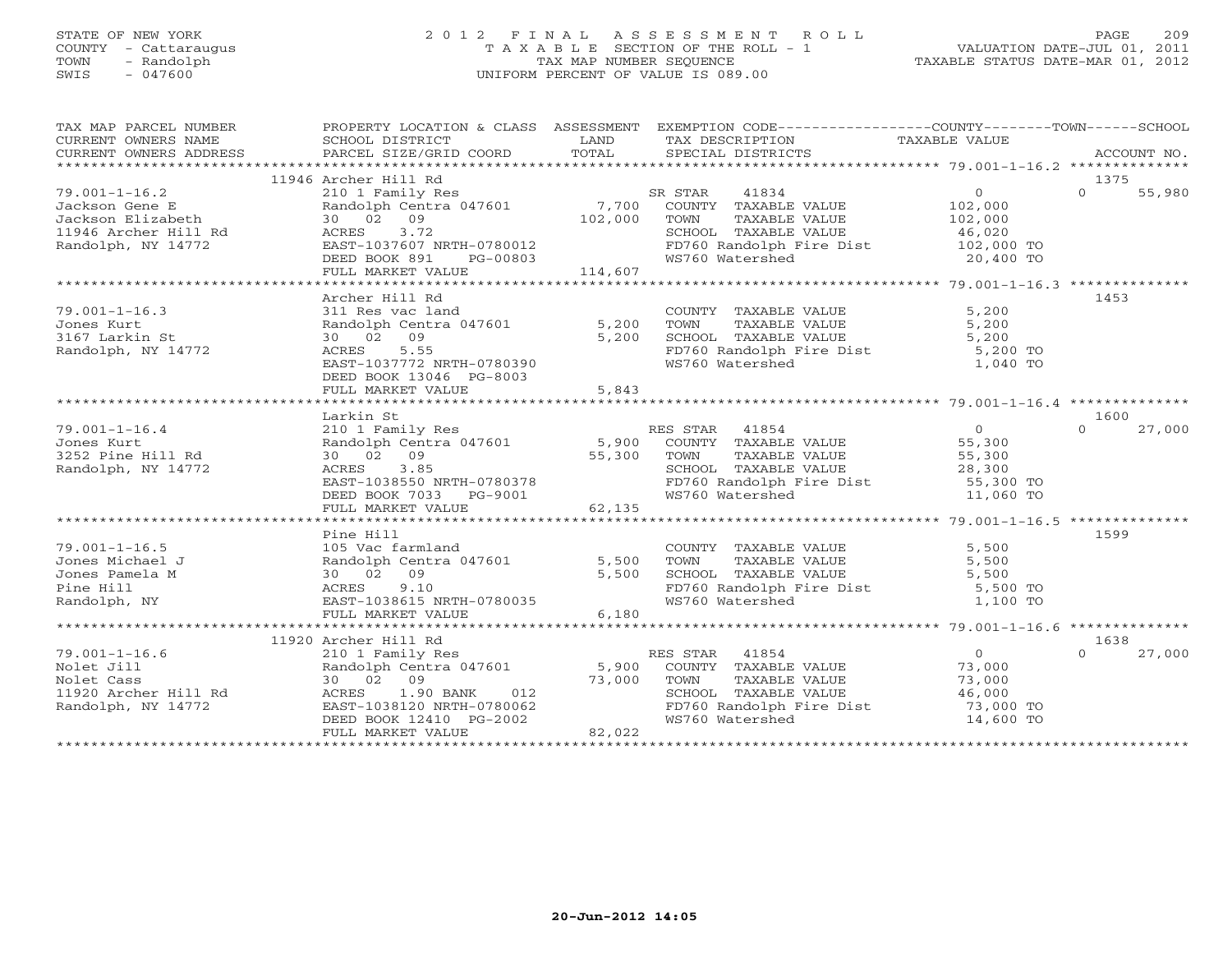STATE OF NEW YORK
COUNTY - Cattaraugus
TOWN - Randolph
SWIS - 047600

# 2012 FINAL ASSESSMENT ROLL
TAXABLE SECTION OF THE ROLL - 1
TAX MAP NUMBER SEQUENCE
UNIFORM PERCENT OF VALUE IS 089.00

VALUATION DATE-JUL 01, 2011
TAXABLE STATUS DATE-MAR 01, 2012

| TAX MAP PARCEL NUMBER / CURRENT OWNERS NAME / CURRENT OWNERS ADDRESS | PROPERTY LOCATION & CLASS / SCHOOL DISTRICT / PARCEL SIZE/GRID COORD | ASSESSMENT LAND / TOTAL | EXEMPTION CODE / TAX DESCRIPTION / SPECIAL DISTRICTS | COUNTY TAXABLE VALUE | TOWN | SCHOOL / ACCOUNT NO. |
|---|---|---|---|---|---|---|
| **79.001-1-16.2** | 11946 Archer Hill Rd | | | | | 1375 |
| 79.001-1-16.2 | 210 1 Family Res | | SR STAR 41834 | 0 | 0 | 55,980 |
| Jackson Gene E | Randolph Centra 047601 | 7,700 | COUNTY TAXABLE VALUE | 102,000 | | |
| Jackson Elizabeth | 30 02 09 | 102,000 | TOWN TAXABLE VALUE | 102,000 | | |
| 11946 Archer Hill Rd | ACRES 3.72 | | SCHOOL TAXABLE VALUE | 46,020 | | |
| Randolph, NY 14772 | EAST-1037607 NRTH-0780012 | | FD760 Randolph Fire Dist | 102,000 TO | | |
| | DEED BOOK 891 PG-00803 | | WS760 Watershed | 20,400 TO | | |
| | FULL MARKET VALUE | 114,607 | | | | |
| **79.001-1-16.3** | Archer Hill Rd | | | | | 1453 |
| 79.001-1-16.3 | 311 Res vac land | | COUNTY TAXABLE VALUE | 5,200 | | |
| Jones Kurt | Randolph Centra 047601 | 5,200 | TOWN TAXABLE VALUE | 5,200 | | |
| 3167 Larkin St | 30 02 09 | 5,200 | SCHOOL TAXABLE VALUE | 5,200 | | |
| Randolph, NY 14772 | ACRES 5.55 | | FD760 Randolph Fire Dist | 5,200 TO | | |
| | EAST-1037772 NRTH-0780390 | | WS760 Watershed | 1,040 TO | | |
| | DEED BOOK 13046 PG-8003 | | | | | |
| | FULL MARKET VALUE | 5,843 | | | | |
| **79.001-1-16.4** | Larkin St | | | | | 1600 |
| 79.001-1-16.4 | 210 1 Family Res | | RES STAR 41854 | 0 | 0 | 27,000 |
| Jones Kurt | Randolph Centra 047601 | 5,900 | COUNTY TAXABLE VALUE | 55,300 | | |
| 3252 Pine Hill Rd | 30 02 09 | 55,300 | TOWN TAXABLE VALUE | 55,300 | | |
| Randolph, NY 14772 | ACRES 3.85 | | SCHOOL TAXABLE VALUE | 28,300 | | |
| | EAST-1038550 NRTH-0780378 | | FD760 Randolph Fire Dist | 55,300 TO | | |
| | DEED BOOK 7033 PG-9001 | | WS760 Watershed | 11,060 TO | | |
| | FULL MARKET VALUE | 62,135 | | | | |
| **79.001-1-16.5** | Pine Hill | | | | | 1599 |
| 79.001-1-16.5 | 105 Vac farmland | | COUNTY TAXABLE VALUE | 5,500 | | |
| Jones Michael J | Randolph Centra 047601 | 5,500 | TOWN TAXABLE VALUE | 5,500 | | |
| Jones Pamela M | 30 02 09 | 5,500 | SCHOOL TAXABLE VALUE | 5,500 | | |
| Pine Hill | ACRES 9.10 | | FD760 Randolph Fire Dist | 5,500 TO | | |
| Randolph, NY | EAST-1038615 NRTH-0780035 | | WS760 Watershed | 1,100 TO | | |
| | FULL MARKET VALUE | 6,180 | | | | |
| **79.001-1-16.6** | 11920 Archer Hill Rd | | | | | 1638 |
| 79.001-1-16.6 | 210 1 Family Res | | RES STAR 41854 | 0 | 0 | 27,000 |
| Nolet Jill | Randolph Centra 047601 | 5,900 | COUNTY TAXABLE VALUE | 73,000 | | |
| Nolet Cass | 30 02 09 | 73,000 | TOWN TAXABLE VALUE | 73,000 | | |
| 11920 Archer Hill Rd | ACRES 1.90 BANK 012 | | SCHOOL TAXABLE VALUE | 46,000 | | |
| Randolph, NY 14772 | EAST-1038120 NRTH-0780062 | | FD760 Randolph Fire Dist | 73,000 TO | | |
| | DEED BOOK 12410 PG-2002 | | WS760 Watershed | 14,600 TO | | |
| | FULL MARKET VALUE | 82,022 | | | | |

20-Jun-2012 14:05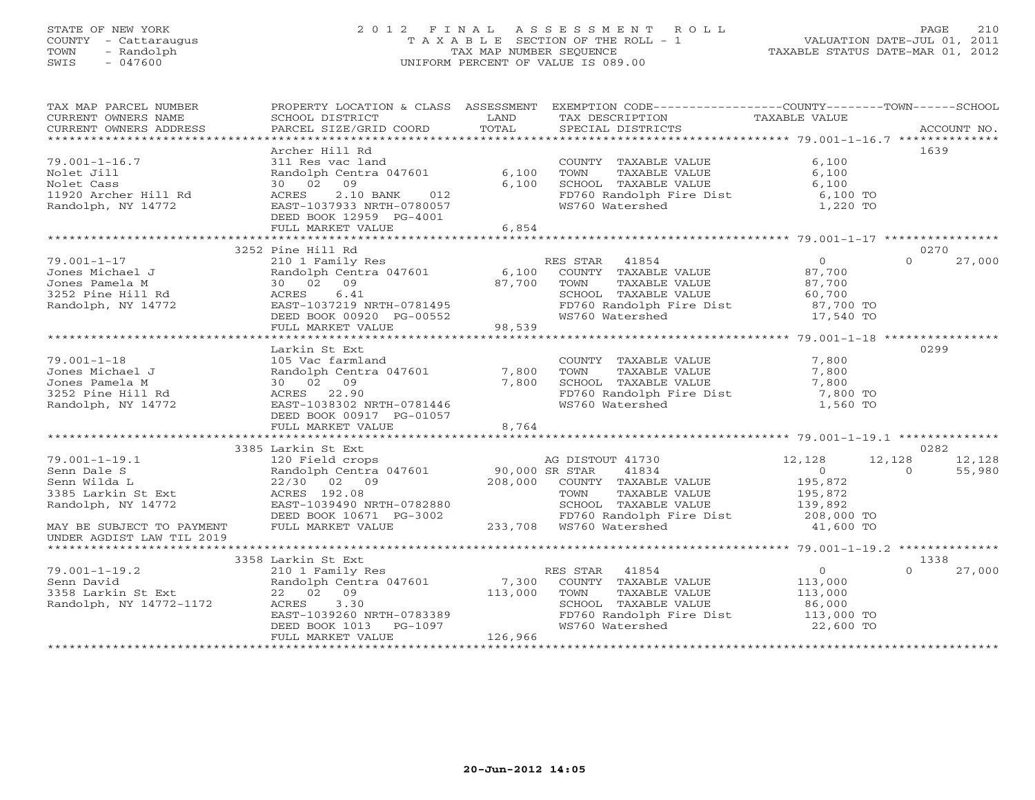STATE OF NEW YORK
COUNTY - Cattaraugus
TOWN - Randolph
SWIS - 047600

2012 FINAL ASSESSMENT ROLL
TAXABLE SECTION OF THE ROLL - 1
TAX MAP NUMBER SEQUENCE
UNIFORM PERCENT OF VALUE IS 089.00

VALUATION DATE-JUL 01, 2011
TAXABLE STATUS DATE-MAR 01, 2012

| TAX MAP PARCEL NUMBER / CURRENT OWNERS NAME / CURRENT OWNERS ADDRESS | PROPERTY LOCATION & CLASS / SCHOOL DISTRICT / PARCEL SIZE/GRID COORD | ASSESSMENT LAND | TOTAL | EXEMPTION CODE / TAX DESCRIPTION / SPECIAL DISTRICTS | COUNTY TAXABLE VALUE | TOWN | SCHOOL | ACCOUNT NO. |
|---|---|---|---|---|---|---|---|---|
| **79.001-1-16.7** | Archer Hill Rd | | | | | | | 1639 |
| 79.001-1-16.7 | 311 Res vac land | | | COUNTY TAXABLE VALUE | 6,100 | | | |
| Nolet Jill | Randolph Centra 047601 | 6,100 | | TOWN TAXABLE VALUE | 6,100 | | | |
| Nolet Cass | 30 02 09 | | 6,100 | SCHOOL TAXABLE VALUE | 6,100 | | | |
| 11920 Archer Hill Rd | ACRES 2.10 BANK 012 | | | FD760 Randolph Fire Dist | 6,100 TO | | | |
| Randolph, NY 14772 | EAST-1037933 NRTH-0780057 | | | WS760 Watershed | 1,220 TO | | | |
| | DEED BOOK 12959 PG-4001 | | | | | | | |
| | FULL MARKET VALUE | | 6,854 | | | | | |
| **79.001-1-17** | 3252 Pine Hill Rd | | | | | | | 0270 |
| 79.001-1-17 | 210 1 Family Res | | | RES STAR 41854 | 0 | 0 | 27,000 | |
| Jones Michael J | Randolph Centra 047601 | 6,100 | | COUNTY TAXABLE VALUE | 87,700 | | | |
| Jones Pamela M | 30 02 09 | | 87,700 | TOWN TAXABLE VALUE | 87,700 | | | |
| 3252 Pine Hill Rd | ACRES 6.41 | | | SCHOOL TAXABLE VALUE | 60,700 | | | |
| Randolph, NY 14772 | EAST-1037219 NRTH-0781495 | | | FD760 Randolph Fire Dist | 87,700 TO | | | |
| | DEED BOOK 00920 PG-00552 | | | WS760 Watershed | 17,540 TO | | | |
| | FULL MARKET VALUE | | 98,539 | | | | | |
| **79.001-1-18** | Larkin St Ext | | | | | | | 0299 |
| 79.001-1-18 | 105 Vac farmland | | | COUNTY TAXABLE VALUE | 7,800 | | | |
| Jones Michael J | Randolph Centra 047601 | 7,800 | | TOWN TAXABLE VALUE | 7,800 | | | |
| Jones Pamela M | 30 02 09 | | 7,800 | SCHOOL TAXABLE VALUE | 7,800 | | | |
| 3252 Pine Hill Rd | ACRES 22.90 | | | FD760 Randolph Fire Dist | 7,800 TO | | | |
| Randolph, NY 14772 | EAST-1038302 NRTH-0781446 | | | WS760 Watershed | 1,560 TO | | | |
| | DEED BOOK 00917 PG-01057 | | | | | | | |
| | FULL MARKET VALUE | | 8,764 | | | | | |
| **79.001-1-19.1** | 3385 Larkin St Ext | | | | | | | 0282 |
| 79.001-1-19.1 | 120 Field crops | | | AG DISTOUT 41730 | 12,128 | 12,128 | 12,128 | |
| Senn Dale S | Randolph Centra 047601 | 90,000 | | SR STAR 41834 | 0 | 0 | 55,980 | |
| Senn Wilda L | 22/30 02 09 | | 208,000 | COUNTY TAXABLE VALUE | 195,872 | | | |
| 3385 Larkin St Ext | ACRES 192.08 | | | TOWN TAXABLE VALUE | 195,872 | | | |
| Randolph, NY 14772 | EAST-1039490 NRTH-0782880 | | | SCHOOL TAXABLE VALUE | 139,892 | | | |
| | DEED BOOK 10671 PG-3002 | | | FD760 Randolph Fire Dist | 208,000 TO | | | |
| MAY BE SUBJECT TO PAYMENT | FULL MARKET VALUE | | 233,708 | WS760 Watershed | 41,600 TO | | | |
| UNDER AGDIST LAW TIL 2019 | | | | | | | | |
| **79.001-1-19.2** | 3358 Larkin St Ext | | | | | | | 1338 |
| 79.001-1-19.2 | 210 1 Family Res | | | RES STAR 41854 | 0 | 0 | 27,000 | |
| Senn David | Randolph Centra 047601 | 7,300 | | COUNTY TAXABLE VALUE | 113,000 | | | |
| 3358 Larkin St Ext | 22 02 09 | | 113,000 | TOWN TAXABLE VALUE | 113,000 | | | |
| Randolph, NY 14772-1172 | ACRES 3.30 | | | SCHOOL TAXABLE VALUE | 86,000 | | | |
| | EAST-1039260 NRTH-0783389 | | | FD760 Randolph Fire Dist | 113,000 TO | | | |
| | DEED BOOK 1013 PG-1097 | | | WS760 Watershed | 22,600 TO | | | |
| | FULL MARKET VALUE | | 126,966 | | | | | |

20-Jun-2012 14:05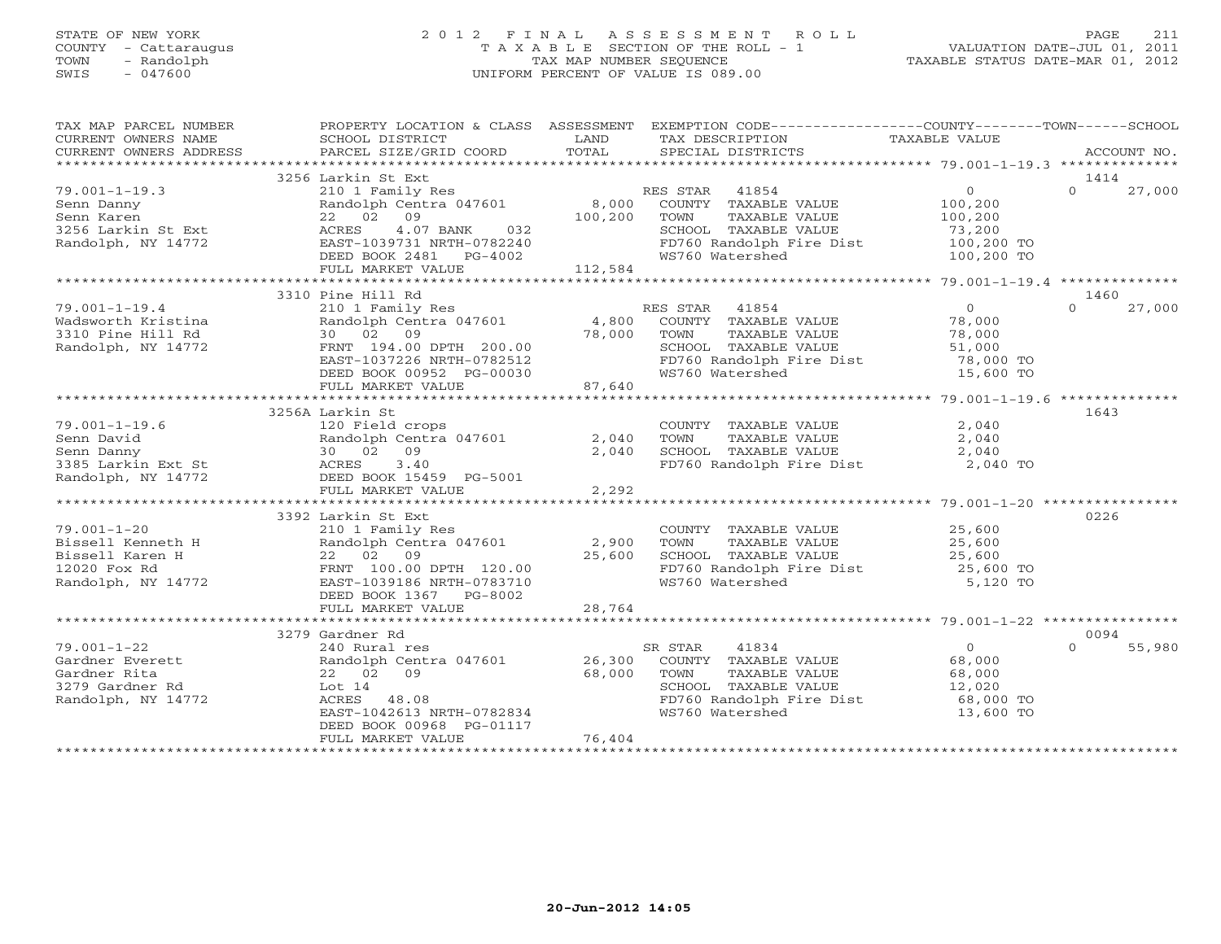STATE OF NEW YORK
COUNTY - Cattaraugus
TOWN - Randolph
SWIS - 047600

2012 FINAL ASSESSMENT ROLL
TAXABLE SECTION OF THE ROLL - 1
TAX MAP NUMBER SEQUENCE
UNIFORM PERCENT OF VALUE IS 089.00

VALUATION DATE-JUL 01, 2011
TAXABLE STATUS DATE-MAR 01, 2012

| TAX MAP PARCEL NUMBER / CURRENT OWNERS NAME / CURRENT OWNERS ADDRESS | PROPERTY LOCATION & CLASS / SCHOOL DISTRICT / PARCEL SIZE/GRID COORD | ASSESSMENT LAND / TOTAL | EXEMPTION CODE / TAX DESCRIPTION / SPECIAL DISTRICTS | COUNTY / TOWN TAXABLE VALUE | SCHOOL / ACCOUNT NO. |
|---|---|---|---|---|---|
| | 3256 Larkin St Ext | | | | 1414 |
| 79.001-1-19.3 | 210 1 Family Res | | RES STAR 41854 | 0 | 0 27,000 |
| Senn Danny | Randolph Centra 047601 | 8,000 | COUNTY TAXABLE VALUE | 100,200 | |
| Senn Karen | 22 02 09 | 100,200 | TOWN TAXABLE VALUE | 100,200 | |
| 3256 Larkin St Ext | ACRES 4.07 BANK 032 | | SCHOOL TAXABLE VALUE | 73,200 | |
| Randolph, NY 14772 | EAST-1039731 NRTH-0782240 | | FD760 Randolph Fire Dist | 100,200 TO | |
| | DEED BOOK 2481 PG-4002 | | WS760 Watershed | 100,200 TO | |
| | FULL MARKET VALUE | 112,584 | | | |
| | 3310 Pine Hill Rd | | | | 1460 |
| 79.001-1-19.4 | 210 1 Family Res | | RES STAR 41854 | 0 | 0 27,000 |
| Wadsworth Kristina | Randolph Centra 047601 | 4,800 | COUNTY TAXABLE VALUE | 78,000 | |
| 3310 Pine Hill Rd | 30 02 09 | 78,000 | TOWN TAXABLE VALUE | 78,000 | |
| Randolph, NY 14772 | FRNT 194.00 DPTH 200.00 | | SCHOOL TAXABLE VALUE | 51,000 | |
| | EAST-1037226 NRTH-0782512 | | FD760 Randolph Fire Dist | 78,000 TO | |
| | DEED BOOK 00952 PG-00030 | | WS760 Watershed | 15,600 TO | |
| | FULL MARKET VALUE | 87,640 | | | |
| | 3256A Larkin St | | | | 1643 |
| 79.001-1-19.6 | 120 Field crops | | COUNTY TAXABLE VALUE | 2,040 | |
| Senn David | Randolph Centra 047601 | 2,040 | TOWN TAXABLE VALUE | 2,040 | |
| Senn Danny | 30 02 09 | 2,040 | SCHOOL TAXABLE VALUE | 2,040 | |
| 3385 Larkin Ext St | ACRES 3.40 | | FD760 Randolph Fire Dist | 2,040 TO | |
| Randolph, NY 14772 | DEED BOOK 15459 PG-5001 | | | | |
| | FULL MARKET VALUE | 2,292 | | | |
| | 3392 Larkin St Ext | | | | 0226 |
| 79.001-1-20 | 210 1 Family Res | | COUNTY TAXABLE VALUE | 25,600 | |
| Bissell Kenneth H | Randolph Centra 047601 | 2,900 | TOWN TAXABLE VALUE | 25,600 | |
| Bissell Karen H | 22 02 09 | 25,600 | SCHOOL TAXABLE VALUE | 25,600 | |
| 12020 Fox Rd | FRNT 100.00 DPTH 120.00 | | FD760 Randolph Fire Dist | 25,600 TO | |
| Randolph, NY 14772 | EAST-1039186 NRTH-0783710 | | WS760 Watershed | 5,120 TO | |
| | DEED BOOK 1367 PG-8002 | | | | |
| | FULL MARKET VALUE | 28,764 | | | |
| | 3279 Gardner Rd | | | | 0094 |
| 79.001-1-22 | 240 Rural res | | SR STAR 41834 | 0 | 0 55,980 |
| Gardner Everett | Randolph Centra 047601 | 26,300 | COUNTY TAXABLE VALUE | 68,000 | |
| Gardner Rita | 22 02 09 | 68,000 | TOWN TAXABLE VALUE | 68,000 | |
| 3279 Gardner Rd | Lot 14 | | SCHOOL TAXABLE VALUE | 12,020 | |
| Randolph, NY 14772 | ACRES 48.08 | | FD760 Randolph Fire Dist | 68,000 TO | |
| | EAST-1042613 NRTH-0782834 | | WS760 Watershed | 13,600 TO | |
| | DEED BOOK 00968 PG-01117 | | | | |
| | FULL MARKET VALUE | 76,404 | | | |

20-Jun-2012 14:05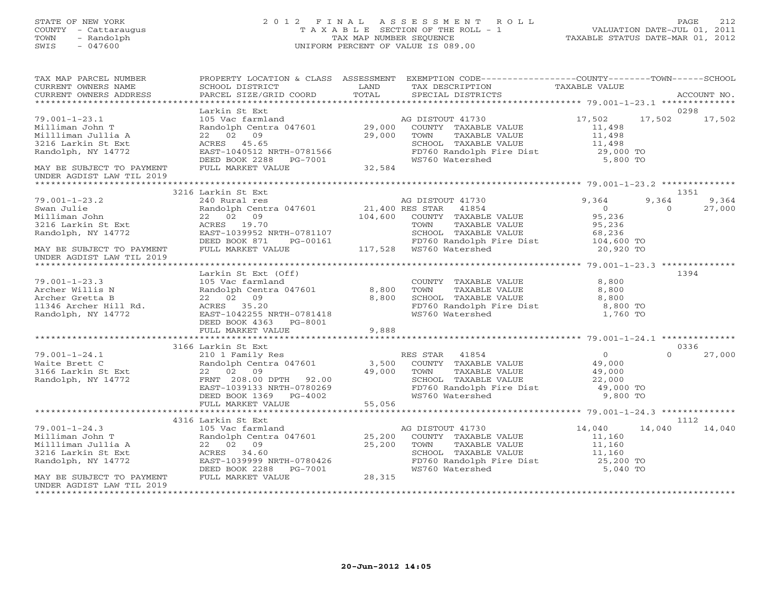STATE OF NEW YORK
COUNTY - Cattaraugus
TOWN - Randolph
SWIS - 047600

2012 FINAL ASSESSMENT ROLL
TAXABLE SECTION OF THE ROLL - 1
TAX MAP NUMBER SEQUENCE
UNIFORM PERCENT OF VALUE IS 089.00

VALUATION DATE-JUL 01, 2011
TAXABLE STATUS DATE-MAR 01, 2012

| TAX MAP PARCEL NUMBER / CURRENT OWNERS NAME / CURRENT OWNERS ADDRESS | PROPERTY LOCATION & CLASS / SCHOOL DISTRICT / PARCEL SIZE/GRID COORD | ASSESSMENT LAND / TOTAL | EXEMPTION CODE / TAX DESCRIPTION / SPECIAL DISTRICTS | COUNTY TAXABLE VALUE | TOWN | SCHOOL | ACCOUNT NO. |
|---|---|---|---|---|---|---|---|
| **79.001-1-23.1** | Larkin St Ext | | | | | | 0298 |
| Milliman John T | 105 Vac farmland | | AG DISTOUT 41730 | 17,502 | 17,502 | 17,502 | |
| Millliman Jullia A | Randolph Centra 047601 | 29,000 | COUNTY TAXABLE VALUE | 11,498 | | | |
| 3216 Larkin St Ext | 22 02 09 | 29,000 | TOWN TAXABLE VALUE | 11,498 | | | |
| Randolph, NY 14772 | ACRES 45.65 | | SCHOOL TAXABLE VALUE | 11,498 | | | |
| | EAST-1040512 NRTH-0781566 | | FD760 Randolph Fire Dist | 29,000 TO | | | |
| | DEED BOOK 2288 PG-7001 | | WS760 Watershed | 5,800 TO | | | |
| MAY BE SUBJECT TO PAYMENT UNDER AGDIST LAW TIL 2019 | FULL MARKET VALUE | 32,584 | | | | | |
| **79.001-1-23.2** | 3216 Larkin St Ext | | | | | | 1351 |
| Swan Julie | 240 Rural res | | AG DISTOUT 41730 | 9,364 | 9,364 | 9,364 | |
| Milliman John | Randolph Centra 047601 | 21,400 | RES STAR 41854 | 0 | 0 | 27,000 | |
| 3216 Larkin St Ext | 22 02 09 | 104,600 | COUNTY TAXABLE VALUE | 95,236 | | | |
| Randolph, NY 14772 | ACRES 19.70 | | TOWN TAXABLE VALUE | 95,236 | | | |
| | EAST-1039952 NRTH-0781107 | | SCHOOL TAXABLE VALUE | 68,236 | | | |
| | DEED BOOK 871 PG-00161 | | FD760 Randolph Fire Dist | 104,600 TO | | | |
| MAY BE SUBJECT TO PAYMENT UNDER AGDIST LAW TIL 2019 | FULL MARKET VALUE | 117,528 | WS760 Watershed | 20,920 TO | | | |
| **79.001-1-23.3** | Larkin St Ext (Off) | | | | | | 1394 |
| Archer Willis N | 105 Vac farmland | | COUNTY TAXABLE VALUE | 8,800 | | | |
| Archer Gretta B | Randolph Centra 047601 | 8,800 | TOWN TAXABLE VALUE | 8,800 | | | |
| 11346 Archer Hill Rd. | 22 02 09 | 8,800 | SCHOOL TAXABLE VALUE | 8,800 | | | |
| Randolph, NY 14772 | ACRES 35.20 | | FD760 Randolph Fire Dist | 8,800 TO | | | |
| | EAST-1042255 NRTH-0781418 | | WS760 Watershed | 1,760 TO | | | |
| | DEED BOOK 4363 PG-8001 | | | | | | |
| | FULL MARKET VALUE | 9,888 | | | | | |
| **79.001-1-24.1** | 3166 Larkin St Ext | | | | | | 0336 |
| Waite Brett C | 210 1 Family Res | | RES STAR 41854 | 0 | 0 | 27,000 | |
| 3166 Larkin St Ext | Randolph Centra 047601 | 3,500 | COUNTY TAXABLE VALUE | 49,000 | | | |
| Randolph, NY 14772 | 22 02 09 | 49,000 | TOWN TAXABLE VALUE | 49,000 | | | |
| | FRNT 208.00 DPTH 92.00 | | SCHOOL TAXABLE VALUE | 22,000 | | | |
| | EAST-1039133 NRTH-0780269 | | FD760 Randolph Fire Dist | 49,000 TO | | | |
| | DEED BOOK 1369 PG-4002 | | WS760 Watershed | 9,800 TO | | | |
| | FULL MARKET VALUE | 55,056 | | | | | |
| **79.001-1-24.3** | 4316 Larkin St Ext | | | | | | 1112 |
| Milliman John T | 105 Vac farmland | | AG DISTOUT 41730 | 14,040 | 14,040 | 14,040 | |
| Millliman Jullia A | Randolph Centra 047601 | 25,200 | COUNTY TAXABLE VALUE | 11,160 | | | |
| 3216 Larkin St Ext | 22 02 09 | 25,200 | TOWN TAXABLE VALUE | 11,160 | | | |
| Randolph, NY 14772 | ACRES 34.60 | | SCHOOL TAXABLE VALUE | 11,160 | | | |
| | EAST-1039999 NRTH-0780426 | | FD760 Randolph Fire Dist | 25,200 TO | | | |
| | DEED BOOK 2288 PG-7001 | | WS760 Watershed | 5,040 TO | | | |
| MAY BE SUBJECT TO PAYMENT UNDER AGDIST LAW TIL 2019 | FULL MARKET VALUE | 28,315 | | | | | |

20-Jun-2012 14:05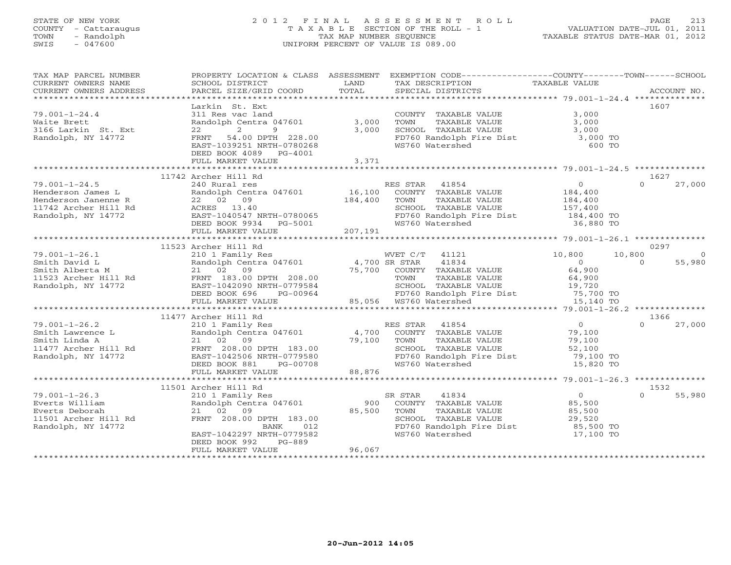STATE OF NEW YORK
COUNTY - Cattaraugus
TOWN - Randolph
SWIS - 047600

2012 FINAL ASSESSMENT ROLL
TAXABLE SECTION OF THE ROLL - 1
TAX MAP NUMBER SEQUENCE
UNIFORM PERCENT OF VALUE IS 089.00

VALUATION DATE-JUL 01, 2011
TAXABLE STATUS DATE-MAR 01, 2012

| TAX MAP PARCEL NUMBER / CURRENT OWNERS NAME / CURRENT OWNERS ADDRESS | PROPERTY LOCATION & CLASS / SCHOOL DISTRICT / PARCEL SIZE/GRID COORD | ASSESSMENT LAND / TOTAL | EXEMPTION CODE / TAX DESCRIPTION / SPECIAL DISTRICTS | COUNTY TAXABLE VALUE | TOWN | SCHOOL / ACCOUNT NO. |
|---|---|---|---|---|---|---|
| **79.001-1-24.4** | Larkin St. Ext | | | | | 1607 |
| 79.001-1-24.4 | 311 Res vac land | | COUNTY TAXABLE VALUE | 3,000 | | |
| Waite Brett | Randolph Centra 047601 | 3,000 | TOWN TAXABLE VALUE | 3,000 | | |
| 3166 Larkin St. Ext | 22 2 9 | 3,000 | SCHOOL TAXABLE VALUE | 3,000 | | |
| Randolph, NY 14772 | FRNT 54.00 DPTH 228.00 | | FD760 Randolph Fire Dist | 3,000 TO | | |
| | EAST-1039251 NRTH-0780268 | | WS760 Watershed | 600 TO | | |
| | DEED BOOK 4089 PG-4001 | | | | | |
| | FULL MARKET VALUE | 3,371 | | | | |
| **79.001-1-24.5** | 11742 Archer Hill Rd | | | | | 1627 |
| 79.001-1-24.5 | 240 Rural res | | RES STAR 41854 | 0 | 0 | 27,000 |
| Henderson James L | Randolph Centra 047601 | 16,100 | COUNTY TAXABLE VALUE | 184,400 | | |
| Henderson Janenne R | 22 02 09 | 184,400 | TOWN TAXABLE VALUE | 184,400 | | |
| 11742 Archer Hill Rd | ACRES 13.40 | | SCHOOL TAXABLE VALUE | 157,400 | | |
| Randolph, NY 14772 | EAST-1040547 NRTH-0780065 | | FD760 Randolph Fire Dist | 184,400 TO | | |
| | DEED BOOK 9934 PG-5001 | | WS760 Watershed | 36,880 TO | | |
| | FULL MARKET VALUE | 207,191 | | | | |
| **79.001-1-26.1** | 11523 Archer Hill Rd | | | | | 0297 |
| 79.001-1-26.1 | 210 1 Family Res | | WVET C/T 41121 | 10,800 | 10,800 | 0 |
| Smith David L | Randolph Centra 047601 | 4,700 | SR STAR 41834 | 0 | 0 | 55,980 |
| Smith Alberta M | 21 02 09 | 75,700 | COUNTY TAXABLE VALUE | 64,900 | | |
| 11523 Archer Hill Rd | FRNT 183.00 DPTH 208.00 | | TOWN TAXABLE VALUE | 64,900 | | |
| Randolph, NY 14772 | EAST-1042090 NRTH-0779584 | | SCHOOL TAXABLE VALUE | 19,720 | | |
| | DEED BOOK 696 PG-00964 | | FD760 Randolph Fire Dist | 75,700 TO | | |
| | FULL MARKET VALUE | 85,056 | WS760 Watershed | 15,140 TO | | |
| **79.001-1-26.2** | 11477 Archer Hill Rd | | | | | 1366 |
| 79.001-1-26.2 | 210 1 Family Res | | RES STAR 41854 | 0 | 0 | 27,000 |
| Smith Lawrence L | Randolph Centra 047601 | 4,700 | COUNTY TAXABLE VALUE | 79,100 | | |
| Smith Linda A | 21 02 09 | 79,100 | TOWN TAXABLE VALUE | 79,100 | | |
| 11477 Archer Hill Rd | FRNT 208.00 DPTH 183.00 | | SCHOOL TAXABLE VALUE | 52,100 | | |
| Randolph, NY 14772 | EAST-1042506 NRTH-0779580 | | FD760 Randolph Fire Dist | 79,100 TO | | |
| | DEED BOOK 881 PG-00708 | | WS760 Watershed | 15,820 TO | | |
| | FULL MARKET VALUE | 88,876 | | | | |
| **79.001-1-26.3** | 11501 Archer Hill Rd | | | | | 1532 |
| 79.001-1-26.3 | 210 1 Family Res | | SR STAR 41834 | 0 | 0 | 55,980 |
| Everts William | Randolph Centra 047601 | 900 | COUNTY TAXABLE VALUE | 85,500 | | |
| Everts Deborah | 21 02 09 | 85,500 | TOWN TAXABLE VALUE | 85,500 | | |
| 11501 Archer Hill Rd | FRNT 208.00 DPTH 183.00 | | SCHOOL TAXABLE VALUE | 29,520 | | |
| Randolph, NY 14772 | BANK 012 | | FD760 Randolph Fire Dist | 85,500 TO | | |
| | EAST-1042297 NRTH-0779582 | | WS760 Watershed | 17,100 TO | | |
| | DEED BOOK 992 PG-889 | | | | | |
| | FULL MARKET VALUE | 96,067 | | | | |

20-Jun-2012 14:05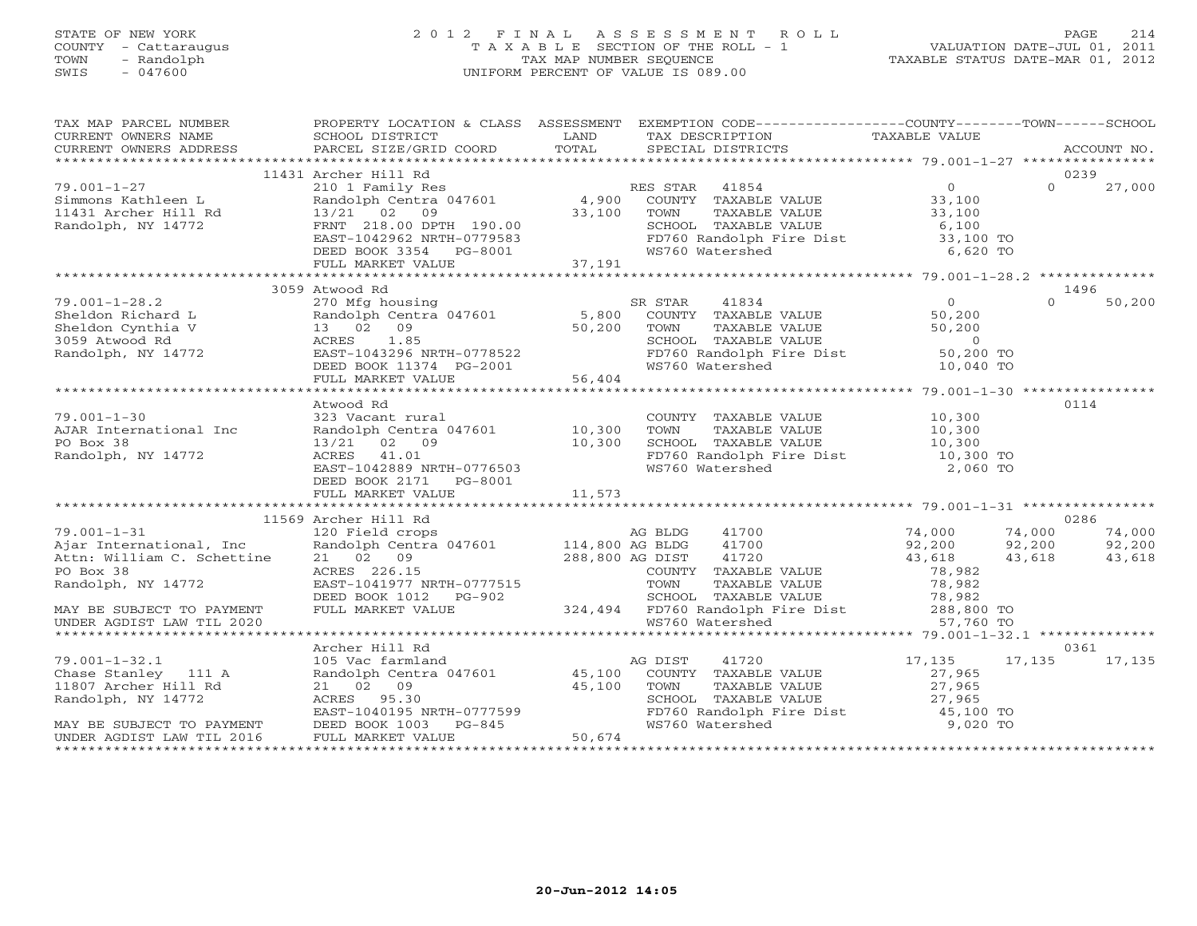STATE OF NEW YORK
COUNTY - Cattaraugus
TOWN - Randolph
SWIS - 047600

# 2012 FINAL ASSESSMENT ROLL
TAXABLE SECTION OF THE ROLL - 1
TAX MAP NUMBER SEQUENCE
UNIFORM PERCENT OF VALUE IS 089.00

VALUATION DATE-JUL 01, 2011
TAXABLE STATUS DATE-MAR 01, 2012

| TAX MAP PARCEL NUMBER / CURRENT OWNERS NAME / CURRENT OWNERS ADDRESS | PROPERTY LOCATION & CLASS / SCHOOL DISTRICT / PARCEL SIZE/GRID COORD | ASSESSMENT LAND / TOTAL | EXEMPTION CODE / TAX DESCRIPTION / SPECIAL DISTRICTS | COUNTY TAXABLE VALUE | TOWN | SCHOOL / ACCOUNT NO. |
|---|---|---|---|---|---|---|
| 79.001-1-27 | 11431 Archer Hill Rd | | | | | 0239 |
| 79.001-1-27 | 210 1 Family Res | | RES STAR 41854 | 0 | 0 | 27,000 |
| Simmons Kathleen L | Randolph Centra 047601 | 4,900 | COUNTY TAXABLE VALUE | 33,100 | | |
| 11431 Archer Hill Rd | 13/21 02 09 | 33,100 | TOWN TAXABLE VALUE | 33,100 | | |
| Randolph, NY 14772 | FRNT 218.00 DPTH 190.00 | | SCHOOL TAXABLE VALUE | 6,100 | | |
| | EAST-1042962 NRTH-0779583 | | FD760 Randolph Fire Dist | 33,100 TO | | |
| | DEED BOOK 3354 PG-8001 | | WS760 Watershed | 6,620 TO | | |
| | FULL MARKET VALUE | 37,191 | | | | |
| 79.001-1-28.2 | 3059 Atwood Rd | | | | | 1496 |
| 79.001-1-28.2 | 270 Mfg housing | | SR STAR 41834 | 0 | 0 | 50,200 |
| Sheldon Richard L | Randolph Centra 047601 | 5,800 | COUNTY TAXABLE VALUE | 50,200 | | |
| Sheldon Cynthia V | 13 02 09 | 50,200 | TOWN TAXABLE VALUE | 50,200 | | |
| 3059 Atwood Rd | ACRES 1.85 | | SCHOOL TAXABLE VALUE | 0 | | |
| Randolph, NY 14772 | EAST-1043296 NRTH-0778522 | | FD760 Randolph Fire Dist | 50,200 TO | | |
| | DEED BOOK 11374 PG-2001 | | WS760 Watershed | 10,040 TO | | |
| | FULL MARKET VALUE | 56,404 | | | | |
| 79.001-1-30 | Atwood Rd | | | | | 0114 |
| 79.001-1-30 | 323 Vacant rural | | COUNTY TAXABLE VALUE | 10,300 | | |
| AJAR International Inc | Randolph Centra 047601 | 10,300 | TOWN TAXABLE VALUE | 10,300 | | |
| PO Box 38 | 13/21 02 09 | 10,300 | SCHOOL TAXABLE VALUE | 10,300 | | |
| Randolph, NY 14772 | ACRES 41.01 | | FD760 Randolph Fire Dist | 10,300 TO | | |
| | EAST-1042889 NRTH-0776503 | | WS760 Watershed | 2,060 TO | | |
| | DEED BOOK 2171 PG-8001 | | | | | |
| | FULL MARKET VALUE | 11,573 | | | | |
| 79.001-1-31 | 11569 Archer Hill Rd | | | | | 0286 |
| 79.001-1-31 | 120 Field crops | | AG BLDG 41700 | 74,000 | 74,000 | 74,000 |
| Ajar International, Inc | Randolph Centra 047601 | 114,800 | AG BLDG 41700 | 92,200 | 92,200 | 92,200 |
| Attn: William C. Schettine | 21 02 09 | 288,800 | AG DIST 41720 | 43,618 | 43,618 | 43,618 |
| PO Box 38 | ACRES 226.15 | | COUNTY TAXABLE VALUE | 78,982 | | |
| Randolph, NY 14772 | EAST-1041977 NRTH-0777515 | | TOWN TAXABLE VALUE | 78,982 | | |
| | DEED BOOK 1012 PG-902 | | SCHOOL TAXABLE VALUE | 78,982 | | |
| MAY BE SUBJECT TO PAYMENT | FULL MARKET VALUE | 324,494 | FD760 Randolph Fire Dist | 288,800 TO | | |
| UNDER AGDIST LAW TIL 2020 | | | WS760 Watershed | 57,760 TO | | |
| 79.001-1-32.1 | Archer Hill Rd | | | | | 0361 |
| 79.001-1-32.1 | 105 Vac farmland | | AG DIST 41720 | 17,135 | 17,135 | 17,135 |
| Chase Stanley 111 A | Randolph Centra 047601 | 45,100 | COUNTY TAXABLE VALUE | 27,965 | | |
| 11807 Archer Hill Rd | 21 02 09 | 45,100 | TOWN TAXABLE VALUE | 27,965 | | |
| Randolph, NY 14772 | ACRES 95.30 | | SCHOOL TAXABLE VALUE | 27,965 | | |
| | EAST-1040195 NRTH-0777599 | | FD760 Randolph Fire Dist | 45,100 TO | | |
| MAY BE SUBJECT TO PAYMENT | DEED BOOK 1003 PG-845 | | WS760 Watershed | 9,020 TO | | |
| UNDER AGDIST LAW TIL 2016 | FULL MARKET VALUE | 50,674 | | | | |

20-Jun-2012 14:05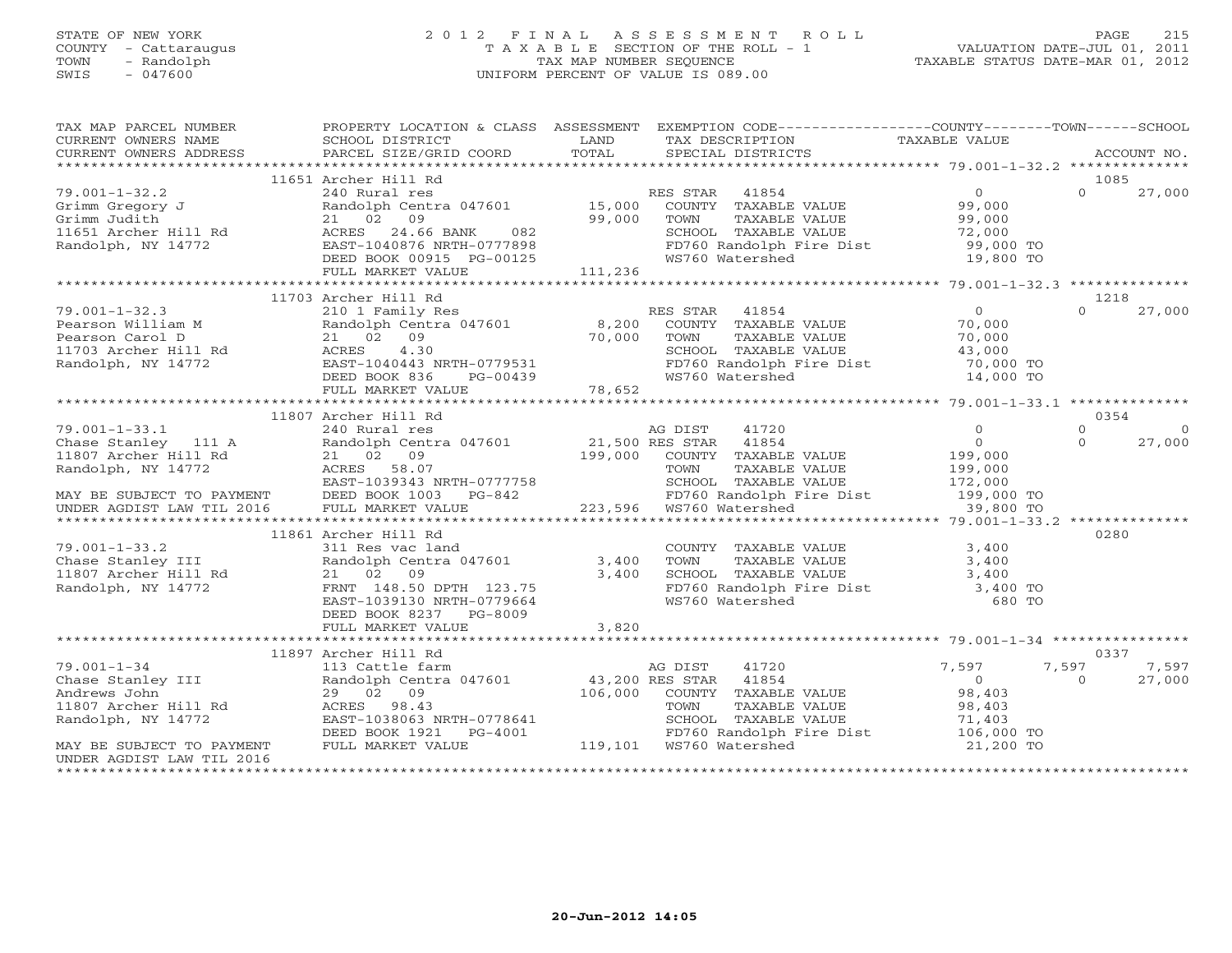STATE OF NEW YORK
COUNTY - Cattaraugus
TOWN - Randolph
SWIS - 047600

# 2012 FINAL ASSESSMENT ROLL
TAXABLE SECTION OF THE ROLL - 1
TAX MAP NUMBER SEQUENCE
UNIFORM PERCENT OF VALUE IS 089.00

VALUATION DATE-JUL 01, 2011
TAXABLE STATUS DATE-MAR 01, 2012

| TAX MAP PARCEL NUMBER / CURRENT OWNERS NAME / CURRENT OWNERS ADDRESS | PROPERTY LOCATION & CLASS / SCHOOL DISTRICT / PARCEL SIZE/GRID COORD | ASSESSMENT LAND / TOTAL | EXEMPTION CODE / TAX DESCRIPTION / SPECIAL DISTRICTS | COUNTY TAXABLE VALUE | TOWN | SCHOOL / ACCOUNT NO. |
|---|---|---|---|---|---|---|
| | 11651 Archer Hill Rd | | | | | 1085 |
| 79.001-1-32.2 | 240 Rural res | | RES STAR 41854 | 0 | 0 | 27,000 |
| Grimm Gregory J | Randolph Centra 047601 | 15,000 | COUNTY TAXABLE VALUE | 99,000 | | |
| Grimm Judith | 21 02 09 | 99,000 | TOWN TAXABLE VALUE | 99,000 | | |
| 11651 Archer Hill Rd | ACRES 24.66 BANK 082 | | SCHOOL TAXABLE VALUE | 72,000 | | |
| Randolph, NY 14772 | EAST-1040876 NRTH-0777898 | | FD760 Randolph Fire Dist | 99,000 TO | | |
| | DEED BOOK 00915 PG-00125 | | WS760 Watershed | 19,800 TO | | |
| | FULL MARKET VALUE | 111,236 | | | | |
| | 11703 Archer Hill Rd | | | | | 1218 |
| 79.001-1-32.3 | 210 1 Family Res | | RES STAR 41854 | 0 | 0 | 27,000 |
| Pearson William M | Randolph Centra 047601 | 8,200 | COUNTY TAXABLE VALUE | 70,000 | | |
| Pearson Carol D | 21 02 09 | 70,000 | TOWN TAXABLE VALUE | 70,000 | | |
| 11703 Archer Hill Rd | ACRES 4.30 | | SCHOOL TAXABLE VALUE | 43,000 | | |
| Randolph, NY 14772 | EAST-1040443 NRTH-0779531 | | FD760 Randolph Fire Dist | 70,000 TO | | |
| | DEED BOOK 836 PG-00439 | | WS760 Watershed | 14,000 TO | | |
| | FULL MARKET VALUE | 78,652 | | | | |
| | 11807 Archer Hill Rd | | | | | 0354 |
| 79.001-1-33.1 | 240 Rural res | | AG DIST 41720 | 0 | 0 | 0 |
| Chase Stanley 111 A | Randolph Centra 047601 | 21,500 | RES STAR 41854 | 0 | 0 | 27,000 |
| 11807 Archer Hill Rd | 21 02 09 | 199,000 | COUNTY TAXABLE VALUE | 199,000 | | |
| Randolph, NY 14772 | ACRES 58.07 | | TOWN TAXABLE VALUE | 199,000 | | |
| | EAST-1039343 NRTH-0777758 | | SCHOOL TAXABLE VALUE | 172,000 | | |
| MAY BE SUBJECT TO PAYMENT | DEED BOOK 1003 PG-842 | | FD760 Randolph Fire Dist | 199,000 TO | | |
| UNDER AGDIST LAW TIL 2016 | FULL MARKET VALUE | 223,596 | WS760 Watershed | 39,800 TO | | |
| | 11861 Archer Hill Rd | | | | | 0280 |
| 79.001-1-33.2 | 311 Res vac land | | COUNTY TAXABLE VALUE | 3,400 | | |
| Chase Stanley III | Randolph Centra 047601 | 3,400 | TOWN TAXABLE VALUE | 3,400 | | |
| 11807 Archer Hill Rd | 21 02 09 | 3,400 | SCHOOL TAXABLE VALUE | 3,400 | | |
| Randolph, NY 14772 | FRNT 148.50 DPTH 123.75 | | FD760 Randolph Fire Dist | 3,400 TO | | |
| | EAST-1039130 NRTH-0779664 | | WS760 Watershed | 680 TO | | |
| | DEED BOOK 8237 PG-8009 | | | | | |
| | FULL MARKET VALUE | 3,820 | | | | |
| | 11897 Archer Hill Rd | | | | | 0337 |
| 79.001-1-34 | 113 Cattle farm | | AG DIST 41720 | 7,597 | 7,597 | 7,597 |
| Chase Stanley III | Randolph Centra 047601 | 43,200 | RES STAR 41854 | 0 | 0 | 27,000 |
| Andrews John | 29 02 09 | 106,000 | COUNTY TAXABLE VALUE | 98,403 | | |
| 11807 Archer Hill Rd | ACRES 98.43 | | TOWN TAXABLE VALUE | 98,403 | | |
| Randolph, NY 14772 | EAST-1038063 NRTH-0778641 | | SCHOOL TAXABLE VALUE | 71,403 | | |
| | DEED BOOK 1921 PG-4001 | | FD760 Randolph Fire Dist | 106,000 TO | | |
| MAY BE SUBJECT TO PAYMENT | FULL MARKET VALUE | 119,101 | WS760 Watershed | 21,200 TO | | |
| UNDER AGDIST LAW TIL 2016 | | | | | | |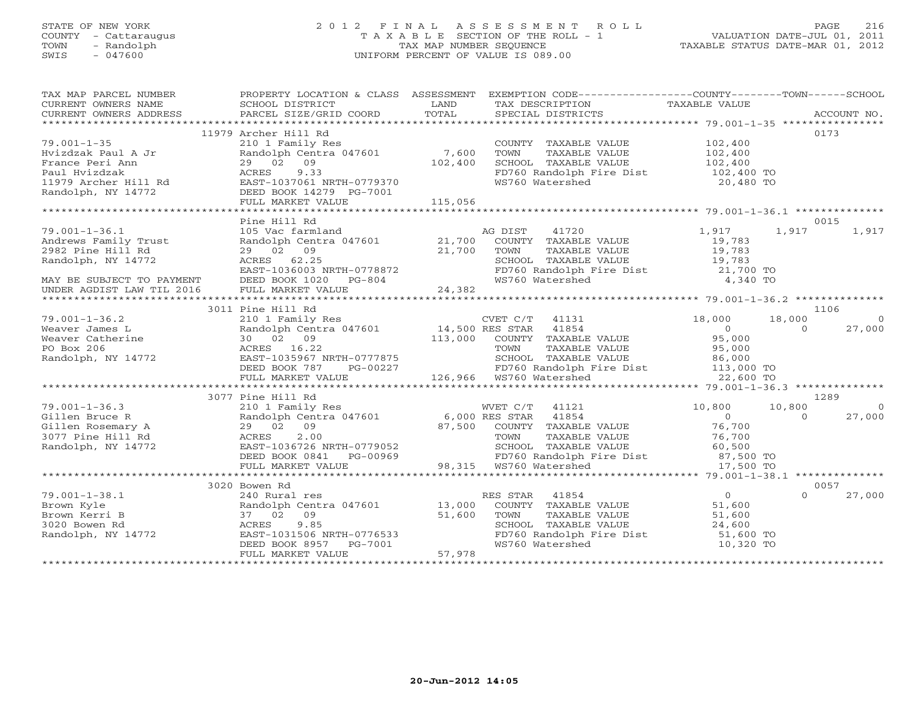STATE OF NEW YORK
COUNTY - Cattaraugus
TOWN - Randolph
SWIS - 047600

2012 FINAL ASSESSMENT ROLL
TAXABLE SECTION OF THE ROLL - 1
TAX MAP NUMBER SEQUENCE
UNIFORM PERCENT OF VALUE IS 089.00

VALUATION DATE-JUL 01, 2011
TAXABLE STATUS DATE-MAR 01, 2012

| TAX MAP PARCEL NUMBER / CURRENT OWNERS NAME / CURRENT OWNERS ADDRESS | PROPERTY LOCATION & CLASS / SCHOOL DISTRICT / PARCEL SIZE/GRID COORD | ASSESSMENT LAND / TOTAL | EXEMPTION CODE / TAX DESCRIPTION / SPECIAL DISTRICTS | COUNTY TAXABLE VALUE | TOWN | SCHOOL | ACCOUNT NO. |
|---|---|---|---|---|---|---|---|
| | 11979 Archer Hill Rd | | | | | | 0173 |
| 79.001-1-35 | 210 1 Family Res | | COUNTY TAXABLE VALUE | 102,400 | | | |
| Hvizdzak Paul A Jr | Randolph Centra 047601 | 7,600 | TOWN TAXABLE VALUE | 102,400 | | | |
| France Peri Ann | 29 02 09 | 102,400 | SCHOOL TAXABLE VALUE | 102,400 | | | |
| Paul Hvizdzak | ACRES 9.33 | | FD760 Randolph Fire Dist | 102,400 TO | | | |
| 11979 Archer Hill Rd | EAST-1037061 NRTH-0779370 | | WS760 Watershed | 20,480 TO | | | |
| Randolph, NY 14772 | DEED BOOK 14279 PG-7001 | | | | | | |
| | FULL MARKET VALUE | 115,056 | | | | | |
| | Pine Hill Rd | | | | | | 0015 |
| 79.001-1-36.1 | 105 Vac farmland | | AG DIST 41720 | 1,917 | 1,917 | 1,917 | |
| Andrews Family Trust | Randolph Centra 047601 | 21,700 | COUNTY TAXABLE VALUE | 19,783 | | | |
| 2982 Pine Hill Rd | 29 02 09 | 21,700 | TOWN TAXABLE VALUE | 19,783 | | | |
| Randolph, NY 14772 | ACRES 62.25 | | SCHOOL TAXABLE VALUE | 19,783 | | | |
| | EAST-1036003 NRTH-0778872 | | FD760 Randolph Fire Dist | 21,700 TO | | | |
| MAY BE SUBJECT TO PAYMENT | DEED BOOK 1020 PG-804 | | WS760 Watershed | 4,340 TO | | | |
| UNDER AGDIST LAW TIL 2016 | FULL MARKET VALUE | 24,382 | | | | | |
| | 3011 Pine Hill Rd | | | | | | 1106 |
| 79.001-1-36.2 | 210 1 Family Res | | CVET C/T 41131 | 18,000 | 18,000 | 0 | |
| Weaver James L | Randolph Centra 047601 | 14,500 | RES STAR 41854 | 0 | 0 | 27,000 | |
| Weaver Catherine | 30 02 09 | 113,000 | COUNTY TAXABLE VALUE | 95,000 | | | |
| PO Box 206 | ACRES 16.22 | | TOWN TAXABLE VALUE | 95,000 | | | |
| Randolph, NY 14772 | EAST-1035967 NRTH-0777875 | | SCHOOL TAXABLE VALUE | 86,000 | | | |
| | DEED BOOK 787 PG-00227 | | FD760 Randolph Fire Dist | 113,000 TO | | | |
| | FULL MARKET VALUE | 126,966 | WS760 Watershed | 22,600 TO | | | |
| | 3077 Pine Hill Rd | | | | | | 1289 |
| 79.001-1-36.3 | 210 1 Family Res | | WVET C/T 41121 | 10,800 | 10,800 | 0 | |
| Gillen Bruce R | Randolph Centra 047601 | 6,000 | RES STAR 41854 | 0 | 0 | 27,000 | |
| Gillen Rosemary A | 29 02 09 | 87,500 | COUNTY TAXABLE VALUE | 76,700 | | | |
| 3077 Pine Hill Rd | ACRES 2.00 | | TOWN TAXABLE VALUE | 76,700 | | | |
| Randolph, NY 14772 | EAST-1036726 NRTH-0779052 | | SCHOOL TAXABLE VALUE | 60,500 | | | |
| | DEED BOOK 0841 PG-00969 | | FD760 Randolph Fire Dist | 87,500 TO | | | |
| | FULL MARKET VALUE | 98,315 | WS760 Watershed | 17,500 TO | | | |
| | 3020 Bowen Rd | | | | | | 0057 |
| 79.001-1-38.1 | 240 Rural res | | RES STAR 41854 | 0 | 0 | 27,000 | |
| Brown Kyle | Randolph Centra 047601 | 13,000 | COUNTY TAXABLE VALUE | 51,600 | | | |
| Brown Kerri B | 37 02 09 | 51,600 | TOWN TAXABLE VALUE | 51,600 | | | |
| 3020 Bowen Rd | ACRES 9.85 | | SCHOOL TAXABLE VALUE | 24,600 | | | |
| Randolph, NY 14772 | EAST-1031506 NRTH-0776533 | | FD760 Randolph Fire Dist | 51,600 TO | | | |
| | DEED BOOK 8957 PG-7001 | | WS760 Watershed | 10,320 TO | | | |
| | FULL MARKET VALUE | 57,978 | | | | | |

20-Jun-2012 14:05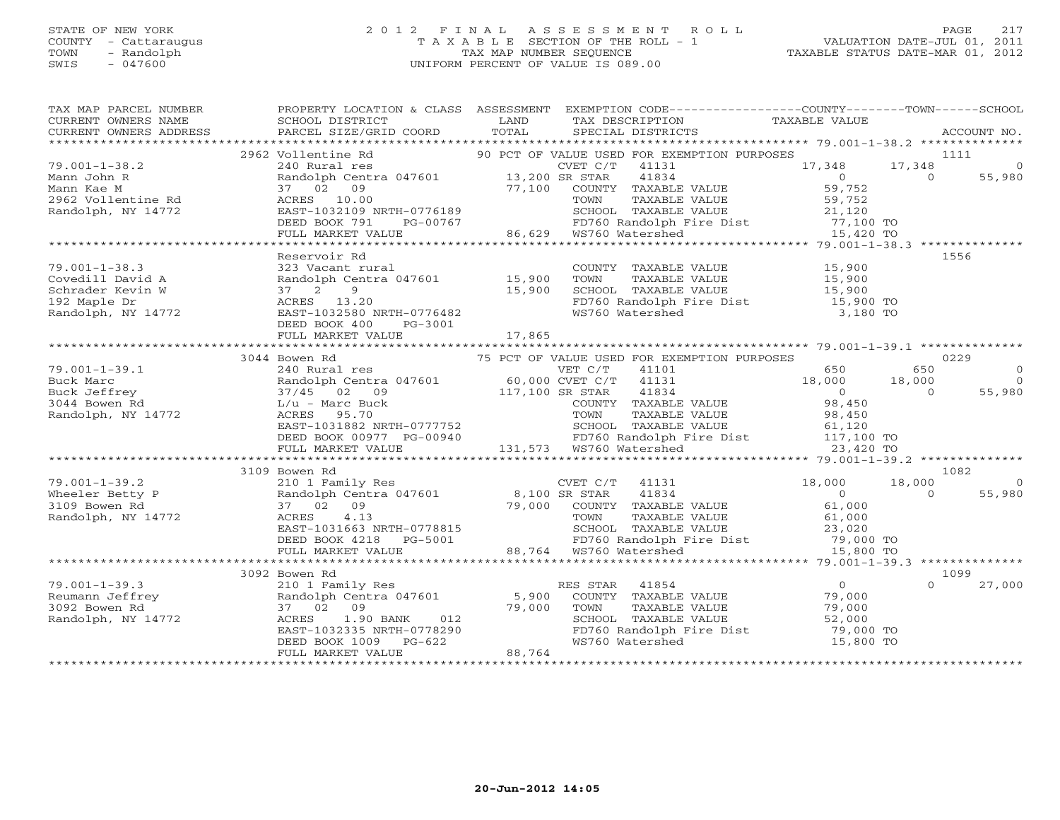STATE OF NEW YORK
COUNTY - Cattaraugus
TOWN - Randolph
SWIS - 047600

# 2012 FINAL ASSESSMENT ROLL
TAXABLE SECTION OF THE ROLL - 1
TAX MAP NUMBER SEQUENCE
UNIFORM PERCENT OF VALUE IS 089.00

VALUATION DATE-JUL 01, 2011
TAXABLE STATUS DATE-MAR 01, 2012

```
TAX MAP PARCEL NUMBER          PROPERTY LOCATION & CLASS  ASSESSMENT  EXEMPTION CODE------------------COUNTY--------TOWN------SCHOOL
CURRENT OWNERS NAME            SCHOOL DISTRICT              LAND       TAX DESCRIPTION                TAXABLE VALUE
CURRENT OWNERS ADDRESS         PARCEL SIZE/GRID COORD       TOTAL      SPECIAL DISTRICTS                                         ACCOUNT NO.
******************************************************************************************************* 79.001-1-38.2 **************
                               2962 Vollentine Rd                90 PCT OF VALUE USED FOR EXEMPTION PURPOSES                         1111
79.001-1-38.2                  240 Rural res                          CVET C/T   41131             17,348       17,348            0
Mann John R                    Randolph Centra 047601     13,200 SR STAR    41834                   0            0          55,980
Mann Kae M                     37  02  09                 77,100   COUNTY  TAXABLE VALUE           59,752
2962 Vollentine Rd             ACRES  10.00                        TOWN    TAXABLE VALUE           59,752
Randolph, NY 14772             EAST-1032109 NRTH-0776189           SCHOOL  TAXABLE VALUE           21,120
                               DEED BOOK 791    PG-00767           FD760 Randolph Fire Dist        77,100 TO
                               FULL MARKET VALUE          86,629   WS760 Watershed                 15,420 TO
******************************************************************************************************* 79.001-1-38.3 **************
                               Reservoir Rd                                                                                  1556
79.001-1-38.3                  323 Vacant rural                    COUNTY  TAXABLE VALUE           15,900
Covedill David A               Randolph Centra 047601     15,900   TOWN    TAXABLE VALUE           15,900
Schrader Kevin W               37  2   9                  15,900   SCHOOL  TAXABLE VALUE           15,900
192 Maple Dr                   ACRES  13.20                        FD760 Randolph Fire Dist        15,900 TO
Randolph, NY 14772             EAST-1032580 NRTH-0776482           WS760 Watershed                  3,180 TO
                               DEED BOOK 400    PG-3001
                               FULL MARKET VALUE          17,865
******************************************************************************************************* 79.001-1-39.1 **************
                               3044 Bowen Rd                     75 PCT OF VALUE USED FOR EXEMPTION PURPOSES                         0229
79.001-1-39.1                  240 Rural res                          VET C/T    41101                650          650             0
Buck Marc                      Randolph Centra 047601     60,000 CVET C/T   41131              18,000       18,000             0
Buck Jeffrey                   37/45  02  09             117,100 SR STAR    41834                   0            0          55,980
3044 Bowen Rd                  L/u - Marc Buck                     COUNTY  TAXABLE VALUE           98,450
Randolph, NY 14772             ACRES  95.70                        TOWN    TAXABLE VALUE           98,450
                               EAST-1031882 NRTH-0777752           SCHOOL  TAXABLE VALUE           61,120
                               DEED BOOK 00977 PG-00940            FD760 Randolph Fire Dist       117,100 TO
                               FULL MARKET VALUE         131,573   WS760 Watershed                 23,420 TO
******************************************************************************************************* 79.001-1-39.2 **************
                               3109 Bowen Rd                                                                                 1082
79.001-1-39.2                  210 1 Family Res                       CVET C/T   41131             18,000       18,000            0
Wheeler Betty P                Randolph Centra 047601      8,100 SR STAR    41834                   0            0          55,980
3109 Bowen Rd                  37  02  09                 79,000   COUNTY  TAXABLE VALUE           61,000
Randolph, NY 14772             ACRES   4.13                        TOWN    TAXABLE VALUE           61,000
                               EAST-1031663 NRTH-0778815           SCHOOL  TAXABLE VALUE           23,020
                               DEED BOOK 4218   PG-5001            FD760 Randolph Fire Dist        79,000 TO
                               FULL MARKET VALUE          88,764   WS760 Watershed                 15,800 TO
******************************************************************************************************* 79.001-1-39.3 **************
                               3092 Bowen Rd                                                                                 1099
79.001-1-39.3                  210 1 Family Res                       RES STAR   41854                   0            0          27,000
Reumann Jeffrey                Randolph Centra 047601      5,900   COUNTY  TAXABLE VALUE           79,000
3092 Bowen Rd                  37  02  09                 79,000   TOWN    TAXABLE VALUE           79,000
Randolph, NY 14772             ACRES   1.90 BANK     012           SCHOOL  TAXABLE VALUE           52,000
                               EAST-1032335 NRTH-0778290           FD760 Randolph Fire Dist        79,000 TO
                               DEED BOOK 1009   PG-622             WS760 Watershed                 15,800 TO
                               FULL MARKET VALUE          88,764
************************************************************************************************************************************
```

20-Jun-2012 14:05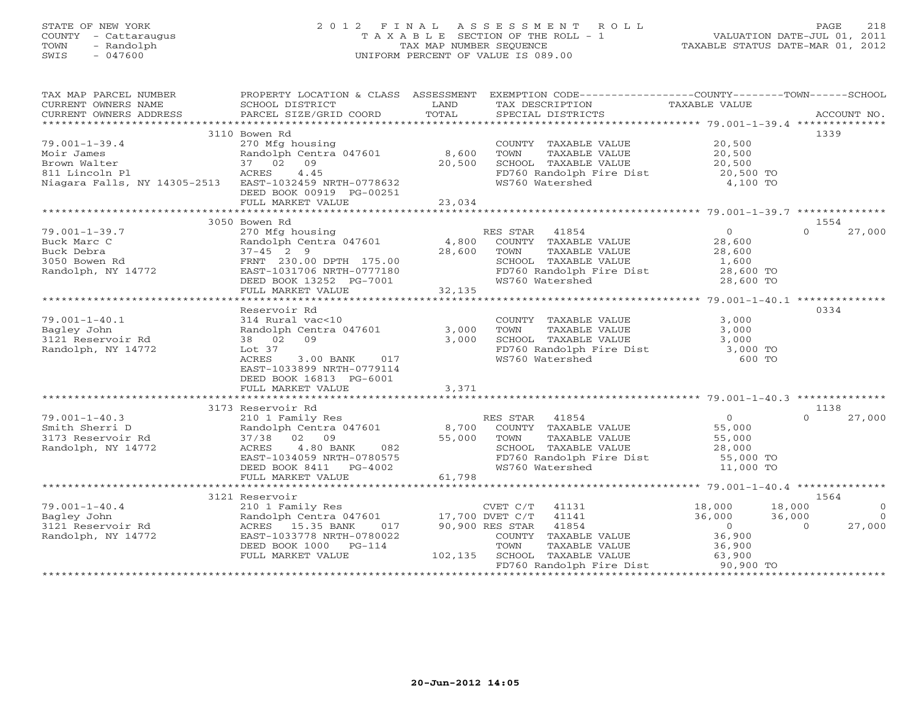STATE OF NEW YORK
COUNTY - Cattaraugus
TOWN - Randolph
SWIS - 047600

2012 FINAL ASSESSMENT ROLL
TAXABLE SECTION OF THE ROLL - 1
TAX MAP NUMBER SEQUENCE
UNIFORM PERCENT OF VALUE IS 089.00

VALUATION DATE-JUL 01, 2011
TAXABLE STATUS DATE-MAR 01, 2012

| TAX MAP PARCEL NUMBER / CURRENT OWNERS NAME / CURRENT OWNERS ADDRESS | PROPERTY LOCATION & CLASS / SCHOOL DISTRICT / PARCEL SIZE/GRID COORD | LAND / ASSESSMENT TOTAL | EXEMPTION CODE / TAX DESCRIPTION / SPECIAL DISTRICTS | COUNTY TAXABLE VALUE | TOWN | SCHOOL | ACCOUNT NO. |
|---|---|---|---|---|---|---|---|
| **79.001-1-39.4** | 3110 Bowen Rd | | | | | | 1339 |
| Moir James | 270 Mfg housing | | COUNTY TAXABLE VALUE | 20,500 | | | |
| Brown Walter | Randolph Centra 047601 | 8,600 | TOWN TAXABLE VALUE | 20,500 | | | |
| 811 Lincoln Pl | 37 02 09 | 20,500 | SCHOOL TAXABLE VALUE | 20,500 | | | |
| Niagara Falls, NY 14305-2513 | ACRES 4.45 | | FD760 Randolph Fire Dist | 20,500 TO | | | |
| | EAST-1032459 NRTH-0778632 | | WS760 Watershed | 4,100 TO | | | |
| | DEED BOOK 00919 PG-00251 | | | | | | |
| | FULL MARKET VALUE | 23,034 | | | | | |
| **79.001-1-39.7** | 3050 Bowen Rd | | | | | | 1554 |
| Buck Marc C | 270 Mfg housing | | RES STAR 41854 | 0 | | 0 | 27,000 |
| Buck Debra | Randolph Centra 047601 | 4,800 | COUNTY TAXABLE VALUE | 28,600 | | | |
| 3050 Bowen Rd | 37-45 2 9 | 28,600 | TOWN TAXABLE VALUE | 28,600 | | | |
| Randolph, NY 14772 | FRNT 230.00 DPTH 175.00 | | SCHOOL TAXABLE VALUE | 1,600 | | | |
| | EAST-1031706 NRTH-0777180 | | FD760 Randolph Fire Dist | 28,600 TO | | | |
| | DEED BOOK 13252 PG-7001 | | WS760 Watershed | 28,600 TO | | | |
| | FULL MARKET VALUE | 32,135 | | | | | |
| **79.001-1-40.1** | Reservoir Rd | | | | | | 0334 |
| Bagley John | 314 Rural vac<10 | | COUNTY TAXABLE VALUE | 3,000 | | | |
| 3121 Reservoir Rd | Randolph Centra 047601 | 3,000 | TOWN TAXABLE VALUE | 3,000 | | | |
| Randolph, NY 14772 | 38 02 09 | 3,000 | SCHOOL TAXABLE VALUE | 3,000 | | | |
| | Lot 37 | | FD760 Randolph Fire Dist | 3,000 TO | | | |
| | ACRES 3.00 BANK 017 | | WS760 Watershed | 600 TO | | | |
| | EAST-1033899 NRTH-0779114 | | | | | | |
| | DEED BOOK 16813 PG-6001 | | | | | | |
| | FULL MARKET VALUE | 3,371 | | | | | |
| **79.001-1-40.3** | 3173 Reservoir Rd | | | | | | 1138 |
| Smith Sherri D | 210 1 Family Res | | RES STAR 41854 | 0 | | 0 | 27,000 |
| 3173 Reservoir Rd | Randolph Centra 047601 | 8,700 | COUNTY TAXABLE VALUE | 55,000 | | | |
| Randolph, NY 14772 | 37/38 02 09 | 55,000 | TOWN TAXABLE VALUE | 55,000 | | | |
| | ACRES 4.80 BANK 082 | | SCHOOL TAXABLE VALUE | 28,000 | | | |
| | EAST-1034059 NRTH-0780575 | | FD760 Randolph Fire Dist | 55,000 TO | | | |
| | DEED BOOK 8411 PG-4002 | | WS760 Watershed | 11,000 TO | | | |
| | FULL MARKET VALUE | 61,798 | | | | | |
| **79.001-1-40.4** | 3121 Reservoir | | | | | | 1564 |
| Bagley John | 210 1 Family Res | | CVET C/T 41131 | 18,000 | 18,000 | 0 | |
| 3121 Reservoir Rd | Randolph Centra 047601 | 17,700 | DVET C/T 41141 | 36,000 | 36,000 | 0 | |
| Randolph, NY 14772 | ACRES 15.35 BANK 017 | 90,900 | RES STAR 41854 | 0 | 0 | 27,000 | |
| | EAST-1033778 NRTH-0780022 | | COUNTY TAXABLE VALUE | 36,900 | | | |
| | DEED BOOK 1000 PG-114 | | TOWN TAXABLE VALUE | 36,900 | | | |
| | FULL MARKET VALUE | 102,135 | SCHOOL TAXABLE VALUE | 63,900 | | | |
| | | | FD760 Randolph Fire Dist | 90,900 TO | | | |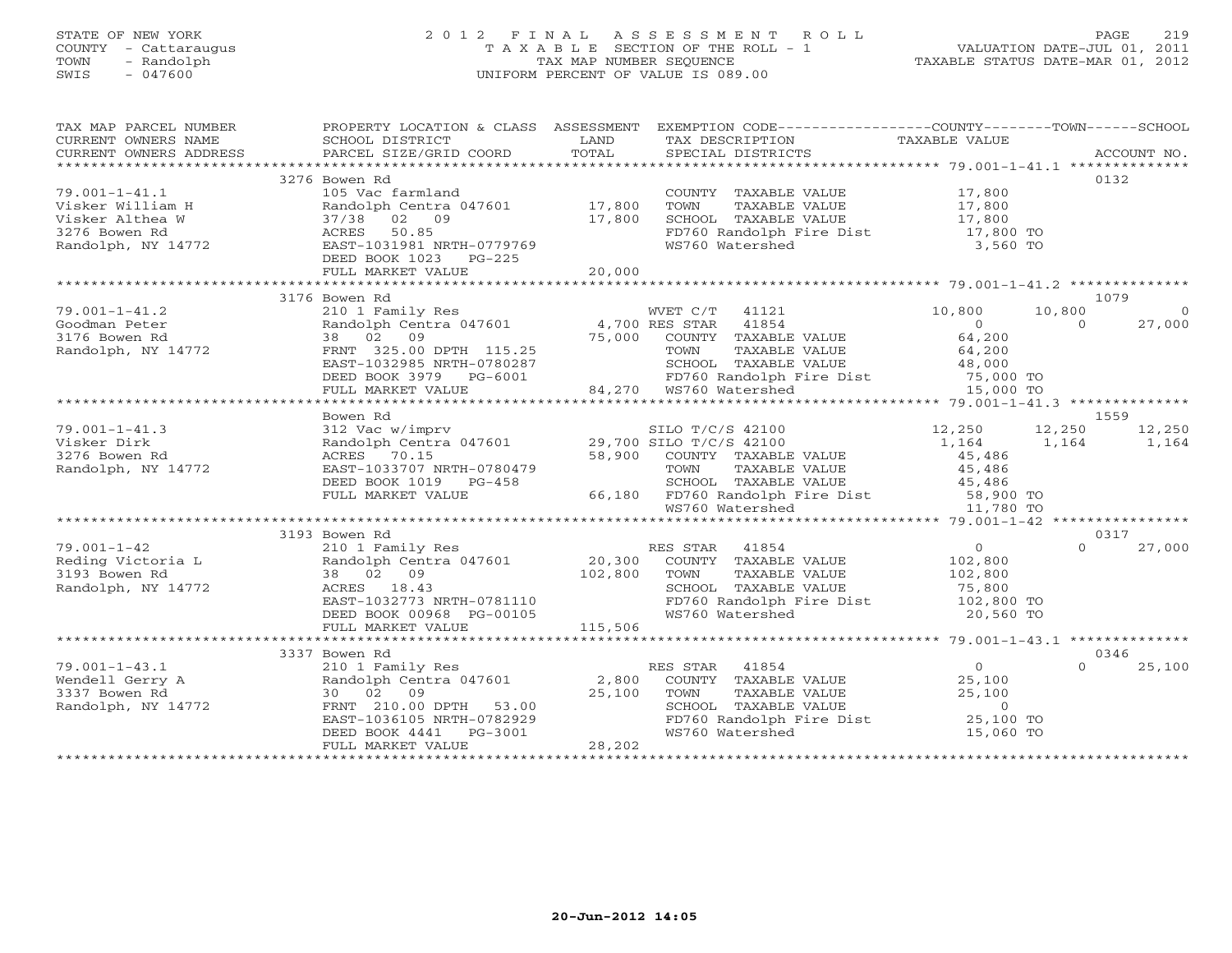STATE OF NEW YORK
COUNTY - Cattaraugus
TOWN - Randolph
SWIS - 047600

# 2012 FINAL ASSESSMENT ROLL
TAXABLE SECTION OF THE ROLL - 1
TAX MAP NUMBER SEQUENCE
UNIFORM PERCENT OF VALUE IS 089.00

VALUATION DATE-JUL 01, 2011
TAXABLE STATUS DATE-MAR 01, 2012

| TAX MAP PARCEL NUMBER / CURRENT OWNERS NAME / CURRENT OWNERS ADDRESS | PROPERTY LOCATION & CLASS / SCHOOL DISTRICT / PARCEL SIZE/GRID COORD | ASSESSMENT LAND / TOTAL | EXEMPTION CODE / TAX DESCRIPTION / SPECIAL DISTRICTS | COUNTY TAXABLE VALUE | TOWN | SCHOOL / ACCOUNT NO. |
|---|---|---|---|---|---|---|
| 79.001-1-41.1 | 3276 Bowen Rd | | | | | 0132 |
| | 105 Vac farmland | | COUNTY TAXABLE VALUE | 17,800 | | |
| Visker William H | Randolph Centra 047601 | 17,800 | TOWN TAXABLE VALUE | 17,800 | | |
| Visker Althea W | 37/38 02 09 | 17,800 | SCHOOL TAXABLE VALUE | 17,800 | | |
| 3276 Bowen Rd | ACRES 50.85 | | FD760 Randolph Fire Dist | 17,800 TO | | |
| Randolph, NY 14772 | EAST-1031981 NRTH-0779769 | | WS760 Watershed | 3,560 TO | | |
| | DEED BOOK 1023 PG-225 | | | | | |
| | FULL MARKET VALUE | 20,000 | | | | |
| 79.001-1-41.2 | 3176 Bowen Rd | | | | | 1079 |
| | 210 1 Family Res | | WVET C/T 41121 | 10,800 | 10,800 | 0 |
| Goodman Peter | Randolph Centra 047601 | 4,700 | RES STAR 41854 | 0 | 0 | 27,000 |
| 3176 Bowen Rd | 38 02 09 | 75,000 | COUNTY TAXABLE VALUE | 64,200 | | |
| Randolph, NY 14772 | FRNT 325.00 DPTH 115.25 | | TOWN TAXABLE VALUE | 64,200 | | |
| | EAST-1032985 NRTH-0780287 | | SCHOOL TAXABLE VALUE | 48,000 | | |
| | DEED BOOK 3979 PG-6001 | | FD760 Randolph Fire Dist | 75,000 TO | | |
| | FULL MARKET VALUE | 84,270 | WS760 Watershed | 15,000 TO | | |
| 79.001-1-41.3 | Bowen Rd | | | | | 1559 |
| | 312 Vac w/imprv | | SILO T/C/S 42100 | 12,250 | 12,250 | 12,250 |
| Visker Dirk | Randolph Centra 047601 | 29,700 | SILO T/C/S 42100 | 1,164 | 1,164 | 1,164 |
| 3276 Bowen Rd | ACRES 70.15 | 58,900 | COUNTY TAXABLE VALUE | 45,486 | | |
| Randolph, NY 14772 | EAST-1033707 NRTH-0780479 | | TOWN TAXABLE VALUE | 45,486 | | |
| | DEED BOOK 1019 PG-458 | | SCHOOL TAXABLE VALUE | 45,486 | | |
| | FULL MARKET VALUE | 66,180 | FD760 Randolph Fire Dist | 58,900 TO | | |
| | | | WS760 Watershed | 11,780 TO | | |
| 79.001-1-42 | 3193 Bowen Rd | | | | | 0317 |
| | 210 1 Family Res | | RES STAR 41854 | 0 | 0 | 27,000 |
| Reding Victoria L | Randolph Centra 047601 | 20,300 | COUNTY TAXABLE VALUE | 102,800 | | |
| 3193 Bowen Rd | 38 02 09 | 102,800 | TOWN TAXABLE VALUE | 102,800 | | |
| Randolph, NY 14772 | ACRES 18.43 | | SCHOOL TAXABLE VALUE | 75,800 | | |
| | EAST-1032773 NRTH-0781110 | | FD760 Randolph Fire Dist | 102,800 TO | | |
| | DEED BOOK 00968 PG-00105 | | WS760 Watershed | 20,560 TO | | |
| | FULL MARKET VALUE | 115,506 | | | | |
| 79.001-1-43.1 | 3337 Bowen Rd | | | | | 0346 |
| | 210 1 Family Res | | RES STAR 41854 | 0 | 0 | 25,100 |
| Wendell Gerry A | Randolph Centra 047601 | 2,800 | COUNTY TAXABLE VALUE | 25,100 | | |
| 3337 Bowen Rd | 30 02 09 | 25,100 | TOWN TAXABLE VALUE | 25,100 | | |
| Randolph, NY 14772 | FRNT 210.00 DPTH 53.00 | | SCHOOL TAXABLE VALUE | 0 | | |
| | EAST-1036105 NRTH-0782929 | | FD760 Randolph Fire Dist | 25,100 TO | | |
| | DEED BOOK 4441 PG-3001 | | WS760 Watershed | 15,060 TO | | |
| | FULL MARKET VALUE | 28,202 | | | | |

20-Jun-2012 14:05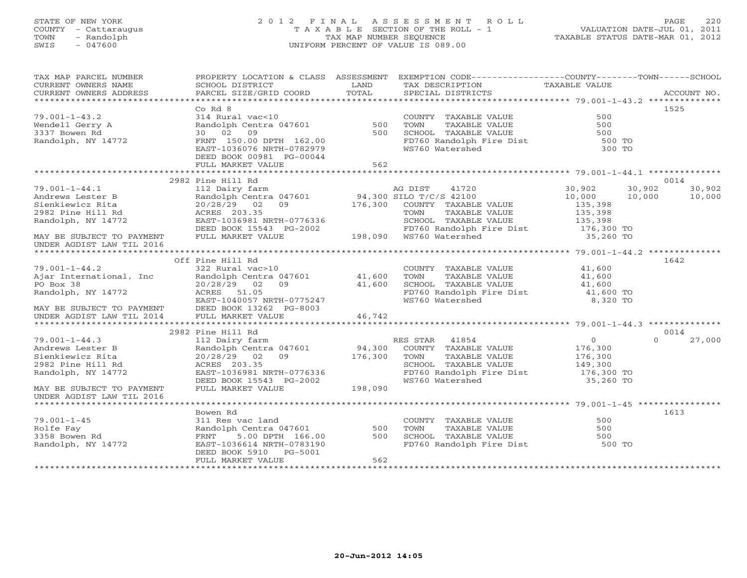STATE OF NEW YORK
COUNTY - Cattaraugus
TOWN - Randolph
SWIS - 047600

2 0 1 2 F I N A L A S S E S S M E N T R O L L
T A X A B L E SECTION OF THE ROLL - 1
TAX MAP NUMBER SEQUENCE
UNIFORM PERCENT OF VALUE IS 089.00

VALUATION DATE-JUL 01, 2011
TAXABLE STATUS DATE-MAR 01, 2012

```
TAX MAP PARCEL NUMBER          PROPERTY LOCATION & CLASS  ASSESSMENT  EXEMPTION CODE------------------COUNTY--------TOWN------SCHOOL
CURRENT OWNERS NAME            SCHOOL DISTRICT               LAND      TAX DESCRIPTION                 TAXABLE VALUE
CURRENT OWNERS ADDRESS         PARCEL SIZE/GRID COORD        TOTAL     SPECIAL DISTRICTS                                          ACCOUNT NO.
******************************************************************************************************* 79.001-1-43.2 **************
                               Co Rd 8                                                                                    1525
79.001-1-43.2                  314 Rural vac<10                        COUNTY  TAXABLE VALUE              500
Wendell Gerry A                Randolph Centra 047601          500     TOWN    TAXABLE VALUE              500
3337 Bowen Rd                  30  02  09                      500     SCHOOL  TAXABLE VALUE              500
Randolph, NY 14772             FRNT 150.00 DPTH 162.00                 FD760 Randolph Fire Dist              500 TO
                               EAST-1036076 NRTH-0782979               WS760 Watershed                       300 TO
                               DEED BOOK 00981 PG-00044
                               FULL MARKET VALUE               562
******************************************************************************************************* 79.001-1-44.1 **************
                               2982 Pine Hill Rd                                                                          0014
79.001-1-44.1                  112 Dairy farm                          AG DIST     41720              30,902     30,902     30,902
Andrews Lester B               Randolph Centra 047601       94,300 SILO T/C/S 42100               10,000     10,000     10,000
Sienkiewicz Rita               20/28/29  02  09            176,300     COUNTY  TAXABLE VALUE          135,398
2982 Pine Hill Rd              ACRES 203.35                            TOWN    TAXABLE VALUE          135,398
Randolph, NY 14772             EAST-1036981 NRTH-0776336               SCHOOL  TAXABLE VALUE          135,398
                               DEED BOOK 15543 PG-2002                 FD760 Randolph Fire Dist          176,300 TO
MAY BE SUBJECT TO PAYMENT      FULL MARKET VALUE           198,090     WS760 Watershed                    35,260 TO
UNDER AGDIST LAW TIL 2016
******************************************************************************************************* 79.001-1-44.2 **************
                               Off Pine Hill Rd                                                                           1642
79.001-1-44.2                  322 Rural vac>10                        COUNTY  TAXABLE VALUE           41,600
Ajar International, Inc        Randolph Centra 047601       41,600     TOWN    TAXABLE VALUE           41,600
PO Box 38                      20/28/29  02  09             41,600     SCHOOL  TAXABLE VALUE           41,600
Randolph, NY 14772             ACRES  51.05                            FD760 Randolph Fire Dist           41,600 TO
                               EAST-1040057 NRTH-0775247               WS760 Watershed                     8,320 TO
MAY BE SUBJECT TO PAYMENT      DEED BOOK 13262 PG-8003
UNDER AGDIST LAW TIL 2014      FULL MARKET VALUE            46,742
******************************************************************************************************* 79.001-1-44.3 **************
                               2982 Pine Hill Rd                                                                          0014
79.001-1-44.3                  112 Dairy farm                          RES STAR    41854                   0          0     27,000
Andrews Lester B               Randolph Centra 047601       94,300     COUNTY  TAXABLE VALUE          176,300
Sienkiewicz Rita               20/28/29  02  09            176,300     TOWN    TAXABLE VALUE          176,300
2982 Pine Hill Rd              ACRES 203.35                            SCHOOL  TAXABLE VALUE          149,300
Randolph, NY 14772             EAST-1036981 NRTH-0776336               FD760 Randolph Fire Dist          176,300 TO
                               DEED BOOK 15543 PG-2002                 WS760 Watershed                    35,260 TO
MAY BE SUBJECT TO PAYMENT      FULL MARKET VALUE           198,090
UNDER AGDIST LAW TIL 2016
******************************************************************************************************* 79.001-1-45 ****************
                               Bowen Rd                                                                                   1613
79.001-1-45                    311 Res vac land                        COUNTY  TAXABLE VALUE              500
Rolfe Fay                      Randolph Centra 047601          500     TOWN    TAXABLE VALUE              500
3358 Bowen Rd                  FRNT   5.00 DPTH 166.00         500     SCHOOL  TAXABLE VALUE              500
Randolph, NY 14772             EAST-1036614 NRTH-0783190               FD760 Randolph Fire Dist              500 TO
                               DEED BOOK 5910  PG-5001
                               FULL MARKET VALUE               562
************************************************************************************************************************************
```

20-Jun-2012 14:05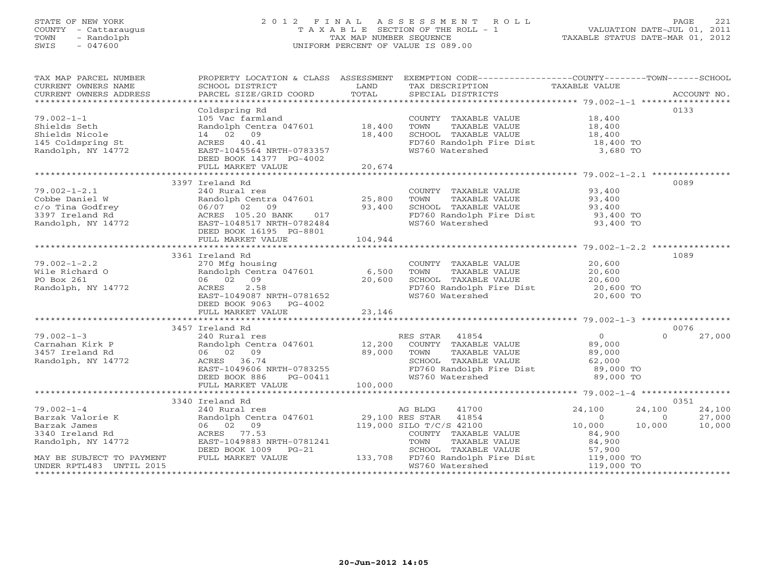STATE OF NEW YORK
COUNTY - Cattaraugus
TOWN - Randolph
SWIS - 047600

2 0 1 2 F I N A L A S S E S S M E N T R O L L
T A X A B L E SECTION OF THE ROLL - 1
TAX MAP NUMBER SEQUENCE
UNIFORM PERCENT OF VALUE IS 089.00

VALUATION DATE-JUL 01, 2011
TAXABLE STATUS DATE-MAR 01, 2012

```
TAX MAP PARCEL NUMBER     PROPERTY LOCATION & CLASS  ASSESSMENT  EXEMPTION CODE-----------------COUNTY--------TOWN------SCHOOL
CURRENT OWNERS NAME       SCHOOL DISTRICT               LAND      TAX DESCRIPTION              TAXABLE VALUE
CURRENT OWNERS ADDRESS    PARCEL SIZE/GRID COORD        TOTAL     SPECIAL DISTRICTS                                    ACCOUNT NO.
******************************************************************************************** 79.002-1-1 *****************
                          Coldspring Rd                                                                               0133
79.002-1-1                105 Vac farmland                        COUNTY  TAXABLE VALUE          18,400
Shields Seth              Randolph Centra 047601      18,400      TOWN    TAXABLE VALUE          18,400
Shields Nicole            14  02  09                  18,400      SCHOOL  TAXABLE VALUE          18,400
145 Coldspring St         ACRES  40.41                            FD760 Randolph Fire Dist        18,400 TO
Randolph, NY 14772        EAST-1045564 NRTH-0783357               WS760 Watershed                  3,680 TO
                          DEED BOOK 14377  PG-4002
                          FULL MARKET VALUE           20,674
******************************************************************************************** 79.002-1-2.1 ***************
                       3397 Ireland Rd                                                                                0089
79.002-1-2.1              240 Rural res                           COUNTY  TAXABLE VALUE          93,400
Cobbe Daniel W            Randolph Centra 047601      25,800      TOWN    TAXABLE VALUE          93,400
c/o Tina Godfrey          06/07  02  09               93,400      SCHOOL  TAXABLE VALUE          93,400
3397 Ireland Rd           ACRES 105.20 BANK     017               FD760 Randolph Fire Dist        93,400 TO
Randolph, NY 14772        EAST-1048517 NRTH-0782484               WS760 Watershed                 93,400 TO
                          DEED BOOK 16195  PG-8801
                          FULL MARKET VALUE          104,944
******************************************************************************************** 79.002-1-2.2 ***************
                       3361 Ireland Rd                                                                                1089
79.002-1-2.2              270 Mfg housing                         COUNTY  TAXABLE VALUE          20,600
Wile Richard O            Randolph Centra 047601       6,500      TOWN    TAXABLE VALUE          20,600
PO Box 261                06  02  09                  20,600      SCHOOL  TAXABLE VALUE          20,600
Randolph, NY 14772        ACRES   2.58                            FD760 Randolph Fire Dist        20,600 TO
                          EAST-1049087 NRTH-0781652               WS760 Watershed                 20,600 TO
                          DEED BOOK 9063   PG-4002
                          FULL MARKET VALUE           23,146
******************************************************************************************** 79.002-1-3 *****************
                       3457 Ireland Rd                                                                                0076
79.002-1-3                240 Rural res                           RES STAR  41854                      0         0     27,000
Carnahan Kirk P           Randolph Centra 047601      12,200      COUNTY  TAXABLE VALUE          89,000
3457 Ireland Rd           06  02  09                  89,000      TOWN    TAXABLE VALUE          89,000
Randolph, NY 14772        ACRES  36.74                            SCHOOL  TAXABLE VALUE          62,000
                          EAST-1049606 NRTH-0783255               FD760 Randolph Fire Dist        89,000 TO
                          DEED BOOK 886    PG-00411               WS760 Watershed                 89,000 TO
                          FULL MARKET VALUE          100,000
******************************************************************************************** 79.002-1-4 *****************
                       3340 Ireland Rd                                                                                0351
79.002-1-4                240 Rural res                           AG BLDG   41700                 24,100    24,100     24,100
Barzak Valorie K          Randolph Centra 047601      29,100 RES STAR  41854                      0         0     27,000
Barzak James              06  02  09                 119,000 SILO T/C/S 42100                10,000    10,000     10,000
3340 Ireland Rd           ACRES  77.53                            COUNTY  TAXABLE VALUE          84,900
Randolph, NY 14772        EAST-1049883 NRTH-0781241               TOWN    TAXABLE VALUE          84,900
                          DEED BOOK 1009   PG-21                  SCHOOL  TAXABLE VALUE          57,900
MAY BE SUBJECT TO PAYMENT FULL MARKET VALUE          133,708      FD760 Randolph Fire Dist       119,000 TO
UNDER RPTL483 UNTIL 2015                                          WS760 Watershed                119,000 TO
*************************************************************************************************************************
```

20-Jun-2012 14:05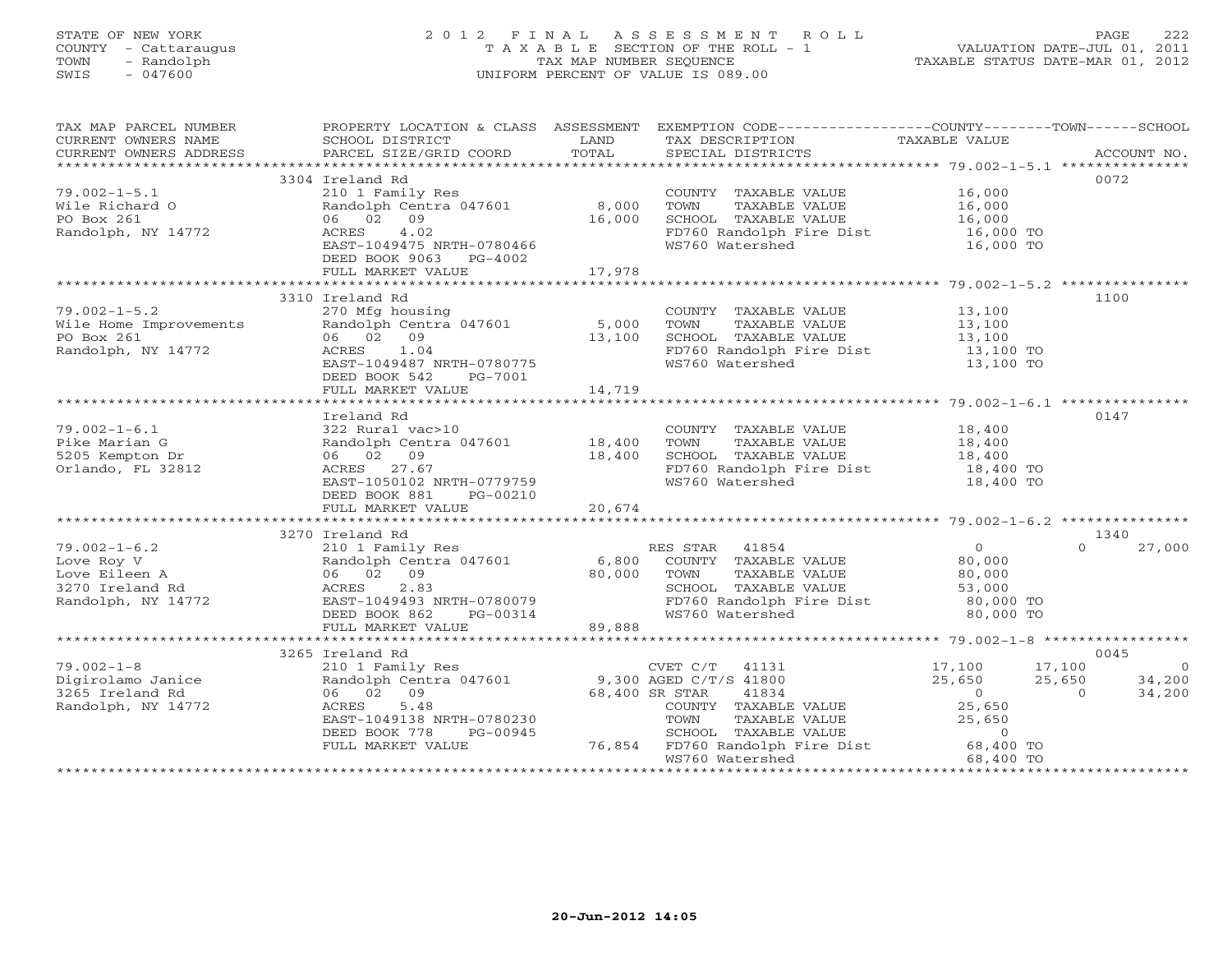STATE OF NEW YORK
COUNTY - Cattaraugus
TOWN - Randolph
SWIS - 047600

# 2012 FINAL ASSESSMENT ROLL
TAXABLE SECTION OF THE ROLL - 1
TAX MAP NUMBER SEQUENCE
UNIFORM PERCENT OF VALUE IS 089.00

VALUATION DATE-JUL 01, 2011
TAXABLE STATUS DATE-MAR 01, 2012

| TAX MAP PARCEL NUMBER / CURRENT OWNERS NAME / CURRENT OWNERS ADDRESS | PROPERTY LOCATION & CLASS / SCHOOL DISTRICT / PARCEL SIZE/GRID COORD | ASSESSMENT LAND / TOTAL | EXEMPTION CODE / TAX DESCRIPTION / SPECIAL DISTRICTS | COUNTY TAXABLE VALUE | TOWN | SCHOOL | ACCOUNT NO. |
|---|---|---|---|---|---|---|---|
| **79.002-1-5.1** | 3304 Ireland Rd | | | | | | 0072 |
| Wile Richard O | 210 1 Family Res | | COUNTY TAXABLE VALUE | 16,000 | | | |
| PO Box 261 | Randolph Centra 047601 | 8,000 | TOWN TAXABLE VALUE | 16,000 | | | |
| Randolph, NY 14772 | 06 02 09 | 16,000 | SCHOOL TAXABLE VALUE | 16,000 | | | |
| | ACRES 4.02 | | FD760 Randolph Fire Dist | 16,000 TO | | | |
| | EAST-1049475 NRTH-0780466 | | WS760 Watershed | 16,000 TO | | | |
| | DEED BOOK 9063 PG-4002 | | | | | | |
| | FULL MARKET VALUE | 17,978 | | | | | |
| **79.002-1-5.2** | 3310 Ireland Rd | | | | | | 1100 |
| Wile Home Improvements | 270 Mfg housing | | COUNTY TAXABLE VALUE | 13,100 | | | |
| PO Box 261 | Randolph Centra 047601 | 5,000 | TOWN TAXABLE VALUE | 13,100 | | | |
| Randolph, NY 14772 | 06 02 09 | 13,100 | SCHOOL TAXABLE VALUE | 13,100 | | | |
| | ACRES 1.04 | | FD760 Randolph Fire Dist | 13,100 TO | | | |
| | EAST-1049487 NRTH-0780775 | | WS760 Watershed | 13,100 TO | | | |
| | DEED BOOK 542 PG-7001 | | | | | | |
| | FULL MARKET VALUE | 14,719 | | | | | |
| **79.002-1-6.1** | Ireland Rd | | | | | | 0147 |
| Pike Marian G | 322 Rural vac>10 | | COUNTY TAXABLE VALUE | 18,400 | | | |
| 5205 Kempton Dr | Randolph Centra 047601 | 18,400 | TOWN TAXABLE VALUE | 18,400 | | | |
| Orlando, FL 32812 | 06 02 09 | 18,400 | SCHOOL TAXABLE VALUE | 18,400 | | | |
| | ACRES 27.67 | | FD760 Randolph Fire Dist | 18,400 TO | | | |
| | EAST-1050102 NRTH-0779759 | | WS760 Watershed | 18,400 TO | | | |
| | DEED BOOK 881 PG-00210 | | | | | | |
| | FULL MARKET VALUE | 20,674 | | | | | |
| **79.002-1-6.2** | 3270 Ireland Rd | | | | | | 1340 |
| Love Roy V | 210 1 Family Res | | RES STAR 41854 | 0 | 0 | 27,000 | |
| Love Eileen A | Randolph Centra 047601 | 6,800 | COUNTY TAXABLE VALUE | 80,000 | | | |
| 3270 Ireland Rd | 06 02 09 | 80,000 | TOWN TAXABLE VALUE | 80,000 | | | |
| Randolph, NY 14772 | ACRES 2.83 | | SCHOOL TAXABLE VALUE | 53,000 | | | |
| | EAST-1049493 NRTH-0780079 | | FD760 Randolph Fire Dist | 80,000 TO | | | |
| | DEED BOOK 862 PG-00314 | | WS760 Watershed | 80,000 TO | | | |
| | FULL MARKET VALUE | 89,888 | | | | | |
| **79.002-1-8** | 3265 Ireland Rd | | | | | | 0045 |
| Digirolamo Janice | 210 1 Family Res | | CVET C/T 41131 | 17,100 | 17,100 | 0 | |
| 3265 Ireland Rd | Randolph Centra 047601 | 9,300 | AGED C/T/S 41800 | 25,650 | 25,650 | 34,200 | |
| Randolph, NY 14772 | 06 02 09 | 68,400 | SR STAR 41834 | 0 | 0 | 34,200 | |
| | ACRES 5.48 | | COUNTY TAXABLE VALUE | 25,650 | | | |
| | EAST-1049138 NRTH-0780230 | | TOWN TAXABLE VALUE | 25,650 | | | |
| | DEED BOOK 778 PG-00945 | | SCHOOL TAXABLE VALUE | 0 | | | |
| | FULL MARKET VALUE | 76,854 | FD760 Randolph Fire Dist | 68,400 TO | | | |
| | | | WS760 Watershed | 68,400 TO | | | |

20-Jun-2012 14:05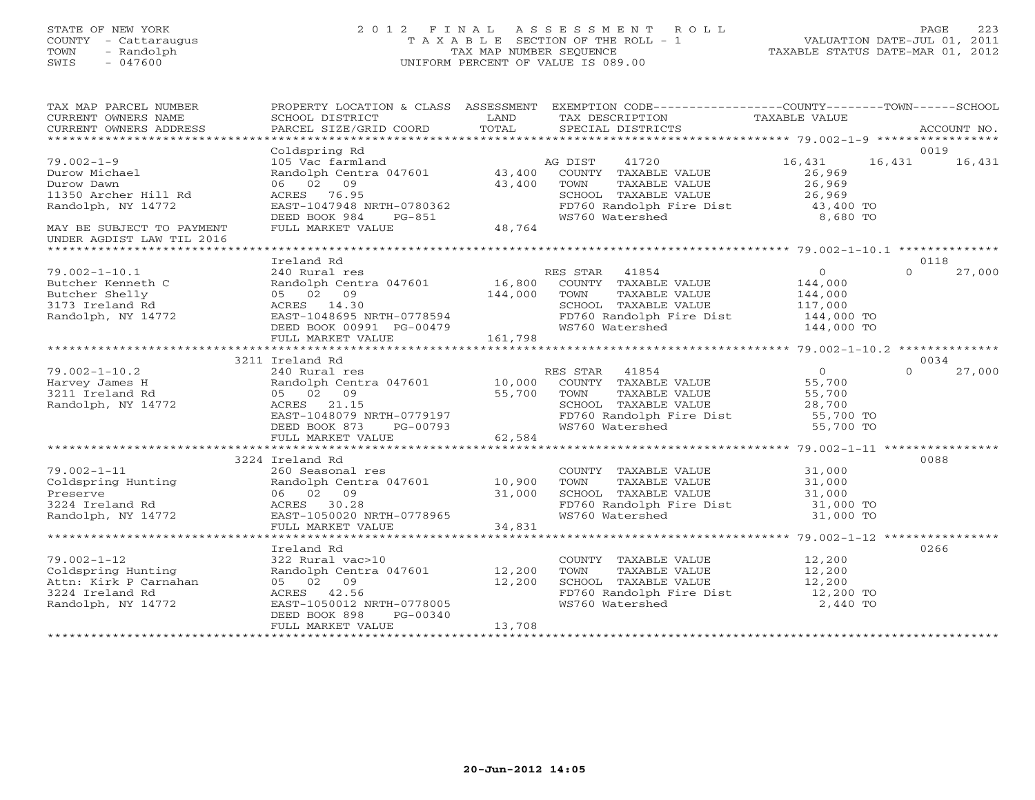STATE OF NEW YORK
COUNTY - Cattaraugus
TOWN - Randolph
SWIS - 047600

2012 FINAL ASSESSMENT ROLL
TAXABLE SECTION OF THE ROLL - 1
TAX MAP NUMBER SEQUENCE
UNIFORM PERCENT OF VALUE IS 089.00

VALUATION DATE-JUL 01, 2011
TAXABLE STATUS DATE-MAR 01, 2012

| TAX MAP PARCEL NUMBER / CURRENT OWNERS NAME / CURRENT OWNERS ADDRESS | PROPERTY LOCATION & CLASS / SCHOOL DISTRICT / PARCEL SIZE/GRID COORD | ASSESSMENT LAND / TOTAL | EXEMPTION CODE / TAX DESCRIPTION / SPECIAL DISTRICTS | COUNTY | TOWN | SCHOOL | ACCOUNT NO. |
|---|---|---|---|---|---|---|---|
| 79.002-1-9 | Coldspring Rd | | | | | | 0019 |
| | 105 Vac farmland | | AG DIST 41720 | 16,431 | 16,431 | 16,431 | |
| Durow Michael | Randolph Centra 047601 | 43,400 | COUNTY TAXABLE VALUE | 26,969 | | | |
| Durow Dawn | 06 02 09 | 43,400 | TOWN TAXABLE VALUE | | 26,969 | | |
| 11350 Archer Hill Rd | ACRES 76.95 | | SCHOOL TAXABLE VALUE | | | 26,969 | |
| Randolph, NY 14772 | EAST-1047948 NRTH-0780362 | | FD760 Randolph Fire Dist | 43,400 TO | | | |
| | DEED BOOK 984 PG-851 | | WS760 Watershed | 8,680 TO | | | |
| MAY BE SUBJECT TO PAYMENT UNDER AGDIST LAW TIL 2016 | FULL MARKET VALUE | 48,764 | | | | | |
| 79.002-1-10.1 | Ireland Rd | | | | | | 0118 |
| | 240 Rural res | | RES STAR 41854 | 0 | 0 | 27,000 | |
| Butcher Kenneth C | Randolph Centra 047601 | 16,800 | COUNTY TAXABLE VALUE | 144,000 | | | |
| Butcher Shelly | 05 02 09 | 144,000 | TOWN TAXABLE VALUE | | 144,000 | | |
| 3173 Ireland Rd | ACRES 14.30 | | SCHOOL TAXABLE VALUE | | | 117,000 | |
| Randolph, NY 14772 | EAST-1048695 NRTH-0778594 | | FD760 Randolph Fire Dist | 144,000 TO | | | |
| | DEED BOOK 00991 PG-00479 | | WS760 Watershed | 144,000 TO | | | |
| | FULL MARKET VALUE | 161,798 | | | | | |
| 79.002-1-10.2 | 3211 Ireland Rd | | | | | | 0034 |
| | 240 Rural res | | RES STAR 41854 | 0 | 0 | 27,000 | |
| Harvey James H | Randolph Centra 047601 | 10,000 | COUNTY TAXABLE VALUE | 55,700 | | | |
| 3211 Ireland Rd | 05 02 09 | 55,700 | TOWN TAXABLE VALUE | | 55,700 | | |
| Randolph, NY 14772 | ACRES 21.15 | | SCHOOL TAXABLE VALUE | | | 28,700 | |
| | EAST-1048079 NRTH-0779197 | | FD760 Randolph Fire Dist | 55,700 TO | | | |
| | DEED BOOK 873 PG-00793 | | WS760 Watershed | 55,700 TO | | | |
| | FULL MARKET VALUE | 62,584 | | | | | |
| 79.002-1-11 | 3224 Ireland Rd | | | | | | 0088 |
| | 260 Seasonal res | | COUNTY TAXABLE VALUE | 31,000 | | | |
| Coldspring Hunting | Randolph Centra 047601 | 10,900 | TOWN TAXABLE VALUE | | 31,000 | | |
| Preserve | 06 02 09 | 31,000 | SCHOOL TAXABLE VALUE | | | 31,000 | |
| 3224 Ireland Rd | ACRES 30.28 | | FD760 Randolph Fire Dist | 31,000 TO | | | |
| Randolph, NY 14772 | EAST-1050020 NRTH-0778965 | | WS760 Watershed | 31,000 TO | | | |
| | FULL MARKET VALUE | 34,831 | | | | | |
| 79.002-1-12 | Ireland Rd | | | | | | 0266 |
| | 322 Rural vac>10 | | COUNTY TAXABLE VALUE | 12,200 | | | |
| Coldspring Hunting | Randolph Centra 047601 | 12,200 | TOWN TAXABLE VALUE | | 12,200 | | |
| Attn: Kirk P Carnahan | 05 02 09 | 12,200 | SCHOOL TAXABLE VALUE | | | 12,200 | |
| 3224 Ireland Rd | ACRES 42.56 | | FD760 Randolph Fire Dist | 12,200 TO | | | |
| Randolph, NY 14772 | EAST-1050012 NRTH-0778005 | | WS760 Watershed | 2,440 TO | | | |
| | DEED BOOK 898 PG-00340 | | | | | | |
| | FULL MARKET VALUE | 13,708 | | | | | |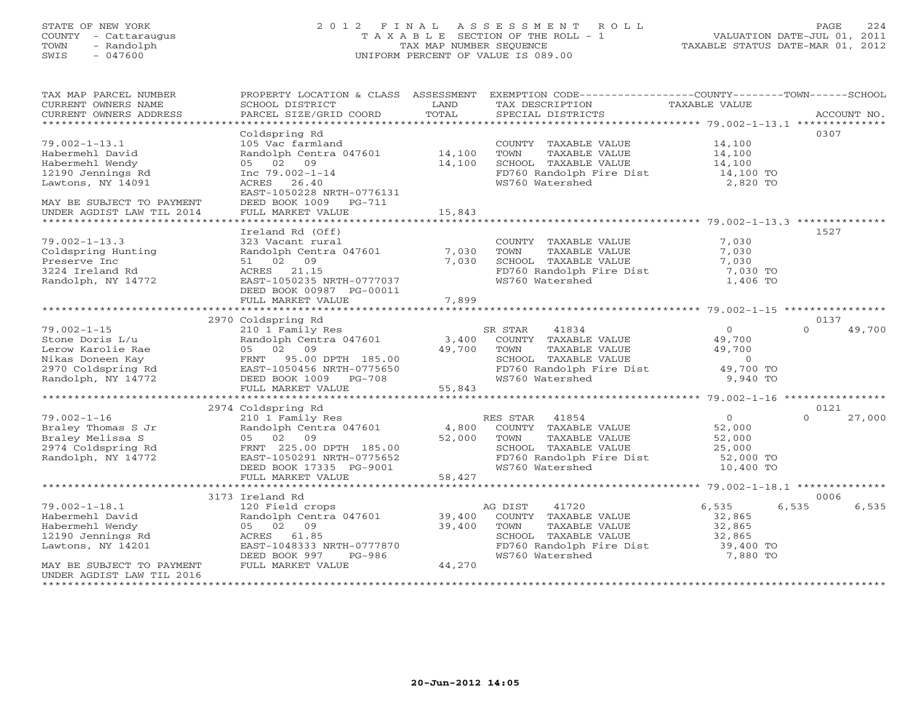STATE OF NEW YORK
COUNTY - Cattaraugus
TOWN - Randolph
SWIS - 047600

2012 FINAL ASSESSMENT ROLL
TAXABLE SECTION OF THE ROLL - 1
TAX MAP NUMBER SEQUENCE
UNIFORM PERCENT OF VALUE IS 089.00

VALUATION DATE-JUL 01, 2011
TAXABLE STATUS DATE-MAR 01, 2012

| TAX MAP PARCEL NUMBER / CURRENT OWNERS NAME / CURRENT OWNERS ADDRESS | PROPERTY LOCATION & CLASS / SCHOOL DISTRICT / PARCEL SIZE/GRID COORD | ASSESSMENT LAND / TOTAL | EXEMPTION CODE / TAX DESCRIPTION / SPECIAL DISTRICTS | COUNTY | TOWN | SCHOOL / ACCOUNT NO. |
|---|---|---|---|---|---|---|
| **79.002-1-13.1** | Coldspring Rd | | | | | 0307 |
| 79.002-1-13.1 | 105 Vac farmland | | COUNTY TAXABLE VALUE | 14,100 | | |
| Habermehl David | Randolph Centra 047601 | 14,100 | TOWN TAXABLE VALUE | 14,100 | | |
| Habermehl Wendy | 05 02 09 | 14,100 | SCHOOL TAXABLE VALUE | 14,100 | | |
| 12190 Jennings Rd | Inc 79.002-1-14 | | FD760 Randolph Fire Dist | 14,100 TO | | |
| Lawtons, NY 14091 | ACRES 26.40 | | WS760 Watershed | 2,820 TO | | |
| | EAST-1050228 NRTH-0776131 | | | | | |
| MAY BE SUBJECT TO PAYMENT | DEED BOOK 1009 PG-711 | | | | | |
| UNDER AGDIST LAW TIL 2014 | FULL MARKET VALUE | 15,843 | | | | |
| **79.002-1-13.3** | Ireland Rd (Off) | | | | | 1527 |
| 79.002-1-13.3 | 323 Vacant rural | | COUNTY TAXABLE VALUE | 7,030 | | |
| Coldspring Hunting | Randolph Centra 047601 | 7,030 | TOWN TAXABLE VALUE | 7,030 | | |
| Preserve Inc | 51 02 09 | 7,030 | SCHOOL TAXABLE VALUE | 7,030 | | |
| 3224 Ireland Rd | ACRES 21.15 | | FD760 Randolph Fire Dist | 7,030 TO | | |
| Randolph, NY 14772 | EAST-1050235 NRTH-0777037 | | WS760 Watershed | 1,406 TO | | |
| | DEED BOOK 00987 PG-00011 | | | | | |
| | FULL MARKET VALUE | 7,899 | | | | |
| **79.002-1-15** | 2970 Coldspring Rd | | | | | 0137 |
| 79.002-1-15 | 210 1 Family Res | | SR STAR 41834 | 0 | 0 | 49,700 |
| Stone Doris L/u | Randolph Centra 047601 | 3,400 | COUNTY TAXABLE VALUE | 49,700 | | |
| Lerow Karolie Rae | 05 02 09 | 49,700 | TOWN TAXABLE VALUE | 49,700 | | |
| Nikas Doneen Kay | FRNT 95.00 DPTH 185.00 | | SCHOOL TAXABLE VALUE | 0 | | |
| 2970 Coldspring Rd | EAST-1050456 NRTH-0775650 | | FD760 Randolph Fire Dist | 49,700 TO | | |
| Randolph, NY 14772 | DEED BOOK 1009 PG-708 | | WS760 Watershed | 9,940 TO | | |
| | FULL MARKET VALUE | 55,843 | | | | |
| **79.002-1-16** | 2974 Coldspring Rd | | | | | 0121 |
| 79.002-1-16 | 210 1 Family Res | | RES STAR 41854 | 0 | 0 | 27,000 |
| Braley Thomas S Jr | Randolph Centra 047601 | 4,800 | COUNTY TAXABLE VALUE | 52,000 | | |
| Braley Melissa S | 05 02 09 | 52,000 | TOWN TAXABLE VALUE | 52,000 | | |
| 2974 Coldspring Rd | FRNT 225.00 DPTH 185.00 | | SCHOOL TAXABLE VALUE | 25,000 | | |
| Randolph, NY 14772 | EAST-1050291 NRTH-0775652 | | FD760 Randolph Fire Dist | 52,000 TO | | |
| | DEED BOOK 17335 PG-9001 | | WS760 Watershed | 10,400 TO | | |
| | FULL MARKET VALUE | 58,427 | | | | |
| **79.002-1-18.1** | 3173 Ireland Rd | | | | | 0006 |
| 79.002-1-18.1 | 120 Field crops | | AG DIST 41720 | 6,535 | 6,535 | 6,535 |
| Habermehl David | Randolph Centra 047601 | 39,400 | COUNTY TAXABLE VALUE | 32,865 | | |
| Habermehl Wendy | 05 02 09 | 39,400 | TOWN TAXABLE VALUE | 32,865 | | |
| 12190 Jennings Rd | ACRES 61.85 | | SCHOOL TAXABLE VALUE | 32,865 | | |
| Lawtons, NY 14201 | EAST-1048333 NRTH-0777870 | | FD760 Randolph Fire Dist | 39,400 TO | | |
| | DEED BOOK 997 PG-986 | | WS760 Watershed | 7,880 TO | | |
| MAY BE SUBJECT TO PAYMENT | FULL MARKET VALUE | 44,270 | | | | |
| UNDER AGDIST LAW TIL 2016 | | | | | | |

20-Jun-2012 14:05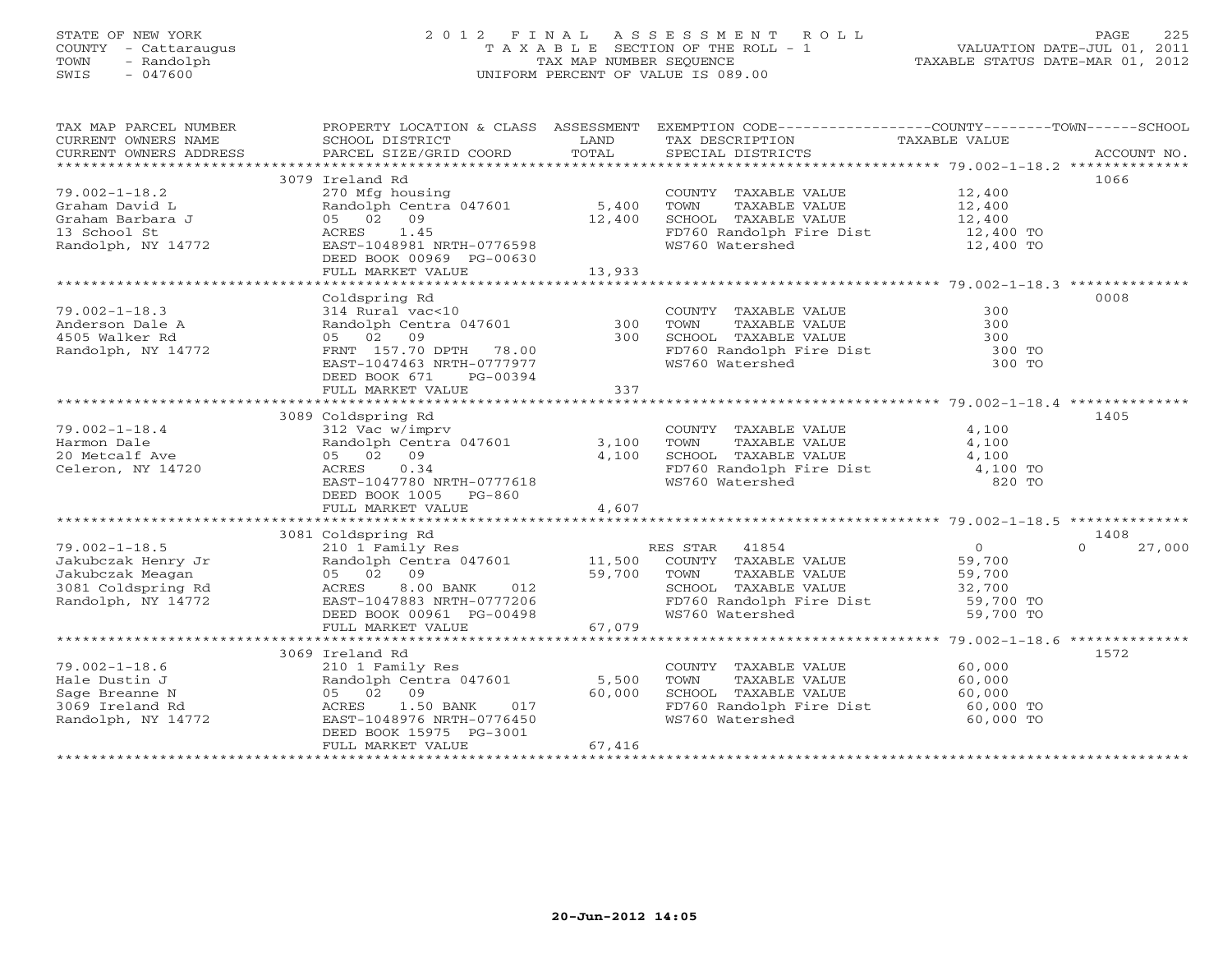STATE OF NEW YORK
COUNTY - Cattaraugus
TOWN - Randolph
SWIS - 047600

2012 FINAL ASSESSMENT ROLL
TAXABLE SECTION OF THE ROLL - 1
TAX MAP NUMBER SEQUENCE
UNIFORM PERCENT OF VALUE IS 089.00

VALUATION DATE-JUL 01, 2011
TAXABLE STATUS DATE-MAR 01, 2012

| TAX MAP PARCEL NUMBER / CURRENT OWNERS NAME / CURRENT OWNERS ADDRESS | PROPERTY LOCATION & CLASS / SCHOOL DISTRICT / PARCEL SIZE/GRID COORD | ASSESSMENT LAND / TOTAL | EXEMPTION CODE / TAX DESCRIPTION / SPECIAL DISTRICTS | COUNTY / TOWN / SCHOOL TAXABLE VALUE | ACCOUNT NO. |
|---|---|---|---|---|---|
| | 3079 Ireland Rd | | | | 1066 |
| 79.002-1-18.2 | 270 Mfg housing | | COUNTY TAXABLE VALUE | 12,400 | |
| Graham David L | Randolph Centra 047601 | 5,400 | TOWN TAXABLE VALUE | 12,400 | |
| Graham Barbara J | 05 02 09 | 12,400 | SCHOOL TAXABLE VALUE | 12,400 | |
| 13 School St | ACRES 1.45 | | FD760 Randolph Fire Dist | 12,400 TO | |
| Randolph, NY 14772 | EAST-1048981 NRTH-0776598 | | WS760 Watershed | 12,400 TO | |
| | DEED BOOK 00969 PG-00630 | | | | |
| | FULL MARKET VALUE | 13,933 | | | |
| | Coldspring Rd | | | | 0008 |
| 79.002-1-18.3 | 314 Rural vac<10 | | COUNTY TAXABLE VALUE | 300 | |
| Anderson Dale A | Randolph Centra 047601 | 300 | TOWN TAXABLE VALUE | 300 | |
| 4505 Walker Rd | 05 02 09 | 300 | SCHOOL TAXABLE VALUE | 300 | |
| Randolph, NY 14772 | FRNT 157.70 DPTH 78.00 | | FD760 Randolph Fire Dist | 300 TO | |
| | EAST-1047463 NRTH-0777977 | | WS760 Watershed | 300 TO | |
| | DEED BOOK 671 PG-00394 | | | | |
| | FULL MARKET VALUE | 337 | | | |
| | 3089 Coldspring Rd | | | | 1405 |
| 79.002-1-18.4 | 312 Vac w/imprv | | COUNTY TAXABLE VALUE | 4,100 | |
| Harmon Dale | Randolph Centra 047601 | 3,100 | TOWN TAXABLE VALUE | 4,100 | |
| 20 Metcalf Ave | 05 02 09 | 4,100 | SCHOOL TAXABLE VALUE | 4,100 | |
| Celeron, NY 14720 | ACRES 0.34 | | FD760 Randolph Fire Dist | 4,100 TO | |
| | EAST-1047780 NRTH-0777618 | | WS760 Watershed | 820 TO | |
| | DEED BOOK 1005 PG-860 | | | | |
| | FULL MARKET VALUE | 4,607 | | | |
| | 3081 Coldspring Rd | | | | 1408 |
| 79.002-1-18.5 | 210 1 Family Res | | RES STAR 41854 | 0 0 27,000 | |
| Jakubczak Henry Jr | Randolph Centra 047601 | 11,500 | COUNTY TAXABLE VALUE | 59,700 | |
| Jakubczak Meagan | 05 02 09 | 59,700 | TOWN TAXABLE VALUE | 59,700 | |
| 3081 Coldspring Rd | ACRES 8.00 BANK 012 | | SCHOOL TAXABLE VALUE | 32,700 | |
| Randolph, NY 14772 | EAST-1047883 NRTH-0777206 | | FD760 Randolph Fire Dist | 59,700 TO | |
| | DEED BOOK 00961 PG-00498 | | WS760 Watershed | 59,700 TO | |
| | FULL MARKET VALUE | 67,079 | | | |
| | 3069 Ireland Rd | | | | 1572 |
| 79.002-1-18.6 | 210 1 Family Res | | COUNTY TAXABLE VALUE | 60,000 | |
| Hale Dustin J | Randolph Centra 047601 | 5,500 | TOWN TAXABLE VALUE | 60,000 | |
| Sage Breanne N | 05 02 09 | 60,000 | SCHOOL TAXABLE VALUE | 60,000 | |
| 3069 Ireland Rd | ACRES 1.50 BANK 017 | | FD760 Randolph Fire Dist | 60,000 TO | |
| Randolph, NY 14772 | EAST-1048976 NRTH-0776450 | | WS760 Watershed | 60,000 TO | |
| | DEED BOOK 15975 PG-3001 | | | | |
| | FULL MARKET VALUE | 67,416 | | | |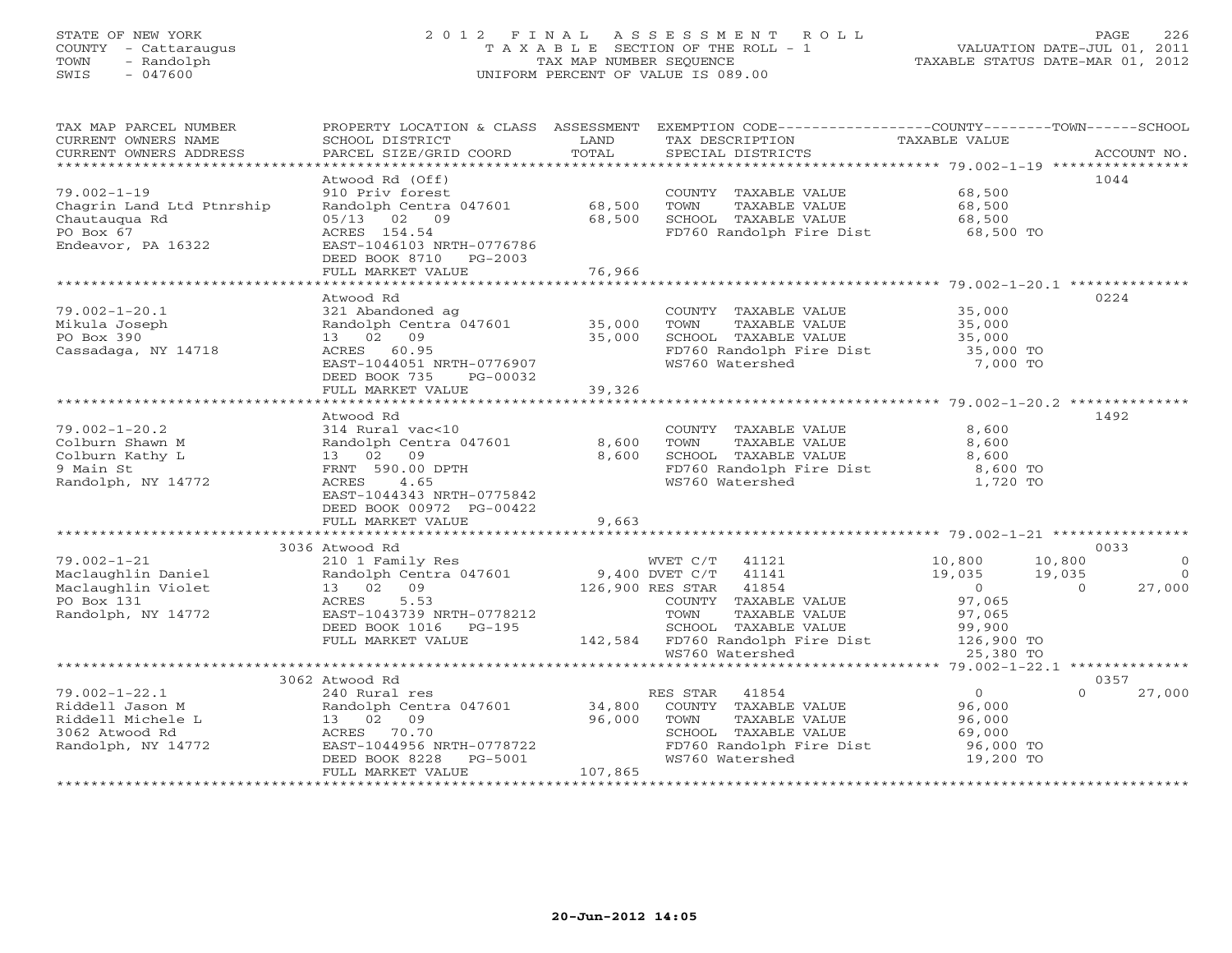STATE OF NEW YORK — 2012 FINAL ASSESSMENT ROLL
COUNTY - Cattaraugus — TAXABLE SECTION OF THE ROLL - 1 — VALUATION DATE-JUL 01, 2011
TOWN - Randolph — TAX MAP NUMBER SEQUENCE — TAXABLE STATUS DATE-MAR 01, 2012
SWIS - 047600 — UNIFORM PERCENT OF VALUE IS 089.00

| TAX MAP PARCEL NUMBER / CURRENT OWNERS NAME / CURRENT OWNERS ADDRESS | PROPERTY LOCATION & CLASS / SCHOOL DISTRICT / PARCEL SIZE/GRID COORD | ASSESSMENT LAND / TOTAL | EXEMPTION CODE / TAX DESCRIPTION / SPECIAL DISTRICTS | COUNTY TAXABLE VALUE | TOWN | SCHOOL | ACCOUNT NO. |
|---|---|---|---|---|---|---|---|
| **79.002-1-19** | Atwood Rd (Off) | | | | | | 1044 |
| | 910 Priv forest | | COUNTY TAXABLE VALUE | 68,500 | | | |
| Chagrin Land Ltd Ptnrship | Randolph Centra 047601 | 68,500 | TOWN TAXABLE VALUE | 68,500 | | | |
| Chautauqua Rd | 05/13 02 09 | 68,500 | SCHOOL TAXABLE VALUE | 68,500 | | | |
| PO Box 67 | ACRES 154.54 | | FD760 Randolph Fire Dist | 68,500 TO | | | |
| Endeavor, PA 16322 | EAST-1046103 NRTH-0776786 | | | | | | |
| | DEED BOOK 8710 PG-2003 | | | | | | |
| | FULL MARKET VALUE | 76,966 | | | | | |
| **79.002-1-20.1** | Atwood Rd | | | | | | 0224 |
| | 321 Abandoned ag | | COUNTY TAXABLE VALUE | 35,000 | | | |
| Mikula Joseph | Randolph Centra 047601 | 35,000 | TOWN TAXABLE VALUE | 35,000 | | | |
| PO Box 390 | 13 02 09 | 35,000 | SCHOOL TAXABLE VALUE | 35,000 | | | |
| Cassadaga, NY 14718 | ACRES 60.95 | | FD760 Randolph Fire Dist | 35,000 TO | | | |
| | EAST-1044051 NRTH-0776907 | | WS760 Watershed | 7,000 TO | | | |
| | DEED BOOK 735 PG-00032 | | | | | | |
| | FULL MARKET VALUE | 39,326 | | | | | |
| **79.002-1-20.2** | Atwood Rd | | | | | | 1492 |
| | 314 Rural vac<10 | | COUNTY TAXABLE VALUE | 8,600 | | | |
| Colburn Shawn M | Randolph Centra 047601 | 8,600 | TOWN TAXABLE VALUE | 8,600 | | | |
| Colburn Kathy L | 13 02 09 | 8,600 | SCHOOL TAXABLE VALUE | 8,600 | | | |
| 9 Main St | FRNT 590.00 DPTH | | FD760 Randolph Fire Dist | 8,600 TO | | | |
| Randolph, NY 14772 | ACRES 4.65 | | WS760 Watershed | 1,720 TO | | | |
| | EAST-1044343 NRTH-0775842 | | | | | | |
| | DEED BOOK 00972 PG-00422 | | | | | | |
| | FULL MARKET VALUE | 9,663 | | | | | |
| **79.002-1-21** | 3036 Atwood Rd | | | | | | 0033 |
| | 210 1 Family Res | | WVET C/T 41121 | 10,800 | 10,800 | 0 | |
| Maclaughlin Daniel | Randolph Centra 047601 | 9,400 | DVET C/T 41141 | 19,035 | 19,035 | 0 | |
| Maclaughlin Violet | 13 02 09 | 126,900 | RES STAR 41854 | 0 | 0 | 27,000 | |
| PO Box 131 | ACRES 5.53 | | COUNTY TAXABLE VALUE | 97,065 | | | |
| Randolph, NY 14772 | EAST-1043739 NRTH-0778212 | | TOWN TAXABLE VALUE | 97,065 | | | |
| | DEED BOOK 1016 PG-195 | | SCHOOL TAXABLE VALUE | 99,900 | | | |
| | FULL MARKET VALUE | 142,584 | FD760 Randolph Fire Dist | 126,900 TO | | | |
| | | | WS760 Watershed | 25,380 TO | | | |
| **79.002-1-22.1** | 3062 Atwood Rd | | | | | | 0357 |
| | 240 Rural res | | RES STAR 41854 | 0 | 0 | 27,000 | |
| Riddell Jason M | Randolph Centra 047601 | 34,800 | COUNTY TAXABLE VALUE | 96,000 | | | |
| Riddell Michele L | 13 02 09 | 96,000 | TOWN TAXABLE VALUE | 96,000 | | | |
| 3062 Atwood Rd | ACRES 70.70 | | SCHOOL TAXABLE VALUE | 69,000 | | | |
| Randolph, NY 14772 | EAST-1044956 NRTH-0778722 | | FD760 Randolph Fire Dist | 96,000 TO | | | |
| | DEED BOOK 8228 PG-5001 | | WS760 Watershed | 19,200 TO | | | |
| | FULL MARKET VALUE | 107,865 | | | | | |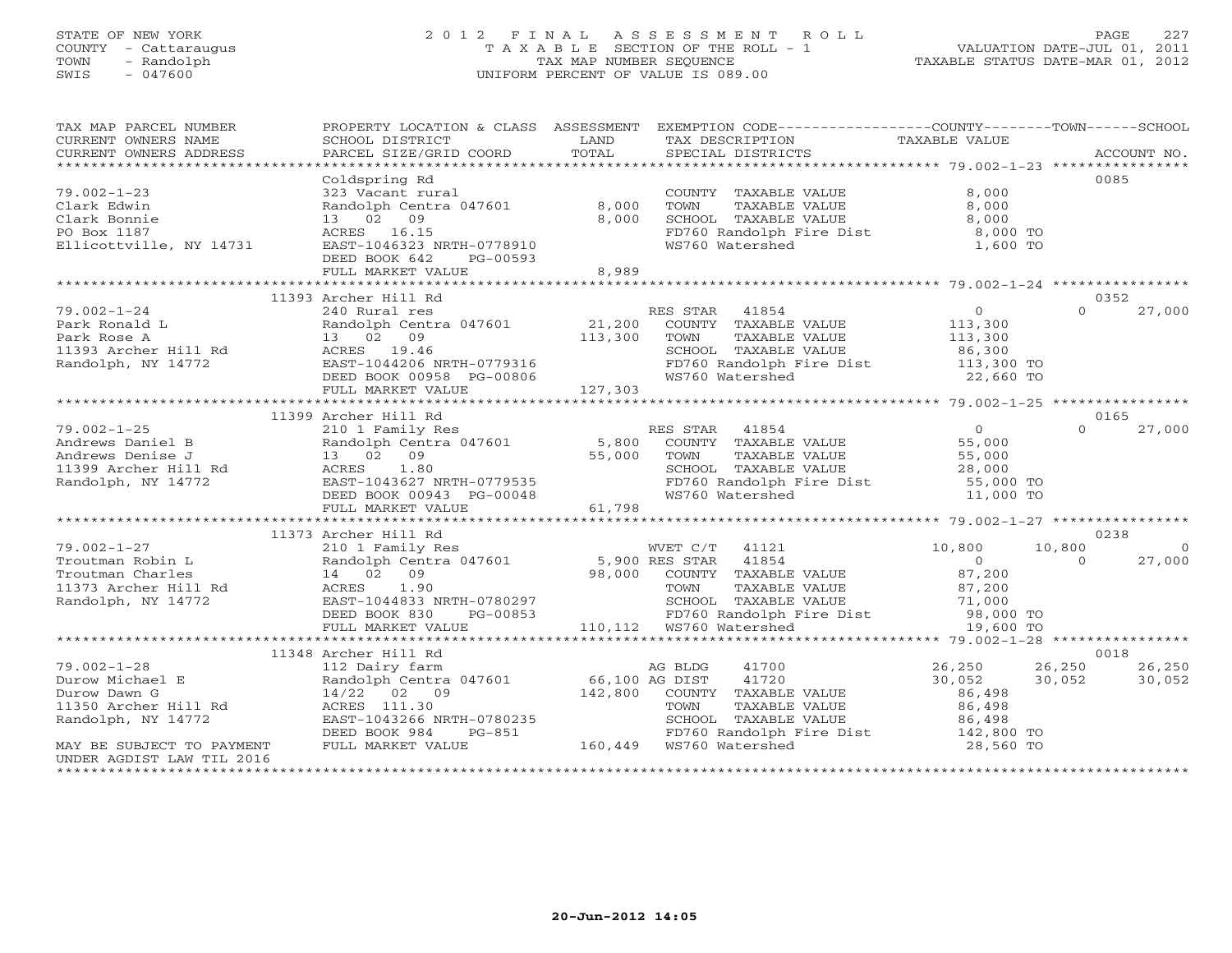STATE OF NEW YORK
COUNTY - Cattaraugus
TOWN - Randolph
SWIS - 047600

2012 FINAL ASSESSMENT ROLL
TAXABLE SECTION OF THE ROLL - 1
TAX MAP NUMBER SEQUENCE
UNIFORM PERCENT OF VALUE IS 089.00

VALUATION DATE-JUL 01, 2011
TAXABLE STATUS DATE-MAR 01, 2012

| TAX MAP PARCEL NUMBER / CURRENT OWNERS NAME / CURRENT OWNERS ADDRESS | PROPERTY LOCATION & CLASS / SCHOOL DISTRICT / PARCEL SIZE/GRID COORD | ASSESSMENT LAND / TOTAL | EXEMPTION CODE / TAX DESCRIPTION / SPECIAL DISTRICTS | COUNTY TAXABLE VALUE | TOWN | SCHOOL | ACCOUNT NO. |
|---|---|---|---|---|---|---|---|
| | Coldspring Rd | | | | | | 0085 |
| 79.002-1-23 | 323 Vacant rural | | COUNTY TAXABLE VALUE | 8,000 | | | |
| Clark Edwin | Randolph Centra 047601 | 8,000 | TOWN TAXABLE VALUE | 8,000 | | | |
| Clark Bonnie | 13 02 09 | 8,000 | SCHOOL TAXABLE VALUE | 8,000 | | | |
| PO Box 1187 | ACRES 16.15 | | FD760 Randolph Fire Dist | 8,000 TO | | | |
| Ellicottville, NY 14731 | EAST-1046323 NRTH-0778910 | | WS760 Watershed | 1,600 TO | | | |
| | DEED BOOK 642 PG-00593 | | | | | | |
| | FULL MARKET VALUE | 8,989 | | | | | |
| | 11393 Archer Hill Rd | | | | | | 0352 |
| 79.002-1-24 | 240 Rural res | | RES STAR 41854 | 0 | 0 | 27,000 | |
| Park Ronald L | Randolph Centra 047601 | 21,200 | COUNTY TAXABLE VALUE | 113,300 | | | |
| Park Rose A | 13 02 09 | 113,300 | TOWN TAXABLE VALUE | 113,300 | | | |
| 11393 Archer Hill Rd | ACRES 19.46 | | SCHOOL TAXABLE VALUE | 86,300 | | | |
| Randolph, NY 14772 | EAST-1044206 NRTH-0779316 | | FD760 Randolph Fire Dist | 113,300 TO | | | |
| | DEED BOOK 00958 PG-00806 | | WS760 Watershed | 22,660 TO | | | |
| | FULL MARKET VALUE | 127,303 | | | | | |
| | 11399 Archer Hill Rd | | | | | | 0165 |
| 79.002-1-25 | 210 1 Family Res | | RES STAR 41854 | 0 | 0 | 27,000 | |
| Andrews Daniel B | Randolph Centra 047601 | 5,800 | COUNTY TAXABLE VALUE | 55,000 | | | |
| Andrews Denise J | 13 02 09 | 55,000 | TOWN TAXABLE VALUE | 55,000 | | | |
| 11399 Archer Hill Rd | ACRES 1.80 | | SCHOOL TAXABLE VALUE | 28,000 | | | |
| Randolph, NY 14772 | EAST-1043627 NRTH-0779535 | | FD760 Randolph Fire Dist | 55,000 TO | | | |
| | DEED BOOK 00943 PG-00048 | | WS760 Watershed | 11,000 TO | | | |
| | FULL MARKET VALUE | 61,798 | | | | | |
| | 11373 Archer Hill Rd | | | | | | 0238 |
| 79.002-1-27 | 210 1 Family Res | | WVET C/T 41121 | 10,800 | 10,800 | 0 | |
| Troutman Robin L | Randolph Centra 047601 | 5,900 | RES STAR 41854 | 0 | 0 | 27,000 | |
| Troutman Charles | 14 02 09 | 98,000 | COUNTY TAXABLE VALUE | 87,200 | | | |
| 11373 Archer Hill Rd | ACRES 1.90 | | TOWN TAXABLE VALUE | 87,200 | | | |
| Randolph, NY 14772 | EAST-1044833 NRTH-0780297 | | SCHOOL TAXABLE VALUE | 71,000 | | | |
| | DEED BOOK 830 PG-00853 | | FD760 Randolph Fire Dist | 98,000 TO | | | |
| | FULL MARKET VALUE | 110,112 | WS760 Watershed | 19,600 TO | | | |
| | 11348 Archer Hill Rd | | | | | | 0018 |
| 79.002-1-28 | 112 Dairy farm | | AG BLDG 41700 | 26,250 | 26,250 | 26,250 | |
| Durow Michael E | Randolph Centra 047601 | 66,100 | AG DIST 41720 | 30,052 | 30,052 | 30,052 | |
| Durow Dawn G | 14/22 02 09 | 142,800 | COUNTY TAXABLE VALUE | 86,498 | | | |
| 11350 Archer Hill Rd | ACRES 111.30 | | TOWN TAXABLE VALUE | 86,498 | | | |
| Randolph, NY 14772 | EAST-1043266 NRTH-0780235 | | SCHOOL TAXABLE VALUE | 86,498 | | | |
| | DEED BOOK 984 PG-851 | | FD760 Randolph Fire Dist | 142,800 TO | | | |
| MAY BE SUBJECT TO PAYMENT | FULL MARKET VALUE | 160,449 | WS760 Watershed | 28,560 TO | | | |
| UNDER AGDIST LAW TIL 2016 | | | | | | | |

20-Jun-2012 14:05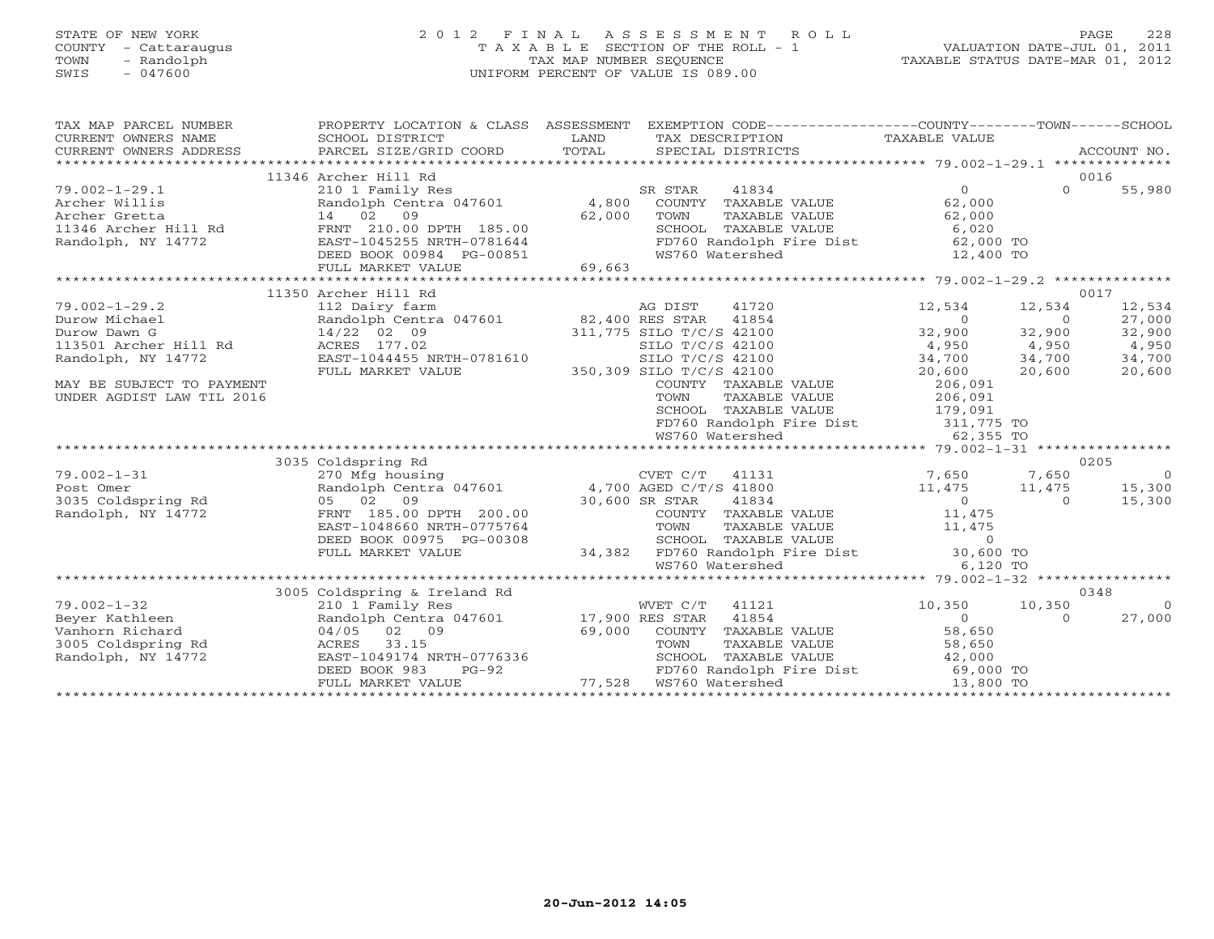STATE OF NEW YORK
COUNTY - Cattaraugus
TOWN - Randolph
SWIS - 047600

2012 FINAL ASSESSMENT ROLL
TAXABLE SECTION OF THE ROLL - 1
TAX MAP NUMBER SEQUENCE
UNIFORM PERCENT OF VALUE IS 089.00

VALUATION DATE-JUL 01, 2011
TAXABLE STATUS DATE-MAR 01, 2012

| TAX MAP PARCEL NUMBER / CURRENT OWNERS NAME / CURRENT OWNERS ADDRESS | PROPERTY LOCATION & CLASS / SCHOOL DISTRICT / PARCEL SIZE/GRID COORD | ASSESSMENT LAND / TOTAL | EXEMPTION CODE / TAX DESCRIPTION / SPECIAL DISTRICTS | COUNTY TAXABLE VALUE | TOWN | SCHOOL / ACCOUNT NO. |
|---|---|---|---|---|---|---|
| | 11346 Archer Hill Rd | | | | | 0016 |
| 79.002-1-29.1 | 210 1 Family Res | | SR STAR 41834 | 0 | 0 | 55,980 |
| Archer Willis | Randolph Centra 047601 | 4,800 | COUNTY TAXABLE VALUE | 62,000 | | |
| Archer Gretta | 14 02 09 | 62,000 | TOWN TAXABLE VALUE | 62,000 | | |
| 11346 Archer Hill Rd | FRNT 210.00 DPTH 185.00 | | SCHOOL TAXABLE VALUE | 6,020 | | |
| Randolph, NY 14772 | EAST-1045255 NRTH-0781644 | | FD760 Randolph Fire Dist | 62,000 TO | | |
| | DEED BOOK 00984 PG-00851 | | WS760 Watershed | 12,400 TO | | |
| | FULL MARKET VALUE | 69,663 | | | | |
| | 11350 Archer Hill Rd | | | | | 0017 |
| 79.002-1-29.2 | 112 Dairy farm | | AG DIST 41720 | 12,534 | 12,534 | 12,534 |
| Durow Michael | Randolph Centra 047601 | 82,400 | RES STAR 41854 | 0 | 0 | 27,000 |
| Durow Dawn G | 14/22 02 09 | 311,775 | SILO T/C/S 42100 | 32,900 | 32,900 | 32,900 |
| 113501 Archer Hill Rd | ACRES 177.02 | | SILO T/C/S 42100 | 4,950 | 4,950 | 4,950 |
| Randolph, NY 14772 | EAST-1044455 NRTH-0781610 | | SILO T/C/S 42100 | 34,700 | 34,700 | 34,700 |
| | FULL MARKET VALUE | 350,309 | SILO T/C/S 42100 | 20,600 | 20,600 | 20,600 |
| MAY BE SUBJECT TO PAYMENT | | | COUNTY TAXABLE VALUE | 206,091 | | |
| UNDER AGDIST LAW TIL 2016 | | | TOWN TAXABLE VALUE | 206,091 | | |
| | | | SCHOOL TAXABLE VALUE | 179,091 | | |
| | | | FD760 Randolph Fire Dist | 311,775 TO | | |
| | | | WS760 Watershed | 62,355 TO | | |
| | 3035 Coldspring Rd | | | | | 0205 |
| 79.002-1-31 | 270 Mfg housing | | CVET C/T 41131 | 7,650 | 7,650 | 0 |
| Post Omer | Randolph Centra 047601 | 4,700 | AGED C/T/S 41800 | 11,475 | 11,475 | 15,300 |
| 3035 Coldspring Rd | 05 02 09 | 30,600 | SR STAR 41834 | 0 | 0 | 15,300 |
| Randolph, NY 14772 | FRNT 185.00 DPTH 200.00 | | COUNTY TAXABLE VALUE | 11,475 | | |
| | EAST-1048660 NRTH-0775764 | | TOWN TAXABLE VALUE | 11,475 | | |
| | DEED BOOK 00975 PG-00308 | | SCHOOL TAXABLE VALUE | 0 | | |
| | FULL MARKET VALUE | 34,382 | FD760 Randolph Fire Dist | 30,600 TO | | |
| | | | WS760 Watershed | 6,120 TO | | |
| | 3005 Coldspring & Ireland Rd | | | | | 0348 |
| 79.002-1-32 | 210 1 Family Res | | WVET C/T 41121 | 10,350 | 10,350 | 0 |
| Beyer Kathleen | Randolph Centra 047601 | 17,900 | RES STAR 41854 | 0 | 0 | 27,000 |
| Vanhorn Richard | 04/05 02 09 | 69,000 | COUNTY TAXABLE VALUE | 58,650 | | |
| 3005 Coldspring Rd | ACRES 33.15 | | TOWN TAXABLE VALUE | 58,650 | | |
| Randolph, NY 14772 | EAST-1049174 NRTH-0776336 | | SCHOOL TAXABLE VALUE | 42,000 | | |
| | DEED BOOK 983 PG-92 | | FD760 Randolph Fire Dist | 69,000 TO | | |
| | FULL MARKET VALUE | 77,528 | WS760 Watershed | 13,800 TO | | |

20-Jun-2012 14:05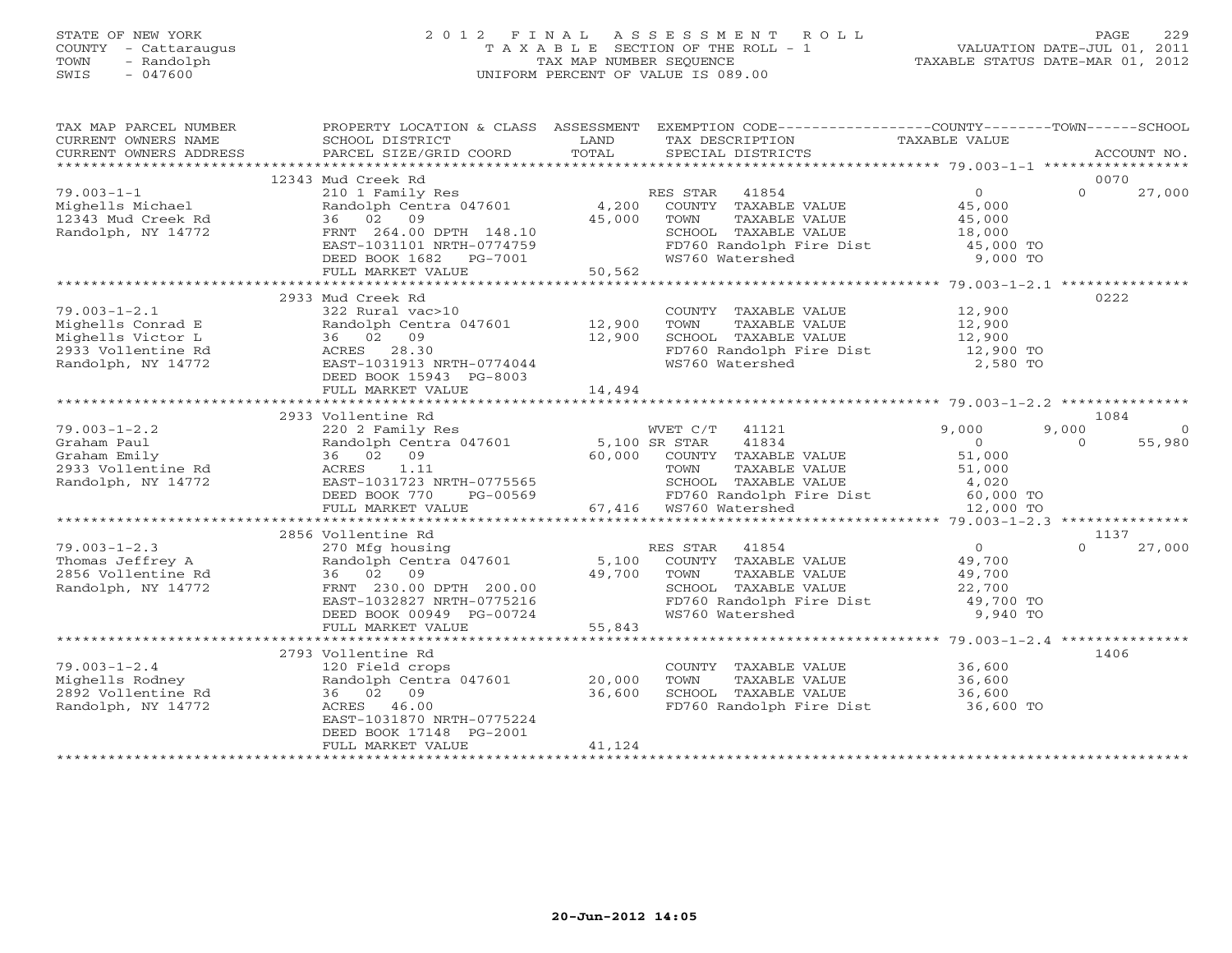STATE OF NEW YORK
COUNTY - Cattaraugus
TOWN - Randolph
SWIS - 047600

2 0 1 2 F I N A L A S S E S S M E N T R O L L
T A X A B L E SECTION OF THE ROLL - 1
TAX MAP NUMBER SEQUENCE
UNIFORM PERCENT OF VALUE IS 089.00

VALUATION DATE-JUL 01, 2011
TAXABLE STATUS DATE-MAR 01, 2012

| TAX MAP PARCEL NUMBER / CURRENT OWNERS NAME / CURRENT OWNERS ADDRESS | PROPERTY LOCATION & CLASS / SCHOOL DISTRICT / PARCEL SIZE/GRID COORD | ASSESSMENT LAND / TOTAL | EXEMPTION CODE / TAX DESCRIPTION / SPECIAL DISTRICTS | COUNTY TAXABLE VALUE | TOWN | SCHOOL | ACCOUNT NO. |
|---|---|---|---|---|---|---|---|
| 79.003-1-1 | 12343 Mud Creek Rd | | | | | | 0070 |
| Mighells Michael | 210 1 Family Res | | RES STAR 41854 | 0 | 0 | 27,000 | |
| 12343 Mud Creek Rd | Randolph Centra 047601 | 4,200 | COUNTY TAXABLE VALUE | 45,000 | | | |
| Randolph, NY 14772 | 36 02 09 | 45,000 | TOWN TAXABLE VALUE | 45,000 | | | |
| | FRNT 264.00 DPTH 148.10 | | SCHOOL TAXABLE VALUE | 18,000 | | | |
| | EAST-1031101 NRTH-0774759 | | FD760 Randolph Fire Dist | 45,000 TO | | | |
| | DEED BOOK 1682 PG-7001 | | WS760 Watershed | 9,000 TO | | | |
| | FULL MARKET VALUE | 50,562 | | | | | |
| 79.003-1-2.1 | 2933 Mud Creek Rd | | | | | | 0222 |
| Mighells Conrad E | 322 Rural vac>10 | | COUNTY TAXABLE VALUE | 12,900 | | | |
| Mighells Victor L | Randolph Centra 047601 | 12,900 | TOWN TAXABLE VALUE | 12,900 | | | |
| 2933 Vollentine Rd | 36 02 09 | 12,900 | SCHOOL TAXABLE VALUE | 12,900 | | | |
| Randolph, NY 14772 | ACRES 28.30 | | FD760 Randolph Fire Dist | 12,900 TO | | | |
| | EAST-1031913 NRTH-0774044 | | WS760 Watershed | 2,580 TO | | | |
| | DEED BOOK 15943 PG-8003 | | | | | | |
| | FULL MARKET VALUE | 14,494 | | | | | |
| 79.003-1-2.2 | 2933 Vollentine Rd | | | | | | 1084 |
| Graham Paul | 220 2 Family Res | | WVET C/T 41121 | 9,000 | 9,000 | 0 | |
| Graham Emily | Randolph Centra 047601 | 5,100 | SR STAR 41834 | 0 | 0 | 55,980 | |
| 2933 Vollentine Rd | 36 02 09 | 60,000 | COUNTY TAXABLE VALUE | 51,000 | | | |
| Randolph, NY 14772 | ACRES 1.11 | | TOWN TAXABLE VALUE | 51,000 | | | |
| | EAST-1031723 NRTH-0775565 | | SCHOOL TAXABLE VALUE | 4,020 | | | |
| | DEED BOOK 770 PG-00569 | | FD760 Randolph Fire Dist | 60,000 TO | | | |
| | FULL MARKET VALUE | 67,416 | WS760 Watershed | 12,000 TO | | | |
| 79.003-1-2.3 | 2856 Vollentine Rd | | | | | | 1137 |
| Thomas Jeffrey A | 270 Mfg housing | | RES STAR 41854 | 0 | 0 | 27,000 | |
| 2856 Vollentine Rd | Randolph Centra 047601 | 5,100 | COUNTY TAXABLE VALUE | 49,700 | | | |
| Randolph, NY 14772 | 36 02 09 | 49,700 | TOWN TAXABLE VALUE | 49,700 | | | |
| | FRNT 230.00 DPTH 200.00 | | SCHOOL TAXABLE VALUE | 22,700 | | | |
| | EAST-1032827 NRTH-0775216 | | FD760 Randolph Fire Dist | 49,700 TO | | | |
| | DEED BOOK 00949 PG-00724 | | WS760 Watershed | 9,940 TO | | | |
| | FULL MARKET VALUE | 55,843 | | | | | |
| 79.003-1-2.4 | 2793 Vollentine Rd | | | | | | 1406 |
| Mighells Rodney | 120 Field crops | | COUNTY TAXABLE VALUE | 36,600 | | | |
| 2892 Vollentine Rd | Randolph Centra 047601 | 20,000 | TOWN TAXABLE VALUE | 36,600 | | | |
| Randolph, NY 14772 | 36 02 09 | 36,600 | SCHOOL TAXABLE VALUE | 36,600 | | | |
| | ACRES 46.00 | | FD760 Randolph Fire Dist | 36,600 TO | | | |
| | EAST-1031870 NRTH-0775224 | | | | | | |
| | DEED BOOK 17148 PG-2001 | | | | | | |
| | FULL MARKET VALUE | 41,124 | | | | | |

20-Jun-2012 14:05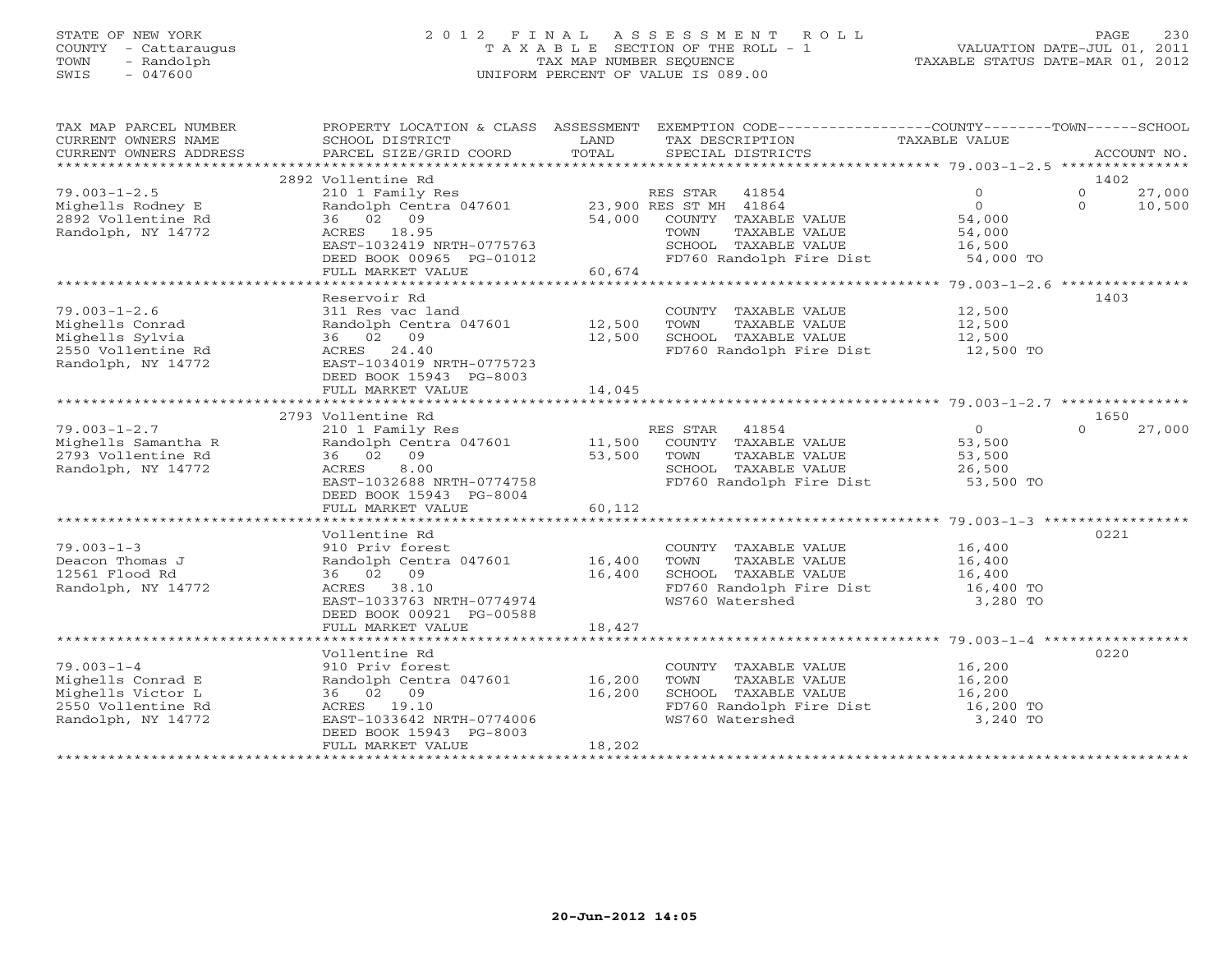STATE OF NEW YORK
COUNTY - Cattaraugus
TOWN - Randolph
SWIS - 047600

# 2012 FINAL ASSESSMENT ROLL
TAXABLE SECTION OF THE ROLL - 1
TAX MAP NUMBER SEQUENCE
UNIFORM PERCENT OF VALUE IS 089.00

VALUATION DATE-JUL 01, 2011
TAXABLE STATUS DATE-MAR 01, 2012

| TAX MAP PARCEL NUMBER / CURRENT OWNERS NAME / CURRENT OWNERS ADDRESS | PROPERTY LOCATION & CLASS / SCHOOL DISTRICT / PARCEL SIZE/GRID COORD | ASSESSMENT LAND / TOTAL | EXEMPTION CODE / TAX DESCRIPTION / SPECIAL DISTRICTS | COUNTY TAXABLE VALUE | TOWN | SCHOOL | ACCOUNT NO. |
|---|---|---|---|---|---|---|---|
| 79.003-1-2.5 | 2892 Vollentine Rd | | | | | | 1402 |
| Mighells Rodney E | 210 1 Family Res | | RES STAR 41854 | 0 | 0 | 27,000 | |
| 2892 Vollentine Rd | Randolph Centra 047601 | 23,900 | RES ST MH 41864 | 0 | 0 | 10,500 | |
| Randolph, NY 14772 | 36 02 09 | 54,000 | COUNTY TAXABLE VALUE | 54,000 | | | |
| | ACRES 18.95 | | TOWN TAXABLE VALUE | 54,000 | | | |
| | EAST-1032419 NRTH-0775763 | | SCHOOL TAXABLE VALUE | 16,500 | | | |
| | DEED BOOK 00965 PG-01012 | | FD760 Randolph Fire Dist | 54,000 TO | | | |
| | FULL MARKET VALUE | 60,674 | | | | | |
| 79.003-1-2.6 | Reservoir Rd | | | | | | 1403 |
| Mighells Conrad | 311 Res vac land | | COUNTY TAXABLE VALUE | 12,500 | | | |
| Mighells Sylvia | Randolph Centra 047601 | 12,500 | TOWN TAXABLE VALUE | 12,500 | | | |
| 2550 Vollentine Rd | 36 02 09 | 12,500 | SCHOOL TAXABLE VALUE | 12,500 | | | |
| Randolph, NY 14772 | ACRES 24.40 | | FD760 Randolph Fire Dist | 12,500 TO | | | |
| | EAST-1034019 NRTH-0775723 | | | | | | |
| | DEED BOOK 15943 PG-8003 | | | | | | |
| | FULL MARKET VALUE | 14,045 | | | | | |
| 79.003-1-2.7 | 2793 Vollentine Rd | | | | | | 1650 |
| Mighells Samantha R | 210 1 Family Res | | RES STAR 41854 | 0 | 0 | 27,000 | |
| 2793 Vollentine Rd | Randolph Centra 047601 | 11,500 | COUNTY TAXABLE VALUE | 53,500 | | | |
| Randolph, NY 14772 | 36 02 09 | 53,500 | TOWN TAXABLE VALUE | 53,500 | | | |
| | ACRES 8.00 | | SCHOOL TAXABLE VALUE | 26,500 | | | |
| | EAST-1032688 NRTH-0774758 | | FD760 Randolph Fire Dist | 53,500 TO | | | |
| | DEED BOOK 15943 PG-8004 | | | | | | |
| | FULL MARKET VALUE | 60,112 | | | | | |
| 79.003-1-3 | Vollentine Rd | | | | | | 0221 |
| Deacon Thomas J | 910 Priv forest | | COUNTY TAXABLE VALUE | 16,400 | | | |
| 12561 Flood Rd | Randolph Centra 047601 | 16,400 | TOWN TAXABLE VALUE | 16,400 | | | |
| Randolph, NY 14772 | 36 02 09 | 16,400 | SCHOOL TAXABLE VALUE | 16,400 | | | |
| | ACRES 38.10 | | FD760 Randolph Fire Dist | 16,400 TO | | | |
| | EAST-1033763 NRTH-0774974 | | WS760 Watershed | 3,280 TO | | | |
| | DEED BOOK 00921 PG-00588 | | | | | | |
| | FULL MARKET VALUE | 18,427 | | | | | |
| 79.003-1-4 | Vollentine Rd | | | | | | 0220 |
| Mighells Conrad E | 910 Priv forest | | COUNTY TAXABLE VALUE | 16,200 | | | |
| Mighells Victor L | Randolph Centra 047601 | 16,200 | TOWN TAXABLE VALUE | 16,200 | | | |
| 2550 Vollentine Rd | 36 02 09 | 16,200 | SCHOOL TAXABLE VALUE | 16,200 | | | |
| Randolph, NY 14772 | ACRES 19.10 | | FD760 Randolph Fire Dist | 16,200 TO | | | |
| | EAST-1033642 NRTH-0774006 | | WS760 Watershed | 3,240 TO | | | |
| | DEED BOOK 15943 PG-8003 | | | | | | |
| | FULL MARKET VALUE | 18,202 | | | | | |

20-Jun-2012 14:05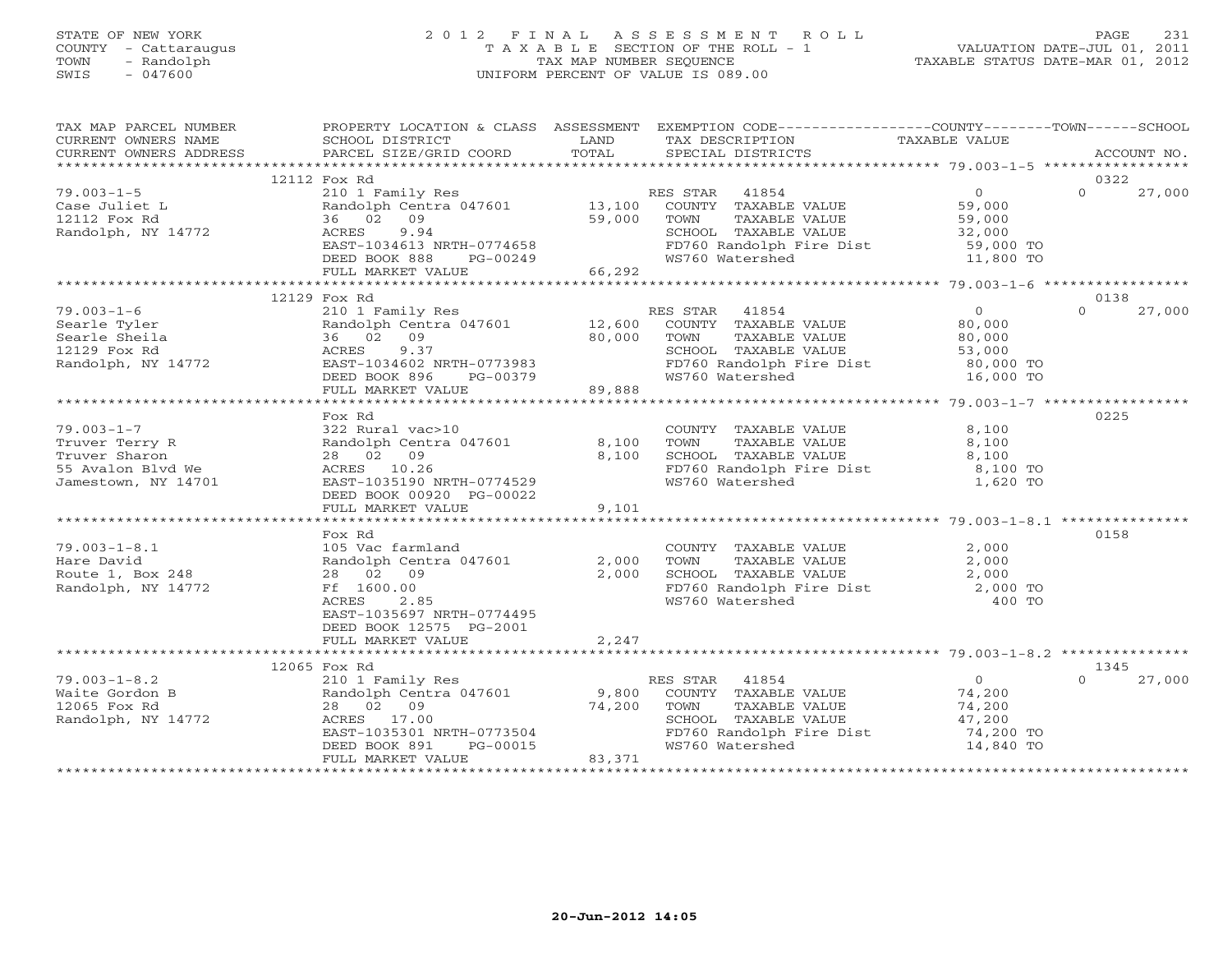STATE OF NEW YORK
COUNTY - Cattaraugus
TOWN - Randolph
SWIS - 047600

# 2012 FINAL ASSESSMENT ROLL

TAXABLE SECTION OF THE ROLL - 1
TAX MAP NUMBER SEQUENCE
UNIFORM PERCENT OF VALUE IS 089.00

VALUATION DATE-JUL 01, 2011
TAXABLE STATUS DATE-MAR 01, 2012

| TAX MAP PARCEL NUMBER / CURRENT OWNERS NAME / CURRENT OWNERS ADDRESS | PROPERTY LOCATION & CLASS / SCHOOL DISTRICT / PARCEL SIZE/GRID COORD | ASSESSMENT LAND / TOTAL | EXEMPTION CODE / TAX DESCRIPTION / SPECIAL DISTRICTS | COUNTY TAXABLE VALUE | TOWN | SCHOOL / ACCOUNT NO. |
|---|---|---|---|---|---|---|
| | 12112 Fox Rd | | | | | 0322 |
| 79.003-1-5 | 210 1 Family Res | | RES STAR 41854 | 0 | 0 | 27,000 |
| Case Juliet L | Randolph Centra 047601 | 13,100 | COUNTY TAXABLE VALUE | 59,000 | | |
| 12112 Fox Rd | 36 02 09 | 59,000 | TOWN TAXABLE VALUE | 59,000 | | |
| Randolph, NY 14772 | ACRES 9.94 | | SCHOOL TAXABLE VALUE | 32,000 | | |
| | EAST-1034613 NRTH-0774658 | | FD760 Randolph Fire Dist | 59,000 TO | | |
| | DEED BOOK 888 PG-00249 | | WS760 Watershed | 11,800 TO | | |
| | FULL MARKET VALUE | 66,292 | | | | |
| | 12129 Fox Rd | | | | | 0138 |
| 79.003-1-6 | 210 1 Family Res | | RES STAR 41854 | 0 | 0 | 27,000 |
| Searle Tyler | Randolph Centra 047601 | 12,600 | COUNTY TAXABLE VALUE | 80,000 | | |
| Searle Sheila | 36 02 09 | 80,000 | TOWN TAXABLE VALUE | 80,000 | | |
| 12129 Fox Rd | ACRES 9.37 | | SCHOOL TAXABLE VALUE | 53,000 | | |
| Randolph, NY 14772 | EAST-1034602 NRTH-0773983 | | FD760 Randolph Fire Dist | 80,000 TO | | |
| | DEED BOOK 896 PG-00379 | | WS760 Watershed | 16,000 TO | | |
| | FULL MARKET VALUE | 89,888 | | | | |
| | Fox Rd | | | | | 0225 |
| 79.003-1-7 | 322 Rural vac>10 | | COUNTY TAXABLE VALUE | 8,100 | | |
| Truver Terry R | Randolph Centra 047601 | 8,100 | TOWN TAXABLE VALUE | 8,100 | | |
| Truver Sharon | 28 02 09 | 8,100 | SCHOOL TAXABLE VALUE | 8,100 | | |
| 55 Avalon Blvd We | ACRES 10.26 | | FD760 Randolph Fire Dist | 8,100 TO | | |
| Jamestown, NY 14701 | EAST-1035190 NRTH-0774529 | | WS760 Watershed | 1,620 TO | | |
| | DEED BOOK 00920 PG-00022 | | | | | |
| | FULL MARKET VALUE | 9,101 | | | | |
| | Fox Rd | | | | | 0158 |
| 79.003-1-8.1 | 105 Vac farmland | | COUNTY TAXABLE VALUE | 2,000 | | |
| Hare David | Randolph Centra 047601 | 2,000 | TOWN TAXABLE VALUE | 2,000 | | |
| Route 1, Box 248 | 28 02 09 | 2,000 | SCHOOL TAXABLE VALUE | 2,000 | | |
| Randolph, NY 14772 | Ff 1600.00 | | FD760 Randolph Fire Dist | 2,000 TO | | |
| | ACRES 2.85 | | WS760 Watershed | 400 TO | | |
| | EAST-1035697 NRTH-0774495 | | | | | |
| | DEED BOOK 12575 PG-2001 | | | | | |
| | FULL MARKET VALUE | 2,247 | | | | |
| | 12065 Fox Rd | | | | | 1345 |
| 79.003-1-8.2 | 210 1 Family Res | | RES STAR 41854 | 0 | 0 | 27,000 |
| Waite Gordon B | Randolph Centra 047601 | 9,800 | COUNTY TAXABLE VALUE | 74,200 | | |
| 12065 Fox Rd | 28 02 09 | 74,200 | TOWN TAXABLE VALUE | 74,200 | | |
| Randolph, NY 14772 | ACRES 17.00 | | SCHOOL TAXABLE VALUE | 47,200 | | |
| | EAST-1035301 NRTH-0773504 | | FD760 Randolph Fire Dist | 74,200 TO | | |
| | DEED BOOK 891 PG-00015 | | WS760 Watershed | 14,840 TO | | |
| | FULL MARKET VALUE | 83,371 | | | | |

20-Jun-2012 14:05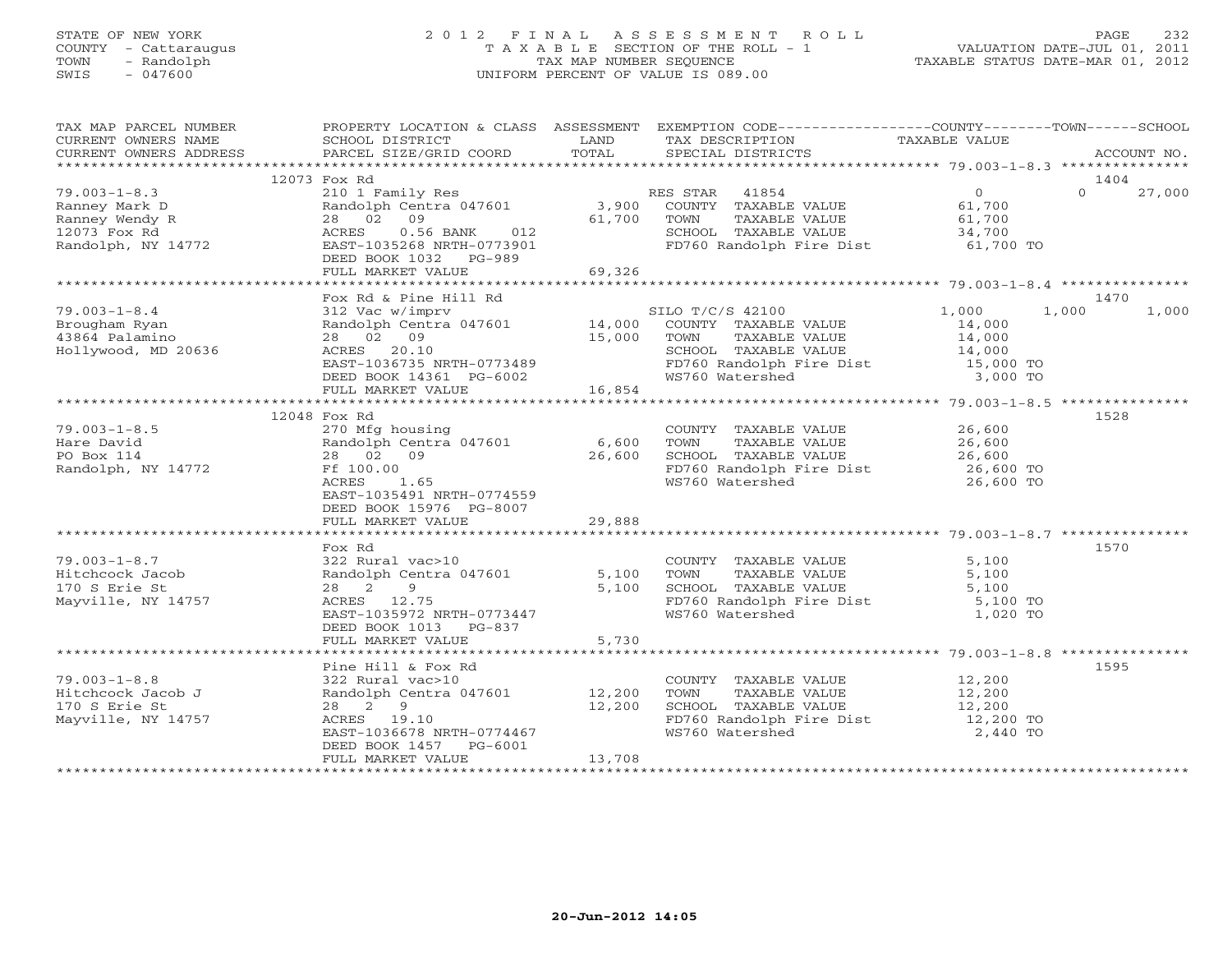STATE OF NEW YORK
COUNTY - Cattaraugus
TOWN - Randolph
SWIS - 047600

2012 FINAL ASSESSMENT ROLL
TAXABLE SECTION OF THE ROLL - 1
TAX MAP NUMBER SEQUENCE
UNIFORM PERCENT OF VALUE IS 089.00

VALUATION DATE-JUL 01, 2011
TAXABLE STATUS DATE-MAR 01, 2012

| TAX MAP PARCEL NUMBER / CURRENT OWNERS NAME / CURRENT OWNERS ADDRESS | PROPERTY LOCATION & CLASS / SCHOOL DISTRICT / PARCEL SIZE/GRID COORD | ASSESSMENT LAND / TOTAL | EXEMPTION CODE / TAX DESCRIPTION / SPECIAL DISTRICTS | COUNTY TAXABLE VALUE | TOWN | SCHOOL / ACCOUNT NO. |
|---|---|---|---|---|---|---|
| **79.003-1-8.3** | 12073 Fox Rd | | | | | 1404 |
| 79.003-1-8.3 | 210 1 Family Res | | RES STAR 41854 | 0 | 0 | 27,000 |
| Ranney Mark D | Randolph Centra 047601 | 3,900 | COUNTY TAXABLE VALUE | 61,700 | | |
| Ranney Wendy R | 28 02 09 | 61,700 | TOWN TAXABLE VALUE | 61,700 | | |
| 12073 Fox Rd | ACRES 0.56 BANK 012 | | SCHOOL TAXABLE VALUE | 34,700 | | |
| Randolph, NY 14772 | EAST-1035268 NRTH-0773901 | | FD760 Randolph Fire Dist | 61,700 TO | | |
| | DEED BOOK 1032 PG-989 | | | | | |
| | FULL MARKET VALUE | 69,326 | | | | |
| **79.003-1-8.4** | Fox Rd & Pine Hill Rd | | | | | 1470 |
| 79.003-1-8.4 | 312 Vac w/imprv | | SILO T/C/S 42100 | 1,000 | 1,000 | 1,000 |
| Brougham Ryan | Randolph Centra 047601 | 14,000 | COUNTY TAXABLE VALUE | 14,000 | | |
| 43864 Palamino | 28 02 09 | 15,000 | TOWN TAXABLE VALUE | 14,000 | | |
| Hollywood, MD 20636 | ACRES 20.10 | | SCHOOL TAXABLE VALUE | 14,000 | | |
| | EAST-1036735 NRTH-0773489 | | FD760 Randolph Fire Dist | 15,000 TO | | |
| | DEED BOOK 14361 PG-6002 | | WS760 Watershed | 3,000 TO | | |
| | FULL MARKET VALUE | 16,854 | | | | |
| **79.003-1-8.5** | 12048 Fox Rd | | | | | 1528 |
| 79.003-1-8.5 | 270 Mfg housing | | COUNTY TAXABLE VALUE | 26,600 | | |
| Hare David | Randolph Centra 047601 | 6,600 | TOWN TAXABLE VALUE | 26,600 | | |
| PO Box 114 | 28 02 09 | 26,600 | SCHOOL TAXABLE VALUE | 26,600 | | |
| Randolph, NY 14772 | Ff 100.00 | | FD760 Randolph Fire Dist | 26,600 TO | | |
| | ACRES 1.65 | | WS760 Watershed | 26,600 TO | | |
| | EAST-1035491 NRTH-0774559 | | | | | |
| | DEED BOOK 15976 PG-8007 | | | | | |
| | FULL MARKET VALUE | 29,888 | | | | |
| **79.003-1-8.7** | Fox Rd | | | | | 1570 |
| 79.003-1-8.7 | 322 Rural vac>10 | | COUNTY TAXABLE VALUE | 5,100 | | |
| Hitchcock Jacob | Randolph Centra 047601 | 5,100 | TOWN TAXABLE VALUE | 5,100 | | |
| 170 S Erie St | 28 2 9 | 5,100 | SCHOOL TAXABLE VALUE | 5,100 | | |
| Mayville, NY 14757 | ACRES 12.75 | | FD760 Randolph Fire Dist | 5,100 TO | | |
| | EAST-1035972 NRTH-0773447 | | WS760 Watershed | 1,020 TO | | |
| | DEED BOOK 1013 PG-837 | | | | | |
| | FULL MARKET VALUE | 5,730 | | | | |
| **79.003-1-8.8** | Pine Hill & Fox Rd | | | | | 1595 |
| 79.003-1-8.8 | 322 Rural vac>10 | | COUNTY TAXABLE VALUE | 12,200 | | |
| Hitchcock Jacob J | Randolph Centra 047601 | 12,200 | TOWN TAXABLE VALUE | 12,200 | | |
| 170 S Erie St | 28 2 9 | 12,200 | SCHOOL TAXABLE VALUE | 12,200 | | |
| Mayville, NY 14757 | ACRES 19.10 | | FD760 Randolph Fire Dist | 12,200 TO | | |
| | EAST-1036678 NRTH-0774467 | | WS760 Watershed | 2,440 TO | | |
| | DEED BOOK 1457 PG-6001 | | | | | |
| | FULL MARKET VALUE | 13,708 | | | | |

20-Jun-2012 14:05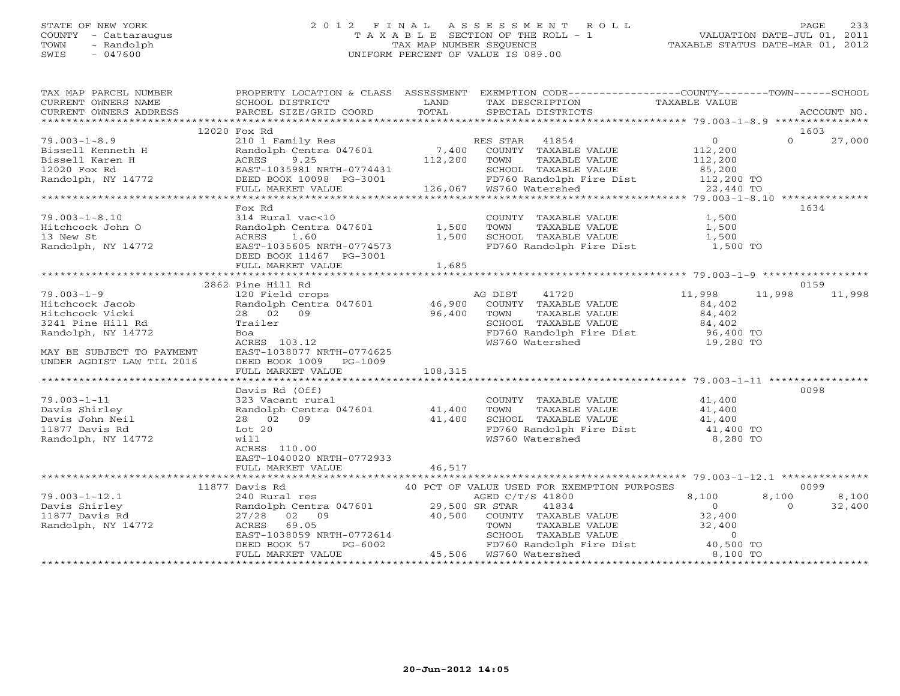STATE OF NEW YORK
COUNTY - Cattaraugus
TOWN - Randolph
SWIS - 047600

# 2012 FINAL ASSESSMENT ROLL
TAXABLE SECTION OF THE ROLL - 1
TAX MAP NUMBER SEQUENCE
UNIFORM PERCENT OF VALUE IS 089.00

VALUATION DATE-JUL 01, 2011
TAXABLE STATUS DATE-MAR 01, 2012

| TAX MAP PARCEL NUMBER / CURRENT OWNERS NAME / CURRENT OWNERS ADDRESS | PROPERTY LOCATION & CLASS / SCHOOL DISTRICT / PARCEL SIZE/GRID COORD | ASSESSMENT LAND / TOTAL | EXEMPTION CODE / TAX DESCRIPTION / SPECIAL DISTRICTS | COUNTY TAXABLE VALUE | TOWN | SCHOOL / ACCOUNT NO. |
|---|---|---|---|---|---|---|
| | 12020 Fox Rd | | | | | 1603 |
| 79.003-1-8.9 | 210 1 Family Res | | RES STAR 41854 | 0 | 0 | 27,000 |
| Bissell Kenneth H | Randolph Centra 047601 | 7,400 | COUNTY TAXABLE VALUE | 112,200 | | |
| Bissell Karen H | ACRES 9.25 | 112,200 | TOWN TAXABLE VALUE | 112,200 | | |
| 12020 Fox Rd | EAST-1035981 NRTH-0774431 | | SCHOOL TAXABLE VALUE | 85,200 | | |
| Randolph, NY 14772 | DEED BOOK 10098 PG-3001 | | FD760 Randolph Fire Dist | 112,200 TO | | |
| | FULL MARKET VALUE | 126,067 | WS760 Watershed | 22,440 TO | | |
| | Fox Rd | | | | | 1634 |
| 79.003-1-8.10 | 314 Rural vac<10 | | COUNTY TAXABLE VALUE | 1,500 | | |
| Hitchcock John O | Randolph Centra 047601 | 1,500 | TOWN TAXABLE VALUE | 1,500 | | |
| 13 New St | ACRES 1.60 | 1,500 | SCHOOL TAXABLE VALUE | 1,500 | | |
| Randolph, NY 14772 | EAST-1035605 NRTH-0774573 | | FD760 Randolph Fire Dist | 1,500 TO | | |
| | DEED BOOK 11467 PG-3001 | | | | | |
| | FULL MARKET VALUE | 1,685 | | | | |
| | 2862 Pine Hill Rd | | | | | 0159 |
| 79.003-1-9 | 120 Field crops | | AG DIST 41720 | 11,998 | 11,998 | 11,998 |
| Hitchcock Jacob | Randolph Centra 047601 | 46,900 | COUNTY TAXABLE VALUE | 84,402 | | |
| Hitchcock Vicki | 28 02 09 | 96,400 | TOWN TAXABLE VALUE | 84,402 | | |
| 3241 Pine Hill Rd | Trailer | | SCHOOL TAXABLE VALUE | 84,402 | | |
| Randolph, NY 14772 | Boa | | FD760 Randolph Fire Dist | 96,400 TO | | |
| | ACRES 103.12 | | WS760 Watershed | 19,280 TO | | |
| MAY BE SUBJECT TO PAYMENT | EAST-1038077 NRTH-0774625 | | | | | |
| UNDER AGDIST LAW TIL 2016 | DEED BOOK 1009 PG-1009 | | | | | |
| | FULL MARKET VALUE | 108,315 | | | | |
| | Davis Rd (Off) | | | | | 0098 |
| 79.003-1-11 | 323 Vacant rural | | COUNTY TAXABLE VALUE | 41,400 | | |
| Davis Shirley | Randolph Centra 047601 | 41,400 | TOWN TAXABLE VALUE | 41,400 | | |
| Davis John Neil | 28 02 09 | 41,400 | SCHOOL TAXABLE VALUE | 41,400 | | |
| 11877 Davis Rd | Lot 20 | | FD760 Randolph Fire Dist | 41,400 TO | | |
| Randolph, NY 14772 | will | | WS760 Watershed | 8,280 TO | | |
| | ACRES 110.00 | | | | | |
| | EAST-1040020 NRTH-0772933 | | | | | |
| | FULL MARKET VALUE | 46,517 | | | | |
| | 11877 Davis Rd | | 40 PCT OF VALUE USED FOR EXEMPTION PURPOSES | | | 0099 |
| 79.003-1-12.1 | 240 Rural res | | AGED C/T/S 41800 | 8,100 | 8,100 | 8,100 |
| Davis Shirley | Randolph Centra 047601 | 29,500 | SR STAR 41834 | 0 | 0 | 32,400 |
| 11877 Davis Rd | 27/28 02 09 | 40,500 | COUNTY TAXABLE VALUE | 32,400 | | |
| Randolph, NY 14772 | ACRES 69.05 | | TOWN TAXABLE VALUE | 32,400 | | |
| | EAST-1038059 NRTH-0772614 | | SCHOOL TAXABLE VALUE | 0 | | |
| | DEED BOOK 57 PG-6002 | | FD760 Randolph Fire Dist | 40,500 TO | | |
| | FULL MARKET VALUE | 45,506 | WS760 Watershed | 8,100 TO | | |

20-Jun-2012 14:05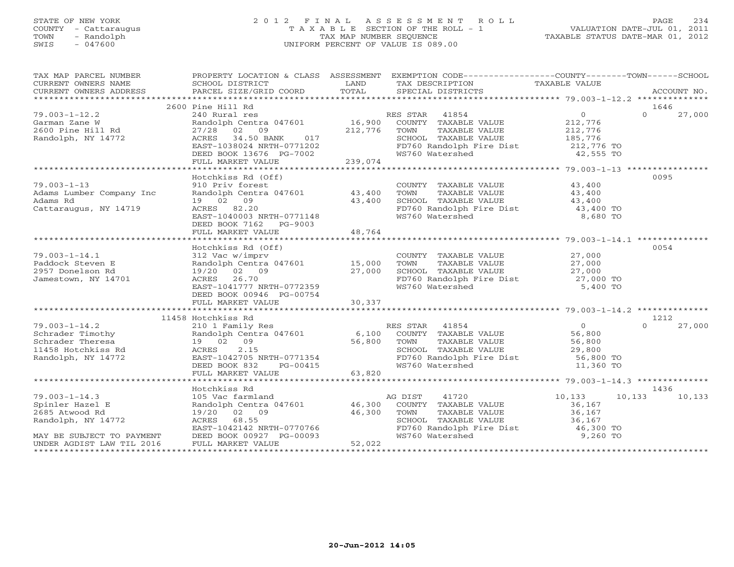STATE OF NEW YORK
COUNTY - Cattaraugus
TOWN - Randolph
SWIS - 047600

# 2012 FINAL ASSESSMENT ROLL

TAXABLE SECTION OF THE ROLL - 1
TAX MAP NUMBER SEQUENCE
UNIFORM PERCENT OF VALUE IS 089.00

VALUATION DATE-JUL 01, 2011
TAXABLE STATUS DATE-MAR 01, 2012

| TAX MAP PARCEL NUMBER / CURRENT OWNERS NAME / CURRENT OWNERS ADDRESS | PROPERTY LOCATION & CLASS / SCHOOL DISTRICT / PARCEL SIZE/GRID COORD | ASSESSMENT LAND / TOTAL | EXEMPTION CODE / TAX DESCRIPTION / SPECIAL DISTRICTS | COUNTY TAXABLE VALUE | TOWN | SCHOOL / ACCOUNT NO. |
|---|---|---|---|---|---|---|
| | 2600 Pine Hill Rd | | | | | 1646 |
| 79.003-1-12.2 | 240 Rural res | | RES STAR 41854 | 0 | 0 | 27,000 |
| Garman Zane W | Randolph Centra 047601 | 16,900 | COUNTY TAXABLE VALUE | 212,776 | | |
| 2600 Pine Hill Rd | 27/28 02 09 | 212,776 | TOWN TAXABLE VALUE | 212,776 | | |
| Randolph, NY 14772 | ACRES 34.50 BANK 017 | | SCHOOL TAXABLE VALUE | 185,776 | | |
| | EAST-1038024 NRTH-0771202 | | FD760 Randolph Fire Dist | 212,776 TO | | |
| | DEED BOOK 13676 PG-7002 | | WS760 Watershed | 42,555 TO | | |
| | FULL MARKET VALUE | 239,074 | | | | |
| | Hotchkiss Rd (Off) | | | | | 0095 |
| 79.003-1-13 | 910 Priv forest | | COUNTY TAXABLE VALUE | 43,400 | | |
| Adams Lumber Company Inc | Randolph Centra 047601 | 43,400 | TOWN TAXABLE VALUE | 43,400 | | |
| Adams Rd | 19 02 09 | 43,400 | SCHOOL TAXABLE VALUE | 43,400 | | |
| Cattaraugus, NY 14719 | ACRES 82.20 | | FD760 Randolph Fire Dist | 43,400 TO | | |
| | EAST-1040003 NRTH-0771148 | | WS760 Watershed | 8,680 TO | | |
| | DEED BOOK 7162 PG-9003 | | | | | |
| | FULL MARKET VALUE | 48,764 | | | | |
| | Hotchkiss Rd (Off) | | | | | 0054 |
| 79.003-1-14.1 | 312 Vac w/imprv | | COUNTY TAXABLE VALUE | 27,000 | | |
| Paddock Steven E | Randolph Centra 047601 | 15,000 | TOWN TAXABLE VALUE | 27,000 | | |
| 2957 Donelson Rd | 19/20 02 09 | 27,000 | SCHOOL TAXABLE VALUE | 27,000 | | |
| Jamestown, NY 14701 | ACRES 26.70 | | FD760 Randolph Fire Dist | 27,000 TO | | |
| | EAST-1041777 NRTH-0772359 | | WS760 Watershed | 5,400 TO | | |
| | DEED BOOK 00946 PG-00754 | | | | | |
| | FULL MARKET VALUE | 30,337 | | | | |
| | 11458 Hotchkiss Rd | | | | | 1212 |
| 79.003-1-14.2 | 210 1 Family Res | | RES STAR 41854 | 0 | 0 | 27,000 |
| Schrader Timothy | Randolph Centra 047601 | 6,100 | COUNTY TAXABLE VALUE | 56,800 | | |
| Schrader Theresa | 19 02 09 | 56,800 | TOWN TAXABLE VALUE | 56,800 | | |
| 11458 Hotchkiss Rd | ACRES 2.15 | | SCHOOL TAXABLE VALUE | 29,800 | | |
| Randolph, NY 14772 | EAST-1042705 NRTH-0771354 | | FD760 Randolph Fire Dist | 56,800 TO | | |
| | DEED BOOK 832 PG-00415 | | WS760 Watershed | 11,360 TO | | |
| | FULL MARKET VALUE | 63,820 | | | | |
| | Hotchkiss Rd | | | | | 1436 |
| 79.003-1-14.3 | 105 Vac farmland | | AG DIST 41720 | 10,133 | 10,133 | 10,133 |
| Spinler Hazel E | Randolph Centra 047601 | 46,300 | COUNTY TAXABLE VALUE | 36,167 | | |
| 2685 Atwood Rd | 19/20 02 09 | 46,300 | TOWN TAXABLE VALUE | 36,167 | | |
| Randolph, NY 14772 | ACRES 68.55 | | SCHOOL TAXABLE VALUE | 36,167 | | |
| | EAST-1042142 NRTH-0770766 | | FD760 Randolph Fire Dist | 46,300 TO | | |
| MAY BE SUBJECT TO PAYMENT | DEED BOOK 00927 PG-00093 | | WS760 Watershed | 9,260 TO | | |
| UNDER AGDIST LAW TIL 2016 | FULL MARKET VALUE | 52,022 | | | | |

20-Jun-2012 14:05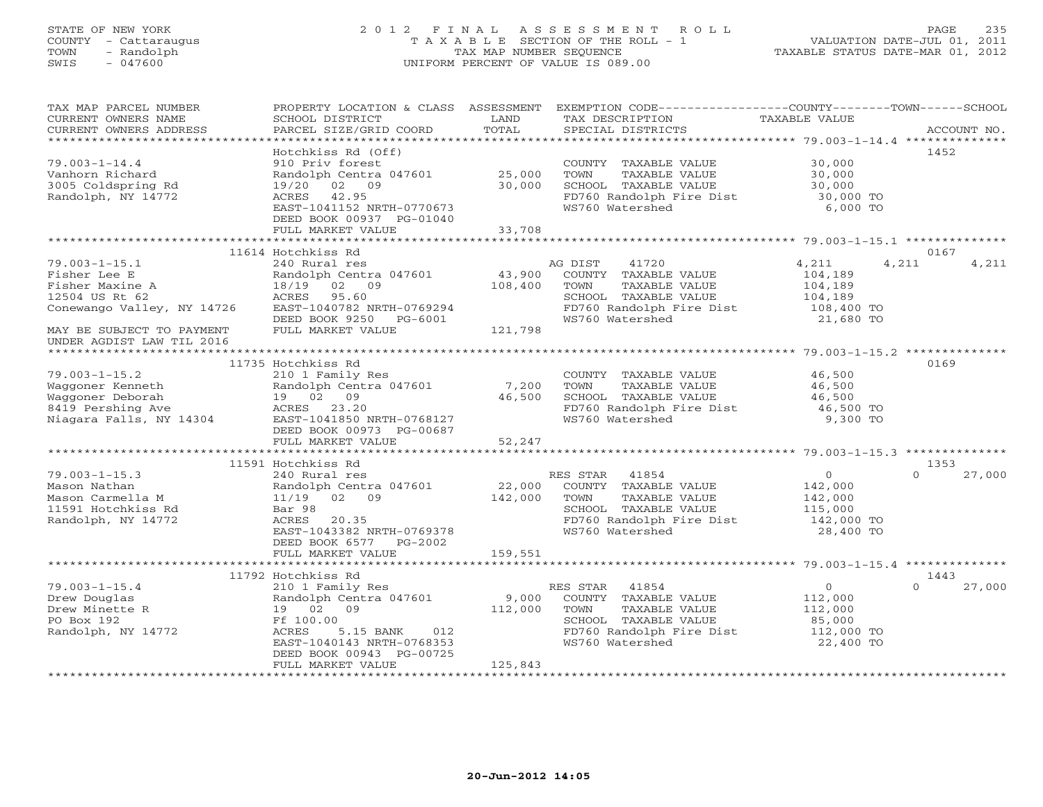STATE OF NEW YORK
COUNTY - Cattaraugus
TOWN - Randolph
SWIS - 047600

# 2012 FINAL ASSESSMENT ROLL
TAXABLE SECTION OF THE ROLL - 1
TAX MAP NUMBER SEQUENCE
UNIFORM PERCENT OF VALUE IS 089.00

VALUATION DATE-JUL 01, 2011
TAXABLE STATUS DATE-MAR 01, 2012

| TAX MAP PARCEL NUMBER / CURRENT OWNERS NAME / CURRENT OWNERS ADDRESS | PROPERTY LOCATION & CLASS / SCHOOL DISTRICT / PARCEL SIZE/GRID COORD | ASSESSMENT LAND / TOTAL | EXEMPTION CODE / TAX DESCRIPTION / SPECIAL DISTRICTS | COUNTY TAXABLE VALUE | TOWN | SCHOOL | ACCOUNT NO. |
|---|---|---|---|---|---|---|---|
| 79.003-1-14.4 | Hotchkiss Rd (Off) | | | | | | 1452 |
| Vanhorn Richard | 910 Priv forest | | COUNTY TAXABLE VALUE | 30,000 | | | |
| 3005 Coldspring Rd | Randolph Centra 047601 | 25,000 | TOWN TAXABLE VALUE | 30,000 | | | |
| Randolph, NY 14772 | 19/20 02 09 | 30,000 | SCHOOL TAXABLE VALUE | 30,000 | | | |
| | ACRES 42.95 | | FD760 Randolph Fire Dist | 30,000 TO | | | |
| | EAST-1041152 NRTH-0770673 | | WS760 Watershed | 6,000 TO | | | |
| | DEED BOOK 00937 PG-01040 | | | | | | |
| | FULL MARKET VALUE | 33,708 | | | | | |
| 79.003-1-15.1 | 11614 Hotchkiss Rd | | | | | | 0167 |
| Fisher Lee E | 240 Rural res | | AG DIST 41720 | 4,211 | 4,211 | 4,211 | |
| Fisher Maxine A | Randolph Centra 047601 | 43,900 | COUNTY TAXABLE VALUE | 104,189 | | | |
| 12504 US Rt 62 | 18/19 02 09 | 108,400 | TOWN TAXABLE VALUE | 104,189 | | | |
| Conewango Valley, NY 14726 | ACRES 95.60 | | SCHOOL TAXABLE VALUE | 104,189 | | | |
| | EAST-1040782 NRTH-0769294 | | FD760 Randolph Fire Dist | 108,400 TO | | | |
| | DEED BOOK 9250 PG-6001 | | WS760 Watershed | 21,680 TO | | | |
| MAY BE SUBJECT TO PAYMENT UNDER AGDIST LAW TIL 2016 | FULL MARKET VALUE | 121,798 | | | | | |
| 79.003-1-15.2 | 11735 Hotchkiss Rd | | | | | | 0169 |
| Waggoner Kenneth | 210 1 Family Res | | COUNTY TAXABLE VALUE | 46,500 | | | |
| Waggoner Deborah | Randolph Centra 047601 | 7,200 | TOWN TAXABLE VALUE | 46,500 | | | |
| 8419 Pershing Ave | 19 02 09 | 46,500 | SCHOOL TAXABLE VALUE | 46,500 | | | |
| Niagara Falls, NY 14304 | ACRES 23.20 | | FD760 Randolph Fire Dist | 46,500 TO | | | |
| | EAST-1041850 NRTH-0768127 | | WS760 Watershed | 9,300 TO | | | |
| | DEED BOOK 00973 PG-00687 | | | | | | |
| | FULL MARKET VALUE | 52,247 | | | | | |
| 79.003-1-15.3 | 11591 Hotchkiss Rd | | | | | | 1353 |
| Mason Nathan | 240 Rural res | | RES STAR 41854 | 0 | 0 | 27,000 | |
| Mason Carmella M | Randolph Centra 047601 | 22,000 | COUNTY TAXABLE VALUE | 142,000 | | | |
| 11591 Hotchkiss Rd | 11/19 02 09 | 142,000 | TOWN TAXABLE VALUE | 142,000 | | | |
| Randolph, NY 14772 | Bar 98 | | SCHOOL TAXABLE VALUE | 115,000 | | | |
| | ACRES 20.35 | | FD760 Randolph Fire Dist | 142,000 TO | | | |
| | EAST-1043382 NRTH-0769378 | | WS760 Watershed | 28,400 TO | | | |
| | DEED BOOK 6577 PG-2002 | | | | | | |
| | FULL MARKET VALUE | 159,551 | | | | | |
| 79.003-1-15.4 | 11792 Hotchkiss Rd | | | | | | 1443 |
| Drew Douglas | 210 1 Family Res | | RES STAR 41854 | 0 | 0 | 27,000 | |
| Drew Minette R | Randolph Centra 047601 | 9,000 | COUNTY TAXABLE VALUE | 112,000 | | | |
| PO Box 192 | 19 02 09 | 112,000 | TOWN TAXABLE VALUE | 112,000 | | | |
| Randolph, NY 14772 | Ff 100.00 | | SCHOOL TAXABLE VALUE | 85,000 | | | |
| | ACRES 5.15 BANK 012 | | FD760 Randolph Fire Dist | 112,000 TO | | | |
| | EAST-1040143 NRTH-0768353 | | WS760 Watershed | 22,400 TO | | | |
| | DEED BOOK 00943 PG-00725 | | | | | | |
| | FULL MARKET VALUE | 125,843 | | | | | |

20-Jun-2012 14:05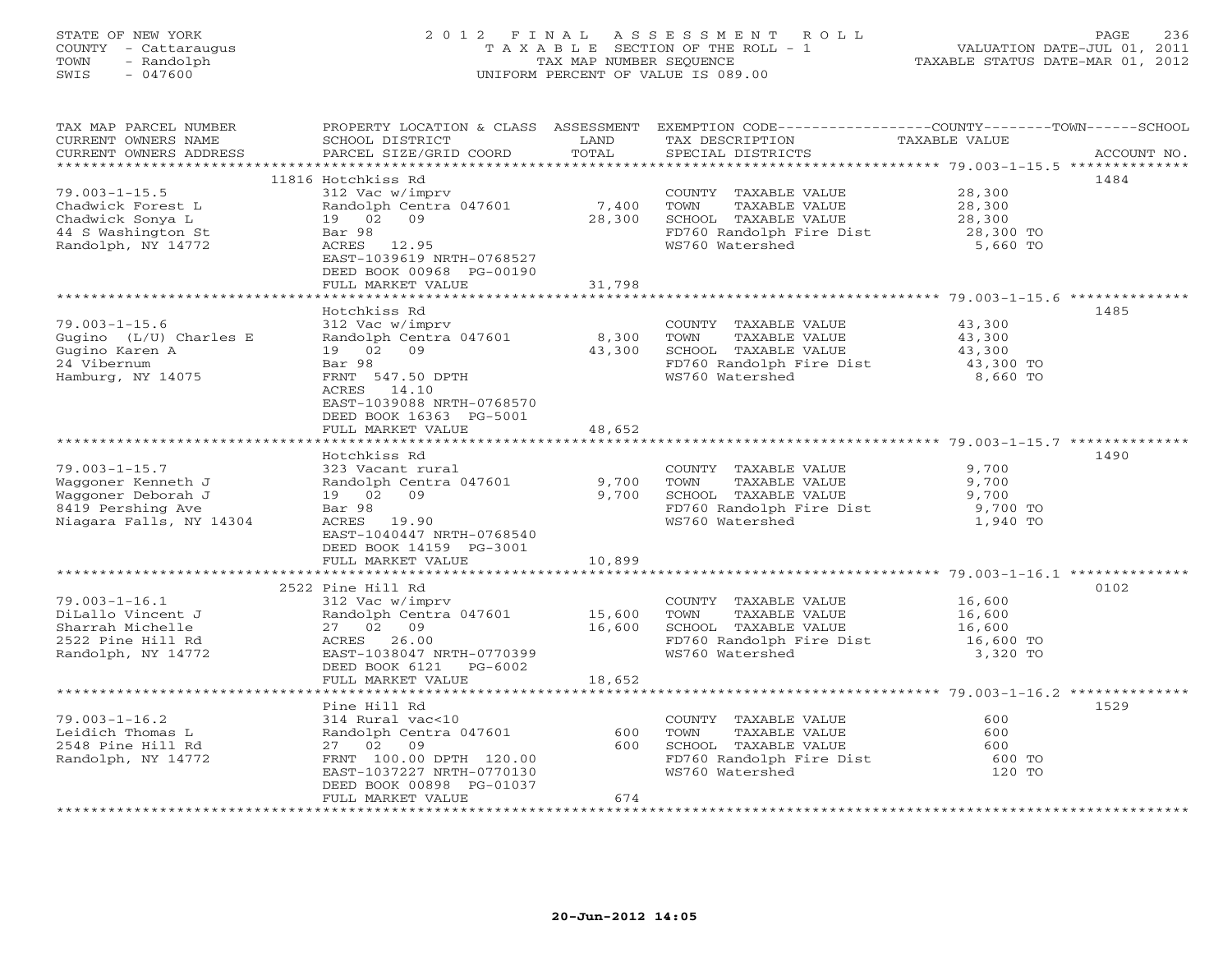STATE OF NEW YORK
COUNTY - Cattaraugus
TOWN - Randolph
SWIS - 047600

# 2012 FINAL ASSESSMENT ROLL

TAXABLE SECTION OF THE ROLL - 1
TAX MAP NUMBER SEQUENCE
UNIFORM PERCENT OF VALUE IS 089.00

VALUATION DATE-JUL 01, 2011
TAXABLE STATUS DATE-MAR 01, 2012

| TAX MAP PARCEL NUMBER / CURRENT OWNERS NAME / CURRENT OWNERS ADDRESS | PROPERTY LOCATION & CLASS / SCHOOL DISTRICT / PARCEL SIZE/GRID COORD | ASSESSMENT LAND / TOTAL | EXEMPTION CODE / TAX DESCRIPTION / SPECIAL DISTRICTS | COUNTY--------TOWN------SCHOOL TAXABLE VALUE | ACCOUNT NO. |
|---|---|---|---|---|---|
| | 11816 Hotchkiss Rd | | | | 1484 |
| 79.003-1-15.5 | 312 Vac w/imprv | | COUNTY TAXABLE VALUE | 28,300 | |
| Chadwick Forest L | Randolph Centra 047601 | 7,400 | TOWN TAXABLE VALUE | 28,300 | |
| Chadwick Sonya L | 19 02 09 | 28,300 | SCHOOL TAXABLE VALUE | 28,300 | |
| 44 S Washington St | Bar 98 | | FD760 Randolph Fire Dist | 28,300 TO | |
| Randolph, NY 14772 | ACRES 12.95 | | WS760 Watershed | 5,660 TO | |
| | EAST-1039619 NRTH-0768527 | | | | |
| | DEED BOOK 00968 PG-00190 | | | | |
| | FULL MARKET VALUE | 31,798 | | | |
| | Hotchkiss Rd | | | | 1485 |
| 79.003-1-15.6 | 312 Vac w/imprv | | COUNTY TAXABLE VALUE | 43,300 | |
| Gugino (L/U) Charles E | Randolph Centra 047601 | 8,300 | TOWN TAXABLE VALUE | 43,300 | |
| Gugino Karen A | 19 02 09 | 43,300 | SCHOOL TAXABLE VALUE | 43,300 | |
| 24 Vibernum | Bar 98 | | FD760 Randolph Fire Dist | 43,300 TO | |
| Hamburg, NY 14075 | FRNT 547.50 DPTH | | WS760 Watershed | 8,660 TO | |
| | ACRES 14.10 | | | | |
| | EAST-1039088 NRTH-0768570 | | | | |
| | DEED BOOK 16363 PG-5001 | | | | |
| | FULL MARKET VALUE | 48,652 | | | |
| | Hotchkiss Rd | | | | 1490 |
| 79.003-1-15.7 | 323 Vacant rural | | COUNTY TAXABLE VALUE | 9,700 | |
| Waggoner Kenneth J | Randolph Centra 047601 | 9,700 | TOWN TAXABLE VALUE | 9,700 | |
| Waggoner Deborah J | 19 02 09 | 9,700 | SCHOOL TAXABLE VALUE | 9,700 | |
| 8419 Pershing Ave | Bar 98 | | FD760 Randolph Fire Dist | 9,700 TO | |
| Niagara Falls, NY 14304 | ACRES 19.90 | | WS760 Watershed | 1,940 TO | |
| | EAST-1040447 NRTH-0768540 | | | | |
| | DEED BOOK 14159 PG-3001 | | | | |
| | FULL MARKET VALUE | 10,899 | | | |
| | 2522 Pine Hill Rd | | | | 0102 |
| 79.003-1-16.1 | 312 Vac w/imprv | | COUNTY TAXABLE VALUE | 16,600 | |
| DiLallo Vincent J | Randolph Centra 047601 | 15,600 | TOWN TAXABLE VALUE | 16,600 | |
| Sharrah Michelle | 27 02 09 | 16,600 | SCHOOL TAXABLE VALUE | 16,600 | |
| 2522 Pine Hill Rd | ACRES 26.00 | | FD760 Randolph Fire Dist | 16,600 TO | |
| Randolph, NY 14772 | EAST-1038047 NRTH-0770399 | | WS760 Watershed | 3,320 TO | |
| | DEED BOOK 6121 PG-6002 | | | | |
| | FULL MARKET VALUE | 18,652 | | | |
| | Pine Hill Rd | | | | 1529 |
| 79.003-1-16.2 | 314 Rural vac<10 | | COUNTY TAXABLE VALUE | 600 | |
| Leidich Thomas L | Randolph Centra 047601 | 600 | TOWN TAXABLE VALUE | 600 | |
| 2548 Pine Hill Rd | 27 02 09 | 600 | SCHOOL TAXABLE VALUE | 600 | |
| Randolph, NY 14772 | FRNT 100.00 DPTH 120.00 | | FD760 Randolph Fire Dist | 600 TO | |
| | EAST-1037227 NRTH-0770130 | | WS760 Watershed | 120 TO | |
| | DEED BOOK 00898 PG-01037 | | | | |
| | FULL MARKET VALUE | 674 | | | |

20-Jun-2012 14:05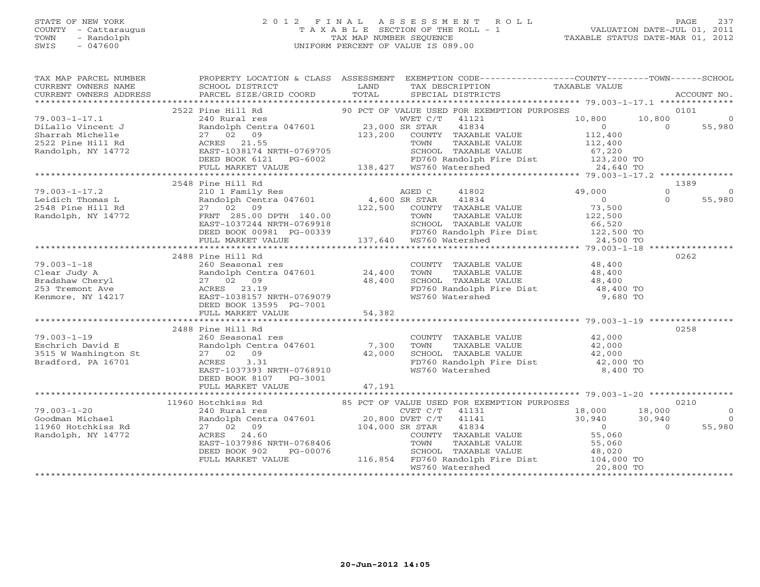STATE OF NEW YORK
COUNTY - Cattaraugus
TOWN - Randolph
SWIS - 047600

# 2012 FINAL ASSESSMENT ROLL
TAXABLE SECTION OF THE ROLL - 1
TAX MAP NUMBER SEQUENCE
UNIFORM PERCENT OF VALUE IS 089.00

VALUATION DATE-JUL 01, 2011
TAXABLE STATUS DATE-MAR 01, 2012

| TAX MAP PARCEL NUMBER / CURRENT OWNERS NAME / CURRENT OWNERS ADDRESS | PROPERTY LOCATION & CLASS / SCHOOL DISTRICT / PARCEL SIZE/GRID COORD | ASSESSMENT LAND / TOTAL | EXEMPTION CODE / TAX DESCRIPTION / SPECIAL DISTRICTS | COUNTY TAXABLE VALUE | TOWN | SCHOOL | ACCOUNT NO. |
|---|---|---|---|---|---|---|---|
| | 2522 Pine Hill Rd | | 90 PCT OF VALUE USED FOR EXEMPTION PURPOSES | | | | 0101 |
| 79.003-1-17.1 | 240 Rural res | | WVET C/T 41121 | 10,800 | 10,800 | 0 | |
| DiLallo Vincent J | Randolph Centra 047601 | 23,000 | SR STAR 41834 | 0 | 0 | 55,980 | |
| Sharrah Michelle | 27 02 09 | 123,200 | COUNTY TAXABLE VALUE | 112,400 | | | |
| 2522 Pine Hill Rd | ACRES 21.55 | | TOWN TAXABLE VALUE | 112,400 | | | |
| Randolph, NY 14772 | EAST-1038174 NRTH-0769705 | | SCHOOL TAXABLE VALUE | 67,220 | | | |
| | DEED BOOK 6121 PG-6002 | | FD760 Randolph Fire Dist | 123,200 TO | | | |
| | FULL MARKET VALUE | 138,427 | WS760 Watershed | 24,640 TO | | | |
| | 2548 Pine Hill Rd | | | | | | 1389 |
| 79.003-1-17.2 | 210 1 Family Res | | AGED C 41802 | 49,000 | 0 | 0 | |
| Leidich Thomas L | Randolph Centra 047601 | 4,600 | SR STAR 41834 | 0 | 0 | 55,980 | |
| 2548 Pine Hill Rd | 27 02 09 | 122,500 | COUNTY TAXABLE VALUE | 73,500 | | | |
| Randolph, NY 14772 | FRNT 285.00 DPTH 140.00 | | TOWN TAXABLE VALUE | 122,500 | | | |
| | EAST-1037244 NRTH-0769918 | | SCHOOL TAXABLE VALUE | 66,520 | | | |
| | DEED BOOK 00981 PG-00339 | | FD760 Randolph Fire Dist | 122,500 TO | | | |
| | FULL MARKET VALUE | 137,640 | WS760 Watershed | 24,500 TO | | | |
| | 2488 Pine Hill Rd | | | | | | 0262 |
| 79.003-1-18 | 260 Seasonal res | | COUNTY TAXABLE VALUE | 48,400 | | | |
| Clear Judy A | Randolph Centra 047601 | 24,400 | TOWN TAXABLE VALUE | 48,400 | | | |
| Bradshaw Cheryl | 27 02 09 | 48,400 | SCHOOL TAXABLE VALUE | 48,400 | | | |
| 253 Tremont Ave | ACRES 23.19 | | FD760 Randolph Fire Dist | 48,400 TO | | | |
| Kenmore, NY 14217 | EAST-1038157 NRTH-0769079 | | WS760 Watershed | 9,680 TO | | | |
| | DEED BOOK 13595 PG-7001 | | | | | | |
| | FULL MARKET VALUE | 54,382 | | | | | |
| | 2488 Pine Hill Rd | | | | | | 0258 |
| 79.003-1-19 | 260 Seasonal res | | COUNTY TAXABLE VALUE | 42,000 | | | |
| Eschrich David E | Randolph Centra 047601 | 7,300 | TOWN TAXABLE VALUE | 42,000 | | | |
| 3515 W Washington St | 27 02 09 | 42,000 | SCHOOL TAXABLE VALUE | 42,000 | | | |
| Bradford, PA 16701 | ACRES 3.31 | | FD760 Randolph Fire Dist | 42,000 TO | | | |
| | EAST-1037393 NRTH-0768910 | | WS760 Watershed | 8,400 TO | | | |
| | DEED BOOK 8107 PG-3001 | | | | | | |
| | FULL MARKET VALUE | 47,191 | | | | | |
| | 11960 Hotchkiss Rd | | 85 PCT OF VALUE USED FOR EXEMPTION PURPOSES | | | | 0210 |
| 79.003-1-20 | 240 Rural res | | CVET C/T 41131 | 18,000 | 18,000 | 0 | |
| Goodman Michael | Randolph Centra 047601 | 20,800 | DVET C/T 41141 | 30,940 | 30,940 | 0 | |
| 11960 Hotchkiss Rd | 27 02 09 | 104,000 | SR STAR 41834 | 0 | 0 | 55,980 | |
| Randolph, NY 14772 | ACRES 24.60 | | COUNTY TAXABLE VALUE | 55,060 | | | |
| | EAST-1037986 NRTH-0768406 | | TOWN TAXABLE VALUE | 55,060 | | | |
| | DEED BOOK 902 PG-00076 | | SCHOOL TAXABLE VALUE | 48,020 | | | |
| | FULL MARKET VALUE | 116,854 | FD760 Randolph Fire Dist | 104,000 TO | | | |
| | | | WS760 Watershed | 20,800 TO | | | |

20-Jun-2012 14:05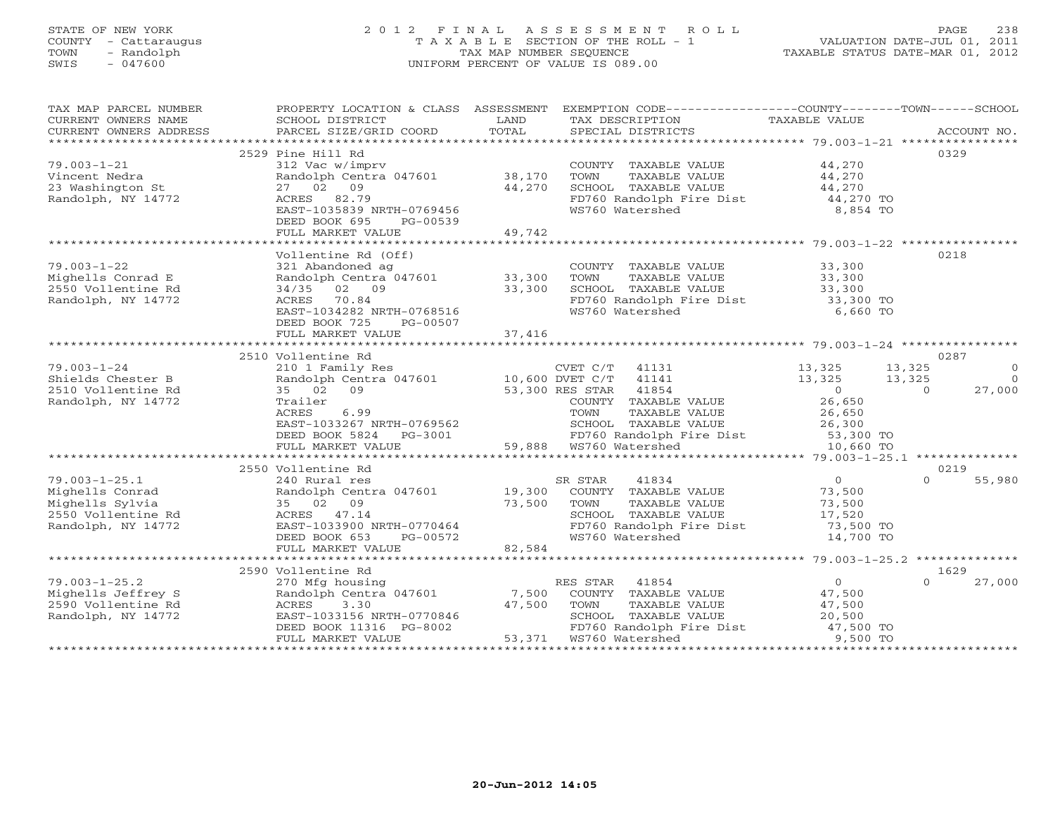STATE OF NEW YORK
COUNTY - Cattaraugus
TOWN - Randolph
SWIS - 047600

2012 FINAL ASSESSMENT ROLL
TAXABLE SECTION OF THE ROLL - 1
TAX MAP NUMBER SEQUENCE
UNIFORM PERCENT OF VALUE IS 089.00

VALUATION DATE-JUL 01, 2011
TAXABLE STATUS DATE-MAR 01, 2012

| TAX MAP PARCEL NUMBER / CURRENT OWNERS NAME / CURRENT OWNERS ADDRESS | PROPERTY LOCATION & CLASS / SCHOOL DISTRICT / PARCEL SIZE/GRID COORD | ASSESSMENT LAND / TOTAL | EXEMPTION CODE / TAX DESCRIPTION / SPECIAL DISTRICTS | COUNTY TAXABLE VALUE | TOWN | SCHOOL | ACCOUNT NO. |
|---|---|---|---|---|---|---|---|
| 79.003-1-21 | 2529 Pine Hill Rd | | | | | | 0329 |
| Vincent Nedra | 312 Vac w/imprv | | COUNTY TAXABLE VALUE | 44,270 | | | |
| 23 Washington St | Randolph Centra 047601 | 38,170 | TOWN TAXABLE VALUE | 44,270 | | | |
| Randolph, NY 14772 | 27 02 09 | 44,270 | SCHOOL TAXABLE VALUE | 44,270 | | | |
| | ACRES 82.79 | | FD760 Randolph Fire Dist | 44,270 TO | | | |
| | EAST-1035839 NRTH-0769456 | | WS760 Watershed | 8,854 TO | | | |
| | DEED BOOK 695 PG-00539 | | | | | | |
| | FULL MARKET VALUE | 49,742 | | | | | |
| 79.003-1-22 | Vollentine Rd (Off) | | | | | | 0218 |
| Mighells Conrad E | 321 Abandoned ag | | COUNTY TAXABLE VALUE | 33,300 | | | |
| 2550 Vollentine Rd | Randolph Centra 047601 | 33,300 | TOWN TAXABLE VALUE | 33,300 | | | |
| Randolph, NY 14772 | 34/35 02 09 | 33,300 | SCHOOL TAXABLE VALUE | 33,300 | | | |
| | ACRES 70.84 | | FD760 Randolph Fire Dist | 33,300 TO | | | |
| | EAST-1034282 NRTH-0768516 | | WS760 Watershed | 6,660 TO | | | |
| | DEED BOOK 725 PG-00507 | | | | | | |
| | FULL MARKET VALUE | 37,416 | | | | | |
| 79.003-1-24 | 2510 Vollentine Rd | | | | | | 0287 |
| Shields Chester B | 210 1 Family Res | | CVET C/T 41131 | 13,325 | 13,325 | 0 | |
| 2510 Vollentine Rd | Randolph Centra 047601 | 10,600 | DVET C/T 41141 | 13,325 | 13,325 | 0 | |
| Randolph, NY 14772 | 35 02 09 | 53,300 | RES STAR 41854 | 0 | 0 | 27,000 | |
| | Trailer | | COUNTY TAXABLE VALUE | 26,650 | | | |
| | ACRES 6.99 | | TOWN TAXABLE VALUE | 26,650 | | | |
| | EAST-1033267 NRTH-0769562 | | SCHOOL TAXABLE VALUE | 26,300 | | | |
| | DEED BOOK 5824 PG-3001 | | FD760 Randolph Fire Dist | 53,300 TO | | | |
| | FULL MARKET VALUE | 59,888 | WS760 Watershed | 10,660 TO | | | |
| 79.003-1-25.1 | 2550 Vollentine Rd | | | | | | 0219 |
| Mighells Conrad | 240 Rural res | | SR STAR 41834 | 0 | 0 | 55,980 | |
| Mighells Sylvia | Randolph Centra 047601 | 19,300 | COUNTY TAXABLE VALUE | 73,500 | | | |
| 2550 Vollentine Rd | 35 02 09 | 73,500 | TOWN TAXABLE VALUE | 73,500 | | | |
| Randolph, NY 14772 | ACRES 47.14 | | SCHOOL TAXABLE VALUE | 17,520 | | | |
| | EAST-1033900 NRTH-0770464 | | FD760 Randolph Fire Dist | 73,500 TO | | | |
| | DEED BOOK 653 PG-00572 | | WS760 Watershed | 14,700 TO | | | |
| | FULL MARKET VALUE | 82,584 | | | | | |
| 79.003-1-25.2 | 2590 Vollentine Rd | | | | | | 1629 |
| Mighells Jeffrey S | 270 Mfg housing | | RES STAR 41854 | 0 | 0 | 27,000 | |
| 2590 Vollentine Rd | Randolph Centra 047601 | 7,500 | COUNTY TAXABLE VALUE | 47,500 | | | |
| Randolph, NY 14772 | ACRES 3.30 | 47,500 | TOWN TAXABLE VALUE | 47,500 | | | |
| | EAST-1033156 NRTH-0770846 | | SCHOOL TAXABLE VALUE | 20,500 | | | |
| | DEED BOOK 11316 PG-8002 | | FD760 Randolph Fire Dist | 47,500 TO | | | |
| | FULL MARKET VALUE | 53,371 | WS760 Watershed | 9,500 TO | | | |

20-Jun-2012 14:05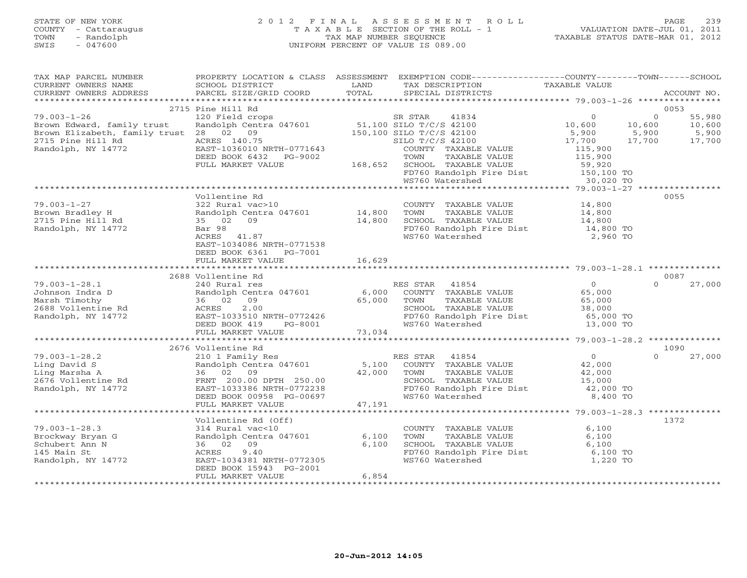STATE OF NEW YORK
COUNTY - Cattaraugus
TOWN - Randolph
SWIS - 047600

2012 FINAL ASSESSMENT ROLL
TAXABLE SECTION OF THE ROLL - 1
TAX MAP NUMBER SEQUENCE
UNIFORM PERCENT OF VALUE IS 089.00

VALUATION DATE-JUL 01, 2011
TAXABLE STATUS DATE-MAR 01, 2012

| TAX MAP PARCEL NUMBER / CURRENT OWNERS NAME / CURRENT OWNERS ADDRESS | PROPERTY LOCATION & CLASS / SCHOOL DISTRICT / PARCEL SIZE/GRID COORD | ASSESSMENT LAND / TOTAL | EXEMPTION CODE / TAX DESCRIPTION / SPECIAL DISTRICTS | COUNTY TAXABLE VALUE | TOWN | SCHOOL | ACCOUNT NO. |
|---|---|---|---|---|---|---|---|
| | 2715 Pine Hill Rd | | | | | | 0053 |
| 79.003-1-26 | 120 Field crops | | SR STAR 41834 | 0 | 0 | 55,980 | |
| Brown Edward, family trust | Randolph Centra 047601 | 51,100 | SILO T/C/S 42100 | 10,600 | 10,600 | 10,600 | |
| Brown Elizabeth, family trust | 28 02 09 | 150,100 | SILO T/C/S 42100 | 5,900 | 5,900 | 5,900 | |
| 2715 Pine Hill Rd | ACRES 140.75 | | SILO T/C/S 42100 | 17,700 | 17,700 | 17,700 | |
| Randolph, NY 14772 | EAST-1036010 NRTH-0771643 | | COUNTY TAXABLE VALUE | 115,900 | | | |
| | DEED BOOK 6432 PG-9002 | | TOWN TAXABLE VALUE | 115,900 | | | |
| | FULL MARKET VALUE | 168,652 | SCHOOL TAXABLE VALUE | 59,920 | | | |
| | | | FD760 Randolph Fire Dist | 150,100 TO | | | |
| | | | WS760 Watershed | 30,020 TO | | | |
| | Vollentine Rd | | | | | | 0055 |
| 79.003-1-27 | 322 Rural vac>10 | | COUNTY TAXABLE VALUE | 14,800 | | | |
| Brown Bradley H | Randolph Centra 047601 | 14,800 | TOWN TAXABLE VALUE | 14,800 | | | |
| 2715 Pine Hill Rd | 35 02 09 | 14,800 | SCHOOL TAXABLE VALUE | 14,800 | | | |
| Randolph, NY 14772 | Bar 98 | | FD760 Randolph Fire Dist | 14,800 TO | | | |
| | ACRES 41.87 | | WS760 Watershed | 2,960 TO | | | |
| | EAST-1034086 NRTH-0771538 | | | | | | |
| | DEED BOOK 6361 PG-7001 | | | | | | |
| | FULL MARKET VALUE | 16,629 | | | | | |
| | 2688 Vollentine Rd | | | | | | 0087 |
| 79.003-1-28.1 | 240 Rural res | | RES STAR 41854 | 0 | 0 | 27,000 | |
| Johnson Indra D | Randolph Centra 047601 | 6,000 | COUNTY TAXABLE VALUE | 65,000 | | | |
| Marsh Timothy | 36 02 09 | 65,000 | TOWN TAXABLE VALUE | 65,000 | | | |
| 2688 Vollentine Rd | ACRES 2.00 | | SCHOOL TAXABLE VALUE | 38,000 | | | |
| Randolph, NY 14772 | EAST-1033510 NRTH-0772426 | | FD760 Randolph Fire Dist | 65,000 TO | | | |
| | DEED BOOK 419 PG-8001 | | WS760 Watershed | 13,000 TO | | | |
| | FULL MARKET VALUE | 73,034 | | | | | |
| | 2676 Vollentine Rd | | | | | | 1090 |
| 79.003-1-28.2 | 210 1 Family Res | | RES STAR 41854 | 0 | 0 | 27,000 | |
| Ling David S | Randolph Centra 047601 | 5,100 | COUNTY TAXABLE VALUE | 42,000 | | | |
| Ling Marsha A | 36 02 09 | 42,000 | TOWN TAXABLE VALUE | 42,000 | | | |
| 2676 Vollentine Rd | FRNT 200.00 DPTH 250.00 | | SCHOOL TAXABLE VALUE | 15,000 | | | |
| Randolph, NY 14772 | EAST-1033386 NRTH-0772238 | | FD760 Randolph Fire Dist | 42,000 TO | | | |
| | DEED BOOK 00958 PG-00697 | | WS760 Watershed | 8,400 TO | | | |
| | FULL MARKET VALUE | 47,191 | | | | | |
| | Vollentine Rd (Off) | | | | | | 1372 |
| 79.003-1-28.3 | 314 Rural vac<10 | | COUNTY TAXABLE VALUE | 6,100 | | | |
| Brockway Bryan G | Randolph Centra 047601 | 6,100 | TOWN TAXABLE VALUE | 6,100 | | | |
| Schubert Ann N | 36 02 09 | 6,100 | SCHOOL TAXABLE VALUE | 6,100 | | | |
| 145 Main St | ACRES 9.40 | | FD760 Randolph Fire Dist | 6,100 TO | | | |
| Randolph, NY 14772 | EAST-1034381 NRTH-0772305 | | WS760 Watershed | 1,220 TO | | | |
| | DEED BOOK 15943 PG-2001 | | | | | | |
| | FULL MARKET VALUE | 6,854 | | | | | |

20-Jun-2012 14:05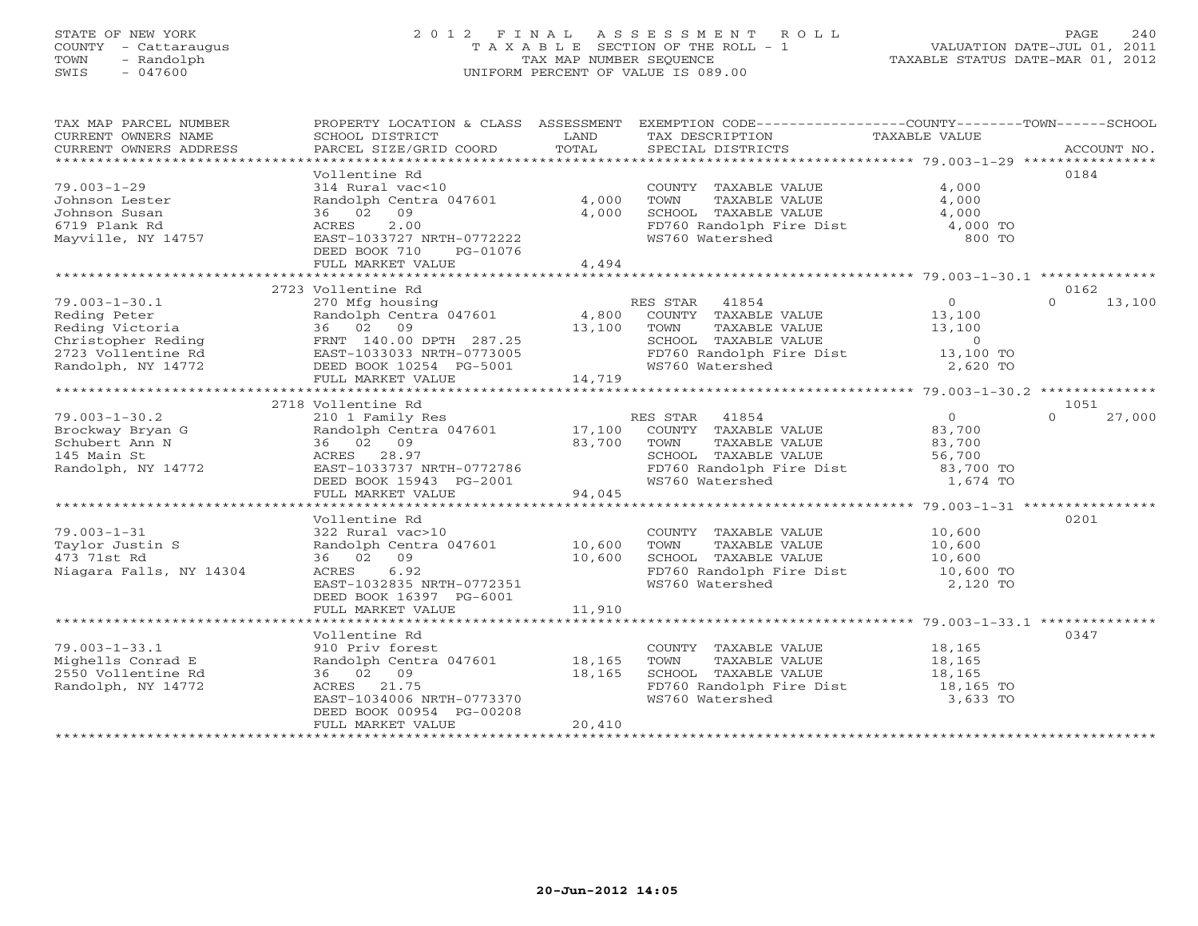STATE OF NEW YORK
COUNTY - Cattaraugus
TOWN - Randolph
SWIS - 047600

2012 FINAL ASSESSMENT ROLL
TAXABLE SECTION OF THE ROLL - 1
TAX MAP NUMBER SEQUENCE
UNIFORM PERCENT OF VALUE IS 089.00

VALUATION DATE-JUL 01, 2011
TAXABLE STATUS DATE-MAR 01, 2012

| TAX MAP PARCEL NUMBER / CURRENT OWNERS NAME / CURRENT OWNERS ADDRESS | PROPERTY LOCATION & CLASS / SCHOOL DISTRICT / PARCEL SIZE/GRID COORD | ASSESSMENT LAND | TOTAL | EXEMPTION CODE / TAX DESCRIPTION / SPECIAL DISTRICTS | COUNTY TAXABLE VALUE | TOWN | SCHOOL / ACCOUNT NO. |
|---|---|---|---|---|---|---|---|
| 79.003-1-29 | Vollentine Rd | | | | | | 0184 |
| Johnson Lester | 314 Rural vac<10 | | | COUNTY TAXABLE VALUE | 4,000 | | |
| Johnson Susan | Randolph Centra 047601 | 4,000 | | TOWN TAXABLE VALUE | 4,000 | | |
| 6719 Plank Rd | 36 02 09 | | 4,000 | SCHOOL TAXABLE VALUE | 4,000 | | |
| Mayville, NY 14757 | ACRES 2.00 | | | FD760 Randolph Fire Dist | 4,000 TO | | |
| | EAST-1033727 NRTH-0772222 | | | WS760 Watershed | 800 TO | | |
| | DEED BOOK 710 PG-01076 | | | | | | |
| | FULL MARKET VALUE | | 4,494 | | | | |
| 79.003-1-30.1 | 2723 Vollentine Rd | | | | | | 0162 |
| Reding Peter | 270 Mfg housing | | | RES STAR 41854 | 0 | 0 | 13,100 |
| Reding Victoria | Randolph Centra 047601 | 4,800 | | COUNTY TAXABLE VALUE | 13,100 | | |
| Christopher Reding | 36 02 09 | | 13,100 | TOWN TAXABLE VALUE | 13,100 | | |
| 2723 Vollentine Rd | FRNT 140.00 DPTH 287.25 | | | SCHOOL TAXABLE VALUE | 0 | | |
| Randolph, NY 14772 | EAST-1033033 NRTH-0773005 | | | FD760 Randolph Fire Dist | 13,100 TO | | |
| | DEED BOOK 10254 PG-5001 | | | WS760 Watershed | 2,620 TO | | |
| | FULL MARKET VALUE | | 14,719 | | | | |
| 79.003-1-30.2 | 2718 Vollentine Rd | | | | | | 1051 |
| Brockway Bryan G | 210 1 Family Res | | | RES STAR 41854 | 0 | 0 | 27,000 |
| Schubert Ann N | Randolph Centra 047601 | 17,100 | | COUNTY TAXABLE VALUE | 83,700 | | |
| 145 Main St | 36 02 09 | | 83,700 | TOWN TAXABLE VALUE | 83,700 | | |
| Randolph, NY 14772 | ACRES 28.97 | | | SCHOOL TAXABLE VALUE | 56,700 | | |
| | EAST-1033737 NRTH-0772786 | | | FD760 Randolph Fire Dist | 83,700 TO | | |
| | DEED BOOK 15943 PG-2001 | | | WS760 Watershed | 1,674 TO | | |
| | FULL MARKET VALUE | | 94,045 | | | | |
| 79.003-1-31 | Vollentine Rd | | | | | | 0201 |
| Taylor Justin S | 322 Rural vac>10 | | | COUNTY TAXABLE VALUE | 10,600 | | |
| 473 71st Rd | Randolph Centra 047601 | 10,600 | | TOWN TAXABLE VALUE | 10,600 | | |
| Niagara Falls, NY 14304 | 36 02 09 | | 10,600 | SCHOOL TAXABLE VALUE | 10,600 | | |
| | ACRES 6.92 | | | FD760 Randolph Fire Dist | 10,600 TO | | |
| | EAST-1032835 NRTH-0772351 | | | WS760 Watershed | 2,120 TO | | |
| | DEED BOOK 16397 PG-6001 | | | | | | |
| | FULL MARKET VALUE | | 11,910 | | | | |
| 79.003-1-33.1 | Vollentine Rd | | | | | | 0347 |
| Mighells Conrad E | 910 Priv forest | | | COUNTY TAXABLE VALUE | 18,165 | | |
| 2550 Vollentine Rd | Randolph Centra 047601 | 18,165 | | TOWN TAXABLE VALUE | 18,165 | | |
| Randolph, NY 14772 | 36 02 09 | | 18,165 | SCHOOL TAXABLE VALUE | 18,165 | | |
| | ACRES 21.75 | | | FD760 Randolph Fire Dist | 18,165 TO | | |
| | EAST-1034006 NRTH-0773370 | | | WS760 Watershed | 3,633 TO | | |
| | DEED BOOK 00954 PG-00208 | | | | | | |
| | FULL MARKET VALUE | | 20,410 | | | | |

20-Jun-2012 14:05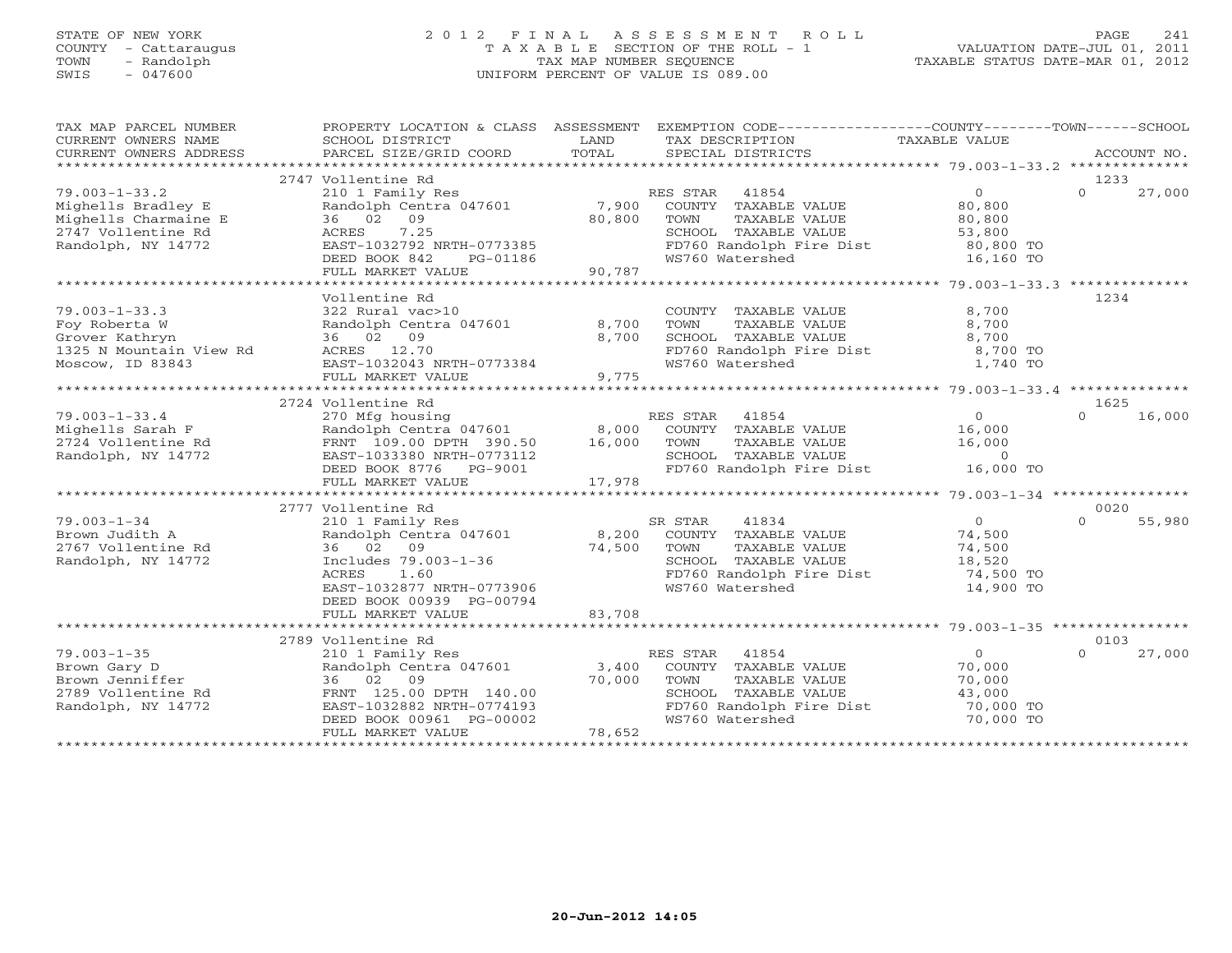STATE OF NEW YORK
COUNTY - Cattaraugus
TOWN - Randolph
SWIS - 047600

2012 FINAL ASSESSMENT ROLL
TAXABLE SECTION OF THE ROLL - 1
TAX MAP NUMBER SEQUENCE
UNIFORM PERCENT OF VALUE IS 089.00

VALUATION DATE-JUL 01, 2011
TAXABLE STATUS DATE-MAR 01, 2012

| TAX MAP PARCEL NUMBER / CURRENT OWNERS NAME / CURRENT OWNERS ADDRESS | PROPERTY LOCATION & CLASS / SCHOOL DISTRICT / PARCEL SIZE/GRID COORD | ASSESSMENT LAND | TOTAL | EXEMPTION CODE / TAX DESCRIPTION / SPECIAL DISTRICTS | COUNTY TAXABLE VALUE | TOWN | SCHOOL | ACCOUNT NO. |
|---|---|---|---|---|---|---|---|---|
| | 2747 Vollentine Rd | | | | | | | 1233 |
| 79.003-1-33.2 | 210 1 Family Res | | | RES STAR 41854 | 0 | 0 | 27,000 | |
| Mighells Bradley E | Randolph Centra 047601 | 7,900 | | COUNTY TAXABLE VALUE | 80,800 | | | |
| Mighells Charmaine E | 36 02 09 | | 80,800 | TOWN TAXABLE VALUE | 80,800 | | | |
| 2747 Vollentine Rd | ACRES 7.25 | | | SCHOOL TAXABLE VALUE | 53,800 | | | |
| Randolph, NY 14772 | EAST-1032792 NRTH-0773385 | | | FD760 Randolph Fire Dist | 80,800 TO | | | |
| | DEED BOOK 842 PG-01186 | | | WS760 Watershed | 16,160 TO | | | |
| | FULL MARKET VALUE | | 90,787 | | | | | |
| | Vollentine Rd | | | | | | | 1234 |
| 79.003-1-33.3 | 322 Rural vac>10 | | | COUNTY TAXABLE VALUE | 8,700 | | | |
| Foy Roberta W | Randolph Centra 047601 | 8,700 | | TOWN TAXABLE VALUE | 8,700 | | | |
| Grover Kathryn | 36 02 09 | | 8,700 | SCHOOL TAXABLE VALUE | 8,700 | | | |
| 1325 N Mountain View Rd | ACRES 12.70 | | | FD760 Randolph Fire Dist | 8,700 TO | | | |
| Moscow, ID 83843 | EAST-1032043 NRTH-0773384 | | | WS760 Watershed | 1,740 TO | | | |
| | FULL MARKET VALUE | | 9,775 | | | | | |
| | 2724 Vollentine Rd | | | | | | | 1625 |
| 79.003-1-33.4 | 270 Mfg housing | | | RES STAR 41854 | 0 | 0 | 16,000 | |
| Mighells Sarah F | Randolph Centra 047601 | 8,000 | | COUNTY TAXABLE VALUE | 16,000 | | | |
| 2724 Vollentine Rd | FRNT 109.00 DPTH 390.50 | | 16,000 | TOWN TAXABLE VALUE | 16,000 | | | |
| Randolph, NY 14772 | EAST-1033380 NRTH-0773112 | | | SCHOOL TAXABLE VALUE | 0 | | | |
| | DEED BOOK 8776 PG-9001 | | | FD760 Randolph Fire Dist | 16,000 TO | | | |
| | FULL MARKET VALUE | | 17,978 | | | | | |
| | 2777 Vollentine Rd | | | | | | | 0020 |
| 79.003-1-34 | 210 1 Family Res | | | SR STAR 41834 | 0 | 0 | 55,980 | |
| Brown Judith A | Randolph Centra 047601 | 8,200 | | COUNTY TAXABLE VALUE | 74,500 | | | |
| 2767 Vollentine Rd | 36 02 09 | | 74,500 | TOWN TAXABLE VALUE | 74,500 | | | |
| Randolph, NY 14772 | Includes 79.003-1-36 | | | SCHOOL TAXABLE VALUE | 18,520 | | | |
| | ACRES 1.60 | | | FD760 Randolph Fire Dist | 74,500 TO | | | |
| | EAST-1032877 NRTH-0773906 | | | WS760 Watershed | 14,900 TO | | | |
| | DEED BOOK 00939 PG-00794 | | | | | | | |
| | FULL MARKET VALUE | | 83,708 | | | | | |
| | 2789 Vollentine Rd | | | | | | | 0103 |
| 79.003-1-35 | 210 1 Family Res | | | RES STAR 41854 | 0 | 0 | 27,000 | |
| Brown Gary D | Randolph Centra 047601 | 3,400 | | COUNTY TAXABLE VALUE | 70,000 | | | |
| Brown Jenniffer | 36 02 09 | | 70,000 | TOWN TAXABLE VALUE | 70,000 | | | |
| 2789 Vollentine Rd | FRNT 125.00 DPTH 140.00 | | | SCHOOL TAXABLE VALUE | 43,000 | | | |
| Randolph, NY 14772 | EAST-1032882 NRTH-0774193 | | | FD760 Randolph Fire Dist | 70,000 TO | | | |
| | DEED BOOK 00961 PG-00002 | | | WS760 Watershed | 70,000 TO | | | |
| | FULL MARKET VALUE | | 78,652 | | | | | |

20-Jun-2012 14:05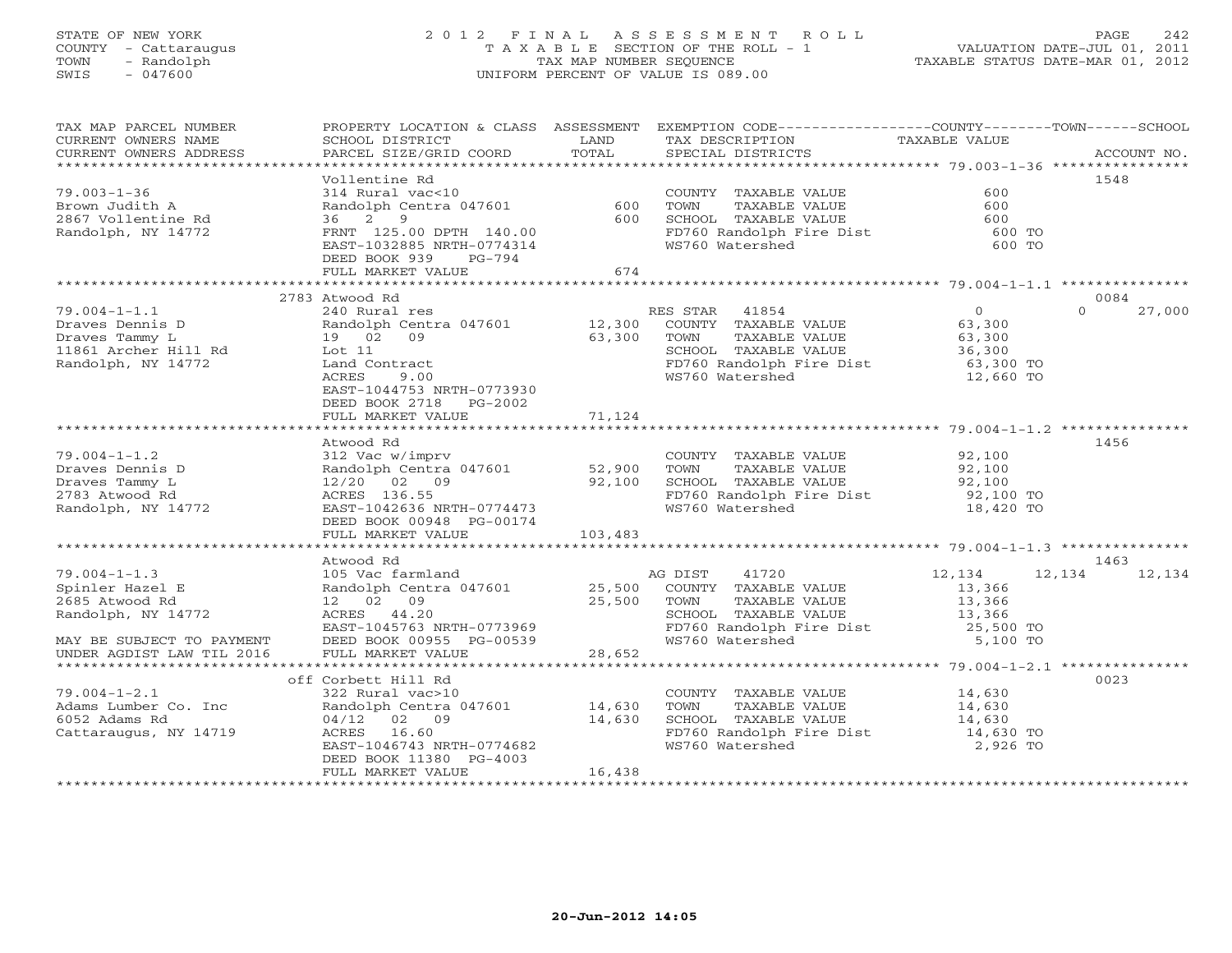STATE OF NEW YORK
COUNTY - Cattaraugus
TOWN - Randolph
SWIS - 047600

# 2012 FINAL ASSESSMENT ROLL
TAXABLE SECTION OF THE ROLL - 1
TAX MAP NUMBER SEQUENCE
UNIFORM PERCENT OF VALUE IS 089.00

VALUATION DATE-JUL 01, 2011
TAXABLE STATUS DATE-MAR 01, 2012

| TAX MAP PARCEL NUMBER / CURRENT OWNERS NAME / CURRENT OWNERS ADDRESS | PROPERTY LOCATION & CLASS / SCHOOL DISTRICT / PARCEL SIZE/GRID COORD | ASSESSMENT LAND / TOTAL | EXEMPTION CODE / TAX DESCRIPTION / SPECIAL DISTRICTS | COUNTY TAXABLE VALUE | TOWN | SCHOOL / ACCOUNT NO. |
|---|---|---|---|---|---|---|
| | Vollentine Rd | | | | | 1548 |
| 79.003-1-36 | 314 Rural vac<10 | | COUNTY TAXABLE VALUE | 600 | | |
| Brown Judith A | Randolph Centra 047601 | 600 | TOWN TAXABLE VALUE | 600 | | |
| 2867 Vollentine Rd | 36 2 9 | 600 | SCHOOL TAXABLE VALUE | 600 | | |
| Randolph, NY 14772 | FRNT 125.00 DPTH 140.00 | | FD760 Randolph Fire Dist | 600 TO | | |
| | EAST-1032885 NRTH-0774314 | | WS760 Watershed | 600 TO | | |
| | DEED BOOK 939 PG-794 | | | | | |
| | FULL MARKET VALUE | 674 | | | | |
| | 2783 Atwood Rd | | | | | 0084 |
| 79.004-1-1.1 | 240 Rural res | | RES STAR 41854 | 0 | 0 | 27,000 |
| Draves Dennis D | Randolph Centra 047601 | 12,300 | COUNTY TAXABLE VALUE | 63,300 | | |
| Draves Tammy L | 19 02 09 | 63,300 | TOWN TAXABLE VALUE | 63,300 | | |
| 11861 Archer Hill Rd | Lot 11 | | SCHOOL TAXABLE VALUE | 36,300 | | |
| Randolph, NY 14772 | Land Contract | | FD760 Randolph Fire Dist | 63,300 TO | | |
| | ACRES 9.00 | | WS760 Watershed | 12,660 TO | | |
| | EAST-1044753 NRTH-0773930 | | | | | |
| | DEED BOOK 2718 PG-2002 | | | | | |
| | FULL MARKET VALUE | 71,124 | | | | |
| | Atwood Rd | | | | | 1456 |
| 79.004-1-1.2 | 312 Vac w/imprv | | COUNTY TAXABLE VALUE | 92,100 | | |
| Draves Dennis D | Randolph Centra 047601 | 52,900 | TOWN TAXABLE VALUE | 92,100 | | |
| Draves Tammy L | 12/20 02 09 | 92,100 | SCHOOL TAXABLE VALUE | 92,100 | | |
| 2783 Atwood Rd | ACRES 136.55 | | FD760 Randolph Fire Dist | 92,100 TO | | |
| Randolph, NY 14772 | EAST-1042636 NRTH-0774473 | | WS760 Watershed | 18,420 TO | | |
| | DEED BOOK 00948 PG-00174 | | | | | |
| | FULL MARKET VALUE | 103,483 | | | | |
| | Atwood Rd | | | | | 1463 |
| 79.004-1-1.3 | 105 Vac farmland | | AG DIST 41720 | 12,134 | 12,134 | 12,134 |
| Spinler Hazel E | Randolph Centra 047601 | 25,500 | COUNTY TAXABLE VALUE | 13,366 | | |
| 2685 Atwood Rd | 12 02 09 | 25,500 | TOWN TAXABLE VALUE | 13,366 | | |
| Randolph, NY 14772 | ACRES 44.20 | | SCHOOL TAXABLE VALUE | 13,366 | | |
| | EAST-1045763 NRTH-0773969 | | FD760 Randolph Fire Dist | 25,500 TO | | |
| MAY BE SUBJECT TO PAYMENT | DEED BOOK 00955 PG-00539 | | WS760 Watershed | 5,100 TO | | |
| UNDER AGDIST LAW TIL 2016 | FULL MARKET VALUE | 28,652 | | | | |
| | off Corbett Hill Rd | | | | | 0023 |
| 79.004-1-2.1 | 322 Rural vac>10 | | COUNTY TAXABLE VALUE | 14,630 | | |
| Adams Lumber Co. Inc | Randolph Centra 047601 | 14,630 | TOWN TAXABLE VALUE | 14,630 | | |
| 6052 Adams Rd | 04/12 02 09 | 14,630 | SCHOOL TAXABLE VALUE | 14,630 | | |
| Cattaraugus, NY 14719 | ACRES 16.60 | | FD760 Randolph Fire Dist | 14,630 TO | | |
| | EAST-1046743 NRTH-0774682 | | WS760 Watershed | 2,926 TO | | |
| | DEED BOOK 11380 PG-4003 | | | | | |
| | FULL MARKET VALUE | 16,438 | | | | |

20-Jun-2012 14:05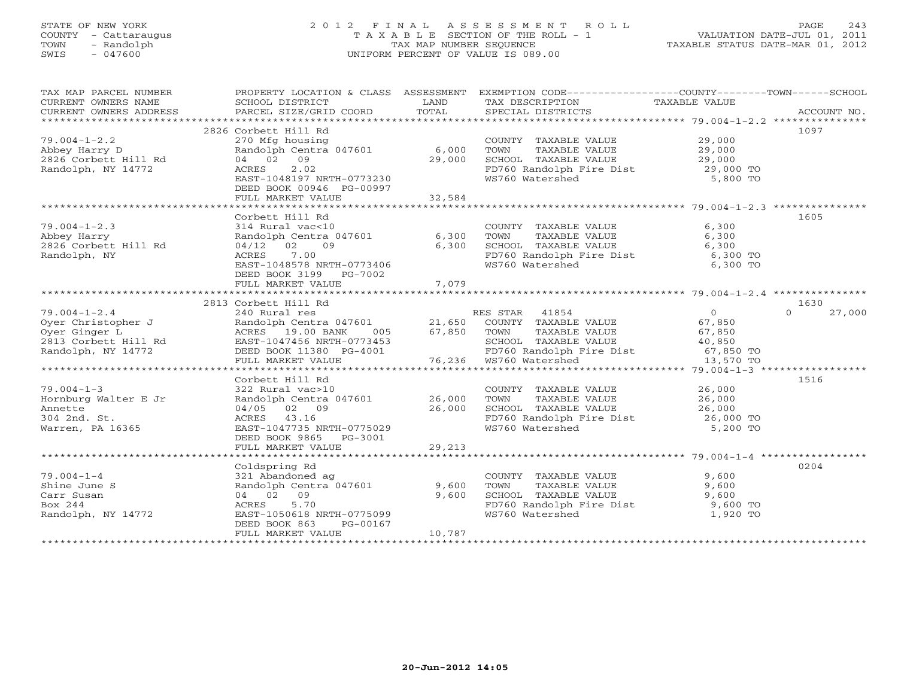STATE OF NEW YORK
COUNTY - Cattaraugus
TOWN - Randolph
SWIS - 047600

# 2012 FINAL ASSESSMENT ROLL
TAXABLE SECTION OF THE ROLL - 1
TAX MAP NUMBER SEQUENCE
UNIFORM PERCENT OF VALUE IS 089.00

VALUATION DATE-JUL 01, 2011
TAXABLE STATUS DATE-MAR 01, 2012

| TAX MAP PARCEL NUMBER / CURRENT OWNERS NAME / CURRENT OWNERS ADDRESS | PROPERTY LOCATION & CLASS / SCHOOL DISTRICT / PARCEL SIZE/GRID COORD | ASSESSMENT LAND / TOTAL | EXEMPTION CODE / TAX DESCRIPTION / SPECIAL DISTRICTS | COUNTY TAXABLE VALUE | TOWN | SCHOOL | ACCOUNT NO. |
|---|---|---|---|---|---|---|---|
| **79.004-1-2.2** | 2826 Corbett Hill Rd | | | | | | 1097 |
| | 270 Mfg housing | | COUNTY TAXABLE VALUE | 29,000 | | | |
| Abbey Harry D | Randolph Centra 047601 | 6,000 | TOWN TAXABLE VALUE | 29,000 | | | |
| 2826 Corbett Hill Rd | 04 02 09 | 29,000 | SCHOOL TAXABLE VALUE | 29,000 | | | |
| Randolph, NY 14772 | ACRES 2.02 | | FD760 Randolph Fire Dist | 29,000 TO | | | |
| | EAST-1048197 NRTH-0773230 | | WS760 Watershed | 5,800 TO | | | |
| | DEED BOOK 00946 PG-00997 | | | | | | |
| | FULL MARKET VALUE | 32,584 | | | | | |
| **79.004-1-2.3** | Corbett Hill Rd | | | | | | 1605 |
| | 314 Rural vac<10 | | COUNTY TAXABLE VALUE | 6,300 | | | |
| Abbey Harry | Randolph Centra 047601 | 6,300 | TOWN TAXABLE VALUE | 6,300 | | | |
| 2826 Corbett Hill Rd | 04/12 02 09 | 6,300 | SCHOOL TAXABLE VALUE | 6,300 | | | |
| Randolph, NY | ACRES 7.00 | | FD760 Randolph Fire Dist | 6,300 TO | | | |
| | EAST-1048578 NRTH-0773406 | | WS760 Watershed | 6,300 TO | | | |
| | DEED BOOK 3199 PG-7002 | | | | | | |
| | FULL MARKET VALUE | 7,079 | | | | | |
| **79.004-1-2.4** | 2813 Corbett Hill Rd | | | | | | 1630 |
| | 240 Rural res | | RES STAR 41854 | 0 | | 0 | 27,000 |
| Oyer Christopher J | Randolph Centra 047601 | 21,650 | COUNTY TAXABLE VALUE | 67,850 | | | |
| Oyer Ginger L | ACRES 19.00 BANK 005 | 67,850 | TOWN TAXABLE VALUE | 67,850 | | | |
| 2813 Corbett Hill Rd | EAST-1047456 NRTH-0773453 | | SCHOOL TAXABLE VALUE | 40,850 | | | |
| Randolph, NY 14772 | DEED BOOK 11380 PG-4001 | | FD760 Randolph Fire Dist | 67,850 TO | | | |
| | FULL MARKET VALUE | 76,236 | WS760 Watershed | 13,570 TO | | | |
| **79.004-1-3** | Corbett Hill Rd | | | | | | 1516 |
| | 322 Rural vac>10 | | COUNTY TAXABLE VALUE | 26,000 | | | |
| Hornburg Walter E Jr | Randolph Centra 047601 | 26,000 | TOWN TAXABLE VALUE | 26,000 | | | |
| Annette | 04/05 02 09 | 26,000 | SCHOOL TAXABLE VALUE | 26,000 | | | |
| 304 2nd. St. | ACRES 43.16 | | FD760 Randolph Fire Dist | 26,000 TO | | | |
| Warren, PA 16365 | EAST-1047735 NRTH-0775029 | | WS760 Watershed | 5,200 TO | | | |
| | DEED BOOK 9865 PG-3001 | | | | | | |
| | FULL MARKET VALUE | 29,213 | | | | | |
| **79.004-1-4** | Coldspring Rd | | | | | | 0204 |
| | 321 Abandoned ag | | COUNTY TAXABLE VALUE | 9,600 | | | |
| Shine June S | Randolph Centra 047601 | 9,600 | TOWN TAXABLE VALUE | 9,600 | | | |
| Carr Susan | 04 02 09 | 9,600 | SCHOOL TAXABLE VALUE | 9,600 | | | |
| Box 244 | ACRES 5.70 | | FD760 Randolph Fire Dist | 9,600 TO | | | |
| Randolph, NY 14772 | EAST-1050618 NRTH-0775099 | | WS760 Watershed | 1,920 TO | | | |
| | DEED BOOK 863 PG-00167 | | | | | | |
| | FULL MARKET VALUE | 10,787 | | | | | |

20-Jun-2012 14:05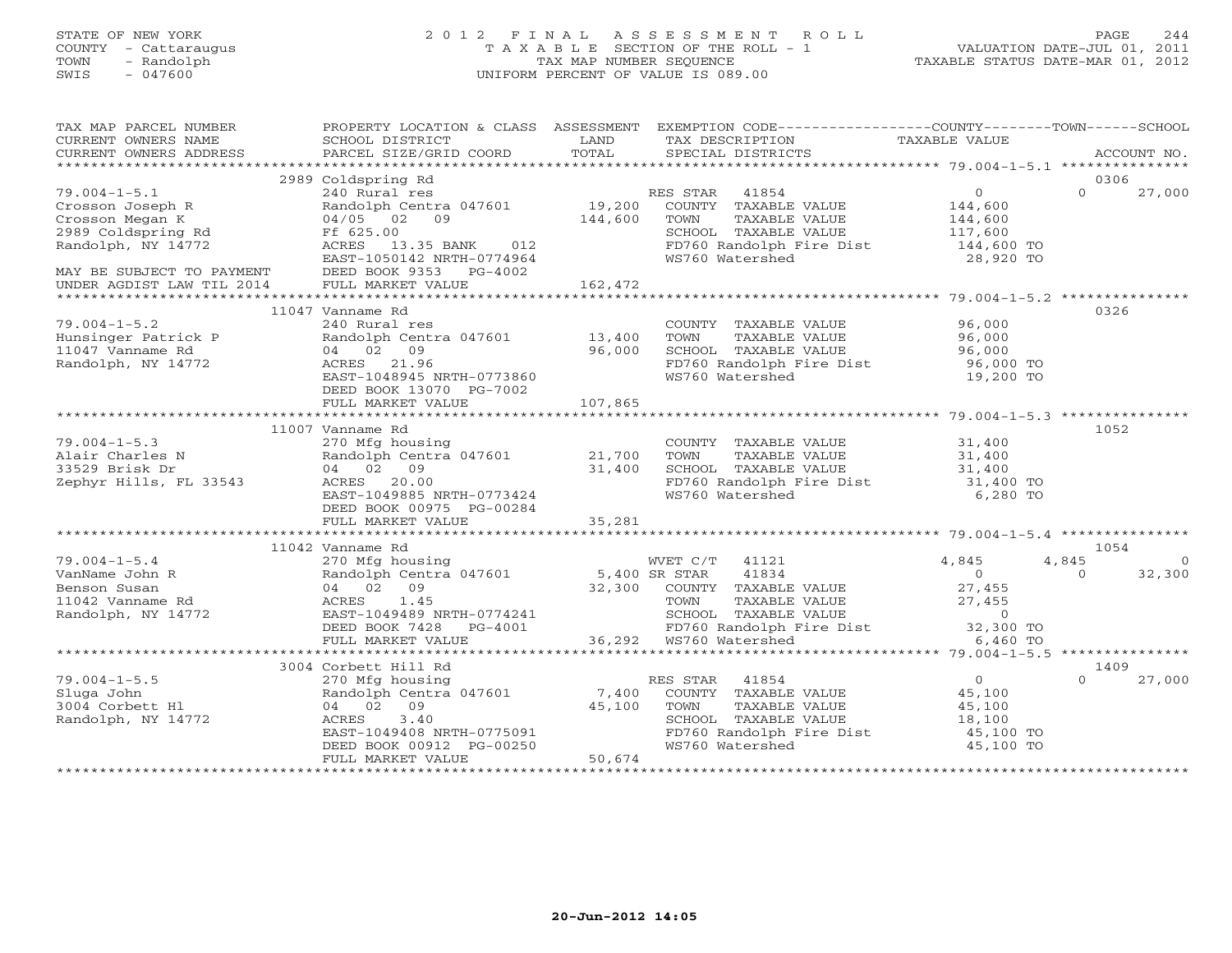STATE OF NEW YORK
COUNTY - Cattaraugus
TOWN - Randolph
SWIS - 047600

2012 FINAL ASSESSMENT ROLL
TAXABLE SECTION OF THE ROLL - 1
TAX MAP NUMBER SEQUENCE
UNIFORM PERCENT OF VALUE IS 089.00

VALUATION DATE-JUL 01, 2011
TAXABLE STATUS DATE-MAR 01, 2012

| TAX MAP PARCEL NUMBER / CURRENT OWNERS NAME / CURRENT OWNERS ADDRESS | PROPERTY LOCATION & CLASS / SCHOOL DISTRICT / PARCEL SIZE/GRID COORD | ASSESSMENT LAND / TOTAL | EXEMPTION CODE / TAX DESCRIPTION / SPECIAL DISTRICTS | COUNTY TAXABLE VALUE | TOWN | SCHOOL | ACCOUNT NO. |
|---|---|---|---|---|---|---|---|
| 79.004-1-5.1 | 2989 Coldspring Rd | | | | | | 0306 |
| Crosson Joseph R | 240 Rural res | | RES STAR 41854 | 0 | 0 | 27,000 | |
| Crosson Megan K | Randolph Centra 047601 | 19,200 | COUNTY TAXABLE VALUE | 144,600 | | | |
| 2989 Coldspring Rd | 04/05 02 09 | 144,600 | TOWN TAXABLE VALUE | 144,600 | | | |
| Randolph, NY 14772 | Ff 625.00 | | SCHOOL TAXABLE VALUE | 117,600 | | | |
| | ACRES 13.35 BANK 012 | | FD760 Randolph Fire Dist | 144,600 TO | | | |
| | EAST-1050142 NRTH-0774964 | | WS760 Watershed | 28,920 TO | | | |
| MAY BE SUBJECT TO PAYMENT | DEED BOOK 9353 PG-4002 | | | | | | |
| UNDER AGDIST LAW TIL 2014 | FULL MARKET VALUE | 162,472 | | | | | |
| 79.004-1-5.2 | 11047 Vanname Rd | | | | | | 0326 |
| Hunsinger Patrick P | 240 Rural res | | COUNTY TAXABLE VALUE | 96,000 | | | |
| 11047 Vanname Rd | Randolph Centra 047601 | 13,400 | TOWN TAXABLE VALUE | 96,000 | | | |
| Randolph, NY 14772 | 04 02 09 | 96,000 | SCHOOL TAXABLE VALUE | 96,000 | | | |
| | ACRES 21.96 | | FD760 Randolph Fire Dist | 96,000 TO | | | |
| | EAST-1048945 NRTH-0773860 | | WS760 Watershed | 19,200 TO | | | |
| | DEED BOOK 13070 PG-7002 | | | | | | |
| | FULL MARKET VALUE | 107,865 | | | | | |
| 79.004-1-5.3 | 11007 Vanname Rd | | | | | | 1052 |
| Alair Charles N | 270 Mfg housing | | COUNTY TAXABLE VALUE | 31,400 | | | |
| 33529 Brisk Dr | Randolph Centra 047601 | 21,700 | TOWN TAXABLE VALUE | 31,400 | | | |
| Zephyr Hills, FL 33543 | 04 02 09 | 31,400 | SCHOOL TAXABLE VALUE | 31,400 | | | |
| | ACRES 20.00 | | FD760 Randolph Fire Dist | 31,400 TO | | | |
| | EAST-1049885 NRTH-0773424 | | WS760 Watershed | 6,280 TO | | | |
| | DEED BOOK 00975 PG-00284 | | | | | | |
| | FULL MARKET VALUE | 35,281 | | | | | |
| 79.004-1-5.4 | 11042 Vanname Rd | | | | | | 1054 |
| VanName John R | 270 Mfg housing | | WVET C/T 41121 | 4,845 | 4,845 | 0 | |
| Benson Susan | Randolph Centra 047601 | 5,400 | SR STAR 41834 | 0 | 0 | 32,300 | |
| 11042 Vanname Rd | 04 02 09 | 32,300 | COUNTY TAXABLE VALUE | 27,455 | | | |
| Randolph, NY 14772 | ACRES 1.45 | | TOWN TAXABLE VALUE | 27,455 | | | |
| | EAST-1049489 NRTH-0774241 | | SCHOOL TAXABLE VALUE | 0 | | | |
| | DEED BOOK 7428 PG-4001 | | FD760 Randolph Fire Dist | 32,300 TO | | | |
| | FULL MARKET VALUE | 36,292 | WS760 Watershed | 6,460 TO | | | |
| 79.004-1-5.5 | 3004 Corbett Hill Rd | | | | | | 1409 |
| Sluga John | 270 Mfg housing | | RES STAR 41854 | 0 | 0 | 27,000 | |
| 3004 Corbett Hl | Randolph Centra 047601 | 7,400 | COUNTY TAXABLE VALUE | 45,100 | | | |
| Randolph, NY 14772 | 04 02 09 | 45,100 | TOWN TAXABLE VALUE | 45,100 | | | |
| | ACRES 3.40 | | SCHOOL TAXABLE VALUE | 18,100 | | | |
| | EAST-1049408 NRTH-0775091 | | FD760 Randolph Fire Dist | 45,100 TO | | | |
| | DEED BOOK 00912 PG-00250 | | WS760 Watershed | 45,100 TO | | | |
| | FULL MARKET VALUE | 50,674 | | | | | |

20-Jun-2012 14:05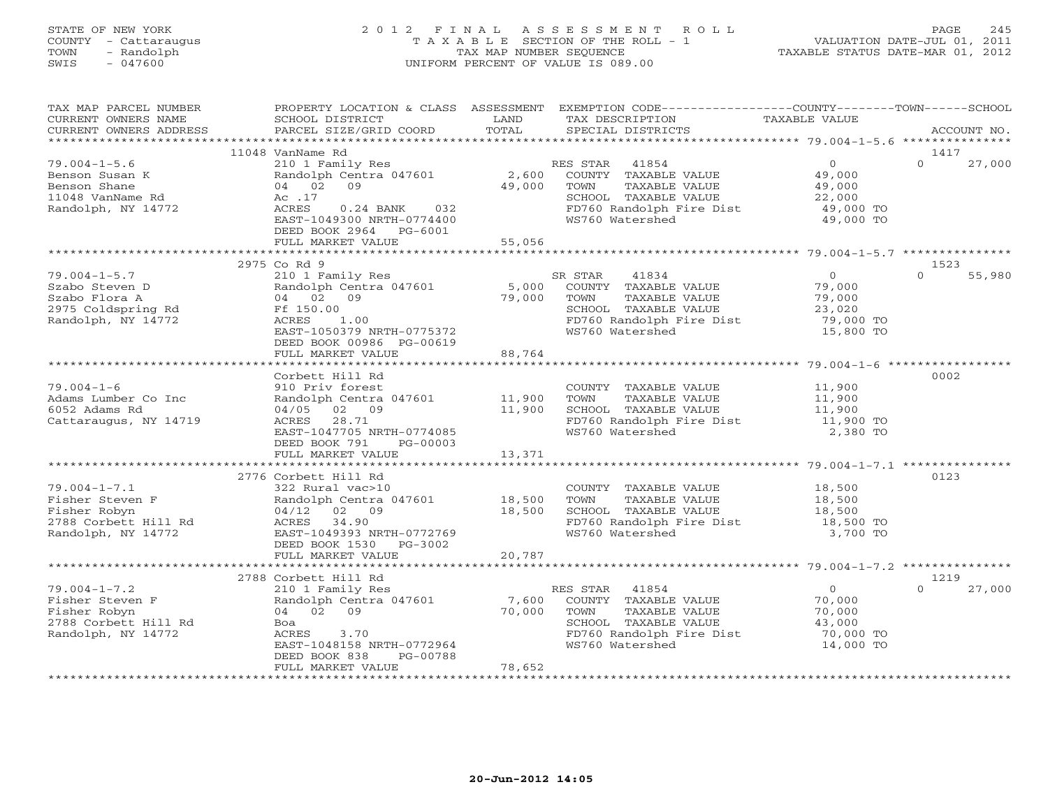STATE OF NEW YORK
COUNTY - Cattaraugus
TOWN - Randolph
SWIS - 047600

# 2012 FINAL ASSESSMENT ROLL
TAXABLE SECTION OF THE ROLL - 1
TAX MAP NUMBER SEQUENCE
UNIFORM PERCENT OF VALUE IS 089.00

VALUATION DATE-JUL 01, 2011
TAXABLE STATUS DATE-MAR 01, 2012

| TAX MAP PARCEL NUMBER / CURRENT OWNERS NAME / CURRENT OWNERS ADDRESS | PROPERTY LOCATION & CLASS / SCHOOL DISTRICT / PARCEL SIZE/GRID COORD | ASSESSMENT LAND | TOTAL | EXEMPTION CODE / TAX DESCRIPTION / SPECIAL DISTRICTS | COUNTY TAXABLE VALUE | TOWN | SCHOOL / ACCOUNT NO. |
|---|---|---|---|---|---|---|---|
| 79.004-1-5.6 | 11048 VanName Rd | | | | | | 1417 |
| 79.004-1-5.6 | 210 1 Family Res | | | RES STAR 41854 | 0 | 0 | 27,000 |
| Benson Susan K | Randolph Centra 047601 | 2,600 | | COUNTY TAXABLE VALUE | 49,000 | | |
| Benson Shane | 04 02 09 | | 49,000 | TOWN TAXABLE VALUE | 49,000 | | |
| 11048 VanName Rd | Ac .17 | | | SCHOOL TAXABLE VALUE | 22,000 | | |
| Randolph, NY 14772 | ACRES 0.24 BANK 032 | | | FD760 Randolph Fire Dist | 49,000 TO | | |
| | EAST-1049300 NRTH-0774400 | | | WS760 Watershed | 49,000 TO | | |
| | DEED BOOK 2964 PG-6001 | | | | | | |
| | FULL MARKET VALUE | | 55,056 | | | | |
| 79.004-1-5.7 | 2975 Co Rd 9 | | | | | | 1523 |
| 79.004-1-5.7 | 210 1 Family Res | | | SR STAR 41834 | 0 | 0 | 55,980 |
| Szabo Steven D | Randolph Centra 047601 | 5,000 | | COUNTY TAXABLE VALUE | 79,000 | | |
| Szabo Flora A | 04 02 09 | | 79,000 | TOWN TAXABLE VALUE | 79,000 | | |
| 2975 Coldspring Rd | Ff 150.00 | | | SCHOOL TAXABLE VALUE | 23,020 | | |
| Randolph, NY 14772 | ACRES 1.00 | | | FD760 Randolph Fire Dist | 79,000 TO | | |
| | EAST-1050379 NRTH-0775372 | | | WS760 Watershed | 15,800 TO | | |
| | DEED BOOK 00986 PG-00619 | | | | | | |
| | FULL MARKET VALUE | | 88,764 | | | | |
| 79.004-1-6 | Corbett Hill Rd | | | | | | 0002 |
| 79.004-1-6 | 910 Priv forest | | | COUNTY TAXABLE VALUE | 11,900 | | |
| Adams Lumber Co Inc | Randolph Centra 047601 | 11,900 | | TOWN TAXABLE VALUE | 11,900 | | |
| 6052 Adams Rd | 04/05 02 09 | | 11,900 | SCHOOL TAXABLE VALUE | 11,900 | | |
| Cattaraugus, NY 14719 | ACRES 28.71 | | | FD760 Randolph Fire Dist | 11,900 TO | | |
| | EAST-1047705 NRTH-0774085 | | | WS760 Watershed | 2,380 TO | | |
| | DEED BOOK 791 PG-00003 | | | | | | |
| | FULL MARKET VALUE | | 13,371 | | | | |
| 79.004-1-7.1 | 2776 Corbett Hill Rd | | | | | | 0123 |
| 79.004-1-7.1 | 322 Rural vac>10 | | | COUNTY TAXABLE VALUE | 18,500 | | |
| Fisher Steven F | Randolph Centra 047601 | 18,500 | | TOWN TAXABLE VALUE | 18,500 | | |
| Fisher Robyn | 04/12 02 09 | | 18,500 | SCHOOL TAXABLE VALUE | 18,500 | | |
| 2788 Corbett Hill Rd | ACRES 34.90 | | | FD760 Randolph Fire Dist | 18,500 TO | | |
| Randolph, NY 14772 | EAST-1049393 NRTH-0772769 | | | WS760 Watershed | 3,700 TO | | |
| | DEED BOOK 1530 PG-3002 | | | | | | |
| | FULL MARKET VALUE | | 20,787 | | | | |
| 79.004-1-7.2 | 2788 Corbett Hill Rd | | | | | | 1219 |
| 79.004-1-7.2 | 210 1 Family Res | | | RES STAR 41854 | 0 | 0 | 27,000 |
| Fisher Steven F | Randolph Centra 047601 | 7,600 | | COUNTY TAXABLE VALUE | 70,000 | | |
| Fisher Robyn | 04 02 09 | | 70,000 | TOWN TAXABLE VALUE | 70,000 | | |
| 2788 Corbett Hill Rd | Boa | | | SCHOOL TAXABLE VALUE | 43,000 | | |
| Randolph, NY 14772 | ACRES 3.70 | | | FD760 Randolph Fire Dist | 70,000 TO | | |
| | EAST-1048158 NRTH-0772964 | | | WS760 Watershed | 14,000 TO | | |
| | DEED BOOK 838 PG-00788 | | | | | | |
| | FULL MARKET VALUE | | 78,652 | | | | |

20-Jun-2012 14:05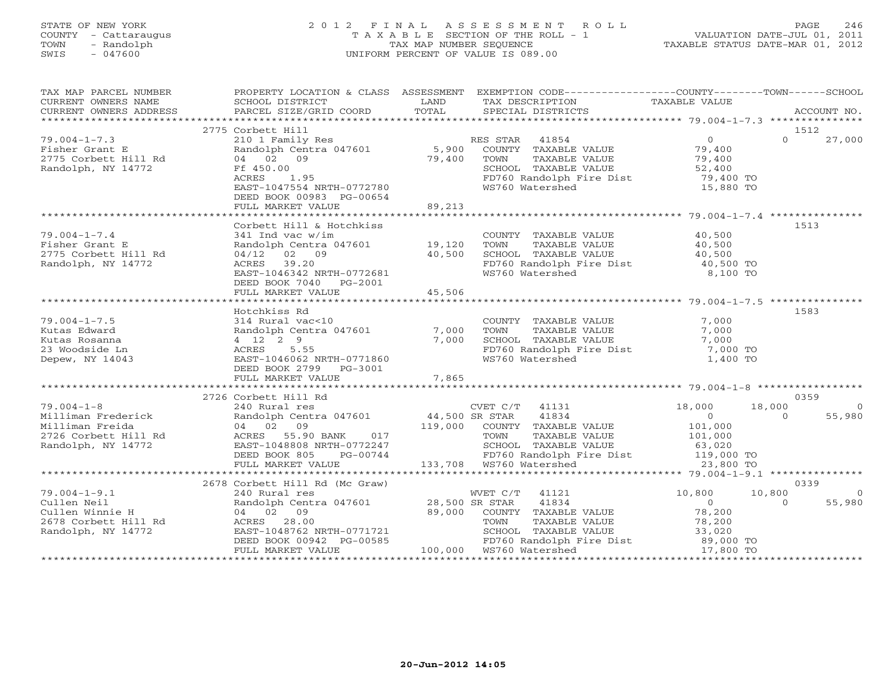STATE OF NEW YORK
COUNTY - Cattaraugus
TOWN - Randolph
SWIS - 047600

# 2012 FINAL ASSESSMENT ROLL
TAXABLE SECTION OF THE ROLL - 1
TAX MAP NUMBER SEQUENCE
UNIFORM PERCENT OF VALUE IS 089.00

VALUATION DATE-JUL 01, 2011
TAXABLE STATUS DATE-MAR 01, 2012

| TAX MAP PARCEL NUMBER / CURRENT OWNERS NAME / CURRENT OWNERS ADDRESS | PROPERTY LOCATION & CLASS / SCHOOL DISTRICT / PARCEL SIZE/GRID COORD | ASSESSMENT LAND / TOTAL | EXEMPTION CODE / TAX DESCRIPTION / SPECIAL DISTRICTS | COUNTY TAXABLE VALUE | TOWN | SCHOOL | ACCOUNT NO. |
|---|---|---|---|---|---|---|---|
| **79.004-1-7.3** | 2775 Corbett Hill | | | | | | 1512 |
| 79.004-1-7.3 | 210 1 Family Res | | RES STAR 41854 | 0 | 0 | 27,000 | |
| Fisher Grant E | Randolph Centra 047601 | 5,900 | COUNTY TAXABLE VALUE | 79,400 | | | |
| 2775 Corbett Hill Rd | 04 02 09 | 79,400 | TOWN TAXABLE VALUE | 79,400 | | | |
| Randolph, NY 14772 | Ff 450.00 | | SCHOOL TAXABLE VALUE | 52,400 | | | |
| | ACRES 1.95 | | FD760 Randolph Fire Dist | 79,400 TO | | | |
| | EAST-1047554 NRTH-0772780 | | WS760 Watershed | 15,880 TO | | | |
| | DEED BOOK 00983 PG-00654 | | | | | | |
| | FULL MARKET VALUE | 89,213 | | | | | |
| **79.004-1-7.4** | Corbett Hill & Hotchkiss | | | | | | 1513 |
| 79.004-1-7.4 | 341 Ind vac w/im | | COUNTY TAXABLE VALUE | 40,500 | | | |
| Fisher Grant E | Randolph Centra 047601 | 19,120 | TOWN TAXABLE VALUE | 40,500 | | | |
| 2775 Corbett Hill Rd | 04/12 02 09 | 40,500 | SCHOOL TAXABLE VALUE | 40,500 | | | |
| Randolph, NY 14772 | ACRES 39.20 | | FD760 Randolph Fire Dist | 40,500 TO | | | |
| | EAST-1046342 NRTH-0772681 | | WS760 Watershed | 8,100 TO | | | |
| | DEED BOOK 7040 PG-2001 | | | | | | |
| | FULL MARKET VALUE | 45,506 | | | | | |
| **79.004-1-7.5** | Hotchkiss Rd | | | | | | 1583 |
| 79.004-1-7.5 | 314 Rural vac<10 | | COUNTY TAXABLE VALUE | 7,000 | | | |
| Kutas Edward | Randolph Centra 047601 | 7,000 | TOWN TAXABLE VALUE | 7,000 | | | |
| Kutas Rosanna | 4 12 2 9 | 7,000 | SCHOOL TAXABLE VALUE | 7,000 | | | |
| 23 Woodside Ln | ACRES 5.55 | | FD760 Randolph Fire Dist | 7,000 TO | | | |
| Depew, NY 14043 | EAST-1046062 NRTH-0771860 | | WS760 Watershed | 1,400 TO | | | |
| | DEED BOOK 2799 PG-3001 | | | | | | |
| | FULL MARKET VALUE | 7,865 | | | | | |
| **79.004-1-8** | 2726 Corbett Hill Rd | | | | | | 0359 |
| 79.004-1-8 | 240 Rural res | | CVET C/T 41131 | 18,000 | 18,000 | 0 | |
| Milliman Frederick | Randolph Centra 047601 | 44,500 | SR STAR 41834 | 0 | 0 | 55,980 | |
| Milliman Freida | 04 02 09 | 119,000 | COUNTY TAXABLE VALUE | 101,000 | | | |
| 2726 Corbett Hill Rd | ACRES 55.90 BANK 017 | | TOWN TAXABLE VALUE | 101,000 | | | |
| Randolph, NY 14772 | EAST-1048808 NRTH-0772247 | | SCHOOL TAXABLE VALUE | 63,020 | | | |
| | DEED BOOK 805 PG-00744 | | FD760 Randolph Fire Dist | 119,000 TO | | | |
| | FULL MARKET VALUE | 133,708 | WS760 Watershed | 23,800 TO | | | |
| **79.004-1-9.1** | 2678 Corbett Hill Rd (Mc Graw) | | | | | | 0339 |
| 79.004-1-9.1 | 240 Rural res | | WVET C/T 41121 | 10,800 | 10,800 | 0 | |
| Cullen Neil | Randolph Centra 047601 | 28,500 | SR STAR 41834 | 0 | 0 | 55,980 | |
| Cullen Winnie H | 04 02 09 | 89,000 | COUNTY TAXABLE VALUE | 78,200 | | | |
| 2678 Corbett Hill Rd | ACRES 28.00 | | TOWN TAXABLE VALUE | 78,200 | | | |
| Randolph, NY 14772 | EAST-1048762 NRTH-0771721 | | SCHOOL TAXABLE VALUE | 33,020 | | | |
| | DEED BOOK 00942 PG-00585 | | FD760 Randolph Fire Dist | 89,000 TO | | | |
| | FULL MARKET VALUE | 100,000 | WS760 Watershed | 17,800 TO | | | |

20-Jun-2012 14:05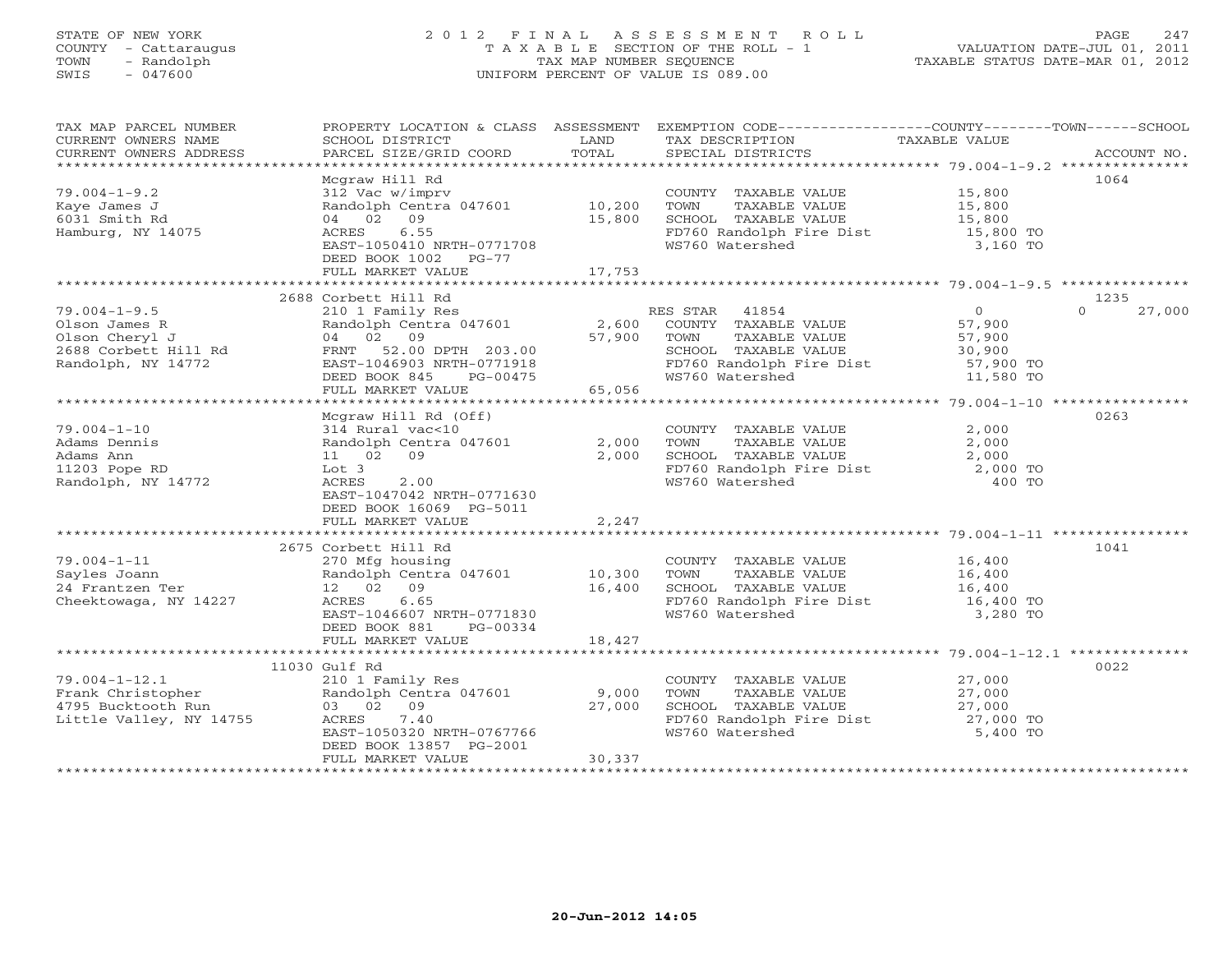STATE OF NEW YORK
COUNTY - Cattaraugus
TOWN - Randolph
SWIS - 047600

2 0 1 2 F I N A L A S S E S S M E N T R O L L
T A X A B L E SECTION OF THE ROLL - 1
TAX MAP NUMBER SEQUENCE
UNIFORM PERCENT OF VALUE IS 089.00

VALUATION DATE-JUL 01, 2011
TAXABLE STATUS DATE-MAR 01, 2012

| TAX MAP PARCEL NUMBER / CURRENT OWNERS NAME / CURRENT OWNERS ADDRESS | PROPERTY LOCATION & CLASS / SCHOOL DISTRICT / PARCEL SIZE/GRID COORD | ASSESSMENT LAND / TOTAL | EXEMPTION CODE / TAX DESCRIPTION / SPECIAL DISTRICTS | COUNTY / TOWN / SCHOOL TAXABLE VALUE | ACCOUNT NO. |
|---|---|---|---|---|---|
| 79.004-1-9.2 | Mcgraw Hill Rd | | | | 1064 |
| Kaye James J | 312 Vac w/imprv | | COUNTY TAXABLE VALUE | 15,800 | |
| 6031 Smith Rd | Randolph Centra 047601 | 10,200 | TOWN TAXABLE VALUE | 15,800 | |
| Hamburg, NY 14075 | 04 02 09 | 15,800 | SCHOOL TAXABLE VALUE | 15,800 | |
| | ACRES 6.55 | | FD760 Randolph Fire Dist | 15,800 TO | |
| | EAST-1050410 NRTH-0771708 | | WS760 Watershed | 3,160 TO | |
| | DEED BOOK 1002 PG-77 | | | | |
| | FULL MARKET VALUE | 17,753 | | | |
| 79.004-1-9.5 | 2688 Corbett Hill Rd | | | | 1235 |
| Olson James R | 210 1 Family Res | | RES STAR 41854 | 0 / 0 / 27,000 | |
| Olson Cheryl J | Randolph Centra 047601 | 2,600 | COUNTY TAXABLE VALUE | 57,900 | |
| 2688 Corbett Hill Rd | 04 02 09 | 57,900 | TOWN TAXABLE VALUE | 57,900 | |
| Randolph, NY 14772 | FRNT 52.00 DPTH 203.00 | | SCHOOL TAXABLE VALUE | 30,900 | |
| | EAST-1046903 NRTH-0771918 | | FD760 Randolph Fire Dist | 57,900 TO | |
| | DEED BOOK 845 PG-00475 | | WS760 Watershed | 11,580 TO | |
| | FULL MARKET VALUE | 65,056 | | | |
| 79.004-1-10 | Mcgraw Hill Rd (Off) | | | | 0263 |
| Adams Dennis | 314 Rural vac<10 | | COUNTY TAXABLE VALUE | 2,000 | |
| Adams Ann | Randolph Centra 047601 | 2,000 | TOWN TAXABLE VALUE | 2,000 | |
| 11203 Pope RD | 11 02 09 | 2,000 | SCHOOL TAXABLE VALUE | 2,000 | |
| Randolph, NY 14772 | Lot 3 | | FD760 Randolph Fire Dist | 2,000 TO | |
| | ACRES 2.00 | | WS760 Watershed | 400 TO | |
| | EAST-1047042 NRTH-0771630 | | | | |
| | DEED BOOK 16069 PG-5011 | | | | |
| | FULL MARKET VALUE | 2,247 | | | |
| 79.004-1-11 | 2675 Corbett Hill Rd | | | | 1041 |
| Sayles Joann | 270 Mfg housing | | COUNTY TAXABLE VALUE | 16,400 | |
| 24 Frantzen Ter | Randolph Centra 047601 | 10,300 | TOWN TAXABLE VALUE | 16,400 | |
| Cheektowaga, NY 14227 | 12 02 09 | 16,400 | SCHOOL TAXABLE VALUE | 16,400 | |
| | ACRES 6.65 | | FD760 Randolph Fire Dist | 16,400 TO | |
| | EAST-1046607 NRTH-0771830 | | WS760 Watershed | 3,280 TO | |
| | DEED BOOK 881 PG-00334 | | | | |
| | FULL MARKET VALUE | 18,427 | | | |
| 79.004-1-12.1 | 11030 Gulf Rd | | | | 0022 |
| Frank Christopher | 210 1 Family Res | | COUNTY TAXABLE VALUE | 27,000 | |
| 4795 Bucktooth Run | Randolph Centra 047601 | 9,000 | TOWN TAXABLE VALUE | 27,000 | |
| Little Valley, NY 14755 | 03 02 09 | 27,000 | SCHOOL TAXABLE VALUE | 27,000 | |
| | ACRES 7.40 | | FD760 Randolph Fire Dist | 27,000 TO | |
| | EAST-1050320 NRTH-0767766 | | WS760 Watershed | 5,400 TO | |
| | DEED BOOK 13857 PG-2001 | | | | |
| | FULL MARKET VALUE | 30,337 | | | |

20-Jun-2012 14:05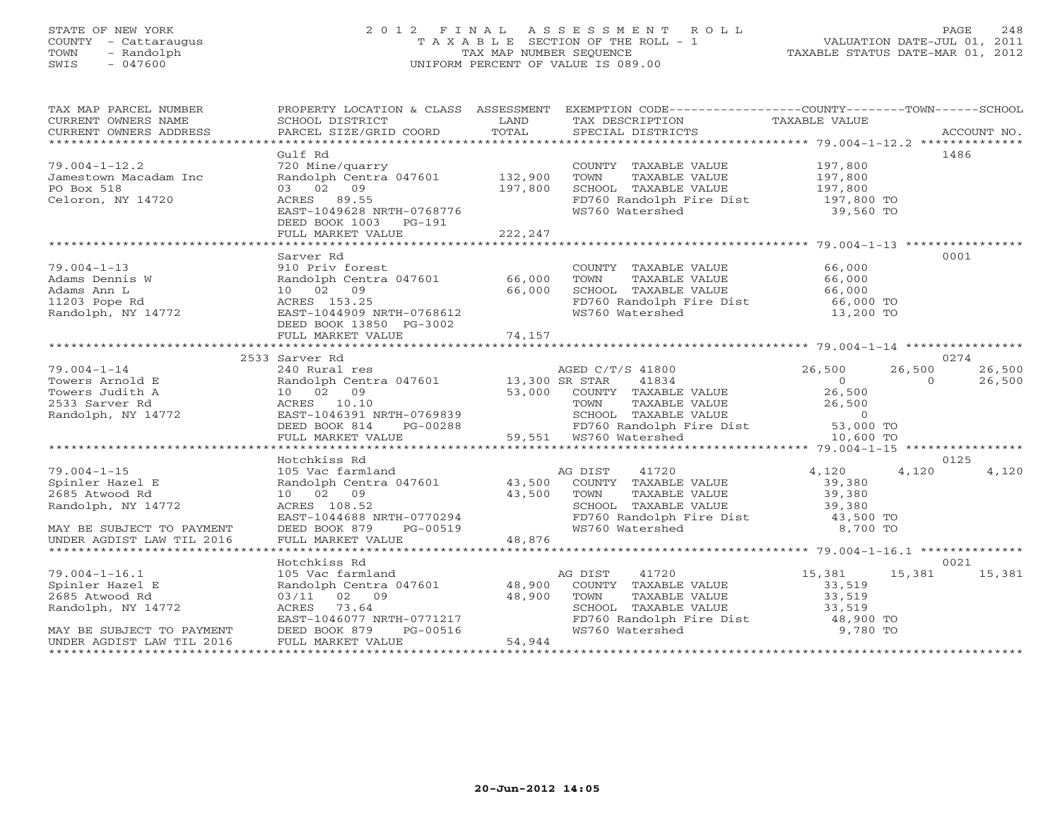STATE OF NEW YORK
COUNTY - Cattaraugus
TOWN - Randolph
SWIS - 047600

2012 FINAL ASSESSMENT ROLL
TAXABLE SECTION OF THE ROLL - 1
TAX MAP NUMBER SEQUENCE
UNIFORM PERCENT OF VALUE IS 089.00

VALUATION DATE-JUL 01, 2011
TAXABLE STATUS DATE-MAR 01, 2012

| TAX MAP PARCEL NUMBER / CURRENT OWNERS NAME / CURRENT OWNERS ADDRESS | PROPERTY LOCATION & CLASS / SCHOOL DISTRICT / PARCEL SIZE/GRID COORD | ASSESSMENT LAND / TOTAL | EXEMPTION CODE / TAX DESCRIPTION / SPECIAL DISTRICTS | COUNTY TAXABLE VALUE | TOWN | SCHOOL | ACCOUNT NO. |
|---|---|---|---|---|---|---|---|
| **79.004-1-12.2** | Gulf Rd | | | | | | 1486 |
| 79.004-1-12.2 | 720 Mine/quarry | | COUNTY TAXABLE VALUE | 197,800 | | | |
| Jamestown Macadam Inc | Randolph Centra 047601 | 132,900 | TOWN TAXABLE VALUE | 197,800 | | | |
| PO Box 518 | 03 02 09 | 197,800 | SCHOOL TAXABLE VALUE | 197,800 | | | |
| Celoron, NY 14720 | ACRES 89.55 | | FD760 Randolph Fire Dist | 197,800 TO | | | |
| | EAST-1049628 NRTH-0768776 | | WS760 Watershed | 39,560 TO | | | |
| | DEED BOOK 1003 PG-191 | | | | | | |
| | FULL MARKET VALUE | 222,247 | | | | | |
| **79.004-1-13** | Sarver Rd | | | | | | 0001 |
| 79.004-1-13 | 910 Priv forest | | COUNTY TAXABLE VALUE | 66,000 | | | |
| Adams Dennis W | Randolph Centra 047601 | 66,000 | TOWN TAXABLE VALUE | 66,000 | | | |
| Adams Ann L | 10 02 09 | 66,000 | SCHOOL TAXABLE VALUE | 66,000 | | | |
| 11203 Pope Rd | ACRES 153.25 | | FD760 Randolph Fire Dist | 66,000 TO | | | |
| Randolph, NY 14772 | EAST-1044909 NRTH-0768612 | | WS760 Watershed | 13,200 TO | | | |
| | DEED BOOK 13850 PG-3002 | | | | | | |
| | FULL MARKET VALUE | 74,157 | | | | | |
| **79.004-1-14** | 2533 Sarver Rd | | | | | | 0274 |
| 79.004-1-14 | 240 Rural res | | AGED C/T/S 41800 | 26,500 | 26,500 | 26,500 | |
| Towers Arnold E | Randolph Centra 047601 | 13,300 | SR STAR 41834 | 0 | 0 | 26,500 | |
| Towers Judith A | 10 02 09 | 53,000 | COUNTY TAXABLE VALUE | 26,500 | | | |
| 2533 Sarver Rd | ACRES 10.10 | | TOWN TAXABLE VALUE | 26,500 | | | |
| Randolph, NY 14772 | EAST-1046391 NRTH-0769839 | | SCHOOL TAXABLE VALUE | 0 | | | |
| | DEED BOOK 814 PG-00288 | | FD760 Randolph Fire Dist | 53,000 TO | | | |
| | FULL MARKET VALUE | 59,551 | WS760 Watershed | 10,600 TO | | | |
| **79.004-1-15** | Hotchkiss Rd | | | | | | 0125 |
| 79.004-1-15 | 105 Vac farmland | | AG DIST 41720 | 4,120 | 4,120 | 4,120 | |
| Spinler Hazel E | Randolph Centra 047601 | 43,500 | COUNTY TAXABLE VALUE | 39,380 | | | |
| 2685 Atwood Rd | 10 02 09 | 43,500 | TOWN TAXABLE VALUE | 39,380 | | | |
| Randolph, NY 14772 | ACRES 108.52 | | SCHOOL TAXABLE VALUE | 39,380 | | | |
| | EAST-1044688 NRTH-0770294 | | FD760 Randolph Fire Dist | 43,500 TO | | | |
| MAY BE SUBJECT TO PAYMENT | DEED BOOK 879 PG-00519 | | WS760 Watershed | 8,700 TO | | | |
| UNDER AGDIST LAW TIL 2016 | FULL MARKET VALUE | 48,876 | | | | | |
| **79.004-1-16.1** | Hotchkiss Rd | | | | | | 0021 |
| 79.004-1-16.1 | 105 Vac farmland | | AG DIST 41720 | 15,381 | 15,381 | 15,381 | |
| Spinler Hazel E | Randolph Centra 047601 | 48,900 | COUNTY TAXABLE VALUE | 33,519 | | | |
| 2685 Atwood Rd | 03/11 02 09 | 48,900 | TOWN TAXABLE VALUE | 33,519 | | | |
| Randolph, NY 14772 | ACRES 73.64 | | SCHOOL TAXABLE VALUE | 33,519 | | | |
| | EAST-1046077 NRTH-0771217 | | FD760 Randolph Fire Dist | 48,900 TO | | | |
| MAY BE SUBJECT TO PAYMENT | DEED BOOK 879 PG-00516 | | WS760 Watershed | 9,780 TO | | | |
| UNDER AGDIST LAW TIL 2016 | FULL MARKET VALUE | 54,944 | | | | | |

20-Jun-2012 14:05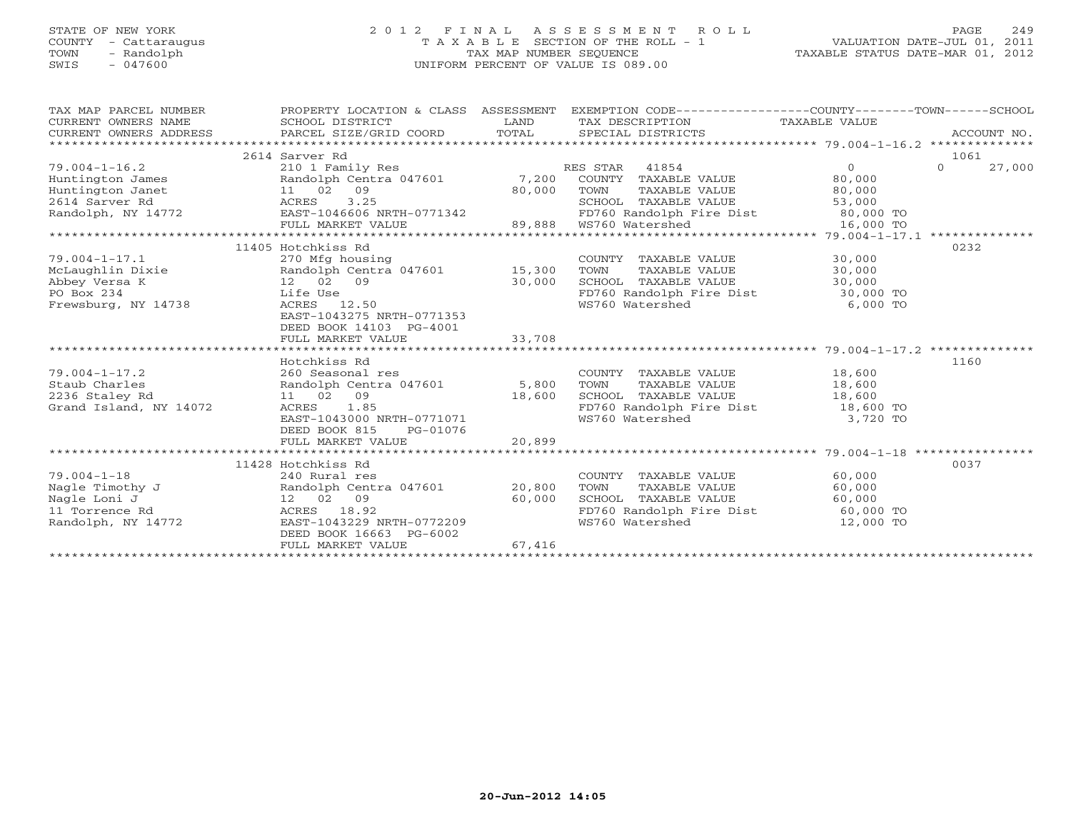STATE OF NEW YORK
COUNTY - Cattaraugus
TOWN - Randolph
SWIS - 047600

2 0 1 2 F I N A L A S S E S S M E N T R O L L
T A X A B L E SECTION OF THE ROLL - 1
TAX MAP NUMBER SEQUENCE
UNIFORM PERCENT OF VALUE IS 089.00

VALUATION DATE-JUL 01, 2011
TAXABLE STATUS DATE-MAR 01, 2012

| TAX MAP PARCEL NUMBER / CURRENT OWNERS NAME / CURRENT OWNERS ADDRESS | PROPERTY LOCATION & CLASS / SCHOOL DISTRICT / PARCEL SIZE/GRID COORD | ASSESSMENT LAND / TOTAL | EXEMPTION CODE / TAX DESCRIPTION / SPECIAL DISTRICTS | COUNTY TAXABLE VALUE | TOWN | SCHOOL / ACCOUNT NO. |
|---|---|---|---|---|---|---|
| | 2614 Sarver Rd | | | | | 1061 |
| 79.004-1-16.2 | 210 1 Family Res | | RES STAR 41854 | 0 | 0 | 27,000 |
| Huntington James | Randolph Centra 047601 | 7,200 | COUNTY TAXABLE VALUE | 80,000 | | |
| Huntington Janet | 11 02 09 | 80,000 | TOWN TAXABLE VALUE | 80,000 | | |
| 2614 Sarver Rd | ACRES 3.25 | | SCHOOL TAXABLE VALUE | 53,000 | | |
| Randolph, NY 14772 | EAST-1046606 NRTH-0771342 | | FD760 Randolph Fire Dist | 80,000 TO | | |
| | FULL MARKET VALUE | 89,888 | WS760 Watershed | 16,000 TO | | |
| | 11405 Hotchkiss Rd | | | | | 0232 |
| 79.004-1-17.1 | 270 Mfg housing | | COUNTY TAXABLE VALUE | 30,000 | | |
| McLaughlin Dixie | Randolph Centra 047601 | 15,300 | TOWN TAXABLE VALUE | 30,000 | | |
| Abbey Versa K | 12 02 09 | 30,000 | SCHOOL TAXABLE VALUE | 30,000 | | |
| PO Box 234 | Life Use | | FD760 Randolph Fire Dist | 30,000 TO | | |
| Frewsburg, NY 14738 | ACRES 12.50 | | WS760 Watershed | 6,000 TO | | |
| | EAST-1043275 NRTH-0771353 | | | | | |
| | DEED BOOK 14103 PG-4001 | | | | | |
| | FULL MARKET VALUE | 33,708 | | | | |
| | Hotchkiss Rd | | | | | 1160 |
| 79.004-1-17.2 | 260 Seasonal res | | COUNTY TAXABLE VALUE | 18,600 | | |
| Staub Charles | Randolph Centra 047601 | 5,800 | TOWN TAXABLE VALUE | 18,600 | | |
| 2236 Staley Rd | 11 02 09 | 18,600 | SCHOOL TAXABLE VALUE | 18,600 | | |
| Grand Island, NY 14072 | ACRES 1.85 | | FD760 Randolph Fire Dist | 18,600 TO | | |
| | EAST-1043000 NRTH-0771071 | | WS760 Watershed | 3,720 TO | | |
| | DEED BOOK 815 PG-01076 | | | | | |
| | FULL MARKET VALUE | 20,899 | | | | |
| | 11428 Hotchkiss Rd | | | | | 0037 |
| 79.004-1-18 | 240 Rural res | | COUNTY TAXABLE VALUE | 60,000 | | |
| Nagle Timothy J | Randolph Centra 047601 | 20,800 | TOWN TAXABLE VALUE | 60,000 | | |
| Nagle Loni J | 12 02 09 | 60,000 | SCHOOL TAXABLE VALUE | 60,000 | | |
| 11 Torrence Rd | ACRES 18.92 | | FD760 Randolph Fire Dist | 60,000 TO | | |
| Randolph, NY 14772 | EAST-1043229 NRTH-0772209 | | WS760 Watershed | 12,000 TO | | |
| | DEED BOOK 16663 PG-6002 | | | | | |
| | FULL MARKET VALUE | 67,416 | | | | |

20-Jun-2012 14:05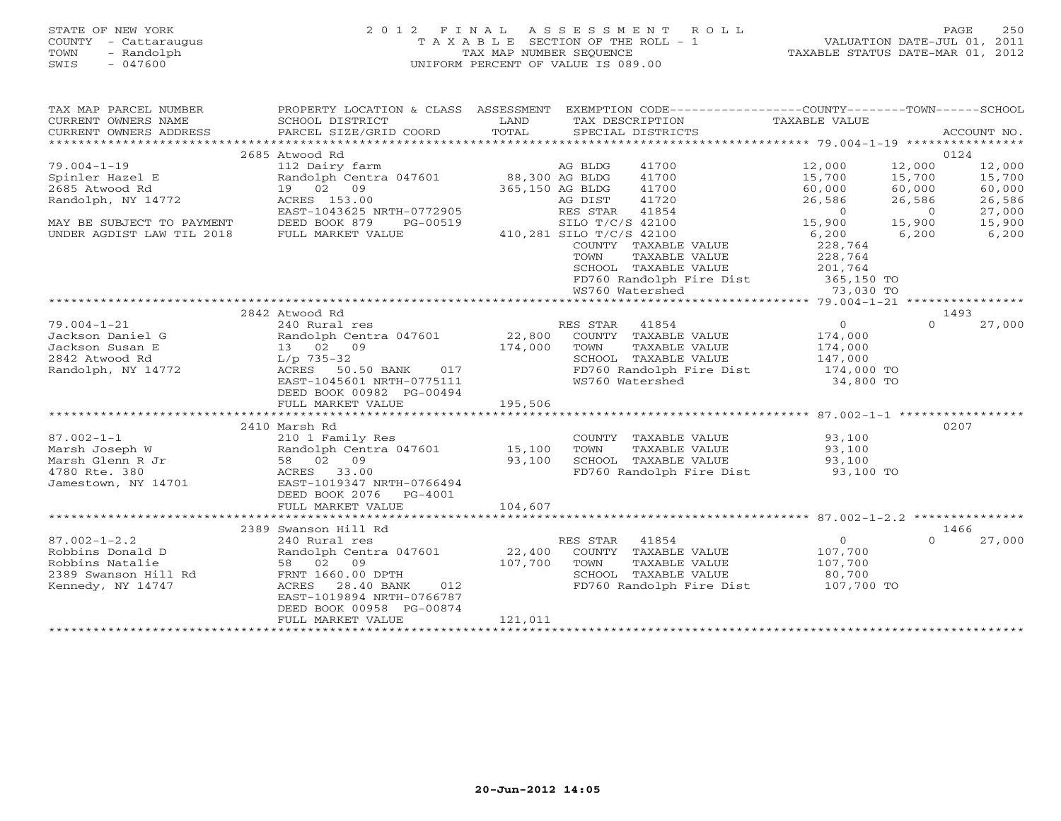STATE OF NEW YORK
COUNTY - Cattaraugus
TOWN - Randolph
SWIS - 047600

2 0 1 2 F I N A L A S S E S S M E N T R O L L
T A X A B L E SECTION OF THE ROLL - 1
TAX MAP NUMBER SEQUENCE
UNIFORM PERCENT OF VALUE IS 089.00

VALUATION DATE-JUL 01, 2011
TAXABLE STATUS DATE-MAR 01, 2012

| TAX MAP PARCEL NUMBER / CURRENT OWNERS NAME / CURRENT OWNERS ADDRESS | PROPERTY LOCATION & CLASS / SCHOOL DISTRICT / PARCEL SIZE/GRID COORD | ASSESSMENT LAND / TOTAL | EXEMPTION CODE / TAX DESCRIPTION / SPECIAL DISTRICTS | COUNTY TAXABLE VALUE | TOWN | SCHOOL | ACCOUNT NO. |
|---|---|---|---|---|---|---|---|
| | 2685 Atwood Rd | | | | | | 0124 |
| 79.004-1-19 | 112 Dairy farm | | AG BLDG 41700 | 12,000 | 12,000 | 12,000 | |
| Spinler Hazel E | Randolph Centra 047601 | 88,300 | AG BLDG 41700 | 15,700 | 15,700 | 15,700 | |
| 2685 Atwood Rd | 19 02 09 | 365,150 | AG BLDG 41700 | 60,000 | 60,000 | 60,000 | |
| Randolph, NY 14772 | ACRES 153.00 | | AG DIST 41720 | 26,586 | 26,586 | 26,586 | |
| | EAST-1043625 NRTH-0772905 | | RES STAR 41854 | 0 | 0 | 27,000 | |
| MAY BE SUBJECT TO PAYMENT | DEED BOOK 879 PG-00519 | | SILO T/C/S 42100 | 15,900 | 15,900 | 15,900 | |
| UNDER AGDIST LAW TIL 2018 | FULL MARKET VALUE | 410,281 | SILO T/C/S 42100 | 6,200 | 6,200 | 6,200 | |
| | | | COUNTY TAXABLE VALUE | 228,764 | | | |
| | | | TOWN TAXABLE VALUE | 228,764 | | | |
| | | | SCHOOL TAXABLE VALUE | 201,764 | | | |
| | | | FD760 Randolph Fire Dist | 365,150 TO | | | |
| | | | WS760 Watershed | 73,030 TO | | | |
| | 2842 Atwood Rd | | | | | | 1493 |
| 79.004-1-21 | 240 Rural res | | RES STAR 41854 | 0 | 0 | 27,000 | |
| Jackson Daniel G | Randolph Centra 047601 | 22,800 | COUNTY TAXABLE VALUE | 174,000 | | | |
| Jackson Susan E | 13 02 09 | 174,000 | TOWN TAXABLE VALUE | 174,000 | | | |
| 2842 Atwood Rd | L/p 735-32 | | SCHOOL TAXABLE VALUE | 147,000 | | | |
| Randolph, NY 14772 | ACRES 50.50 BANK 017 | | FD760 Randolph Fire Dist | 174,000 TO | | | |
| | EAST-1045601 NRTH-0775111 | | WS760 Watershed | 34,800 TO | | | |
| | DEED BOOK 00982 PG-00494 | | | | | | |
| | FULL MARKET VALUE | 195,506 | | | | | |
| | 2410 Marsh Rd | | | | | | 0207 |
| 87.002-1-1 | 210 1 Family Res | | COUNTY TAXABLE VALUE | 93,100 | | | |
| Marsh Joseph W | Randolph Centra 047601 | 15,100 | TOWN TAXABLE VALUE | 93,100 | | | |
| Marsh Glenn R Jr | 58 02 09 | 93,100 | SCHOOL TAXABLE VALUE | 93,100 | | | |
| 4780 Rte. 380 | ACRES 33.00 | | FD760 Randolph Fire Dist | 93,100 TO | | | |
| Jamestown, NY 14701 | EAST-1019347 NRTH-0766494 | | | | | | |
| | DEED BOOK 2076 PG-4001 | | | | | | |
| | FULL MARKET VALUE | 104,607 | | | | | |
| | 2389 Swanson Hill Rd | | | | | | 1466 |
| 87.002-1-2.2 | 240 Rural res | | RES STAR 41854 | 0 | 0 | 27,000 | |
| Robbins Donald D | Randolph Centra 047601 | 22,400 | COUNTY TAXABLE VALUE | 107,700 | | | |
| Robbins Natalie | 58 02 09 | 107,700 | TOWN TAXABLE VALUE | 107,700 | | | |
| 2389 Swanson Hill Rd | FRNT 1660.00 DPTH | | SCHOOL TAXABLE VALUE | 80,700 | | | |
| Kennedy, NY 14747 | ACRES 28.40 BANK 012 | | FD760 Randolph Fire Dist | 107,700 TO | | | |
| | EAST-1019894 NRTH-0766787 | | | | | | |
| | DEED BOOK 00958 PG-00874 | | | | | | |
| | FULL MARKET VALUE | 121,011 | | | | | |

20-Jun-2012 14:05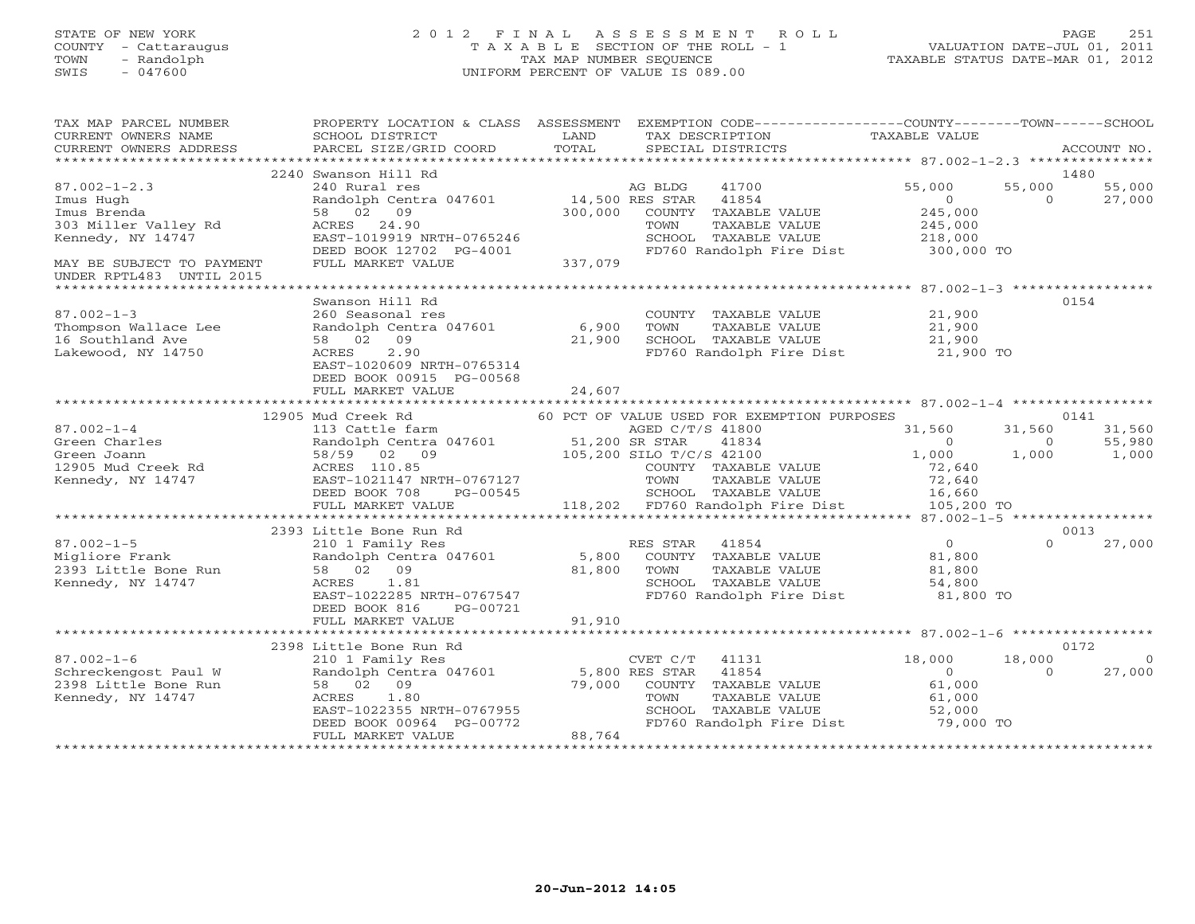STATE OF NEW YORK
COUNTY - Cattaraugus
TOWN - Randolph
SWIS - 047600

2012 FINAL ASSESSMENT ROLL
TAXABLE SECTION OF THE ROLL - 1
TAX MAP NUMBER SEQUENCE
UNIFORM PERCENT OF VALUE IS 089.00

VALUATION DATE-JUL 01, 2011
TAXABLE STATUS DATE-MAR 01, 2012

| TAX MAP PARCEL NUMBER / CURRENT OWNERS NAME / CURRENT OWNERS ADDRESS | PROPERTY LOCATION & CLASS / SCHOOL DISTRICT / PARCEL SIZE/GRID COORD | ASSESSMENT LAND / TOTAL | EXEMPTION CODE / TAX DESCRIPTION / SPECIAL DISTRICTS | COUNTY TAXABLE VALUE | TOWN | SCHOOL | ACCOUNT NO. |
|---|---|---|---|---|---|---|---|
| 87.002-1-2.3 | 2240 Swanson Hill Rd | | | | | | 1480 |
| Imus Hugh | 240 Rural res | | AG BLDG 41700 | 55,000 | 55,000 | 55,000 | |
| Imus Brenda | Randolph Centra 047601 | 14,500 | RES STAR 41854 | 0 | 0 | 27,000 | |
| 303 Miller Valley Rd | 58 02 09 | 300,000 | COUNTY TAXABLE VALUE | 245,000 | | | |
| Kennedy, NY 14747 | ACRES 24.90 | | TOWN TAXABLE VALUE | 245,000 | | | |
| | EAST-1019919 NRTH-0765246 | | SCHOOL TAXABLE VALUE | 218,000 | | | |
| | DEED BOOK 12702 PG-4001 | | FD760 Randolph Fire Dist | 300,000 TO | | | |
| MAY BE SUBJECT TO PAYMENT UNDER RPTL483 UNTIL 2015 | FULL MARKET VALUE | 337,079 | | | | | |
| 87.002-1-3 | Swanson Hill Rd | | | | | | 0154 |
| Thompson Wallace Lee | 260 Seasonal res | | COUNTY TAXABLE VALUE | 21,900 | | | |
| 16 Southland Ave | Randolph Centra 047601 | 6,900 | TOWN TAXABLE VALUE | 21,900 | | | |
| Lakewood, NY 14750 | 58 02 09 | 21,900 | SCHOOL TAXABLE VALUE | 21,900 | | | |
| | ACRES 2.90 | | FD760 Randolph Fire Dist | 21,900 TO | | | |
| | EAST-1020609 NRTH-0765314 | | | | | | |
| | DEED BOOK 00915 PG-00568 | | | | | | |
| | FULL MARKET VALUE | 24,607 | | | | | |
| 87.002-1-4 | 12905 Mud Creek Rd | | 60 PCT OF VALUE USED FOR EXEMPTION PURPOSES | | | | 0141 |
| Green Charles | 113 Cattle farm | | AGED C/T/S 41800 | 31,560 | 31,560 | 31,560 | |
| Green Joann | Randolph Centra 047601 | 51,200 | SR STAR 41834 | 0 | 0 | 55,980 | |
| 12905 Mud Creek Rd | 58/59 02 09 | 105,200 | SILO T/C/S 42100 | 1,000 | 1,000 | 1,000 | |
| Kennedy, NY 14747 | ACRES 110.85 | | COUNTY TAXABLE VALUE | 72,640 | | | |
| | EAST-1021147 NRTH-0767127 | | TOWN TAXABLE VALUE | 72,640 | | | |
| | DEED BOOK 708 PG-00545 | | SCHOOL TAXABLE VALUE | 16,660 | | | |
| | FULL MARKET VALUE | 118,202 | FD760 Randolph Fire Dist | 105,200 TO | | | |
| 87.002-1-5 | 2393 Little Bone Run Rd | | | | | | 0013 |
| Migliore Frank | 210 1 Family Res | | RES STAR 41854 | 0 | 0 | 27,000 | |
| 2393 Little Bone Run | Randolph Centra 047601 | 5,800 | COUNTY TAXABLE VALUE | 81,800 | | | |
| Kennedy, NY 14747 | 58 02 09 | 81,800 | TOWN TAXABLE VALUE | 81,800 | | | |
| | ACRES 1.81 | | SCHOOL TAXABLE VALUE | 54,800 | | | |
| | EAST-1022285 NRTH-0767547 | | FD760 Randolph Fire Dist | 81,800 TO | | | |
| | DEED BOOK 816 PG-00721 | | | | | | |
| | FULL MARKET VALUE | 91,910 | | | | | |
| 87.002-1-6 | 2398 Little Bone Run Rd | | | | | | 0172 |
| Schreckengost Paul W | 210 1 Family Res | | CVET C/T 41131 | 18,000 | 18,000 | 0 | |
| 2398 Little Bone Run | Randolph Centra 047601 | 5,800 | RES STAR 41854 | 0 | 0 | 27,000 | |
| Kennedy, NY 14747 | 58 02 09 | 79,000 | COUNTY TAXABLE VALUE | 61,000 | | | |
| | ACRES 1.80 | | TOWN TAXABLE VALUE | 61,000 | | | |
| | EAST-1022355 NRTH-0767955 | | SCHOOL TAXABLE VALUE | 52,000 | | | |
| | DEED BOOK 00964 PG-00772 | | FD760 Randolph Fire Dist | 79,000 TO | | | |
| | FULL MARKET VALUE | 88,764 | | | | | |

20-Jun-2012 14:05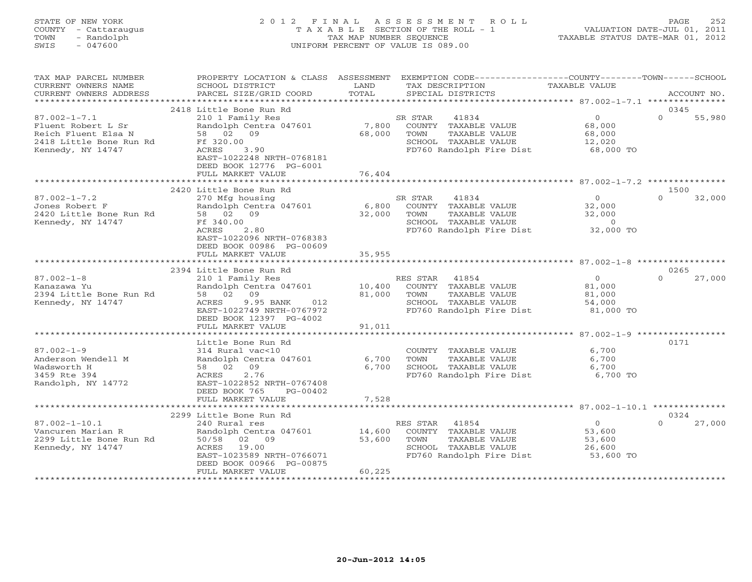STATE OF NEW YORK
COUNTY - Cattaraugus
TOWN - Randolph
SWIS - 047600

2 0 1 2 F I N A L A S S E S S M E N T R O L L
T A X A B L E SECTION OF THE ROLL - 1
TAX MAP NUMBER SEQUENCE
UNIFORM PERCENT OF VALUE IS 089.00

VALUATION DATE-JUL 01, 2011
TAXABLE STATUS DATE-MAR 01, 2012

| TAX MAP PARCEL NUMBER / CURRENT OWNERS NAME / CURRENT OWNERS ADDRESS | PROPERTY LOCATION & CLASS / SCHOOL DISTRICT / PARCEL SIZE/GRID COORD | ASSESSMENT LAND / TOTAL | EXEMPTION CODE / TAX DESCRIPTION / SPECIAL DISTRICTS | COUNTY / TOWN TAXABLE VALUE | SCHOOL / ACCOUNT NO. |
|---|---|---|---|---|---|
| | 2418 Little Bone Run Rd | | | | 0345 |
| 87.002-1-7.1 | 210 1 Family Res | | SR STAR 41834 | 0 | 0 55,980 |
| Fluent Robert L Sr | Randolph Centra 047601 | 7,800 | COUNTY TAXABLE VALUE | 68,000 | |
| Reich Fluent Elsa N | 58 02 09 | 68,000 | TOWN TAXABLE VALUE | 68,000 | |
| 2418 Little Bone Run Rd | Ff 320.00 | | SCHOOL TAXABLE VALUE | 12,020 | |
| Kennedy, NY 14747 | ACRES 3.90 | | FD760 Randolph Fire Dist | 68,000 TO | |
| | EAST-1022248 NRTH-0768181 | | | | |
| | DEED BOOK 12776 PG-6001 | | | | |
| | FULL MARKET VALUE | 76,404 | | | |
| | 2420 Little Bone Run Rd | | | | 1500 |
| 87.002-1-7.2 | 270 Mfg housing | | SR STAR 41834 | 0 | 0 32,000 |
| Jones Robert F | Randolph Centra 047601 | 6,800 | COUNTY TAXABLE VALUE | 32,000 | |
| 2420 Little Bone Run Rd | 58 02 09 | 32,000 | TOWN TAXABLE VALUE | 32,000 | |
| Kennedy, NY 14747 | Ff 340.00 | | SCHOOL TAXABLE VALUE | 0 | |
| | ACRES 2.80 | | FD760 Randolph Fire Dist | 32,000 TO | |
| | EAST-1022096 NRTH-0768383 | | | | |
| | DEED BOOK 00986 PG-00609 | | | | |
| | FULL MARKET VALUE | 35,955 | | | |
| | 2394 Little Bone Run Rd | | | | 0265 |
| 87.002-1-8 | 210 1 Family Res | | RES STAR 41854 | 0 | 0 27,000 |
| Kanazawa Yu | Randolph Centra 047601 | 10,400 | COUNTY TAXABLE VALUE | 81,000 | |
| 2394 Little Bone Run Rd | 58 02 09 | 81,000 | TOWN TAXABLE VALUE | 81,000 | |
| Kennedy, NY 14747 | ACRES 9.95 BANK 012 | | SCHOOL TAXABLE VALUE | 54,000 | |
| | EAST-1022749 NRTH-0767972 | | FD760 Randolph Fire Dist | 81,000 TO | |
| | DEED BOOK 12397 PG-4002 | | | | |
| | FULL MARKET VALUE | 91,011 | | | |
| | Little Bone Run Rd | | | | 0171 |
| 87.002-1-9 | 314 Rural vac<10 | | COUNTY TAXABLE VALUE | 6,700 | |
| Anderson Wendell M | Randolph Centra 047601 | 6,700 | TOWN TAXABLE VALUE | 6,700 | |
| Wadsworth H | 58 02 09 | 6,700 | SCHOOL TAXABLE VALUE | 6,700 | |
| 3459 Rte 394 | ACRES 2.76 | | FD760 Randolph Fire Dist | 6,700 TO | |
| Randolph, NY 14772 | EAST-1022852 NRTH-0767408 | | | | |
| | DEED BOOK 765 PG-00402 | | | | |
| | FULL MARKET VALUE | 7,528 | | | |
| | 2299 Little Bone Run Rd | | | | 0324 |
| 87.002-1-10.1 | 240 Rural res | | RES STAR 41854 | 0 | 0 27,000 |
| Vancuren Marian R | Randolph Centra 047601 | 14,600 | COUNTY TAXABLE VALUE | 53,600 | |
| 2299 Little Bone Run Rd | 50/58 02 09 | 53,600 | TOWN TAXABLE VALUE | 53,600 | |
| Kennedy, NY 14747 | ACRES 19.00 | | SCHOOL TAXABLE VALUE | 26,600 | |
| | EAST-1023589 NRTH-0766071 | | FD760 Randolph Fire Dist | 53,600 TO | |
| | DEED BOOK 00966 PG-00875 | | | | |
| | FULL MARKET VALUE | 60,225 | | | |

20-Jun-2012 14:05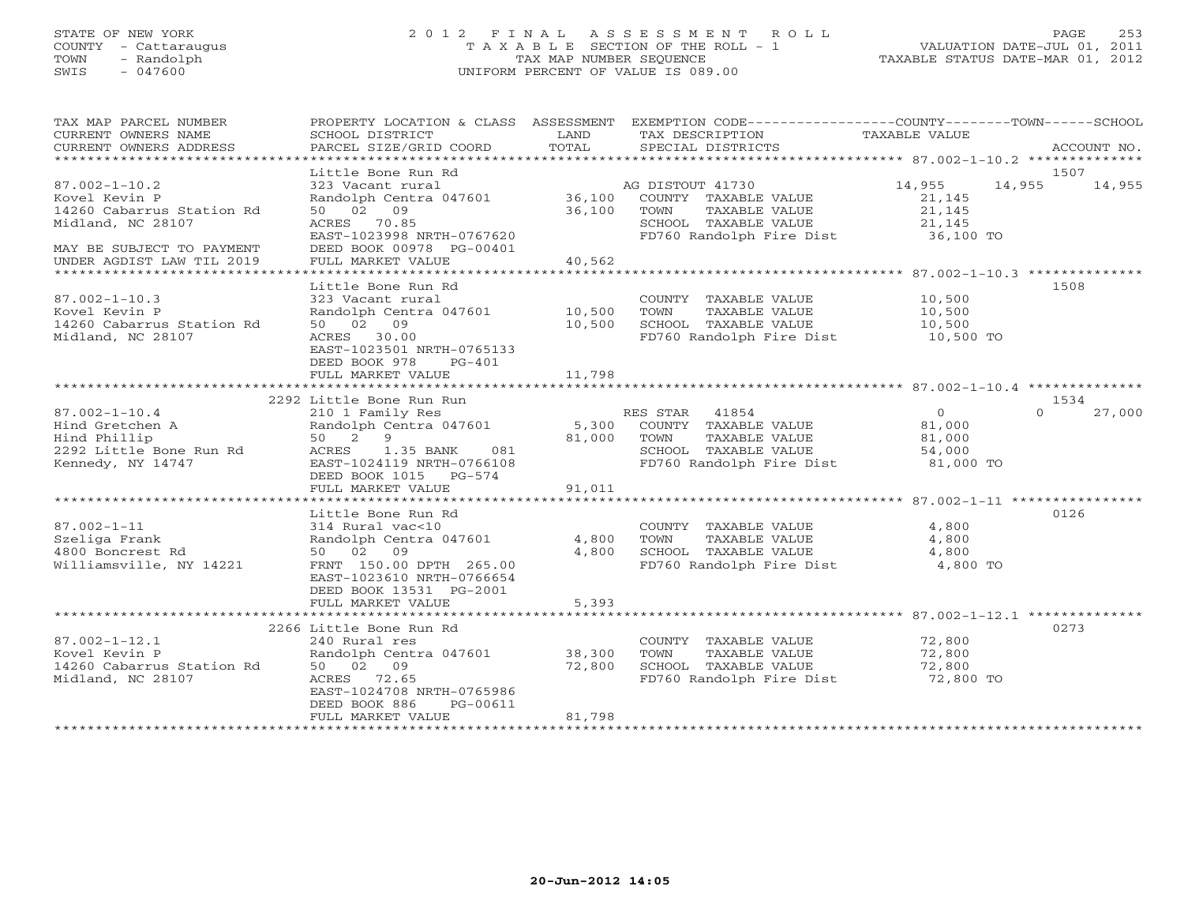STATE OF NEW YORK
COUNTY - Cattaraugus
TOWN - Randolph
SWIS - 047600

2 0 1 2 F I N A L A S S E S S M E N T R O L L
T A X A B L E SECTION OF THE ROLL - 1
TAX MAP NUMBER SEQUENCE
UNIFORM PERCENT OF VALUE IS 089.00

VALUATION DATE-JUL 01, 2011
TAXABLE STATUS DATE-MAR 01, 2012

```
TAX MAP PARCEL NUMBER          PROPERTY LOCATION & CLASS  ASSESSMENT  EXEMPTION CODE------------------COUNTY--------TOWN------SCHOOL
CURRENT OWNERS NAME            SCHOOL DISTRICT               LAND      TAX DESCRIPTION                  TAXABLE VALUE
CURRENT OWNERS ADDRESS         PARCEL SIZE/GRID COORD        TOTAL     SPECIAL DISTRICTS                                            ACCOUNT NO.
******************************************************************************************************* 87.002-1-10.2 **************
                               Little Bone Run Rd                                                                                   1507
87.002-1-10.2                  323 Vacant rural                         AG DISTOUT 41730                 14,955     14,955     14,955
Kovel Kevin P                  Randolph Centra 047601       36,100      COUNTY  TAXABLE VALUE             21,145
14260 Cabarrus Station Rd      50  02  09                   36,100      TOWN    TAXABLE VALUE             21,145
Midland, NC 28107              ACRES  70.85                             SCHOOL  TAXABLE VALUE             21,145
                               EAST-1023998 NRTH-0767620                FD760 Randolph Fire Dist          36,100 TO
MAY BE SUBJECT TO PAYMENT      DEED BOOK 00978 PG-00401
UNDER AGDIST LAW TIL 2019      FULL MARKET VALUE            40,562
******************************************************************************************************* 87.002-1-10.3 **************
                               Little Bone Run Rd                                                                                   1508
87.002-1-10.3                  323 Vacant rural                         COUNTY  TAXABLE VALUE             10,500
Kovel Kevin P                  Randolph Centra 047601       10,500      TOWN    TAXABLE VALUE             10,500
14260 Cabarrus Station Rd      50  02  09                   10,500      SCHOOL  TAXABLE VALUE             10,500
Midland, NC 28107              ACRES  30.00                             FD760 Randolph Fire Dist          10,500 TO
                               EAST-1023501 NRTH-0765133
                               DEED BOOK 978    PG-401
                               FULL MARKET VALUE            11,798
******************************************************************************************************* 87.002-1-10.4 **************
                               2292 Little Bone Run Run                                                                             1534
87.002-1-10.4                  210 1 Family Res                         RES STAR  41854                        0          0     27,000
Hind Gretchen A                Randolph Centra 047601        5,300      COUNTY  TAXABLE VALUE             81,000
Hind Phillip                   50   2   9                   81,000      TOWN    TAXABLE VALUE             81,000
2292 Little Bone Run Rd        ACRES    1.35 BANK     081               SCHOOL  TAXABLE VALUE             54,000
Kennedy, NY 14747              EAST-1024119 NRTH-0766108                FD760 Randolph Fire Dist          81,000 TO
                               DEED BOOK 1015   PG-574
                               FULL MARKET VALUE            91,011
******************************************************************************************************* 87.002-1-11 ****************
                               Little Bone Run Rd                                                                                   0126
87.002-1-11                    314 Rural vac<10                         COUNTY  TAXABLE VALUE              4,800
Szeliga Frank                  Randolph Centra 047601        4,800      TOWN    TAXABLE VALUE              4,800
4800 Boncrest Rd               50  02  09                    4,800      SCHOOL  TAXABLE VALUE              4,800
Williamsville, NY 14221        FRNT 150.00 DPTH 265.00                  FD760 Randolph Fire Dist           4,800 TO
                               EAST-1023610 NRTH-0766654
                               DEED BOOK 13531 PG-2001
                               FULL MARKET VALUE             5,393
******************************************************************************************************* 87.002-1-12.1 **************
                               2266 Little Bone Run Rd                                                                              0273
87.002-1-12.1                  240 Rural res                            COUNTY  TAXABLE VALUE             72,800
Kovel Kevin P                  Randolph Centra 047601       38,300      TOWN    TAXABLE VALUE             72,800
14260 Cabarrus Station Rd      50  02  09                   72,800      SCHOOL  TAXABLE VALUE             72,800
Midland, NC 28107              ACRES  72.65                             FD760 Randolph Fire Dist          72,800 TO
                               EAST-1024708 NRTH-0765986
                               DEED BOOK 886    PG-00611
                               FULL MARKET VALUE            81,798
************************************************************************************************************************************
```

20-Jun-2012 14:05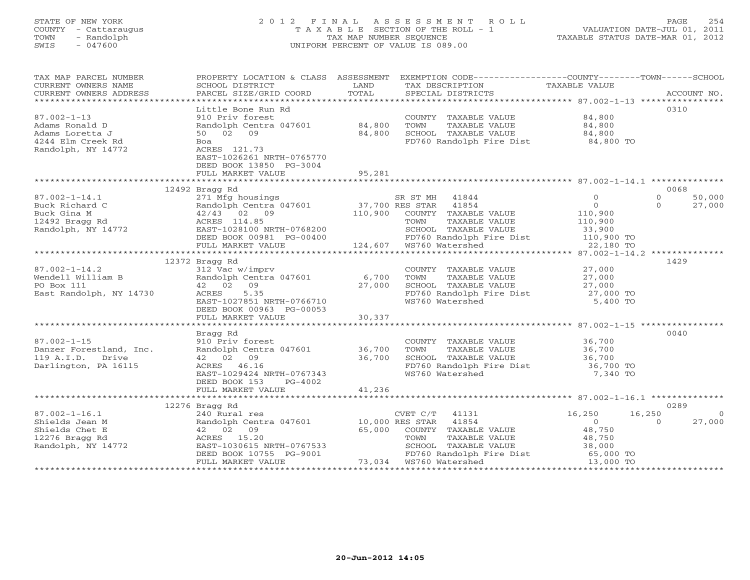STATE OF NEW YORK
COUNTY - Cattaraugus
TOWN - Randolph
SWIS - 047600

# 2012 FINAL ASSESSMENT ROLL
TAXABLE SECTION OF THE ROLL - 1
TAX MAP NUMBER SEQUENCE
UNIFORM PERCENT OF VALUE IS 089.00

VALUATION DATE-JUL 01, 2011
TAXABLE STATUS DATE-MAR 01, 2012

| TAX MAP PARCEL NUMBER / CURRENT OWNERS NAME / CURRENT OWNERS ADDRESS | PROPERTY LOCATION & CLASS / SCHOOL DISTRICT / PARCEL SIZE/GRID COORD | ASSESSMENT LAND / TOTAL | EXEMPTION CODE / TAX DESCRIPTION / SPECIAL DISTRICTS | COUNTY TAXABLE VALUE | TOWN | SCHOOL | ACCOUNT NO. |
|---|---|---|---|---|---|---|---|
| | Little Bone Run Rd | | | | | | 0310 |
| 87.002-1-13 | 910 Priv forest | | COUNTY TAXABLE VALUE | 84,800 | | | |
| Adams Ronald D | Randolph Centra 047601 | 84,800 | TOWN TAXABLE VALUE | 84,800 | | | |
| Adams Loretta J | 50 02 09 | 84,800 | SCHOOL TAXABLE VALUE | 84,800 | | | |
| 4244 Elm Creek Rd | Boa | | FD760 Randolph Fire Dist | 84,800 TO | | | |
| Randolph, NY 14772 | ACRES 121.73 | | | | | | |
| | EAST-1026261 NRTH-0765770 | | | | | | |
| | DEED BOOK 13850 PG-3004 | | | | | | |
| | FULL MARKET VALUE | 95,281 | | | | | |
| | 12492 Bragg Rd | | | | | | 0068 |
| 87.002-1-14.1 | 271 Mfg housings | | SR ST MH 41844 | 0 | 0 | 50,000 | |
| Buck Richard C | Randolph Centra 047601 | 37,700 | RES STAR 41854 | 0 | 0 | 27,000 | |
| Buck Gina M | 42/43 02 09 | 110,900 | COUNTY TAXABLE VALUE | 110,900 | | | |
| 12492 Bragg Rd | ACRES 114.85 | | TOWN TAXABLE VALUE | 110,900 | | | |
| Randolph, NY 14772 | EAST-1028100 NRTH-0768200 | | SCHOOL TAXABLE VALUE | 33,900 | | | |
| | DEED BOOK 00981 PG-00400 | | FD760 Randolph Fire Dist | 110,900 TO | | | |
| | FULL MARKET VALUE | 124,607 | WS760 Watershed | 22,180 TO | | | |
| | 12372 Bragg Rd | | | | | | 1429 |
| 87.002-1-14.2 | 312 Vac w/imprv | | COUNTY TAXABLE VALUE | 27,000 | | | |
| Wendell William B | Randolph Centra 047601 | 6,700 | TOWN TAXABLE VALUE | 27,000 | | | |
| PO Box 111 | 42 02 09 | 27,000 | SCHOOL TAXABLE VALUE | 27,000 | | | |
| East Randolph, NY 14730 | ACRES 5.35 | | FD760 Randolph Fire Dist | 27,000 TO | | | |
| | EAST-1027851 NRTH-0766710 | | WS760 Watershed | 5,400 TO | | | |
| | DEED BOOK 00963 PG-00053 | | | | | | |
| | FULL MARKET VALUE | 30,337 | | | | | |
| | Bragg Rd | | | | | | 0040 |
| 87.002-1-15 | 910 Priv forest | | COUNTY TAXABLE VALUE | 36,700 | | | |
| Danzer Forestland, Inc. | Randolph Centra 047601 | 36,700 | TOWN TAXABLE VALUE | 36,700 | | | |
| 119 A.I.D. Drive | 42 02 09 | 36,700 | SCHOOL TAXABLE VALUE | 36,700 | | | |
| Darlington, PA 16115 | ACRES 46.16 | | FD760 Randolph Fire Dist | 36,700 TO | | | |
| | EAST-1029424 NRTH-0767343 | | WS760 Watershed | 7,340 TO | | | |
| | DEED BOOK 153 PG-4002 | | | | | | |
| | FULL MARKET VALUE | 41,236 | | | | | |
| | 12276 Bragg Rd | | | | | | 0289 |
| 87.002-1-16.1 | 240 Rural res | | CVET C/T 41131 | 16,250 | 16,250 | 0 | |
| Shields Jean M | Randolph Centra 047601 | 10,000 | RES STAR 41854 | 0 | 0 | 27,000 | |
| Shields Chet E | 42 02 09 | 65,000 | COUNTY TAXABLE VALUE | 48,750 | | | |
| 12276 Bragg Rd | ACRES 15.20 | | TOWN TAXABLE VALUE | 48,750 | | | |
| Randolph, NY 14772 | EAST-1030615 NRTH-0767533 | | SCHOOL TAXABLE VALUE | 38,000 | | | |
| | DEED BOOK 10755 PG-9001 | | FD760 Randolph Fire Dist | 65,000 TO | | | |
| | FULL MARKET VALUE | 73,034 | WS760 Watershed | 13,000 TO | | | |

20-Jun-2012 14:05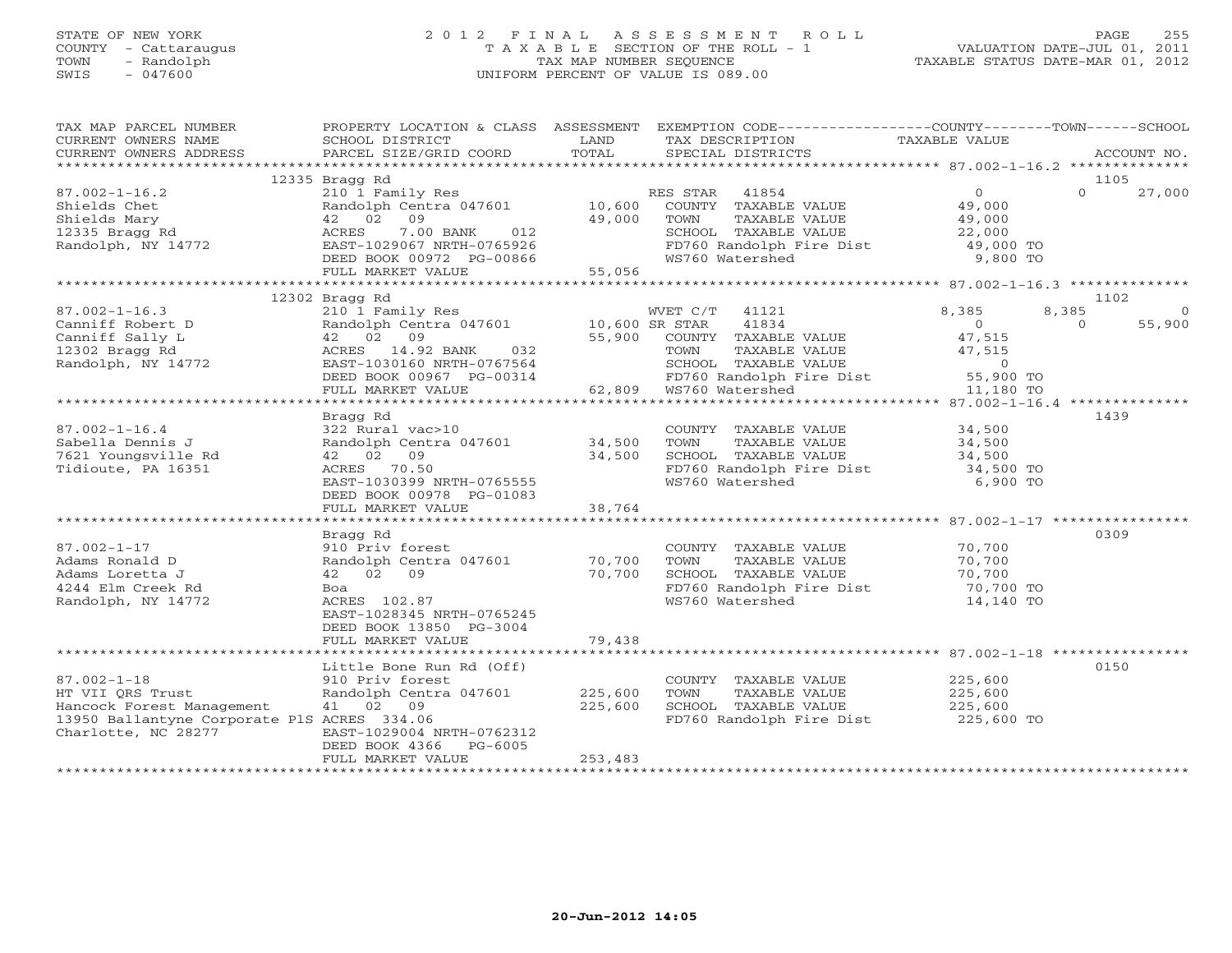STATE OF NEW YORK
COUNTY - Cattaraugus
TOWN - Randolph
SWIS - 047600

2 0 1 2 F I N A L A S S E S S M E N T R O L L
T A X A B L E SECTION OF THE ROLL - 1
TAX MAP NUMBER SEQUENCE
UNIFORM PERCENT OF VALUE IS 089.00

VALUATION DATE-JUL 01, 2011
TAXABLE STATUS DATE-MAR 01, 2012

| TAX MAP PARCEL NUMBER / CURRENT OWNERS NAME / CURRENT OWNERS ADDRESS | PROPERTY LOCATION & CLASS / SCHOOL DISTRICT / PARCEL SIZE/GRID COORD | ASSESSMENT LAND / TOTAL | EXEMPTION CODE / TAX DESCRIPTION / SPECIAL DISTRICTS | COUNTY TAXABLE VALUE | TOWN | SCHOOL | ACCOUNT NO. |
|---|---|---|---|---|---|---|---|
| | 12335 Bragg Rd | | | | | | 1105 |
| 87.002-1-16.2 | 210 1 Family Res | | RES STAR 41854 | 0 | 0 | 27,000 | |
| Shields Chet | Randolph Centra 047601 | 10,600 | COUNTY TAXABLE VALUE | 49,000 | | | |
| Shields Mary | 42 02 09 | 49,000 | TOWN TAXABLE VALUE | 49,000 | | | |
| 12335 Bragg Rd | ACRES 7.00 BANK 012 | | SCHOOL TAXABLE VALUE | 22,000 | | | |
| Randolph, NY 14772 | EAST-1029067 NRTH-0765926 | | FD760 Randolph Fire Dist | 49,000 TO | | | |
| | DEED BOOK 00972 PG-00866 | | WS760 Watershed | 9,800 TO | | | |
| | FULL MARKET VALUE | 55,056 | | | | | |
| | 12302 Bragg Rd | | | | | | 1102 |
| 87.002-1-16.3 | 210 1 Family Res | | WVET C/T 41121 | 8,385 | 8,385 | 0 | |
| Canniff Robert D | Randolph Centra 047601 | 10,600 | SR STAR 41834 | 0 | 0 | 55,900 | |
| Canniff Sally L | 42 02 09 | 55,900 | COUNTY TAXABLE VALUE | 47,515 | | | |
| 12302 Bragg Rd | ACRES 14.92 BANK 032 | | TOWN TAXABLE VALUE | 47,515 | | | |
| Randolph, NY 14772 | EAST-1030160 NRTH-0767564 | | SCHOOL TAXABLE VALUE | 0 | | | |
| | DEED BOOK 00967 PG-00314 | | FD760 Randolph Fire Dist | 55,900 TO | | | |
| | FULL MARKET VALUE | 62,809 | WS760 Watershed | 11,180 TO | | | |
| | Bragg Rd | | | | | | 1439 |
| 87.002-1-16.4 | 322 Rural vac>10 | | COUNTY TAXABLE VALUE | 34,500 | | | |
| Sabella Dennis J | Randolph Centra 047601 | 34,500 | TOWN TAXABLE VALUE | 34,500 | | | |
| 7621 Youngsville Rd | 42 02 09 | 34,500 | SCHOOL TAXABLE VALUE | 34,500 | | | |
| Tidioute, PA 16351 | ACRES 70.50 | | FD760 Randolph Fire Dist | 34,500 TO | | | |
| | EAST-1030399 NRTH-0765555 | | WS760 Watershed | 6,900 TO | | | |
| | DEED BOOK 00978 PG-01083 | | | | | | |
| | FULL MARKET VALUE | 38,764 | | | | | |
| | Bragg Rd | | | | | | 0309 |
| 87.002-1-17 | 910 Priv forest | | COUNTY TAXABLE VALUE | 70,700 | | | |
| Adams Ronald D | Randolph Centra 047601 | 70,700 | TOWN TAXABLE VALUE | 70,700 | | | |
| Adams Loretta J | 42 02 09 | 70,700 | SCHOOL TAXABLE VALUE | 70,700 | | | |
| 4244 Elm Creek Rd | Boa | | FD760 Randolph Fire Dist | 70,700 TO | | | |
| Randolph, NY 14772 | ACRES 102.87 | | WS760 Watershed | 14,140 TO | | | |
| | EAST-1028345 NRTH-0765245 | | | | | | |
| | DEED BOOK 13850 PG-3004 | | | | | | |
| | FULL MARKET VALUE | 79,438 | | | | | |
| | Little Bone Run Rd (Off) | | | | | | 0150 |
| 87.002-1-18 | 910 Priv forest | | COUNTY TAXABLE VALUE | 225,600 | | | |
| HT VII QRS Trust | Randolph Centra 047601 | 225,600 | TOWN TAXABLE VALUE | 225,600 | | | |
| Hancock Forest Management | 41 02 09 | 225,600 | SCHOOL TAXABLE VALUE | 225,600 | | | |
| 13950 Ballantyne Corporate PlS | ACRES 334.06 | | FD760 Randolph Fire Dist | 225,600 TO | | | |
| Charlotte, NC 28277 | EAST-1029004 NRTH-0762312 | | | | | | |
| | DEED BOOK 4366 PG-6005 | | | | | | |
| | FULL MARKET VALUE | 253,483 | | | | | |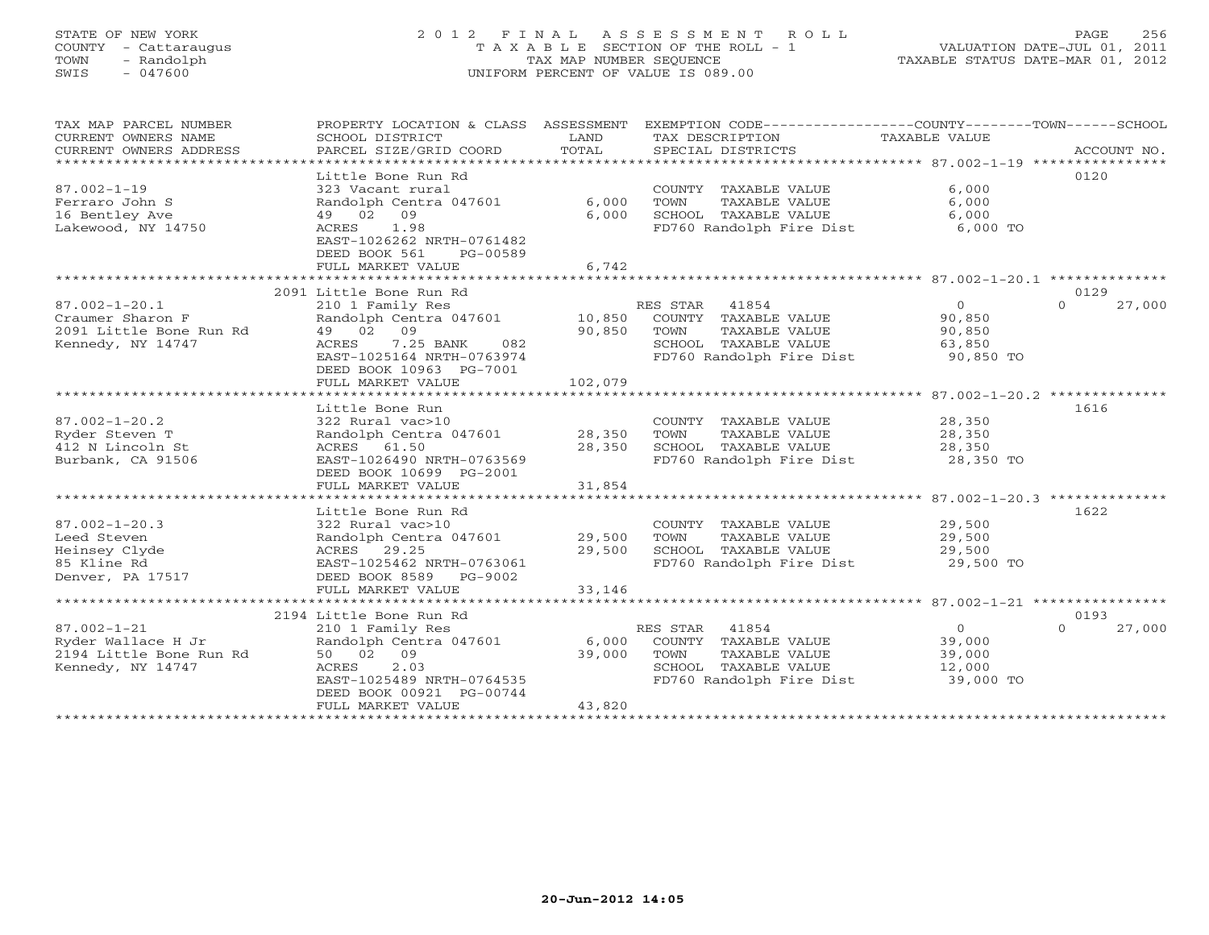STATE OF NEW YORK
COUNTY - Cattaraugus
TOWN - Randolph
SWIS - 047600

2 0 1 2 F I N A L A S S E S S M E N T R O L L
T A X A B L E SECTION OF THE ROLL - 1
TAX MAP NUMBER SEQUENCE
UNIFORM PERCENT OF VALUE IS 089.00

VALUATION DATE-JUL 01, 2011
TAXABLE STATUS DATE-MAR 01, 2012

| TAX MAP PARCEL NUMBER / CURRENT OWNERS NAME / CURRENT OWNERS ADDRESS | PROPERTY LOCATION & CLASS / SCHOOL DISTRICT / PARCEL SIZE/GRID COORD | ASSESSMENT LAND | TOTAL | EXEMPTION CODE / TAX DESCRIPTION / SPECIAL DISTRICTS | COUNTY / TOWN TAXABLE VALUE | SCHOOL | ACCOUNT NO. |
|---|---|---|---|---|---|---|---|
| **87.002-1-19** | Little Bone Run Rd | | | | | | 0120 |
| 87.002-1-19 | 323 Vacant rural | | | COUNTY TAXABLE VALUE | 6,000 | | |
| Ferraro John S | Randolph Centra 047601 | 6,000 | | TOWN TAXABLE VALUE | 6,000 | | |
| 16 Bentley Ave | 49 02 09 | | 6,000 | SCHOOL TAXABLE VALUE | 6,000 | | |
| Lakewood, NY 14750 | ACRES 1.98 | | | FD760 Randolph Fire Dist | 6,000 TO | | |
| | EAST-1026262 NRTH-0761482 | | | | | | |
| | DEED BOOK 561 PG-00589 | | | | | | |
| | FULL MARKET VALUE | | 6,742 | | | | |
| **87.002-1-20.1** | 2091 Little Bone Run Rd | | | | | | 0129 |
| 87.002-1-20.1 | 210 1 Family Res | | | RES STAR 41854 | 0 | 0 | 27,000 |
| Craumer Sharon F | Randolph Centra 047601 | 10,850 | | COUNTY TAXABLE VALUE | 90,850 | | |
| 2091 Little Bone Run Rd | 49 02 09 | | 90,850 | TOWN TAXABLE VALUE | 90,850 | | |
| Kennedy, NY 14747 | ACRES 7.25 BANK 082 | | | SCHOOL TAXABLE VALUE | 63,850 | | |
| | EAST-1025164 NRTH-0763974 | | | FD760 Randolph Fire Dist | 90,850 TO | | |
| | DEED BOOK 10963 PG-7001 | | | | | | |
| | FULL MARKET VALUE | | 102,079 | | | | |
| **87.002-1-20.2** | Little Bone Run | | | | | | 1616 |
| 87.002-1-20.2 | 322 Rural vac>10 | | | COUNTY TAXABLE VALUE | 28,350 | | |
| Ryder Steven T | Randolph Centra 047601 | 28,350 | | TOWN TAXABLE VALUE | 28,350 | | |
| 412 N Lincoln St | ACRES 61.50 | | 28,350 | SCHOOL TAXABLE VALUE | 28,350 | | |
| Burbank, CA 91506 | EAST-1026490 NRTH-0763569 | | | FD760 Randolph Fire Dist | 28,350 TO | | |
| | DEED BOOK 10699 PG-2001 | | | | | | |
| | FULL MARKET VALUE | | 31,854 | | | | |
| **87.002-1-20.3** | Little Bone Run Rd | | | | | | 1622 |
| 87.002-1-20.3 | 322 Rural vac>10 | | | COUNTY TAXABLE VALUE | 29,500 | | |
| Leed Steven | Randolph Centra 047601 | 29,500 | | TOWN TAXABLE VALUE | 29,500 | | |
| Heinsey Clyde | ACRES 29.25 | | 29,500 | SCHOOL TAXABLE VALUE | 29,500 | | |
| 85 Kline Rd | EAST-1025462 NRTH-0763061 | | | FD760 Randolph Fire Dist | 29,500 TO | | |
| Denver, PA 17517 | DEED BOOK 8589 PG-9002 | | | | | | |
| | FULL MARKET VALUE | | 33,146 | | | | |
| **87.002-1-21** | 2194 Little Bone Run Rd | | | | | | 0193 |
| 87.002-1-21 | 210 1 Family Res | | | RES STAR 41854 | 0 | 0 | 27,000 |
| Ryder Wallace H Jr | Randolph Centra 047601 | 6,000 | | COUNTY TAXABLE VALUE | 39,000 | | |
| 2194 Little Bone Run Rd | 50 02 09 | | 39,000 | TOWN TAXABLE VALUE | 39,000 | | |
| Kennedy, NY 14747 | ACRES 2.03 | | | SCHOOL TAXABLE VALUE | 12,000 | | |
| | EAST-1025489 NRTH-0764535 | | | FD760 Randolph Fire Dist | 39,000 TO | | |
| | DEED BOOK 00921 PG-00744 | | | | | | |
| | FULL MARKET VALUE | | 43,820 | | | | |

20-Jun-2012 14:05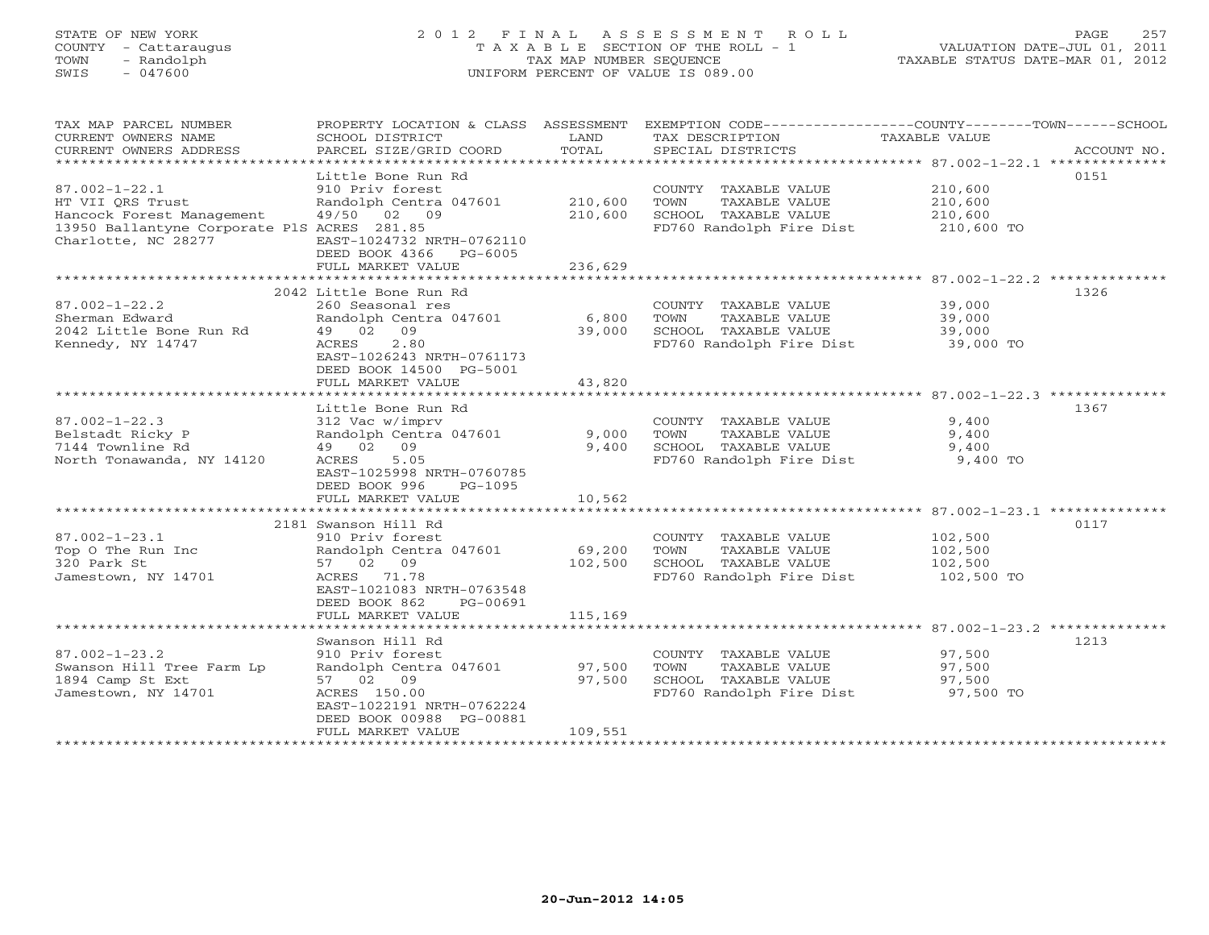STATE OF NEW YORK
COUNTY - Cattaraugus
TOWN - Randolph
SWIS - 047600

2012 FINAL ASSESSMENT ROLL
TAXABLE SECTION OF THE ROLL - 1
TAX MAP NUMBER SEQUENCE
UNIFORM PERCENT OF VALUE IS 089.00

VALUATION DATE-JUL 01, 2011
TAXABLE STATUS DATE-MAR 01, 2012

| TAX MAP PARCEL NUMBER / CURRENT OWNERS NAME / CURRENT OWNERS ADDRESS | PROPERTY LOCATION & CLASS / SCHOOL DISTRICT / PARCEL SIZE/GRID COORD | ASSESSMENT LAND / TOTAL | EXEMPTION CODE / TAX DESCRIPTION / SPECIAL DISTRICTS | TAXABLE VALUE (COUNTY / TOWN / SCHOOL) | ACCOUNT NO. |
|---|---|---|---|---|---|
| **87.002-1-22.1** | Little Bone Run Rd | | | | 0151 |
| 87.002-1-22.1 | 910 Priv forest | | COUNTY TAXABLE VALUE | 210,600 | |
| HT VII QRS Trust | Randolph Centra 047601 | 210,600 | TOWN TAXABLE VALUE | 210,600 | |
| Hancock Forest Management | 49/50 02 09 | 210,600 | SCHOOL TAXABLE VALUE | 210,600 | |
| 13950 Ballantyne Corporate PlS | ACRES 281.85 | | FD760 Randolph Fire Dist | 210,600 TO | |
| Charlotte, NC 28277 | EAST-1024732 NRTH-0762110 | | | | |
| | DEED BOOK 4366 PG-6005 | | | | |
| | FULL MARKET VALUE | 236,629 | | | |
| **87.002-1-22.2** | 2042 Little Bone Run Rd | | | | 1326 |
| 87.002-1-22.2 | 260 Seasonal res | | COUNTY TAXABLE VALUE | 39,000 | |
| Sherman Edward | Randolph Centra 047601 | 6,800 | TOWN TAXABLE VALUE | 39,000 | |
| 2042 Little Bone Run Rd | 49 02 09 | 39,000 | SCHOOL TAXABLE VALUE | 39,000 | |
| Kennedy, NY 14747 | ACRES 2.80 | | FD760 Randolph Fire Dist | 39,000 TO | |
| | EAST-1026243 NRTH-0761173 | | | | |
| | DEED BOOK 14500 PG-5001 | | | | |
| | FULL MARKET VALUE | 43,820 | | | |
| **87.002-1-22.3** | Little Bone Run Rd | | | | 1367 |
| 87.002-1-22.3 | 312 Vac w/imprv | | COUNTY TAXABLE VALUE | 9,400 | |
| Belstadt Ricky P | Randolph Centra 047601 | 9,000 | TOWN TAXABLE VALUE | 9,400 | |
| 7144 Townline Rd | 49 02 09 | 9,400 | SCHOOL TAXABLE VALUE | 9,400 | |
| North Tonawanda, NY 14120 | ACRES 5.05 | | FD760 Randolph Fire Dist | 9,400 TO | |
| | EAST-1025998 NRTH-0760785 | | | | |
| | DEED BOOK 996 PG-1095 | | | | |
| | FULL MARKET VALUE | 10,562 | | | |
| **87.002-1-23.1** | 2181 Swanson Hill Rd | | | | 0117 |
| 87.002-1-23.1 | 910 Priv forest | | COUNTY TAXABLE VALUE | 102,500 | |
| Top O The Run Inc | Randolph Centra 047601 | 69,200 | TOWN TAXABLE VALUE | 102,500 | |
| 320 Park St | 57 02 09 | 102,500 | SCHOOL TAXABLE VALUE | 102,500 | |
| Jamestown, NY 14701 | ACRES 71.78 | | FD760 Randolph Fire Dist | 102,500 TO | |
| | EAST-1021083 NRTH-0763548 | | | | |
| | DEED BOOK 862 PG-00691 | | | | |
| | FULL MARKET VALUE | 115,169 | | | |
| **87.002-1-23.2** | Swanson Hill Rd | | | | 1213 |
| 87.002-1-23.2 | 910 Priv forest | | COUNTY TAXABLE VALUE | 97,500 | |
| Swanson Hill Tree Farm Lp | Randolph Centra 047601 | 97,500 | TOWN TAXABLE VALUE | 97,500 | |
| 1894 Camp St Ext | 57 02 09 | 97,500 | SCHOOL TAXABLE VALUE | 97,500 | |
| Jamestown, NY 14701 | ACRES 150.00 | | FD760 Randolph Fire Dist | 97,500 TO | |
| | EAST-1022191 NRTH-0762224 | | | | |
| | DEED BOOK 00988 PG-00881 | | | | |
| | FULL MARKET VALUE | 109,551 | | | |

20-Jun-2012 14:05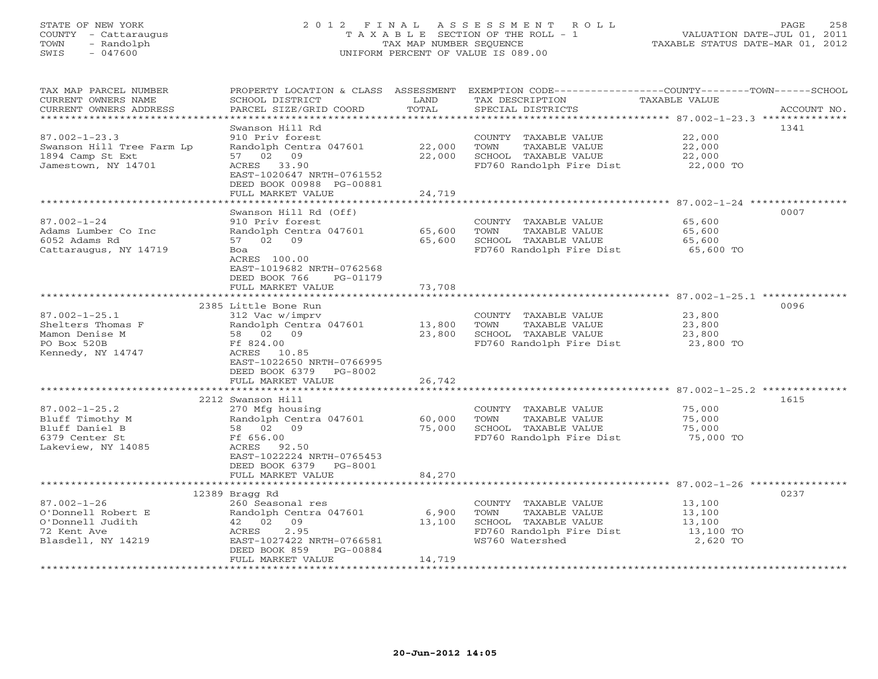STATE OF NEW YORK
COUNTY - Cattaraugus
TOWN - Randolph
SWIS - 047600

# 2012 FINAL ASSESSMENT ROLL
TAXABLE SECTION OF THE ROLL - 1
TAX MAP NUMBER SEQUENCE
UNIFORM PERCENT OF VALUE IS 089.00

VALUATION DATE-JUL 01, 2011
TAXABLE STATUS DATE-MAR 01, 2012

| TAX MAP PARCEL NUMBER / CURRENT OWNERS NAME / CURRENT OWNERS ADDRESS | PROPERTY LOCATION & CLASS / SCHOOL DISTRICT / PARCEL SIZE/GRID COORD | ASSESSMENT LAND | TOTAL | EXEMPTION CODE / TAX DESCRIPTION / SPECIAL DISTRICTS | TAXABLE VALUE (COUNTY/TOWN/SCHOOL) | ACCOUNT NO. |
|---|---|---|---|---|---|---|
| 87.002-1-23.3 | Swanson Hill Rd | | | | | 1341 |
| | 910 Priv forest | | | COUNTY TAXABLE VALUE | 22,000 | |
| Swanson Hill Tree Farm Lp | Randolph Centra 047601 | 22,000 | | TOWN TAXABLE VALUE | 22,000 | |
| 1894 Camp St Ext | 57 02 09 | | 22,000 | SCHOOL TAXABLE VALUE | 22,000 | |
| Jamestown, NY 14701 | ACRES 33.90 | | | FD760 Randolph Fire Dist | 22,000 TO | |
| | EAST-1020647 NRTH-0761552 | | | | | |
| | DEED BOOK 00988 PG-00881 | | | | | |
| | FULL MARKET VALUE | | 24,719 | | | |
| 87.002-1-24 | Swanson Hill Rd (Off) | | | | | 0007 |
| | 910 Priv forest | | | COUNTY TAXABLE VALUE | 65,600 | |
| Adams Lumber Co Inc | Randolph Centra 047601 | 65,600 | | TOWN TAXABLE VALUE | 65,600 | |
| 6052 Adams Rd | 57 02 09 | | 65,600 | SCHOOL TAXABLE VALUE | 65,600 | |
| Cattaraugus, NY 14719 | Boa | | | FD760 Randolph Fire Dist | 65,600 TO | |
| | ACRES 100.00 | | | | | |
| | EAST-1019682 NRTH-0762568 | | | | | |
| | DEED BOOK 766 PG-01179 | | | | | |
| | FULL MARKET VALUE | | 73,708 | | | |
| 87.002-1-25.1 | 2385 Little Bone Run | | | | | 0096 |
| | 312 Vac w/imprv | | | COUNTY TAXABLE VALUE | 23,800 | |
| Shelters Thomas F | Randolph Centra 047601 | 13,800 | | TOWN TAXABLE VALUE | 23,800 | |
| Mamon Denise M | 58 02 09 | | 23,800 | SCHOOL TAXABLE VALUE | 23,800 | |
| PO Box 520B | Ff 824.00 | | | FD760 Randolph Fire Dist | 23,800 TO | |
| Kennedy, NY 14747 | ACRES 10.85 | | | | | |
| | EAST-1022650 NRTH-0766995 | | | | | |
| | DEED BOOK 6379 PG-8002 | | | | | |
| | FULL MARKET VALUE | | 26,742 | | | |
| 87.002-1-25.2 | 2212 Swanson Hill | | | | | 1615 |
| | 270 Mfg housing | | | COUNTY TAXABLE VALUE | 75,000 | |
| Bluff Timothy M | Randolph Centra 047601 | 60,000 | | TOWN TAXABLE VALUE | 75,000 | |
| Bluff Daniel B | 58 02 09 | | 75,000 | SCHOOL TAXABLE VALUE | 75,000 | |
| 6379 Center St | Ff 656.00 | | | FD760 Randolph Fire Dist | 75,000 TO | |
| Lakeview, NY 14085 | ACRES 92.50 | | | | | |
| | EAST-1022224 NRTH-0765453 | | | | | |
| | DEED BOOK 6379 PG-8001 | | | | | |
| | FULL MARKET VALUE | | 84,270 | | | |
| 87.002-1-26 | 12389 Bragg Rd | | | | | 0237 |
| | 260 Seasonal res | | | COUNTY TAXABLE VALUE | 13,100 | |
| O'Donnell Robert E | Randolph Centra 047601 | 6,900 | | TOWN TAXABLE VALUE | 13,100 | |
| O'Donnell Judith | 42 02 09 | | 13,100 | SCHOOL TAXABLE VALUE | 13,100 | |
| 72 Kent Ave | ACRES 2.95 | | | FD760 Randolph Fire Dist | 13,100 TO | |
| Blasdell, NY 14219 | EAST-1027422 NRTH-0766581 | | | WS760 Watershed | 2,620 TO | |
| | DEED BOOK 859 PG-00884 | | | | | |
| | FULL MARKET VALUE | | 14,719 | | | |

20-Jun-2012 14:05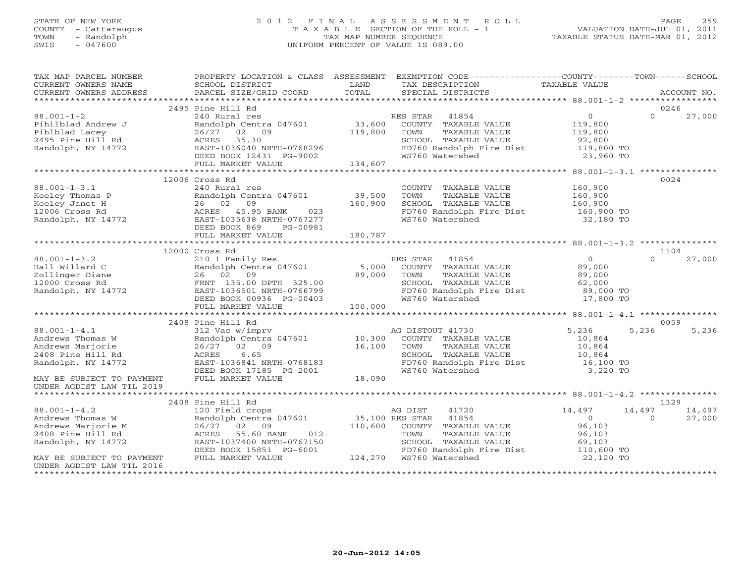STATE OF NEW YORK
COUNTY - Cattaraugus
TOWN - Randolph
SWIS - 047600

2012 FINAL ASSESSMENT ROLL
TAXABLE SECTION OF THE ROLL - 1
TAX MAP NUMBER SEQUENCE
UNIFORM PERCENT OF VALUE IS 089.00

VALUATION DATE-JUL 01, 2011
TAXABLE STATUS DATE-MAR 01, 2012

| TAX MAP PARCEL NUMBER / CURRENT OWNERS NAME / CURRENT OWNERS ADDRESS | PROPERTY LOCATION & CLASS / SCHOOL DISTRICT / PARCEL SIZE/GRID COORD | ASSESSMENT LAND / TOTAL | EXEMPTION CODE / TAX DESCRIPTION / SPECIAL DISTRICTS | COUNTY TAXABLE VALUE | TOWN | SCHOOL / ACCOUNT NO. |
|---|---|---|---|---|---|---|
| | 2495 Pine Hill Rd | | | | | 0246 |
| 88.001-1-2 | 240 Rural res | | RES STAR 41854 | 0 | 0 | 27,000 |
| Pihilblad Andrew J | Randolph Centra 047601 | 33,600 | COUNTY TAXABLE VALUE | 119,800 | | |
| Pihlblad Lacey | 26/27 02 09 | 119,800 | TOWN TAXABLE VALUE | 119,800 | | |
| 2495 Pine Hill Rd | ACRES 35.30 | | SCHOOL TAXABLE VALUE | 92,800 | | |
| Randolph, NY 14772 | EAST-1036040 NRTH-0768296 | | FD760 Randolph Fire Dist | 119,800 TO | | |
| | DEED BOOK 12431 PG-9002 | | WS760 Watershed | 23,960 TO | | |
| | FULL MARKET VALUE | 134,607 | | | | |
| | 12006 Cross Rd | | | | | 0024 |
| 88.001-1-3.1 | 240 Rural res | | COUNTY TAXABLE VALUE | 160,900 | | |
| Keeley Thomas P | Randolph Centra 047601 | 39,500 | TOWN TAXABLE VALUE | 160,900 | | |
| Keeley Janet H | 26 02 09 | 160,900 | SCHOOL TAXABLE VALUE | 160,900 | | |
| 12006 Cross Rd | ACRES 45.95 BANK 023 | | FD760 Randolph Fire Dist | 160,900 TO | | |
| Randolph, NY 14772 | EAST-1035638 NRTH-0767277 | | WS760 Watershed | 32,180 TO | | |
| | DEED BOOK 869 PG-00981 | | | | | |
| | FULL MARKET VALUE | 180,787 | | | | |
| | 12000 Cross Rd | | | | | 1104 |
| 88.001-1-3.2 | 210 1 Family Res | | RES STAR 41854 | 0 | 0 | 27,000 |
| Hall Willard C | Randolph Centra 047601 | 5,000 | COUNTY TAXABLE VALUE | 89,000 | | |
| Zollinger Diane | 26 02 09 | 89,000 | TOWN TAXABLE VALUE | 89,000 | | |
| 12000 Cross Rd | FRNT 135.00 DPTH 325.00 | | SCHOOL TAXABLE VALUE | 62,000 | | |
| Randolph, NY 14772 | EAST-1036501 NRTH-0766799 | | FD760 Randolph Fire Dist | 89,000 TO | | |
| | DEED BOOK 00936 PG-00403 | | WS760 Watershed | 17,800 TO | | |
| | FULL MARKET VALUE | 100,000 | | | | |
| | 2408 Pine Hill Rd | | | | | 0059 |
| 88.001-1-4.1 | 312 Vac w/imprv | | AG DISTOUT 41730 | 5,236 | 5,236 | 5,236 |
| Andrews Thomas W | Randolph Centra 047601 | 10,300 | COUNTY TAXABLE VALUE | 10,864 | | |
| Andrews Marjorie | 26/27 02 09 | 16,100 | TOWN TAXABLE VALUE | 10,864 | | |
| 2408 Pine Hill Rd | ACRES 6.65 | | SCHOOL TAXABLE VALUE | 10,864 | | |
| Randolph, NY 14772 | EAST-1036841 NRTH-0768183 | | FD760 Randolph Fire Dist | 16,100 TO | | |
| | DEED BOOK 17185 PG-2001 | | WS760 Watershed | 3,220 TO | | |
| MAY BE SUBJECT TO PAYMENT | FULL MARKET VALUE | 18,090 | | | | |
| UNDER AGDIST LAW TIL 2019 | | | | | | |
| | 2408 Pine Hill Rd | | | | | 1329 |
| 88.001-1-4.2 | 120 Field crops | | AG DIST 41720 | 14,497 | 14,497 | 14,497 |
| Andrews Thomas W | Randolph Centra 047601 | 35,100 | RES STAR 41854 | 0 | 0 | 27,000 |
| Andrews Marjorie M | 26/27 02 09 | 110,600 | COUNTY TAXABLE VALUE | 96,103 | | |
| 2408 Pine Hill Rd | ACRES 55.60 BANK 012 | | TOWN TAXABLE VALUE | 96,103 | | |
| Randolph, NY 14772 | EAST-1037400 NRTH-0767150 | | SCHOOL TAXABLE VALUE | 69,103 | | |
| | DEED BOOK 15851 PG-6001 | | FD760 Randolph Fire Dist | 110,600 TO | | |
| MAY BE SUBJECT TO PAYMENT | FULL MARKET VALUE | 124,270 | WS760 Watershed | 22,120 TO | | |
| UNDER AGDIST LAW TIL 2016 | | | | | | |

20-Jun-2012 14:05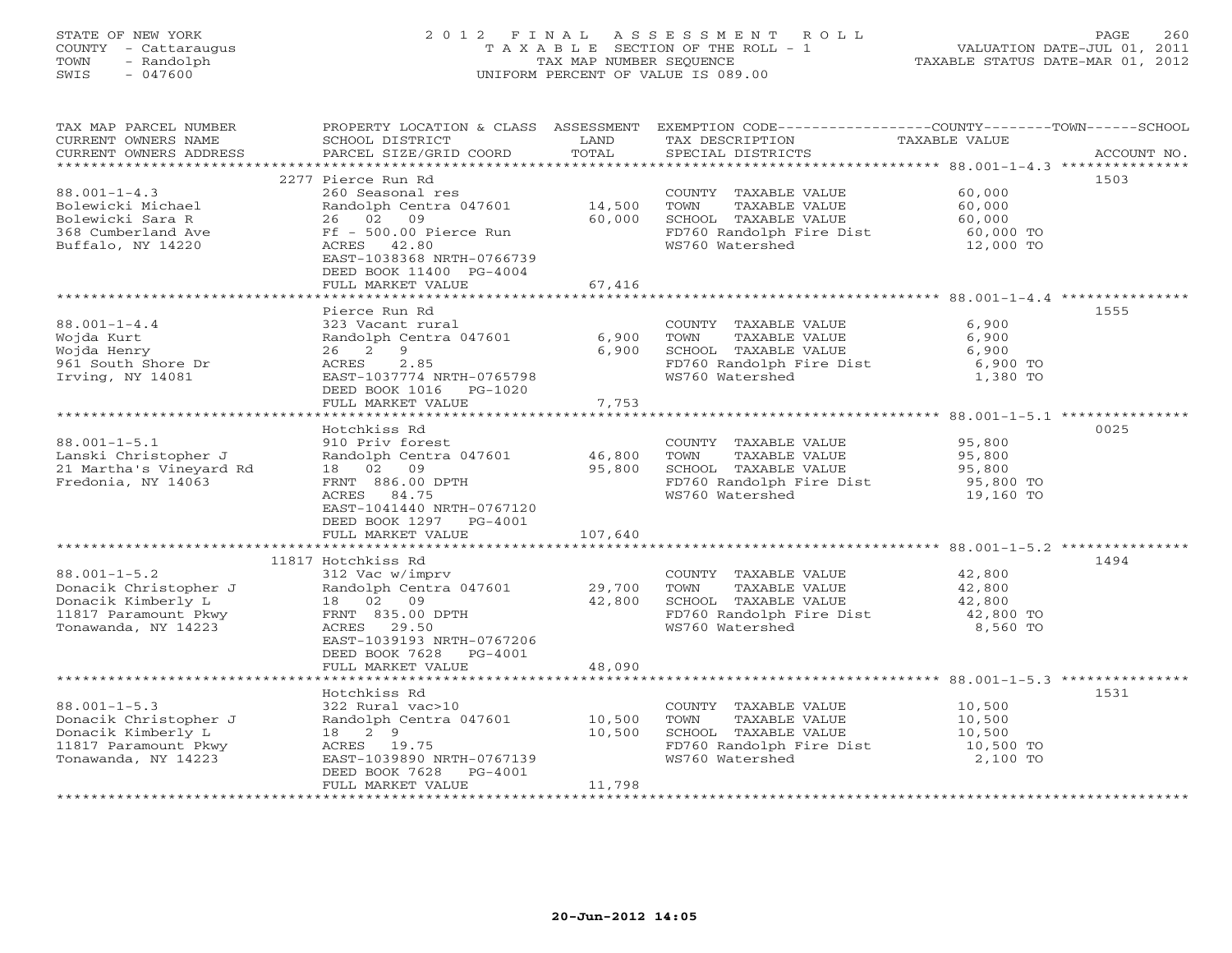STATE OF NEW YORK
COUNTY - Cattaraugus
TOWN - Randolph
SWIS - 047600

# 2012 FINAL ASSESSMENT ROLL

TAXABLE SECTION OF THE ROLL - 1
TAX MAP NUMBER SEQUENCE
UNIFORM PERCENT OF VALUE IS 089.00

VALUATION DATE-JUL 01, 2011
TAXABLE STATUS DATE-MAR 01, 2012

| TAX MAP PARCEL NUMBER / CURRENT OWNERS NAME / CURRENT OWNERS ADDRESS | PROPERTY LOCATION & CLASS / SCHOOL DISTRICT / PARCEL SIZE/GRID COORD | ASSESSMENT LAND / TOTAL | EXEMPTION CODE / TAX DESCRIPTION / SPECIAL DISTRICTS | TAXABLE VALUE (COUNTY / TOWN / SCHOOL) | ACCOUNT NO. |
|---|---|---|---|---|---|
| **88.001-1-4.3** | 2277 Pierce Run Rd | | | | 1503 |
| | 260 Seasonal res | | COUNTY TAXABLE VALUE | 60,000 | |
| Bolewicki Michael | Randolph Centra 047601 | 14,500 | TOWN TAXABLE VALUE | 60,000 | |
| Bolewicki Sara R | 26 02 09 | 60,000 | SCHOOL TAXABLE VALUE | 60,000 | |
| 368 Cumberland Ave | Ff - 500.00 Pierce Run | | FD760 Randolph Fire Dist | 60,000 TO | |
| Buffalo, NY 14220 | ACRES 42.80 | | WS760 Watershed | 12,000 TO | |
| | EAST-1038368 NRTH-0766739 | | | | |
| | DEED BOOK 11400 PG-4004 | | | | |
| | FULL MARKET VALUE | 67,416 | | | |
| **88.001-1-4.4** | Pierce Run Rd | | | | 1555 |
| | 323 Vacant rural | | COUNTY TAXABLE VALUE | 6,900 | |
| Wojda Kurt | Randolph Centra 047601 | 6,900 | TOWN TAXABLE VALUE | 6,900 | |
| Wojda Henry | 26 2 9 | 6,900 | SCHOOL TAXABLE VALUE | 6,900 | |
| 961 South Shore Dr | ACRES 2.85 | | FD760 Randolph Fire Dist | 6,900 TO | |
| Irving, NY 14081 | EAST-1037774 NRTH-0765798 | | WS760 Watershed | 1,380 TO | |
| | DEED BOOK 1016 PG-1020 | | | | |
| | FULL MARKET VALUE | 7,753 | | | |
| **88.001-1-5.1** | Hotchkiss Rd | | | | 0025 |
| | 910 Priv forest | | COUNTY TAXABLE VALUE | 95,800 | |
| Lanski Christopher J | Randolph Centra 047601 | 46,800 | TOWN TAXABLE VALUE | 95,800 | |
| 21 Martha's Vineyard Rd | 18 02 09 | 95,800 | SCHOOL TAXABLE VALUE | 95,800 | |
| Fredonia, NY 14063 | FRNT 886.00 DPTH | | FD760 Randolph Fire Dist | 95,800 TO | |
| | ACRES 84.75 | | WS760 Watershed | 19,160 TO | |
| | EAST-1041440 NRTH-0767120 | | | | |
| | DEED BOOK 1297 PG-4001 | | | | |
| | FULL MARKET VALUE | 107,640 | | | |
| **88.001-1-5.2** | 11817 Hotchkiss Rd | | | | 1494 |
| | 312 Vac w/imprv | | COUNTY TAXABLE VALUE | 42,800 | |
| Donacik Christopher J | Randolph Centra 047601 | 29,700 | TOWN TAXABLE VALUE | 42,800 | |
| Donacik Kimberly L | 18 02 09 | 42,800 | SCHOOL TAXABLE VALUE | 42,800 | |
| 11817 Paramount Pkwy | FRNT 835.00 DPTH | | FD760 Randolph Fire Dist | 42,800 TO | |
| Tonawanda, NY 14223 | ACRES 29.50 | | WS760 Watershed | 8,560 TO | |
| | EAST-1039193 NRTH-0767206 | | | | |
| | DEED BOOK 7628 PG-4001 | | | | |
| | FULL MARKET VALUE | 48,090 | | | |
| **88.001-1-5.3** | Hotchkiss Rd | | | | 1531 |
| | 322 Rural vac>10 | | COUNTY TAXABLE VALUE | 10,500 | |
| Donacik Christopher J | Randolph Centra 047601 | 10,500 | TOWN TAXABLE VALUE | 10,500 | |
| Donacik Kimberly L | 18 2 9 | 10,500 | SCHOOL TAXABLE VALUE | 10,500 | |
| 11817 Paramount Pkwy | ACRES 19.75 | | FD760 Randolph Fire Dist | 10,500 TO | |
| Tonawanda, NY 14223 | EAST-1039890 NRTH-0767139 | | WS760 Watershed | 2,100 TO | |
| | DEED BOOK 7628 PG-4001 | | | | |
| | FULL MARKET VALUE | 11,798 | | | |

20-Jun-2012 14:05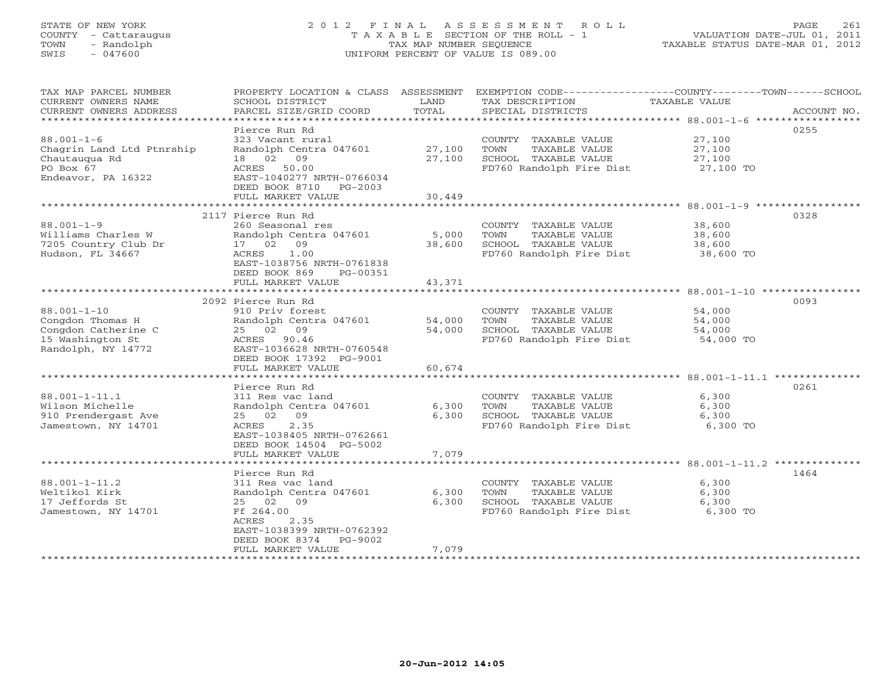STATE OF NEW YORK
COUNTY - Cattaraugus
TOWN - Randolph
SWIS - 047600

2 0 1 2 F I N A L A S S E S S M E N T R O L L
T A X A B L E SECTION OF THE ROLL - 1
TAX MAP NUMBER SEQUENCE
UNIFORM PERCENT OF VALUE IS 089.00

VALUATION DATE-JUL 01, 2011
TAXABLE STATUS DATE-MAR 01, 2012

| TAX MAP PARCEL NUMBER / CURRENT OWNERS NAME / CURRENT OWNERS ADDRESS | PROPERTY LOCATION & CLASS / SCHOOL DISTRICT / PARCEL SIZE/GRID COORD | ASSESSMENT LAND / TOTAL | EXEMPTION CODE / TAX DESCRIPTION / SPECIAL DISTRICTS | TAXABLE VALUE | ACCOUNT NO. |
|---|---|---|---|---|---|
| 88.001-1-6 | Pierce Run Rd | | | | 0255 |
| | 323 Vacant rural | | COUNTY TAXABLE VALUE | 27,100 | |
| Chagrin Land Ltd Ptnrship | Randolph Centra 047601 | 27,100 | TOWN TAXABLE VALUE | 27,100 | |
| Chautauqua Rd | 18 02 09 | 27,100 | SCHOOL TAXABLE VALUE | 27,100 | |
| PO Box 67 | ACRES 50.00 | | FD760 Randolph Fire Dist | 27,100 TO | |
| Endeavor, PA 16322 | EAST-1040277 NRTH-0766034 | | | | |
| | DEED BOOK 8710 PG-2003 | | | | |
| | FULL MARKET VALUE | 30,449 | | | |
| 88.001-1-9 | 2117 Pierce Run Rd | | | | 0328 |
| | 260 Seasonal res | | COUNTY TAXABLE VALUE | 38,600 | |
| Williams Charles W | Randolph Centra 047601 | 5,000 | TOWN TAXABLE VALUE | 38,600 | |
| 7205 Country Club Dr | 17 02 09 | 38,600 | SCHOOL TAXABLE VALUE | 38,600 | |
| Hudson, FL 34667 | ACRES 1.00 | | FD760 Randolph Fire Dist | 38,600 TO | |
| | EAST-1038756 NRTH-0761838 | | | | |
| | DEED BOOK 869 PG-00351 | | | | |
| | FULL MARKET VALUE | 43,371 | | | |
| 88.001-1-10 | 2092 Pierce Run Rd | | | | 0093 |
| | 910 Priv forest | | COUNTY TAXABLE VALUE | 54,000 | |
| Congdon Thomas H | Randolph Centra 047601 | 54,000 | TOWN TAXABLE VALUE | 54,000 | |
| Congdon Catherine C | 25 02 09 | 54,000 | SCHOOL TAXABLE VALUE | 54,000 | |
| 15 Washington St | ACRES 90.46 | | FD760 Randolph Fire Dist | 54,000 TO | |
| Randolph, NY 14772 | EAST-1036628 NRTH-0760548 | | | | |
| | DEED BOOK 17392 PG-9001 | | | | |
| | FULL MARKET VALUE | 60,674 | | | |
| 88.001-1-11.1 | Pierce Run Rd | | | | 0261 |
| | 311 Res vac land | | COUNTY TAXABLE VALUE | 6,300 | |
| Wilson Michelle | Randolph Centra 047601 | 6,300 | TOWN TAXABLE VALUE | 6,300 | |
| 910 Prendergast Ave | 25 02 09 | 6,300 | SCHOOL TAXABLE VALUE | 6,300 | |
| Jamestown, NY 14701 | ACRES 2.35 | | FD760 Randolph Fire Dist | 6,300 TO | |
| | EAST-1038405 NRTH-0762661 | | | | |
| | DEED BOOK 14504 PG-5002 | | | | |
| | FULL MARKET VALUE | 7,079 | | | |
| 88.001-1-11.2 | Pierce Run Rd | | | | 1464 |
| | 311 Res vac land | | COUNTY TAXABLE VALUE | 6,300 | |
| Weltikol Kirk | Randolph Centra 047601 | 6,300 | TOWN TAXABLE VALUE | 6,300 | |
| 17 Jeffords St | 25 02 09 | 6,300 | SCHOOL TAXABLE VALUE | 6,300 | |
| Jamestown, NY 14701 | Ff 264.00 | | FD760 Randolph Fire Dist | 6,300 TO | |
| | ACRES 2.35 | | | | |
| | EAST-1038399 NRTH-0762392 | | | | |
| | DEED BOOK 8374 PG-9002 | | | | |
| | FULL MARKET VALUE | 7,079 | | | |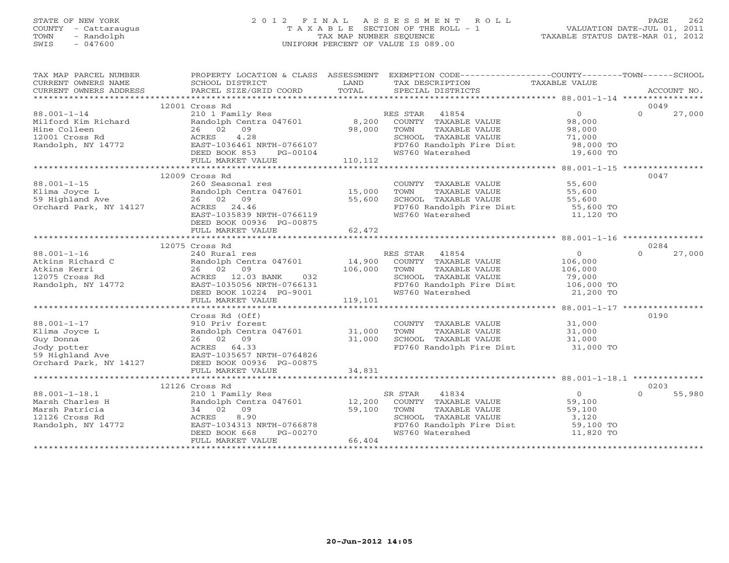STATE OF NEW YORK
COUNTY - Cattaraugus
TOWN - Randolph
SWIS - 047600

# 2012 FINAL ASSESSMENT ROLL
TAXABLE SECTION OF THE ROLL - 1
TAX MAP NUMBER SEQUENCE
UNIFORM PERCENT OF VALUE IS 089.00

VALUATION DATE-JUL 01, 2011
TAXABLE STATUS DATE-MAR 01, 2012

| TAX MAP PARCEL NUMBER / CURRENT OWNERS NAME / CURRENT OWNERS ADDRESS | PROPERTY LOCATION & CLASS / SCHOOL DISTRICT / PARCEL SIZE/GRID COORD | ASSESSMENT LAND / TOTAL | EXEMPTION CODE / TAX DESCRIPTION / SPECIAL DISTRICTS | COUNTY / TOWN TAXABLE VALUE | SCHOOL / ACCOUNT NO. |
|---|---|---|---|---|---|
| | 12001 Cross Rd | | | | 0049 |
| 88.001-1-14 | 210 1 Family Res | | RES STAR 41854 | 0 | 0 27,000 |
| Milford Kim Richard | Randolph Centra 047601 | 8,200 | COUNTY TAXABLE VALUE | 98,000 | |
| Hine Colleen | 26 02 09 | 98,000 | TOWN TAXABLE VALUE | 98,000 | |
| 12001 Cross Rd | ACRES 4.28 | | SCHOOL TAXABLE VALUE | 71,000 | |
| Randolph, NY 14772 | EAST-1036461 NRTH-0766107 | | FD760 Randolph Fire Dist | 98,000 TO | |
| | DEED BOOK 853 PG-00104 | | WS760 Watershed | 19,600 TO | |
| | FULL MARKET VALUE | 110,112 | | | |
| | 12009 Cross Rd | | | | 0047 |
| 88.001-1-15 | 260 Seasonal res | | COUNTY TAXABLE VALUE | 55,600 | |
| Klima Joyce L | Randolph Centra 047601 | 15,000 | TOWN TAXABLE VALUE | 55,600 | |
| 59 Highland Ave | 26 02 09 | 55,600 | SCHOOL TAXABLE VALUE | 55,600 | |
| Orchard Park, NY 14127 | ACRES 24.46 | | FD760 Randolph Fire Dist | 55,600 TO | |
| | EAST-1035839 NRTH-0766119 | | WS760 Watershed | 11,120 TO | |
| | DEED BOOK 00936 PG-00875 | | | | |
| | FULL MARKET VALUE | 62,472 | | | |
| | 12075 Cross Rd | | | | 0284 |
| 88.001-1-16 | 240 Rural res | | RES STAR 41854 | 0 | 0 27,000 |
| Atkins Richard C | Randolph Centra 047601 | 14,900 | COUNTY TAXABLE VALUE | 106,000 | |
| Atkins Kerri | 26 02 09 | 106,000 | TOWN TAXABLE VALUE | 106,000 | |
| 12075 Cross Rd | ACRES 12.03 BANK 032 | | SCHOOL TAXABLE VALUE | 79,000 | |
| Randolph, NY 14772 | EAST-1035056 NRTH-0766131 | | FD760 Randolph Fire Dist | 106,000 TO | |
| | DEED BOOK 10224 PG-9001 | | WS760 Watershed | 21,200 TO | |
| | FULL MARKET VALUE | 119,101 | | | |
| | Cross Rd (Off) | | | | 0190 |
| 88.001-1-17 | 910 Priv forest | | COUNTY TAXABLE VALUE | 31,000 | |
| Klima Joyce L | Randolph Centra 047601 | 31,000 | TOWN TAXABLE VALUE | 31,000 | |
| Guy Donna | 26 02 09 | 31,000 | SCHOOL TAXABLE VALUE | 31,000 | |
| Jody potter | ACRES 64.33 | | FD760 Randolph Fire Dist | 31,000 TO | |
| 59 Highland Ave | EAST-1035657 NRTH-0764826 | | | | |
| Orchard Park, NY 14127 | DEED BOOK 00936 PG-00875 | | | | |
| | FULL MARKET VALUE | 34,831 | | | |
| | 12126 Cross Rd | | | | 0203 |
| 88.001-1-18.1 | 210 1 Family Res | | SR STAR 41834 | 0 | 0 55,980 |
| Marsh Charles H | Randolph Centra 047601 | 12,200 | COUNTY TAXABLE VALUE | 59,100 | |
| Marsh Patricia | 34 02 09 | 59,100 | TOWN TAXABLE VALUE | 59,100 | |
| 12126 Cross Rd | ACRES 8.90 | | SCHOOL TAXABLE VALUE | 3,120 | |
| Randolph, NY 14772 | EAST-1034313 NRTH-0766878 | | FD760 Randolph Fire Dist | 59,100 TO | |
| | DEED BOOK 668 PG-00270 | | WS760 Watershed | 11,820 TO | |
| | FULL MARKET VALUE | 66,404 | | | |

20-Jun-2012 14:05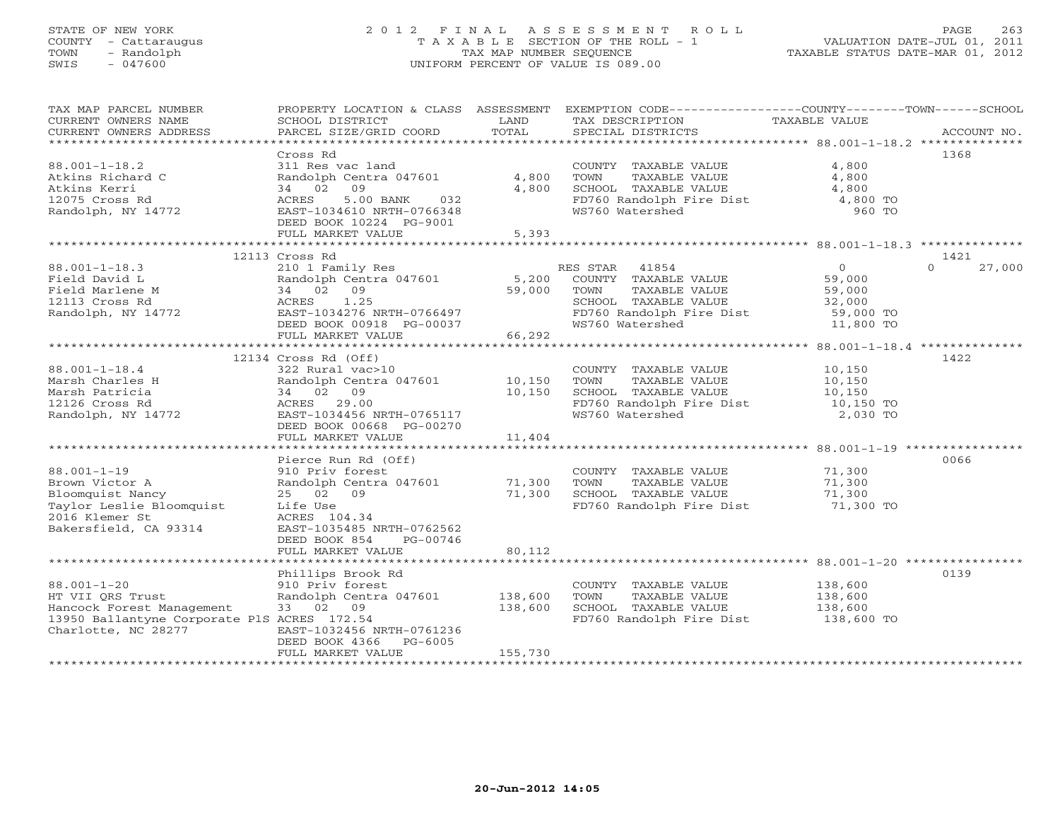STATE OF NEW YORK
COUNTY - Cattaraugus
TOWN - Randolph
SWIS - 047600

# 2012 FINAL ASSESSMENT ROLL

TAXABLE SECTION OF THE ROLL - 1
TAX MAP NUMBER SEQUENCE
UNIFORM PERCENT OF VALUE IS 089.00

VALUATION DATE-JUL 01, 2011
TAXABLE STATUS DATE-MAR 01, 2012

| TAX MAP PARCEL NUMBER / CURRENT OWNERS NAME / CURRENT OWNERS ADDRESS | PROPERTY LOCATION & CLASS / SCHOOL DISTRICT / PARCEL SIZE/GRID COORD | ASSESSMENT LAND / TOTAL | EXEMPTION CODE / TAX DESCRIPTION / SPECIAL DISTRICTS | COUNTY / TOWN / SCHOOL TAXABLE VALUE | ACCOUNT NO. |
|---|---|---|---|---|---|
| 88.001-1-18.2 | Cross Rd | | | | 1368 |
| | 311 Res vac land | | COUNTY TAXABLE VALUE | 4,800 | |
| Atkins Richard C | Randolph Centra 047601 | 4,800 | TOWN TAXABLE VALUE | 4,800 | |
| Atkins Kerri | 34 02 09 | 4,800 | SCHOOL TAXABLE VALUE | 4,800 | |
| 12075 Cross Rd | ACRES 5.00 BANK 032 | | FD760 Randolph Fire Dist | 4,800 TO | |
| Randolph, NY 14772 | EAST-1034610 NRTH-0766348 | | WS760 Watershed | 960 TO | |
| | DEED BOOK 10224 PG-9001 | | | | |
| | FULL MARKET VALUE | 5,393 | | | |
| 88.001-1-18.3 | 12113 Cross Rd | | | | 1421 |
| | 210 1 Family Res | | RES STAR 41854 | 0 0 27,000 | |
| Field David L | Randolph Centra 047601 | 5,200 | COUNTY TAXABLE VALUE | 59,000 | |
| Field Marlene M | 34 02 09 | 59,000 | TOWN TAXABLE VALUE | 59,000 | |
| 12113 Cross Rd | ACRES 1.25 | | SCHOOL TAXABLE VALUE | 32,000 | |
| Randolph, NY 14772 | EAST-1034276 NRTH-0766497 | | FD760 Randolph Fire Dist | 59,000 TO | |
| | DEED BOOK 00918 PG-00037 | | WS760 Watershed | 11,800 TO | |
| | FULL MARKET VALUE | 66,292 | | | |
| 88.001-1-18.4 | 12134 Cross Rd (Off) | | | | 1422 |
| | 322 Rural vac>10 | | COUNTY TAXABLE VALUE | 10,150 | |
| Marsh Charles H | Randolph Centra 047601 | 10,150 | TOWN TAXABLE VALUE | 10,150 | |
| Marsh Patricia | 34 02 09 | 10,150 | SCHOOL TAXABLE VALUE | 10,150 | |
| 12126 Cross Rd | ACRES 29.00 | | FD760 Randolph Fire Dist | 10,150 TO | |
| Randolph, NY 14772 | EAST-1034456 NRTH-0765117 | | WS760 Watershed | 2,030 TO | |
| | DEED BOOK 00668 PG-00270 | | | | |
| | FULL MARKET VALUE | 11,404 | | | |
| 88.001-1-19 | Pierce Run Rd (Off) | | | | 0066 |
| | 910 Priv forest | | COUNTY TAXABLE VALUE | 71,300 | |
| Brown Victor A | Randolph Centra 047601 | 71,300 | TOWN TAXABLE VALUE | 71,300 | |
| Bloomquist Nancy | 25 02 09 | 71,300 | SCHOOL TAXABLE VALUE | 71,300 | |
| Taylor Leslie Bloomquist | Life Use | | FD760 Randolph Fire Dist | 71,300 TO | |
| 2016 Klemer St | ACRES 104.34 | | | | |
| Bakersfield, CA 93314 | EAST-1035485 NRTH-0762562 | | | | |
| | DEED BOOK 854 PG-00746 | | | | |
| | FULL MARKET VALUE | 80,112 | | | |
| 88.001-1-20 | Phillips Brook Rd | | | | 0139 |
| | 910 Priv forest | | COUNTY TAXABLE VALUE | 138,600 | |
| HT VII QRS Trust | Randolph Centra 047601 | 138,600 | TOWN TAXABLE VALUE | 138,600 | |
| Hancock Forest Management | 33 02 09 | 138,600 | SCHOOL TAXABLE VALUE | 138,600 | |
| 13950 Ballantyne Corporate PlS | ACRES 172.54 | | FD760 Randolph Fire Dist | 138,600 TO | |
| Charlotte, NC 28277 | EAST-1032456 NRTH-0761236 | | | | |
| | DEED BOOK 4366 PG-6005 | | | | |
| | FULL MARKET VALUE | 155,730 | | | |

20-Jun-2012 14:05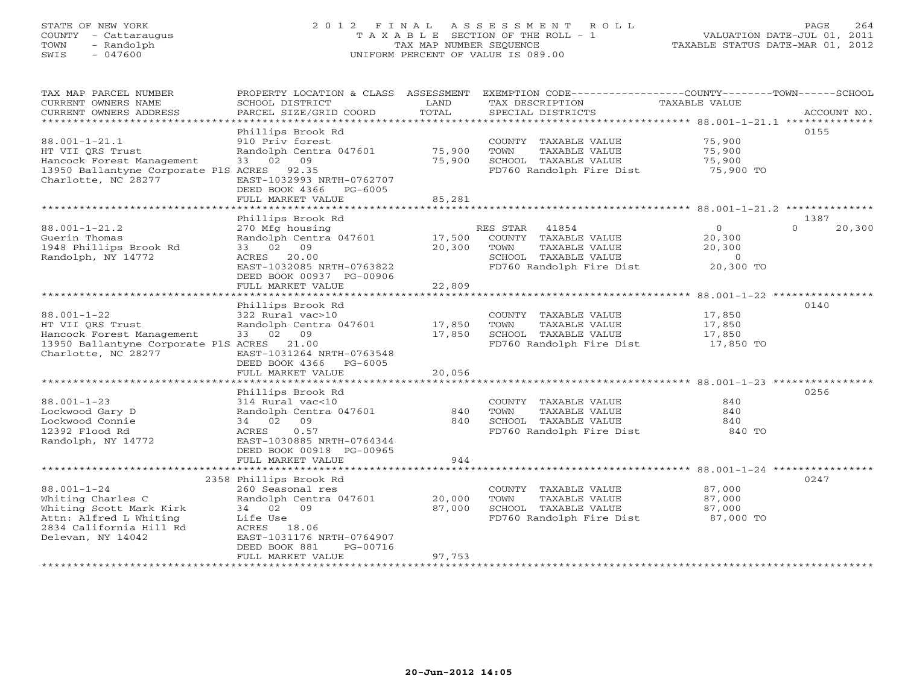STATE OF NEW YORK
COUNTY - Cattaraugus
TOWN - Randolph
SWIS - 047600

2012 FINAL ASSESSMENT ROLL
TAXABLE SECTION OF THE ROLL - 1
TAX MAP NUMBER SEQUENCE
UNIFORM PERCENT OF VALUE IS 089.00

VALUATION DATE-JUL 01, 2011
TAXABLE STATUS DATE-MAR 01, 2012

| TAX MAP PARCEL NUMBER / CURRENT OWNERS NAME / CURRENT OWNERS ADDRESS | PROPERTY LOCATION & CLASS / SCHOOL DISTRICT / PARCEL SIZE/GRID COORD | ASSESSMENT LAND / TOTAL | EXEMPTION CODE / TAX DESCRIPTION / SPECIAL DISTRICTS | COUNTY / TOWN / SCHOOL TAXABLE VALUE | ACCOUNT NO. |
|---|---|---|---|---|---|
| 88.001-1-21.1 | Phillips Brook Rd | | | | 0155 |
| | 910 Priv forest | | COUNTY TAXABLE VALUE | 75,900 | |
| HT VII QRS Trust | Randolph Centra 047601 | 75,900 | TOWN TAXABLE VALUE | 75,900 | |
| Hancock Forest Management | 33 02 09 | 75,900 | SCHOOL TAXABLE VALUE | 75,900 | |
| 13950 Ballantyne Corporate PlS | ACRES 92.35 | | FD760 Randolph Fire Dist | 75,900 TO | |
| Charlotte, NC 28277 | EAST-1032993 NRTH-0762707 | | | | |
| | DEED BOOK 4366 PG-6005 | | | | |
| | FULL MARKET VALUE | 85,281 | | | |
| 88.001-1-21.2 | Phillips Brook Rd | | | | 1387 |
| | 270 Mfg housing | | RES STAR 41854 | 0 / 0 / 20,300 | |
| Guerin Thomas | Randolph Centra 047601 | 17,500 | COUNTY TAXABLE VALUE | 20,300 | |
| 1948 Phillips Brook Rd | 33 02 09 | 20,300 | TOWN TAXABLE VALUE | 20,300 | |
| Randolph, NY 14772 | ACRES 20.00 | | SCHOOL TAXABLE VALUE | 0 | |
| | EAST-1032085 NRTH-0763822 | | FD760 Randolph Fire Dist | 20,300 TO | |
| | DEED BOOK 00937 PG-00906 | | | | |
| | FULL MARKET VALUE | 22,809 | | | |
| 88.001-1-22 | Phillips Brook Rd | | | | 0140 |
| | 322 Rural vac>10 | | COUNTY TAXABLE VALUE | 17,850 | |
| HT VII QRS Trust | Randolph Centra 047601 | 17,850 | TOWN TAXABLE VALUE | 17,850 | |
| Hancock Forest Management | 33 02 09 | 17,850 | SCHOOL TAXABLE VALUE | 17,850 | |
| 13950 Ballantyne Corporate PlS | ACRES 21.00 | | FD760 Randolph Fire Dist | 17,850 TO | |
| Charlotte, NC 28277 | EAST-1031264 NRTH-0763548 | | | | |
| | DEED BOOK 4366 PG-6005 | | | | |
| | FULL MARKET VALUE | 20,056 | | | |
| 88.001-1-23 | Phillips Brook Rd | | | | 0256 |
| | 314 Rural vac<10 | | COUNTY TAXABLE VALUE | 840 | |
| Lockwood Gary D | Randolph Centra 047601 | 840 | TOWN TAXABLE VALUE | 840 | |
| Lockwood Connie | 34 02 09 | 840 | SCHOOL TAXABLE VALUE | 840 | |
| 12392 Flood Rd | ACRES 0.57 | | FD760 Randolph Fire Dist | 840 TO | |
| Randolph, NY 14772 | EAST-1030885 NRTH-0764344 | | | | |
| | DEED BOOK 00918 PG-00965 | | | | |
| | FULL MARKET VALUE | 944 | | | |
| 88.001-1-24 | 2358 Phillips Brook Rd | | | | 0247 |
| | 260 Seasonal res | | COUNTY TAXABLE VALUE | 87,000 | |
| Whiting Charles C | Randolph Centra 047601 | 20,000 | TOWN TAXABLE VALUE | 87,000 | |
| Whiting Scott Mark Kirk | 34 02 09 | 87,000 | SCHOOL TAXABLE VALUE | 87,000 | |
| Attn: Alfred L Whiting | Life Use | | FD760 Randolph Fire Dist | 87,000 TO | |
| 2834 California Hill Rd | ACRES 18.06 | | | | |
| Delevan, NY 14042 | EAST-1031176 NRTH-0764907 | | | | |
| | DEED BOOK 881 PG-00716 | | | | |
| | FULL MARKET VALUE | 97,753 | | | |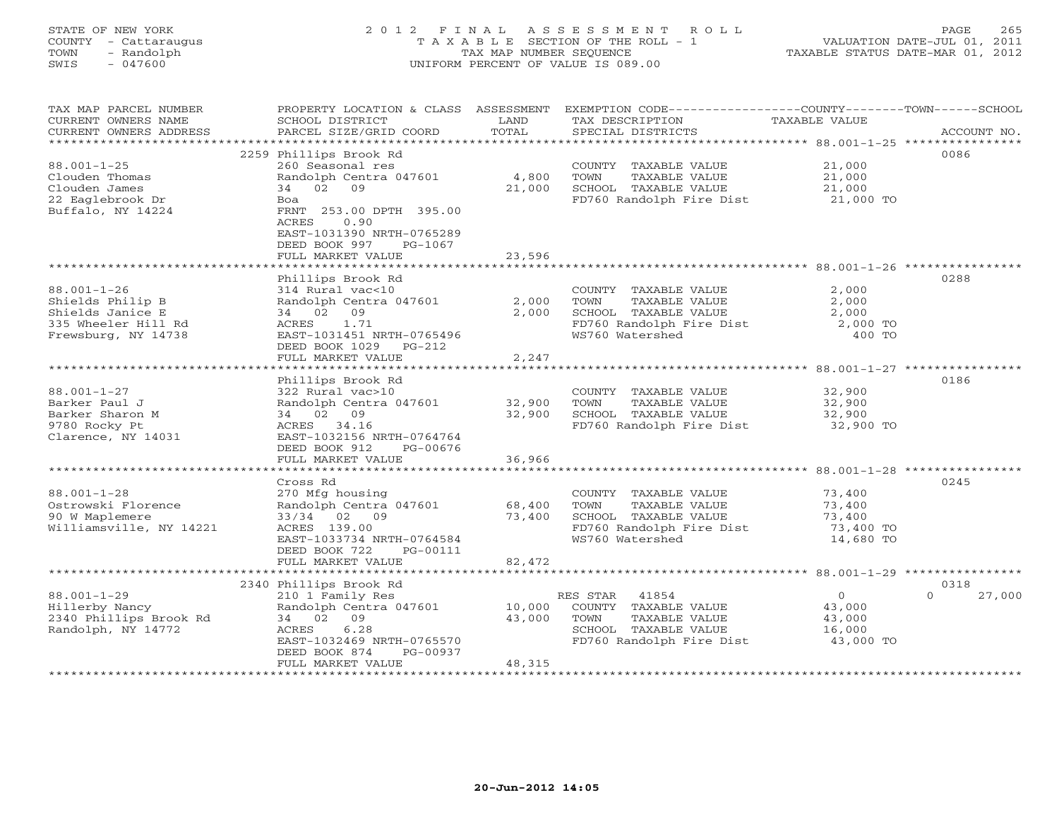STATE OF NEW YORK
COUNTY - Cattaraugus
TOWN - Randolph
SWIS - 047600

# 2012 FINAL ASSESSMENT ROLL
TAXABLE SECTION OF THE ROLL - 1
TAX MAP NUMBER SEQUENCE
UNIFORM PERCENT OF VALUE IS 089.00

VALUATION DATE-JUL 01, 2011
TAXABLE STATUS DATE-MAR 01, 2012

| TAX MAP PARCEL NUMBER / CURRENT OWNERS NAME / CURRENT OWNERS ADDRESS | PROPERTY LOCATION & CLASS / SCHOOL DISTRICT / PARCEL SIZE/GRID COORD | ASSESSMENT LAND / TOTAL | EXEMPTION CODE / TAX DESCRIPTION / SPECIAL DISTRICTS | COUNTY / TOWN / SCHOOL TAXABLE VALUE | ACCOUNT NO. |
|---|---|---|---|---|---|
| **88.001-1-25** | 2259 Phillips Brook Rd | | | | 0086 |
| Clouden Thomas | 260 Seasonal res | | COUNTY TAXABLE VALUE | 21,000 | |
| Clouden James | Randolph Centra 047601 | 4,800 | TOWN TAXABLE VALUE | 21,000 | |
| 22 Eaglebrook Dr | 34 02 09 | 21,000 | SCHOOL TAXABLE VALUE | 21,000 | |
| Buffalo, NY 14224 | Boa | | FD760 Randolph Fire Dist | 21,000 TO | |
| | FRNT 253.00 DPTH 395.00 | | | | |
| | ACRES 0.90 | | | | |
| | EAST-1031390 NRTH-0765289 | | | | |
| | DEED BOOK 997 PG-1067 | | | | |
| | FULL MARKET VALUE | 23,596 | | | |
| **88.001-1-26** | Phillips Brook Rd | | | | 0288 |
| Shields Philip B | 314 Rural vac<10 | | COUNTY TAXABLE VALUE | 2,000 | |
| Shields Janice E | Randolph Centra 047601 | 2,000 | TOWN TAXABLE VALUE | 2,000 | |
| 335 Wheeler Hill Rd | 34 02 09 | 2,000 | SCHOOL TAXABLE VALUE | 2,000 | |
| Frewsburg, NY 14738 | ACRES 1.71 | | FD760 Randolph Fire Dist | 2,000 TO | |
| | EAST-1031451 NRTH-0765496 | | WS760 Watershed | 400 TO | |
| | DEED BOOK 1029 PG-212 | | | | |
| | FULL MARKET VALUE | 2,247 | | | |
| **88.001-1-27** | Phillips Brook Rd | | | | 0186 |
| Barker Paul J | 322 Rural vac>10 | | COUNTY TAXABLE VALUE | 32,900 | |
| Barker Sharon M | Randolph Centra 047601 | 32,900 | TOWN TAXABLE VALUE | 32,900 | |
| 9780 Rocky Pt | 34 02 09 | 32,900 | SCHOOL TAXABLE VALUE | 32,900 | |
| Clarence, NY 14031 | ACRES 34.16 | | FD760 Randolph Fire Dist | 32,900 TO | |
| | EAST-1032156 NRTH-0764764 | | | | |
| | DEED BOOK 912 PG-00676 | | | | |
| | FULL MARKET VALUE | 36,966 | | | |
| **88.001-1-28** | Cross Rd | | | | 0245 |
| Ostrowski Florence | 270 Mfg housing | | COUNTY TAXABLE VALUE | 73,400 | |
| 90 W Maplemere | Randolph Centra 047601 | 68,400 | TOWN TAXABLE VALUE | 73,400 | |
| Williamsville, NY 14221 | 33/34 02 09 | 73,400 | SCHOOL TAXABLE VALUE | 73,400 | |
| | ACRES 139.00 | | FD760 Randolph Fire Dist | 73,400 TO | |
| | EAST-1033734 NRTH-0764584 | | WS760 Watershed | 14,680 TO | |
| | DEED BOOK 722 PG-00111 | | | | |
| | FULL MARKET VALUE | 82,472 | | | |
| **88.001-1-29** | 2340 Phillips Brook Rd | | | | 0318 |
| Hillerby Nancy | 210 1 Family Res | | RES STAR 41854 | 0 / 0 / 27,000 | |
| 2340 Phillips Brook Rd | Randolph Centra 047601 | 10,000 | COUNTY TAXABLE VALUE | 43,000 | |
| Randolph, NY 14772 | 34 02 09 | 43,000 | TOWN TAXABLE VALUE | 43,000 | |
| | ACRES 6.28 | | SCHOOL TAXABLE VALUE | 16,000 | |
| | EAST-1032469 NRTH-0765570 | | FD760 Randolph Fire Dist | 43,000 TO | |
| | DEED BOOK 874 PG-00937 | | | | |
| | FULL MARKET VALUE | 48,315 | | | |

20-Jun-2012 14:05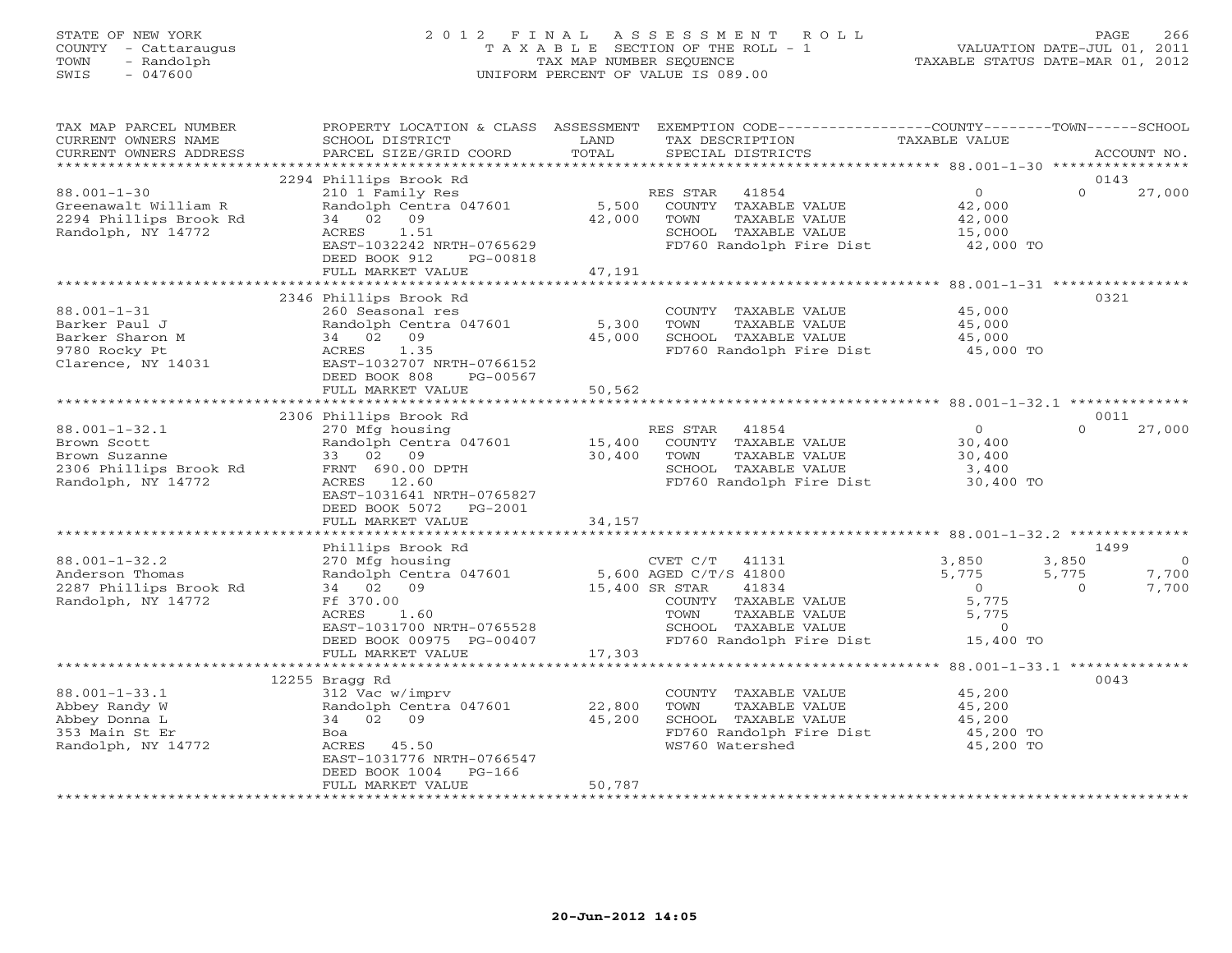STATE OF NEW YORK
COUNTY - Cattaraugus
TOWN - Randolph
SWIS - 047600

2 0 1 2 F I N A L A S S E S S M E N T R O L L
T A X A B L E SECTION OF THE ROLL - 1
TAX MAP NUMBER SEQUENCE
UNIFORM PERCENT OF VALUE IS 089.00

VALUATION DATE-JUL 01, 2011
TAXABLE STATUS DATE-MAR 01, 2012

| TAX MAP PARCEL NUMBER / CURRENT OWNERS NAME / CURRENT OWNERS ADDRESS | PROPERTY LOCATION & CLASS / SCHOOL DISTRICT / PARCEL SIZE/GRID COORD | ASSESSMENT LAND / TOTAL | EXEMPTION CODE / TAX DESCRIPTION / SPECIAL DISTRICTS | COUNTY TAXABLE VALUE | TOWN | SCHOOL | ACCOUNT NO. |
|---|---|---|---|---|---|---|---|
| 88.001-1-30 | 2294 Phillips Brook Rd | | | | | | 0143 |
| Greenawalt William R | 210 1 Family Res | | RES STAR 41854 | 0 | 0 | 27,000 | |
| 2294 Phillips Brook Rd | Randolph Centra 047601 | 5,500 | COUNTY TAXABLE VALUE | 42,000 | | | |
| Randolph, NY 14772 | 34 02 09 | 42,000 | TOWN TAXABLE VALUE | 42,000 | | | |
| | ACRES 1.51 | | SCHOOL TAXABLE VALUE | 15,000 | | | |
| | EAST-1032242 NRTH-0765629 | | FD760 Randolph Fire Dist | 42,000 TO | | | |
| | DEED BOOK 912 PG-00818 | | | | | | |
| | FULL MARKET VALUE | 47,191 | | | | | |
| 88.001-1-31 | 2346 Phillips Brook Rd | | | | | | 0321 |
| Barker Paul J | 260 Seasonal res | | COUNTY TAXABLE VALUE | 45,000 | | | |
| Barker Sharon M | Randolph Centra 047601 | 5,300 | TOWN TAXABLE VALUE | 45,000 | | | |
| 9780 Rocky Pt | 34 02 09 | 45,000 | SCHOOL TAXABLE VALUE | 45,000 | | | |
| Clarence, NY 14031 | ACRES 1.35 | | FD760 Randolph Fire Dist | 45,000 TO | | | |
| | EAST-1032707 NRTH-0766152 | | | | | | |
| | DEED BOOK 808 PG-00567 | | | | | | |
| | FULL MARKET VALUE | 50,562 | | | | | |
| 88.001-1-32.1 | 2306 Phillips Brook Rd | | | | | | 0011 |
| Brown Scott | 270 Mfg housing | | RES STAR 41854 | 0 | 0 | 27,000 | |
| Brown Suzanne | Randolph Centra 047601 | 15,400 | COUNTY TAXABLE VALUE | 30,400 | | | |
| 2306 Phillips Brook Rd | 33 02 09 | 30,400 | TOWN TAXABLE VALUE | 30,400 | | | |
| Randolph, NY 14772 | FRNT 690.00 DPTH | | SCHOOL TAXABLE VALUE | 3,400 | | | |
| | ACRES 12.60 | | FD760 Randolph Fire Dist | 30,400 TO | | | |
| | EAST-1031641 NRTH-0765827 | | | | | | |
| | DEED BOOK 5072 PG-2001 | | | | | | |
| | FULL MARKET VALUE | 34,157 | | | | | |
| 88.001-1-32.2 | Phillips Brook Rd | | | | | | 1499 |
| Anderson Thomas | 270 Mfg housing | | CVET C/T 41131 | 3,850 | 3,850 | 0 | |
| 2287 Phillips Brook Rd | Randolph Centra 047601 | 5,600 | AGED C/T/S 41800 | 5,775 | 5,775 | 7,700 | |
| Randolph, NY 14772 | 34 02 09 | 15,400 | SR STAR 41834 | 0 | 0 | 7,700 | |
| | Ff 370.00 | | COUNTY TAXABLE VALUE | 5,775 | | | |
| | ACRES 1.60 | | TOWN TAXABLE VALUE | 5,775 | | | |
| | EAST-1031700 NRTH-0765528 | | SCHOOL TAXABLE VALUE | 0 | | | |
| | DEED BOOK 00975 PG-00407 | | FD760 Randolph Fire Dist | 15,400 TO | | | |
| | FULL MARKET VALUE | 17,303 | | | | | |
| 88.001-1-33.1 | 12255 Bragg Rd | | | | | | 0043 |
| Abbey Randy W | 312 Vac w/imprv | | COUNTY TAXABLE VALUE | 45,200 | | | |
| Abbey Donna L | Randolph Centra 047601 | 22,800 | TOWN TAXABLE VALUE | 45,200 | | | |
| 353 Main St Er | 34 02 09 | 45,200 | SCHOOL TAXABLE VALUE | 45,200 | | | |
| Randolph, NY 14772 | Boa | | FD760 Randolph Fire Dist | 45,200 TO | | | |
| | ACRES 45.50 | | WS760 Watershed | 45,200 TO | | | |
| | EAST-1031776 NRTH-0766547 | | | | | | |
| | DEED BOOK 1004 PG-166 | | | | | | |
| | FULL MARKET VALUE | 50,787 | | | | | |

20-Jun-2012 14:05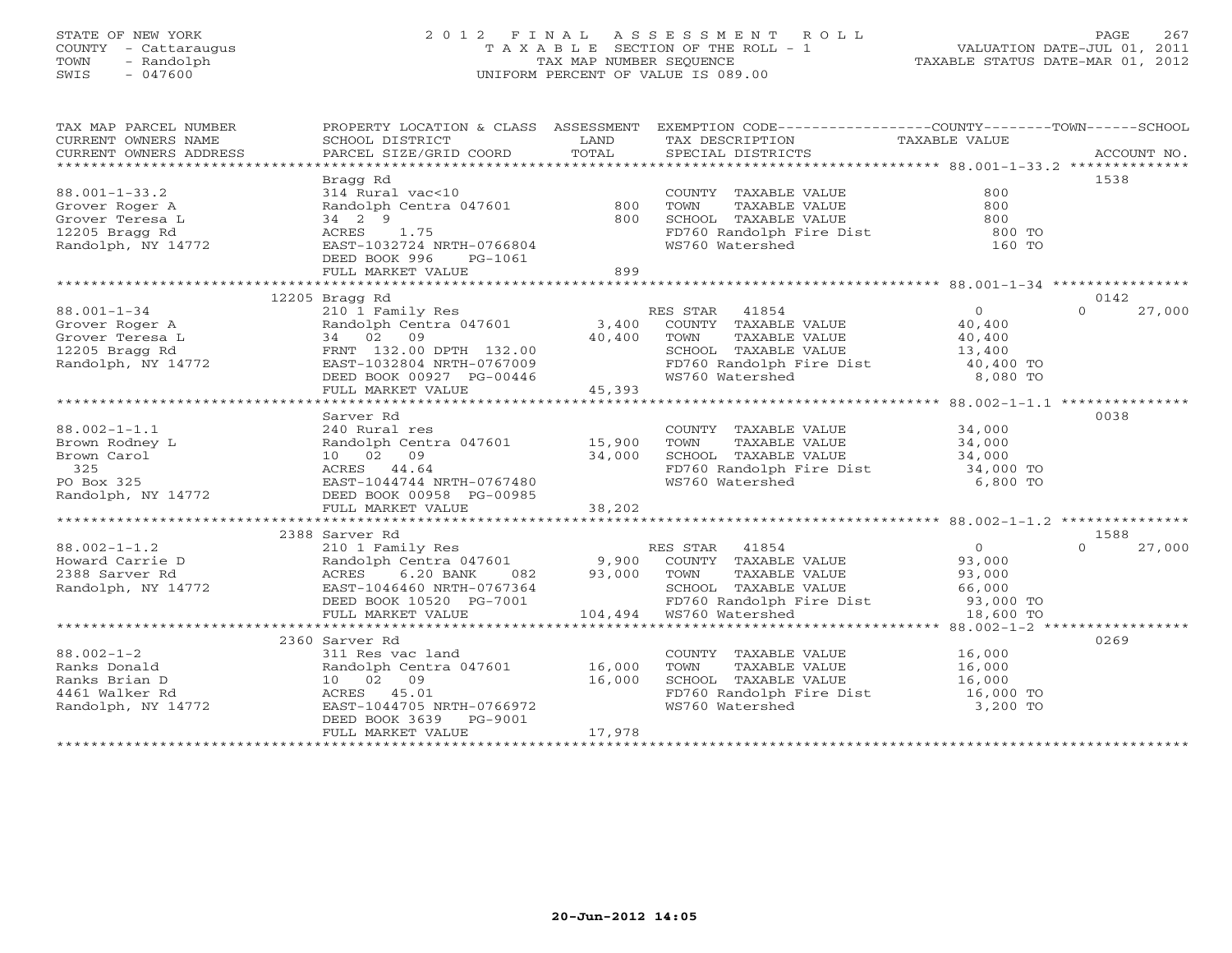STATE OF NEW YORK
COUNTY - Cattaraugus
TOWN - Randolph
SWIS - 047600

# 2012 FINAL ASSESSMENT ROLL
TAXABLE SECTION OF THE ROLL - 1
TAX MAP NUMBER SEQUENCE
UNIFORM PERCENT OF VALUE IS 089.00

VALUATION DATE-JUL 01, 2011
TAXABLE STATUS DATE-MAR 01, 2012

| TAX MAP PARCEL NUMBER / CURRENT OWNERS NAME / CURRENT OWNERS ADDRESS | PROPERTY LOCATION & CLASS / SCHOOL DISTRICT / PARCEL SIZE/GRID COORD | ASSESSMENT LAND | TOTAL | EXEMPTION CODE / TAX DESCRIPTION / SPECIAL DISTRICTS | COUNTY / TOWN TAXABLE VALUE | SCHOOL | ACCOUNT NO. |
|---|---|---|---|---|---|---|---|
| 88.001-1-33.2 | Bragg Rd | | | | | | 1538 |
| 88.001-1-33.2 | 314 Rural vac<10 | | | COUNTY TAXABLE VALUE | 800 | | |
| Grover Roger A | Randolph Centra 047601 | 800 | | TOWN TAXABLE VALUE | 800 | | |
| Grover Teresa L | 34 2 9 | | 800 | SCHOOL TAXABLE VALUE | 800 | | |
| 12205 Bragg Rd | ACRES 1.75 | | | FD760 Randolph Fire Dist | 800 TO | | |
| Randolph, NY 14772 | EAST-1032724 NRTH-0766804 | | | WS760 Watershed | 160 TO | | |
| | DEED BOOK 996 PG-1061 | | | | | | |
| | FULL MARKET VALUE | | 899 | | | | |
| 88.001-1-34 | 12205 Bragg Rd | | | | | | 0142 |
| 88.001-1-34 | 210 1 Family Res | | | RES STAR 41854 | 0 | 0 | 27,000 |
| Grover Roger A | Randolph Centra 047601 | 3,400 | | COUNTY TAXABLE VALUE | 40,400 | | |
| Grover Teresa L | 34 02 09 | | 40,400 | TOWN TAXABLE VALUE | 40,400 | | |
| 12205 Bragg Rd | FRNT 132.00 DPTH 132.00 | | | SCHOOL TAXABLE VALUE | 13,400 | | |
| Randolph, NY 14772 | EAST-1032804 NRTH-0767009 | | | FD760 Randolph Fire Dist | 40,400 TO | | |
| | DEED BOOK 00927 PG-00446 | | | WS760 Watershed | 8,080 TO | | |
| | FULL MARKET VALUE | | 45,393 | | | | |
| 88.002-1-1.1 | Sarver Rd | | | | | | 0038 |
| 88.002-1-1.1 | 240 Rural res | | | COUNTY TAXABLE VALUE | 34,000 | | |
| Brown Rodney L | Randolph Centra 047601 | 15,900 | | TOWN TAXABLE VALUE | 34,000 | | |
| Brown Carol | 10 02 09 | | 34,000 | SCHOOL TAXABLE VALUE | 34,000 | | |
| 325 | ACRES 44.64 | | | FD760 Randolph Fire Dist | 34,000 TO | | |
| PO Box 325 | EAST-1044744 NRTH-0767480 | | | WS760 Watershed | 6,800 TO | | |
| Randolph, NY 14772 | DEED BOOK 00958 PG-00985 | | | | | | |
| | FULL MARKET VALUE | | 38,202 | | | | |
| 88.002-1-1.2 | 2388 Sarver Rd | | | | | | 1588 |
| 88.002-1-1.2 | 210 1 Family Res | | | RES STAR 41854 | 0 | 0 | 27,000 |
| Howard Carrie D | Randolph Centra 047601 | 9,900 | | COUNTY TAXABLE VALUE | 93,000 | | |
| 2388 Sarver Rd | ACRES 6.20 BANK 082 | | 93,000 | TOWN TAXABLE VALUE | 93,000 | | |
| Randolph, NY 14772 | EAST-1046460 NRTH-0767364 | | | SCHOOL TAXABLE VALUE | 66,000 | | |
| | DEED BOOK 10520 PG-7001 | | | FD760 Randolph Fire Dist | 93,000 TO | | |
| | FULL MARKET VALUE | | 104,494 | WS760 Watershed | 18,600 TO | | |
| 88.002-1-2 | 2360 Sarver Rd | | | | | | 0269 |
| 88.002-1-2 | 311 Res vac land | | | COUNTY TAXABLE VALUE | 16,000 | | |
| Ranks Donald | Randolph Centra 047601 | 16,000 | | TOWN TAXABLE VALUE | 16,000 | | |
| Ranks Brian D | 10 02 09 | | 16,000 | SCHOOL TAXABLE VALUE | 16,000 | | |
| 4461 Walker Rd | ACRES 45.01 | | | FD760 Randolph Fire Dist | 16,000 TO | | |
| Randolph, NY 14772 | EAST-1044705 NRTH-0766972 | | | WS760 Watershed | 3,200 TO | | |
| | DEED BOOK 3639 PG-9001 | | | | | | |
| | FULL MARKET VALUE | | 17,978 | | | | |

20-Jun-2012 14:05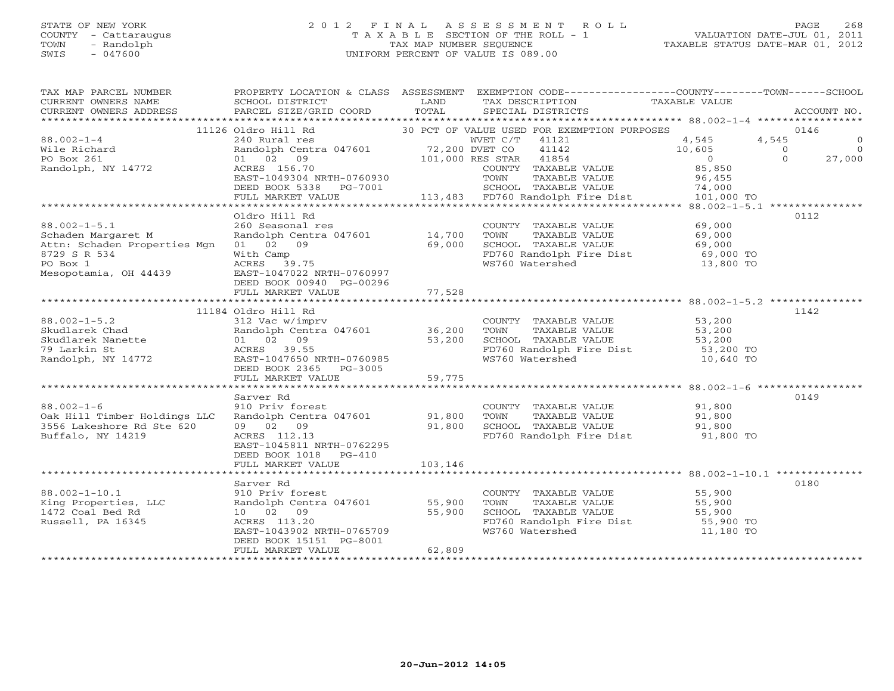STATE OF NEW YORK
COUNTY - Cattaraugus
TOWN - Randolph
SWIS - 047600

2 0 1 2 F I N A L A S S E S S M E N T R O L L
T A X A B L E SECTION OF THE ROLL - 1
TAX MAP NUMBER SEQUENCE
UNIFORM PERCENT OF VALUE IS 089.00

VALUATION DATE-JUL 01, 2011
TAXABLE STATUS DATE-MAR 01, 2012

| TAX MAP PARCEL NUMBER / CURRENT OWNERS NAME / CURRENT OWNERS ADDRESS | PROPERTY LOCATION & CLASS / SCHOOL DISTRICT / PARCEL SIZE/GRID COORD | ASSESSMENT LAND / TOTAL | EXEMPTION CODE / TAX DESCRIPTION / SPECIAL DISTRICTS | COUNTY TAXABLE VALUE | TOWN | SCHOOL | ACCOUNT NO. |
|---|---|---|---|---|---|---|---|
| | 11126 Oldro Hill Rd | | 30 PCT OF VALUE USED FOR EXEMPTION PURPOSES | | | | 0146 |
| 88.002-1-4 | 240 Rural res | | WVET C/T 41121 | 4,545 | 4,545 | 0 | |
| Wile Richard | Randolph Centra 047601 | 72,200 | DVET CO 41142 | 10,605 | 0 | 0 | |
| PO Box 261 | 01 02 09 | 101,000 | RES STAR 41854 | 0 | 0 | 27,000 | |
| Randolph, NY 14772 | ACRES 156.70 | | COUNTY TAXABLE VALUE | 85,850 | | | |
| | EAST-1049304 NRTH-0760930 | | TOWN TAXABLE VALUE | 96,455 | | | |
| | DEED BOOK 5338 PG-7001 | | SCHOOL TAXABLE VALUE | 74,000 | | | |
| | FULL MARKET VALUE | 113,483 | FD760 Randolph Fire Dist | 101,000 TO | | | |
| | Oldro Hill Rd | | | | | | 0112 |
| 88.002-1-5.1 | 260 Seasonal res | | COUNTY TAXABLE VALUE | 69,000 | | | |
| Schaden Margaret M | Randolph Centra 047601 | 14,700 | TOWN TAXABLE VALUE | 69,000 | | | |
| Attn: Schaden Properties Mgn | 01 02 09 | 69,000 | SCHOOL TAXABLE VALUE | 69,000 | | | |
| 8729 S R 534 | With Camp | | FD760 Randolph Fire Dist | 69,000 TO | | | |
| PO Box 1 | ACRES 39.75 | | WS760 Watershed | 13,800 TO | | | |
| Mesopotamia, OH 44439 | EAST-1047022 NRTH-0760997 | | | | | | |
| | DEED BOOK 00940 PG-00296 | | | | | | |
| | FULL MARKET VALUE | 77,528 | | | | | |
| | 11184 Oldro Hill Rd | | | | | | 1142 |
| 88.002-1-5.2 | 312 Vac w/imprv | | COUNTY TAXABLE VALUE | 53,200 | | | |
| Skudlarek Chad | Randolph Centra 047601 | 36,200 | TOWN TAXABLE VALUE | 53,200 | | | |
| Skudlarek Nanette | 01 02 09 | 53,200 | SCHOOL TAXABLE VALUE | 53,200 | | | |
| 79 Larkin St | ACRES 39.55 | | FD760 Randolph Fire Dist | 53,200 TO | | | |
| Randolph, NY 14772 | EAST-1047650 NRTH-0760985 | | WS760 Watershed | 10,640 TO | | | |
| | DEED BOOK 2365 PG-3005 | | | | | | |
| | FULL MARKET VALUE | 59,775 | | | | | |
| | Sarver Rd | | | | | | 0149 |
| 88.002-1-6 | 910 Priv forest | | COUNTY TAXABLE VALUE | 91,800 | | | |
| Oak Hill Timber Holdings LLC | Randolph Centra 047601 | 91,800 | TOWN TAXABLE VALUE | 91,800 | | | |
| 3556 Lakeshore Rd Ste 620 | 09 02 09 | 91,800 | SCHOOL TAXABLE VALUE | 91,800 | | | |
| Buffalo, NY 14219 | ACRES 112.13 | | FD760 Randolph Fire Dist | 91,800 TO | | | |
| | EAST-1045811 NRTH-0762295 | | | | | | |
| | DEED BOOK 1018 PG-410 | | | | | | |
| | FULL MARKET VALUE | 103,146 | | | | | |
| | Sarver Rd | | | | | | 0180 |
| 88.002-1-10.1 | 910 Priv forest | | COUNTY TAXABLE VALUE | 55,900 | | | |
| King Properties, LLC | Randolph Centra 047601 | 55,900 | TOWN TAXABLE VALUE | 55,900 | | | |
| 1472 Coal Bed Rd | 10 02 09 | 55,900 | SCHOOL TAXABLE VALUE | 55,900 | | | |
| Russell, PA 16345 | ACRES 113.20 | | FD760 Randolph Fire Dist | 55,900 TO | | | |
| | EAST-1043902 NRTH-0765709 | | WS760 Watershed | 11,180 TO | | | |
| | DEED BOOK 15151 PG-8001 | | | | | | |
| | FULL MARKET VALUE | 62,809 | | | | | |

20-Jun-2012 14:05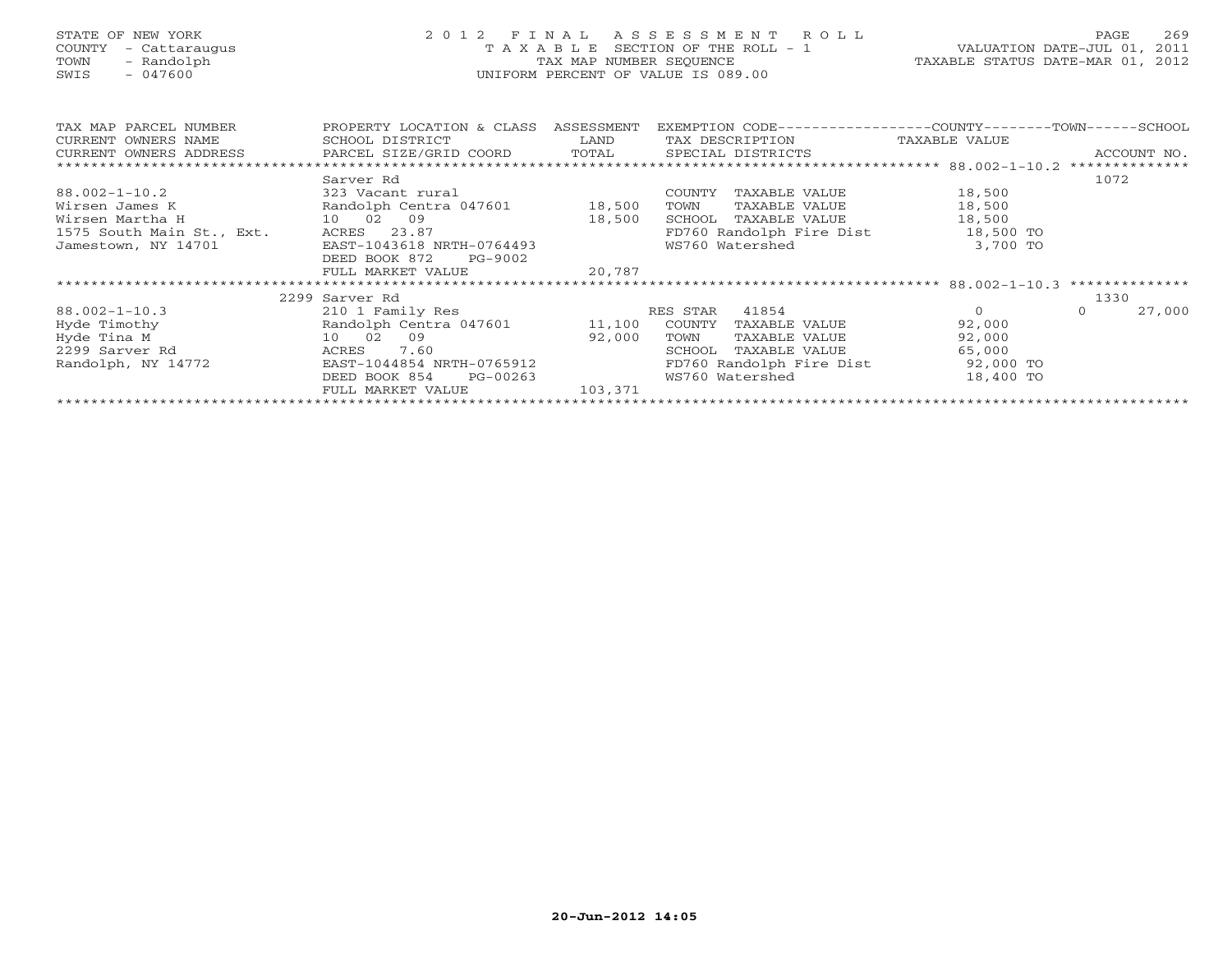STATE OF NEW YORK
COUNTY - Cattaraugus
TOWN - Randolph
SWIS - 047600

# 2012 FINAL ASSESSMENT ROLL

TAXABLE SECTION OF THE ROLL - 1
TAX MAP NUMBER SEQUENCE
UNIFORM PERCENT OF VALUE IS 089.00

VALUATION DATE-JUL 01, 2011
TAXABLE STATUS DATE-MAR 01, 2012

| TAX MAP PARCEL NUMBER / CURRENT OWNERS NAME / CURRENT OWNERS ADDRESS | PROPERTY LOCATION & CLASS / SCHOOL DISTRICT / PARCEL SIZE/GRID COORD | ASSESSMENT LAND / TOTAL | EXEMPTION CODE / TAX DESCRIPTION / SPECIAL DISTRICTS | COUNTY TAXABLE VALUE | TOWN | SCHOOL | ACCOUNT NO. |
|---|---|---|---|---|---|---|---|
| 88.002-1-10.2 | Sarver Rd | | | | | | 1072 |
| 88.002-1-10.2 | 323 Vacant rural | | COUNTY TAXABLE VALUE | 18,500 | | | |
| Wirsen James K | Randolph Centra 047601 | 18,500 | TOWN TAXABLE VALUE | 18,500 | | | |
| Wirsen Martha H | 10 02 09 | 18,500 | SCHOOL TAXABLE VALUE | 18,500 | | | |
| 1575 South Main St., Ext. | ACRES 23.87 | | FD760 Randolph Fire Dist | 18,500 TO | | | |
| Jamestown, NY 14701 | EAST-1043618 NRTH-0764493 | | WS760 Watershed | 3,700 TO | | | |
| | DEED BOOK 872 PG-9002 | | | | | | |
| | FULL MARKET VALUE | 20,787 | | | | | |
| 88.002-1-10.3 | 2299 Sarver Rd | | | | | | 1330 |
| 88.002-1-10.3 | 210 1 Family Res | | RES STAR 41854 | 0 | 0 | 27,000 | |
| Hyde Timothy | Randolph Centra 047601 | 11,100 | COUNTY TAXABLE VALUE | 92,000 | | | |
| Hyde Tina M | 10 02 09 | 92,000 | TOWN TAXABLE VALUE | 92,000 | | | |
| 2299 Sarver Rd | ACRES 7.60 | | SCHOOL TAXABLE VALUE | 65,000 | | | |
| Randolph, NY 14772 | EAST-1044854 NRTH-0765912 | | FD760 Randolph Fire Dist | 92,000 TO | | | |
| | DEED BOOK 854 PG-00263 | | WS760 Watershed | 18,400 TO | | | |
| | FULL MARKET VALUE | 103,371 | | | | | |

20-Jun-2012 14:05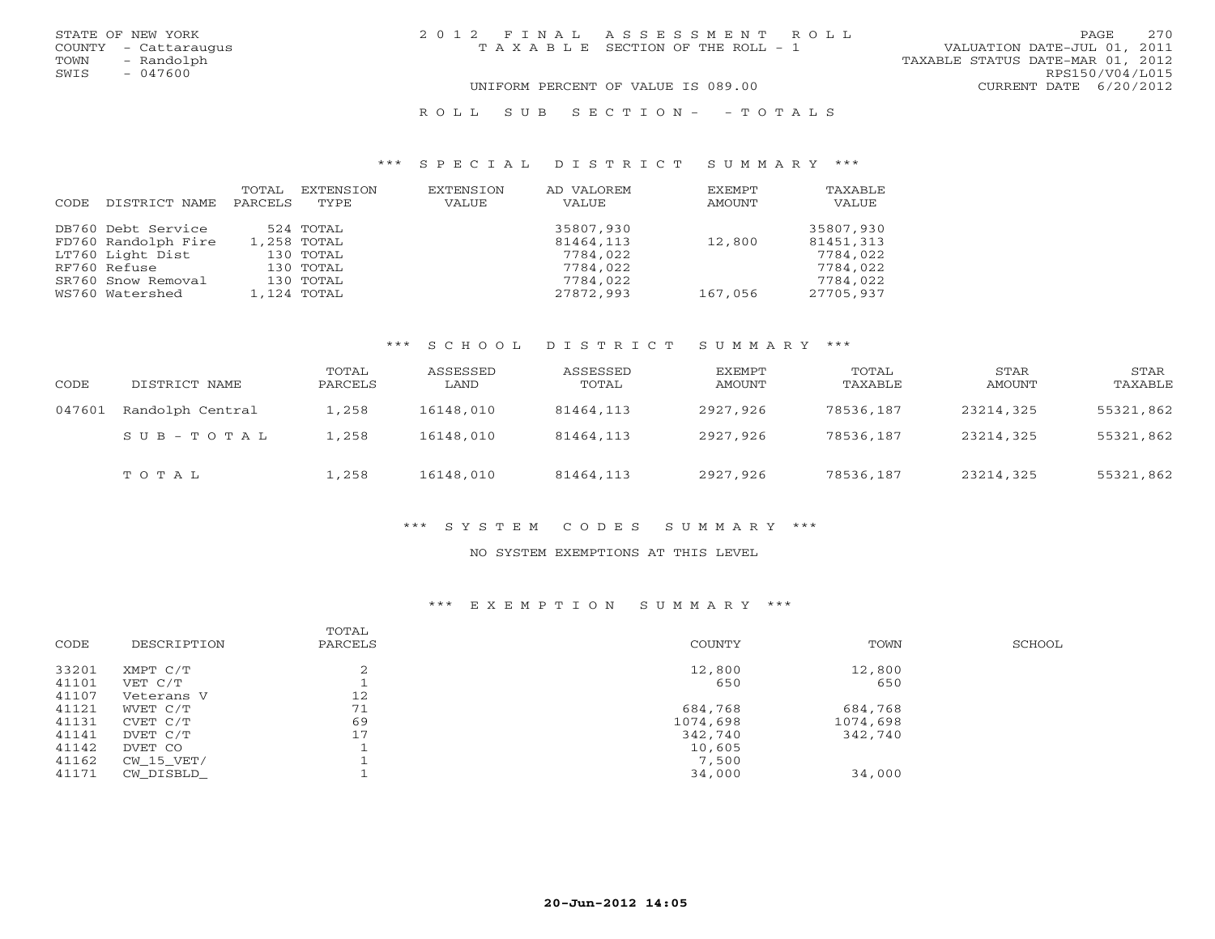STATE OF NEW YORK
COUNTY - Cattaraugus
TOWN - Randolph
SWIS - 047600

# 2012 FINAL ASSESSMENT ROLL
TAXABLE SECTION OF THE ROLL - 1

UNIFORM PERCENT OF VALUE IS 089.00

VALUATION DATE-JUL 01, 2011
TAXABLE STATUS DATE-MAR 01, 2012
RPS150/V04/L015
CURRENT DATE 6/20/2012

## ROLL SUB SECTION- - TOTALS

### *** SPECIAL DISTRICT SUMMARY ***

| CODE | DISTRICT NAME | TOTAL PARCELS | EXTENSION TYPE | EXTENSION VALUE | AD VALOREM VALUE | EXEMPT AMOUNT | TAXABLE VALUE |
|---|---|---|---|---|---|---|---|
| DB760 | Debt Service | 524 | TOTAL | | 35807,930 | | 35807,930 |
| FD760 | Randolph Fire | 1,258 | TOTAL | | 81464,113 | 12,800 | 81451,313 |
| LT760 | Light Dist | 130 | TOTAL | | 7784,022 | | 7784,022 |
| RF760 | Refuse | 130 | TOTAL | | 7784,022 | | 7784,022 |
| SR760 | Snow Removal | 130 | TOTAL | | 7784,022 | | 7784,022 |
| WS760 | Watershed | 1,124 | TOTAL | | 27872,993 | 167,056 | 27705,937 |

### *** SCHOOL DISTRICT SUMMARY ***

| CODE | DISTRICT NAME | TOTAL PARCELS | ASSESSED LAND | ASSESSED TOTAL | EXEMPT AMOUNT | TOTAL TAXABLE | STAR AMOUNT | STAR TAXABLE |
|---|---|---|---|---|---|---|---|---|
| 047601 | Randolph Central | 1,258 | 16148,010 | 81464,113 | 2927,926 | 78536,187 | 23214,325 | 55321,862 |
| | SUB-TOTAL | 1,258 | 16148,010 | 81464,113 | 2927,926 | 78536,187 | 23214,325 | 55321,862 |
| | TOTAL | 1,258 | 16148,010 | 81464,113 | 2927,926 | 78536,187 | 23214,325 | 55321,862 |

### *** SYSTEM CODES SUMMARY ***

NO SYSTEM EXEMPTIONS AT THIS LEVEL

### *** EXEMPTION SUMMARY ***

| CODE | DESCRIPTION | TOTAL PARCELS | COUNTY | TOWN | SCHOOL |
|---|---|---|---|---|---|
| 33201 | XMPT C/T | 2 | 12,800 | 12,800 | |
| 41101 | VET C/T | 1 | 650 | 650 | |
| 41107 | Veterans V | 12 | | | |
| 41121 | WVET C/T | 71 | 684,768 | 684,768 | |
| 41131 | CVET C/T | 69 | 1074,698 | 1074,698 | |
| 41141 | DVET C/T | 17 | 342,740 | 342,740 | |
| 41142 | DVET CO | 1 | 10,605 | | |
| 41162 | CW_15_VET/ | 1 | 7,500 | | |
| 41171 | CW_DISBLD_ | 1 | 34,000 | 34,000 | |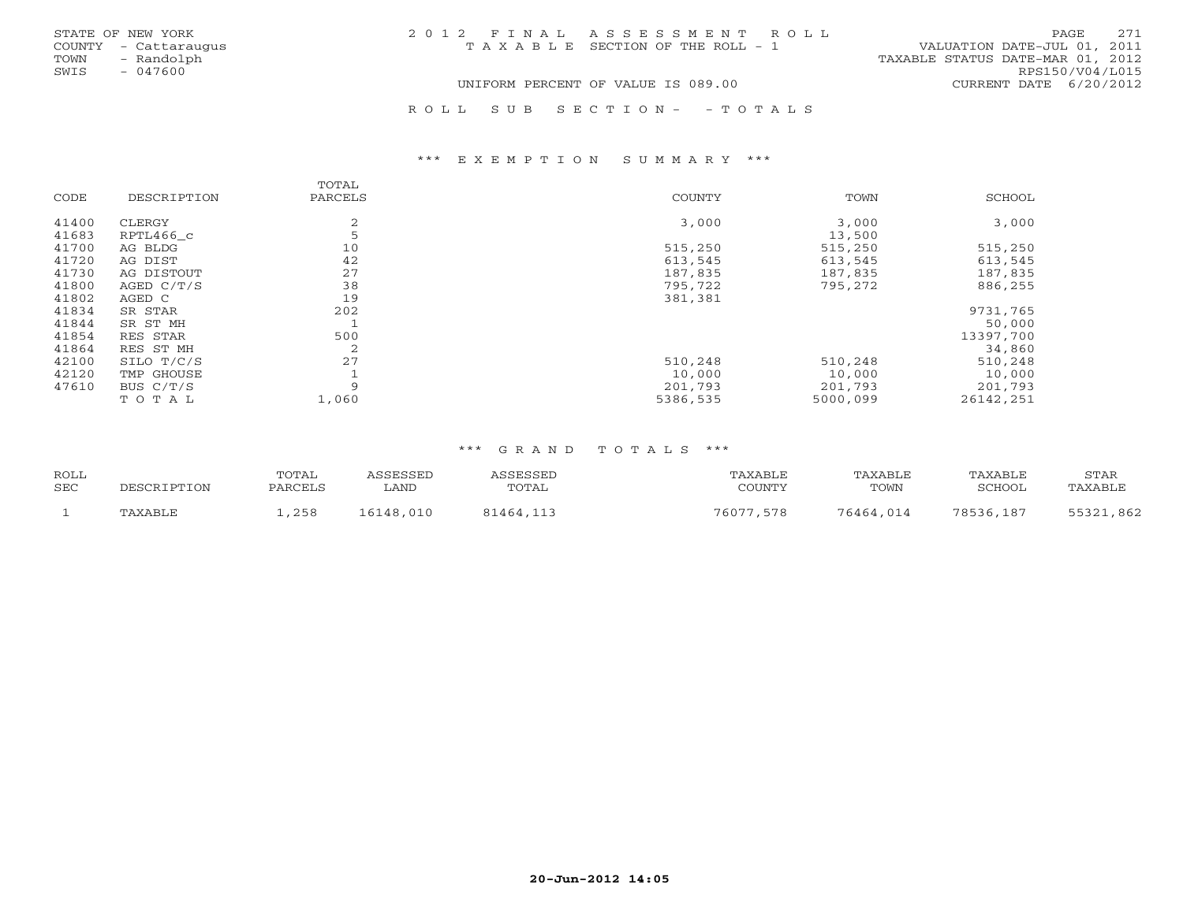STATE OF NEW YORK
COUNTY - Cattaraugus
TOWN - Randolph
SWIS - 047600

2012 FINAL ASSESSMENT ROLL
TAXABLE SECTION OF THE ROLL - 1

VALUATION DATE-JUL 01, 2011
TAXABLE STATUS DATE-MAR 01, 2012
RPS150/V04/L015

UNIFORM PERCENT OF VALUE IS 089.00

CURRENT DATE 6/20/2012

ROLL SUB SECTION- - TOTALS

## *** EXEMPTION SUMMARY ***

| CODE | DESCRIPTION | TOTAL PARCELS | COUNTY | TOWN | SCHOOL |
|---|---|---|---|---|---|
| 41400 | CLERGY | 2 | 3,000 | 3,000 | 3,000 |
| 41683 | RPTL466_c | 5 | | 13,500 | |
| 41700 | AG BLDG | 10 | 515,250 | 515,250 | 515,250 |
| 41720 | AG DIST | 42 | 613,545 | 613,545 | 613,545 |
| 41730 | AG DISTOUT | 27 | 187,835 | 187,835 | 187,835 |
| 41800 | AGED C/T/S | 38 | 795,722 | 795,272 | 886,255 |
| 41802 | AGED C | 19 | 381,381 | | |
| 41834 | SR STAR | 202 | | | 9731,765 |
| 41844 | SR ST MH | 1 | | | 50,000 |
| 41854 | RES STAR | 500 | | | 13397,700 |
| 41864 | RES ST MH | 2 | | | 34,860 |
| 42100 | SILO T/C/S | 27 | 510,248 | 510,248 | 510,248 |
| 42120 | TMP GHOUSE | 1 | 10,000 | 10,000 | 10,000 |
| 47610 | BUS C/T/S | 9 | 201,793 | 201,793 | 201,793 |
| | TOTAL | 1,060 | 5386,535 | 5000,099 | 26142,251 |

## *** GRAND TOTALS ***

| ROLL SEC | DESCRIPTION | TOTAL PARCELS | ASSESSED LAND | ASSESSED TOTAL | TAXABLE COUNTY | TAXABLE TOWN | TAXABLE SCHOOL | STAR TAXABLE |
|---|---|---|---|---|---|---|---|---|
| 1 | TAXABLE | 1,258 | 16148,010 | 81464,113 | 76077,578 | 76464,014 | 78536,187 | 55321,862 |

20-Jun-2012 14:05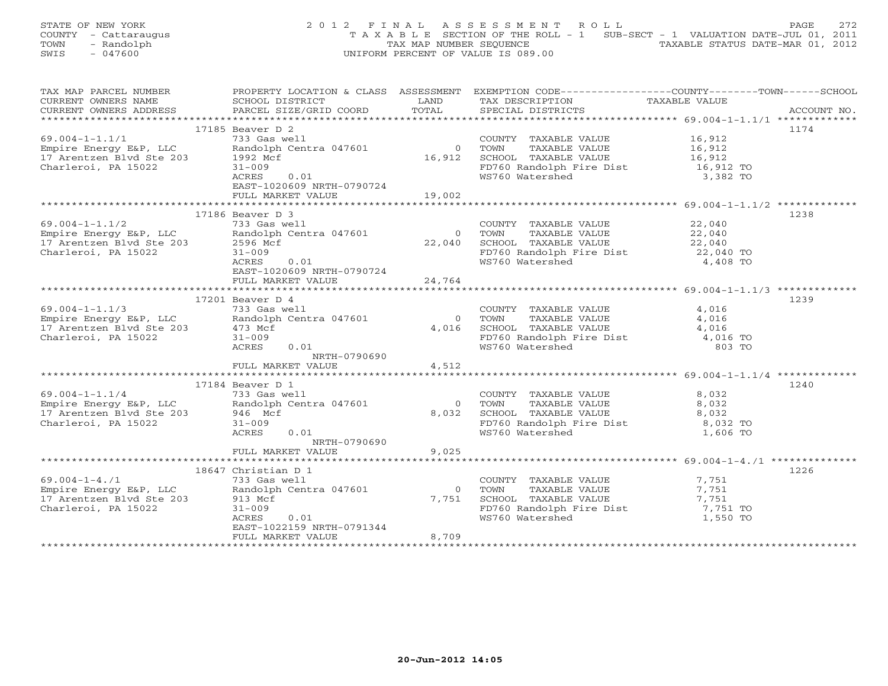STATE OF NEW YORK
COUNTY - Cattaraugus
TOWN - Randolph
SWIS - 047600

2012 FINAL ASSESSMENT ROLL
TAXABLE SECTION OF THE ROLL - 1 SUB-SECT - 1 VALUATION DATE-JUL 01, 2011
TAX MAP NUMBER SEQUENCE TAXABLE STATUS DATE-MAR 01, 2012
UNIFORM PERCENT OF VALUE IS 089.00

| TAX MAP PARCEL NUMBER / CURRENT OWNERS NAME / CURRENT OWNERS ADDRESS | PROPERTY LOCATION & CLASS / SCHOOL DISTRICT / PARCEL SIZE/GRID COORD | ASSESSMENT LAND / TOTAL | EXEMPTION CODE / TAX DESCRIPTION / SPECIAL DISTRICTS | TAXABLE VALUE (COUNTY/TOWN/SCHOOL) | ACCOUNT NO. |
|---|---|---|---|---|---|
| 69.004-1-1.1/1 | 17185 Beaver D 2 | | | | 1174 |
| | 733 Gas well | | COUNTY TAXABLE VALUE | 16,912 | |
| Empire Energy E&P, LLC | Randolph Centra 047601 | 0 | TOWN TAXABLE VALUE | 16,912 | |
| 17 Arentzen Blvd Ste 203 | 1992 Mcf | 16,912 | SCHOOL TAXABLE VALUE | 16,912 | |
| Charleroi, PA 15022 | 31-009 | | FD760 Randolph Fire Dist | 16,912 TO | |
| | ACRES 0.01 | | WS760 Watershed | 3,382 TO | |
| | EAST-1020609 NRTH-0790724 | | | | |
| | FULL MARKET VALUE | 19,002 | | | |
| 69.004-1-1.1/2 | 17186 Beaver D 3 | | | | 1238 |
| | 733 Gas well | | COUNTY TAXABLE VALUE | 22,040 | |
| Empire Energy E&P, LLC | Randolph Centra 047601 | 0 | TOWN TAXABLE VALUE | 22,040 | |
| 17 Arentzen Blvd Ste 203 | 2596 Mcf | 22,040 | SCHOOL TAXABLE VALUE | 22,040 | |
| Charleroi, PA 15022 | 31-009 | | FD760 Randolph Fire Dist | 22,040 TO | |
| | ACRES 0.01 | | WS760 Watershed | 4,408 TO | |
| | EAST-1020609 NRTH-0790724 | | | | |
| | FULL MARKET VALUE | 24,764 | | | |
| 69.004-1-1.1/3 | 17201 Beaver D 4 | | | | 1239 |
| | 733 Gas well | | COUNTY TAXABLE VALUE | 4,016 | |
| Empire Energy E&P, LLC | Randolph Centra 047601 | 0 | TOWN TAXABLE VALUE | 4,016 | |
| 17 Arentzen Blvd Ste 203 | 473 Mcf | 4,016 | SCHOOL TAXABLE VALUE | 4,016 | |
| Charleroi, PA 15022 | 31-009 | | FD760 Randolph Fire Dist | 4,016 TO | |
| | ACRES 0.01 | | WS760 Watershed | 803 TO | |
| | NRTH-0790690 | | | | |
| | FULL MARKET VALUE | 4,512 | | | |
| 69.004-1-1.1/4 | 17184 Beaver D 1 | | | | 1240 |
| | 733 Gas well | | COUNTY TAXABLE VALUE | 8,032 | |
| Empire Energy E&P, LLC | Randolph Centra 047601 | 0 | TOWN TAXABLE VALUE | 8,032 | |
| 17 Arentzen Blvd Ste 203 | 946 Mcf | 8,032 | SCHOOL TAXABLE VALUE | 8,032 | |
| Charleroi, PA 15022 | 31-009 | | FD760 Randolph Fire Dist | 8,032 TO | |
| | ACRES 0.01 | | WS760 Watershed | 1,606 TO | |
| | NRTH-0790690 | | | | |
| | FULL MARKET VALUE | 9,025 | | | |
| 69.004-1-4./1 | 18647 Christian D 1 | | | | 1226 |
| | 733 Gas well | | COUNTY TAXABLE VALUE | 7,751 | |
| Empire Energy E&P, LLC | Randolph Centra 047601 | 0 | TOWN TAXABLE VALUE | 7,751 | |
| 17 Arentzen Blvd Ste 203 | 913 Mcf | 7,751 | SCHOOL TAXABLE VALUE | 7,751 | |
| Charleroi, PA 15022 | 31-009 | | FD760 Randolph Fire Dist | 7,751 TO | |
| | ACRES 0.01 | | WS760 Watershed | 1,550 TO | |
| | EAST-1022159 NRTH-0791344 | | | | |
| | FULL MARKET VALUE | 8,709 | | | |

20-Jun-2012 14:05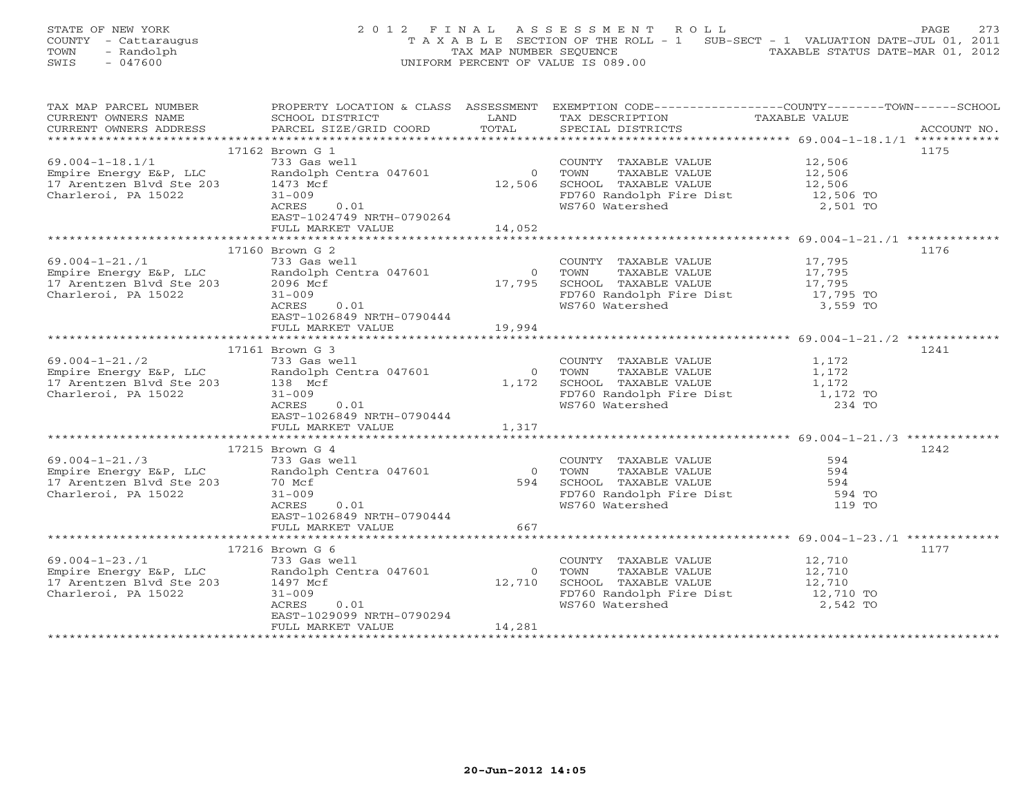STATE OF NEW YORK
COUNTY - Cattaraugus
TOWN - Randolph
SWIS - 047600

# 2012 FINAL ASSESSMENT ROLL

TAXABLE SECTION OF THE ROLL - 1 SUB-SECT - 1 VALUATION DATE-JUL 01, 2011
TAX MAP NUMBER SEQUENCE TAXABLE STATUS DATE-MAR 01, 2012
UNIFORM PERCENT OF VALUE IS 089.00

| TAX MAP PARCEL NUMBER / CURRENT OWNERS NAME / CURRENT OWNERS ADDRESS | PROPERTY LOCATION & CLASS / SCHOOL DISTRICT / PARCEL SIZE/GRID COORD | ASSESSMENT LAND / TOTAL | EXEMPTION CODE / TAX DESCRIPTION / SPECIAL DISTRICTS | TAXABLE VALUE | ACCOUNT NO. |
|---|---|---|---|---|---|
| 69.004-1-18.1/1 | 17162 Brown G 1 | | | | 1175 |
| | 733 Gas well | | COUNTY TAXABLE VALUE | 12,506 | |
| Empire Energy E&P, LLC | Randolph Centra 047601 | 0 | TOWN TAXABLE VALUE | 12,506 | |
| 17 Arentzen Blvd Ste 203 | 1473 Mcf | 12,506 | SCHOOL TAXABLE VALUE | 12,506 | |
| Charleroi, PA 15022 | 31-009 | | FD760 Randolph Fire Dist | 12,506 TO | |
| | ACRES 0.01 | | WS760 Watershed | 2,501 TO | |
| | EAST-1024749 NRTH-0790264 | | | | |
| | FULL MARKET VALUE | 14,052 | | | |
| 69.004-1-21./1 | 17160 Brown G 2 | | | | 1176 |
| | 733 Gas well | | COUNTY TAXABLE VALUE | 17,795 | |
| Empire Energy E&P, LLC | Randolph Centra 047601 | 0 | TOWN TAXABLE VALUE | 17,795 | |
| 17 Arentzen Blvd Ste 203 | 2096 Mcf | 17,795 | SCHOOL TAXABLE VALUE | 17,795 | |
| Charleroi, PA 15022 | 31-009 | | FD760 Randolph Fire Dist | 17,795 TO | |
| | ACRES 0.01 | | WS760 Watershed | 3,559 TO | |
| | EAST-1026849 NRTH-0790444 | | | | |
| | FULL MARKET VALUE | 19,994 | | | |
| 69.004-1-21./2 | 17161 Brown G 3 | | | | 1241 |
| | 733 Gas well | | COUNTY TAXABLE VALUE | 1,172 | |
| Empire Energy E&P, LLC | Randolph Centra 047601 | 0 | TOWN TAXABLE VALUE | 1,172 | |
| 17 Arentzen Blvd Ste 203 | 138 Mcf | 1,172 | SCHOOL TAXABLE VALUE | 1,172 | |
| Charleroi, PA 15022 | 31-009 | | FD760 Randolph Fire Dist | 1,172 TO | |
| | ACRES 0.01 | | WS760 Watershed | 234 TO | |
| | EAST-1026849 NRTH-0790444 | | | | |
| | FULL MARKET VALUE | 1,317 | | | |
| 69.004-1-21./3 | 17215 Brown G 4 | | | | 1242 |
| | 733 Gas well | | COUNTY TAXABLE VALUE | 594 | |
| Empire Energy E&P, LLC | Randolph Centra 047601 | 0 | TOWN TAXABLE VALUE | 594 | |
| 17 Arentzen Blvd Ste 203 | 70 Mcf | 594 | SCHOOL TAXABLE VALUE | 594 | |
| Charleroi, PA 15022 | 31-009 | | FD760 Randolph Fire Dist | 594 TO | |
| | ACRES 0.01 | | WS760 Watershed | 119 TO | |
| | EAST-1026849 NRTH-0790444 | | | | |
| | FULL MARKET VALUE | 667 | | | |
| 69.004-1-23./1 | 17216 Brown G 6 | | | | 1177 |
| | 733 Gas well | | COUNTY TAXABLE VALUE | 12,710 | |
| Empire Energy E&P, LLC | Randolph Centra 047601 | 0 | TOWN TAXABLE VALUE | 12,710 | |
| 17 Arentzen Blvd Ste 203 | 1497 Mcf | 12,710 | SCHOOL TAXABLE VALUE | 12,710 | |
| Charleroi, PA 15022 | 31-009 | | FD760 Randolph Fire Dist | 12,710 TO | |
| | ACRES 0.01 | | WS760 Watershed | 2,542 TO | |
| | EAST-1029099 NRTH-0790294 | | | | |
| | FULL MARKET VALUE | 14,281 | | | |

20-Jun-2012 14:05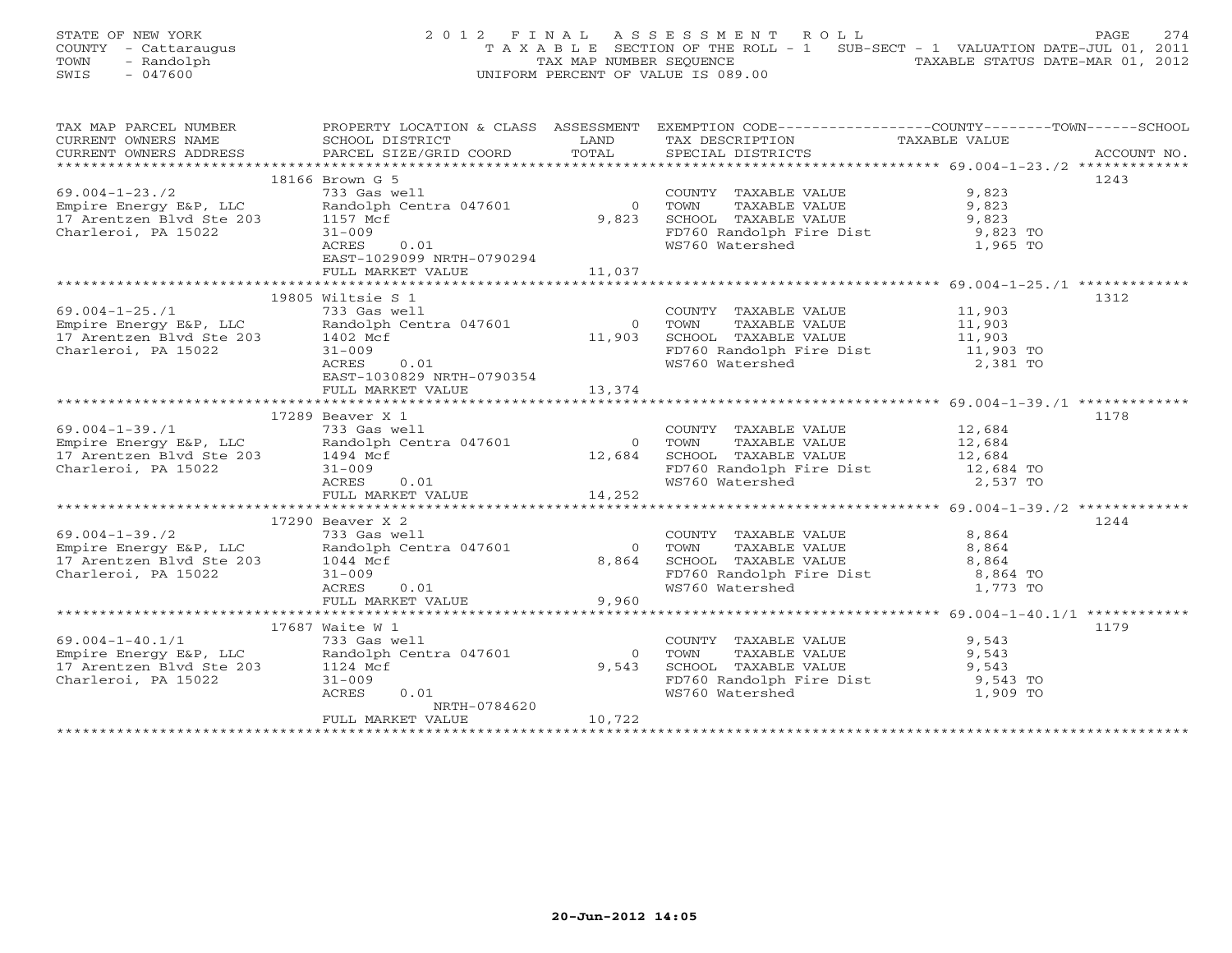STATE OF NEW YORK
COUNTY - Cattaraugus
TOWN - Randolph
SWIS - 047600

2012 FINAL ASSESSMENT ROLL
TAXABLE SECTION OF THE ROLL - 1 SUB-SECT - 1 VALUATION DATE-JUL 01, 2011
TAX MAP NUMBER SEQUENCE TAXABLE STATUS DATE-MAR 01, 2012
UNIFORM PERCENT OF VALUE IS 089.00

| TAX MAP PARCEL NUMBER / CURRENT OWNERS NAME / CURRENT OWNERS ADDRESS | PROPERTY LOCATION & CLASS / SCHOOL DISTRICT / PARCEL SIZE/GRID COORD | ASSESSMENT LAND / TOTAL | EXEMPTION CODE / TAX DESCRIPTION / SPECIAL DISTRICTS | COUNTY--------TOWN------SCHOOL TAXABLE VALUE | ACCOUNT NO. |
|---|---|---|---|---|---|
| 69.004-1-23./2 | 18166 Brown G 5 | | | | 1243 |
| 69.004-1-23./2 | 733 Gas well | | COUNTY TAXABLE VALUE | 9,823 | |
| Empire Energy E&P, LLC | Randolph Centra 047601 | 0 | TOWN TAXABLE VALUE | 9,823 | |
| 17 Arentzen Blvd Ste 203 | 1157 Mcf | 9,823 | SCHOOL TAXABLE VALUE | 9,823 | |
| Charleroi, PA 15022 | 31-009 | | FD760 Randolph Fire Dist | 9,823 TO | |
| | ACRES 0.01 | | WS760 Watershed | 1,965 TO | |
| | EAST-1029099 NRTH-0790294 | | | | |
| | FULL MARKET VALUE | 11,037 | | | |
| 69.004-1-25./1 | 19805 Wiltsie S 1 | | | | 1312 |
| 69.004-1-25./1 | 733 Gas well | | COUNTY TAXABLE VALUE | 11,903 | |
| Empire Energy E&P, LLC | Randolph Centra 047601 | 0 | TOWN TAXABLE VALUE | 11,903 | |
| 17 Arentzen Blvd Ste 203 | 1402 Mcf | 11,903 | SCHOOL TAXABLE VALUE | 11,903 | |
| Charleroi, PA 15022 | 31-009 | | FD760 Randolph Fire Dist | 11,903 TO | |
| | ACRES 0.01 | | WS760 Watershed | 2,381 TO | |
| | EAST-1030829 NRTH-0790354 | | | | |
| | FULL MARKET VALUE | 13,374 | | | |
| 69.004-1-39./1 | 17289 Beaver X 1 | | | | 1178 |
| 69.004-1-39./1 | 733 Gas well | | COUNTY TAXABLE VALUE | 12,684 | |
| Empire Energy E&P, LLC | Randolph Centra 047601 | 0 | TOWN TAXABLE VALUE | 12,684 | |
| 17 Arentzen Blvd Ste 203 | 1494 Mcf | 12,684 | SCHOOL TAXABLE VALUE | 12,684 | |
| Charleroi, PA 15022 | 31-009 | | FD760 Randolph Fire Dist | 12,684 TO | |
| | ACRES 0.01 | | WS760 Watershed | 2,537 TO | |
| | FULL MARKET VALUE | 14,252 | | | |
| 69.004-1-39./2 | 17290 Beaver X 2 | | | | 1244 |
| 69.004-1-39./2 | 733 Gas well | | COUNTY TAXABLE VALUE | 8,864 | |
| Empire Energy E&P, LLC | Randolph Centra 047601 | 0 | TOWN TAXABLE VALUE | 8,864 | |
| 17 Arentzen Blvd Ste 203 | 1044 Mcf | 8,864 | SCHOOL TAXABLE VALUE | 8,864 | |
| Charleroi, PA 15022 | 31-009 | | FD760 Randolph Fire Dist | 8,864 TO | |
| | ACRES 0.01 | | WS760 Watershed | 1,773 TO | |
| | FULL MARKET VALUE | 9,960 | | | |
| 69.004-1-40.1/1 | 17687 Waite W 1 | | | | 1179 |
| 69.004-1-40.1/1 | 733 Gas well | | COUNTY TAXABLE VALUE | 9,543 | |
| Empire Energy E&P, LLC | Randolph Centra 047601 | 0 | TOWN TAXABLE VALUE | 9,543 | |
| 17 Arentzen Blvd Ste 203 | 1124 Mcf | 9,543 | SCHOOL TAXABLE VALUE | 9,543 | |
| Charleroi, PA 15022 | 31-009 | | FD760 Randolph Fire Dist | 9,543 TO | |
| | ACRES 0.01 | | WS760 Watershed | 1,909 TO | |
| | NRTH-0784620 | | | | |
| | FULL MARKET VALUE | 10,722 | | | |

20-Jun-2012 14:05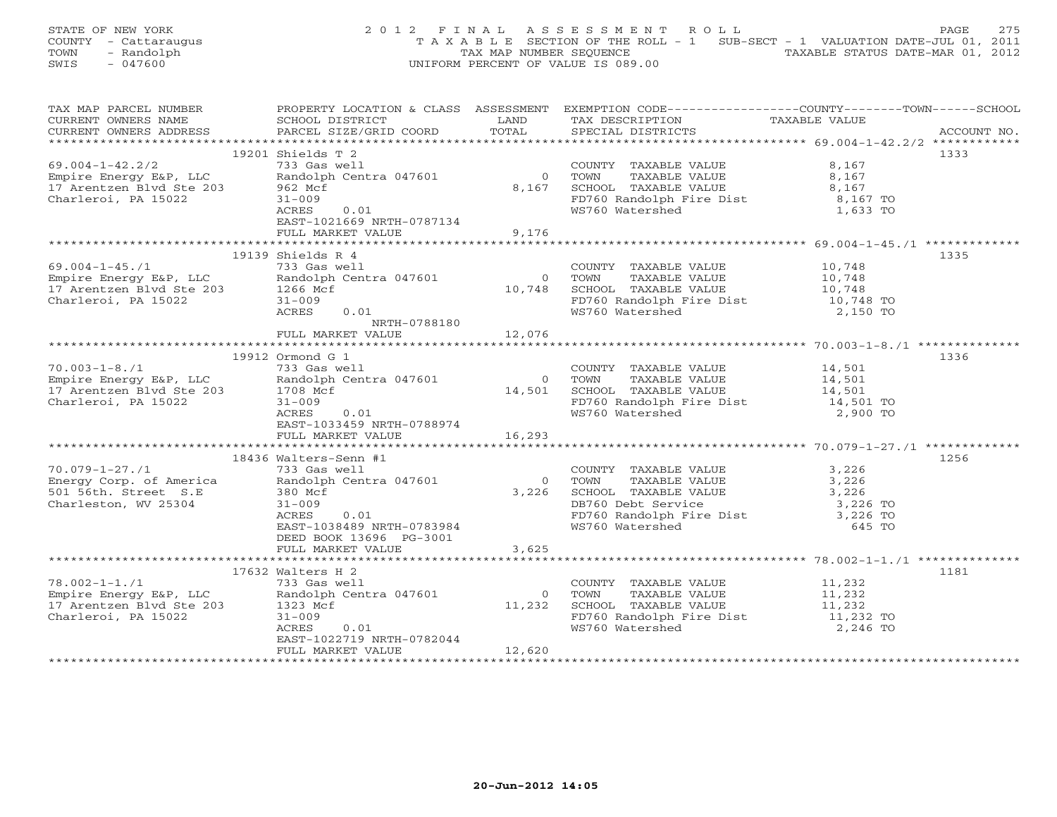STATE OF NEW YORK
COUNTY - Cattaraugus
TOWN - Randolph
SWIS - 047600

2012 FINAL ASSESSMENT ROLL
TAXABLE SECTION OF THE ROLL - 1 SUB-SECT - 1 VALUATION DATE-JUL 01, 2011
TAX MAP NUMBER SEQUENCE TAXABLE STATUS DATE-MAR 01, 2012
UNIFORM PERCENT OF VALUE IS 089.00

| TAX MAP PARCEL NUMBER / CURRENT OWNERS NAME / CURRENT OWNERS ADDRESS | PROPERTY LOCATION & CLASS / SCHOOL DISTRICT / PARCEL SIZE/GRID COORD | ASSESSMENT LAND / TOTAL | EXEMPTION CODE / TAX DESCRIPTION / SPECIAL DISTRICTS | COUNTY--------TOWN------SCHOOL TAXABLE VALUE | ACCOUNT NO. |
|---|---|---|---|---|---|
| | 19201 Shields T 2 | | | | 1333 |
| 69.004-1-42.2/2 | 733 Gas well | | COUNTY TAXABLE VALUE | 8,167 | |
| Empire Energy E&P, LLC | Randolph Centra 047601 | 0 | TOWN TAXABLE VALUE | 8,167 | |
| 17 Arentzen Blvd Ste 203 | 962 Mcf | 8,167 | SCHOOL TAXABLE VALUE | 8,167 | |
| Charleroi, PA 15022 | 31-009 | | FD760 Randolph Fire Dist | 8,167 TO | |
| | ACRES 0.01 | | WS760 Watershed | 1,633 TO | |
| | EAST-1021669 NRTH-0787134 | | | | |
| | FULL MARKET VALUE | 9,176 | | | |
| | 19139 Shields R 4 | | | | 1335 |
| 69.004-1-45./1 | 733 Gas well | | COUNTY TAXABLE VALUE | 10,748 | |
| Empire Energy E&P, LLC | Randolph Centra 047601 | 0 | TOWN TAXABLE VALUE | 10,748 | |
| 17 Arentzen Blvd Ste 203 | 1266 Mcf | 10,748 | SCHOOL TAXABLE VALUE | 10,748 | |
| Charleroi, PA 15022 | 31-009 | | FD760 Randolph Fire Dist | 10,748 TO | |
| | ACRES 0.01 | | WS760 Watershed | 2,150 TO | |
| | NRTH-0788180 | | | | |
| | FULL MARKET VALUE | 12,076 | | | |
| | 19912 Ormond G 1 | | | | 1336 |
| 70.003-1-8./1 | 733 Gas well | | COUNTY TAXABLE VALUE | 14,501 | |
| Empire Energy E&P, LLC | Randolph Centra 047601 | 0 | TOWN TAXABLE VALUE | 14,501 | |
| 17 Arentzen Blvd Ste 203 | 1708 Mcf | 14,501 | SCHOOL TAXABLE VALUE | 14,501 | |
| Charleroi, PA 15022 | 31-009 | | FD760 Randolph Fire Dist | 14,501 TO | |
| | ACRES 0.01 | | WS760 Watershed | 2,900 TO | |
| | EAST-1033459 NRTH-0788974 | | | | |
| | FULL MARKET VALUE | 16,293 | | | |
| | 18436 Walters-Senn #1 | | | | 1256 |
| 70.079-1-27./1 | 733 Gas well | | COUNTY TAXABLE VALUE | 3,226 | |
| Energy Corp. of America | Randolph Centra 047601 | 0 | TOWN TAXABLE VALUE | 3,226 | |
| 501 56th. Street S.E | 380 Mcf | 3,226 | SCHOOL TAXABLE VALUE | 3,226 | |
| Charleston, WV 25304 | 31-009 | | DB760 Debt Service | 3,226 TO | |
| | ACRES 0.01 | | FD760 Randolph Fire Dist | 3,226 TO | |
| | EAST-1038489 NRTH-0783984 | | WS760 Watershed | 645 TO | |
| | DEED BOOK 13696 PG-3001 | | | | |
| | FULL MARKET VALUE | 3,625 | | | |
| | 17632 Walters H 2 | | | | 1181 |
| 78.002-1-1./1 | 733 Gas well | | COUNTY TAXABLE VALUE | 11,232 | |
| Empire Energy E&P, LLC | Randolph Centra 047601 | 0 | TOWN TAXABLE VALUE | 11,232 | |
| 17 Arentzen Blvd Ste 203 | 1323 Mcf | 11,232 | SCHOOL TAXABLE VALUE | 11,232 | |
| Charleroi, PA 15022 | 31-009 | | FD760 Randolph Fire Dist | 11,232 TO | |
| | ACRES 0.01 | | WS760 Watershed | 2,246 TO | |
| | EAST-1022719 NRTH-0782044 | | | | |
| | FULL MARKET VALUE | 12,620 | | | |

20-Jun-2012 14:05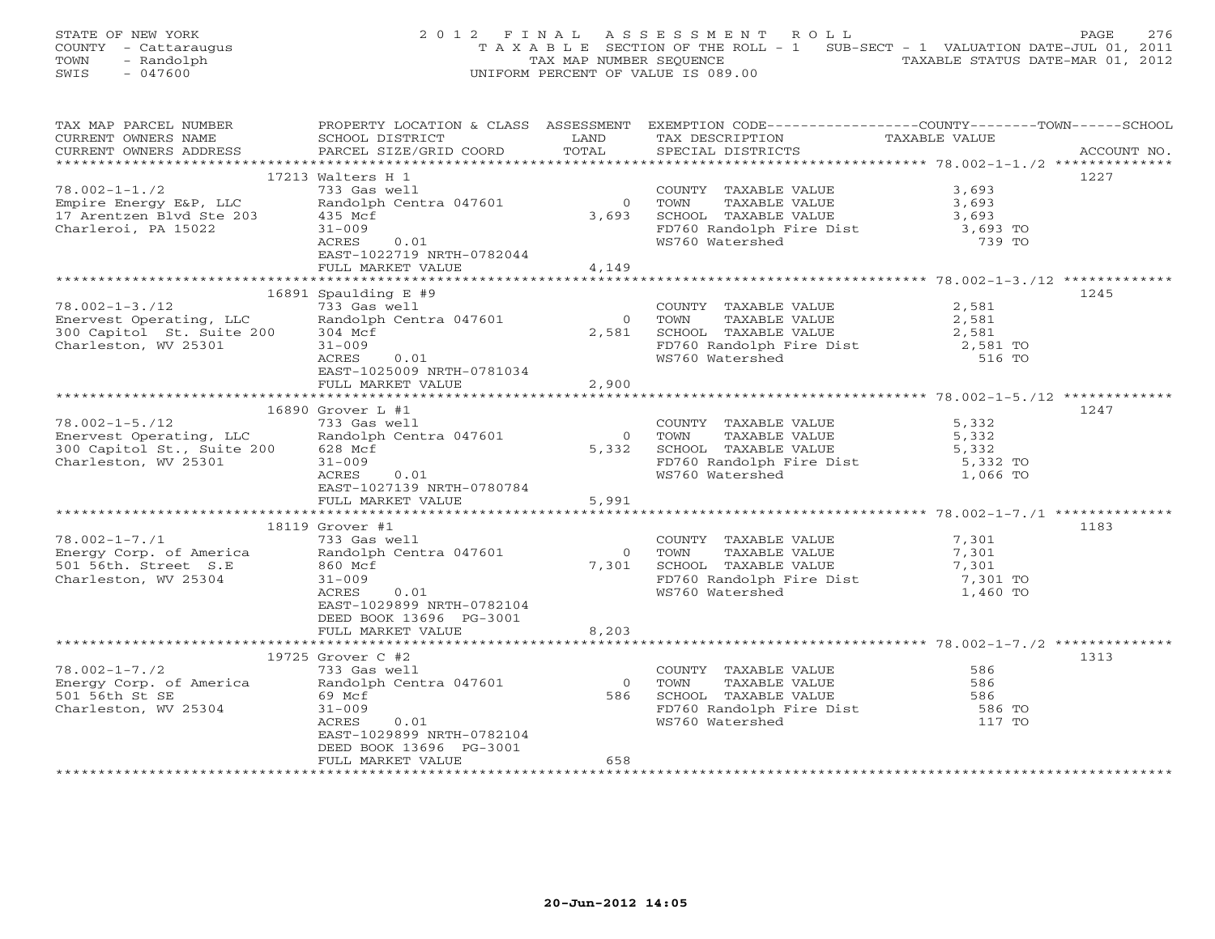STATE OF NEW YORK
COUNTY - Cattaraugus
TOWN - Randolph
SWIS - 047600

2012 FINAL ASSESSMENT ROLL
TAXABLE SECTION OF THE ROLL - 1 SUB-SECT - 1 VALUATION DATE-JUL 01, 2011
TAX MAP NUMBER SEQUENCE TAXABLE STATUS DATE-MAR 01, 2012
UNIFORM PERCENT OF VALUE IS 089.00

| TAX MAP PARCEL NUMBER / CURRENT OWNERS NAME / CURRENT OWNERS ADDRESS | PROPERTY LOCATION & CLASS / SCHOOL DISTRICT / PARCEL SIZE/GRID COORD | ASSESSMENT LAND / TOTAL | EXEMPTION CODE / TAX DESCRIPTION / SPECIAL DISTRICTS | COUNTY / TOWN / SCHOOL TAXABLE VALUE | ACCOUNT NO. |
|---|---|---|---|---|---|
| **78.002-1-1./2** | 17213 Walters H 1 | | | | 1227 |
| 78.002-1-1./2 | 733 Gas well | | COUNTY TAXABLE VALUE | 3,693 | |
| Empire Energy E&P, LLC | Randolph Centra 047601 | 0 | TOWN TAXABLE VALUE | 3,693 | |
| 17 Arentzen Blvd Ste 203 | 435 Mcf | 3,693 | SCHOOL TAXABLE VALUE | 3,693 | |
| Charleroi, PA 15022 | 31-009 | | FD760 Randolph Fire Dist | 3,693 TO | |
| | ACRES 0.01 | | WS760 Watershed | 739 TO | |
| | EAST-1022719 NRTH-0782044 | | | | |
| | FULL MARKET VALUE | 4,149 | | | |
| **78.002-1-3./12** | 16891 Spaulding E #9 | | | | 1245 |
| 78.002-1-3./12 | 733 Gas well | | COUNTY TAXABLE VALUE | 2,581 | |
| Enervest Operating, LLC | Randolph Centra 047601 | 0 | TOWN TAXABLE VALUE | 2,581 | |
| 300 Capitol St. Suite 200 | 304 Mcf | 2,581 | SCHOOL TAXABLE VALUE | 2,581 | |
| Charleston, WV 25301 | 31-009 | | FD760 Randolph Fire Dist | 2,581 TO | |
| | ACRES 0.01 | | WS760 Watershed | 516 TO | |
| | EAST-1025009 NRTH-0781034 | | | | |
| | FULL MARKET VALUE | 2,900 | | | |
| **78.002-1-5./12** | 16890 Grover L #1 | | | | 1247 |
| 78.002-1-5./12 | 733 Gas well | | COUNTY TAXABLE VALUE | 5,332 | |
| Enervest Operating, LLC | Randolph Centra 047601 | 0 | TOWN TAXABLE VALUE | 5,332 | |
| 300 Capitol St., Suite 200 | 628 Mcf | 5,332 | SCHOOL TAXABLE VALUE | 5,332 | |
| Charleston, WV 25301 | 31-009 | | FD760 Randolph Fire Dist | 5,332 TO | |
| | ACRES 0.01 | | WS760 Watershed | 1,066 TO | |
| | EAST-1027139 NRTH-0780784 | | | | |
| | FULL MARKET VALUE | 5,991 | | | |
| **78.002-1-7./1** | 18119 Grover #1 | | | | 1183 |
| 78.002-1-7./1 | 733 Gas well | | COUNTY TAXABLE VALUE | 7,301 | |
| Energy Corp. of America | Randolph Centra 047601 | 0 | TOWN TAXABLE VALUE | 7,301 | |
| 501 56th. Street S.E | 860 Mcf | 7,301 | SCHOOL TAXABLE VALUE | 7,301 | |
| Charleston, WV 25304 | 31-009 | | FD760 Randolph Fire Dist | 7,301 TO | |
| | ACRES 0.01 | | WS760 Watershed | 1,460 TO | |
| | EAST-1029899 NRTH-0782104 | | | | |
| | DEED BOOK 13696 PG-3001 | | | | |
| | FULL MARKET VALUE | 8,203 | | | |
| **78.002-1-7./2** | 19725 Grover C #2 | | | | 1313 |
| 78.002-1-7./2 | 733 Gas well | | COUNTY TAXABLE VALUE | 586 | |
| Energy Corp. of America | Randolph Centra 047601 | 0 | TOWN TAXABLE VALUE | 586 | |
| 501 56th St SE | 69 Mcf | 586 | SCHOOL TAXABLE VALUE | 586 | |
| Charleston, WV 25304 | 31-009 | | FD760 Randolph Fire Dist | 586 TO | |
| | ACRES 0.01 | | WS760 Watershed | 117 TO | |
| | EAST-1029899 NRTH-0782104 | | | | |
| | DEED BOOK 13696 PG-3001 | | | | |
| | FULL MARKET VALUE | 658 | | | |

20-Jun-2012 14:05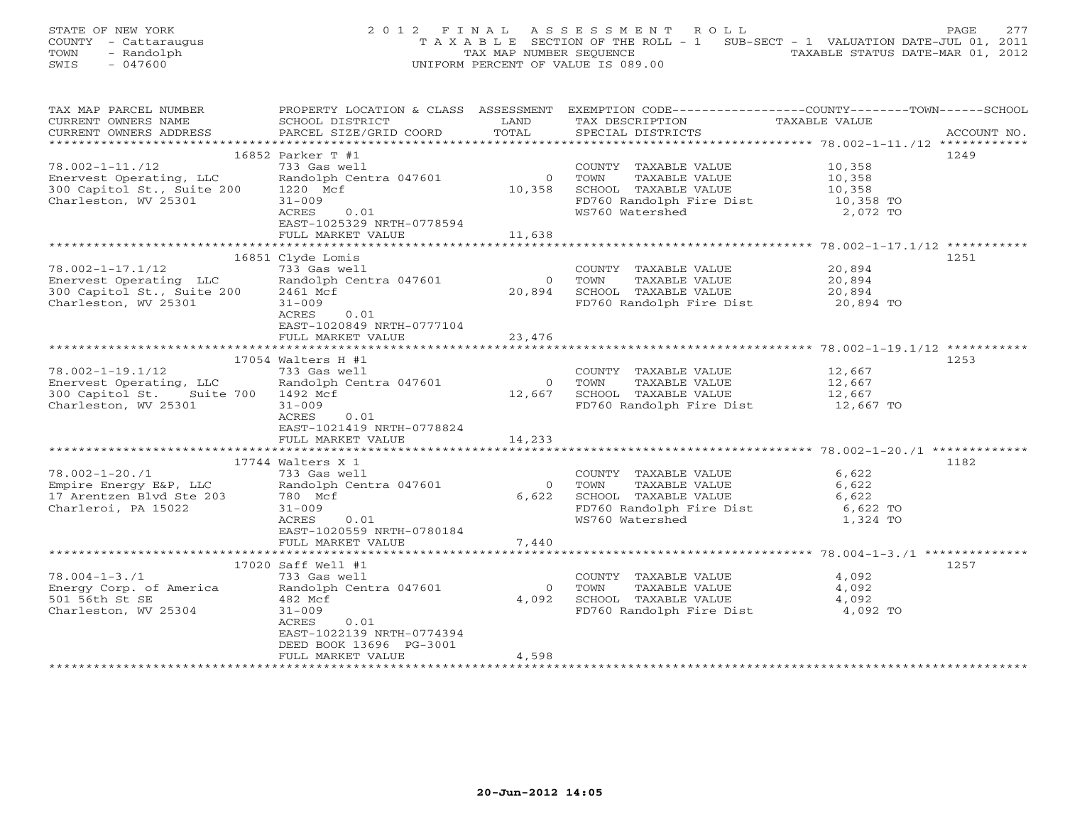STATE OF NEW YORK
COUNTY - Cattaraugus
TOWN - Randolph
SWIS - 047600

2012 FINAL ASSESSMENT ROLL
TAXABLE SECTION OF THE ROLL - 1 SUB-SECT - 1 VALUATION DATE-JUL 01, 2011
TAX MAP NUMBER SEQUENCE TAXABLE STATUS DATE-MAR 01, 2012
UNIFORM PERCENT OF VALUE IS 089.00

| TAX MAP PARCEL NUMBER / CURRENT OWNERS NAME / CURRENT OWNERS ADDRESS | PROPERTY LOCATION & CLASS / SCHOOL DISTRICT / PARCEL SIZE/GRID COORD | ASSESSMENT LAND / TOTAL | EXEMPTION CODE / TAX DESCRIPTION / SPECIAL DISTRICTS | COUNTY--------TOWN------SCHOOL TAXABLE VALUE | ACCOUNT NO. |
|---|---|---|---|---|---|
| **78.002-1-11./12** | 16852 Parker T #1 | | | | 1249 |
| 78.002-1-11./12 | 733 Gas well | | COUNTY TAXABLE VALUE | 10,358 | |
| Enervest Operating, LLC | Randolph Centra 047601 | 0 | TOWN TAXABLE VALUE | 10,358 | |
| 300 Capitol St., Suite 200 | 1220 Mcf | 10,358 | SCHOOL TAXABLE VALUE | 10,358 | |
| Charleston, WV 25301 | 31-009 | | FD760 Randolph Fire Dist | 10,358 TO | |
| | ACRES 0.01 | | WS760 Watershed | 2,072 TO | |
| | EAST-1025329 NRTH-0778594 | | | | |
| | FULL MARKET VALUE | 11,638 | | | |
| **78.002-1-17.1/12** | 16851 Clyde Lomis | | | | 1251 |
| 78.002-1-17.1/12 | 733 Gas well | | COUNTY TAXABLE VALUE | 20,894 | |
| Enervest Operating LLC | Randolph Centra 047601 | 0 | TOWN TAXABLE VALUE | 20,894 | |
| 300 Capitol St., Suite 200 | 2461 Mcf | 20,894 | SCHOOL TAXABLE VALUE | 20,894 | |
| Charleston, WV 25301 | 31-009 | | FD760 Randolph Fire Dist | 20,894 TO | |
| | ACRES 0.01 | | | | |
| | EAST-1020849 NRTH-0777104 | | | | |
| | FULL MARKET VALUE | 23,476 | | | |
| **78.002-1-19.1/12** | 17054 Walters H #1 | | | | 1253 |
| 78.002-1-19.1/12 | 733 Gas well | | COUNTY TAXABLE VALUE | 12,667 | |
| Enervest Operating, LLC | Randolph Centra 047601 | 0 | TOWN TAXABLE VALUE | 12,667 | |
| 300 Capitol St. Suite 700 | 1492 Mcf | 12,667 | SCHOOL TAXABLE VALUE | 12,667 | |
| Charleston, WV 25301 | 31-009 | | FD760 Randolph Fire Dist | 12,667 TO | |
| | ACRES 0.01 | | | | |
| | EAST-1021419 NRTH-0778824 | | | | |
| | FULL MARKET VALUE | 14,233 | | | |
| **78.002-1-20./1** | 17744 Walters X 1 | | | | 1182 |
| 78.002-1-20./1 | 733 Gas well | | COUNTY TAXABLE VALUE | 6,622 | |
| Empire Energy E&P, LLC | Randolph Centra 047601 | 0 | TOWN TAXABLE VALUE | 6,622 | |
| 17 Arentzen Blvd Ste 203 | 780 Mcf | 6,622 | SCHOOL TAXABLE VALUE | 6,622 | |
| Charleroi, PA 15022 | 31-009 | | FD760 Randolph Fire Dist | 6,622 TO | |
| | ACRES 0.01 | | WS760 Watershed | 1,324 TO | |
| | EAST-1020559 NRTH-0780184 | | | | |
| | FULL MARKET VALUE | 7,440 | | | |
| **78.004-1-3./1** | 17020 Saff Well #1 | | | | 1257 |
| 78.004-1-3./1 | 733 Gas well | | COUNTY TAXABLE VALUE | 4,092 | |
| Energy Corp. of America | Randolph Centra 047601 | 0 | TOWN TAXABLE VALUE | 4,092 | |
| 501 56th St SE | 482 Mcf | 4,092 | SCHOOL TAXABLE VALUE | 4,092 | |
| Charleston, WV 25304 | 31-009 | | FD760 Randolph Fire Dist | 4,092 TO | |
| | ACRES 0.01 | | | | |
| | EAST-1022139 NRTH-0774394 | | | | |
| | DEED BOOK 13696 PG-3001 | | | | |
| | FULL MARKET VALUE | 4,598 | | | |

20-Jun-2012 14:05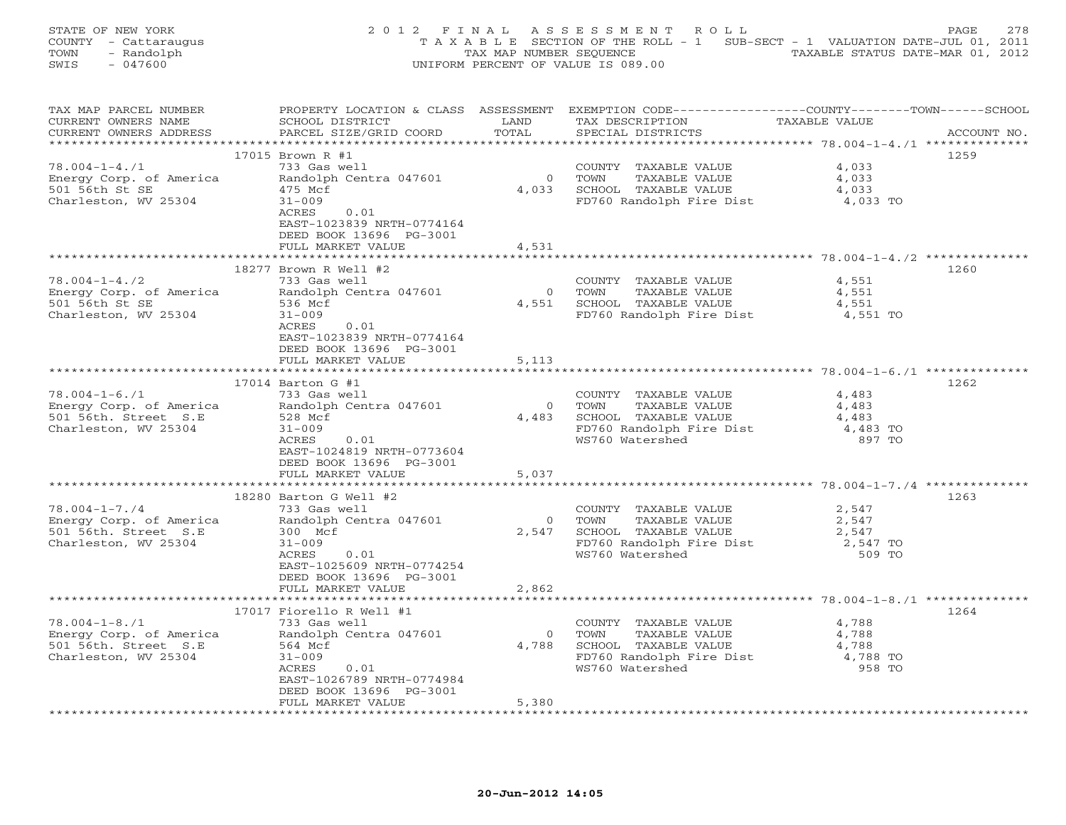STATE OF NEW YORK
COUNTY - Cattaraugus
TOWN - Randolph
SWIS - 047600

2012 FINAL ASSESSMENT ROLL
TAXABLE SECTION OF THE ROLL - 1  SUB-SECT - 1  VALUATION DATE-JUL 01, 2011
TAX MAP NUMBER SEQUENCE  TAXABLE STATUS DATE-MAR 01, 2012
UNIFORM PERCENT OF VALUE IS 089.00

| TAX MAP PARCEL NUMBER / CURRENT OWNERS NAME / CURRENT OWNERS ADDRESS | PROPERTY LOCATION & CLASS / SCHOOL DISTRICT / PARCEL SIZE/GRID COORD | ASSESSMENT LAND | TOTAL | EXEMPTION CODE / TAX DESCRIPTION / SPECIAL DISTRICTS | TAXABLE VALUE (COUNTY / TOWN / SCHOOL) | ACCOUNT NO. |
|---|---|---|---|---|---|---|
| | 17015 Brown R #1 | | | | | 1259 |
| 78.004-1-4./1 | 733 Gas well | | | COUNTY TAXABLE VALUE | 4,033 | |
| Energy Corp. of America | Randolph Centra 047601 | 0 | | TOWN TAXABLE VALUE | 4,033 | |
| 501 56th St SE | 475 Mcf | | 4,033 | SCHOOL TAXABLE VALUE | 4,033 | |
| Charleston, WV 25304 | 31-009 | | | FD760 Randolph Fire Dist | 4,033 TO | |
| | ACRES 0.01 | | | | | |
| | EAST-1023839 NRTH-0774164 | | | | | |
| | DEED BOOK 13696 PG-3001 | | | | | |
| | FULL MARKET VALUE | | 4,531 | | | |
| | 18277 Brown R Well #2 | | | | | 1260 |
| 78.004-1-4./2 | 733 Gas well | | | COUNTY TAXABLE VALUE | 4,551 | |
| Energy Corp. of America | Randolph Centra 047601 | 0 | | TOWN TAXABLE VALUE | 4,551 | |
| 501 56th St SE | 536 Mcf | | 4,551 | SCHOOL TAXABLE VALUE | 4,551 | |
| Charleston, WV 25304 | 31-009 | | | FD760 Randolph Fire Dist | 4,551 TO | |
| | ACRES 0.01 | | | | | |
| | EAST-1023839 NRTH-0774164 | | | | | |
| | DEED BOOK 13696 PG-3001 | | | | | |
| | FULL MARKET VALUE | | 5,113 | | | |
| | 17014 Barton G #1 | | | | | 1262 |
| 78.004-1-6./1 | 733 Gas well | | | COUNTY TAXABLE VALUE | 4,483 | |
| Energy Corp. of America | Randolph Centra 047601 | 0 | | TOWN TAXABLE VALUE | 4,483 | |
| 501 56th. Street S.E | 528 Mcf | | 4,483 | SCHOOL TAXABLE VALUE | 4,483 | |
| Charleston, WV 25304 | 31-009 | | | FD760 Randolph Fire Dist | 4,483 TO | |
| | ACRES 0.01 | | | WS760 Watershed | 897 TO | |
| | EAST-1024819 NRTH-0773604 | | | | | |
| | DEED BOOK 13696 PG-3001 | | | | | |
| | FULL MARKET VALUE | | 5,037 | | | |
| | 18280 Barton G Well #2 | | | | | 1263 |
| 78.004-1-7./4 | 733 Gas well | | | COUNTY TAXABLE VALUE | 2,547 | |
| Energy Corp. of America | Randolph Centra 047601 | 0 | | TOWN TAXABLE VALUE | 2,547 | |
| 501 56th. Street S.E | 300 Mcf | | 2,547 | SCHOOL TAXABLE VALUE | 2,547 | |
| Charleston, WV 25304 | 31-009 | | | FD760 Randolph Fire Dist | 2,547 TO | |
| | ACRES 0.01 | | | WS760 Watershed | 509 TO | |
| | EAST-1025609 NRTH-0774254 | | | | | |
| | DEED BOOK 13696 PG-3001 | | | | | |
| | FULL MARKET VALUE | | 2,862 | | | |
| | 17017 Fiorello R Well #1 | | | | | 1264 |
| 78.004-1-8./1 | 733 Gas well | | | COUNTY TAXABLE VALUE | 4,788 | |
| Energy Corp. of America | Randolph Centra 047601 | 0 | | TOWN TAXABLE VALUE | 4,788 | |
| 501 56th. Street S.E | 564 Mcf | | 4,788 | SCHOOL TAXABLE VALUE | 4,788 | |
| Charleston, WV 25304 | 31-009 | | | FD760 Randolph Fire Dist | 4,788 TO | |
| | ACRES 0.01 | | | WS760 Watershed | 958 TO | |
| | EAST-1026789 NRTH-0774984 | | | | | |
| | DEED BOOK 13696 PG-3001 | | | | | |
| | FULL MARKET VALUE | | 5,380 | | | |

20-Jun-2012 14:05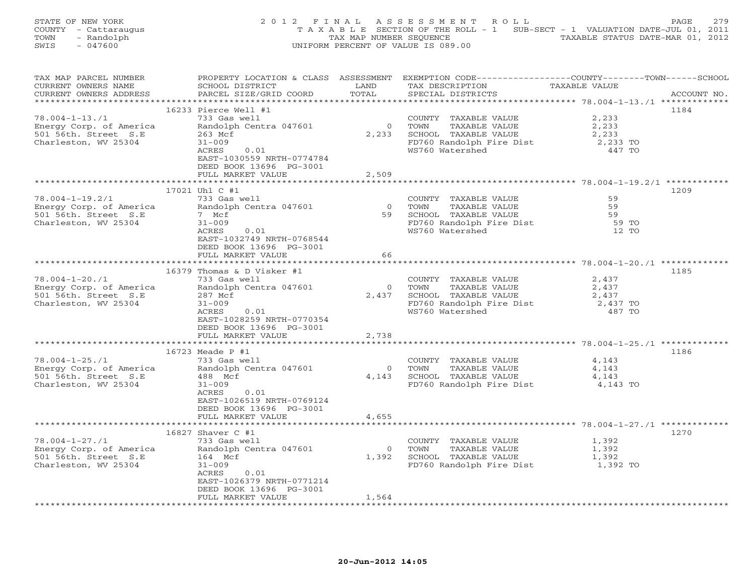STATE OF NEW YORK
COUNTY - Cattaraugus
TOWN - Randolph
SWIS - 047600

2012 FINAL ASSESSMENT ROLL
TAXABLE SECTION OF THE ROLL - 1  SUB-SECT - 1 VALUATION DATE-JUL 01, 2011
TAX MAP NUMBER SEQUENCE  TAXABLE STATUS DATE-MAR 01, 2012
UNIFORM PERCENT OF VALUE IS 089.00

| TAX MAP PARCEL NUMBER / CURRENT OWNERS NAME / CURRENT OWNERS ADDRESS | PROPERTY LOCATION & CLASS / SCHOOL DISTRICT / PARCEL SIZE/GRID COORD | ASSESSMENT LAND | TOTAL | EXEMPTION CODE / TAX DESCRIPTION / SPECIAL DISTRICTS | COUNTY--------TOWN------SCHOOL TAXABLE VALUE | ACCOUNT NO. |
|---|---|---|---|---|---|---|
| 78.004-1-13./1 | 16233 Pierce Well #1 | | | | | 1184 |
| 78.004-1-13./1 | 733 Gas well | | | COUNTY TAXABLE VALUE | 2,233 | |
| Energy Corp. of America | Randolph Centra 047601 | 0 | | TOWN TAXABLE VALUE | 2,233 | |
| 501 56th. Street S.E | 263 Mcf | | 2,233 | SCHOOL TAXABLE VALUE | 2,233 | |
| Charleston, WV 25304 | 31-009 | | | FD760 Randolph Fire Dist | 2,233 TO | |
| | ACRES 0.01 | | | WS760 Watershed | 447 TO | |
| | EAST-1030559 NRTH-0774784 | | | | | |
| | DEED BOOK 13696 PG-3001 | | | | | |
| | FULL MARKET VALUE | | 2,509 | | | |
| 78.004-1-19.2/1 | 17021 Uhl C #1 | | | | | 1209 |
| 78.004-1-19.2/1 | 733 Gas well | | | COUNTY TAXABLE VALUE | 59 | |
| Energy Corp. of America | Randolph Centra 047601 | 0 | | TOWN TAXABLE VALUE | 59 | |
| 501 56th. Street S.E | 7 Mcf | | 59 | SCHOOL TAXABLE VALUE | 59 | |
| Charleston, WV 25304 | 31-009 | | | FD760 Randolph Fire Dist | 59 TO | |
| | ACRES 0.01 | | | WS760 Watershed | 12 TO | |
| | EAST-1032749 NRTH-0768544 | | | | | |
| | DEED BOOK 13696 PG-3001 | | | | | |
| | FULL MARKET VALUE | | 66 | | | |
| 78.004-1-20./1 | 16379 Thomas & D Visker #1 | | | | | 1185 |
| 78.004-1-20./1 | 733 Gas well | | | COUNTY TAXABLE VALUE | 2,437 | |
| Energy Corp. of America | Randolph Centra 047601 | 0 | | TOWN TAXABLE VALUE | 2,437 | |
| 501 56th. Street S.E | 287 Mcf | | 2,437 | SCHOOL TAXABLE VALUE | 2,437 | |
| Charleston, WV 25304 | 31-009 | | | FD760 Randolph Fire Dist | 2,437 TO | |
| | ACRES 0.01 | | | WS760 Watershed | 487 TO | |
| | EAST-1028259 NRTH-0770354 | | | | | |
| | DEED BOOK 13696 PG-3001 | | | | | |
| | FULL MARKET VALUE | | 2,738 | | | |
| 78.004-1-25./1 | 16723 Meade P #1 | | | | | 1186 |
| 78.004-1-25./1 | 733 Gas well | | | COUNTY TAXABLE VALUE | 4,143 | |
| Energy Corp. of America | Randolph Centra 047601 | 0 | | TOWN TAXABLE VALUE | 4,143 | |
| 501 56th. Street S.E | 488 Mcf | | 4,143 | SCHOOL TAXABLE VALUE | 4,143 | |
| Charleston, WV 25304 | 31-009 | | | FD760 Randolph Fire Dist | 4,143 TO | |
| | ACRES 0.01 | | | | | |
| | EAST-1026519 NRTH-0769124 | | | | | |
| | DEED BOOK 13696 PG-3001 | | | | | |
| | FULL MARKET VALUE | | 4,655 | | | |
| 78.004-1-27./1 | 16827 Shaver C #1 | | | | | 1270 |
| 78.004-1-27./1 | 733 Gas well | | | COUNTY TAXABLE VALUE | 1,392 | |
| Energy Corp. of America | Randolph Centra 047601 | 0 | | TOWN TAXABLE VALUE | 1,392 | |
| 501 56th. Street S.E | 164 Mcf | | 1,392 | SCHOOL TAXABLE VALUE | 1,392 | |
| Charleston, WV 25304 | 31-009 | | | FD760 Randolph Fire Dist | 1,392 TO | |
| | ACRES 0.01 | | | | | |
| | EAST-1026379 NRTH-0771214 | | | | | |
| | DEED BOOK 13696 PG-3001 | | | | | |
| | FULL MARKET VALUE | | 1,564 | | | |

20-Jun-2012 14:05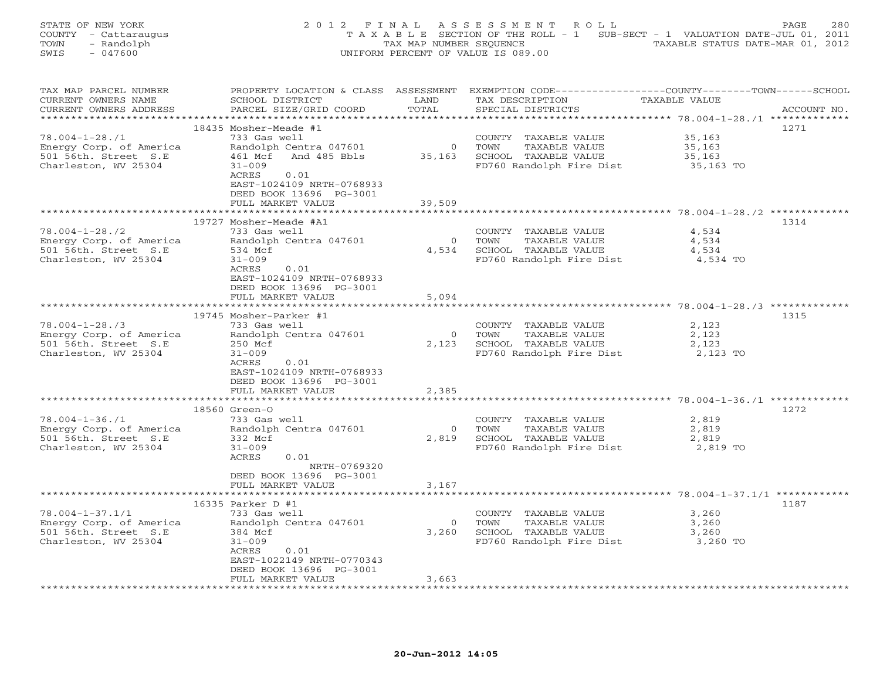STATE OF NEW YORK
COUNTY - Cattaraugus
TOWN - Randolph
SWIS - 047600

2012 FINAL ASSESSMENT ROLL
TAXABLE SECTION OF THE ROLL - 1 SUB-SECT - 1 VALUATION DATE-JUL 01, 2011
TAX MAP NUMBER SEQUENCE TAXABLE STATUS DATE-MAR 01, 2012
UNIFORM PERCENT OF VALUE IS 089.00

| TAX MAP PARCEL NUMBER / CURRENT OWNERS NAME / CURRENT OWNERS ADDRESS | PROPERTY LOCATION & CLASS / SCHOOL DISTRICT / PARCEL SIZE/GRID COORD | ASSESSMENT LAND / TOTAL | EXEMPTION CODE / TAX DESCRIPTION / SPECIAL DISTRICTS | TAXABLE VALUE (COUNTY / TOWN / SCHOOL) | ACCOUNT NO. |
|---|---|---|---|---|---|
| 78.004-1-28./1 | 18435 Mosher-Meade #1 | | | | 1271 |
| Energy Corp. of America | 733 Gas well | | COUNTY TAXABLE VALUE | 35,163 | |
| 501 56th. Street S.E | Randolph Centra 047601 | 0 | TOWN TAXABLE VALUE | 35,163 | |
| Charleston, WV 25304 | 461 Mcf And 485 Bbls | 35,163 | SCHOOL TAXABLE VALUE | 35,163 | |
| | 31-009 | | FD760 Randolph Fire Dist | 35,163 TO | |
| | ACRES 0.01 | | | | |
| | EAST-1024109 NRTH-0768933 | | | | |
| | DEED BOOK 13696 PG-3001 | | | | |
| | FULL MARKET VALUE | 39,509 | | | |
| 78.004-1-28./2 | 19727 Mosher-Meade #A1 | | | | 1314 |
| Energy Corp. of America | 733 Gas well | | COUNTY TAXABLE VALUE | 4,534 | |
| 501 56th. Street S.E | Randolph Centra 047601 | 0 | TOWN TAXABLE VALUE | 4,534 | |
| Charleston, WV 25304 | 534 Mcf | 4,534 | SCHOOL TAXABLE VALUE | 4,534 | |
| | 31-009 | | FD760 Randolph Fire Dist | 4,534 TO | |
| | ACRES 0.01 | | | | |
| | EAST-1024109 NRTH-0768933 | | | | |
| | DEED BOOK 13696 PG-3001 | | | | |
| | FULL MARKET VALUE | 5,094 | | | |
| 78.004-1-28./3 | 19745 Mosher-Parker #1 | | | | 1315 |
| Energy Corp. of America | 733 Gas well | | COUNTY TAXABLE VALUE | 2,123 | |
| 501 56th. Street S.E | Randolph Centra 047601 | 0 | TOWN TAXABLE VALUE | 2,123 | |
| Charleston, WV 25304 | 250 Mcf | 2,123 | SCHOOL TAXABLE VALUE | 2,123 | |
| | 31-009 | | FD760 Randolph Fire Dist | 2,123 TO | |
| | ACRES 0.01 | | | | |
| | EAST-1024109 NRTH-0768933 | | | | |
| | DEED BOOK 13696 PG-3001 | | | | |
| | FULL MARKET VALUE | 2,385 | | | |
| 78.004-1-36./1 | 18560 Green-O | | | | 1272 |
| Energy Corp. of America | 733 Gas well | | COUNTY TAXABLE VALUE | 2,819 | |
| 501 56th. Street S.E | Randolph Centra 047601 | 0 | TOWN TAXABLE VALUE | 2,819 | |
| Charleston, WV 25304 | 332 Mcf | 2,819 | SCHOOL TAXABLE VALUE | 2,819 | |
| | 31-009 | | FD760 Randolph Fire Dist | 2,819 TO | |
| | ACRES 0.01 | | | | |
| | NRTH-0769320 | | | | |
| | DEED BOOK 13696 PG-3001 | | | | |
| | FULL MARKET VALUE | 3,167 | | | |
| 78.004-1-37.1/1 | 16335 Parker D #1 | | | | 1187 |
| Energy Corp. of America | 733 Gas well | | COUNTY TAXABLE VALUE | 3,260 | |
| 501 56th. Street S.E | Randolph Centra 047601 | 0 | TOWN TAXABLE VALUE | 3,260 | |
| Charleston, WV 25304 | 384 Mcf | 3,260 | SCHOOL TAXABLE VALUE | 3,260 | |
| | 31-009 | | FD760 Randolph Fire Dist | 3,260 TO | |
| | ACRES 0.01 | | | | |
| | EAST-1022149 NRTH-0770343 | | | | |
| | DEED BOOK 13696 PG-3001 | | | | |
| | FULL MARKET VALUE | 3,663 | | | |

20-Jun-2012 14:05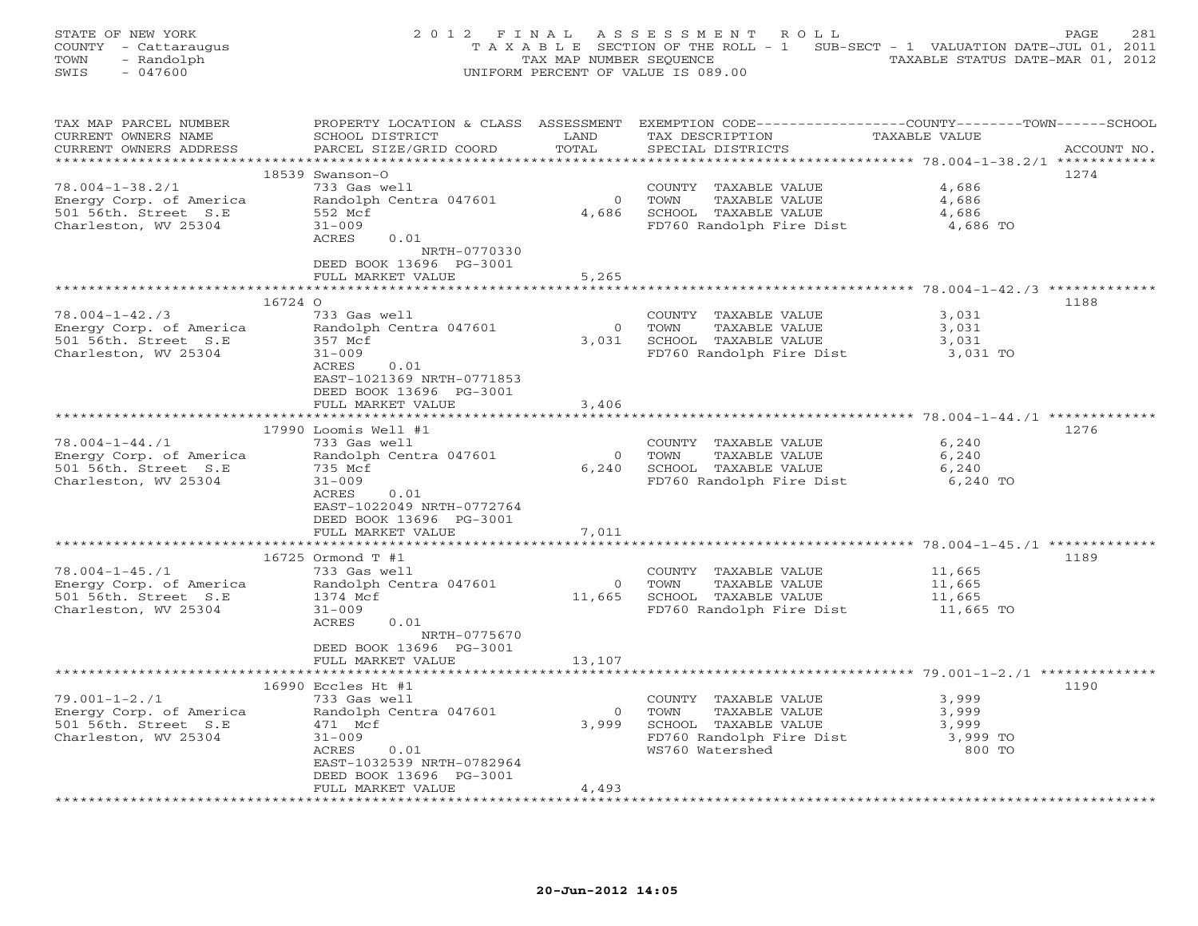STATE OF NEW YORK
COUNTY - Cattaraugus
TOWN - Randolph
SWIS - 047600

2012 FINAL ASSESSMENT ROLL
TAXABLE SECTION OF THE ROLL - 1 SUB-SECT - 1 VALUATION DATE-JUL 01, 2011
TAX MAP NUMBER SEQUENCE TAXABLE STATUS DATE-MAR 01, 2012
UNIFORM PERCENT OF VALUE IS 089.00

| TAX MAP PARCEL NUMBER / CURRENT OWNERS NAME / CURRENT OWNERS ADDRESS | PROPERTY LOCATION & CLASS / SCHOOL DISTRICT / PARCEL SIZE/GRID COORD | ASSESSMENT LAND / TOTAL | EXEMPTION CODE / TAX DESCRIPTION / SPECIAL DISTRICTS | TAXABLE VALUE | ACCOUNT NO. |
|---|---|---|---|---|---|
| 78.004-1-38.2/1 | 18539 Swanson-O | | | | 1274 |
| | 733 Gas well | | COUNTY TAXABLE VALUE | 4,686 | |
| Energy Corp. of America | Randolph Centra 047601 | 0 | TOWN TAXABLE VALUE | 4,686 | |
| 501 56th. Street S.E | 552 Mcf | 4,686 | SCHOOL TAXABLE VALUE | 4,686 | |
| Charleston, WV 25304 | 31-009 | | FD760 Randolph Fire Dist | 4,686 TO | |
| | ACRES 0.01 | | | | |
| | NRTH-0770330 | | | | |
| | DEED BOOK 13696 PG-3001 | | | | |
| | FULL MARKET VALUE | 5,265 | | | |
| 78.004-1-42./3 | 16724 O | | | | 1188 |
| | 733 Gas well | | COUNTY TAXABLE VALUE | 3,031 | |
| Energy Corp. of America | Randolph Centra 047601 | 0 | TOWN TAXABLE VALUE | 3,031 | |
| 501 56th. Street S.E | 357 Mcf | 3,031 | SCHOOL TAXABLE VALUE | 3,031 | |
| Charleston, WV 25304 | 31-009 | | FD760 Randolph Fire Dist | 3,031 TO | |
| | ACRES 0.01 | | | | |
| | EAST-1021369 NRTH-0771853 | | | | |
| | DEED BOOK 13696 PG-3001 | | | | |
| | FULL MARKET VALUE | 3,406 | | | |
| 78.004-1-44./1 | 17990 Loomis Well #1 | | | | 1276 |
| | 733 Gas well | | COUNTY TAXABLE VALUE | 6,240 | |
| Energy Corp. of America | Randolph Centra 047601 | 0 | TOWN TAXABLE VALUE | 6,240 | |
| 501 56th. Street S.E | 735 Mcf | 6,240 | SCHOOL TAXABLE VALUE | 6,240 | |
| Charleston, WV 25304 | 31-009 | | FD760 Randolph Fire Dist | 6,240 TO | |
| | ACRES 0.01 | | | | |
| | EAST-1022049 NRTH-0772764 | | | | |
| | DEED BOOK 13696 PG-3001 | | | | |
| | FULL MARKET VALUE | 7,011 | | | |
| 78.004-1-45./1 | 16725 Ormond T #1 | | | | 1189 |
| | 733 Gas well | | COUNTY TAXABLE VALUE | 11,665 | |
| Energy Corp. of America | Randolph Centra 047601 | 0 | TOWN TAXABLE VALUE | 11,665 | |
| 501 56th. Street S.E | 1374 Mcf | 11,665 | SCHOOL TAXABLE VALUE | 11,665 | |
| Charleston, WV 25304 | 31-009 | | FD760 Randolph Fire Dist | 11,665 TO | |
| | ACRES 0.01 | | | | |
| | NRTH-0775670 | | | | |
| | DEED BOOK 13696 PG-3001 | | | | |
| | FULL MARKET VALUE | 13,107 | | | |
| 79.001-1-2./1 | 16990 Eccles Ht #1 | | | | 1190 |
| | 733 Gas well | | COUNTY TAXABLE VALUE | 3,999 | |
| Energy Corp. of America | Randolph Centra 047601 | 0 | TOWN TAXABLE VALUE | 3,999 | |
| 501 56th. Street S.E | 471 Mcf | 3,999 | SCHOOL TAXABLE VALUE | 3,999 | |
| Charleston, WV 25304 | 31-009 | | FD760 Randolph Fire Dist | 3,999 TO | |
| | ACRES 0.01 | | WS760 Watershed | 800 TO | |
| | EAST-1032539 NRTH-0782964 | | | | |
| | DEED BOOK 13696 PG-3001 | | | | |
| | FULL MARKET VALUE | 4,493 | | | |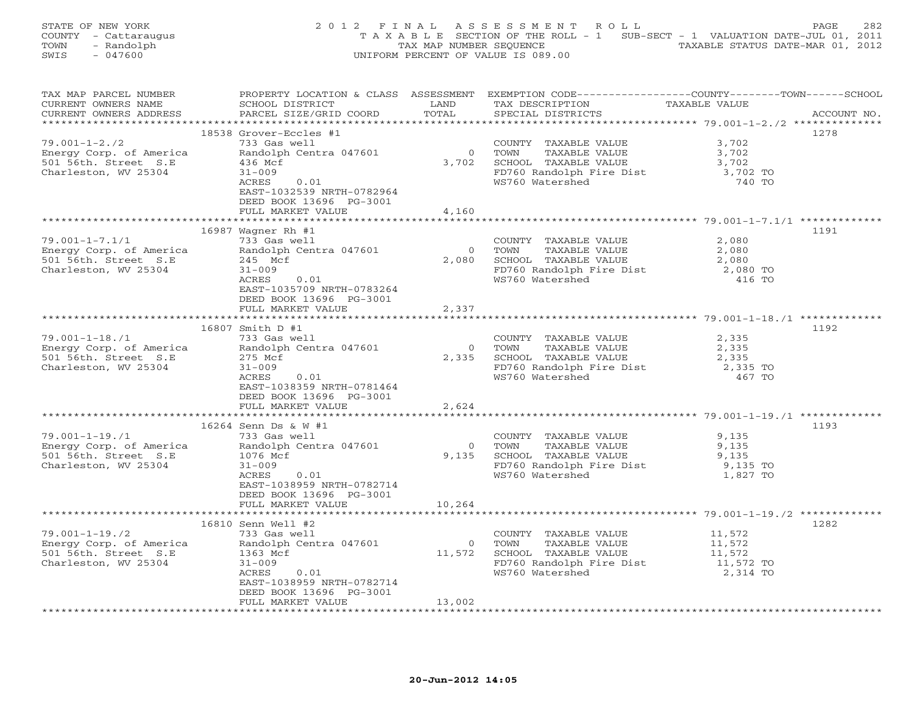STATE OF NEW YORK
COUNTY - Cattaraugus
TOWN - Randolph
SWIS - 047600

2012 FINAL ASSESSMENT ROLL
TAXABLE SECTION OF THE ROLL - 1 SUB-SECT - 1 VALUATION DATE-JUL 01, 2011
TAX MAP NUMBER SEQUENCE TAXABLE STATUS DATE-MAR 01, 2012
UNIFORM PERCENT OF VALUE IS 089.00

| TAX MAP PARCEL NUMBER / CURRENT OWNERS NAME / CURRENT OWNERS ADDRESS | PROPERTY LOCATION & CLASS / SCHOOL DISTRICT / PARCEL SIZE/GRID COORD | ASSESSMENT LAND / TOTAL | EXEMPTION CODE / TAX DESCRIPTION / SPECIAL DISTRICTS | TAXABLE VALUE (COUNTY / TOWN / SCHOOL) | ACCOUNT NO. |
|---|---|---|---|---|---|
| 79.001-1-2./2 | 18538 Grover-Eccles #1 | | | | 1278 |
| Energy Corp. of America | 733 Gas well | | COUNTY TAXABLE VALUE | 3,702 | |
| 501 56th. Street S.E | Randolph Centra 047601 | 0 | TOWN TAXABLE VALUE | 3,702 | |
| Charleston, WV 25304 | 436 Mcf | 3,702 | SCHOOL TAXABLE VALUE | 3,702 | |
| | 31-009 | | FD760 Randolph Fire Dist | 3,702 TO | |
| | ACRES 0.01 | | WS760 Watershed | 740 TO | |
| | EAST-1032539 NRTH-0782964 | | | | |
| | DEED BOOK 13696 PG-3001 | | | | |
| | FULL MARKET VALUE | 4,160 | | | |
| 79.001-1-7.1/1 | 16987 Wagner Rh #1 | | | | 1191 |
| Energy Corp. of America | 733 Gas well | | COUNTY TAXABLE VALUE | 2,080 | |
| 501 56th. Street S.E | Randolph Centra 047601 | 0 | TOWN TAXABLE VALUE | 2,080 | |
| Charleston, WV 25304 | 245 Mcf | 2,080 | SCHOOL TAXABLE VALUE | 2,080 | |
| | 31-009 | | FD760 Randolph Fire Dist | 2,080 TO | |
| | ACRES 0.01 | | WS760 Watershed | 416 TO | |
| | EAST-1035709 NRTH-0783264 | | | | |
| | DEED BOOK 13696 PG-3001 | | | | |
| | FULL MARKET VALUE | 2,337 | | | |
| 79.001-1-18./1 | 16807 Smith D #1 | | | | 1192 |
| Energy Corp. of America | 733 Gas well | | COUNTY TAXABLE VALUE | 2,335 | |
| 501 56th. Street S.E | Randolph Centra 047601 | 0 | TOWN TAXABLE VALUE | 2,335 | |
| Charleston, WV 25304 | 275 Mcf | 2,335 | SCHOOL TAXABLE VALUE | 2,335 | |
| | 31-009 | | FD760 Randolph Fire Dist | 2,335 TO | |
| | ACRES 0.01 | | WS760 Watershed | 467 TO | |
| | EAST-1038359 NRTH-0781464 | | | | |
| | DEED BOOK 13696 PG-3001 | | | | |
| | FULL MARKET VALUE | 2,624 | | | |
| 79.001-1-19./1 | 16264 Senn Ds & W #1 | | | | 1193 |
| Energy Corp. of America | 733 Gas well | | COUNTY TAXABLE VALUE | 9,135 | |
| 501 56th. Street S.E | Randolph Centra 047601 | 0 | TOWN TAXABLE VALUE | 9,135 | |
| Charleston, WV 25304 | 1076 Mcf | 9,135 | SCHOOL TAXABLE VALUE | 9,135 | |
| | 31-009 | | FD760 Randolph Fire Dist | 9,135 TO | |
| | ACRES 0.01 | | WS760 Watershed | 1,827 TO | |
| | EAST-1038959 NRTH-0782714 | | | | |
| | DEED BOOK 13696 PG-3001 | | | | |
| | FULL MARKET VALUE | 10,264 | | | |
| 79.001-1-19./2 | 16810 Senn Well #2 | | | | 1282 |
| Energy Corp. of America | 733 Gas well | | COUNTY TAXABLE VALUE | 11,572 | |
| 501 56th. Street S.E | Randolph Centra 047601 | 0 | TOWN TAXABLE VALUE | 11,572 | |
| Charleston, WV 25304 | 1363 Mcf | 11,572 | SCHOOL TAXABLE VALUE | 11,572 | |
| | 31-009 | | FD760 Randolph Fire Dist | 11,572 TO | |
| | ACRES 0.01 | | WS760 Watershed | 2,314 TO | |
| | EAST-1038959 NRTH-0782714 | | | | |
| | DEED BOOK 13696 PG-3001 | | | | |
| | FULL MARKET VALUE | 13,002 | | | |

20-Jun-2012 14:05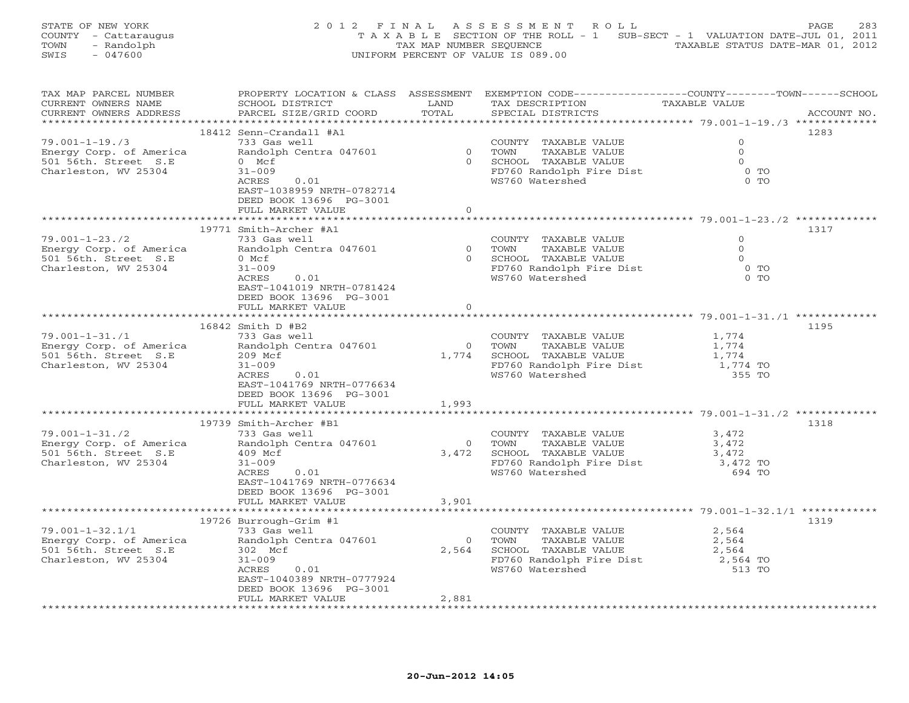STATE OF NEW YORK
COUNTY - Cattaraugus
TOWN - Randolph
SWIS - 047600

# 2012 FINAL ASSESSMENT ROLL

TAXABLE SECTION OF THE ROLL - 1 SUB-SECT - 1 VALUATION DATE-JUL 01, 2011
TAX MAP NUMBER SEQUENCE TAXABLE STATUS DATE-MAR 01, 2012
UNIFORM PERCENT OF VALUE IS 089.00

| TAX MAP PARCEL NUMBER / CURRENT OWNERS NAME / CURRENT OWNERS ADDRESS | PROPERTY LOCATION & CLASS / SCHOOL DISTRICT / PARCEL SIZE/GRID COORD | ASSESSMENT LAND | ASSESSMENT TOTAL | EXEMPTION CODE / TAX DESCRIPTION / SPECIAL DISTRICTS | TAXABLE VALUE (COUNTY--------TOWN------SCHOOL) | ACCOUNT NO. |
|---|---|---|---|---|---|---|
| 79.001-1-19./3 | 18412 Senn-Crandall #A1 | | | | | 1283 |
| | 733 Gas well | | | COUNTY TAXABLE VALUE | 0 | |
| Energy Corp. of America | Randolph Centra 047601 | 0 | | TOWN TAXABLE VALUE | 0 | |
| 501 56th. Street S.E | 0 Mcf | | 0 | SCHOOL TAXABLE VALUE | 0 | |
| Charleston, WV 25304 | 31-009 | | | FD760 Randolph Fire Dist | 0 TO | |
| | ACRES 0.01 | | | WS760 Watershed | 0 TO | |
| | EAST-1038959 NRTH-0782714 | | | | | |
| | DEED BOOK 13696 PG-3001 | | | | | |
| | FULL MARKET VALUE | | 0 | | | |
| 79.001-1-23./2 | 19771 Smith-Archer #A1 | | | | | 1317 |
| | 733 Gas well | | | COUNTY TAXABLE VALUE | 0 | |
| Energy Corp. of America | Randolph Centra 047601 | 0 | | TOWN TAXABLE VALUE | 0 | |
| 501 56th. Street S.E | 0 Mcf | | 0 | SCHOOL TAXABLE VALUE | 0 | |
| Charleston, WV 25304 | 31-009 | | | FD760 Randolph Fire Dist | 0 TO | |
| | ACRES 0.01 | | | WS760 Watershed | 0 TO | |
| | EAST-1041019 NRTH-0781424 | | | | | |
| | DEED BOOK 13696 PG-3001 | | | | | |
| | FULL MARKET VALUE | | 0 | | | |
| 79.001-1-31./1 | 16842 Smith D #B2 | | | | | 1195 |
| | 733 Gas well | | | COUNTY TAXABLE VALUE | 1,774 | |
| Energy Corp. of America | Randolph Centra 047601 | 0 | | TOWN TAXABLE VALUE | 1,774 | |
| 501 56th. Street S.E | 209 Mcf | | 1,774 | SCHOOL TAXABLE VALUE | 1,774 | |
| Charleston, WV 25304 | 31-009 | | | FD760 Randolph Fire Dist | 1,774 TO | |
| | ACRES 0.01 | | | WS760 Watershed | 355 TO | |
| | EAST-1041769 NRTH-0776634 | | | | | |
| | DEED BOOK 13696 PG-3001 | | | | | |
| | FULL MARKET VALUE | | 1,993 | | | |
| 79.001-1-31./2 | 19739 Smith-Archer #B1 | | | | | 1318 |
| | 733 Gas well | | | COUNTY TAXABLE VALUE | 3,472 | |
| Energy Corp. of America | Randolph Centra 047601 | 0 | | TOWN TAXABLE VALUE | 3,472 | |
| 501 56th. Street S.E | 409 Mcf | | 3,472 | SCHOOL TAXABLE VALUE | 3,472 | |
| Charleston, WV 25304 | 31-009 | | | FD760 Randolph Fire Dist | 3,472 TO | |
| | ACRES 0.01 | | | WS760 Watershed | 694 TO | |
| | EAST-1041769 NRTH-0776634 | | | | | |
| | DEED BOOK 13696 PG-3001 | | | | | |
| | FULL MARKET VALUE | | 3,901 | | | |
| 79.001-1-32.1/1 | 19726 Burrough-Grim #1 | | | | | 1319 |
| | 733 Gas well | | | COUNTY TAXABLE VALUE | 2,564 | |
| Energy Corp. of America | Randolph Centra 047601 | 0 | | TOWN TAXABLE VALUE | 2,564 | |
| 501 56th. Street S.E | 302 Mcf | | 2,564 | SCHOOL TAXABLE VALUE | 2,564 | |
| Charleston, WV 25304 | 31-009 | | | FD760 Randolph Fire Dist | 2,564 TO | |
| | ACRES 0.01 | | | WS760 Watershed | 513 TO | |
| | EAST-1040389 NRTH-0777924 | | | | | |
| | DEED BOOK 13696 PG-3001 | | | | | |
| | FULL MARKET VALUE | | 2,881 | | | |

20-Jun-2012 14:05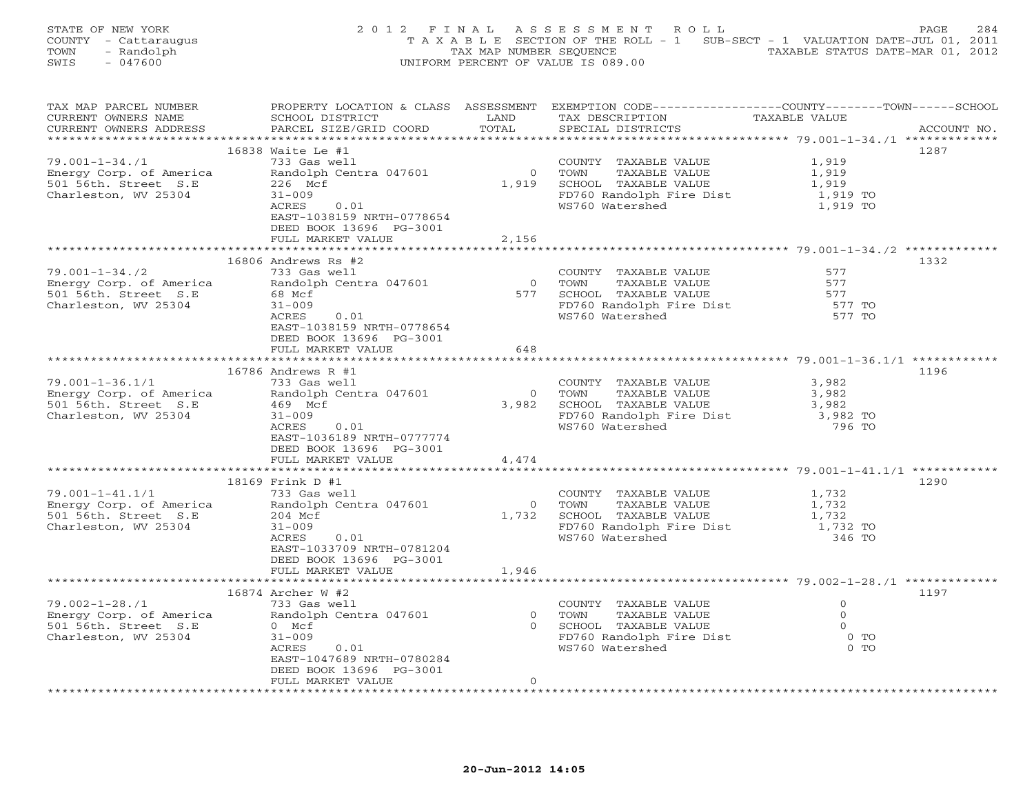STATE OF NEW YORK
COUNTY - Cattaraugus
TOWN - Randolph
SWIS - 047600

2012 FINAL ASSESSMENT ROLL
TAXABLE SECTION OF THE ROLL - 1 SUB-SECT - 1 VALUATION DATE-JUL 01, 2011
TAX MAP NUMBER SEQUENCE TAXABLE STATUS DATE-MAR 01, 2012
UNIFORM PERCENT OF VALUE IS 089.00

| TAX MAP PARCEL NUMBER / CURRENT OWNERS NAME / CURRENT OWNERS ADDRESS | PROPERTY LOCATION & CLASS / SCHOOL DISTRICT / PARCEL SIZE/GRID COORD | ASSESSMENT LAND / TOTAL | EXEMPTION CODE / TAX DESCRIPTION / SPECIAL DISTRICTS | COUNTY/TOWN/SCHOOL TAXABLE VALUE | ACCOUNT NO. |
|---|---|---|---|---|---|
| 79.001-1-34./1 | 16838 Waite Le #1 | | | | 1287 |
| 79.001-1-34./1 | 733 Gas well | | COUNTY TAXABLE VALUE | 1,919 | |
| Energy Corp. of America | Randolph Centra 047601 | 0 | TOWN TAXABLE VALUE | 1,919 | |
| 501 56th. Street S.E | 226 Mcf | 1,919 | SCHOOL TAXABLE VALUE | 1,919 | |
| Charleston, WV 25304 | 31-009 | | FD760 Randolph Fire Dist | 1,919 TO | |
| | ACRES 0.01 | | WS760 Watershed | 1,919 TO | |
| | EAST-1038159 NRTH-0778654 | | | | |
| | DEED BOOK 13696 PG-3001 | | | | |
| | FULL MARKET VALUE | 2,156 | | | |
| 79.001-1-34./2 | 16806 Andrews Rs #2 | | | | 1332 |
| 79.001-1-34./2 | 733 Gas well | | COUNTY TAXABLE VALUE | 577 | |
| Energy Corp. of America | Randolph Centra 047601 | 0 | TOWN TAXABLE VALUE | 577 | |
| 501 56th. Street S.E | 68 Mcf | 577 | SCHOOL TAXABLE VALUE | 577 | |
| Charleston, WV 25304 | 31-009 | | FD760 Randolph Fire Dist | 577 TO | |
| | ACRES 0.01 | | WS760 Watershed | 577 TO | |
| | EAST-1038159 NRTH-0778654 | | | | |
| | DEED BOOK 13696 PG-3001 | | | | |
| | FULL MARKET VALUE | 648 | | | |
| 79.001-1-36.1/1 | 16786 Andrews R #1 | | | | 1196 |
| 79.001-1-36.1/1 | 733 Gas well | | COUNTY TAXABLE VALUE | 3,982 | |
| Energy Corp. of America | Randolph Centra 047601 | 0 | TOWN TAXABLE VALUE | 3,982 | |
| 501 56th. Street S.E | 469 Mcf | 3,982 | SCHOOL TAXABLE VALUE | 3,982 | |
| Charleston, WV 25304 | 31-009 | | FD760 Randolph Fire Dist | 3,982 TO | |
| | ACRES 0.01 | | WS760 Watershed | 796 TO | |
| | EAST-1036189 NRTH-0777774 | | | | |
| | DEED BOOK 13696 PG-3001 | | | | |
| | FULL MARKET VALUE | 4,474 | | | |
| 79.001-1-41.1/1 | 18169 Frink D #1 | | | | 1290 |
| 79.001-1-41.1/1 | 733 Gas well | | COUNTY TAXABLE VALUE | 1,732 | |
| Energy Corp. of America | Randolph Centra 047601 | 0 | TOWN TAXABLE VALUE | 1,732 | |
| 501 56th. Street S.E | 204 Mcf | 1,732 | SCHOOL TAXABLE VALUE | 1,732 | |
| Charleston, WV 25304 | 31-009 | | FD760 Randolph Fire Dist | 1,732 TO | |
| | ACRES 0.01 | | WS760 Watershed | 346 TO | |
| | EAST-1033709 NRTH-0781204 | | | | |
| | DEED BOOK 13696 PG-3001 | | | | |
| | FULL MARKET VALUE | 1,946 | | | |
| 79.002-1-28./1 | 16874 Archer W #2 | | | | 1197 |
| 79.002-1-28./1 | 733 Gas well | | COUNTY TAXABLE VALUE | 0 | |
| Energy Corp. of America | Randolph Centra 047601 | 0 | TOWN TAXABLE VALUE | 0 | |
| 501 56th. Street S.E | 0 Mcf | 0 | SCHOOL TAXABLE VALUE | 0 | |
| Charleston, WV 25304 | 31-009 | | FD760 Randolph Fire Dist | 0 TO | |
| | ACRES 0.01 | | WS760 Watershed | 0 TO | |
| | EAST-1047689 NRTH-0780284 | | | | |
| | DEED BOOK 13696 PG-3001 | | | | |
| | FULL MARKET VALUE | 0 | | | |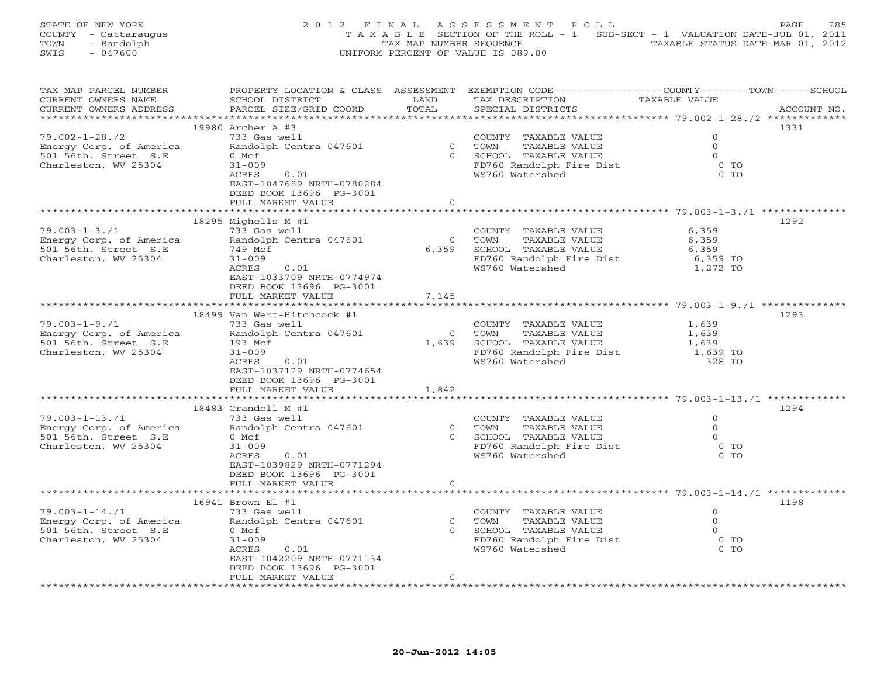STATE OF NEW YORK
COUNTY - Cattaraugus
TOWN - Randolph
SWIS - 047600

# 2012 FINAL ASSESSMENT ROLL

TAXABLE SECTION OF THE ROLL - 1 SUB-SECT - 1 VALUATION DATE-JUL 01, 2011
TAX MAP NUMBER SEQUENCE TAXABLE STATUS DATE-MAR 01, 2012
UNIFORM PERCENT OF VALUE IS 089.00

| TAX MAP PARCEL NUMBER / CURRENT OWNERS NAME / CURRENT OWNERS ADDRESS | PROPERTY LOCATION & CLASS / SCHOOL DISTRICT / PARCEL SIZE/GRID COORD | ASSESSMENT LAND / TOTAL | EXEMPTION CODE / TAX DESCRIPTION / SPECIAL DISTRICTS | TAXABLE VALUE (COUNTY / TOWN / SCHOOL) | ACCOUNT NO. |
|---|---|---|---|---|---|
| 79.002-1-28./2 | 19980 Archer A #3 | | | | 1331 |
| | 733 Gas well | | COUNTY TAXABLE VALUE | 0 | |
| Energy Corp. of America | Randolph Centra 047601 | 0 | TOWN TAXABLE VALUE | 0 | |
| 501 56th. Street S.E | 0 Mcf | 0 | SCHOOL TAXABLE VALUE | 0 | |
| Charleston, WV 25304 | 31-009 | | FD760 Randolph Fire Dist | 0 TO | |
| | ACRES 0.01 | | WS760 Watershed | 0 TO | |
| | EAST-1047689 NRTH-0780284 | | | | |
| | DEED BOOK 13696 PG-3001 | | | | |
| | FULL MARKET VALUE | 0 | | | |
| 79.003-1-3./1 | 18295 Mighells M #1 | | | | 1292 |
| | 733 Gas well | | COUNTY TAXABLE VALUE | 6,359 | |
| Energy Corp. of America | Randolph Centra 047601 | 0 | TOWN TAXABLE VALUE | 6,359 | |
| 501 56th. Street S.E | 749 Mcf | 6,359 | SCHOOL TAXABLE VALUE | 6,359 | |
| Charleston, WV 25304 | 31-009 | | FD760 Randolph Fire Dist | 6,359 TO | |
| | ACRES 0.01 | | WS760 Watershed | 1,272 TO | |
| | EAST-1033709 NRTH-0774974 | | | | |
| | DEED BOOK 13696 PG-3001 | | | | |
| | FULL MARKET VALUE | 7,145 | | | |
| 79.003-1-9./1 | 18499 Van Wert-Hitchcock #1 | | | | 1293 |
| | 733 Gas well | | COUNTY TAXABLE VALUE | 1,639 | |
| Energy Corp. of America | Randolph Centra 047601 | 0 | TOWN TAXABLE VALUE | 1,639 | |
| 501 56th. Street S.E | 193 Mcf | 1,639 | SCHOOL TAXABLE VALUE | 1,639 | |
| Charleston, WV 25304 | 31-009 | | FD760 Randolph Fire Dist | 1,639 TO | |
| | ACRES 0.01 | | WS760 Watershed | 328 TO | |
| | EAST-1037129 NRTH-0774654 | | | | |
| | DEED BOOK 13696 PG-3001 | | | | |
| | FULL MARKET VALUE | 1,842 | | | |
| 79.003-1-13./1 | 18483 Crandell M #1 | | | | 1294 |
| | 733 Gas well | | COUNTY TAXABLE VALUE | 0 | |
| Energy Corp. of America | Randolph Centra 047601 | 0 | TOWN TAXABLE VALUE | 0 | |
| 501 56th. Street S.E | 0 Mcf | 0 | SCHOOL TAXABLE VALUE | 0 | |
| Charleston, WV 25304 | 31-009 | | FD760 Randolph Fire Dist | 0 TO | |
| | ACRES 0.01 | | WS760 Watershed | 0 TO | |
| | EAST-1039829 NRTH-0771294 | | | | |
| | DEED BOOK 13696 PG-3001 | | | | |
| | FULL MARKET VALUE | 0 | | | |
| 79.003-1-14./1 | 16941 Brown El #1 | | | | 1198 |
| | 733 Gas well | | COUNTY TAXABLE VALUE | 0 | |
| Energy Corp. of America | Randolph Centra 047601 | 0 | TOWN TAXABLE VALUE | 0 | |
| 501 56th. Street S.E | 0 Mcf | 0 | SCHOOL TAXABLE VALUE | 0 | |
| Charleston, WV 25304 | 31-009 | | FD760 Randolph Fire Dist | 0 TO | |
| | ACRES 0.01 | | WS760 Watershed | 0 TO | |
| | EAST-1042209 NRTH-0771134 | | | | |
| | DEED BOOK 13696 PG-3001 | | | | |
| | FULL MARKET VALUE | 0 | | | |

20-Jun-2012 14:05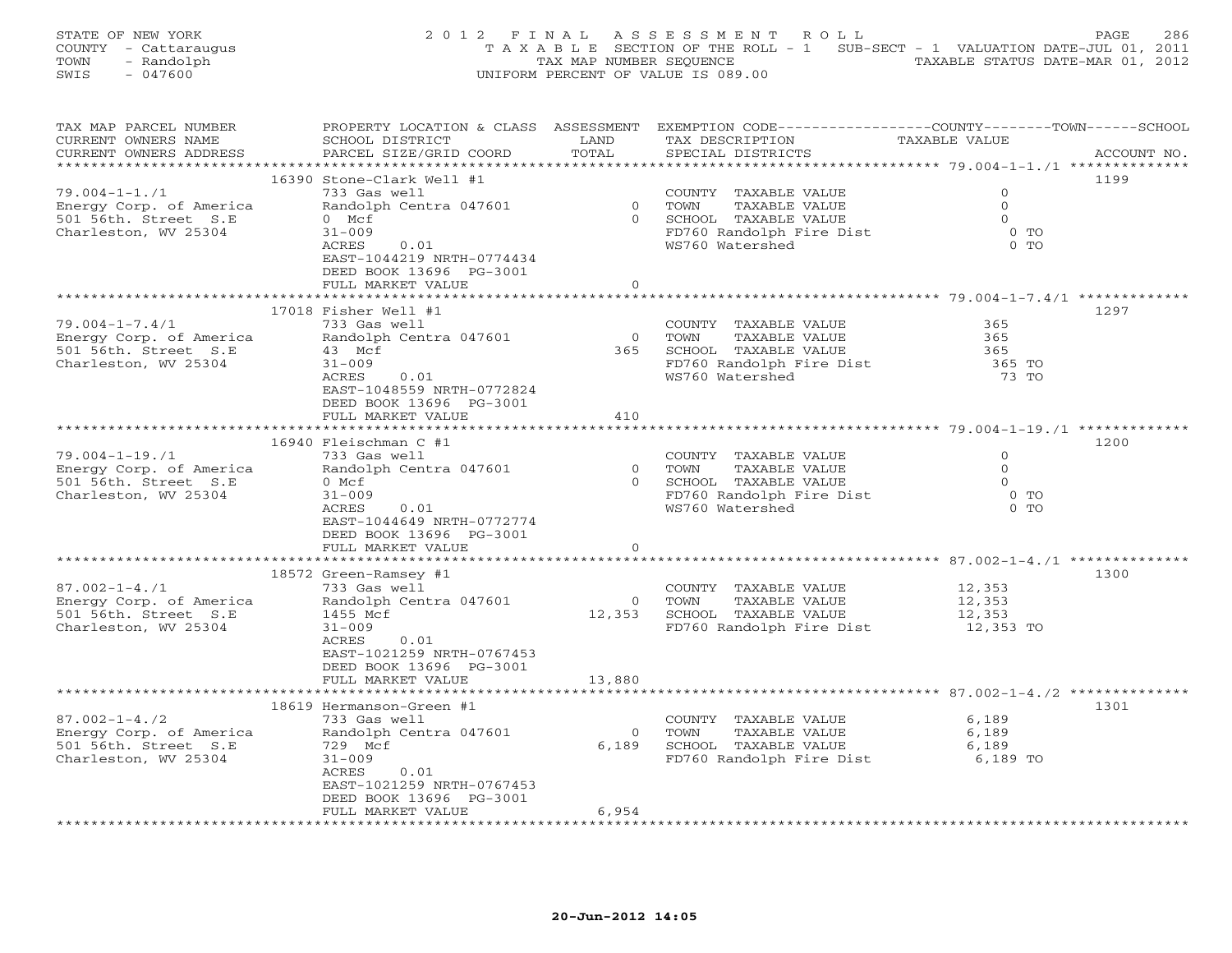STATE OF NEW YORK
COUNTY - Cattaraugus
TOWN - Randolph
SWIS - 047600

2012 FINAL ASSESSMENT ROLL
TAXABLE SECTION OF THE ROLL - 1 SUB-SECT - 1 VALUATION DATE-JUL 01, 2011
TAX MAP NUMBER SEQUENCE TAXABLE STATUS DATE-MAR 01, 2012
UNIFORM PERCENT OF VALUE IS 089.00

| TAX MAP PARCEL NUMBER / CURRENT OWNERS NAME / CURRENT OWNERS ADDRESS | PROPERTY LOCATION & CLASS / SCHOOL DISTRICT / PARCEL SIZE/GRID COORD | ASSESSMENT LAND / TOTAL | EXEMPTION CODE / TAX DESCRIPTION / SPECIAL DISTRICTS | TAXABLE VALUE (COUNTY / TOWN / SCHOOL) | ACCOUNT NO. |
|---|---|---|---|---|---|
| 79.004-1-1./1 | 16390 Stone-Clark Well #1 | | | | 1199 |
| 79.004-1-1./1 | 733 Gas well | | COUNTY TAXABLE VALUE | 0 | |
| Energy Corp. of America | Randolph Centra 047601 | 0 | TOWN TAXABLE VALUE | 0 | |
| 501 56th. Street S.E | 0 Mcf | 0 | SCHOOL TAXABLE VALUE | 0 | |
| Charleston, WV 25304 | 31-009 | | FD760 Randolph Fire Dist | 0 TO | |
| | ACRES 0.01 | | WS760 Watershed | 0 TO | |
| | EAST-1044219 NRTH-0774434 | | | | |
| | DEED BOOK 13696 PG-3001 | | | | |
| | FULL MARKET VALUE | 0 | | | |
| 79.004-1-7.4/1 | 17018 Fisher Well #1 | | | | 1297 |
| 79.004-1-7.4/1 | 733 Gas well | | COUNTY TAXABLE VALUE | 365 | |
| Energy Corp. of America | Randolph Centra 047601 | 0 | TOWN TAXABLE VALUE | 365 | |
| 501 56th. Street S.E | 43 Mcf | 365 | SCHOOL TAXABLE VALUE | 365 | |
| Charleston, WV 25304 | 31-009 | | FD760 Randolph Fire Dist | 365 TO | |
| | ACRES 0.01 | | WS760 Watershed | 73 TO | |
| | EAST-1048559 NRTH-0772824 | | | | |
| | DEED BOOK 13696 PG-3001 | | | | |
| | FULL MARKET VALUE | 410 | | | |
| 79.004-1-19./1 | 16940 Fleischman C #1 | | | | 1200 |
| 79.004-1-19./1 | 733 Gas well | | COUNTY TAXABLE VALUE | 0 | |
| Energy Corp. of America | Randolph Centra 047601 | 0 | TOWN TAXABLE VALUE | 0 | |
| 501 56th. Street S.E | 0 Mcf | 0 | SCHOOL TAXABLE VALUE | 0 | |
| Charleston, WV 25304 | 31-009 | | FD760 Randolph Fire Dist | 0 TO | |
| | ACRES 0.01 | | WS760 Watershed | 0 TO | |
| | EAST-1044649 NRTH-0772774 | | | | |
| | DEED BOOK 13696 PG-3001 | | | | |
| | FULL MARKET VALUE | 0 | | | |
| 87.002-1-4./1 | 18572 Green-Ramsey #1 | | | | 1300 |
| 87.002-1-4./1 | 733 Gas well | | COUNTY TAXABLE VALUE | 12,353 | |
| Energy Corp. of America | Randolph Centra 047601 | 0 | TOWN TAXABLE VALUE | 12,353 | |
| 501 56th. Street S.E | 1455 Mcf | 12,353 | SCHOOL TAXABLE VALUE | 12,353 | |
| Charleston, WV 25304 | 31-009 | | FD760 Randolph Fire Dist | 12,353 TO | |
| | ACRES 0.01 | | | | |
| | EAST-1021259 NRTH-0767453 | | | | |
| | DEED BOOK 13696 PG-3001 | | | | |
| | FULL MARKET VALUE | 13,880 | | | |
| 87.002-1-4./2 | 18619 Hermanson-Green #1 | | | | 1301 |
| 87.002-1-4./2 | 733 Gas well | | COUNTY TAXABLE VALUE | 6,189 | |
| Energy Corp. of America | Randolph Centra 047601 | 0 | TOWN TAXABLE VALUE | 6,189 | |
| 501 56th. Street S.E | 729 Mcf | 6,189 | SCHOOL TAXABLE VALUE | 6,189 | |
| Charleston, WV 25304 | 31-009 | | FD760 Randolph Fire Dist | 6,189 TO | |
| | ACRES 0.01 | | | | |
| | EAST-1021259 NRTH-0767453 | | | | |
| | DEED BOOK 13696 PG-3001 | | | | |
| | FULL MARKET VALUE | 6,954 | | | |

20-Jun-2012 14:05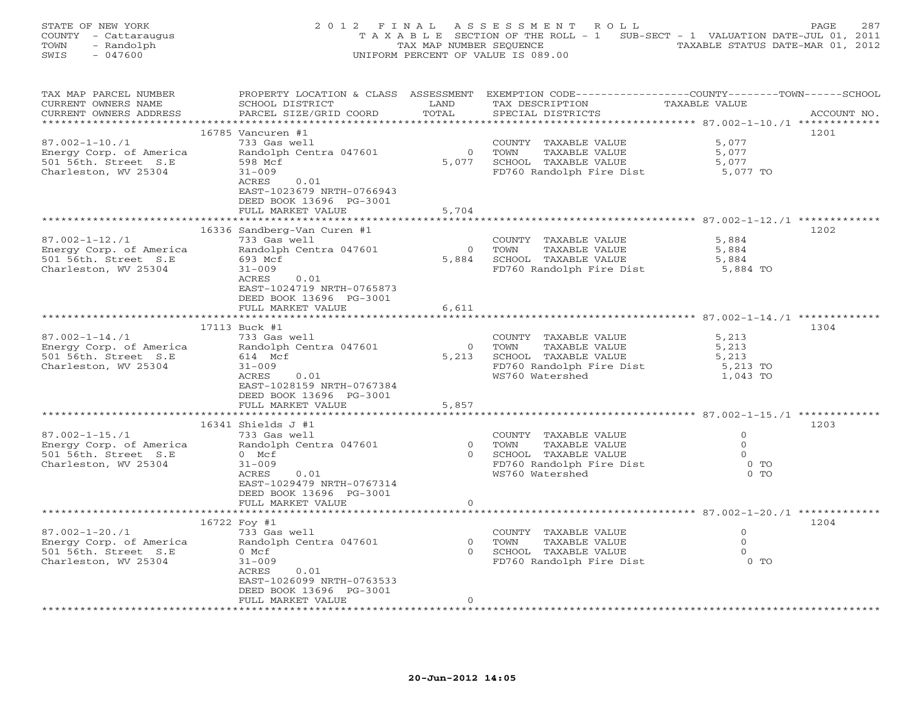STATE OF NEW YORK
COUNTY - Cattaraugus
TOWN - Randolph
SWIS - 047600

2012 FINAL ASSESSMENT ROLL
TAXABLE SECTION OF THE ROLL - 1
TAX MAP NUMBER SEQUENCE
UNIFORM PERCENT OF VALUE IS 089.00

SUB-SECT - 1 VALUATION DATE-JUL 01, 2011
TAXABLE STATUS DATE-MAR 01, 2012

| TAX MAP PARCEL NUMBER / CURRENT OWNERS NAME / CURRENT OWNERS ADDRESS | PROPERTY LOCATION & CLASS / SCHOOL DISTRICT / PARCEL SIZE/GRID COORD | ASSESSMENT LAND / TOTAL | EXEMPTION CODE / TAX DESCRIPTION / SPECIAL DISTRICTS | COUNTY / TOWN / SCHOOL TAXABLE VALUE | ACCOUNT NO. |
|---|---|---|---|---|---|
| 87.002-1-10./1 | 16785 Vancuren #1 | | | | 1201 |
| | 733 Gas well | | COUNTY TAXABLE VALUE | 5,077 | |
| Energy Corp. of America | Randolph Centra 047601 | 0 | TOWN TAXABLE VALUE | 5,077 | |
| 501 56th. Street S.E | 598 Mcf | 5,077 | SCHOOL TAXABLE VALUE | 5,077 | |
| Charleston, WV 25304 | 31-009 | | FD760 Randolph Fire Dist | 5,077 TO | |
| | ACRES 0.01 | | | | |
| | EAST-1023679 NRTH-0766943 | | | | |
| | DEED BOOK 13696 PG-3001 | | | | |
| | FULL MARKET VALUE | 5,704 | | | |
| 87.002-1-12./1 | 16336 Sandberg-Van Curen #1 | | | | 1202 |
| | 733 Gas well | | COUNTY TAXABLE VALUE | 5,884 | |
| Energy Corp. of America | Randolph Centra 047601 | 0 | TOWN TAXABLE VALUE | 5,884 | |
| 501 56th. Street S.E | 693 Mcf | 5,884 | SCHOOL TAXABLE VALUE | 5,884 | |
| Charleston, WV 25304 | 31-009 | | FD760 Randolph Fire Dist | 5,884 TO | |
| | ACRES 0.01 | | | | |
| | EAST-1024719 NRTH-0765873 | | | | |
| | DEED BOOK 13696 PG-3001 | | | | |
| | FULL MARKET VALUE | 6,611 | | | |
| 87.002-1-14./1 | 17113 Buck #1 | | | | 1304 |
| | 733 Gas well | | COUNTY TAXABLE VALUE | 5,213 | |
| Energy Corp. of America | Randolph Centra 047601 | 0 | TOWN TAXABLE VALUE | 5,213 | |
| 501 56th. Street S.E | 614 Mcf | 5,213 | SCHOOL TAXABLE VALUE | 5,213 | |
| Charleston, WV 25304 | 31-009 | | FD760 Randolph Fire Dist | 5,213 TO | |
| | ACRES 0.01 | | WS760 Watershed | 1,043 TO | |
| | EAST-1028159 NRTH-0767384 | | | | |
| | DEED BOOK 13696 PG-3001 | | | | |
| | FULL MARKET VALUE | 5,857 | | | |
| 87.002-1-15./1 | 16341 Shields J #1 | | | | 1203 |
| | 733 Gas well | | COUNTY TAXABLE VALUE | 0 | |
| Energy Corp. of America | Randolph Centra 047601 | 0 | TOWN TAXABLE VALUE | 0 | |
| 501 56th. Street S.E | 0 Mcf | 0 | SCHOOL TAXABLE VALUE | 0 | |
| Charleston, WV 25304 | 31-009 | | FD760 Randolph Fire Dist | 0 TO | |
| | ACRES 0.01 | | WS760 Watershed | 0 TO | |
| | EAST-1029479 NRTH-0767314 | | | | |
| | DEED BOOK 13696 PG-3001 | | | | |
| | FULL MARKET VALUE | 0 | | | |
| 87.002-1-20./1 | 16722 Foy #1 | | | | 1204 |
| | 733 Gas well | | COUNTY TAXABLE VALUE | 0 | |
| Energy Corp. of America | Randolph Centra 047601 | 0 | TOWN TAXABLE VALUE | 0 | |
| 501 56th. Street S.E | 0 Mcf | 0 | SCHOOL TAXABLE VALUE | 0 | |
| Charleston, WV 25304 | 31-009 | | FD760 Randolph Fire Dist | 0 TO | |
| | ACRES 0.01 | | | | |
| | EAST-1026099 NRTH-0763533 | | | | |
| | DEED BOOK 13696 PG-3001 | | | | |
| | FULL MARKET VALUE | 0 | | | |

20-Jun-2012 14:05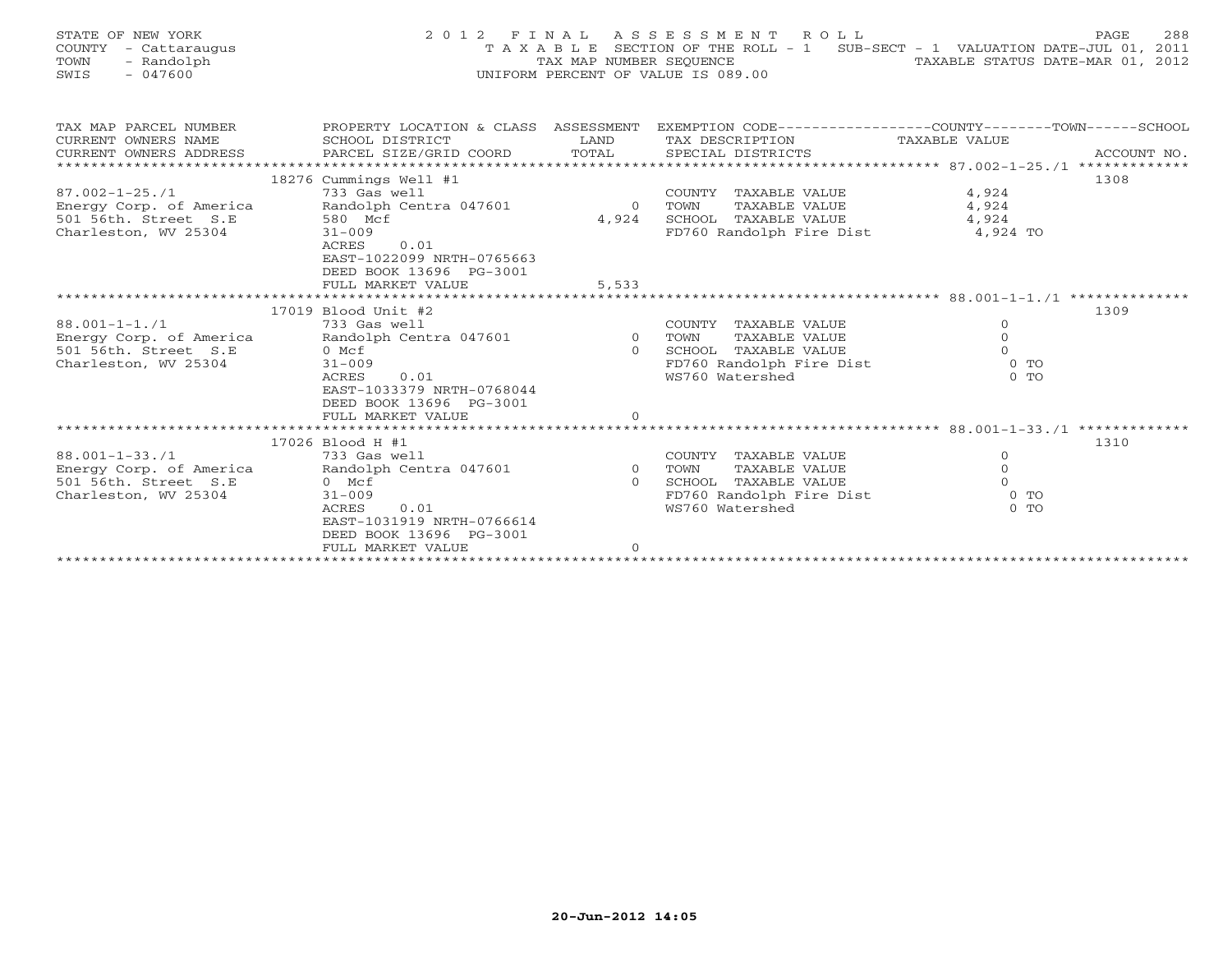STATE OF NEW YORK
COUNTY - Cattaraugus
TOWN - Randolph
SWIS - 047600

# 2012 FINAL ASSESSMENT ROLL

TAXABLE SECTION OF THE ROLL - 1 SUB-SECT - 1 VALUATION DATE-JUL 01, 2011
TAX MAP NUMBER SEQUENCE TAXABLE STATUS DATE-MAR 01, 2012
UNIFORM PERCENT OF VALUE IS 089.00

| TAX MAP PARCEL NUMBER / CURRENT OWNERS NAME / CURRENT OWNERS ADDRESS | PROPERTY LOCATION & CLASS / SCHOOL DISTRICT / PARCEL SIZE/GRID COORD | ASSESSMENT LAND / TOTAL | EXEMPTION CODE / TAX DESCRIPTION / SPECIAL DISTRICTS | COUNTY / TOWN / SCHOOL TAXABLE VALUE | ACCOUNT NO. |
|---|---|---|---|---|---|
| 87.002-1-25./1 | 18276 Cummings Well #1 | | | | 1308 |
| | 733 Gas well | | COUNTY TAXABLE VALUE | 4,924 | |
| Energy Corp. of America | Randolph Centra 047601 | 0 | TOWN TAXABLE VALUE | 4,924 | |
| 501 56th. Street S.E | 580 Mcf | 4,924 | SCHOOL TAXABLE VALUE | 4,924 | |
| Charleston, WV 25304 | 31-009 | | FD760 Randolph Fire Dist | 4,924 TO | |
| | ACRES 0.01 | | | | |
| | EAST-1022099 NRTH-0765663 | | | | |
| | DEED BOOK 13696 PG-3001 | | | | |
| | FULL MARKET VALUE | 5,533 | | | |
| 88.001-1-1./1 | 17019 Blood Unit #2 | | | | 1309 |
| | 733 Gas well | | COUNTY TAXABLE VALUE | 0 | |
| Energy Corp. of America | Randolph Centra 047601 | 0 | TOWN TAXABLE VALUE | 0 | |
| 501 56th. Street S.E | 0 Mcf | 0 | SCHOOL TAXABLE VALUE | 0 | |
| Charleston, WV 25304 | 31-009 | | FD760 Randolph Fire Dist | 0 TO | |
| | ACRES 0.01 | | WS760 Watershed | 0 TO | |
| | EAST-1033379 NRTH-0768044 | | | | |
| | DEED BOOK 13696 PG-3001 | | | | |
| | FULL MARKET VALUE | 0 | | | |
| 88.001-1-33./1 | 17026 Blood H #1 | | | | 1310 |
| | 733 Gas well | | COUNTY TAXABLE VALUE | 0 | |
| Energy Corp. of America | Randolph Centra 047601 | 0 | TOWN TAXABLE VALUE | 0 | |
| 501 56th. Street S.E | 0 Mcf | 0 | SCHOOL TAXABLE VALUE | 0 | |
| Charleston, WV 25304 | 31-009 | | FD760 Randolph Fire Dist | 0 TO | |
| | ACRES 0.01 | | WS760 Watershed | 0 TO | |
| | EAST-1031919 NRTH-0766614 | | | | |
| | DEED BOOK 13696 PG-3001 | | | | |
| | FULL MARKET VALUE | 0 | | | |

20-Jun-2012 14:05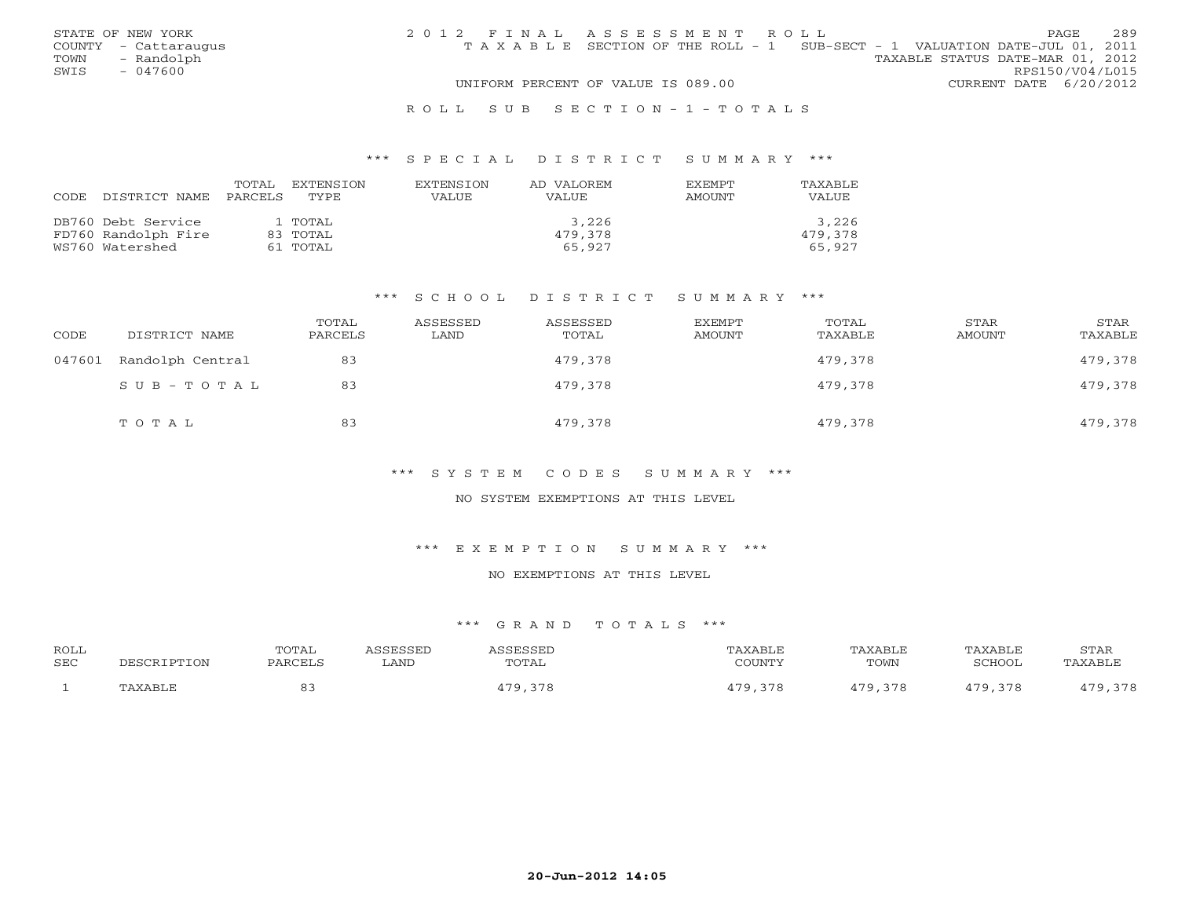STATE OF NEW YORK
COUNTY - Cattaraugus
TOWN - Randolph
SWIS - 047600

2012 FINAL ASSESSMENT ROLL
TAXABLE SECTION OF THE ROLL - 1 SUB-SECT - 1 VALUATION DATE-JUL 01, 2011
TAXABLE STATUS DATE-MAR 01, 2012
RPS150/V04/L015
UNIFORM PERCENT OF VALUE IS 089.00
CURRENT DATE 6/20/2012

## ROLL SUB SECTION-1-TOTALS

### *** SPECIAL DISTRICT SUMMARY ***

| CODE DISTRICT NAME | TOTAL PARCELS | EXTENSION TYPE | EXTENSION VALUE | AD VALOREM VALUE | EXEMPT AMOUNT | TAXABLE VALUE |
|---|---|---|---|---|---|---|
| DB760 Debt Service | 1 | TOTAL | | 3,226 | | 3,226 |
| FD760 Randolph Fire | 83 | TOTAL | | 479,378 | | 479,378 |
| WS760 Watershed | 61 | TOTAL | | 65,927 | | 65,927 |

### *** SCHOOL DISTRICT SUMMARY ***

| CODE | DISTRICT NAME | TOTAL PARCELS | ASSESSED LAND | ASSESSED TOTAL | EXEMPT AMOUNT | TOTAL TAXABLE | STAR AMOUNT | STAR TAXABLE |
|---|---|---|---|---|---|---|---|---|
| 047601 | Randolph Central | 83 | | 479,378 | | 479,378 | | 479,378 |
| | SUB-TOTAL | 83 | | 479,378 | | 479,378 | | 479,378 |
| | TOTAL | 83 | | 479,378 | | 479,378 | | 479,378 |

### *** SYSTEM CODES SUMMARY ***

NO SYSTEM EXEMPTIONS AT THIS LEVEL

### *** EXEMPTION SUMMARY ***

NO EXEMPTIONS AT THIS LEVEL

### *** GRAND TOTALS ***

| ROLL SEC | DESCRIPTION | TOTAL PARCELS | ASSESSED LAND | ASSESSED TOTAL | TAXABLE COUNTY | TAXABLE TOWN | TAXABLE SCHOOL | STAR TAXABLE |
|---|---|---|---|---|---|---|---|---|
| 1 | TAXABLE | 83 | | 479,378 | 479,378 | 479,378 | 479,378 | 479,378 |

20-Jun-2012 14:05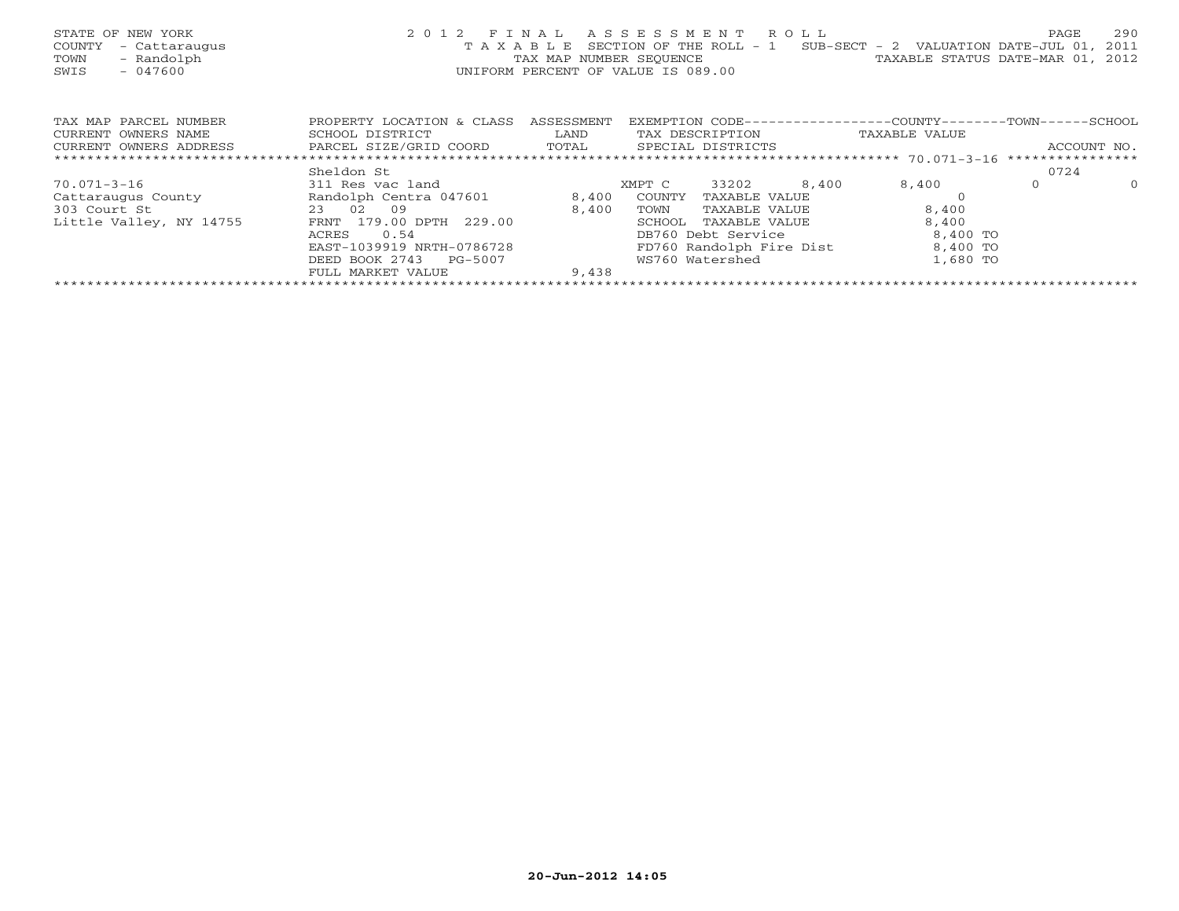STATE OF NEW YORK
COUNTY - Cattaraugus
TOWN - Randolph
SWIS - 047600

2012 FINAL ASSESSMENT ROLL
TAXABLE SECTION OF THE ROLL - 1 SUB-SECT - 2 VALUATION DATE-JUL 01, 2011
TAX MAP NUMBER SEQUENCE TAXABLE STATUS DATE-MAR 01, 2012
UNIFORM PERCENT OF VALUE IS 089.00

| TAX MAP PARCEL NUMBER<br>CURRENT OWNERS NAME<br>CURRENT OWNERS ADDRESS | PROPERTY LOCATION & CLASS<br>SCHOOL DISTRICT<br>PARCEL SIZE/GRID COORD | ASSESSMENT<br>LAND<br>TOTAL | EXEMPTION CODE<br>TAX DESCRIPTION<br>SPECIAL DISTRICTS | COUNTY<br>TAXABLE VALUE | TOWN | SCHOOL<br>ACCOUNT NO. |
|---|---|---|---|---|---|---|
| 70.071-3-16 | Sheldon St |  |  |  |  | 0724 |
|  | 311 Res vac land |  | XMPT C 33202 8,400 | 8,400 | 0 | 0 |
| Cattaraugus County | Randolph Centra 047601 | 8,400 | COUNTY TAXABLE VALUE | 0 |  |  |
| 303 Court St | 23 02 09 | 8,400 | TOWN TAXABLE VALUE | 8,400 |  |  |
| Little Valley, NY 14755 | FRNT 179.00 DPTH 229.00 |  | SCHOOL TAXABLE VALUE | 8,400 |  |  |
|  | ACRES 0.54 |  | DB760 Debt Service | 8,400 TO |  |  |
|  | EAST-1039919 NRTH-0786728 |  | FD760 Randolph Fire Dist | 8,400 TO |  |  |
|  | DEED BOOK 2743 PG-5007 |  | WS760 Watershed | 1,680 TO |  |  |
|  | FULL MARKET VALUE | 9,438 |  |  |  |  |

20-Jun-2012 14:05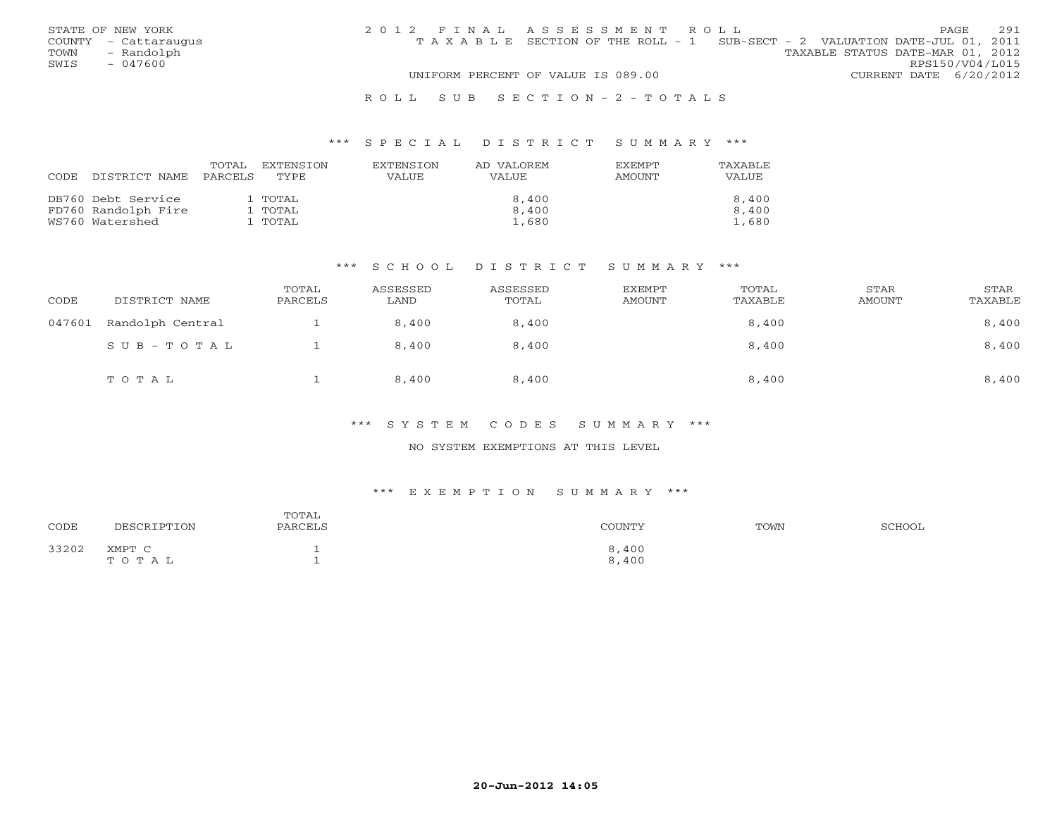STATE OF NEW YORK
COUNTY - Cattaraugus
TOWN - Randolph
SWIS - 047600

2012 FINAL ASSESSMENT ROLL
TAXABLE SECTION OF THE ROLL - 1 SUB-SECT - 2 VALUATION DATE-JUL 01, 2011
TAXABLE STATUS DATE-MAR 01, 2012
RPS150/V04/L015
UNIFORM PERCENT OF VALUE IS 089.00
CURRENT DATE 6/20/2012

## ROLL SUB SECTION - 2 - TOTALS

### *** SPECIAL DISTRICT SUMMARY ***

| CODE DISTRICT NAME | TOTAL PARCELS | EXTENSION TYPE | EXTENSION VALUE | AD VALOREM VALUE | EXEMPT AMOUNT | TAXABLE VALUE |
|---|---|---|---|---|---|---|
| DB760 Debt Service | 1 | TOTAL | | 8,400 | | 8,400 |
| FD760 Randolph Fire | 1 | TOTAL | | 8,400 | | 8,400 |
| WS760 Watershed | 1 | TOTAL | | 1,680 | | 1,680 |

### *** SCHOOL DISTRICT SUMMARY ***

| CODE | DISTRICT NAME | TOTAL PARCELS | ASSESSED LAND | ASSESSED TOTAL | EXEMPT AMOUNT | TOTAL TAXABLE | STAR AMOUNT | STAR TAXABLE |
|---|---|---|---|---|---|---|---|---|
| 047601 | Randolph Central | 1 | 8,400 | 8,400 | | 8,400 | | 8,400 |
| | SUB-TOTAL | 1 | 8,400 | 8,400 | | 8,400 | | 8,400 |
| | TOTAL | 1 | 8,400 | 8,400 | | 8,400 | | 8,400 |

### *** SYSTEM CODES SUMMARY ***

NO SYSTEM EXEMPTIONS AT THIS LEVEL

### *** EXEMPTION SUMMARY ***

| CODE | DESCRIPTION | TOTAL PARCELS | COUNTY | TOWN | SCHOOL |
|---|---|---|---|---|---|
| 33202 | XMPT C | 1 | 8,400 | | |
| | TOTAL | 1 | 8,400 | | |

20-Jun-2012 14:05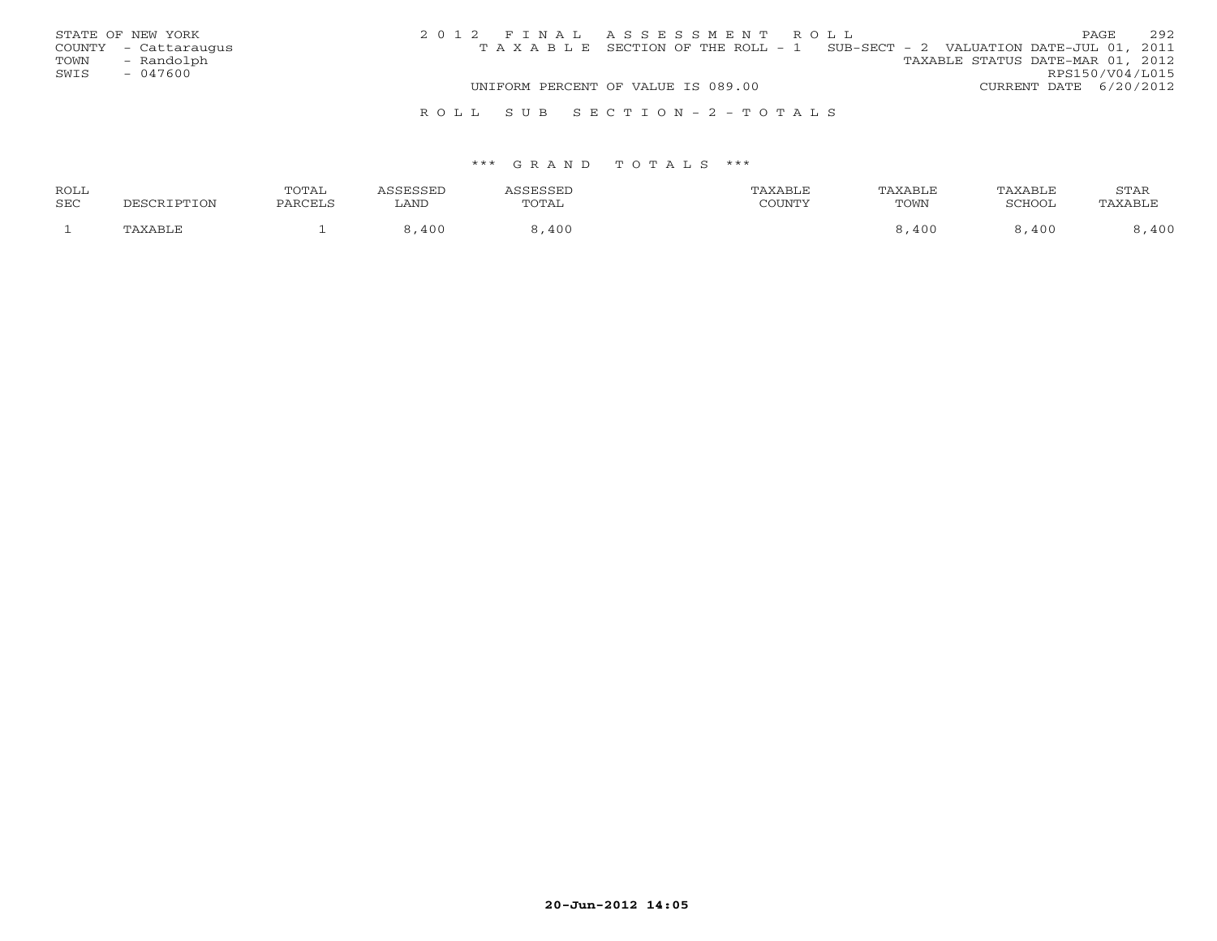STATE OF NEW YORK
COUNTY - Cattaraugus
TOWN - Randolph
SWIS - 047600

2 0 1 2 F I N A L A S S E S S M E N T R O L L

T A X A B L E SECTION OF THE ROLL - 1 SUB-SECT - 2 VALUATION DATE-JUL 01, 2011

TAXABLE STATUS DATE-MAR 01, 2012

RPS150/V04/L015

UNIFORM PERCENT OF VALUE IS 089.00

CURRENT DATE 6/20/2012

R O L L S U B S E C T I O N - 2 - T O T A L S

\*\*\* G R A N D T O T A L S \*\*\*

| ROLL SEC | DESCRIPTION | TOTAL PARCELS | ASSESSED LAND | ASSESSED TOTAL | TAXABLE COUNTY | TAXABLE TOWN | TAXABLE SCHOOL | STAR TAXABLE |
|---|---|---|---|---|---|---|---|---|
| 1 | TAXABLE | 1 | 8,400 | 8,400 | | 8,400 | 8,400 | 8,400 |

20-Jun-2012 14:05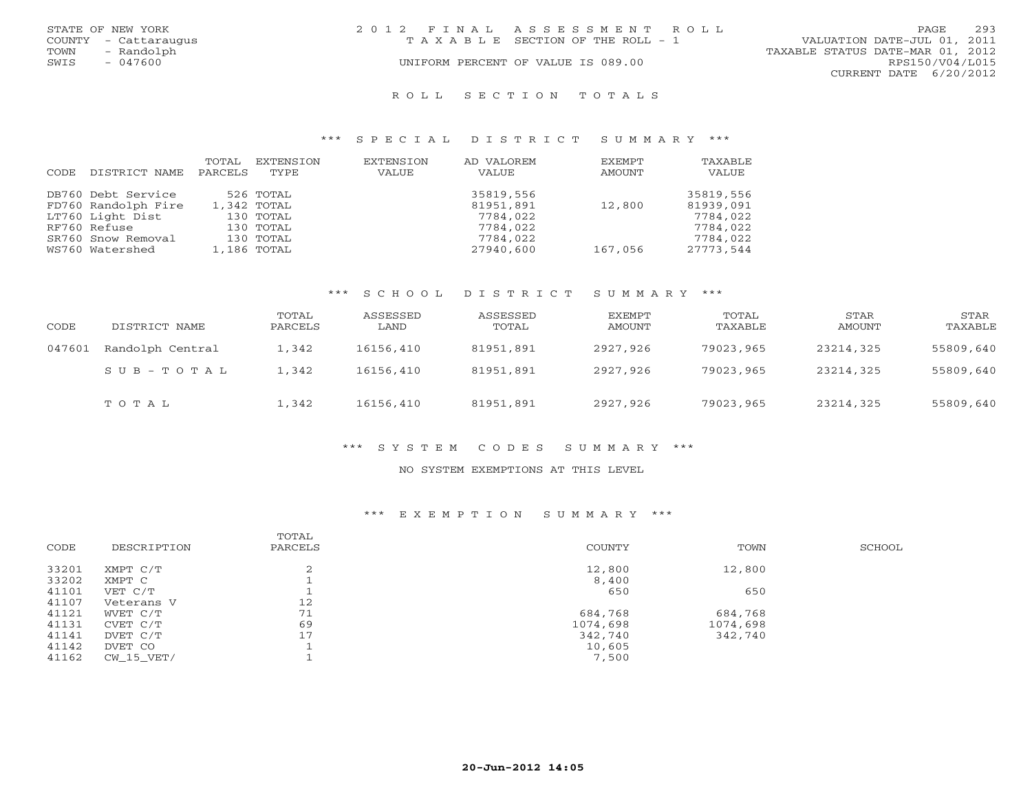STATE OF NEW YORK
COUNTY - Cattaraugus
TOWN - Randolph
SWIS - 047600

2012 FINAL ASSESSMENT ROLL
TAXABLE SECTION OF THE ROLL - 1
UNIFORM PERCENT OF VALUE IS 089.00

VALUATION DATE-JUL 01, 2011
TAXABLE STATUS DATE-MAR 01, 2012
RPS150/V04/L015
CURRENT DATE 6/20/2012

## ROLL SECTION TOTALS

### *** SPECIAL DISTRICT SUMMARY ***

| CODE | DISTRICT NAME | TOTAL PARCELS | EXTENSION TYPE | EXTENSION VALUE | AD VALOREM VALUE | EXEMPT AMOUNT | TAXABLE VALUE |
|---|---|---|---|---|---|---|---|
| DB760 | Debt Service | 526 | TOTAL | | 35819,556 | | 35819,556 |
| FD760 | Randolph Fire | 1,342 | TOTAL | | 81951,891 | 12,800 | 81939,091 |
| LT760 | Light Dist | 130 | TOTAL | | 7784,022 | | 7784,022 |
| RF760 | Refuse | 130 | TOTAL | | 7784,022 | | 7784,022 |
| SR760 | Snow Removal | 130 | TOTAL | | 7784,022 | | 7784,022 |
| WS760 | Watershed | 1,186 | TOTAL | | 27940,600 | 167,056 | 27773,544 |

### *** SCHOOL DISTRICT SUMMARY ***

| CODE | DISTRICT NAME | TOTAL PARCELS | ASSESSED LAND | ASSESSED TOTAL | EXEMPT AMOUNT | TOTAL TAXABLE | STAR AMOUNT | STAR TAXABLE |
|---|---|---|---|---|---|---|---|---|
| 047601 | Randolph Central | 1,342 | 16156,410 | 81951,891 | 2927,926 | 79023,965 | 23214,325 | 55809,640 |
| | SUB-TOTAL | 1,342 | 16156,410 | 81951,891 | 2927,926 | 79023,965 | 23214,325 | 55809,640 |
| | TOTAL | 1,342 | 16156,410 | 81951,891 | 2927,926 | 79023,965 | 23214,325 | 55809,640 |

### *** SYSTEM CODES SUMMARY ***

NO SYSTEM EXEMPTIONS AT THIS LEVEL

### *** EXEMPTION SUMMARY ***

| CODE | DESCRIPTION | TOTAL PARCELS | COUNTY | TOWN | SCHOOL |
|---|---|---|---|---|---|
| 33201 | XMPT C/T | 2 | 12,800 | 12,800 | |
| 33202 | XMPT C | 1 | 8,400 | | |
| 41101 | VET C/T | 1 | 650 | 650 | |
| 41107 | Veterans V | 12 | | | |
| 41121 | WVET C/T | 71 | 684,768 | 684,768 | |
| 41131 | CVET C/T | 69 | 1074,698 | 1074,698 | |
| 41141 | DVET C/T | 17 | 342,740 | 342,740 | |
| 41142 | DVET CO | 1 | 10,605 | | |
| 41162 | CW_15_VET/ | 1 | 7,500 | | |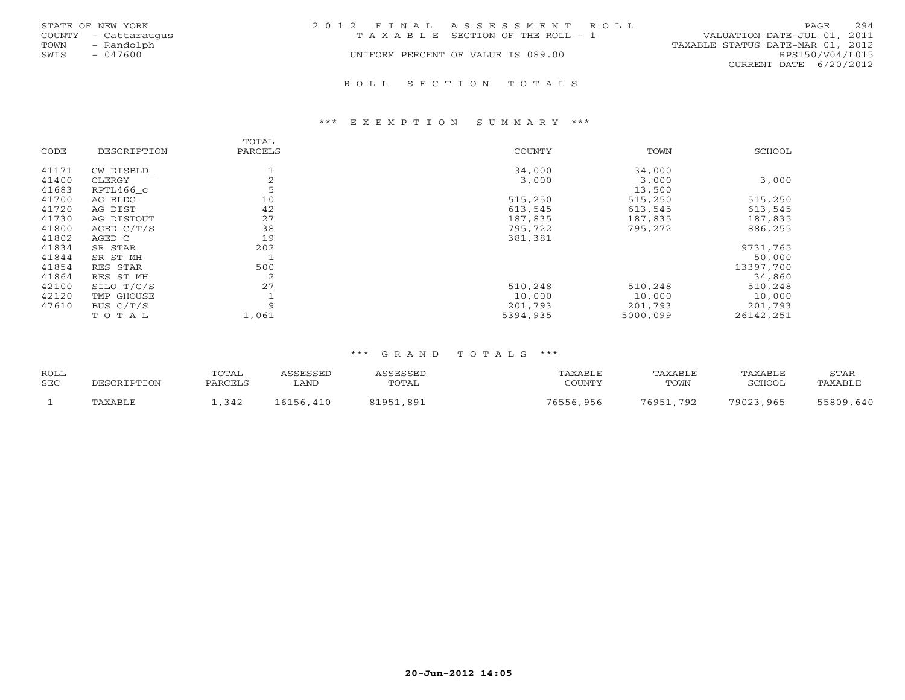STATE OF NEW YORK
COUNTY - Cattaraugus
TOWN - Randolph
SWIS - 047600

# 2012 FINAL ASSESSMENT ROLL

TAXABLE SECTION OF THE ROLL - 1

UNIFORM PERCENT OF VALUE IS 089.00

VALUATION DATE-JUL 01, 2011
TAXABLE STATUS DATE-MAR 01, 2012
RPS150/V04/L015
CURRENT DATE 6/20/2012

## ROLL SECTION TOTALS

### *** EXEMPTION SUMMARY ***

| CODE | DESCRIPTION | TOTAL PARCELS | COUNTY | TOWN | SCHOOL |
|---|---|---|---|---|---|
| 41171 | CW_DISBLD_ | 1 | 34,000 | 34,000 | |
| 41400 | CLERGY | 2 | 3,000 | 3,000 | 3,000 |
| 41683 | RPTL466_c | 5 | | 13,500 | |
| 41700 | AG BLDG | 10 | 515,250 | 515,250 | 515,250 |
| 41720 | AG DIST | 42 | 613,545 | 613,545 | 613,545 |
| 41730 | AG DISTOUT | 27 | 187,835 | 187,835 | 187,835 |
| 41800 | AGED C/T/S | 38 | 795,722 | 795,272 | 886,255 |
| 41802 | AGED C | 19 | 381,381 | | |
| 41834 | SR STAR | 202 | | | 9731,765 |
| 41844 | SR ST MH | 1 | | | 50,000 |
| 41854 | RES STAR | 500 | | | 13397,700 |
| 41864 | RES ST MH | 2 | | | 34,860 |
| 42100 | SILO T/C/S | 27 | 510,248 | 510,248 | 510,248 |
| 42120 | TMP GHOUSE | 1 | 10,000 | 10,000 | 10,000 |
| 47610 | BUS C/T/S | 9 | 201,793 | 201,793 | 201,793 |
| | TOTAL | 1,061 | 5394,935 | 5000,099 | 26142,251 |

### *** GRAND TOTALS ***

| ROLL SEC | DESCRIPTION | TOTAL PARCELS | ASSESSED LAND | ASSESSED TOTAL | TAXABLE COUNTY | TAXABLE TOWN | TAXABLE SCHOOL | STAR TAXABLE |
|---|---|---|---|---|---|---|---|---|
| 1 | TAXABLE | 1,342 | 16156,410 | 81951,891 | 76556,956 | 76951,792 | 79023,965 | 55809,640 |

20-Jun-2012 14:05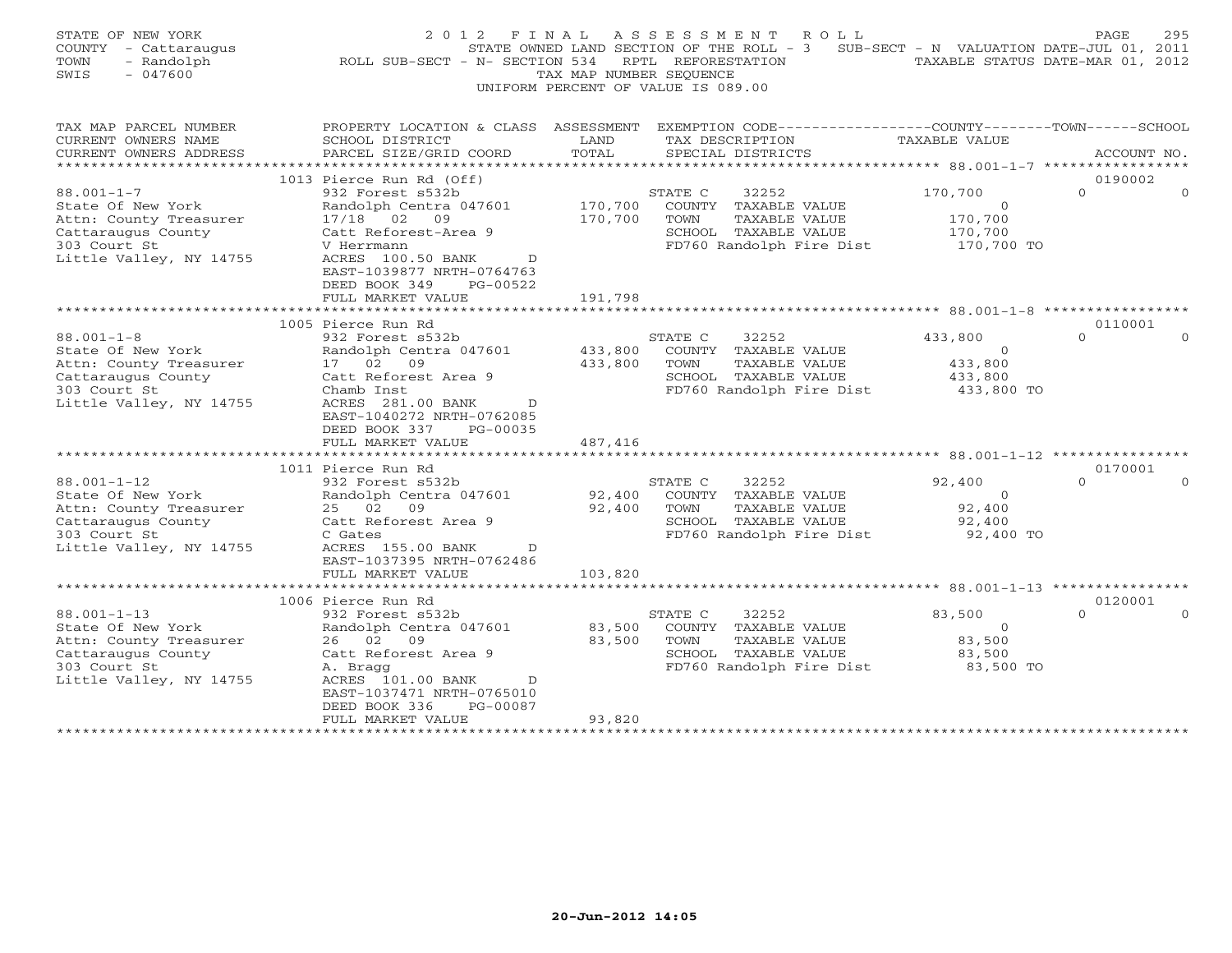STATE OF NEW YORK
COUNTY - Cattaraugus
TOWN - Randolph
SWIS - 047600

2012 FINAL ASSESSMENT ROLL
STATE OWNED LAND SECTION OF THE ROLL - 3 SUB-SECT - N VALUATION DATE-JUL 01, 2011
ROLL SUB-SECT - N- SECTION 534 RPTL REFORESTATION TAXABLE STATUS DATE-MAR 01, 2012
TAX MAP NUMBER SEQUENCE
UNIFORM PERCENT OF VALUE IS 089.00

| TAX MAP PARCEL NUMBER / CURRENT OWNERS NAME / CURRENT OWNERS ADDRESS | PROPERTY LOCATION & CLASS / SCHOOL DISTRICT / PARCEL SIZE/GRID COORD | ASSESSMENT LAND / TOTAL | EXEMPTION CODE / TAX DESCRIPTION / SPECIAL DISTRICTS | COUNTY TAXABLE VALUE | TOWN | SCHOOL | ACCOUNT NO. |
|---|---|---|---|---|---|---|---|
| 88.001-1-7 | 1013 Pierce Run Rd (Off) | | | | | | 0190002 |
| | 932 Forest s532b | | STATE C 32252 | 170,700 | 0 | 0 | |
| State Of New York | Randolph Centra 047601 | 170,700 | COUNTY TAXABLE VALUE | 0 | | | |
| Attn: County Treasurer | 17/18 02 09 | 170,700 | TOWN TAXABLE VALUE | 170,700 | | | |
| Cattaraugus County | Catt Reforest-Area 9 | | SCHOOL TAXABLE VALUE | 170,700 | | | |
| 303 Court St | V Herrmann | | FD760 Randolph Fire Dist | 170,700 TO | | | |
| Little Valley, NY 14755 | ACRES 100.50 BANK D | | | | | | |
| | EAST-1039877 NRTH-0764763 | | | | | | |
| | DEED BOOK 349 PG-00522 | | | | | | |
| | FULL MARKET VALUE | 191,798 | | | | | |
| 88.001-1-8 | 1005 Pierce Run Rd | | | | | | 0110001 |
| | 932 Forest s532b | | STATE C 32252 | 433,800 | 0 | 0 | |
| State Of New York | Randolph Centra 047601 | 433,800 | COUNTY TAXABLE VALUE | 0 | | | |
| Attn: County Treasurer | 17 02 09 | 433,800 | TOWN TAXABLE VALUE | 433,800 | | | |
| Cattaraugus County | Catt Reforest Area 9 | | SCHOOL TAXABLE VALUE | 433,800 | | | |
| 303 Court St | Chamb Inst | | FD760 Randolph Fire Dist | 433,800 TO | | | |
| Little Valley, NY 14755 | ACRES 281.00 BANK D | | | | | | |
| | EAST-1040272 NRTH-0762085 | | | | | | |
| | DEED BOOK 337 PG-00035 | | | | | | |
| | FULL MARKET VALUE | 487,416 | | | | | |
| 88.001-1-12 | 1011 Pierce Run Rd | | | | | | 0170001 |
| | 932 Forest s532b | | STATE C 32252 | 92,400 | 0 | 0 | |
| State Of New York | Randolph Centra 047601 | 92,400 | COUNTY TAXABLE VALUE | 0 | | | |
| Attn: County Treasurer | 25 02 09 | 92,400 | TOWN TAXABLE VALUE | 92,400 | | | |
| Cattaraugus County | Catt Reforest Area 9 | | SCHOOL TAXABLE VALUE | 92,400 | | | |
| 303 Court St | C Gates | | FD760 Randolph Fire Dist | 92,400 TO | | | |
| Little Valley, NY 14755 | ACRES 155.00 BANK D | | | | | | |
| | EAST-1037395 NRTH-0762486 | | | | | | |
| | FULL MARKET VALUE | 103,820 | | | | | |
| 88.001-1-13 | 1006 Pierce Run Rd | | | | | | 0120001 |
| | 932 Forest s532b | | STATE C 32252 | 83,500 | 0 | 0 | |
| State Of New York | Randolph Centra 047601 | 83,500 | COUNTY TAXABLE VALUE | 0 | | | |
| Attn: County Treasurer | 26 02 09 | 83,500 | TOWN TAXABLE VALUE | 83,500 | | | |
| Cattaraugus County | Catt Reforest Area 9 | | SCHOOL TAXABLE VALUE | 83,500 | | | |
| 303 Court St | A. Bragg | | FD760 Randolph Fire Dist | 83,500 TO | | | |
| Little Valley, NY 14755 | ACRES 101.00 BANK D | | | | | | |
| | EAST-1037471 NRTH-0765010 | | | | | | |
| | DEED BOOK 336 PG-00087 | | | | | | |
| | FULL MARKET VALUE | 93,820 | | | | | |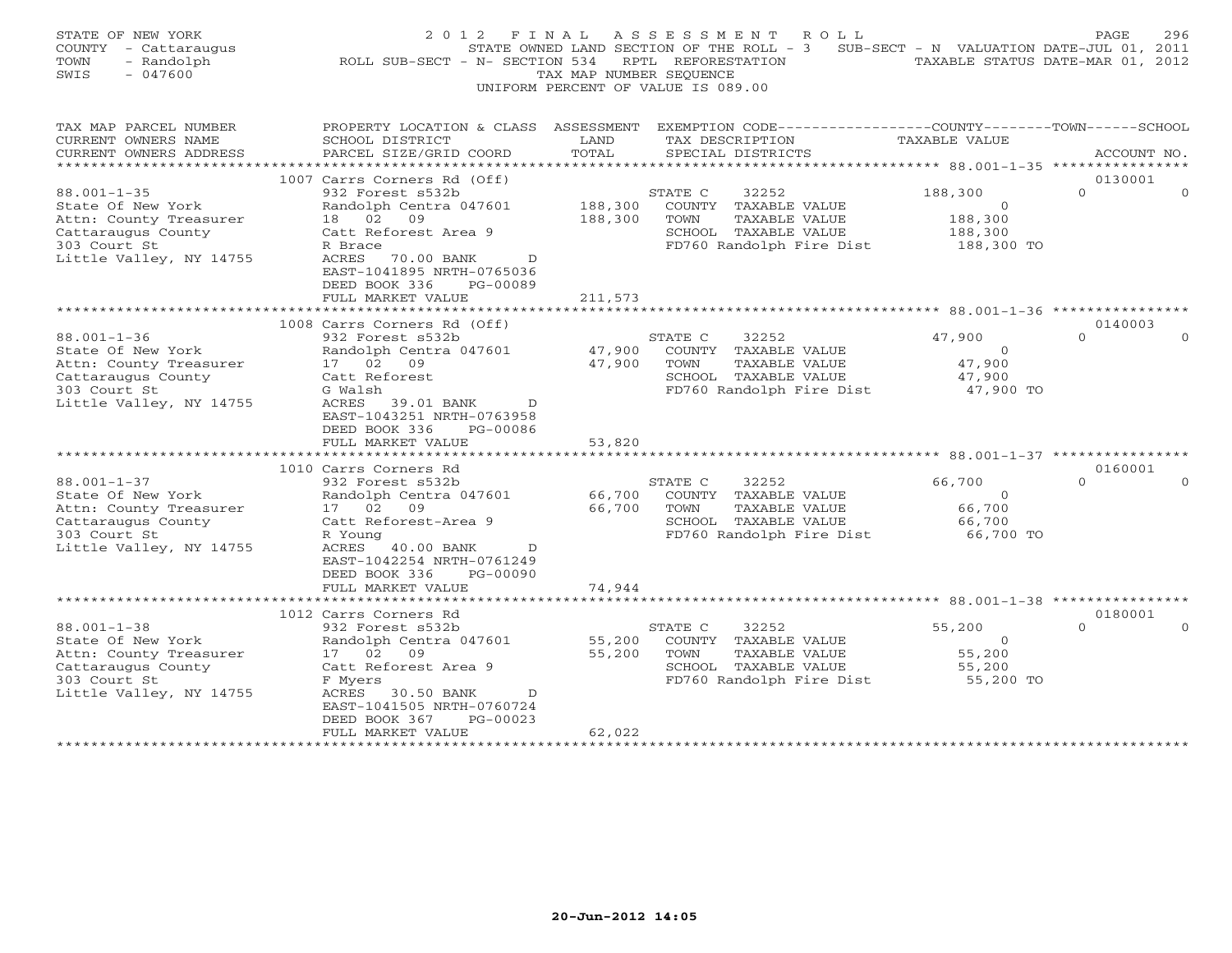STATE OF NEW YORK
COUNTY - Cattaraugus
TOWN - Randolph
SWIS - 047600

2012 FINAL ASSESSMENT ROLL
STATE OWNED LAND SECTION OF THE ROLL - 3 SUB-SECT - N VALUATION DATE-JUL 01, 2011
ROLL SUB-SECT - N- SECTION 534 RPTL REFORESTATION TAXABLE STATUS DATE-MAR 01, 2012
TAX MAP NUMBER SEQUENCE
UNIFORM PERCENT OF VALUE IS 089.00

| TAX MAP PARCEL NUMBER / CURRENT OWNERS NAME / CURRENT OWNERS ADDRESS | PROPERTY LOCATION & CLASS / SCHOOL DISTRICT / PARCEL SIZE/GRID COORD | ASSESSMENT LAND / TOTAL | EXEMPTION CODE / TAX DESCRIPTION / SPECIAL DISTRICTS | COUNTY TAXABLE VALUE | TOWN | SCHOOL / ACCOUNT NO. |
|---|---|---|---|---|---|---|
| 88.001-1-35 | 1007 Carrs Corners Rd (Off) | | | | | 0130001 |
| State Of New York | 932 Forest s532b | | STATE C 32252 | 188,300 | 0 | 0 |
| Attn: County Treasurer | Randolph Centra 047601 | 188,300 | COUNTY TAXABLE VALUE | 0 | | |
| Cattaraugus County | 18 02 09 | 188,300 | TOWN TAXABLE VALUE | 188,300 | | |
| 303 Court St | Catt Reforest Area 9 | | SCHOOL TAXABLE VALUE | 188,300 | | |
| Little Valley, NY 14755 | R Brace | | FD760 Randolph Fire Dist | 188,300 TO | | |
| | ACRES 70.00 BANK D | | | | | |
| | EAST-1041895 NRTH-0765036 | | | | | |
| | DEED BOOK 336 PG-00089 | | | | | |
| | FULL MARKET VALUE | 211,573 | | | | |
| 88.001-1-36 | 1008 Carrs Corners Rd (Off) | | | | | 0140003 |
| State Of New York | 932 Forest s532b | | STATE C 32252 | 47,900 | 0 | 0 |
| Attn: County Treasurer | Randolph Centra 047601 | 47,900 | COUNTY TAXABLE VALUE | 0 | | |
| Cattaraugus County | 17 02 09 | 47,900 | TOWN TAXABLE VALUE | 47,900 | | |
| 303 Court St | Catt Reforest | | SCHOOL TAXABLE VALUE | 47,900 | | |
| Little Valley, NY 14755 | G Walsh | | FD760 Randolph Fire Dist | 47,900 TO | | |
| | ACRES 39.01 BANK D | | | | | |
| | EAST-1043251 NRTH-0763958 | | | | | |
| | DEED BOOK 336 PG-00086 | | | | | |
| | FULL MARKET VALUE | 53,820 | | | | |
| 88.001-1-37 | 1010 Carrs Corners Rd | | | | | 0160001 |
| State Of New York | 932 Forest s532b | | STATE C 32252 | 66,700 | 0 | 0 |
| Attn: County Treasurer | Randolph Centra 047601 | 66,700 | COUNTY TAXABLE VALUE | 0 | | |
| Cattaraugus County | 17 02 09 | 66,700 | TOWN TAXABLE VALUE | 66,700 | | |
| 303 Court St | Catt Reforest-Area 9 | | SCHOOL TAXABLE VALUE | 66,700 | | |
| Little Valley, NY 14755 | R Young | | FD760 Randolph Fire Dist | 66,700 TO | | |
| | ACRES 40.00 BANK D | | | | | |
| | EAST-1042254 NRTH-0761249 | | | | | |
| | DEED BOOK 336 PG-00090 | | | | | |
| | FULL MARKET VALUE | 74,944 | | | | |
| 88.001-1-38 | 1012 Carrs Corners Rd | | | | | 0180001 |
| State Of New York | 932 Forest s532b | | STATE C 32252 | 55,200 | 0 | 0 |
| Attn: County Treasurer | Randolph Centra 047601 | 55,200 | COUNTY TAXABLE VALUE | 0 | | |
| Cattaraugus County | 17 02 09 | 55,200 | TOWN TAXABLE VALUE | 55,200 | | |
| 303 Court St | Catt Reforest Area 9 | | SCHOOL TAXABLE VALUE | 55,200 | | |
| Little Valley, NY 14755 | F Myers | | FD760 Randolph Fire Dist | 55,200 TO | | |
| | ACRES 30.50 BANK D | | | | | |
| | EAST-1041505 NRTH-0760724 | | | | | |
| | DEED BOOK 367 PG-00023 | | | | | |
| | FULL MARKET VALUE | 62,022 | | | | |

20-Jun-2012 14:05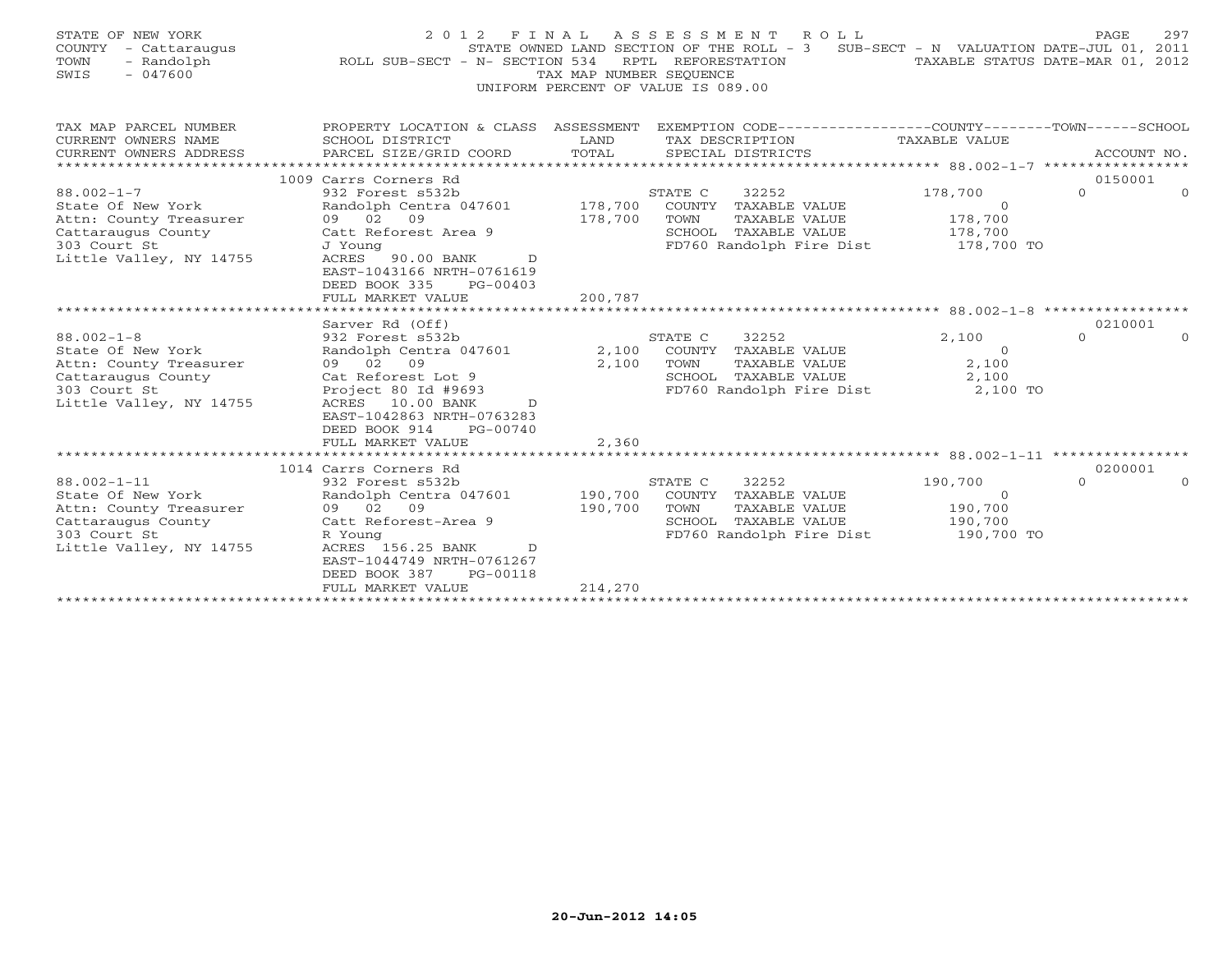STATE OF NEW YORK
COUNTY - Cattaraugus
TOWN - Randolph
SWIS - 047600

2 0 1 2 F I N A L A S S E S S M E N T R O L L
STATE OWNED LAND SECTION OF THE ROLL - 3 SUB-SECT - N VALUATION DATE-JUL 01, 2011
ROLL SUB-SECT - N- SECTION 534 RPTL REFORESTATION TAXABLE STATUS DATE-MAR 01, 2012
TAX MAP NUMBER SEQUENCE
UNIFORM PERCENT OF VALUE IS 089.00

| TAX MAP PARCEL NUMBER / CURRENT OWNERS NAME / CURRENT OWNERS ADDRESS | PROPERTY LOCATION & CLASS / SCHOOL DISTRICT / PARCEL SIZE/GRID COORD | ASSESSMENT LAND / TOTAL | EXEMPTION CODE / TAX DESCRIPTION / SPECIAL DISTRICTS | COUNTY TAXABLE VALUE | TOWN | SCHOOL / ACCOUNT NO. |
|---|---|---|---|---|---|---|
| | 1009 Carrs Corners Rd | | | | | 0150001 |
| 88.002-1-7 | 932 Forest s532b | | STATE C 32252 | 178,700 | 0 | 0 |
| State Of New York | Randolph Centra 047601 | 178,700 | COUNTY TAXABLE VALUE | 0 | | |
| Attn: County Treasurer | 09 02 09 | 178,700 | TOWN TAXABLE VALUE | 178,700 | | |
| Cattaraugus County | Catt Reforest Area 9 | | SCHOOL TAXABLE VALUE | 178,700 | | |
| 303 Court St | J Young | | FD760 Randolph Fire Dist | 178,700 TO | | |
| Little Valley, NY 14755 | ACRES 90.00 BANK D | | | | | |
| | EAST-1043166 NRTH-0761619 | | | | | |
| | DEED BOOK 335 PG-00403 | | | | | |
| | FULL MARKET VALUE | 200,787 | | | | |
| | Sarver Rd (Off) | | | | | 0210001 |
| 88.002-1-8 | 932 Forest s532b | | STATE C 32252 | 2,100 | 0 | 0 |
| State Of New York | Randolph Centra 047601 | 2,100 | COUNTY TAXABLE VALUE | 0 | | |
| Attn: County Treasurer | 09 02 09 | 2,100 | TOWN TAXABLE VALUE | 2,100 | | |
| Cattaraugus County | Cat Reforest Lot 9 | | SCHOOL TAXABLE VALUE | 2,100 | | |
| 303 Court St | Project 80 Id #9693 | | FD760 Randolph Fire Dist | 2,100 TO | | |
| Little Valley, NY 14755 | ACRES 10.00 BANK D | | | | | |
| | EAST-1042863 NRTH-0763283 | | | | | |
| | DEED BOOK 914 PG-00740 | | | | | |
| | FULL MARKET VALUE | 2,360 | | | | |
| | 1014 Carrs Corners Rd | | | | | 0200001 |
| 88.002-1-11 | 932 Forest s532b | | STATE C 32252 | 190,700 | 0 | 0 |
| State Of New York | Randolph Centra 047601 | 190,700 | COUNTY TAXABLE VALUE | 0 | | |
| Attn: County Treasurer | 09 02 09 | 190,700 | TOWN TAXABLE VALUE | 190,700 | | |
| Cattaraugus County | Catt Reforest-Area 9 | | SCHOOL TAXABLE VALUE | 190,700 | | |
| 303 Court St | R Young | | FD760 Randolph Fire Dist | 190,700 TO | | |
| Little Valley, NY 14755 | ACRES 156.25 BANK D | | | | | |
| | EAST-1044749 NRTH-0761267 | | | | | |
| | DEED BOOK 387 PG-00118 | | | | | |
| | FULL MARKET VALUE | 214,270 | | | | |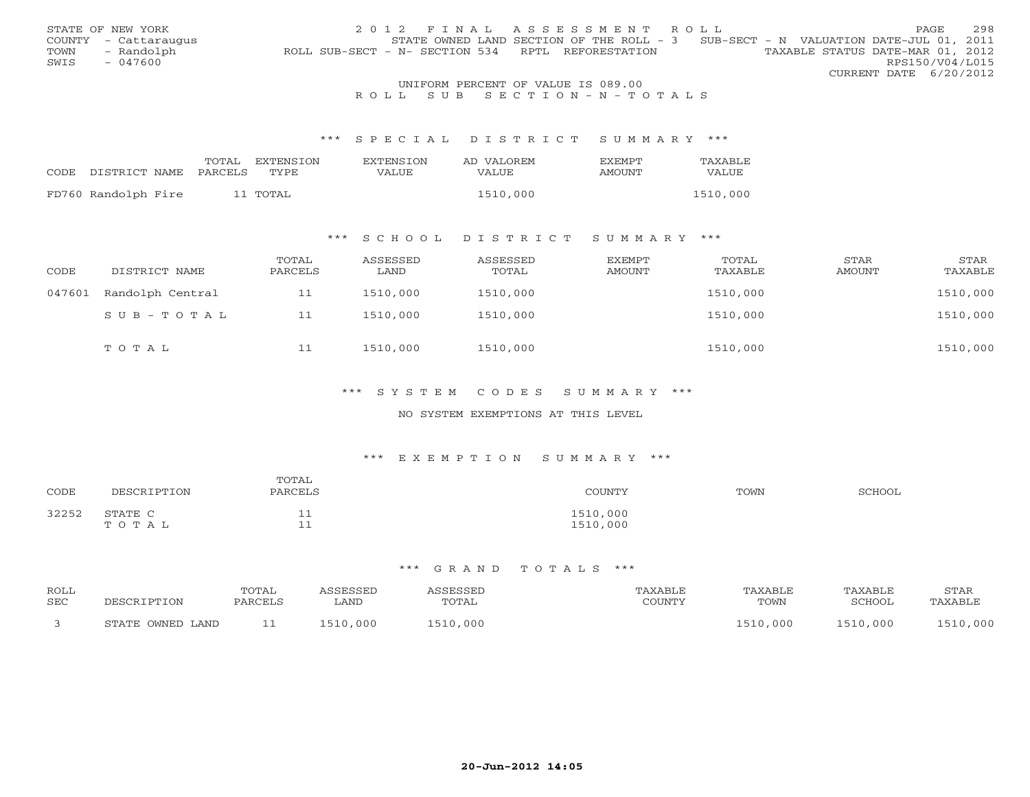STATE OF NEW YORK
COUNTY - Cattaraugus
TOWN - Randolph
SWIS - 047600

2 0 1 2 F I N A L A S S E S S M E N T R O L L
STATE OWNED LAND SECTION OF THE ROLL - 3 SUB-SECT - N VALUATION DATE-JUL 01, 2011
ROLL SUB-SECT - N- SECTION 534 RPTL REFORESTATION TAXABLE STATUS DATE-MAR 01, 2012
RPS150/V04/L015
CURRENT DATE 6/20/2012

UNIFORM PERCENT OF VALUE IS 089.00

R O L L S U B S E C T I O N - N - T O T A L S

*** S P E C I A L D I S T R I C T S U M M A R Y ***

| CODE | DISTRICT NAME | TOTAL PARCELS | EXTENSION TYPE | EXTENSION VALUE | AD VALOREM VALUE | EXEMPT AMOUNT | TAXABLE VALUE |
|---|---|---|---|---|---|---|---|
| FD760 | Randolph Fire | 11 | TOTAL | | 1510,000 | | 1510,000 |

*** S C H O O L D I S T R I C T S U M M A R Y ***

| CODE | DISTRICT NAME | TOTAL PARCELS | ASSESSED LAND | ASSESSED TOTAL | EXEMPT AMOUNT | TOTAL TAXABLE | STAR AMOUNT | STAR TAXABLE |
|---|---|---|---|---|---|---|---|---|
| 047601 | Randolph Central | 11 | 1510,000 | 1510,000 | | 1510,000 | | 1510,000 |
| | S U B - T O T A L | 11 | 1510,000 | 1510,000 | | 1510,000 | | 1510,000 |
| | T O T A L | 11 | 1510,000 | 1510,000 | | 1510,000 | | 1510,000 |

*** S Y S T E M C O D E S S U M M A R Y ***

NO SYSTEM EXEMPTIONS AT THIS LEVEL

*** E X E M P T I O N S U M M A R Y ***

| CODE | DESCRIPTION | TOTAL PARCELS | COUNTY | TOWN | SCHOOL |
|---|---|---|---|---|---|
| 32252 | STATE C | 11 | 1510,000 | | |
| | T O T A L | 11 | 1510,000 | | |

*** G R A N D T O T A L S ***

| ROLL SEC | DESCRIPTION | TOTAL PARCELS | ASSESSED LAND | ASSESSED TOTAL | TAXABLE COUNTY | TAXABLE TOWN | TAXABLE SCHOOL | STAR TAXABLE |
|---|---|---|---|---|---|---|---|---|
| 3 | STATE OWNED LAND | 11 | 1510,000 | 1510,000 | | 1510,000 | 1510,000 | 1510,000 |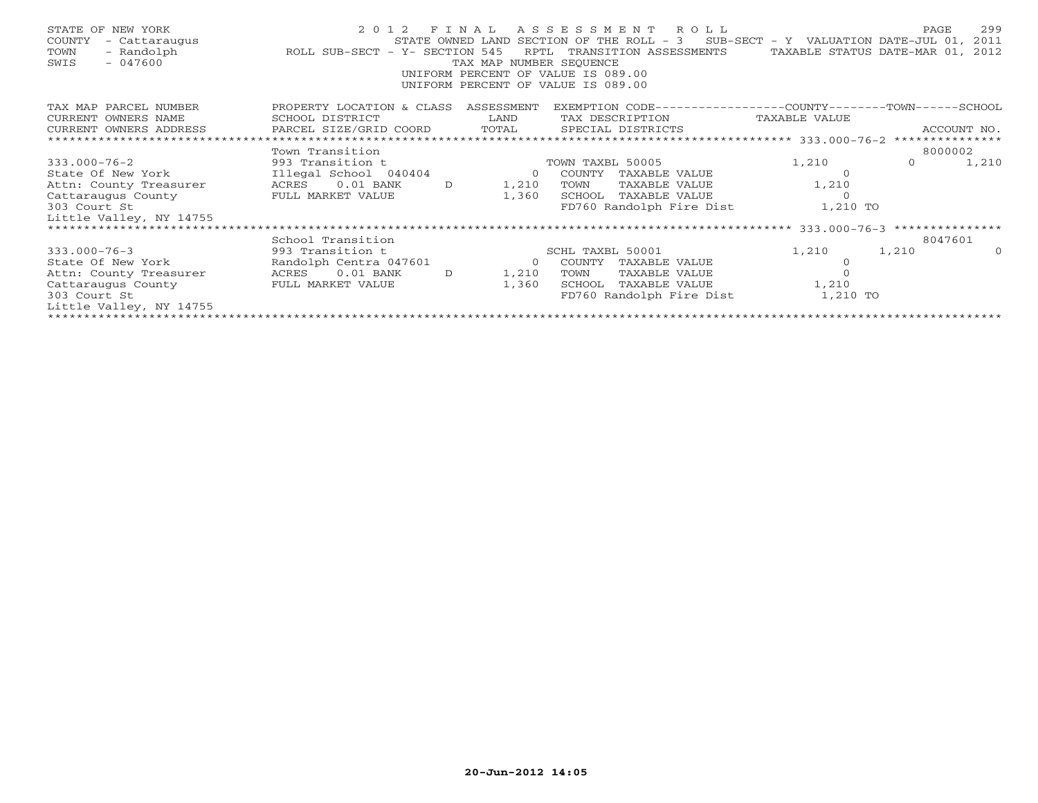STATE OF NEW YORK
COUNTY - Cattaraugus
TOWN - Randolph
SWIS - 047600

2012 FINAL ASSESSMENT ROLL
STATE OWNED LAND SECTION OF THE ROLL - 3 SUB-SECT - Y VALUATION DATE-JUL 01, 2011
ROLL SUB-SECT - Y- SECTION 545 RPTL TRANSITION ASSESSMENTS TAXABLE STATUS DATE-MAR 01, 2012
TAX MAP NUMBER SEQUENCE
UNIFORM PERCENT OF VALUE IS 089.00
UNIFORM PERCENT OF VALUE IS 089.00

| TAX MAP PARCEL NUMBER / CURRENT OWNERS NAME / CURRENT OWNERS ADDRESS | PROPERTY LOCATION & CLASS / SCHOOL DISTRICT / PARCEL SIZE/GRID COORD | ASSESSMENT LAND / TOTAL | EXEMPTION CODE / TAX DESCRIPTION / SPECIAL DISTRICTS | COUNTY TAXABLE VALUE | TOWN | SCHOOL / ACCOUNT NO. |
|---|---|---|---|---|---|---|
| 333.000-76-2 | Town Transition | | | | | 8000002 |
| | 993 Transition t | | TOWN TAXBL 50005 | 1,210 | 0 | 1,210 |
| State Of New York | Illegal School 040404 | 0 | COUNTY TAXABLE VALUE | 0 | | |
| Attn: County Treasurer | ACRES 0.01 BANK D | 1,210 | TOWN TAXABLE VALUE | 1,210 | | |
| Cattaraugus County | FULL MARKET VALUE | 1,360 | SCHOOL TAXABLE VALUE | 0 | | |
| 303 Court St | | | FD760 Randolph Fire Dist | 1,210 TO | | |
| Little Valley, NY 14755 | | | | | | |
| 333.000-76-3 | School Transition | | | | | 8047601 |
| | 993 Transition t | | SCHL TAXBL 50001 | 1,210 | 1,210 | 0 |
| State Of New York | Randolph Centra 047601 | 0 | COUNTY TAXABLE VALUE | 0 | | |
| Attn: County Treasurer | ACRES 0.01 BANK D | 1,210 | TOWN TAXABLE VALUE | 0 | | |
| Cattaraugus County | FULL MARKET VALUE | 1,360 | SCHOOL TAXABLE VALUE | 1,210 | | |
| 303 Court St | | | FD760 Randolph Fire Dist | 1,210 TO | | |
| Little Valley, NY 14755 | | | | | | |

20-Jun-2012 14:05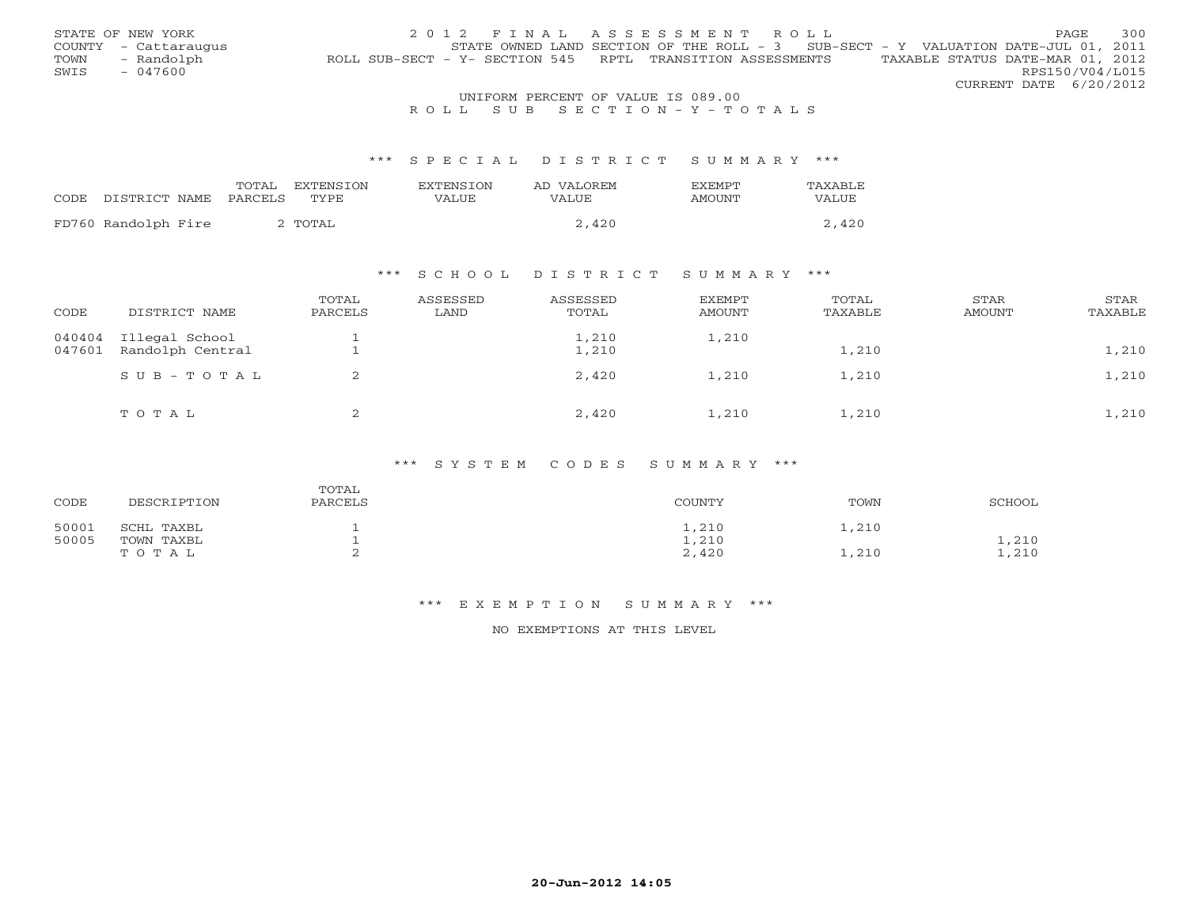STATE OF NEW YORK
COUNTY - Cattaraugus
TOWN - Randolph
SWIS - 047600

2012 FINAL ASSESSMENT ROLL
STATE OWNED LAND SECTION OF THE ROLL - 3 SUB-SECT - Y VALUATION DATE-JUL 01, 2011
ROLL SUB-SECT - Y- SECTION 545 RPTL TRANSITION ASSESSMENTS TAXABLE STATUS DATE-MAR 01, 2012
RPS150/V04/L015
CURRENT DATE 6/20/2012

UNIFORM PERCENT OF VALUE IS 089.00

ROLL SUB SECTION-Y-TOTALS

### *** SPECIAL DISTRICT SUMMARY ***

| CODE DISTRICT NAME | TOTAL PARCELS | EXTENSION TYPE | EXTENSION VALUE | AD VALOREM VALUE | EXEMPT AMOUNT | TAXABLE VALUE |
|---|---|---|---|---|---|---|
| FD760 Randolph Fire | 2 | TOTAL | | 2,420 | | 2,420 |

### *** SCHOOL DISTRICT SUMMARY ***

| CODE | DISTRICT NAME | TOTAL PARCELS | ASSESSED LAND | ASSESSED TOTAL | EXEMPT AMOUNT | TOTAL TAXABLE | STAR AMOUNT | STAR TAXABLE |
|---|---|---|---|---|---|---|---|---|
| 040404 | Illegal School | 1 | | 1,210 | 1,210 | | | |
| 047601 | Randolph Central | 1 | | 1,210 | | 1,210 | | 1,210 |
| | SUB-TOTAL | 2 | | 2,420 | 1,210 | 1,210 | | 1,210 |
| | TOTAL | 2 | | 2,420 | 1,210 | 1,210 | | 1,210 |

### *** SYSTEM CODES SUMMARY ***

| CODE | DESCRIPTION | TOTAL PARCELS | COUNTY | TOWN | SCHOOL |
|---|---|---|---|---|---|
| 50001 | SCHL TAXBL | 1 | 1,210 | 1,210 | |
| 50005 | TOWN TAXBL | 1 | 1,210 | | 1,210 |
| | TOTAL | 2 | 2,420 | 1,210 | 1,210 |

### *** EXEMPTION SUMMARY ***

NO EXEMPTIONS AT THIS LEVEL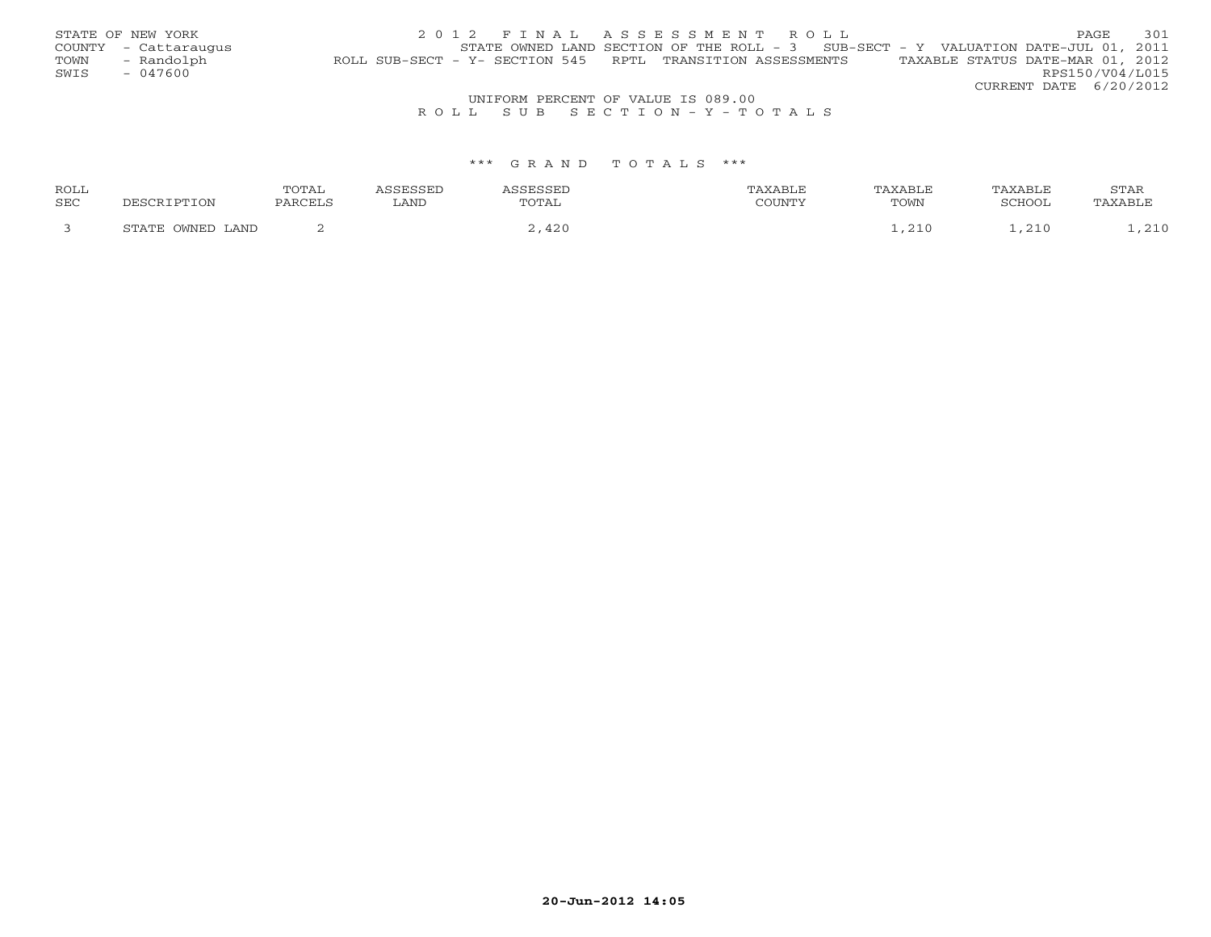STATE OF NEW YORK
COUNTY - Cattaraugus
TOWN - Randolph
SWIS - 047600

2012 FINAL ASSESSMENT ROLL
STATE OWNED LAND SECTION OF THE ROLL - 3 SUB-SECT - Y VALUATION DATE-JUL 01, 2011
ROLL SUB-SECT - Y- SECTION 545 RPTL TRANSITION ASSESSMENTS TAXABLE STATUS DATE-MAR 01, 2012
RPS150/V04/L015
CURRENT DATE 6/20/2012

UNIFORM PERCENT OF VALUE IS 089.00

ROLL SUB SECTION - Y - TOTALS

*** GRAND TOTALS ***

| ROLL SEC | DESCRIPTION | TOTAL PARCELS | ASSESSED LAND | ASSESSED TOTAL | TAXABLE COUNTY | TAXABLE TOWN | TAXABLE SCHOOL | STAR TAXABLE |
|---|---|---|---|---|---|---|---|---|
| 3 | STATE OWNED LAND | 2 | | 2,420 | | 1,210 | 1,210 | 1,210 |

20-Jun-2012 14:05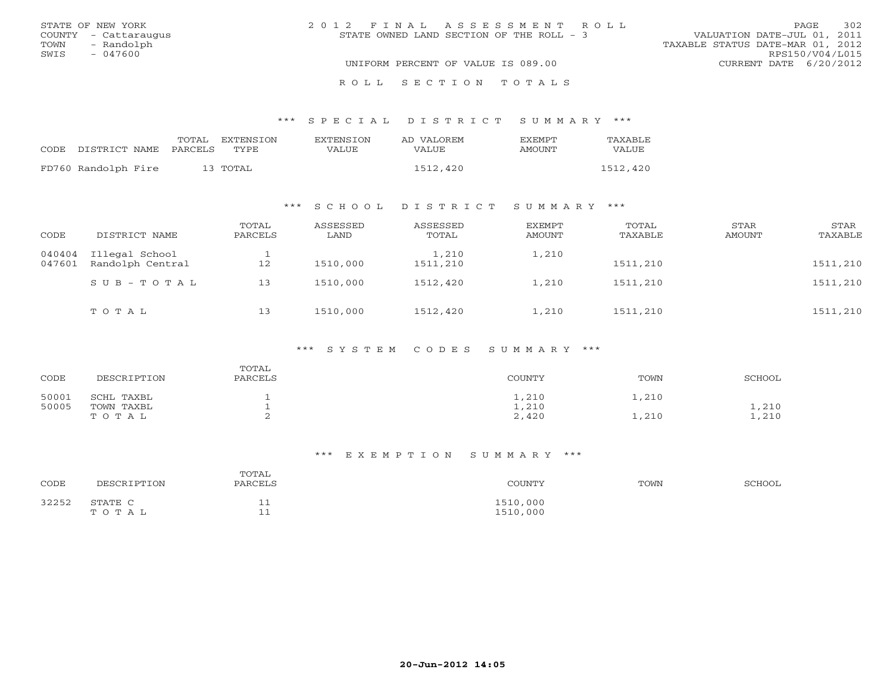STATE OF NEW YORK
COUNTY - Cattaraugus
TOWN - Randolph
SWIS - 047600

2 0 1 2 F I N A L A S S E S S M E N T R O L L
STATE OWNED LAND SECTION OF THE ROLL - 3

VALUATION DATE-JUL 01, 2011
TAXABLE STATUS DATE-MAR 01, 2012
RPS150/V04/L015
CURRENT DATE 6/20/2012

UNIFORM PERCENT OF VALUE IS 089.00

R O L L S E C T I O N T O T A L S

*** S P E C I A L D I S T R I C T S U M M A R Y ***

| CODE | DISTRICT NAME | TOTAL PARCELS | EXTENSION TYPE | EXTENSION VALUE | AD VALOREM VALUE | EXEMPT AMOUNT | TAXABLE VALUE |
|---|---|---|---|---|---|---|---|
| FD760 | Randolph Fire | 13 | TOTAL | | 1512,420 | | 1512,420 |

*** S C H O O L D I S T R I C T S U M M A R Y ***

| CODE | DISTRICT NAME | TOTAL PARCELS | ASSESSED LAND | ASSESSED TOTAL | EXEMPT AMOUNT | TOTAL TAXABLE | STAR AMOUNT | STAR TAXABLE |
|---|---|---|---|---|---|---|---|---|
| 040404 | Illegal School | 1 | | 1,210 | 1,210 | | | |
| 047601 | Randolph Central | 12 | 1510,000 | 1511,210 | | 1511,210 | | 1511,210 |
| | S U B - T O T A L | 13 | 1510,000 | 1512,420 | 1,210 | 1511,210 | | 1511,210 |
| | T O T A L | 13 | 1510,000 | 1512,420 | 1,210 | 1511,210 | | 1511,210 |

*** S Y S T E M C O D E S S U M M A R Y ***

| CODE | DESCRIPTION | TOTAL PARCELS | COUNTY | TOWN | SCHOOL |
|---|---|---|---|---|---|
| 50001 | SCHL TAXBL | 1 | 1,210 | 1,210 | |
| 50005 | TOWN TAXBL | 1 | 1,210 | | 1,210 |
| | T O T A L | 2 | 2,420 | 1,210 | 1,210 |

*** E X E M P T I O N S U M M A R Y ***

| CODE | DESCRIPTION | TOTAL PARCELS | COUNTY | TOWN | SCHOOL |
|---|---|---|---|---|---|
| 32252 | STATE C | 11 | 1510,000 | | |
| | T O T A L | 11 | 1510,000 | | |

20-Jun-2012 14:05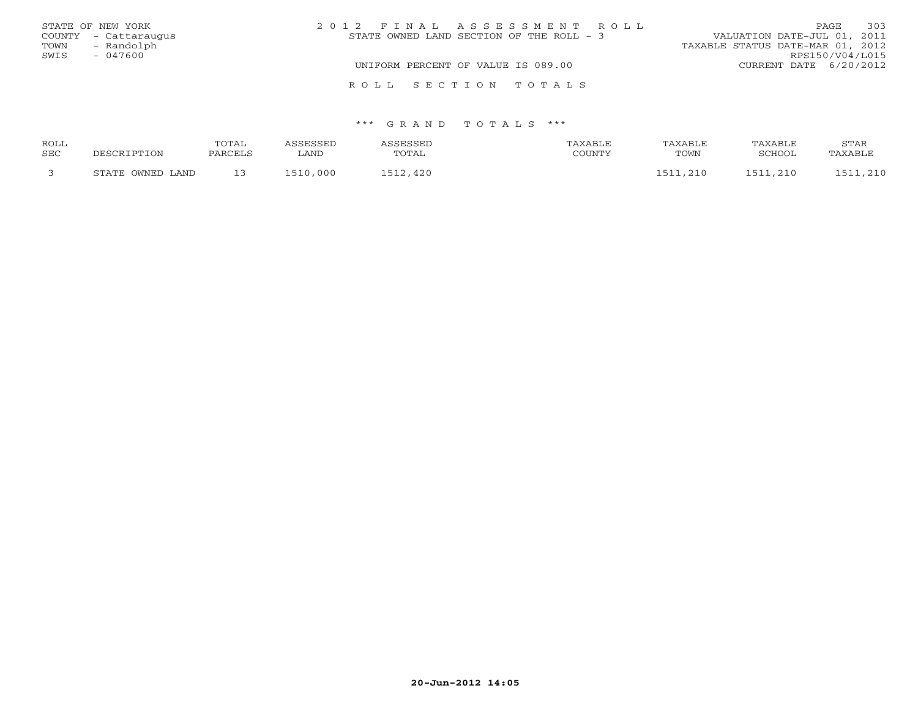STATE OF NEW YORK
COUNTY - Cattaraugus
TOWN - Randolph
SWIS - 047600

2 0 1 2 F I N A L A S S E S S M E N T R O L L
STATE OWNED LAND SECTION OF THE ROLL - 3

UNIFORM PERCENT OF VALUE IS 089.00

VALUATION DATE-JUL 01, 2011
TAXABLE STATUS DATE-MAR 01, 2012
RPS150/V04/L015
CURRENT DATE 6/20/2012

R O L L S E C T I O N T O T A L S

*** G R A N D T O T A L S ***

| ROLL SEC | DESCRIPTION | TOTAL PARCELS | ASSESSED LAND | ASSESSED TOTAL | TAXABLE COUNTY | TAXABLE TOWN | TAXABLE SCHOOL | STAR TAXABLE |
|---|---|---|---|---|---|---|---|---|
| 3 | STATE OWNED LAND | 13 | 1510,000 | 1512,420 | | 1511,210 | 1511,210 | 1511,210 |

20-Jun-2012 14:05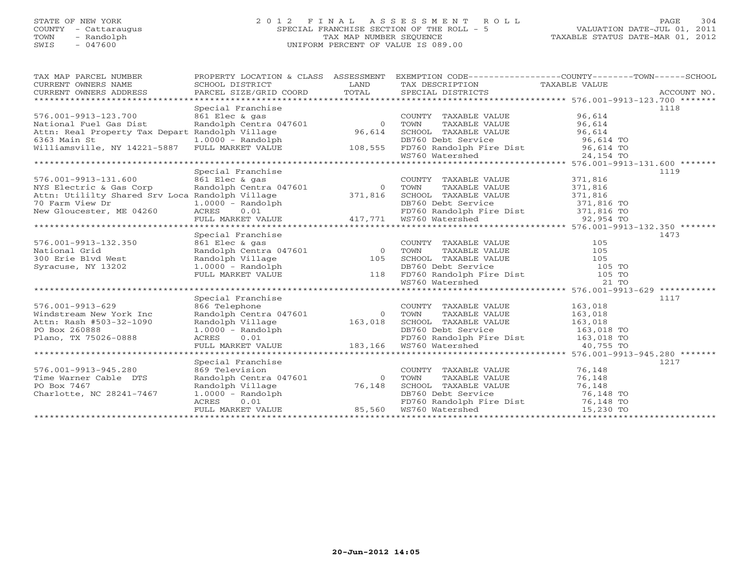STATE OF NEW YORK
COUNTY - Cattaraugus
TOWN - Randolph
SWIS - 047600

# 2012 FINAL ASSESSMENT ROLL
SPECIAL FRANCHISE SECTION OF THE ROLL - 5
TAX MAP NUMBER SEQUENCE
UNIFORM PERCENT OF VALUE IS 089.00

VALUATION DATE-JUL 01, 2011
TAXABLE STATUS DATE-MAR 01, 2012

| TAX MAP PARCEL NUMBER / CURRENT OWNERS NAME / CURRENT OWNERS ADDRESS | PROPERTY LOCATION & CLASS / SCHOOL DISTRICT / PARCEL SIZE/GRID COORD | ASSESSMENT LAND / TOTAL | EXEMPTION CODE / TAX DESCRIPTION / SPECIAL DISTRICTS | COUNTY--------TOWN------SCHOOL TAXABLE VALUE | ACCOUNT NO. |
|---|---|---|---|---|---|
| 576.001-9913-123.700 | Special Franchise | | | | 1118 |
| | 861 Elec & gas | | COUNTY TAXABLE VALUE | 96,614 | |
| National Fuel Gas Dist | Randolph Centra 047601 | 0 | TOWN TAXABLE VALUE | 96,614 | |
| Attn: Real Property Tax Depart | Randolph Village | 96,614 | SCHOOL TAXABLE VALUE | 96,614 | |
| 6363 Main St | 1.0000 - Randolph | | DB760 Debt Service | 96,614 TO | |
| Williamsville, NY 14221-5887 | FULL MARKET VALUE | 108,555 | FD760 Randolph Fire Dist | 96,614 TO | |
| | | | WS760 Watershed | 24,154 TO | |
| 576.001-9913-131.600 | Special Franchise | | | | 1119 |
| | 861 Elec & gas | | COUNTY TAXABLE VALUE | 371,816 | |
| NYS Electric & Gas Corp | Randolph Centra 047601 | 0 | TOWN TAXABLE VALUE | 371,816 | |
| Attn: Utililty Shared Srv Loca | Randolph Village | 371,816 | SCHOOL TAXABLE VALUE | 371,816 | |
| 70 Farm View Dr | 1.0000 - Randolph | | DB760 Debt Service | 371,816 TO | |
| New Gloucester, ME 04260 | ACRES 0.01 | | FD760 Randolph Fire Dist | 371,816 TO | |
| | FULL MARKET VALUE | 417,771 | WS760 Watershed | 92,954 TO | |
| 576.001-9913-132.350 | Special Franchise | | | | 1473 |
| | 861 Elec & gas | | COUNTY TAXABLE VALUE | 105 | |
| National Grid | Randolph Centra 047601 | 0 | TOWN TAXABLE VALUE | 105 | |
| 300 Erie Blvd West | Randolph Village | 105 | SCHOOL TAXABLE VALUE | 105 | |
| Syracuse, NY 13202 | 1.0000 - Randolph | | DB760 Debt Service | 105 TO | |
| | FULL MARKET VALUE | 118 | FD760 Randolph Fire Dist | 105 TO | |
| | | | WS760 Watershed | 21 TO | |
| 576.001-9913-629 | Special Franchise | | | | 1117 |
| | 866 Telephone | | COUNTY TAXABLE VALUE | 163,018 | |
| Windstream New York Inc | Randolph Centra 047601 | 0 | TOWN TAXABLE VALUE | 163,018 | |
| Attn: Rash #503-32-1090 | Randolph Village | 163,018 | SCHOOL TAXABLE VALUE | 163,018 | |
| PO Box 260888 | 1.0000 - Randolph | | DB760 Debt Service | 163,018 TO | |
| Plano, TX 75026-0888 | ACRES 0.01 | | FD760 Randolph Fire Dist | 163,018 TO | |
| | FULL MARKET VALUE | 183,166 | WS760 Watershed | 40,755 TO | |
| 576.001-9913-945.280 | Special Franchise | | | | 1217 |
| | 869 Television | | COUNTY TAXABLE VALUE | 76,148 | |
| Time Warner Cable DTS | Randolph Centra 047601 | 0 | TOWN TAXABLE VALUE | 76,148 | |
| PO Box 7467 | Randolph Village | 76,148 | SCHOOL TAXABLE VALUE | 76,148 | |
| Charlotte, NC 28241-7467 | 1.0000 - Randolph | | DB760 Debt Service | 76,148 TO | |
| | ACRES 0.01 | | FD760 Randolph Fire Dist | 76,148 TO | |
| | FULL MARKET VALUE | 85,560 | WS760 Watershed | 15,230 TO | |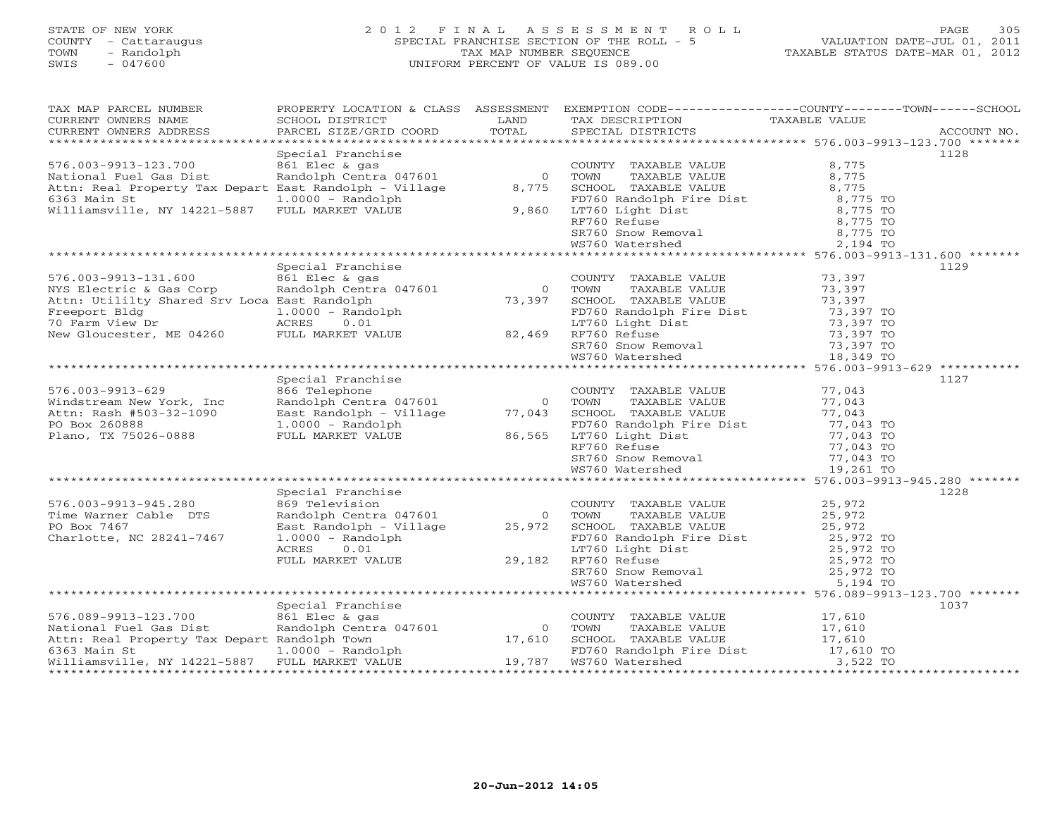STATE OF NEW YORK
COUNTY - Cattaraugus
TOWN - Randolph
SWIS - 047600

2012 FINAL ASSESSMENT ROLL
SPECIAL FRANCHISE SECTION OF THE ROLL - 5
TAX MAP NUMBER SEQUENCE
UNIFORM PERCENT OF VALUE IS 089.00

VALUATION DATE-JUL 01, 2011
TAXABLE STATUS DATE-MAR 01, 2012

| TAX MAP PARCEL NUMBER / CURRENT OWNERS NAME / CURRENT OWNERS ADDRESS | PROPERTY LOCATION & CLASS / SCHOOL DISTRICT / PARCEL SIZE/GRID COORD | ASSESSMENT LAND / TOTAL | EXEMPTION CODE / TAX DESCRIPTION / SPECIAL DISTRICTS | TAXABLE VALUE | ACCOUNT NO. |
|---|---|---|---|---|---|
| 576.003-9913-123.700 | Special Franchise | | | | 1128 |
| 576.003-9913-123.700 | 861 Elec & gas | | COUNTY TAXABLE VALUE | 8,775 | |
| National Fuel Gas Dist | Randolph Centra 047601 | 0 | TOWN TAXABLE VALUE | 8,775 | |
| Attn: Real Property Tax Depart | East Randolph - Village | 8,775 | SCHOOL TAXABLE VALUE | 8,775 | |
| 6363 Main St | 1.0000 - Randolph | | FD760 Randolph Fire Dist | 8,775 TO | |
| Williamsville, NY 14221-5887 | FULL MARKET VALUE | 9,860 | LT760 Light Dist | 8,775 TO | |
| | | | RF760 Refuse | 8,775 TO | |
| | | | SR760 Snow Removal | 8,775 TO | |
| | | | WS760 Watershed | 2,194 TO | |
| 576.003-9913-131.600 | Special Franchise | | | | 1129 |
| 576.003-9913-131.600 | 861 Elec & gas | | COUNTY TAXABLE VALUE | 73,397 | |
| NYS Electric & Gas Corp | Randolph Centra 047601 | 0 | TOWN TAXABLE VALUE | 73,397 | |
| Attn: Utililty Shared Srv Loca | East Randolph | 73,397 | SCHOOL TAXABLE VALUE | 73,397 | |
| Freeport Bldg | 1.0000 - Randolph | | FD760 Randolph Fire Dist | 73,397 TO | |
| 70 Farm View Dr | ACRES 0.01 | | LT760 Light Dist | 73,397 TO | |
| New Gloucester, ME 04260 | FULL MARKET VALUE | 82,469 | RF760 Refuse | 73,397 TO | |
| | | | SR760 Snow Removal | 73,397 TO | |
| | | | WS760 Watershed | 18,349 TO | |
| 576.003-9913-629 | Special Franchise | | | | 1127 |
| 576.003-9913-629 | 866 Telephone | | COUNTY TAXABLE VALUE | 77,043 | |
| Windstream New York, Inc | Randolph Centra 047601 | 0 | TOWN TAXABLE VALUE | 77,043 | |
| Attn: Rash #503-32-1090 | East Randolph - Village | 77,043 | SCHOOL TAXABLE VALUE | 77,043 | |
| PO Box 260888 | 1.0000 - Randolph | | FD760 Randolph Fire Dist | 77,043 TO | |
| Plano, TX 75026-0888 | FULL MARKET VALUE | 86,565 | LT760 Light Dist | 77,043 TO | |
| | | | RF760 Refuse | 77,043 TO | |
| | | | SR760 Snow Removal | 77,043 TO | |
| | | | WS760 Watershed | 19,261 TO | |
| 576.003-9913-945.280 | Special Franchise | | | | 1228 |
| 576.003-9913-945.280 | 869 Television | | COUNTY TAXABLE VALUE | 25,972 | |
| Time Warner Cable DTS | Randolph Centra 047601 | 0 | TOWN TAXABLE VALUE | 25,972 | |
| PO Box 7467 | East Randolph - Village | 25,972 | SCHOOL TAXABLE VALUE | 25,972 | |
| Charlotte, NC 28241-7467 | 1.0000 - Randolph | | FD760 Randolph Fire Dist | 25,972 TO | |
| | ACRES 0.01 | | LT760 Light Dist | 25,972 TO | |
| | FULL MARKET VALUE | 29,182 | RF760 Refuse | 25,972 TO | |
| | | | SR760 Snow Removal | 25,972 TO | |
| | | | WS760 Watershed | 5,194 TO | |
| 576.089-9913-123.700 | Special Franchise | | | | 1037 |
| 576.089-9913-123.700 | 861 Elec & gas | | COUNTY TAXABLE VALUE | 17,610 | |
| National Fuel Gas Dist | Randolph Centra 047601 | 0 | TOWN TAXABLE VALUE | 17,610 | |
| Attn: Real Property Tax Depart | Randolph Town | 17,610 | SCHOOL TAXABLE VALUE | 17,610 | |
| 6363 Main St | 1.0000 - Randolph | | FD760 Randolph Fire Dist | 17,610 TO | |
| Williamsville, NY 14221-5887 | FULL MARKET VALUE | 19,787 | WS760 Watershed | 3,522 TO | |

20-Jun-2012 14:05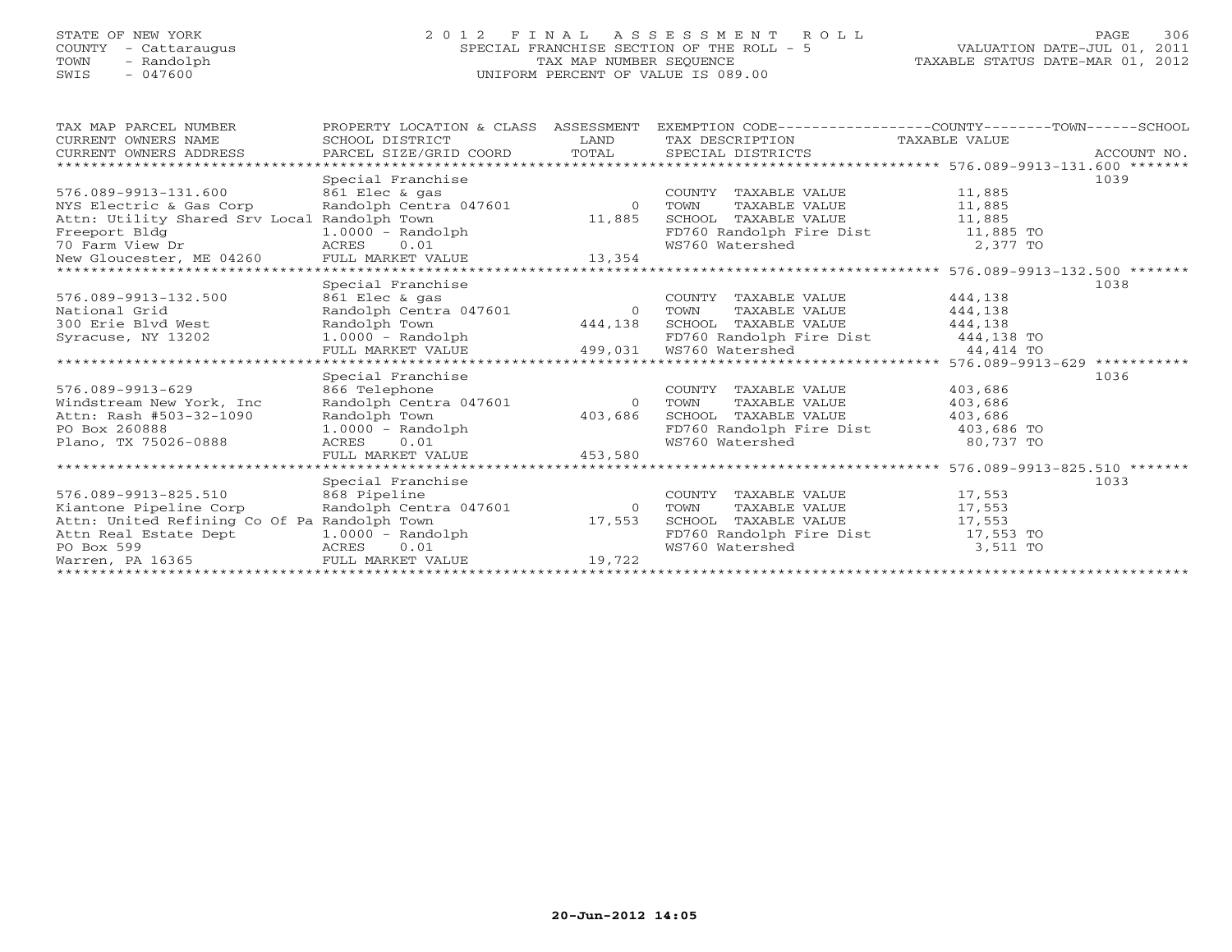STATE OF NEW YORK
COUNTY - Cattaraugus
TOWN - Randolph
SWIS - 047600

# 2012 FINAL ASSESSMENT ROLL
SPECIAL FRANCHISE SECTION OF THE ROLL - 5
TAX MAP NUMBER SEQUENCE
UNIFORM PERCENT OF VALUE IS 089.00

VALUATION DATE-JUL 01, 2011
TAXABLE STATUS DATE-MAR 01, 2012

| TAX MAP PARCEL NUMBER / CURRENT OWNERS NAME / CURRENT OWNERS ADDRESS | PROPERTY LOCATION & CLASS / SCHOOL DISTRICT / PARCEL SIZE/GRID COORD | ASSESSMENT LAND / TOTAL | EXEMPTION CODE / TAX DESCRIPTION / SPECIAL DISTRICTS | TAXABLE VALUE (COUNTY / TOWN / SCHOOL) | ACCOUNT NO. |
|---|---|---|---|---|---|
| **576.089-9913-131.600** | Special Franchise | | | | 1039 |
| 576.089-9913-131.600 | 861 Elec & gas | | COUNTY TAXABLE VALUE | 11,885 | |
| NYS Electric & Gas Corp | Randolph Centra 047601 | 0 | TOWN TAXABLE VALUE | 11,885 | |
| Attn: Utility Shared Srv Local | Randolph Town | 11,885 | SCHOOL TAXABLE VALUE | 11,885 | |
| Freeport Bldg | 1.0000 - Randolph | | FD760 Randolph Fire Dist | 11,885 TO | |
| 70 Farm View Dr | ACRES 0.01 | | WS760 Watershed | 2,377 TO | |
| New Gloucester, ME 04260 | FULL MARKET VALUE | 13,354 | | | |
| **576.089-9913-132.500** | Special Franchise | | | | 1038 |
| 576.089-9913-132.500 | 861 Elec & gas | | COUNTY TAXABLE VALUE | 444,138 | |
| National Grid | Randolph Centra 047601 | 0 | TOWN TAXABLE VALUE | 444,138 | |
| 300 Erie Blvd West | Randolph Town | 444,138 | SCHOOL TAXABLE VALUE | 444,138 | |
| Syracuse, NY 13202 | 1.0000 - Randolph | | FD760 Randolph Fire Dist | 444,138 TO | |
| | FULL MARKET VALUE | 499,031 | WS760 Watershed | 44,414 TO | |
| **576.089-9913-629** | Special Franchise | | | | 1036 |
| 576.089-9913-629 | 866 Telephone | | COUNTY TAXABLE VALUE | 403,686 | |
| Windstream New York, Inc | Randolph Centra 047601 | 0 | TOWN TAXABLE VALUE | 403,686 | |
| Attn: Rash #503-32-1090 | Randolph Town | 403,686 | SCHOOL TAXABLE VALUE | 403,686 | |
| PO Box 260888 | 1.0000 - Randolph | | FD760 Randolph Fire Dist | 403,686 TO | |
| Plano, TX 75026-0888 | ACRES 0.01 | | WS760 Watershed | 80,737 TO | |
| | FULL MARKET VALUE | 453,580 | | | |
| **576.089-9913-825.510** | Special Franchise | | | | 1033 |
| 576.089-9913-825.510 | 868 Pipeline | | COUNTY TAXABLE VALUE | 17,553 | |
| Kiantone Pipeline Corp | Randolph Centra 047601 | 0 | TOWN TAXABLE VALUE | 17,553 | |
| Attn: United Refining Co Of Pa | Randolph Town | 17,553 | SCHOOL TAXABLE VALUE | 17,553 | |
| Attn Real Estate Dept | 1.0000 - Randolph | | FD760 Randolph Fire Dist | 17,553 TO | |
| PO Box 599 | ACRES 0.01 | | WS760 Watershed | 3,511 TO | |
| Warren, PA 16365 | FULL MARKET VALUE | 19,722 | | | |

20-Jun-2012 14:05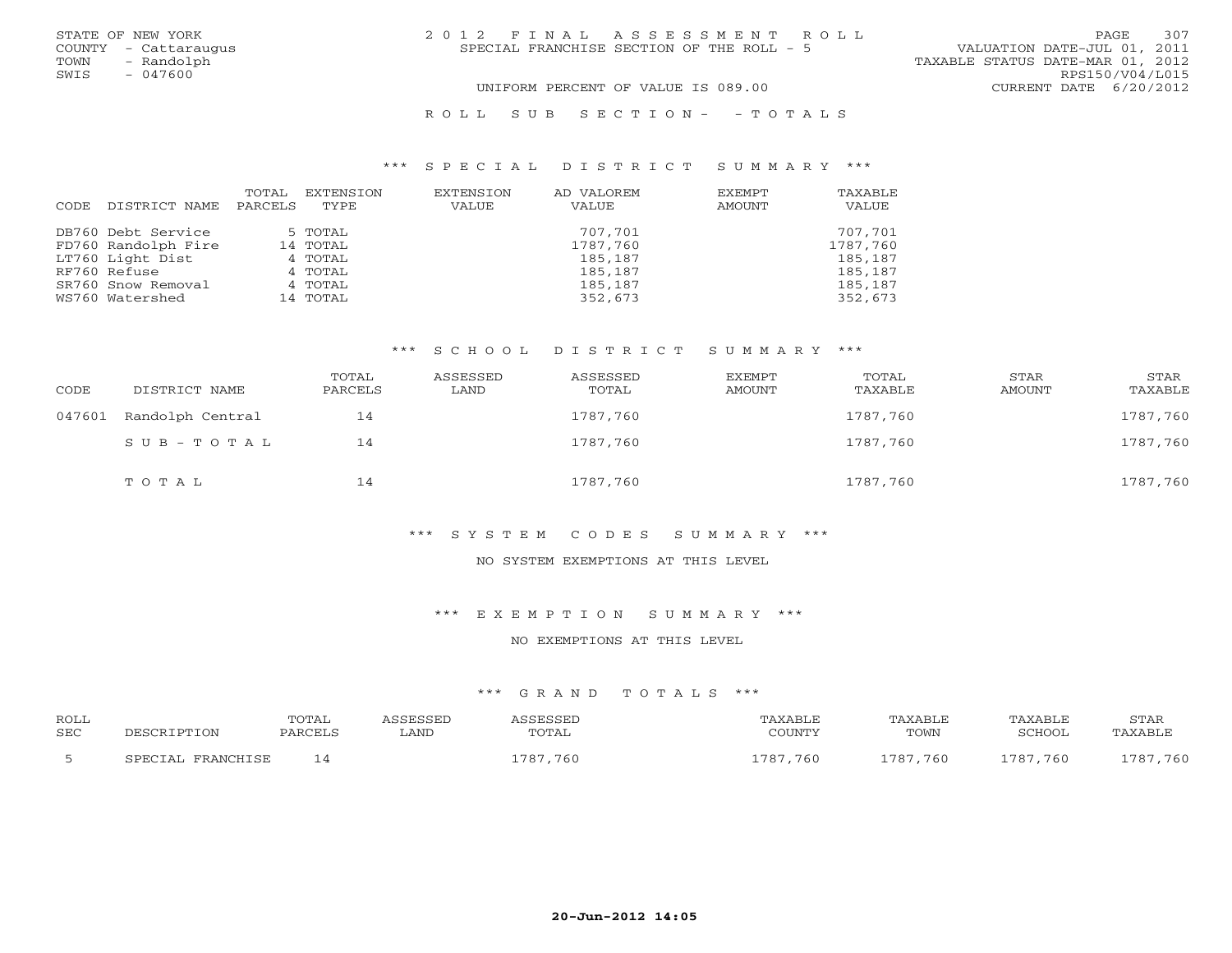STATE OF NEW YORK
COUNTY - Cattaraugus
TOWN - Randolph
SWIS - 047600

# 2012 FINAL ASSESSMENT ROLL

SPECIAL FRANCHISE SECTION OF THE ROLL - 5

UNIFORM PERCENT OF VALUE IS 089.00

VALUATION DATE-JUL 01, 2011
TAXABLE STATUS DATE-MAR 01, 2012
RPS150/V04/L015
CURRENT DATE 6/20/2012

## ROLL SUB SECTION- - TOTALS

### *** SPECIAL DISTRICT SUMMARY ***

| CODE | DISTRICT NAME | TOTAL PARCELS | EXTENSION TYPE | EXTENSION VALUE | AD VALOREM VALUE | EXEMPT AMOUNT | TAXABLE VALUE |
|---|---|---|---|---|---|---|---|
| DB760 | Debt Service | 5 | TOTAL | | 707,701 | | 707,701 |
| FD760 | Randolph Fire | 14 | TOTAL | | 1787,760 | | 1787,760 |
| LT760 | Light Dist | 4 | TOTAL | | 185,187 | | 185,187 |
| RF760 | Refuse | 4 | TOTAL | | 185,187 | | 185,187 |
| SR760 | Snow Removal | 4 | TOTAL | | 185,187 | | 185,187 |
| WS760 | Watershed | 14 | TOTAL | | 352,673 | | 352,673 |

### *** SCHOOL DISTRICT SUMMARY ***

| CODE | DISTRICT NAME | TOTAL PARCELS | ASSESSED LAND | ASSESSED TOTAL | EXEMPT AMOUNT | TOTAL TAXABLE | STAR AMOUNT | STAR TAXABLE |
|---|---|---|---|---|---|---|---|---|
| 047601 | Randolph Central | 14 | | 1787,760 | | 1787,760 | | 1787,760 |
| | SUB-TOTAL | 14 | | 1787,760 | | 1787,760 | | 1787,760 |
| | TOTAL | 14 | | 1787,760 | | 1787,760 | | 1787,760 |

### *** SYSTEM CODES SUMMARY ***

NO SYSTEM EXEMPTIONS AT THIS LEVEL

### *** EXEMPTION SUMMARY ***

NO EXEMPTIONS AT THIS LEVEL

### *** GRAND TOTALS ***

| ROLL SEC | DESCRIPTION | TOTAL PARCELS | ASSESSED LAND | ASSESSED TOTAL | TAXABLE COUNTY | TAXABLE TOWN | TAXABLE SCHOOL | STAR TAXABLE |
|---|---|---|---|---|---|---|---|---|
| 5 | SPECIAL FRANCHISE | 14 | | 1787,760 | 1787,760 | 1787,760 | 1787,760 | 1787,760 |

20-Jun-2012 14:05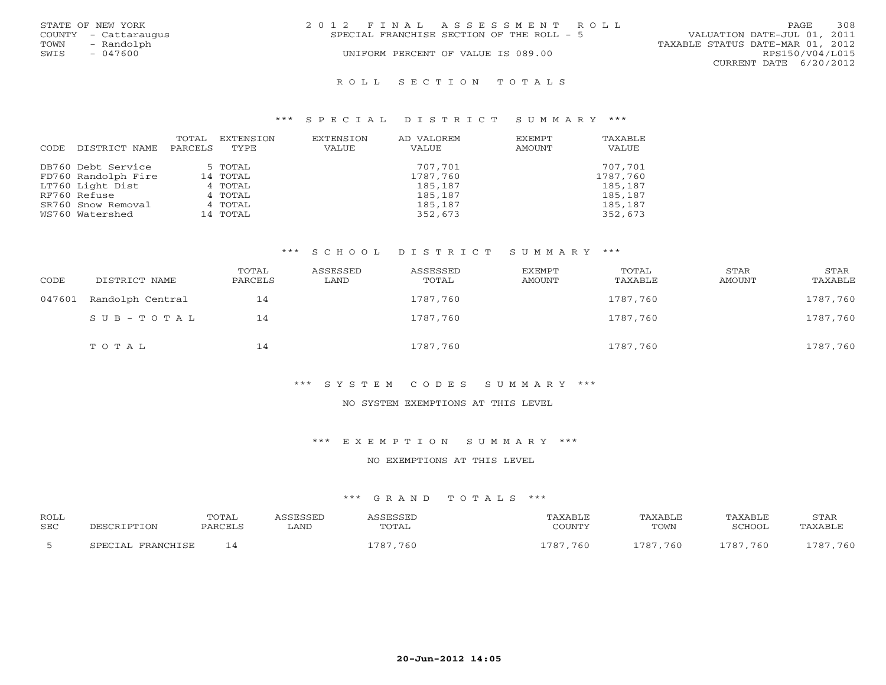STATE OF NEW YORK
COUNTY - Cattaraugus
TOWN - Randolph
SWIS - 047600

2012 FINAL ASSESSMENT ROLL
SPECIAL FRANCHISE SECTION OF THE ROLL - 5
UNIFORM PERCENT OF VALUE IS 089.00

VALUATION DATE-JUL 01, 2011
TAXABLE STATUS DATE-MAR 01, 2012
RPS150/V04/L015
CURRENT DATE 6/20/2012

## ROLL SECTION TOTALS

### *** SPECIAL DISTRICT SUMMARY ***

| CODE | DISTRICT NAME | TOTAL PARCELS | EXTENSION TYPE | EXTENSION VALUE | AD VALOREM VALUE | EXEMPT AMOUNT | TAXABLE VALUE |
|---|---|---|---|---|---|---|---|
| DB760 | Debt Service | 5 | TOTAL | | 707,701 | | 707,701 |
| FD760 | Randolph Fire | 14 | TOTAL | | 1787,760 | | 1787,760 |
| LT760 | Light Dist | 4 | TOTAL | | 185,187 | | 185,187 |
| RF760 | Refuse | 4 | TOTAL | | 185,187 | | 185,187 |
| SR760 | Snow Removal | 4 | TOTAL | | 185,187 | | 185,187 |
| WS760 | Watershed | 14 | TOTAL | | 352,673 | | 352,673 |

### *** SCHOOL DISTRICT SUMMARY ***

| CODE | DISTRICT NAME | TOTAL PARCELS | ASSESSED LAND | ASSESSED TOTAL | EXEMPT AMOUNT | TOTAL TAXABLE | STAR AMOUNT | STAR TAXABLE |
|---|---|---|---|---|---|---|---|---|
| 047601 | Randolph Central | 14 | | 1787,760 | | 1787,760 | | 1787,760 |
| | SUB-TOTAL | 14 | | 1787,760 | | 1787,760 | | 1787,760 |
| | TOTAL | 14 | | 1787,760 | | 1787,760 | | 1787,760 |

### *** SYSTEM CODES SUMMARY ***

NO SYSTEM EXEMPTIONS AT THIS LEVEL

### *** EXEMPTION SUMMARY ***

NO EXEMPTIONS AT THIS LEVEL

### *** GRAND TOTALS ***

| ROLL SEC | DESCRIPTION | TOTAL PARCELS | ASSESSED LAND | ASSESSED TOTAL | TAXABLE COUNTY | TAXABLE TOWN | TAXABLE SCHOOL | STAR TAXABLE |
|---|---|---|---|---|---|---|---|---|
| 5 | SPECIAL FRANCHISE | 14 | | 1787,760 | 1787,760 | 1787,760 | 1787,760 | 1787,760 |

20-Jun-2012 14:05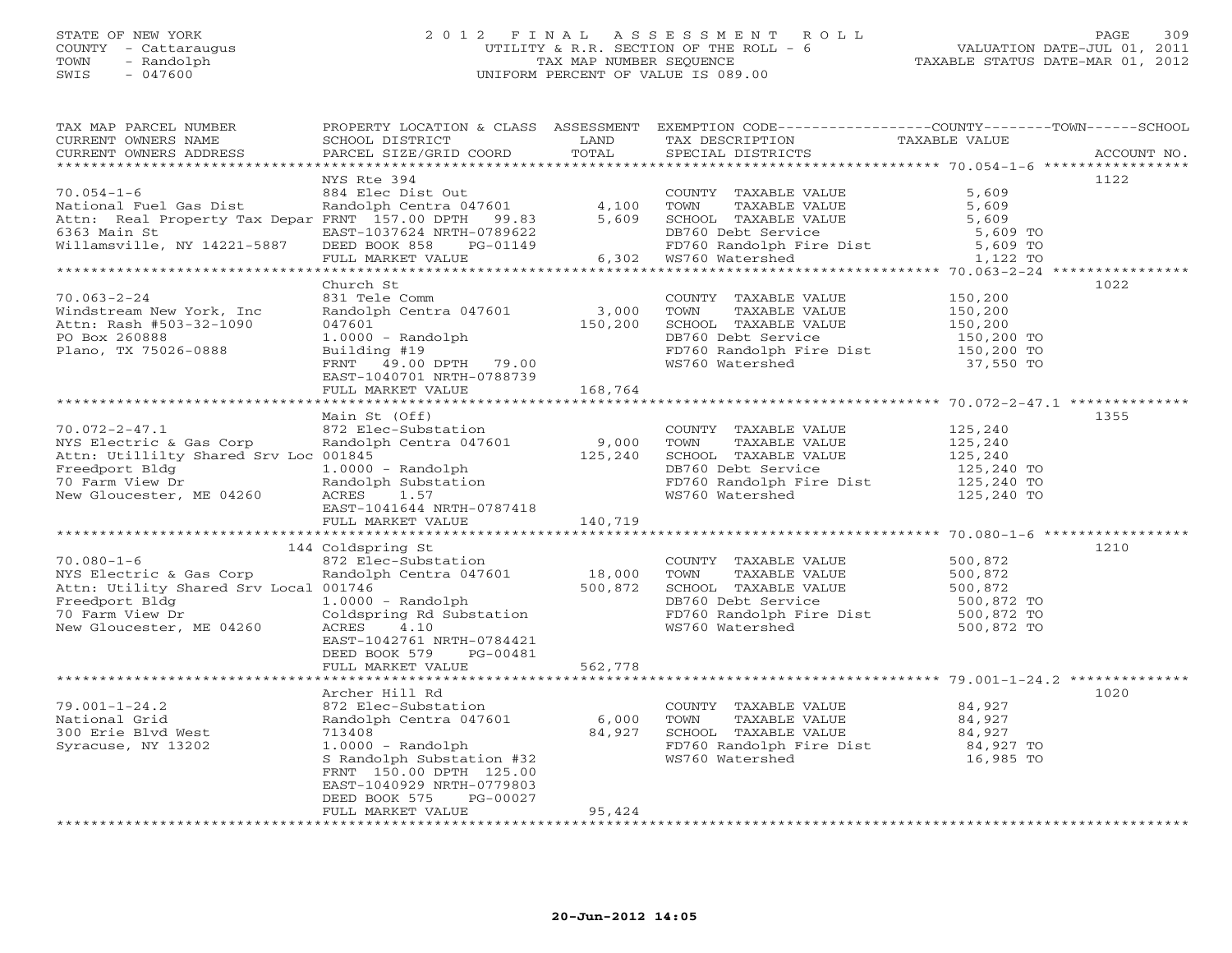STATE OF NEW YORK | 2012 FINAL ASSESSMENT ROLL | PAGE 309
COUNTY - Cattaraugus | UTILITY & R.R. SECTION OF THE ROLL - 6 | VALUATION DATE-JUL 01, 2011
TOWN - Randolph | TAX MAP NUMBER SEQUENCE | TAXABLE STATUS DATE-MAR 01, 2012
SWIS - 047600 | UNIFORM PERCENT OF VALUE IS 089.00

| TAX MAP PARCEL NUMBER / CURRENT OWNERS NAME / CURRENT OWNERS ADDRESS | PROPERTY LOCATION & CLASS / SCHOOL DISTRICT / PARCEL SIZE/GRID COORD | ASSESSMENT LAND / TOTAL | EXEMPTION CODE / TAX DESCRIPTION / SPECIAL DISTRICTS | COUNTY--------TOWN------SCHOOL TAXABLE VALUE | ACCOUNT NO. |
|---|---|---|---|---|---|
| 70.054-1-6 | NYS Rte 394 | | | | 1122 |
| 70.054-1-6 | 884 Elec Dist Out | | COUNTY TAXABLE VALUE | 5,609 | |
| National Fuel Gas Dist | Randolph Centra 047601 | 4,100 | TOWN TAXABLE VALUE | 5,609 | |
| Attn: Real Property Tax Depar | FRNT 157.00 DPTH 99.83 | 5,609 | SCHOOL TAXABLE VALUE | 5,609 | |
| 6363 Main St | EAST-1037624 NRTH-0789622 | | DB760 Debt Service | 5,609 TO | |
| Willamsville, NY 14221-5887 | DEED BOOK 858 PG-01149 | | FD760 Randolph Fire Dist | 5,609 TO | |
| | FULL MARKET VALUE | 6,302 | WS760 Watershed | 1,122 TO | |
| 70.063-2-24 | Church St | | | | 1022 |
| 70.063-2-24 | 831 Tele Comm | | COUNTY TAXABLE VALUE | 150,200 | |
| Windstream New York, Inc | Randolph Centra 047601 | 3,000 | TOWN TAXABLE VALUE | 150,200 | |
| Attn: Rash #503-32-1090 | 047601 | 150,200 | SCHOOL TAXABLE VALUE | 150,200 | |
| PO Box 260888 | 1.0000 - Randolph | | DB760 Debt Service | 150,200 TO | |
| Plano, TX 75026-0888 | Building #19 | | FD760 Randolph Fire Dist | 150,200 TO | |
| | FRNT 49.00 DPTH 79.00 | | WS760 Watershed | 37,550 TO | |
| | EAST-1040701 NRTH-0788739 | | | | |
| | FULL MARKET VALUE | 168,764 | | | |
| 70.072-2-47.1 | Main St (Off) | | | | 1355 |
| 70.072-2-47.1 | 872 Elec-Substation | | COUNTY TAXABLE VALUE | 125,240 | |
| NYS Electric & Gas Corp | Randolph Centra 047601 | 9,000 | TOWN TAXABLE VALUE | 125,240 | |
| Attn: Utililty Shared Srv Loc | 001845 | 125,240 | SCHOOL TAXABLE VALUE | 125,240 | |
| Freedport Bldg | 1.0000 - Randolph | | DB760 Debt Service | 125,240 TO | |
| 70 Farm View Dr | Randolph Substation | | FD760 Randolph Fire Dist | 125,240 TO | |
| New Gloucester, ME 04260 | ACRES 1.57 | | WS760 Watershed | 125,240 TO | |
| | EAST-1041644 NRTH-0787418 | | | | |
| | FULL MARKET VALUE | 140,719 | | | |
| 70.080-1-6 | 144 Coldspring St | | | | 1210 |
| 70.080-1-6 | 872 Elec-Substation | | COUNTY TAXABLE VALUE | 500,872 | |
| NYS Electric & Gas Corp | Randolph Centra 047601 | 18,000 | TOWN TAXABLE VALUE | 500,872 | |
| Attn: Utility Shared Srv Local | 001746 | 500,872 | SCHOOL TAXABLE VALUE | 500,872 | |
| Freedport Bldg | 1.0000 - Randolph | | DB760 Debt Service | 500,872 TO | |
| 70 Farm View Dr | Coldspring Rd Substation | | FD760 Randolph Fire Dist | 500,872 TO | |
| New Gloucester, ME 04260 | ACRES 4.10 | | WS760 Watershed | 500,872 TO | |
| | EAST-1042761 NRTH-0784421 | | | | |
| | DEED BOOK 579 PG-00481 | | | | |
| | FULL MARKET VALUE | 562,778 | | | |
| 79.001-1-24.2 | Archer Hill Rd | | | | 1020 |
| 79.001-1-24.2 | 872 Elec-Substation | | COUNTY TAXABLE VALUE | 84,927 | |
| National Grid | Randolph Centra 047601 | 6,000 | TOWN TAXABLE VALUE | 84,927 | |
| 300 Erie Blvd West | 713408 | 84,927 | SCHOOL TAXABLE VALUE | 84,927 | |
| Syracuse, NY 13202 | 1.0000 - Randolph | | FD760 Randolph Fire Dist | 84,927 TO | |
| | S Randolph Substation #32 | | WS760 Watershed | 16,985 TO | |
| | FRNT 150.00 DPTH 125.00 | | | | |
| | EAST-1040929 NRTH-0779803 | | | | |
| | DEED BOOK 575 PG-00027 | | | | |
| | FULL MARKET VALUE | 95,424 | | | |

20-Jun-2012 14:05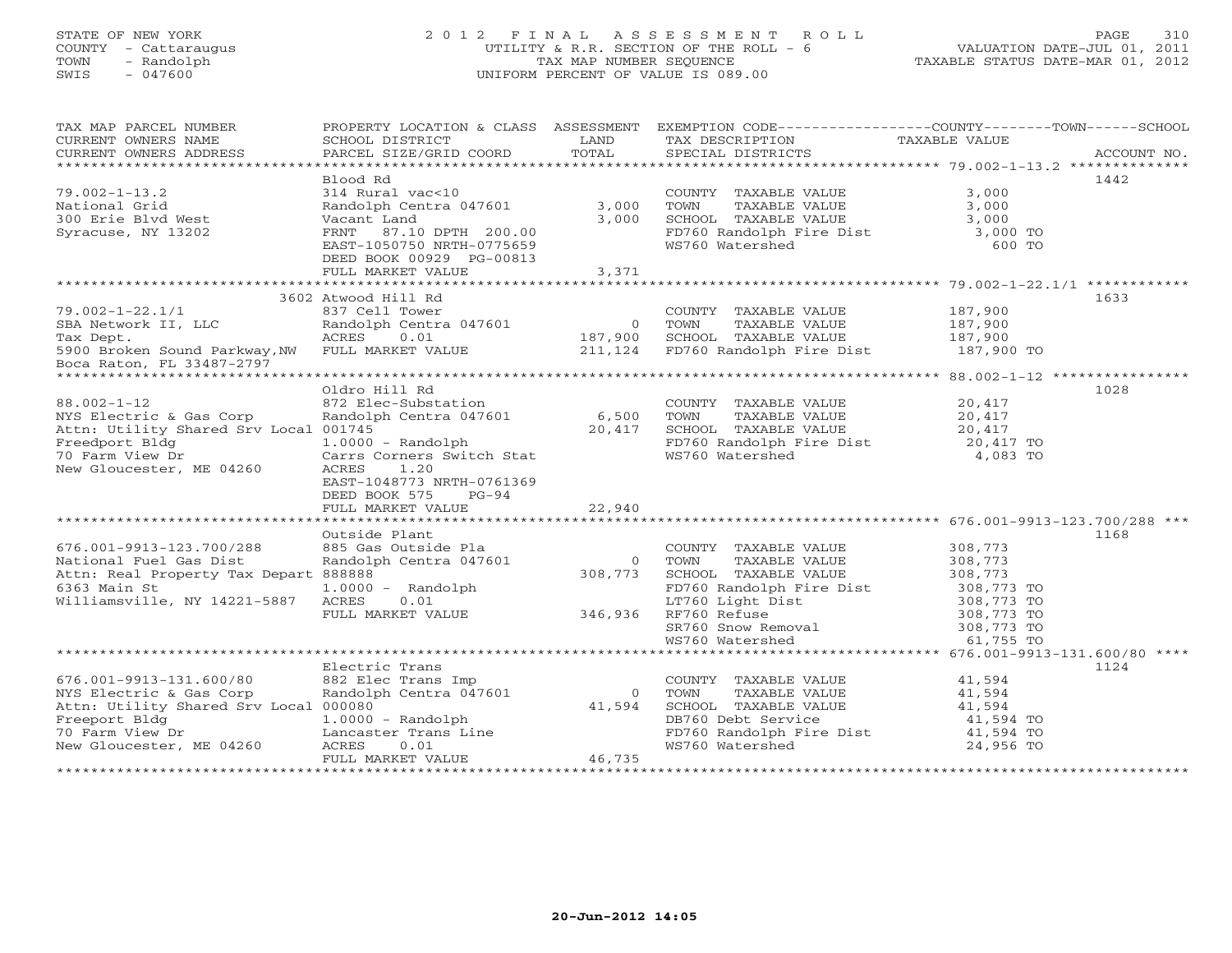STATE OF NEW YORK
COUNTY - Cattaraugus
TOWN - Randolph
SWIS - 047600

# 2012 FINAL ASSESSMENT ROLL
UTILITY & R.R. SECTION OF THE ROLL - 6
TAX MAP NUMBER SEQUENCE
UNIFORM PERCENT OF VALUE IS 089.00

VALUATION DATE-JUL 01, 2011
TAXABLE STATUS DATE-MAR 01, 2012

| TAX MAP PARCEL NUMBER / CURRENT OWNERS NAME / CURRENT OWNERS ADDRESS | PROPERTY LOCATION & CLASS / SCHOOL DISTRICT / PARCEL SIZE/GRID COORD | ASSESSMENT LAND / TOTAL | EXEMPTION CODE / TAX DESCRIPTION / SPECIAL DISTRICTS | COUNTY / TOWN / SCHOOL TAXABLE VALUE | ACCOUNT NO. |
|---|---|---|---|---|---|
| **79.002-1-13.2** | Blood Rd | | | | 1442 |
| 79.002-1-13.2 | 314 Rural vac<10 | | COUNTY TAXABLE VALUE | 3,000 | |
| National Grid | Randolph Centra 047601 | 3,000 | TOWN TAXABLE VALUE | 3,000 | |
| 300 Erie Blvd West | Vacant Land | 3,000 | SCHOOL TAXABLE VALUE | 3,000 | |
| Syracuse, NY 13202 | FRNT 87.10 DPTH 200.00 | | FD760 Randolph Fire Dist | 3,000 TO | |
| | EAST-1050750 NRTH-0775659 | | WS760 Watershed | 600 TO | |
| | DEED BOOK 00929 PG-00813 | | | | |
| | FULL MARKET VALUE | 3,371 | | | |
| **79.002-1-22.1/1** | 3602 Atwood Hill Rd | | | | 1633 |
| 79.002-1-22.1/1 | 837 Cell Tower | | COUNTY TAXABLE VALUE | 187,900 | |
| SBA Network II, LLC | Randolph Centra 047601 | 0 | TOWN TAXABLE VALUE | 187,900 | |
| Tax Dept. | ACRES 0.01 | 187,900 | SCHOOL TAXABLE VALUE | 187,900 | |
| 5900 Broken Sound Parkway,NW | FULL MARKET VALUE | 211,124 | FD760 Randolph Fire Dist | 187,900 TO | |
| Boca Raton, FL 33487-2797 | | | | | |
| **88.002-1-12** | Oldro Hill Rd | | | | 1028 |
| 88.002-1-12 | 872 Elec-Substation | | COUNTY TAXABLE VALUE | 20,417 | |
| NYS Electric & Gas Corp | Randolph Centra 047601 | 6,500 | TOWN TAXABLE VALUE | 20,417 | |
| Attn: Utility Shared Srv Local | 001745 | 20,417 | SCHOOL TAXABLE VALUE | 20,417 | |
| Freedport Bldg | 1.0000 - Randolph | | FD760 Randolph Fire Dist | 20,417 TO | |
| 70 Farm View Dr | Carrs Corners Switch Stat | | WS760 Watershed | 4,083 TO | |
| New Gloucester, ME 04260 | ACRES 1.20 | | | | |
| | EAST-1048773 NRTH-0761369 | | | | |
| | DEED BOOK 575 PG-94 | | | | |
| | FULL MARKET VALUE | 22,940 | | | |
| **676.001-9913-123.700/288** | Outside Plant | | | | 1168 |
| 676.001-9913-123.700/288 | 885 Gas Outside Pla | | COUNTY TAXABLE VALUE | 308,773 | |
| National Fuel Gas Dist | Randolph Centra 047601 | 0 | TOWN TAXABLE VALUE | 308,773 | |
| Attn: Real Property Tax Depart | 888888 | 308,773 | SCHOOL TAXABLE VALUE | 308,773 | |
| 6363 Main St | 1.0000 - Randolph | | FD760 Randolph Fire Dist | 308,773 TO | |
| Williamsville, NY 14221-5887 | ACRES 0.01 | | LT760 Light Dist | 308,773 TO | |
| | FULL MARKET VALUE | 346,936 | RF760 Refuse | 308,773 TO | |
| | | | SR760 Snow Removal | 308,773 TO | |
| | | | WS760 Watershed | 61,755 TO | |
| **676.001-9913-131.600/80** | Electric Trans | | | | 1124 |
| 676.001-9913-131.600/80 | 882 Elec Trans Imp | | COUNTY TAXABLE VALUE | 41,594 | |
| NYS Electric & Gas Corp | Randolph Centra 047601 | 0 | TOWN TAXABLE VALUE | 41,594 | |
| Attn: Utility Shared Srv Local | 000080 | 41,594 | SCHOOL TAXABLE VALUE | 41,594 | |
| Freeport Bldg | 1.0000 - Randolph | | DB760 Debt Service | 41,594 TO | |
| 70 Farm View Dr | Lancaster Trans Line | | FD760 Randolph Fire Dist | 41,594 TO | |
| New Gloucester, ME 04260 | ACRES 0.01 | | WS760 Watershed | 24,956 TO | |
| | FULL MARKET VALUE | 46,735 | | | |

20-Jun-2012 14:05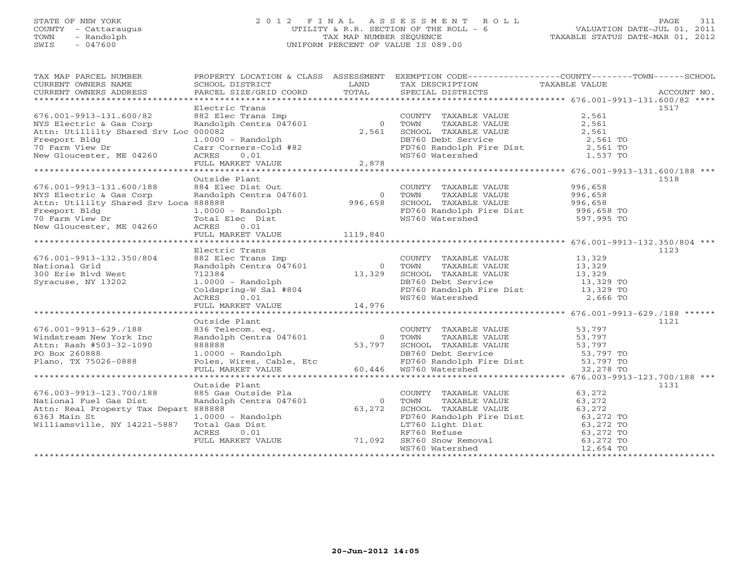STATE OF NEW YORK
COUNTY - Cattaraugus
TOWN - Randolph
SWIS - 047600

# 2012 FINAL ASSESSMENT ROLL
UTILITY & R.R. SECTION OF THE ROLL - 6
TAX MAP NUMBER SEQUENCE
UNIFORM PERCENT OF VALUE IS 089.00

VALUATION DATE-JUL 01, 2011
TAXABLE STATUS DATE-MAR 01, 2012

```
TAX MAP PARCEL NUMBER          PROPERTY LOCATION & CLASS  ASSESSMENT  EXEMPTION CODE-----------------COUNTY--------TOWN------SCHOOL
CURRENT OWNERS NAME            SCHOOL DISTRICT             LAND       TAX DESCRIPTION              TAXABLE VALUE
CURRENT OWNERS ADDRESS         PARCEL SIZE/GRID COORD      TOTAL      SPECIAL DISTRICTS                                      ACCOUNT NO.
******************************************************************************************** 676.001-9913-131.600/82 ****
                               Electric Trans                                                                               1517
676.001-9913-131.600/82        882 Elec Trans Imp                     COUNTY  TAXABLE VALUE              2,561
NYS Electric & Gas Corp        Randolph Centra 047601          0      TOWN    TAXABLE VALUE              2,561
Attn: Utillilty Shared Srv Loc 000082                      2,561      SCHOOL  TAXABLE VALUE              2,561
Freeport Bldg                  1.0000 - Randolph                      DB760 Debt Service                 2,561 TO
70 Farm View Dr                Carr Corners-Cold #82                  FD760 Randolph Fire Dist           2,561 TO
New Gloucester, ME 04260       ACRES      0.01                        WS760 Watershed                    1,537 TO
                               FULL MARKET VALUE           2,878
******************************************************************************************** 676.001-9913-131.600/188 ***
                               Outside Plant                                                                                1518
676.001-9913-131.600/188       884 Elec Dist Out                      COUNTY  TAXABLE VALUE            996,658
NYS Electric & Gas Corp        Randolph Centra 047601          0      TOWN    TAXABLE VALUE            996,658
Attn: Utililty Shared Srv Loca 888888                    996,658      SCHOOL  TAXABLE VALUE            996,658
Freeport Bldg                  1.0000 - Randolph                      FD760 Randolph Fire Dist         996,658 TO
70 Farm View Dr                Total Elec  Dist                       WS760 Watershed                  597,995 TO
New Gloucester, ME 04260       ACRES      0.01
                               FULL MARKET VALUE         1119,840
******************************************************************************************** 676.001-9913-132.350/804 ***
                               Electric Trans                                                                               1123
676.001-9913-132.350/804       882 Elec Trans Imp                     COUNTY  TAXABLE VALUE             13,329
National Grid                  Randolph Centra 047601          0      TOWN    TAXABLE VALUE             13,329
300 Erie Blvd West             712384                     13,329      SCHOOL  TAXABLE VALUE             13,329
Syracuse, NY 13202             1.0000 - Randolph                      DB760 Debt Service                13,329 TO
                               Coldspring-W Sal #804                  FD760 Randolph Fire Dist          13,329 TO
                               ACRES      0.01                        WS760 Watershed                    2,666 TO
                               FULL MARKET VALUE          14,976
******************************************************************************************** 676.001-9913-629./188 ******
                               Outside Plant                                                                                1121
676.001-9913-629./188          836 Telecom. eq.                       COUNTY  TAXABLE VALUE             53,797
Windstream New York Inc        Randolph Centra 047601          0      TOWN    TAXABLE VALUE             53,797
Attn: Rash #503-32-1090        888888                     53,797      SCHOOL  TAXABLE VALUE             53,797
PO Box 260888                  1.0000 - Randolph                      DB760 Debt Service                53,797 TO
Plano, TX 75026-0888           Poles, Wires, Cable, Etc               FD760 Randolph Fire Dist          53,797 TO
                               FULL MARKET VALUE          60,446      WS760 Watershed                   32,278 TO
******************************************************************************************** 676.003-9913-123.700/188 ***
                               Outside Plant                                                                                1131
676.003-9913-123.700/188       885 Gas Outside Pla                    COUNTY  TAXABLE VALUE             63,272
National Fuel Gas Dist         Randolph Centra 047601          0      TOWN    TAXABLE VALUE             63,272
Attn: Real Property Tax Depart 888888                     63,272      SCHOOL  TAXABLE VALUE             63,272
6363 Main St                   1.0000 - Randolph                      FD760 Randolph Fire Dist          63,272 TO
Williamsville, NY 14221-5887   Total Gas Dist                         LT760 Light Dist                  63,272 TO
                               ACRES      0.01                        RF760 Refuse                      63,272 TO
                               FULL MARKET VALUE          71,092      SR760 Snow Removal                63,272 TO
                                                                      WS760 Watershed                   12,654 TO
****************************************************************************************************************************
```

20-Jun-2012 14:05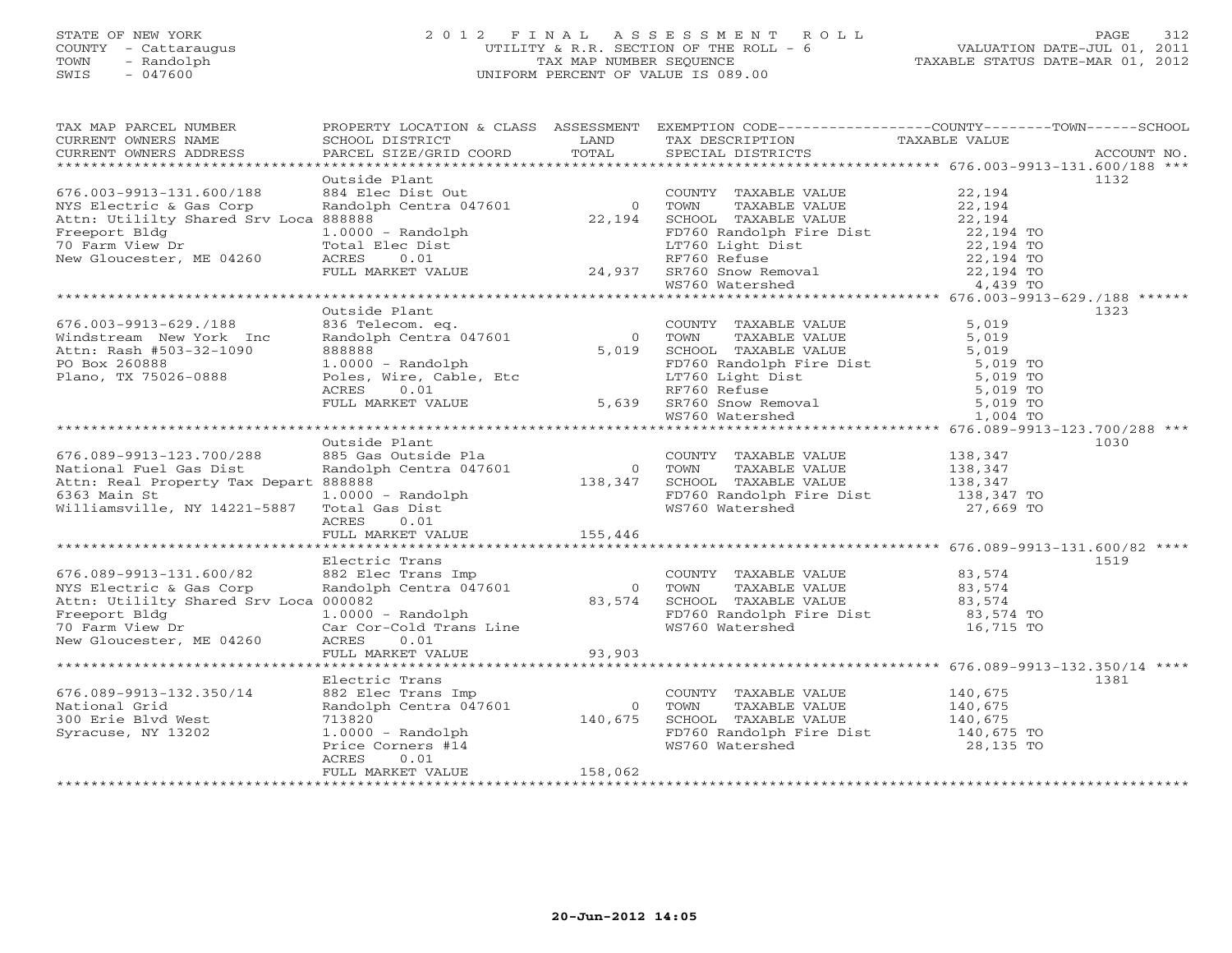STATE OF NEW YORK
COUNTY - Cattaraugus
TOWN - Randolph
SWIS - 047600

# 2012 FINAL ASSESSMENT ROLL
UTILITY & R.R. SECTION OF THE ROLL - 6
TAX MAP NUMBER SEQUENCE
UNIFORM PERCENT OF VALUE IS 089.00

VALUATION DATE-JUL 01, 2011
TAXABLE STATUS DATE-MAR 01, 2012

| TAX MAP PARCEL NUMBER / CURRENT OWNERS NAME / CURRENT OWNERS ADDRESS | PROPERTY LOCATION & CLASS / SCHOOL DISTRICT / PARCEL SIZE/GRID COORD | ASSESSMENT LAND / TOTAL | EXEMPTION CODE / TAX DESCRIPTION / SPECIAL DISTRICTS | COUNTY--TOWN--SCHOOL TAXABLE VALUE | ACCOUNT NO. |
|---|---|---|---|---|---|
| **676.003-9913-131.600/188** | Outside Plant | | | | 1132 |
| 676.003-9913-131.600/188 | 884 Elec Dist Out | | COUNTY TAXABLE VALUE | 22,194 | |
| NYS Electric & Gas Corp | Randolph Centra 047601 | 0 | TOWN TAXABLE VALUE | 22,194 | |
| Attn: Utililty Shared Srv Loca 888888 | | 22,194 | SCHOOL TAXABLE VALUE | 22,194 | |
| Freeport Bldg | 1.0000 - Randolph | | FD760 Randolph Fire Dist | 22,194 TO | |
| 70 Farm View Dr | Total Elec Dist | | LT760 Light Dist | 22,194 TO | |
| New Gloucester, ME 04260 | ACRES 0.01 | | RF760 Refuse | 22,194 TO | |
| | FULL MARKET VALUE | 24,937 | SR760 Snow Removal | 22,194 TO | |
| | | | WS760 Watershed | 4,439 TO | |
| **676.003-9913-629./188** | Outside Plant | | | | 1323 |
| 676.003-9913-629./188 | 836 Telecom. eq. | | COUNTY TAXABLE VALUE | 5,019 | |
| Windstream New York Inc | Randolph Centra 047601 | 0 | TOWN TAXABLE VALUE | 5,019 | |
| Attn: Rash #503-32-1090 | 888888 | 5,019 | SCHOOL TAXABLE VALUE | 5,019 | |
| PO Box 260888 | 1.0000 - Randolph | | FD760 Randolph Fire Dist | 5,019 TO | |
| Plano, TX 75026-0888 | Poles, Wire, Cable, Etc | | LT760 Light Dist | 5,019 TO | |
| | ACRES 0.01 | | RF760 Refuse | 5,019 TO | |
| | FULL MARKET VALUE | 5,639 | SR760 Snow Removal | 5,019 TO | |
| | | | WS760 Watershed | 1,004 TO | |
| **676.089-9913-123.700/288** | Outside Plant | | | | 1030 |
| 676.089-9913-123.700/288 | 885 Gas Outside Pla | | COUNTY TAXABLE VALUE | 138,347 | |
| National Fuel Gas Dist | Randolph Centra 047601 | 0 | TOWN TAXABLE VALUE | 138,347 | |
| Attn: Real Property Tax Depart 888888 | | 138,347 | SCHOOL TAXABLE VALUE | 138,347 | |
| 6363 Main St | 1.0000 - Randolph | | FD760 Randolph Fire Dist | 138,347 TO | |
| Williamsville, NY 14221-5887 | Total Gas Dist | | WS760 Watershed | 27,669 TO | |
| | ACRES 0.01 | | | | |
| | FULL MARKET VALUE | 155,446 | | | |
| **676.089-9913-131.600/82** | Electric Trans | | | | 1519 |
| 676.089-9913-131.600/82 | 882 Elec Trans Imp | | COUNTY TAXABLE VALUE | 83,574 | |
| NYS Electric & Gas Corp | Randolph Centra 047601 | 0 | TOWN TAXABLE VALUE | 83,574 | |
| Attn: Utililty Shared Srv Loca 000082 | | 83,574 | SCHOOL TAXABLE VALUE | 83,574 | |
| Freeport Bldg | 1.0000 - Randolph | | FD760 Randolph Fire Dist | 83,574 TO | |
| 70 Farm View Dr | Car Cor-Cold Trans Line | | WS760 Watershed | 16,715 TO | |
| New Gloucester, ME 04260 | ACRES 0.01 | | | | |
| | FULL MARKET VALUE | 93,903 | | | |
| **676.089-9913-132.350/14** | Electric Trans | | | | 1381 |
| 676.089-9913-132.350/14 | 882 Elec Trans Imp | | COUNTY TAXABLE VALUE | 140,675 | |
| National Grid | Randolph Centra 047601 | 0 | TOWN TAXABLE VALUE | 140,675 | |
| 300 Erie Blvd West | 713820 | 140,675 | SCHOOL TAXABLE VALUE | 140,675 | |
| Syracuse, NY 13202 | 1.0000 - Randolph | | FD760 Randolph Fire Dist | 140,675 TO | |
| | Price Corners #14 | | WS760 Watershed | 28,135 TO | |
| | ACRES 0.01 | | | | |
| | FULL MARKET VALUE | 158,062 | | | |

20-Jun-2012 14:05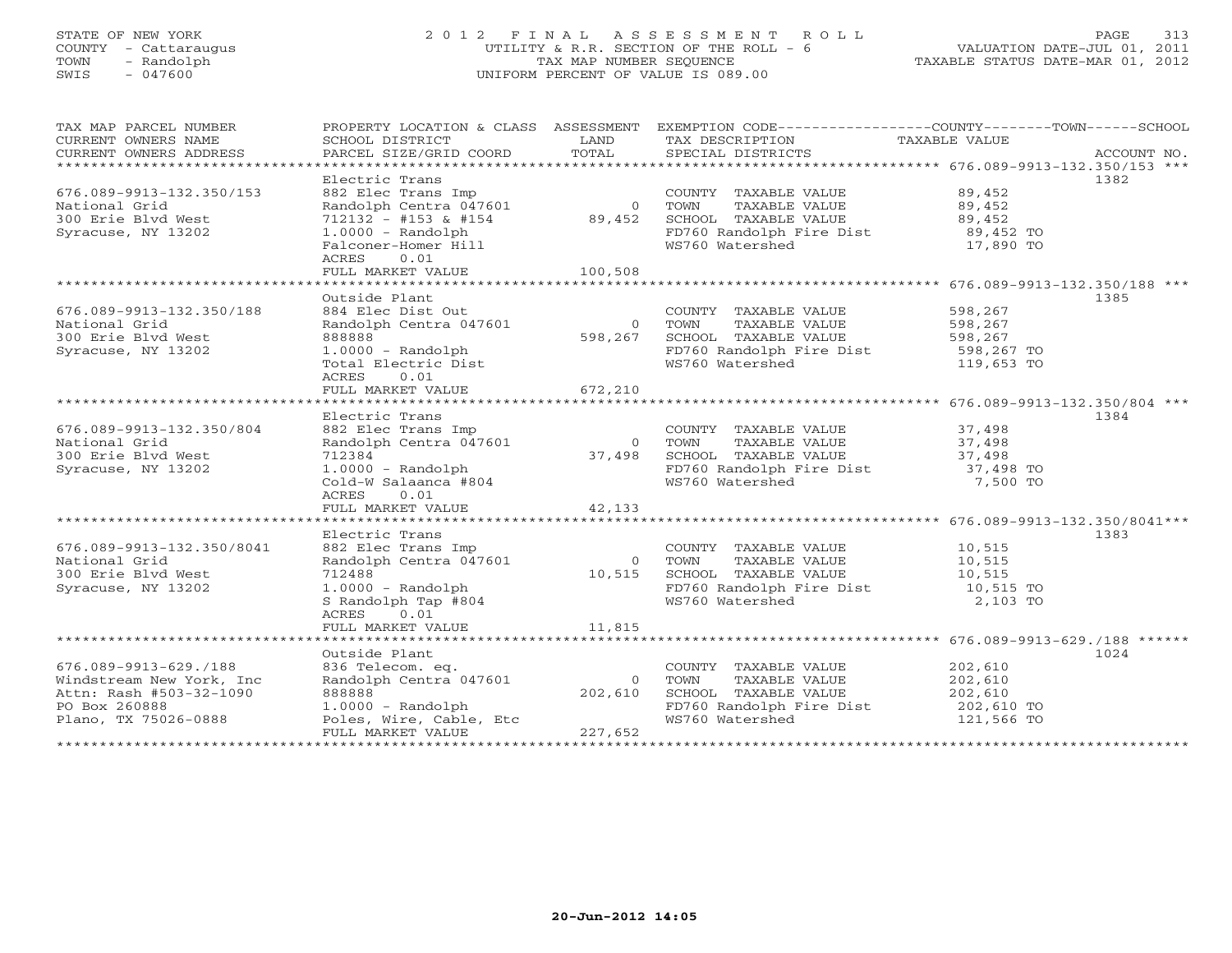STATE OF NEW YORK
COUNTY - Cattaraugus
TOWN - Randolph
SWIS - 047600

# 2012 FINAL ASSESSMENT ROLL

UTILITY & R.R. SECTION OF THE ROLL - 6
TAX MAP NUMBER SEQUENCE
UNIFORM PERCENT OF VALUE IS 089.00

VALUATION DATE-JUL 01, 2011
TAXABLE STATUS DATE-MAR 01, 2012

| TAX MAP PARCEL NUMBER / CURRENT OWNERS NAME / CURRENT OWNERS ADDRESS | PROPERTY LOCATION & CLASS / SCHOOL DISTRICT / PARCEL SIZE/GRID COORD | ASSESSMENT LAND / TOTAL | EXEMPTION CODE / TAX DESCRIPTION / SPECIAL DISTRICTS | TAXABLE VALUE (COUNTY--TOWN--SCHOOL) | ACCOUNT NO. |
|---|---|---|---|---|---|
| **676.089-9913-132.350/153** | Electric Trans | | | | 1382 |
| 676.089-9913-132.350/153 | 882 Elec Trans Imp | | COUNTY TAXABLE VALUE | 89,452 | |
| National Grid | Randolph Centra 047601 | 0 | TOWN TAXABLE VALUE | 89,452 | |
| 300 Erie Blvd West | 712132 - #153 & #154 | 89,452 | SCHOOL TAXABLE VALUE | 89,452 | |
| Syracuse, NY 13202 | 1.0000 - Randolph | | FD760 Randolph Fire Dist | 89,452 TO | |
| | Falconer-Homer Hill | | WS760 Watershed | 17,890 TO | |
| | ACRES 0.01 | | | | |
| | FULL MARKET VALUE | 100,508 | | | |
| **676.089-9913-132.350/188** | Outside Plant | | | | 1385 |
| 676.089-9913-132.350/188 | 884 Elec Dist Out | | COUNTY TAXABLE VALUE | 598,267 | |
| National Grid | Randolph Centra 047601 | 0 | TOWN TAXABLE VALUE | 598,267 | |
| 300 Erie Blvd West | 888888 | 598,267 | SCHOOL TAXABLE VALUE | 598,267 | |
| Syracuse, NY 13202 | 1.0000 - Randolph | | FD760 Randolph Fire Dist | 598,267 TO | |
| | Total Electric Dist | | WS760 Watershed | 119,653 TO | |
| | ACRES 0.01 | | | | |
| | FULL MARKET VALUE | 672,210 | | | |
| **676.089-9913-132.350/804** | Electric Trans | | | | 1384 |
| 676.089-9913-132.350/804 | 882 Elec Trans Imp | | COUNTY TAXABLE VALUE | 37,498 | |
| National Grid | Randolph Centra 047601 | 0 | TOWN TAXABLE VALUE | 37,498 | |
| 300 Erie Blvd West | 712384 | 37,498 | SCHOOL TAXABLE VALUE | 37,498 | |
| Syracuse, NY 13202 | 1.0000 - Randolph | | FD760 Randolph Fire Dist | 37,498 TO | |
| | Cold-W Salaanca #804 | | WS760 Watershed | 7,500 TO | |
| | ACRES 0.01 | | | | |
| | FULL MARKET VALUE | 42,133 | | | |
| **676.089-9913-132.350/8041** | Electric Trans | | | | 1383 |
| 676.089-9913-132.350/8041 | 882 Elec Trans Imp | | COUNTY TAXABLE VALUE | 10,515 | |
| National Grid | Randolph Centra 047601 | 0 | TOWN TAXABLE VALUE | 10,515 | |
| 300 Erie Blvd West | 712488 | 10,515 | SCHOOL TAXABLE VALUE | 10,515 | |
| Syracuse, NY 13202 | 1.0000 - Randolph | | FD760 Randolph Fire Dist | 10,515 TO | |
| | S Randolph Tap #804 | | WS760 Watershed | 2,103 TO | |
| | ACRES 0.01 | | | | |
| | FULL MARKET VALUE | 11,815 | | | |
| **676.089-9913-629./188** | Outside Plant | | | | 1024 |
| 676.089-9913-629./188 | 836 Telecom. eq. | | COUNTY TAXABLE VALUE | 202,610 | |
| Windstream New York, Inc | Randolph Centra 047601 | 0 | TOWN TAXABLE VALUE | 202,610 | |
| Attn: Rash #503-32-1090 | 888888 | 202,610 | SCHOOL TAXABLE VALUE | 202,610 | |
| PO Box 260888 | 1.0000 - Randolph | | FD760 Randolph Fire Dist | 202,610 TO | |
| Plano, TX 75026-0888 | Poles, Wire, Cable, Etc | | WS760 Watershed | 121,566 TO | |
| | FULL MARKET VALUE | 227,652 | | | |

20-Jun-2012 14:05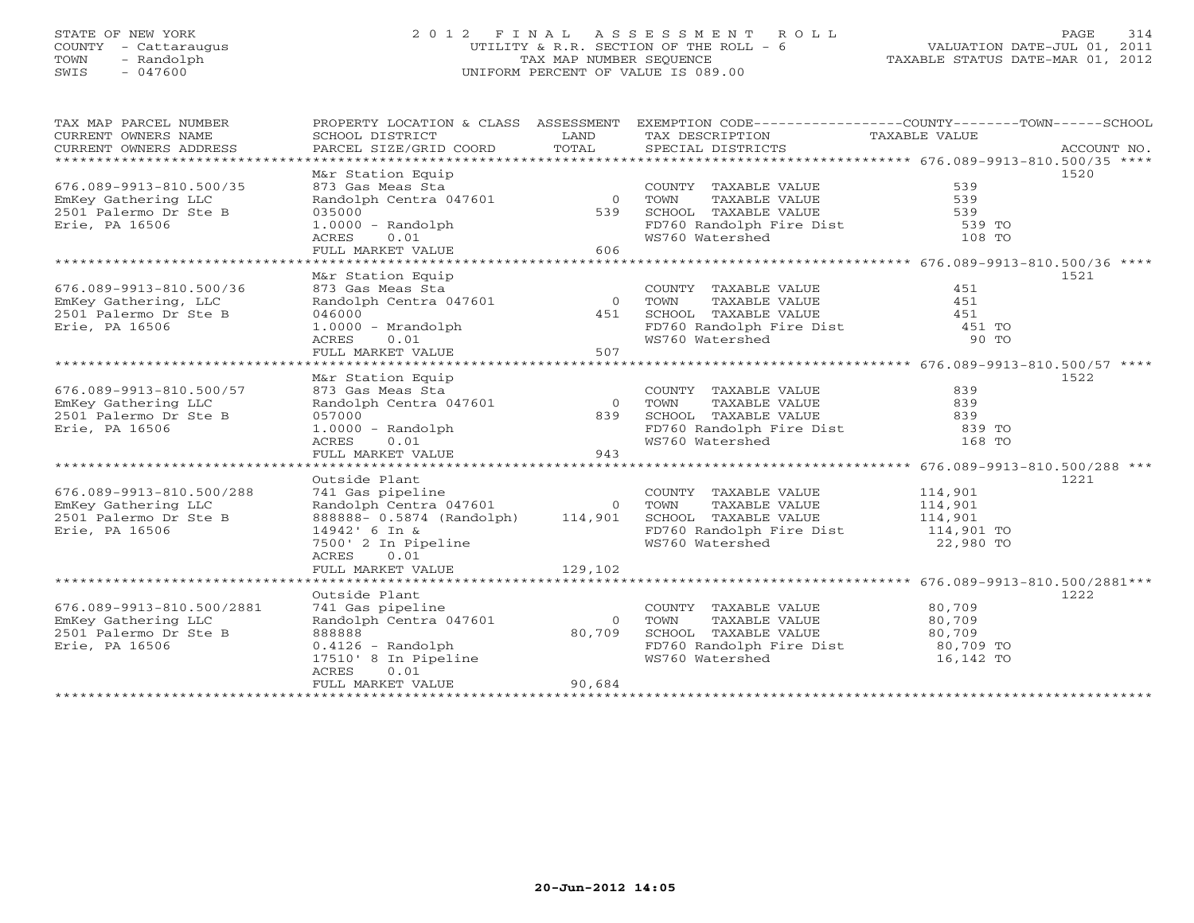STATE OF NEW YORK
COUNTY - Cattaraugus
TOWN - Randolph
SWIS - 047600

2012 FINAL ASSESSMENT ROLL
UTILITY & R.R. SECTION OF THE ROLL - 6
TAX MAP NUMBER SEQUENCE
UNIFORM PERCENT OF VALUE IS 089.00

VALUATION DATE-JUL 01, 2011
TAXABLE STATUS DATE-MAR 01, 2012

| TAX MAP PARCEL NUMBER / CURRENT OWNERS NAME / CURRENT OWNERS ADDRESS | PROPERTY LOCATION & CLASS / SCHOOL DISTRICT / PARCEL SIZE/GRID COORD | ASSESSMENT LAND | TOTAL | EXEMPTION CODE / TAX DESCRIPTION / SPECIAL DISTRICTS | TAXABLE VALUE (COUNTY--TOWN--SCHOOL) | ACCOUNT NO. |
|---|---|---|---|---|---|---|
| **676.089-9913-810.500/35** | M&r Station Equip | | | | | 1520 |
| 676.089-9913-810.500/35 | 873 Gas Meas Sta | | | COUNTY TAXABLE VALUE | 539 | |
| EmKey Gathering LLC | Randolph Centra 047601 | 0 | | TOWN TAXABLE VALUE | 539 | |
| 2501 Palermo Dr Ste B | 035000 | | 539 | SCHOOL TAXABLE VALUE | 539 | |
| Erie, PA 16506 | 1.0000 - Randolph | | | FD760 Randolph Fire Dist | 539 TO | |
| | ACRES 0.01 | | | WS760 Watershed | 108 TO | |
| | FULL MARKET VALUE | | 606 | | | |
| **676.089-9913-810.500/36** | M&r Station Equip | | | | | 1521 |
| 676.089-9913-810.500/36 | 873 Gas Meas Sta | | | COUNTY TAXABLE VALUE | 451 | |
| EmKey Gathering, LLC | Randolph Centra 047601 | 0 | | TOWN TAXABLE VALUE | 451 | |
| 2501 Palermo Dr Ste B | 046000 | | 451 | SCHOOL TAXABLE VALUE | 451 | |
| Erie, PA 16506 | 1.0000 - Mrandolph | | | FD760 Randolph Fire Dist | 451 TO | |
| | ACRES 0.01 | | | WS760 Watershed | 90 TO | |
| | FULL MARKET VALUE | | 507 | | | |
| **676.089-9913-810.500/57** | M&r Station Equip | | | | | 1522 |
| 676.089-9913-810.500/57 | 873 Gas Meas Sta | | | COUNTY TAXABLE VALUE | 839 | |
| EmKey Gathering LLC | Randolph Centra 047601 | 0 | | TOWN TAXABLE VALUE | 839 | |
| 2501 Palermo Dr Ste B | 057000 | | 839 | SCHOOL TAXABLE VALUE | 839 | |
| Erie, PA 16506 | 1.0000 - Randolph | | | FD760 Randolph Fire Dist | 839 TO | |
| | ACRES 0.01 | | | WS760 Watershed | 168 TO | |
| | FULL MARKET VALUE | | 943 | | | |
| **676.089-9913-810.500/288** | Outside Plant | | | | | 1221 |
| 676.089-9913-810.500/288 | 741 Gas pipeline | | | COUNTY TAXABLE VALUE | 114,901 | |
| EmKey Gathering LLC | Randolph Centra 047601 | 0 | | TOWN TAXABLE VALUE | 114,901 | |
| 2501 Palermo Dr Ste B | 888888- 0.5874 (Randolph) | | 114,901 | SCHOOL TAXABLE VALUE | 114,901 | |
| Erie, PA 16506 | 14942' 6 In & | | | FD760 Randolph Fire Dist | 114,901 TO | |
| | 7500' 2 In Pipeline | | | WS760 Watershed | 22,980 TO | |
| | ACRES 0.01 | | | | | |
| | FULL MARKET VALUE | | 129,102 | | | |
| **676.089-9913-810.500/2881** | Outside Plant | | | | | 1222 |
| 676.089-9913-810.500/2881 | 741 Gas pipeline | | | COUNTY TAXABLE VALUE | 80,709 | |
| EmKey Gathering LLC | Randolph Centra 047601 | 0 | | TOWN TAXABLE VALUE | 80,709 | |
| 2501 Palermo Dr Ste B | 888888 | | 80,709 | SCHOOL TAXABLE VALUE | 80,709 | |
| Erie, PA 16506 | 0.4126 - Randolph | | | FD760 Randolph Fire Dist | 80,709 TO | |
| | 17510' 8 In Pipeline | | | WS760 Watershed | 16,142 TO | |
| | ACRES 0.01 | | | | | |
| | FULL MARKET VALUE | | 90,684 | | | |

20-Jun-2012 14:05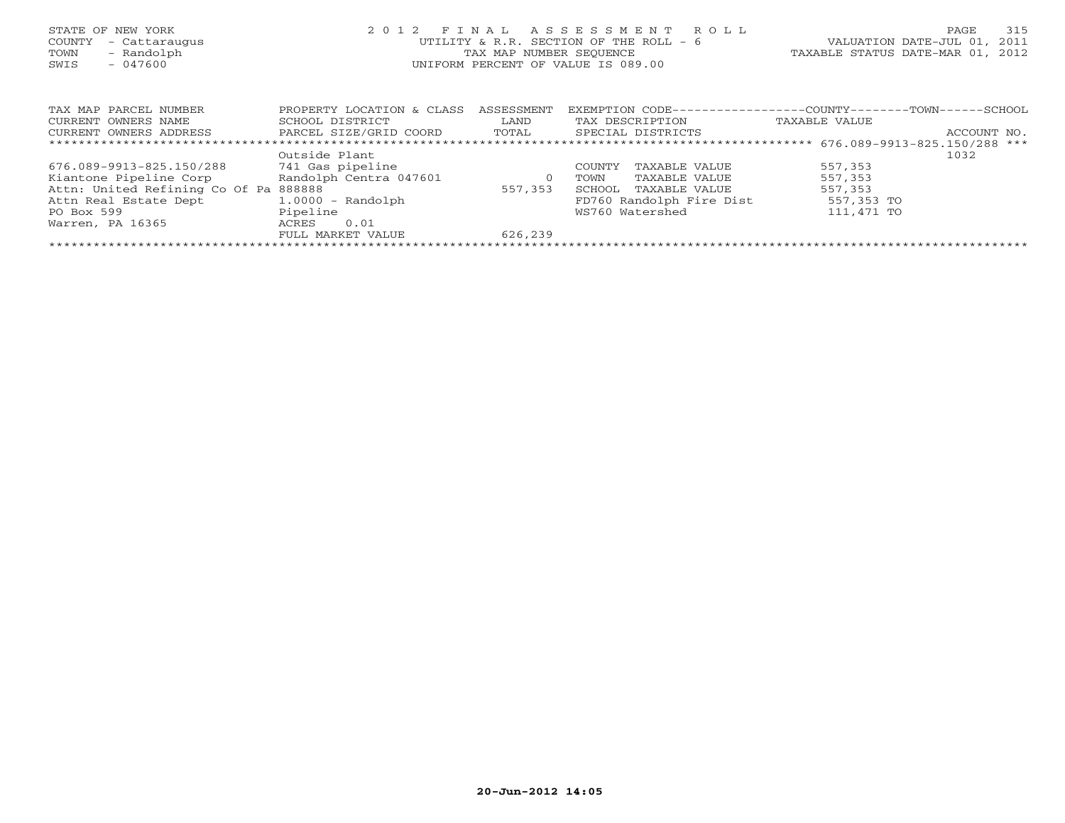STATE OF NEW YORK
COUNTY - Cattaraugus
TOWN - Randolph
SWIS - 047600

# 2012 FINAL ASSESSMENT ROLL

UTILITY & R.R. SECTION OF THE ROLL - 6
TAX MAP NUMBER SEQUENCE
UNIFORM PERCENT OF VALUE IS 089.00

VALUATION DATE-JUL 01, 2011
TAXABLE STATUS DATE-MAR 01, 2012

| TAX MAP PARCEL NUMBER<br>CURRENT OWNERS NAME<br>CURRENT OWNERS ADDRESS | PROPERTY LOCATION & CLASS<br>SCHOOL DISTRICT<br>PARCEL SIZE/GRID COORD | ASSESSMENT<br>LAND<br>TOTAL | EXEMPTION CODE<br>TAX DESCRIPTION<br>SPECIAL DISTRICTS | COUNTY--------TOWN------SCHOOL<br>TAXABLE VALUE | ACCOUNT NO. |
|---|---|---|---|---|---|
| 676.089-9913-825.150/288 | Outside Plant | | | | 1032 |
| 676.089-9913-825.150/288 | 741 Gas pipeline | | COUNTY TAXABLE VALUE | 557,353 | |
| Kiantone Pipeline Corp | Randolph Centra 047601 | 0 | TOWN TAXABLE VALUE | 557,353 | |
| Attn: United Refining Co Of Pa | 888888 | 557,353 | SCHOOL TAXABLE VALUE | 557,353 | |
| Attn Real Estate Dept | 1.0000 - Randolph | | FD760 Randolph Fire Dist | 557,353 TO | |
| PO Box 599 | Pipeline | | WS760 Watershed | 111,471 TO | |
| Warren, PA 16365 | ACRES 0.01 | | | | |
| | FULL MARKET VALUE | 626,239 | | | |

20-Jun-2012 14:05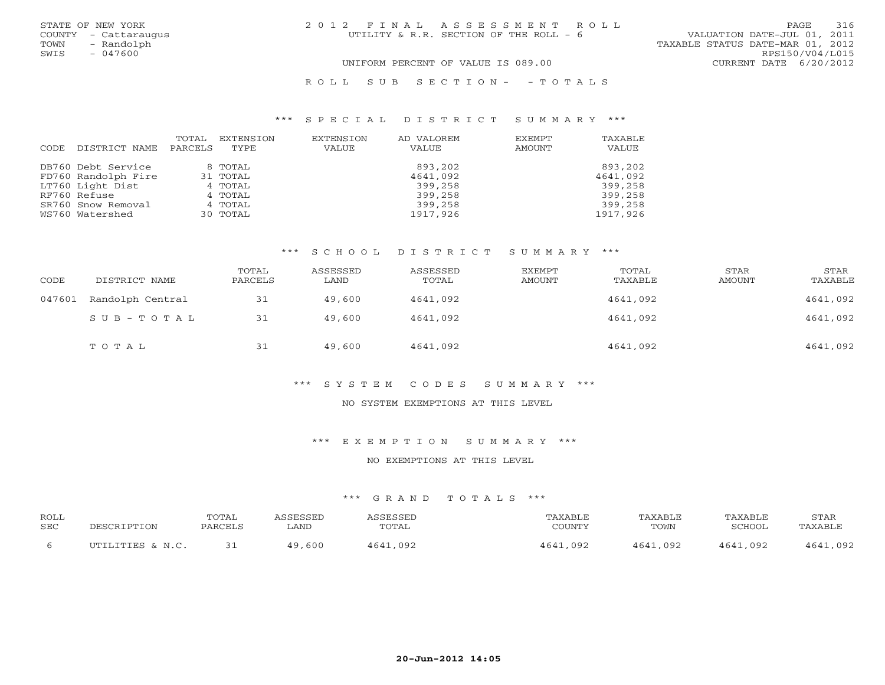STATE OF NEW YORK
COUNTY - Cattaraugus
TOWN - Randolph
SWIS - 047600

2012 FINAL ASSESSMENT ROLL
UTILITY & R.R. SECTION OF THE ROLL - 6

VALUATION DATE-JUL 01, 2011
TAXABLE STATUS DATE-MAR 01, 2012
RPS150/V04/L015
CURRENT DATE 6/20/2012

UNIFORM PERCENT OF VALUE IS 089.00

ROLL SUB SECTION- - TOTALS

### *** SPECIAL DISTRICT SUMMARY ***

| CODE | DISTRICT NAME | TOTAL PARCELS | EXTENSION TYPE | EXTENSION VALUE | AD VALOREM VALUE | EXEMPT AMOUNT | TAXABLE VALUE |
|---|---|---|---|---|---|---|---|
| DB760 | Debt Service | 8 | TOTAL | | 893,202 | | 893,202 |
| FD760 | Randolph Fire | 31 | TOTAL | | 4641,092 | | 4641,092 |
| LT760 | Light Dist | 4 | TOTAL | | 399,258 | | 399,258 |
| RF760 | Refuse | 4 | TOTAL | | 399,258 | | 399,258 |
| SR760 | Snow Removal | 4 | TOTAL | | 399,258 | | 399,258 |
| WS760 | Watershed | 30 | TOTAL | | 1917,926 | | 1917,926 |

### *** SCHOOL DISTRICT SUMMARY ***

| CODE | DISTRICT NAME | TOTAL PARCELS | ASSESSED LAND | ASSESSED TOTAL | EXEMPT AMOUNT | TOTAL TAXABLE | STAR AMOUNT | STAR TAXABLE |
|---|---|---|---|---|---|---|---|---|
| 047601 | Randolph Central | 31 | 49,600 | 4641,092 | | 4641,092 | | 4641,092 |
| | SUB-TOTAL | 31 | 49,600 | 4641,092 | | 4641,092 | | 4641,092 |
| | TOTAL | 31 | 49,600 | 4641,092 | | 4641,092 | | 4641,092 |

### *** SYSTEM CODES SUMMARY ***

NO SYSTEM EXEMPTIONS AT THIS LEVEL

### *** EXEMPTION SUMMARY ***

NO EXEMPTIONS AT THIS LEVEL

### *** GRAND TOTALS ***

| ROLL SEC | DESCRIPTION | TOTAL PARCELS | ASSESSED LAND | ASSESSED TOTAL | TAXABLE COUNTY | TAXABLE TOWN | TAXABLE SCHOOL | STAR TAXABLE |
|---|---|---|---|---|---|---|---|---|
| 6 | UTILITIES & N.C. | 31 | 49,600 | 4641,092 | 4641,092 | 4641,092 | 4641,092 | 4641,092 |

20-Jun-2012 14:05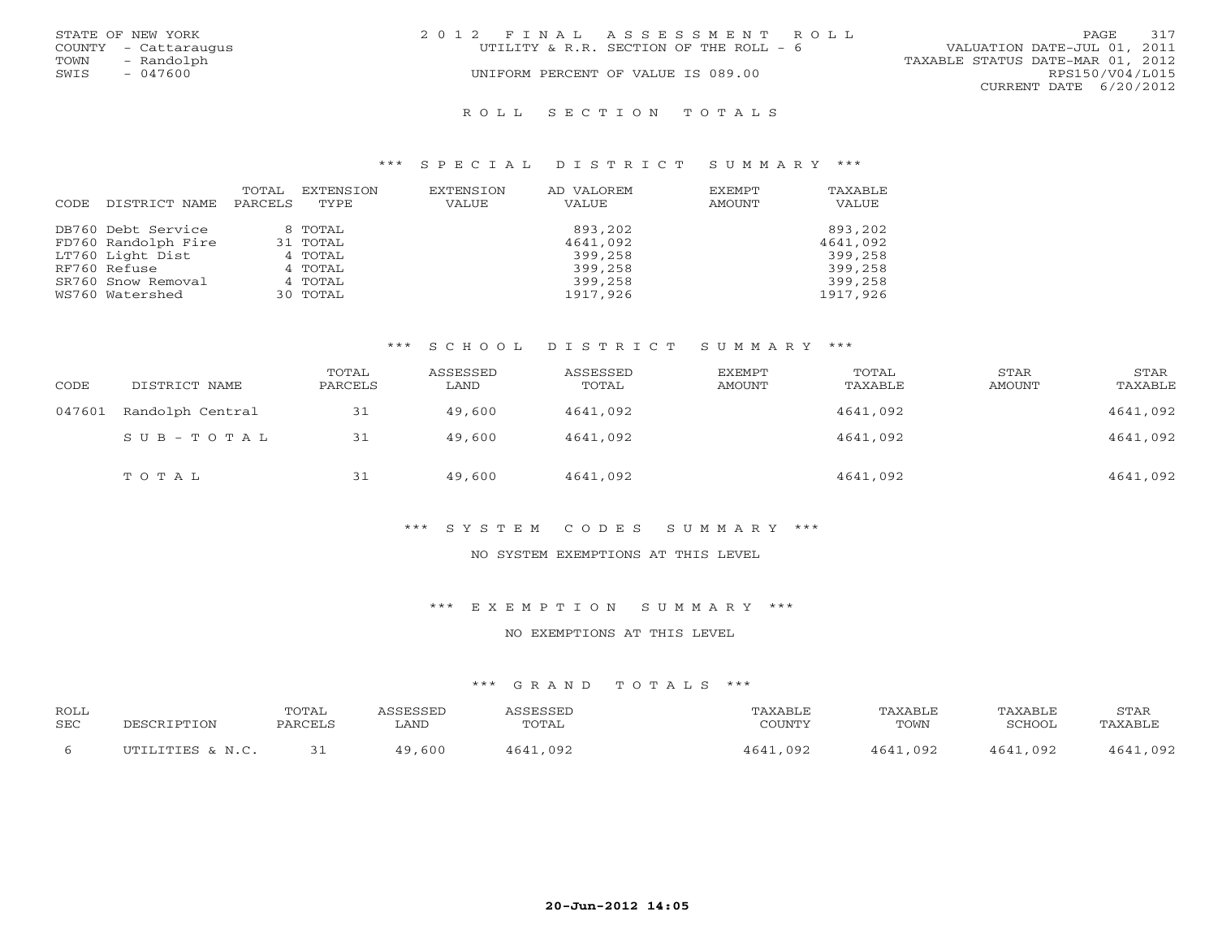STATE OF NEW YORK
COUNTY - Cattaraugus
TOWN - Randolph
SWIS - 047600

# 2012 FINAL ASSESSMENT ROLL

UTILITY & R.R. SECTION OF THE ROLL - 6

UNIFORM PERCENT OF VALUE IS 089.00

VALUATION DATE-JUL 01, 2011
TAXABLE STATUS DATE-MAR 01, 2012
RPS150/V04/L015
CURRENT DATE 6/20/2012

## ROLL SECTION TOTALS

### *** SPECIAL DISTRICT SUMMARY ***

| CODE | DISTRICT NAME | TOTAL PARCELS | EXTENSION TYPE | EXTENSION VALUE | AD VALOREM VALUE | EXEMPT AMOUNT | TAXABLE VALUE |
|---|---|---|---|---|---|---|---|
| DB760 | Debt Service | 8 | TOTAL | | 893,202 | | 893,202 |
| FD760 | Randolph Fire | 31 | TOTAL | | 4641,092 | | 4641,092 |
| LT760 | Light Dist | 4 | TOTAL | | 399,258 | | 399,258 |
| RF760 | Refuse | 4 | TOTAL | | 399,258 | | 399,258 |
| SR760 | Snow Removal | 4 | TOTAL | | 399,258 | | 399,258 |
| WS760 | Watershed | 30 | TOTAL | | 1917,926 | | 1917,926 |

### *** SCHOOL DISTRICT SUMMARY ***

| CODE | DISTRICT NAME | TOTAL PARCELS | ASSESSED LAND | ASSESSED TOTAL | EXEMPT AMOUNT | TOTAL TAXABLE | STAR AMOUNT | STAR TAXABLE |
|---|---|---|---|---|---|---|---|---|
| 047601 | Randolph Central | 31 | 49,600 | 4641,092 | | 4641,092 | | 4641,092 |
| | SUB-TOTAL | 31 | 49,600 | 4641,092 | | 4641,092 | | 4641,092 |
| | TOTAL | 31 | 49,600 | 4641,092 | | 4641,092 | | 4641,092 |

### *** SYSTEM CODES SUMMARY ***

NO SYSTEM EXEMPTIONS AT THIS LEVEL

### *** EXEMPTION SUMMARY ***

NO EXEMPTIONS AT THIS LEVEL

### *** GRAND TOTALS ***

| ROLL SEC | DESCRIPTION | TOTAL PARCELS | ASSESSED LAND | ASSESSED TOTAL | TAXABLE COUNTY | TAXABLE TOWN | TAXABLE SCHOOL | STAR TAXABLE |
|---|---|---|---|---|---|---|---|---|
| 6 | UTILITIES & N.C. | 31 | 49,600 | 4641,092 | 4641,092 | 4641,092 | 4641,092 | 4641,092 |

20-Jun-2012 14:05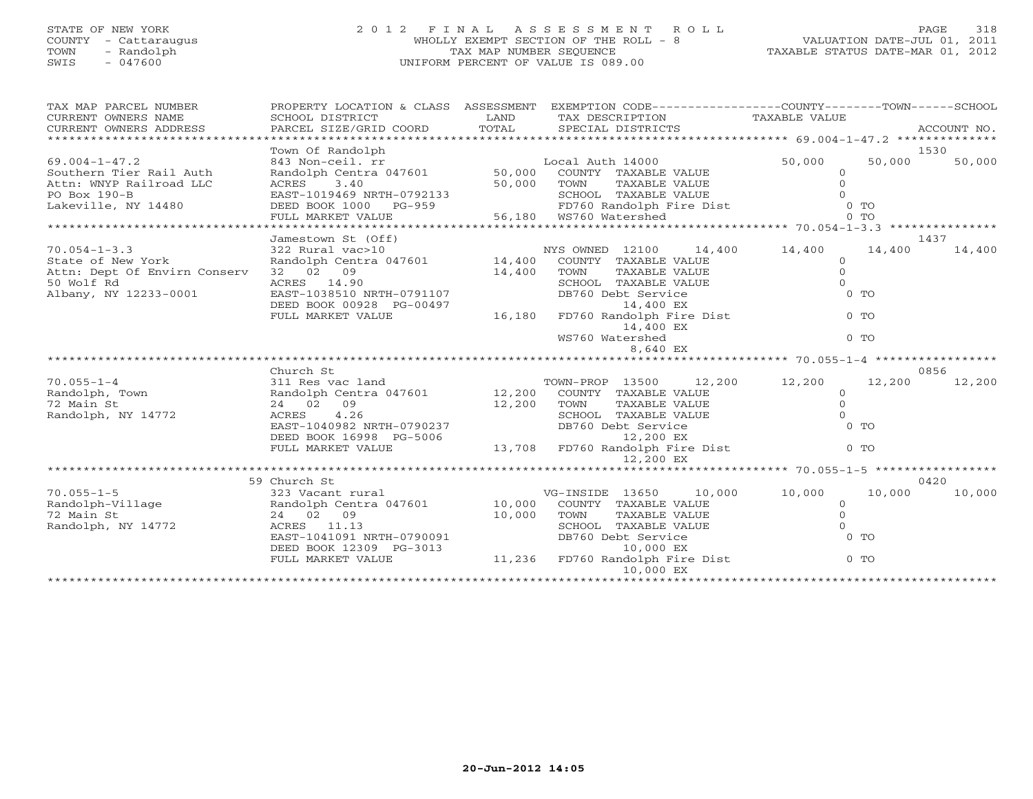STATE OF NEW YORK
COUNTY - Cattaraugus
TOWN - Randolph
SWIS - 047600

2 0 1 2 F I N A L A S S E S S M E N T R O L L
WHOLLY EXEMPT SECTION OF THE ROLL - 8
TAX MAP NUMBER SEQUENCE
UNIFORM PERCENT OF VALUE IS 089.00

VALUATION DATE-JUL 01, 2011
TAXABLE STATUS DATE-MAR 01, 2012

```
TAX MAP PARCEL NUMBER          PROPERTY LOCATION & CLASS  ASSESSMENT  EXEMPTION CODE-----------------COUNTY--------TOWN------SCHOOL
CURRENT OWNERS NAME            SCHOOL DISTRICT               LAND      TAX DESCRIPTION            TAXABLE VALUE
CURRENT OWNERS ADDRESS         PARCEL SIZE/GRID COORD        TOTAL     SPECIAL DISTRICTS                                    ACCOUNT NO.
******************************************************************************************************* 69.004-1-47.2 **************
                               Town Of Randolph                                                                          1530
69.004-1-47.2                  843 Non-ceil. rr                        Local Auth 14000                 50,000      50,000      50,000
Southern Tier Rail Auth        Randolph Centra 047601      50,000      COUNTY  TAXABLE VALUE                 0
Attn: WNYP Railroad LLC        ACRES    3.40               50,000      TOWN    TAXABLE VALUE                 0
PO Box 190-B                   EAST-1019469 NRTH-0792133               SCHOOL  TAXABLE VALUE                 0
Lakeville, NY 14480            DEED BOOK 1000   PG-959                 FD760 Randolph Fire Dist                0 TO
                               FULL MARKET VALUE           56,180      WS760 Watershed                         0 TO
******************************************************************************************************* 70.054-1-3.3 ***************
                               Jamestown St (Off)                                                                        1437
70.054-1-3.3                   322 Rural vac>10                        NYS OWNED  12100      14,400      14,400      14,400      14,400
State of New York              Randolph Centra 047601      14,400      COUNTY  TAXABLE VALUE                 0
Attn: Dept Of Envirn Conserv   32  02  09                  14,400      TOWN    TAXABLE VALUE                 0
50 Wolf Rd                     ACRES   14.90                           SCHOOL  TAXABLE VALUE                 0
Albany, NY 12233-0001          EAST-1038510 NRTH-0791107               DB760 Debt Service                      0 TO
                               DEED BOOK 00928 PG-00497                     14,400 EX
                               FULL MARKET VALUE           16,180      FD760 Randolph Fire Dist                0 TO
                                                                            14,400 EX
                                                                       WS760 Watershed                         0 TO
                                                                             8,640 EX
******************************************************************************************************* 70.055-1-4 *****************
                               Church St                                                                                 0856
70.055-1-4                     311 Res vac land                        TOWN-PROP  13500      12,200      12,200      12,200      12,200
Randolph, Town                 Randolph Centra 047601      12,200      COUNTY  TAXABLE VALUE                 0
72 Main St                     24  02  09                  12,200      TOWN    TAXABLE VALUE                 0
Randolph, NY 14772             ACRES    4.26                           SCHOOL  TAXABLE VALUE                 0
                               EAST-1040982 NRTH-0790237               DB760 Debt Service                      0 TO
                               DEED BOOK 16998 PG-5006                      12,200 EX
                               FULL MARKET VALUE           13,708      FD760 Randolph Fire Dist                0 TO
                                                                            12,200 EX
******************************************************************************************************* 70.055-1-5 *****************
                            59 Church St                                                                                 0420
70.055-1-5                     323 Vacant rural                        VG-INSIDE  13650      10,000      10,000      10,000      10,000
Randolph-Village               Randolph Centra 047601      10,000      COUNTY  TAXABLE VALUE                 0
72 Main St                     24  02  09                  10,000      TOWN    TAXABLE VALUE                 0
Randolph, NY 14772             ACRES   11.13                           SCHOOL  TAXABLE VALUE                 0
                               EAST-1041091 NRTH-0790091               DB760 Debt Service                      0 TO
                               DEED BOOK 12309 PG-3013                      10,000 EX
                               FULL MARKET VALUE           11,236      FD760 Randolph Fire Dist                0 TO
                                                                            10,000 EX
************************************************************************************************************************************
```

20-Jun-2012 14:05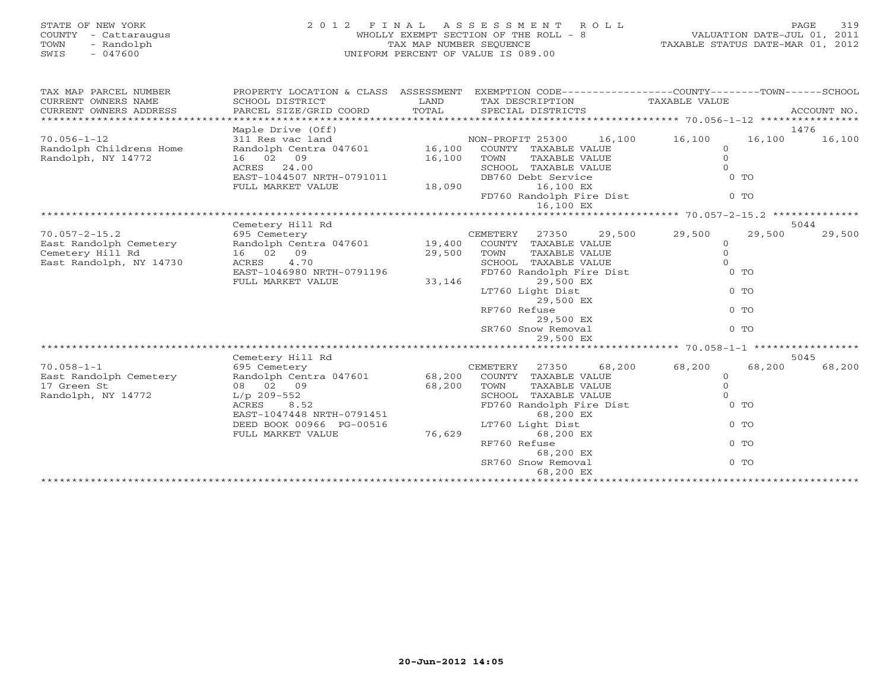STATE OF NEW YORK
COUNTY - Cattaraugus
TOWN - Randolph
SWIS - 047600

# 2012 FINAL ASSESSMENT ROLL

WHOLLY EXEMPT SECTION OF THE ROLL - 8
TAX MAP NUMBER SEQUENCE
UNIFORM PERCENT OF VALUE IS 089.00

VALUATION DATE-JUL 01, 2011
TAXABLE STATUS DATE-MAR 01, 2012

| TAX MAP PARCEL NUMBER / CURRENT OWNERS NAME / CURRENT OWNERS ADDRESS | PROPERTY LOCATION & CLASS / SCHOOL DISTRICT / PARCEL SIZE/GRID COORD | ASSESSMENT LAND / TOTAL | EXEMPTION CODE / TAX DESCRIPTION / SPECIAL DISTRICTS | COUNTY TAXABLE VALUE | TOWN | SCHOOL / ACCOUNT NO. |
|---|---|---|---|---|---|---|
| 70.056-1-12 | Maple Drive (Off) | | | | | 1476 |
| Randolph Childrens Home | 311 Res vac land | | NON-PROFIT 25300 16,100 | 16,100 | 16,100 | 16,100 |
| Randolph, NY 14772 | Randolph Centra 047601 | 16,100 | COUNTY TAXABLE VALUE | 0 | | |
| | 16 02 09 | 16,100 | TOWN TAXABLE VALUE | 0 | | |
| | ACRES 24.00 | | SCHOOL TAXABLE VALUE | 0 | | |
| | EAST-1044507 NRTH-0791011 | | DB760 Debt Service 16,100 EX | 0 TO | | |
| | FULL MARKET VALUE | 18,090 | FD760 Randolph Fire Dist 16,100 EX | 0 TO | | |
| 70.057-2-15.2 | Cemetery Hill Rd | | | | | 5044 |
| East Randolph Cemetery | 695 Cemetery | | CEMETERY 27350 29,500 | 29,500 | 29,500 | 29,500 |
| Cemetery Hill Rd | Randolph Centra 047601 | 19,400 | COUNTY TAXABLE VALUE | 0 | | |
| East Randolph, NY 14730 | 16 02 09 | 29,500 | TOWN TAXABLE VALUE | 0 | | |
| | ACRES 4.70 | | SCHOOL TAXABLE VALUE | 0 | | |
| | EAST-1046980 NRTH-0791196 | | FD760 Randolph Fire Dist 29,500 EX | 0 TO | | |
| | FULL MARKET VALUE | 33,146 | LT760 Light Dist 29,500 EX | 0 TO | | |
| | | | RF760 Refuse 29,500 EX | 0 TO | | |
| | | | SR760 Snow Removal 29,500 EX | 0 TO | | |
| 70.058-1-1 | Cemetery Hill Rd | | | | | 5045 |
| East Randolph Cemetery | 695 Cemetery | | CEMETERY 27350 68,200 | 68,200 | 68,200 | 68,200 |
| 17 Green St | Randolph Centra 047601 | 68,200 | COUNTY TAXABLE VALUE | 0 | | |
| Randolph, NY 14772 | 08 02 09 | 68,200 | TOWN TAXABLE VALUE | 0 | | |
| | L/p 209-552 | | SCHOOL TAXABLE VALUE | 0 | | |
| | ACRES 8.52 | | FD760 Randolph Fire Dist 68,200 EX | 0 TO | | |
| | EAST-1047448 NRTH-0791451 | | | | | |
| | DEED BOOK 00966 PG-00516 | | LT760 Light Dist 68,200 EX | 0 TO | | |
| | FULL MARKET VALUE | 76,629 | RF760 Refuse 68,200 EX | 0 TO | | |
| | | | SR760 Snow Removal 68,200 EX | 0 TO | | |

20-Jun-2012 14:05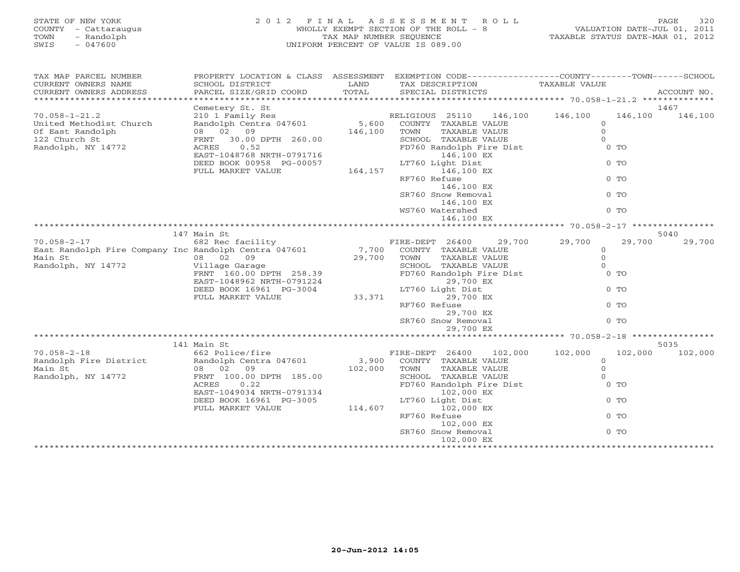STATE OF NEW YORK
COUNTY - Cattaraugus
TOWN - Randolph
SWIS - 047600

# 2012 FINAL ASSESSMENT ROLL

WHOLLY EXEMPT SECTION OF THE ROLL - 8
TAX MAP NUMBER SEQUENCE
UNIFORM PERCENT OF VALUE IS 089.00

VALUATION DATE-JUL 01, 2011
TAXABLE STATUS DATE-MAR 01, 2012

| TAX MAP PARCEL NUMBER / CURRENT OWNERS NAME / CURRENT OWNERS ADDRESS | PROPERTY LOCATION & CLASS / SCHOOL DISTRICT / PARCEL SIZE/GRID COORD | ASSESSMENT LAND / TOTAL | EXEMPTION CODE / TAX DESCRIPTION / SPECIAL DISTRICTS | COUNTY TAXABLE VALUE | TOWN | SCHOOL | ACCOUNT NO. |
|---|---|---|---|---|---|---|---|
| **70.058-1-21.2** | Cemetery St. St | | | | | | 1467 |
| United Methodist Church | 210 1 Family Res | | RELIGIOUS 25110 146,100 | 146,100 | 146,100 | 146,100 | |
| Of East Randolph | Randolph Centra 047601 | 5,600 | COUNTY TAXABLE VALUE | 0 | | | |
| 122 Church St | 08 02 09 | 146,100 | TOWN TAXABLE VALUE | 0 | | | |
| Randolph, NY 14772 | FRNT 30.00 DPTH 260.00 | | SCHOOL TAXABLE VALUE | 0 | | | |
| | ACRES 0.52 | | FD760 Randolph Fire Dist 146,100 EX | 0 TO | | | |
| | EAST-1048768 NRTH-0791716 | | | | | | |
| | DEED BOOK 00958 PG-00057 | | LT760 Light Dist 146,100 EX | 0 TO | | | |
| | FULL MARKET VALUE | 164,157 | RF760 Refuse 146,100 EX | 0 TO | | | |
| | | | SR760 Snow Removal 146,100 EX | 0 TO | | | |
| | | | WS760 Watershed 146,100 EX | 0 TO | | | |
| **70.058-2-17** | 147 Main St | | | | | | 5040 |
| East Randolph Fire Company Inc | 682 Rec facility | | FIRE-DEPT 26400 29,700 | 29,700 | 29,700 | 29,700 | |
| Main St | Randolph Centra 047601 | 7,700 | COUNTY TAXABLE VALUE | 0 | | | |
| Randolph, NY 14772 | 08 02 09 | 29,700 | TOWN TAXABLE VALUE | 0 | | | |
| | Village Garage | | SCHOOL TAXABLE VALUE | 0 | | | |
| | FRNT 160.00 DPTH 258.39 | | FD760 Randolph Fire Dist 29,700 EX | 0 TO | | | |
| | EAST-1048962 NRTH-0791224 | | | | | | |
| | DEED BOOK 16961 PG-3004 | | LT760 Light Dist 29,700 EX | 0 TO | | | |
| | FULL MARKET VALUE | 33,371 | RF760 Refuse 29,700 EX | 0 TO | | | |
| | | | SR760 Snow Removal 29,700 EX | 0 TO | | | |
| **70.058-2-18** | 141 Main St | | | | | | 5035 |
| Randolph Fire District | 662 Police/fire | | FIRE-DEPT 26400 102,000 | 102,000 | 102,000 | 102,000 | |
| Main St | Randolph Centra 047601 | 3,900 | COUNTY TAXABLE VALUE | 0 | | | |
| Randolph, NY 14772 | 08 02 09 | 102,000 | TOWN TAXABLE VALUE | 0 | | | |
| | FRNT 100.00 DPTH 185.00 | | SCHOOL TAXABLE VALUE | 0 | | | |
| | ACRES 0.22 | | FD760 Randolph Fire Dist 102,000 EX | 0 TO | | | |
| | EAST-1049034 NRTH-0791334 | | | | | | |
| | DEED BOOK 16961 PG-3005 | | LT760 Light Dist 102,000 EX | 0 TO | | | |
| | FULL MARKET VALUE | 114,607 | RF760 Refuse 102,000 EX | 0 TO | | | |
| | | | SR760 Snow Removal 102,000 EX | 0 TO | | | |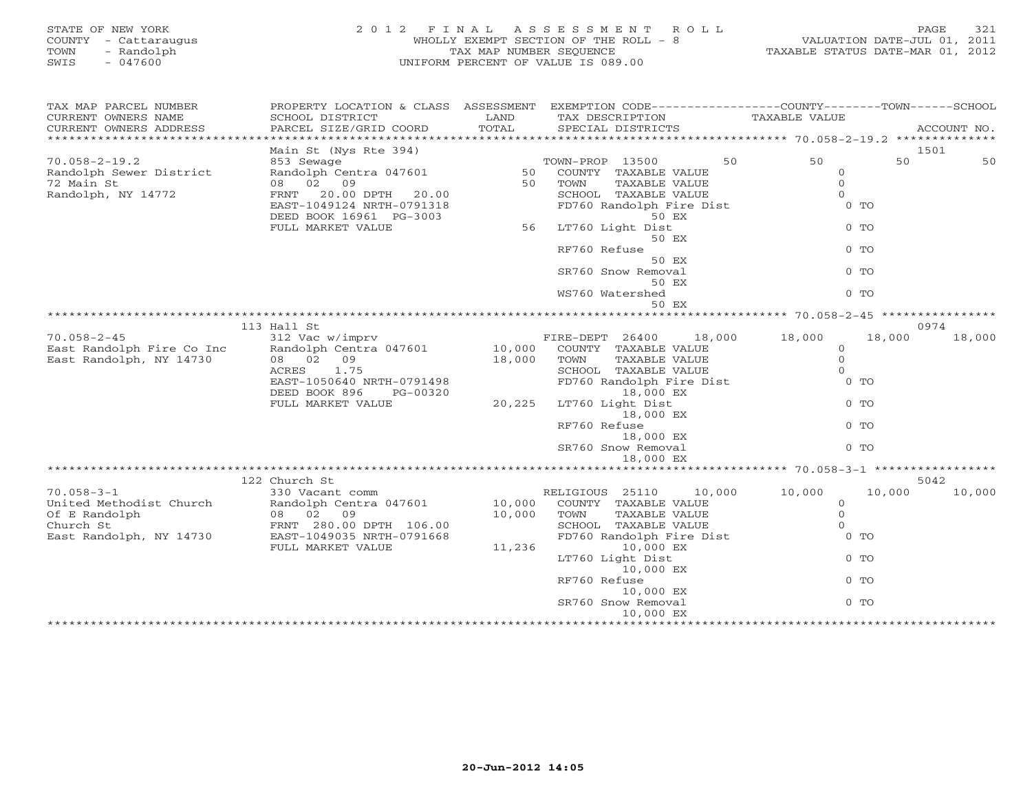STATE OF NEW YORK
COUNTY - Cattaraugus
TOWN - Randolph
SWIS - 047600

2 0 1 2 F I N A L A S S E S S M E N T R O L L
WHOLLY EXEMPT SECTION OF THE ROLL - 8
TAX MAP NUMBER SEQUENCE
UNIFORM PERCENT OF VALUE IS 089.00

VALUATION DATE-JUL 01, 2011
TAXABLE STATUS DATE-MAR 01, 2012

| TAX MAP PARCEL NUMBER / CURRENT OWNERS NAME / CURRENT OWNERS ADDRESS | PROPERTY LOCATION & CLASS / SCHOOL DISTRICT / PARCEL SIZE/GRID COORD | ASSESSMENT LAND / TOTAL | EXEMPTION CODE / TAX DESCRIPTION / SPECIAL DISTRICTS | COUNTY | TOWN | SCHOOL | ACCOUNT NO. |
|---|---|---|---|---|---|---|---|
| 70.058-2-19.2 | Main St (Nys Rte 394) | | | | | | 1501 |
| | 853 Sewage | | TOWN-PROP 13500 50 | 50 | 50 | 50 | |
| Randolph Sewer District | Randolph Centra 047601 | 50 | COUNTY TAXABLE VALUE | 0 | | | |
| 72 Main St | 08 02 09 | 50 | TOWN TAXABLE VALUE | | 0 | | |
| Randolph, NY 14772 | FRNT 20.00 DPTH 20.00 | | SCHOOL TAXABLE VALUE | | | 0 | |
| | EAST-1049124 NRTH-0791318 | | FD760 Randolph Fire Dist 50 EX | 0 TO | | | |
| | DEED BOOK 16961 PG-3003 | | | | | | |
| | FULL MARKET VALUE | 56 | LT760 Light Dist 50 EX | 0 TO | | | |
| | | | RF760 Refuse 50 EX | 0 TO | | | |
| | | | SR760 Snow Removal 50 EX | 0 TO | | | |
| | | | WS760 Watershed 50 EX | 0 TO | | | |
| 70.058-2-45 | 113 Hall St | | | | | | 0974 |
| | 312 Vac w/imprv | | FIRE-DEPT 26400 18,000 | 18,000 | 18,000 | 18,000 | |
| East Randolph Fire Co Inc | Randolph Centra 047601 | 10,000 | COUNTY TAXABLE VALUE | 0 | | | |
| East Randolph, NY 14730 | 08 02 09 | 18,000 | TOWN TAXABLE VALUE | | 0 | | |
| | ACRES 1.75 | | SCHOOL TAXABLE VALUE | | | 0 | |
| | EAST-1050640 NRTH-0791498 | | FD760 Randolph Fire Dist 18,000 EX | 0 TO | | | |
| | DEED BOOK 896 PG-00320 | | | | | | |
| | FULL MARKET VALUE | 20,225 | LT760 Light Dist 18,000 EX | 0 TO | | | |
| | | | RF760 Refuse 18,000 EX | 0 TO | | | |
| | | | SR760 Snow Removal 18,000 EX | 0 TO | | | |
| 70.058-3-1 | 122 Church St | | | | | | 5042 |
| | 330 Vacant comm | | RELIGIOUS 25110 10,000 | 10,000 | 10,000 | 10,000 | |
| United Methodist Church | Randolph Centra 047601 | 10,000 | COUNTY TAXABLE VALUE | 0 | | | |
| Of E Randolph | 08 02 09 | 10,000 | TOWN TAXABLE VALUE | | 0 | | |
| Church St | FRNT 280.00 DPTH 106.00 | | SCHOOL TAXABLE VALUE | | | 0 | |
| East Randolph, NY 14730 | EAST-1049035 NRTH-0791668 | | FD760 Randolph Fire Dist 10,000 EX | 0 TO | | | |
| | FULL MARKET VALUE | 11,236 | | | | | |
| | | | LT760 Light Dist 10,000 EX | 0 TO | | | |
| | | | RF760 Refuse 10,000 EX | 0 TO | | | |
| | | | SR760 Snow Removal 10,000 EX | 0 TO | | | |

20-Jun-2012 14:05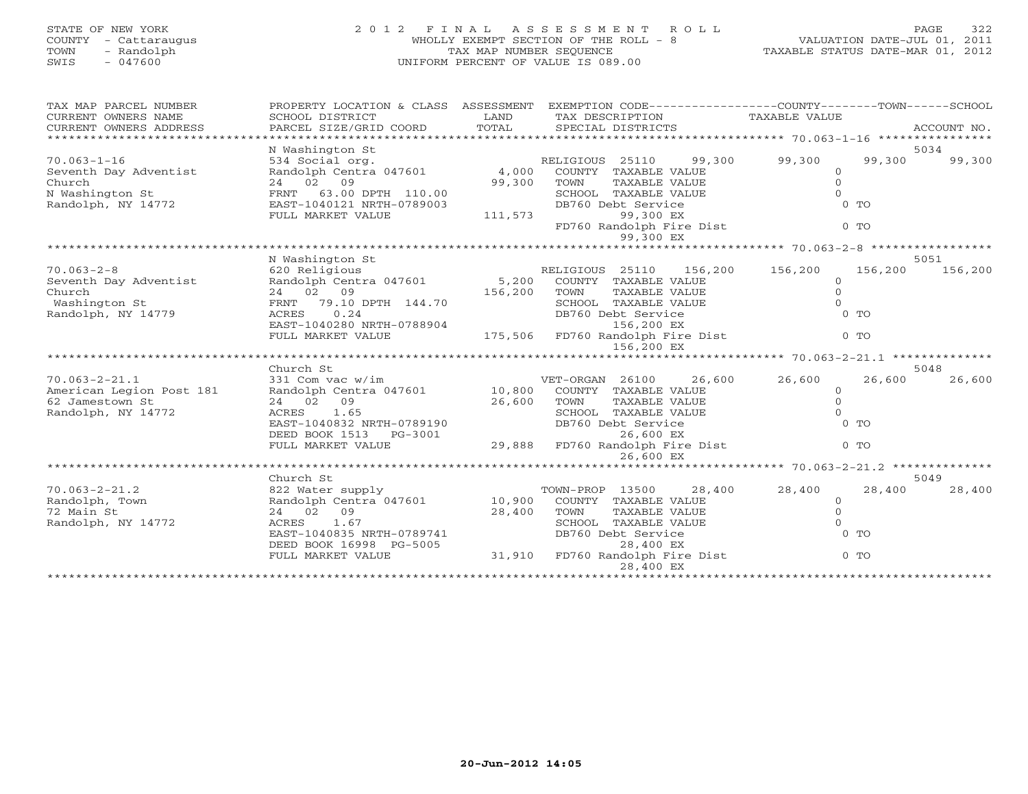STATE OF NEW YORK
COUNTY - Cattaraugus
TOWN - Randolph
SWIS - 047600

2012 FINAL ASSESSMENT ROLL
WHOLLY EXEMPT SECTION OF THE ROLL - 8
TAX MAP NUMBER SEQUENCE
UNIFORM PERCENT OF VALUE IS 089.00

VALUATION DATE-JUL 01, 2011
TAXABLE STATUS DATE-MAR 01, 2012

| TAX MAP PARCEL NUMBER / CURRENT OWNERS NAME / CURRENT OWNERS ADDRESS | PROPERTY LOCATION & CLASS / SCHOOL DISTRICT / PARCEL SIZE/GRID COORD | ASSESSMENT LAND / TOTAL | EXEMPTION CODE / TAX DESCRIPTION / SPECIAL DISTRICTS | COUNTY TAXABLE VALUE | TOWN | SCHOOL | ACCOUNT NO. |
|---|---|---|---|---|---|---|---|
| **70.063-1-16** | N Washington St | | | | | | 5034 |
| 70.063-1-16 | 534 Social org. | | RELIGIOUS 25110 99,300 | 99,300 | 99,300 | 99,300 | |
| Seventh Day Adventist | Randolph Centra 047601 | 4,000 | COUNTY TAXABLE VALUE | 0 | | | |
| Church | 24 02 09 | 99,300 | TOWN TAXABLE VALUE | 0 | | | |
| N Washington St | FRNT 63.00 DPTH 110.00 | | SCHOOL TAXABLE VALUE | 0 | | | |
| Randolph, NY 14772 | EAST-1040121 NRTH-0789003 | | DB760 Debt Service | 0 TO | | | |
| | FULL MARKET VALUE | 111,573 | 99,300 EX | | | | |
| | | | FD760 Randolph Fire Dist | 0 TO | | | |
| | | | 99,300 EX | | | | |
| **70.063-2-8** | N Washington St | | | | | | 5051 |
| 70.063-2-8 | 620 Religious | | RELIGIOUS 25110 156,200 | 156,200 | 156,200 | 156,200 | |
| Seventh Day Adventist | Randolph Centra 047601 | 5,200 | COUNTY TAXABLE VALUE | 0 | | | |
| Church | 24 02 09 | 156,200 | TOWN TAXABLE VALUE | 0 | | | |
| Washington St | FRNT 79.10 DPTH 144.70 | | SCHOOL TAXABLE VALUE | 0 | | | |
| Randolph, NY 14779 | ACRES 0.24 | | DB760 Debt Service | 0 TO | | | |
| | EAST-1040280 NRTH-0788904 | | 156,200 EX | | | | |
| | FULL MARKET VALUE | 175,506 | FD760 Randolph Fire Dist | 0 TO | | | |
| | | | 156,200 EX | | | | |
| **70.063-2-21.1** | Church St | | | | | | 5048 |
| 70.063-2-21.1 | 331 Com vac w/im | | VET-ORGAN 26100 26,600 | 26,600 | 26,600 | 26,600 | |
| American Legion Post 181 | Randolph Centra 047601 | 10,800 | COUNTY TAXABLE VALUE | 0 | | | |
| 62 Jamestown St | 24 02 09 | 26,600 | TOWN TAXABLE VALUE | 0 | | | |
| Randolph, NY 14772 | ACRES 1.65 | | SCHOOL TAXABLE VALUE | 0 | | | |
| | EAST-1040832 NRTH-0789190 | | DB760 Debt Service | 0 TO | | | |
| | DEED BOOK 1513 PG-3001 | | 26,600 EX | | | | |
| | FULL MARKET VALUE | 29,888 | FD760 Randolph Fire Dist | 0 TO | | | |
| | | | 26,600 EX | | | | |
| **70.063-2-21.2** | Church St | | | | | | 5049 |
| 70.063-2-21.2 | 822 Water supply | | TOWN-PROP 13500 28,400 | 28,400 | 28,400 | 28,400 | |
| Randolph, Town | Randolph Centra 047601 | 10,900 | COUNTY TAXABLE VALUE | 0 | | | |
| 72 Main St | 24 02 09 | 28,400 | TOWN TAXABLE VALUE | 0 | | | |
| Randolph, NY 14772 | ACRES 1.67 | | SCHOOL TAXABLE VALUE | 0 | | | |
| | EAST-1040835 NRTH-0789741 | | DB760 Debt Service | 0 TO | | | |
| | DEED BOOK 16998 PG-5005 | | 28,400 EX | | | | |
| | FULL MARKET VALUE | 31,910 | FD760 Randolph Fire Dist | 0 TO | | | |
| | | | 28,400 EX | | | | |

20-Jun-2012 14:05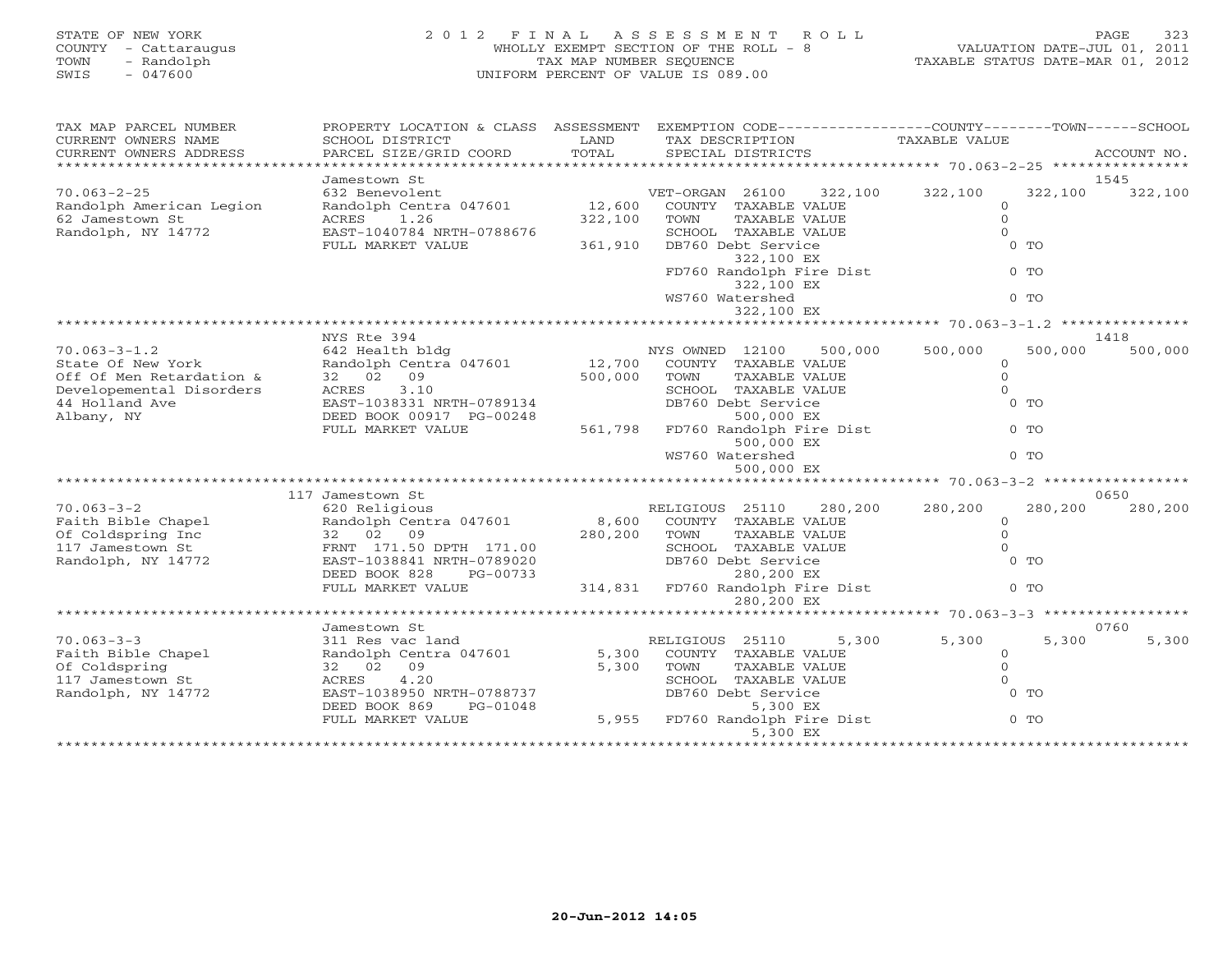STATE OF NEW YORK
COUNTY - Cattaraugus
TOWN - Randolph
SWIS - 047600

# 2012 FINAL ASSESSMENT ROLL
WHOLLY EXEMPT SECTION OF THE ROLL - 8
TAX MAP NUMBER SEQUENCE
UNIFORM PERCENT OF VALUE IS 089.00

VALUATION DATE-JUL 01, 2011
TAXABLE STATUS DATE-MAR 01, 2012

| TAX MAP PARCEL NUMBER / CURRENT OWNERS NAME / CURRENT OWNERS ADDRESS | PROPERTY LOCATION & CLASS / SCHOOL DISTRICT / PARCEL SIZE/GRID COORD | ASSESSMENT LAND / TOTAL | EXEMPTION CODE / TAX DESCRIPTION / SPECIAL DISTRICTS | COUNTY TAXABLE VALUE | TOWN | SCHOOL | ACCOUNT NO. |
|---|---|---|---|---|---|---|---|
| **70.063-2-25** | Jamestown St | | | | | | 1545 |
| 70.063-2-25 | 632 Benevolent | | VET-ORGAN 26100 322,100 | 322,100 | 322,100 | 322,100 | |
| Randolph American Legion | Randolph Centra 047601 | 12,600 | COUNTY TAXABLE VALUE | 0 | | | |
| 62 Jamestown St | ACRES 1.26 | 322,100 | TOWN TAXABLE VALUE | 0 | | | |
| Randolph, NY 14772 | EAST-1040784 NRTH-0788676 | | SCHOOL TAXABLE VALUE | 0 | | | |
| | FULL MARKET VALUE | 361,910 | DB760 Debt Service 322,100 EX | 0 TO | | | |
| | | | FD760 Randolph Fire Dist 322,100 EX | 0 TO | | | |
| | | | WS760 Watershed 322,100 EX | 0 TO | | | |
| **70.063-3-1.2** | NYS Rte 394 | | | | | | 1418 |
| 70.063-3-1.2 | 642 Health bldg | | NYS OWNED 12100 500,000 | 500,000 | 500,000 | 500,000 | |
| State Of New York | Randolph Centra 047601 | 12,700 | COUNTY TAXABLE VALUE | 0 | | | |
| Off Of Men Retardation & | 32 02 09 | 500,000 | TOWN TAXABLE VALUE | 0 | | | |
| Developemental Disorders | ACRES 3.10 | | SCHOOL TAXABLE VALUE | 0 | | | |
| 44 Holland Ave | EAST-1038331 NRTH-0789134 | | DB760 Debt Service 500,000 EX | 0 TO | | | |
| Albany, NY | DEED BOOK 00917 PG-00248 | | | | | | |
| | FULL MARKET VALUE | 561,798 | FD760 Randolph Fire Dist 500,000 EX | 0 TO | | | |
| | | | WS760 Watershed 500,000 EX | 0 TO | | | |
| **70.063-3-2** | 117 Jamestown St | | | | | | 0650 |
| 70.063-3-2 | 620 Religious | | RELIGIOUS 25110 280,200 | 280,200 | 280,200 | 280,200 | |
| Faith Bible Chapel | Randolph Centra 047601 | 8,600 | COUNTY TAXABLE VALUE | 0 | | | |
| Of Coldspring Inc | 32 02 09 | 280,200 | TOWN TAXABLE VALUE | 0 | | | |
| 117 Jamestown St | FRNT 171.50 DPTH 171.00 | | SCHOOL TAXABLE VALUE | 0 | | | |
| Randolph, NY 14772 | EAST-1038841 NRTH-0789020 | | DB760 Debt Service 280,200 EX | 0 TO | | | |
| | DEED BOOK 828 PG-00733 | | | | | | |
| | FULL MARKET VALUE | 314,831 | FD760 Randolph Fire Dist 280,200 EX | 0 TO | | | |
| **70.063-3-3** | Jamestown St | | | | | | 0760 |
| 70.063-3-3 | 311 Res vac land | | RELIGIOUS 25110 5,300 | 5,300 | 5,300 | 5,300 | |
| Faith Bible Chapel | Randolph Centra 047601 | 5,300 | COUNTY TAXABLE VALUE | 0 | | | |
| Of Coldspring | 32 02 09 | 5,300 | TOWN TAXABLE VALUE | 0 | | | |
| 117 Jamestown St | ACRES 4.20 | | SCHOOL TAXABLE VALUE | 0 | | | |
| Randolph, NY 14772 | EAST-1038950 NRTH-0788737 | | DB760 Debt Service 5,300 EX | 0 TO | | | |
| | DEED BOOK 869 PG-01048 | | | | | | |
| | FULL MARKET VALUE | 5,955 | FD760 Randolph Fire Dist 5,300 EX | 0 TO | | | |

20-Jun-2012 14:05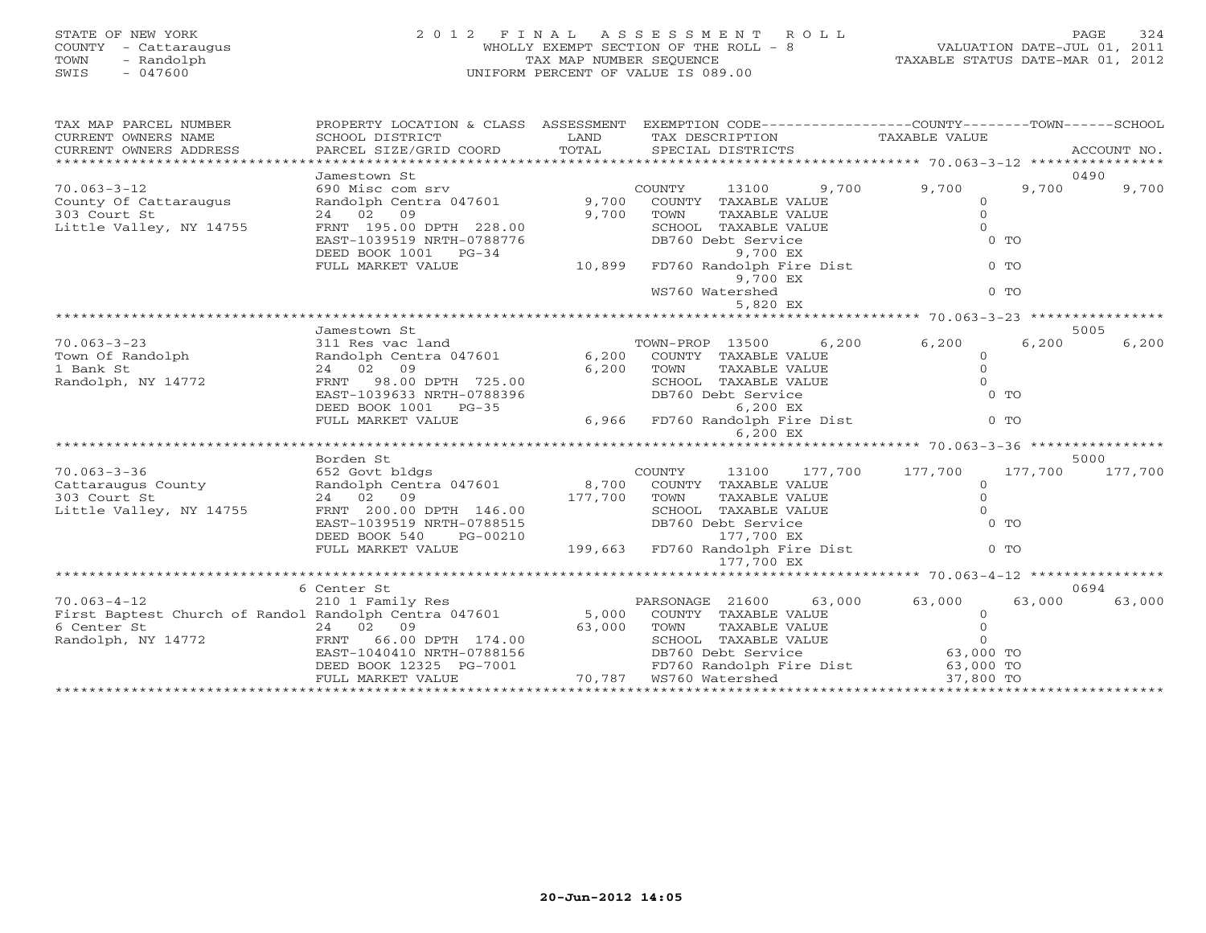STATE OF NEW YORK
COUNTY - Cattaraugus
TOWN - Randolph
SWIS - 047600

2012 FINAL ASSESSMENT ROLL
WHOLLY EXEMPT SECTION OF THE ROLL - 8
TAX MAP NUMBER SEQUENCE
UNIFORM PERCENT OF VALUE IS 089.00

VALUATION DATE-JUL 01, 2011
TAXABLE STATUS DATE-MAR 01, 2012

| TAX MAP PARCEL NUMBER / CURRENT OWNERS NAME / CURRENT OWNERS ADDRESS | PROPERTY LOCATION & CLASS / SCHOOL DISTRICT / PARCEL SIZE/GRID COORD | ASSESSMENT LAND / TOTAL | EXEMPTION CODE / TAX DESCRIPTION / SPECIAL DISTRICTS | COUNTY TAXABLE VALUE | TOWN | SCHOOL / ACCOUNT NO. |
|---|---|---|---|---|---|---|
| 70.063-3-12 | Jamestown St | | | | | 0490 |
| | 690 Misc com srv | | COUNTY 13100 9,700 | 9,700 | 9,700 | 9,700 |
| County Of Cattaraugus | Randolph Centra 047601 | 9,700 | COUNTY TAXABLE VALUE | 0 | | |
| 303 Court St | 24 02 09 | 9,700 | TOWN TAXABLE VALUE | 0 | | |
| Little Valley, NY 14755 | FRNT 195.00 DPTH 228.00 | | SCHOOL TAXABLE VALUE | 0 | | |
| | EAST-1039519 NRTH-0788776 | | DB760 Debt Service | 0 TO | | |
| | DEED BOOK 1001 PG-34 | | 9,700 EX | | | |
| | FULL MARKET VALUE | 10,899 | FD760 Randolph Fire Dist | 0 TO | | |
| | | | 9,700 EX | | | |
| | | | WS760 Watershed | 0 TO | | |
| | | | 5,820 EX | | | |
| 70.063-3-23 | Jamestown St | | | | | 5005 |
| | 311 Res vac land | | TOWN-PROP 13500 6,200 | 6,200 | 6,200 | 6,200 |
| Town Of Randolph | Randolph Centra 047601 | 6,200 | COUNTY TAXABLE VALUE | 0 | | |
| 1 Bank St | 24 02 09 | 6,200 | TOWN TAXABLE VALUE | 0 | | |
| Randolph, NY 14772 | FRNT 98.00 DPTH 725.00 | | SCHOOL TAXABLE VALUE | 0 | | |
| | EAST-1039633 NRTH-0788396 | | DB760 Debt Service | 0 TO | | |
| | DEED BOOK 1001 PG-35 | | 6,200 EX | | | |
| | FULL MARKET VALUE | 6,966 | FD760 Randolph Fire Dist | 0 TO | | |
| | | | 6,200 EX | | | |
| 70.063-3-36 | Borden St | | | | | 5000 |
| | 652 Govt bldgs | | COUNTY 13100 177,700 | 177,700 | 177,700 | 177,700 |
| Cattaraugus County | Randolph Centra 047601 | 8,700 | COUNTY TAXABLE VALUE | 0 | | |
| 303 Court St | 24 02 09 | 177,700 | TOWN TAXABLE VALUE | 0 | | |
| Little Valley, NY 14755 | FRNT 200.00 DPTH 146.00 | | SCHOOL TAXABLE VALUE | 0 | | |
| | EAST-1039519 NRTH-0788515 | | DB760 Debt Service | 0 TO | | |
| | DEED BOOK 540 PG-00210 | | 177,700 EX | | | |
| | FULL MARKET VALUE | 199,663 | FD760 Randolph Fire Dist | 0 TO | | |
| | | | 177,700 EX | | | |
| 70.063-4-12 | 6 Center St | | | | | 0694 |
| | 210 1 Family Res | | PARSONAGE 21600 63,000 | 63,000 | 63,000 | 63,000 |
| First Baptest Church of Randol | Randolph Centra 047601 | 5,000 | COUNTY TAXABLE VALUE | 0 | | |
| 6 Center St | 24 02 09 | 63,000 | TOWN TAXABLE VALUE | 0 | | |
| Randolph, NY 14772 | FRNT 66.00 DPTH 174.00 | | SCHOOL TAXABLE VALUE | 0 | | |
| | EAST-1040410 NRTH-0788156 | | DB760 Debt Service | 63,000 TO | | |
| | DEED BOOK 12325 PG-7001 | | FD760 Randolph Fire Dist | 63,000 TO | | |
| | FULL MARKET VALUE | 70,787 | WS760 Watershed | 37,800 TO | | |

20-Jun-2012 14:05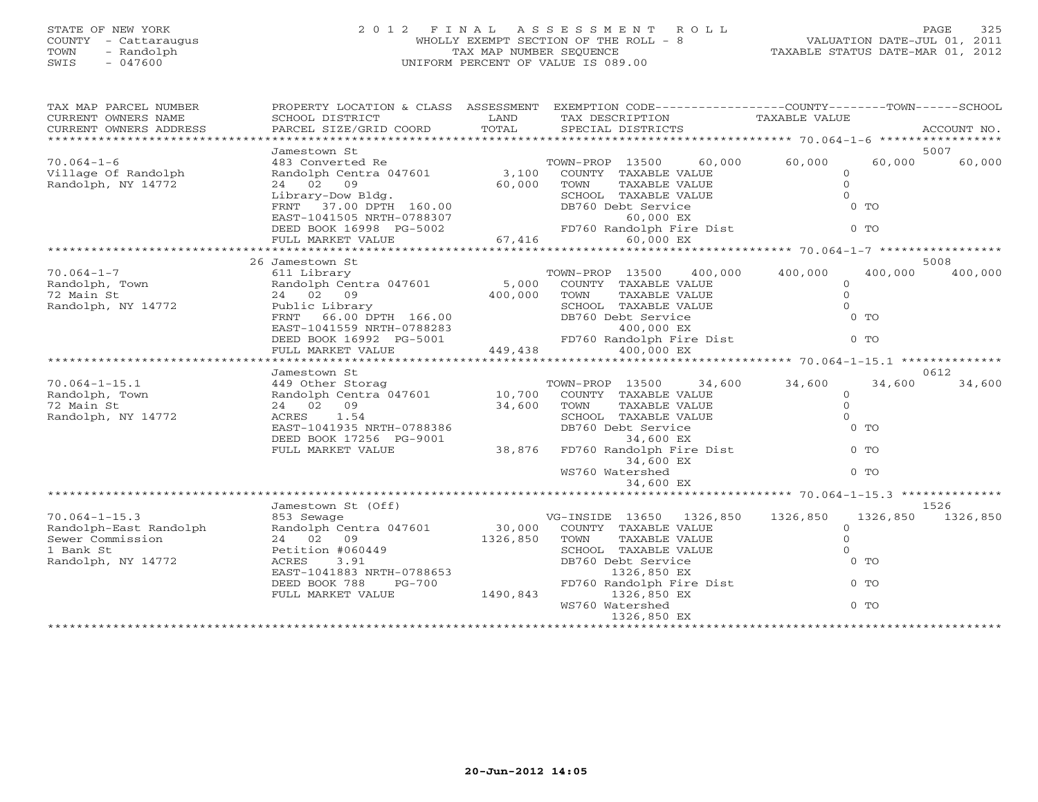STATE OF NEW YORK
COUNTY - Cattaraugus
TOWN - Randolph
SWIS - 047600

2 0 1 2 F I N A L A S S E S S M E N T R O L L
WHOLLY EXEMPT SECTION OF THE ROLL - 8
TAX MAP NUMBER SEQUENCE
UNIFORM PERCENT OF VALUE IS 089.00

VALUATION DATE-JUL 01, 2011
TAXABLE STATUS DATE-MAR 01, 2012

| TAX MAP PARCEL NUMBER / CURRENT OWNERS NAME / CURRENT OWNERS ADDRESS | PROPERTY LOCATION & CLASS / SCHOOL DISTRICT / PARCEL SIZE/GRID COORD | ASSESSMENT LAND / TOTAL | EXEMPTION CODE / TAX DESCRIPTION / SPECIAL DISTRICTS | COUNTY TAXABLE VALUE | TOWN | SCHOOL / ACCOUNT NO. |
|---|---|---|---|---|---|---|
| **70.064-1-6** | Jamestown St | | | | | 5007 |
| 70.064-1-6 | 483 Converted Re | | TOWN-PROP 13500 60,000 | 60,000 | 60,000 | 60,000 |
| Village Of Randolph | Randolph Centra 047601 | 3,100 | COUNTY TAXABLE VALUE | 0 | | |
| Randolph, NY 14772 | 24 02 09 | 60,000 | TOWN TAXABLE VALUE | 0 | | |
| | Library-Dow Bldg. | | SCHOOL TAXABLE VALUE | 0 | | |
| | FRNT 37.00 DPTH 160.00 | | DB760 Debt Service | 0 TO | | |
| | EAST-1041505 NRTH-0788307 | | 60,000 EX | | | |
| | DEED BOOK 16998 PG-5002 | | FD760 Randolph Fire Dist | 0 TO | | |
| | FULL MARKET VALUE | 67,416 | 60,000 EX | | | |
| **70.064-1-7** | 26 Jamestown St | | | | | 5008 |
| 70.064-1-7 | 611 Library | | TOWN-PROP 13500 400,000 | 400,000 | 400,000 | 400,000 |
| Randolph, Town | Randolph Centra 047601 | 5,000 | COUNTY TAXABLE VALUE | 0 | | |
| 72 Main St | 24 02 09 | 400,000 | TOWN TAXABLE VALUE | 0 | | |
| Randolph, NY 14772 | Public Library | | SCHOOL TAXABLE VALUE | 0 | | |
| | FRNT 66.00 DPTH 166.00 | | DB760 Debt Service | 0 TO | | |
| | EAST-1041559 NRTH-0788283 | | 400,000 EX | | | |
| | DEED BOOK 16992 PG-5001 | | FD760 Randolph Fire Dist | 0 TO | | |
| | FULL MARKET VALUE | 449,438 | 400,000 EX | | | |
| **70.064-1-15.1** | Jamestown St | | | | | 0612 |
| 70.064-1-15.1 | 449 Other Storag | | TOWN-PROP 13500 34,600 | 34,600 | 34,600 | 34,600 |
| Randolph, Town | Randolph Centra 047601 | 10,700 | COUNTY TAXABLE VALUE | 0 | | |
| 72 Main St | 24 02 09 | 34,600 | TOWN TAXABLE VALUE | 0 | | |
| Randolph, NY 14772 | ACRES 1.54 | | SCHOOL TAXABLE VALUE | 0 | | |
| | EAST-1041935 NRTH-0788386 | | DB760 Debt Service | 0 TO | | |
| | DEED BOOK 17256 PG-9001 | | 34,600 EX | | | |
| | FULL MARKET VALUE | 38,876 | FD760 Randolph Fire Dist | 0 TO | | |
| | | | 34,600 EX | | | |
| | | | WS760 Watershed | 0 TO | | |
| | | | 34,600 EX | | | |
| **70.064-1-15.3** | Jamestown St (Off) | | | | | 1526 |
| 70.064-1-15.3 | 853 Sewage | | VG-INSIDE 13650 1326,850 | 1326,850 | 1326,850 | 1326,850 |
| Randolph-East Randolph | Randolph Centra 047601 | 30,000 | COUNTY TAXABLE VALUE | 0 | | |
| Sewer Commission | 24 02 09 | 1326,850 | TOWN TAXABLE VALUE | 0 | | |
| 1 Bank St | Petition #060449 | | SCHOOL TAXABLE VALUE | 0 | | |
| Randolph, NY 14772 | ACRES 3.91 | | DB760 Debt Service | 0 TO | | |
| | EAST-1041883 NRTH-0788653 | | 1326,850 EX | | | |
| | DEED BOOK 788 PG-700 | | FD760 Randolph Fire Dist | 0 TO | | |
| | FULL MARKET VALUE | 1490,843 | 1326,850 EX | | | |
| | | | WS760 Watershed | 0 TO | | |
| | | | 1326,850 EX | | | |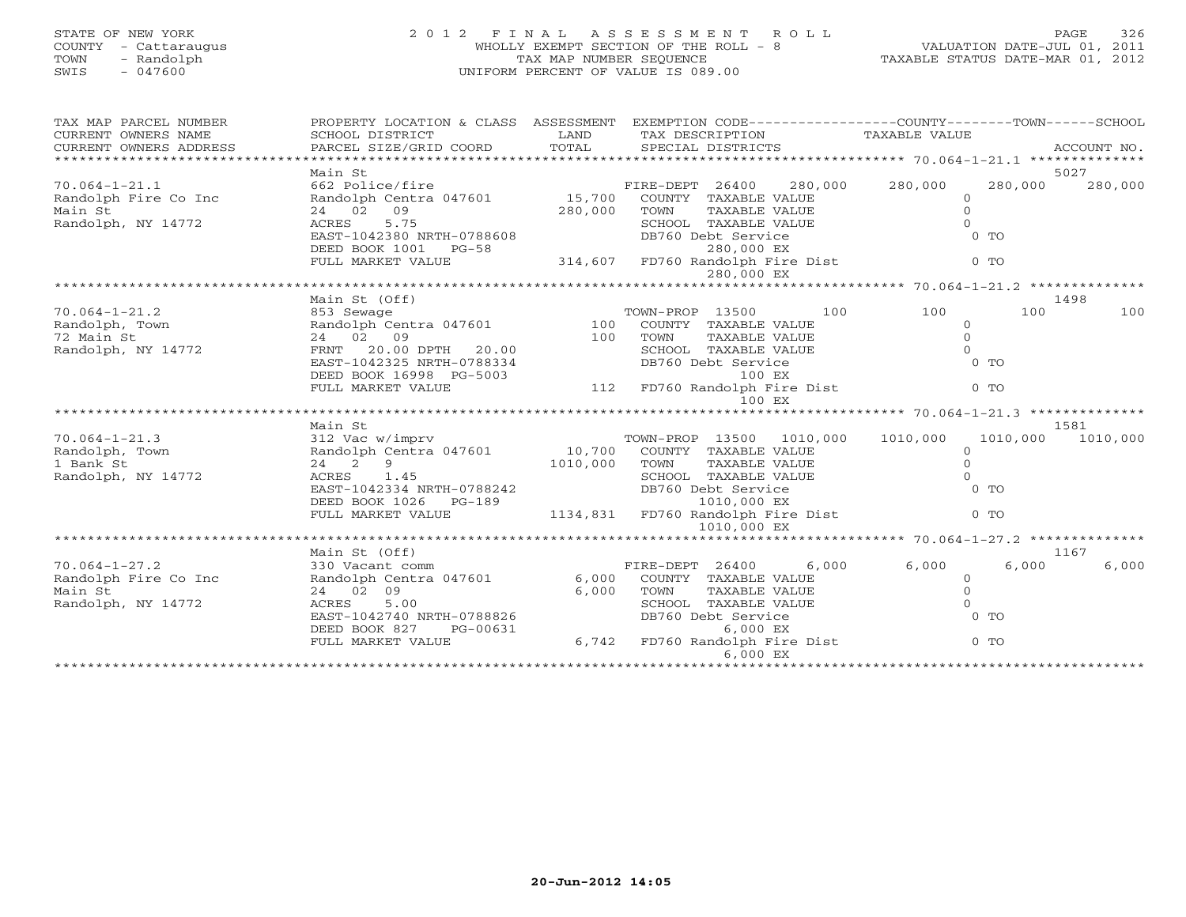STATE OF NEW YORK
COUNTY - Cattaraugus
TOWN - Randolph
SWIS - 047600

2012 FINAL ASSESSMENT ROLL
WHOLLY EXEMPT SECTION OF THE ROLL - 8
TAX MAP NUMBER SEQUENCE
UNIFORM PERCENT OF VALUE IS 089.00

VALUATION DATE-JUL 01, 2011
TAXABLE STATUS DATE-MAR 01, 2012

| TAX MAP PARCEL NUMBER / CURRENT OWNERS NAME / CURRENT OWNERS ADDRESS | PROPERTY LOCATION & CLASS / SCHOOL DISTRICT / PARCEL SIZE/GRID COORD | ASSESSMENT LAND / TOTAL | EXEMPTION CODE / TAX DESCRIPTION / SPECIAL DISTRICTS | COUNTY TAXABLE VALUE | TOWN | SCHOOL / ACCOUNT NO. |
|---|---|---|---|---|---|---|
| 70.064-1-21.1 | Main St | | | | | 5027 |
| | 662 Police/fire | | FIRE-DEPT 26400 280,000 | 280,000 | 280,000 | 280,000 |
| Randolph Fire Co Inc | Randolph Centra 047601 | 15,700 | COUNTY TAXABLE VALUE | 0 | | |
| Main St | 24 02 09 | 280,000 | TOWN TAXABLE VALUE | 0 | | |
| Randolph, NY 14772 | ACRES 5.75 | | SCHOOL TAXABLE VALUE | 0 | | |
| | EAST-1042380 NRTH-0788608 | | DB760 Debt Service | 0 TO | | |
| | DEED BOOK 1001 PG-58 | | 280,000 EX | | | |
| | FULL MARKET VALUE | 314,607 | FD760 Randolph Fire Dist | 0 TO | | |
| | | | 280,000 EX | | | |
| 70.064-1-21.2 | Main St (Off) | | | | | 1498 |
| | 853 Sewage | | TOWN-PROP 13500 100 | 100 | 100 | 100 |
| Randolph, Town | Randolph Centra 047601 | 100 | COUNTY TAXABLE VALUE | 0 | | |
| 72 Main St | 24 02 09 | 100 | TOWN TAXABLE VALUE | 0 | | |
| Randolph, NY 14772 | FRNT 20.00 DPTH 20.00 | | SCHOOL TAXABLE VALUE | 0 | | |
| | EAST-1042325 NRTH-0788334 | | DB760 Debt Service | 0 TO | | |
| | DEED BOOK 16998 PG-5003 | | 100 EX | | | |
| | FULL MARKET VALUE | 112 | FD760 Randolph Fire Dist | 0 TO | | |
| | | | 100 EX | | | |
| 70.064-1-21.3 | Main St | | | | | 1581 |
| | 312 Vac w/imprv | | TOWN-PROP 13500 1010,000 | 1010,000 | 1010,000 | 1010,000 |
| Randolph, Town | Randolph Centra 047601 | 10,700 | COUNTY TAXABLE VALUE | 0 | | |
| 1 Bank St | 24 2 9 | 1010,000 | TOWN TAXABLE VALUE | 0 | | |
| Randolph, NY 14772 | ACRES 1.45 | | SCHOOL TAXABLE VALUE | 0 | | |
| | EAST-1042334 NRTH-0788242 | | DB760 Debt Service | 0 TO | | |
| | DEED BOOK 1026 PG-189 | | 1010,000 EX | | | |
| | FULL MARKET VALUE | 1134,831 | FD760 Randolph Fire Dist | 0 TO | | |
| | | | 1010,000 EX | | | |
| 70.064-1-27.2 | Main St (Off) | | | | | 1167 |
| | 330 Vacant comm | | FIRE-DEPT 26400 6,000 | 6,000 | 6,000 | 6,000 |
| Randolph Fire Co Inc | Randolph Centra 047601 | 6,000 | COUNTY TAXABLE VALUE | 0 | | |
| Main St | 24 02 09 | 6,000 | TOWN TAXABLE VALUE | 0 | | |
| Randolph, NY 14772 | ACRES 5.00 | | SCHOOL TAXABLE VALUE | 0 | | |
| | EAST-1042740 NRTH-0788826 | | DB760 Debt Service | 0 TO | | |
| | DEED BOOK 827 PG-00631 | | 6,000 EX | | | |
| | FULL MARKET VALUE | 6,742 | FD760 Randolph Fire Dist | 0 TO | | |
| | | | 6,000 EX | | | |

20-Jun-2012 14:05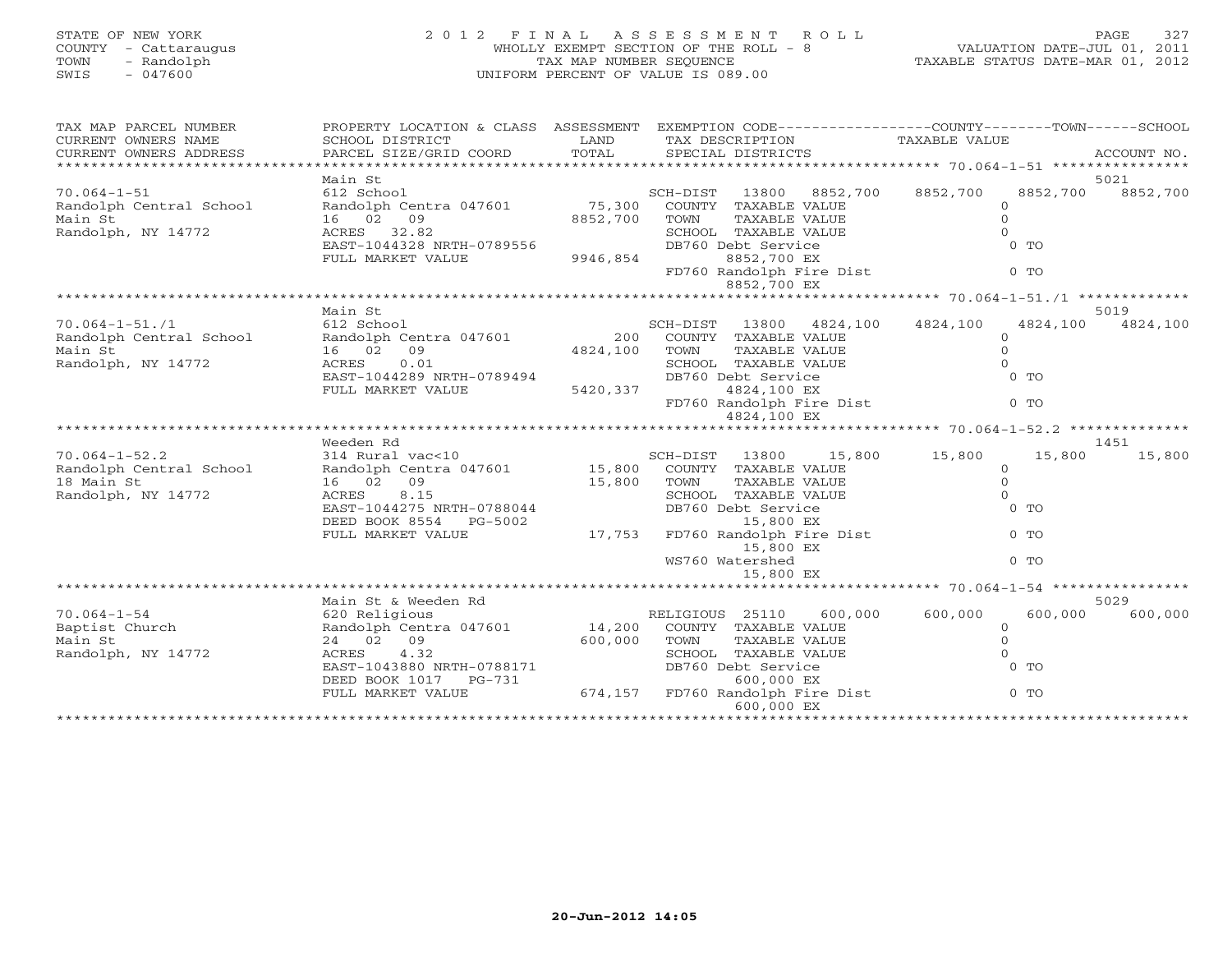STATE OF NEW YORK
COUNTY - Cattaraugus
TOWN - Randolph
SWIS - 047600

2 0 1 2 F I N A L A S S E S S M E N T R O L L
WHOLLY EXEMPT SECTION OF THE ROLL - 8
TAX MAP NUMBER SEQUENCE
UNIFORM PERCENT OF VALUE IS 089.00

VALUATION DATE-JUL 01, 2011
TAXABLE STATUS DATE-MAR 01, 2012

| TAX MAP PARCEL NUMBER / CURRENT OWNERS NAME / CURRENT OWNERS ADDRESS | PROPERTY LOCATION & CLASS / SCHOOL DISTRICT / PARCEL SIZE/GRID COORD | ASSESSMENT LAND / TOTAL | EXEMPTION CODE / TAX DESCRIPTION / SPECIAL DISTRICTS | COUNTY TAXABLE VALUE | TOWN | SCHOOL / ACCOUNT NO. |
|---|---|---|---|---|---|---|
| 70.064-1-51 | Main St | | | | | 5021 |
| | 612 School | | SCH-DIST 13800 8852,700 | 8852,700 | 8852,700 | 8852,700 |
| Randolph Central School | Randolph Centra 047601 | 75,300 | COUNTY TAXABLE VALUE | 0 | | |
| Main St | 16 02 09 | 8852,700 | TOWN TAXABLE VALUE | 0 | | |
| Randolph, NY 14772 | ACRES 32.82 | | SCHOOL TAXABLE VALUE | 0 | | |
| | EAST-1044328 NRTH-0789556 | | DB760 Debt Service | 0 TO | | |
| | FULL MARKET VALUE | 9946,854 | 8852,700 EX | | | |
| | | | FD760 Randolph Fire Dist | 0 TO | | |
| | | | 8852,700 EX | | | |
| 70.064-1-51./1 | Main St | | | | | 5019 |
| | 612 School | | SCH-DIST 13800 4824,100 | 4824,100 | 4824,100 | 4824,100 |
| Randolph Central School | Randolph Centra 047601 | 200 | COUNTY TAXABLE VALUE | 0 | | |
| Main St | 16 02 09 | 4824,100 | TOWN TAXABLE VALUE | 0 | | |
| Randolph, NY 14772 | ACRES 0.01 | | SCHOOL TAXABLE VALUE | 0 | | |
| | EAST-1044289 NRTH-0789494 | | DB760 Debt Service | 0 TO | | |
| | FULL MARKET VALUE | 5420,337 | 4824,100 EX | | | |
| | | | FD760 Randolph Fire Dist | 0 TO | | |
| | | | 4824,100 EX | | | |
| 70.064-1-52.2 | Weeden Rd | | | | | 1451 |
| | 314 Rural vac<10 | | SCH-DIST 13800 15,800 | 15,800 | 15,800 | 15,800 |
| Randolph Central School | Randolph Centra 047601 | 15,800 | COUNTY TAXABLE VALUE | 0 | | |
| 18 Main St | 16 02 09 | 15,800 | TOWN TAXABLE VALUE | 0 | | |
| Randolph, NY 14772 | ACRES 8.15 | | SCHOOL TAXABLE VALUE | 0 | | |
| | EAST-1044275 NRTH-0788044 | | DB760 Debt Service | 0 TO | | |
| | DEED BOOK 8554 PG-5002 | | 15,800 EX | | | |
| | FULL MARKET VALUE | 17,753 | FD760 Randolph Fire Dist | 0 TO | | |
| | | | 15,800 EX | | | |
| | | | WS760 Watershed | 0 TO | | |
| | | | 15,800 EX | | | |
| 70.064-1-54 | Main St & Weeden Rd | | | | | 5029 |
| | 620 Religious | | RELIGIOUS 25110 600,000 | 600,000 | 600,000 | 600,000 |
| Baptist Church | Randolph Centra 047601 | 14,200 | COUNTY TAXABLE VALUE | 0 | | |
| Main St | 24 02 09 | 600,000 | TOWN TAXABLE VALUE | 0 | | |
| Randolph, NY 14772 | ACRES 4.32 | | SCHOOL TAXABLE VALUE | 0 | | |
| | EAST-1043880 NRTH-0788171 | | DB760 Debt Service | 0 TO | | |
| | DEED BOOK 1017 PG-731 | | 600,000 EX | | | |
| | FULL MARKET VALUE | 674,157 | FD760 Randolph Fire Dist | 0 TO | | |
| | | | 600,000 EX | | | |

20-Jun-2012 14:05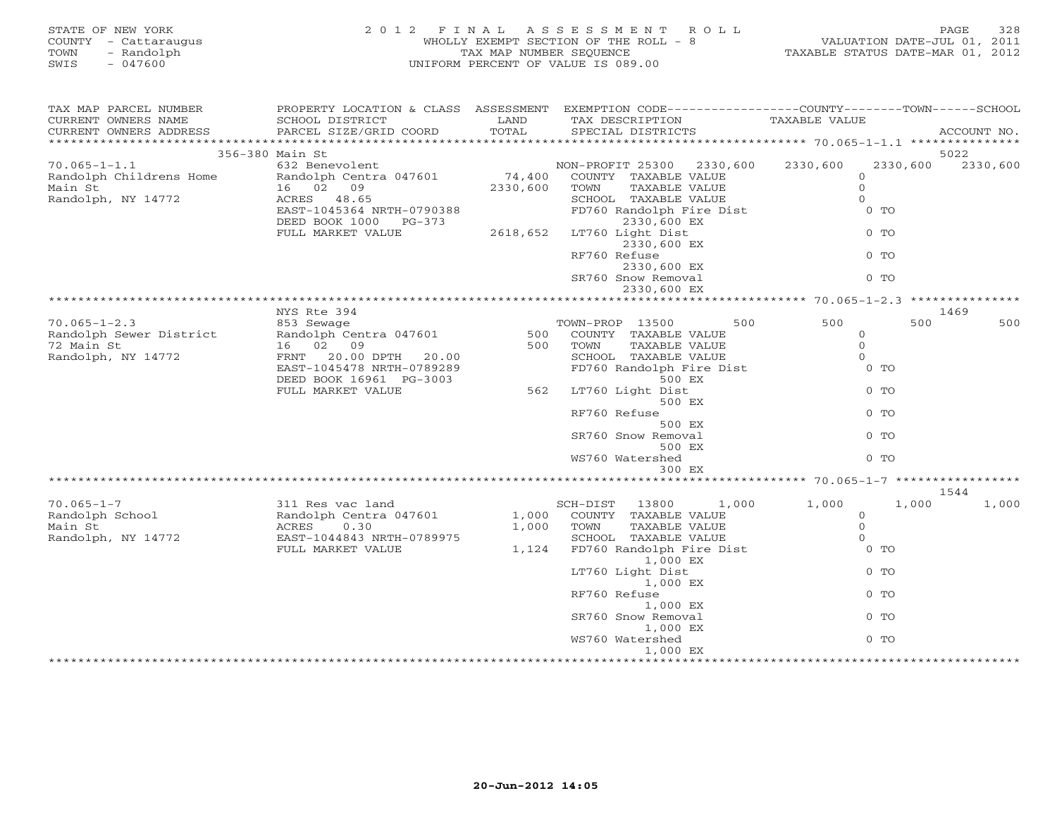STATE OF NEW YORK
COUNTY - Cattaraugus
TOWN - Randolph
SWIS - 047600

2 0 1 2 F I N A L A S S E S S M E N T R O L L
WHOLLY EXEMPT SECTION OF THE ROLL - 8
TAX MAP NUMBER SEQUENCE
UNIFORM PERCENT OF VALUE IS 089.00

VALUATION DATE-JUL 01, 2011
TAXABLE STATUS DATE-MAR 01, 2012

| TAX MAP PARCEL NUMBER / CURRENT OWNERS NAME / CURRENT OWNERS ADDRESS | PROPERTY LOCATION & CLASS / SCHOOL DISTRICT / PARCEL SIZE/GRID COORD | ASSESSMENT LAND / TOTAL | EXEMPTION CODE / TAX DESCRIPTION / SPECIAL DISTRICTS | COUNTY TAXABLE VALUE | TOWN | SCHOOL / ACCOUNT NO. |
|---|---|---|---|---|---|---|
| | 356-380 Main St | | | | | 5022 |
| 70.065-1-1.1 | 632 Benevolent | | NON-PROFIT 25300 2330,600 | 2330,600 | 2330,600 | 2330,600 |
| Randolph Childrens Home | Randolph Centra 047601 | 74,400 | COUNTY TAXABLE VALUE | 0 | | |
| Main St | 16 02 09 | 2330,600 | TOWN TAXABLE VALUE | 0 | | |
| Randolph, NY 14772 | ACRES 48.65 | | SCHOOL TAXABLE VALUE | 0 | | |
| | EAST-1045364 NRTH-0790388 | | FD760 Randolph Fire Dist 2330,600 EX | 0 TO | | |
| | DEED BOOK 1000 PG-373 | | | | | |
| | FULL MARKET VALUE | 2618,652 | LT760 Light Dist 2330,600 EX | 0 TO | | |
| | | | RF760 Refuse 2330,600 EX | 0 TO | | |
| | | | SR760 Snow Removal 2330,600 EX | 0 TO | | |
| | NYS Rte 394 | | | | | 1469 |
| 70.065-1-2.3 | 853 Sewage | | TOWN-PROP 13500 500 | 500 | 500 | 500 |
| Randolph Sewer District | Randolph Centra 047601 | 500 | COUNTY TAXABLE VALUE | 0 | | |
| 72 Main St | 16 02 09 | 500 | TOWN TAXABLE VALUE | 0 | | |
| Randolph, NY 14772 | FRNT 20.00 DPTH 20.00 | | SCHOOL TAXABLE VALUE | 0 | | |
| | EAST-1045478 NRTH-0789289 | | FD760 Randolph Fire Dist 500 EX | 0 TO | | |
| | DEED BOOK 16961 PG-3003 | | | | | |
| | FULL MARKET VALUE | 562 | LT760 Light Dist 500 EX | 0 TO | | |
| | | | RF760 Refuse 500 EX | 0 TO | | |
| | | | SR760 Snow Removal 500 EX | 0 TO | | |
| | | | WS760 Watershed 300 EX | 0 TO | | |
| | | | | | | 1544 |
| 70.065-1-7 | 311 Res vac land | | SCH-DIST 13800 1,000 | 1,000 | 1,000 | 1,000 |
| Randolph School | Randolph Centra 047601 | 1,000 | COUNTY TAXABLE VALUE | 0 | | |
| Main St | ACRES 0.30 | 1,000 | TOWN TAXABLE VALUE | 0 | | |
| Randolph, NY 14772 | EAST-1044843 NRTH-0789975 | | SCHOOL TAXABLE VALUE | 0 | | |
| | FULL MARKET VALUE | 1,124 | FD760 Randolph Fire Dist 1,000 EX | 0 TO | | |
| | | | LT760 Light Dist 1,000 EX | 0 TO | | |
| | | | RF760 Refuse 1,000 EX | 0 TO | | |
| | | | SR760 Snow Removal 1,000 EX | 0 TO | | |
| | | | WS760 Watershed 1,000 EX | 0 TO | | |

20-Jun-2012 14:05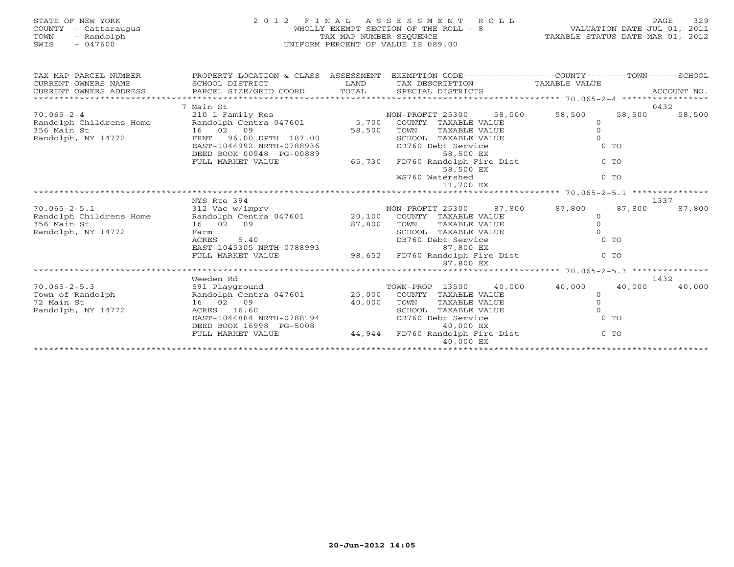STATE OF NEW YORK
COUNTY - Cattaraugus
TOWN - Randolph
SWIS - 047600

# 2012 FINAL ASSESSMENT ROLL

WHOLLY EXEMPT SECTION OF THE ROLL - 8
TAX MAP NUMBER SEQUENCE
UNIFORM PERCENT OF VALUE IS 089.00

VALUATION DATE-JUL 01, 2011
TAXABLE STATUS DATE-MAR 01, 2012

| TAX MAP PARCEL NUMBER / CURRENT OWNERS NAME / CURRENT OWNERS ADDRESS | PROPERTY LOCATION & CLASS / SCHOOL DISTRICT / PARCEL SIZE/GRID COORD | ASSESSMENT LAND / TOTAL | EXEMPTION CODE / TAX DESCRIPTION / SPECIAL DISTRICTS | COUNTY TAXABLE VALUE | TOWN | SCHOOL | ACCOUNT NO. |
|---|---|---|---|---|---|---|---|
| 70.065-2-4 | 7 Main St | | | | | | 0432 |
| | 210 1 Family Res | | NON-PROFIT 25300 58,500 | 58,500 | 58,500 | 58,500 | |
| Randolph Childrens Home | Randolph Centra 047601 | 5,700 | COUNTY TAXABLE VALUE | 0 | | | |
| 356 Main St | 16 02 09 | 58,500 | TOWN TAXABLE VALUE | 0 | | | |
| Randolph, NY 14772 | FRNT 96.00 DPTH 187.00 | | SCHOOL TAXABLE VALUE | 0 | | | |
| | EAST-1044992 NRTH-0788936 | | DB760 Debt Service 58,500 EX | 0 TO | | | |
| | DEED BOOK 00948 PG-00889 | | | | | | |
| | FULL MARKET VALUE | 65,730 | FD760 Randolph Fire Dist 58,500 EX | 0 TO | | | |
| | | | WS760 Watershed 11,700 EX | 0 TO | | | |
| 70.065-2-5.1 | NYS Rte 394 | | | | | | 1337 |
| | 312 Vac w/imprv | | NON-PROFIT 25300 87,800 | 87,800 | 87,800 | 87,800 | |
| Randolph Childrens Home | Randolph Centra 047601 | 20,100 | COUNTY TAXABLE VALUE | 0 | | | |
| 356 Main St | 16 02 09 | 87,800 | TOWN TAXABLE VALUE | 0 | | | |
| Randolph, NY 14772 | Farm | | SCHOOL TAXABLE VALUE | 0 | | | |
| | ACRES 5.40 | | DB760 Debt Service 87,800 EX | 0 TO | | | |
| | EAST-1045305 NRTH-0788993 | | | | | | |
| | FULL MARKET VALUE | 98,652 | FD760 Randolph Fire Dist 87,800 EX | 0 TO | | | |
| 70.065-2-5.3 | Weeden Rd | | | | | | 1432 |
| | 591 Playground | | TOWN-PROP 13500 40,000 | 40,000 | 40,000 | 40,000 | |
| Town of Randolph | Randolph Centra 047601 | 25,000 | COUNTY TAXABLE VALUE | 0 | | | |
| 72 Main St | 16 02 09 | 40,000 | TOWN TAXABLE VALUE | 0 | | | |
| Randolph, NY 14772 | ACRES 16.60 | | SCHOOL TAXABLE VALUE | 0 | | | |
| | EAST-1044884 NRTH-0788194 | | DB760 Debt Service 40,000 EX | 0 TO | | | |
| | DEED BOOK 16998 PG-5008 | | | | | | |
| | FULL MARKET VALUE | 44,944 | FD760 Randolph Fire Dist 40,000 EX | 0 TO | | | |

20-Jun-2012 14:05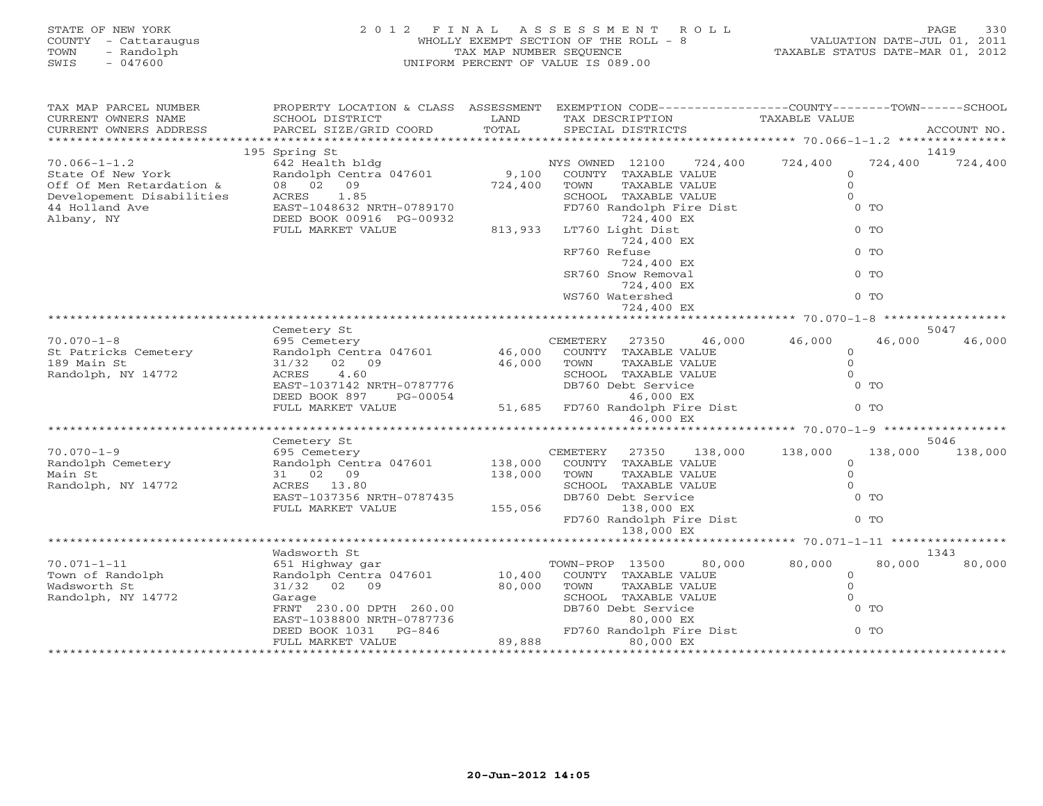STATE OF NEW YORK
COUNTY - Cattaraugus
TOWN - Randolph
SWIS - 047600

# 2012 FINAL ASSESSMENT ROLL

WHOLLY EXEMPT SECTION OF THE ROLL - 8
TAX MAP NUMBER SEQUENCE
UNIFORM PERCENT OF VALUE IS 089.00

VALUATION DATE-JUL 01, 2011
TAXABLE STATUS DATE-MAR 01, 2012

| TAX MAP PARCEL NUMBER / CURRENT OWNERS NAME / CURRENT OWNERS ADDRESS | PROPERTY LOCATION & CLASS / SCHOOL DISTRICT / PARCEL SIZE/GRID COORD | ASSESSMENT LAND / TOTAL | EXEMPTION CODE / TAX DESCRIPTION / SPECIAL DISTRICTS | COUNTY TAXABLE VALUE | TOWN | SCHOOL / ACCOUNT NO. |
|---|---|---|---|---|---|---|
| **70.066-1-1.2** | 195 Spring St | | | | | 1419 |
| 70.066-1-1.2 | 642 Health bldg | | NYS OWNED 12100 724,400 | 724,400 | 724,400 | 724,400 |
| State Of New York | Randolph Centra 047601 | 9,100 | COUNTY TAXABLE VALUE | 0 | | |
| Off Of Men Retardation & | 08 02 09 | 724,400 | TOWN TAXABLE VALUE | 0 | | |
| Developement Disabilities | ACRES 1.85 | | SCHOOL TAXABLE VALUE | 0 | | |
| 44 Holland Ave | EAST-1048632 NRTH-0789170 | | FD760 Randolph Fire Dist 724,400 EX | 0 TO | | |
| Albany, NY | DEED BOOK 00916 PG-00932 | | | | | |
| | FULL MARKET VALUE | 813,933 | LT760 Light Dist 724,400 EX | 0 TO | | |
| | | | RF760 Refuse 724,400 EX | 0 TO | | |
| | | | SR760 Snow Removal 724,400 EX | 0 TO | | |
| | | | WS760 Watershed 724,400 EX | 0 TO | | |
| **70.070-1-8** | Cemetery St | | | | | 5047 |
| 70.070-1-8 | 695 Cemetery | | CEMETERY 27350 46,000 | 46,000 | 46,000 | 46,000 |
| St Patricks Cemetery | Randolph Centra 047601 | 46,000 | COUNTY TAXABLE VALUE | 0 | | |
| 189 Main St | 31/32 02 09 | 46,000 | TOWN TAXABLE VALUE | 0 | | |
| Randolph, NY 14772 | ACRES 4.60 | | SCHOOL TAXABLE VALUE | 0 | | |
| | EAST-1037142 NRTH-0787776 | | DB760 Debt Service 46,000 EX | 0 TO | | |
| | DEED BOOK 897 PG-00054 | | | | | |
| | FULL MARKET VALUE | 51,685 | FD760 Randolph Fire Dist 46,000 EX | 0 TO | | |
| **70.070-1-9** | Cemetery St | | | | | 5046 |
| 70.070-1-9 | 695 Cemetery | | CEMETERY 27350 138,000 | 138,000 | 138,000 | 138,000 |
| Randolph Cemetery | Randolph Centra 047601 | 138,000 | COUNTY TAXABLE VALUE | 0 | | |
| Main St | 31 02 09 | 138,000 | TOWN TAXABLE VALUE | 0 | | |
| Randolph, NY 14772 | ACRES 13.80 | | SCHOOL TAXABLE VALUE | 0 | | |
| | EAST-1037356 NRTH-0787435 | | DB760 Debt Service 138,000 EX | 0 TO | | |
| | FULL MARKET VALUE | 155,056 | FD760 Randolph Fire Dist 138,000 EX | 0 TO | | |
| **70.071-1-11** | Wadsworth St | | | | | 1343 |
| 70.071-1-11 | 651 Highway gar | | TOWN-PROP 13500 80,000 | 80,000 | 80,000 | 80,000 |
| Town of Randolph | Randolph Centra 047601 | 10,400 | COUNTY TAXABLE VALUE | 0 | | |
| Wadsworth St | 31/32 02 09 | 80,000 | TOWN TAXABLE VALUE | 0 | | |
| Randolph, NY 14772 | Garage | | SCHOOL TAXABLE VALUE | 0 | | |
| | FRNT 230.00 DPTH 260.00 | | DB760 Debt Service 80,000 EX | 0 TO | | |
| | EAST-1038800 NRTH-0787736 | | | | | |
| | DEED BOOK 1031 PG-846 | | FD760 Randolph Fire Dist 80,000 EX | 0 TO | | |
| | FULL MARKET VALUE | 89,888 | | | | |

20-Jun-2012 14:05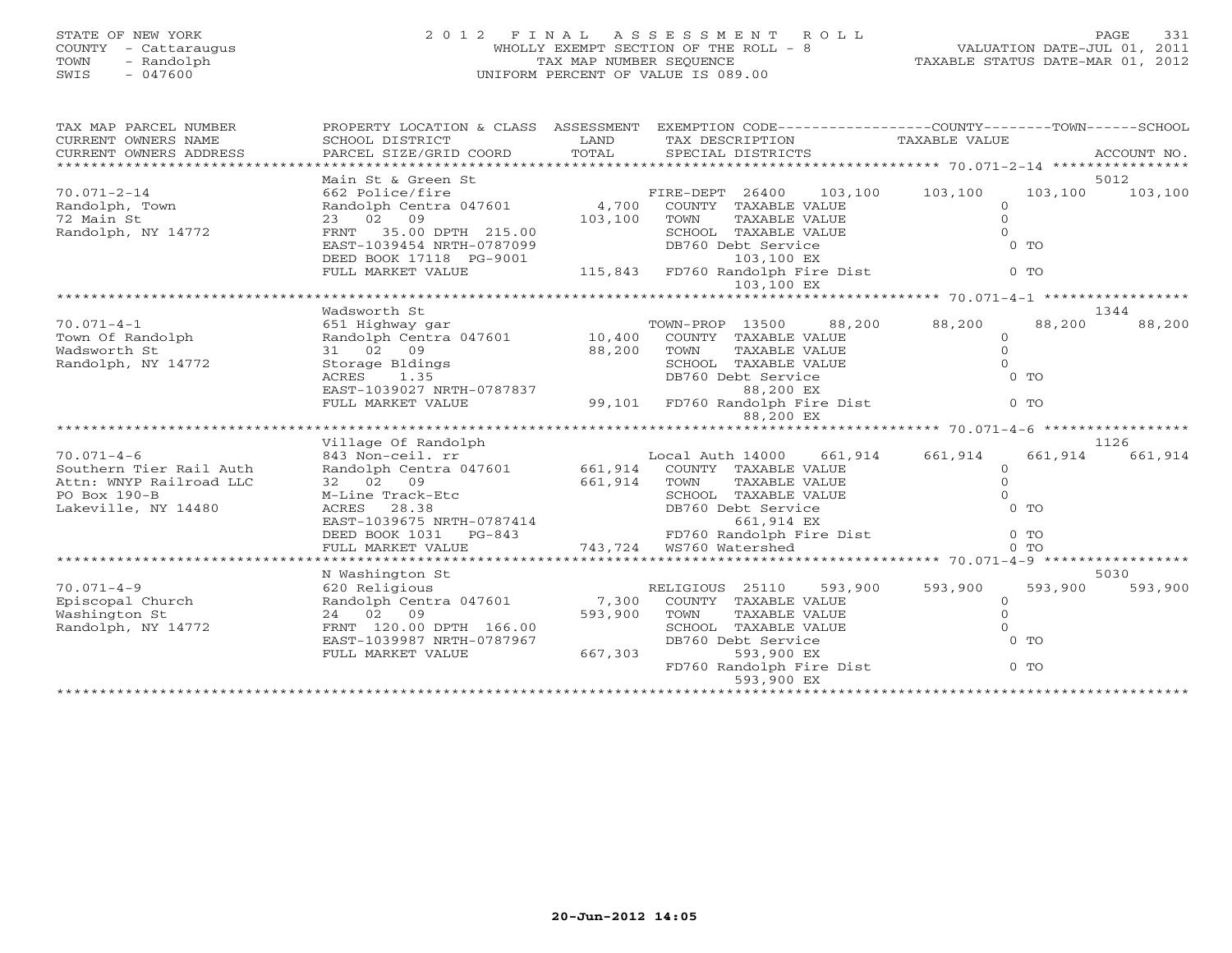STATE OF NEW YORK
COUNTY - Cattaraugus
TOWN - Randolph
SWIS - 047600

2012 FINAL ASSESSMENT ROLL
WHOLLY EXEMPT SECTION OF THE ROLL - 8
TAX MAP NUMBER SEQUENCE
UNIFORM PERCENT OF VALUE IS 089.00

VALUATION DATE-JUL 01, 2011
TAXABLE STATUS DATE-MAR 01, 2012

| TAX MAP PARCEL NUMBER / CURRENT OWNERS NAME / CURRENT OWNERS ADDRESS | PROPERTY LOCATION & CLASS / SCHOOL DISTRICT / PARCEL SIZE/GRID COORD | ASSESSMENT LAND / TOTAL | EXEMPTION CODE / TAX DESCRIPTION / SPECIAL DISTRICTS | COUNTY TAXABLE VALUE | TOWN | SCHOOL / ACCOUNT NO. |
|---|---|---|---|---|---|---|
| | Main St & Green St | | | | | 5012 |
| 70.071-2-14 | 662 Police/fire | | FIRE-DEPT 26400 103,100 | 103,100 | 103,100 | 103,100 |
| Randolph, Town | Randolph Centra 047601 | 4,700 | COUNTY TAXABLE VALUE | 0 | | |
| 72 Main St | 23 02 09 | 103,100 | TOWN TAXABLE VALUE | 0 | | |
| Randolph, NY 14772 | FRNT 35.00 DPTH 215.00 | | SCHOOL TAXABLE VALUE | 0 | | |
| | EAST-1039454 NRTH-0787099 | | DB760 Debt Service | 0 TO | | |
| | DEED BOOK 17118 PG-9001 | | 103,100 EX | | | |
| | FULL MARKET VALUE | 115,843 | FD760 Randolph Fire Dist | 0 TO | | |
| | | | 103,100 EX | | | |
| | Wadsworth St | | | | | 1344 |
| 70.071-4-1 | 651 Highway gar | | TOWN-PROP 13500 88,200 | 88,200 | 88,200 | 88,200 |
| Town Of Randolph | Randolph Centra 047601 | 10,400 | COUNTY TAXABLE VALUE | 0 | | |
| Wadsworth St | 31 02 09 | 88,200 | TOWN TAXABLE VALUE | 0 | | |
| Randolph, NY 14772 | Storage Bldings | | SCHOOL TAXABLE VALUE | 0 | | |
| | ACRES 1.35 | | DB760 Debt Service | 0 TO | | |
| | EAST-1039027 NRTH-0787837 | | 88,200 EX | | | |
| | FULL MARKET VALUE | 99,101 | FD760 Randolph Fire Dist | 0 TO | | |
| | | | 88,200 EX | | | |
| | Village Of Randolph | | | | | 1126 |
| 70.071-4-6 | 843 Non-ceil. rr | | Local Auth 14000 661,914 | 661,914 | 661,914 | 661,914 |
| Southern Tier Rail Auth | Randolph Centra 047601 | 661,914 | COUNTY TAXABLE VALUE | 0 | | |
| Attn: WNYP Railroad LLC | 32 02 09 | 661,914 | TOWN TAXABLE VALUE | 0 | | |
| PO Box 190-B | M-Line Track-Etc | | SCHOOL TAXABLE VALUE | 0 | | |
| Lakeville, NY 14480 | ACRES 28.38 | | DB760 Debt Service | 0 TO | | |
| | EAST-1039675 NRTH-0787414 | | 661,914 EX | | | |
| | DEED BOOK 1031 PG-843 | | FD760 Randolph Fire Dist | 0 TO | | |
| | FULL MARKET VALUE | 743,724 | WS760 Watershed | 0 TO | | |
| | N Washington St | | | | | 5030 |
| 70.071-4-9 | 620 Religious | | RELIGIOUS 25110 593,900 | 593,900 | 593,900 | 593,900 |
| Episcopal Church | Randolph Centra 047601 | 7,300 | COUNTY TAXABLE VALUE | 0 | | |
| Washington St | 24 02 09 | 593,900 | TOWN TAXABLE VALUE | 0 | | |
| Randolph, NY 14772 | FRNT 120.00 DPTH 166.00 | | SCHOOL TAXABLE VALUE | 0 | | |
| | EAST-1039987 NRTH-0787967 | | DB760 Debt Service | 0 TO | | |
| | FULL MARKET VALUE | 667,303 | 593,900 EX | | | |
| | | | FD760 Randolph Fire Dist | 0 TO | | |
| | | | 593,900 EX | | | |

20-Jun-2012 14:05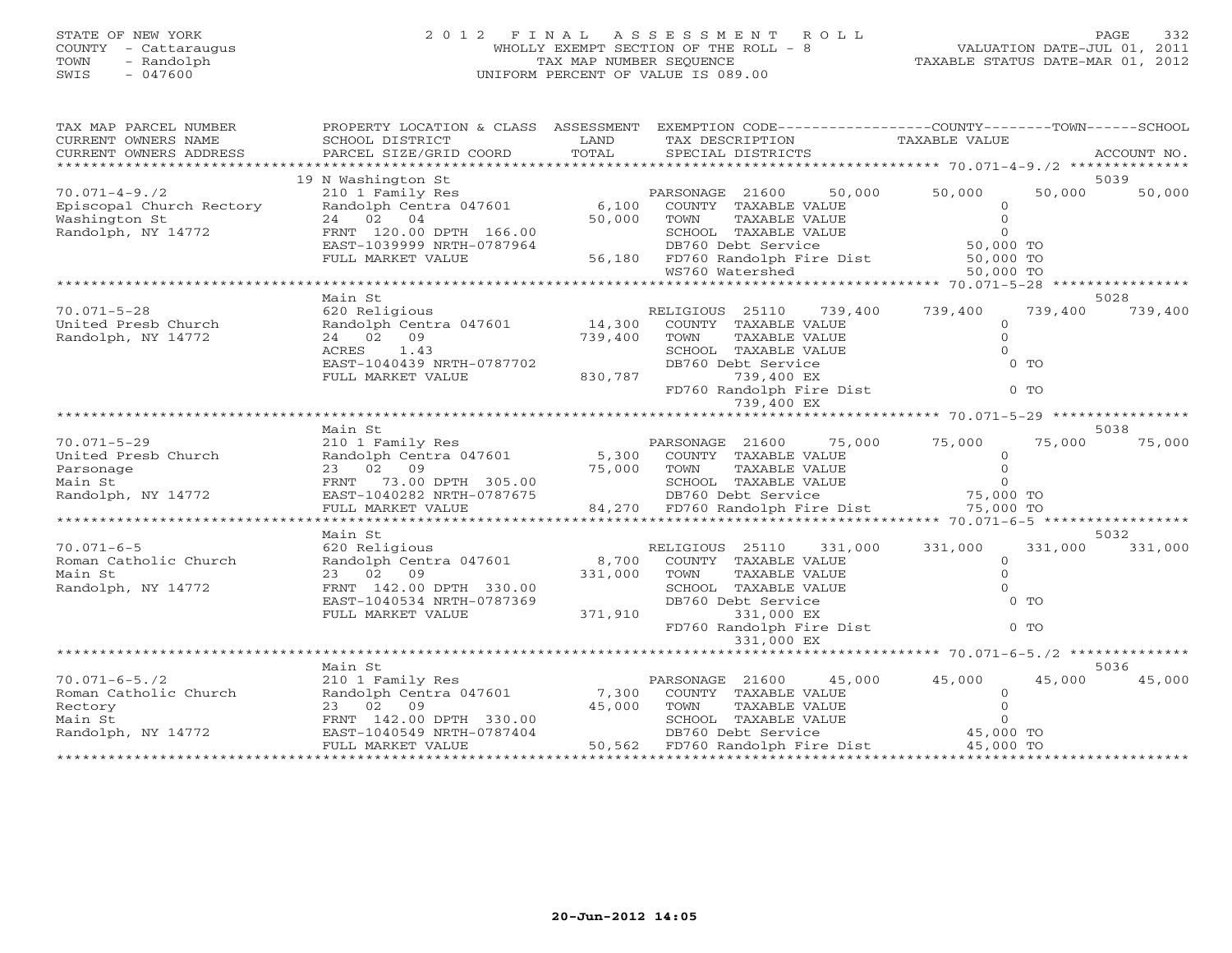STATE OF NEW YORK
COUNTY - Cattaraugus
TOWN - Randolph
SWIS - 047600

2 0 1 2 F I N A L A S S E S S M E N T R O L L
WHOLLY EXEMPT SECTION OF THE ROLL - 8
TAX MAP NUMBER SEQUENCE
UNIFORM PERCENT OF VALUE IS 089.00

VALUATION DATE-JUL 01, 2011
TAXABLE STATUS DATE-MAR 01, 2012

| TAX MAP PARCEL NUMBER / CURRENT OWNERS NAME / CURRENT OWNERS ADDRESS | PROPERTY LOCATION & CLASS / SCHOOL DISTRICT / PARCEL SIZE/GRID COORD | ASSESSMENT LAND / TOTAL | EXEMPTION CODE / TAX DESCRIPTION / SPECIAL DISTRICTS | COUNTY TAXABLE VALUE | TOWN | SCHOOL / ACCOUNT NO. |
|---|---|---|---|---|---|---|
| | 19 N Washington St | | | | | 5039 |
| 70.071-4-9./2 | 210 1 Family Res | | PARSONAGE 21600 50,000 | 50,000 | 50,000 | 50,000 |
| Episcopal Church Rectory | Randolph Centra 047601 | 6,100 | COUNTY TAXABLE VALUE | 0 | | |
| Washington St | 24 02 04 | 50,000 | TOWN TAXABLE VALUE | 0 | | |
| Randolph, NY 14772 | FRNT 120.00 DPTH 166.00 | | SCHOOL TAXABLE VALUE | 0 | | |
| | EAST-1039999 NRTH-0787964 | | DB760 Debt Service | 50,000 TO | | |
| | FULL MARKET VALUE | 56,180 | FD760 Randolph Fire Dist | 50,000 TO | | |
| | | | WS760 Watershed | 50,000 TO | | |
| | Main St | | | | | 5028 |
| 70.071-5-28 | 620 Religious | | RELIGIOUS 25110 739,400 | 739,400 | 739,400 | 739,400 |
| United Presb Church | Randolph Centra 047601 | 14,300 | COUNTY TAXABLE VALUE | 0 | | |
| Randolph, NY 14772 | 24 02 09 | 739,400 | TOWN TAXABLE VALUE | 0 | | |
| | ACRES 1.43 | | SCHOOL TAXABLE VALUE | 0 | | |
| | EAST-1040439 NRTH-0787702 | | DB760 Debt Service | 0 TO | | |
| | FULL MARKET VALUE | 830,787 | 739,400 EX | | | |
| | | | FD760 Randolph Fire Dist | 0 TO | | |
| | | | 739,400 EX | | | |
| | Main St | | | | | 5038 |
| 70.071-5-29 | 210 1 Family Res | | PARSONAGE 21600 75,000 | 75,000 | 75,000 | 75,000 |
| United Presb Church | Randolph Centra 047601 | 5,300 | COUNTY TAXABLE VALUE | 0 | | |
| Parsonage | 23 02 09 | 75,000 | TOWN TAXABLE VALUE | 0 | | |
| Main St | FRNT 73.00 DPTH 305.00 | | SCHOOL TAXABLE VALUE | 0 | | |
| Randolph, NY 14772 | EAST-1040282 NRTH-0787675 | | DB760 Debt Service | 75,000 TO | | |
| | FULL MARKET VALUE | 84,270 | FD760 Randolph Fire Dist | 75,000 TO | | |
| | Main St | | | | | 5032 |
| 70.071-6-5 | 620 Religious | | RELIGIOUS 25110 331,000 | 331,000 | 331,000 | 331,000 |
| Roman Catholic Church | Randolph Centra 047601 | 8,700 | COUNTY TAXABLE VALUE | 0 | | |
| Main St | 23 02 09 | 331,000 | TOWN TAXABLE VALUE | 0 | | |
| Randolph, NY 14772 | FRNT 142.00 DPTH 330.00 | | SCHOOL TAXABLE VALUE | 0 | | |
| | EAST-1040534 NRTH-0787369 | | DB760 Debt Service | 0 TO | | |
| | FULL MARKET VALUE | 371,910 | 331,000 EX | | | |
| | | | FD760 Randolph Fire Dist | 0 TO | | |
| | | | 331,000 EX | | | |
| | Main St | | | | | 5036 |
| 70.071-6-5./2 | 210 1 Family Res | | PARSONAGE 21600 45,000 | 45,000 | 45,000 | 45,000 |
| Roman Catholic Church | Randolph Centra 047601 | 7,300 | COUNTY TAXABLE VALUE | 0 | | |
| Rectory | 23 02 09 | 45,000 | TOWN TAXABLE VALUE | 0 | | |
| Main St | FRNT 142.00 DPTH 330.00 | | SCHOOL TAXABLE VALUE | 0 | | |
| Randolph, NY 14772 | EAST-1040549 NRTH-0787404 | | DB760 Debt Service | 45,000 TO | | |
| | FULL MARKET VALUE | 50,562 | FD760 Randolph Fire Dist | 45,000 TO | | |

20-Jun-2012 14:05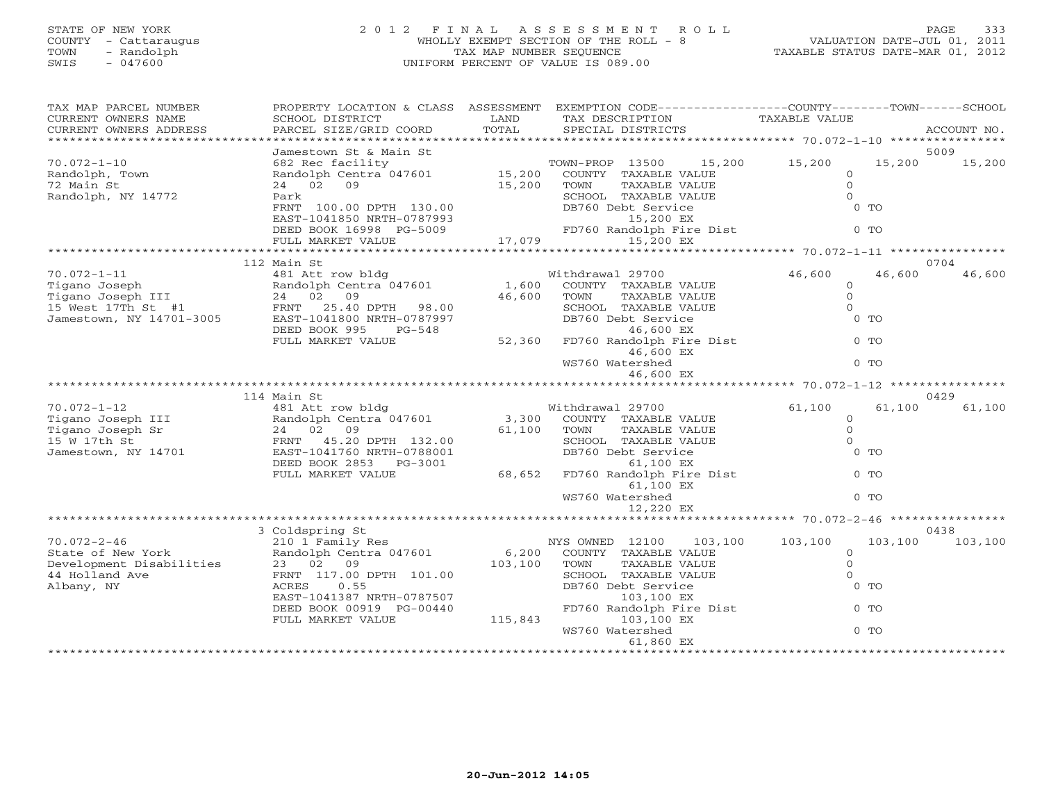STATE OF NEW YORK
COUNTY - Cattaraugus
TOWN - Randolph
SWIS - 047600

# 2012 FINAL ASSESSMENT ROLL

WHOLLY EXEMPT SECTION OF THE ROLL - 8
TAX MAP NUMBER SEQUENCE
UNIFORM PERCENT OF VALUE IS 089.00

VALUATION DATE-JUL 01, 2011
TAXABLE STATUS DATE-MAR 01, 2012

| TAX MAP PARCEL NUMBER / CURRENT OWNERS NAME / CURRENT OWNERS ADDRESS | PROPERTY LOCATION & CLASS / SCHOOL DISTRICT / PARCEL SIZE/GRID COORD | ASSESSMENT LAND / TOTAL | EXEMPTION CODE / TAX DESCRIPTION / SPECIAL DISTRICTS | COUNTY TAXABLE VALUE | TOWN | SCHOOL / ACCOUNT NO. |
|---|---|---|---|---|---|---|
| **70.072-1-10** | Jamestown St & Main St | | | | | 5009 |
| Randolph, Town | 682 Rec facility | | TOWN-PROP 13500 15,200 | 15,200 | 15,200 | 15,200 |
| 72 Main St | Randolph Centra 047601 | 15,200 | COUNTY TAXABLE VALUE | 0 | | |
| Randolph, NY 14772 | 24 02 09 | 15,200 | TOWN TAXABLE VALUE | 0 | | |
| | Park | | SCHOOL TAXABLE VALUE | 0 | | |
| | FRNT 100.00 DPTH 130.00 | | DB760 Debt Service | 0 TO | | |
| | EAST-1041850 NRTH-0787993 | | 15,200 EX | | | |
| | DEED BOOK 16998 PG-5009 | | FD760 Randolph Fire Dist | 0 TO | | |
| | FULL MARKET VALUE | 17,079 | 15,200 EX | | | |
| **70.072-1-11** | 112 Main St | | | | | 0704 |
| Tigano Joseph | 481 Att row bldg | | Withdrawal 29700 | 46,600 | 46,600 | 46,600 |
| Tigano Joseph III | Randolph Centra 047601 | 1,600 | COUNTY TAXABLE VALUE | 0 | | |
| 15 West 17Th St #1 | 24 02 09 | 46,600 | TOWN TAXABLE VALUE | 0 | | |
| Jamestown, NY 14701-3005 | FRNT 25.40 DPTH 98.00 | | SCHOOL TAXABLE VALUE | 0 | | |
| | EAST-1041800 NRTH-0787997 | | DB760 Debt Service | 0 TO | | |
| | DEED BOOK 995 PG-548 | | 46,600 EX | | | |
| | FULL MARKET VALUE | 52,360 | FD760 Randolph Fire Dist | 0 TO | | |
| | | | 46,600 EX | | | |
| | | | WS760 Watershed | 0 TO | | |
| | | | 46,600 EX | | | |
| **70.072-1-12** | 114 Main St | | | | | 0429 |
| Tigano Joseph III | 481 Att row bldg | | Withdrawal 29700 | 61,100 | 61,100 | 61,100 |
| Tigano Joseph Sr | Randolph Centra 047601 | 3,300 | COUNTY TAXABLE VALUE | 0 | | |
| 15 W 17th St | 24 02 09 | 61,100 | TOWN TAXABLE VALUE | 0 | | |
| Jamestown, NY 14701 | FRNT 45.20 DPTH 132.00 | | SCHOOL TAXABLE VALUE | 0 | | |
| | EAST-1041760 NRTH-0788001 | | DB760 Debt Service | 0 TO | | |
| | DEED BOOK 2853 PG-3001 | | 61,100 EX | | | |
| | FULL MARKET VALUE | 68,652 | FD760 Randolph Fire Dist | 0 TO | | |
| | | | 61,100 EX | | | |
| | | | WS760 Watershed | 0 TO | | |
| | | | 12,220 EX | | | |
| **70.072-2-46** | 3 Coldspring St | | | | | 0438 |
| State of New York | 210 1 Family Res | | NYS OWNED 12100 103,100 | 103,100 | 103,100 | 103,100 |
| Development Disabilities | Randolph Centra 047601 | 6,200 | COUNTY TAXABLE VALUE | 0 | | |
| 44 Holland Ave | 23 02 09 | 103,100 | TOWN TAXABLE VALUE | 0 | | |
| Albany, NY | FRNT 117.00 DPTH 101.00 | | SCHOOL TAXABLE VALUE | 0 | | |
| | ACRES 0.55 | | DB760 Debt Service | 0 TO | | |
| | EAST-1041387 NRTH-0787507 | | 103,100 EX | | | |
| | DEED BOOK 00919 PG-00440 | | FD760 Randolph Fire Dist | 0 TO | | |
| | FULL MARKET VALUE | 115,843 | 103,100 EX | | | |
| | | | WS760 Watershed | 0 TO | | |
| | | | 61,860 EX | | | |

20-Jun-2012 14:05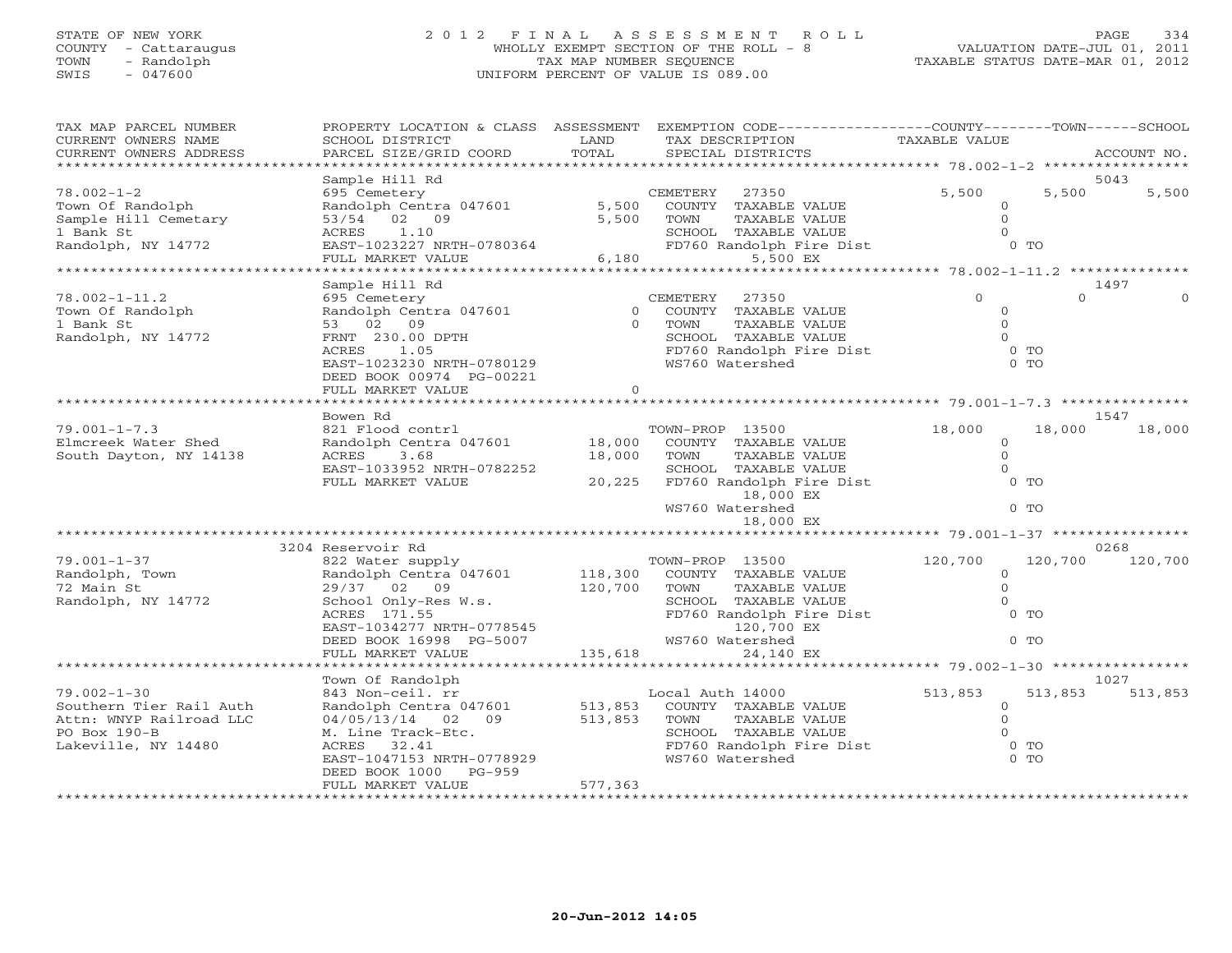STATE OF NEW YORK
COUNTY - Cattaraugus
TOWN - Randolph
SWIS - 047600

# 2012 FINAL ASSESSMENT ROLL
WHOLLY EXEMPT SECTION OF THE ROLL - 8
TAX MAP NUMBER SEQUENCE
UNIFORM PERCENT OF VALUE IS 089.00

VALUATION DATE-JUL 01, 2011
TAXABLE STATUS DATE-MAR 01, 2012

| TAX MAP PARCEL NUMBER / CURRENT OWNERS NAME / CURRENT OWNERS ADDRESS | PROPERTY LOCATION & CLASS / SCHOOL DISTRICT / PARCEL SIZE/GRID COORD | ASSESSMENT LAND / TOTAL | EXEMPTION CODE / TAX DESCRIPTION / SPECIAL DISTRICTS | COUNTY TAXABLE VALUE | TOWN | SCHOOL / ACCOUNT NO. |
|---|---|---|---|---|---|---|
| | Sample Hill Rd | | | | | 5043 |
| 78.002-1-2 | 695 Cemetery | | CEMETERY 27350 | 5,500 | 5,500 | 5,500 |
| Town Of Randolph | Randolph Centra 047601 | 5,500 | COUNTY TAXABLE VALUE | 0 | | |
| Sample Hill Cemetary | 53/54 02 09 | 5,500 | TOWN TAXABLE VALUE | 0 | | |
| 1 Bank St | ACRES 1.10 | | SCHOOL TAXABLE VALUE | 0 | | |
| Randolph, NY 14772 | EAST-1023227 NRTH-0780364 | | FD760 Randolph Fire Dist | 0 TO | | |
| | FULL MARKET VALUE | 6,180 | 5,500 EX | | | |
| | Sample Hill Rd | | | | | 1497 |
| 78.002-1-11.2 | 695 Cemetery | | CEMETERY 27350 | 0 | 0 | 0 |
| Town Of Randolph | Randolph Centra 047601 | 0 | COUNTY TAXABLE VALUE | 0 | | |
| 1 Bank St | 53 02 09 | 0 | TOWN TAXABLE VALUE | 0 | | |
| Randolph, NY 14772 | FRNT 230.00 DPTH | | SCHOOL TAXABLE VALUE | 0 | | |
| | ACRES 1.05 | | FD760 Randolph Fire Dist | 0 TO | | |
| | EAST-1023230 NRTH-0780129 | | WS760 Watershed | 0 TO | | |
| | DEED BOOK 00974 PG-00221 | | | | | |
| | FULL MARKET VALUE | 0 | | | | |
| | Bowen Rd | | | | | 1547 |
| 79.001-1-7.3 | 821 Flood contrl | | TOWN-PROP 13500 | 18,000 | 18,000 | 18,000 |
| Elmcreek Water Shed | Randolph Centra 047601 | 18,000 | COUNTY TAXABLE VALUE | 0 | | |
| South Dayton, NY 14138 | ACRES 3.68 | 18,000 | TOWN TAXABLE VALUE | 0 | | |
| | EAST-1033952 NRTH-0782252 | | SCHOOL TAXABLE VALUE | 0 | | |
| | FULL MARKET VALUE | 20,225 | FD760 Randolph Fire Dist | 0 TO | | |
| | | | 18,000 EX | | | |
| | | | WS760 Watershed | 0 TO | | |
| | | | 18,000 EX | | | |
| | 3204 Reservoir Rd | | | | | 0268 |
| 79.001-1-37 | 822 Water supply | | TOWN-PROP 13500 | 120,700 | 120,700 | 120,700 |
| Randolph, Town | Randolph Centra 047601 | 118,300 | COUNTY TAXABLE VALUE | 0 | | |
| 72 Main St | 29/37 02 09 | 120,700 | TOWN TAXABLE VALUE | 0 | | |
| Randolph, NY 14772 | School Only-Res W.s. | | SCHOOL TAXABLE VALUE | 0 | | |
| | ACRES 171.55 | | FD760 Randolph Fire Dist | 0 TO | | |
| | EAST-1034277 NRTH-0778545 | | 120,700 EX | | | |
| | DEED BOOK 16998 PG-5007 | | WS760 Watershed | 0 TO | | |
| | FULL MARKET VALUE | 135,618 | 24,140 EX | | | |
| | Town Of Randolph | | | | | 1027 |
| 79.002-1-30 | 843 Non-ceil. rr | | Local Auth 14000 | 513,853 | 513,853 | 513,853 |
| Southern Tier Rail Auth | Randolph Centra 047601 | 513,853 | COUNTY TAXABLE VALUE | 0 | | |
| Attn: WNYP Railroad LLC | 04/05/13/14 02 09 | 513,853 | TOWN TAXABLE VALUE | 0 | | |
| PO Box 190-B | M. Line Track-Etc. | | SCHOOL TAXABLE VALUE | 0 | | |
| Lakeville, NY 14480 | ACRES 32.41 | | FD760 Randolph Fire Dist | 0 TO | | |
| | EAST-1047153 NRTH-0778929 | | WS760 Watershed | 0 TO | | |
| | DEED BOOK 1000 PG-959 | | | | | |
| | FULL MARKET VALUE | 577,363 | | | | |

20-Jun-2012 14:05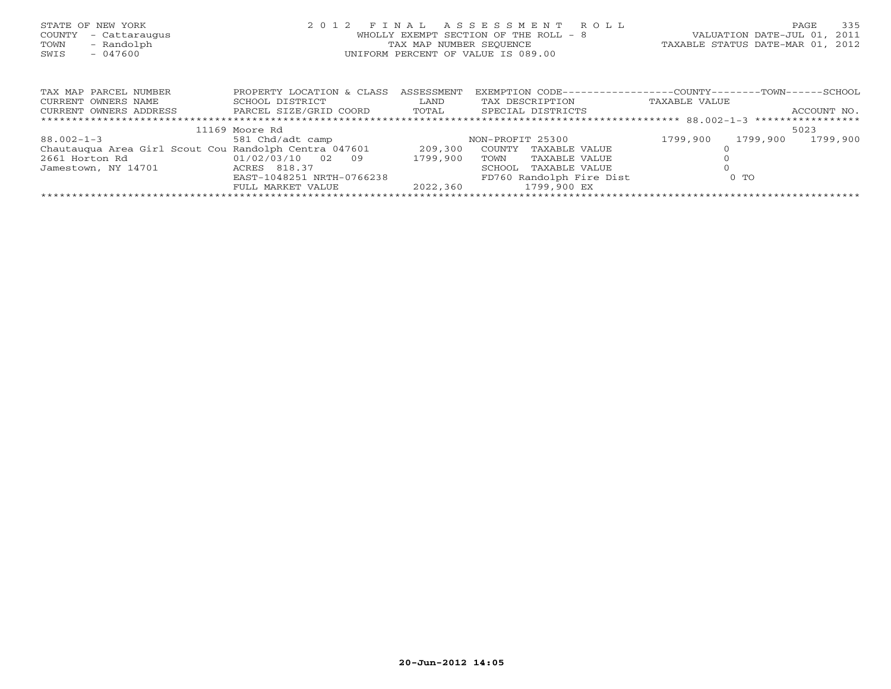STATE OF NEW YORK
COUNTY - Cattaraugus
TOWN - Randolph
SWIS - 047600

# 2012 FINAL ASSESSMENT ROLL

WHOLLY EXEMPT SECTION OF THE ROLL - 8
TAX MAP NUMBER SEQUENCE
UNIFORM PERCENT OF VALUE IS 089.00

VALUATION DATE-JUL 01, 2011
TAXABLE STATUS DATE-MAR 01, 2012

| TAX MAP PARCEL NUMBER<br>CURRENT OWNERS NAME<br>CURRENT OWNERS ADDRESS | PROPERTY LOCATION & CLASS<br>SCHOOL DISTRICT<br>PARCEL SIZE/GRID COORD | ASSESSMENT<br>LAND<br>TOTAL | EXEMPTION CODE<br>TAX DESCRIPTION<br>SPECIAL DISTRICTS | COUNTY<br>TAXABLE VALUE | TOWN | SCHOOL<br>ACCOUNT NO. |
|---|---|---|---|---|---|---|
| 88.002-1-3 | 11169 Moore Rd | | | | | 5023 |
| 88.002-1-3 | 581 Chd/adt camp | | NON-PROFIT 25300 | 1799,900 | 1799,900 | 1799,900 |
| Chautauqua Area Girl Scout Cou | Randolph Centra 047601 | 209,300 | COUNTY TAXABLE VALUE | 0 | | |
| 2661 Horton Rd | 01/02/03/10 02 09 | 1799,900 | TOWN TAXABLE VALUE | 0 | | |
| Jamestown, NY 14701 | ACRES 818.37 | | SCHOOL TAXABLE VALUE | 0 | | |
| | EAST-1048251 NRTH-0766238 | | FD760 Randolph Fire Dist | 0 TO | | |
| | FULL MARKET VALUE | 2022,360 | 1799,900 EX | | | |

20-Jun-2012 14:05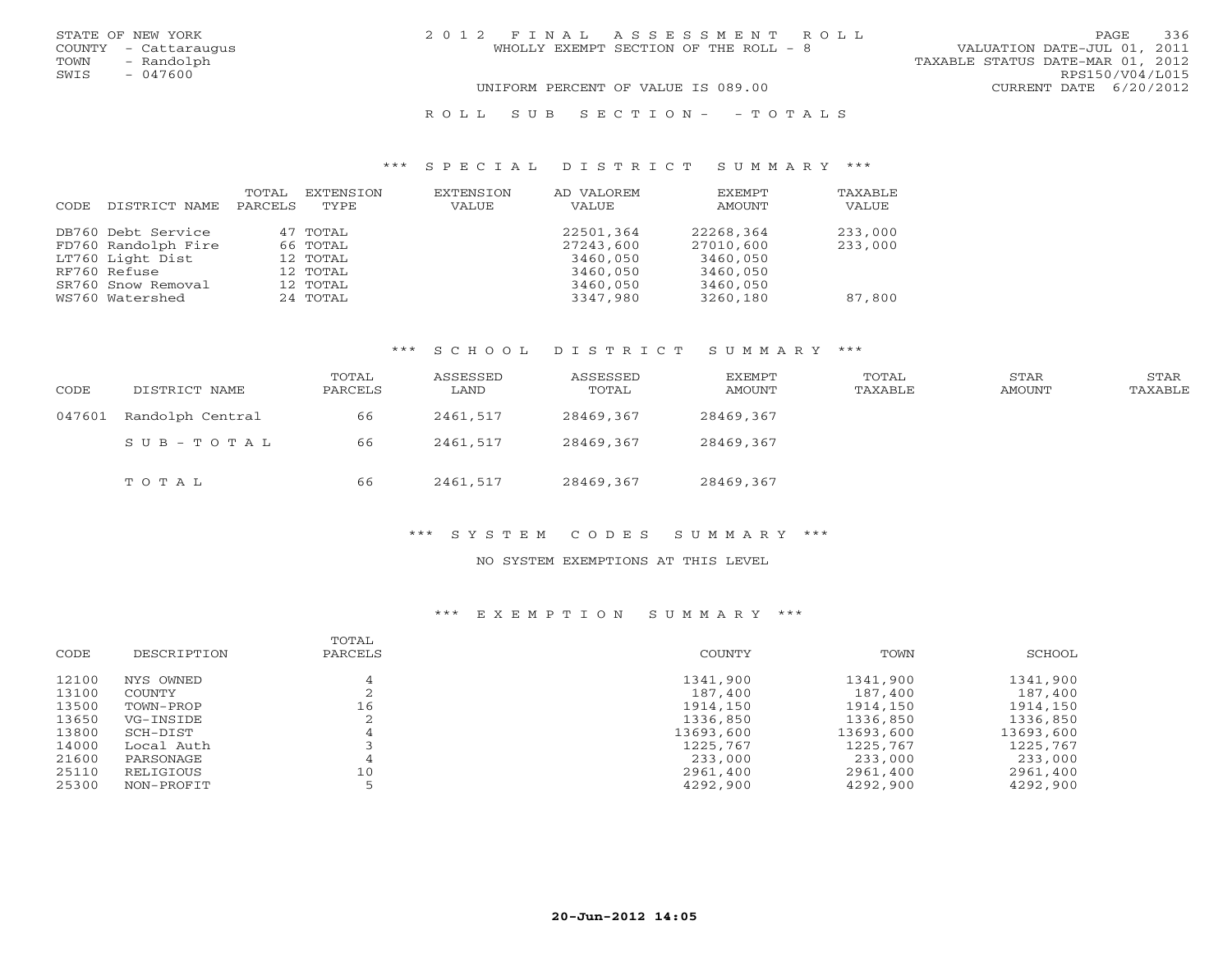STATE OF NEW YORK
COUNTY - Cattaraugus
TOWN - Randolph
SWIS - 047600

2012 FINAL ASSESSMENT ROLL
WHOLLY EXEMPT SECTION OF THE ROLL - 8

VALUATION DATE-JUL 01, 2011
TAXABLE STATUS DATE-MAR 01, 2012
RPS150/V04/L015
CURRENT DATE 6/20/2012

UNIFORM PERCENT OF VALUE IS 089.00

ROLL SUB SECTION- - TOTALS

### *** SPECIAL DISTRICT SUMMARY ***

| CODE | DISTRICT NAME | TOTAL PARCELS | EXTENSION TYPE | EXTENSION VALUE | AD VALOREM VALUE | EXEMPT AMOUNT | TAXABLE VALUE |
|---|---|---|---|---|---|---|---|
| DB760 | Debt Service | 47 | TOTAL | | 22501,364 | 22268,364 | 233,000 |
| FD760 | Randolph Fire | 66 | TOTAL | | 27243,600 | 27010,600 | 233,000 |
| LT760 | Light Dist | 12 | TOTAL | | 3460,050 | 3460,050 | |
| RF760 | Refuse | 12 | TOTAL | | 3460,050 | 3460,050 | |
| SR760 | Snow Removal | 12 | TOTAL | | 3460,050 | 3460,050 | |
| WS760 | Watershed | 24 | TOTAL | | 3347,980 | 3260,180 | 87,800 |

### *** SCHOOL DISTRICT SUMMARY ***

| CODE | DISTRICT NAME | TOTAL PARCELS | ASSESSED LAND | ASSESSED TOTAL | EXEMPT AMOUNT | TOTAL TAXABLE | STAR AMOUNT | STAR TAXABLE |
|---|---|---|---|---|---|---|---|---|
| 047601 | Randolph Central | 66 | 2461,517 | 28469,367 | 28469,367 | | | |
| | SUB-TOTAL | 66 | 2461,517 | 28469,367 | 28469,367 | | | |
| | TOTAL | 66 | 2461,517 | 28469,367 | 28469,367 | | | |

### *** SYSTEM CODES SUMMARY ***

NO SYSTEM EXEMPTIONS AT THIS LEVEL

### *** EXEMPTION SUMMARY ***

| CODE | DESCRIPTION | TOTAL PARCELS | COUNTY | TOWN | SCHOOL |
|---|---|---|---|---|---|
| 12100 | NYS OWNED | 4 | 1341,900 | 1341,900 | 1341,900 |
| 13100 | COUNTY | 2 | 187,400 | 187,400 | 187,400 |
| 13500 | TOWN-PROP | 16 | 1914,150 | 1914,150 | 1914,150 |
| 13650 | VG-INSIDE | 2 | 1336,850 | 1336,850 | 1336,850 |
| 13800 | SCH-DIST | 4 | 13693,600 | 13693,600 | 13693,600 |
| 14000 | Local Auth | 3 | 1225,767 | 1225,767 | 1225,767 |
| 21600 | PARSONAGE | 4 | 233,000 | 233,000 | 233,000 |
| 25110 | RELIGIOUS | 10 | 2961,400 | 2961,400 | 2961,400 |
| 25300 | NON-PROFIT | 5 | 4292,900 | 4292,900 | 4292,900 |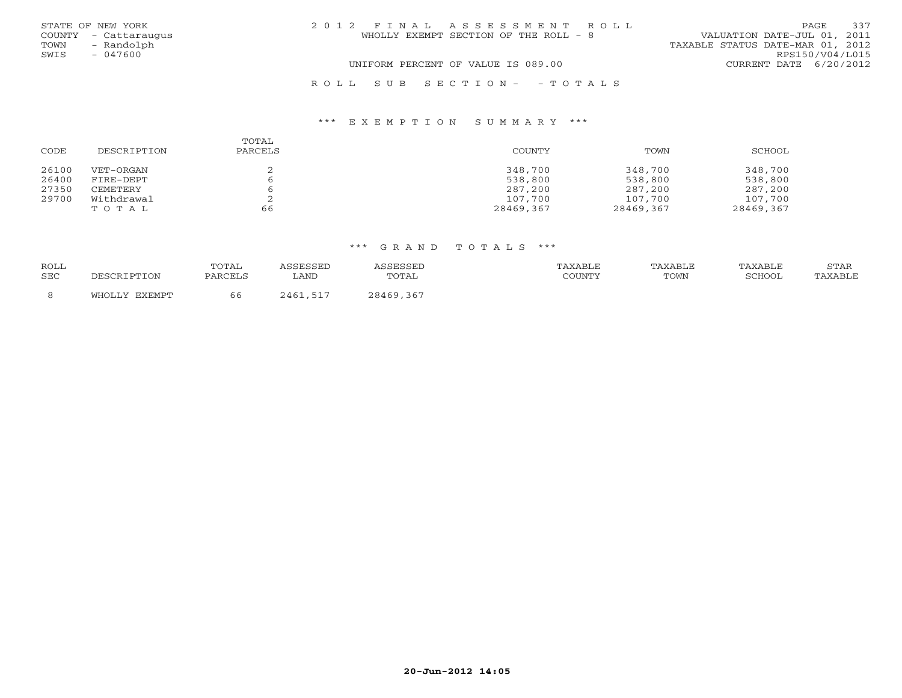STATE OF NEW YORK
COUNTY - Cattaraugus
TOWN - Randolph
SWIS - 047600

2012 FINAL ASSESSMENT ROLL
WHOLLY EXEMPT SECTION OF THE ROLL - 8

VALUATION DATE-JUL 01, 2011
TAXABLE STATUS DATE-MAR 01, 2012
RPS150/V04/L015

UNIFORM PERCENT OF VALUE IS 089.00
CURRENT DATE 6/20/2012

ROLL SUB SECTION- - TOTALS

### *** EXEMPTION SUMMARY ***

| CODE | DESCRIPTION | TOTAL PARCELS | COUNTY | TOWN | SCHOOL |
|---|---|---|---|---|---|
| 26100 | VET-ORGAN | 2 | 348,700 | 348,700 | 348,700 |
| 26400 | FIRE-DEPT | 6 | 538,800 | 538,800 | 538,800 |
| 27350 | CEMETERY | 6 | 287,200 | 287,200 | 287,200 |
| 29700 | Withdrawal | 2 | 107,700 | 107,700 | 107,700 |
| | TOTAL | 66 | 28469,367 | 28469,367 | 28469,367 |

### *** GRAND TOTALS ***

| ROLL SEC | DESCRIPTION | TOTAL PARCELS | ASSESSED LAND | ASSESSED TOTAL | TAXABLE COUNTY | TAXABLE TOWN | TAXABLE SCHOOL | STAR TAXABLE |
|---|---|---|---|---|---|---|---|---|
| 8 | WHOLLY EXEMPT | 66 | 2461,517 | 28469,367 | | | | |

20-Jun-2012 14:05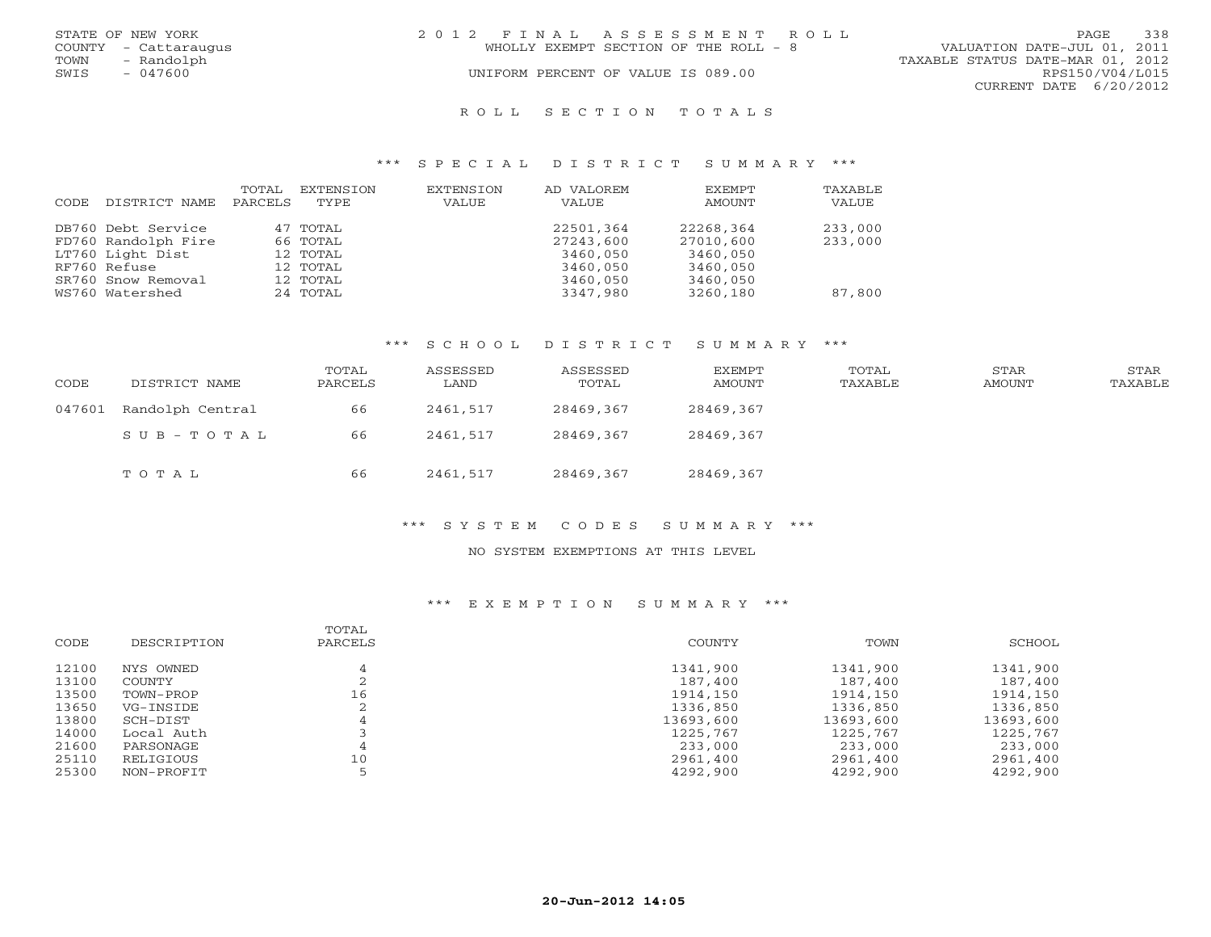STATE OF NEW YORK
COUNTY - Cattaraugus
TOWN - Randolph
SWIS - 047600

2012 FINAL ASSESSMENT ROLL
WHOLLY EXEMPT SECTION OF THE ROLL - 8
UNIFORM PERCENT OF VALUE IS 089.00

VALUATION DATE-JUL 01, 2011
TAXABLE STATUS DATE-MAR 01, 2012
RPS150/V04/L015
CURRENT DATE 6/20/2012

# ROLL SECTION TOTALS

## *** SPECIAL DISTRICT SUMMARY ***

| CODE | DISTRICT NAME | TOTAL PARCELS | EXTENSION TYPE | EXTENSION VALUE | AD VALOREM VALUE | EXEMPT AMOUNT | TAXABLE VALUE |
|---|---|---|---|---|---|---|---|
| DB760 | Debt Service | 47 | TOTAL | | 22501,364 | 22268,364 | 233,000 |
| FD760 | Randolph Fire | 66 | TOTAL | | 27243,600 | 27010,600 | 233,000 |
| LT760 | Light Dist | 12 | TOTAL | | 3460,050 | 3460,050 | |
| RF760 | Refuse | 12 | TOTAL | | 3460,050 | 3460,050 | |
| SR760 | Snow Removal | 12 | TOTAL | | 3460,050 | 3460,050 | |
| WS760 | Watershed | 24 | TOTAL | | 3347,980 | 3260,180 | 87,800 |

## *** SCHOOL DISTRICT SUMMARY ***

| CODE | DISTRICT NAME | TOTAL PARCELS | ASSESSED LAND | ASSESSED TOTAL | EXEMPT AMOUNT | TOTAL TAXABLE | STAR AMOUNT | STAR TAXABLE |
|---|---|---|---|---|---|---|---|---|
| 047601 | Randolph Central | 66 | 2461,517 | 28469,367 | 28469,367 | | | |
| | SUB-TOTAL | 66 | 2461,517 | 28469,367 | 28469,367 | | | |
| | TOTAL | 66 | 2461,517 | 28469,367 | 28469,367 | | | |

## *** SYSTEM CODES SUMMARY ***

NO SYSTEM EXEMPTIONS AT THIS LEVEL

## *** EXEMPTION SUMMARY ***

| CODE | DESCRIPTION | TOTAL PARCELS | COUNTY | TOWN | SCHOOL |
|---|---|---|---|---|---|
| 12100 | NYS OWNED | 4 | 1341,900 | 1341,900 | 1341,900 |
| 13100 | COUNTY | 2 | 187,400 | 187,400 | 187,400 |
| 13500 | TOWN-PROP | 16 | 1914,150 | 1914,150 | 1914,150 |
| 13650 | VG-INSIDE | 2 | 1336,850 | 1336,850 | 1336,850 |
| 13800 | SCH-DIST | 4 | 13693,600 | 13693,600 | 13693,600 |
| 14000 | Local Auth | 3 | 1225,767 | 1225,767 | 1225,767 |
| 21600 | PARSONAGE | 4 | 233,000 | 233,000 | 233,000 |
| 25110 | RELIGIOUS | 10 | 2961,400 | 2961,400 | 2961,400 |
| 25300 | NON-PROFIT | 5 | 4292,900 | 4292,900 | 4292,900 |

20-Jun-2012 14:05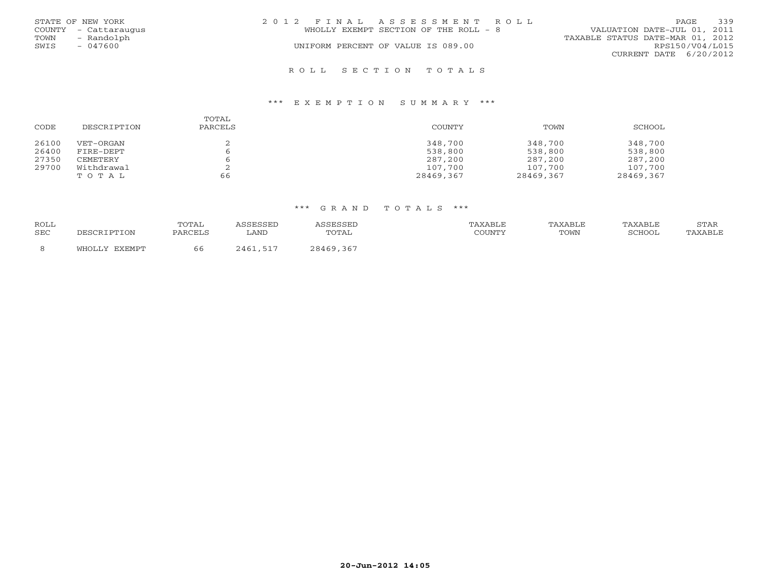STATE OF NEW YORK
COUNTY - Cattaraugus
TOWN - Randolph
SWIS - 047600

2 0 1 2 F I N A L A S S E S S M E N T R O L L
WHOLLY EXEMPT SECTION OF THE ROLL - 8
UNIFORM PERCENT OF VALUE IS 089.00

VALUATION DATE-JUL 01, 2011
TAXABLE STATUS DATE-MAR 01, 2012
RPS150/V04/L015
CURRENT DATE 6/20/2012

## R O L L S E C T I O N T O T A L S

### \*\*\* E X E M P T I O N S U M M A R Y \*\*\*

| CODE | DESCRIPTION | TOTAL PARCELS | COUNTY | TOWN | SCHOOL |
|---|---|---|---|---|---|
| 26100 | VET-ORGAN | 2 | 348,700 | 348,700 | 348,700 |
| 26400 | FIRE-DEPT | 6 | 538,800 | 538,800 | 538,800 |
| 27350 | CEMETERY | 6 | 287,200 | 287,200 | 287,200 |
| 29700 | Withdrawal | 2 | 107,700 | 107,700 | 107,700 |
| | T O T A L | 66 | 28469,367 | 28469,367 | 28469,367 |

### \*\*\* G R A N D T O T A L S \*\*\*

| ROLL SEC | DESCRIPTION | TOTAL PARCELS | ASSESSED LAND | ASSESSED TOTAL | TAXABLE COUNTY | TAXABLE TOWN | TAXABLE SCHOOL | STAR TAXABLE |
|---|---|---|---|---|---|---|---|---|
| 8 | WHOLLY EXEMPT | 66 | 2461,517 | 28469,367 | | | | |

20-Jun-2012 14:05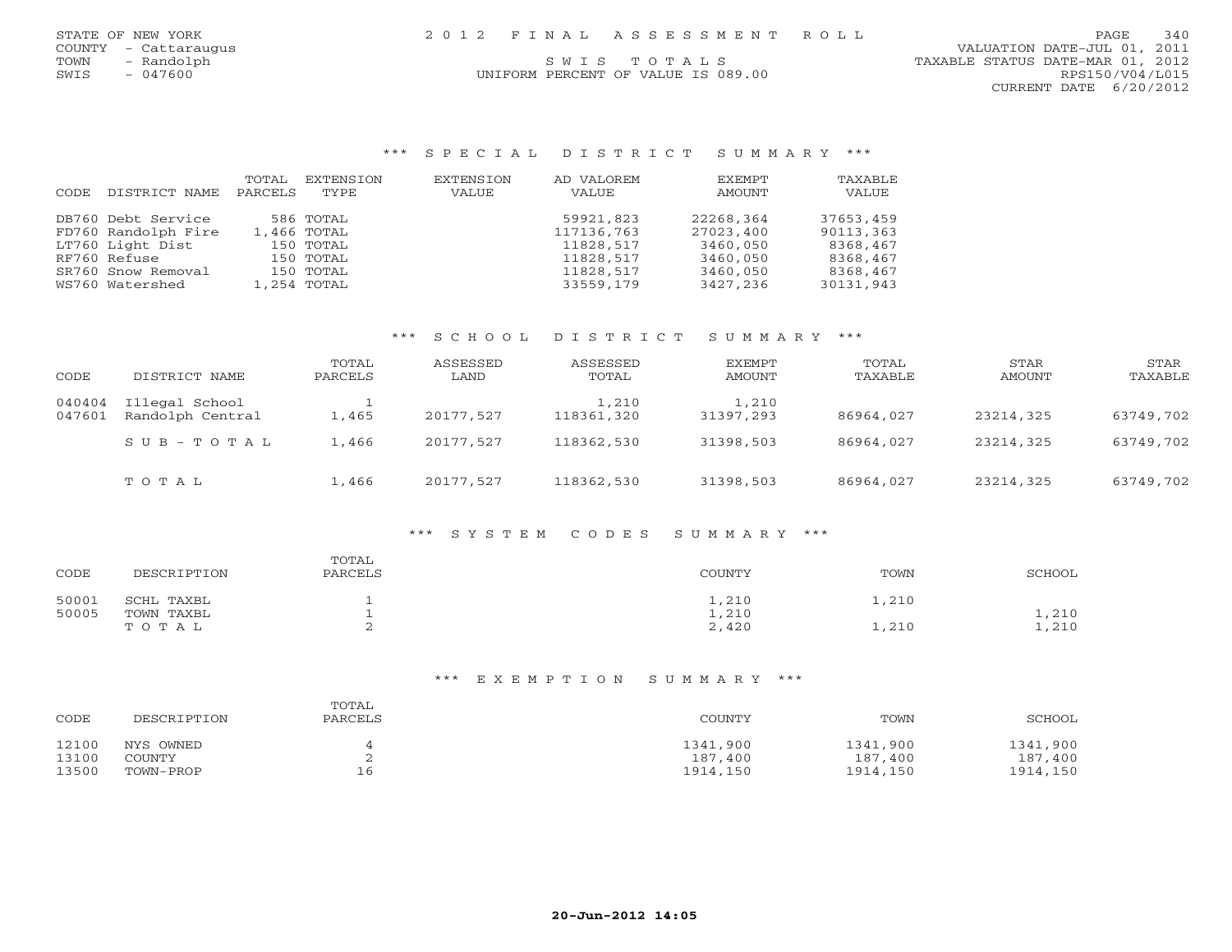STATE OF NEW YORK
COUNTY - Cattaraugus
TOWN - Randolph
SWIS - 047600

2012 FINAL ASSESSMENT ROLL
SWIS TOTALS
UNIFORM PERCENT OF VALUE IS 089.00

VALUATION DATE-JUL 01, 2011
TAXABLE STATUS DATE-MAR 01, 2012
RPS150/V04/L015
CURRENT DATE 6/20/2012

## *** SPECIAL DISTRICT SUMMARY ***

| CODE | DISTRICT NAME | TOTAL PARCELS | EXTENSION TYPE | EXTENSION VALUE | AD VALOREM VALUE | EXEMPT AMOUNT | TAXABLE VALUE |
|---|---|---|---|---|---|---|---|
| DB760 | Debt Service | 586 | TOTAL | | 59921,823 | 22268,364 | 37653,459 |
| FD760 | Randolph Fire | 1,466 | TOTAL | | 117136,763 | 27023,400 | 90113,363 |
| LT760 | Light Dist | 150 | TOTAL | | 11828,517 | 3460,050 | 8368,467 |
| RF760 | Refuse | 150 | TOTAL | | 11828,517 | 3460,050 | 8368,467 |
| SR760 | Snow Removal | 150 | TOTAL | | 11828,517 | 3460,050 | 8368,467 |
| WS760 | Watershed | 1,254 | TOTAL | | 33559,179 | 3427,236 | 30131,943 |

## *** SCHOOL DISTRICT SUMMARY ***

| CODE | DISTRICT NAME | TOTAL PARCELS | ASSESSED LAND | ASSESSED TOTAL | EXEMPT AMOUNT | TOTAL TAXABLE | STAR AMOUNT | STAR TAXABLE |
|---|---|---|---|---|---|---|---|---|
| 040404 | Illegal School | 1 | | 1,210 | 1,210 | | | |
| 047601 | Randolph Central | 1,465 | 20177,527 | 118361,320 | 31397,293 | 86964,027 | 23214,325 | 63749,702 |
| | SUB-TOTAL | 1,466 | 20177,527 | 118362,530 | 31398,503 | 86964,027 | 23214,325 | 63749,702 |
| | TOTAL | 1,466 | 20177,527 | 118362,530 | 31398,503 | 86964,027 | 23214,325 | 63749,702 |

## *** SYSTEM CODES SUMMARY ***

| CODE | DESCRIPTION | TOTAL PARCELS | COUNTY | TOWN | SCHOOL |
|---|---|---|---|---|---|
| 50001 | SCHL TAXBL | 1 | 1,210 | 1,210 | |
| 50005 | TOWN TAXBL | 1 | 1,210 | | 1,210 |
| | TOTAL | 2 | 2,420 | 1,210 | 1,210 |

## *** EXEMPTION SUMMARY ***

| CODE | DESCRIPTION | TOTAL PARCELS | COUNTY | TOWN | SCHOOL |
|---|---|---|---|---|---|
| 12100 | NYS OWNED | 4 | 1341,900 | 1341,900 | 1341,900 |
| 13100 | COUNTY | 2 | 187,400 | 187,400 | 187,400 |
| 13500 | TOWN-PROP | 16 | 1914,150 | 1914,150 | 1914,150 |

20-Jun-2012 14:05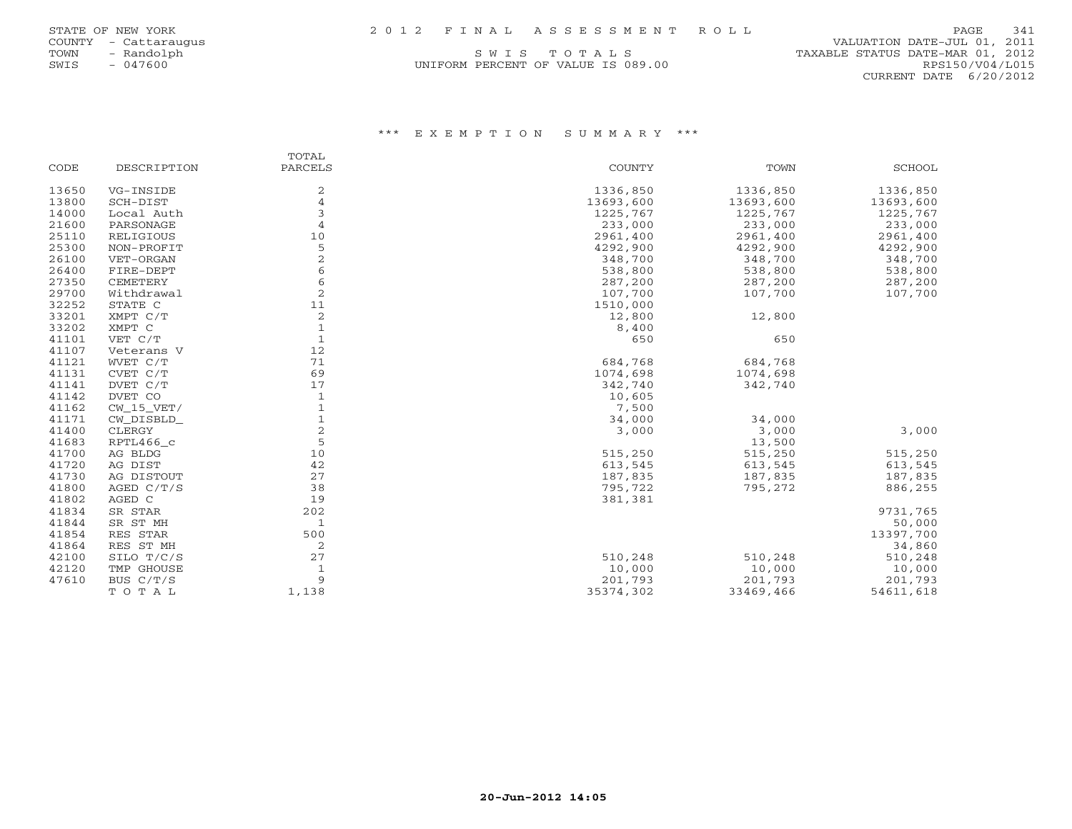STATE OF NEW YORK
COUNTY - Cattaraugus
TOWN - Randolph
SWIS - 047600

# 2012 FINAL ASSESSMENT ROLL

SWIS TOTALS
UNIFORM PERCENT OF VALUE IS 089.00

VALUATION DATE-JUL 01, 2011
TAXABLE STATUS DATE-MAR 01, 2012
RPS150/V04/L015
CURRENT DATE 6/20/2012

## *** EXEMPTION SUMMARY ***

| CODE | DESCRIPTION | TOTAL PARCELS | COUNTY | TOWN | SCHOOL |
|---|---|---|---|---|---|
| 13650 | VG-INSIDE | 2 | 1336,850 | 1336,850 | 1336,850 |
| 13800 | SCH-DIST | 4 | 13693,600 | 13693,600 | 13693,600 |
| 14000 | Local Auth | 3 | 1225,767 | 1225,767 | 1225,767 |
| 21600 | PARSONAGE | 4 | 233,000 | 233,000 | 233,000 |
| 25110 | RELIGIOUS | 10 | 2961,400 | 2961,400 | 2961,400 |
| 25300 | NON-PROFIT | 5 | 4292,900 | 4292,900 | 4292,900 |
| 26100 | VET-ORGAN | 2 | 348,700 | 348,700 | 348,700 |
| 26400 | FIRE-DEPT | 6 | 538,800 | 538,800 | 538,800 |
| 27350 | CEMETERY | 6 | 287,200 | 287,200 | 287,200 |
| 29700 | Withdrawal | 2 | 107,700 | 107,700 | 107,700 |
| 32252 | STATE C | 11 | 1510,000 | | |
| 33201 | XMPT C/T | 2 | 12,800 | 12,800 | |
| 33202 | XMPT C | 1 | 8,400 | | |
| 41101 | VET C/T | 1 | 650 | 650 | |
| 41107 | Veterans V | 12 | | | |
| 41121 | WVET C/T | 71 | 684,768 | 684,768 | |
| 41131 | CVET C/T | 69 | 1074,698 | 1074,698 | |
| 41141 | DVET C/T | 17 | 342,740 | 342,740 | |
| 41142 | DVET CO | 1 | 10,605 | | |
| 41162 | CW_15_VET/ | 1 | 7,500 | | |
| 41171 | CW_DISBLD_ | 1 | 34,000 | 34,000 | |
| 41400 | CLERGY | 2 | 3,000 | 3,000 | 3,000 |
| 41683 | RPTL466_c | 5 | | 13,500 | |
| 41700 | AG BLDG | 10 | 515,250 | 515,250 | 515,250 |
| 41720 | AG DIST | 42 | 613,545 | 613,545 | 613,545 |
| 41730 | AG DISTOUT | 27 | 187,835 | 187,835 | 187,835 |
| 41800 | AGED C/T/S | 38 | 795,722 | 795,272 | 886,255 |
| 41802 | AGED C | 19 | 381,381 | | |
| 41834 | SR STAR | 202 | | | 9731,765 |
| 41844 | SR ST MH | 1 | | | 50,000 |
| 41854 | RES STAR | 500 | | | 13397,700 |
| 41864 | RES ST MH | 2 | | | 34,860 |
| 42100 | SILO T/C/S | 27 | 510,248 | 510,248 | 510,248 |
| 42120 | TMP GHOUSE | 1 | 10,000 | 10,000 | 10,000 |
| 47610 | BUS C/T/S | 9 | 201,793 | 201,793 | 201,793 |
| | TOTAL | 1,138 | 35374,302 | 33469,466 | 54611,618 |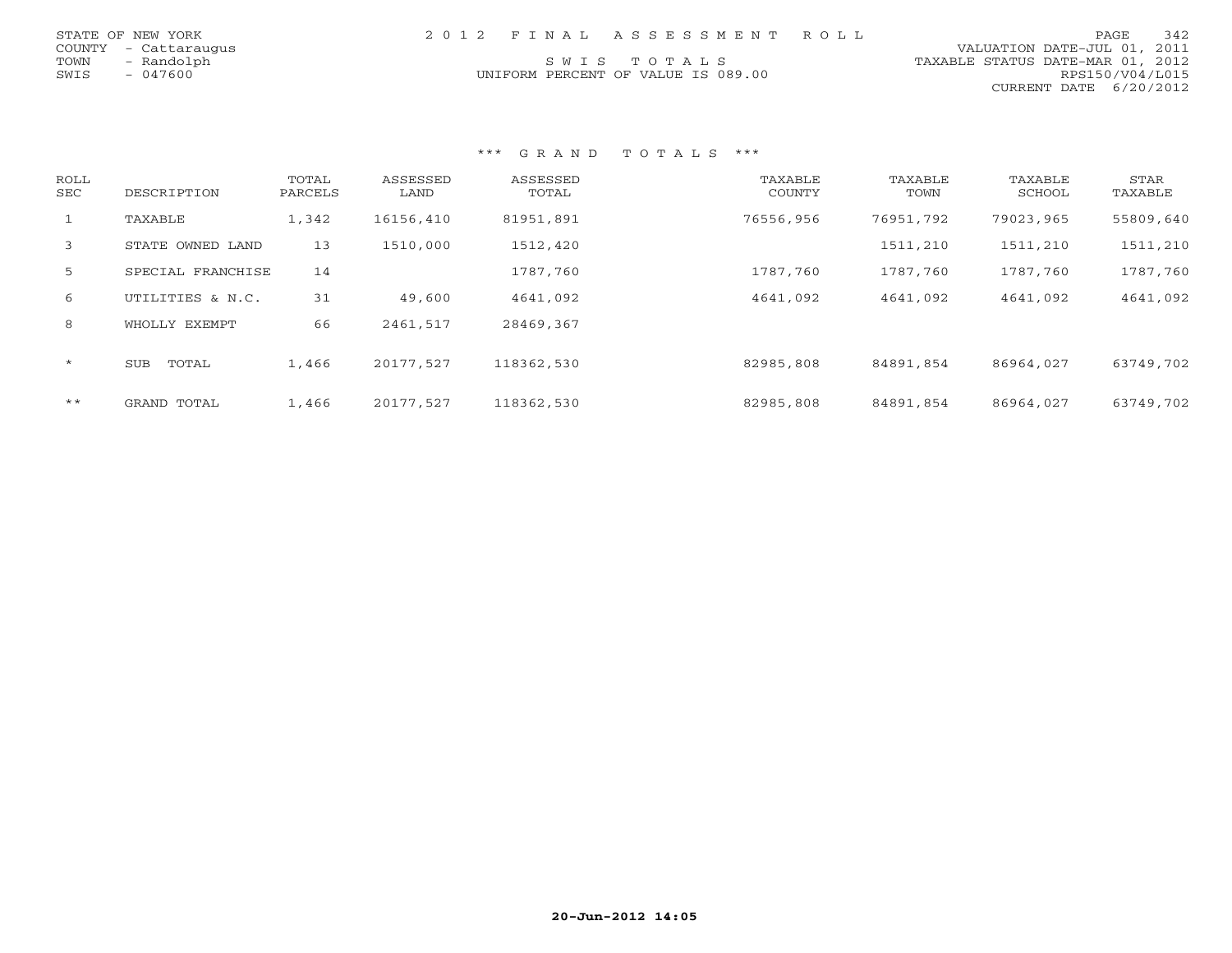STATE OF NEW YORK
COUNTY - Cattaraugus
TOWN - Randolph
SWIS - 047600

2 0 1 2 F I N A L A S S E S S M E N T R O L L

S W I S T O T A L S

UNIFORM PERCENT OF VALUE IS 089.00

VALUATION DATE-JUL 01, 2011
TAXABLE STATUS DATE-MAR 01, 2012
RPS150/V04/L015
CURRENT DATE 6/20/2012

### *** G R A N D T O T A L S ***

| ROLL SEC | DESCRIPTION | TOTAL PARCELS | ASSESSED LAND | ASSESSED TOTAL | TAXABLE COUNTY | TAXABLE TOWN | TAXABLE SCHOOL | STAR TAXABLE |
|---|---|---|---|---|---|---|---|---|
| 1 | TAXABLE | 1,342 | 16156,410 | 81951,891 | 76556,956 | 76951,792 | 79023,965 | 55809,640 |
| 3 | STATE OWNED LAND | 13 | 1510,000 | 1512,420 | | 1511,210 | 1511,210 | 1511,210 |
| 5 | SPECIAL FRANCHISE | 14 | | 1787,760 | 1787,760 | 1787,760 | 1787,760 | 1787,760 |
| 6 | UTILITIES & N.C. | 31 | 49,600 | 4641,092 | 4641,092 | 4641,092 | 4641,092 | 4641,092 |
| 8 | WHOLLY EXEMPT | 66 | 2461,517 | 28469,367 | | | | |
| * | SUB TOTAL | 1,466 | 20177,527 | 118362,530 | 82985,808 | 84891,854 | 86964,027 | 63749,702 |
| ** | GRAND TOTAL | 1,466 | 20177,527 | 118362,530 | 82985,808 | 84891,854 | 86964,027 | 63749,702 |

20-Jun-2012 14:05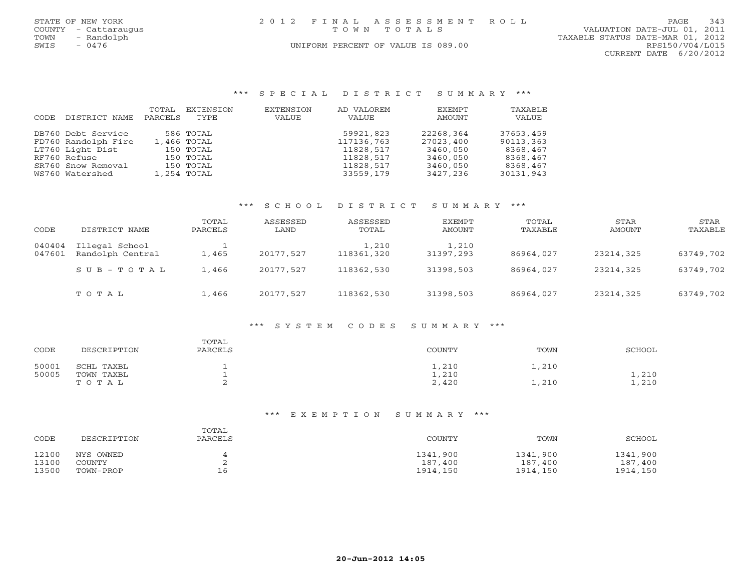STATE OF NEW YORK
COUNTY - Cattaraugus
TOWN - Randolph
SWIS - 0476

# 2012 FINAL ASSESSMENT ROLL

TOWN TOTALS

UNIFORM PERCENT OF VALUE IS 089.00

VALUATION DATE-JUL 01, 2011
TAXABLE STATUS DATE-MAR 01, 2012
RPS150/V04/L015
CURRENT DATE 6/20/2012

## *** SPECIAL DISTRICT SUMMARY ***

| CODE | DISTRICT NAME | TOTAL PARCELS | EXTENSION TYPE | EXTENSION VALUE | AD VALOREM VALUE | EXEMPT AMOUNT | TAXABLE VALUE |
|---|---|---|---|---|---|---|---|
| DB760 | Debt Service | 586 | TOTAL | | 59921,823 | 22268,364 | 37653,459 |
| FD760 | Randolph Fire | 1,466 | TOTAL | | 117136,763 | 27023,400 | 90113,363 |
| LT760 | Light Dist | 150 | TOTAL | | 11828,517 | 3460,050 | 8368,467 |
| RF760 | Refuse | 150 | TOTAL | | 11828,517 | 3460,050 | 8368,467 |
| SR760 | Snow Removal | 150 | TOTAL | | 11828,517 | 3460,050 | 8368,467 |
| WS760 | Watershed | 1,254 | TOTAL | | 33559,179 | 3427,236 | 30131,943 |

## *** SCHOOL DISTRICT SUMMARY ***

| CODE | DISTRICT NAME | TOTAL PARCELS | ASSESSED LAND | ASSESSED TOTAL | EXEMPT AMOUNT | TOTAL TAXABLE | STAR AMOUNT | STAR TAXABLE |
|---|---|---|---|---|---|---|---|---|
| 040404 | Illegal School | 1 | | 1,210 | 1,210 | | | |
| 047601 | Randolph Central | 1,465 | 20177,527 | 118361,320 | 31397,293 | 86964,027 | 23214,325 | 63749,702 |
| | SUB-TOTAL | 1,466 | 20177,527 | 118362,530 | 31398,503 | 86964,027 | 23214,325 | 63749,702 |
| | TOTAL | 1,466 | 20177,527 | 118362,530 | 31398,503 | 86964,027 | 23214,325 | 63749,702 |

## *** SYSTEM CODES SUMMARY ***

| CODE | DESCRIPTION | TOTAL PARCELS | COUNTY | TOWN | SCHOOL |
|---|---|---|---|---|---|
| 50001 | SCHL TAXBL | 1 | 1,210 | 1,210 | |
| 50005 | TOWN TAXBL | 1 | 1,210 | | 1,210 |
| | TOTAL | 2 | 2,420 | 1,210 | 1,210 |

## *** EXEMPTION SUMMARY ***

| CODE | DESCRIPTION | TOTAL PARCELS | COUNTY | TOWN | SCHOOL |
|---|---|---|---|---|---|
| 12100 | NYS OWNED | 4 | 1341,900 | 1341,900 | 1341,900 |
| 13100 | COUNTY | 2 | 187,400 | 187,400 | 187,400 |
| 13500 | TOWN-PROP | 16 | 1914,150 | 1914,150 | 1914,150 |

20-Jun-2012 14:05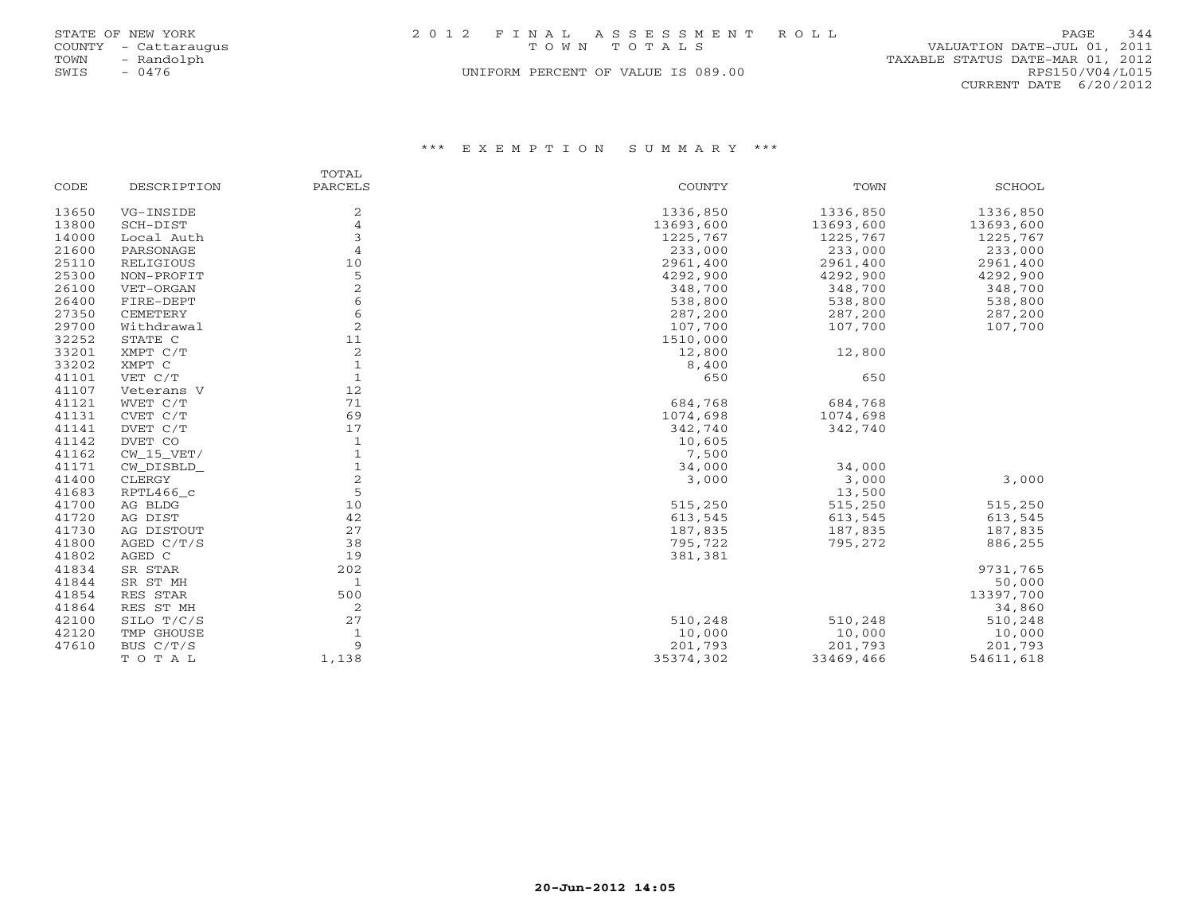STATE OF NEW YORK
COUNTY - Cattaraugus
TOWN - Randolph
SWIS - 0476

# 2012 FINAL ASSESSMENT ROLL
## TOWN TOTALS

UNIFORM PERCENT OF VALUE IS 089.00

VALUATION DATE-JUL 01, 2011
TAXABLE STATUS DATE-MAR 01, 2012
RPS150/V04/L015
CURRENT DATE 6/20/2012

### *** EXEMPTION SUMMARY ***

| CODE | DESCRIPTION | TOTAL PARCELS | COUNTY | TOWN | SCHOOL |
|---|---|---|---|---|---|
| 13650 | VG-INSIDE | 2 | 1336,850 | 1336,850 | 1336,850 |
| 13800 | SCH-DIST | 4 | 13693,600 | 13693,600 | 13693,600 |
| 14000 | Local Auth | 3 | 1225,767 | 1225,767 | 1225,767 |
| 21600 | PARSONAGE | 4 | 233,000 | 233,000 | 233,000 |
| 25110 | RELIGIOUS | 10 | 2961,400 | 2961,400 | 2961,400 |
| 25300 | NON-PROFIT | 5 | 4292,900 | 4292,900 | 4292,900 |
| 26100 | VET-ORGAN | 2 | 348,700 | 348,700 | 348,700 |
| 26400 | FIRE-DEPT | 6 | 538,800 | 538,800 | 538,800 |
| 27350 | CEMETERY | 6 | 287,200 | 287,200 | 287,200 |
| 29700 | Withdrawal | 2 | 107,700 | 107,700 | 107,700 |
| 32252 | STATE C | 11 | 1510,000 | | |
| 33201 | XMPT C/T | 2 | 12,800 | 12,800 | |
| 33202 | XMPT C | 1 | 8,400 | | |
| 41101 | VET C/T | 1 | 650 | 650 | |
| 41107 | Veterans V | 12 | | | |
| 41121 | WVET C/T | 71 | 684,768 | 684,768 | |
| 41131 | CVET C/T | 69 | 1074,698 | 1074,698 | |
| 41141 | DVET C/T | 17 | 342,740 | 342,740 | |
| 41142 | DVET CO | 1 | 10,605 | | |
| 41162 | CW_15_VET/ | 1 | 7,500 | | |
| 41171 | CW_DISBLD_ | 1 | 34,000 | 34,000 | |
| 41400 | CLERGY | 2 | 3,000 | 3,000 | 3,000 |
| 41683 | RPTL466_c | 5 | | 13,500 | |
| 41700 | AG BLDG | 10 | 515,250 | 515,250 | 515,250 |
| 41720 | AG DIST | 42 | 613,545 | 613,545 | 613,545 |
| 41730 | AG DISTOUT | 27 | 187,835 | 187,835 | 187,835 |
| 41800 | AGED C/T/S | 38 | 795,722 | 795,272 | 886,255 |
| 41802 | AGED C | 19 | 381,381 | | |
| 41834 | SR STAR | 202 | | | 9731,765 |
| 41844 | SR ST MH | 1 | | | 50,000 |
| 41854 | RES STAR | 500 | | | 13397,700 |
| 41864 | RES ST MH | 2 | | | 34,860 |
| 42100 | SILO T/C/S | 27 | 510,248 | 510,248 | 510,248 |
| 42120 | TMP GHOUSE | 1 | 10,000 | 10,000 | 10,000 |
| 47610 | BUS C/T/S | 9 | 201,793 | 201,793 | 201,793 |
| | TOTAL | 1,138 | 35374,302 | 33469,466 | 54611,618 |

20-Jun-2012 14:05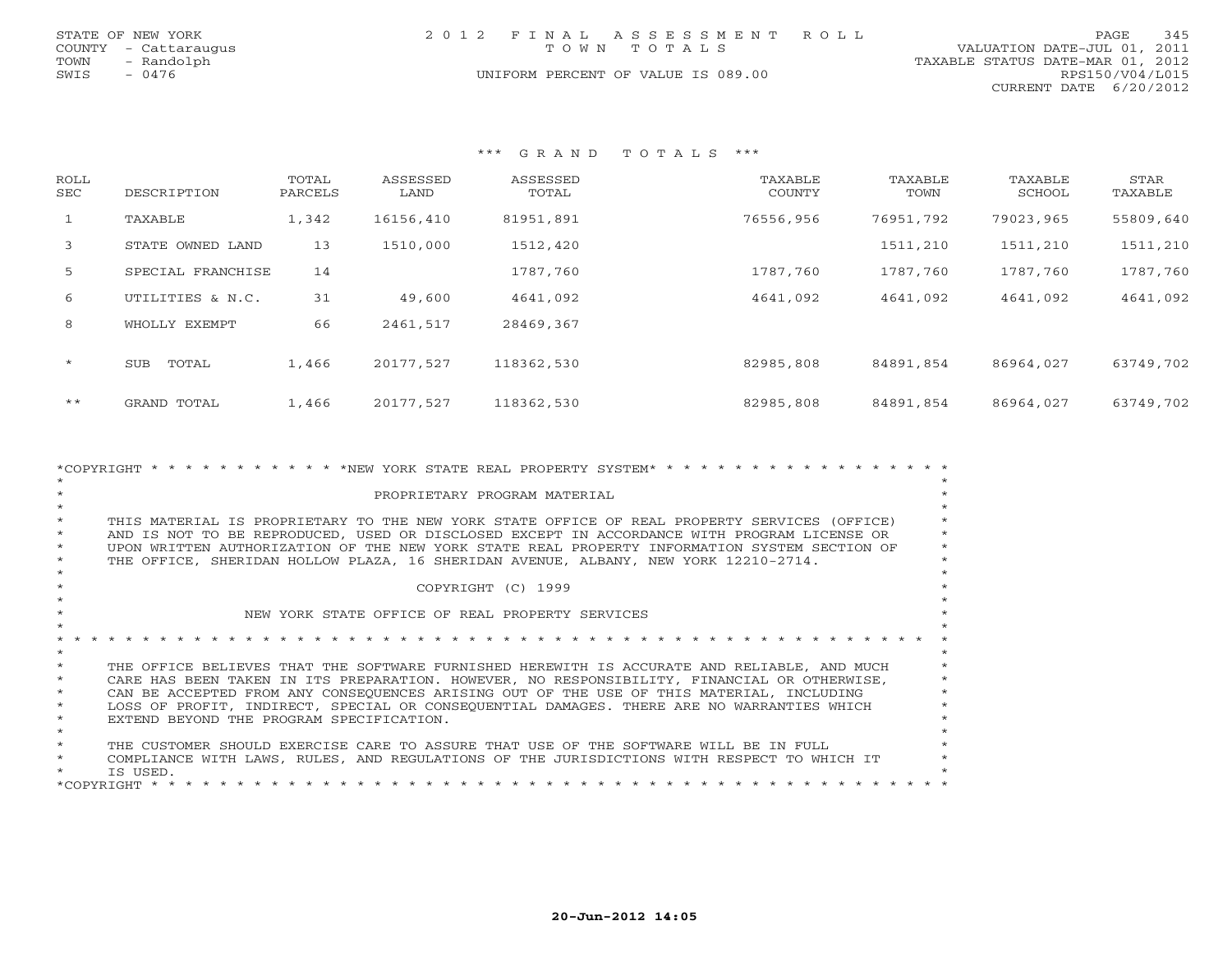STATE OF NEW YORK
COUNTY - Cattaraugus
TOWN - Randolph
SWIS - 0476

2012 FINAL ASSESSMENT ROLL
TOWN TOTALS
UNIFORM PERCENT OF VALUE IS 089.00

VALUATION DATE-JUL 01, 2011
TAXABLE STATUS DATE-MAR 01, 2012
RPS150/V04/L015
CURRENT DATE 6/20/2012

### *** GRAND TOTALS ***

| ROLL SEC | DESCRIPTION | TOTAL PARCELS | ASSESSED LAND | ASSESSED TOTAL | TAXABLE COUNTY | TAXABLE TOWN | TAXABLE SCHOOL | STAR TAXABLE |
|---|---|---|---|---|---|---|---|---|
| 1 | TAXABLE | 1,342 | 16156,410 | 81951,891 | 76556,956 | 76951,792 | 79023,965 | 55809,640 |
| 3 | STATE OWNED LAND | 13 | 1510,000 | 1512,420 | | 1511,210 | 1511,210 | 1511,210 |
| 5 | SPECIAL FRANCHISE | 14 | | 1787,760 | 1787,760 | 1787,760 | 1787,760 | 1787,760 |
| 6 | UTILITIES & N.C. | 31 | 49,600 | 4641,092 | 4641,092 | 4641,092 | 4641,092 | 4641,092 |
| 8 | WHOLLY EXEMPT | 66 | 2461,517 | 28469,367 | | | | |
| * | SUB TOTAL | 1,466 | 20177,527 | 118362,530 | 82985,808 | 84891,854 | 86964,027 | 63749,702 |
| ** | GRAND TOTAL | 1,466 | 20177,527 | 118362,530 | 82985,808 | 84891,854 | 86964,027 | 63749,702 |

*COPYRIGHT * * * * * * * * * * * *NEW YORK STATE REAL PROPERTY SYSTEM* * * * * * * * * * * * * * * * * * *

PROPRIETARY PROGRAM MATERIAL

THIS MATERIAL IS PROPRIETARY TO THE NEW YORK STATE OFFICE OF REAL PROPERTY SERVICES (OFFICE) AND IS NOT TO BE REPRODUCED, USED OR DISCLOSED EXCEPT IN ACCORDANCE WITH PROGRAM LICENSE OR UPON WRITTEN AUTHORIZATION OF THE NEW YORK STATE REAL PROPERTY INFORMATION SYSTEM SECTION OF THE OFFICE, SHERIDAN HOLLOW PLAZA, 16 SHERIDAN AVENUE, ALBANY, NEW YORK 12210-2714.

COPYRIGHT (C) 1999

NEW YORK STATE OFFICE OF REAL PROPERTY SERVICES

THE OFFICE BELIEVES THAT THE SOFTWARE FURNISHED HEREWITH IS ACCURATE AND RELIABLE, AND MUCH CARE HAS BEEN TAKEN IN ITS PREPARATION. HOWEVER, NO RESPONSIBILITY, FINANCIAL OR OTHERWISE, CAN BE ACCEPTED FROM ANY CONSEQUENCES ARISING OUT OF THE USE OF THIS MATERIAL, INCLUDING LOSS OF PROFIT, INDIRECT, SPECIAL OR CONSEQUENTIAL DAMAGES. THERE ARE NO WARRANTIES WHICH EXTEND BEYOND THE PROGRAM SPECIFICATION.

THE CUSTOMER SHOULD EXERCISE CARE TO ASSURE THAT USE OF THE SOFTWARE WILL BE IN FULL COMPLIANCE WITH LAWS, RULES, AND REGULATIONS OF THE JURISDICTIONS WITH RESPECT TO WHICH IT IS USED.

*COPYRIGHT * * * * * * * * * * * * * * * * * * * * * * * * * * * * * * * * * * * * * * * * * * * * * *

20-Jun-2012 14:05